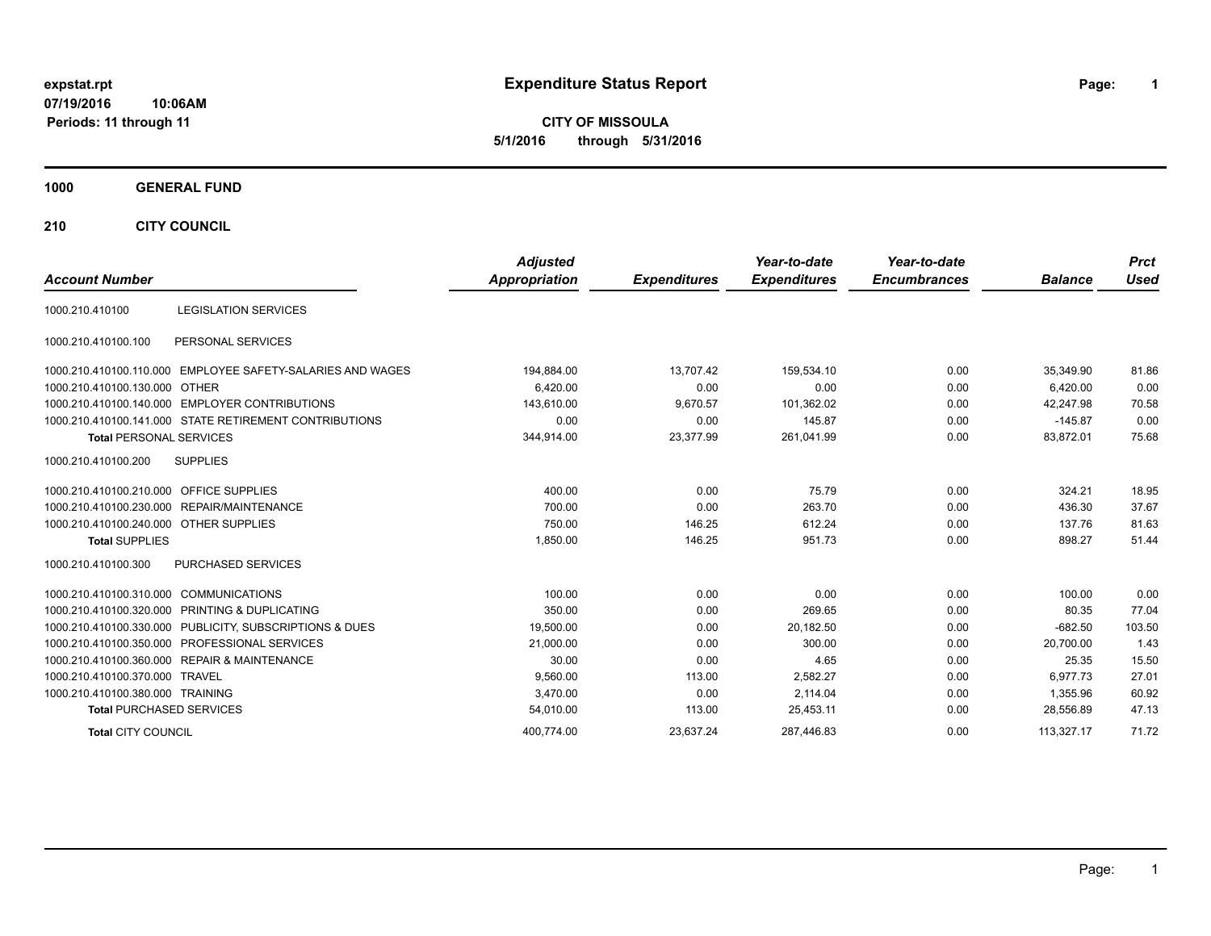expstat.rpt
07/19/2016 10:06AM
Periods: 11 through 11

# Expenditure Status Report

**CITY OF MISSOULA**
**5/1/2016 through 5/31/2016**

## 1000 GENERAL FUND

### 210 CITY COUNCIL

| Account Number | | Adjusted Appropriation | Expenditures | Year-to-date Expenditures | Year-to-date Encumbrances | Balance | Prct Used |
|---|---|---|---|---|---|---|---|
| 1000.210.410100 | LEGISLATION SERVICES | | | | | | |
| 1000.210.410100.100 | PERSONAL SERVICES | | | | | | |
| 1000.210.410100.110.000 | EMPLOYEE SAFETY-SALARIES AND WAGES | 194,884.00 | 13,707.42 | 159,534.10 | 0.00 | 35,349.90 | 81.86 |
| 1000.210.410100.130.000 | OTHER | 6,420.00 | 0.00 | 0.00 | 0.00 | 6,420.00 | 0.00 |
| 1000.210.410100.140.000 | EMPLOYER CONTRIBUTIONS | 143,610.00 | 9,670.57 | 101,362.02 | 0.00 | 42,247.98 | 70.58 |
| 1000.210.410100.141.000 | STATE RETIREMENT CONTRIBUTIONS | 0.00 | 0.00 | 145.87 | 0.00 | -145.87 | 0.00 |
| **Total** PERSONAL SERVICES | | 344,914.00 | 23,377.99 | 261,041.99 | 0.00 | 83,872.01 | 75.68 |
| 1000.210.410100.200 | SUPPLIES | | | | | | |
| 1000.210.410100.210.000 | OFFICE SUPPLIES | 400.00 | 0.00 | 75.79 | 0.00 | 324.21 | 18.95 |
| 1000.210.410100.230.000 | REPAIR/MAINTENANCE | 700.00 | 0.00 | 263.70 | 0.00 | 436.30 | 37.67 |
| 1000.210.410100.240.000 | OTHER SUPPLIES | 750.00 | 146.25 | 612.24 | 0.00 | 137.76 | 81.63 |
| **Total** SUPPLIES | | 1,850.00 | 146.25 | 951.73 | 0.00 | 898.27 | 51.44 |
| 1000.210.410100.300 | PURCHASED SERVICES | | | | | | |
| 1000.210.410100.310.000 | COMMUNICATIONS | 100.00 | 0.00 | 0.00 | 0.00 | 100.00 | 0.00 |
| 1000.210.410100.320.000 | PRINTING & DUPLICATING | 350.00 | 0.00 | 269.65 | 0.00 | 80.35 | 77.04 |
| 1000.210.410100.330.000 | PUBLICITY, SUBSCRIPTIONS & DUES | 19,500.00 | 0.00 | 20,182.50 | 0.00 | -682.50 | 103.50 |
| 1000.210.410100.350.000 | PROFESSIONAL SERVICES | 21,000.00 | 0.00 | 300.00 | 0.00 | 20,700.00 | 1.43 |
| 1000.210.410100.360.000 | REPAIR & MAINTENANCE | 30.00 | 0.00 | 4.65 | 0.00 | 25.35 | 15.50 |
| 1000.210.410100.370.000 | TRAVEL | 9,560.00 | 113.00 | 2,582.27 | 0.00 | 6,977.73 | 27.01 |
| 1000.210.410100.380.000 | TRAINING | 3,470.00 | 0.00 | 2,114.04 | 0.00 | 1,355.96 | 60.92 |
| **Total** PURCHASED SERVICES | | 54,010.00 | 113.00 | 25,453.11 | 0.00 | 28,556.89 | 47.13 |
| **Total** CITY COUNCIL | | 400,774.00 | 23,637.24 | 287,446.83 | 0.00 | 113,327.17 | 71.72 |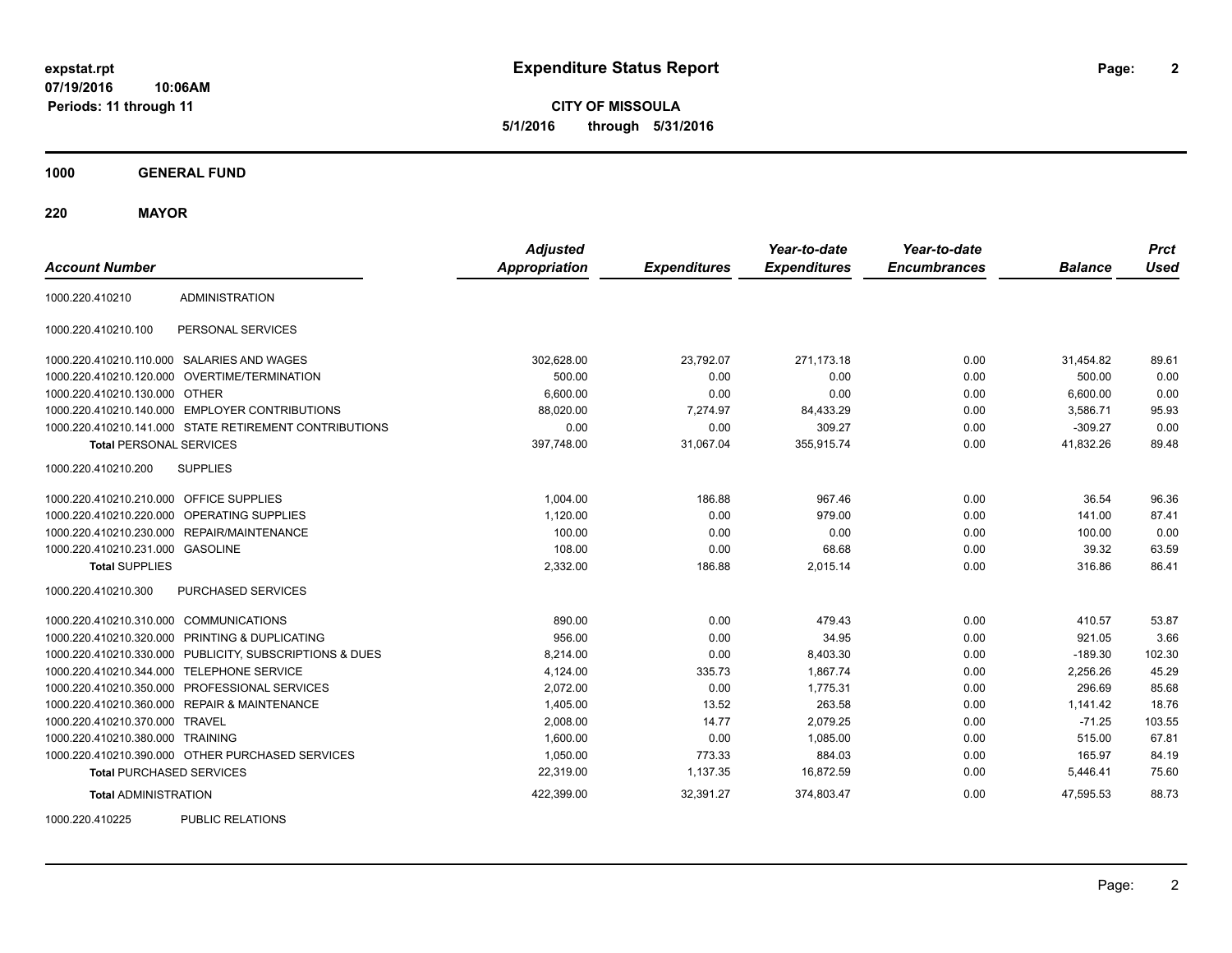**expstat.rpt**
**07/19/2016 10:06AM**
**Periods: 11 through 11**

# Expenditure Status Report

**CITY OF MISSOULA**
**5/1/2016 through 5/31/2016**

## 1000 GENERAL FUND

### 220 MAYOR

| Account Number | | Adjusted Appropriation | Expenditures | Year-to-date Expenditures | Year-to-date Encumbrances | Balance | Prct Used |
|---|---|---|---|---|---|---|---|
| 1000.220.410210 | ADMINISTRATION | | | | | | |
| 1000.220.410210.100 | PERSONAL SERVICES | | | | | | |
| 1000.220.410210.110.000 | SALARIES AND WAGES | 302,628.00 | 23,792.07 | 271,173.18 | 0.00 | 31,454.82 | 89.61 |
| 1000.220.410210.120.000 | OVERTIME/TERMINATION | 500.00 | 0.00 | 0.00 | 0.00 | 500.00 | 0.00 |
| 1000.220.410210.130.000 | OTHER | 6,600.00 | 0.00 | 0.00 | 0.00 | 6,600.00 | 0.00 |
| 1000.220.410210.140.000 | EMPLOYER CONTRIBUTIONS | 88,020.00 | 7,274.97 | 84,433.29 | 0.00 | 3,586.71 | 95.93 |
| 1000.220.410210.141.000 | STATE RETIREMENT CONTRIBUTIONS | 0.00 | 0.00 | 309.27 | 0.00 | -309.27 | 0.00 |
| **Total** PERSONAL SERVICES | | 397,748.00 | 31,067.04 | 355,915.74 | 0.00 | 41,832.26 | 89.48 |
| 1000.220.410210.200 | SUPPLIES | | | | | | |
| 1000.220.410210.210.000 | OFFICE SUPPLIES | 1,004.00 | 186.88 | 967.46 | 0.00 | 36.54 | 96.36 |
| 1000.220.410210.220.000 | OPERATING SUPPLIES | 1,120.00 | 0.00 | 979.00 | 0.00 | 141.00 | 87.41 |
| 1000.220.410210.230.000 | REPAIR/MAINTENANCE | 100.00 | 0.00 | 0.00 | 0.00 | 100.00 | 0.00 |
| 1000.220.410210.231.000 | GASOLINE | 108.00 | 0.00 | 68.68 | 0.00 | 39.32 | 63.59 |
| **Total** SUPPLIES | | 2,332.00 | 186.88 | 2,015.14 | 0.00 | 316.86 | 86.41 |
| 1000.220.410210.300 | PURCHASED SERVICES | | | | | | |
| 1000.220.410210.310.000 | COMMUNICATIONS | 890.00 | 0.00 | 479.43 | 0.00 | 410.57 | 53.87 |
| 1000.220.410210.320.000 | PRINTING & DUPLICATING | 956.00 | 0.00 | 34.95 | 0.00 | 921.05 | 3.66 |
| 1000.220.410210.330.000 | PUBLICITY, SUBSCRIPTIONS & DUES | 8,214.00 | 0.00 | 8,403.30 | 0.00 | -189.30 | 102.30 |
| 1000.220.410210.344.000 | TELEPHONE SERVICE | 4,124.00 | 335.73 | 1,867.74 | 0.00 | 2,256.26 | 45.29 |
| 1000.220.410210.350.000 | PROFESSIONAL SERVICES | 2,072.00 | 0.00 | 1,775.31 | 0.00 | 296.69 | 85.68 |
| 1000.220.410210.360.000 | REPAIR & MAINTENANCE | 1,405.00 | 13.52 | 263.58 | 0.00 | 1,141.42 | 18.76 |
| 1000.220.410210.370.000 | TRAVEL | 2,008.00 | 14.77 | 2,079.25 | 0.00 | -71.25 | 103.55 |
| 1000.220.410210.380.000 | TRAINING | 1,600.00 | 0.00 | 1,085.00 | 0.00 | 515.00 | 67.81 |
| 1000.220.410210.390.000 | OTHER PURCHASED SERVICES | 1,050.00 | 773.33 | 884.03 | 0.00 | 165.97 | 84.19 |
| **Total** PURCHASED SERVICES | | 22,319.00 | 1,137.35 | 16,872.59 | 0.00 | 5,446.41 | 75.60 |
| **Total** ADMINISTRATION | | 422,399.00 | 32,391.27 | 374,803.47 | 0.00 | 47,595.53 | 88.73 |
| 1000.220.410225 | PUBLIC RELATIONS | | | | | | |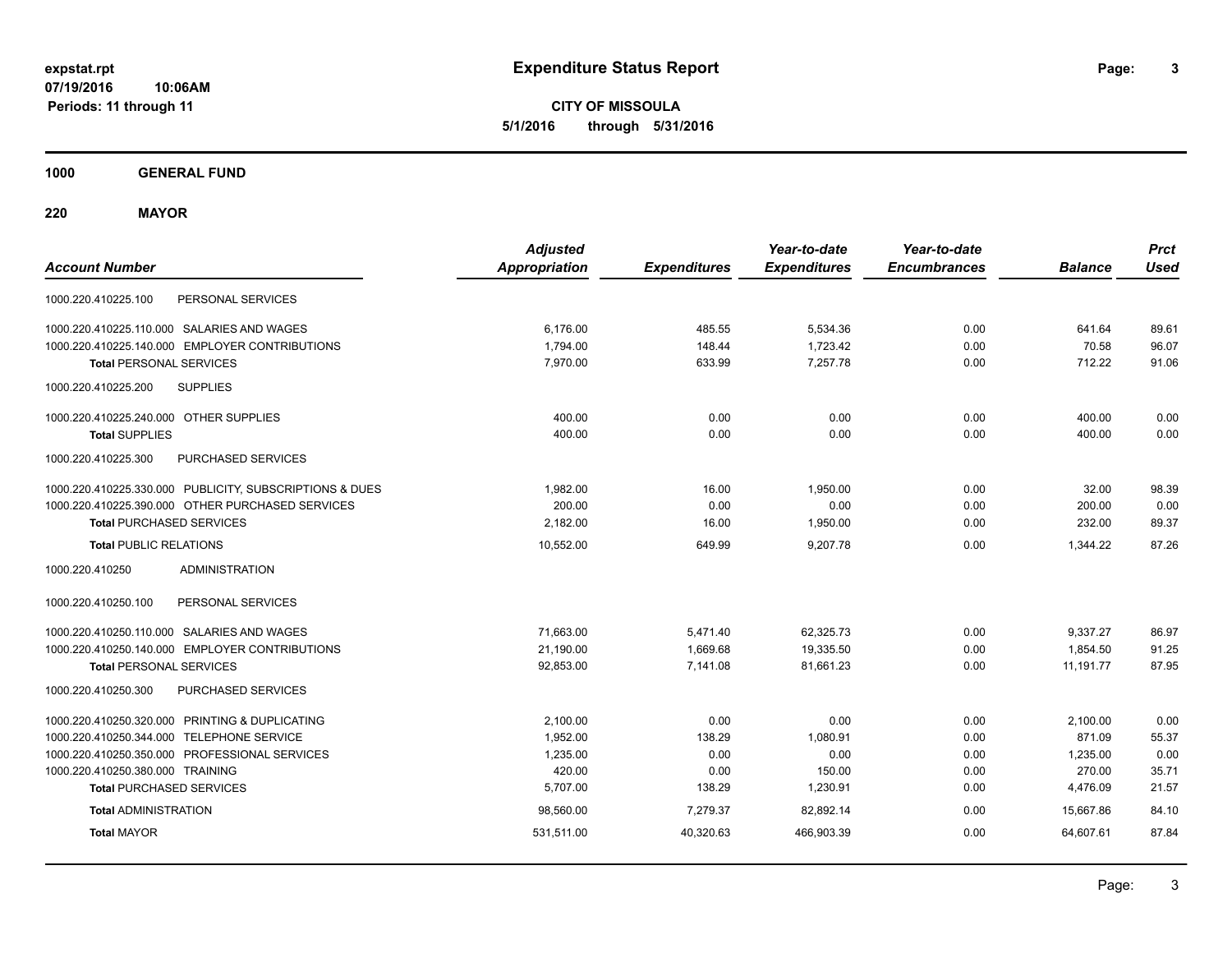**expstat.rpt**
**07/19/2016 10:06AM**
**Periods: 11 through 11**

# Expenditure Status Report

**CITY OF MISSOULA**
**5/1/2016 through 5/31/2016**

## 1000 GENERAL FUND

## 220 MAYOR

| Account Number | Adjusted Appropriation | Expenditures | Year-to-date Expenditures | Year-to-date Encumbrances | Balance | Prct Used |
|---|---|---|---|---|---|---|
| 1000.220.410225.100 PERSONAL SERVICES | | | | | | |
| 1000.220.410225.110.000 SALARIES AND WAGES | 6,176.00 | 485.55 | 5,534.36 | 0.00 | 641.64 | 89.61 |
| 1000.220.410225.140.000 EMPLOYER CONTRIBUTIONS | 1,794.00 | 148.44 | 1,723.42 | 0.00 | 70.58 | 96.07 |
| **Total** PERSONAL SERVICES | 7,970.00 | 633.99 | 7,257.78 | 0.00 | 712.22 | 91.06 |
| 1000.220.410225.200 SUPPLIES | | | | | | |
| 1000.220.410225.240.000 OTHER SUPPLIES | 400.00 | 0.00 | 0.00 | 0.00 | 400.00 | 0.00 |
| **Total** SUPPLIES | 400.00 | 0.00 | 0.00 | 0.00 | 400.00 | 0.00 |
| 1000.220.410225.300 PURCHASED SERVICES | | | | | | |
| 1000.220.410225.330.000 PUBLICITY, SUBSCRIPTIONS & DUES | 1,982.00 | 16.00 | 1,950.00 | 0.00 | 32.00 | 98.39 |
| 1000.220.410225.390.000 OTHER PURCHASED SERVICES | 200.00 | 0.00 | 0.00 | 0.00 | 200.00 | 0.00 |
| **Total** PURCHASED SERVICES | 2,182.00 | 16.00 | 1,950.00 | 0.00 | 232.00 | 89.37 |
| **Total** PUBLIC RELATIONS | 10,552.00 | 649.99 | 9,207.78 | 0.00 | 1,344.22 | 87.26 |
| 1000.220.410250 ADMINISTRATION | | | | | | |
| 1000.220.410250.100 PERSONAL SERVICES | | | | | | |
| 1000.220.410250.110.000 SALARIES AND WAGES | 71,663.00 | 5,471.40 | 62,325.73 | 0.00 | 9,337.27 | 86.97 |
| 1000.220.410250.140.000 EMPLOYER CONTRIBUTIONS | 21,190.00 | 1,669.68 | 19,335.50 | 0.00 | 1,854.50 | 91.25 |
| **Total** PERSONAL SERVICES | 92,853.00 | 7,141.08 | 81,661.23 | 0.00 | 11,191.77 | 87.95 |
| 1000.220.410250.300 PURCHASED SERVICES | | | | | | |
| 1000.220.410250.320.000 PRINTING & DUPLICATING | 2,100.00 | 0.00 | 0.00 | 0.00 | 2,100.00 | 0.00 |
| 1000.220.410250.344.000 TELEPHONE SERVICE | 1,952.00 | 138.29 | 1,080.91 | 0.00 | 871.09 | 55.37 |
| 1000.220.410250.350.000 PROFESSIONAL SERVICES | 1,235.00 | 0.00 | 0.00 | 0.00 | 1,235.00 | 0.00 |
| 1000.220.410250.380.000 TRAINING | 420.00 | 0.00 | 150.00 | 0.00 | 270.00 | 35.71 |
| **Total** PURCHASED SERVICES | 5,707.00 | 138.29 | 1,230.91 | 0.00 | 4,476.09 | 21.57 |
| **Total** ADMINISTRATION | 98,560.00 | 7,279.37 | 82,892.14 | 0.00 | 15,667.86 | 84.10 |
| **Total** MAYOR | 531,511.00 | 40,320.63 | 466,903.39 | 0.00 | 64,607.61 | 87.84 |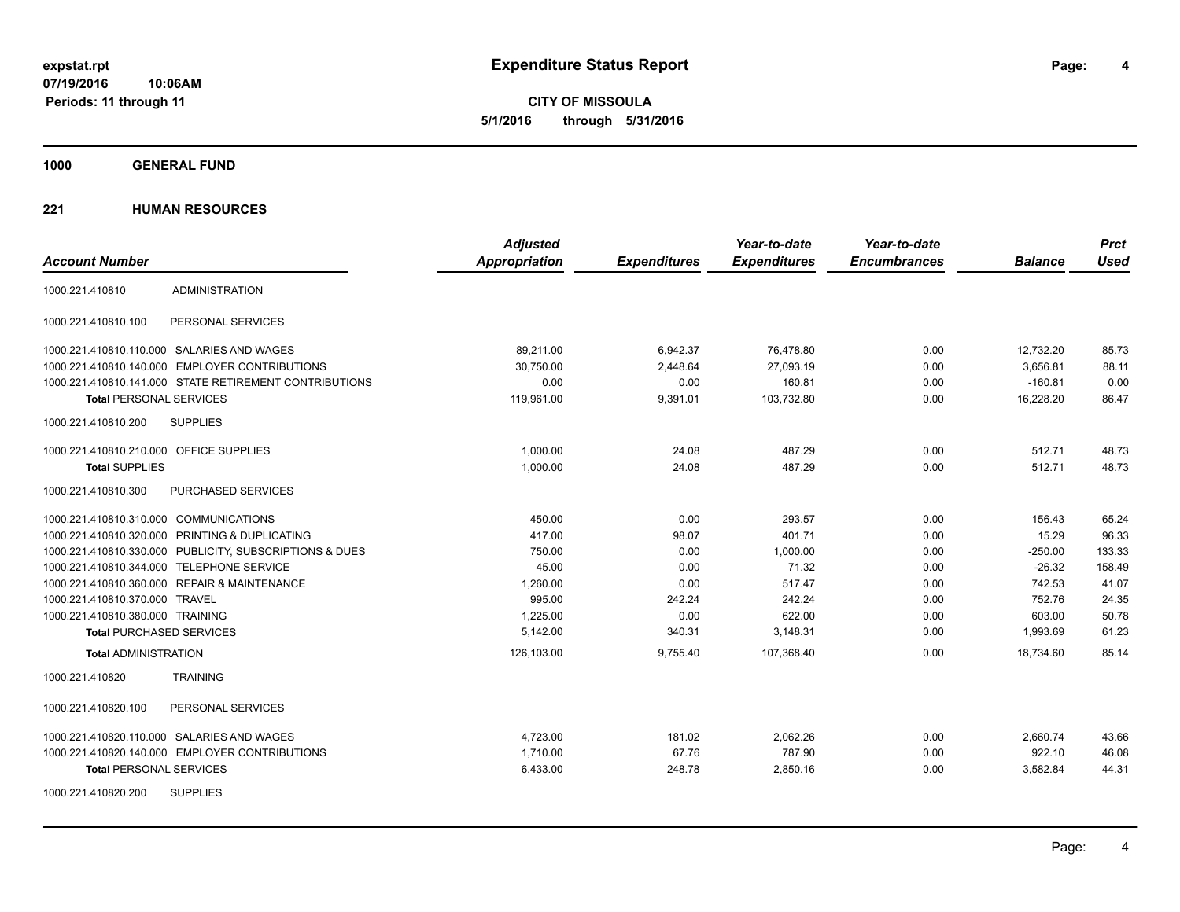**CITY OF MISSOULA**
**5/1/2016 through 5/31/2016**

**Expenditure Status Report**

expstat.rpt
07/19/2016 10:06AM
Periods: 11 through 11

## 1000 GENERAL FUND

## 221 HUMAN RESOURCES

| Account Number | | Adjusted Appropriation | Expenditures | Year-to-date Expenditures | Year-to-date Encumbrances | Balance | Prct Used |
|---|---|---|---|---|---|---|---|
| 1000.221.410810 | ADMINISTRATION | | | | | | |
| 1000.221.410810.100 | PERSONAL SERVICES | | | | | | |
| 1000.221.410810.110.000 | SALARIES AND WAGES | 89,211.00 | 6,942.37 | 76,478.80 | 0.00 | 12,732.20 | 85.73 |
| 1000.221.410810.140.000 | EMPLOYER CONTRIBUTIONS | 30,750.00 | 2,448.64 | 27,093.19 | 0.00 | 3,656.81 | 88.11 |
| 1000.221.410810.141.000 | STATE RETIREMENT CONTRIBUTIONS | 0.00 | 0.00 | 160.81 | 0.00 | -160.81 | 0.00 |
| **Total** PERSONAL SERVICES | | 119,961.00 | 9,391.01 | 103,732.80 | 0.00 | 16,228.20 | 86.47 |
| 1000.221.410810.200 | SUPPLIES | | | | | | |
| 1000.221.410810.210.000 | OFFICE SUPPLIES | 1,000.00 | 24.08 | 487.29 | 0.00 | 512.71 | 48.73 |
| **Total** SUPPLIES | | 1,000.00 | 24.08 | 487.29 | 0.00 | 512.71 | 48.73 |
| 1000.221.410810.300 | PURCHASED SERVICES | | | | | | |
| 1000.221.410810.310.000 | COMMUNICATIONS | 450.00 | 0.00 | 293.57 | 0.00 | 156.43 | 65.24 |
| 1000.221.410810.320.000 | PRINTING & DUPLICATING | 417.00 | 98.07 | 401.71 | 0.00 | 15.29 | 96.33 |
| 1000.221.410810.330.000 | PUBLICITY, SUBSCRIPTIONS & DUES | 750.00 | 0.00 | 1,000.00 | 0.00 | -250.00 | 133.33 |
| 1000.221.410810.344.000 | TELEPHONE SERVICE | 45.00 | 0.00 | 71.32 | 0.00 | -26.32 | 158.49 |
| 1000.221.410810.360.000 | REPAIR & MAINTENANCE | 1,260.00 | 0.00 | 517.47 | 0.00 | 742.53 | 41.07 |
| 1000.221.410810.370.000 | TRAVEL | 995.00 | 242.24 | 242.24 | 0.00 | 752.76 | 24.35 |
| 1000.221.410810.380.000 | TRAINING | 1,225.00 | 0.00 | 622.00 | 0.00 | 603.00 | 50.78 |
| **Total** PURCHASED SERVICES | | 5,142.00 | 340.31 | 3,148.31 | 0.00 | 1,993.69 | 61.23 |
| **Total** ADMINISTRATION | | 126,103.00 | 9,755.40 | 107,368.40 | 0.00 | 18,734.60 | 85.14 |
| 1000.221.410820 | TRAINING | | | | | | |
| 1000.221.410820.100 | PERSONAL SERVICES | | | | | | |
| 1000.221.410820.110.000 | SALARIES AND WAGES | 4,723.00 | 181.02 | 2,062.26 | 0.00 | 2,660.74 | 43.66 |
| 1000.221.410820.140.000 | EMPLOYER CONTRIBUTIONS | 1,710.00 | 67.76 | 787.90 | 0.00 | 922.10 | 46.08 |
| **Total** PERSONAL SERVICES | | 6,433.00 | 248.78 | 2,850.16 | 0.00 | 3,582.84 | 44.31 |
| 1000.221.410820.200 | SUPPLIES | | | | | | |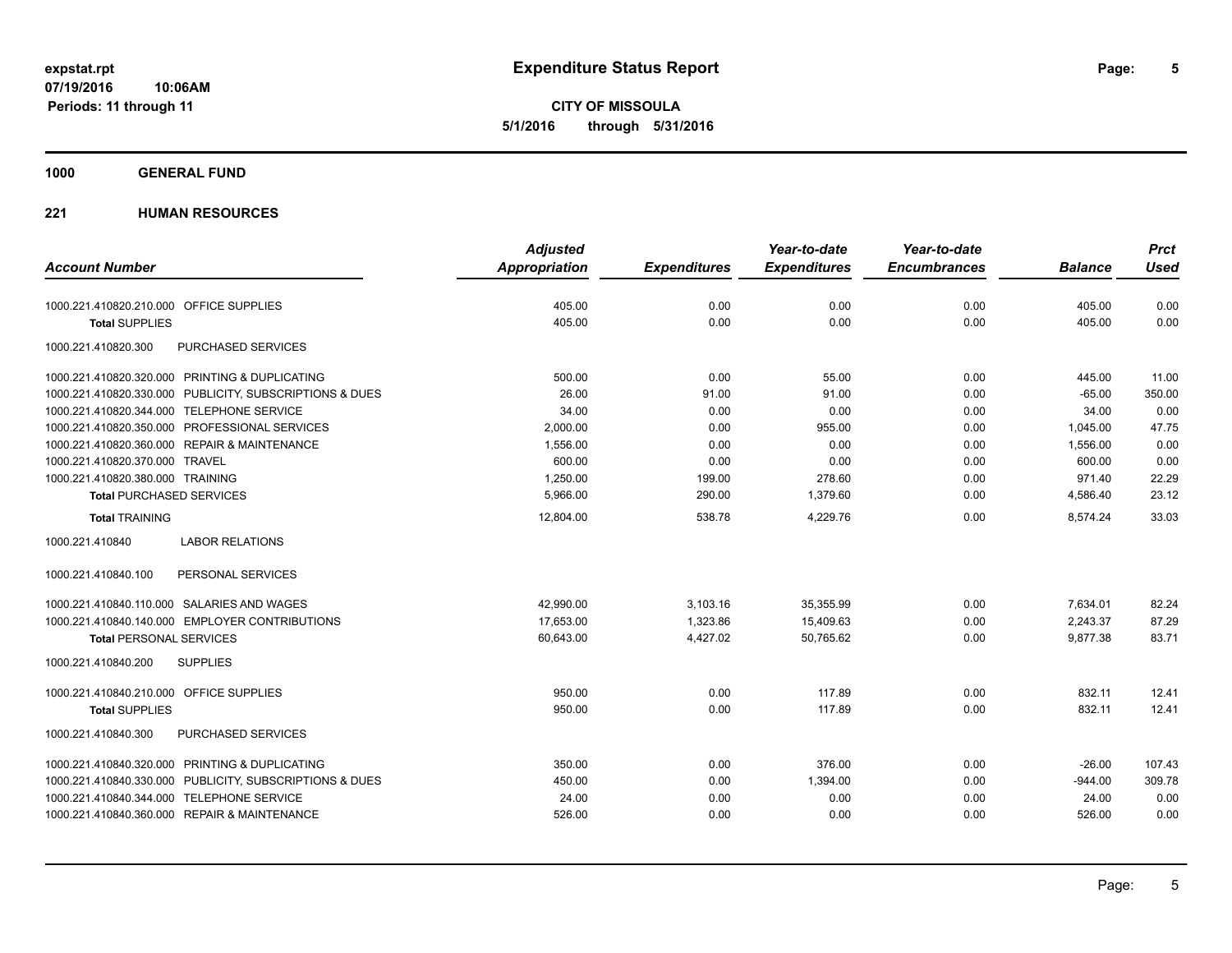**expstat.rpt**
**07/19/2016 10:06AM**
**Periods: 11 through 11**

# Expenditure Status Report

**CITY OF MISSOULA**
**5/1/2016 through 5/31/2016**

## 1000 GENERAL FUND

### 221 HUMAN RESOURCES

| Account Number | Adjusted Appropriation | Expenditures | Year-to-date Expenditures | Year-to-date Encumbrances | Balance | Prct Used |
|---|---|---|---|---|---|---|
| 1000.221.410820.210.000 OFFICE SUPPLIES | 405.00 | 0.00 | 0.00 | 0.00 | 405.00 | 0.00 |
| **Total** SUPPLIES | 405.00 | 0.00 | 0.00 | 0.00 | 405.00 | 0.00 |
| 1000.221.410820.300 PURCHASED SERVICES | | | | | | |
| 1000.221.410820.320.000 PRINTING & DUPLICATING | 500.00 | 0.00 | 55.00 | 0.00 | 445.00 | 11.00 |
| 1000.221.410820.330.000 PUBLICITY, SUBSCRIPTIONS & DUES | 26.00 | 91.00 | 91.00 | 0.00 | -65.00 | 350.00 |
| 1000.221.410820.344.000 TELEPHONE SERVICE | 34.00 | 0.00 | 0.00 | 0.00 | 34.00 | 0.00 |
| 1000.221.410820.350.000 PROFESSIONAL SERVICES | 2,000.00 | 0.00 | 955.00 | 0.00 | 1,045.00 | 47.75 |
| 1000.221.410820.360.000 REPAIR & MAINTENANCE | 1,556.00 | 0.00 | 0.00 | 0.00 | 1,556.00 | 0.00 |
| 1000.221.410820.370.000 TRAVEL | 600.00 | 0.00 | 0.00 | 0.00 | 600.00 | 0.00 |
| 1000.221.410820.380.000 TRAINING | 1,250.00 | 199.00 | 278.60 | 0.00 | 971.40 | 22.29 |
| **Total** PURCHASED SERVICES | 5,966.00 | 290.00 | 1,379.60 | 0.00 | 4,586.40 | 23.12 |
| **Total** TRAINING | 12,804.00 | 538.78 | 4,229.76 | 0.00 | 8,574.24 | 33.03 |
| 1000.221.410840 LABOR RELATIONS | | | | | | |
| 1000.221.410840.100 PERSONAL SERVICES | | | | | | |
| 1000.221.410840.110.000 SALARIES AND WAGES | 42,990.00 | 3,103.16 | 35,355.99 | 0.00 | 7,634.01 | 82.24 |
| 1000.221.410840.140.000 EMPLOYER CONTRIBUTIONS | 17,653.00 | 1,323.86 | 15,409.63 | 0.00 | 2,243.37 | 87.29 |
| **Total** PERSONAL SERVICES | 60,643.00 | 4,427.02 | 50,765.62 | 0.00 | 9,877.38 | 83.71 |
| 1000.221.410840.200 SUPPLIES | | | | | | |
| 1000.221.410840.210.000 OFFICE SUPPLIES | 950.00 | 0.00 | 117.89 | 0.00 | 832.11 | 12.41 |
| **Total** SUPPLIES | 950.00 | 0.00 | 117.89 | 0.00 | 832.11 | 12.41 |
| 1000.221.410840.300 PURCHASED SERVICES | | | | | | |
| 1000.221.410840.320.000 PRINTING & DUPLICATING | 350.00 | 0.00 | 376.00 | 0.00 | -26.00 | 107.43 |
| 1000.221.410840.330.000 PUBLICITY, SUBSCRIPTIONS & DUES | 450.00 | 0.00 | 1,394.00 | 0.00 | -944.00 | 309.78 |
| 1000.221.410840.344.000 TELEPHONE SERVICE | 24.00 | 0.00 | 0.00 | 0.00 | 24.00 | 0.00 |
| 1000.221.410840.360.000 REPAIR & MAINTENANCE | 526.00 | 0.00 | 0.00 | 0.00 | 526.00 | 0.00 |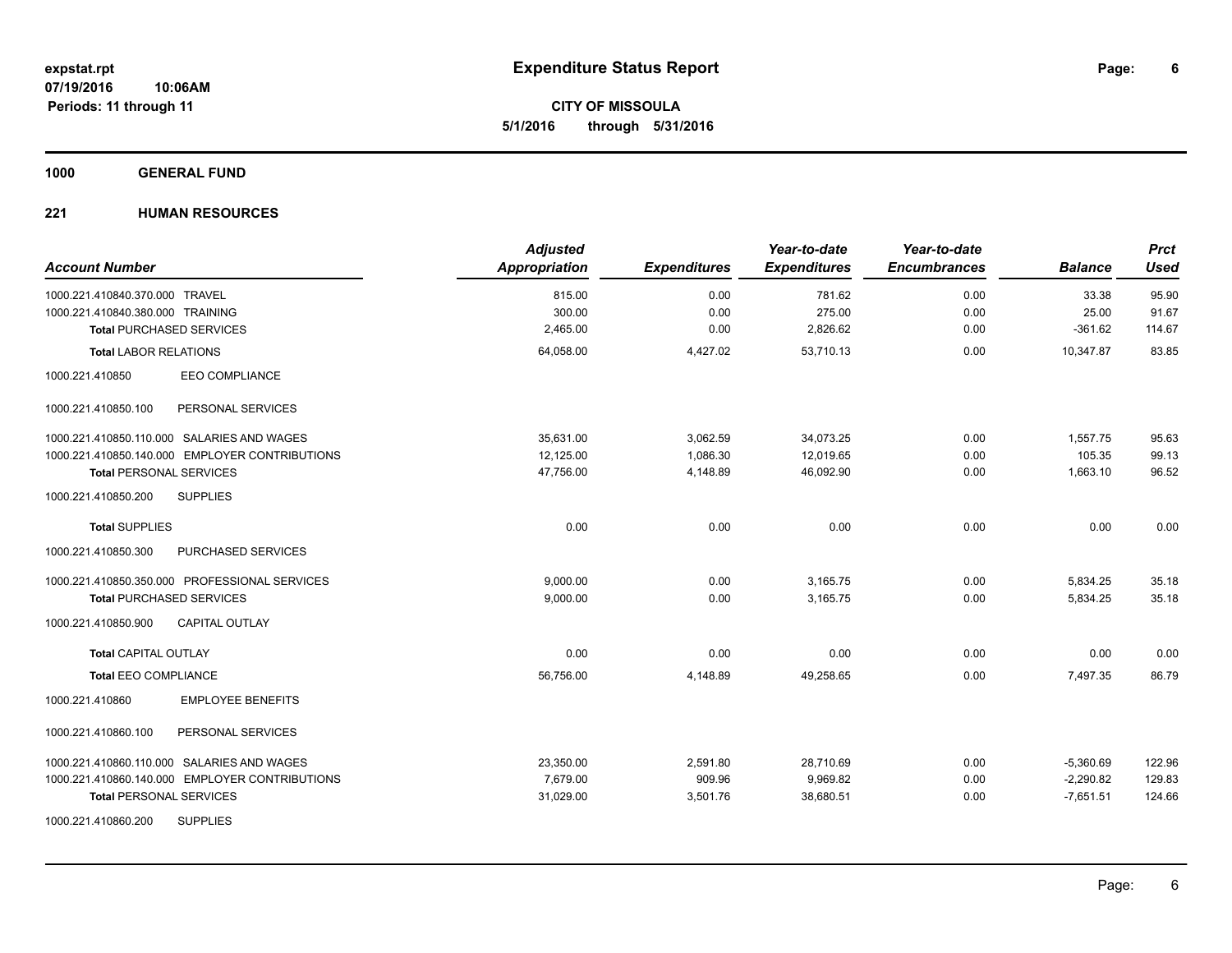**expstat.rpt**
**07/19/2016 10:06AM**
**Periods: 11 through 11**

# Expenditure Status Report

**CITY OF MISSOULA**
**5/1/2016 through 5/31/2016**

## 1000 GENERAL FUND

### 221 HUMAN RESOURCES

| Account Number | | Adjusted Appropriation | Expenditures | Year-to-date Expenditures | Year-to-date Encumbrances | Balance | Prct Used |
|---|---|---|---|---|---|---|---|
| 1000.221.410840.370.000 | TRAVEL | 815.00 | 0.00 | 781.62 | 0.00 | 33.38 | 95.90 |
| 1000.221.410840.380.000 | TRAINING | 300.00 | 0.00 | 275.00 | 0.00 | 25.00 | 91.67 |
| **Total** PURCHASED SERVICES | | 2,465.00 | 0.00 | 2,826.62 | 0.00 | -361.62 | 114.67 |
| **Total** LABOR RELATIONS | | 64,058.00 | 4,427.02 | 53,710.13 | 0.00 | 10,347.87 | 83.85 |
| 1000.221.410850 | EEO COMPLIANCE | | | | | | |
| 1000.221.410850.100 | PERSONAL SERVICES | | | | | | |
| 1000.221.410850.110.000 | SALARIES AND WAGES | 35,631.00 | 3,062.59 | 34,073.25 | 0.00 | 1,557.75 | 95.63 |
| 1000.221.410850.140.000 | EMPLOYER CONTRIBUTIONS | 12,125.00 | 1,086.30 | 12,019.65 | 0.00 | 105.35 | 99.13 |
| **Total** PERSONAL SERVICES | | 47,756.00 | 4,148.89 | 46,092.90 | 0.00 | 1,663.10 | 96.52 |
| 1000.221.410850.200 | SUPPLIES | | | | | | |
| **Total** SUPPLIES | | 0.00 | 0.00 | 0.00 | 0.00 | 0.00 | 0.00 |
| 1000.221.410850.300 | PURCHASED SERVICES | | | | | | |
| 1000.221.410850.350.000 | PROFESSIONAL SERVICES | 9,000.00 | 0.00 | 3,165.75 | 0.00 | 5,834.25 | 35.18 |
| **Total** PURCHASED SERVICES | | 9,000.00 | 0.00 | 3,165.75 | 0.00 | 5,834.25 | 35.18 |
| 1000.221.410850.900 | CAPITAL OUTLAY | | | | | | |
| **Total** CAPITAL OUTLAY | | 0.00 | 0.00 | 0.00 | 0.00 | 0.00 | 0.00 |
| **Total** EEO COMPLIANCE | | 56,756.00 | 4,148.89 | 49,258.65 | 0.00 | 7,497.35 | 86.79 |
| 1000.221.410860 | EMPLOYEE BENEFITS | | | | | | |
| 1000.221.410860.100 | PERSONAL SERVICES | | | | | | |
| 1000.221.410860.110.000 | SALARIES AND WAGES | 23,350.00 | 2,591.80 | 28,710.69 | 0.00 | -5,360.69 | 122.96 |
| 1000.221.410860.140.000 | EMPLOYER CONTRIBUTIONS | 7,679.00 | 909.96 | 9,969.82 | 0.00 | -2,290.82 | 129.83 |
| **Total** PERSONAL SERVICES | | 31,029.00 | 3,501.76 | 38,680.51 | 0.00 | -7,651.51 | 124.66 |
| 1000.221.410860.200 | SUPPLIES | | | | | | |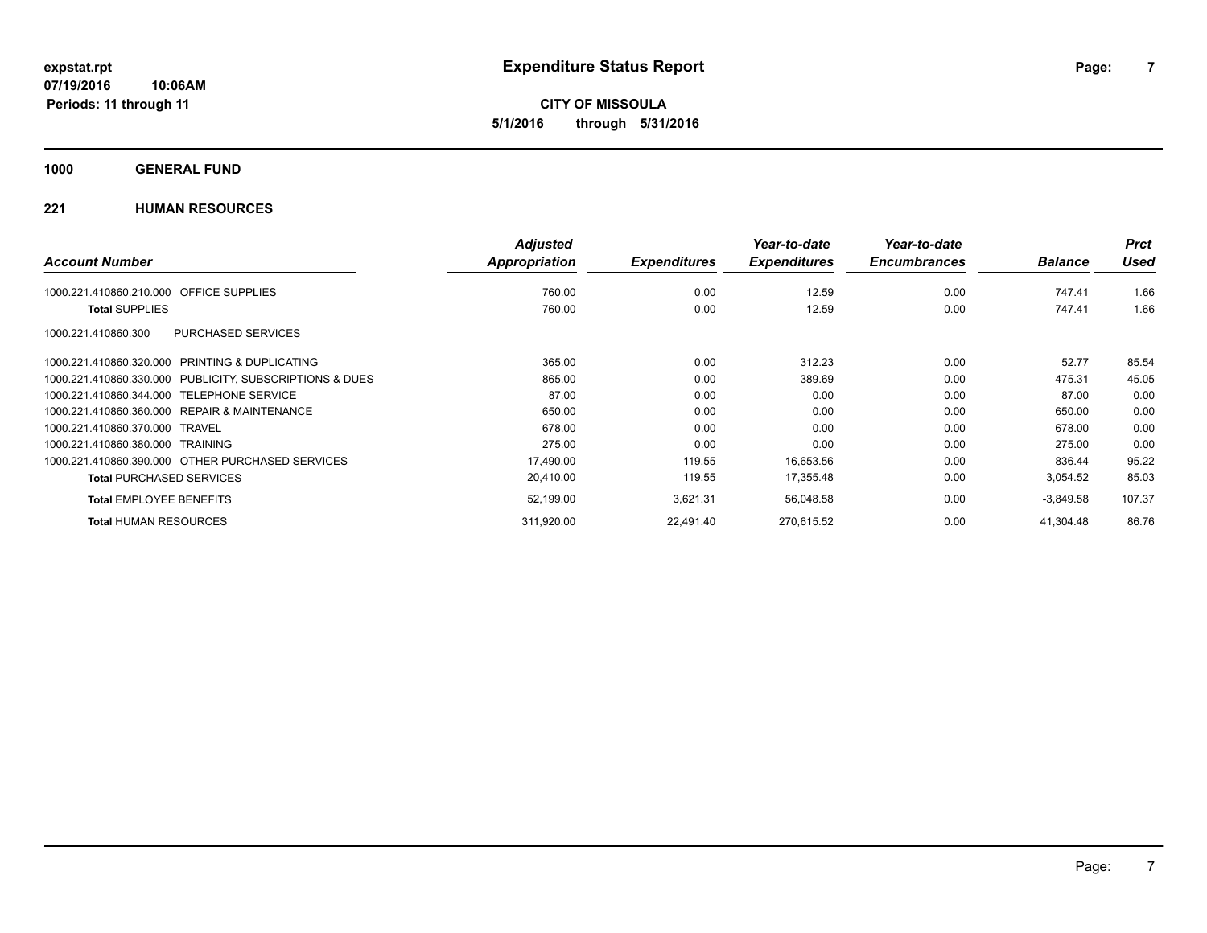**expstat.rpt**
**07/19/2016 10:06AM**
**Periods: 11 through 11**

# Expenditure Status Report

**CITY OF MISSOULA**
**5/1/2016 through 5/31/2016**

## 1000 GENERAL FUND

### 221 HUMAN RESOURCES

| Account Number | Adjusted Appropriation | Expenditures | Year-to-date Expenditures | Year-to-date Encumbrances | Balance | Prct Used |
|---|---|---|---|---|---|---|
| 1000.221.410860.210.000 OFFICE SUPPLIES | 760.00 | 0.00 | 12.59 | 0.00 | 747.41 | 1.66 |
| **Total** SUPPLIES | 760.00 | 0.00 | 12.59 | 0.00 | 747.41 | 1.66 |
| 1000.221.410860.300 PURCHASED SERVICES | | | | | | |
| 1000.221.410860.320.000 PRINTING & DUPLICATING | 365.00 | 0.00 | 312.23 | 0.00 | 52.77 | 85.54 |
| 1000.221.410860.330.000 PUBLICITY, SUBSCRIPTIONS & DUES | 865.00 | 0.00 | 389.69 | 0.00 | 475.31 | 45.05 |
| 1000.221.410860.344.000 TELEPHONE SERVICE | 87.00 | 0.00 | 0.00 | 0.00 | 87.00 | 0.00 |
| 1000.221.410860.360.000 REPAIR & MAINTENANCE | 650.00 | 0.00 | 0.00 | 0.00 | 650.00 | 0.00 |
| 1000.221.410860.370.000 TRAVEL | 678.00 | 0.00 | 0.00 | 0.00 | 678.00 | 0.00 |
| 1000.221.410860.380.000 TRAINING | 275.00 | 0.00 | 0.00 | 0.00 | 275.00 | 0.00 |
| 1000.221.410860.390.000 OTHER PURCHASED SERVICES | 17,490.00 | 119.55 | 16,653.56 | 0.00 | 836.44 | 95.22 |
| **Total** PURCHASED SERVICES | 20,410.00 | 119.55 | 17,355.48 | 0.00 | 3,054.52 | 85.03 |
| **Total** EMPLOYEE BENEFITS | 52,199.00 | 3,621.31 | 56,048.58 | 0.00 | -3,849.58 | 107.37 |
| **Total** HUMAN RESOURCES | 311,920.00 | 22,491.40 | 270,615.52 | 0.00 | 41,304.48 | 86.76 |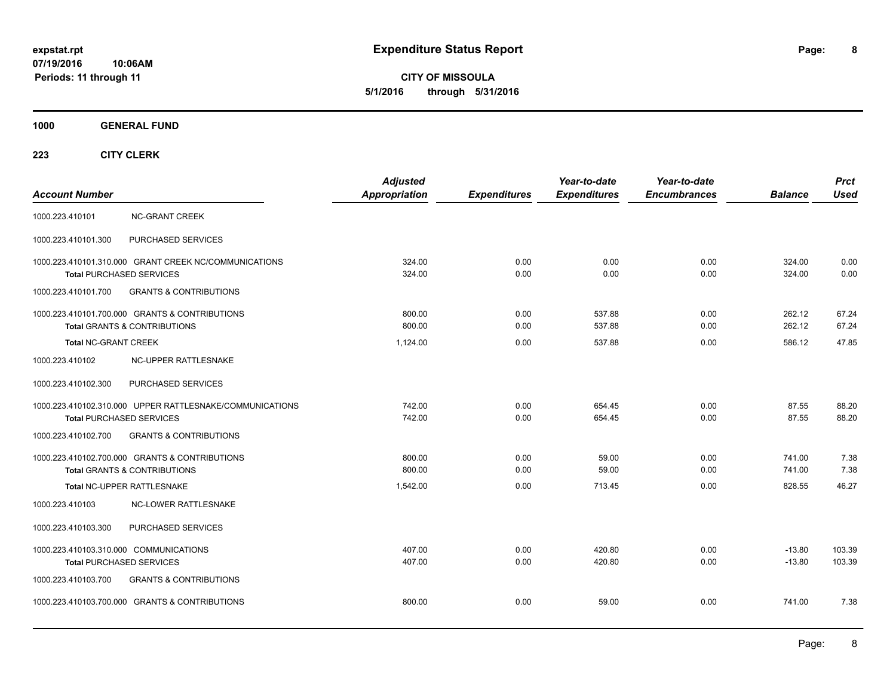**expstat.rpt**
**07/19/2016 10:06AM**
**Periods: 11 through 11**

# Expenditure Status Report

**CITY OF MISSOULA**
**5/1/2016 through 5/31/2016**

## 1000 GENERAL FUND

### 223 CITY CLERK

| Account Number | | Adjusted Appropriation | Expenditures | Year-to-date Expenditures | Year-to-date Encumbrances | Balance | Prct Used |
|---|---|---|---|---|---|---|---|
| 1000.223.410101 | NC-GRANT CREEK | | | | | | |
| 1000.223.410101.300 | PURCHASED SERVICES | | | | | | |
| 1000.223.410101.310.000 | GRANT CREEK NC/COMMUNICATIONS | 324.00 | 0.00 | 0.00 | 0.00 | 324.00 | 0.00 |
| **Total** PURCHASED SERVICES | | 324.00 | 0.00 | 0.00 | 0.00 | 324.00 | 0.00 |
| 1000.223.410101.700 | GRANTS & CONTRIBUTIONS | | | | | | |
| 1000.223.410101.700.000 | GRANTS & CONTRIBUTIONS | 800.00 | 0.00 | 537.88 | 0.00 | 262.12 | 67.24 |
| **Total** GRANTS & CONTRIBUTIONS | | 800.00 | 0.00 | 537.88 | 0.00 | 262.12 | 67.24 |
| **Total** NC-GRANT CREEK | | 1,124.00 | 0.00 | 537.88 | 0.00 | 586.12 | 47.85 |
| 1000.223.410102 | NC-UPPER RATTLESNAKE | | | | | | |
| 1000.223.410102.300 | PURCHASED SERVICES | | | | | | |
| 1000.223.410102.310.000 | UPPER RATTLESNAKE/COMMUNICATIONS | 742.00 | 0.00 | 654.45 | 0.00 | 87.55 | 88.20 |
| **Total** PURCHASED SERVICES | | 742.00 | 0.00 | 654.45 | 0.00 | 87.55 | 88.20 |
| 1000.223.410102.700 | GRANTS & CONTRIBUTIONS | | | | | | |
| 1000.223.410102.700.000 | GRANTS & CONTRIBUTIONS | 800.00 | 0.00 | 59.00 | 0.00 | 741.00 | 7.38 |
| **Total** GRANTS & CONTRIBUTIONS | | 800.00 | 0.00 | 59.00 | 0.00 | 741.00 | 7.38 |
| **Total** NC-UPPER RATTLESNAKE | | 1,542.00 | 0.00 | 713.45 | 0.00 | 828.55 | 46.27 |
| 1000.223.410103 | NC-LOWER RATTLESNAKE | | | | | | |
| 1000.223.410103.300 | PURCHASED SERVICES | | | | | | |
| 1000.223.410103.310.000 | COMMUNICATIONS | 407.00 | 0.00 | 420.80 | 0.00 | -13.80 | 103.39 |
| **Total** PURCHASED SERVICES | | 407.00 | 0.00 | 420.80 | 0.00 | -13.80 | 103.39 |
| 1000.223.410103.700 | GRANTS & CONTRIBUTIONS | | | | | | |
| 1000.223.410103.700.000 | GRANTS & CONTRIBUTIONS | 800.00 | 0.00 | 59.00 | 0.00 | 741.00 | 7.38 |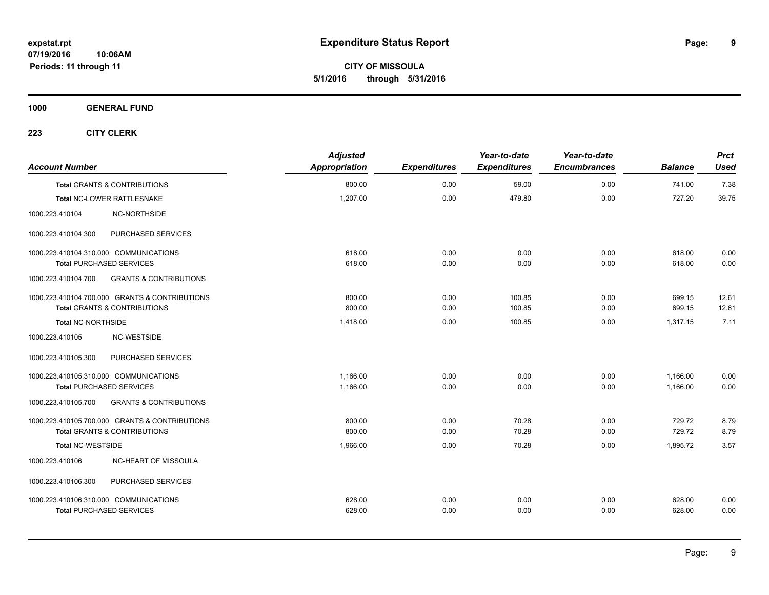# Expenditure Status Report

expstat.rpt
07/19/2016 10:06AM
Periods: 11 through 11

**CITY OF MISSOULA**
**5/1/2016 through 5/31/2016**

**1000 GENERAL FUND**

**223 CITY CLERK**

| Account Number | Adjusted Appropriation | Expenditures | Year-to-date Expenditures | Year-to-date Encumbrances | Balance | Prct Used |
|---|---|---|---|---|---|---|
| **Total GRANTS & CONTRIBUTIONS** | 800.00 | 0.00 | 59.00 | 0.00 | 741.00 | 7.38 |
| **Total NC-LOWER RATTLESNAKE** | 1,207.00 | 0.00 | 479.80 | 0.00 | 727.20 | 39.75 |
| 1000.223.410104 NC-NORTHSIDE | | | | | | |
| 1000.223.410104.300 PURCHASED SERVICES | | | | | | |
| 1000.223.410104.310.000 COMMUNICATIONS | 618.00 | 0.00 | 0.00 | 0.00 | 618.00 | 0.00 |
| **Total PURCHASED SERVICES** | 618.00 | 0.00 | 0.00 | 0.00 | 618.00 | 0.00 |
| 1000.223.410104.700 GRANTS & CONTRIBUTIONS | | | | | | |
| 1000.223.410104.700.000 GRANTS & CONTRIBUTIONS | 800.00 | 0.00 | 100.85 | 0.00 | 699.15 | 12.61 |
| **Total GRANTS & CONTRIBUTIONS** | 800.00 | 0.00 | 100.85 | 0.00 | 699.15 | 12.61 |
| **Total NC-NORTHSIDE** | 1,418.00 | 0.00 | 100.85 | 0.00 | 1,317.15 | 7.11 |
| 1000.223.410105 NC-WESTSIDE | | | | | | |
| 1000.223.410105.300 PURCHASED SERVICES | | | | | | |
| 1000.223.410105.310.000 COMMUNICATIONS | 1,166.00 | 0.00 | 0.00 | 0.00 | 1,166.00 | 0.00 |
| **Total PURCHASED SERVICES** | 1,166.00 | 0.00 | 0.00 | 0.00 | 1,166.00 | 0.00 |
| 1000.223.410105.700 GRANTS & CONTRIBUTIONS | | | | | | |
| 1000.223.410105.700.000 GRANTS & CONTRIBUTIONS | 800.00 | 0.00 | 70.28 | 0.00 | 729.72 | 8.79 |
| **Total GRANTS & CONTRIBUTIONS** | 800.00 | 0.00 | 70.28 | 0.00 | 729.72 | 8.79 |
| **Total NC-WESTSIDE** | 1,966.00 | 0.00 | 70.28 | 0.00 | 1,895.72 | 3.57 |
| 1000.223.410106 NC-HEART OF MISSOULA | | | | | | |
| 1000.223.410106.300 PURCHASED SERVICES | | | | | | |
| 1000.223.410106.310.000 COMMUNICATIONS | 628.00 | 0.00 | 0.00 | 0.00 | 628.00 | 0.00 |
| **Total PURCHASED SERVICES** | 628.00 | 0.00 | 0.00 | 0.00 | 628.00 | 0.00 |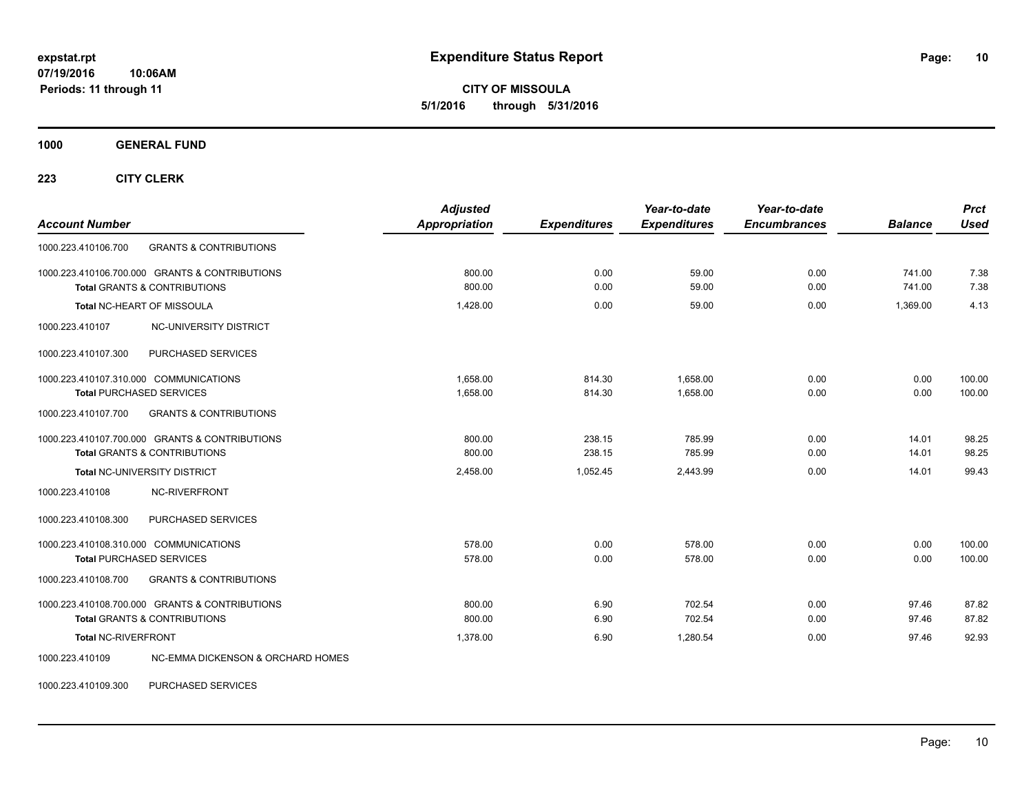**expstat.rpt**
**07/19/2016 10:06AM**
**Periods: 11 through 11**

# Expenditure Status Report

**CITY OF MISSOULA**
**5/1/2016 through 5/31/2016**

**1000 GENERAL FUND**

**223 CITY CLERK**

| Account Number | | Adjusted Appropriation | Expenditures | Year-to-date Expenditures | Year-to-date Encumbrances | Balance | Prct Used |
|---|---|---|---|---|---|---|---|
| 1000.223.410106.700 | GRANTS & CONTRIBUTIONS | | | | | | |
| 1000.223.410106.700.000 | GRANTS & CONTRIBUTIONS | 800.00 | 0.00 | 59.00 | 0.00 | 741.00 | 7.38 |
| **Total** GRANTS & CONTRIBUTIONS | | 800.00 | 0.00 | 59.00 | 0.00 | 741.00 | 7.38 |
| **Total** NC-HEART OF MISSOULA | | 1,428.00 | 0.00 | 59.00 | 0.00 | 1,369.00 | 4.13 |
| 1000.223.410107 | NC-UNIVERSITY DISTRICT | | | | | | |
| 1000.223.410107.300 | PURCHASED SERVICES | | | | | | |
| 1000.223.410107.310.000 | COMMUNICATIONS | 1,658.00 | 814.30 | 1,658.00 | 0.00 | 0.00 | 100.00 |
| **Total** PURCHASED SERVICES | | 1,658.00 | 814.30 | 1,658.00 | 0.00 | 0.00 | 100.00 |
| 1000.223.410107.700 | GRANTS & CONTRIBUTIONS | | | | | | |
| 1000.223.410107.700.000 | GRANTS & CONTRIBUTIONS | 800.00 | 238.15 | 785.99 | 0.00 | 14.01 | 98.25 |
| **Total** GRANTS & CONTRIBUTIONS | | 800.00 | 238.15 | 785.99 | 0.00 | 14.01 | 98.25 |
| **Total** NC-UNIVERSITY DISTRICT | | 2,458.00 | 1,052.45 | 2,443.99 | 0.00 | 14.01 | 99.43 |
| 1000.223.410108 | NC-RIVERFRONT | | | | | | |
| 1000.223.410108.300 | PURCHASED SERVICES | | | | | | |
| 1000.223.410108.310.000 | COMMUNICATIONS | 578.00 | 0.00 | 578.00 | 0.00 | 0.00 | 100.00 |
| **Total** PURCHASED SERVICES | | 578.00 | 0.00 | 578.00 | 0.00 | 0.00 | 100.00 |
| 1000.223.410108.700 | GRANTS & CONTRIBUTIONS | | | | | | |
| 1000.223.410108.700.000 | GRANTS & CONTRIBUTIONS | 800.00 | 6.90 | 702.54 | 0.00 | 97.46 | 87.82 |
| **Total** GRANTS & CONTRIBUTIONS | | 800.00 | 6.90 | 702.54 | 0.00 | 97.46 | 87.82 |
| **Total** NC-RIVERFRONT | | 1,378.00 | 6.90 | 1,280.54 | 0.00 | 97.46 | 92.93 |
| 1000.223.410109 | NC-EMMA DICKENSON & ORCHARD HOMES | | | | | | |
| 1000.223.410109.300 | PURCHASED SERVICES | | | | | | |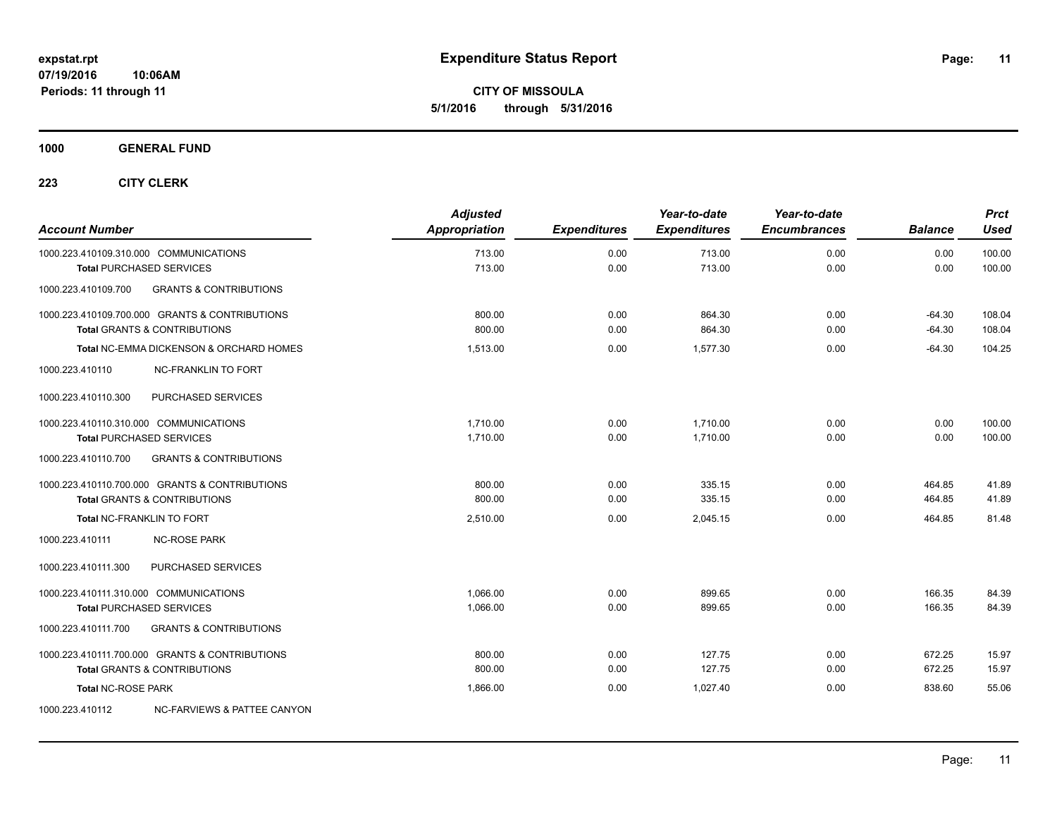**expstat.rpt**
**07/19/2016 10:06AM**
**Periods: 11 through 11**

# Expenditure Status Report

**CITY OF MISSOULA**
**5/1/2016 through 5/31/2016**

## 1000 GENERAL FUND

## 223 CITY CLERK

| Account Number | Adjusted Appropriation | Expenditures | Year-to-date Expenditures | Year-to-date Encumbrances | Balance | Prct Used |
|---|---|---|---|---|---|---|
| 1000.223.410109.310.000 COMMUNICATIONS | 713.00 | 0.00 | 713.00 | 0.00 | 0.00 | 100.00 |
| **Total** PURCHASED SERVICES | 713.00 | 0.00 | 713.00 | 0.00 | 0.00 | 100.00 |
| 1000.223.410109.700 GRANTS & CONTRIBUTIONS | | | | | | |
| 1000.223.410109.700.000 GRANTS & CONTRIBUTIONS | 800.00 | 0.00 | 864.30 | 0.00 | -64.30 | 108.04 |
| **Total** GRANTS & CONTRIBUTIONS | 800.00 | 0.00 | 864.30 | 0.00 | -64.30 | 108.04 |
| **Total** NC-EMMA DICKENSON & ORCHARD HOMES | 1,513.00 | 0.00 | 1,577.30 | 0.00 | -64.30 | 104.25 |
| 1000.223.410110 NC-FRANKLIN TO FORT | | | | | | |
| 1000.223.410110.300 PURCHASED SERVICES | | | | | | |
| 1000.223.410110.310.000 COMMUNICATIONS | 1,710.00 | 0.00 | 1,710.00 | 0.00 | 0.00 | 100.00 |
| **Total** PURCHASED SERVICES | 1,710.00 | 0.00 | 1,710.00 | 0.00 | 0.00 | 100.00 |
| 1000.223.410110.700 GRANTS & CONTRIBUTIONS | | | | | | |
| 1000.223.410110.700.000 GRANTS & CONTRIBUTIONS | 800.00 | 0.00 | 335.15 | 0.00 | 464.85 | 41.89 |
| **Total** GRANTS & CONTRIBUTIONS | 800.00 | 0.00 | 335.15 | 0.00 | 464.85 | 41.89 |
| **Total** NC-FRANKLIN TO FORT | 2,510.00 | 0.00 | 2,045.15 | 0.00 | 464.85 | 81.48 |
| 1000.223.410111 NC-ROSE PARK | | | | | | |
| 1000.223.410111.300 PURCHASED SERVICES | | | | | | |
| 1000.223.410111.310.000 COMMUNICATIONS | 1,066.00 | 0.00 | 899.65 | 0.00 | 166.35 | 84.39 |
| **Total** PURCHASED SERVICES | 1,066.00 | 0.00 | 899.65 | 0.00 | 166.35 | 84.39 |
| 1000.223.410111.700 GRANTS & CONTRIBUTIONS | | | | | | |
| 1000.223.410111.700.000 GRANTS & CONTRIBUTIONS | 800.00 | 0.00 | 127.75 | 0.00 | 672.25 | 15.97 |
| **Total** GRANTS & CONTRIBUTIONS | 800.00 | 0.00 | 127.75 | 0.00 | 672.25 | 15.97 |
| **Total** NC-ROSE PARK | 1,866.00 | 0.00 | 1,027.40 | 0.00 | 838.60 | 55.06 |
| 1000.223.410112 NC-FARVIEWS & PATTEE CANYON | | | | | | |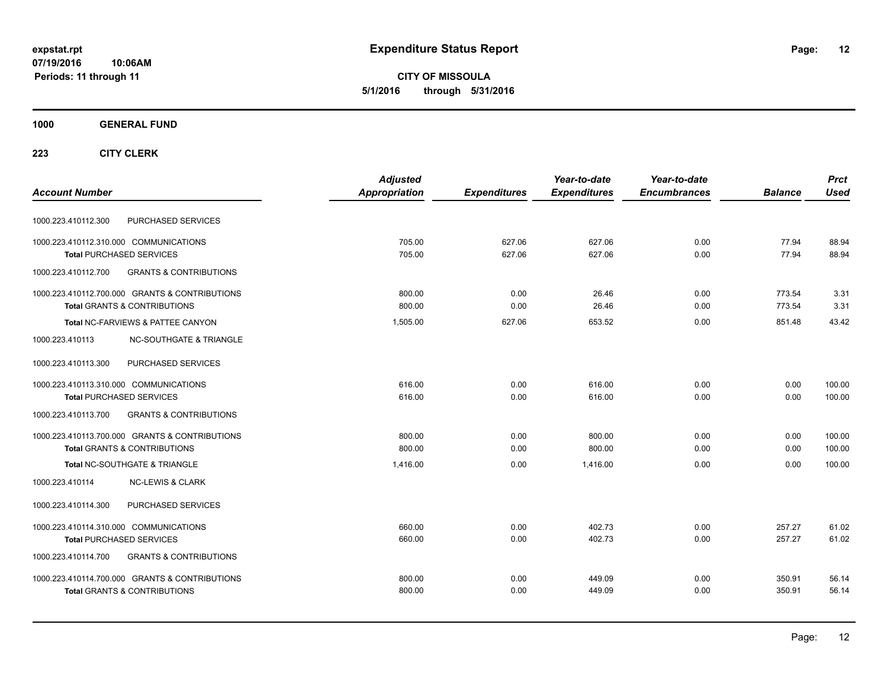**expstat.rpt**
**07/19/2016 10:06AM**
**Periods: 11 through 11**

# Expenditure Status Report

**CITY OF MISSOULA**
**5/1/2016 through 5/31/2016**

## 1000 GENERAL FUND

## 223 CITY CLERK

| Account Number | | Adjusted Appropriation | Expenditures | Year-to-date Expenditures | Year-to-date Encumbrances | Balance | Prct Used |
|---|---|---|---|---|---|---|---|
| 1000.223.410112.300 | PURCHASED SERVICES | | | | | | |
| 1000.223.410112.310.000 | COMMUNICATIONS | 705.00 | 627.06 | 627.06 | 0.00 | 77.94 | 88.94 |
| **Total** PURCHASED SERVICES | | 705.00 | 627.06 | 627.06 | 0.00 | 77.94 | 88.94 |
| 1000.223.410112.700 | GRANTS & CONTRIBUTIONS | | | | | | |
| 1000.223.410112.700.000 | GRANTS & CONTRIBUTIONS | 800.00 | 0.00 | 26.46 | 0.00 | 773.54 | 3.31 |
| **Total** GRANTS & CONTRIBUTIONS | | 800.00 | 0.00 | 26.46 | 0.00 | 773.54 | 3.31 |
| **Total NC-FARVIEWS & PATTEE CANYON** | | 1,505.00 | 627.06 | 653.52 | 0.00 | 851.48 | 43.42 |
| 1000.223.410113 | NC-SOUTHGATE & TRIANGLE | | | | | | |
| 1000.223.410113.300 | PURCHASED SERVICES | | | | | | |
| 1000.223.410113.310.000 | COMMUNICATIONS | 616.00 | 0.00 | 616.00 | 0.00 | 0.00 | 100.00 |
| **Total** PURCHASED SERVICES | | 616.00 | 0.00 | 616.00 | 0.00 | 0.00 | 100.00 |
| 1000.223.410113.700 | GRANTS & CONTRIBUTIONS | | | | | | |
| 1000.223.410113.700.000 | GRANTS & CONTRIBUTIONS | 800.00 | 0.00 | 800.00 | 0.00 | 0.00 | 100.00 |
| **Total** GRANTS & CONTRIBUTIONS | | 800.00 | 0.00 | 800.00 | 0.00 | 0.00 | 100.00 |
| **Total NC-SOUTHGATE & TRIANGLE** | | 1,416.00 | 0.00 | 1,416.00 | 0.00 | 0.00 | 100.00 |
| 1000.223.410114 | NC-LEWIS & CLARK | | | | | | |
| 1000.223.410114.300 | PURCHASED SERVICES | | | | | | |
| 1000.223.410114.310.000 | COMMUNICATIONS | 660.00 | 0.00 | 402.73 | 0.00 | 257.27 | 61.02 |
| **Total** PURCHASED SERVICES | | 660.00 | 0.00 | 402.73 | 0.00 | 257.27 | 61.02 |
| 1000.223.410114.700 | GRANTS & CONTRIBUTIONS | | | | | | |
| 1000.223.410114.700.000 | GRANTS & CONTRIBUTIONS | 800.00 | 0.00 | 449.09 | 0.00 | 350.91 | 56.14 |
| **Total** GRANTS & CONTRIBUTIONS | | 800.00 | 0.00 | 449.09 | 0.00 | 350.91 | 56.14 |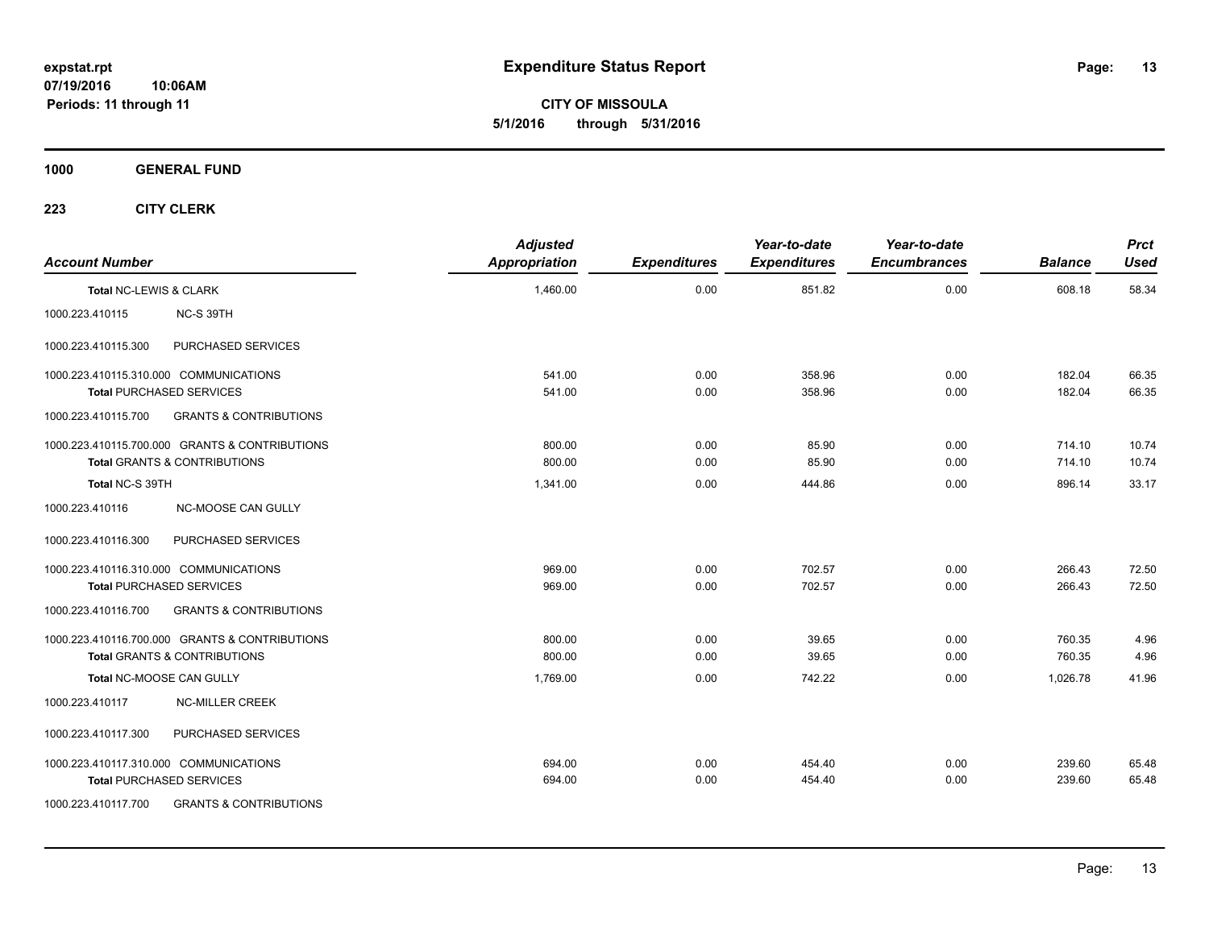**expstat.rpt**
**07/19/2016 10:06AM**
**Periods: 11 through 11**

# Expenditure Status Report

**CITY OF MISSOULA**
**5/1/2016 through 5/31/2016**

## 1000 GENERAL FUND

### 223 CITY CLERK

| Account Number | | Adjusted Appropriation | Expenditures | Year-to-date Expenditures | Year-to-date Encumbrances | Balance | Prct Used |
|---|---|---|---|---|---|---|---|
| Total NC-LEWIS & CLARK | | 1,460.00 | 0.00 | 851.82 | 0.00 | 608.18 | 58.34 |
| 1000.223.410115 | NC-S 39TH | | | | | | |
| 1000.223.410115.300 | PURCHASED SERVICES | | | | | | |
| 1000.223.410115.310.000 COMMUNICATIONS | | 541.00 | 0.00 | 358.96 | 0.00 | 182.04 | 66.35 |
| Total PURCHASED SERVICES | | 541.00 | 0.00 | 358.96 | 0.00 | 182.04 | 66.35 |
| 1000.223.410115.700 | GRANTS & CONTRIBUTIONS | | | | | | |
| 1000.223.410115.700.000 GRANTS & CONTRIBUTIONS | | 800.00 | 0.00 | 85.90 | 0.00 | 714.10 | 10.74 |
| Total GRANTS & CONTRIBUTIONS | | 800.00 | 0.00 | 85.90 | 0.00 | 714.10 | 10.74 |
| Total NC-S 39TH | | 1,341.00 | 0.00 | 444.86 | 0.00 | 896.14 | 33.17 |
| 1000.223.410116 | NC-MOOSE CAN GULLY | | | | | | |
| 1000.223.410116.300 | PURCHASED SERVICES | | | | | | |
| 1000.223.410116.310.000 COMMUNICATIONS | | 969.00 | 0.00 | 702.57 | 0.00 | 266.43 | 72.50 |
| Total PURCHASED SERVICES | | 969.00 | 0.00 | 702.57 | 0.00 | 266.43 | 72.50 |
| 1000.223.410116.700 | GRANTS & CONTRIBUTIONS | | | | | | |
| 1000.223.410116.700.000 GRANTS & CONTRIBUTIONS | | 800.00 | 0.00 | 39.65 | 0.00 | 760.35 | 4.96 |
| Total GRANTS & CONTRIBUTIONS | | 800.00 | 0.00 | 39.65 | 0.00 | 760.35 | 4.96 |
| Total NC-MOOSE CAN GULLY | | 1,769.00 | 0.00 | 742.22 | 0.00 | 1,026.78 | 41.96 |
| 1000.223.410117 | NC-MILLER CREEK | | | | | | |
| 1000.223.410117.300 | PURCHASED SERVICES | | | | | | |
| 1000.223.410117.310.000 COMMUNICATIONS | | 694.00 | 0.00 | 454.40 | 0.00 | 239.60 | 65.48 |
| Total PURCHASED SERVICES | | 694.00 | 0.00 | 454.40 | 0.00 | 239.60 | 65.48 |
| 1000.223.410117.700 | GRANTS & CONTRIBUTIONS | | | | | | |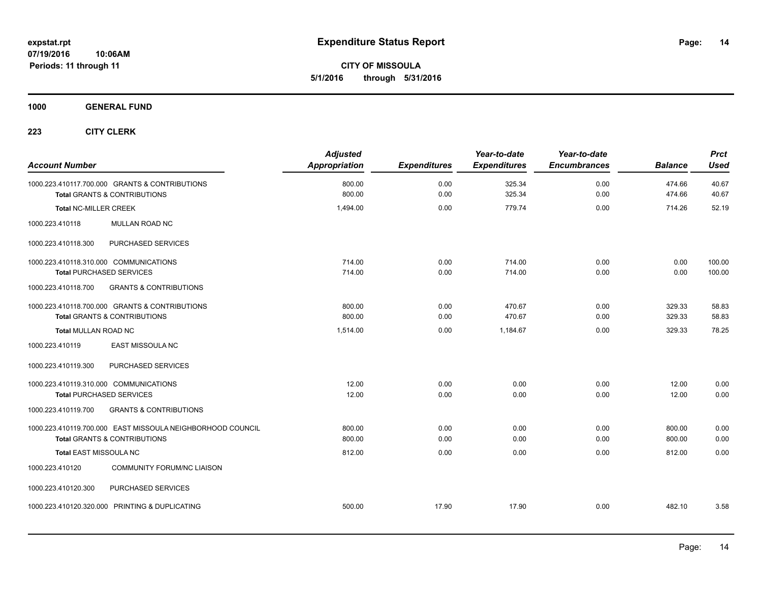# Expenditure Status Report

**CITY OF MISSOULA**
**5/1/2016 through 5/31/2016**

expstat.rpt
07/19/2016 10:06AM
Periods: 11 through 11

**1000 GENERAL FUND**

**223 CITY CLERK**

| Account Number | Adjusted Appropriation | Expenditures | Year-to-date Expenditures | Year-to-date Encumbrances | Balance | Prct Used |
|---|---|---|---|---|---|---|
| 1000.223.410117.700.000 GRANTS & CONTRIBUTIONS | 800.00 | 0.00 | 325.34 | 0.00 | 474.66 | 40.67 |
| **Total** GRANTS & CONTRIBUTIONS | 800.00 | 0.00 | 325.34 | 0.00 | 474.66 | 40.67 |
| **Total** NC-MILLER CREEK | 1,494.00 | 0.00 | 779.74 | 0.00 | 714.26 | 52.19 |
| 1000.223.410118 MULLAN ROAD NC | | | | | | |
| 1000.223.410118.300 PURCHASED SERVICES | | | | | | |
| 1000.223.410118.310.000 COMMUNICATIONS | 714.00 | 0.00 | 714.00 | 0.00 | 0.00 | 100.00 |
| **Total** PURCHASED SERVICES | 714.00 | 0.00 | 714.00 | 0.00 | 0.00 | 100.00 |
| 1000.223.410118.700 GRANTS & CONTRIBUTIONS | | | | | | |
| 1000.223.410118.700.000 GRANTS & CONTRIBUTIONS | 800.00 | 0.00 | 470.67 | 0.00 | 329.33 | 58.83 |
| **Total** GRANTS & CONTRIBUTIONS | 800.00 | 0.00 | 470.67 | 0.00 | 329.33 | 58.83 |
| **Total** MULLAN ROAD NC | 1,514.00 | 0.00 | 1,184.67 | 0.00 | 329.33 | 78.25 |
| 1000.223.410119 EAST MISSOULA NC | | | | | | |
| 1000.223.410119.300 PURCHASED SERVICES | | | | | | |
| 1000.223.410119.310.000 COMMUNICATIONS | 12.00 | 0.00 | 0.00 | 0.00 | 12.00 | 0.00 |
| **Total** PURCHASED SERVICES | 12.00 | 0.00 | 0.00 | 0.00 | 12.00 | 0.00 |
| 1000.223.410119.700 GRANTS & CONTRIBUTIONS | | | | | | |
| 1000.223.410119.700.000 EAST MISSOULA NEIGHBORHOOD COUNCIL | 800.00 | 0.00 | 0.00 | 0.00 | 800.00 | 0.00 |
| **Total** GRANTS & CONTRIBUTIONS | 800.00 | 0.00 | 0.00 | 0.00 | 800.00 | 0.00 |
| **Total** EAST MISSOULA NC | 812.00 | 0.00 | 0.00 | 0.00 | 812.00 | 0.00 |
| 1000.223.410120 COMMUNITY FORUM/NC LIAISON | | | | | | |
| 1000.223.410120.300 PURCHASED SERVICES | | | | | | |
| 1000.223.410120.320.000 PRINTING & DUPLICATING | 500.00 | 17.90 | 17.90 | 0.00 | 482.10 | 3.58 |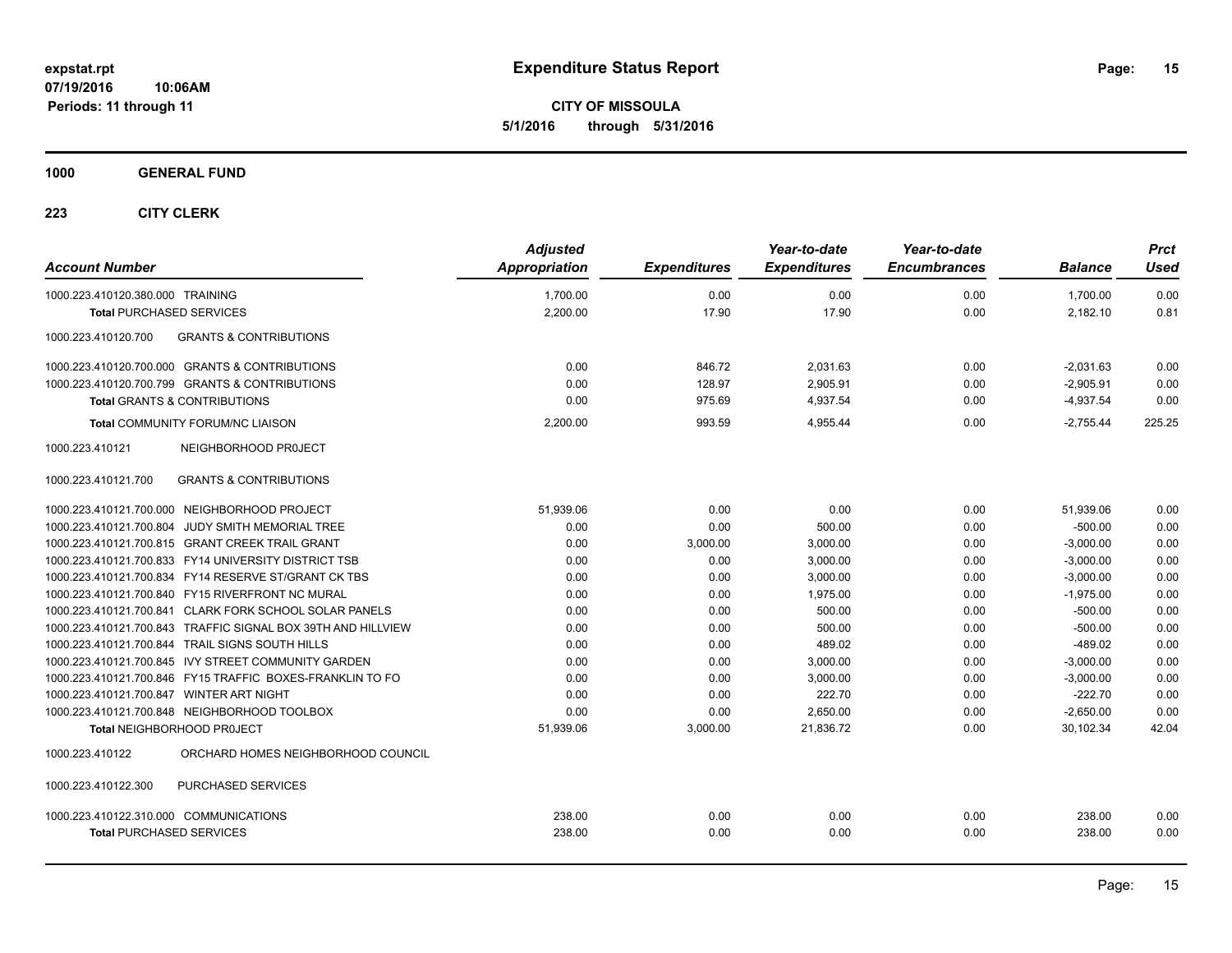**Expenditure Status Report**

**CITY OF MISSOULA**
**5/1/2016 through 5/31/2016**

expstat.rpt
07/19/2016 10:06AM
Periods: 11 through 11

**1000 GENERAL FUND**

**223 CITY CLERK**

| Account Number | Adjusted Appropriation | Expenditures | Year-to-date Expenditures | Year-to-date Encumbrances | Balance | Prct Used |
|---|---|---|---|---|---|---|
| 1000.223.410120.380.000 TRAINING | 1,700.00 | 0.00 | 0.00 | 0.00 | 1,700.00 | 0.00 |
| **Total** PURCHASED SERVICES | 2,200.00 | 17.90 | 17.90 | 0.00 | 2,182.10 | 0.81 |
| 1000.223.410120.700 GRANTS & CONTRIBUTIONS | | | | | | |
| 1000.223.410120.700.000 GRANTS & CONTRIBUTIONS | 0.00 | 846.72 | 2,031.63 | 0.00 | -2,031.63 | 0.00 |
| 1000.223.410120.700.799 GRANTS & CONTRIBUTIONS | 0.00 | 128.97 | 2,905.91 | 0.00 | -2,905.91 | 0.00 |
| **Total** GRANTS & CONTRIBUTIONS | 0.00 | 975.69 | 4,937.54 | 0.00 | -4,937.54 | 0.00 |
| **Total** COMMUNITY FORUM/NC LIAISON | 2,200.00 | 993.59 | 4,955.44 | 0.00 | -2,755.44 | 225.25 |
| 1000.223.410121 NEIGHBORHOOD PR0JECT | | | | | | |
| 1000.223.410121.700 GRANTS & CONTRIBUTIONS | | | | | | |
| 1000.223.410121.700.000 NEIGHBORHOOD PROJECT | 51,939.06 | 0.00 | 0.00 | 0.00 | 51,939.06 | 0.00 |
| 1000.223.410121.700.804 JUDY SMITH MEMORIAL TREE | 0.00 | 0.00 | 500.00 | 0.00 | -500.00 | 0.00 |
| 1000.223.410121.700.815 GRANT CREEK TRAIL GRANT | 0.00 | 3,000.00 | 3,000.00 | 0.00 | -3,000.00 | 0.00 |
| 1000.223.410121.700.833 FY14 UNIVERSITY DISTRICT TSB | 0.00 | 0.00 | 3,000.00 | 0.00 | -3,000.00 | 0.00 |
| 1000.223.410121.700.834 FY14 RESERVE ST/GRANT CK TBS | 0.00 | 0.00 | 3,000.00 | 0.00 | -3,000.00 | 0.00 |
| 1000.223.410121.700.840 FY15 RIVERFRONT NC MURAL | 0.00 | 0.00 | 1,975.00 | 0.00 | -1,975.00 | 0.00 |
| 1000.223.410121.700.841 CLARK FORK SCHOOL SOLAR PANELS | 0.00 | 0.00 | 500.00 | 0.00 | -500.00 | 0.00 |
| 1000.223.410121.700.843 TRAFFIC SIGNAL BOX 39TH AND HILLVIEW | 0.00 | 0.00 | 500.00 | 0.00 | -500.00 | 0.00 |
| 1000.223.410121.700.844 TRAIL SIGNS SOUTH HILLS | 0.00 | 0.00 | 489.02 | 0.00 | -489.02 | 0.00 |
| 1000.223.410121.700.845 IVY STREET COMMUNITY GARDEN | 0.00 | 0.00 | 3,000.00 | 0.00 | -3,000.00 | 0.00 |
| 1000.223.410121.700.846 FY15 TRAFFIC BOXES-FRANKLIN TO FO | 0.00 | 0.00 | 3,000.00 | 0.00 | -3,000.00 | 0.00 |
| 1000.223.410121.700.847 WINTER ART NIGHT | 0.00 | 0.00 | 222.70 | 0.00 | -222.70 | 0.00 |
| 1000.223.410121.700.848 NEIGHBORHOOD TOOLBOX | 0.00 | 0.00 | 2,650.00 | 0.00 | -2,650.00 | 0.00 |
| **Total** NEIGHBORHOOD PR0JECT | 51,939.06 | 3,000.00 | 21,836.72 | 0.00 | 30,102.34 | 42.04 |
| 1000.223.410122 ORCHARD HOMES NEIGHBORHOOD COUNCIL | | | | | | |
| 1000.223.410122.300 PURCHASED SERVICES | | | | | | |
| 1000.223.410122.310.000 COMMUNICATIONS | 238.00 | 0.00 | 0.00 | 0.00 | 238.00 | 0.00 |
| **Total** PURCHASED SERVICES | 238.00 | 0.00 | 0.00 | 0.00 | 238.00 | 0.00 |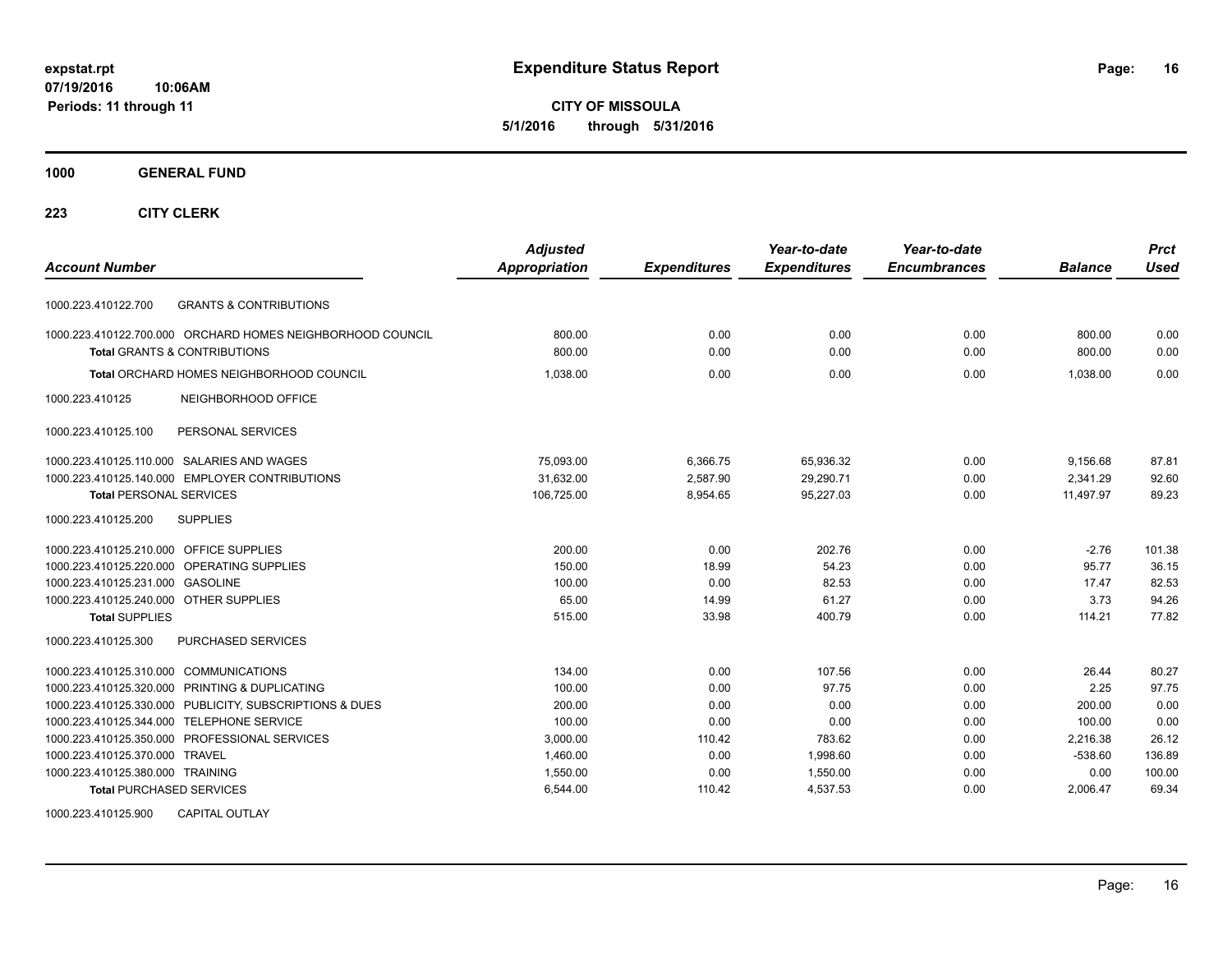# Expenditure Status Report

expstat.rpt
07/19/2016 10:06AM
Periods: 11 through 11

**CITY OF MISSOULA**
**5/1/2016 through 5/31/2016**

**1000 GENERAL FUND**

**223 CITY CLERK**

| Account Number | Adjusted Appropriation | Expenditures | Year-to-date Expenditures | Year-to-date Encumbrances | Balance | Prct Used |
|---|---|---|---|---|---|---|
| 1000.223.410122.700 GRANTS & CONTRIBUTIONS | | | | | | |
| 1000.223.410122.700.000 ORCHARD HOMES NEIGHBORHOOD COUNCIL | 800.00 | 0.00 | 0.00 | 0.00 | 800.00 | 0.00 |
| **Total** GRANTS & CONTRIBUTIONS | 800.00 | 0.00 | 0.00 | 0.00 | 800.00 | 0.00 |
| **Total** ORCHARD HOMES NEIGHBORHOOD COUNCIL | 1,038.00 | 0.00 | 0.00 | 0.00 | 1,038.00 | 0.00 |
| 1000.223.410125 NEIGHBORHOOD OFFICE | | | | | | |
| 1000.223.410125.100 PERSONAL SERVICES | | | | | | |
| 1000.223.410125.110.000 SALARIES AND WAGES | 75,093.00 | 6,366.75 | 65,936.32 | 0.00 | 9,156.68 | 87.81 |
| 1000.223.410125.140.000 EMPLOYER CONTRIBUTIONS | 31,632.00 | 2,587.90 | 29,290.71 | 0.00 | 2,341.29 | 92.60 |
| **Total** PERSONAL SERVICES | 106,725.00 | 8,954.65 | 95,227.03 | 0.00 | 11,497.97 | 89.23 |
| 1000.223.410125.200 SUPPLIES | | | | | | |
| 1000.223.410125.210.000 OFFICE SUPPLIES | 200.00 | 0.00 | 202.76 | 0.00 | -2.76 | 101.38 |
| 1000.223.410125.220.000 OPERATING SUPPLIES | 150.00 | 18.99 | 54.23 | 0.00 | 95.77 | 36.15 |
| 1000.223.410125.231.000 GASOLINE | 100.00 | 0.00 | 82.53 | 0.00 | 17.47 | 82.53 |
| 1000.223.410125.240.000 OTHER SUPPLIES | 65.00 | 14.99 | 61.27 | 0.00 | 3.73 | 94.26 |
| **Total** SUPPLIES | 515.00 | 33.98 | 400.79 | 0.00 | 114.21 | 77.82 |
| 1000.223.410125.300 PURCHASED SERVICES | | | | | | |
| 1000.223.410125.310.000 COMMUNICATIONS | 134.00 | 0.00 | 107.56 | 0.00 | 26.44 | 80.27 |
| 1000.223.410125.320.000 PRINTING & DUPLICATING | 100.00 | 0.00 | 97.75 | 0.00 | 2.25 | 97.75 |
| 1000.223.410125.330.000 PUBLICITY, SUBSCRIPTIONS & DUES | 200.00 | 0.00 | 0.00 | 0.00 | 200.00 | 0.00 |
| 1000.223.410125.344.000 TELEPHONE SERVICE | 100.00 | 0.00 | 0.00 | 0.00 | 100.00 | 0.00 |
| 1000.223.410125.350.000 PROFESSIONAL SERVICES | 3,000.00 | 110.42 | 783.62 | 0.00 | 2,216.38 | 26.12 |
| 1000.223.410125.370.000 TRAVEL | 1,460.00 | 0.00 | 1,998.60 | 0.00 | -538.60 | 136.89 |
| 1000.223.410125.380.000 TRAINING | 1,550.00 | 0.00 | 1,550.00 | 0.00 | 0.00 | 100.00 |
| **Total** PURCHASED SERVICES | 6,544.00 | 110.42 | 4,537.53 | 0.00 | 2,006.47 | 69.34 |
| 1000.223.410125.900 CAPITAL OUTLAY | | | | | | |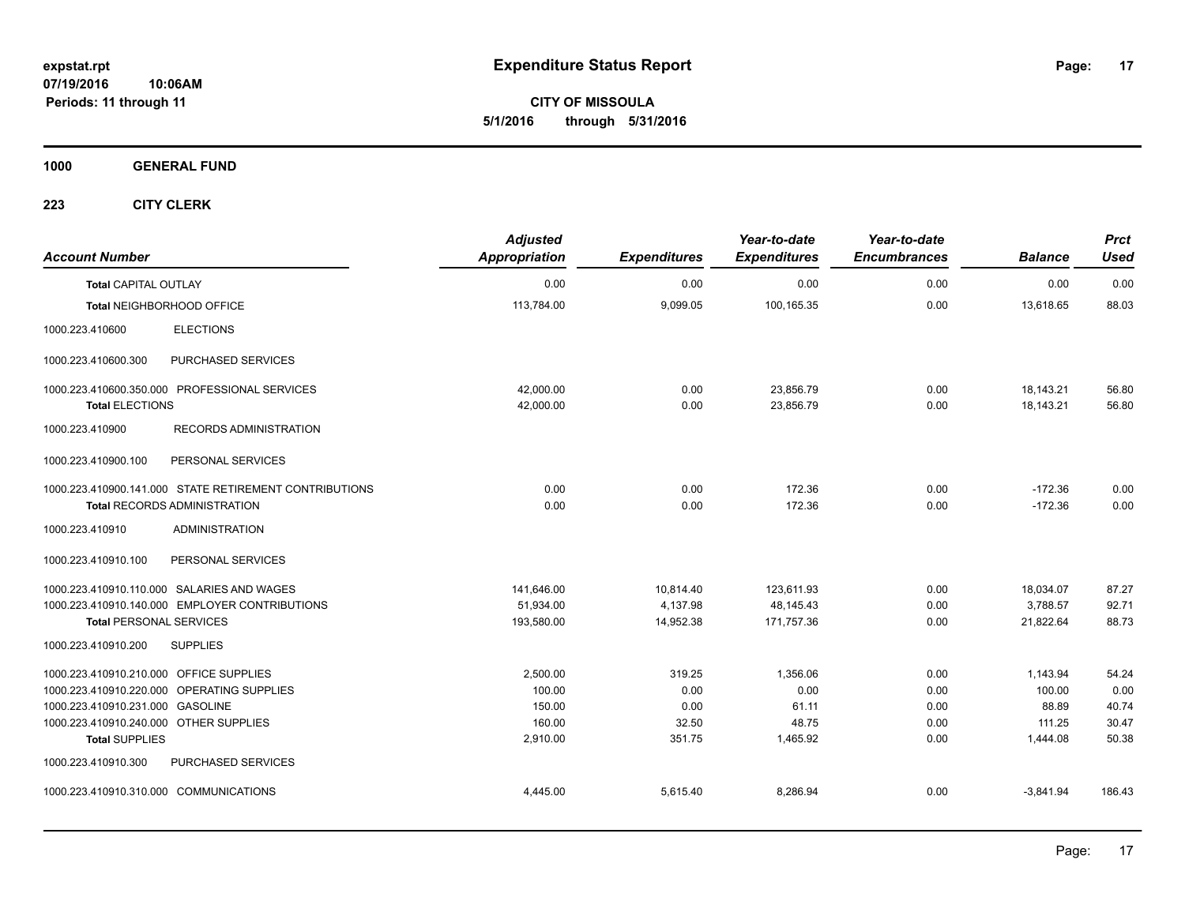**expstat.rpt**
**07/19/2016 10:06AM**
**Periods: 11 through 11**

# Expenditure Status Report

**CITY OF MISSOULA**
**5/1/2016 through 5/31/2016**

## 1000 GENERAL FUND

### 223 CITY CLERK

| Account Number | | Adjusted Appropriation | Expenditures | Year-to-date Expenditures | Year-to-date Encumbrances | Balance | Prct Used |
|---|---|---|---|---|---|---|---|
| **Total** CAPITAL OUTLAY | | 0.00 | 0.00 | 0.00 | 0.00 | 0.00 | 0.00 |
| **Total** NEIGHBORHOOD OFFICE | | 113,784.00 | 9,099.05 | 100,165.35 | 0.00 | 13,618.65 | 88.03 |
| 1000.223.410600 | ELECTIONS | | | | | | |
| 1000.223.410600.300 | PURCHASED SERVICES | | | | | | |
| 1000.223.410600.350.000 | PROFESSIONAL SERVICES | 42,000.00 | 0.00 | 23,856.79 | 0.00 | 18,143.21 | 56.80 |
| **Total** ELECTIONS | | 42,000.00 | 0.00 | 23,856.79 | 0.00 | 18,143.21 | 56.80 |
| 1000.223.410900 | RECORDS ADMINISTRATION | | | | | | |
| 1000.223.410900.100 | PERSONAL SERVICES | | | | | | |
| 1000.223.410900.141.000 | STATE RETIREMENT CONTRIBUTIONS | 0.00 | 0.00 | 172.36 | 0.00 | -172.36 | 0.00 |
| **Total** RECORDS ADMINISTRATION | | 0.00 | 0.00 | 172.36 | 0.00 | -172.36 | 0.00 |
| 1000.223.410910 | ADMINISTRATION | | | | | | |
| 1000.223.410910.100 | PERSONAL SERVICES | | | | | | |
| 1000.223.410910.110.000 | SALARIES AND WAGES | 141,646.00 | 10,814.40 | 123,611.93 | 0.00 | 18,034.07 | 87.27 |
| 1000.223.410910.140.000 | EMPLOYER CONTRIBUTIONS | 51,934.00 | 4,137.98 | 48,145.43 | 0.00 | 3,788.57 | 92.71 |
| **Total** PERSONAL SERVICES | | 193,580.00 | 14,952.38 | 171,757.36 | 0.00 | 21,822.64 | 88.73 |
| 1000.223.410910.200 | SUPPLIES | | | | | | |
| 1000.223.410910.210.000 | OFFICE SUPPLIES | 2,500.00 | 319.25 | 1,356.06 | 0.00 | 1,143.94 | 54.24 |
| 1000.223.410910.220.000 | OPERATING SUPPLIES | 100.00 | 0.00 | 0.00 | 0.00 | 100.00 | 0.00 |
| 1000.223.410910.231.000 | GASOLINE | 150.00 | 0.00 | 61.11 | 0.00 | 88.89 | 40.74 |
| 1000.223.410910.240.000 | OTHER SUPPLIES | 160.00 | 32.50 | 48.75 | 0.00 | 111.25 | 30.47 |
| **Total** SUPPLIES | | 2,910.00 | 351.75 | 1,465.92 | 0.00 | 1,444.08 | 50.38 |
| 1000.223.410910.300 | PURCHASED SERVICES | | | | | | |
| 1000.223.410910.310.000 | COMMUNICATIONS | 4,445.00 | 5,615.40 | 8,286.94 | 0.00 | -3,841.94 | 186.43 |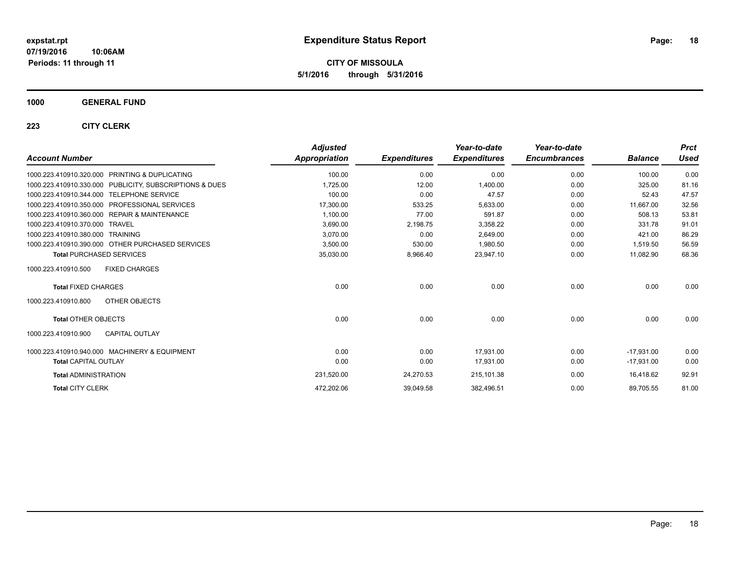expstat.rpt
07/19/2016 10:06AM
Periods: 11 through 11

# Expenditure Status Report

**CITY OF MISSOULA**
**5/1/2016 through 5/31/2016**

## 1000 GENERAL FUND

### 223 CITY CLERK

| Account Number | | Adjusted Appropriation | Expenditures | Year-to-date Expenditures | Year-to-date Encumbrances | Balance | Prct Used |
|---|---|---|---|---|---|---|---|
| 1000.223.410910.320.000 | PRINTING & DUPLICATING | 100.00 | 0.00 | 0.00 | 0.00 | 100.00 | 0.00 |
| 1000.223.410910.330.000 | PUBLICITY, SUBSCRIPTIONS & DUES | 1,725.00 | 12.00 | 1,400.00 | 0.00 | 325.00 | 81.16 |
| 1000.223.410910.344.000 | TELEPHONE SERVICE | 100.00 | 0.00 | 47.57 | 0.00 | 52.43 | 47.57 |
| 1000.223.410910.350.000 | PROFESSIONAL SERVICES | 17,300.00 | 533.25 | 5,633.00 | 0.00 | 11,667.00 | 32.56 |
| 1000.223.410910.360.000 | REPAIR & MAINTENANCE | 1,100.00 | 77.00 | 591.87 | 0.00 | 508.13 | 53.81 |
| 1000.223.410910.370.000 | TRAVEL | 3,690.00 | 2,198.75 | 3,358.22 | 0.00 | 331.78 | 91.01 |
| 1000.223.410910.380.000 | TRAINING | 3,070.00 | 0.00 | 2,649.00 | 0.00 | 421.00 | 86.29 |
| 1000.223.410910.390.000 | OTHER PURCHASED SERVICES | 3,500.00 | 530.00 | 1,980.50 | 0.00 | 1,519.50 | 56.59 |
| **Total** PURCHASED SERVICES | | 35,030.00 | 8,966.40 | 23,947.10 | 0.00 | 11,082.90 | 68.36 |
| 1000.223.410910.500 | FIXED CHARGES | | | | | | |
| **Total** FIXED CHARGES | | 0.00 | 0.00 | 0.00 | 0.00 | 0.00 | 0.00 |
| 1000.223.410910.800 | OTHER OBJECTS | | | | | | |
| **Total** OTHER OBJECTS | | 0.00 | 0.00 | 0.00 | 0.00 | 0.00 | 0.00 |
| 1000.223.410910.900 | CAPITAL OUTLAY | | | | | | |
| 1000.223.410910.940.000 | MACHINERY & EQUIPMENT | 0.00 | 0.00 | 17,931.00 | 0.00 | -17,931.00 | 0.00 |
| **Total** CAPITAL OUTLAY | | 0.00 | 0.00 | 17,931.00 | 0.00 | -17,931.00 | 0.00 |
| **Total** ADMINISTRATION | | 231,520.00 | 24,270.53 | 215,101.38 | 0.00 | 16,418.62 | 92.91 |
| **Total** CITY CLERK | | 472,202.06 | 39,049.58 | 382,496.51 | 0.00 | 89,705.55 | 81.00 |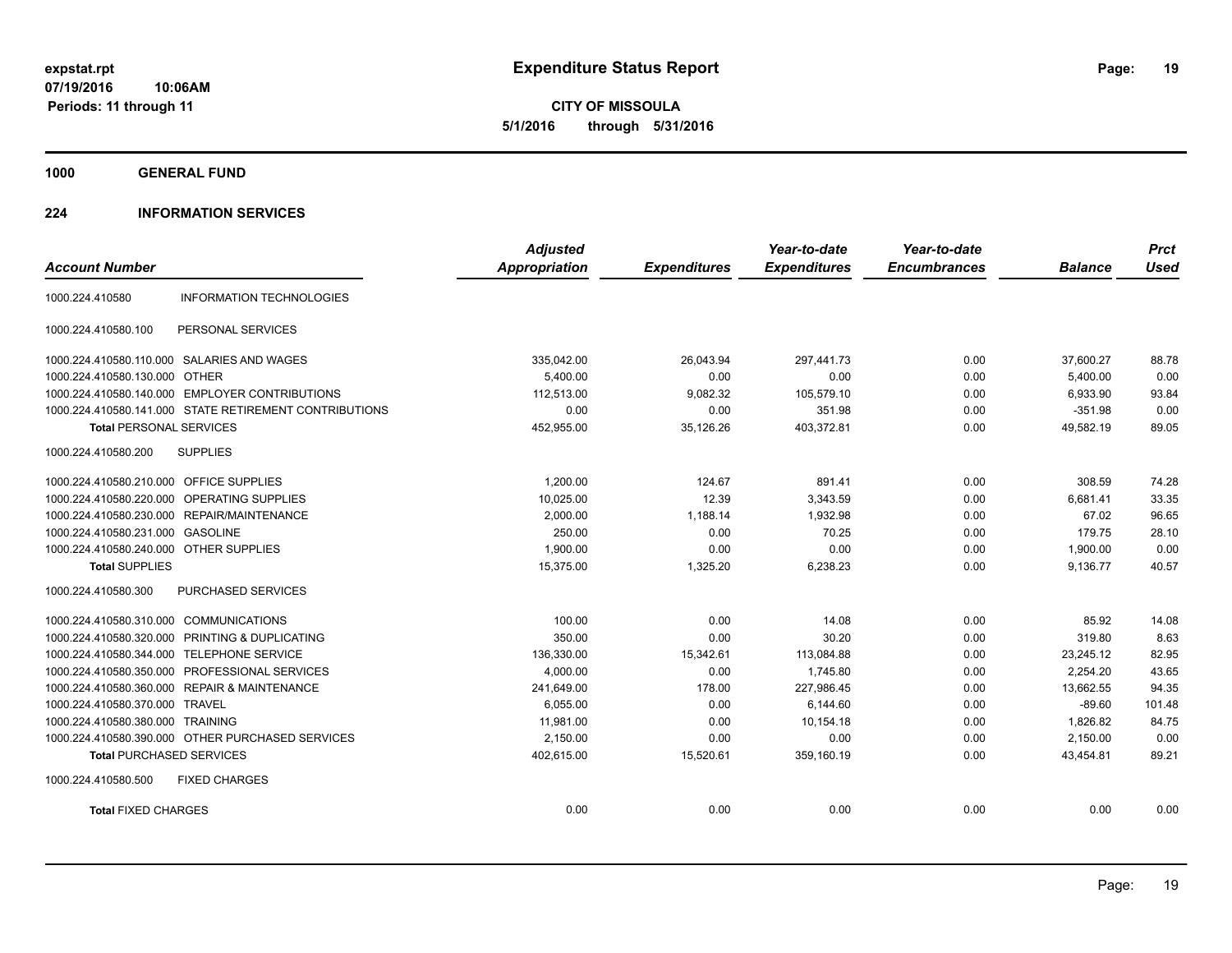# Expenditure Status Report

expstat.rpt
07/19/2016 10:06AM
Periods: 11 through 11

**CITY OF MISSOULA**
**5/1/2016 through 5/31/2016**

## 1000 GENERAL FUND

### 224 INFORMATION SERVICES

| Account Number | | Adjusted Appropriation | Expenditures | Year-to-date Expenditures | Year-to-date Encumbrances | Balance | Prct Used |
|---|---|---|---|---|---|---|---|
| 1000.224.410580 | INFORMATION TECHNOLOGIES | | | | | | |
| 1000.224.410580.100 | PERSONAL SERVICES | | | | | | |
| 1000.224.410580.110.000 | SALARIES AND WAGES | 335,042.00 | 26,043.94 | 297,441.73 | 0.00 | 37,600.27 | 88.78 |
| 1000.224.410580.130.000 | OTHER | 5,400.00 | 0.00 | 0.00 | 0.00 | 5,400.00 | 0.00 |
| 1000.224.410580.140.000 | EMPLOYER CONTRIBUTIONS | 112,513.00 | 9,082.32 | 105,579.10 | 0.00 | 6,933.90 | 93.84 |
| 1000.224.410580.141.000 | STATE RETIREMENT CONTRIBUTIONS | 0.00 | 0.00 | 351.98 | 0.00 | -351.98 | 0.00 |
| **Total** PERSONAL SERVICES | | 452,955.00 | 35,126.26 | 403,372.81 | 0.00 | 49,582.19 | 89.05 |
| 1000.224.410580.200 | SUPPLIES | | | | | | |
| 1000.224.410580.210.000 | OFFICE SUPPLIES | 1,200.00 | 124.67 | 891.41 | 0.00 | 308.59 | 74.28 |
| 1000.224.410580.220.000 | OPERATING SUPPLIES | 10,025.00 | 12.39 | 3,343.59 | 0.00 | 6,681.41 | 33.35 |
| 1000.224.410580.230.000 | REPAIR/MAINTENANCE | 2,000.00 | 1,188.14 | 1,932.98 | 0.00 | 67.02 | 96.65 |
| 1000.224.410580.231.000 | GASOLINE | 250.00 | 0.00 | 70.25 | 0.00 | 179.75 | 28.10 |
| 1000.224.410580.240.000 | OTHER SUPPLIES | 1,900.00 | 0.00 | 0.00 | 0.00 | 1,900.00 | 0.00 |
| **Total** SUPPLIES | | 15,375.00 | 1,325.20 | 6,238.23 | 0.00 | 9,136.77 | 40.57 |
| 1000.224.410580.300 | PURCHASED SERVICES | | | | | | |
| 1000.224.410580.310.000 | COMMUNICATIONS | 100.00 | 0.00 | 14.08 | 0.00 | 85.92 | 14.08 |
| 1000.224.410580.320.000 | PRINTING & DUPLICATING | 350.00 | 0.00 | 30.20 | 0.00 | 319.80 | 8.63 |
| 1000.224.410580.344.000 | TELEPHONE SERVICE | 136,330.00 | 15,342.61 | 113,084.88 | 0.00 | 23,245.12 | 82.95 |
| 1000.224.410580.350.000 | PROFESSIONAL SERVICES | 4,000.00 | 0.00 | 1,745.80 | 0.00 | 2,254.20 | 43.65 |
| 1000.224.410580.360.000 | REPAIR & MAINTENANCE | 241,649.00 | 178.00 | 227,986.45 | 0.00 | 13,662.55 | 94.35 |
| 1000.224.410580.370.000 | TRAVEL | 6,055.00 | 0.00 | 6,144.60 | 0.00 | -89.60 | 101.48 |
| 1000.224.410580.380.000 | TRAINING | 11,981.00 | 0.00 | 10,154.18 | 0.00 | 1,826.82 | 84.75 |
| 1000.224.410580.390.000 | OTHER PURCHASED SERVICES | 2,150.00 | 0.00 | 0.00 | 0.00 | 2,150.00 | 0.00 |
| **Total** PURCHASED SERVICES | | 402,615.00 | 15,520.61 | 359,160.19 | 0.00 | 43,454.81 | 89.21 |
| 1000.224.410580.500 | FIXED CHARGES | | | | | | |
| **Total** FIXED CHARGES | | 0.00 | 0.00 | 0.00 | 0.00 | 0.00 | 0.00 |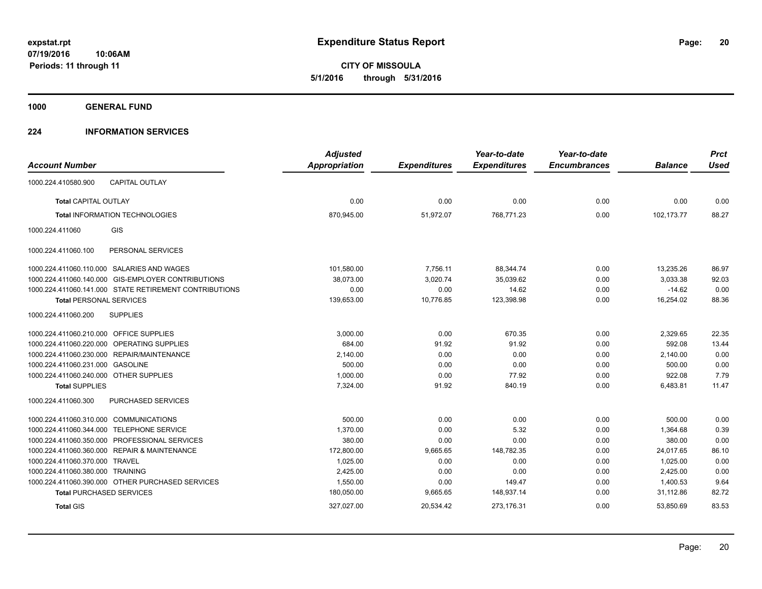**expstat.rpt**
**07/19/2016 10:06AM**
**Periods: 11 through 11**

# Expenditure Status Report

**CITY OF MISSOULA**
**5/1/2016 through 5/31/2016**

## 1000 GENERAL FUND

## 224 INFORMATION SERVICES

| Account Number | Adjusted Appropriation | Expenditures | Year-to-date Expenditures | Year-to-date Encumbrances | Balance | Prct Used |
|---|---|---|---|---|---|---|
| 1000.224.410580.900 CAPITAL OUTLAY | | | | | | |
| **Total** CAPITAL OUTLAY | 0.00 | 0.00 | 0.00 | 0.00 | 0.00 | 0.00 |
| **Total** INFORMATION TECHNOLOGIES | 870,945.00 | 51,972.07 | 768,771.23 | 0.00 | 102,173.77 | 88.27 |
| 1000.224.411060 GIS | | | | | | |
| 1000.224.411060.100 PERSONAL SERVICES | | | | | | |
| 1000.224.411060.110.000 SALARIES AND WAGES | 101,580.00 | 7,756.11 | 88,344.74 | 0.00 | 13,235.26 | 86.97 |
| 1000.224.411060.140.000 GIS-EMPLOYER CONTRIBUTIONS | 38,073.00 | 3,020.74 | 35,039.62 | 0.00 | 3,033.38 | 92.03 |
| 1000.224.411060.141.000 STATE RETIREMENT CONTRIBUTIONS | 0.00 | 0.00 | 14.62 | 0.00 | -14.62 | 0.00 |
| **Total** PERSONAL SERVICES | 139,653.00 | 10,776.85 | 123,398.98 | 0.00 | 16,254.02 | 88.36 |
| 1000.224.411060.200 SUPPLIES | | | | | | |
| 1000.224.411060.210.000 OFFICE SUPPLIES | 3,000.00 | 0.00 | 670.35 | 0.00 | 2,329.65 | 22.35 |
| 1000.224.411060.220.000 OPERATING SUPPLIES | 684.00 | 91.92 | 91.92 | 0.00 | 592.08 | 13.44 |
| 1000.224.411060.230.000 REPAIR/MAINTENANCE | 2,140.00 | 0.00 | 0.00 | 0.00 | 2,140.00 | 0.00 |
| 1000.224.411060.231.000 GASOLINE | 500.00 | 0.00 | 0.00 | 0.00 | 500.00 | 0.00 |
| 1000.224.411060.240.000 OTHER SUPPLIES | 1,000.00 | 0.00 | 77.92 | 0.00 | 922.08 | 7.79 |
| **Total** SUPPLIES | 7,324.00 | 91.92 | 840.19 | 0.00 | 6,483.81 | 11.47 |
| 1000.224.411060.300 PURCHASED SERVICES | | | | | | |
| 1000.224.411060.310.000 COMMUNICATIONS | 500.00 | 0.00 | 0.00 | 0.00 | 500.00 | 0.00 |
| 1000.224.411060.344.000 TELEPHONE SERVICE | 1,370.00 | 0.00 | 5.32 | 0.00 | 1,364.68 | 0.39 |
| 1000.224.411060.350.000 PROFESSIONAL SERVICES | 380.00 | 0.00 | 0.00 | 0.00 | 380.00 | 0.00 |
| 1000.224.411060.360.000 REPAIR & MAINTENANCE | 172,800.00 | 9,665.65 | 148,782.35 | 0.00 | 24,017.65 | 86.10 |
| 1000.224.411060.370.000 TRAVEL | 1,025.00 | 0.00 | 0.00 | 0.00 | 1,025.00 | 0.00 |
| 1000.224.411060.380.000 TRAINING | 2,425.00 | 0.00 | 0.00 | 0.00 | 2,425.00 | 0.00 |
| 1000.224.411060.390.000 OTHER PURCHASED SERVICES | 1,550.00 | 0.00 | 149.47 | 0.00 | 1,400.53 | 9.64 |
| **Total** PURCHASED SERVICES | 180,050.00 | 9,665.65 | 148,937.14 | 0.00 | 31,112.86 | 82.72 |
| **Total** GIS | 327,027.00 | 20,534.42 | 273,176.31 | 0.00 | 53,850.69 | 83.53 |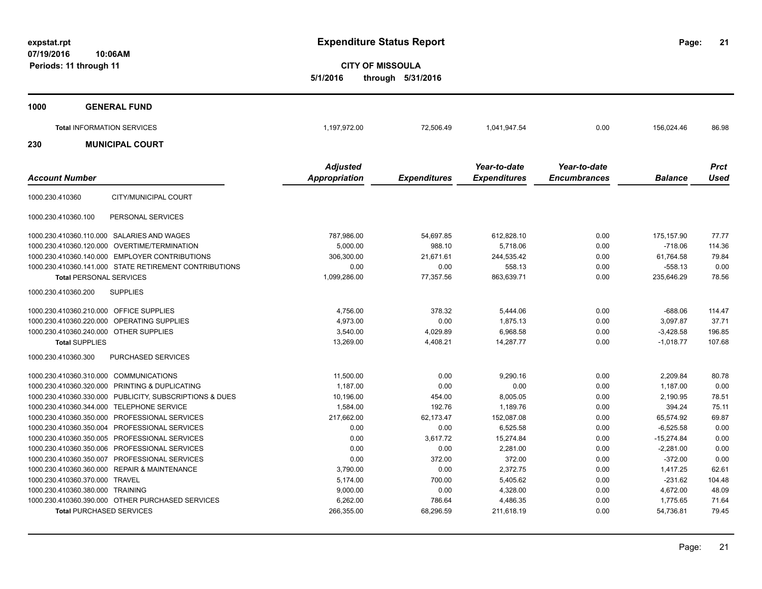# Expenditure Status Report

expstat.rpt
07/19/2016 10:06AM
Periods: 11 through 11

**CITY OF MISSOULA**
**5/1/2016 through 5/31/2016**

## 1000 GENERAL FUND

| | Adjusted Appropriation | Expenditures | Year-to-date Expenditures | Year-to-date Encumbrances | Balance | Prct Used |
|---|---|---|---|---|---|---|
| **Total INFORMATION SERVICES** | 1,197,972.00 | 72,506.49 | 1,041,947.54 | 0.00 | 156,024.46 | 86.98 |

## 230 MUNICIPAL COURT

| Account Number | | Adjusted Appropriation | Expenditures | Year-to-date Expenditures | Year-to-date Encumbrances | Balance | Prct Used |
|---|---|---|---|---|---|---|---|
| 1000.230.410360 | CITY/MUNICIPAL COURT | | | | | | |
| 1000.230.410360.100 | PERSONAL SERVICES | | | | | | |
| 1000.230.410360.110.000 | SALARIES AND WAGES | 787,986.00 | 54,697.85 | 612,828.10 | 0.00 | 175,157.90 | 77.77 |
| 1000.230.410360.120.000 | OVERTIME/TERMINATION | 5,000.00 | 988.10 | 5,718.06 | 0.00 | -718.06 | 114.36 |
| 1000.230.410360.140.000 | EMPLOYER CONTRIBUTIONS | 306,300.00 | 21,671.61 | 244,535.42 | 0.00 | 61,764.58 | 79.84 |
| 1000.230.410360.141.000 | STATE RETIREMENT CONTRIBUTIONS | 0.00 | 0.00 | 558.13 | 0.00 | -558.13 | 0.00 |
| **Total PERSONAL SERVICES** | | 1,099,286.00 | 77,357.56 | 863,639.71 | 0.00 | 235,646.29 | 78.56 |
| 1000.230.410360.200 | SUPPLIES | | | | | | |
| 1000.230.410360.210.000 | OFFICE SUPPLIES | 4,756.00 | 378.32 | 5,444.06 | 0.00 | -688.06 | 114.47 |
| 1000.230.410360.220.000 | OPERATING SUPPLIES | 4,973.00 | 0.00 | 1,875.13 | 0.00 | 3,097.87 | 37.71 |
| 1000.230.410360.240.000 | OTHER SUPPLIES | 3,540.00 | 4,029.89 | 6,968.58 | 0.00 | -3,428.58 | 196.85 |
| **Total SUPPLIES** | | 13,269.00 | 4,408.21 | 14,287.77 | 0.00 | -1,018.77 | 107.68 |
| 1000.230.410360.300 | PURCHASED SERVICES | | | | | | |
| 1000.230.410360.310.000 | COMMUNICATIONS | 11,500.00 | 0.00 | 9,290.16 | 0.00 | 2,209.84 | 80.78 |
| 1000.230.410360.320.000 | PRINTING & DUPLICATING | 1,187.00 | 0.00 | 0.00 | 0.00 | 1,187.00 | 0.00 |
| 1000.230.410360.330.000 | PUBLICITY, SUBSCRIPTIONS & DUES | 10,196.00 | 454.00 | 8,005.05 | 0.00 | 2,190.95 | 78.51 |
| 1000.230.410360.344.000 | TELEPHONE SERVICE | 1,584.00 | 192.76 | 1,189.76 | 0.00 | 394.24 | 75.11 |
| 1000.230.410360.350.000 | PROFESSIONAL SERVICES | 217,662.00 | 62,173.47 | 152,087.08 | 0.00 | 65,574.92 | 69.87 |
| 1000.230.410360.350.004 | PROFESSIONAL SERVICES | 0.00 | 0.00 | 6,525.58 | 0.00 | -6,525.58 | 0.00 |
| 1000.230.410360.350.005 | PROFESSIONAL SERVICES | 0.00 | 3,617.72 | 15,274.84 | 0.00 | -15,274.84 | 0.00 |
| 1000.230.410360.350.006 | PROFESSIONAL SERVICES | 0.00 | 0.00 | 2,281.00 | 0.00 | -2,281.00 | 0.00 |
| 1000.230.410360.350.007 | PROFESSIONAL SERVICES | 0.00 | 372.00 | 372.00 | 0.00 | -372.00 | 0.00 |
| 1000.230.410360.360.000 | REPAIR & MAINTENANCE | 3,790.00 | 0.00 | 2,372.75 | 0.00 | 1,417.25 | 62.61 |
| 1000.230.410360.370.000 | TRAVEL | 5,174.00 | 700.00 | 5,405.62 | 0.00 | -231.62 | 104.48 |
| 1000.230.410360.380.000 | TRAINING | 9,000.00 | 0.00 | 4,328.00 | 0.00 | 4,672.00 | 48.09 |
| 1000.230.410360.390.000 | OTHER PURCHASED SERVICES | 6,262.00 | 786.64 | 4,486.35 | 0.00 | 1,775.65 | 71.64 |
| **Total PURCHASED SERVICES** | | 266,355.00 | 68,296.59 | 211,618.19 | 0.00 | 54,736.81 | 79.45 |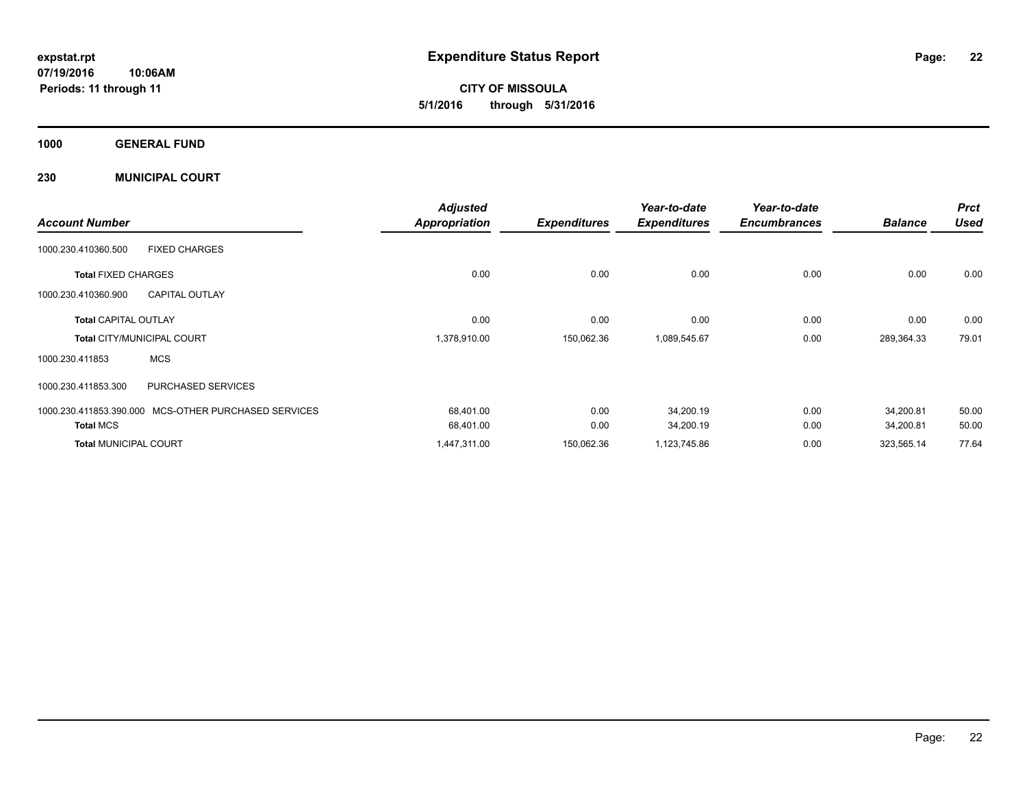expstat.rpt
07/19/2016 10:06AM
Periods: 11 through 11

# Expenditure Status Report

**CITY OF MISSOULA**
**5/1/2016 through 5/31/2016**

## 1000 GENERAL FUND

## 230 MUNICIPAL COURT

| Account Number | | Adjusted Appropriation | Expenditures | Year-to-date Expenditures | Year-to-date Encumbrances | Balance | Prct Used |
|---|---|---|---|---|---|---|---|
| 1000.230.410360.500 | FIXED CHARGES | | | | | | |
| **Total** FIXED CHARGES | | 0.00 | 0.00 | 0.00 | 0.00 | 0.00 | 0.00 |
| 1000.230.410360.900 | CAPITAL OUTLAY | | | | | | |
| **Total** CAPITAL OUTLAY | | 0.00 | 0.00 | 0.00 | 0.00 | 0.00 | 0.00 |
| **Total** CITY/MUNICIPAL COURT | | 1,378,910.00 | 150,062.36 | 1,089,545.67 | 0.00 | 289,364.33 | 79.01 |
| 1000.230.411853 | MCS | | | | | | |
| 1000.230.411853.300 | PURCHASED SERVICES | | | | | | |
| 1000.230.411853.390.000 | MCS-OTHER PURCHASED SERVICES | 68,401.00 | 0.00 | 34,200.19 | 0.00 | 34,200.81 | 50.00 |
| **Total** MCS | | 68,401.00 | 0.00 | 34,200.19 | 0.00 | 34,200.81 | 50.00 |
| **Total** MUNICIPAL COURT | | 1,447,311.00 | 150,062.36 | 1,123,745.86 | 0.00 | 323,565.14 | 77.64 |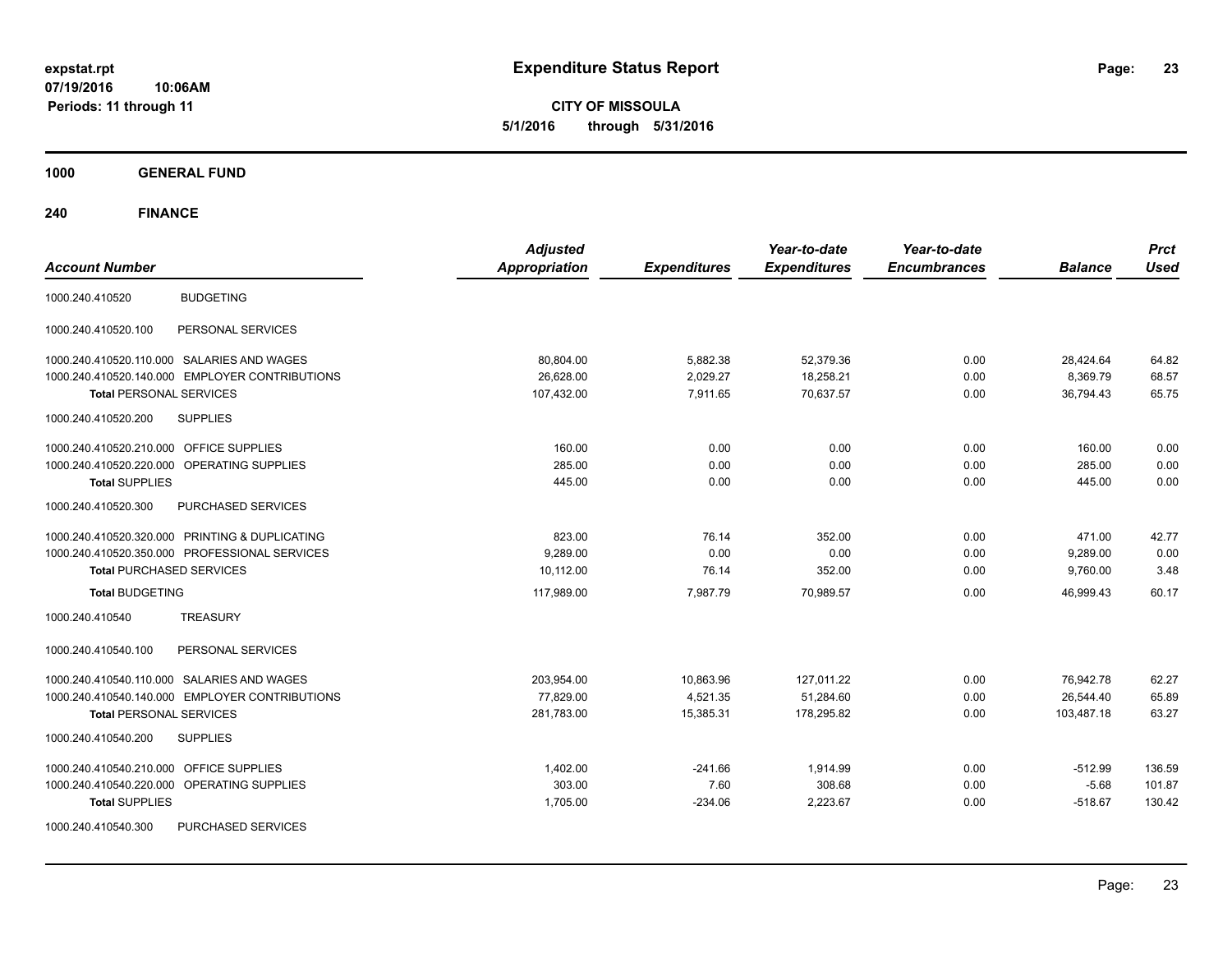**expstat.rpt**
**07/19/2016 10:06AM**
**Periods: 11 through 11**

# Expenditure Status Report

**CITY OF MISSOULA**
**5/1/2016 through 5/31/2016**

## 1000 GENERAL FUND

## 240 FINANCE

| Account Number | | Adjusted Appropriation | Expenditures | Year-to-date Expenditures | Year-to-date Encumbrances | Balance | Prct Used |
|---|---|---|---|---|---|---|---|
| 1000.240.410520 | BUDGETING | | | | | | |
| 1000.240.410520.100 | PERSONAL SERVICES | | | | | | |
| 1000.240.410520.110.000 | SALARIES AND WAGES | 80,804.00 | 5,882.38 | 52,379.36 | 0.00 | 28,424.64 | 64.82 |
| 1000.240.410520.140.000 | EMPLOYER CONTRIBUTIONS | 26,628.00 | 2,029.27 | 18,258.21 | 0.00 | 8,369.79 | 68.57 |
| **Total** PERSONAL SERVICES | | 107,432.00 | 7,911.65 | 70,637.57 | 0.00 | 36,794.43 | 65.75 |
| 1000.240.410520.200 | SUPPLIES | | | | | | |
| 1000.240.410520.210.000 | OFFICE SUPPLIES | 160.00 | 0.00 | 0.00 | 0.00 | 160.00 | 0.00 |
| 1000.240.410520.220.000 | OPERATING SUPPLIES | 285.00 | 0.00 | 0.00 | 0.00 | 285.00 | 0.00 |
| **Total** SUPPLIES | | 445.00 | 0.00 | 0.00 | 0.00 | 445.00 | 0.00 |
| 1000.240.410520.300 | PURCHASED SERVICES | | | | | | |
| 1000.240.410520.320.000 | PRINTING & DUPLICATING | 823.00 | 76.14 | 352.00 | 0.00 | 471.00 | 42.77 |
| 1000.240.410520.350.000 | PROFESSIONAL SERVICES | 9,289.00 | 0.00 | 0.00 | 0.00 | 9,289.00 | 0.00 |
| **Total** PURCHASED SERVICES | | 10,112.00 | 76.14 | 352.00 | 0.00 | 9,760.00 | 3.48 |
| **Total** BUDGETING | | 117,989.00 | 7,987.79 | 70,989.57 | 0.00 | 46,999.43 | 60.17 |
| 1000.240.410540 | TREASURY | | | | | | |
| 1000.240.410540.100 | PERSONAL SERVICES | | | | | | |
| 1000.240.410540.110.000 | SALARIES AND WAGES | 203,954.00 | 10,863.96 | 127,011.22 | 0.00 | 76,942.78 | 62.27 |
| 1000.240.410540.140.000 | EMPLOYER CONTRIBUTIONS | 77,829.00 | 4,521.35 | 51,284.60 | 0.00 | 26,544.40 | 65.89 |
| **Total** PERSONAL SERVICES | | 281,783.00 | 15,385.31 | 178,295.82 | 0.00 | 103,487.18 | 63.27 |
| 1000.240.410540.200 | SUPPLIES | | | | | | |
| 1000.240.410540.210.000 | OFFICE SUPPLIES | 1,402.00 | -241.66 | 1,914.99 | 0.00 | -512.99 | 136.59 |
| 1000.240.410540.220.000 | OPERATING SUPPLIES | 303.00 | 7.60 | 308.68 | 0.00 | -5.68 | 101.87 |
| **Total** SUPPLIES | | 1,705.00 | -234.06 | 2,223.67 | 0.00 | -518.67 | 130.42 |
| 1000.240.410540.300 | PURCHASED SERVICES | | | | | | |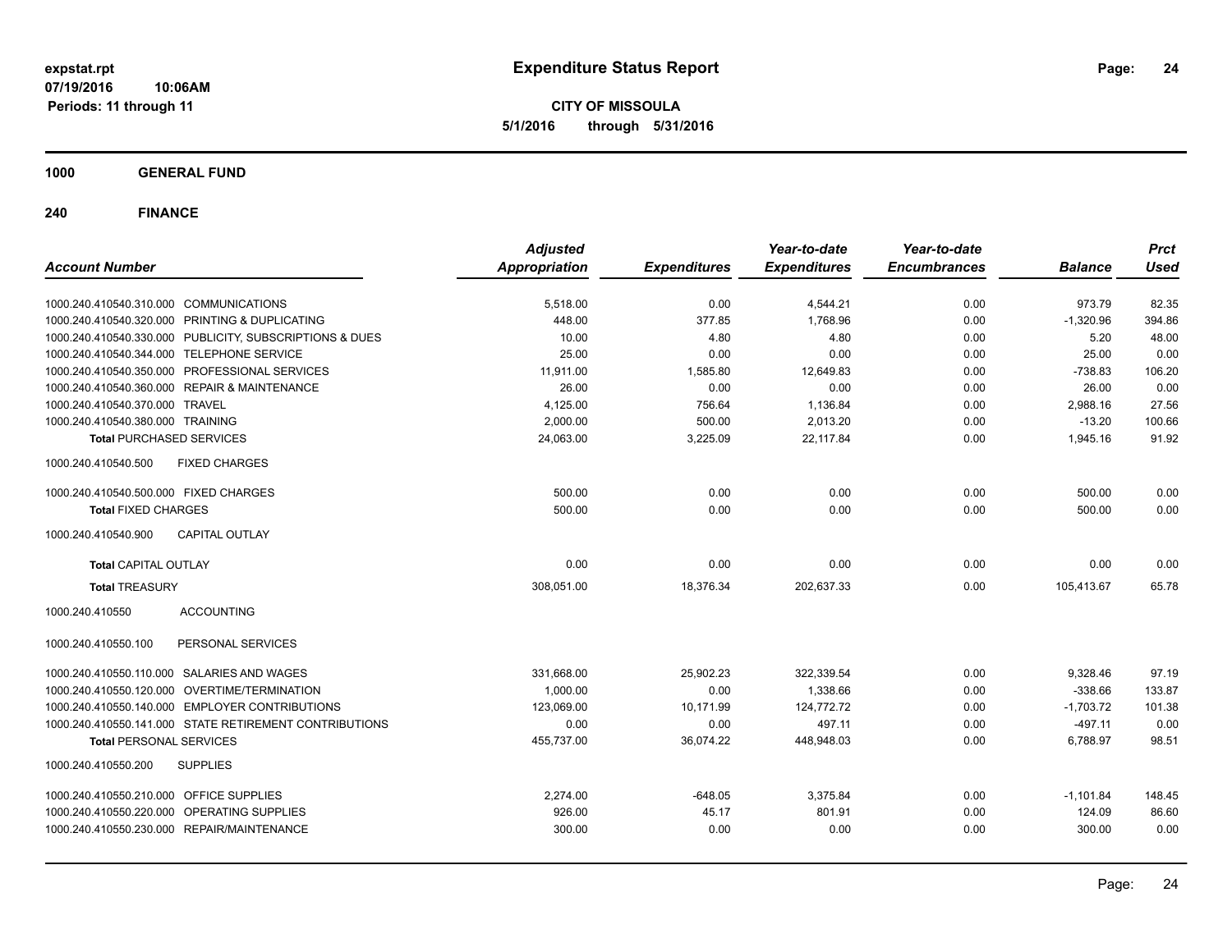# Expenditure Status Report

**CITY OF MISSOULA**
**5/1/2016 through 5/31/2016**

expstat.rpt
07/19/2016 10:06AM
Periods: 11 through 11

**1000 GENERAL FUND**

**240 FINANCE**

| Account Number | Adjusted Appropriation | Expenditures | Year-to-date Expenditures | Year-to-date Encumbrances | Balance | Prct Used |
|---|---|---|---|---|---|---|
| 1000.240.410540.310.000 COMMUNICATIONS | 5,518.00 | 0.00 | 4,544.21 | 0.00 | 973.79 | 82.35 |
| 1000.240.410540.320.000 PRINTING & DUPLICATING | 448.00 | 377.85 | 1,768.96 | 0.00 | -1,320.96 | 394.86 |
| 1000.240.410540.330.000 PUBLICITY, SUBSCRIPTIONS & DUES | 10.00 | 4.80 | 4.80 | 0.00 | 5.20 | 48.00 |
| 1000.240.410540.344.000 TELEPHONE SERVICE | 25.00 | 0.00 | 0.00 | 0.00 | 25.00 | 0.00 |
| 1000.240.410540.350.000 PROFESSIONAL SERVICES | 11,911.00 | 1,585.80 | 12,649.83 | 0.00 | -738.83 | 106.20 |
| 1000.240.410540.360.000 REPAIR & MAINTENANCE | 26.00 | 0.00 | 0.00 | 0.00 | 26.00 | 0.00 |
| 1000.240.410540.370.000 TRAVEL | 4,125.00 | 756.64 | 1,136.84 | 0.00 | 2,988.16 | 27.56 |
| 1000.240.410540.380.000 TRAINING | 2,000.00 | 500.00 | 2,013.20 | 0.00 | -13.20 | 100.66 |
| **Total** PURCHASED SERVICES | 24,063.00 | 3,225.09 | 22,117.84 | 0.00 | 1,945.16 | 91.92 |
| 1000.240.410540.500 FIXED CHARGES | | | | | | |
| 1000.240.410540.500.000 FIXED CHARGES | 500.00 | 0.00 | 0.00 | 0.00 | 500.00 | 0.00 |
| **Total** FIXED CHARGES | 500.00 | 0.00 | 0.00 | 0.00 | 500.00 | 0.00 |
| 1000.240.410540.900 CAPITAL OUTLAY | | | | | | |
| **Total** CAPITAL OUTLAY | 0.00 | 0.00 | 0.00 | 0.00 | 0.00 | 0.00 |
| **Total** TREASURY | 308,051.00 | 18,376.34 | 202,637.33 | 0.00 | 105,413.67 | 65.78 |
| 1000.240.410550 ACCOUNTING | | | | | | |
| 1000.240.410550.100 PERSONAL SERVICES | | | | | | |
| 1000.240.410550.110.000 SALARIES AND WAGES | 331,668.00 | 25,902.23 | 322,339.54 | 0.00 | 9,328.46 | 97.19 |
| 1000.240.410550.120.000 OVERTIME/TERMINATION | 1,000.00 | 0.00 | 1,338.66 | 0.00 | -338.66 | 133.87 |
| 1000.240.410550.140.000 EMPLOYER CONTRIBUTIONS | 123,069.00 | 10,171.99 | 124,772.72 | 0.00 | -1,703.72 | 101.38 |
| 1000.240.410550.141.000 STATE RETIREMENT CONTRIBUTIONS | 0.00 | 0.00 | 497.11 | 0.00 | -497.11 | 0.00 |
| **Total** PERSONAL SERVICES | 455,737.00 | 36,074.22 | 448,948.03 | 0.00 | 6,788.97 | 98.51 |
| 1000.240.410550.200 SUPPLIES | | | | | | |
| 1000.240.410550.210.000 OFFICE SUPPLIES | 2,274.00 | -648.05 | 3,375.84 | 0.00 | -1,101.84 | 148.45 |
| 1000.240.410550.220.000 OPERATING SUPPLIES | 926.00 | 45.17 | 801.91 | 0.00 | 124.09 | 86.60 |
| 1000.240.410550.230.000 REPAIR/MAINTENANCE | 300.00 | 0.00 | 0.00 | 0.00 | 300.00 | 0.00 |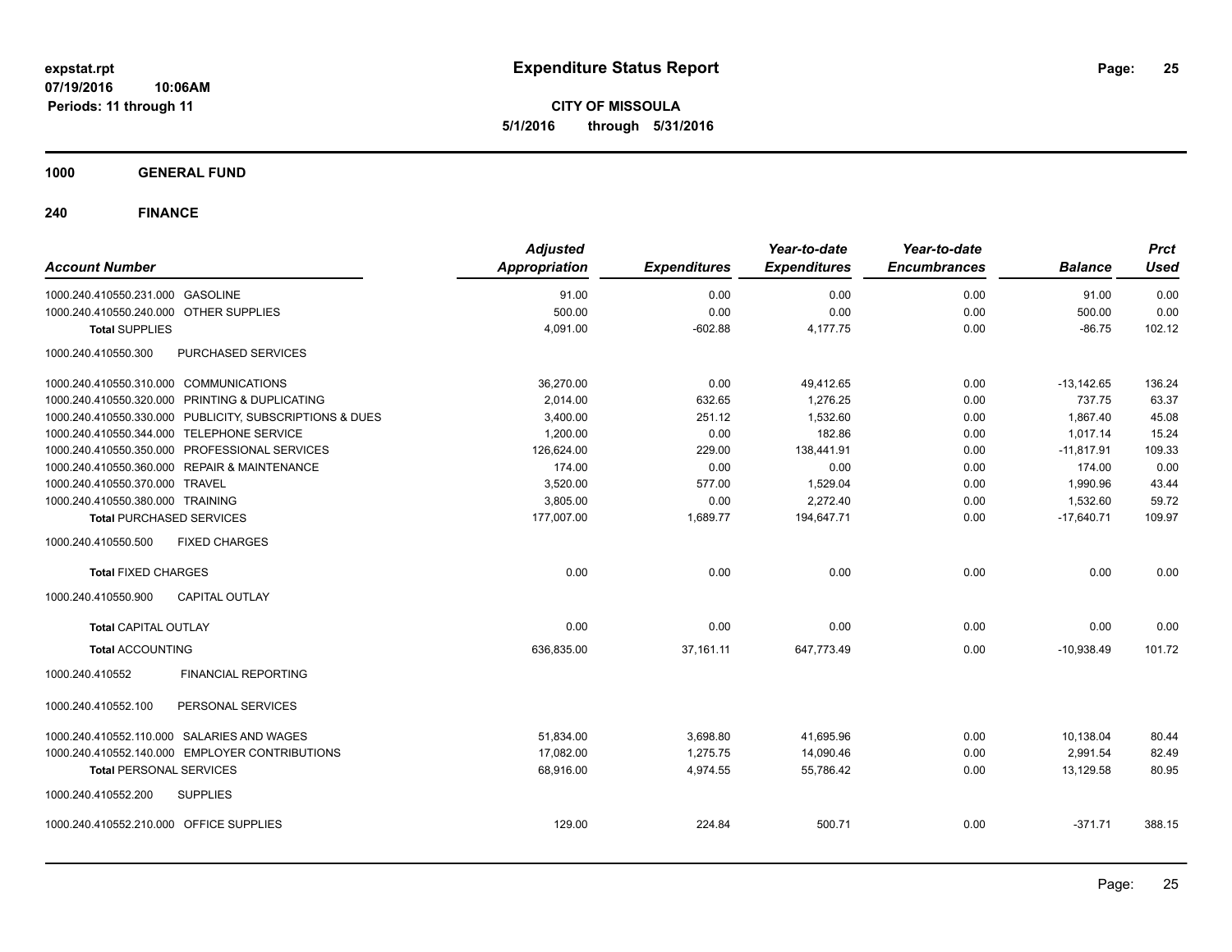**expstat.rpt**
**07/19/2016 10:06AM**
**Periods: 11 through 11**

# Expenditure Status Report

**CITY OF MISSOULA**
**5/1/2016 through 5/31/2016**

**1000 GENERAL FUND**

**240 FINANCE**

| Account Number | | Adjusted Appropriation | Expenditures | Year-to-date Expenditures | Year-to-date Encumbrances | Balance | Prct Used |
|---|---|---|---|---|---|---|---|
| 1000.240.410550.231.000 | GASOLINE | 91.00 | 0.00 | 0.00 | 0.00 | 91.00 | 0.00 |
| 1000.240.410550.240.000 | OTHER SUPPLIES | 500.00 | 0.00 | 0.00 | 0.00 | 500.00 | 0.00 |
| **Total** SUPPLIES | | 4,091.00 | -602.88 | 4,177.75 | 0.00 | -86.75 | 102.12 |
| 1000.240.410550.300 | PURCHASED SERVICES | | | | | | |
| 1000.240.410550.310.000 | COMMUNICATIONS | 36,270.00 | 0.00 | 49,412.65 | 0.00 | -13,142.65 | 136.24 |
| 1000.240.410550.320.000 | PRINTING & DUPLICATING | 2,014.00 | 632.65 | 1,276.25 | 0.00 | 737.75 | 63.37 |
| 1000.240.410550.330.000 | PUBLICITY, SUBSCRIPTIONS & DUES | 3,400.00 | 251.12 | 1,532.60 | 0.00 | 1,867.40 | 45.08 |
| 1000.240.410550.344.000 | TELEPHONE SERVICE | 1,200.00 | 0.00 | 182.86 | 0.00 | 1,017.14 | 15.24 |
| 1000.240.410550.350.000 | PROFESSIONAL SERVICES | 126,624.00 | 229.00 | 138,441.91 | 0.00 | -11,817.91 | 109.33 |
| 1000.240.410550.360.000 | REPAIR & MAINTENANCE | 174.00 | 0.00 | 0.00 | 0.00 | 174.00 | 0.00 |
| 1000.240.410550.370.000 | TRAVEL | 3,520.00 | 577.00 | 1,529.04 | 0.00 | 1,990.96 | 43.44 |
| 1000.240.410550.380.000 | TRAINING | 3,805.00 | 0.00 | 2,272.40 | 0.00 | 1,532.60 | 59.72 |
| **Total** PURCHASED SERVICES | | 177,007.00 | 1,689.77 | 194,647.71 | 0.00 | -17,640.71 | 109.97 |
| 1000.240.410550.500 | FIXED CHARGES | | | | | | |
| **Total** FIXED CHARGES | | 0.00 | 0.00 | 0.00 | 0.00 | 0.00 | 0.00 |
| 1000.240.410550.900 | CAPITAL OUTLAY | | | | | | |
| **Total** CAPITAL OUTLAY | | 0.00 | 0.00 | 0.00 | 0.00 | 0.00 | 0.00 |
| **Total** ACCOUNTING | | 636,835.00 | 37,161.11 | 647,773.49 | 0.00 | -10,938.49 | 101.72 |
| 1000.240.410552 | FINANCIAL REPORTING | | | | | | |
| 1000.240.410552.100 | PERSONAL SERVICES | | | | | | |
| 1000.240.410552.110.000 | SALARIES AND WAGES | 51,834.00 | 3,698.80 | 41,695.96 | 0.00 | 10,138.04 | 80.44 |
| 1000.240.410552.140.000 | EMPLOYER CONTRIBUTIONS | 17,082.00 | 1,275.75 | 14,090.46 | 0.00 | 2,991.54 | 82.49 |
| **Total** PERSONAL SERVICES | | 68,916.00 | 4,974.55 | 55,786.42 | 0.00 | 13,129.58 | 80.95 |
| 1000.240.410552.200 | SUPPLIES | | | | | | |
| 1000.240.410552.210.000 | OFFICE SUPPLIES | 129.00 | 224.84 | 500.71 | 0.00 | -371.71 | 388.15 |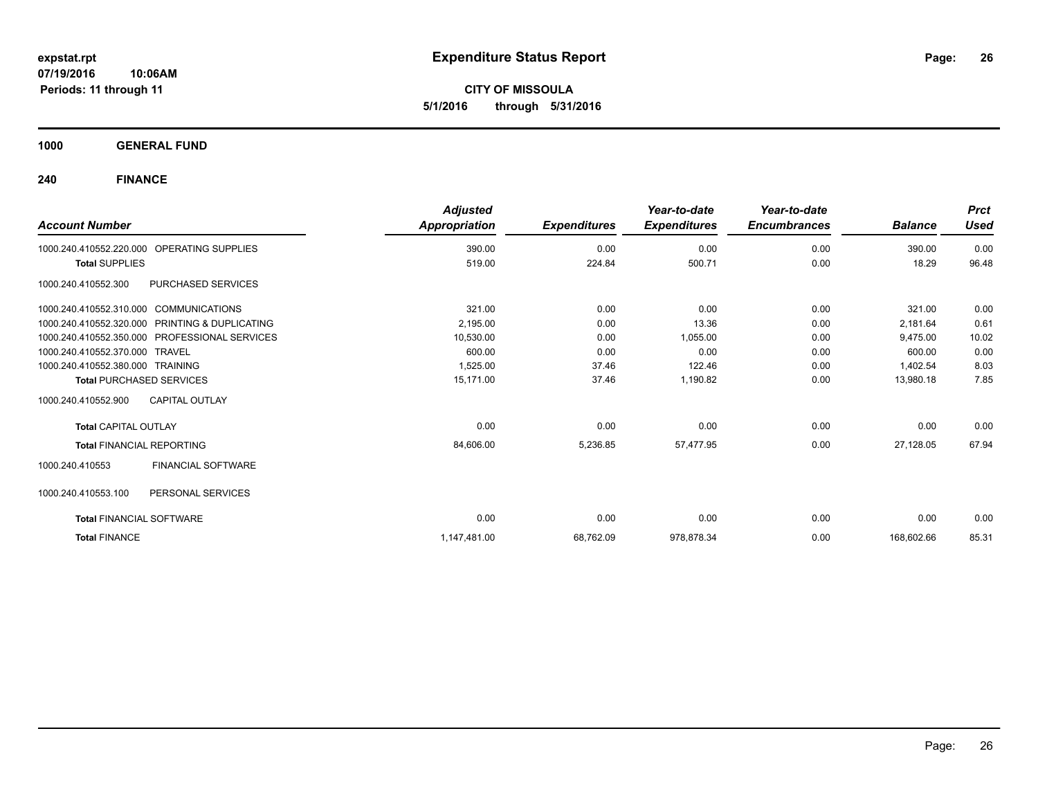**expstat.rpt**
**07/19/2016 10:06AM**
**Periods: 11 through 11**

# Expenditure Status Report

**CITY OF MISSOULA**
**5/1/2016 through 5/31/2016**

## 1000 GENERAL FUND

## 240 FINANCE

| Account Number | Adjusted Appropriation | Expenditures | Year-to-date Expenditures | Year-to-date Encumbrances | Balance | Prct Used |
|---|---|---|---|---|---|---|
| 1000.240.410552.220.000 OPERATING SUPPLIES | 390.00 | 0.00 | 0.00 | 0.00 | 390.00 | 0.00 |
| **Total** SUPPLIES | 519.00 | 224.84 | 500.71 | 0.00 | 18.29 | 96.48 |
| 1000.240.410552.300 PURCHASED SERVICES | | | | | | |
| 1000.240.410552.310.000 COMMUNICATIONS | 321.00 | 0.00 | 0.00 | 0.00 | 321.00 | 0.00 |
| 1000.240.410552.320.000 PRINTING & DUPLICATING | 2,195.00 | 0.00 | 13.36 | 0.00 | 2,181.64 | 0.61 |
| 1000.240.410552.350.000 PROFESSIONAL SERVICES | 10,530.00 | 0.00 | 1,055.00 | 0.00 | 9,475.00 | 10.02 |
| 1000.240.410552.370.000 TRAVEL | 600.00 | 0.00 | 0.00 | 0.00 | 600.00 | 0.00 |
| 1000.240.410552.380.000 TRAINING | 1,525.00 | 37.46 | 122.46 | 0.00 | 1,402.54 | 8.03 |
| **Total** PURCHASED SERVICES | 15,171.00 | 37.46 | 1,190.82 | 0.00 | 13,980.18 | 7.85 |
| 1000.240.410552.900 CAPITAL OUTLAY | | | | | | |
| **Total** CAPITAL OUTLAY | 0.00 | 0.00 | 0.00 | 0.00 | 0.00 | 0.00 |
| **Total** FINANCIAL REPORTING | 84,606.00 | 5,236.85 | 57,477.95 | 0.00 | 27,128.05 | 67.94 |
| 1000.240.410553 FINANCIAL SOFTWARE | | | | | | |
| 1000.240.410553.100 PERSONAL SERVICES | | | | | | |
| **Total** FINANCIAL SOFTWARE | 0.00 | 0.00 | 0.00 | 0.00 | 0.00 | 0.00 |
| **Total** FINANCE | 1,147,481.00 | 68,762.09 | 978,878.34 | 0.00 | 168,602.66 | 85.31 |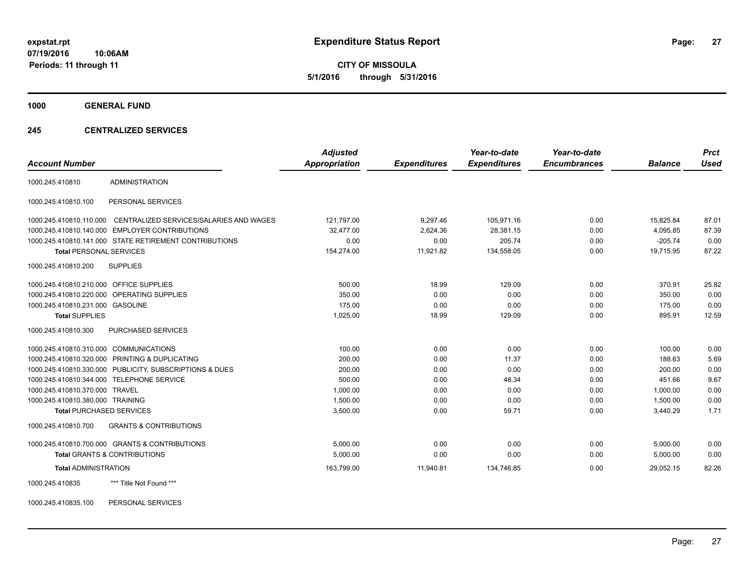# Expenditure Status Report

**CITY OF MISSOULA**
**5/1/2016 through 5/31/2016**

expstat.rpt
07/19/2016 10:06AM
Periods: 11 through 11

**1000 GENERAL FUND**

**245 CENTRALIZED SERVICES**

| Account Number | | Adjusted Appropriation | Expenditures | Year-to-date Expenditures | Year-to-date Encumbrances | Balance | Prct Used |
|---|---|---|---|---|---|---|---|
| 1000.245.410810 | ADMINISTRATION | | | | | | |
| 1000.245.410810.100 | PERSONAL SERVICES | | | | | | |
| 1000.245.410810.110.000 | CENTRALIZED SERVICES/SALARIES AND WAGES | 121,797.00 | 9,297.46 | 105,971.16 | 0.00 | 15,825.84 | 87.01 |
| 1000.245.410810.140.000 | EMPLOYER CONTRIBUTIONS | 32,477.00 | 2,624.36 | 28,381.15 | 0.00 | 4,095.85 | 87.39 |
| 1000.245.410810.141.000 | STATE RETIREMENT CONTRIBUTIONS | 0.00 | 0.00 | 205.74 | 0.00 | -205.74 | 0.00 |
| **Total** PERSONAL SERVICES | | 154,274.00 | 11,921.82 | 134,558.05 | 0.00 | 19,715.95 | 87.22 |
| 1000.245.410810.200 | SUPPLIES | | | | | | |
| 1000.245.410810.210.000 | OFFICE SUPPLIES | 500.00 | 18.99 | 129.09 | 0.00 | 370.91 | 25.82 |
| 1000.245.410810.220.000 | OPERATING SUPPLIES | 350.00 | 0.00 | 0.00 | 0.00 | 350.00 | 0.00 |
| 1000.245.410810.231.000 | GASOLINE | 175.00 | 0.00 | 0.00 | 0.00 | 175.00 | 0.00 |
| **Total** SUPPLIES | | 1,025.00 | 18.99 | 129.09 | 0.00 | 895.91 | 12.59 |
| 1000.245.410810.300 | PURCHASED SERVICES | | | | | | |
| 1000.245.410810.310.000 | COMMUNICATIONS | 100.00 | 0.00 | 0.00 | 0.00 | 100.00 | 0.00 |
| 1000.245.410810.320.000 | PRINTING & DUPLICATING | 200.00 | 0.00 | 11.37 | 0.00 | 188.63 | 5.69 |
| 1000.245.410810.330.000 | PUBLICITY, SUBSCRIPTIONS & DUES | 200.00 | 0.00 | 0.00 | 0.00 | 200.00 | 0.00 |
| 1000.245.410810.344.000 | TELEPHONE SERVICE | 500.00 | 0.00 | 48.34 | 0.00 | 451.66 | 9.67 |
| 1000.245.410810.370.000 | TRAVEL | 1,000.00 | 0.00 | 0.00 | 0.00 | 1,000.00 | 0.00 |
| 1000.245.410810.380.000 | TRAINING | 1,500.00 | 0.00 | 0.00 | 0.00 | 1,500.00 | 0.00 |
| **Total** PURCHASED SERVICES | | 3,500.00 | 0.00 | 59.71 | 0.00 | 3,440.29 | 1.71 |
| 1000.245.410810.700 | GRANTS & CONTRIBUTIONS | | | | | | |
| 1000.245.410810.700.000 | GRANTS & CONTRIBUTIONS | 5,000.00 | 0.00 | 0.00 | 0.00 | 5,000.00 | 0.00 |
| **Total** GRANTS & CONTRIBUTIONS | | 5,000.00 | 0.00 | 0.00 | 0.00 | 5,000.00 | 0.00 |
| **Total** ADMINISTRATION | | 163,799.00 | 11,940.81 | 134,746.85 | 0.00 | 29,052.15 | 82.26 |
| 1000.245.410835 | *** Title Not Found *** | | | | | | |
| 1000.245.410835.100 | PERSONAL SERVICES | | | | | | |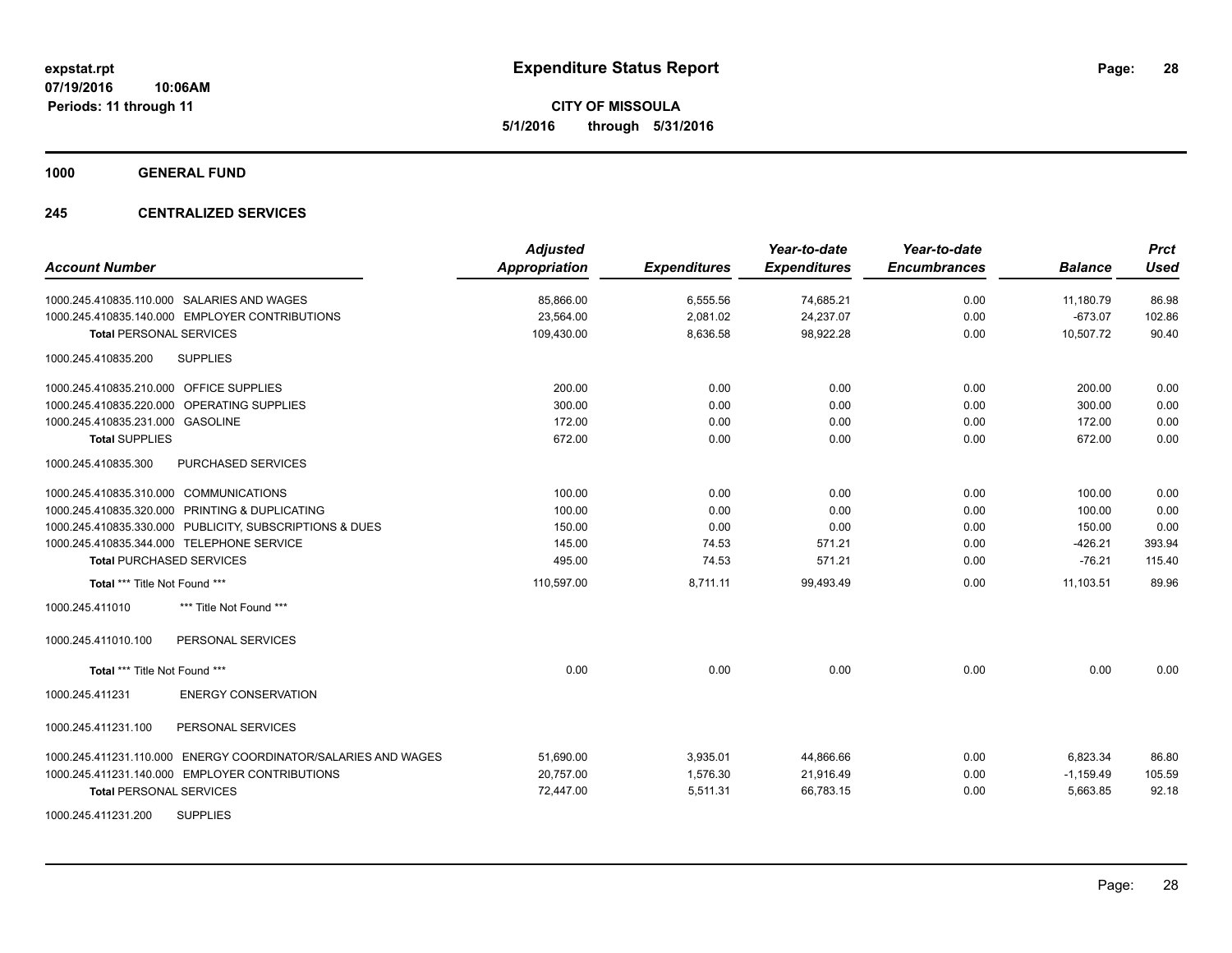# Expenditure Status Report

**CITY OF MISSOULA**

**5/1/2016 through 5/31/2016**

expstat.rpt
07/19/2016 10:06AM
Periods: 11 through 11

**1000 GENERAL FUND**

**245 CENTRALIZED SERVICES**

| Account Number | Adjusted Appropriation | Expenditures | Year-to-date Expenditures | Year-to-date Encumbrances | Balance | Prct Used |
|---|---|---|---|---|---|---|
| 1000.245.410835.110.000 SALARIES AND WAGES | 85,866.00 | 6,555.56 | 74,685.21 | 0.00 | 11,180.79 | 86.98 |
| 1000.245.410835.140.000 EMPLOYER CONTRIBUTIONS | 23,564.00 | 2,081.02 | 24,237.07 | 0.00 | -673.07 | 102.86 |
| **Total** PERSONAL SERVICES | 109,430.00 | 8,636.58 | 98,922.28 | 0.00 | 10,507.72 | 90.40 |
| 1000.245.410835.200 SUPPLIES | | | | | | |
| 1000.245.410835.210.000 OFFICE SUPPLIES | 200.00 | 0.00 | 0.00 | 0.00 | 200.00 | 0.00 |
| 1000.245.410835.220.000 OPERATING SUPPLIES | 300.00 | 0.00 | 0.00 | 0.00 | 300.00 | 0.00 |
| 1000.245.410835.231.000 GASOLINE | 172.00 | 0.00 | 0.00 | 0.00 | 172.00 | 0.00 |
| **Total** SUPPLIES | 672.00 | 0.00 | 0.00 | 0.00 | 672.00 | 0.00 |
| 1000.245.410835.300 PURCHASED SERVICES | | | | | | |
| 1000.245.410835.310.000 COMMUNICATIONS | 100.00 | 0.00 | 0.00 | 0.00 | 100.00 | 0.00 |
| 1000.245.410835.320.000 PRINTING & DUPLICATING | 100.00 | 0.00 | 0.00 | 0.00 | 100.00 | 0.00 |
| 1000.245.410835.330.000 PUBLICITY, SUBSCRIPTIONS & DUES | 150.00 | 0.00 | 0.00 | 0.00 | 150.00 | 0.00 |
| 1000.245.410835.344.000 TELEPHONE SERVICE | 145.00 | 74.53 | 571.21 | 0.00 | -426.21 | 393.94 |
| **Total** PURCHASED SERVICES | 495.00 | 74.53 | 571.21 | 0.00 | -76.21 | 115.40 |
| **Total \*\*\* Title Not Found \*\*\*** | 110,597.00 | 8,711.11 | 99,493.49 | 0.00 | 11,103.51 | 89.96 |
| 1000.245.411010 *** Title Not Found *** | | | | | | |
| 1000.245.411010.100 PERSONAL SERVICES | | | | | | |
| **Total \*\*\* Title Not Found \*\*\*** | 0.00 | 0.00 | 0.00 | 0.00 | 0.00 | 0.00 |
| 1000.245.411231 ENERGY CONSERVATION | | | | | | |
| 1000.245.411231.100 PERSONAL SERVICES | | | | | | |
| 1000.245.411231.110.000 ENERGY COORDINATOR/SALARIES AND WAGES | 51,690.00 | 3,935.01 | 44,866.66 | 0.00 | 6,823.34 | 86.80 |
| 1000.245.411231.140.000 EMPLOYER CONTRIBUTIONS | 20,757.00 | 1,576.30 | 21,916.49 | 0.00 | -1,159.49 | 105.59 |
| **Total** PERSONAL SERVICES | 72,447.00 | 5,511.31 | 66,783.15 | 0.00 | 5,663.85 | 92.18 |
| 1000.245.411231.200 SUPPLIES | | | | | | |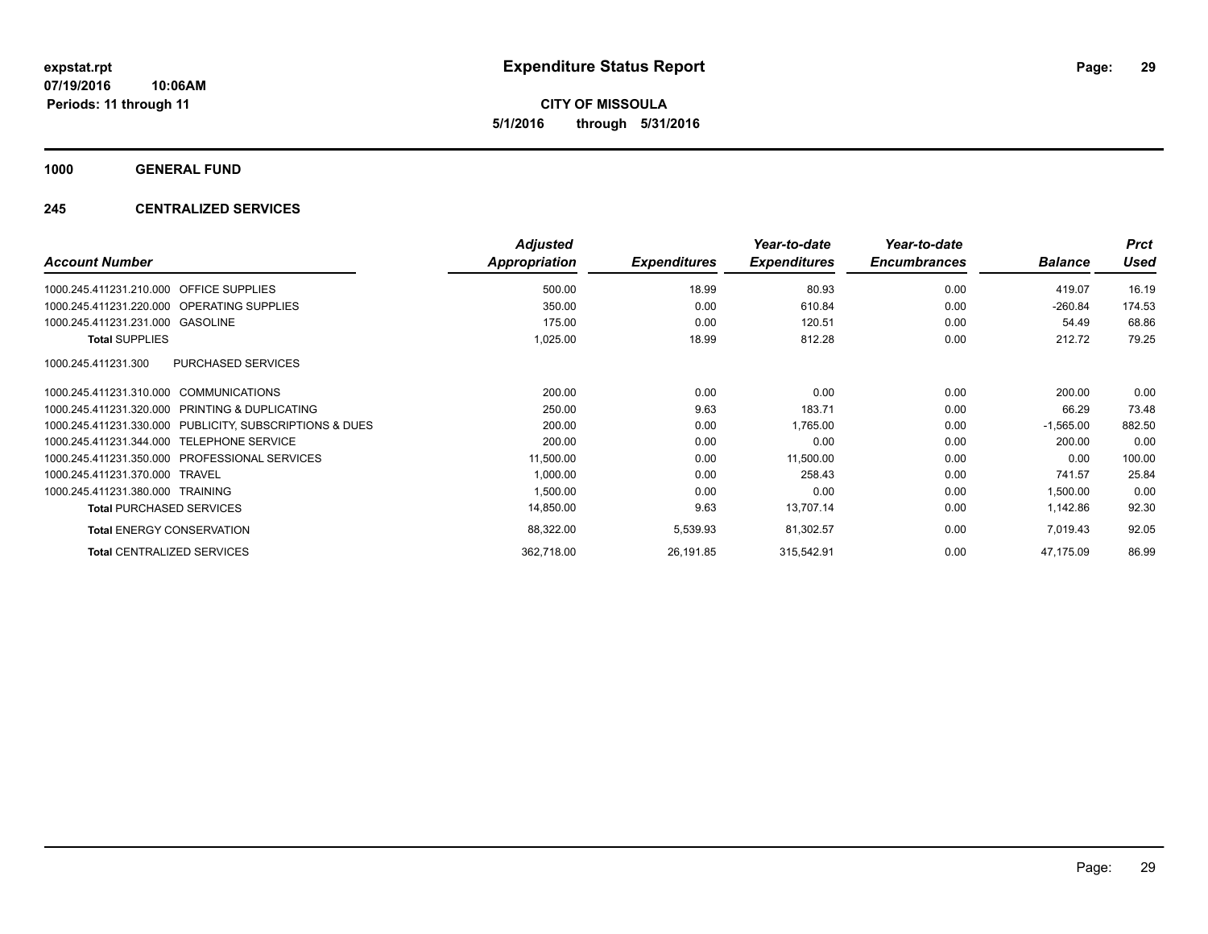# Expenditure Status Report

**CITY OF MISSOULA**

**5/1/2016 through 5/31/2016**

expstat.rpt
07/19/2016 10:06AM
Periods: 11 through 11

## 1000 GENERAL FUND

### 245 CENTRALIZED SERVICES

| Account Number | | Adjusted Appropriation | Expenditures | Year-to-date Expenditures | Year-to-date Encumbrances | Balance | Prct Used |
|---|---|---|---|---|---|---|---|
| 1000.245.411231.210.000 | OFFICE SUPPLIES | 500.00 | 18.99 | 80.93 | 0.00 | 419.07 | 16.19 |
| 1000.245.411231.220.000 | OPERATING SUPPLIES | 350.00 | 0.00 | 610.84 | 0.00 | -260.84 | 174.53 |
| 1000.245.411231.231.000 | GASOLINE | 175.00 | 0.00 | 120.51 | 0.00 | 54.49 | 68.86 |
| **Total** SUPPLIES | | 1,025.00 | 18.99 | 812.28 | 0.00 | 212.72 | 79.25 |
| 1000.245.411231.300 | PURCHASED SERVICES | | | | | | |
| 1000.245.411231.310.000 | COMMUNICATIONS | 200.00 | 0.00 | 0.00 | 0.00 | 200.00 | 0.00 |
| 1000.245.411231.320.000 | PRINTING & DUPLICATING | 250.00 | 9.63 | 183.71 | 0.00 | 66.29 | 73.48 |
| 1000.245.411231.330.000 | PUBLICITY, SUBSCRIPTIONS & DUES | 200.00 | 0.00 | 1,765.00 | 0.00 | -1,565.00 | 882.50 |
| 1000.245.411231.344.000 | TELEPHONE SERVICE | 200.00 | 0.00 | 0.00 | 0.00 | 200.00 | 0.00 |
| 1000.245.411231.350.000 | PROFESSIONAL SERVICES | 11,500.00 | 0.00 | 11,500.00 | 0.00 | 0.00 | 100.00 |
| 1000.245.411231.370.000 | TRAVEL | 1,000.00 | 0.00 | 258.43 | 0.00 | 741.57 | 25.84 |
| 1000.245.411231.380.000 | TRAINING | 1,500.00 | 0.00 | 0.00 | 0.00 | 1,500.00 | 0.00 |
| **Total** PURCHASED SERVICES | | 14,850.00 | 9.63 | 13,707.14 | 0.00 | 1,142.86 | 92.30 |
| **Total** ENERGY CONSERVATION | | 88,322.00 | 5,539.93 | 81,302.57 | 0.00 | 7,019.43 | 92.05 |
| **Total** CENTRALIZED SERVICES | | 362,718.00 | 26,191.85 | 315,542.91 | 0.00 | 47,175.09 | 86.99 |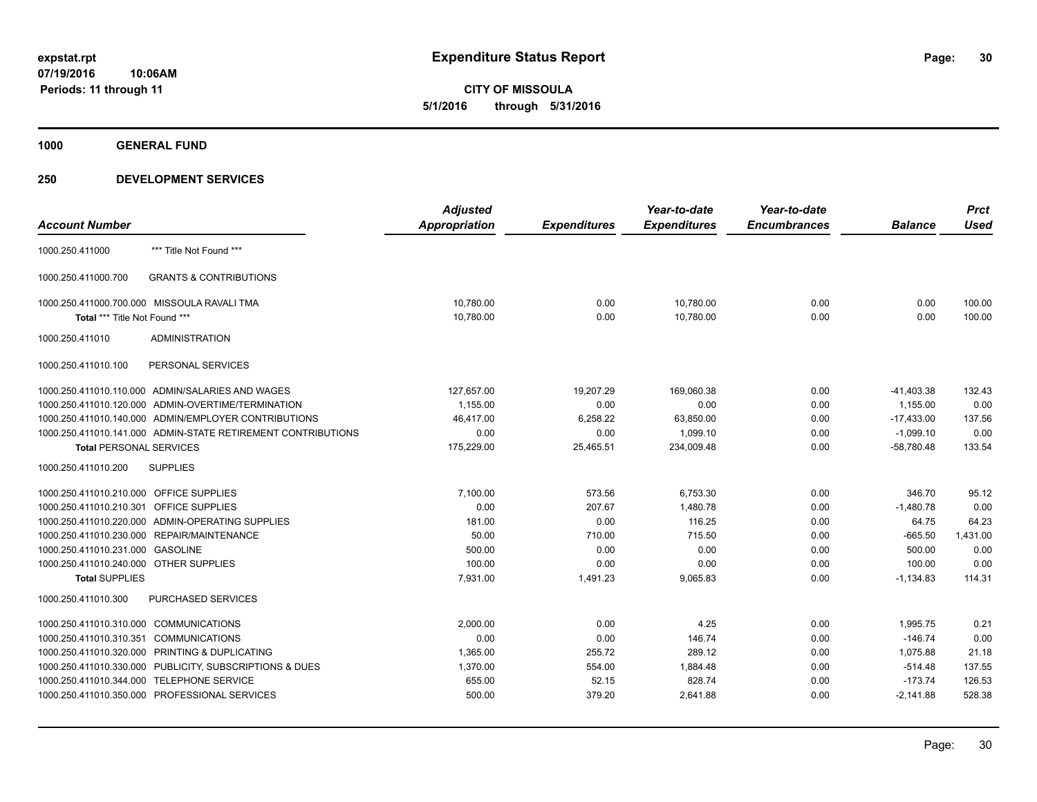**expstat.rpt**
**07/19/2016 10:06AM**
**Periods: 11 through 11**

# Expenditure Status Report

**CITY OF MISSOULA**
**5/1/2016 through 5/31/2016**

## 1000 GENERAL FUND

## 250 DEVELOPMENT SERVICES

| Account Number | Adjusted Appropriation | Expenditures | Year-to-date Expenditures | Year-to-date Encumbrances | Balance | Prct Used |
|---|---|---|---|---|---|---|
| 1000.250.411000 *** Title Not Found *** | | | | | | |
| 1000.250.411000.700 GRANTS & CONTRIBUTIONS | | | | | | |
| 1000.250.411000.700.000 MISSOULA RAVALI TMA | 10,780.00 | 0.00 | 10,780.00 | 0.00 | 0.00 | 100.00 |
| **Total** *** Title Not Found *** | 10,780.00 | 0.00 | 10,780.00 | 0.00 | 0.00 | 100.00 |
| 1000.250.411010 ADMINISTRATION | | | | | | |
| 1000.250.411010.100 PERSONAL SERVICES | | | | | | |
| 1000.250.411010.110.000 ADMIN/SALARIES AND WAGES | 127,657.00 | 19,207.29 | 169,060.38 | 0.00 | -41,403.38 | 132.43 |
| 1000.250.411010.120.000 ADMIN-OVERTIME/TERMINATION | 1,155.00 | 0.00 | 0.00 | 0.00 | 1,155.00 | 0.00 |
| 1000.250.411010.140.000 ADMIN/EMPLOYER CONTRIBUTIONS | 46,417.00 | 6,258.22 | 63,850.00 | 0.00 | -17,433.00 | 137.56 |
| 1000.250.411010.141.000 ADMIN-STATE RETIREMENT CONTRIBUTIONS | 0.00 | 0.00 | 1,099.10 | 0.00 | -1,099.10 | 0.00 |
| **Total PERSONAL SERVICES** | 175,229.00 | 25,465.51 | 234,009.48 | 0.00 | -58,780.48 | 133.54 |
| 1000.250.411010.200 SUPPLIES | | | | | | |
| 1000.250.411010.210.000 OFFICE SUPPLIES | 7,100.00 | 573.56 | 6,753.30 | 0.00 | 346.70 | 95.12 |
| 1000.250.411010.210.301 OFFICE SUPPLIES | 0.00 | 207.67 | 1,480.78 | 0.00 | -1,480.78 | 0.00 |
| 1000.250.411010.220.000 ADMIN-OPERATING SUPPLIES | 181.00 | 0.00 | 116.25 | 0.00 | 64.75 | 64.23 |
| 1000.250.411010.230.000 REPAIR/MAINTENANCE | 50.00 | 710.00 | 715.50 | 0.00 | -665.50 | 1,431.00 |
| 1000.250.411010.231.000 GASOLINE | 500.00 | 0.00 | 0.00 | 0.00 | 500.00 | 0.00 |
| 1000.250.411010.240.000 OTHER SUPPLIES | 100.00 | 0.00 | 0.00 | 0.00 | 100.00 | 0.00 |
| **Total SUPPLIES** | 7,931.00 | 1,491.23 | 9,065.83 | 0.00 | -1,134.83 | 114.31 |
| 1000.250.411010.300 PURCHASED SERVICES | | | | | | |
| 1000.250.411010.310.000 COMMUNICATIONS | 2,000.00 | 0.00 | 4.25 | 0.00 | 1,995.75 | 0.21 |
| 1000.250.411010.310.351 COMMUNICATIONS | 0.00 | 0.00 | 146.74 | 0.00 | -146.74 | 0.00 |
| 1000.250.411010.320.000 PRINTING & DUPLICATING | 1,365.00 | 255.72 | 289.12 | 0.00 | 1,075.88 | 21.18 |
| 1000.250.411010.330.000 PUBLICITY, SUBSCRIPTIONS & DUES | 1,370.00 | 554.00 | 1,884.48 | 0.00 | -514.48 | 137.55 |
| 1000.250.411010.344.000 TELEPHONE SERVICE | 655.00 | 52.15 | 828.74 | 0.00 | -173.74 | 126.53 |
| 1000.250.411010.350.000 PROFESSIONAL SERVICES | 500.00 | 379.20 | 2,641.88 | 0.00 | -2,141.88 | 528.38 |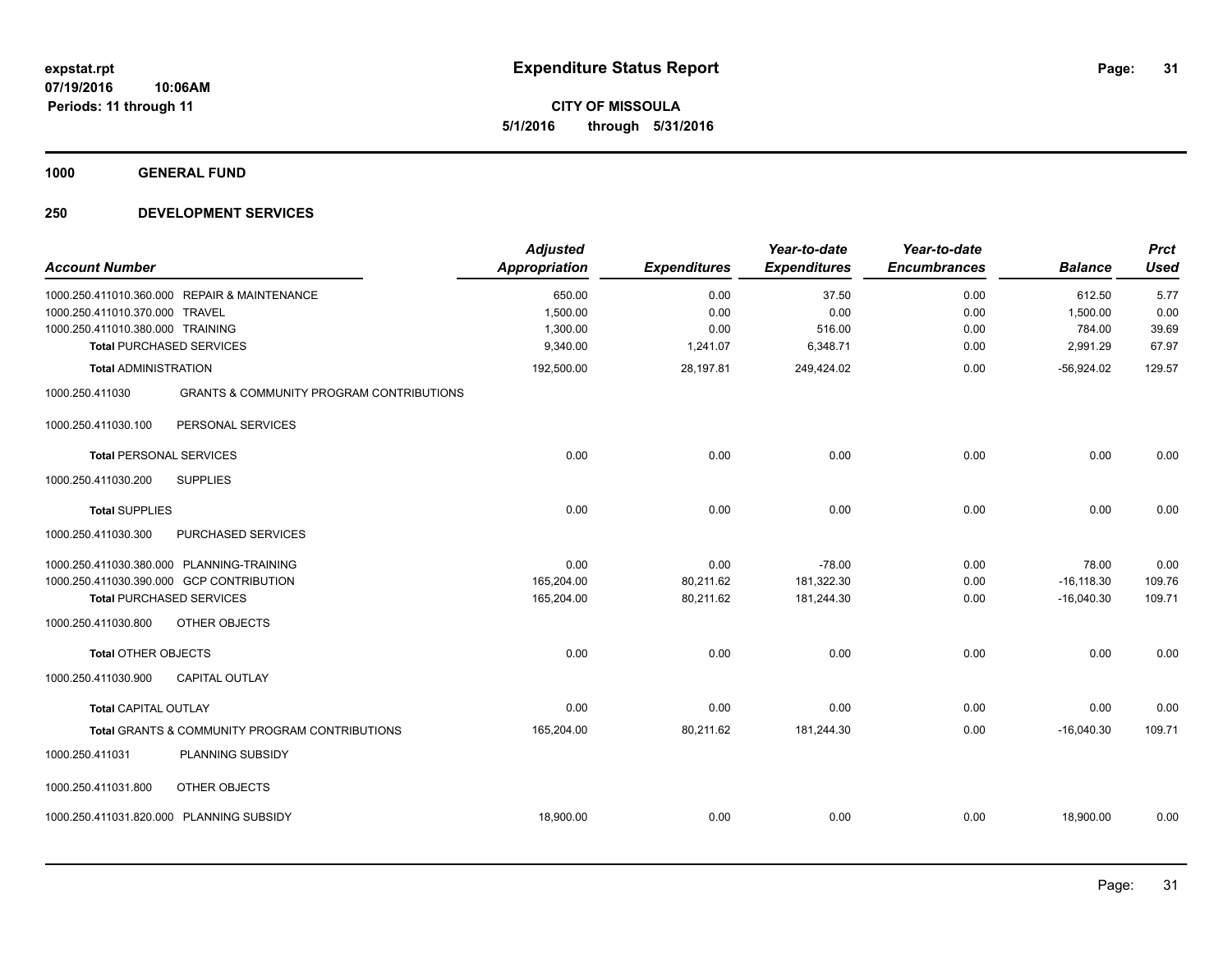**Expenditure Status Report**

**CITY OF MISSOULA**
**5/1/2016 through 5/31/2016**

expstat.rpt
07/19/2016 10:06AM
Periods: 11 through 11

## 1000 GENERAL FUND

## 250 DEVELOPMENT SERVICES

| Account Number | | Adjusted Appropriation | Expenditures | Year-to-date Expenditures | Year-to-date Encumbrances | Balance | Prct Used |
|---|---|---|---|---|---|---|---|
| 1000.250.411010.360.000 | REPAIR & MAINTENANCE | 650.00 | 0.00 | 37.50 | 0.00 | 612.50 | 5.77 |
| 1000.250.411010.370.000 | TRAVEL | 1,500.00 | 0.00 | 0.00 | 0.00 | 1,500.00 | 0.00 |
| 1000.250.411010.380.000 | TRAINING | 1,300.00 | 0.00 | 516.00 | 0.00 | 784.00 | 39.69 |
| **Total** PURCHASED SERVICES | | 9,340.00 | 1,241.07 | 6,348.71 | 0.00 | 2,991.29 | 67.97 |
| **Total** ADMINISTRATION | | 192,500.00 | 28,197.81 | 249,424.02 | 0.00 | -56,924.02 | 129.57 |
| 1000.250.411030 | GRANTS & COMMUNITY PROGRAM CONTRIBUTIONS | | | | | | |
| 1000.250.411030.100 | PERSONAL SERVICES | | | | | | |
| **Total** PERSONAL SERVICES | | 0.00 | 0.00 | 0.00 | 0.00 | 0.00 | 0.00 |
| 1000.250.411030.200 | SUPPLIES | | | | | | |
| **Total** SUPPLIES | | 0.00 | 0.00 | 0.00 | 0.00 | 0.00 | 0.00 |
| 1000.250.411030.300 | PURCHASED SERVICES | | | | | | |
| 1000.250.411030.380.000 | PLANNING-TRAINING | 0.00 | 0.00 | -78.00 | 0.00 | 78.00 | 0.00 |
| 1000.250.411030.390.000 | GCP CONTRIBUTION | 165,204.00 | 80,211.62 | 181,322.30 | 0.00 | -16,118.30 | 109.76 |
| **Total** PURCHASED SERVICES | | 165,204.00 | 80,211.62 | 181,244.30 | 0.00 | -16,040.30 | 109.71 |
| 1000.250.411030.800 | OTHER OBJECTS | | | | | | |
| **Total** OTHER OBJECTS | | 0.00 | 0.00 | 0.00 | 0.00 | 0.00 | 0.00 |
| 1000.250.411030.900 | CAPITAL OUTLAY | | | | | | |
| **Total** CAPITAL OUTLAY | | 0.00 | 0.00 | 0.00 | 0.00 | 0.00 | 0.00 |
| **Total** GRANTS & COMMUNITY PROGRAM CONTRIBUTIONS | | 165,204.00 | 80,211.62 | 181,244.30 | 0.00 | -16,040.30 | 109.71 |
| 1000.250.411031 | PLANNING SUBSIDY | | | | | | |
| 1000.250.411031.800 | OTHER OBJECTS | | | | | | |
| 1000.250.411031.820.000 | PLANNING SUBSIDY | 18,900.00 | 0.00 | 0.00 | 0.00 | 18,900.00 | 0.00 |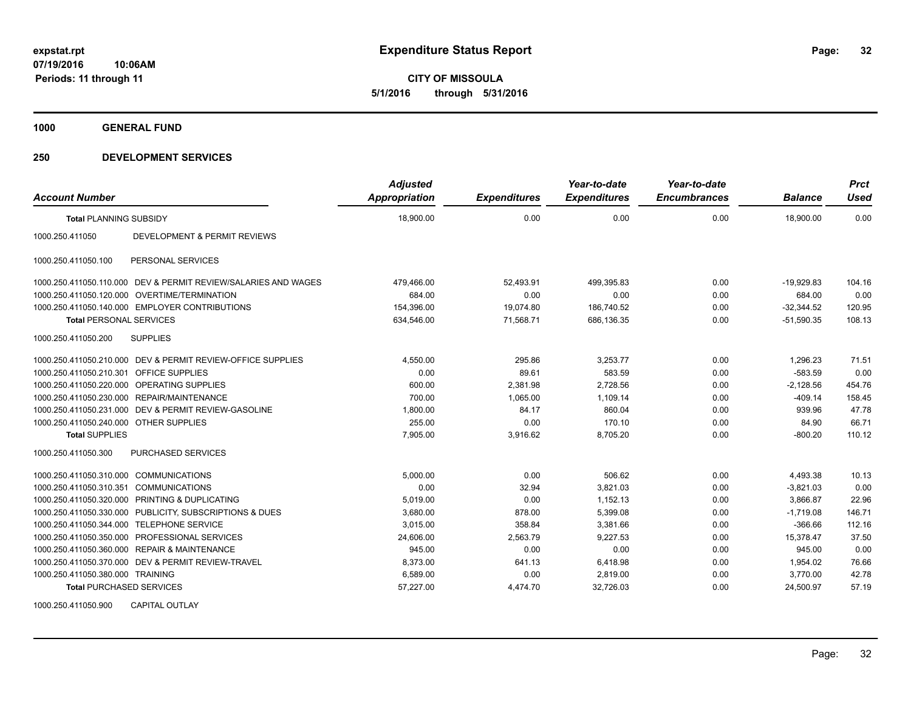# Expenditure Status Report

expstat.rpt
07/19/2016 10:06AM
Periods: 11 through 11

**CITY OF MISSOULA**
**5/1/2016 through 5/31/2016**

## 1000 GENERAL FUND

## 250 DEVELOPMENT SERVICES

| Account Number | | Adjusted Appropriation | Expenditures | Year-to-date Expenditures | Year-to-date Encumbrances | Balance | Prct Used |
|---|---|---|---|---|---|---|---|
| **Total** PLANNING SUBSIDY | | 18,900.00 | 0.00 | 0.00 | 0.00 | 18,900.00 | 0.00 |
| 1000.250.411050 | DEVELOPMENT & PERMIT REVIEWS | | | | | | |
| 1000.250.411050.100 | PERSONAL SERVICES | | | | | | |
| 1000.250.411050.110.000 | DEV & PERMIT REVIEW/SALARIES AND WAGES | 479,466.00 | 52,493.91 | 499,395.83 | 0.00 | -19,929.83 | 104.16 |
| 1000.250.411050.120.000 | OVERTIME/TERMINATION | 684.00 | 0.00 | 0.00 | 0.00 | 684.00 | 0.00 |
| 1000.250.411050.140.000 | EMPLOYER CONTRIBUTIONS | 154,396.00 | 19,074.80 | 186,740.52 | 0.00 | -32,344.52 | 120.95 |
| **Total** PERSONAL SERVICES | | 634,546.00 | 71,568.71 | 686,136.35 | 0.00 | -51,590.35 | 108.13 |
| 1000.250.411050.200 | SUPPLIES | | | | | | |
| 1000.250.411050.210.000 | DEV & PERMIT REVIEW-OFFICE SUPPLIES | 4,550.00 | 295.86 | 3,253.77 | 0.00 | 1,296.23 | 71.51 |
| 1000.250.411050.210.301 | OFFICE SUPPLIES | 0.00 | 89.61 | 583.59 | 0.00 | -583.59 | 0.00 |
| 1000.250.411050.220.000 | OPERATING SUPPLIES | 600.00 | 2,381.98 | 2,728.56 | 0.00 | -2,128.56 | 454.76 |
| 1000.250.411050.230.000 | REPAIR/MAINTENANCE | 700.00 | 1,065.00 | 1,109.14 | 0.00 | -409.14 | 158.45 |
| 1000.250.411050.231.000 | DEV & PERMIT REVIEW-GASOLINE | 1,800.00 | 84.17 | 860.04 | 0.00 | 939.96 | 47.78 |
| 1000.250.411050.240.000 | OTHER SUPPLIES | 255.00 | 0.00 | 170.10 | 0.00 | 84.90 | 66.71 |
| **Total** SUPPLIES | | 7,905.00 | 3,916.62 | 8,705.20 | 0.00 | -800.20 | 110.12 |
| 1000.250.411050.300 | PURCHASED SERVICES | | | | | | |
| 1000.250.411050.310.000 | COMMUNICATIONS | 5,000.00 | 0.00 | 506.62 | 0.00 | 4,493.38 | 10.13 |
| 1000.250.411050.310.351 | COMMUNICATIONS | 0.00 | 32.94 | 3,821.03 | 0.00 | -3,821.03 | 0.00 |
| 1000.250.411050.320.000 | PRINTING & DUPLICATING | 5,019.00 | 0.00 | 1,152.13 | 0.00 | 3,866.87 | 22.96 |
| 1000.250.411050.330.000 | PUBLICITY, SUBSCRIPTIONS & DUES | 3,680.00 | 878.00 | 5,399.08 | 0.00 | -1,719.08 | 146.71 |
| 1000.250.411050.344.000 | TELEPHONE SERVICE | 3,015.00 | 358.84 | 3,381.66 | 0.00 | -366.66 | 112.16 |
| 1000.250.411050.350.000 | PROFESSIONAL SERVICES | 24,606.00 | 2,563.79 | 9,227.53 | 0.00 | 15,378.47 | 37.50 |
| 1000.250.411050.360.000 | REPAIR & MAINTENANCE | 945.00 | 0.00 | 0.00 | 0.00 | 945.00 | 0.00 |
| 1000.250.411050.370.000 | DEV & PERMIT REVIEW-TRAVEL | 8,373.00 | 641.13 | 6,418.98 | 0.00 | 1,954.02 | 76.66 |
| 1000.250.411050.380.000 | TRAINING | 6,589.00 | 0.00 | 2,819.00 | 0.00 | 3,770.00 | 42.78 |
| **Total** PURCHASED SERVICES | | 57,227.00 | 4,474.70 | 32,726.03 | 0.00 | 24,500.97 | 57.19 |
| 1000.250.411050.900 | CAPITAL OUTLAY | | | | | | |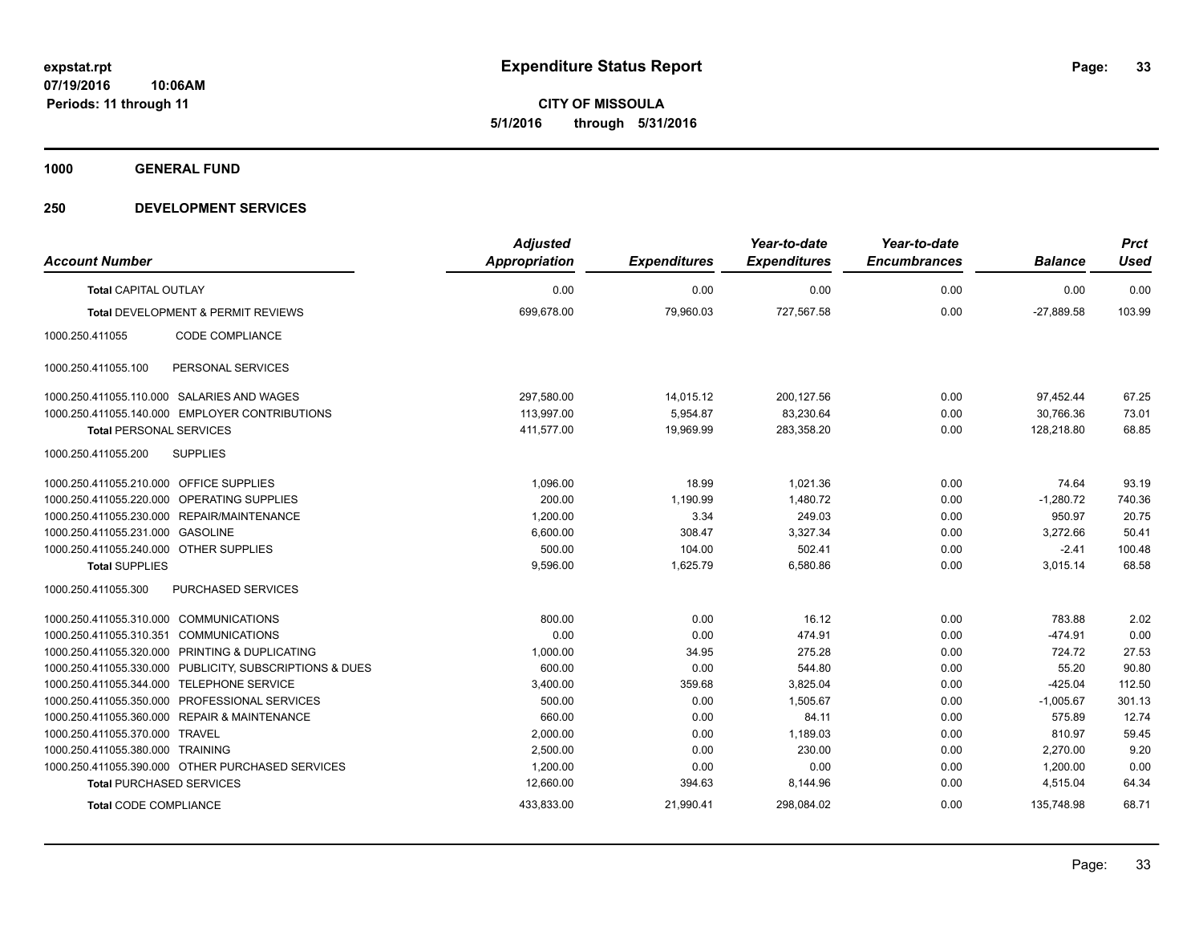**expstat.rpt**
**07/19/2016 10:06AM**
**Periods: 11 through 11**

# Expenditure Status Report

**CITY OF MISSOULA**
**5/1/2016 through 5/31/2016**

## 1000 GENERAL FUND

## 250 DEVELOPMENT SERVICES

| Account Number | | Adjusted Appropriation | Expenditures | Year-to-date Expenditures | Year-to-date Encumbrances | Balance | Prct Used |
|---|---|---|---|---|---|---|---|
| **Total** CAPITAL OUTLAY | | 0.00 | 0.00 | 0.00 | 0.00 | 0.00 | 0.00 |
| **Total** DEVELOPMENT & PERMIT REVIEWS | | 699,678.00 | 79,960.03 | 727,567.58 | 0.00 | -27,889.58 | 103.99 |
| 1000.250.411055 | CODE COMPLIANCE | | | | | | |
| 1000.250.411055.100 | PERSONAL SERVICES | | | | | | |
| 1000.250.411055.110.000 | SALARIES AND WAGES | 297,580.00 | 14,015.12 | 200,127.56 | 0.00 | 97,452.44 | 67.25 |
| 1000.250.411055.140.000 | EMPLOYER CONTRIBUTIONS | 113,997.00 | 5,954.87 | 83,230.64 | 0.00 | 30,766.36 | 73.01 |
| **Total** PERSONAL SERVICES | | 411,577.00 | 19,969.99 | 283,358.20 | 0.00 | 128,218.80 | 68.85 |
| 1000.250.411055.200 | SUPPLIES | | | | | | |
| 1000.250.411055.210.000 | OFFICE SUPPLIES | 1,096.00 | 18.99 | 1,021.36 | 0.00 | 74.64 | 93.19 |
| 1000.250.411055.220.000 | OPERATING SUPPLIES | 200.00 | 1,190.99 | 1,480.72 | 0.00 | -1,280.72 | 740.36 |
| 1000.250.411055.230.000 | REPAIR/MAINTENANCE | 1,200.00 | 3.34 | 249.03 | 0.00 | 950.97 | 20.75 |
| 1000.250.411055.231.000 | GASOLINE | 6,600.00 | 308.47 | 3,327.34 | 0.00 | 3,272.66 | 50.41 |
| 1000.250.411055.240.000 | OTHER SUPPLIES | 500.00 | 104.00 | 502.41 | 0.00 | -2.41 | 100.48 |
| **Total** SUPPLIES | | 9,596.00 | 1,625.79 | 6,580.86 | 0.00 | 3,015.14 | 68.58 |
| 1000.250.411055.300 | PURCHASED SERVICES | | | | | | |
| 1000.250.411055.310.000 | COMMUNICATIONS | 800.00 | 0.00 | 16.12 | 0.00 | 783.88 | 2.02 |
| 1000.250.411055.310.351 | COMMUNICATIONS | 0.00 | 0.00 | 474.91 | 0.00 | -474.91 | 0.00 |
| 1000.250.411055.320.000 | PRINTING & DUPLICATING | 1,000.00 | 34.95 | 275.28 | 0.00 | 724.72 | 27.53 |
| 1000.250.411055.330.000 | PUBLICITY, SUBSCRIPTIONS & DUES | 600.00 | 0.00 | 544.80 | 0.00 | 55.20 | 90.80 |
| 1000.250.411055.344.000 | TELEPHONE SERVICE | 3,400.00 | 359.68 | 3,825.04 | 0.00 | -425.04 | 112.50 |
| 1000.250.411055.350.000 | PROFESSIONAL SERVICES | 500.00 | 0.00 | 1,505.67 | 0.00 | -1,005.67 | 301.13 |
| 1000.250.411055.360.000 | REPAIR & MAINTENANCE | 660.00 | 0.00 | 84.11 | 0.00 | 575.89 | 12.74 |
| 1000.250.411055.370.000 | TRAVEL | 2,000.00 | 0.00 | 1,189.03 | 0.00 | 810.97 | 59.45 |
| 1000.250.411055.380.000 | TRAINING | 2,500.00 | 0.00 | 230.00 | 0.00 | 2,270.00 | 9.20 |
| 1000.250.411055.390.000 | OTHER PURCHASED SERVICES | 1,200.00 | 0.00 | 0.00 | 0.00 | 1,200.00 | 0.00 |
| **Total** PURCHASED SERVICES | | 12,660.00 | 394.63 | 8,144.96 | 0.00 | 4,515.04 | 64.34 |
| **Total** CODE COMPLIANCE | | 433,833.00 | 21,990.41 | 298,084.02 | 0.00 | 135,748.98 | 68.71 |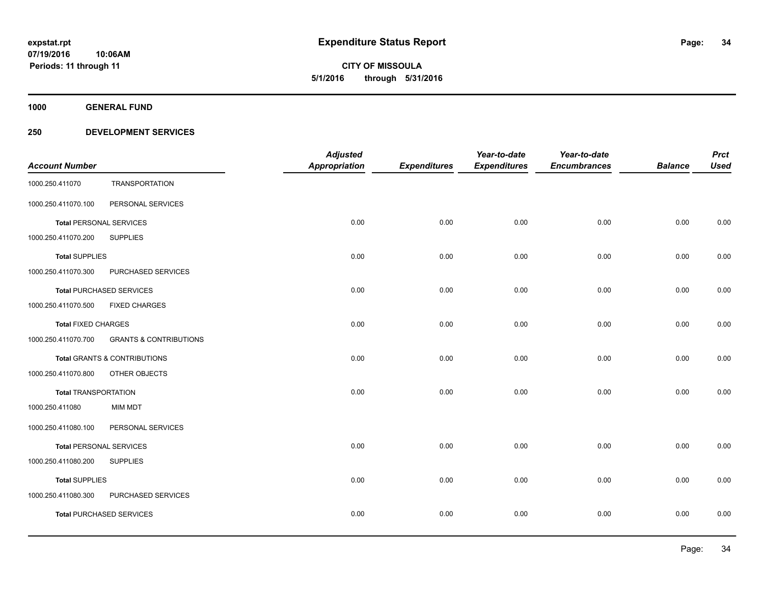# Expenditure Status Report

expstat.rpt
07/19/2016 10:06AM
Periods: 11 through 11

**CITY OF MISSOULA**
**5/1/2016 through 5/31/2016**

**1000 GENERAL FUND**

**250 DEVELOPMENT SERVICES**

| Account Number | | Adjusted Appropriation | Expenditures | Year-to-date Expenditures | Year-to-date Encumbrances | Balance | Prct Used |
|---|---|---|---|---|---|---|---|
| 1000.250.411070 | TRANSPORTATION | | | | | | |
| 1000.250.411070.100 | PERSONAL SERVICES | | | | | | |
| **Total** PERSONAL SERVICES | | 0.00 | 0.00 | 0.00 | 0.00 | 0.00 | 0.00 |
| 1000.250.411070.200 | SUPPLIES | | | | | | |
| **Total** SUPPLIES | | 0.00 | 0.00 | 0.00 | 0.00 | 0.00 | 0.00 |
| 1000.250.411070.300 | PURCHASED SERVICES | | | | | | |
| **Total** PURCHASED SERVICES | | 0.00 | 0.00 | 0.00 | 0.00 | 0.00 | 0.00 |
| 1000.250.411070.500 | FIXED CHARGES | | | | | | |
| **Total** FIXED CHARGES | | 0.00 | 0.00 | 0.00 | 0.00 | 0.00 | 0.00 |
| 1000.250.411070.700 | GRANTS & CONTRIBUTIONS | | | | | | |
| **Total** GRANTS & CONTRIBUTIONS | | 0.00 | 0.00 | 0.00 | 0.00 | 0.00 | 0.00 |
| 1000.250.411070.800 | OTHER OBJECTS | | | | | | |
| **Total** TRANSPORTATION | | 0.00 | 0.00 | 0.00 | 0.00 | 0.00 | 0.00 |
| 1000.250.411080 | MIM MDT | | | | | | |
| 1000.250.411080.100 | PERSONAL SERVICES | | | | | | |
| **Total** PERSONAL SERVICES | | 0.00 | 0.00 | 0.00 | 0.00 | 0.00 | 0.00 |
| 1000.250.411080.200 | SUPPLIES | | | | | | |
| **Total** SUPPLIES | | 0.00 | 0.00 | 0.00 | 0.00 | 0.00 | 0.00 |
| 1000.250.411080.300 | PURCHASED SERVICES | | | | | | |
| **Total** PURCHASED SERVICES | | 0.00 | 0.00 | 0.00 | 0.00 | 0.00 | 0.00 |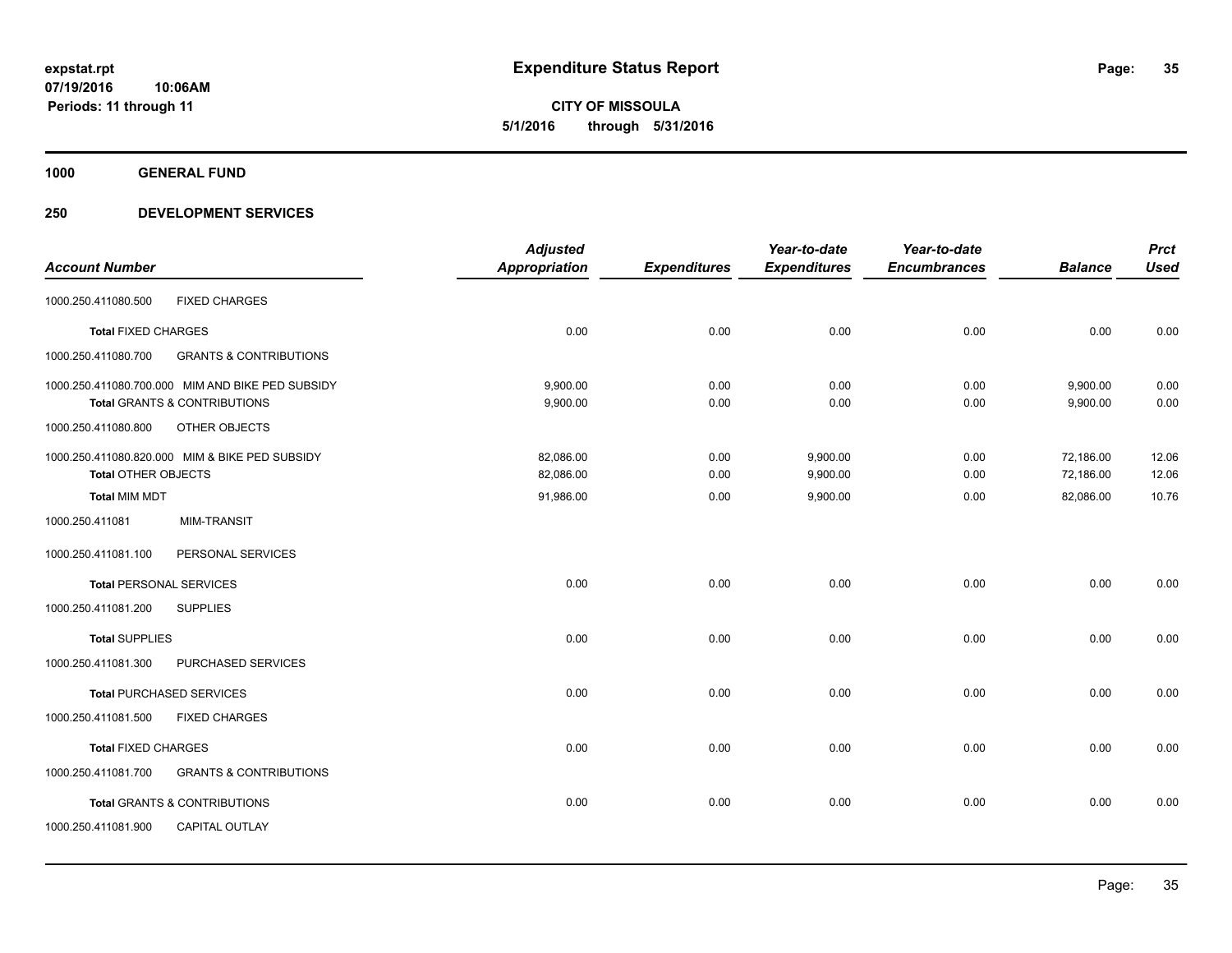**Expenditure Status Report**

**CITY OF MISSOULA**
**5/1/2016 through 5/31/2016**

expstat.rpt
07/19/2016 10:06AM
Periods: 11 through 11

**1000 GENERAL FUND**

**250 DEVELOPMENT SERVICES**

| Account Number | | Adjusted Appropriation | Expenditures | Year-to-date Expenditures | Year-to-date Encumbrances | Balance | Prct Used |
|---|---|---|---|---|---|---|---|
| 1000.250.411080.500 | FIXED CHARGES | | | | | | |
| **Total** FIXED CHARGES | | 0.00 | 0.00 | 0.00 | 0.00 | 0.00 | 0.00 |
| 1000.250.411080.700 | GRANTS & CONTRIBUTIONS | | | | | | |
| 1000.250.411080.700.000 | MIM AND BIKE PED SUBSIDY | 9,900.00 | 0.00 | 0.00 | 0.00 | 9,900.00 | 0.00 |
| **Total** GRANTS & CONTRIBUTIONS | | 9,900.00 | 0.00 | 0.00 | 0.00 | 9,900.00 | 0.00 |
| 1000.250.411080.800 | OTHER OBJECTS | | | | | | |
| 1000.250.411080.820.000 | MIM & BIKE PED SUBSIDY | 82,086.00 | 0.00 | 9,900.00 | 0.00 | 72,186.00 | 12.06 |
| **Total** OTHER OBJECTS | | 82,086.00 | 0.00 | 9,900.00 | 0.00 | 72,186.00 | 12.06 |
| **Total** MIM MDT | | 91,986.00 | 0.00 | 9,900.00 | 0.00 | 82,086.00 | 10.76 |
| 1000.250.411081 | MIM-TRANSIT | | | | | | |
| 1000.250.411081.100 | PERSONAL SERVICES | | | | | | |
| **Total** PERSONAL SERVICES | | 0.00 | 0.00 | 0.00 | 0.00 | 0.00 | 0.00 |
| 1000.250.411081.200 | SUPPLIES | | | | | | |
| **Total** SUPPLIES | | 0.00 | 0.00 | 0.00 | 0.00 | 0.00 | 0.00 |
| 1000.250.411081.300 | PURCHASED SERVICES | | | | | | |
| **Total** PURCHASED SERVICES | | 0.00 | 0.00 | 0.00 | 0.00 | 0.00 | 0.00 |
| 1000.250.411081.500 | FIXED CHARGES | | | | | | |
| **Total** FIXED CHARGES | | 0.00 | 0.00 | 0.00 | 0.00 | 0.00 | 0.00 |
| 1000.250.411081.700 | GRANTS & CONTRIBUTIONS | | | | | | |
| **Total** GRANTS & CONTRIBUTIONS | | 0.00 | 0.00 | 0.00 | 0.00 | 0.00 | 0.00 |
| 1000.250.411081.900 | CAPITAL OUTLAY | | | | | | |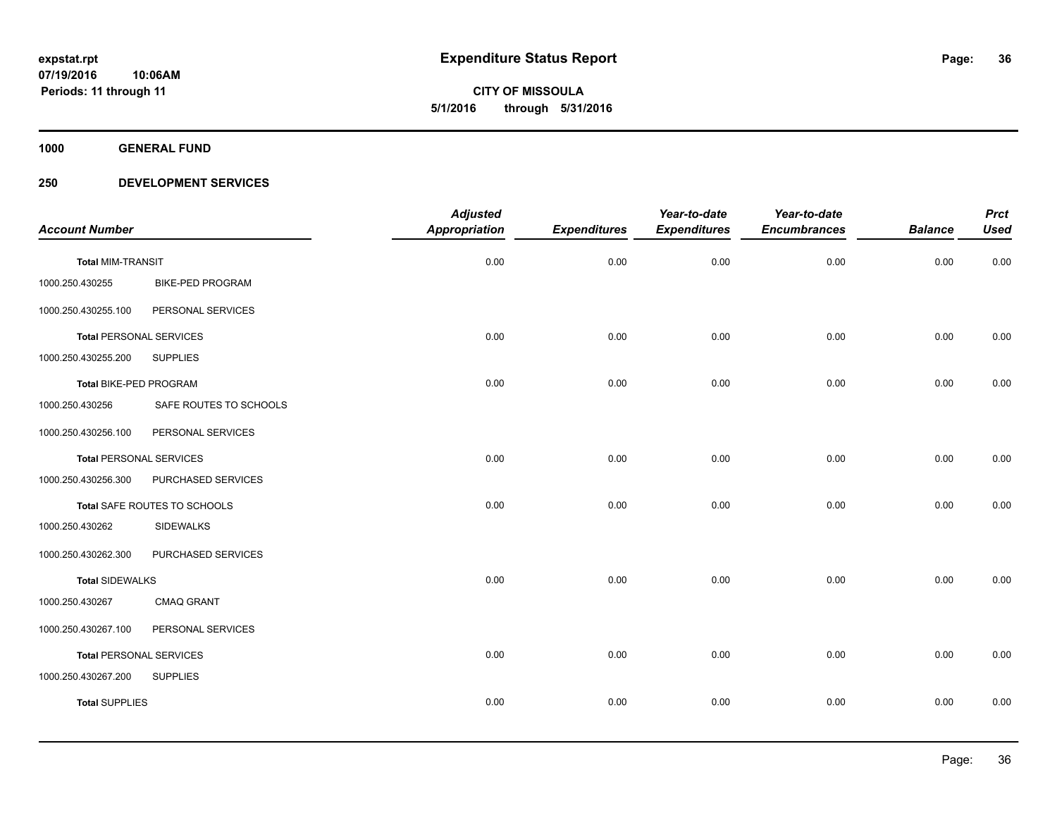# Expenditure Status Report

**CITY OF MISSOULA**
**5/1/2016 through 5/31/2016**

**Periods: 11 through 11**

**1000 GENERAL FUND**

**250 DEVELOPMENT SERVICES**

| Account Number | | Adjusted Appropriation | Expenditures | Year-to-date Expenditures | Year-to-date Encumbrances | Balance | Prct Used |
|---|---|---|---|---|---|---|---|
| **Total** MIM-TRANSIT | | 0.00 | 0.00 | 0.00 | 0.00 | 0.00 | 0.00 |
| 1000.250.430255 | BIKE-PED PROGRAM | | | | | | |
| 1000.250.430255.100 | PERSONAL SERVICES | | | | | | |
| **Total** PERSONAL SERVICES | | 0.00 | 0.00 | 0.00 | 0.00 | 0.00 | 0.00 |
| 1000.250.430255.200 | SUPPLIES | | | | | | |
| **Total** BIKE-PED PROGRAM | | 0.00 | 0.00 | 0.00 | 0.00 | 0.00 | 0.00 |
| 1000.250.430256 | SAFE ROUTES TO SCHOOLS | | | | | | |
| 1000.250.430256.100 | PERSONAL SERVICES | | | | | | |
| **Total** PERSONAL SERVICES | | 0.00 | 0.00 | 0.00 | 0.00 | 0.00 | 0.00 |
| 1000.250.430256.300 | PURCHASED SERVICES | | | | | | |
| **Total** SAFE ROUTES TO SCHOOLS | | 0.00 | 0.00 | 0.00 | 0.00 | 0.00 | 0.00 |
| 1000.250.430262 | SIDEWALKS | | | | | | |
| 1000.250.430262.300 | PURCHASED SERVICES | | | | | | |
| **Total** SIDEWALKS | | 0.00 | 0.00 | 0.00 | 0.00 | 0.00 | 0.00 |
| 1000.250.430267 | CMAQ GRANT | | | | | | |
| 1000.250.430267.100 | PERSONAL SERVICES | | | | | | |
| **Total** PERSONAL SERVICES | | 0.00 | 0.00 | 0.00 | 0.00 | 0.00 | 0.00 |
| 1000.250.430267.200 | SUPPLIES | | | | | | |
| **Total** SUPPLIES | | 0.00 | 0.00 | 0.00 | 0.00 | 0.00 | 0.00 |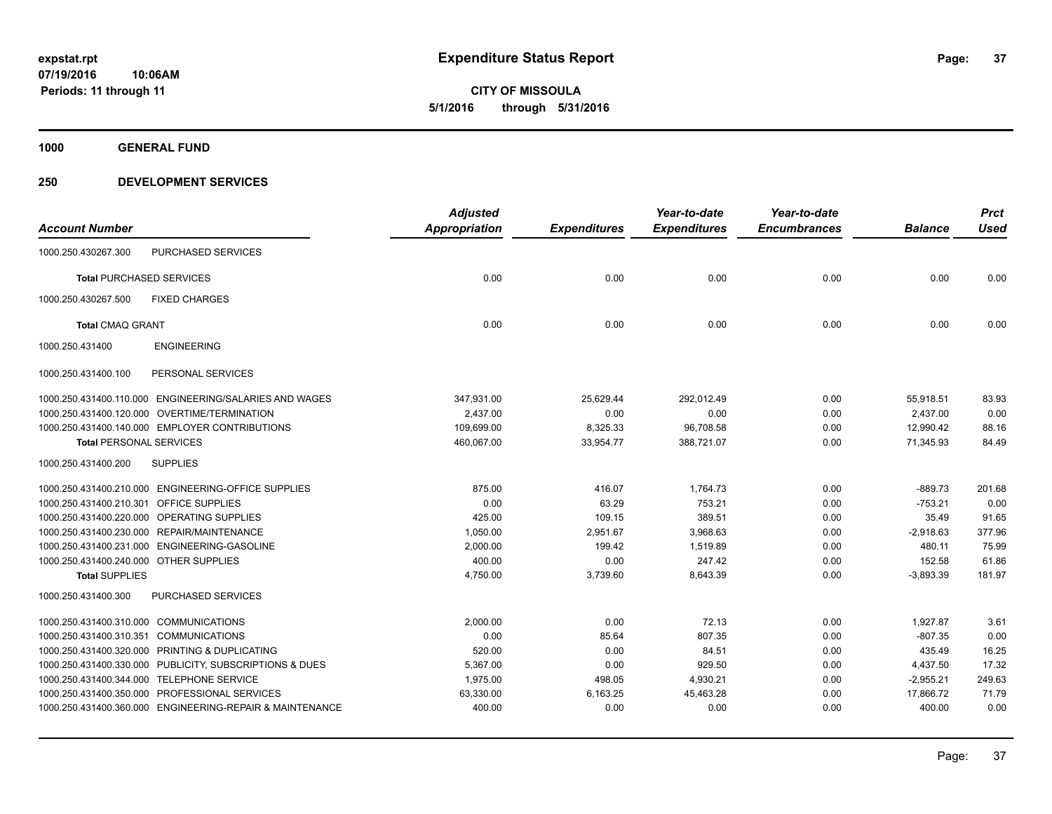**expstat.rpt**
**07/19/2016 10:06AM**
**Periods: 11 through 11**

# Expenditure Status Report

**CITY OF MISSOULA**
**5/1/2016 through 5/31/2016**

## 1000 GENERAL FUND

## 250 DEVELOPMENT SERVICES

| Account Number | | Adjusted Appropriation | Expenditures | Year-to-date Expenditures | Year-to-date Encumbrances | Balance | Prct Used |
|---|---|---|---|---|---|---|---|
| 1000.250.430267.300 | PURCHASED SERVICES | | | | | | |
| **Total** PURCHASED SERVICES | | 0.00 | 0.00 | 0.00 | 0.00 | 0.00 | 0.00 |
| 1000.250.430267.500 | FIXED CHARGES | | | | | | |
| **Total** CMAQ GRANT | | 0.00 | 0.00 | 0.00 | 0.00 | 0.00 | 0.00 |
| 1000.250.431400 | ENGINEERING | | | | | | |
| 1000.250.431400.100 | PERSONAL SERVICES | | | | | | |
| 1000.250.431400.110.000 | ENGINEERING/SALARIES AND WAGES | 347,931.00 | 25,629.44 | 292,012.49 | 0.00 | 55,918.51 | 83.93 |
| 1000.250.431400.120.000 | OVERTIME/TERMINATION | 2,437.00 | 0.00 | 0.00 | 0.00 | 2,437.00 | 0.00 |
| 1000.250.431400.140.000 | EMPLOYER CONTRIBUTIONS | 109,699.00 | 8,325.33 | 96,708.58 | 0.00 | 12,990.42 | 88.16 |
| **Total** PERSONAL SERVICES | | 460,067.00 | 33,954.77 | 388,721.07 | 0.00 | 71,345.93 | 84.49 |
| 1000.250.431400.200 | SUPPLIES | | | | | | |
| 1000.250.431400.210.000 | ENGINEERING-OFFICE SUPPLIES | 875.00 | 416.07 | 1,764.73 | 0.00 | -889.73 | 201.68 |
| 1000.250.431400.210.301 | OFFICE SUPPLIES | 0.00 | 63.29 | 753.21 | 0.00 | -753.21 | 0.00 |
| 1000.250.431400.220.000 | OPERATING SUPPLIES | 425.00 | 109.15 | 389.51 | 0.00 | 35.49 | 91.65 |
| 1000.250.431400.230.000 | REPAIR/MAINTENANCE | 1,050.00 | 2,951.67 | 3,968.63 | 0.00 | -2,918.63 | 377.96 |
| 1000.250.431400.231.000 | ENGINEERING-GASOLINE | 2,000.00 | 199.42 | 1,519.89 | 0.00 | 480.11 | 75.99 |
| 1000.250.431400.240.000 | OTHER SUPPLIES | 400.00 | 0.00 | 247.42 | 0.00 | 152.58 | 61.86 |
| **Total** SUPPLIES | | 4,750.00 | 3,739.60 | 8,643.39 | 0.00 | -3,893.39 | 181.97 |
| 1000.250.431400.300 | PURCHASED SERVICES | | | | | | |
| 1000.250.431400.310.000 | COMMUNICATIONS | 2,000.00 | 0.00 | 72.13 | 0.00 | 1,927.87 | 3.61 |
| 1000.250.431400.310.351 | COMMUNICATIONS | 0.00 | 85.64 | 807.35 | 0.00 | -807.35 | 0.00 |
| 1000.250.431400.320.000 | PRINTING & DUPLICATING | 520.00 | 0.00 | 84.51 | 0.00 | 435.49 | 16.25 |
| 1000.250.431400.330.000 | PUBLICITY, SUBSCRIPTIONS & DUES | 5,367.00 | 0.00 | 929.50 | 0.00 | 4,437.50 | 17.32 |
| 1000.250.431400.344.000 | TELEPHONE SERVICE | 1,975.00 | 498.05 | 4,930.21 | 0.00 | -2,955.21 | 249.63 |
| 1000.250.431400.350.000 | PROFESSIONAL SERVICES | 63,330.00 | 6,163.25 | 45,463.28 | 0.00 | 17,866.72 | 71.79 |
| 1000.250.431400.360.000 | ENGINEERING-REPAIR & MAINTENANCE | 400.00 | 0.00 | 0.00 | 0.00 | 400.00 | 0.00 |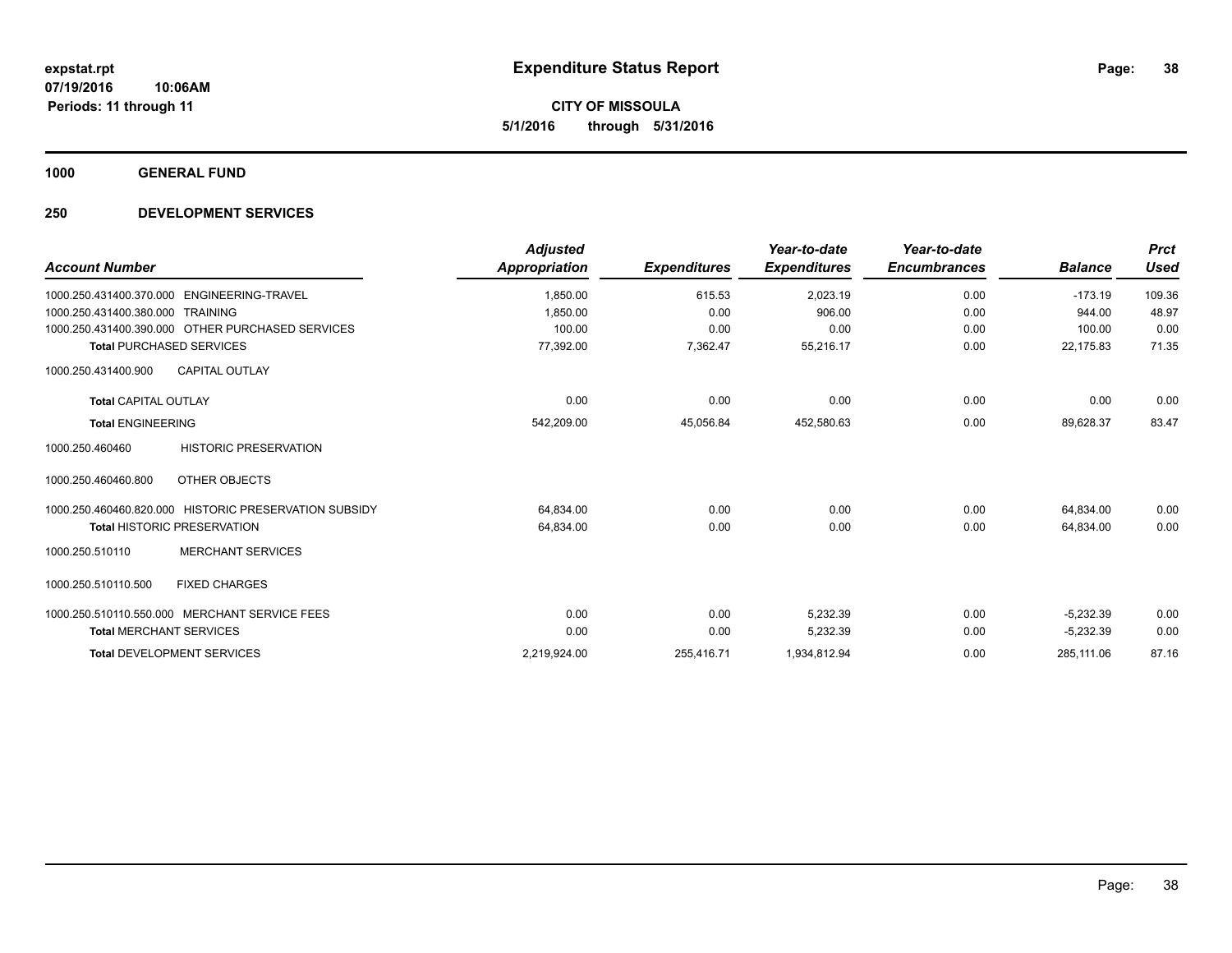# Expenditure Status Report

expstat.rpt
07/19/2016 10:06AM
Periods: 11 through 11

**CITY OF MISSOULA**
**5/1/2016 through 5/31/2016**

## 1000 GENERAL FUND

## 250 DEVELOPMENT SERVICES

| Account Number | Adjusted Appropriation | Expenditures | Year-to-date Expenditures | Year-to-date Encumbrances | Balance | Prct Used |
|---|---|---|---|---|---|---|
| 1000.250.431400.370.000 ENGINEERING-TRAVEL | 1,850.00 | 615.53 | 2,023.19 | 0.00 | -173.19 | 109.36 |
| 1000.250.431400.380.000 TRAINING | 1,850.00 | 0.00 | 906.00 | 0.00 | 944.00 | 48.97 |
| 1000.250.431400.390.000 OTHER PURCHASED SERVICES | 100.00 | 0.00 | 0.00 | 0.00 | 100.00 | 0.00 |
| **Total** PURCHASED SERVICES | 77,392.00 | 7,362.47 | 55,216.17 | 0.00 | 22,175.83 | 71.35 |
| 1000.250.431400.900 CAPITAL OUTLAY | | | | | | |
| **Total** CAPITAL OUTLAY | 0.00 | 0.00 | 0.00 | 0.00 | 0.00 | 0.00 |
| **Total** ENGINEERING | 542,209.00 | 45,056.84 | 452,580.63 | 0.00 | 89,628.37 | 83.47 |
| 1000.250.460460 HISTORIC PRESERVATION | | | | | | |
| 1000.250.460460.800 OTHER OBJECTS | | | | | | |
| 1000.250.460460.820.000 HISTORIC PRESERVATION SUBSIDY | 64,834.00 | 0.00 | 0.00 | 0.00 | 64,834.00 | 0.00 |
| **Total** HISTORIC PRESERVATION | 64,834.00 | 0.00 | 0.00 | 0.00 | 64,834.00 | 0.00 |
| 1000.250.510110 MERCHANT SERVICES | | | | | | |
| 1000.250.510110.500 FIXED CHARGES | | | | | | |
| 1000.250.510110.550.000 MERCHANT SERVICE FEES | 0.00 | 0.00 | 5,232.39 | 0.00 | -5,232.39 | 0.00 |
| **Total** MERCHANT SERVICES | 0.00 | 0.00 | 5,232.39 | 0.00 | -5,232.39 | 0.00 |
| **Total** DEVELOPMENT SERVICES | 2,219,924.00 | 255,416.71 | 1,934,812.94 | 0.00 | 285,111.06 | 87.16 |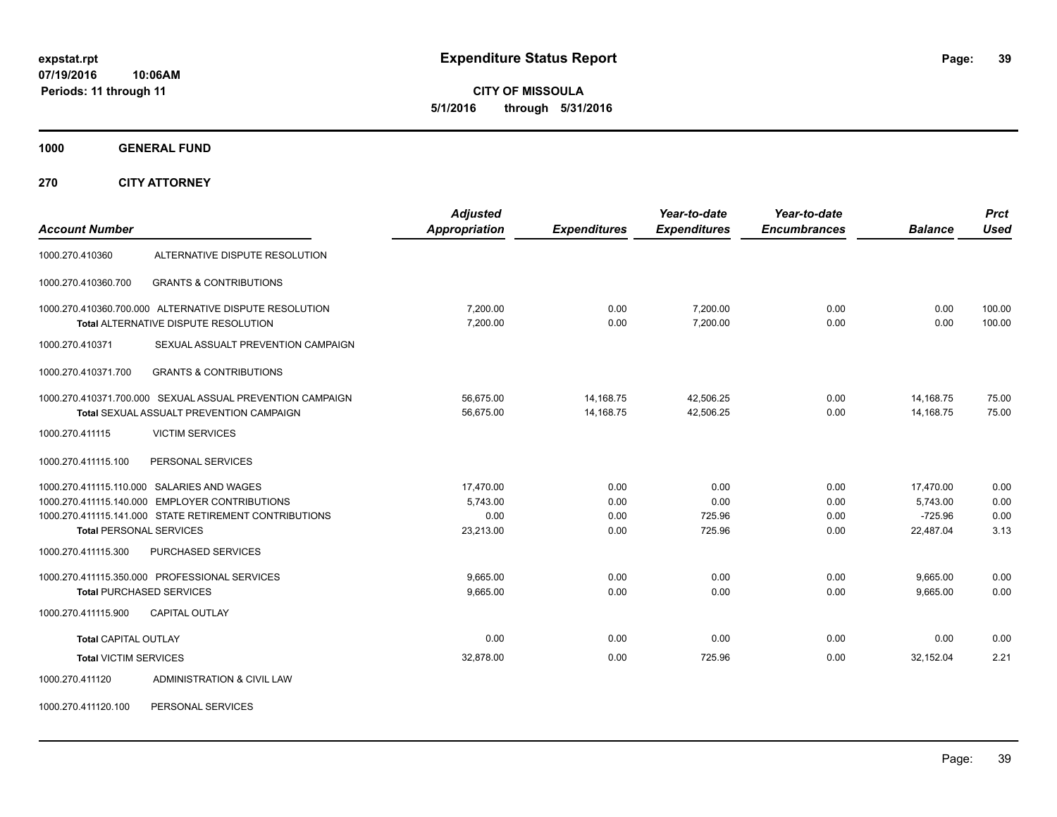**expstat.rpt**
**07/19/2016 10:06AM**
**Periods: 11 through 11**

# Expenditure Status Report

**CITY OF MISSOULA**
**5/1/2016 through 5/31/2016**

## 1000 GENERAL FUND

## 270 CITY ATTORNEY

| Account Number | | Adjusted Appropriation | Expenditures | Year-to-date Expenditures | Year-to-date Encumbrances | Balance | Prct Used |
|---|---|---|---|---|---|---|---|
| 1000.270.410360 | ALTERNATIVE DISPUTE RESOLUTION | | | | | | |
| 1000.270.410360.700 | GRANTS & CONTRIBUTIONS | | | | | | |
| 1000.270.410360.700.000 | ALTERNATIVE DISPUTE RESOLUTION | 7,200.00 | 0.00 | 7,200.00 | 0.00 | 0.00 | 100.00 |
| **Total** ALTERNATIVE DISPUTE RESOLUTION | | 7,200.00 | 0.00 | 7,200.00 | 0.00 | 0.00 | 100.00 |
| 1000.270.410371 | SEXUAL ASSUALT PREVENTION CAMPAIGN | | | | | | |
| 1000.270.410371.700 | GRANTS & CONTRIBUTIONS | | | | | | |
| 1000.270.410371.700.000 | SEXUAL ASSUAL PREVENTION CAMPAIGN | 56,675.00 | 14,168.75 | 42,506.25 | 0.00 | 14,168.75 | 75.00 |
| **Total** SEXUAL ASSUALT PREVENTION CAMPAIGN | | 56,675.00 | 14,168.75 | 42,506.25 | 0.00 | 14,168.75 | 75.00 |
| 1000.270.411115 | VICTIM SERVICES | | | | | | |
| 1000.270.411115.100 | PERSONAL SERVICES | | | | | | |
| 1000.270.411115.110.000 | SALARIES AND WAGES | 17,470.00 | 0.00 | 0.00 | 0.00 | 17,470.00 | 0.00 |
| 1000.270.411115.140.000 | EMPLOYER CONTRIBUTIONS | 5,743.00 | 0.00 | 0.00 | 0.00 | 5,743.00 | 0.00 |
| 1000.270.411115.141.000 | STATE RETIREMENT CONTRIBUTIONS | 0.00 | 0.00 | 725.96 | 0.00 | -725.96 | 0.00 |
| **Total** PERSONAL SERVICES | | 23,213.00 | 0.00 | 725.96 | 0.00 | 22,487.04 | 3.13 |
| 1000.270.411115.300 | PURCHASED SERVICES | | | | | | |
| 1000.270.411115.350.000 | PROFESSIONAL SERVICES | 9,665.00 | 0.00 | 0.00 | 0.00 | 9,665.00 | 0.00 |
| **Total** PURCHASED SERVICES | | 9,665.00 | 0.00 | 0.00 | 0.00 | 9,665.00 | 0.00 |
| 1000.270.411115.900 | CAPITAL OUTLAY | | | | | | |
| **Total** CAPITAL OUTLAY | | 0.00 | 0.00 | 0.00 | 0.00 | 0.00 | 0.00 |
| **Total** VICTIM SERVICES | | 32,878.00 | 0.00 | 725.96 | 0.00 | 32,152.04 | 2.21 |
| 1000.270.411120 | ADMINISTRATION & CIVIL LAW | | | | | | |
| 1000.270.411120.100 | PERSONAL SERVICES | | | | | | |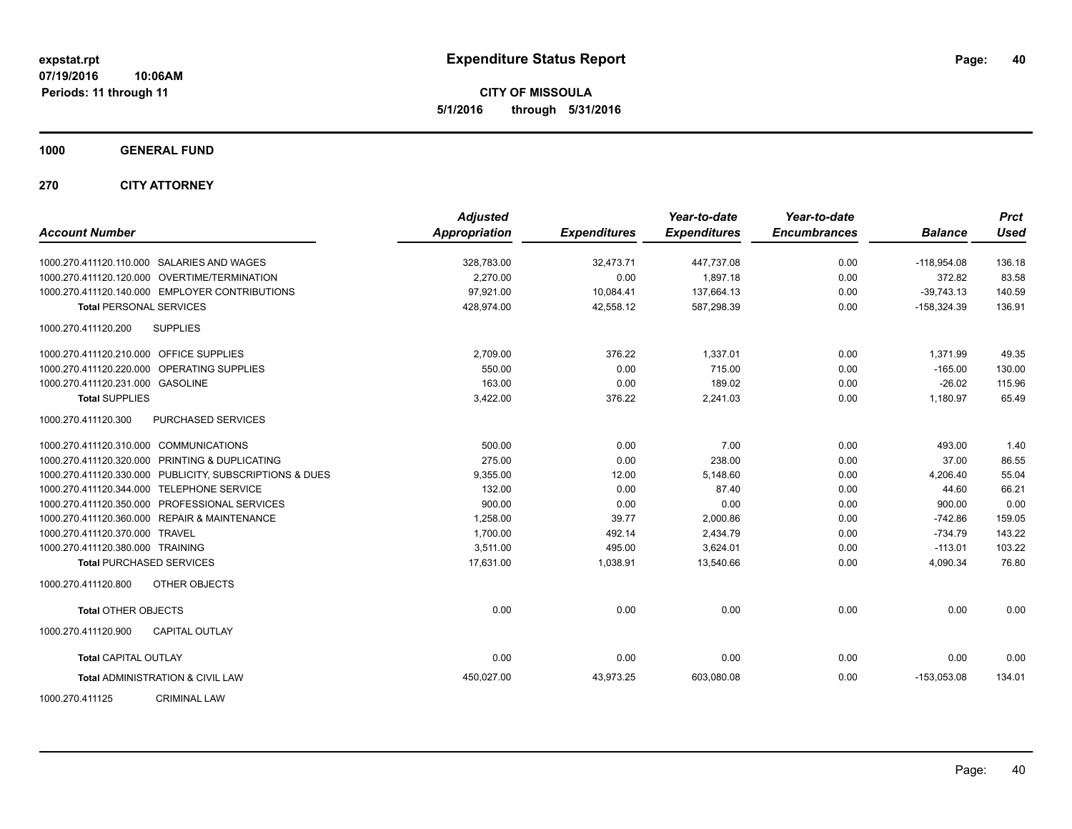# Expenditure Status Report

expstat.rpt
07/19/2016 10:06AM
Periods: 11 through 11

**CITY OF MISSOULA**
**5/1/2016 through 5/31/2016**

**1000 GENERAL FUND**

**270 CITY ATTORNEY**

| Account Number | Adjusted Appropriation | Expenditures | Year-to-date Expenditures | Year-to-date Encumbrances | Balance | Prct Used |
|---|---|---|---|---|---|---|
| 1000.270.411120.110.000 SALARIES AND WAGES | 328,783.00 | 32,473.71 | 447,737.08 | 0.00 | -118,954.08 | 136.18 |
| 1000.270.411120.120.000 OVERTIME/TERMINATION | 2,270.00 | 0.00 | 1,897.18 | 0.00 | 372.82 | 83.58 |
| 1000.270.411120.140.000 EMPLOYER CONTRIBUTIONS | 97,921.00 | 10,084.41 | 137,664.13 | 0.00 | -39,743.13 | 140.59 |
| **Total** PERSONAL SERVICES | 428,974.00 | 42,558.12 | 587,298.39 | 0.00 | -158,324.39 | 136.91 |
| 1000.270.411120.200 SUPPLIES | | | | | | |
| 1000.270.411120.210.000 OFFICE SUPPLIES | 2,709.00 | 376.22 | 1,337.01 | 0.00 | 1,371.99 | 49.35 |
| 1000.270.411120.220.000 OPERATING SUPPLIES | 550.00 | 0.00 | 715.00 | 0.00 | -165.00 | 130.00 |
| 1000.270.411120.231.000 GASOLINE | 163.00 | 0.00 | 189.02 | 0.00 | -26.02 | 115.96 |
| **Total** SUPPLIES | 3,422.00 | 376.22 | 2,241.03 | 0.00 | 1,180.97 | 65.49 |
| 1000.270.411120.300 PURCHASED SERVICES | | | | | | |
| 1000.270.411120.310.000 COMMUNICATIONS | 500.00 | 0.00 | 7.00 | 0.00 | 493.00 | 1.40 |
| 1000.270.411120.320.000 PRINTING & DUPLICATING | 275.00 | 0.00 | 238.00 | 0.00 | 37.00 | 86.55 |
| 1000.270.411120.330.000 PUBLICITY, SUBSCRIPTIONS & DUES | 9,355.00 | 12.00 | 5,148.60 | 0.00 | 4,206.40 | 55.04 |
| 1000.270.411120.344.000 TELEPHONE SERVICE | 132.00 | 0.00 | 87.40 | 0.00 | 44.60 | 66.21 |
| 1000.270.411120.350.000 PROFESSIONAL SERVICES | 900.00 | 0.00 | 0.00 | 0.00 | 900.00 | 0.00 |
| 1000.270.411120.360.000 REPAIR & MAINTENANCE | 1,258.00 | 39.77 | 2,000.86 | 0.00 | -742.86 | 159.05 |
| 1000.270.411120.370.000 TRAVEL | 1,700.00 | 492.14 | 2,434.79 | 0.00 | -734.79 | 143.22 |
| 1000.270.411120.380.000 TRAINING | 3,511.00 | 495.00 | 3,624.01 | 0.00 | -113.01 | 103.22 |
| **Total** PURCHASED SERVICES | 17,631.00 | 1,038.91 | 13,540.66 | 0.00 | 4,090.34 | 76.80 |
| 1000.270.411120.800 OTHER OBJECTS | | | | | | |
| **Total** OTHER OBJECTS | 0.00 | 0.00 | 0.00 | 0.00 | 0.00 | 0.00 |
| 1000.270.411120.900 CAPITAL OUTLAY | | | | | | |
| **Total** CAPITAL OUTLAY | 0.00 | 0.00 | 0.00 | 0.00 | 0.00 | 0.00 |
| **Total** ADMINISTRATION & CIVIL LAW | 450,027.00 | 43,973.25 | 603,080.08 | 0.00 | -153,053.08 | 134.01 |

1000.270.411125 CRIMINAL LAW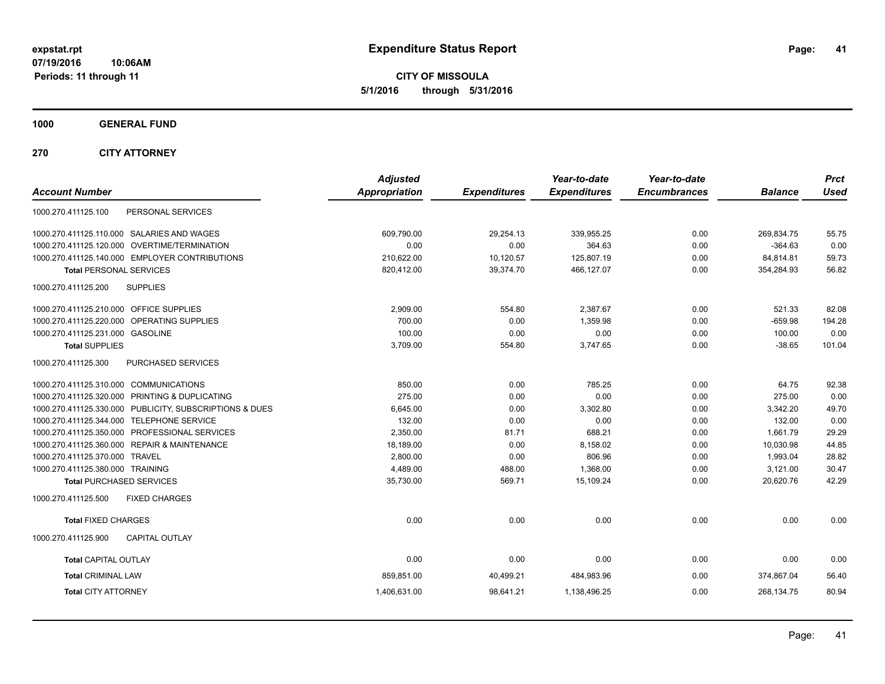expstat.rpt
07/19/2016 10:06AM
Periods: 11 through 11

# Expenditure Status Report

**CITY OF MISSOULA**
**5/1/2016 through 5/31/2016**

**1000 GENERAL FUND**

**270 CITY ATTORNEY**

| Account Number | Adjusted Appropriation | Expenditures | Year-to-date Expenditures | Year-to-date Encumbrances | Balance | Prct Used |
|---|---|---|---|---|---|---|
| 1000.270.411125.100 PERSONAL SERVICES | | | | | | |
| 1000.270.411125.110.000 SALARIES AND WAGES | 609,790.00 | 29,254.13 | 339,955.25 | 0.00 | 269,834.75 | 55.75 |
| 1000.270.411125.120.000 OVERTIME/TERMINATION | 0.00 | 0.00 | 364.63 | 0.00 | -364.63 | 0.00 |
| 1000.270.411125.140.000 EMPLOYER CONTRIBUTIONS | 210,622.00 | 10,120.57 | 125,807.19 | 0.00 | 84,814.81 | 59.73 |
| **Total** PERSONAL SERVICES | 820,412.00 | 39,374.70 | 466,127.07 | 0.00 | 354,284.93 | 56.82 |
| 1000.270.411125.200 SUPPLIES | | | | | | |
| 1000.270.411125.210.000 OFFICE SUPPLIES | 2,909.00 | 554.80 | 2,387.67 | 0.00 | 521.33 | 82.08 |
| 1000.270.411125.220.000 OPERATING SUPPLIES | 700.00 | 0.00 | 1,359.98 | 0.00 | -659.98 | 194.28 |
| 1000.270.411125.231.000 GASOLINE | 100.00 | 0.00 | 0.00 | 0.00 | 100.00 | 0.00 |
| **Total** SUPPLIES | 3,709.00 | 554.80 | 3,747.65 | 0.00 | -38.65 | 101.04 |
| 1000.270.411125.300 PURCHASED SERVICES | | | | | | |
| 1000.270.411125.310.000 COMMUNICATIONS | 850.00 | 0.00 | 785.25 | 0.00 | 64.75 | 92.38 |
| 1000.270.411125.320.000 PRINTING & DUPLICATING | 275.00 | 0.00 | 0.00 | 0.00 | 275.00 | 0.00 |
| 1000.270.411125.330.000 PUBLICITY, SUBSCRIPTIONS & DUES | 6,645.00 | 0.00 | 3,302.80 | 0.00 | 3,342.20 | 49.70 |
| 1000.270.411125.344.000 TELEPHONE SERVICE | 132.00 | 0.00 | 0.00 | 0.00 | 132.00 | 0.00 |
| 1000.270.411125.350.000 PROFESSIONAL SERVICES | 2,350.00 | 81.71 | 688.21 | 0.00 | 1,661.79 | 29.29 |
| 1000.270.411125.360.000 REPAIR & MAINTENANCE | 18,189.00 | 0.00 | 8,158.02 | 0.00 | 10,030.98 | 44.85 |
| 1000.270.411125.370.000 TRAVEL | 2,800.00 | 0.00 | 806.96 | 0.00 | 1,993.04 | 28.82 |
| 1000.270.411125.380.000 TRAINING | 4,489.00 | 488.00 | 1,368.00 | 0.00 | 3,121.00 | 30.47 |
| **Total** PURCHASED SERVICES | 35,730.00 | 569.71 | 15,109.24 | 0.00 | 20,620.76 | 42.29 |
| 1000.270.411125.500 FIXED CHARGES | | | | | | |
| **Total** FIXED CHARGES | 0.00 | 0.00 | 0.00 | 0.00 | 0.00 | 0.00 |
| 1000.270.411125.900 CAPITAL OUTLAY | | | | | | |
| **Total** CAPITAL OUTLAY | 0.00 | 0.00 | 0.00 | 0.00 | 0.00 | 0.00 |
| **Total** CRIMINAL LAW | 859,851.00 | 40,499.21 | 484,983.96 | 0.00 | 374,867.04 | 56.40 |
| **Total** CITY ATTORNEY | 1,406,631.00 | 98,641.21 | 1,138,496.25 | 0.00 | 268,134.75 | 80.94 |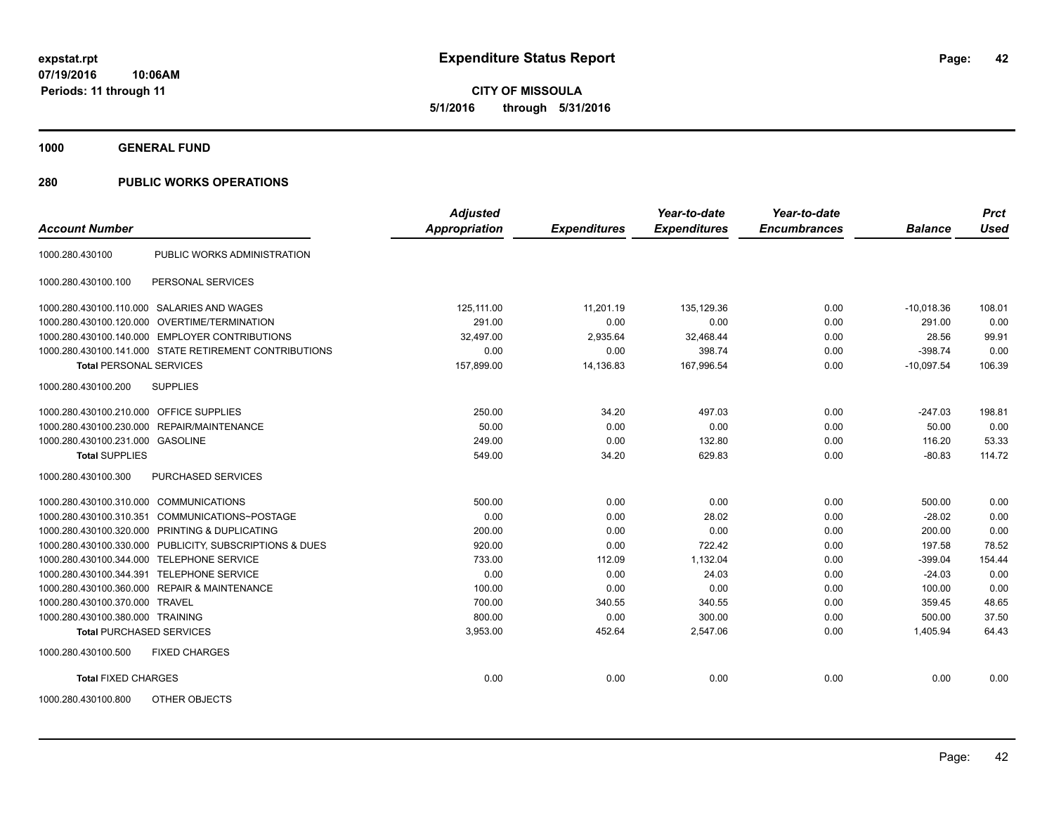# Expenditure Status Report

**CITY OF MISSOULA**
**5/1/2016 through 5/31/2016**

expstat.rpt
07/19/2016 10:06AM
Periods: 11 through 11

## 1000 GENERAL FUND

### 280 PUBLIC WORKS OPERATIONS

| Account Number | | Adjusted Appropriation | Expenditures | Year-to-date Expenditures | Year-to-date Encumbrances | Balance | Prct Used |
|---|---|---|---|---|---|---|---|
| 1000.280.430100 | PUBLIC WORKS ADMINISTRATION | | | | | | |
| 1000.280.430100.100 | PERSONAL SERVICES | | | | | | |
| 1000.280.430100.110.000 | SALARIES AND WAGES | 125,111.00 | 11,201.19 | 135,129.36 | 0.00 | -10,018.36 | 108.01 |
| 1000.280.430100.120.000 | OVERTIME/TERMINATION | 291.00 | 0.00 | 0.00 | 0.00 | 291.00 | 0.00 |
| 1000.280.430100.140.000 | EMPLOYER CONTRIBUTIONS | 32,497.00 | 2,935.64 | 32,468.44 | 0.00 | 28.56 | 99.91 |
| 1000.280.430100.141.000 | STATE RETIREMENT CONTRIBUTIONS | 0.00 | 0.00 | 398.74 | 0.00 | -398.74 | 0.00 |
| **Total** PERSONAL SERVICES | | 157,899.00 | 14,136.83 | 167,996.54 | 0.00 | -10,097.54 | 106.39 |
| 1000.280.430100.200 | SUPPLIES | | | | | | |
| 1000.280.430100.210.000 | OFFICE SUPPLIES | 250.00 | 34.20 | 497.03 | 0.00 | -247.03 | 198.81 |
| 1000.280.430100.230.000 | REPAIR/MAINTENANCE | 50.00 | 0.00 | 0.00 | 0.00 | 50.00 | 0.00 |
| 1000.280.430100.231.000 | GASOLINE | 249.00 | 0.00 | 132.80 | 0.00 | 116.20 | 53.33 |
| **Total** SUPPLIES | | 549.00 | 34.20 | 629.83 | 0.00 | -80.83 | 114.72 |
| 1000.280.430100.300 | PURCHASED SERVICES | | | | | | |
| 1000.280.430100.310.000 | COMMUNICATIONS | 500.00 | 0.00 | 0.00 | 0.00 | 500.00 | 0.00 |
| 1000.280.430100.310.351 | COMMUNICATIONS~POSTAGE | 0.00 | 0.00 | 28.02 | 0.00 | -28.02 | 0.00 |
| 1000.280.430100.320.000 | PRINTING & DUPLICATING | 200.00 | 0.00 | 0.00 | 0.00 | 200.00 | 0.00 |
| 1000.280.430100.330.000 | PUBLICITY, SUBSCRIPTIONS & DUES | 920.00 | 0.00 | 722.42 | 0.00 | 197.58 | 78.52 |
| 1000.280.430100.344.000 | TELEPHONE SERVICE | 733.00 | 112.09 | 1,132.04 | 0.00 | -399.04 | 154.44 |
| 1000.280.430100.344.391 | TELEPHONE SERVICE | 0.00 | 0.00 | 24.03 | 0.00 | -24.03 | 0.00 |
| 1000.280.430100.360.000 | REPAIR & MAINTENANCE | 100.00 | 0.00 | 0.00 | 0.00 | 100.00 | 0.00 |
| 1000.280.430100.370.000 | TRAVEL | 700.00 | 340.55 | 340.55 | 0.00 | 359.45 | 48.65 |
| 1000.280.430100.380.000 | TRAINING | 800.00 | 0.00 | 300.00 | 0.00 | 500.00 | 37.50 |
| **Total** PURCHASED SERVICES | | 3,953.00 | 452.64 | 2,547.06 | 0.00 | 1,405.94 | 64.43 |
| 1000.280.430100.500 | FIXED CHARGES | | | | | | |
| **Total** FIXED CHARGES | | 0.00 | 0.00 | 0.00 | 0.00 | 0.00 | 0.00 |
| 1000.280.430100.800 | OTHER OBJECTS | | | | | | |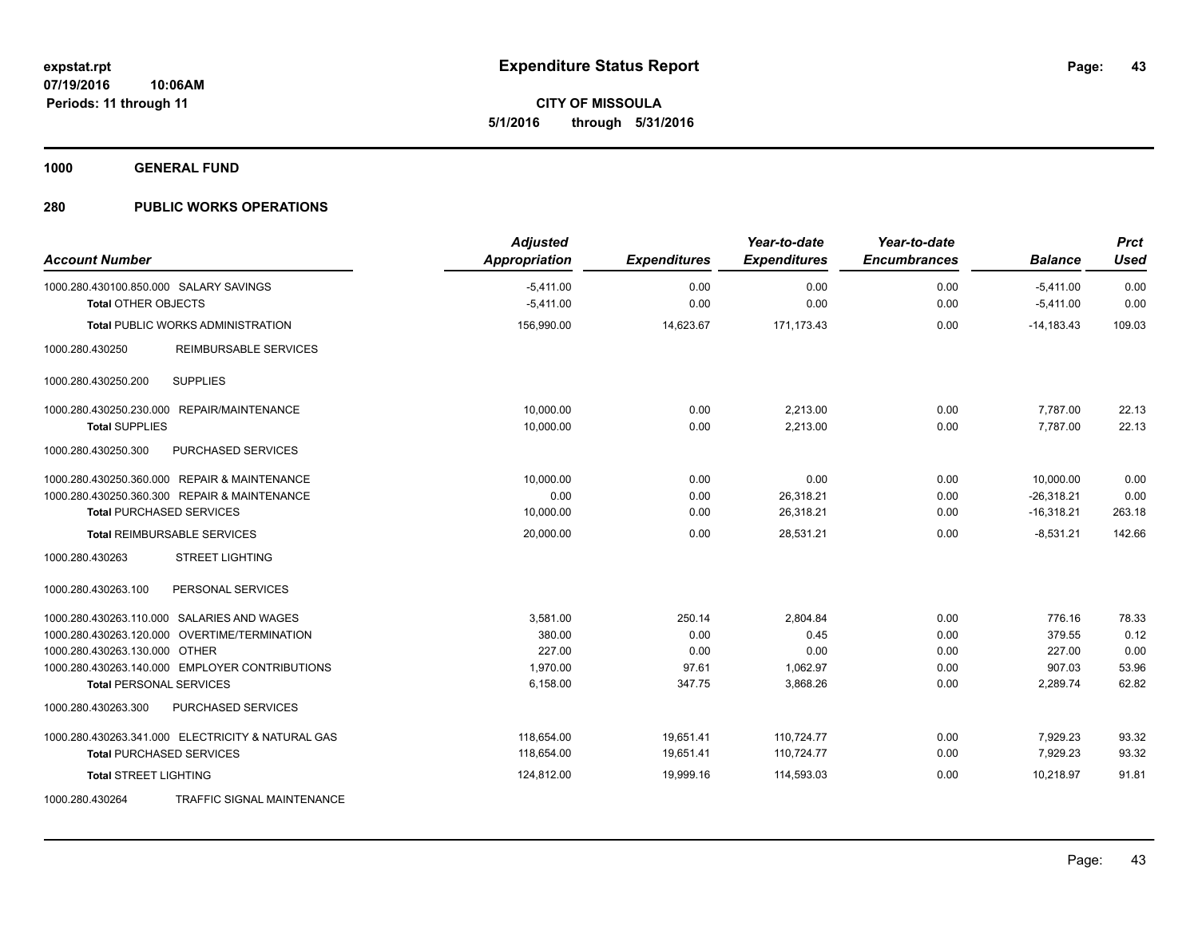# Expenditure Status Report

**CITY OF MISSOULA**

**5/1/2016 through 5/31/2016**

expstat.rpt
07/19/2016 10:06AM
Periods: 11 through 11

## 1000 GENERAL FUND

## 280 PUBLIC WORKS OPERATIONS

| Account Number | Adjusted Appropriation | Expenditures | Year-to-date Expenditures | Year-to-date Encumbrances | Balance | Prct Used |
|---|---|---|---|---|---|---|
| 1000.280.430100.850.000 SALARY SAVINGS | -5,411.00 | 0.00 | 0.00 | 0.00 | -5,411.00 | 0.00 |
| **Total** OTHER OBJECTS | -5,411.00 | 0.00 | 0.00 | 0.00 | -5,411.00 | 0.00 |
| **Total** PUBLIC WORKS ADMINISTRATION | 156,990.00 | 14,623.67 | 171,173.43 | 0.00 | -14,183.43 | 109.03 |
| 1000.280.430250 REIMBURSABLE SERVICES | | | | | | |
| 1000.280.430250.200 SUPPLIES | | | | | | |
| 1000.280.430250.230.000 REPAIR/MAINTENANCE | 10,000.00 | 0.00 | 2,213.00 | 0.00 | 7,787.00 | 22.13 |
| **Total** SUPPLIES | 10,000.00 | 0.00 | 2,213.00 | 0.00 | 7,787.00 | 22.13 |
| 1000.280.430250.300 PURCHASED SERVICES | | | | | | |
| 1000.280.430250.360.000 REPAIR & MAINTENANCE | 10,000.00 | 0.00 | 0.00 | 0.00 | 10,000.00 | 0.00 |
| 1000.280.430250.360.300 REPAIR & MAINTENANCE | 0.00 | 0.00 | 26,318.21 | 0.00 | -26,318.21 | 0.00 |
| **Total** PURCHASED SERVICES | 10,000.00 | 0.00 | 26,318.21 | 0.00 | -16,318.21 | 263.18 |
| **Total** REIMBURSABLE SERVICES | 20,000.00 | 0.00 | 28,531.21 | 0.00 | -8,531.21 | 142.66 |
| 1000.280.430263 STREET LIGHTING | | | | | | |
| 1000.280.430263.100 PERSONAL SERVICES | | | | | | |
| 1000.280.430263.110.000 SALARIES AND WAGES | 3,581.00 | 250.14 | 2,804.84 | 0.00 | 776.16 | 78.33 |
| 1000.280.430263.120.000 OVERTIME/TERMINATION | 380.00 | 0.00 | 0.45 | 0.00 | 379.55 | 0.12 |
| 1000.280.430263.130.000 OTHER | 227.00 | 0.00 | 0.00 | 0.00 | 227.00 | 0.00 |
| 1000.280.430263.140.000 EMPLOYER CONTRIBUTIONS | 1,970.00 | 97.61 | 1,062.97 | 0.00 | 907.03 | 53.96 |
| **Total** PERSONAL SERVICES | 6,158.00 | 347.75 | 3,868.26 | 0.00 | 2,289.74 | 62.82 |
| 1000.280.430263.300 PURCHASED SERVICES | | | | | | |
| 1000.280.430263.341.000 ELECTRICITY & NATURAL GAS | 118,654.00 | 19,651.41 | 110,724.77 | 0.00 | 7,929.23 | 93.32 |
| **Total** PURCHASED SERVICES | 118,654.00 | 19,651.41 | 110,724.77 | 0.00 | 7,929.23 | 93.32 |
| **Total** STREET LIGHTING | 124,812.00 | 19,999.16 | 114,593.03 | 0.00 | 10,218.97 | 91.81 |
| 1000.280.430264 TRAFFIC SIGNAL MAINTENANCE | | | | | | |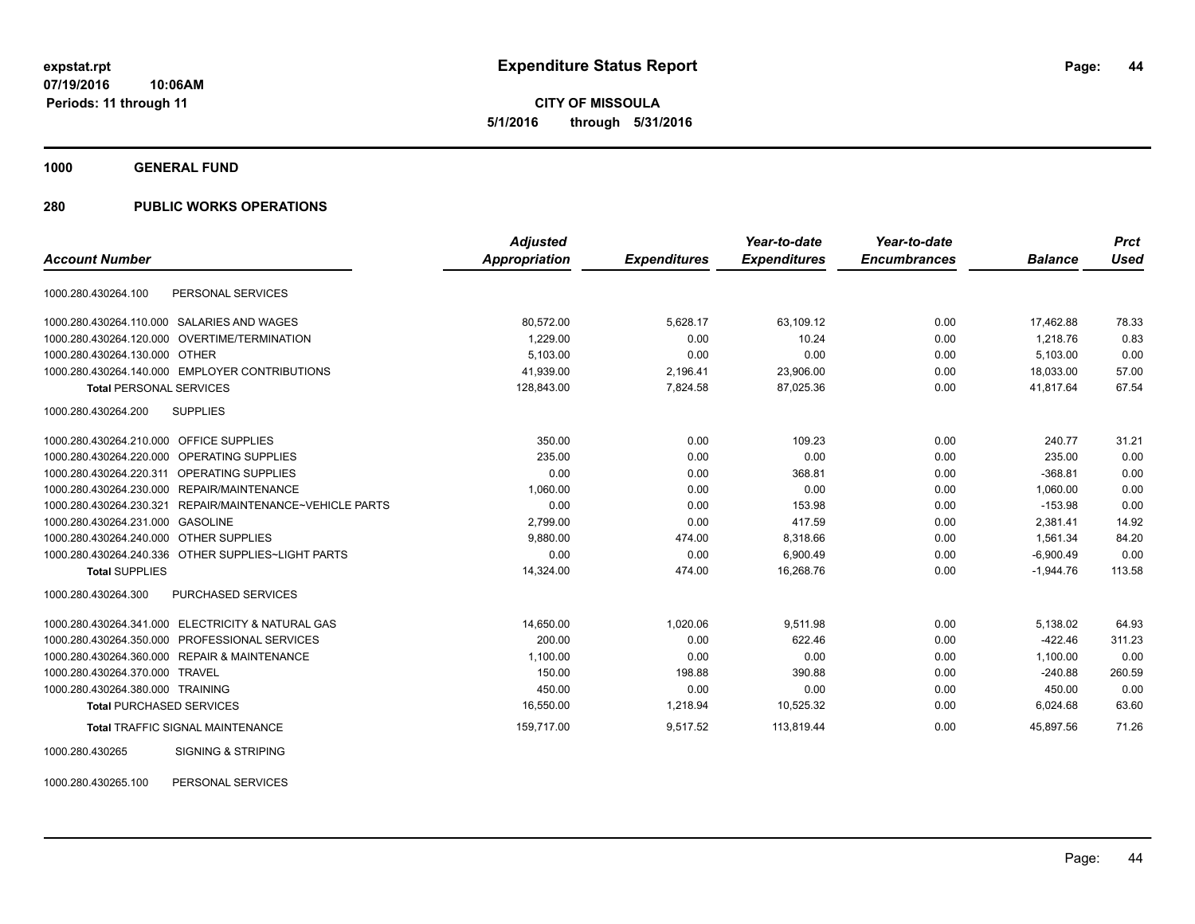**expstat.rpt**
**07/19/2016 10:06AM**
**Periods: 11 through 11**

# Expenditure Status Report

**CITY OF MISSOULA**
**5/1/2016 through 5/31/2016**

## 1000 GENERAL FUND

## 280 PUBLIC WORKS OPERATIONS

| Account Number | | Adjusted Appropriation | Expenditures | Year-to-date Expenditures | Year-to-date Encumbrances | Balance | Prct Used |
|---|---|---|---|---|---|---|---|
| 1000.280.430264.100 | PERSONAL SERVICES | | | | | | |
| 1000.280.430264.110.000 | SALARIES AND WAGES | 80,572.00 | 5,628.17 | 63,109.12 | 0.00 | 17,462.88 | 78.33 |
| 1000.280.430264.120.000 | OVERTIME/TERMINATION | 1,229.00 | 0.00 | 10.24 | 0.00 | 1,218.76 | 0.83 |
| 1000.280.430264.130.000 | OTHER | 5,103.00 | 0.00 | 0.00 | 0.00 | 5,103.00 | 0.00 |
| 1000.280.430264.140.000 | EMPLOYER CONTRIBUTIONS | 41,939.00 | 2,196.41 | 23,906.00 | 0.00 | 18,033.00 | 57.00 |
| **Total** PERSONAL SERVICES | | 128,843.00 | 7,824.58 | 87,025.36 | 0.00 | 41,817.64 | 67.54 |
| 1000.280.430264.200 | SUPPLIES | | | | | | |
| 1000.280.430264.210.000 | OFFICE SUPPLIES | 350.00 | 0.00 | 109.23 | 0.00 | 240.77 | 31.21 |
| 1000.280.430264.220.000 | OPERATING SUPPLIES | 235.00 | 0.00 | 0.00 | 0.00 | 235.00 | 0.00 |
| 1000.280.430264.220.311 | OPERATING SUPPLIES | 0.00 | 0.00 | 368.81 | 0.00 | -368.81 | 0.00 |
| 1000.280.430264.230.000 | REPAIR/MAINTENANCE | 1,060.00 | 0.00 | 0.00 | 0.00 | 1,060.00 | 0.00 |
| 1000.280.430264.230.321 | REPAIR/MAINTENANCE~VEHICLE PARTS | 0.00 | 0.00 | 153.98 | 0.00 | -153.98 | 0.00 |
| 1000.280.430264.231.000 | GASOLINE | 2,799.00 | 0.00 | 417.59 | 0.00 | 2,381.41 | 14.92 |
| 1000.280.430264.240.000 | OTHER SUPPLIES | 9,880.00 | 474.00 | 8,318.66 | 0.00 | 1,561.34 | 84.20 |
| 1000.280.430264.240.336 | OTHER SUPPLIES~LIGHT PARTS | 0.00 | 0.00 | 6,900.49 | 0.00 | -6,900.49 | 0.00 |
| **Total** SUPPLIES | | 14,324.00 | 474.00 | 16,268.76 | 0.00 | -1,944.76 | 113.58 |
| 1000.280.430264.300 | PURCHASED SERVICES | | | | | | |
| 1000.280.430264.341.000 | ELECTRICITY & NATURAL GAS | 14,650.00 | 1,020.06 | 9,511.98 | 0.00 | 5,138.02 | 64.93 |
| 1000.280.430264.350.000 | PROFESSIONAL SERVICES | 200.00 | 0.00 | 622.46 | 0.00 | -422.46 | 311.23 |
| 1000.280.430264.360.000 | REPAIR & MAINTENANCE | 1,100.00 | 0.00 | 0.00 | 0.00 | 1,100.00 | 0.00 |
| 1000.280.430264.370.000 | TRAVEL | 150.00 | 198.88 | 390.88 | 0.00 | -240.88 | 260.59 |
| 1000.280.430264.380.000 | TRAINING | 450.00 | 0.00 | 0.00 | 0.00 | 450.00 | 0.00 |
| **Total** PURCHASED SERVICES | | 16,550.00 | 1,218.94 | 10,525.32 | 0.00 | 6,024.68 | 63.60 |
| **Total** TRAFFIC SIGNAL MAINTENANCE | | 159,717.00 | 9,517.52 | 113,819.44 | 0.00 | 45,897.56 | 71.26 |
| 1000.280.430265 | SIGNING & STRIPING | | | | | | |
| 1000.280.430265.100 | PERSONAL SERVICES | | | | | | |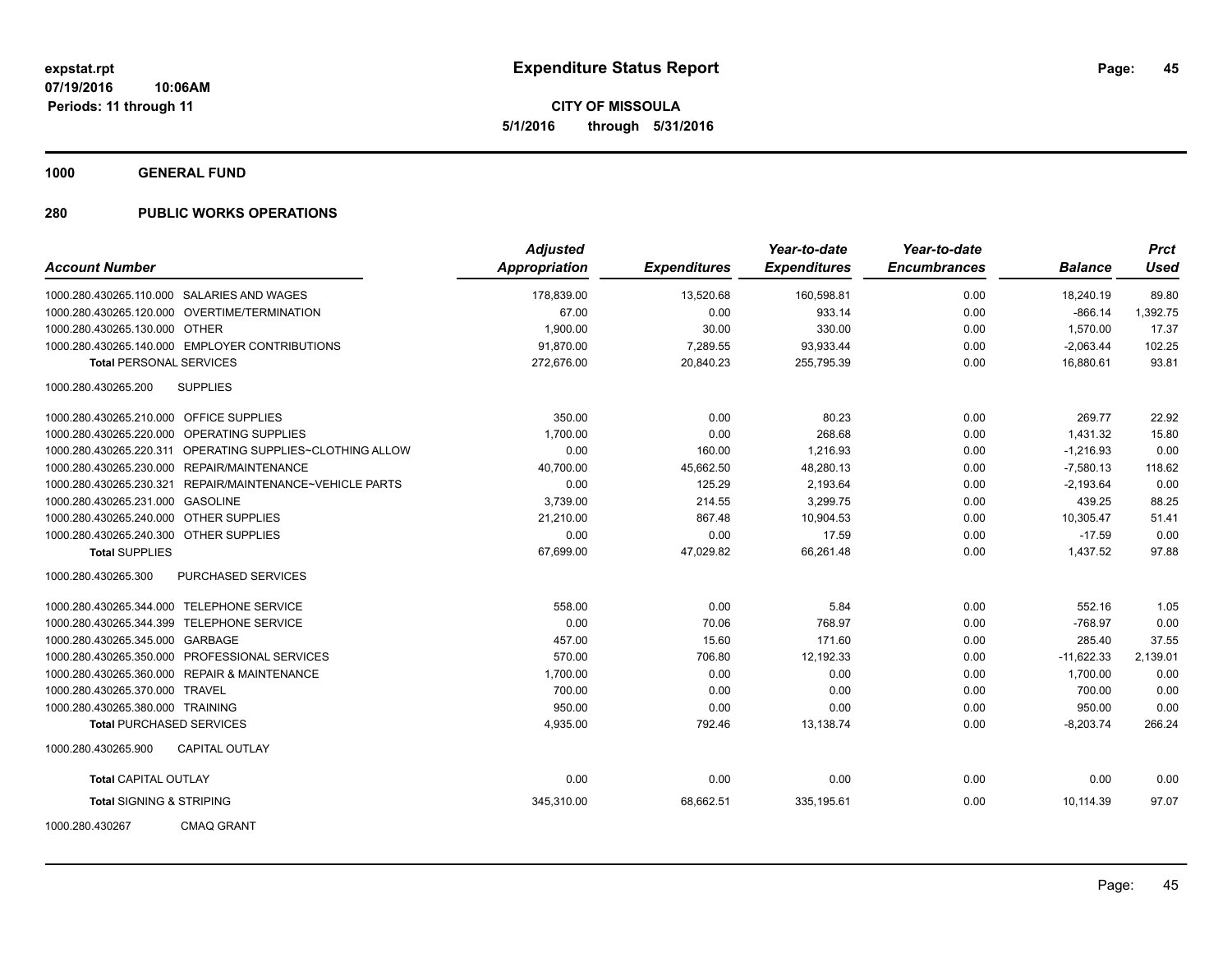**expstat.rpt**
**07/19/2016 10:06AM**
**Periods: 11 through 11**

# Expenditure Status Report

**CITY OF MISSOULA**
**5/1/2016 through 5/31/2016**

## 1000 GENERAL FUND

## 280 PUBLIC WORKS OPERATIONS

| Account Number | | Adjusted Appropriation | Expenditures | Year-to-date Expenditures | Year-to-date Encumbrances | Balance | Prct Used |
|---|---|---|---|---|---|---|---|
| 1000.280.430265.110.000 | SALARIES AND WAGES | 178,839.00 | 13,520.68 | 160,598.81 | 0.00 | 18,240.19 | 89.80 |
| 1000.280.430265.120.000 | OVERTIME/TERMINATION | 67.00 | 0.00 | 933.14 | 0.00 | -866.14 | 1,392.75 |
| 1000.280.430265.130.000 | OTHER | 1,900.00 | 30.00 | 330.00 | 0.00 | 1,570.00 | 17.37 |
| 1000.280.430265.140.000 | EMPLOYER CONTRIBUTIONS | 91,870.00 | 7,289.55 | 93,933.44 | 0.00 | -2,063.44 | 102.25 |
| **Total** PERSONAL SERVICES | | 272,676.00 | 20,840.23 | 255,795.39 | 0.00 | 16,880.61 | 93.81 |
| 1000.280.430265.200 | SUPPLIES | | | | | | |
| 1000.280.430265.210.000 | OFFICE SUPPLIES | 350.00 | 0.00 | 80.23 | 0.00 | 269.77 | 22.92 |
| 1000.280.430265.220.000 | OPERATING SUPPLIES | 1,700.00 | 0.00 | 268.68 | 0.00 | 1,431.32 | 15.80 |
| 1000.280.430265.220.311 | OPERATING SUPPLIES~CLOTHING ALLOW | 0.00 | 160.00 | 1,216.93 | 0.00 | -1,216.93 | 0.00 |
| 1000.280.430265.230.000 | REPAIR/MAINTENANCE | 40,700.00 | 45,662.50 | 48,280.13 | 0.00 | -7,580.13 | 118.62 |
| 1000.280.430265.230.321 | REPAIR/MAINTENANCE~VEHICLE PARTS | 0.00 | 125.29 | 2,193.64 | 0.00 | -2,193.64 | 0.00 |
| 1000.280.430265.231.000 | GASOLINE | 3,739.00 | 214.55 | 3,299.75 | 0.00 | 439.25 | 88.25 |
| 1000.280.430265.240.000 | OTHER SUPPLIES | 21,210.00 | 867.48 | 10,904.53 | 0.00 | 10,305.47 | 51.41 |
| 1000.280.430265.240.300 | OTHER SUPPLIES | 0.00 | 0.00 | 17.59 | 0.00 | -17.59 | 0.00 |
| **Total** SUPPLIES | | 67,699.00 | 47,029.82 | 66,261.48 | 0.00 | 1,437.52 | 97.88 |
| 1000.280.430265.300 | PURCHASED SERVICES | | | | | | |
| 1000.280.430265.344.000 | TELEPHONE SERVICE | 558.00 | 0.00 | 5.84 | 0.00 | 552.16 | 1.05 |
| 1000.280.430265.344.399 | TELEPHONE SERVICE | 0.00 | 70.06 | 768.97 | 0.00 | -768.97 | 0.00 |
| 1000.280.430265.345.000 | GARBAGE | 457.00 | 15.60 | 171.60 | 0.00 | 285.40 | 37.55 |
| 1000.280.430265.350.000 | PROFESSIONAL SERVICES | 570.00 | 706.80 | 12,192.33 | 0.00 | -11,622.33 | 2,139.01 |
| 1000.280.430265.360.000 | REPAIR & MAINTENANCE | 1,700.00 | 0.00 | 0.00 | 0.00 | 1,700.00 | 0.00 |
| 1000.280.430265.370.000 | TRAVEL | 700.00 | 0.00 | 0.00 | 0.00 | 700.00 | 0.00 |
| 1000.280.430265.380.000 | TRAINING | 950.00 | 0.00 | 0.00 | 0.00 | 950.00 | 0.00 |
| **Total** PURCHASED SERVICES | | 4,935.00 | 792.46 | 13,138.74 | 0.00 | -8,203.74 | 266.24 |
| 1000.280.430265.900 | CAPITAL OUTLAY | | | | | | |
| **Total** CAPITAL OUTLAY | | 0.00 | 0.00 | 0.00 | 0.00 | 0.00 | 0.00 |
| **Total** SIGNING & STRIPING | | 345,310.00 | 68,662.51 | 335,195.61 | 0.00 | 10,114.39 | 97.07 |
| 1000.280.430267 | CMAQ GRANT | | | | | | |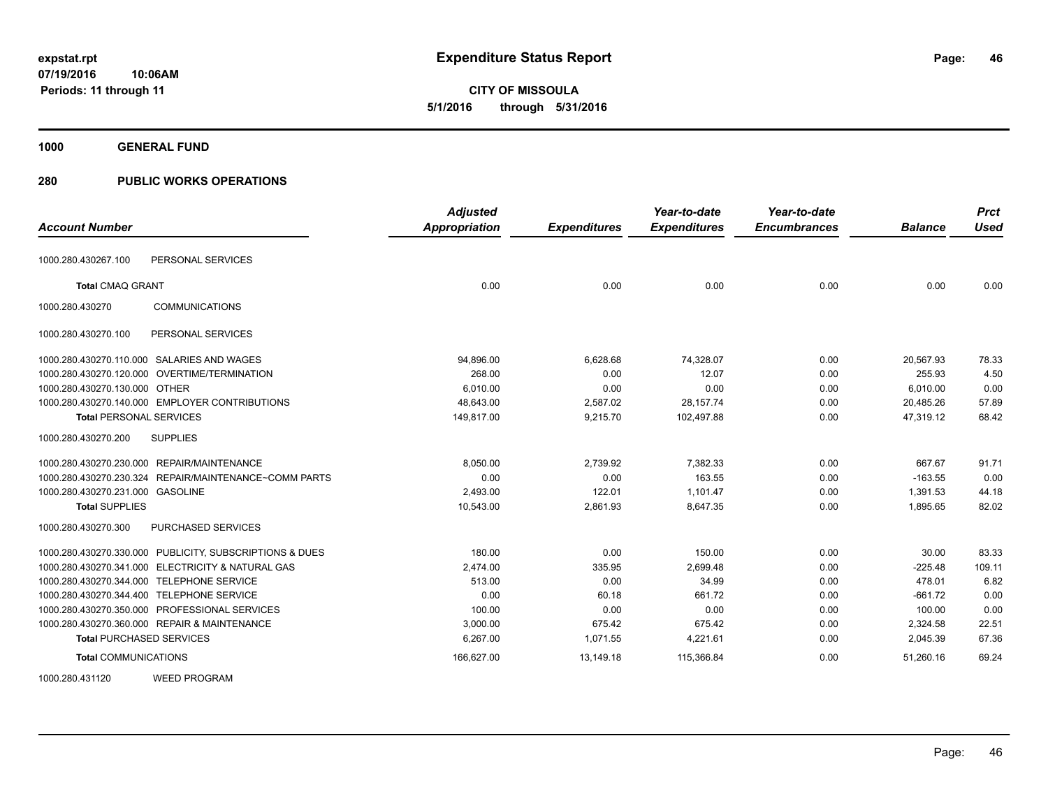# Expenditure Status Report

**CITY OF MISSOULA**
**5/1/2016 through 5/31/2016**

expstat.rpt
07/19/2016 10:06AM
Periods: 11 through 11

**1000 GENERAL FUND**

**280 PUBLIC WORKS OPERATIONS**

| Account Number | Adjusted Appropriation | Expenditures | Year-to-date Expenditures | Year-to-date Encumbrances | Balance | Prct Used |
|---|---|---|---|---|---|---|
| 1000.280.430267.100 PERSONAL SERVICES | | | | | | |
| **Total** CMAQ GRANT | 0.00 | 0.00 | 0.00 | 0.00 | 0.00 | 0.00 |
| 1000.280.430270 COMMUNICATIONS | | | | | | |
| 1000.280.430270.100 PERSONAL SERVICES | | | | | | |
| 1000.280.430270.110.000 SALARIES AND WAGES | 94,896.00 | 6,628.68 | 74,328.07 | 0.00 | 20,567.93 | 78.33 |
| 1000.280.430270.120.000 OVERTIME/TERMINATION | 268.00 | 0.00 | 12.07 | 0.00 | 255.93 | 4.50 |
| 1000.280.430270.130.000 OTHER | 6,010.00 | 0.00 | 0.00 | 0.00 | 6,010.00 | 0.00 |
| 1000.280.430270.140.000 EMPLOYER CONTRIBUTIONS | 48,643.00 | 2,587.02 | 28,157.74 | 0.00 | 20,485.26 | 57.89 |
| **Total** PERSONAL SERVICES | 149,817.00 | 9,215.70 | 102,497.88 | 0.00 | 47,319.12 | 68.42 |
| 1000.280.430270.200 SUPPLIES | | | | | | |
| 1000.280.430270.230.000 REPAIR/MAINTENANCE | 8,050.00 | 2,739.92 | 7,382.33 | 0.00 | 667.67 | 91.71 |
| 1000.280.430270.230.324 REPAIR/MAINTENANCE~COMM PARTS | 0.00 | 0.00 | 163.55 | 0.00 | -163.55 | 0.00 |
| 1000.280.430270.231.000 GASOLINE | 2,493.00 | 122.01 | 1,101.47 | 0.00 | 1,391.53 | 44.18 |
| **Total** SUPPLIES | 10,543.00 | 2,861.93 | 8,647.35 | 0.00 | 1,895.65 | 82.02 |
| 1000.280.430270.300 PURCHASED SERVICES | | | | | | |
| 1000.280.430270.330.000 PUBLICITY, SUBSCRIPTIONS & DUES | 180.00 | 0.00 | 150.00 | 0.00 | 30.00 | 83.33 |
| 1000.280.430270.341.000 ELECTRICITY & NATURAL GAS | 2,474.00 | 335.95 | 2,699.48 | 0.00 | -225.48 | 109.11 |
| 1000.280.430270.344.000 TELEPHONE SERVICE | 513.00 | 0.00 | 34.99 | 0.00 | 478.01 | 6.82 |
| 1000.280.430270.344.400 TELEPHONE SERVICE | 0.00 | 60.18 | 661.72 | 0.00 | -661.72 | 0.00 |
| 1000.280.430270.350.000 PROFESSIONAL SERVICES | 100.00 | 0.00 | 0.00 | 0.00 | 100.00 | 0.00 |
| 1000.280.430270.360.000 REPAIR & MAINTENANCE | 3,000.00 | 675.42 | 675.42 | 0.00 | 2,324.58 | 22.51 |
| **Total** PURCHASED SERVICES | 6,267.00 | 1,071.55 | 4,221.61 | 0.00 | 2,045.39 | 67.36 |
| **Total** COMMUNICATIONS | 166,627.00 | 13,149.18 | 115,366.84 | 0.00 | 51,260.16 | 69.24 |
| 1000.280.431120 WEED PROGRAM | | | | | | |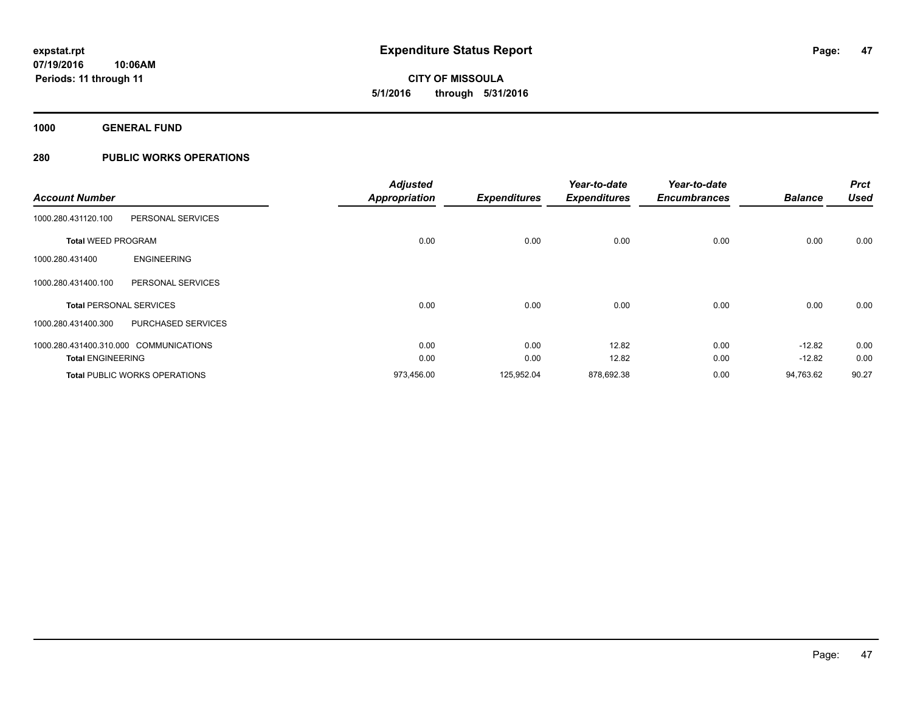**expstat.rpt**
**07/19/2016 10:06AM**
**Periods: 11 through 11**

# Expenditure Status Report

**CITY OF MISSOULA**
**5/1/2016 through 5/31/2016**

## 1000 GENERAL FUND

## 280 PUBLIC WORKS OPERATIONS

| Account Number | | Adjusted Appropriation | Expenditures | Year-to-date Expenditures | Year-to-date Encumbrances | Balance | Prct Used |
|---|---|---|---|---|---|---|---|
| 1000.280.431120.100 | PERSONAL SERVICES | | | | | | |
| **Total** WEED PROGRAM | | 0.00 | 0.00 | 0.00 | 0.00 | 0.00 | 0.00 |
| 1000.280.431400 | ENGINEERING | | | | | | |
| 1000.280.431400.100 | PERSONAL SERVICES | | | | | | |
| **Total** PERSONAL SERVICES | | 0.00 | 0.00 | 0.00 | 0.00 | 0.00 | 0.00 |
| 1000.280.431400.300 | PURCHASED SERVICES | | | | | | |
| 1000.280.431400.310.000 | COMMUNICATIONS | 0.00 | 0.00 | 12.82 | 0.00 | -12.82 | 0.00 |
| **Total** ENGINEERING | | 0.00 | 0.00 | 12.82 | 0.00 | -12.82 | 0.00 |
| **Total** PUBLIC WORKS OPERATIONS | | 973,456.00 | 125,952.04 | 878,692.38 | 0.00 | 94,763.62 | 90.27 |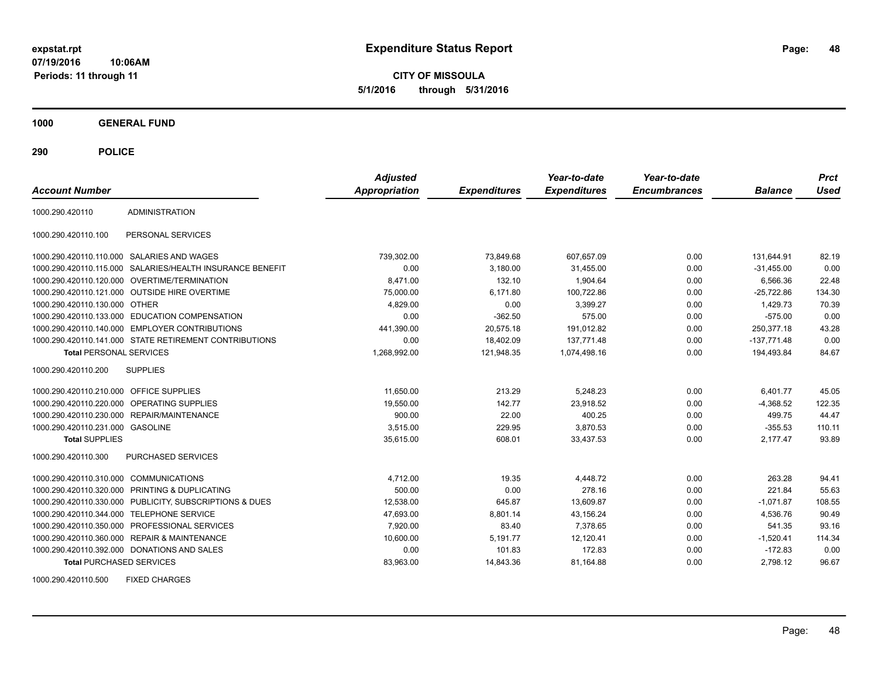expstat.rpt
07/19/2016 10:06AM
Periods: 11 through 11

# Expenditure Status Report

**CITY OF MISSOULA**
**5/1/2016 through 5/31/2016**

## 1000 GENERAL FUND

## 290 POLICE

| Account Number | | Adjusted Appropriation | Expenditures | Year-to-date Expenditures | Year-to-date Encumbrances | Balance | Prct Used |
|---|---|---|---|---|---|---|---|
| 1000.290.420110 | ADMINISTRATION | | | | | | |
| 1000.290.420110.100 | PERSONAL SERVICES | | | | | | |
| 1000.290.420110.110.000 | SALARIES AND WAGES | 739,302.00 | 73,849.68 | 607,657.09 | 0.00 | 131,644.91 | 82.19 |
| 1000.290.420110.115.000 | SALARIES/HEALTH INSURANCE BENEFIT | 0.00 | 3,180.00 | 31,455.00 | 0.00 | -31,455.00 | 0.00 |
| 1000.290.420110.120.000 | OVERTIME/TERMINATION | 8,471.00 | 132.10 | 1,904.64 | 0.00 | 6,566.36 | 22.48 |
| 1000.290.420110.121.000 | OUTSIDE HIRE OVERTIME | 75,000.00 | 6,171.80 | 100,722.86 | 0.00 | -25,722.86 | 134.30 |
| 1000.290.420110.130.000 | OTHER | 4,829.00 | 0.00 | 3,399.27 | 0.00 | 1,429.73 | 70.39 |
| 1000.290.420110.133.000 | EDUCATION COMPENSATION | 0.00 | -362.50 | 575.00 | 0.00 | -575.00 | 0.00 |
| 1000.290.420110.140.000 | EMPLOYER CONTRIBUTIONS | 441,390.00 | 20,575.18 | 191,012.82 | 0.00 | 250,377.18 | 43.28 |
| 1000.290.420110.141.000 | STATE RETIREMENT CONTRIBUTIONS | 0.00 | 18,402.09 | 137,771.48 | 0.00 | -137,771.48 | 0.00 |
| **Total** PERSONAL SERVICES | | 1,268,992.00 | 121,948.35 | 1,074,498.16 | 0.00 | 194,493.84 | 84.67 |
| 1000.290.420110.200 | SUPPLIES | | | | | | |
| 1000.290.420110.210.000 | OFFICE SUPPLIES | 11,650.00 | 213.29 | 5,248.23 | 0.00 | 6,401.77 | 45.05 |
| 1000.290.420110.220.000 | OPERATING SUPPLIES | 19,550.00 | 142.77 | 23,918.52 | 0.00 | -4,368.52 | 122.35 |
| 1000.290.420110.230.000 | REPAIR/MAINTENANCE | 900.00 | 22.00 | 400.25 | 0.00 | 499.75 | 44.47 |
| 1000.290.420110.231.000 | GASOLINE | 3,515.00 | 229.95 | 3,870.53 | 0.00 | -355.53 | 110.11 |
| **Total** SUPPLIES | | 35,615.00 | 608.01 | 33,437.53 | 0.00 | 2,177.47 | 93.89 |
| 1000.290.420110.300 | PURCHASED SERVICES | | | | | | |
| 1000.290.420110.310.000 | COMMUNICATIONS | 4,712.00 | 19.35 | 4,448.72 | 0.00 | 263.28 | 94.41 |
| 1000.290.420110.320.000 | PRINTING & DUPLICATING | 500.00 | 0.00 | 278.16 | 0.00 | 221.84 | 55.63 |
| 1000.290.420110.330.000 | PUBLICITY, SUBSCRIPTIONS & DUES | 12,538.00 | 645.87 | 13,609.87 | 0.00 | -1,071.87 | 108.55 |
| 1000.290.420110.344.000 | TELEPHONE SERVICE | 47,693.00 | 8,801.14 | 43,156.24 | 0.00 | 4,536.76 | 90.49 |
| 1000.290.420110.350.000 | PROFESSIONAL SERVICES | 7,920.00 | 83.40 | 7,378.65 | 0.00 | 541.35 | 93.16 |
| 1000.290.420110.360.000 | REPAIR & MAINTENANCE | 10,600.00 | 5,191.77 | 12,120.41 | 0.00 | -1,520.41 | 114.34 |
| 1000.290.420110.392.000 | DONATIONS AND SALES | 0.00 | 101.83 | 172.83 | 0.00 | -172.83 | 0.00 |
| **Total** PURCHASED SERVICES | | 83,963.00 | 14,843.36 | 81,164.88 | 0.00 | 2,798.12 | 96.67 |
| 1000.290.420110.500 | FIXED CHARGES | | | | | | |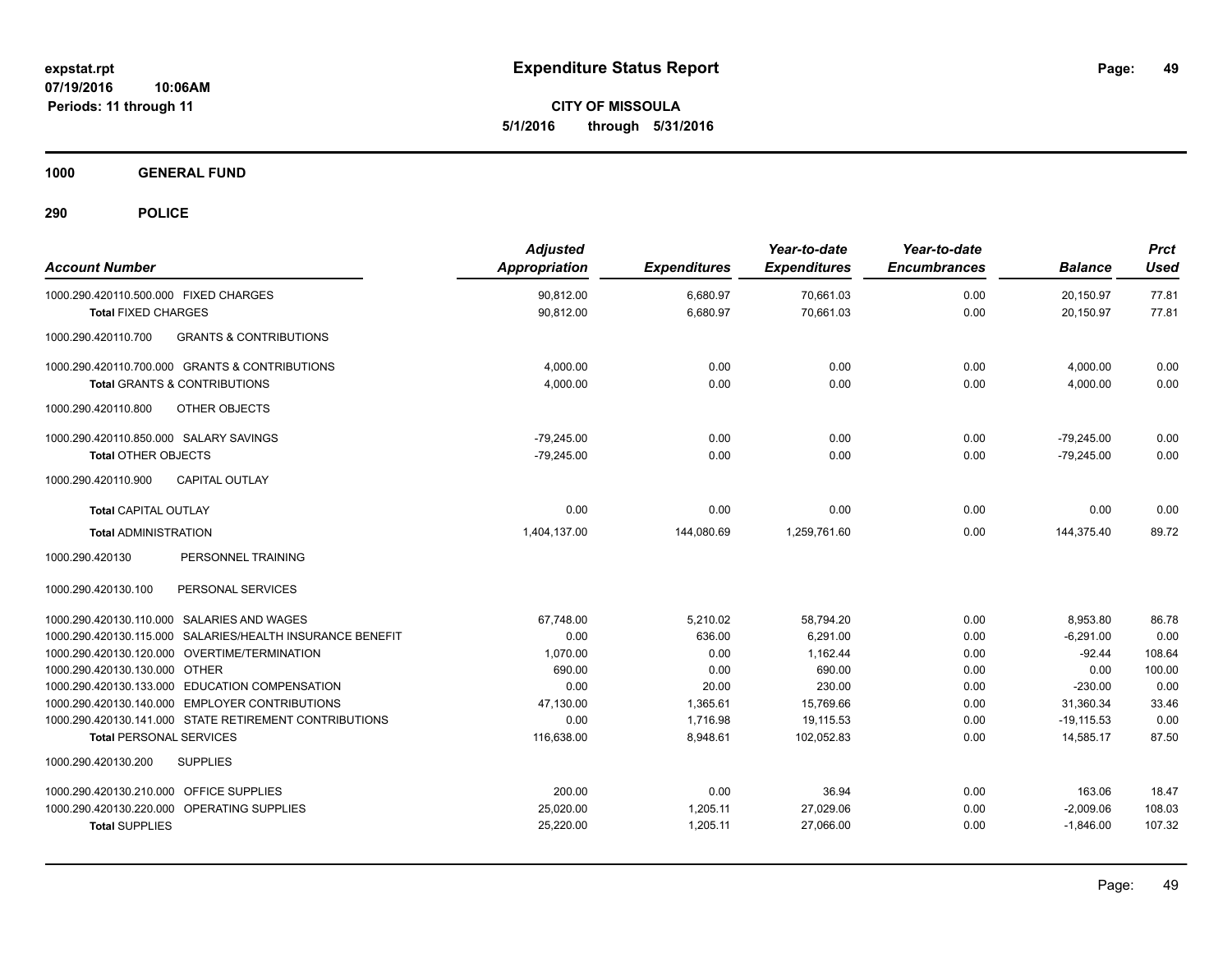**expstat.rpt**
**07/19/2016 10:06AM**
**Periods: 11 through 11**

# Expenditure Status Report

**CITY OF MISSOULA**
**5/1/2016 through 5/31/2016**

## 1000 GENERAL FUND

## 290 POLICE

| Account Number | Adjusted Appropriation | Expenditures | Year-to-date Expenditures | Year-to-date Encumbrances | Balance | Prct Used |
|---|---|---|---|---|---|---|
| 1000.290.420110.500.000 FIXED CHARGES | 90,812.00 | 6,680.97 | 70,661.03 | 0.00 | 20,150.97 | 77.81 |
| **Total** FIXED CHARGES | 90,812.00 | 6,680.97 | 70,661.03 | 0.00 | 20,150.97 | 77.81 |
| 1000.290.420110.700 GRANTS & CONTRIBUTIONS | | | | | | |
| 1000.290.420110.700.000 GRANTS & CONTRIBUTIONS | 4,000.00 | 0.00 | 0.00 | 0.00 | 4,000.00 | 0.00 |
| **Total** GRANTS & CONTRIBUTIONS | 4,000.00 | 0.00 | 0.00 | 0.00 | 4,000.00 | 0.00 |
| 1000.290.420110.800 OTHER OBJECTS | | | | | | |
| 1000.290.420110.850.000 SALARY SAVINGS | -79,245.00 | 0.00 | 0.00 | 0.00 | -79,245.00 | 0.00 |
| **Total** OTHER OBJECTS | -79,245.00 | 0.00 | 0.00 | 0.00 | -79,245.00 | 0.00 |
| 1000.290.420110.900 CAPITAL OUTLAY | | | | | | |
| **Total** CAPITAL OUTLAY | 0.00 | 0.00 | 0.00 | 0.00 | 0.00 | 0.00 |
| **Total** ADMINISTRATION | 1,404,137.00 | 144,080.69 | 1,259,761.60 | 0.00 | 144,375.40 | 89.72 |
| 1000.290.420130 PERSONNEL TRAINING | | | | | | |
| 1000.290.420130.100 PERSONAL SERVICES | | | | | | |
| 1000.290.420130.110.000 SALARIES AND WAGES | 67,748.00 | 5,210.02 | 58,794.20 | 0.00 | 8,953.80 | 86.78 |
| 1000.290.420130.115.000 SALARIES/HEALTH INSURANCE BENEFIT | 0.00 | 636.00 | 6,291.00 | 0.00 | -6,291.00 | 0.00 |
| 1000.290.420130.120.000 OVERTIME/TERMINATION | 1,070.00 | 0.00 | 1,162.44 | 0.00 | -92.44 | 108.64 |
| 1000.290.420130.130.000 OTHER | 690.00 | 0.00 | 690.00 | 0.00 | 0.00 | 100.00 |
| 1000.290.420130.133.000 EDUCATION COMPENSATION | 0.00 | 20.00 | 230.00 | 0.00 | -230.00 | 0.00 |
| 1000.290.420130.140.000 EMPLOYER CONTRIBUTIONS | 47,130.00 | 1,365.61 | 15,769.66 | 0.00 | 31,360.34 | 33.46 |
| 1000.290.420130.141.000 STATE RETIREMENT CONTRIBUTIONS | 0.00 | 1,716.98 | 19,115.53 | 0.00 | -19,115.53 | 0.00 |
| **Total** PERSONAL SERVICES | 116,638.00 | 8,948.61 | 102,052.83 | 0.00 | 14,585.17 | 87.50 |
| 1000.290.420130.200 SUPPLIES | | | | | | |
| 1000.290.420130.210.000 OFFICE SUPPLIES | 200.00 | 0.00 | 36.94 | 0.00 | 163.06 | 18.47 |
| 1000.290.420130.220.000 OPERATING SUPPLIES | 25,020.00 | 1,205.11 | 27,029.06 | 0.00 | -2,009.06 | 108.03 |
| **Total** SUPPLIES | 25,220.00 | 1,205.11 | 27,066.00 | 0.00 | -1,846.00 | 107.32 |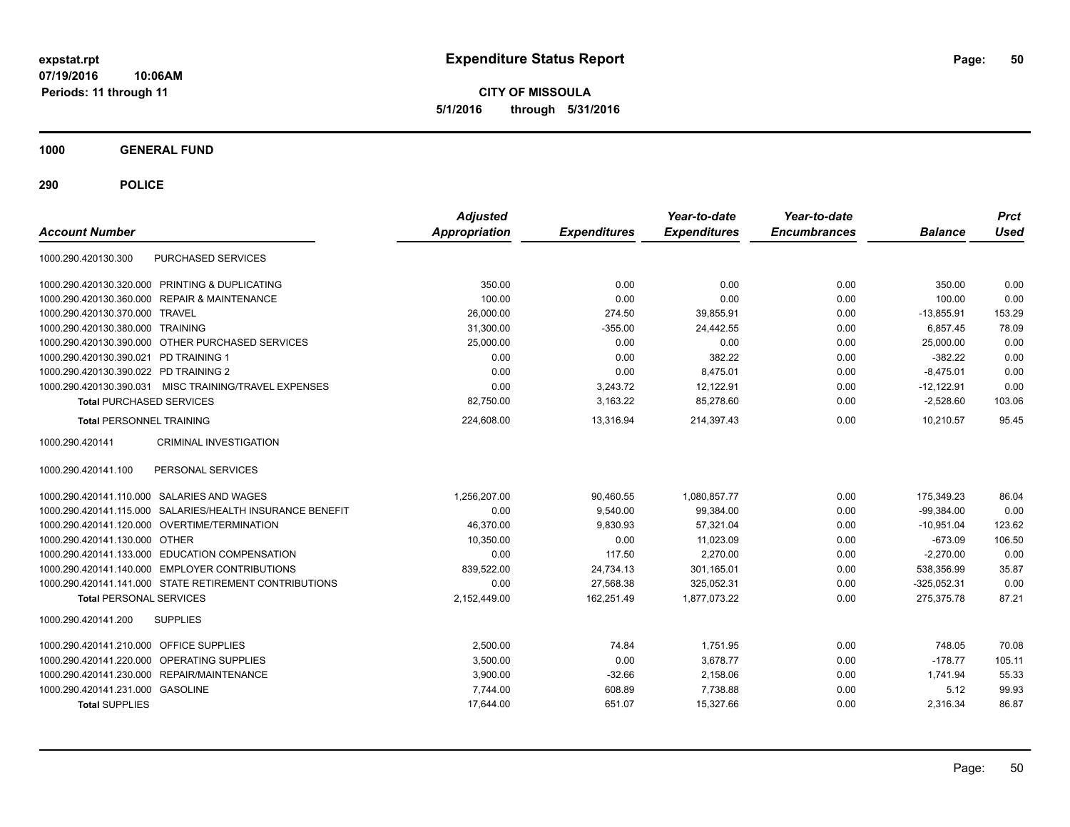**expstat.rpt**
**07/19/2016 10:06AM**
**Periods: 11 through 11**

# Expenditure Status Report

**CITY OF MISSOULA**
**5/1/2016 through 5/31/2016**

## 1000 GENERAL FUND

## 290 POLICE

| Account Number | | Adjusted Appropriation | Expenditures | Year-to-date Expenditures | Year-to-date Encumbrances | Balance | Prct Used |
|---|---|---|---|---|---|---|---|
| 1000.290.420130.300 | PURCHASED SERVICES | | | | | | |
| 1000.290.420130.320.000 | PRINTING & DUPLICATING | 350.00 | 0.00 | 0.00 | 0.00 | 350.00 | 0.00 |
| 1000.290.420130.360.000 | REPAIR & MAINTENANCE | 100.00 | 0.00 | 0.00 | 0.00 | 100.00 | 0.00 |
| 1000.290.420130.370.000 | TRAVEL | 26,000.00 | 274.50 | 39,855.91 | 0.00 | -13,855.91 | 153.29 |
| 1000.290.420130.380.000 | TRAINING | 31,300.00 | -355.00 | 24,442.55 | 0.00 | 6,857.45 | 78.09 |
| 1000.290.420130.390.000 | OTHER PURCHASED SERVICES | 25,000.00 | 0.00 | 0.00 | 0.00 | 25,000.00 | 0.00 |
| 1000.290.420130.390.021 | PD TRAINING 1 | 0.00 | 0.00 | 382.22 | 0.00 | -382.22 | 0.00 |
| 1000.290.420130.390.022 | PD TRAINING 2 | 0.00 | 0.00 | 8,475.01 | 0.00 | -8,475.01 | 0.00 |
| 1000.290.420130.390.031 | MISC TRAINING/TRAVEL EXPENSES | 0.00 | 3,243.72 | 12,122.91 | 0.00 | -12,122.91 | 0.00 |
| **Total** PURCHASED SERVICES | | 82,750.00 | 3,163.22 | 85,278.60 | 0.00 | -2,528.60 | 103.06 |
| **Total** PERSONNEL TRAINING | | 224,608.00 | 13,316.94 | 214,397.43 | 0.00 | 10,210.57 | 95.45 |
| 1000.290.420141 | CRIMINAL INVESTIGATION | | | | | | |
| 1000.290.420141.100 | PERSONAL SERVICES | | | | | | |
| 1000.290.420141.110.000 | SALARIES AND WAGES | 1,256,207.00 | 90,460.55 | 1,080,857.77 | 0.00 | 175,349.23 | 86.04 |
| 1000.290.420141.115.000 | SALARIES/HEALTH INSURANCE BENEFIT | 0.00 | 9,540.00 | 99,384.00 | 0.00 | -99,384.00 | 0.00 |
| 1000.290.420141.120.000 | OVERTIME/TERMINATION | 46,370.00 | 9,830.93 | 57,321.04 | 0.00 | -10,951.04 | 123.62 |
| 1000.290.420141.130.000 | OTHER | 10,350.00 | 0.00 | 11,023.09 | 0.00 | -673.09 | 106.50 |
| 1000.290.420141.133.000 | EDUCATION COMPENSATION | 0.00 | 117.50 | 2,270.00 | 0.00 | -2,270.00 | 0.00 |
| 1000.290.420141.140.000 | EMPLOYER CONTRIBUTIONS | 839,522.00 | 24,734.13 | 301,165.01 | 0.00 | 538,356.99 | 35.87 |
| 1000.290.420141.141.000 | STATE RETIREMENT CONTRIBUTIONS | 0.00 | 27,568.38 | 325,052.31 | 0.00 | -325,052.31 | 0.00 |
| **Total** PERSONAL SERVICES | | 2,152,449.00 | 162,251.49 | 1,877,073.22 | 0.00 | 275,375.78 | 87.21 |
| 1000.290.420141.200 | SUPPLIES | | | | | | |
| 1000.290.420141.210.000 | OFFICE SUPPLIES | 2,500.00 | 74.84 | 1,751.95 | 0.00 | 748.05 | 70.08 |
| 1000.290.420141.220.000 | OPERATING SUPPLIES | 3,500.00 | 0.00 | 3,678.77 | 0.00 | -178.77 | 105.11 |
| 1000.290.420141.230.000 | REPAIR/MAINTENANCE | 3,900.00 | -32.66 | 2,158.06 | 0.00 | 1,741.94 | 55.33 |
| 1000.290.420141.231.000 | GASOLINE | 7,744.00 | 608.89 | 7,738.88 | 0.00 | 5.12 | 99.93 |
| **Total** SUPPLIES | | 17,644.00 | 651.07 | 15,327.66 | 0.00 | 2,316.34 | 86.87 |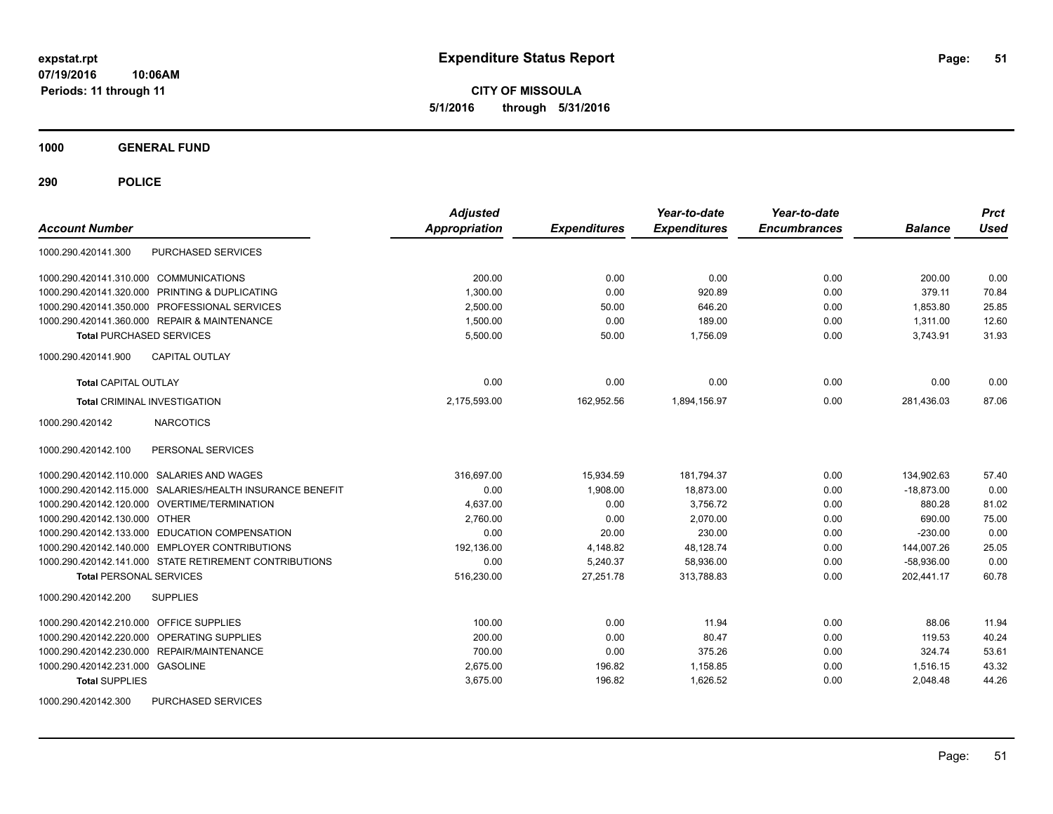**expstat.rpt**
**07/19/2016 10:06AM**
**Periods: 11 through 11**

# Expenditure Status Report

**CITY OF MISSOULA**
**5/1/2016 through 5/31/2016**

## 1000 GENERAL FUND

## 290 POLICE

| Account Number | | Adjusted Appropriation | Expenditures | Year-to-date Expenditures | Year-to-date Encumbrances | Balance | Prct Used |
|---|---|---|---|---|---|---|---|
| 1000.290.420141.300 | PURCHASED SERVICES | | | | | | |
| 1000.290.420141.310.000 | COMMUNICATIONS | 200.00 | 0.00 | 0.00 | 0.00 | 200.00 | 0.00 |
| 1000.290.420141.320.000 | PRINTING & DUPLICATING | 1,300.00 | 0.00 | 920.89 | 0.00 | 379.11 | 70.84 |
| 1000.290.420141.350.000 | PROFESSIONAL SERVICES | 2,500.00 | 50.00 | 646.20 | 0.00 | 1,853.80 | 25.85 |
| 1000.290.420141.360.000 | REPAIR & MAINTENANCE | 1,500.00 | 0.00 | 189.00 | 0.00 | 1,311.00 | 12.60 |
| **Total** PURCHASED SERVICES | | 5,500.00 | 50.00 | 1,756.09 | 0.00 | 3,743.91 | 31.93 |
| 1000.290.420141.900 | CAPITAL OUTLAY | | | | | | |
| **Total** CAPITAL OUTLAY | | 0.00 | 0.00 | 0.00 | 0.00 | 0.00 | 0.00 |
| **Total** CRIMINAL INVESTIGATION | | 2,175,593.00 | 162,952.56 | 1,894,156.97 | 0.00 | 281,436.03 | 87.06 |
| 1000.290.420142 | NARCOTICS | | | | | | |
| 1000.290.420142.100 | PERSONAL SERVICES | | | | | | |
| 1000.290.420142.110.000 | SALARIES AND WAGES | 316,697.00 | 15,934.59 | 181,794.37 | 0.00 | 134,902.63 | 57.40 |
| 1000.290.420142.115.000 | SALARIES/HEALTH INSURANCE BENEFIT | 0.00 | 1,908.00 | 18,873.00 | 0.00 | -18,873.00 | 0.00 |
| 1000.290.420142.120.000 | OVERTIME/TERMINATION | 4,637.00 | 0.00 | 3,756.72 | 0.00 | 880.28 | 81.02 |
| 1000.290.420142.130.000 | OTHER | 2,760.00 | 0.00 | 2,070.00 | 0.00 | 690.00 | 75.00 |
| 1000.290.420142.133.000 | EDUCATION COMPENSATION | 0.00 | 20.00 | 230.00 | 0.00 | -230.00 | 0.00 |
| 1000.290.420142.140.000 | EMPLOYER CONTRIBUTIONS | 192,136.00 | 4,148.82 | 48,128.74 | 0.00 | 144,007.26 | 25.05 |
| 1000.290.420142.141.000 | STATE RETIREMENT CONTRIBUTIONS | 0.00 | 5,240.37 | 58,936.00 | 0.00 | -58,936.00 | 0.00 |
| **Total** PERSONAL SERVICES | | 516,230.00 | 27,251.78 | 313,788.83 | 0.00 | 202,441.17 | 60.78 |
| 1000.290.420142.200 | SUPPLIES | | | | | | |
| 1000.290.420142.210.000 | OFFICE SUPPLIES | 100.00 | 0.00 | 11.94 | 0.00 | 88.06 | 11.94 |
| 1000.290.420142.220.000 | OPERATING SUPPLIES | 200.00 | 0.00 | 80.47 | 0.00 | 119.53 | 40.24 |
| 1000.290.420142.230.000 | REPAIR/MAINTENANCE | 700.00 | 0.00 | 375.26 | 0.00 | 324.74 | 53.61 |
| 1000.290.420142.231.000 | GASOLINE | 2,675.00 | 196.82 | 1,158.85 | 0.00 | 1,516.15 | 43.32 |
| **Total** SUPPLIES | | 3,675.00 | 196.82 | 1,626.52 | 0.00 | 2,048.48 | 44.26 |
| 1000.290.420142.300 | PURCHASED SERVICES | | | | | | |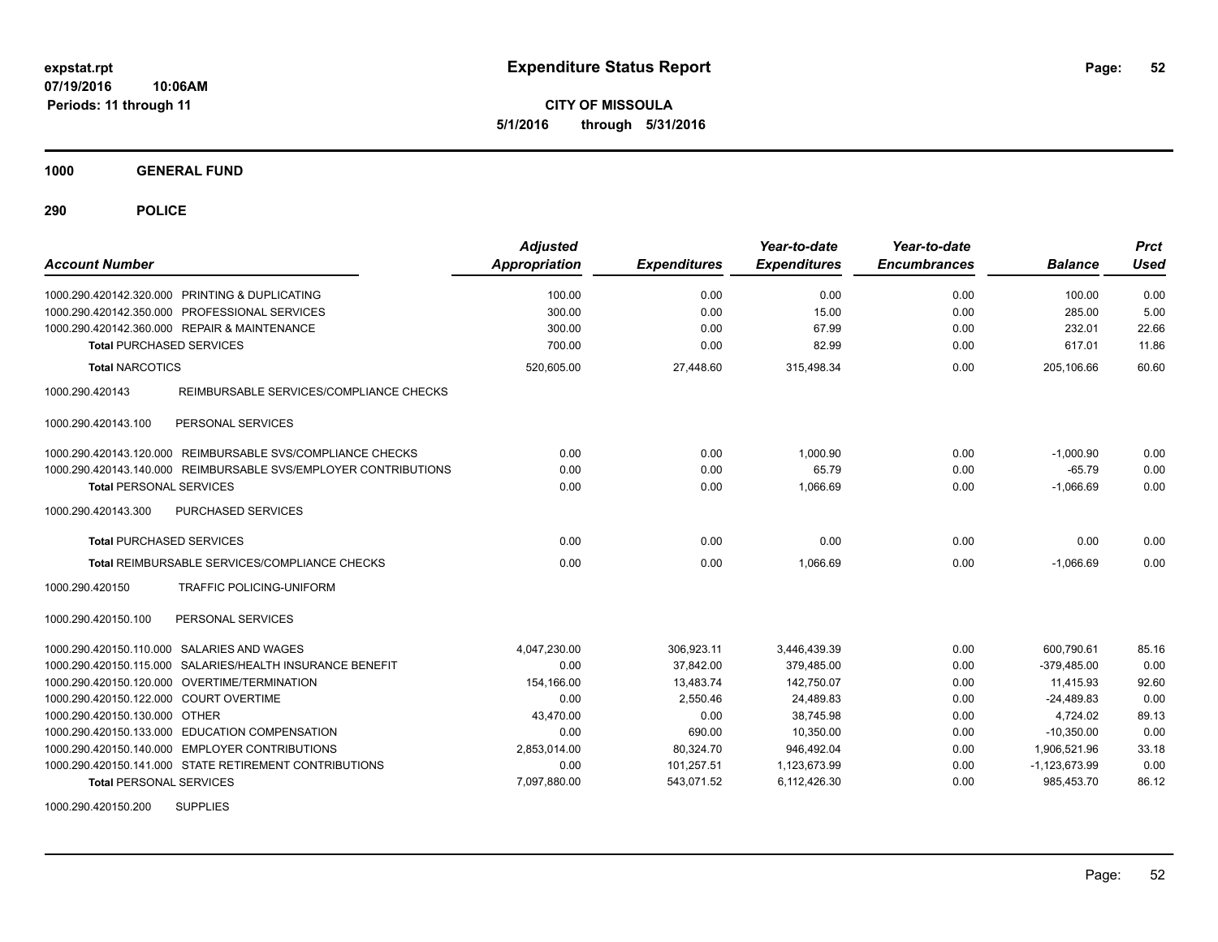**expstat.rpt**
**07/19/2016 10:06AM**
**Periods: 11 through 11**

# Expenditure Status Report

**CITY OF MISSOULA**
**5/1/2016 through 5/31/2016**

## 1000 GENERAL FUND

## 290 POLICE

| Account Number | | Adjusted Appropriation | Expenditures | Year-to-date Expenditures | Year-to-date Encumbrances | Balance | Prct Used |
|---|---|---|---|---|---|---|---|
| 1000.290.420142.320.000 | PRINTING & DUPLICATING | 100.00 | 0.00 | 0.00 | 0.00 | 100.00 | 0.00 |
| 1000.290.420142.350.000 | PROFESSIONAL SERVICES | 300.00 | 0.00 | 15.00 | 0.00 | 285.00 | 5.00 |
| 1000.290.420142.360.000 | REPAIR & MAINTENANCE | 300.00 | 0.00 | 67.99 | 0.00 | 232.01 | 22.66 |
| **Total** PURCHASED SERVICES | | 700.00 | 0.00 | 82.99 | 0.00 | 617.01 | 11.86 |
| **Total** NARCOTICS | | 520,605.00 | 27,448.60 | 315,498.34 | 0.00 | 205,106.66 | 60.60 |
| 1000.290.420143 | REIMBURSABLE SERVICES/COMPLIANCE CHECKS | | | | | | |
| 1000.290.420143.100 | PERSONAL SERVICES | | | | | | |
| 1000.290.420143.120.000 | REIMBURSABLE SVS/COMPLIANCE CHECKS | 0.00 | 0.00 | 1,000.90 | 0.00 | -1,000.90 | 0.00 |
| 1000.290.420143.140.000 | REIMBURSABLE SVS/EMPLOYER CONTRIBUTIONS | 0.00 | 0.00 | 65.79 | 0.00 | -65.79 | 0.00 |
| **Total** PERSONAL SERVICES | | 0.00 | 0.00 | 1,066.69 | 0.00 | -1,066.69 | 0.00 |
| 1000.290.420143.300 | PURCHASED SERVICES | | | | | | |
| **Total** PURCHASED SERVICES | | 0.00 | 0.00 | 0.00 | 0.00 | 0.00 | 0.00 |
| **Total** REIMBURSABLE SERVICES/COMPLIANCE CHECKS | | 0.00 | 0.00 | 1,066.69 | 0.00 | -1,066.69 | 0.00 |
| 1000.290.420150 | TRAFFIC POLICING-UNIFORM | | | | | | |
| 1000.290.420150.100 | PERSONAL SERVICES | | | | | | |
| 1000.290.420150.110.000 | SALARIES AND WAGES | 4,047,230.00 | 306,923.11 | 3,446,439.39 | 0.00 | 600,790.61 | 85.16 |
| 1000.290.420150.115.000 | SALARIES/HEALTH INSURANCE BENEFIT | 0.00 | 37,842.00 | 379,485.00 | 0.00 | -379,485.00 | 0.00 |
| 1000.290.420150.120.000 | OVERTIME/TERMINATION | 154,166.00 | 13,483.74 | 142,750.07 | 0.00 | 11,415.93 | 92.60 |
| 1000.290.420150.122.000 | COURT OVERTIME | 0.00 | 2,550.46 | 24,489.83 | 0.00 | -24,489.83 | 0.00 |
| 1000.290.420150.130.000 | OTHER | 43,470.00 | 0.00 | 38,745.98 | 0.00 | 4,724.02 | 89.13 |
| 1000.290.420150.133.000 | EDUCATION COMPENSATION | 0.00 | 690.00 | 10,350.00 | 0.00 | -10,350.00 | 0.00 |
| 1000.290.420150.140.000 | EMPLOYER CONTRIBUTIONS | 2,853,014.00 | 80,324.70 | 946,492.04 | 0.00 | 1,906,521.96 | 33.18 |
| 1000.290.420150.141.000 | STATE RETIREMENT CONTRIBUTIONS | 0.00 | 101,257.51 | 1,123,673.99 | 0.00 | -1,123,673.99 | 0.00 |
| **Total** PERSONAL SERVICES | | 7,097,880.00 | 543,071.52 | 6,112,426.30 | 0.00 | 985,453.70 | 86.12 |
| 1000.290.420150.200 | SUPPLIES | | | | | | |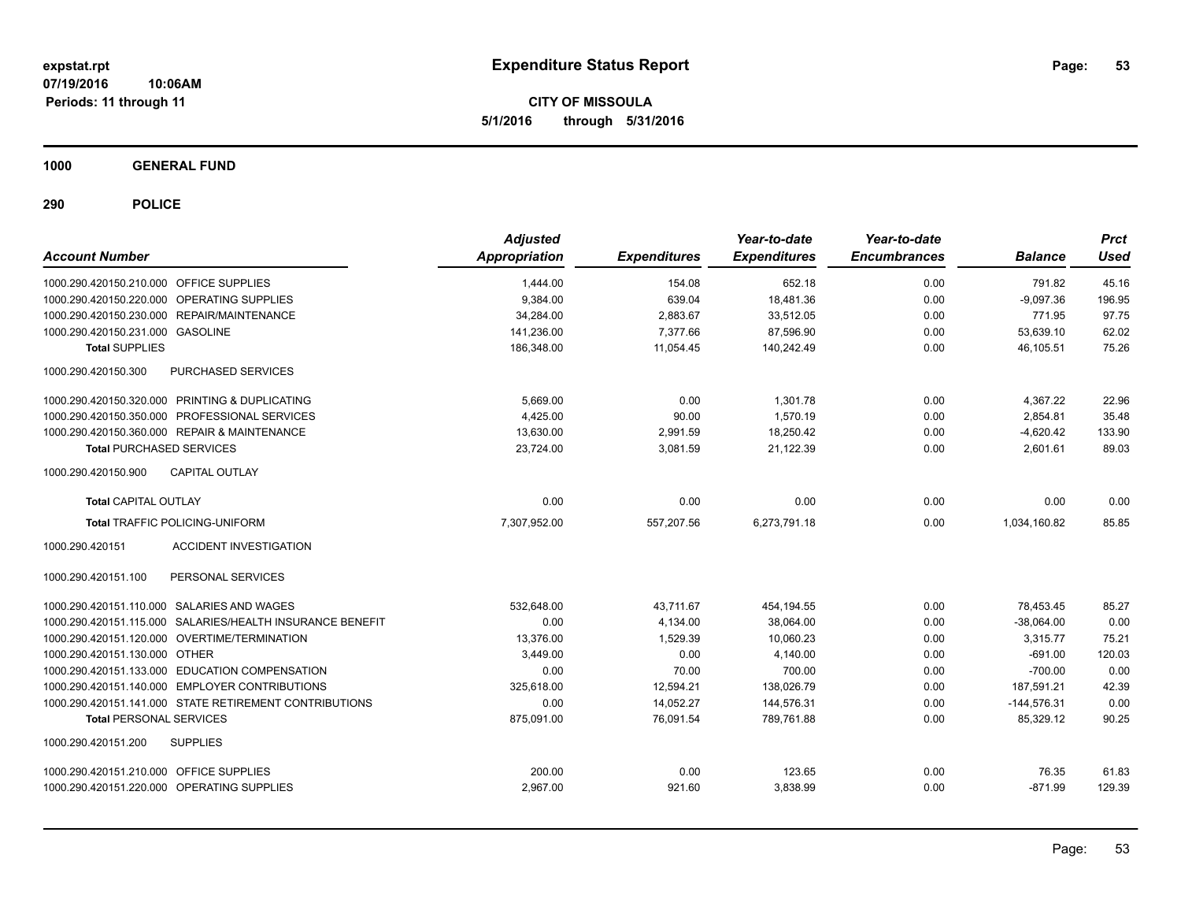**expstat.rpt**
**07/19/2016 10:06AM**
**Periods: 11 through 11**

# Expenditure Status Report

**CITY OF MISSOULA**
**5/1/2016 through 5/31/2016**

## 1000 GENERAL FUND

## 290 POLICE

| Account Number | | Adjusted Appropriation | Expenditures | Year-to-date Expenditures | Year-to-date Encumbrances | Balance | Prct Used |
|---|---|---|---|---|---|---|---|
| 1000.290.420150.210.000 | OFFICE SUPPLIES | 1,444.00 | 154.08 | 652.18 | 0.00 | 791.82 | 45.16 |
| 1000.290.420150.220.000 | OPERATING SUPPLIES | 9,384.00 | 639.04 | 18,481.36 | 0.00 | -9,097.36 | 196.95 |
| 1000.290.420150.230.000 | REPAIR/MAINTENANCE | 34,284.00 | 2,883.67 | 33,512.05 | 0.00 | 771.95 | 97.75 |
| 1000.290.420150.231.000 | GASOLINE | 141,236.00 | 7,377.66 | 87,596.90 | 0.00 | 53,639.10 | 62.02 |
| **Total** SUPPLIES | | 186,348.00 | 11,054.45 | 140,242.49 | 0.00 | 46,105.51 | 75.26 |
| 1000.290.420150.300 | PURCHASED SERVICES | | | | | | |
| 1000.290.420150.320.000 | PRINTING & DUPLICATING | 5,669.00 | 0.00 | 1,301.78 | 0.00 | 4,367.22 | 22.96 |
| 1000.290.420150.350.000 | PROFESSIONAL SERVICES | 4,425.00 | 90.00 | 1,570.19 | 0.00 | 2,854.81 | 35.48 |
| 1000.290.420150.360.000 | REPAIR & MAINTENANCE | 13,630.00 | 2,991.59 | 18,250.42 | 0.00 | -4,620.42 | 133.90 |
| **Total** PURCHASED SERVICES | | 23,724.00 | 3,081.59 | 21,122.39 | 0.00 | 2,601.61 | 89.03 |
| 1000.290.420150.900 | CAPITAL OUTLAY | | | | | | |
| **Total** CAPITAL OUTLAY | | 0.00 | 0.00 | 0.00 | 0.00 | 0.00 | 0.00 |
| **Total** TRAFFIC POLICING-UNIFORM | | 7,307,952.00 | 557,207.56 | 6,273,791.18 | 0.00 | 1,034,160.82 | 85.85 |
| 1000.290.420151 | ACCIDENT INVESTIGATION | | | | | | |
| 1000.290.420151.100 | PERSONAL SERVICES | | | | | | |
| 1000.290.420151.110.000 | SALARIES AND WAGES | 532,648.00 | 43,711.67 | 454,194.55 | 0.00 | 78,453.45 | 85.27 |
| 1000.290.420151.115.000 | SALARIES/HEALTH INSURANCE BENEFIT | 0.00 | 4,134.00 | 38,064.00 | 0.00 | -38,064.00 | 0.00 |
| 1000.290.420151.120.000 | OVERTIME/TERMINATION | 13,376.00 | 1,529.39 | 10,060.23 | 0.00 | 3,315.77 | 75.21 |
| 1000.290.420151.130.000 | OTHER | 3,449.00 | 0.00 | 4,140.00 | 0.00 | -691.00 | 120.03 |
| 1000.290.420151.133.000 | EDUCATION COMPENSATION | 0.00 | 70.00 | 700.00 | 0.00 | -700.00 | 0.00 |
| 1000.290.420151.140.000 | EMPLOYER CONTRIBUTIONS | 325,618.00 | 12,594.21 | 138,026.79 | 0.00 | 187,591.21 | 42.39 |
| 1000.290.420151.141.000 | STATE RETIREMENT CONTRIBUTIONS | 0.00 | 14,052.27 | 144,576.31 | 0.00 | -144,576.31 | 0.00 |
| **Total** PERSONAL SERVICES | | 875,091.00 | 76,091.54 | 789,761.88 | 0.00 | 85,329.12 | 90.25 |
| 1000.290.420151.200 | SUPPLIES | | | | | | |
| 1000.290.420151.210.000 | OFFICE SUPPLIES | 200.00 | 0.00 | 123.65 | 0.00 | 76.35 | 61.83 |
| 1000.290.420151.220.000 | OPERATING SUPPLIES | 2,967.00 | 921.60 | 3,838.99 | 0.00 | -871.99 | 129.39 |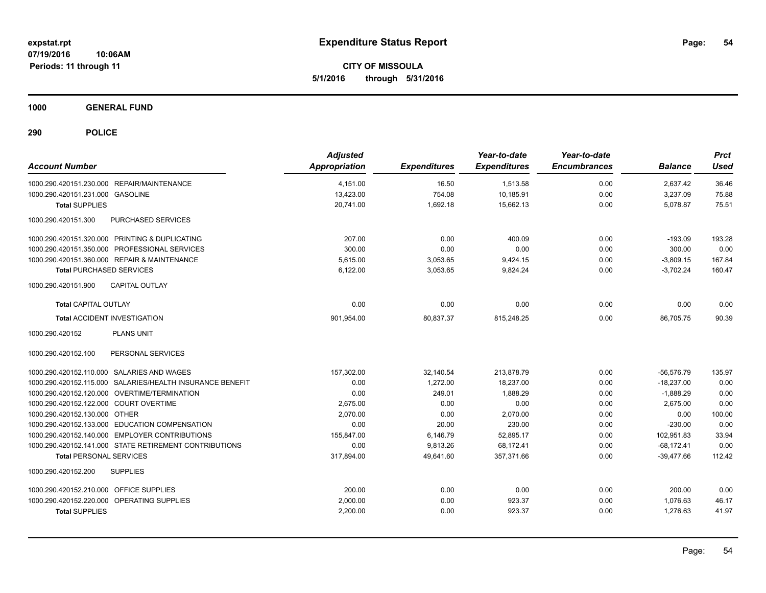**expstat.rpt**
**07/19/2016 10:06AM**
**Periods: 11 through 11**

# Expenditure Status Report

**CITY OF MISSOULA**
**5/1/2016 through 5/31/2016**

## 1000 GENERAL FUND

## 290 POLICE

| Account Number | Adjusted Appropriation | Expenditures | Year-to-date Expenditures | Year-to-date Encumbrances | Balance | Prct Used |
|---|---|---|---|---|---|---|
| 1000.290.420151.230.000 REPAIR/MAINTENANCE | 4,151.00 | 16.50 | 1,513.58 | 0.00 | 2,637.42 | 36.46 |
| 1000.290.420151.231.000 GASOLINE | 13,423.00 | 754.08 | 10,185.91 | 0.00 | 3,237.09 | 75.88 |
| **Total** SUPPLIES | 20,741.00 | 1,692.18 | 15,662.13 | 0.00 | 5,078.87 | 75.51 |
| 1000.290.420151.300 PURCHASED SERVICES | | | | | | |
| 1000.290.420151.320.000 PRINTING & DUPLICATING | 207.00 | 0.00 | 400.09 | 0.00 | -193.09 | 193.28 |
| 1000.290.420151.350.000 PROFESSIONAL SERVICES | 300.00 | 0.00 | 0.00 | 0.00 | 300.00 | 0.00 |
| 1000.290.420151.360.000 REPAIR & MAINTENANCE | 5,615.00 | 3,053.65 | 9,424.15 | 0.00 | -3,809.15 | 167.84 |
| **Total** PURCHASED SERVICES | 6,122.00 | 3,053.65 | 9,824.24 | 0.00 | -3,702.24 | 160.47 |
| 1000.290.420151.900 CAPITAL OUTLAY | | | | | | |
| **Total** CAPITAL OUTLAY | 0.00 | 0.00 | 0.00 | 0.00 | 0.00 | 0.00 |
| **Total** ACCIDENT INVESTIGATION | 901,954.00 | 80,837.37 | 815,248.25 | 0.00 | 86,705.75 | 90.39 |
| 1000.290.420152 PLANS UNIT | | | | | | |
| 1000.290.420152.100 PERSONAL SERVICES | | | | | | |
| 1000.290.420152.110.000 SALARIES AND WAGES | 157,302.00 | 32,140.54 | 213,878.79 | 0.00 | -56,576.79 | 135.97 |
| 1000.290.420152.115.000 SALARIES/HEALTH INSURANCE BENEFIT | 0.00 | 1,272.00 | 18,237.00 | 0.00 | -18,237.00 | 0.00 |
| 1000.290.420152.120.000 OVERTIME/TERMINATION | 0.00 | 249.01 | 1,888.29 | 0.00 | -1,888.29 | 0.00 |
| 1000.290.420152.122.000 COURT OVERTIME | 2,675.00 | 0.00 | 0.00 | 0.00 | 2,675.00 | 0.00 |
| 1000.290.420152.130.000 OTHER | 2,070.00 | 0.00 | 2,070.00 | 0.00 | 0.00 | 100.00 |
| 1000.290.420152.133.000 EDUCATION COMPENSATION | 0.00 | 20.00 | 230.00 | 0.00 | -230.00 | 0.00 |
| 1000.290.420152.140.000 EMPLOYER CONTRIBUTIONS | 155,847.00 | 6,146.79 | 52,895.17 | 0.00 | 102,951.83 | 33.94 |
| 1000.290.420152.141.000 STATE RETIREMENT CONTRIBUTIONS | 0.00 | 9,813.26 | 68,172.41 | 0.00 | -68,172.41 | 0.00 |
| **Total** PERSONAL SERVICES | 317,894.00 | 49,641.60 | 357,371.66 | 0.00 | -39,477.66 | 112.42 |
| 1000.290.420152.200 SUPPLIES | | | | | | |
| 1000.290.420152.210.000 OFFICE SUPPLIES | 200.00 | 0.00 | 0.00 | 0.00 | 200.00 | 0.00 |
| 1000.290.420152.220.000 OPERATING SUPPLIES | 2,000.00 | 0.00 | 923.37 | 0.00 | 1,076.63 | 46.17 |
| **Total** SUPPLIES | 2,200.00 | 0.00 | 923.37 | 0.00 | 1,276.63 | 41.97 |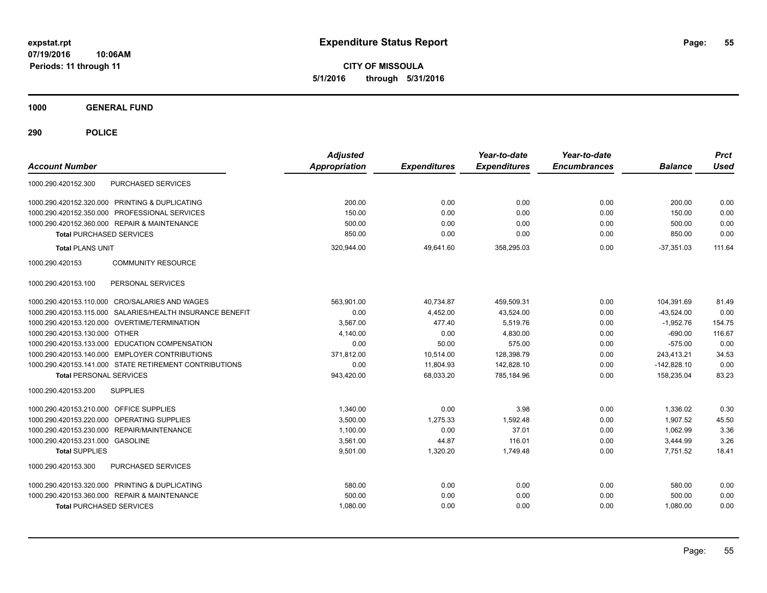# Expenditure Status Report

**CITY OF MISSOULA**
**5/1/2016 through 5/31/2016**

expstat.rpt
07/19/2016 10:06AM
Periods: 11 through 11

## 1000 GENERAL FUND

## 290 POLICE

| Account Number | | Adjusted Appropriation | Expenditures | Year-to-date Expenditures | Year-to-date Encumbrances | Balance | Prct Used |
|---|---|---|---|---|---|---|---|
| 1000.290.420152.300 | PURCHASED SERVICES | | | | | | |
| 1000.290.420152.320.000 | PRINTING & DUPLICATING | 200.00 | 0.00 | 0.00 | 0.00 | 200.00 | 0.00 |
| 1000.290.420152.350.000 | PROFESSIONAL SERVICES | 150.00 | 0.00 | 0.00 | 0.00 | 150.00 | 0.00 |
| 1000.290.420152.360.000 | REPAIR & MAINTENANCE | 500.00 | 0.00 | 0.00 | 0.00 | 500.00 | 0.00 |
| **Total** PURCHASED SERVICES | | 850.00 | 0.00 | 0.00 | 0.00 | 850.00 | 0.00 |
| **Total** PLANS UNIT | | 320,944.00 | 49,641.60 | 358,295.03 | 0.00 | -37,351.03 | 111.64 |
| 1000.290.420153 | COMMUNITY RESOURCE | | | | | | |
| 1000.290.420153.100 | PERSONAL SERVICES | | | | | | |
| 1000.290.420153.110.000 | CRO/SALARIES AND WAGES | 563,901.00 | 40,734.87 | 459,509.31 | 0.00 | 104,391.69 | 81.49 |
| 1000.290.420153.115.000 | SALARIES/HEALTH INSURANCE BENEFIT | 0.00 | 4,452.00 | 43,524.00 | 0.00 | -43,524.00 | 0.00 |
| 1000.290.420153.120.000 | OVERTIME/TERMINATION | 3,567.00 | 477.40 | 5,519.76 | 0.00 | -1,952.76 | 154.75 |
| 1000.290.420153.130.000 | OTHER | 4,140.00 | 0.00 | 4,830.00 | 0.00 | -690.00 | 116.67 |
| 1000.290.420153.133.000 | EDUCATION COMPENSATION | 0.00 | 50.00 | 575.00 | 0.00 | -575.00 | 0.00 |
| 1000.290.420153.140.000 | EMPLOYER CONTRIBUTIONS | 371,812.00 | 10,514.00 | 128,398.79 | 0.00 | 243,413.21 | 34.53 |
| 1000.290.420153.141.000 | STATE RETIREMENT CONTRIBUTIONS | 0.00 | 11,804.93 | 142,828.10 | 0.00 | -142,828.10 | 0.00 |
| **Total** PERSONAL SERVICES | | 943,420.00 | 68,033.20 | 785,184.96 | 0.00 | 158,235.04 | 83.23 |
| 1000.290.420153.200 | SUPPLIES | | | | | | |
| 1000.290.420153.210.000 | OFFICE SUPPLIES | 1,340.00 | 0.00 | 3.98 | 0.00 | 1,336.02 | 0.30 |
| 1000.290.420153.220.000 | OPERATING SUPPLIES | 3,500.00 | 1,275.33 | 1,592.48 | 0.00 | 1,907.52 | 45.50 |
| 1000.290.420153.230.000 | REPAIR/MAINTENANCE | 1,100.00 | 0.00 | 37.01 | 0.00 | 1,062.99 | 3.36 |
| 1000.290.420153.231.000 | GASOLINE | 3,561.00 | 44.87 | 116.01 | 0.00 | 3,444.99 | 3.26 |
| **Total** SUPPLIES | | 9,501.00 | 1,320.20 | 1,749.48 | 0.00 | 7,751.52 | 18.41 |
| 1000.290.420153.300 | PURCHASED SERVICES | | | | | | |
| 1000.290.420153.320.000 | PRINTING & DUPLICATING | 580.00 | 0.00 | 0.00 | 0.00 | 580.00 | 0.00 |
| 1000.290.420153.360.000 | REPAIR & MAINTENANCE | 500.00 | 0.00 | 0.00 | 0.00 | 500.00 | 0.00 |
| **Total** PURCHASED SERVICES | | 1,080.00 | 0.00 | 0.00 | 0.00 | 1,080.00 | 0.00 |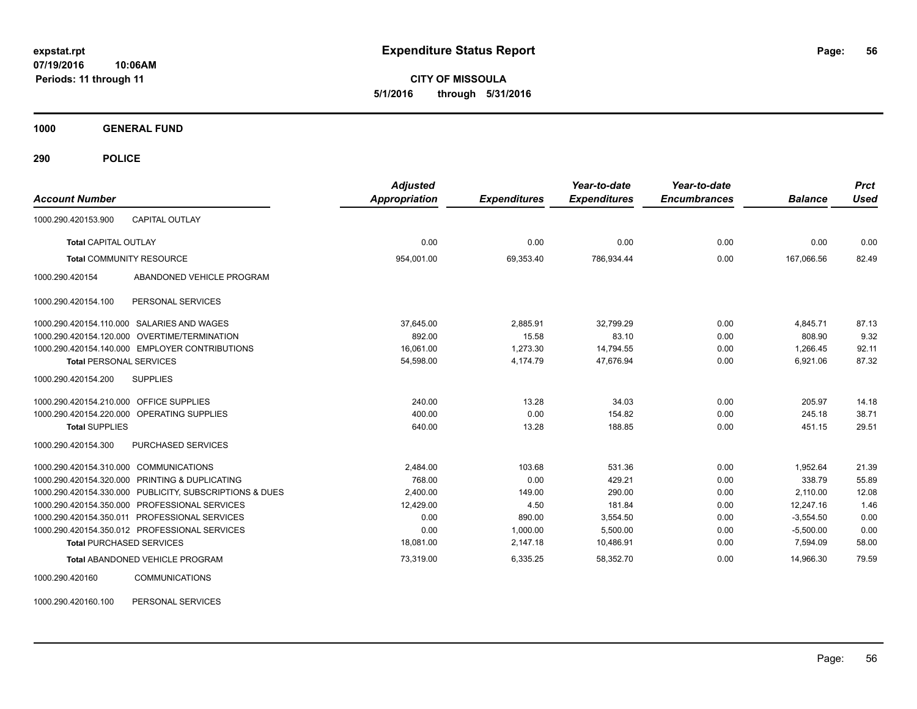# Expenditure Status Report

expstat.rpt
07/19/2016 10:06AM
Periods: 11 through 11

**CITY OF MISSOULA**
**5/1/2016 through 5/31/2016**

**1000 GENERAL FUND**

**290 POLICE**

| Account Number | | Adjusted Appropriation | Expenditures | Year-to-date Expenditures | Year-to-date Encumbrances | Balance | Prct Used |
|---|---|---|---|---|---|---|---|
| 1000.290.420153.900 | CAPITAL OUTLAY | | | | | | |
| **Total** CAPITAL OUTLAY | | 0.00 | 0.00 | 0.00 | 0.00 | 0.00 | 0.00 |
| **Total** COMMUNITY RESOURCE | | 954,001.00 | 69,353.40 | 786,934.44 | 0.00 | 167,066.56 | 82.49 |
| 1000.290.420154 | ABANDONED VEHICLE PROGRAM | | | | | | |
| 1000.290.420154.100 | PERSONAL SERVICES | | | | | | |
| 1000.290.420154.110.000 | SALARIES AND WAGES | 37,645.00 | 2,885.91 | 32,799.29 | 0.00 | 4,845.71 | 87.13 |
| 1000.290.420154.120.000 | OVERTIME/TERMINATION | 892.00 | 15.58 | 83.10 | 0.00 | 808.90 | 9.32 |
| 1000.290.420154.140.000 | EMPLOYER CONTRIBUTIONS | 16,061.00 | 1,273.30 | 14,794.55 | 0.00 | 1,266.45 | 92.11 |
| **Total** PERSONAL SERVICES | | 54,598.00 | 4,174.79 | 47,676.94 | 0.00 | 6,921.06 | 87.32 |
| 1000.290.420154.200 | SUPPLIES | | | | | | |
| 1000.290.420154.210.000 | OFFICE SUPPLIES | 240.00 | 13.28 | 34.03 | 0.00 | 205.97 | 14.18 |
| 1000.290.420154.220.000 | OPERATING SUPPLIES | 400.00 | 0.00 | 154.82 | 0.00 | 245.18 | 38.71 |
| **Total** SUPPLIES | | 640.00 | 13.28 | 188.85 | 0.00 | 451.15 | 29.51 |
| 1000.290.420154.300 | PURCHASED SERVICES | | | | | | |
| 1000.290.420154.310.000 | COMMUNICATIONS | 2,484.00 | 103.68 | 531.36 | 0.00 | 1,952.64 | 21.39 |
| 1000.290.420154.320.000 | PRINTING & DUPLICATING | 768.00 | 0.00 | 429.21 | 0.00 | 338.79 | 55.89 |
| 1000.290.420154.330.000 | PUBLICITY, SUBSCRIPTIONS & DUES | 2,400.00 | 149.00 | 290.00 | 0.00 | 2,110.00 | 12.08 |
| 1000.290.420154.350.000 | PROFESSIONAL SERVICES | 12,429.00 | 4.50 | 181.84 | 0.00 | 12,247.16 | 1.46 |
| 1000.290.420154.350.011 | PROFESSIONAL SERVICES | 0.00 | 890.00 | 3,554.50 | 0.00 | -3,554.50 | 0.00 |
| 1000.290.420154.350.012 | PROFESSIONAL SERVICES | 0.00 | 1,000.00 | 5,500.00 | 0.00 | -5,500.00 | 0.00 |
| **Total** PURCHASED SERVICES | | 18,081.00 | 2,147.18 | 10,486.91 | 0.00 | 7,594.09 | 58.00 |
| **Total** ABANDONED VEHICLE PROGRAM | | 73,319.00 | 6,335.25 | 58,352.70 | 0.00 | 14,966.30 | 79.59 |
| 1000.290.420160 | COMMUNICATIONS | | | | | | |
| 1000.290.420160.100 | PERSONAL SERVICES | | | | | | |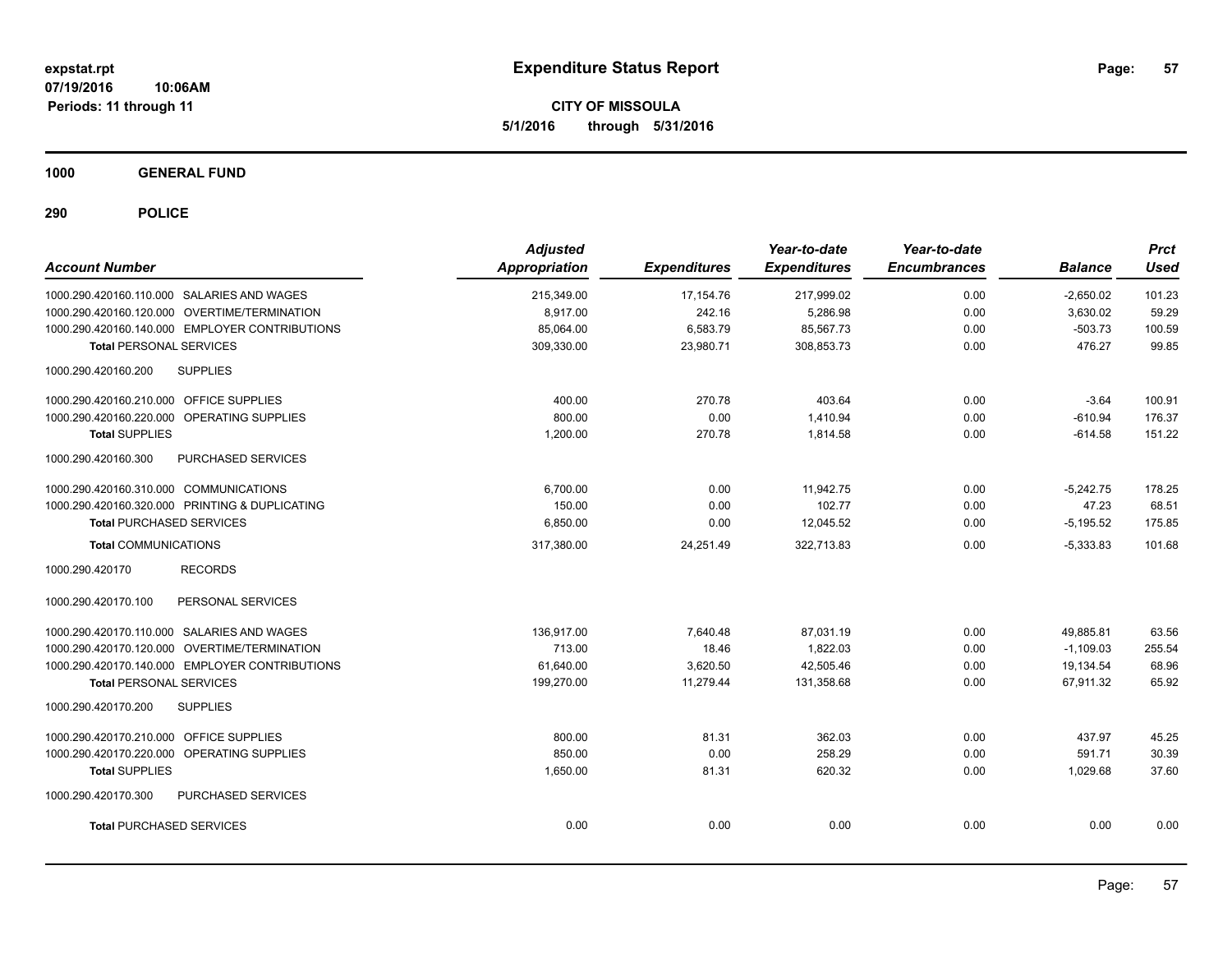**expstat.rpt**
**07/19/2016 10:06AM**
**Periods: 11 through 11**

# Expenditure Status Report

**CITY OF MISSOULA**
**5/1/2016 through 5/31/2016**

## 1000 GENERAL FUND

## 290 POLICE

| Account Number | Adjusted Appropriation | Expenditures | Year-to-date Expenditures | Year-to-date Encumbrances | Balance | Prct Used |
|---|---|---|---|---|---|---|
| 1000.290.420160.110.000 SALARIES AND WAGES | 215,349.00 | 17,154.76 | 217,999.02 | 0.00 | -2,650.02 | 101.23 |
| 1000.290.420160.120.000 OVERTIME/TERMINATION | 8,917.00 | 242.16 | 5,286.98 | 0.00 | 3,630.02 | 59.29 |
| 1000.290.420160.140.000 EMPLOYER CONTRIBUTIONS | 85,064.00 | 6,583.79 | 85,567.73 | 0.00 | -503.73 | 100.59 |
| **Total** PERSONAL SERVICES | 309,330.00 | 23,980.71 | 308,853.73 | 0.00 | 476.27 | 99.85 |
| 1000.290.420160.200 SUPPLIES | | | | | | |
| 1000.290.420160.210.000 OFFICE SUPPLIES | 400.00 | 270.78 | 403.64 | 0.00 | -3.64 | 100.91 |
| 1000.290.420160.220.000 OPERATING SUPPLIES | 800.00 | 0.00 | 1,410.94 | 0.00 | -610.94 | 176.37 |
| **Total** SUPPLIES | 1,200.00 | 270.78 | 1,814.58 | 0.00 | -614.58 | 151.22 |
| 1000.290.420160.300 PURCHASED SERVICES | | | | | | |
| 1000.290.420160.310.000 COMMUNICATIONS | 6,700.00 | 0.00 | 11,942.75 | 0.00 | -5,242.75 | 178.25 |
| 1000.290.420160.320.000 PRINTING & DUPLICATING | 150.00 | 0.00 | 102.77 | 0.00 | 47.23 | 68.51 |
| **Total** PURCHASED SERVICES | 6,850.00 | 0.00 | 12,045.52 | 0.00 | -5,195.52 | 175.85 |
| **Total** COMMUNICATIONS | 317,380.00 | 24,251.49 | 322,713.83 | 0.00 | -5,333.83 | 101.68 |
| 1000.290.420170 RECORDS | | | | | | |
| 1000.290.420170.100 PERSONAL SERVICES | | | | | | |
| 1000.290.420170.110.000 SALARIES AND WAGES | 136,917.00 | 7,640.48 | 87,031.19 | 0.00 | 49,885.81 | 63.56 |
| 1000.290.420170.120.000 OVERTIME/TERMINATION | 713.00 | 18.46 | 1,822.03 | 0.00 | -1,109.03 | 255.54 |
| 1000.290.420170.140.000 EMPLOYER CONTRIBUTIONS | 61,640.00 | 3,620.50 | 42,505.46 | 0.00 | 19,134.54 | 68.96 |
| **Total** PERSONAL SERVICES | 199,270.00 | 11,279.44 | 131,358.68 | 0.00 | 67,911.32 | 65.92 |
| 1000.290.420170.200 SUPPLIES | | | | | | |
| 1000.290.420170.210.000 OFFICE SUPPLIES | 800.00 | 81.31 | 362.03 | 0.00 | 437.97 | 45.25 |
| 1000.290.420170.220.000 OPERATING SUPPLIES | 850.00 | 0.00 | 258.29 | 0.00 | 591.71 | 30.39 |
| **Total** SUPPLIES | 1,650.00 | 81.31 | 620.32 | 0.00 | 1,029.68 | 37.60 |
| 1000.290.420170.300 PURCHASED SERVICES | | | | | | |
| **Total** PURCHASED SERVICES | 0.00 | 0.00 | 0.00 | 0.00 | 0.00 | 0.00 |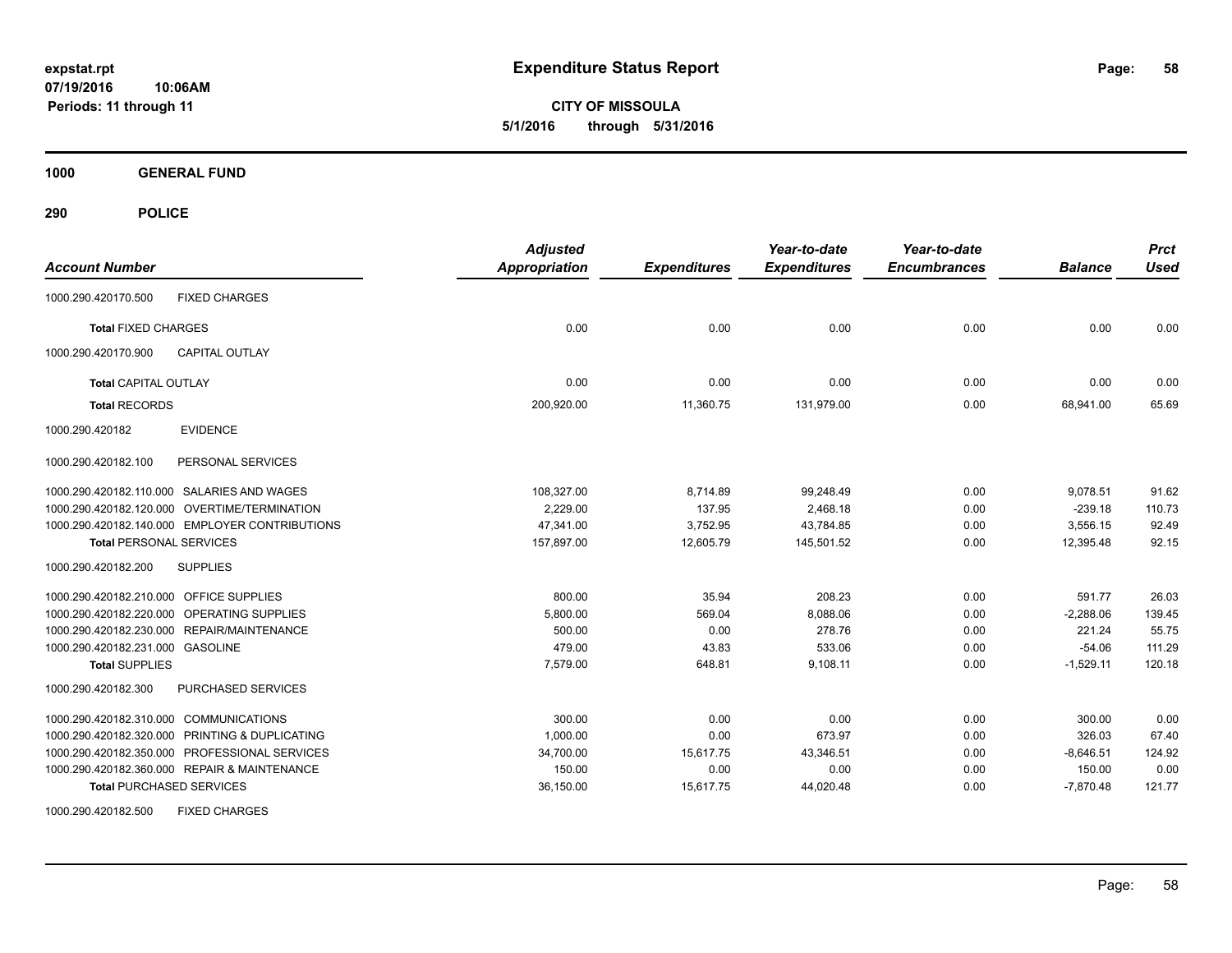# Expenditure Status Report

expstat.rpt
07/19/2016 10:06AM
Periods: 11 through 11

**CITY OF MISSOULA**
**5/1/2016 through 5/31/2016**

**1000 GENERAL FUND**

**290 POLICE**

| Account Number | | Adjusted Appropriation | Expenditures | Year-to-date Expenditures | Year-to-date Encumbrances | Balance | Prct Used |
|---|---|---|---|---|---|---|---|
| 1000.290.420170.500 | FIXED CHARGES | | | | | | |
| **Total** FIXED CHARGES | | 0.00 | 0.00 | 0.00 | 0.00 | 0.00 | 0.00 |
| 1000.290.420170.900 | CAPITAL OUTLAY | | | | | | |
| **Total** CAPITAL OUTLAY | | 0.00 | 0.00 | 0.00 | 0.00 | 0.00 | 0.00 |
| **Total** RECORDS | | 200,920.00 | 11,360.75 | 131,979.00 | 0.00 | 68,941.00 | 65.69 |
| 1000.290.420182 | EVIDENCE | | | | | | |
| 1000.290.420182.100 | PERSONAL SERVICES | | | | | | |
| 1000.290.420182.110.000 | SALARIES AND WAGES | 108,327.00 | 8,714.89 | 99,248.49 | 0.00 | 9,078.51 | 91.62 |
| 1000.290.420182.120.000 | OVERTIME/TERMINATION | 2,229.00 | 137.95 | 2,468.18 | 0.00 | -239.18 | 110.73 |
| 1000.290.420182.140.000 | EMPLOYER CONTRIBUTIONS | 47,341.00 | 3,752.95 | 43,784.85 | 0.00 | 3,556.15 | 92.49 |
| **Total** PERSONAL SERVICES | | 157,897.00 | 12,605.79 | 145,501.52 | 0.00 | 12,395.48 | 92.15 |
| 1000.290.420182.200 | SUPPLIES | | | | | | |
| 1000.290.420182.210.000 | OFFICE SUPPLIES | 800.00 | 35.94 | 208.23 | 0.00 | 591.77 | 26.03 |
| 1000.290.420182.220.000 | OPERATING SUPPLIES | 5,800.00 | 569.04 | 8,088.06 | 0.00 | -2,288.06 | 139.45 |
| 1000.290.420182.230.000 | REPAIR/MAINTENANCE | 500.00 | 0.00 | 278.76 | 0.00 | 221.24 | 55.75 |
| 1000.290.420182.231.000 | GASOLINE | 479.00 | 43.83 | 533.06 | 0.00 | -54.06 | 111.29 |
| **Total** SUPPLIES | | 7,579.00 | 648.81 | 9,108.11 | 0.00 | -1,529.11 | 120.18 |
| 1000.290.420182.300 | PURCHASED SERVICES | | | | | | |
| 1000.290.420182.310.000 | COMMUNICATIONS | 300.00 | 0.00 | 0.00 | 0.00 | 300.00 | 0.00 |
| 1000.290.420182.320.000 | PRINTING & DUPLICATING | 1,000.00 | 0.00 | 673.97 | 0.00 | 326.03 | 67.40 |
| 1000.290.420182.350.000 | PROFESSIONAL SERVICES | 34,700.00 | 15,617.75 | 43,346.51 | 0.00 | -8,646.51 | 124.92 |
| 1000.290.420182.360.000 | REPAIR & MAINTENANCE | 150.00 | 0.00 | 0.00 | 0.00 | 150.00 | 0.00 |
| **Total** PURCHASED SERVICES | | 36,150.00 | 15,617.75 | 44,020.48 | 0.00 | -7,870.48 | 121.77 |
| 1000.290.420182.500 | FIXED CHARGES | | | | | | |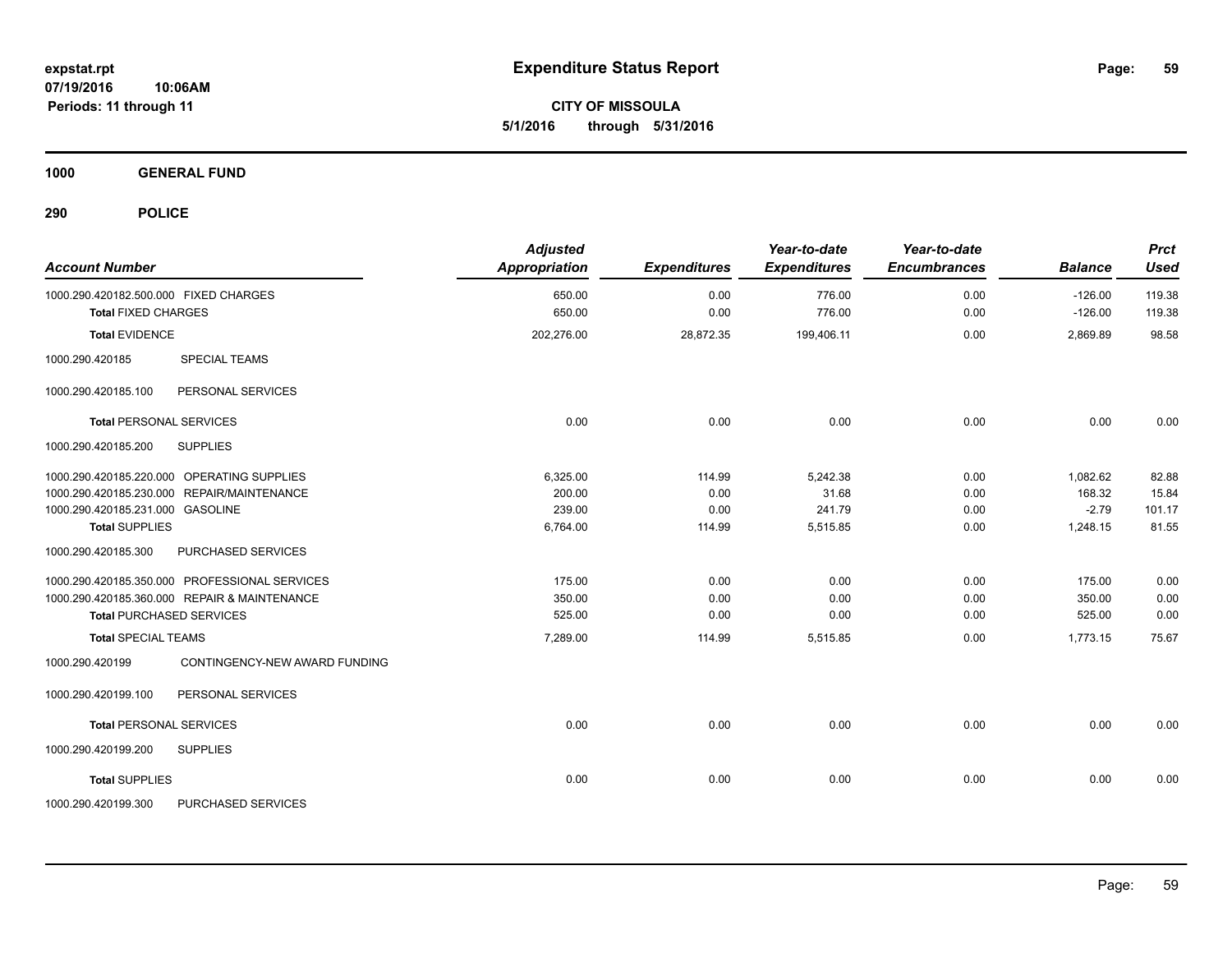**expstat.rpt**
**07/19/2016 10:06AM**
**Periods: 11 through 11**

# Expenditure Status Report

**CITY OF MISSOULA**
**5/1/2016 through 5/31/2016**

## 1000 GENERAL FUND

### 290 POLICE

| Account Number | | Adjusted Appropriation | Expenditures | Year-to-date Expenditures | Year-to-date Encumbrances | Balance | Prct Used |
|---|---|---|---|---|---|---|---|
| 1000.290.420182.500.000 | FIXED CHARGES | 650.00 | 0.00 | 776.00 | 0.00 | -126.00 | 119.38 |
| **Total** FIXED CHARGES | | 650.00 | 0.00 | 776.00 | 0.00 | -126.00 | 119.38 |
| **Total** EVIDENCE | | 202,276.00 | 28,872.35 | 199,406.11 | 0.00 | 2,869.89 | 98.58 |
| 1000.290.420185 | SPECIAL TEAMS | | | | | | |
| 1000.290.420185.100 | PERSONAL SERVICES | | | | | | |
| **Total** PERSONAL SERVICES | | 0.00 | 0.00 | 0.00 | 0.00 | 0.00 | 0.00 |
| 1000.290.420185.200 | SUPPLIES | | | | | | |
| 1000.290.420185.220.000 | OPERATING SUPPLIES | 6,325.00 | 114.99 | 5,242.38 | 0.00 | 1,082.62 | 82.88 |
| 1000.290.420185.230.000 | REPAIR/MAINTENANCE | 200.00 | 0.00 | 31.68 | 0.00 | 168.32 | 15.84 |
| 1000.290.420185.231.000 | GASOLINE | 239.00 | 0.00 | 241.79 | 0.00 | -2.79 | 101.17 |
| **Total** SUPPLIES | | 6,764.00 | 114.99 | 5,515.85 | 0.00 | 1,248.15 | 81.55 |
| 1000.290.420185.300 | PURCHASED SERVICES | | | | | | |
| 1000.290.420185.350.000 | PROFESSIONAL SERVICES | 175.00 | 0.00 | 0.00 | 0.00 | 175.00 | 0.00 |
| 1000.290.420185.360.000 | REPAIR & MAINTENANCE | 350.00 | 0.00 | 0.00 | 0.00 | 350.00 | 0.00 |
| **Total** PURCHASED SERVICES | | 525.00 | 0.00 | 0.00 | 0.00 | 525.00 | 0.00 |
| **Total** SPECIAL TEAMS | | 7,289.00 | 114.99 | 5,515.85 | 0.00 | 1,773.15 | 75.67 |
| 1000.290.420199 | CONTINGENCY-NEW AWARD FUNDING | | | | | | |
| 1000.290.420199.100 | PERSONAL SERVICES | | | | | | |
| **Total** PERSONAL SERVICES | | 0.00 | 0.00 | 0.00 | 0.00 | 0.00 | 0.00 |
| 1000.290.420199.200 | SUPPLIES | | | | | | |
| **Total** SUPPLIES | | 0.00 | 0.00 | 0.00 | 0.00 | 0.00 | 0.00 |
| 1000.290.420199.300 | PURCHASED SERVICES | | | | | | |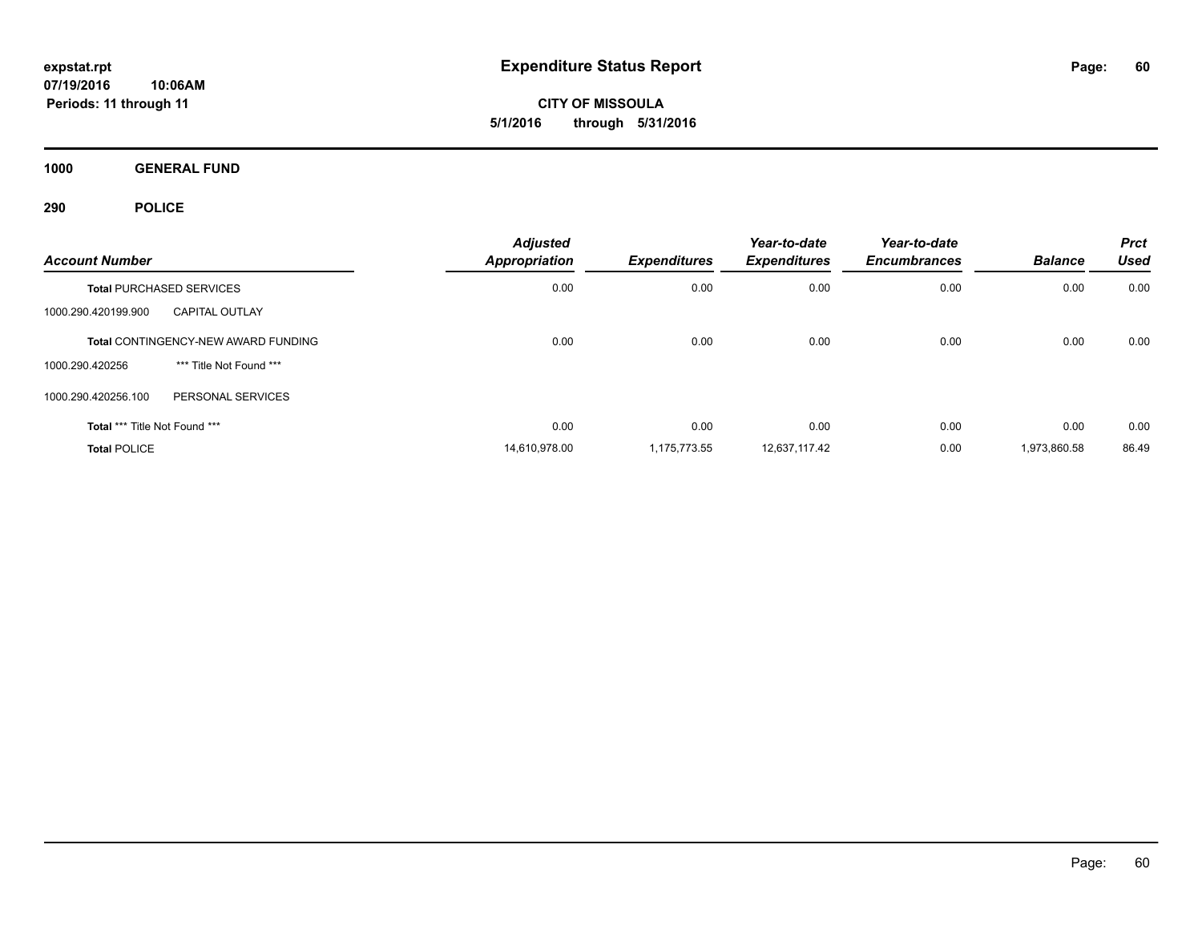**expstat.rpt**
**07/19/2016 10:06AM**
**Periods: 11 through 11**

# Expenditure Status Report

**CITY OF MISSOULA**
**5/1/2016 through 5/31/2016**

## 1000 GENERAL FUND

## 290 POLICE

| Account Number | | Adjusted Appropriation | Expenditures | Year-to-date Expenditures | Year-to-date Encumbrances | Balance | Prct Used |
|---|---|---|---|---|---|---|---|
| **Total** PURCHASED SERVICES | | 0.00 | 0.00 | 0.00 | 0.00 | 0.00 | 0.00 |
| 1000.290.420199.900 | CAPITAL OUTLAY | | | | | | |
| **Total** CONTINGENCY-NEW AWARD FUNDING | | 0.00 | 0.00 | 0.00 | 0.00 | 0.00 | 0.00 |
| 1000.290.420256 | *** Title Not Found *** | | | | | | |
| 1000.290.420256.100 | PERSONAL SERVICES | | | | | | |
| **Total** *** Title Not Found *** | | 0.00 | 0.00 | 0.00 | 0.00 | 0.00 | 0.00 |
| **Total** POLICE | | 14,610,978.00 | 1,175,773.55 | 12,637,117.42 | 0.00 | 1,973,860.58 | 86.49 |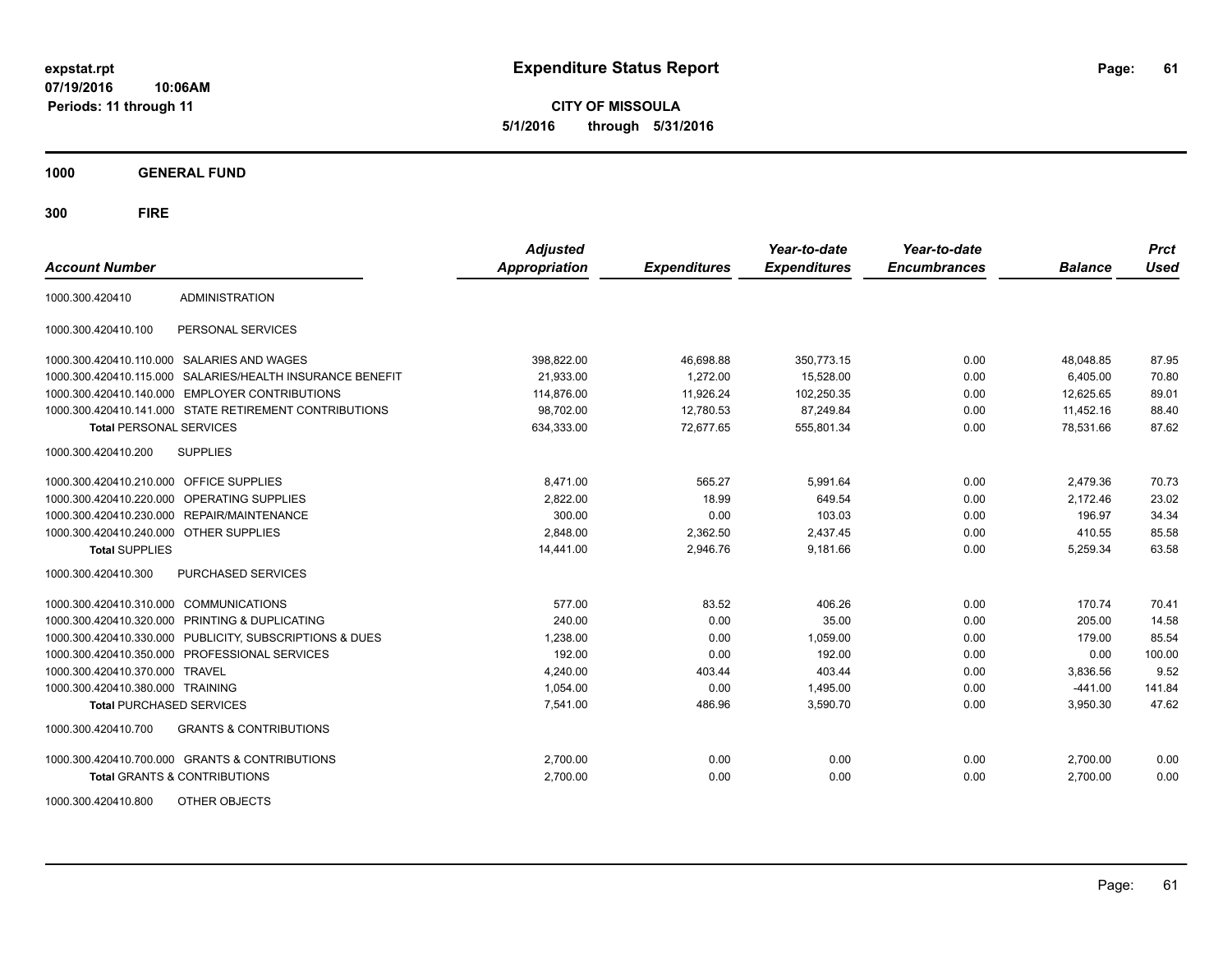# Expenditure Status Report

**CITY OF MISSOULA**

**5/1/2016 through 5/31/2016**

expstat.rpt
07/19/2016 10:06AM
Periods: 11 through 11

## 1000 GENERAL FUND

## 300 FIRE

| Account Number | | Adjusted Appropriation | Expenditures | Year-to-date Expenditures | Year-to-date Encumbrances | Balance | Prct Used |
|---|---|---|---|---|---|---|---|
| 1000.300.420410 | ADMINISTRATION | | | | | | |
| 1000.300.420410.100 | PERSONAL SERVICES | | | | | | |
| 1000.300.420410.110.000 | SALARIES AND WAGES | 398,822.00 | 46,698.88 | 350,773.15 | 0.00 | 48,048.85 | 87.95 |
| 1000.300.420410.115.000 | SALARIES/HEALTH INSURANCE BENEFIT | 21,933.00 | 1,272.00 | 15,528.00 | 0.00 | 6,405.00 | 70.80 |
| 1000.300.420410.140.000 | EMPLOYER CONTRIBUTIONS | 114,876.00 | 11,926.24 | 102,250.35 | 0.00 | 12,625.65 | 89.01 |
| 1000.300.420410.141.000 | STATE RETIREMENT CONTRIBUTIONS | 98,702.00 | 12,780.53 | 87,249.84 | 0.00 | 11,452.16 | 88.40 |
| **Total** PERSONAL SERVICES | | 634,333.00 | 72,677.65 | 555,801.34 | 0.00 | 78,531.66 | 87.62 |
| 1000.300.420410.200 | SUPPLIES | | | | | | |
| 1000.300.420410.210.000 | OFFICE SUPPLIES | 8,471.00 | 565.27 | 5,991.64 | 0.00 | 2,479.36 | 70.73 |
| 1000.300.420410.220.000 | OPERATING SUPPLIES | 2,822.00 | 18.99 | 649.54 | 0.00 | 2,172.46 | 23.02 |
| 1000.300.420410.230.000 | REPAIR/MAINTENANCE | 300.00 | 0.00 | 103.03 | 0.00 | 196.97 | 34.34 |
| 1000.300.420410.240.000 | OTHER SUPPLIES | 2,848.00 | 2,362.50 | 2,437.45 | 0.00 | 410.55 | 85.58 |
| **Total** SUPPLIES | | 14,441.00 | 2,946.76 | 9,181.66 | 0.00 | 5,259.34 | 63.58 |
| 1000.300.420410.300 | PURCHASED SERVICES | | | | | | |
| 1000.300.420410.310.000 | COMMUNICATIONS | 577.00 | 83.52 | 406.26 | 0.00 | 170.74 | 70.41 |
| 1000.300.420410.320.000 | PRINTING & DUPLICATING | 240.00 | 0.00 | 35.00 | 0.00 | 205.00 | 14.58 |
| 1000.300.420410.330.000 | PUBLICITY, SUBSCRIPTIONS & DUES | 1,238.00 | 0.00 | 1,059.00 | 0.00 | 179.00 | 85.54 |
| 1000.300.420410.350.000 | PROFESSIONAL SERVICES | 192.00 | 0.00 | 192.00 | 0.00 | 0.00 | 100.00 |
| 1000.300.420410.370.000 | TRAVEL | 4,240.00 | 403.44 | 403.44 | 0.00 | 3,836.56 | 9.52 |
| 1000.300.420410.380.000 | TRAINING | 1,054.00 | 0.00 | 1,495.00 | 0.00 | -441.00 | 141.84 |
| **Total** PURCHASED SERVICES | | 7,541.00 | 486.96 | 3,590.70 | 0.00 | 3,950.30 | 47.62 |
| 1000.300.420410.700 | GRANTS & CONTRIBUTIONS | | | | | | |
| 1000.300.420410.700.000 | GRANTS & CONTRIBUTIONS | 2,700.00 | 0.00 | 0.00 | 0.00 | 2,700.00 | 0.00 |
| **Total** GRANTS & CONTRIBUTIONS | | 2,700.00 | 0.00 | 0.00 | 0.00 | 2,700.00 | 0.00 |
| 1000.300.420410.800 | OTHER OBJECTS | | | | | | |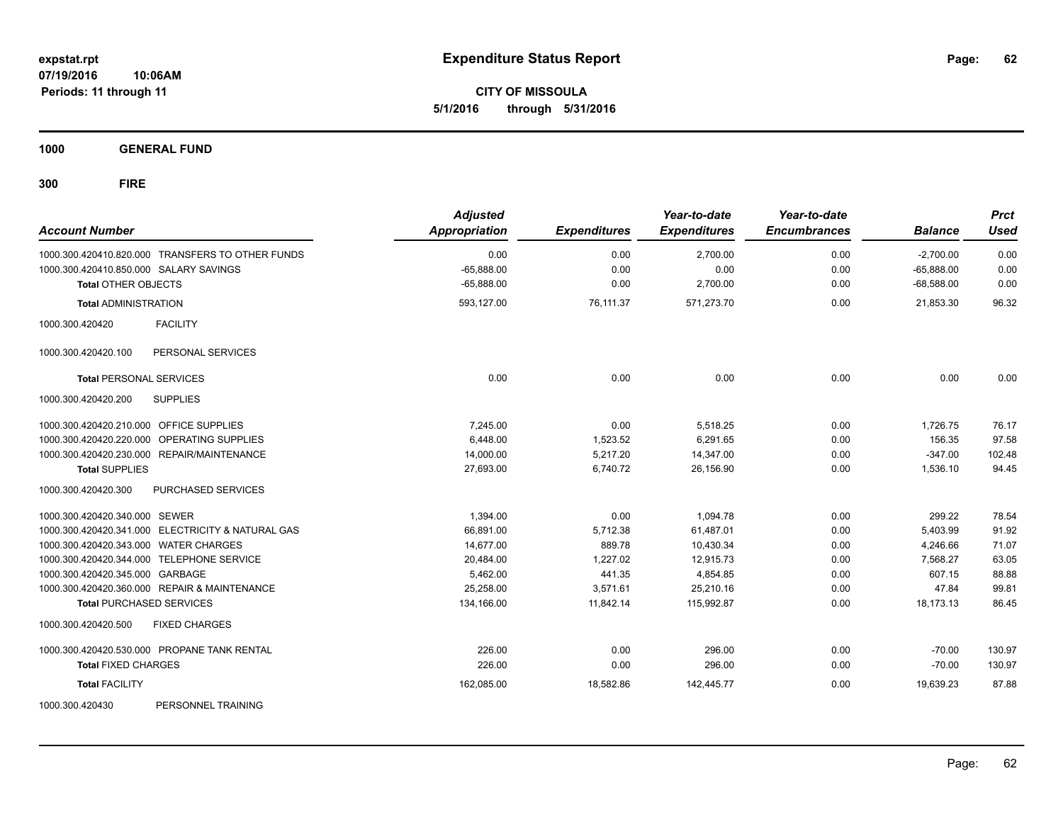expstat.rpt
07/19/2016 10:06AM
Periods: 11 through 11

# Expenditure Status Report

**CITY OF MISSOULA**
**5/1/2016 through 5/31/2016**

**1000 GENERAL FUND**

**300 FIRE**

| Account Number | Adjusted Appropriation | Expenditures | Year-to-date Expenditures | Year-to-date Encumbrances | Balance | Prct Used |
|---|---|---|---|---|---|---|
| 1000.300.420410.820.000 TRANSFERS TO OTHER FUNDS | 0.00 | 0.00 | 2,700.00 | 0.00 | -2,700.00 | 0.00 |
| 1000.300.420410.850.000 SALARY SAVINGS | -65,888.00 | 0.00 | 0.00 | 0.00 | -65,888.00 | 0.00 |
| **Total** OTHER OBJECTS | -65,888.00 | 0.00 | 2,700.00 | 0.00 | -68,588.00 | 0.00 |
| **Total** ADMINISTRATION | 593,127.00 | 76,111.37 | 571,273.70 | 0.00 | 21,853.30 | 96.32 |
| 1000.300.420420 FACILITY | | | | | | |
| 1000.300.420420.100 PERSONAL SERVICES | | | | | | |
| **Total** PERSONAL SERVICES | 0.00 | 0.00 | 0.00 | 0.00 | 0.00 | 0.00 |
| 1000.300.420420.200 SUPPLIES | | | | | | |
| 1000.300.420420.210.000 OFFICE SUPPLIES | 7,245.00 | 0.00 | 5,518.25 | 0.00 | 1,726.75 | 76.17 |
| 1000.300.420420.220.000 OPERATING SUPPLIES | 6,448.00 | 1,523.52 | 6,291.65 | 0.00 | 156.35 | 97.58 |
| 1000.300.420420.230.000 REPAIR/MAINTENANCE | 14,000.00 | 5,217.20 | 14,347.00 | 0.00 | -347.00 | 102.48 |
| **Total** SUPPLIES | 27,693.00 | 6,740.72 | 26,156.90 | 0.00 | 1,536.10 | 94.45 |
| 1000.300.420420.300 PURCHASED SERVICES | | | | | | |
| 1000.300.420420.340.000 SEWER | 1,394.00 | 0.00 | 1,094.78 | 0.00 | 299.22 | 78.54 |
| 1000.300.420420.341.000 ELECTRICITY & NATURAL GAS | 66,891.00 | 5,712.38 | 61,487.01 | 0.00 | 5,403.99 | 91.92 |
| 1000.300.420420.343.000 WATER CHARGES | 14,677.00 | 889.78 | 10,430.34 | 0.00 | 4,246.66 | 71.07 |
| 1000.300.420420.344.000 TELEPHONE SERVICE | 20,484.00 | 1,227.02 | 12,915.73 | 0.00 | 7,568.27 | 63.05 |
| 1000.300.420420.345.000 GARBAGE | 5,462.00 | 441.35 | 4,854.85 | 0.00 | 607.15 | 88.88 |
| 1000.300.420420.360.000 REPAIR & MAINTENANCE | 25,258.00 | 3,571.61 | 25,210.16 | 0.00 | 47.84 | 99.81 |
| **Total** PURCHASED SERVICES | 134,166.00 | 11,842.14 | 115,992.87 | 0.00 | 18,173.13 | 86.45 |
| 1000.300.420420.500 FIXED CHARGES | | | | | | |
| 1000.300.420420.530.000 PROPANE TANK RENTAL | 226.00 | 0.00 | 296.00 | 0.00 | -70.00 | 130.97 |
| **Total** FIXED CHARGES | 226.00 | 0.00 | 296.00 | 0.00 | -70.00 | 130.97 |
| **Total** FACILITY | 162,085.00 | 18,582.86 | 142,445.77 | 0.00 | 19,639.23 | 87.88 |
| 1000.300.420430 PERSONNEL TRAINING | | | | | | |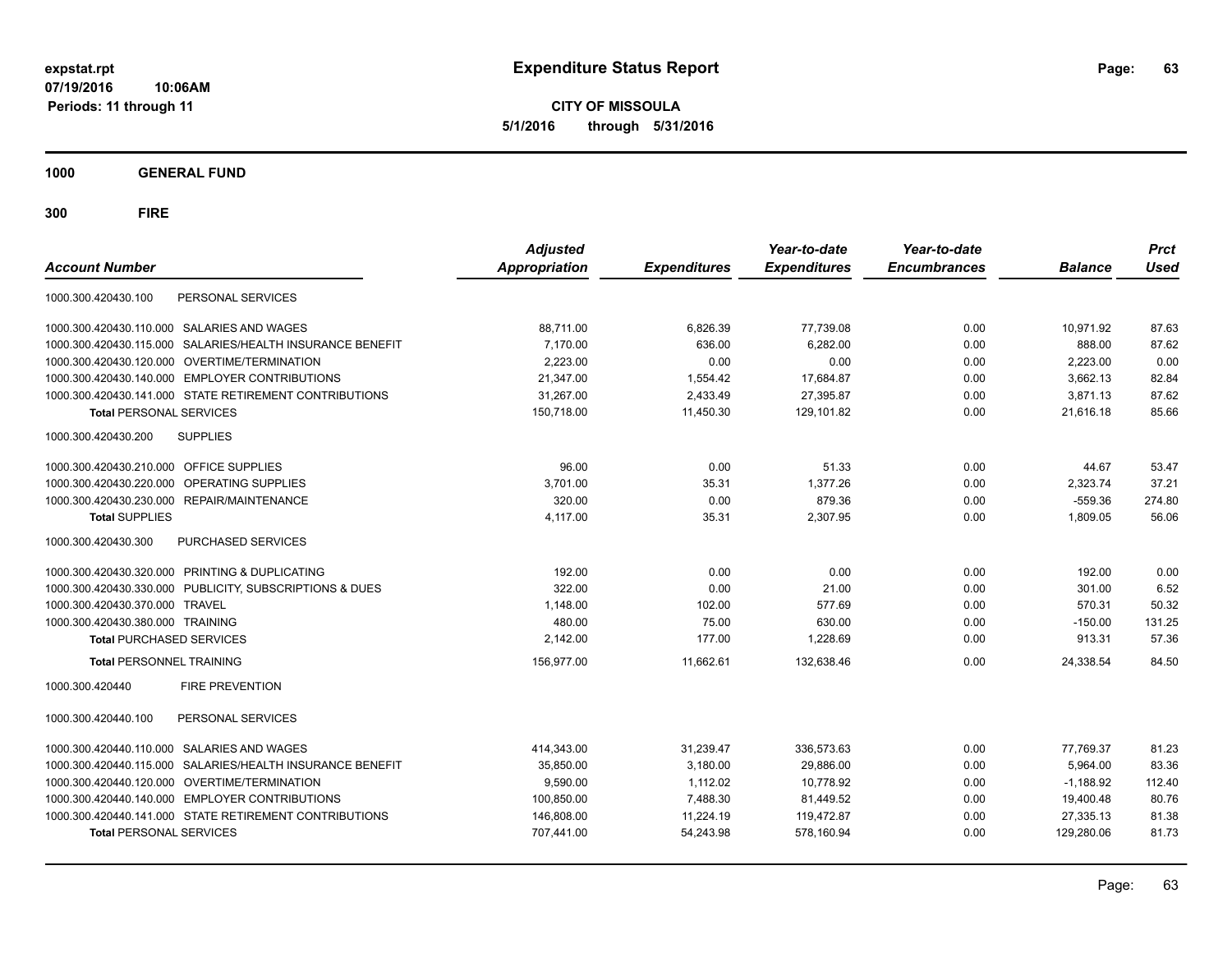# Expenditure Status Report

expstat.rpt
07/19/2016 10:06AM
Periods: 11 through 11

**CITY OF MISSOULA**
**5/1/2016 through 5/31/2016**

**1000 GENERAL FUND**

**300 FIRE**

| Account Number | | Adjusted Appropriation | Expenditures | Year-to-date Expenditures | Year-to-date Encumbrances | Balance | Prct Used |
|---|---|---|---|---|---|---|---|
| 1000.300.420430.100 | PERSONAL SERVICES | | | | | | |
| 1000.300.420430.110.000 | SALARIES AND WAGES | 88,711.00 | 6,826.39 | 77,739.08 | 0.00 | 10,971.92 | 87.63 |
| 1000.300.420430.115.000 | SALARIES/HEALTH INSURANCE BENEFIT | 7,170.00 | 636.00 | 6,282.00 | 0.00 | 888.00 | 87.62 |
| 1000.300.420430.120.000 | OVERTIME/TERMINATION | 2,223.00 | 0.00 | 0.00 | 0.00 | 2,223.00 | 0.00 |
| 1000.300.420430.140.000 | EMPLOYER CONTRIBUTIONS | 21,347.00 | 1,554.42 | 17,684.87 | 0.00 | 3,662.13 | 82.84 |
| 1000.300.420430.141.000 | STATE RETIREMENT CONTRIBUTIONS | 31,267.00 | 2,433.49 | 27,395.87 | 0.00 | 3,871.13 | 87.62 |
| **Total** PERSONAL SERVICES | | 150,718.00 | 11,450.30 | 129,101.82 | 0.00 | 21,616.18 | 85.66 |
| 1000.300.420430.200 | SUPPLIES | | | | | | |
| 1000.300.420430.210.000 | OFFICE SUPPLIES | 96.00 | 0.00 | 51.33 | 0.00 | 44.67 | 53.47 |
| 1000.300.420430.220.000 | OPERATING SUPPLIES | 3,701.00 | 35.31 | 1,377.26 | 0.00 | 2,323.74 | 37.21 |
| 1000.300.420430.230.000 | REPAIR/MAINTENANCE | 320.00 | 0.00 | 879.36 | 0.00 | -559.36 | 274.80 |
| **Total** SUPPLIES | | 4,117.00 | 35.31 | 2,307.95 | 0.00 | 1,809.05 | 56.06 |
| 1000.300.420430.300 | PURCHASED SERVICES | | | | | | |
| 1000.300.420430.320.000 | PRINTING & DUPLICATING | 192.00 | 0.00 | 0.00 | 0.00 | 192.00 | 0.00 |
| 1000.300.420430.330.000 | PUBLICITY, SUBSCRIPTIONS & DUES | 322.00 | 0.00 | 21.00 | 0.00 | 301.00 | 6.52 |
| 1000.300.420430.370.000 | TRAVEL | 1,148.00 | 102.00 | 577.69 | 0.00 | 570.31 | 50.32 |
| 1000.300.420430.380.000 | TRAINING | 480.00 | 75.00 | 630.00 | 0.00 | -150.00 | 131.25 |
| **Total** PURCHASED SERVICES | | 2,142.00 | 177.00 | 1,228.69 | 0.00 | 913.31 | 57.36 |
| **Total** PERSONNEL TRAINING | | 156,977.00 | 11,662.61 | 132,638.46 | 0.00 | 24,338.54 | 84.50 |
| 1000.300.420440 | FIRE PREVENTION | | | | | | |
| 1000.300.420440.100 | PERSONAL SERVICES | | | | | | |
| 1000.300.420440.110.000 | SALARIES AND WAGES | 414,343.00 | 31,239.47 | 336,573.63 | 0.00 | 77,769.37 | 81.23 |
| 1000.300.420440.115.000 | SALARIES/HEALTH INSURANCE BENEFIT | 35,850.00 | 3,180.00 | 29,886.00 | 0.00 | 5,964.00 | 83.36 |
| 1000.300.420440.120.000 | OVERTIME/TERMINATION | 9,590.00 | 1,112.02 | 10,778.92 | 0.00 | -1,188.92 | 112.40 |
| 1000.300.420440.140.000 | EMPLOYER CONTRIBUTIONS | 100,850.00 | 7,488.30 | 81,449.52 | 0.00 | 19,400.48 | 80.76 |
| 1000.300.420440.141.000 | STATE RETIREMENT CONTRIBUTIONS | 146,808.00 | 11,224.19 | 119,472.87 | 0.00 | 27,335.13 | 81.38 |
| **Total** PERSONAL SERVICES | | 707,441.00 | 54,243.98 | 578,160.94 | 0.00 | 129,280.06 | 81.73 |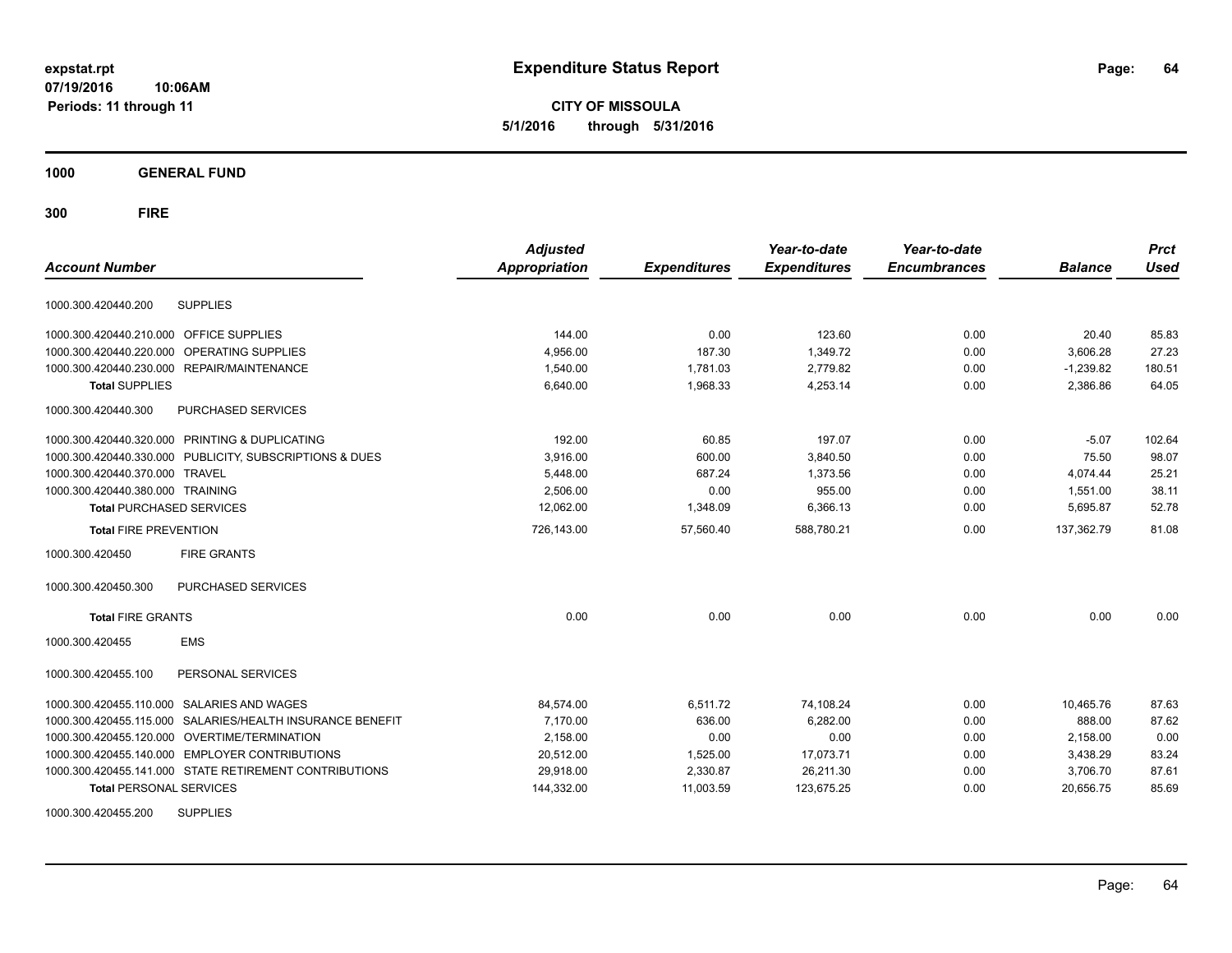# Expenditure Status Report

**CITY OF MISSOULA**

**5/1/2016 through 5/31/2016**

expstat.rpt
07/19/2016 10:06AM
Periods: 11 through 11

**1000 GENERAL FUND**

**300 FIRE**

| Account Number | | Adjusted Appropriation | Expenditures | Year-to-date Expenditures | Year-to-date Encumbrances | Balance | Prct Used |
|---|---|---|---|---|---|---|---|
| 1000.300.420440.200 | SUPPLIES | | | | | | |
| 1000.300.420440.210.000 | OFFICE SUPPLIES | 144.00 | 0.00 | 123.60 | 0.00 | 20.40 | 85.83 |
| 1000.300.420440.220.000 | OPERATING SUPPLIES | 4,956.00 | 187.30 | 1,349.72 | 0.00 | 3,606.28 | 27.23 |
| 1000.300.420440.230.000 | REPAIR/MAINTENANCE | 1,540.00 | 1,781.03 | 2,779.82 | 0.00 | -1,239.82 | 180.51 |
| **Total** SUPPLIES | | 6,640.00 | 1,968.33 | 4,253.14 | 0.00 | 2,386.86 | 64.05 |
| 1000.300.420440.300 | PURCHASED SERVICES | | | | | | |
| 1000.300.420440.320.000 | PRINTING & DUPLICATING | 192.00 | 60.85 | 197.07 | 0.00 | -5.07 | 102.64 |
| 1000.300.420440.330.000 | PUBLICITY, SUBSCRIPTIONS & DUES | 3,916.00 | 600.00 | 3,840.50 | 0.00 | 75.50 | 98.07 |
| 1000.300.420440.370.000 | TRAVEL | 5,448.00 | 687.24 | 1,373.56 | 0.00 | 4,074.44 | 25.21 |
| 1000.300.420440.380.000 | TRAINING | 2,506.00 | 0.00 | 955.00 | 0.00 | 1,551.00 | 38.11 |
| **Total** PURCHASED SERVICES | | 12,062.00 | 1,348.09 | 6,366.13 | 0.00 | 5,695.87 | 52.78 |
| **Total** FIRE PREVENTION | | 726,143.00 | 57,560.40 | 588,780.21 | 0.00 | 137,362.79 | 81.08 |
| 1000.300.420450 | FIRE GRANTS | | | | | | |
| 1000.300.420450.300 | PURCHASED SERVICES | | | | | | |
| **Total** FIRE GRANTS | | 0.00 | 0.00 | 0.00 | 0.00 | 0.00 | 0.00 |
| 1000.300.420455 | EMS | | | | | | |
| 1000.300.420455.100 | PERSONAL SERVICES | | | | | | |
| 1000.300.420455.110.000 | SALARIES AND WAGES | 84,574.00 | 6,511.72 | 74,108.24 | 0.00 | 10,465.76 | 87.63 |
| 1000.300.420455.115.000 | SALARIES/HEALTH INSURANCE BENEFIT | 7,170.00 | 636.00 | 6,282.00 | 0.00 | 888.00 | 87.62 |
| 1000.300.420455.120.000 | OVERTIME/TERMINATION | 2,158.00 | 0.00 | 0.00 | 0.00 | 2,158.00 | 0.00 |
| 1000.300.420455.140.000 | EMPLOYER CONTRIBUTIONS | 20,512.00 | 1,525.00 | 17,073.71 | 0.00 | 3,438.29 | 83.24 |
| 1000.300.420455.141.000 | STATE RETIREMENT CONTRIBUTIONS | 29,918.00 | 2,330.87 | 26,211.30 | 0.00 | 3,706.70 | 87.61 |
| **Total** PERSONAL SERVICES | | 144,332.00 | 11,003.59 | 123,675.25 | 0.00 | 20,656.75 | 85.69 |
| 1000.300.420455.200 | SUPPLIES | | | | | | |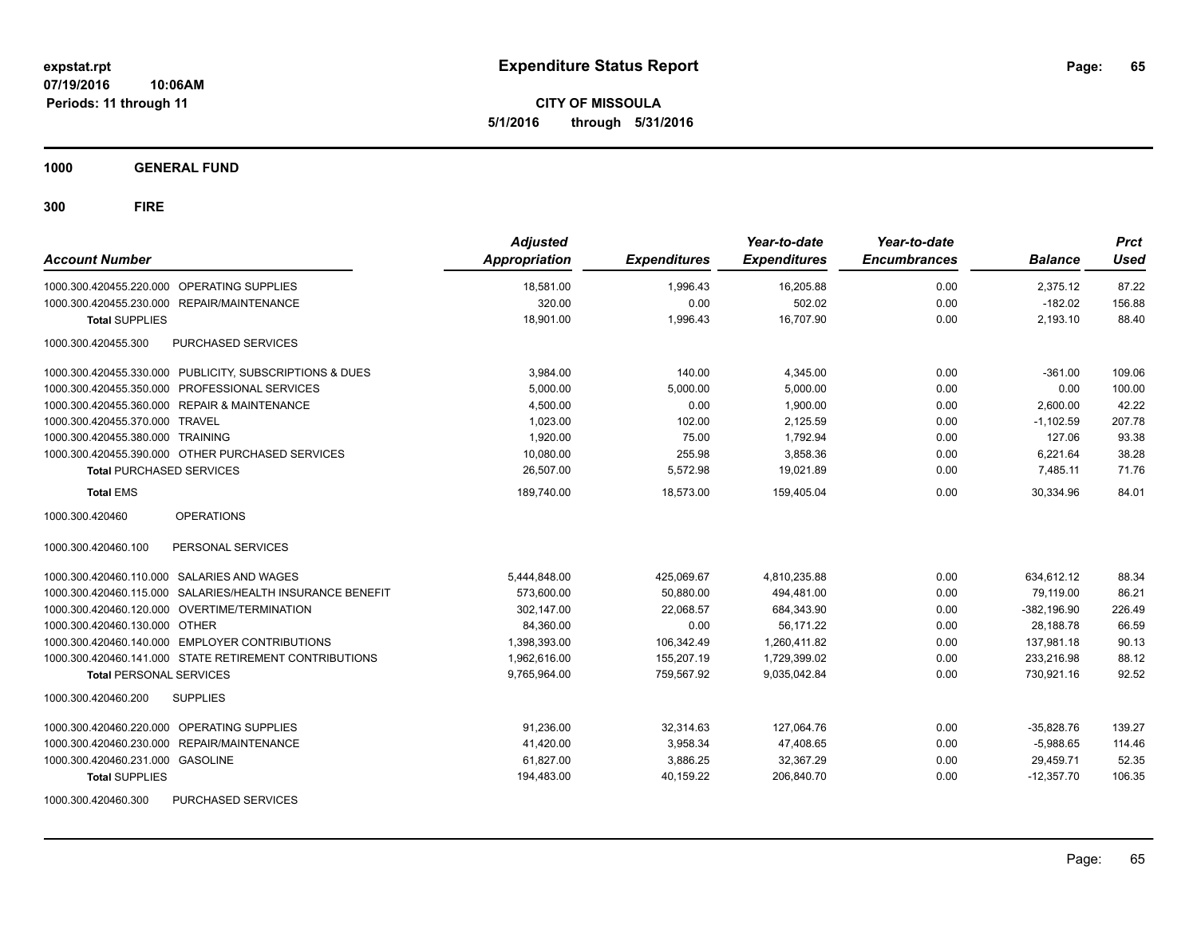# Expenditure Status Report

**CITY OF MISSOULA**

**5/1/2016 through 5/31/2016**

expstat.rpt
07/19/2016 10:06AM
Periods: 11 through 11

**1000 GENERAL FUND**

**300 FIRE**

| Account Number | | Adjusted Appropriation | Expenditures | Year-to-date Expenditures | Year-to-date Encumbrances | Balance | Prct Used |
|---|---|---|---|---|---|---|---|
| 1000.300.420455.220.000 | OPERATING SUPPLIES | 18,581.00 | 1,996.43 | 16,205.88 | 0.00 | 2,375.12 | 87.22 |
| 1000.300.420455.230.000 | REPAIR/MAINTENANCE | 320.00 | 0.00 | 502.02 | 0.00 | -182.02 | 156.88 |
| **Total** SUPPLIES | | 18,901.00 | 1,996.43 | 16,707.90 | 0.00 | 2,193.10 | 88.40 |
| 1000.300.420455.300 | PURCHASED SERVICES | | | | | | |
| 1000.300.420455.330.000 | PUBLICITY, SUBSCRIPTIONS & DUES | 3,984.00 | 140.00 | 4,345.00 | 0.00 | -361.00 | 109.06 |
| 1000.300.420455.350.000 | PROFESSIONAL SERVICES | 5,000.00 | 5,000.00 | 5,000.00 | 0.00 | 0.00 | 100.00 |
| 1000.300.420455.360.000 | REPAIR & MAINTENANCE | 4,500.00 | 0.00 | 1,900.00 | 0.00 | 2,600.00 | 42.22 |
| 1000.300.420455.370.000 | TRAVEL | 1,023.00 | 102.00 | 2,125.59 | 0.00 | -1,102.59 | 207.78 |
| 1000.300.420455.380.000 | TRAINING | 1,920.00 | 75.00 | 1,792.94 | 0.00 | 127.06 | 93.38 |
| 1000.300.420455.390.000 | OTHER PURCHASED SERVICES | 10,080.00 | 255.98 | 3,858.36 | 0.00 | 6,221.64 | 38.28 |
| **Total** PURCHASED SERVICES | | 26,507.00 | 5,572.98 | 19,021.89 | 0.00 | 7,485.11 | 71.76 |
| **Total** EMS | | 189,740.00 | 18,573.00 | 159,405.04 | 0.00 | 30,334.96 | 84.01 |
| 1000.300.420460 | OPERATIONS | | | | | | |
| 1000.300.420460.100 | PERSONAL SERVICES | | | | | | |
| 1000.300.420460.110.000 | SALARIES AND WAGES | 5,444,848.00 | 425,069.67 | 4,810,235.88 | 0.00 | 634,612.12 | 88.34 |
| 1000.300.420460.115.000 | SALARIES/HEALTH INSURANCE BENEFIT | 573,600.00 | 50,880.00 | 494,481.00 | 0.00 | 79,119.00 | 86.21 |
| 1000.300.420460.120.000 | OVERTIME/TERMINATION | 302,147.00 | 22,068.57 | 684,343.90 | 0.00 | -382,196.90 | 226.49 |
| 1000.300.420460.130.000 | OTHER | 84,360.00 | 0.00 | 56,171.22 | 0.00 | 28,188.78 | 66.59 |
| 1000.300.420460.140.000 | EMPLOYER CONTRIBUTIONS | 1,398,393.00 | 106,342.49 | 1,260,411.82 | 0.00 | 137,981.18 | 90.13 |
| 1000.300.420460.141.000 | STATE RETIREMENT CONTRIBUTIONS | 1,962,616.00 | 155,207.19 | 1,729,399.02 | 0.00 | 233,216.98 | 88.12 |
| **Total** PERSONAL SERVICES | | 9,765,964.00 | 759,567.92 | 9,035,042.84 | 0.00 | 730,921.16 | 92.52 |
| 1000.300.420460.200 | SUPPLIES | | | | | | |
| 1000.300.420460.220.000 | OPERATING SUPPLIES | 91,236.00 | 32,314.63 | 127,064.76 | 0.00 | -35,828.76 | 139.27 |
| 1000.300.420460.230.000 | REPAIR/MAINTENANCE | 41,420.00 | 3,958.34 | 47,408.65 | 0.00 | -5,988.65 | 114.46 |
| 1000.300.420460.231.000 | GASOLINE | 61,827.00 | 3,886.25 | 32,367.29 | 0.00 | 29,459.71 | 52.35 |
| **Total** SUPPLIES | | 194,483.00 | 40,159.22 | 206,840.70 | 0.00 | -12,357.70 | 106.35 |
| 1000.300.420460.300 | PURCHASED SERVICES | | | | | | |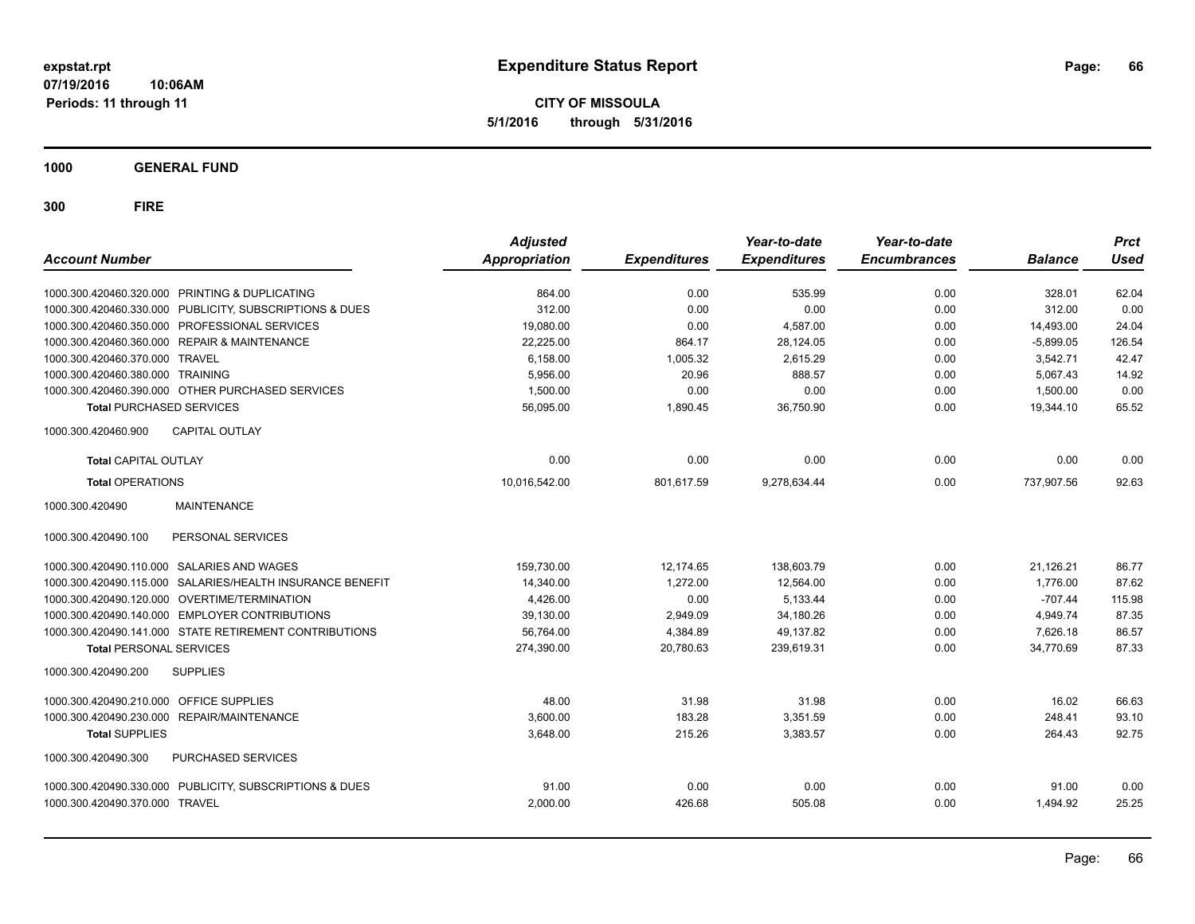**Expenditure Status Report**

**CITY OF MISSOULA**

**5/1/2016 through 5/31/2016**

expstat.rpt
07/19/2016 10:06AM
Periods: 11 through 11

**1000 GENERAL FUND**

**300 FIRE**

| Account Number | | Adjusted Appropriation | Expenditures | Year-to-date Expenditures | Year-to-date Encumbrances | Balance | Prct Used |
|---|---|---|---|---|---|---|---|
| 1000.300.420460.320.000 | PRINTING & DUPLICATING | 864.00 | 0.00 | 535.99 | 0.00 | 328.01 | 62.04 |
| 1000.300.420460.330.000 | PUBLICITY, SUBSCRIPTIONS & DUES | 312.00 | 0.00 | 0.00 | 0.00 | 312.00 | 0.00 |
| 1000.300.420460.350.000 | PROFESSIONAL SERVICES | 19,080.00 | 0.00 | 4,587.00 | 0.00 | 14,493.00 | 24.04 |
| 1000.300.420460.360.000 | REPAIR & MAINTENANCE | 22,225.00 | 864.17 | 28,124.05 | 0.00 | -5,899.05 | 126.54 |
| 1000.300.420460.370.000 | TRAVEL | 6,158.00 | 1,005.32 | 2,615.29 | 0.00 | 3,542.71 | 42.47 |
| 1000.300.420460.380.000 | TRAINING | 5,956.00 | 20.96 | 888.57 | 0.00 | 5,067.43 | 14.92 |
| 1000.300.420460.390.000 | OTHER PURCHASED SERVICES | 1,500.00 | 0.00 | 0.00 | 0.00 | 1,500.00 | 0.00 |
| **Total** PURCHASED SERVICES | | 56,095.00 | 1,890.45 | 36,750.90 | 0.00 | 19,344.10 | 65.52 |
| 1000.300.420460.900 | CAPITAL OUTLAY | | | | | | |
| **Total** CAPITAL OUTLAY | | 0.00 | 0.00 | 0.00 | 0.00 | 0.00 | 0.00 |
| **Total** OPERATIONS | | 10,016,542.00 | 801,617.59 | 9,278,634.44 | 0.00 | 737,907.56 | 92.63 |
| 1000.300.420490 | MAINTENANCE | | | | | | |
| 1000.300.420490.100 | PERSONAL SERVICES | | | | | | |
| 1000.300.420490.110.000 | SALARIES AND WAGES | 159,730.00 | 12,174.65 | 138,603.79 | 0.00 | 21,126.21 | 86.77 |
| 1000.300.420490.115.000 | SALARIES/HEALTH INSURANCE BENEFIT | 14,340.00 | 1,272.00 | 12,564.00 | 0.00 | 1,776.00 | 87.62 |
| 1000.300.420490.120.000 | OVERTIME/TERMINATION | 4,426.00 | 0.00 | 5,133.44 | 0.00 | -707.44 | 115.98 |
| 1000.300.420490.140.000 | EMPLOYER CONTRIBUTIONS | 39,130.00 | 2,949.09 | 34,180.26 | 0.00 | 4,949.74 | 87.35 |
| 1000.300.420490.141.000 | STATE RETIREMENT CONTRIBUTIONS | 56,764.00 | 4,384.89 | 49,137.82 | 0.00 | 7,626.18 | 86.57 |
| **Total** PERSONAL SERVICES | | 274,390.00 | 20,780.63 | 239,619.31 | 0.00 | 34,770.69 | 87.33 |
| 1000.300.420490.200 | SUPPLIES | | | | | | |
| 1000.300.420490.210.000 | OFFICE SUPPLIES | 48.00 | 31.98 | 31.98 | 0.00 | 16.02 | 66.63 |
| 1000.300.420490.230.000 | REPAIR/MAINTENANCE | 3,600.00 | 183.28 | 3,351.59 | 0.00 | 248.41 | 93.10 |
| **Total** SUPPLIES | | 3,648.00 | 215.26 | 3,383.57 | 0.00 | 264.43 | 92.75 |
| 1000.300.420490.300 | PURCHASED SERVICES | | | | | | |
| 1000.300.420490.330.000 | PUBLICITY, SUBSCRIPTIONS & DUES | 91.00 | 0.00 | 0.00 | 0.00 | 91.00 | 0.00 |
| 1000.300.420490.370.000 | TRAVEL | 2,000.00 | 426.68 | 505.08 | 0.00 | 1,494.92 | 25.25 |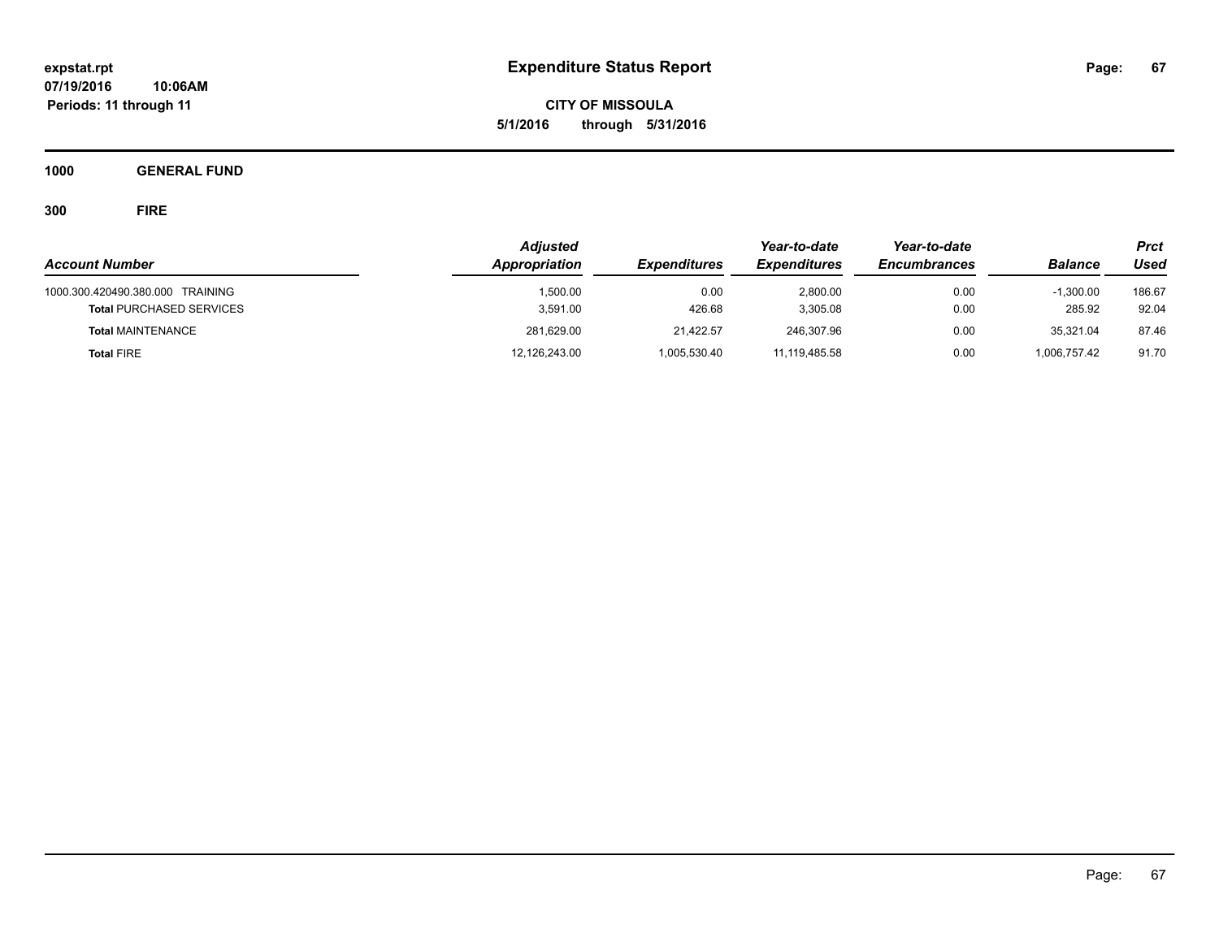**expstat.rpt**
**07/19/2016 10:06AM**
**Periods: 11 through 11**

# Expenditure Status Report

**CITY OF MISSOULA**
**5/1/2016 through 5/31/2016**

**1000 GENERAL FUND**

**300 FIRE**

| Account Number | Adjusted Appropriation | Expenditures | Year-to-date Expenditures | Year-to-date Encumbrances | Balance | Prct Used |
|---|---|---|---|---|---|---|
| 1000.300.420490.380.000 TRAINING | 1,500.00 | 0.00 | 2,800.00 | 0.00 | -1,300.00 | 186.67 |
| **Total** PURCHASED SERVICES | 3,591.00 | 426.68 | 3,305.08 | 0.00 | 285.92 | 92.04 |
| **Total** MAINTENANCE | 281,629.00 | 21,422.57 | 246,307.96 | 0.00 | 35,321.04 | 87.46 |
| **Total** FIRE | 12,126,243.00 | 1,005,530.40 | 11,119,485.58 | 0.00 | 1,006,757.42 | 91.70 |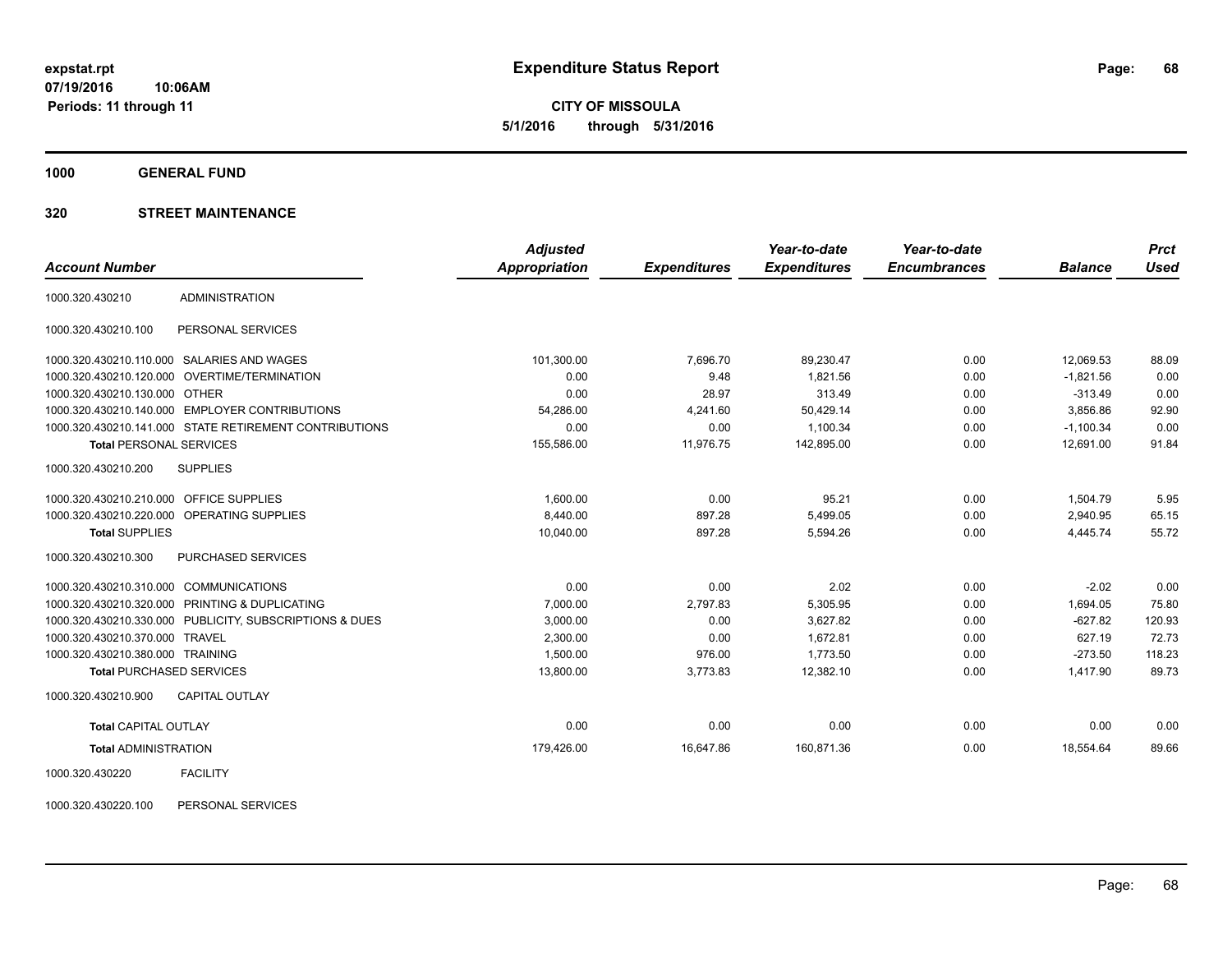# Expenditure Status Report

expstat.rpt
07/19/2016 10:06AM
Periods: 11 through 11

**CITY OF MISSOULA**
**5/1/2016 through 5/31/2016**

## 1000 GENERAL FUND

### 320 STREET MAINTENANCE

| Account Number | | Adjusted Appropriation | Expenditures | Year-to-date Expenditures | Year-to-date Encumbrances | Balance | Prct Used |
|---|---|---|---|---|---|---|---|
| 1000.320.430210 | ADMINISTRATION | | | | | | |
| 1000.320.430210.100 | PERSONAL SERVICES | | | | | | |
| 1000.320.430210.110.000 | SALARIES AND WAGES | 101,300.00 | 7,696.70 | 89,230.47 | 0.00 | 12,069.53 | 88.09 |
| 1000.320.430210.120.000 | OVERTIME/TERMINATION | 0.00 | 9.48 | 1,821.56 | 0.00 | -1,821.56 | 0.00 |
| 1000.320.430210.130.000 | OTHER | 0.00 | 28.97 | 313.49 | 0.00 | -313.49 | 0.00 |
| 1000.320.430210.140.000 | EMPLOYER CONTRIBUTIONS | 54,286.00 | 4,241.60 | 50,429.14 | 0.00 | 3,856.86 | 92.90 |
| 1000.320.430210.141.000 | STATE RETIREMENT CONTRIBUTIONS | 0.00 | 0.00 | 1,100.34 | 0.00 | -1,100.34 | 0.00 |
| **Total** PERSONAL SERVICES | | 155,586.00 | 11,976.75 | 142,895.00 | 0.00 | 12,691.00 | 91.84 |
| 1000.320.430210.200 | SUPPLIES | | | | | | |
| 1000.320.430210.210.000 | OFFICE SUPPLIES | 1,600.00 | 0.00 | 95.21 | 0.00 | 1,504.79 | 5.95 |
| 1000.320.430210.220.000 | OPERATING SUPPLIES | 8,440.00 | 897.28 | 5,499.05 | 0.00 | 2,940.95 | 65.15 |
| **Total SUPPLIES** | | 10,040.00 | 897.28 | 5,594.26 | 0.00 | 4,445.74 | 55.72 |
| 1000.320.430210.300 | PURCHASED SERVICES | | | | | | |
| 1000.320.430210.310.000 | COMMUNICATIONS | 0.00 | 0.00 | 2.02 | 0.00 | -2.02 | 0.00 |
| 1000.320.430210.320.000 | PRINTING & DUPLICATING | 7,000.00 | 2,797.83 | 5,305.95 | 0.00 | 1,694.05 | 75.80 |
| 1000.320.430210.330.000 | PUBLICITY, SUBSCRIPTIONS & DUES | 3,000.00 | 0.00 | 3,627.82 | 0.00 | -627.82 | 120.93 |
| 1000.320.430210.370.000 | TRAVEL | 2,300.00 | 0.00 | 1,672.81 | 0.00 | 627.19 | 72.73 |
| 1000.320.430210.380.000 | TRAINING | 1,500.00 | 976.00 | 1,773.50 | 0.00 | -273.50 | 118.23 |
| **Total** PURCHASED SERVICES | | 13,800.00 | 3,773.83 | 12,382.10 | 0.00 | 1,417.90 | 89.73 |
| 1000.320.430210.900 | CAPITAL OUTLAY | | | | | | |
| **Total** CAPITAL OUTLAY | | 0.00 | 0.00 | 0.00 | 0.00 | 0.00 | 0.00 |
| **Total** ADMINISTRATION | | 179,426.00 | 16,647.86 | 160,871.36 | 0.00 | 18,554.64 | 89.66 |
| 1000.320.430220 | FACILITY | | | | | | |
| 1000.320.430220.100 | PERSONAL SERVICES | | | | | | |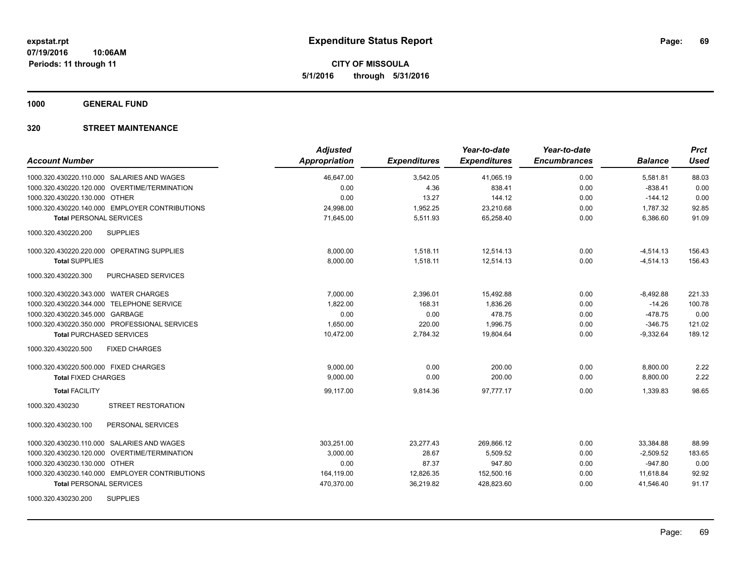**expstat.rpt**
**07/19/2016 10:06AM**
**Periods: 11 through 11**

# Expenditure Status Report

**CITY OF MISSOULA**
**5/1/2016 through 5/31/2016**

## 1000 GENERAL FUND

## 320 STREET MAINTENANCE

| Account Number | Adjusted Appropriation | Expenditures | Year-to-date Expenditures | Year-to-date Encumbrances | Balance | Prct Used |
|---|---|---|---|---|---|---|
| 1000.320.430220.110.000 SALARIES AND WAGES | 46,647.00 | 3,542.05 | 41,065.19 | 0.00 | 5,581.81 | 88.03 |
| 1000.320.430220.120.000 OVERTIME/TERMINATION | 0.00 | 4.36 | 838.41 | 0.00 | -838.41 | 0.00 |
| 1000.320.430220.130.000 OTHER | 0.00 | 13.27 | 144.12 | 0.00 | -144.12 | 0.00 |
| 1000.320.430220.140.000 EMPLOYER CONTRIBUTIONS | 24,998.00 | 1,952.25 | 23,210.68 | 0.00 | 1,787.32 | 92.85 |
| **Total** PERSONAL SERVICES | 71,645.00 | 5,511.93 | 65,258.40 | 0.00 | 6,386.60 | 91.09 |
| 1000.320.430220.200 SUPPLIES | | | | | | |
| 1000.320.430220.220.000 OPERATING SUPPLIES | 8,000.00 | 1,518.11 | 12,514.13 | 0.00 | -4,514.13 | 156.43 |
| **Total** SUPPLIES | 8,000.00 | 1,518.11 | 12,514.13 | 0.00 | -4,514.13 | 156.43 |
| 1000.320.430220.300 PURCHASED SERVICES | | | | | | |
| 1000.320.430220.343.000 WATER CHARGES | 7,000.00 | 2,396.01 | 15,492.88 | 0.00 | -8,492.88 | 221.33 |
| 1000.320.430220.344.000 TELEPHONE SERVICE | 1,822.00 | 168.31 | 1,836.26 | 0.00 | -14.26 | 100.78 |
| 1000.320.430220.345.000 GARBAGE | 0.00 | 0.00 | 478.75 | 0.00 | -478.75 | 0.00 |
| 1000.320.430220.350.000 PROFESSIONAL SERVICES | 1,650.00 | 220.00 | 1,996.75 | 0.00 | -346.75 | 121.02 |
| **Total** PURCHASED SERVICES | 10,472.00 | 2,784.32 | 19,804.64 | 0.00 | -9,332.64 | 189.12 |
| 1000.320.430220.500 FIXED CHARGES | | | | | | |
| 1000.320.430220.500.000 FIXED CHARGES | 9,000.00 | 0.00 | 200.00 | 0.00 | 8,800.00 | 2.22 |
| **Total** FIXED CHARGES | 9,000.00 | 0.00 | 200.00 | 0.00 | 8,800.00 | 2.22 |
| **Total** FACILITY | 99,117.00 | 9,814.36 | 97,777.17 | 0.00 | 1,339.83 | 98.65 |
| 1000.320.430230 STREET RESTORATION | | | | | | |
| 1000.320.430230.100 PERSONAL SERVICES | | | | | | |
| 1000.320.430230.110.000 SALARIES AND WAGES | 303,251.00 | 23,277.43 | 269,866.12 | 0.00 | 33,384.88 | 88.99 |
| 1000.320.430230.120.000 OVERTIME/TERMINATION | 3,000.00 | 28.67 | 5,509.52 | 0.00 | -2,509.52 | 183.65 |
| 1000.320.430230.130.000 OTHER | 0.00 | 87.37 | 947.80 | 0.00 | -947.80 | 0.00 |
| 1000.320.430230.140.000 EMPLOYER CONTRIBUTIONS | 164,119.00 | 12,826.35 | 152,500.16 | 0.00 | 11,618.84 | 92.92 |
| **Total** PERSONAL SERVICES | 470,370.00 | 36,219.82 | 428,823.60 | 0.00 | 41,546.40 | 91.17 |
| 1000.320.430230.200 SUPPLIES | | | | | | |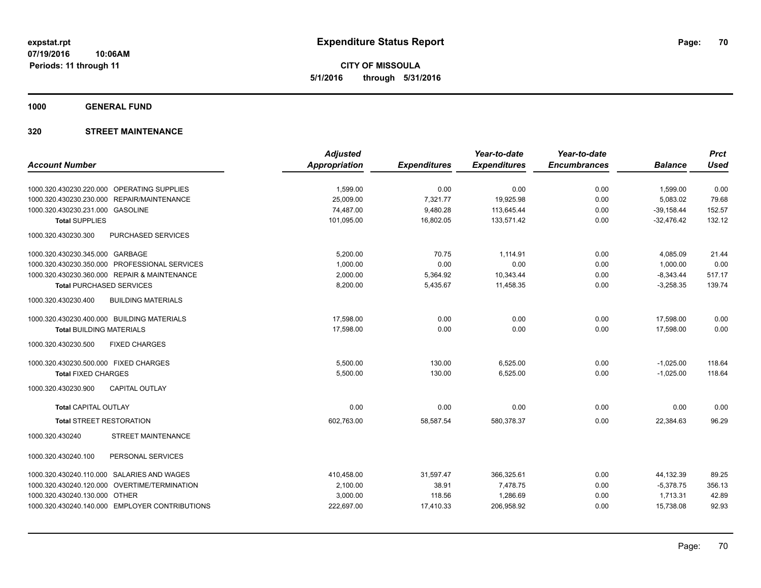# Expenditure Status Report

**CITY OF MISSOULA**

**5/1/2016 through 5/31/2016**

expstat.rpt
07/19/2016 10:06AM
Periods: 11 through 11

**1000 GENERAL FUND**

**320 STREET MAINTENANCE**

| Account Number | Adjusted Appropriation | Expenditures | Year-to-date Expenditures | Year-to-date Encumbrances | Balance | Prct Used |
|---|---|---|---|---|---|---|
| 1000.320.430230.220.000 OPERATING SUPPLIES | 1,599.00 | 0.00 | 0.00 | 0.00 | 1,599.00 | 0.00 |
| 1000.320.430230.230.000 REPAIR/MAINTENANCE | 25,009.00 | 7,321.77 | 19,925.98 | 0.00 | 5,083.02 | 79.68 |
| 1000.320.430230.231.000 GASOLINE | 74,487.00 | 9,480.28 | 113,645.44 | 0.00 | -39,158.44 | 152.57 |
| **Total** SUPPLIES | 101,095.00 | 16,802.05 | 133,571.42 | 0.00 | -32,476.42 | 132.12 |
| 1000.320.430230.300 PURCHASED SERVICES | | | | | | |
| 1000.320.430230.345.000 GARBAGE | 5,200.00 | 70.75 | 1,114.91 | 0.00 | 4,085.09 | 21.44 |
| 1000.320.430230.350.000 PROFESSIONAL SERVICES | 1,000.00 | 0.00 | 0.00 | 0.00 | 1,000.00 | 0.00 |
| 1000.320.430230.360.000 REPAIR & MAINTENANCE | 2,000.00 | 5,364.92 | 10,343.44 | 0.00 | -8,343.44 | 517.17 |
| **Total** PURCHASED SERVICES | 8,200.00 | 5,435.67 | 11,458.35 | 0.00 | -3,258.35 | 139.74 |
| 1000.320.430230.400 BUILDING MATERIALS | | | | | | |
| 1000.320.430230.400.000 BUILDING MATERIALS | 17,598.00 | 0.00 | 0.00 | 0.00 | 17,598.00 | 0.00 |
| **Total** BUILDING MATERIALS | 17,598.00 | 0.00 | 0.00 | 0.00 | 17,598.00 | 0.00 |
| 1000.320.430230.500 FIXED CHARGES | | | | | | |
| 1000.320.430230.500.000 FIXED CHARGES | 5,500.00 | 130.00 | 6,525.00 | 0.00 | -1,025.00 | 118.64 |
| **Total** FIXED CHARGES | 5,500.00 | 130.00 | 6,525.00 | 0.00 | -1,025.00 | 118.64 |
| 1000.320.430230.900 CAPITAL OUTLAY | | | | | | |
| **Total** CAPITAL OUTLAY | 0.00 | 0.00 | 0.00 | 0.00 | 0.00 | 0.00 |
| **Total** STREET RESTORATION | 602,763.00 | 58,587.54 | 580,378.37 | 0.00 | 22,384.63 | 96.29 |
| 1000.320.430240 STREET MAINTENANCE | | | | | | |
| 1000.320.430240.100 PERSONAL SERVICES | | | | | | |
| 1000.320.430240.110.000 SALARIES AND WAGES | 410,458.00 | 31,597.47 | 366,325.61 | 0.00 | 44,132.39 | 89.25 |
| 1000.320.430240.120.000 OVERTIME/TERMINATION | 2,100.00 | 38.91 | 7,478.75 | 0.00 | -5,378.75 | 356.13 |
| 1000.320.430240.130.000 OTHER | 3,000.00 | 118.56 | 1,286.69 | 0.00 | 1,713.31 | 42.89 |
| 1000.320.430240.140.000 EMPLOYER CONTRIBUTIONS | 222,697.00 | 17,410.33 | 206,958.92 | 0.00 | 15,738.08 | 92.93 |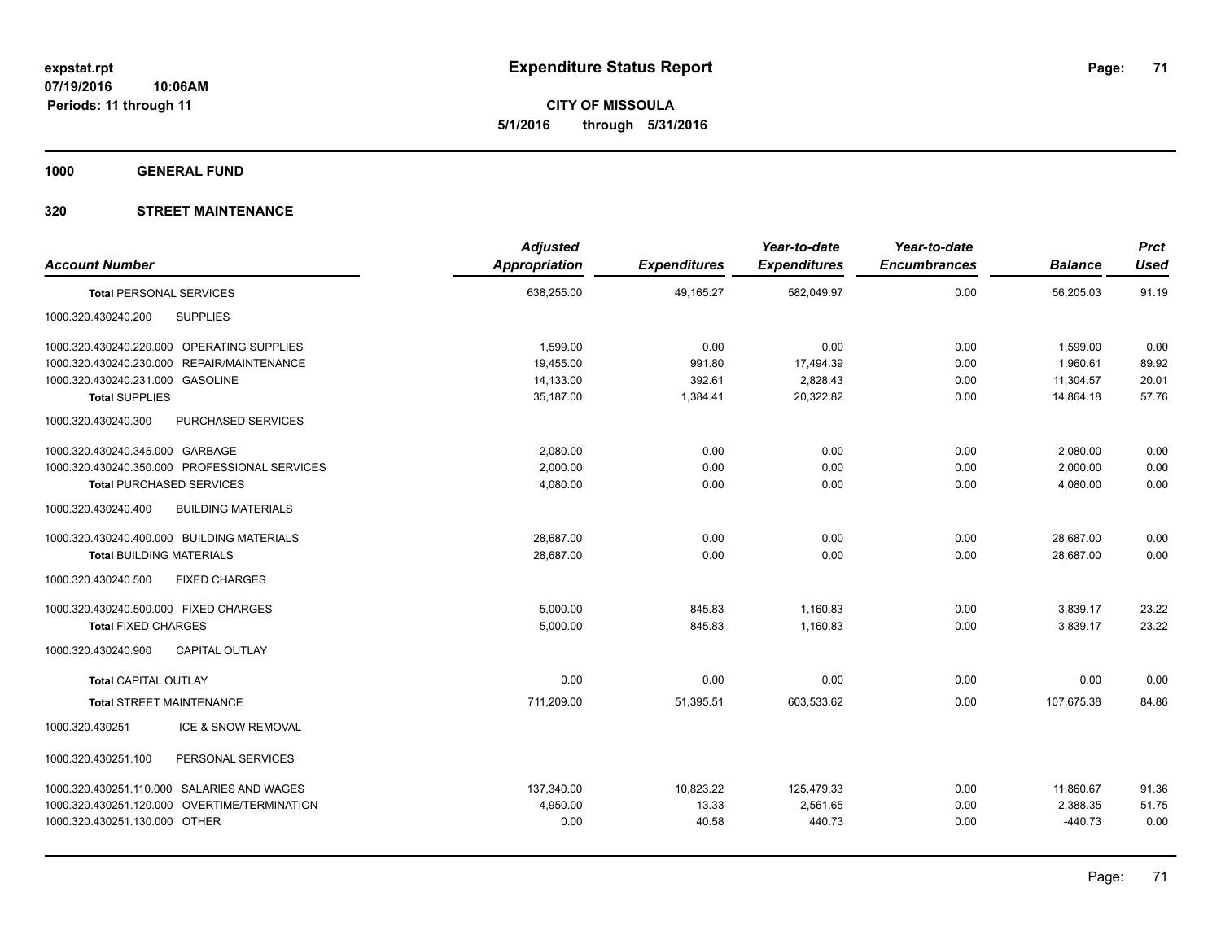# Expenditure Status Report

**CITY OF MISSOULA**
**5/1/2016 through 5/31/2016**

expstat.rpt
07/19/2016 10:06AM
Periods: 11 through 11

## 1000 GENERAL FUND

## 320 STREET MAINTENANCE

| Account Number | Adjusted Appropriation | Expenditures | Year-to-date Expenditures | Year-to-date Encumbrances | Balance | Prct Used |
|---|---|---|---|---|---|---|
| **Total** PERSONAL SERVICES | 638,255.00 | 49,165.27 | 582,049.97 | 0.00 | 56,205.03 | 91.19 |
| 1000.320.430240.200 SUPPLIES | | | | | | |
| 1000.320.430240.220.000 OPERATING SUPPLIES | 1,599.00 | 0.00 | 0.00 | 0.00 | 1,599.00 | 0.00 |
| 1000.320.430240.230.000 REPAIR/MAINTENANCE | 19,455.00 | 991.80 | 17,494.39 | 0.00 | 1,960.61 | 89.92 |
| 1000.320.430240.231.000 GASOLINE | 14,133.00 | 392.61 | 2,828.43 | 0.00 | 11,304.57 | 20.01 |
| **Total** SUPPLIES | 35,187.00 | 1,384.41 | 20,322.82 | 0.00 | 14,864.18 | 57.76 |
| 1000.320.430240.300 PURCHASED SERVICES | | | | | | |
| 1000.320.430240.345.000 GARBAGE | 2,080.00 | 0.00 | 0.00 | 0.00 | 2,080.00 | 0.00 |
| 1000.320.430240.350.000 PROFESSIONAL SERVICES | 2,000.00 | 0.00 | 0.00 | 0.00 | 2,000.00 | 0.00 |
| **Total** PURCHASED SERVICES | 4,080.00 | 0.00 | 0.00 | 0.00 | 4,080.00 | 0.00 |
| 1000.320.430240.400 BUILDING MATERIALS | | | | | | |
| 1000.320.430240.400.000 BUILDING MATERIALS | 28,687.00 | 0.00 | 0.00 | 0.00 | 28,687.00 | 0.00 |
| **Total** BUILDING MATERIALS | 28,687.00 | 0.00 | 0.00 | 0.00 | 28,687.00 | 0.00 |
| 1000.320.430240.500 FIXED CHARGES | | | | | | |
| 1000.320.430240.500.000 FIXED CHARGES | 5,000.00 | 845.83 | 1,160.83 | 0.00 | 3,839.17 | 23.22 |
| **Total** FIXED CHARGES | 5,000.00 | 845.83 | 1,160.83 | 0.00 | 3,839.17 | 23.22 |
| 1000.320.430240.900 CAPITAL OUTLAY | | | | | | |
| **Total** CAPITAL OUTLAY | 0.00 | 0.00 | 0.00 | 0.00 | 0.00 | 0.00 |
| **Total** STREET MAINTENANCE | 711,209.00 | 51,395.51 | 603,533.62 | 0.00 | 107,675.38 | 84.86 |
| 1000.320.430251 ICE & SNOW REMOVAL | | | | | | |
| 1000.320.430251.100 PERSONAL SERVICES | | | | | | |
| 1000.320.430251.110.000 SALARIES AND WAGES | 137,340.00 | 10,823.22 | 125,479.33 | 0.00 | 11,860.67 | 91.36 |
| 1000.320.430251.120.000 OVERTIME/TERMINATION | 4,950.00 | 13.33 | 2,561.65 | 0.00 | 2,388.35 | 51.75 |
| 1000.320.430251.130.000 OTHER | 0.00 | 40.58 | 440.73 | 0.00 | -440.73 | 0.00 |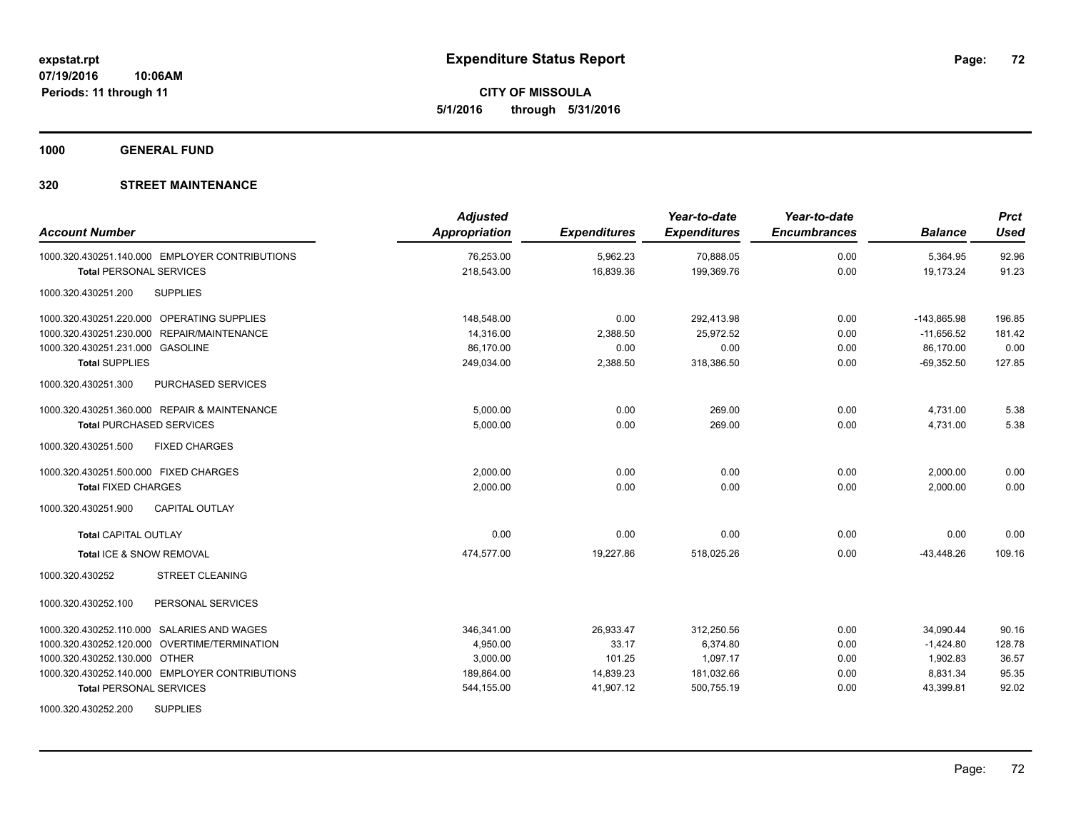**expstat.rpt**
**07/19/2016 10:06AM**
**Periods: 11 through 11**

# Expenditure Status Report

**CITY OF MISSOULA**
**5/1/2016 through 5/31/2016**

**1000 GENERAL FUND**

**320 STREET MAINTENANCE**

| Account Number | Adjusted Appropriation | Expenditures | Year-to-date Expenditures | Year-to-date Encumbrances | Balance | Prct Used |
|---|---|---|---|---|---|---|
| 1000.320.430251.140.000 EMPLOYER CONTRIBUTIONS | 76,253.00 | 5,962.23 | 70,888.05 | 0.00 | 5,364.95 | 92.96 |
| **Total** PERSONAL SERVICES | 218,543.00 | 16,839.36 | 199,369.76 | 0.00 | 19,173.24 | 91.23 |
| 1000.320.430251.200 SUPPLIES | | | | | | |
| 1000.320.430251.220.000 OPERATING SUPPLIES | 148,548.00 | 0.00 | 292,413.98 | 0.00 | -143,865.98 | 196.85 |
| 1000.320.430251.230.000 REPAIR/MAINTENANCE | 14,316.00 | 2,388.50 | 25,972.52 | 0.00 | -11,656.52 | 181.42 |
| 1000.320.430251.231.000 GASOLINE | 86,170.00 | 0.00 | 0.00 | 0.00 | 86,170.00 | 0.00 |
| **Total SUPPLIES** | 249,034.00 | 2,388.50 | 318,386.50 | 0.00 | -69,352.50 | 127.85 |
| 1000.320.430251.300 PURCHASED SERVICES | | | | | | |
| 1000.320.430251.360.000 REPAIR & MAINTENANCE | 5,000.00 | 0.00 | 269.00 | 0.00 | 4,731.00 | 5.38 |
| **Total** PURCHASED SERVICES | 5,000.00 | 0.00 | 269.00 | 0.00 | 4,731.00 | 5.38 |
| 1000.320.430251.500 FIXED CHARGES | | | | | | |
| 1000.320.430251.500.000 FIXED CHARGES | 2,000.00 | 0.00 | 0.00 | 0.00 | 2,000.00 | 0.00 |
| **Total FIXED CHARGES** | 2,000.00 | 0.00 | 0.00 | 0.00 | 2,000.00 | 0.00 |
| 1000.320.430251.900 CAPITAL OUTLAY | | | | | | |
| **Total** CAPITAL OUTLAY | 0.00 | 0.00 | 0.00 | 0.00 | 0.00 | 0.00 |
| **Total** ICE & SNOW REMOVAL | 474,577.00 | 19,227.86 | 518,025.26 | 0.00 | -43,448.26 | 109.16 |
| 1000.320.430252 STREET CLEANING | | | | | | |
| 1000.320.430252.100 PERSONAL SERVICES | | | | | | |
| 1000.320.430252.110.000 SALARIES AND WAGES | 346,341.00 | 26,933.47 | 312,250.56 | 0.00 | 34,090.44 | 90.16 |
| 1000.320.430252.120.000 OVERTIME/TERMINATION | 4,950.00 | 33.17 | 6,374.80 | 0.00 | -1,424.80 | 128.78 |
| 1000.320.430252.130.000 OTHER | 3,000.00 | 101.25 | 1,097.17 | 0.00 | 1,902.83 | 36.57 |
| 1000.320.430252.140.000 EMPLOYER CONTRIBUTIONS | 189,864.00 | 14,839.23 | 181,032.66 | 0.00 | 8,831.34 | 95.35 |
| **Total** PERSONAL SERVICES | 544,155.00 | 41,907.12 | 500,755.19 | 0.00 | 43,399.81 | 92.02 |
| 1000.320.430252.200 SUPPLIES | | | | | | |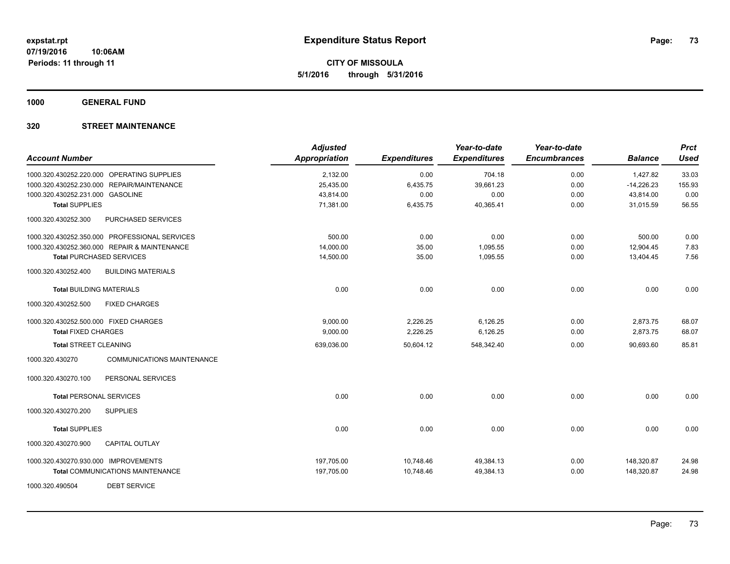# Expenditure Status Report

**CITY OF MISSOULA**
**5/1/2016 through 5/31/2016**

expstat.rpt
07/19/2016 10:06AM
Periods: 11 through 11

## 1000 GENERAL FUND

### 320 STREET MAINTENANCE

| Account Number | Adjusted Appropriation | Expenditures | Year-to-date Expenditures | Year-to-date Encumbrances | Balance | Prct Used |
|---|---|---|---|---|---|---|
| 1000.320.430252.220.000 OPERATING SUPPLIES | 2,132.00 | 0.00 | 704.18 | 0.00 | 1,427.82 | 33.03 |
| 1000.320.430252.230.000 REPAIR/MAINTENANCE | 25,435.00 | 6,435.75 | 39,661.23 | 0.00 | -14,226.23 | 155.93 |
| 1000.320.430252.231.000 GASOLINE | 43,814.00 | 0.00 | 0.00 | 0.00 | 43,814.00 | 0.00 |
| **Total** SUPPLIES | 71,381.00 | 6,435.75 | 40,365.41 | 0.00 | 31,015.59 | 56.55 |
| 1000.320.430252.300 PURCHASED SERVICES | | | | | | |
| 1000.320.430252.350.000 PROFESSIONAL SERVICES | 500.00 | 0.00 | 0.00 | 0.00 | 500.00 | 0.00 |
| 1000.320.430252.360.000 REPAIR & MAINTENANCE | 14,000.00 | 35.00 | 1,095.55 | 0.00 | 12,904.45 | 7.83 |
| **Total** PURCHASED SERVICES | 14,500.00 | 35.00 | 1,095.55 | 0.00 | 13,404.45 | 7.56 |
| 1000.320.430252.400 BUILDING MATERIALS | | | | | | |
| **Total** BUILDING MATERIALS | 0.00 | 0.00 | 0.00 | 0.00 | 0.00 | 0.00 |
| 1000.320.430252.500 FIXED CHARGES | | | | | | |
| 1000.320.430252.500.000 FIXED CHARGES | 9,000.00 | 2,226.25 | 6,126.25 | 0.00 | 2,873.75 | 68.07 |
| **Total** FIXED CHARGES | 9,000.00 | 2,226.25 | 6,126.25 | 0.00 | 2,873.75 | 68.07 |
| **Total** STREET CLEANING | 639,036.00 | 50,604.12 | 548,342.40 | 0.00 | 90,693.60 | 85.81 |
| 1000.320.430270 COMMUNICATIONS MAINTENANCE | | | | | | |
| 1000.320.430270.100 PERSONAL SERVICES | | | | | | |
| **Total** PERSONAL SERVICES | 0.00 | 0.00 | 0.00 | 0.00 | 0.00 | 0.00 |
| 1000.320.430270.200 SUPPLIES | | | | | | |
| **Total** SUPPLIES | 0.00 | 0.00 | 0.00 | 0.00 | 0.00 | 0.00 |
| 1000.320.430270.900 CAPITAL OUTLAY | | | | | | |
| 1000.320.430270.930.000 IMPROVEMENTS | 197,705.00 | 10,748.46 | 49,384.13 | 0.00 | 148,320.87 | 24.98 |
| **Total** COMMUNICATIONS MAINTENANCE | 197,705.00 | 10,748.46 | 49,384.13 | 0.00 | 148,320.87 | 24.98 |
| 1000.320.490504 DEBT SERVICE | | | | | | |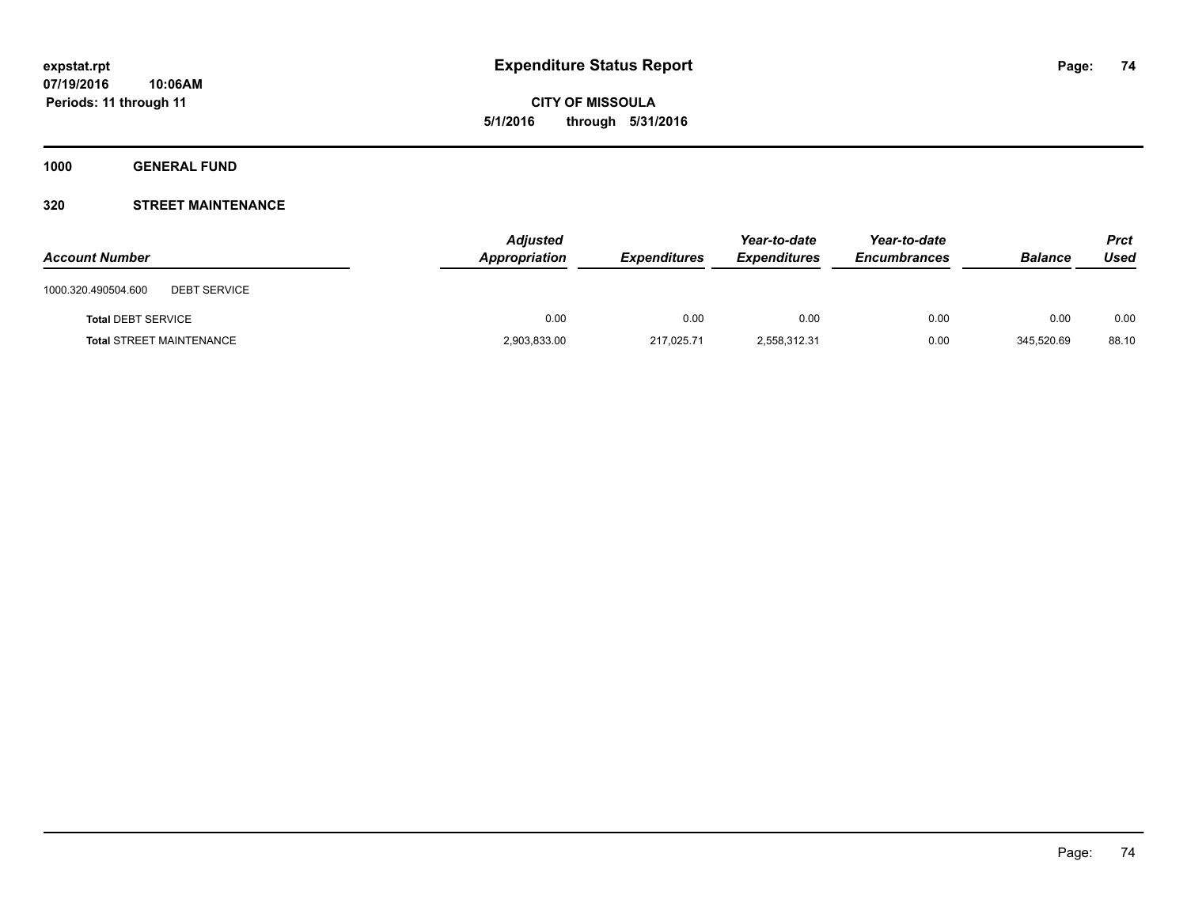# Expenditure Status Report

expstat.rpt
07/19/2016 10:06AM
Periods: 11 through 11

**CITY OF MISSOULA**
**5/1/2016 through 5/31/2016**

**1000 GENERAL FUND**

**320 STREET MAINTENANCE**

| Account Number | | Adjusted Appropriation | Expenditures | Year-to-date Expenditures | Year-to-date Encumbrances | Balance | Prct Used |
|---|---|---|---|---|---|---|---|
| 1000.320.490504.600 | DEBT SERVICE | | | | | | |
| **Total** DEBT SERVICE | | 0.00 | 0.00 | 0.00 | 0.00 | 0.00 | 0.00 |
| **Total** STREET MAINTENANCE | | 2,903,833.00 | 217,025.71 | 2,558,312.31 | 0.00 | 345,520.69 | 88.10 |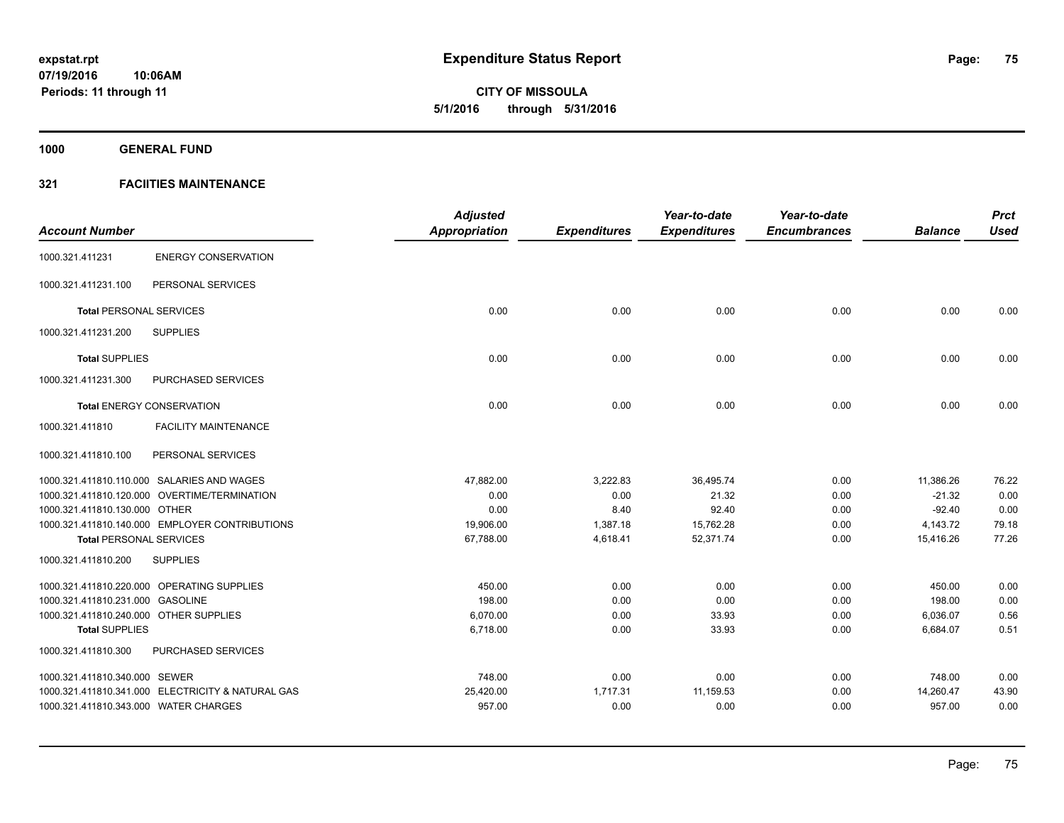# Expenditure Status Report

**CITY OF MISSOULA**
**5/1/2016 through 5/31/2016**

expstat.rpt
07/19/2016 10:06AM
Periods: 11 through 11

**1000 GENERAL FUND**

**321 FACIITIES MAINTENANCE**

| Account Number | | Adjusted Appropriation | Expenditures | Year-to-date Expenditures | Year-to-date Encumbrances | Balance | Prct Used |
|---|---|---|---|---|---|---|---|
| 1000.321.411231 | ENERGY CONSERVATION | | | | | | |
| 1000.321.411231.100 | PERSONAL SERVICES | | | | | | |
| **Total** PERSONAL SERVICES | | 0.00 | 0.00 | 0.00 | 0.00 | 0.00 | 0.00 |
| 1000.321.411231.200 | SUPPLIES | | | | | | |
| **Total** SUPPLIES | | 0.00 | 0.00 | 0.00 | 0.00 | 0.00 | 0.00 |
| 1000.321.411231.300 | PURCHASED SERVICES | | | | | | |
| **Total** ENERGY CONSERVATION | | 0.00 | 0.00 | 0.00 | 0.00 | 0.00 | 0.00 |
| 1000.321.411810 | FACILITY MAINTENANCE | | | | | | |
| 1000.321.411810.100 | PERSONAL SERVICES | | | | | | |
| 1000.321.411810.110.000 | SALARIES AND WAGES | 47,882.00 | 3,222.83 | 36,495.74 | 0.00 | 11,386.26 | 76.22 |
| 1000.321.411810.120.000 | OVERTIME/TERMINATION | 0.00 | 0.00 | 21.32 | 0.00 | -21.32 | 0.00 |
| 1000.321.411810.130.000 | OTHER | 0.00 | 8.40 | 92.40 | 0.00 | -92.40 | 0.00 |
| 1000.321.411810.140.000 | EMPLOYER CONTRIBUTIONS | 19,906.00 | 1,387.18 | 15,762.28 | 0.00 | 4,143.72 | 79.18 |
| **Total** PERSONAL SERVICES | | 67,788.00 | 4,618.41 | 52,371.74 | 0.00 | 15,416.26 | 77.26 |
| 1000.321.411810.200 | SUPPLIES | | | | | | |
| 1000.321.411810.220.000 | OPERATING SUPPLIES | 450.00 | 0.00 | 0.00 | 0.00 | 450.00 | 0.00 |
| 1000.321.411810.231.000 | GASOLINE | 198.00 | 0.00 | 0.00 | 0.00 | 198.00 | 0.00 |
| 1000.321.411810.240.000 | OTHER SUPPLIES | 6,070.00 | 0.00 | 33.93 | 0.00 | 6,036.07 | 0.56 |
| **Total** SUPPLIES | | 6,718.00 | 0.00 | 33.93 | 0.00 | 6,684.07 | 0.51 |
| 1000.321.411810.300 | PURCHASED SERVICES | | | | | | |
| 1000.321.411810.340.000 | SEWER | 748.00 | 0.00 | 0.00 | 0.00 | 748.00 | 0.00 |
| 1000.321.411810.341.000 | ELECTRICITY & NATURAL GAS | 25,420.00 | 1,717.31 | 11,159.53 | 0.00 | 14,260.47 | 43.90 |
| 1000.321.411810.343.000 | WATER CHARGES | 957.00 | 0.00 | 0.00 | 0.00 | 957.00 | 0.00 |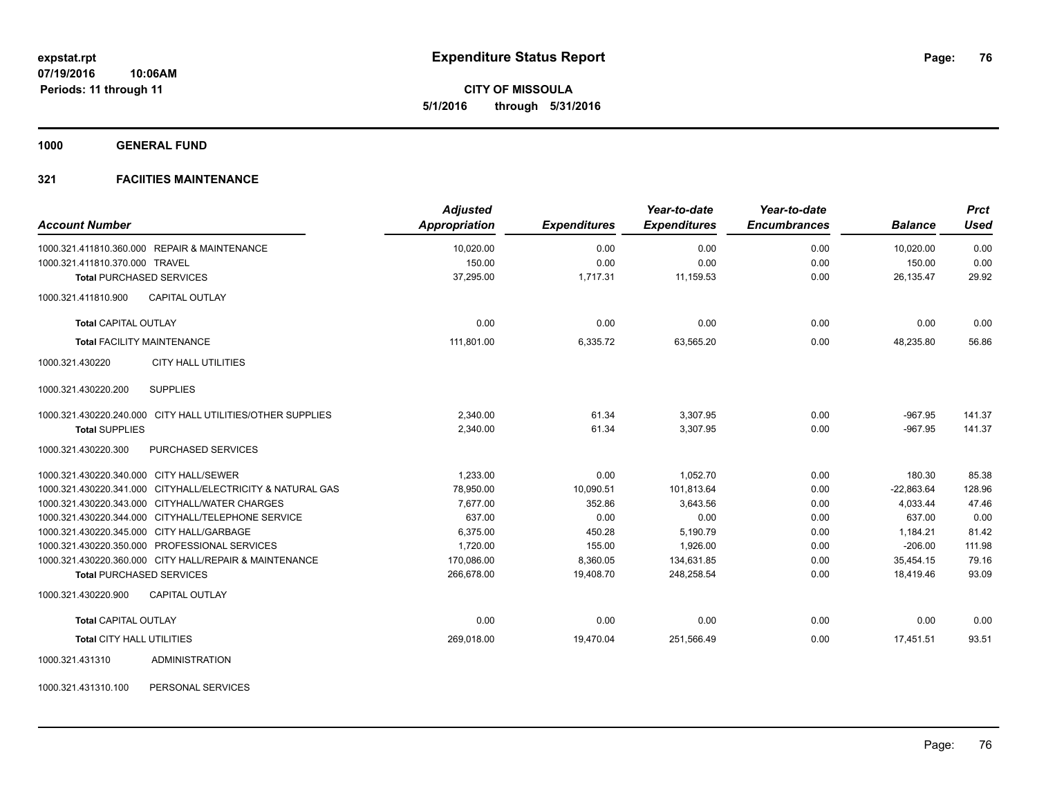# Expenditure Status Report

expstat.rpt
07/19/2016 10:06AM
Periods: 11 through 11

**CITY OF MISSOULA**
**5/1/2016 through 5/31/2016**

**1000 GENERAL FUND**

**321 FACIITIES MAINTENANCE**

| Account Number | Adjusted Appropriation | Expenditures | Year-to-date Expenditures | Year-to-date Encumbrances | Balance | Prct Used |
|---|---|---|---|---|---|---|
| 1000.321.411810.360.000 REPAIR & MAINTENANCE | 10,020.00 | 0.00 | 0.00 | 0.00 | 10,020.00 | 0.00 |
| 1000.321.411810.370.000 TRAVEL | 150.00 | 0.00 | 0.00 | 0.00 | 150.00 | 0.00 |
| **Total** PURCHASED SERVICES | 37,295.00 | 1,717.31 | 11,159.53 | 0.00 | 26,135.47 | 29.92 |
| 1000.321.411810.900 CAPITAL OUTLAY | | | | | | |
| **Total** CAPITAL OUTLAY | 0.00 | 0.00 | 0.00 | 0.00 | 0.00 | 0.00 |
| **Total** FACILITY MAINTENANCE | 111,801.00 | 6,335.72 | 63,565.20 | 0.00 | 48,235.80 | 56.86 |
| 1000.321.430220 CITY HALL UTILITIES | | | | | | |
| 1000.321.430220.200 SUPPLIES | | | | | | |
| 1000.321.430220.240.000 CITY HALL UTILITIES/OTHER SUPPLIES | 2,340.00 | 61.34 | 3,307.95 | 0.00 | -967.95 | 141.37 |
| **Total** SUPPLIES | 2,340.00 | 61.34 | 3,307.95 | 0.00 | -967.95 | 141.37 |
| 1000.321.430220.300 PURCHASED SERVICES | | | | | | |
| 1000.321.430220.340.000 CITY HALL/SEWER | 1,233.00 | 0.00 | 1,052.70 | 0.00 | 180.30 | 85.38 |
| 1000.321.430220.341.000 CITYHALL/ELECTRICITY & NATURAL GAS | 78,950.00 | 10,090.51 | 101,813.64 | 0.00 | -22,863.64 | 128.96 |
| 1000.321.430220.343.000 CITYHALL/WATER CHARGES | 7,677.00 | 352.86 | 3,643.56 | 0.00 | 4,033.44 | 47.46 |
| 1000.321.430220.344.000 CITYHALL/TELEPHONE SERVICE | 637.00 | 0.00 | 0.00 | 0.00 | 637.00 | 0.00 |
| 1000.321.430220.345.000 CITY HALL/GARBAGE | 6,375.00 | 450.28 | 5,190.79 | 0.00 | 1,184.21 | 81.42 |
| 1000.321.430220.350.000 PROFESSIONAL SERVICES | 1,720.00 | 155.00 | 1,926.00 | 0.00 | -206.00 | 111.98 |
| 1000.321.430220.360.000 CITY HALL/REPAIR & MAINTENANCE | 170,086.00 | 8,360.05 | 134,631.85 | 0.00 | 35,454.15 | 79.16 |
| **Total** PURCHASED SERVICES | 266,678.00 | 19,408.70 | 248,258.54 | 0.00 | 18,419.46 | 93.09 |
| 1000.321.430220.900 CAPITAL OUTLAY | | | | | | |
| **Total** CAPITAL OUTLAY | 0.00 | 0.00 | 0.00 | 0.00 | 0.00 | 0.00 |
| **Total** CITY HALL UTILITIES | 269,018.00 | 19,470.04 | 251,566.49 | 0.00 | 17,451.51 | 93.51 |
| 1000.321.431310 ADMINISTRATION | | | | | | |
| 1000.321.431310.100 PERSONAL SERVICES | | | | | | |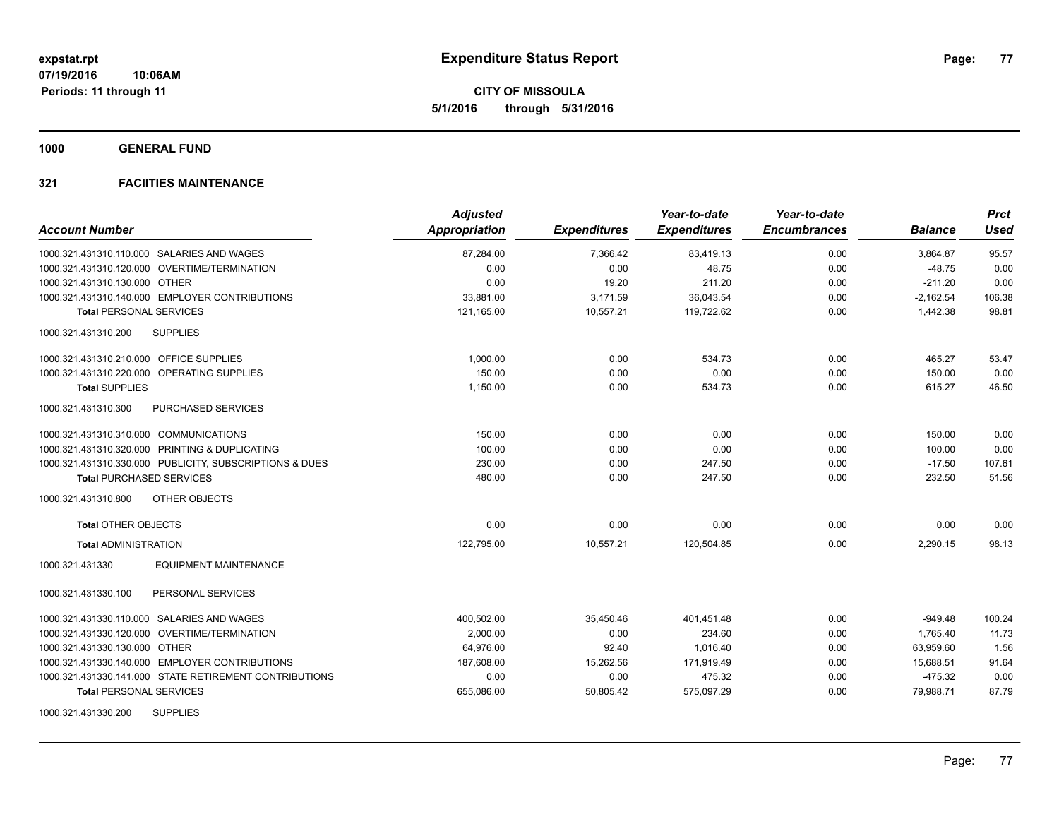# Expenditure Status Report

**CITY OF MISSOULA**

**5/1/2016 through 5/31/2016**

expstat.rpt
07/19/2016 10:06AM
Periods: 11 through 11

## 1000 GENERAL FUND

## 321 FACIITIES MAINTENANCE

| Account Number | Adjusted Appropriation | Expenditures | Year-to-date Expenditures | Year-to-date Encumbrances | Balance | Prct Used |
|---|---|---|---|---|---|---|
| 1000.321.431310.110.000 SALARIES AND WAGES | 87,284.00 | 7,366.42 | 83,419.13 | 0.00 | 3,864.87 | 95.57 |
| 1000.321.431310.120.000 OVERTIME/TERMINATION | 0.00 | 0.00 | 48.75 | 0.00 | -48.75 | 0.00 |
| 1000.321.431310.130.000 OTHER | 0.00 | 19.20 | 211.20 | 0.00 | -211.20 | 0.00 |
| 1000.321.431310.140.000 EMPLOYER CONTRIBUTIONS | 33,881.00 | 3,171.59 | 36,043.54 | 0.00 | -2,162.54 | 106.38 |
| **Total** PERSONAL SERVICES | 121,165.00 | 10,557.21 | 119,722.62 | 0.00 | 1,442.38 | 98.81 |
| 1000.321.431310.200 SUPPLIES | | | | | | |
| 1000.321.431310.210.000 OFFICE SUPPLIES | 1,000.00 | 0.00 | 534.73 | 0.00 | 465.27 | 53.47 |
| 1000.321.431310.220.000 OPERATING SUPPLIES | 150.00 | 0.00 | 0.00 | 0.00 | 150.00 | 0.00 |
| **Total** SUPPLIES | 1,150.00 | 0.00 | 534.73 | 0.00 | 615.27 | 46.50 |
| 1000.321.431310.300 PURCHASED SERVICES | | | | | | |
| 1000.321.431310.310.000 COMMUNICATIONS | 150.00 | 0.00 | 0.00 | 0.00 | 150.00 | 0.00 |
| 1000.321.431310.320.000 PRINTING & DUPLICATING | 100.00 | 0.00 | 0.00 | 0.00 | 100.00 | 0.00 |
| 1000.321.431310.330.000 PUBLICITY, SUBSCRIPTIONS & DUES | 230.00 | 0.00 | 247.50 | 0.00 | -17.50 | 107.61 |
| **Total** PURCHASED SERVICES | 480.00 | 0.00 | 247.50 | 0.00 | 232.50 | 51.56 |
| 1000.321.431310.800 OTHER OBJECTS | | | | | | |
| **Total** OTHER OBJECTS | 0.00 | 0.00 | 0.00 | 0.00 | 0.00 | 0.00 |
| **Total** ADMINISTRATION | 122,795.00 | 10,557.21 | 120,504.85 | 0.00 | 2,290.15 | 98.13 |
| 1000.321.431330 EQUIPMENT MAINTENANCE | | | | | | |
| 1000.321.431330.100 PERSONAL SERVICES | | | | | | |
| 1000.321.431330.110.000 SALARIES AND WAGES | 400,502.00 | 35,450.46 | 401,451.48 | 0.00 | -949.48 | 100.24 |
| 1000.321.431330.120.000 OVERTIME/TERMINATION | 2,000.00 | 0.00 | 234.60 | 0.00 | 1,765.40 | 11.73 |
| 1000.321.431330.130.000 OTHER | 64,976.00 | 92.40 | 1,016.40 | 0.00 | 63,959.60 | 1.56 |
| 1000.321.431330.140.000 EMPLOYER CONTRIBUTIONS | 187,608.00 | 15,262.56 | 171,919.49 | 0.00 | 15,688.51 | 91.64 |
| 1000.321.431330.141.000 STATE RETIREMENT CONTRIBUTIONS | 0.00 | 0.00 | 475.32 | 0.00 | -475.32 | 0.00 |
| **Total** PERSONAL SERVICES | 655,086.00 | 50,805.42 | 575,097.29 | 0.00 | 79,988.71 | 87.79 |
| 1000.321.431330.200 SUPPLIES | | | | | | |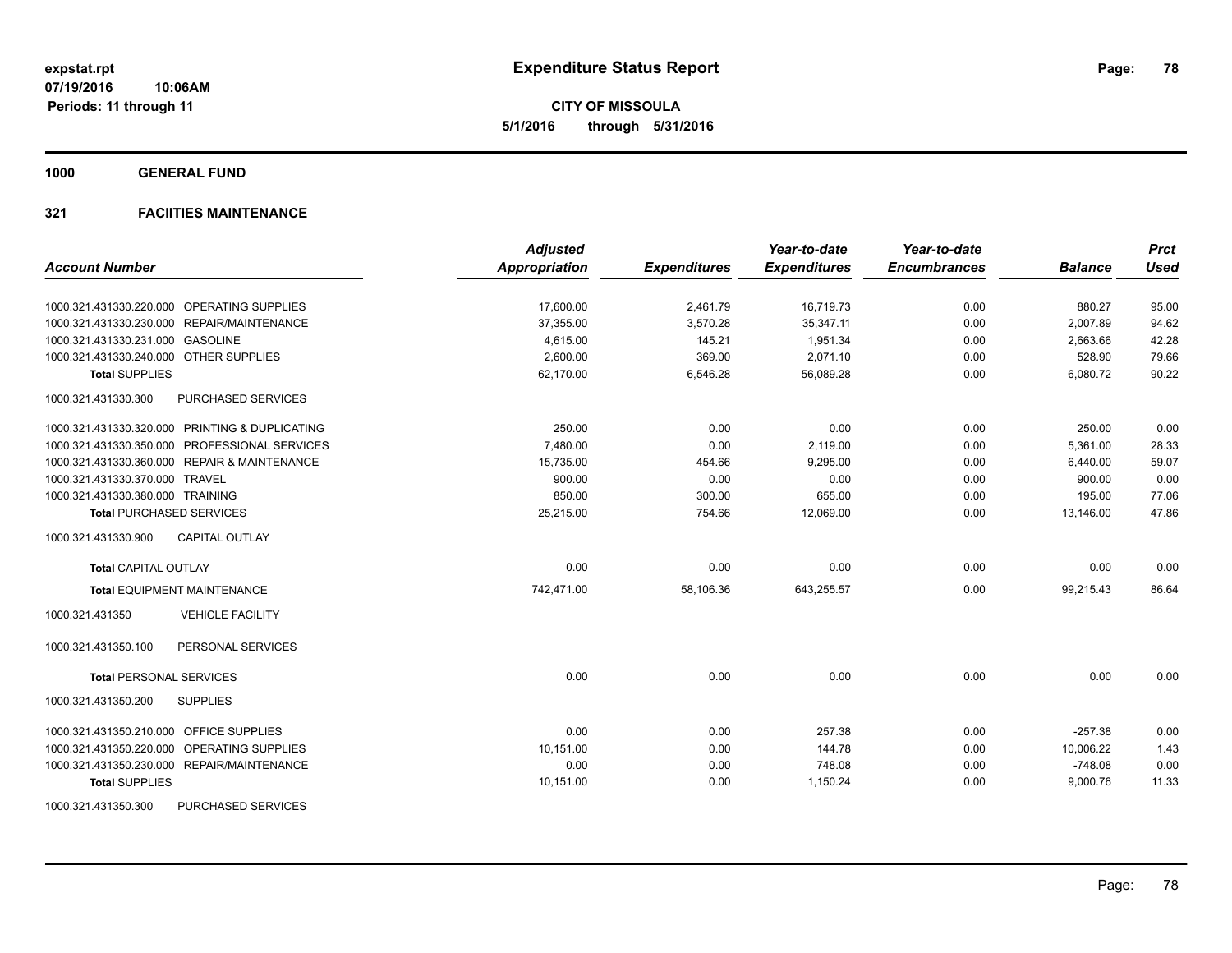# Expenditure Status Report

**CITY OF MISSOULA**

**5/1/2016 through 5/31/2016**

expstat.rpt
07/19/2016 10:06AM
Periods: 11 through 11

## 1000 GENERAL FUND

### 321 FACIITIES MAINTENANCE

| Account Number | | Adjusted Appropriation | Expenditures | Year-to-date Expenditures | Year-to-date Encumbrances | Balance | Prct Used |
|---|---|---|---|---|---|---|---|
| 1000.321.431330.220.000 | OPERATING SUPPLIES | 17,600.00 | 2,461.79 | 16,719.73 | 0.00 | 880.27 | 95.00 |
| 1000.321.431330.230.000 | REPAIR/MAINTENANCE | 37,355.00 | 3,570.28 | 35,347.11 | 0.00 | 2,007.89 | 94.62 |
| 1000.321.431330.231.000 | GASOLINE | 4,615.00 | 145.21 | 1,951.34 | 0.00 | 2,663.66 | 42.28 |
| 1000.321.431330.240.000 | OTHER SUPPLIES | 2,600.00 | 369.00 | 2,071.10 | 0.00 | 528.90 | 79.66 |
| **Total SUPPLIES** | | 62,170.00 | 6,546.28 | 56,089.28 | 0.00 | 6,080.72 | 90.22 |
| 1000.321.431330.300 | PURCHASED SERVICES | | | | | | |
| 1000.321.431330.320.000 | PRINTING & DUPLICATING | 250.00 | 0.00 | 0.00 | 0.00 | 250.00 | 0.00 |
| 1000.321.431330.350.000 | PROFESSIONAL SERVICES | 7,480.00 | 0.00 | 2,119.00 | 0.00 | 5,361.00 | 28.33 |
| 1000.321.431330.360.000 | REPAIR & MAINTENANCE | 15,735.00 | 454.66 | 9,295.00 | 0.00 | 6,440.00 | 59.07 |
| 1000.321.431330.370.000 | TRAVEL | 900.00 | 0.00 | 0.00 | 0.00 | 900.00 | 0.00 |
| 1000.321.431330.380.000 | TRAINING | 850.00 | 300.00 | 655.00 | 0.00 | 195.00 | 77.06 |
| **Total PURCHASED SERVICES** | | 25,215.00 | 754.66 | 12,069.00 | 0.00 | 13,146.00 | 47.86 |
| 1000.321.431330.900 | CAPITAL OUTLAY | | | | | | |
| **Total CAPITAL OUTLAY** | | 0.00 | 0.00 | 0.00 | 0.00 | 0.00 | 0.00 |
| **Total EQUIPMENT MAINTENANCE** | | 742,471.00 | 58,106.36 | 643,255.57 | 0.00 | 99,215.43 | 86.64 |
| 1000.321.431350 | VEHICLE FACILITY | | | | | | |
| 1000.321.431350.100 | PERSONAL SERVICES | | | | | | |
| **Total PERSONAL SERVICES** | | 0.00 | 0.00 | 0.00 | 0.00 | 0.00 | 0.00 |
| 1000.321.431350.200 | SUPPLIES | | | | | | |
| 1000.321.431350.210.000 | OFFICE SUPPLIES | 0.00 | 0.00 | 257.38 | 0.00 | -257.38 | 0.00 |
| 1000.321.431350.220.000 | OPERATING SUPPLIES | 10,151.00 | 0.00 | 144.78 | 0.00 | 10,006.22 | 1.43 |
| 1000.321.431350.230.000 | REPAIR/MAINTENANCE | 0.00 | 0.00 | 748.08 | 0.00 | -748.08 | 0.00 |
| **Total SUPPLIES** | | 10,151.00 | 0.00 | 1,150.24 | 0.00 | 9,000.76 | 11.33 |
| 1000.321.431350.300 | PURCHASED SERVICES | | | | | | |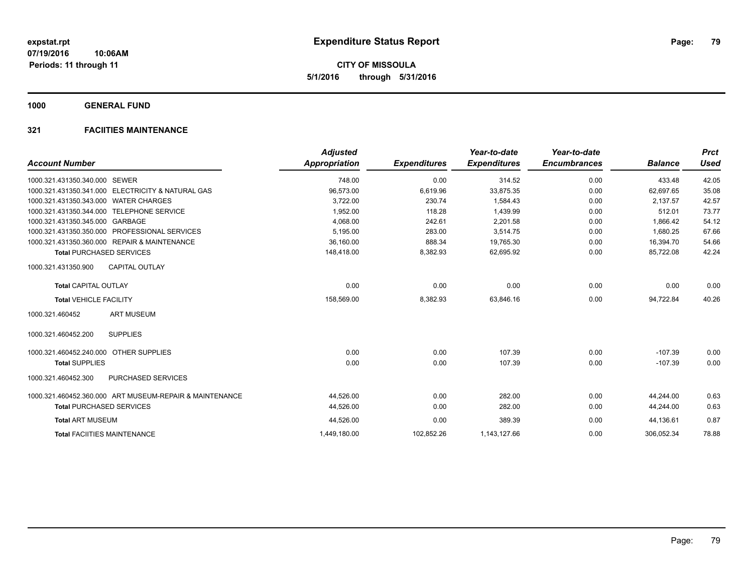**expstat.rpt**
**07/19/2016 10:06AM**
**Periods: 11 through 11**

# Expenditure Status Report

**CITY OF MISSOULA**
**5/1/2016 through 5/31/2016**

## 1000 GENERAL FUND

### 321 FACIITIES MAINTENANCE

| Account Number | Adjusted Appropriation | Expenditures | Year-to-date Expenditures | Year-to-date Encumbrances | Balance | Prct Used |
|---|---|---|---|---|---|---|
| 1000.321.431350.340.000 SEWER | 748.00 | 0.00 | 314.52 | 0.00 | 433.48 | 42.05 |
| 1000.321.431350.341.000 ELECTRICITY & NATURAL GAS | 96,573.00 | 6,619.96 | 33,875.35 | 0.00 | 62,697.65 | 35.08 |
| 1000.321.431350.343.000 WATER CHARGES | 3,722.00 | 230.74 | 1,584.43 | 0.00 | 2,137.57 | 42.57 |
| 1000.321.431350.344.000 TELEPHONE SERVICE | 1,952.00 | 118.28 | 1,439.99 | 0.00 | 512.01 | 73.77 |
| 1000.321.431350.345.000 GARBAGE | 4,068.00 | 242.61 | 2,201.58 | 0.00 | 1,866.42 | 54.12 |
| 1000.321.431350.350.000 PROFESSIONAL SERVICES | 5,195.00 | 283.00 | 3,514.75 | 0.00 | 1,680.25 | 67.66 |
| 1000.321.431350.360.000 REPAIR & MAINTENANCE | 36,160.00 | 888.34 | 19,765.30 | 0.00 | 16,394.70 | 54.66 |
| **Total** PURCHASED SERVICES | 148,418.00 | 8,382.93 | 62,695.92 | 0.00 | 85,722.08 | 42.24 |
| 1000.321.431350.900 CAPITAL OUTLAY | | | | | | |
| **Total** CAPITAL OUTLAY | 0.00 | 0.00 | 0.00 | 0.00 | 0.00 | 0.00 |
| **Total** VEHICLE FACILITY | 158,569.00 | 8,382.93 | 63,846.16 | 0.00 | 94,722.84 | 40.26 |
| 1000.321.460452 ART MUSEUM | | | | | | |
| 1000.321.460452.200 SUPPLIES | | | | | | |
| 1000.321.460452.240.000 OTHER SUPPLIES | 0.00 | 0.00 | 107.39 | 0.00 | -107.39 | 0.00 |
| **Total** SUPPLIES | 0.00 | 0.00 | 107.39 | 0.00 | -107.39 | 0.00 |
| 1000.321.460452.300 PURCHASED SERVICES | | | | | | |
| 1000.321.460452.360.000 ART MUSEUM-REPAIR & MAINTENANCE | 44,526.00 | 0.00 | 282.00 | 0.00 | 44,244.00 | 0.63 |
| **Total** PURCHASED SERVICES | 44,526.00 | 0.00 | 282.00 | 0.00 | 44,244.00 | 0.63 |
| **Total** ART MUSEUM | 44,526.00 | 0.00 | 389.39 | 0.00 | 44,136.61 | 0.87 |
| **Total** FACIITIES MAINTENANCE | 1,449,180.00 | 102,852.26 | 1,143,127.66 | 0.00 | 306,052.34 | 78.88 |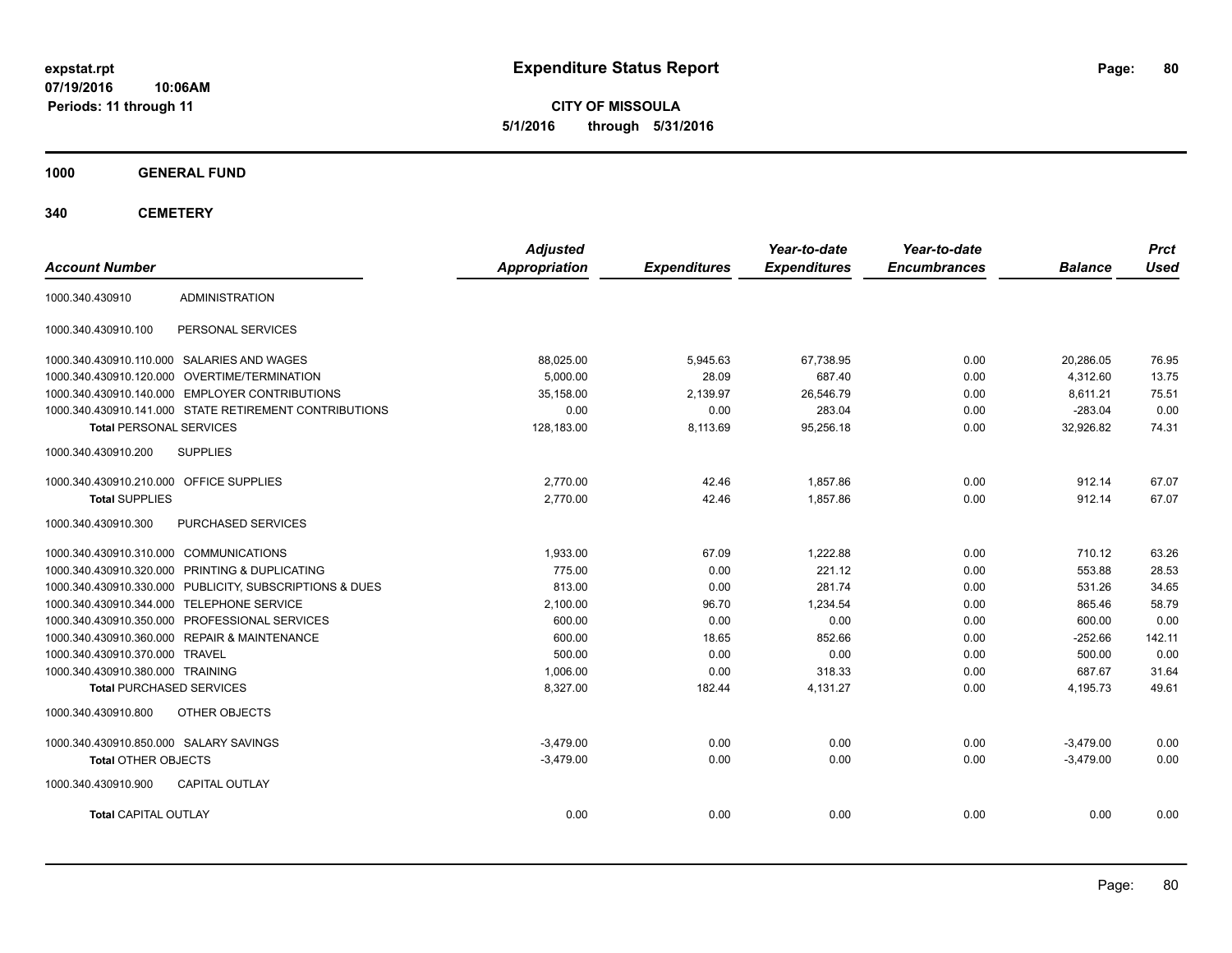expstat.rpt
07/19/2016 10:06AM
Periods: 11 through 11

# Expenditure Status Report

**CITY OF MISSOULA**
**5/1/2016 through 5/31/2016**

## 1000 GENERAL FUND

## 340 CEMETERY

| Account Number | | Adjusted Appropriation | Expenditures | Year-to-date Expenditures | Year-to-date Encumbrances | Balance | Prct Used |
|---|---|---|---|---|---|---|---|
| 1000.340.430910 | ADMINISTRATION | | | | | | |
| 1000.340.430910.100 | PERSONAL SERVICES | | | | | | |
| 1000.340.430910.110.000 | SALARIES AND WAGES | 88,025.00 | 5,945.63 | 67,738.95 | 0.00 | 20,286.05 | 76.95 |
| 1000.340.430910.120.000 | OVERTIME/TERMINATION | 5,000.00 | 28.09 | 687.40 | 0.00 | 4,312.60 | 13.75 |
| 1000.340.430910.140.000 | EMPLOYER CONTRIBUTIONS | 35,158.00 | 2,139.97 | 26,546.79 | 0.00 | 8,611.21 | 75.51 |
| 1000.340.430910.141.000 | STATE RETIREMENT CONTRIBUTIONS | 0.00 | 0.00 | 283.04 | 0.00 | -283.04 | 0.00 |
| **Total** PERSONAL SERVICES | | 128,183.00 | 8,113.69 | 95,256.18 | 0.00 | 32,926.82 | 74.31 |
| 1000.340.430910.200 | SUPPLIES | | | | | | |
| 1000.340.430910.210.000 | OFFICE SUPPLIES | 2,770.00 | 42.46 | 1,857.86 | 0.00 | 912.14 | 67.07 |
| **Total** SUPPLIES | | 2,770.00 | 42.46 | 1,857.86 | 0.00 | 912.14 | 67.07 |
| 1000.340.430910.300 | PURCHASED SERVICES | | | | | | |
| 1000.340.430910.310.000 | COMMUNICATIONS | 1,933.00 | 67.09 | 1,222.88 | 0.00 | 710.12 | 63.26 |
| 1000.340.430910.320.000 | PRINTING & DUPLICATING | 775.00 | 0.00 | 221.12 | 0.00 | 553.88 | 28.53 |
| 1000.340.430910.330.000 | PUBLICITY, SUBSCRIPTIONS & DUES | 813.00 | 0.00 | 281.74 | 0.00 | 531.26 | 34.65 |
| 1000.340.430910.344.000 | TELEPHONE SERVICE | 2,100.00 | 96.70 | 1,234.54 | 0.00 | 865.46 | 58.79 |
| 1000.340.430910.350.000 | PROFESSIONAL SERVICES | 600.00 | 0.00 | 0.00 | 0.00 | 600.00 | 0.00 |
| 1000.340.430910.360.000 | REPAIR & MAINTENANCE | 600.00 | 18.65 | 852.66 | 0.00 | -252.66 | 142.11 |
| 1000.340.430910.370.000 | TRAVEL | 500.00 | 0.00 | 0.00 | 0.00 | 500.00 | 0.00 |
| 1000.340.430910.380.000 | TRAINING | 1,006.00 | 0.00 | 318.33 | 0.00 | 687.67 | 31.64 |
| **Total** PURCHASED SERVICES | | 8,327.00 | 182.44 | 4,131.27 | 0.00 | 4,195.73 | 49.61 |
| 1000.340.430910.800 | OTHER OBJECTS | | | | | | |
| 1000.340.430910.850.000 | SALARY SAVINGS | -3,479.00 | 0.00 | 0.00 | 0.00 | -3,479.00 | 0.00 |
| **Total** OTHER OBJECTS | | -3,479.00 | 0.00 | 0.00 | 0.00 | -3,479.00 | 0.00 |
| 1000.340.430910.900 | CAPITAL OUTLAY | | | | | | |
| **Total** CAPITAL OUTLAY | | 0.00 | 0.00 | 0.00 | 0.00 | 0.00 | 0.00 |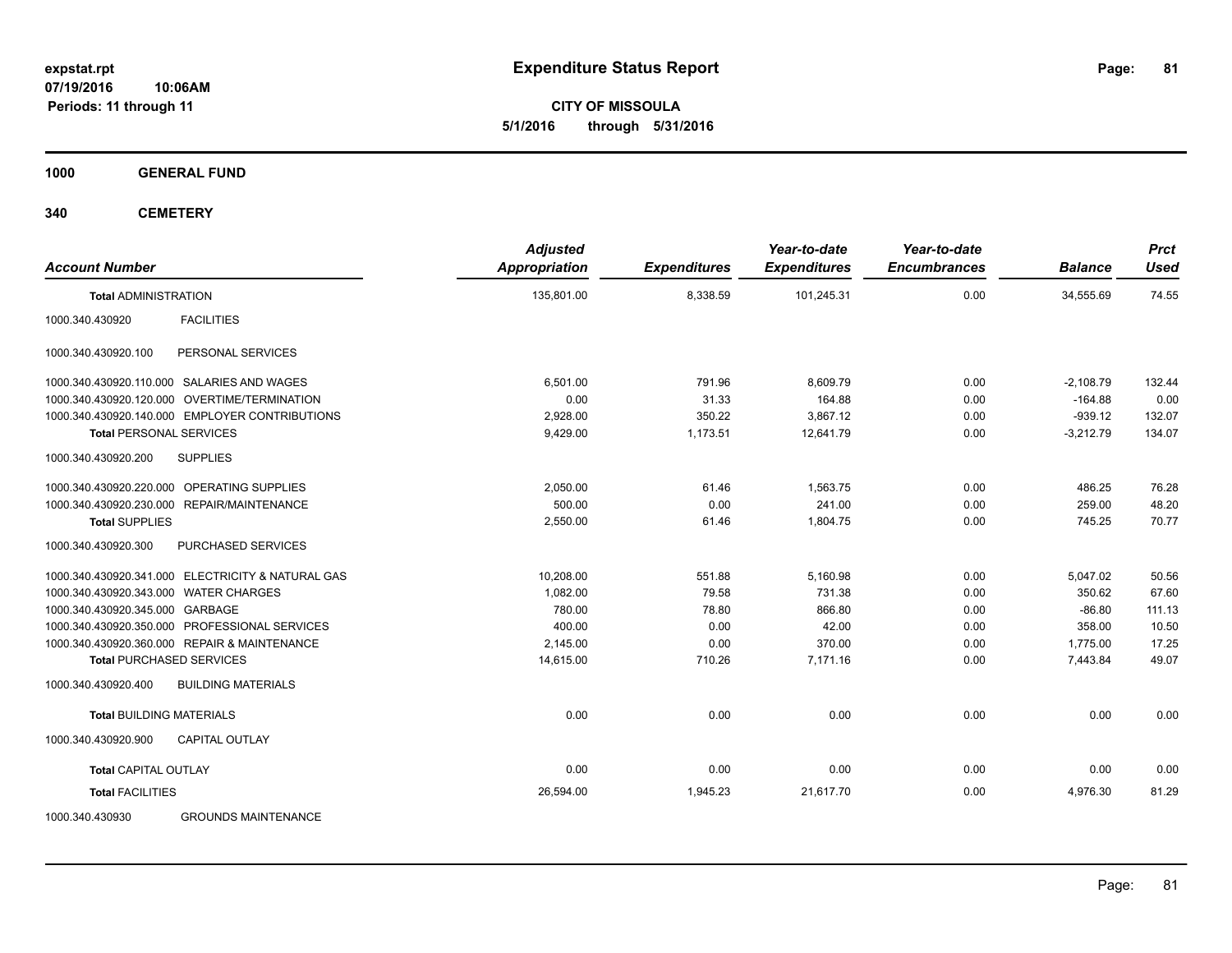**expstat.rpt**
**07/19/2016 10:06AM**
**Periods: 11 through 11**

# Expenditure Status Report

**CITY OF MISSOULA**
**5/1/2016 through 5/31/2016**

## 1000 GENERAL FUND

## 340 CEMETERY

| Account Number | | Adjusted Appropriation | Expenditures | Year-to-date Expenditures | Year-to-date Encumbrances | Balance | Prct Used |
|---|---|---|---|---|---|---|---|
| **Total** ADMINISTRATION | | 135,801.00 | 8,338.59 | 101,245.31 | 0.00 | 34,555.69 | 74.55 |
| 1000.340.430920 | FACILITIES | | | | | | |
| 1000.340.430920.100 | PERSONAL SERVICES | | | | | | |
| 1000.340.430920.110.000 | SALARIES AND WAGES | 6,501.00 | 791.96 | 8,609.79 | 0.00 | -2,108.79 | 132.44 |
| 1000.340.430920.120.000 | OVERTIME/TERMINATION | 0.00 | 31.33 | 164.88 | 0.00 | -164.88 | 0.00 |
| 1000.340.430920.140.000 | EMPLOYER CONTRIBUTIONS | 2,928.00 | 350.22 | 3,867.12 | 0.00 | -939.12 | 132.07 |
| **Total** PERSONAL SERVICES | | 9,429.00 | 1,173.51 | 12,641.79 | 0.00 | -3,212.79 | 134.07 |
| 1000.340.430920.200 | SUPPLIES | | | | | | |
| 1000.340.430920.220.000 | OPERATING SUPPLIES | 2,050.00 | 61.46 | 1,563.75 | 0.00 | 486.25 | 76.28 |
| 1000.340.430920.230.000 | REPAIR/MAINTENANCE | 500.00 | 0.00 | 241.00 | 0.00 | 259.00 | 48.20 |
| **Total** SUPPLIES | | 2,550.00 | 61.46 | 1,804.75 | 0.00 | 745.25 | 70.77 |
| 1000.340.430920.300 | PURCHASED SERVICES | | | | | | |
| 1000.340.430920.341.000 | ELECTRICITY & NATURAL GAS | 10,208.00 | 551.88 | 5,160.98 | 0.00 | 5,047.02 | 50.56 |
| 1000.340.430920.343.000 | WATER CHARGES | 1,082.00 | 79.58 | 731.38 | 0.00 | 350.62 | 67.60 |
| 1000.340.430920.345.000 | GARBAGE | 780.00 | 78.80 | 866.80 | 0.00 | -86.80 | 111.13 |
| 1000.340.430920.350.000 | PROFESSIONAL SERVICES | 400.00 | 0.00 | 42.00 | 0.00 | 358.00 | 10.50 |
| 1000.340.430920.360.000 | REPAIR & MAINTENANCE | 2,145.00 | 0.00 | 370.00 | 0.00 | 1,775.00 | 17.25 |
| **Total** PURCHASED SERVICES | | 14,615.00 | 710.26 | 7,171.16 | 0.00 | 7,443.84 | 49.07 |
| 1000.340.430920.400 | BUILDING MATERIALS | | | | | | |
| **Total** BUILDING MATERIALS | | 0.00 | 0.00 | 0.00 | 0.00 | 0.00 | 0.00 |
| 1000.340.430920.900 | CAPITAL OUTLAY | | | | | | |
| **Total** CAPITAL OUTLAY | | 0.00 | 0.00 | 0.00 | 0.00 | 0.00 | 0.00 |
| **Total** FACILITIES | | 26,594.00 | 1,945.23 | 21,617.70 | 0.00 | 4,976.30 | 81.29 |
| 1000.340.430930 | GROUNDS MAINTENANCE | | | | | | |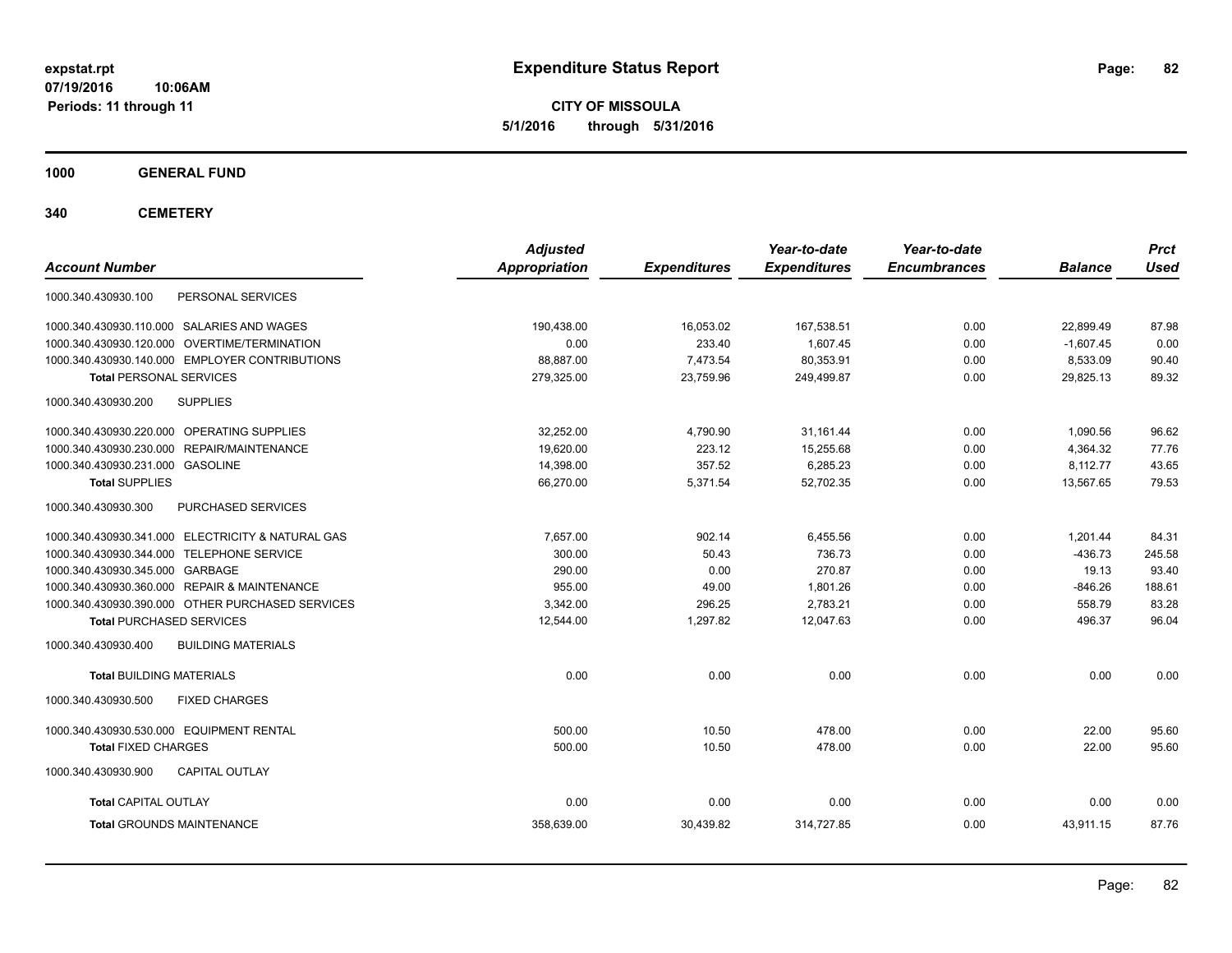expstat.rpt
07/19/2016 10:06AM
Periods: 11 through 11

# Expenditure Status Report

**CITY OF MISSOULA**
**5/1/2016 through 5/31/2016**

## 1000 GENERAL FUND

## 340 CEMETERY

| Account Number | Adjusted Appropriation | Expenditures | Year-to-date Expenditures | Year-to-date Encumbrances | Balance | Prct Used |
|---|---|---|---|---|---|---|
| 1000.340.430930.100 PERSONAL SERVICES | | | | | | |
| 1000.340.430930.110.000 SALARIES AND WAGES | 190,438.00 | 16,053.02 | 167,538.51 | 0.00 | 22,899.49 | 87.98 |
| 1000.340.430930.120.000 OVERTIME/TERMINATION | 0.00 | 233.40 | 1,607.45 | 0.00 | -1,607.45 | 0.00 |
| 1000.340.430930.140.000 EMPLOYER CONTRIBUTIONS | 88,887.00 | 7,473.54 | 80,353.91 | 0.00 | 8,533.09 | 90.40 |
| **Total** PERSONAL SERVICES | 279,325.00 | 23,759.96 | 249,499.87 | 0.00 | 29,825.13 | 89.32 |
| 1000.340.430930.200 SUPPLIES | | | | | | |
| 1000.340.430930.220.000 OPERATING SUPPLIES | 32,252.00 | 4,790.90 | 31,161.44 | 0.00 | 1,090.56 | 96.62 |
| 1000.340.430930.230.000 REPAIR/MAINTENANCE | 19,620.00 | 223.12 | 15,255.68 | 0.00 | 4,364.32 | 77.76 |
| 1000.340.430930.231.000 GASOLINE | 14,398.00 | 357.52 | 6,285.23 | 0.00 | 8,112.77 | 43.65 |
| **Total** SUPPLIES | 66,270.00 | 5,371.54 | 52,702.35 | 0.00 | 13,567.65 | 79.53 |
| 1000.340.430930.300 PURCHASED SERVICES | | | | | | |
| 1000.340.430930.341.000 ELECTRICITY & NATURAL GAS | 7,657.00 | 902.14 | 6,455.56 | 0.00 | 1,201.44 | 84.31 |
| 1000.340.430930.344.000 TELEPHONE SERVICE | 300.00 | 50.43 | 736.73 | 0.00 | -436.73 | 245.58 |
| 1000.340.430930.345.000 GARBAGE | 290.00 | 0.00 | 270.87 | 0.00 | 19.13 | 93.40 |
| 1000.340.430930.360.000 REPAIR & MAINTENANCE | 955.00 | 49.00 | 1,801.26 | 0.00 | -846.26 | 188.61 |
| 1000.340.430930.390.000 OTHER PURCHASED SERVICES | 3,342.00 | 296.25 | 2,783.21 | 0.00 | 558.79 | 83.28 |
| **Total** PURCHASED SERVICES | 12,544.00 | 1,297.82 | 12,047.63 | 0.00 | 496.37 | 96.04 |
| 1000.340.430930.400 BUILDING MATERIALS | | | | | | |
| **Total** BUILDING MATERIALS | 0.00 | 0.00 | 0.00 | 0.00 | 0.00 | 0.00 |
| 1000.340.430930.500 FIXED CHARGES | | | | | | |
| 1000.340.430930.530.000 EQUIPMENT RENTAL | 500.00 | 10.50 | 478.00 | 0.00 | 22.00 | 95.60 |
| **Total** FIXED CHARGES | 500.00 | 10.50 | 478.00 | 0.00 | 22.00 | 95.60 |
| 1000.340.430930.900 CAPITAL OUTLAY | | | | | | |
| **Total** CAPITAL OUTLAY | 0.00 | 0.00 | 0.00 | 0.00 | 0.00 | 0.00 |
| **Total** GROUNDS MAINTENANCE | 358,639.00 | 30,439.82 | 314,727.85 | 0.00 | 43,911.15 | 87.76 |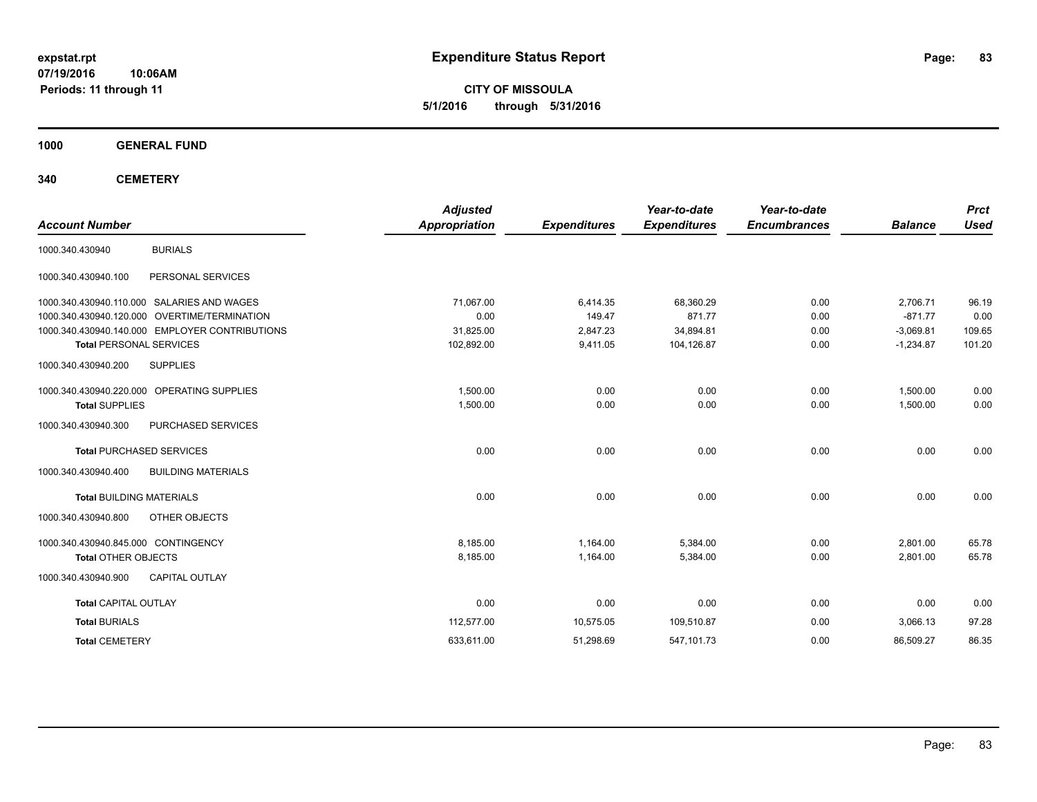**expstat.rpt**
**07/19/2016 10:06AM**
**Periods: 11 through 11**

# Expenditure Status Report

**CITY OF MISSOULA**
**5/1/2016 through 5/31/2016**

## 1000 GENERAL FUND

## 340 CEMETERY

| Account Number | | Adjusted Appropriation | Expenditures | Year-to-date Expenditures | Year-to-date Encumbrances | Balance | Prct Used |
|---|---|---|---|---|---|---|---|
| 1000.340.430940 | BURIALS | | | | | | |
| 1000.340.430940.100 | PERSONAL SERVICES | | | | | | |
| 1000.340.430940.110.000 | SALARIES AND WAGES | 71,067.00 | 6,414.35 | 68,360.29 | 0.00 | 2,706.71 | 96.19 |
| 1000.340.430940.120.000 | OVERTIME/TERMINATION | 0.00 | 149.47 | 871.77 | 0.00 | -871.77 | 0.00 |
| 1000.340.430940.140.000 | EMPLOYER CONTRIBUTIONS | 31,825.00 | 2,847.23 | 34,894.81 | 0.00 | -3,069.81 | 109.65 |
| Total PERSONAL SERVICES | | 102,892.00 | 9,411.05 | 104,126.87 | 0.00 | -1,234.87 | 101.20 |
| 1000.340.430940.200 | SUPPLIES | | | | | | |
| 1000.340.430940.220.000 | OPERATING SUPPLIES | 1,500.00 | 0.00 | 0.00 | 0.00 | 1,500.00 | 0.00 |
| Total SUPPLIES | | 1,500.00 | 0.00 | 0.00 | 0.00 | 1,500.00 | 0.00 |
| 1000.340.430940.300 | PURCHASED SERVICES | | | | | | |
| Total PURCHASED SERVICES | | 0.00 | 0.00 | 0.00 | 0.00 | 0.00 | 0.00 |
| 1000.340.430940.400 | BUILDING MATERIALS | | | | | | |
| Total BUILDING MATERIALS | | 0.00 | 0.00 | 0.00 | 0.00 | 0.00 | 0.00 |
| 1000.340.430940.800 | OTHER OBJECTS | | | | | | |
| 1000.340.430940.845.000 | CONTINGENCY | 8,185.00 | 1,164.00 | 5,384.00 | 0.00 | 2,801.00 | 65.78 |
| Total OTHER OBJECTS | | 8,185.00 | 1,164.00 | 5,384.00 | 0.00 | 2,801.00 | 65.78 |
| 1000.340.430940.900 | CAPITAL OUTLAY | | | | | | |
| Total CAPITAL OUTLAY | | 0.00 | 0.00 | 0.00 | 0.00 | 0.00 | 0.00 |
| Total BURIALS | | 112,577.00 | 10,575.05 | 109,510.87 | 0.00 | 3,066.13 | 97.28 |
| Total CEMETERY | | 633,611.00 | 51,298.69 | 547,101.73 | 0.00 | 86,509.27 | 86.35 |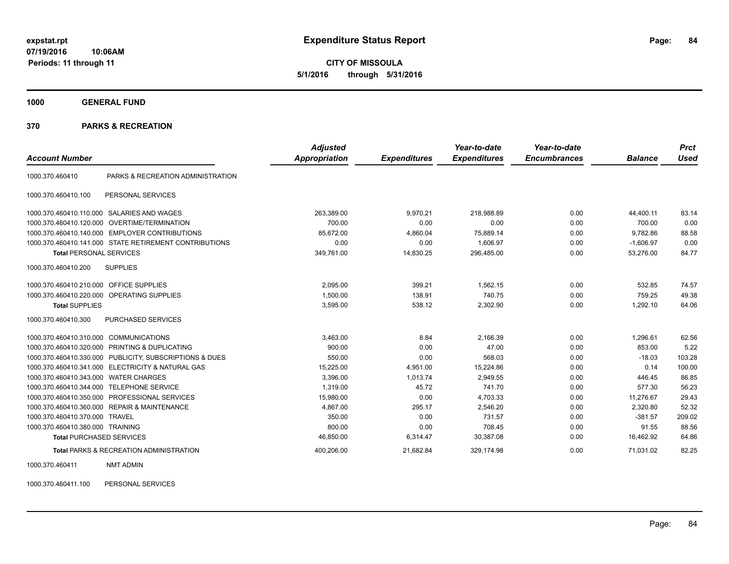# Expenditure Status Report

**CITY OF MISSOULA**

**5/1/2016 through 5/31/2016**

expstat.rpt
07/19/2016 10:06AM
Periods: 11 through 11

## 1000 GENERAL FUND

### 370 PARKS & RECREATION

| Account Number | | Adjusted Appropriation | Expenditures | Year-to-date Expenditures | Year-to-date Encumbrances | Balance | Prct Used |
|---|---|---|---|---|---|---|---|
| 1000.370.460410 | PARKS & RECREATION ADMINISTRATION | | | | | | |
| 1000.370.460410.100 | PERSONAL SERVICES | | | | | | |
| 1000.370.460410.110.000 | SALARIES AND WAGES | 263,389.00 | 9,970.21 | 218,988.89 | 0.00 | 44,400.11 | 83.14 |
| 1000.370.460410.120.000 | OVERTIME/TERMINATION | 700.00 | 0.00 | 0.00 | 0.00 | 700.00 | 0.00 |
| 1000.370.460410.140.000 | EMPLOYER CONTRIBUTIONS | 85,672.00 | 4,860.04 | 75,889.14 | 0.00 | 9,782.86 | 88.58 |
| 1000.370.460410.141.000 | STATE RETIREMENT CONTRIBUTIONS | 0.00 | 0.00 | 1,606.97 | 0.00 | -1,606.97 | 0.00 |
| **Total** PERSONAL SERVICES | | 349,761.00 | 14,830.25 | 296,485.00 | 0.00 | 53,276.00 | 84.77 |
| 1000.370.460410.200 | SUPPLIES | | | | | | |
| 1000.370.460410.210.000 | OFFICE SUPPLIES | 2,095.00 | 399.21 | 1,562.15 | 0.00 | 532.85 | 74.57 |
| 1000.370.460410.220.000 | OPERATING SUPPLIES | 1,500.00 | 138.91 | 740.75 | 0.00 | 759.25 | 49.38 |
| **Total** SUPPLIES | | 3,595.00 | 538.12 | 2,302.90 | 0.00 | 1,292.10 | 64.06 |
| 1000.370.460410.300 | PURCHASED SERVICES | | | | | | |
| 1000.370.460410.310.000 | COMMUNICATIONS | 3,463.00 | 8.84 | 2,166.39 | 0.00 | 1,296.61 | 62.56 |
| 1000.370.460410.320.000 | PRINTING & DUPLICATING | 900.00 | 0.00 | 47.00 | 0.00 | 853.00 | 5.22 |
| 1000.370.460410.330.000 | PUBLICITY, SUBSCRIPTIONS & DUES | 550.00 | 0.00 | 568.03 | 0.00 | -18.03 | 103.28 |
| 1000.370.460410.341.000 | ELECTRICITY & NATURAL GAS | 15,225.00 | 4,951.00 | 15,224.86 | 0.00 | 0.14 | 100.00 |
| 1000.370.460410.343.000 | WATER CHARGES | 3,396.00 | 1,013.74 | 2,949.55 | 0.00 | 446.45 | 86.85 |
| 1000.370.460410.344.000 | TELEPHONE SERVICE | 1,319.00 | 45.72 | 741.70 | 0.00 | 577.30 | 56.23 |
| 1000.370.460410.350.000 | PROFESSIONAL SERVICES | 15,980.00 | 0.00 | 4,703.33 | 0.00 | 11,276.67 | 29.43 |
| 1000.370.460410.360.000 | REPAIR & MAINTENANCE | 4,867.00 | 295.17 | 2,546.20 | 0.00 | 2,320.80 | 52.32 |
| 1000.370.460410.370.000 | TRAVEL | 350.00 | 0.00 | 731.57 | 0.00 | -381.57 | 209.02 |
| 1000.370.460410.380.000 | TRAINING | 800.00 | 0.00 | 708.45 | 0.00 | 91.55 | 88.56 |
| **Total** PURCHASED SERVICES | | 46,850.00 | 6,314.47 | 30,387.08 | 0.00 | 16,462.92 | 64.86 |
| **Total** PARKS & RECREATION ADMINISTRATION | | 400,206.00 | 21,682.84 | 329,174.98 | 0.00 | 71,031.02 | 82.25 |
| 1000.370.460411 | NMT ADMIN | | | | | | |
| 1000.370.460411.100 | PERSONAL SERVICES | | | | | | |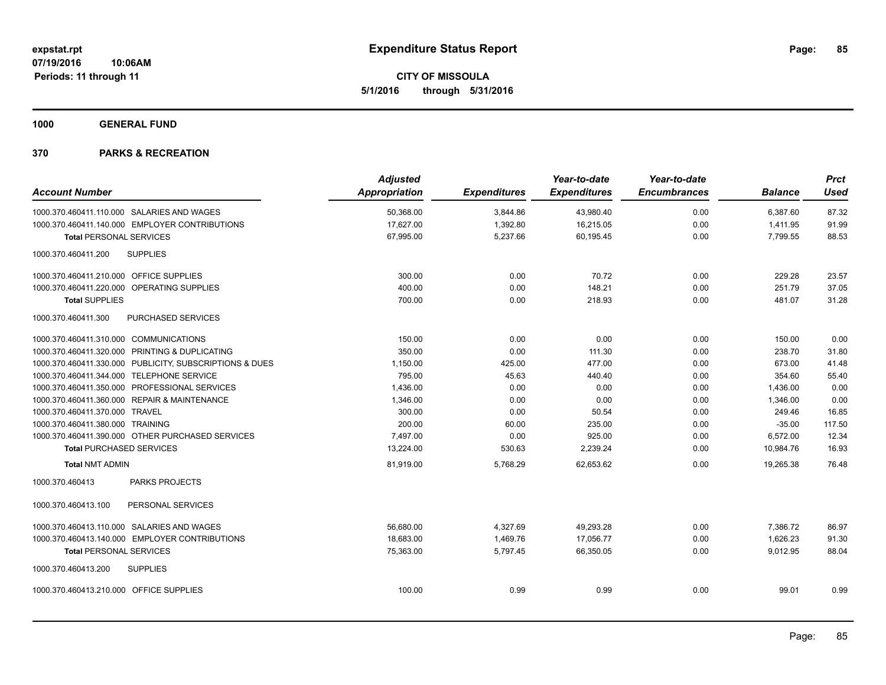# Expenditure Status Report

expstat.rpt
07/19/2016 10:06AM
Periods: 11 through 11

**CITY OF MISSOULA**
**5/1/2016 through 5/31/2016**

## 1000 GENERAL FUND

## 370 PARKS & RECREATION

| Account Number | Adjusted Appropriation | Expenditures | Year-to-date Expenditures | Year-to-date Encumbrances | Balance | Prct Used |
|---|---|---|---|---|---|---|
| 1000.370.460411.110.000 SALARIES AND WAGES | 50,368.00 | 3,844.86 | 43,980.40 | 0.00 | 6,387.60 | 87.32 |
| 1000.370.460411.140.000 EMPLOYER CONTRIBUTIONS | 17,627.00 | 1,392.80 | 16,215.05 | 0.00 | 1,411.95 | 91.99 |
| **Total** PERSONAL SERVICES | 67,995.00 | 5,237.66 | 60,195.45 | 0.00 | 7,799.55 | 88.53 |
| 1000.370.460411.200 SUPPLIES | | | | | | |
| 1000.370.460411.210.000 OFFICE SUPPLIES | 300.00 | 0.00 | 70.72 | 0.00 | 229.28 | 23.57 |
| 1000.370.460411.220.000 OPERATING SUPPLIES | 400.00 | 0.00 | 148.21 | 0.00 | 251.79 | 37.05 |
| **Total SUPPLIES** | 700.00 | 0.00 | 218.93 | 0.00 | 481.07 | 31.28 |
| 1000.370.460411.300 PURCHASED SERVICES | | | | | | |
| 1000.370.460411.310.000 COMMUNICATIONS | 150.00 | 0.00 | 0.00 | 0.00 | 150.00 | 0.00 |
| 1000.370.460411.320.000 PRINTING & DUPLICATING | 350.00 | 0.00 | 111.30 | 0.00 | 238.70 | 31.80 |
| 1000.370.460411.330.000 PUBLICITY, SUBSCRIPTIONS & DUES | 1,150.00 | 425.00 | 477.00 | 0.00 | 673.00 | 41.48 |
| 1000.370.460411.344.000 TELEPHONE SERVICE | 795.00 | 45.63 | 440.40 | 0.00 | 354.60 | 55.40 |
| 1000.370.460411.350.000 PROFESSIONAL SERVICES | 1,436.00 | 0.00 | 0.00 | 0.00 | 1,436.00 | 0.00 |
| 1000.370.460411.360.000 REPAIR & MAINTENANCE | 1,346.00 | 0.00 | 0.00 | 0.00 | 1,346.00 | 0.00 |
| 1000.370.460411.370.000 TRAVEL | 300.00 | 0.00 | 50.54 | 0.00 | 249.46 | 16.85 |
| 1000.370.460411.380.000 TRAINING | 200.00 | 60.00 | 235.00 | 0.00 | -35.00 | 117.50 |
| 1000.370.460411.390.000 OTHER PURCHASED SERVICES | 7,497.00 | 0.00 | 925.00 | 0.00 | 6,572.00 | 12.34 |
| **Total** PURCHASED SERVICES | 13,224.00 | 530.63 | 2,239.24 | 0.00 | 10,984.76 | 16.93 |
| **Total** NMT ADMIN | 81,919.00 | 5,768.29 | 62,653.62 | 0.00 | 19,265.38 | 76.48 |
| 1000.370.460413 PARKS PROJECTS | | | | | | |
| 1000.370.460413.100 PERSONAL SERVICES | | | | | | |
| 1000.370.460413.110.000 SALARIES AND WAGES | 56,680.00 | 4,327.69 | 49,293.28 | 0.00 | 7,386.72 | 86.97 |
| 1000.370.460413.140.000 EMPLOYER CONTRIBUTIONS | 18,683.00 | 1,469.76 | 17,056.77 | 0.00 | 1,626.23 | 91.30 |
| **Total** PERSONAL SERVICES | 75,363.00 | 5,797.45 | 66,350.05 | 0.00 | 9,012.95 | 88.04 |
| 1000.370.460413.200 SUPPLIES | | | | | | |
| 1000.370.460413.210.000 OFFICE SUPPLIES | 100.00 | 0.99 | 0.99 | 0.00 | 99.01 | 0.99 |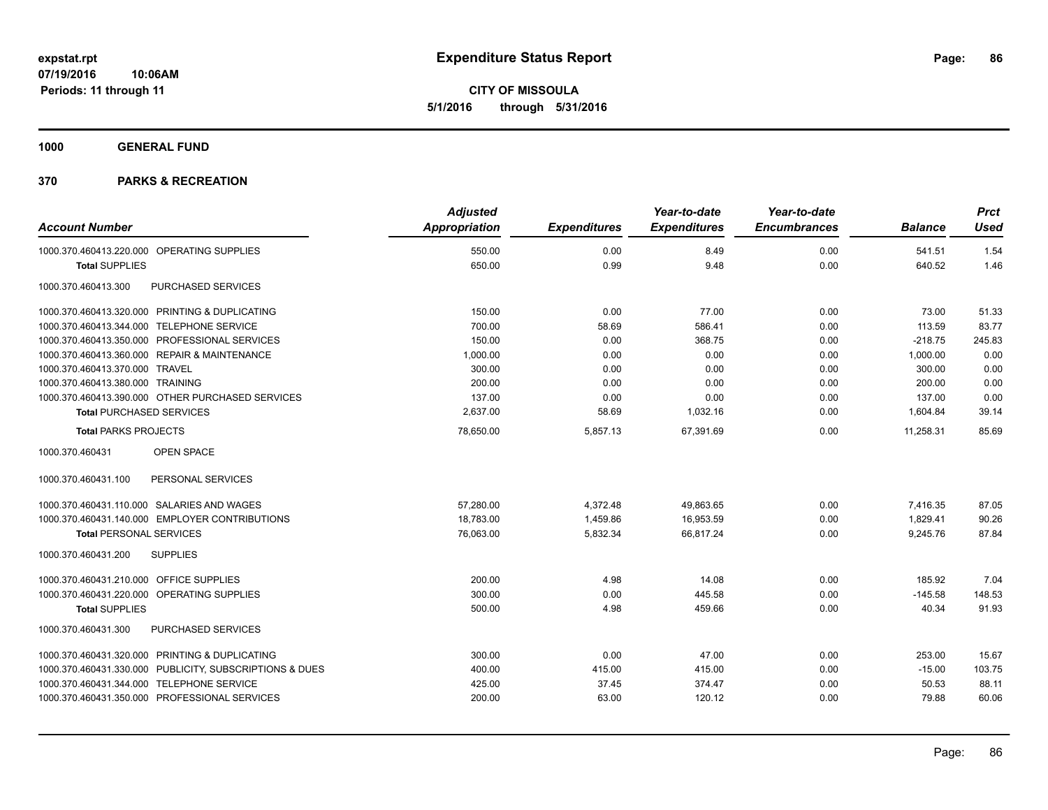# Expenditure Status Report

**CITY OF MISSOULA**
**5/1/2016 through 5/31/2016**

expstat.rpt
07/19/2016 10:06AM
Periods: 11 through 11

## 1000 GENERAL FUND

## 370 PARKS & RECREATION

| Account Number | Adjusted Appropriation | Expenditures | Year-to-date Expenditures | Year-to-date Encumbrances | Balance | Prct Used |
|---|---|---|---|---|---|---|
| 1000.370.460413.220.000 OPERATING SUPPLIES | 550.00 | 0.00 | 8.49 | 0.00 | 541.51 | 1.54 |
| **Total SUPPLIES** | 650.00 | 0.99 | 9.48 | 0.00 | 640.52 | 1.46 |
| 1000.370.460413.300 PURCHASED SERVICES | | | | | | |
| 1000.370.460413.320.000 PRINTING & DUPLICATING | 150.00 | 0.00 | 77.00 | 0.00 | 73.00 | 51.33 |
| 1000.370.460413.344.000 TELEPHONE SERVICE | 700.00 | 58.69 | 586.41 | 0.00 | 113.59 | 83.77 |
| 1000.370.460413.350.000 PROFESSIONAL SERVICES | 150.00 | 0.00 | 368.75 | 0.00 | -218.75 | 245.83 |
| 1000.370.460413.360.000 REPAIR & MAINTENANCE | 1,000.00 | 0.00 | 0.00 | 0.00 | 1,000.00 | 0.00 |
| 1000.370.460413.370.000 TRAVEL | 300.00 | 0.00 | 0.00 | 0.00 | 300.00 | 0.00 |
| 1000.370.460413.380.000 TRAINING | 200.00 | 0.00 | 0.00 | 0.00 | 200.00 | 0.00 |
| 1000.370.460413.390.000 OTHER PURCHASED SERVICES | 137.00 | 0.00 | 0.00 | 0.00 | 137.00 | 0.00 |
| **Total PURCHASED SERVICES** | 2,637.00 | 58.69 | 1,032.16 | 0.00 | 1,604.84 | 39.14 |
| **Total PARKS PROJECTS** | 78,650.00 | 5,857.13 | 67,391.69 | 0.00 | 11,258.31 | 85.69 |
| 1000.370.460431 OPEN SPACE | | | | | | |
| 1000.370.460431.100 PERSONAL SERVICES | | | | | | |
| 1000.370.460431.110.000 SALARIES AND WAGES | 57,280.00 | 4,372.48 | 49,863.65 | 0.00 | 7,416.35 | 87.05 |
| 1000.370.460431.140.000 EMPLOYER CONTRIBUTIONS | 18,783.00 | 1,459.86 | 16,953.59 | 0.00 | 1,829.41 | 90.26 |
| **Total PERSONAL SERVICES** | 76,063.00 | 5,832.34 | 66,817.24 | 0.00 | 9,245.76 | 87.84 |
| 1000.370.460431.200 SUPPLIES | | | | | | |
| 1000.370.460431.210.000 OFFICE SUPPLIES | 200.00 | 4.98 | 14.08 | 0.00 | 185.92 | 7.04 |
| 1000.370.460431.220.000 OPERATING SUPPLIES | 300.00 | 0.00 | 445.58 | 0.00 | -145.58 | 148.53 |
| **Total SUPPLIES** | 500.00 | 4.98 | 459.66 | 0.00 | 40.34 | 91.93 |
| 1000.370.460431.300 PURCHASED SERVICES | | | | | | |
| 1000.370.460431.320.000 PRINTING & DUPLICATING | 300.00 | 0.00 | 47.00 | 0.00 | 253.00 | 15.67 |
| 1000.370.460431.330.000 PUBLICITY, SUBSCRIPTIONS & DUES | 400.00 | 415.00 | 415.00 | 0.00 | -15.00 | 103.75 |
| 1000.370.460431.344.000 TELEPHONE SERVICE | 425.00 | 37.45 | 374.47 | 0.00 | 50.53 | 88.11 |
| 1000.370.460431.350.000 PROFESSIONAL SERVICES | 200.00 | 63.00 | 120.12 | 0.00 | 79.88 | 60.06 |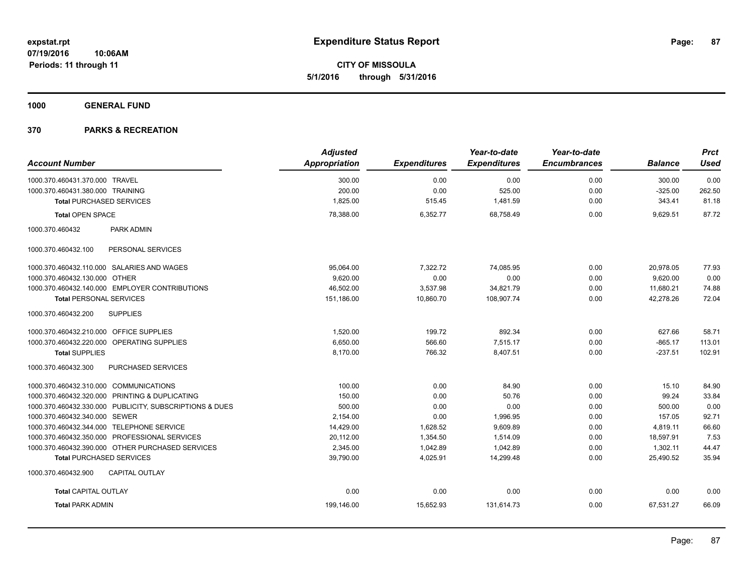# Expenditure Status Report

**CITY OF MISSOULA**
**5/1/2016 through 5/31/2016**

expstat.rpt
07/19/2016 10:06AM
Periods: 11 through 11

**1000 GENERAL FUND**

**370 PARKS & RECREATION**

| Account Number | Adjusted Appropriation | Expenditures | Year-to-date Expenditures | Year-to-date Encumbrances | Balance | Prct Used |
|---|---|---|---|---|---|---|
| 1000.370.460431.370.000 TRAVEL | 300.00 | 0.00 | 0.00 | 0.00 | 300.00 | 0.00 |
| 1000.370.460431.380.000 TRAINING | 200.00 | 0.00 | 525.00 | 0.00 | -325.00 | 262.50 |
| **Total** PURCHASED SERVICES | 1,825.00 | 515.45 | 1,481.59 | 0.00 | 343.41 | 81.18 |
| **Total** OPEN SPACE | 78,388.00 | 6,352.77 | 68,758.49 | 0.00 | 9,629.51 | 87.72 |
| 1000.370.460432 PARK ADMIN | | | | | | |
| 1000.370.460432.100 PERSONAL SERVICES | | | | | | |
| 1000.370.460432.110.000 SALARIES AND WAGES | 95,064.00 | 7,322.72 | 74,085.95 | 0.00 | 20,978.05 | 77.93 |
| 1000.370.460432.130.000 OTHER | 9,620.00 | 0.00 | 0.00 | 0.00 | 9,620.00 | 0.00 |
| 1000.370.460432.140.000 EMPLOYER CONTRIBUTIONS | 46,502.00 | 3,537.98 | 34,821.79 | 0.00 | 11,680.21 | 74.88 |
| **Total** PERSONAL SERVICES | 151,186.00 | 10,860.70 | 108,907.74 | 0.00 | 42,278.26 | 72.04 |
| 1000.370.460432.200 SUPPLIES | | | | | | |
| 1000.370.460432.210.000 OFFICE SUPPLIES | 1,520.00 | 199.72 | 892.34 | 0.00 | 627.66 | 58.71 |
| 1000.370.460432.220.000 OPERATING SUPPLIES | 6,650.00 | 566.60 | 7,515.17 | 0.00 | -865.17 | 113.01 |
| **Total** SUPPLIES | 8,170.00 | 766.32 | 8,407.51 | 0.00 | -237.51 | 102.91 |
| 1000.370.460432.300 PURCHASED SERVICES | | | | | | |
| 1000.370.460432.310.000 COMMUNICATIONS | 100.00 | 0.00 | 84.90 | 0.00 | 15.10 | 84.90 |
| 1000.370.460432.320.000 PRINTING & DUPLICATING | 150.00 | 0.00 | 50.76 | 0.00 | 99.24 | 33.84 |
| 1000.370.460432.330.000 PUBLICITY, SUBSCRIPTIONS & DUES | 500.00 | 0.00 | 0.00 | 0.00 | 500.00 | 0.00 |
| 1000.370.460432.340.000 SEWER | 2,154.00 | 0.00 | 1,996.95 | 0.00 | 157.05 | 92.71 |
| 1000.370.460432.344.000 TELEPHONE SERVICE | 14,429.00 | 1,628.52 | 9,609.89 | 0.00 | 4,819.11 | 66.60 |
| 1000.370.460432.350.000 PROFESSIONAL SERVICES | 20,112.00 | 1,354.50 | 1,514.09 | 0.00 | 18,597.91 | 7.53 |
| 1000.370.460432.390.000 OTHER PURCHASED SERVICES | 2,345.00 | 1,042.89 | 1,042.89 | 0.00 | 1,302.11 | 44.47 |
| **Total** PURCHASED SERVICES | 39,790.00 | 4,025.91 | 14,299.48 | 0.00 | 25,490.52 | 35.94 |
| 1000.370.460432.900 CAPITAL OUTLAY | | | | | | |
| **Total** CAPITAL OUTLAY | 0.00 | 0.00 | 0.00 | 0.00 | 0.00 | 0.00 |
| **Total** PARK ADMIN | 199,146.00 | 15,652.93 | 131,614.73 | 0.00 | 67,531.27 | 66.09 |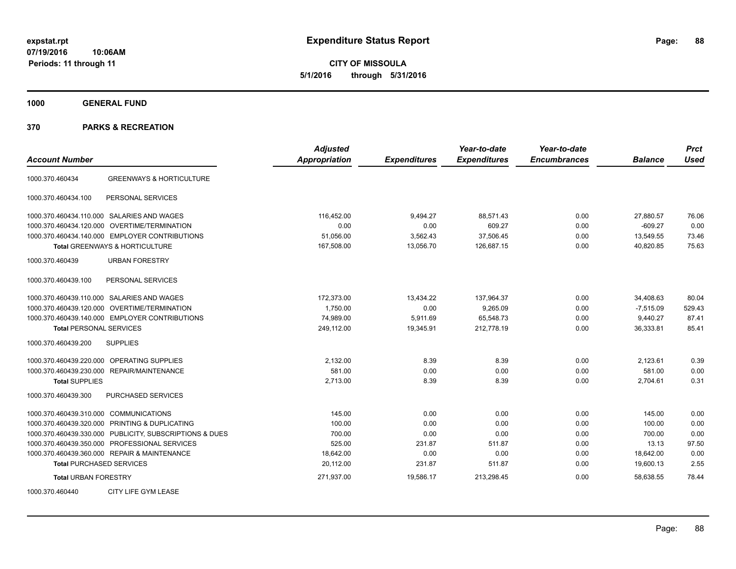# Expenditure Status Report

**CITY OF MISSOULA**

**5/1/2016 through 5/31/2016**

expstat.rpt
07/19/2016 10:06AM
Periods: 11 through 11

## 1000 GENERAL FUND

## 370 PARKS & RECREATION

| Account Number | | Adjusted Appropriation | Expenditures | Year-to-date Expenditures | Year-to-date Encumbrances | Balance | Prct Used |
|---|---|---|---|---|---|---|---|
| 1000.370.460434 | GREENWAYS & HORTICULTURE | | | | | | |
| 1000.370.460434.100 | PERSONAL SERVICES | | | | | | |
| 1000.370.460434.110.000 | SALARIES AND WAGES | 116,452.00 | 9,494.27 | 88,571.43 | 0.00 | 27,880.57 | 76.06 |
| 1000.370.460434.120.000 | OVERTIME/TERMINATION | 0.00 | 0.00 | 609.27 | 0.00 | -609.27 | 0.00 |
| 1000.370.460434.140.000 | EMPLOYER CONTRIBUTIONS | 51,056.00 | 3,562.43 | 37,506.45 | 0.00 | 13,549.55 | 73.46 |
| **Total** GREENWAYS & HORTICULTURE | | 167,508.00 | 13,056.70 | 126,687.15 | 0.00 | 40,820.85 | 75.63 |
| 1000.370.460439 | URBAN FORESTRY | | | | | | |
| 1000.370.460439.100 | PERSONAL SERVICES | | | | | | |
| 1000.370.460439.110.000 | SALARIES AND WAGES | 172,373.00 | 13,434.22 | 137,964.37 | 0.00 | 34,408.63 | 80.04 |
| 1000.370.460439.120.000 | OVERTIME/TERMINATION | 1,750.00 | 0.00 | 9,265.09 | 0.00 | -7,515.09 | 529.43 |
| 1000.370.460439.140.000 | EMPLOYER CONTRIBUTIONS | 74,989.00 | 5,911.69 | 65,548.73 | 0.00 | 9,440.27 | 87.41 |
| **Total** PERSONAL SERVICES | | 249,112.00 | 19,345.91 | 212,778.19 | 0.00 | 36,333.81 | 85.41 |
| 1000.370.460439.200 | SUPPLIES | | | | | | |
| 1000.370.460439.220.000 | OPERATING SUPPLIES | 2,132.00 | 8.39 | 8.39 | 0.00 | 2,123.61 | 0.39 |
| 1000.370.460439.230.000 | REPAIR/MAINTENANCE | 581.00 | 0.00 | 0.00 | 0.00 | 581.00 | 0.00 |
| **Total** SUPPLIES | | 2,713.00 | 8.39 | 8.39 | 0.00 | 2,704.61 | 0.31 |
| 1000.370.460439.300 | PURCHASED SERVICES | | | | | | |
| 1000.370.460439.310.000 | COMMUNICATIONS | 145.00 | 0.00 | 0.00 | 0.00 | 145.00 | 0.00 |
| 1000.370.460439.320.000 | PRINTING & DUPLICATING | 100.00 | 0.00 | 0.00 | 0.00 | 100.00 | 0.00 |
| 1000.370.460439.330.000 | PUBLICITY, SUBSCRIPTIONS & DUES | 700.00 | 0.00 | 0.00 | 0.00 | 700.00 | 0.00 |
| 1000.370.460439.350.000 | PROFESSIONAL SERVICES | 525.00 | 231.87 | 511.87 | 0.00 | 13.13 | 97.50 |
| 1000.370.460439.360.000 | REPAIR & MAINTENANCE | 18,642.00 | 0.00 | 0.00 | 0.00 | 18,642.00 | 0.00 |
| **Total** PURCHASED SERVICES | | 20,112.00 | 231.87 | 511.87 | 0.00 | 19,600.13 | 2.55 |
| **Total** URBAN FORESTRY | | 271,937.00 | 19,586.17 | 213,298.45 | 0.00 | 58,638.55 | 78.44 |
| 1000.370.460440 | CITY LIFE GYM LEASE | | | | | | |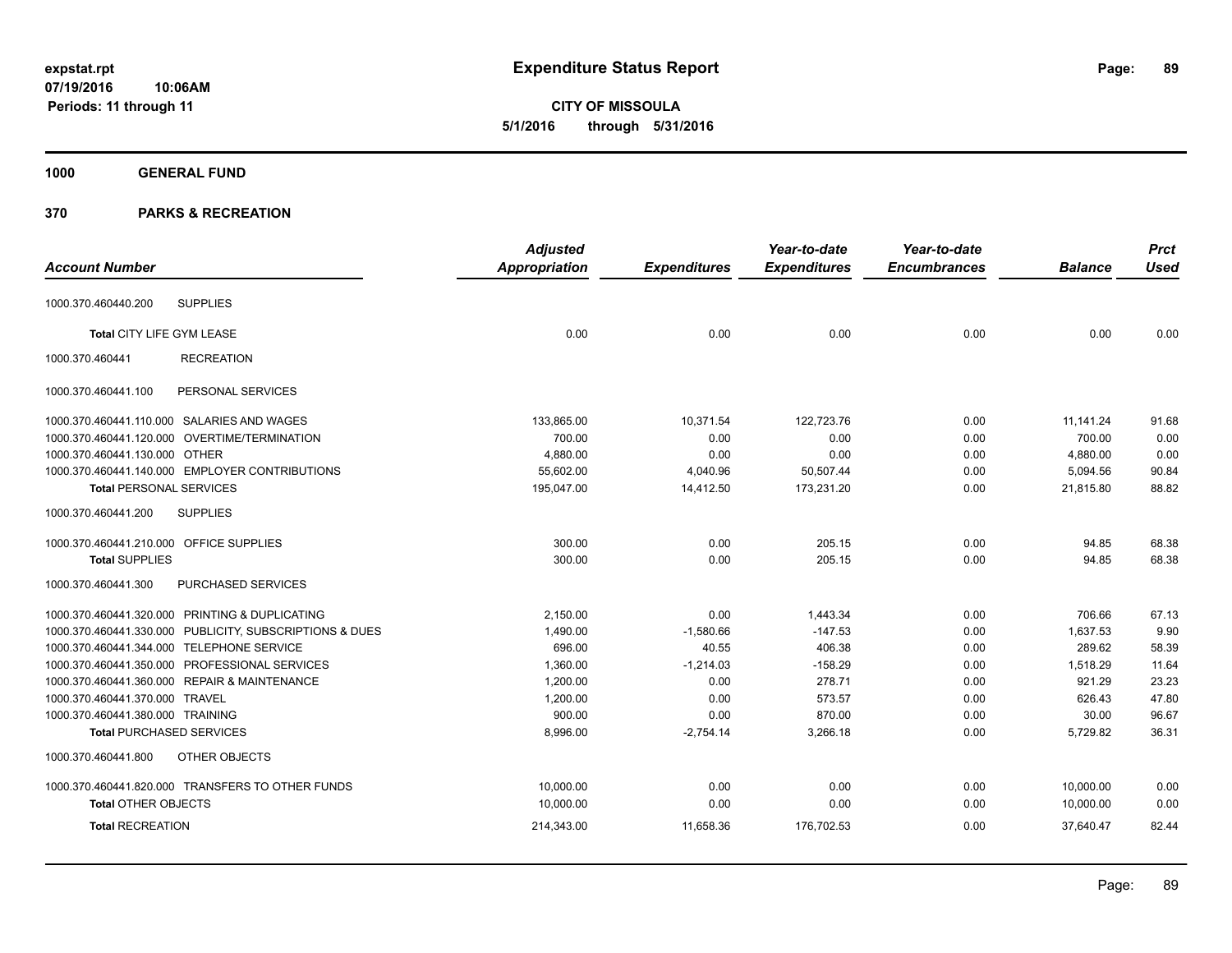**expstat.rpt**
**07/19/2016 10:06AM**
**Periods: 11 through 11**

# Expenditure Status Report

**CITY OF MISSOULA**
**5/1/2016 through 5/31/2016**

## 1000 GENERAL FUND

## 370 PARKS & RECREATION

| Account Number | Adjusted Appropriation | Expenditures | Year-to-date Expenditures | Year-to-date Encumbrances | Balance | Prct Used |
|---|---|---|---|---|---|---|
| 1000.370.460440.200 SUPPLIES | | | | | | |
| **Total** CITY LIFE GYM LEASE | 0.00 | 0.00 | 0.00 | 0.00 | 0.00 | 0.00 |
| 1000.370.460441 RECREATION | | | | | | |
| 1000.370.460441.100 PERSONAL SERVICES | | | | | | |
| 1000.370.460441.110.000 SALARIES AND WAGES | 133,865.00 | 10,371.54 | 122,723.76 | 0.00 | 11,141.24 | 91.68 |
| 1000.370.460441.120.000 OVERTIME/TERMINATION | 700.00 | 0.00 | 0.00 | 0.00 | 700.00 | 0.00 |
| 1000.370.460441.130.000 OTHER | 4,880.00 | 0.00 | 0.00 | 0.00 | 4,880.00 | 0.00 |
| 1000.370.460441.140.000 EMPLOYER CONTRIBUTIONS | 55,602.00 | 4,040.96 | 50,507.44 | 0.00 | 5,094.56 | 90.84 |
| **Total** PERSONAL SERVICES | 195,047.00 | 14,412.50 | 173,231.20 | 0.00 | 21,815.80 | 88.82 |
| 1000.370.460441.200 SUPPLIES | | | | | | |
| 1000.370.460441.210.000 OFFICE SUPPLIES | 300.00 | 0.00 | 205.15 | 0.00 | 94.85 | 68.38 |
| **Total** SUPPLIES | 300.00 | 0.00 | 205.15 | 0.00 | 94.85 | 68.38 |
| 1000.370.460441.300 PURCHASED SERVICES | | | | | | |
| 1000.370.460441.320.000 PRINTING & DUPLICATING | 2,150.00 | 0.00 | 1,443.34 | 0.00 | 706.66 | 67.13 |
| 1000.370.460441.330.000 PUBLICITY, SUBSCRIPTIONS & DUES | 1,490.00 | -1,580.66 | -147.53 | 0.00 | 1,637.53 | 9.90 |
| 1000.370.460441.344.000 TELEPHONE SERVICE | 696.00 | 40.55 | 406.38 | 0.00 | 289.62 | 58.39 |
| 1000.370.460441.350.000 PROFESSIONAL SERVICES | 1,360.00 | -1,214.03 | -158.29 | 0.00 | 1,518.29 | 11.64 |
| 1000.370.460441.360.000 REPAIR & MAINTENANCE | 1,200.00 | 0.00 | 278.71 | 0.00 | 921.29 | 23.23 |
| 1000.370.460441.370.000 TRAVEL | 1,200.00 | 0.00 | 573.57 | 0.00 | 626.43 | 47.80 |
| 1000.370.460441.380.000 TRAINING | 900.00 | 0.00 | 870.00 | 0.00 | 30.00 | 96.67 |
| **Total** PURCHASED SERVICES | 8,996.00 | -2,754.14 | 3,266.18 | 0.00 | 5,729.82 | 36.31 |
| 1000.370.460441.800 OTHER OBJECTS | | | | | | |
| 1000.370.460441.820.000 TRANSFERS TO OTHER FUNDS | 10,000.00 | 0.00 | 0.00 | 0.00 | 10,000.00 | 0.00 |
| **Total** OTHER OBJECTS | 10,000.00 | 0.00 | 0.00 | 0.00 | 10,000.00 | 0.00 |
| **Total** RECREATION | 214,343.00 | 11,658.36 | 176,702.53 | 0.00 | 37,640.47 | 82.44 |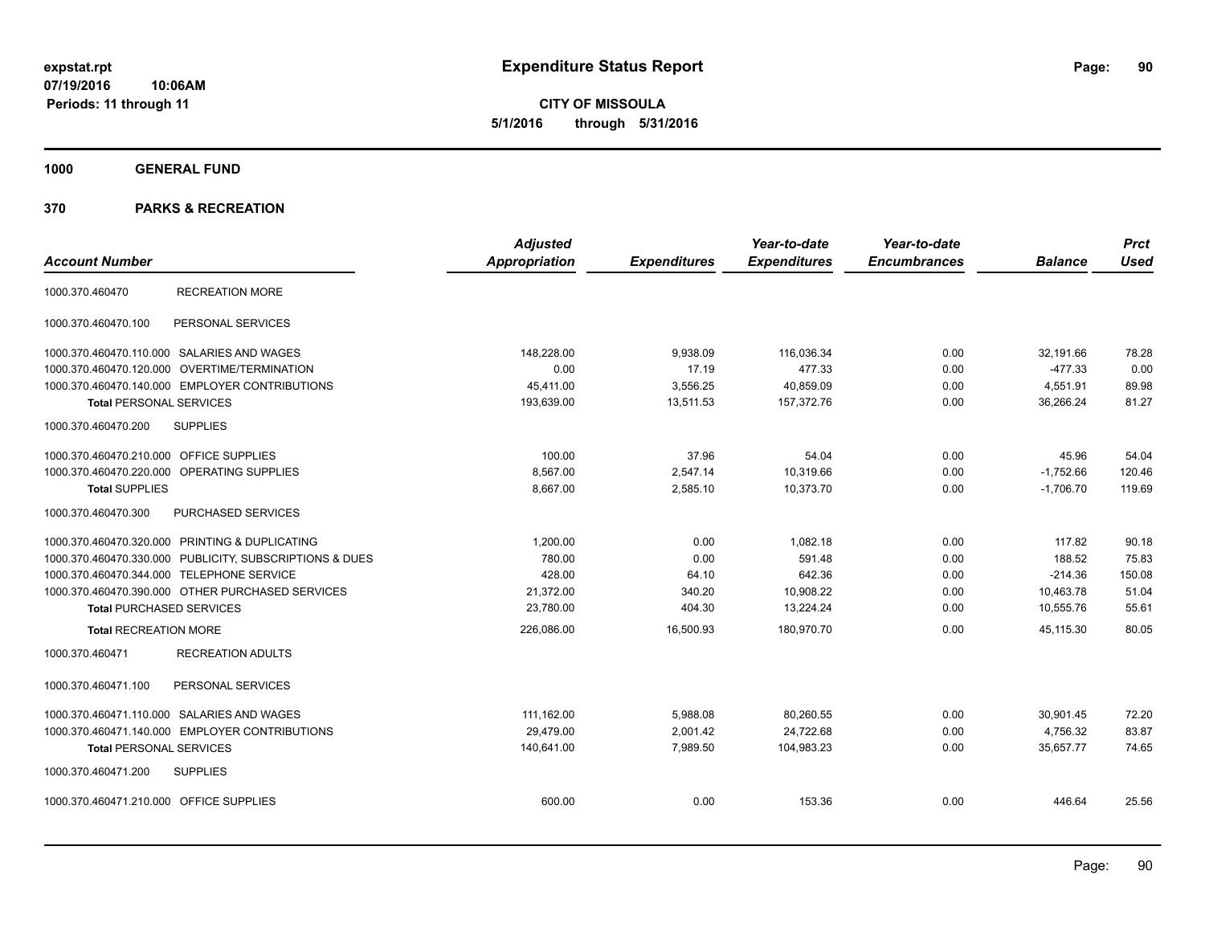# Expenditure Status Report

expstat.rpt
07/19/2016 10:06AM
Periods: 11 through 11

**CITY OF MISSOULA**
**5/1/2016 through 5/31/2016**

## 1000 GENERAL FUND

## 370 PARKS & RECREATION

| Account Number | | Adjusted Appropriation | Expenditures | Year-to-date Expenditures | Year-to-date Encumbrances | Balance | Prct Used |
|---|---|---|---|---|---|---|---|
| 1000.370.460470 | RECREATION MORE | | | | | | |
| 1000.370.460470.100 | PERSONAL SERVICES | | | | | | |
| 1000.370.460470.110.000 | SALARIES AND WAGES | 148,228.00 | 9,938.09 | 116,036.34 | 0.00 | 32,191.66 | 78.28 |
| 1000.370.460470.120.000 | OVERTIME/TERMINATION | 0.00 | 17.19 | 477.33 | 0.00 | -477.33 | 0.00 |
| 1000.370.460470.140.000 | EMPLOYER CONTRIBUTIONS | 45,411.00 | 3,556.25 | 40,859.09 | 0.00 | 4,551.91 | 89.98 |
| **Total** PERSONAL SERVICES | | 193,639.00 | 13,511.53 | 157,372.76 | 0.00 | 36,266.24 | 81.27 |
| 1000.370.460470.200 | SUPPLIES | | | | | | |
| 1000.370.460470.210.000 | OFFICE SUPPLIES | 100.00 | 37.96 | 54.04 | 0.00 | 45.96 | 54.04 |
| 1000.370.460470.220.000 | OPERATING SUPPLIES | 8,567.00 | 2,547.14 | 10,319.66 | 0.00 | -1,752.66 | 120.46 |
| **Total** SUPPLIES | | 8,667.00 | 2,585.10 | 10,373.70 | 0.00 | -1,706.70 | 119.69 |
| 1000.370.460470.300 | PURCHASED SERVICES | | | | | | |
| 1000.370.460470.320.000 | PRINTING & DUPLICATING | 1,200.00 | 0.00 | 1,082.18 | 0.00 | 117.82 | 90.18 |
| 1000.370.460470.330.000 | PUBLICITY, SUBSCRIPTIONS & DUES | 780.00 | 0.00 | 591.48 | 0.00 | 188.52 | 75.83 |
| 1000.370.460470.344.000 | TELEPHONE SERVICE | 428.00 | 64.10 | 642.36 | 0.00 | -214.36 | 150.08 |
| 1000.370.460470.390.000 | OTHER PURCHASED SERVICES | 21,372.00 | 340.20 | 10,908.22 | 0.00 | 10,463.78 | 51.04 |
| **Total** PURCHASED SERVICES | | 23,780.00 | 404.30 | 13,224.24 | 0.00 | 10,555.76 | 55.61 |
| **Total** RECREATION MORE | | 226,086.00 | 16,500.93 | 180,970.70 | 0.00 | 45,115.30 | 80.05 |
| 1000.370.460471 | RECREATION ADULTS | | | | | | |
| 1000.370.460471.100 | PERSONAL SERVICES | | | | | | |
| 1000.370.460471.110.000 | SALARIES AND WAGES | 111,162.00 | 5,988.08 | 80,260.55 | 0.00 | 30,901.45 | 72.20 |
| 1000.370.460471.140.000 | EMPLOYER CONTRIBUTIONS | 29,479.00 | 2,001.42 | 24,722.68 | 0.00 | 4,756.32 | 83.87 |
| **Total** PERSONAL SERVICES | | 140,641.00 | 7,989.50 | 104,983.23 | 0.00 | 35,657.77 | 74.65 |
| 1000.370.460471.200 | SUPPLIES | | | | | | |
| 1000.370.460471.210.000 | OFFICE SUPPLIES | 600.00 | 0.00 | 153.36 | 0.00 | 446.64 | 25.56 |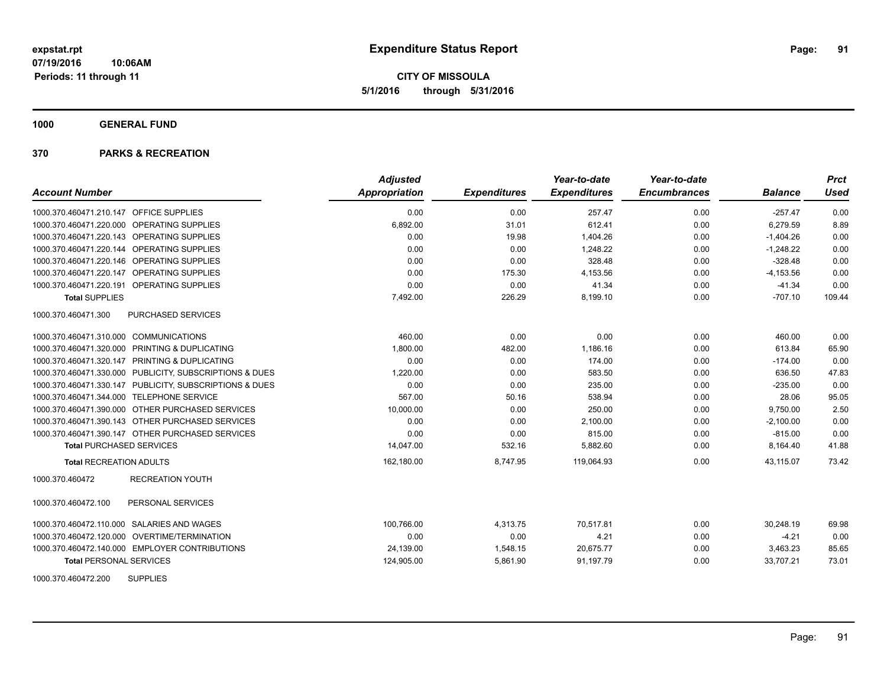**Expenditure Status Report**

**CITY OF MISSOULA**
**5/1/2016 through 5/31/2016**

expstat.rpt
07/19/2016 10:06AM
Periods: 11 through 11

**1000 GENERAL FUND**

**370 PARKS & RECREATION**

| Account Number | | Adjusted Appropriation | Expenditures | Year-to-date Expenditures | Year-to-date Encumbrances | Balance | Prct Used |
|---|---|---|---|---|---|---|---|
| 1000.370.460471.210.147 | OFFICE SUPPLIES | 0.00 | 0.00 | 257.47 | 0.00 | -257.47 | 0.00 |
| 1000.370.460471.220.000 | OPERATING SUPPLIES | 6,892.00 | 31.01 | 612.41 | 0.00 | 6,279.59 | 8.89 |
| 1000.370.460471.220.143 | OPERATING SUPPLIES | 0.00 | 19.98 | 1,404.26 | 0.00 | -1,404.26 | 0.00 |
| 1000.370.460471.220.144 | OPERATING SUPPLIES | 0.00 | 0.00 | 1,248.22 | 0.00 | -1,248.22 | 0.00 |
| 1000.370.460471.220.146 | OPERATING SUPPLIES | 0.00 | 0.00 | 328.48 | 0.00 | -328.48 | 0.00 |
| 1000.370.460471.220.147 | OPERATING SUPPLIES | 0.00 | 175.30 | 4,153.56 | 0.00 | -4,153.56 | 0.00 |
| 1000.370.460471.220.191 | OPERATING SUPPLIES | 0.00 | 0.00 | 41.34 | 0.00 | -41.34 | 0.00 |
| **Total** SUPPLIES | | 7,492.00 | 226.29 | 8,199.10 | 0.00 | -707.10 | 109.44 |
| 1000.370.460471.300 | PURCHASED SERVICES | | | | | | |
| 1000.370.460471.310.000 | COMMUNICATIONS | 460.00 | 0.00 | 0.00 | 0.00 | 460.00 | 0.00 |
| 1000.370.460471.320.000 | PRINTING & DUPLICATING | 1,800.00 | 482.00 | 1,186.16 | 0.00 | 613.84 | 65.90 |
| 1000.370.460471.320.147 | PRINTING & DUPLICATING | 0.00 | 0.00 | 174.00 | 0.00 | -174.00 | 0.00 |
| 1000.370.460471.330.000 | PUBLICITY, SUBSCRIPTIONS & DUES | 1,220.00 | 0.00 | 583.50 | 0.00 | 636.50 | 47.83 |
| 1000.370.460471.330.147 | PUBLICITY, SUBSCRIPTIONS & DUES | 0.00 | 0.00 | 235.00 | 0.00 | -235.00 | 0.00 |
| 1000.370.460471.344.000 | TELEPHONE SERVICE | 567.00 | 50.16 | 538.94 | 0.00 | 28.06 | 95.05 |
| 1000.370.460471.390.000 | OTHER PURCHASED SERVICES | 10,000.00 | 0.00 | 250.00 | 0.00 | 9,750.00 | 2.50 |
| 1000.370.460471.390.143 | OTHER PURCHASED SERVICES | 0.00 | 0.00 | 2,100.00 | 0.00 | -2,100.00 | 0.00 |
| 1000.370.460471.390.147 | OTHER PURCHASED SERVICES | 0.00 | 0.00 | 815.00 | 0.00 | -815.00 | 0.00 |
| **Total** PURCHASED SERVICES | | 14,047.00 | 532.16 | 5,882.60 | 0.00 | 8,164.40 | 41.88 |
| **Total** RECREATION ADULTS | | 162,180.00 | 8,747.95 | 119,064.93 | 0.00 | 43,115.07 | 73.42 |
| 1000.370.460472 | RECREATION YOUTH | | | | | | |
| 1000.370.460472.100 | PERSONAL SERVICES | | | | | | |
| 1000.370.460472.110.000 | SALARIES AND WAGES | 100,766.00 | 4,313.75 | 70,517.81 | 0.00 | 30,248.19 | 69.98 |
| 1000.370.460472.120.000 | OVERTIME/TERMINATION | 0.00 | 0.00 | 4.21 | 0.00 | -4.21 | 0.00 |
| 1000.370.460472.140.000 | EMPLOYER CONTRIBUTIONS | 24,139.00 | 1,548.15 | 20,675.77 | 0.00 | 3,463.23 | 85.65 |
| **Total** PERSONAL SERVICES | | 124,905.00 | 5,861.90 | 91,197.79 | 0.00 | 33,707.21 | 73.01 |
| 1000.370.460472.200 | SUPPLIES | | | | | | |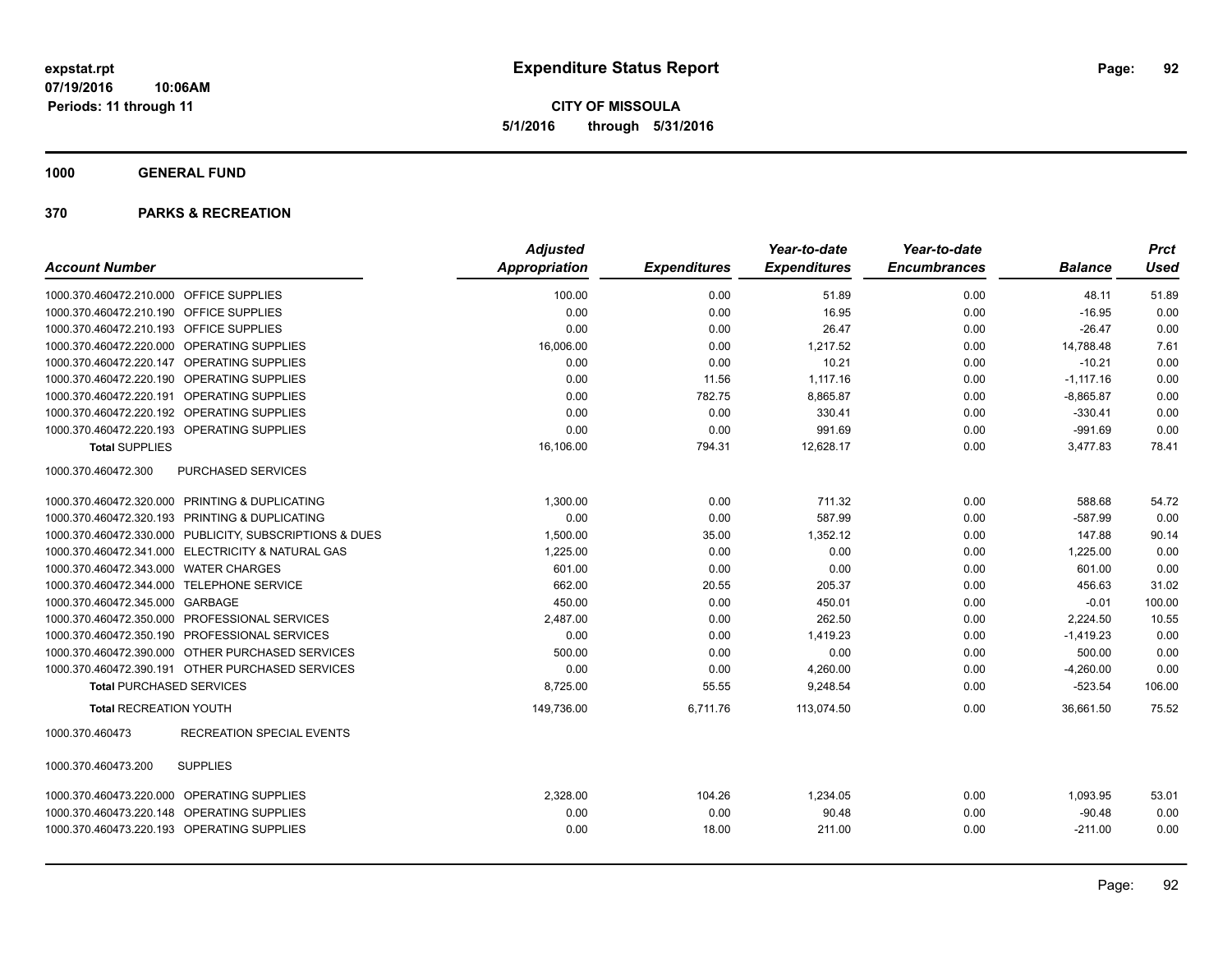**Expenditure Status Report**

**CITY OF MISSOULA**
**5/1/2016 through 5/31/2016**

expstat.rpt
07/19/2016 10:06AM
Periods: 11 through 11

**1000 GENERAL FUND**

**370 PARKS & RECREATION**

| Account Number | | Adjusted Appropriation | Expenditures | Year-to-date Expenditures | Year-to-date Encumbrances | Balance | Prct Used |
|---|---|---|---|---|---|---|---|
| 1000.370.460472.210.000 | OFFICE SUPPLIES | 100.00 | 0.00 | 51.89 | 0.00 | 48.11 | 51.89 |
| 1000.370.460472.210.190 | OFFICE SUPPLIES | 0.00 | 0.00 | 16.95 | 0.00 | -16.95 | 0.00 |
| 1000.370.460472.210.193 | OFFICE SUPPLIES | 0.00 | 0.00 | 26.47 | 0.00 | -26.47 | 0.00 |
| 1000.370.460472.220.000 | OPERATING SUPPLIES | 16,006.00 | 0.00 | 1,217.52 | 0.00 | 14,788.48 | 7.61 |
| 1000.370.460472.220.147 | OPERATING SUPPLIES | 0.00 | 0.00 | 10.21 | 0.00 | -10.21 | 0.00 |
| 1000.370.460472.220.190 | OPERATING SUPPLIES | 0.00 | 11.56 | 1,117.16 | 0.00 | -1,117.16 | 0.00 |
| 1000.370.460472.220.191 | OPERATING SUPPLIES | 0.00 | 782.75 | 8,865.87 | 0.00 | -8,865.87 | 0.00 |
| 1000.370.460472.220.192 | OPERATING SUPPLIES | 0.00 | 0.00 | 330.41 | 0.00 | -330.41 | 0.00 |
| 1000.370.460472.220.193 | OPERATING SUPPLIES | 0.00 | 0.00 | 991.69 | 0.00 | -991.69 | 0.00 |
| **Total SUPPLIES** | | 16,106.00 | 794.31 | 12,628.17 | 0.00 | 3,477.83 | 78.41 |
| 1000.370.460472.300 | PURCHASED SERVICES | | | | | | |
| 1000.370.460472.320.000 | PRINTING & DUPLICATING | 1,300.00 | 0.00 | 711.32 | 0.00 | 588.68 | 54.72 |
| 1000.370.460472.320.193 | PRINTING & DUPLICATING | 0.00 | 0.00 | 587.99 | 0.00 | -587.99 | 0.00 |
| 1000.370.460472.330.000 | PUBLICITY, SUBSCRIPTIONS & DUES | 1,500.00 | 35.00 | 1,352.12 | 0.00 | 147.88 | 90.14 |
| 1000.370.460472.341.000 | ELECTRICITY & NATURAL GAS | 1,225.00 | 0.00 | 0.00 | 0.00 | 1,225.00 | 0.00 |
| 1000.370.460472.343.000 | WATER CHARGES | 601.00 | 0.00 | 0.00 | 0.00 | 601.00 | 0.00 |
| 1000.370.460472.344.000 | TELEPHONE SERVICE | 662.00 | 20.55 | 205.37 | 0.00 | 456.63 | 31.02 |
| 1000.370.460472.345.000 | GARBAGE | 450.00 | 0.00 | 450.01 | 0.00 | -0.01 | 100.00 |
| 1000.370.460472.350.000 | PROFESSIONAL SERVICES | 2,487.00 | 0.00 | 262.50 | 0.00 | 2,224.50 | 10.55 |
| 1000.370.460472.350.190 | PROFESSIONAL SERVICES | 0.00 | 0.00 | 1,419.23 | 0.00 | -1,419.23 | 0.00 |
| 1000.370.460472.390.000 | OTHER PURCHASED SERVICES | 500.00 | 0.00 | 0.00 | 0.00 | 500.00 | 0.00 |
| 1000.370.460472.390.191 | OTHER PURCHASED SERVICES | 0.00 | 0.00 | 4,260.00 | 0.00 | -4,260.00 | 0.00 |
| **Total PURCHASED SERVICES** | | 8,725.00 | 55.55 | 9,248.54 | 0.00 | -523.54 | 106.00 |
| **Total RECREATION YOUTH** | | 149,736.00 | 6,711.76 | 113,074.50 | 0.00 | 36,661.50 | 75.52 |
| 1000.370.460473 | RECREATION SPECIAL EVENTS | | | | | | |
| 1000.370.460473.200 | SUPPLIES | | | | | | |
| 1000.370.460473.220.000 | OPERATING SUPPLIES | 2,328.00 | 104.26 | 1,234.05 | 0.00 | 1,093.95 | 53.01 |
| 1000.370.460473.220.148 | OPERATING SUPPLIES | 0.00 | 0.00 | 90.48 | 0.00 | -90.48 | 0.00 |
| 1000.370.460473.220.193 | OPERATING SUPPLIES | 0.00 | 18.00 | 211.00 | 0.00 | -211.00 | 0.00 |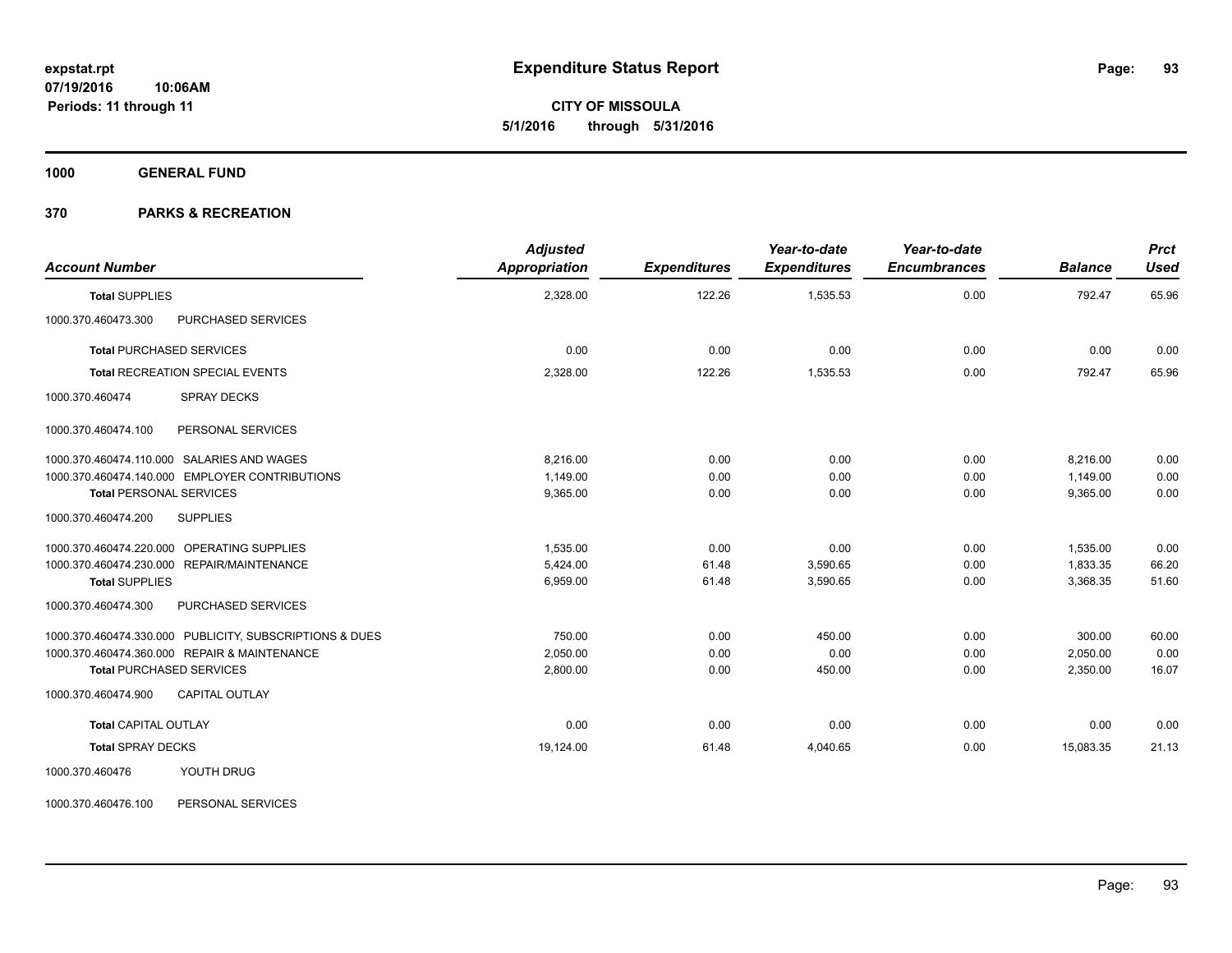# Expenditure Status Report

**CITY OF MISSOULA**
**5/1/2016 through 5/31/2016**

expstat.rpt
07/19/2016 10:06AM
Periods: 11 through 11

**1000 GENERAL FUND**

**370 PARKS & RECREATION**

| Account Number | | Adjusted Appropriation | Expenditures | Year-to-date Expenditures | Year-to-date Encumbrances | Balance | Prct Used |
|---|---|---|---|---|---|---|---|
| **Total** SUPPLIES | | 2,328.00 | 122.26 | 1,535.53 | 0.00 | 792.47 | 65.96 |
| 1000.370.460473.300 | PURCHASED SERVICES | | | | | | |
| **Total** PURCHASED SERVICES | | 0.00 | 0.00 | 0.00 | 0.00 | 0.00 | 0.00 |
| **Total** RECREATION SPECIAL EVENTS | | 2,328.00 | 122.26 | 1,535.53 | 0.00 | 792.47 | 65.96 |
| 1000.370.460474 | SPRAY DECKS | | | | | | |
| 1000.370.460474.100 | PERSONAL SERVICES | | | | | | |
| 1000.370.460474.110.000 | SALARIES AND WAGES | 8,216.00 | 0.00 | 0.00 | 0.00 | 8,216.00 | 0.00 |
| 1000.370.460474.140.000 | EMPLOYER CONTRIBUTIONS | 1,149.00 | 0.00 | 0.00 | 0.00 | 1,149.00 | 0.00 |
| **Total** PERSONAL SERVICES | | 9,365.00 | 0.00 | 0.00 | 0.00 | 9,365.00 | 0.00 |
| 1000.370.460474.200 | SUPPLIES | | | | | | |
| 1000.370.460474.220.000 | OPERATING SUPPLIES | 1,535.00 | 0.00 | 0.00 | 0.00 | 1,535.00 | 0.00 |
| 1000.370.460474.230.000 | REPAIR/MAINTENANCE | 5,424.00 | 61.48 | 3,590.65 | 0.00 | 1,833.35 | 66.20 |
| **Total** SUPPLIES | | 6,959.00 | 61.48 | 3,590.65 | 0.00 | 3,368.35 | 51.60 |
| 1000.370.460474.300 | PURCHASED SERVICES | | | | | | |
| 1000.370.460474.330.000 | PUBLICITY, SUBSCRIPTIONS & DUES | 750.00 | 0.00 | 450.00 | 0.00 | 300.00 | 60.00 |
| 1000.370.460474.360.000 | REPAIR & MAINTENANCE | 2,050.00 | 0.00 | 0.00 | 0.00 | 2,050.00 | 0.00 |
| **Total** PURCHASED SERVICES | | 2,800.00 | 0.00 | 450.00 | 0.00 | 2,350.00 | 16.07 |
| 1000.370.460474.900 | CAPITAL OUTLAY | | | | | | |
| **Total** CAPITAL OUTLAY | | 0.00 | 0.00 | 0.00 | 0.00 | 0.00 | 0.00 |
| **Total** SPRAY DECKS | | 19,124.00 | 61.48 | 4,040.65 | 0.00 | 15,083.35 | 21.13 |
| 1000.370.460476 | YOUTH DRUG | | | | | | |
| 1000.370.460476.100 | PERSONAL SERVICES | | | | | | |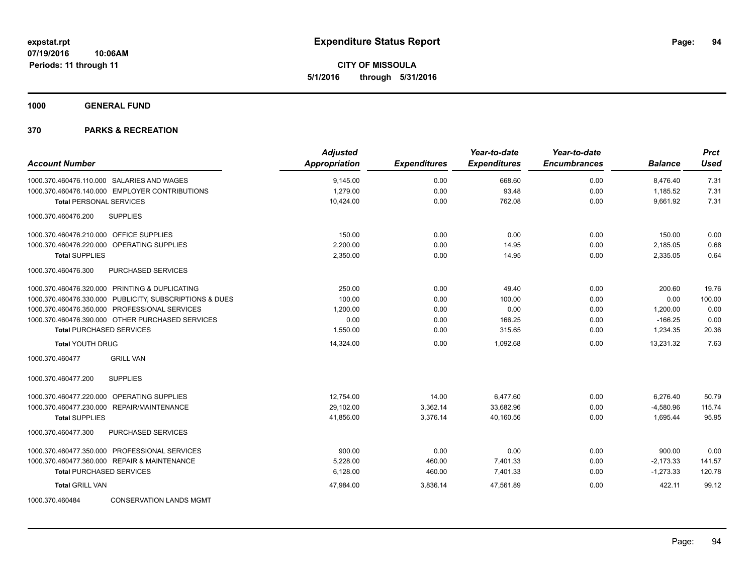# Expenditure Status Report

**CITY OF MISSOULA**
**5/1/2016 through 5/31/2016**

expstat.rpt
07/19/2016 10:06AM
Periods: 11 through 11

**1000 GENERAL FUND**

**370 PARKS & RECREATION**

| Account Number | Adjusted Appropriation | Expenditures | Year-to-date Expenditures | Year-to-date Encumbrances | Balance | Prct Used |
|---|---|---|---|---|---|---|
| 1000.370.460476.110.000 SALARIES AND WAGES | 9,145.00 | 0.00 | 668.60 | 0.00 | 8,476.40 | 7.31 |
| 1000.370.460476.140.000 EMPLOYER CONTRIBUTIONS | 1,279.00 | 0.00 | 93.48 | 0.00 | 1,185.52 | 7.31 |
| **Total** PERSONAL SERVICES | 10,424.00 | 0.00 | 762.08 | 0.00 | 9,661.92 | 7.31 |
| 1000.370.460476.200 SUPPLIES | | | | | | |
| 1000.370.460476.210.000 OFFICE SUPPLIES | 150.00 | 0.00 | 0.00 | 0.00 | 150.00 | 0.00 |
| 1000.370.460476.220.000 OPERATING SUPPLIES | 2,200.00 | 0.00 | 14.95 | 0.00 | 2,185.05 | 0.68 |
| **Total SUPPLIES** | 2,350.00 | 0.00 | 14.95 | 0.00 | 2,335.05 | 0.64 |
| 1000.370.460476.300 PURCHASED SERVICES | | | | | | |
| 1000.370.460476.320.000 PRINTING & DUPLICATING | 250.00 | 0.00 | 49.40 | 0.00 | 200.60 | 19.76 |
| 1000.370.460476.330.000 PUBLICITY, SUBSCRIPTIONS & DUES | 100.00 | 0.00 | 100.00 | 0.00 | 0.00 | 100.00 |
| 1000.370.460476.350.000 PROFESSIONAL SERVICES | 1,200.00 | 0.00 | 0.00 | 0.00 | 1,200.00 | 0.00 |
| 1000.370.460476.390.000 OTHER PURCHASED SERVICES | 0.00 | 0.00 | 166.25 | 0.00 | -166.25 | 0.00 |
| **Total** PURCHASED SERVICES | 1,550.00 | 0.00 | 315.65 | 0.00 | 1,234.35 | 20.36 |
| **Total** YOUTH DRUG | 14,324.00 | 0.00 | 1,092.68 | 0.00 | 13,231.32 | 7.63 |
| 1000.370.460477 GRILL VAN | | | | | | |
| 1000.370.460477.200 SUPPLIES | | | | | | |
| 1000.370.460477.220.000 OPERATING SUPPLIES | 12,754.00 | 14.00 | 6,477.60 | 0.00 | 6,276.40 | 50.79 |
| 1000.370.460477.230.000 REPAIR/MAINTENANCE | 29,102.00 | 3,362.14 | 33,682.96 | 0.00 | -4,580.96 | 115.74 |
| **Total SUPPLIES** | 41,856.00 | 3,376.14 | 40,160.56 | 0.00 | 1,695.44 | 95.95 |
| 1000.370.460477.300 PURCHASED SERVICES | | | | | | |
| 1000.370.460477.350.000 PROFESSIONAL SERVICES | 900.00 | 0.00 | 0.00 | 0.00 | 900.00 | 0.00 |
| 1000.370.460477.360.000 REPAIR & MAINTENANCE | 5,228.00 | 460.00 | 7,401.33 | 0.00 | -2,173.33 | 141.57 |
| **Total** PURCHASED SERVICES | 6,128.00 | 460.00 | 7,401.33 | 0.00 | -1,273.33 | 120.78 |
| **Total** GRILL VAN | 47,984.00 | 3,836.14 | 47,561.89 | 0.00 | 422.11 | 99.12 |
| 1000.370.460484 CONSERVATION LANDS MGMT | | | | | | |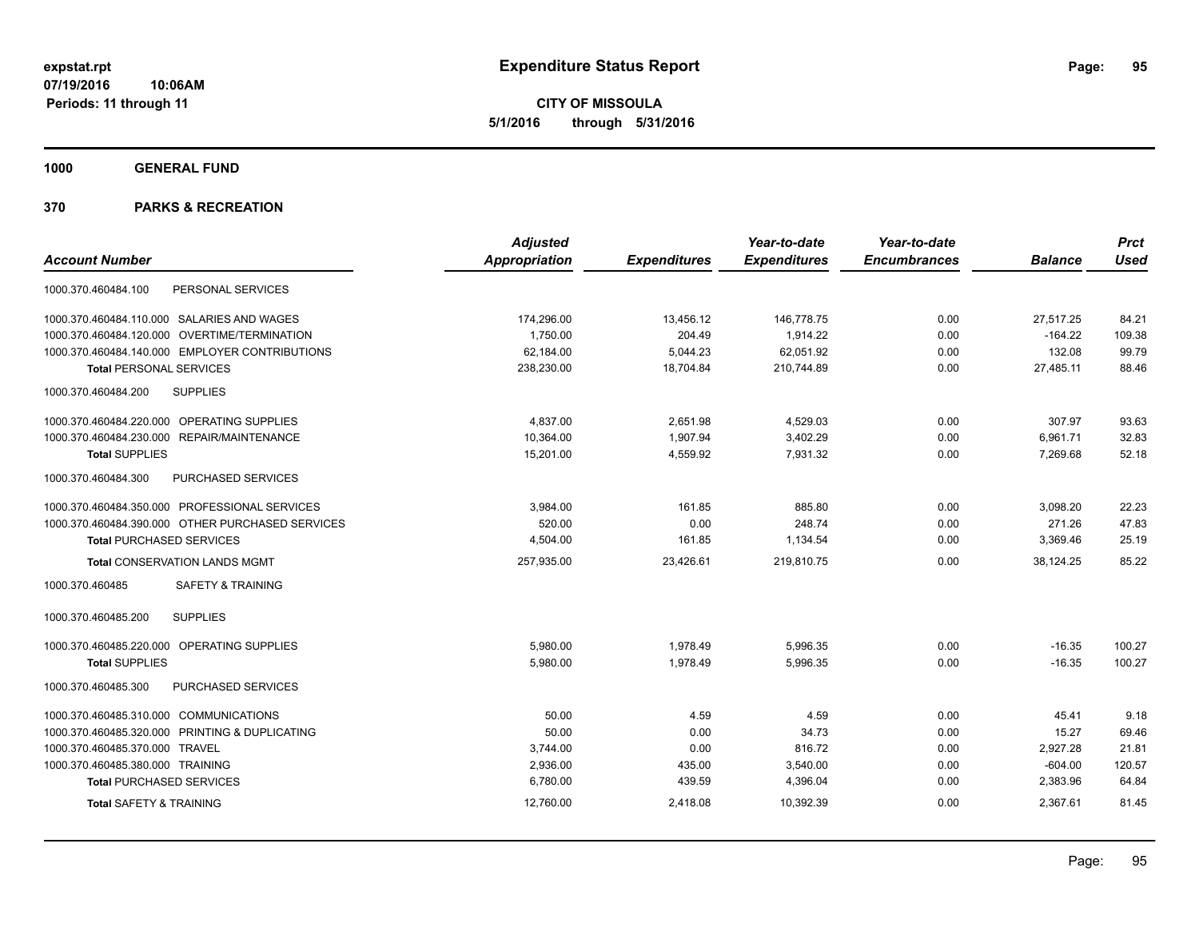# Expenditure Status Report

**CITY OF MISSOULA**
**5/1/2016 through 5/31/2016**

expstat.rpt
07/19/2016 10:06AM
Periods: 11 through 11

## 1000 GENERAL FUND

## 370 PARKS & RECREATION

| Account Number | | Adjusted Appropriation | Expenditures | Year-to-date Expenditures | Year-to-date Encumbrances | Balance | Prct Used |
|---|---|---|---|---|---|---|---|
| 1000.370.460484.100 | PERSONAL SERVICES | | | | | | |
| 1000.370.460484.110.000 | SALARIES AND WAGES | 174,296.00 | 13,456.12 | 146,778.75 | 0.00 | 27,517.25 | 84.21 |
| 1000.370.460484.120.000 | OVERTIME/TERMINATION | 1,750.00 | 204.49 | 1,914.22 | 0.00 | -164.22 | 109.38 |
| 1000.370.460484.140.000 | EMPLOYER CONTRIBUTIONS | 62,184.00 | 5,044.23 | 62,051.92 | 0.00 | 132.08 | 99.79 |
| **Total** PERSONAL SERVICES | | 238,230.00 | 18,704.84 | 210,744.89 | 0.00 | 27,485.11 | 88.46 |
| 1000.370.460484.200 | SUPPLIES | | | | | | |
| 1000.370.460484.220.000 | OPERATING SUPPLIES | 4,837.00 | 2,651.98 | 4,529.03 | 0.00 | 307.97 | 93.63 |
| 1000.370.460484.230.000 | REPAIR/MAINTENANCE | 10,364.00 | 1,907.94 | 3,402.29 | 0.00 | 6,961.71 | 32.83 |
| **Total** SUPPLIES | | 15,201.00 | 4,559.92 | 7,931.32 | 0.00 | 7,269.68 | 52.18 |
| 1000.370.460484.300 | PURCHASED SERVICES | | | | | | |
| 1000.370.460484.350.000 | PROFESSIONAL SERVICES | 3,984.00 | 161.85 | 885.80 | 0.00 | 3,098.20 | 22.23 |
| 1000.370.460484.390.000 | OTHER PURCHASED SERVICES | 520.00 | 0.00 | 248.74 | 0.00 | 271.26 | 47.83 |
| **Total** PURCHASED SERVICES | | 4,504.00 | 161.85 | 1,134.54 | 0.00 | 3,369.46 | 25.19 |
| **Total** CONSERVATION LANDS MGMT | | 257,935.00 | 23,426.61 | 219,810.75 | 0.00 | 38,124.25 | 85.22 |
| 1000.370.460485 | SAFETY & TRAINING | | | | | | |
| 1000.370.460485.200 | SUPPLIES | | | | | | |
| 1000.370.460485.220.000 | OPERATING SUPPLIES | 5,980.00 | 1,978.49 | 5,996.35 | 0.00 | -16.35 | 100.27 |
| **Total** SUPPLIES | | 5,980.00 | 1,978.49 | 5,996.35 | 0.00 | -16.35 | 100.27 |
| 1000.370.460485.300 | PURCHASED SERVICES | | | | | | |
| 1000.370.460485.310.000 | COMMUNICATIONS | 50.00 | 4.59 | 4.59 | 0.00 | 45.41 | 9.18 |
| 1000.370.460485.320.000 | PRINTING & DUPLICATING | 50.00 | 0.00 | 34.73 | 0.00 | 15.27 | 69.46 |
| 1000.370.460485.370.000 | TRAVEL | 3,744.00 | 0.00 | 816.72 | 0.00 | 2,927.28 | 21.81 |
| 1000.370.460485.380.000 | TRAINING | 2,936.00 | 435.00 | 3,540.00 | 0.00 | -604.00 | 120.57 |
| **Total** PURCHASED SERVICES | | 6,780.00 | 439.59 | 4,396.04 | 0.00 | 2,383.96 | 64.84 |
| **Total** SAFETY & TRAINING | | 12,760.00 | 2,418.08 | 10,392.39 | 0.00 | 2,367.61 | 81.45 |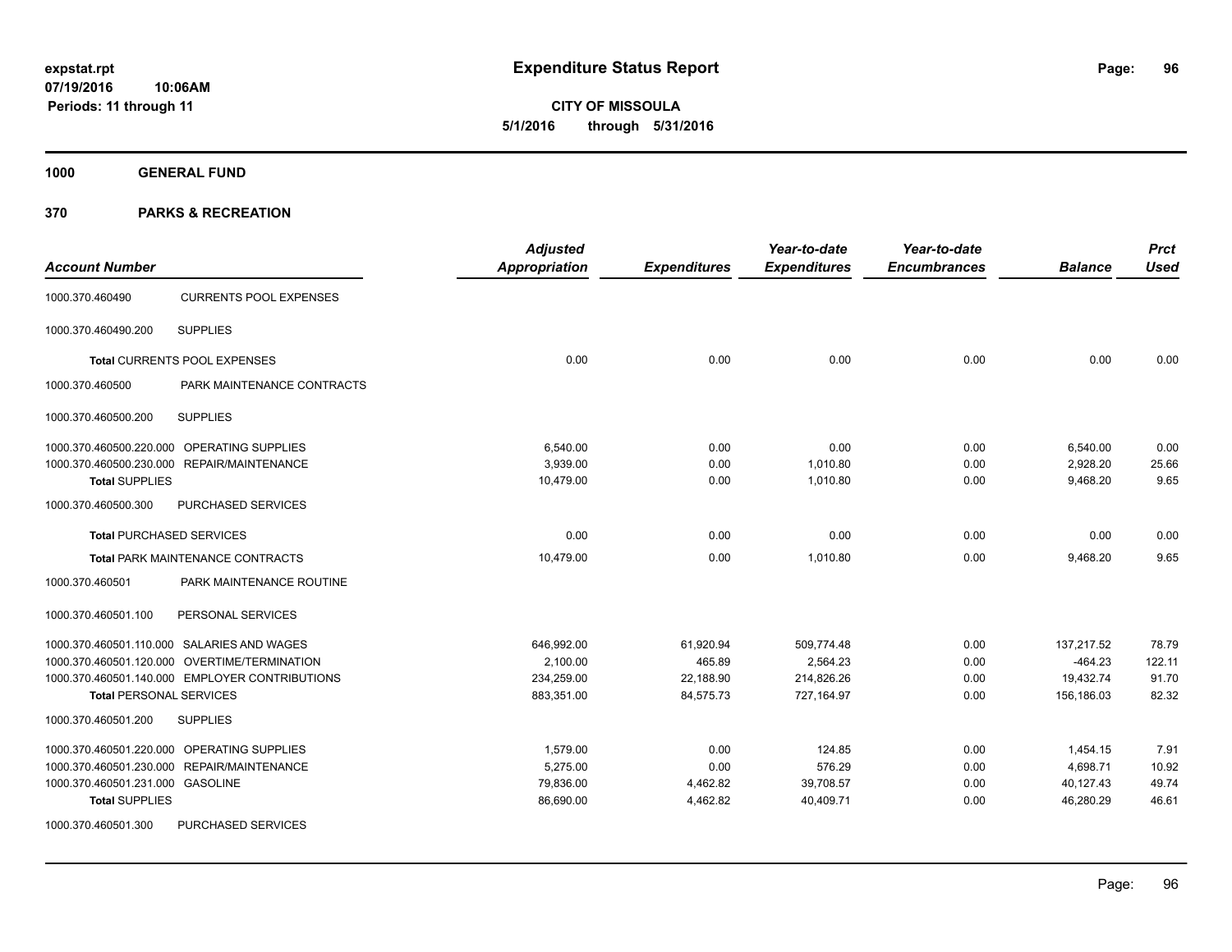# Expenditure Status Report

**CITY OF MISSOULA**

**5/1/2016 through 5/31/2016**

expstat.rpt
07/19/2016 10:06AM
Periods: 11 through 11

**1000 GENERAL FUND**

**370 PARKS & RECREATION**

| Account Number | | Adjusted Appropriation | Expenditures | Year-to-date Expenditures | Year-to-date Encumbrances | Balance | Prct Used |
|---|---|---|---|---|---|---|---|
| 1000.370.460490 | CURRENTS POOL EXPENSES | | | | | | |
| 1000.370.460490.200 | SUPPLIES | | | | | | |
| **Total** CURRENTS POOL EXPENSES | | 0.00 | 0.00 | 0.00 | 0.00 | 0.00 | 0.00 |
| 1000.370.460500 | PARK MAINTENANCE CONTRACTS | | | | | | |
| 1000.370.460500.200 | SUPPLIES | | | | | | |
| 1000.370.460500.220.000 | OPERATING SUPPLIES | 6,540.00 | 0.00 | 0.00 | 0.00 | 6,540.00 | 0.00 |
| 1000.370.460500.230.000 | REPAIR/MAINTENANCE | 3,939.00 | 0.00 | 1,010.80 | 0.00 | 2,928.20 | 25.66 |
| **Total** SUPPLIES | | 10,479.00 | 0.00 | 1,010.80 | 0.00 | 9,468.20 | 9.65 |
| 1000.370.460500.300 | PURCHASED SERVICES | | | | | | |
| **Total** PURCHASED SERVICES | | 0.00 | 0.00 | 0.00 | 0.00 | 0.00 | 0.00 |
| **Total** PARK MAINTENANCE CONTRACTS | | 10,479.00 | 0.00 | 1,010.80 | 0.00 | 9,468.20 | 9.65 |
| 1000.370.460501 | PARK MAINTENANCE ROUTINE | | | | | | |
| 1000.370.460501.100 | PERSONAL SERVICES | | | | | | |
| 1000.370.460501.110.000 | SALARIES AND WAGES | 646,992.00 | 61,920.94 | 509,774.48 | 0.00 | 137,217.52 | 78.79 |
| 1000.370.460501.120.000 | OVERTIME/TERMINATION | 2,100.00 | 465.89 | 2,564.23 | 0.00 | -464.23 | 122.11 |
| 1000.370.460501.140.000 | EMPLOYER CONTRIBUTIONS | 234,259.00 | 22,188.90 | 214,826.26 | 0.00 | 19,432.74 | 91.70 |
| **Total** PERSONAL SERVICES | | 883,351.00 | 84,575.73 | 727,164.97 | 0.00 | 156,186.03 | 82.32 |
| 1000.370.460501.200 | SUPPLIES | | | | | | |
| 1000.370.460501.220.000 | OPERATING SUPPLIES | 1,579.00 | 0.00 | 124.85 | 0.00 | 1,454.15 | 7.91 |
| 1000.370.460501.230.000 | REPAIR/MAINTENANCE | 5,275.00 | 0.00 | 576.29 | 0.00 | 4,698.71 | 10.92 |
| 1000.370.460501.231.000 | GASOLINE | 79,836.00 | 4,462.82 | 39,708.57 | 0.00 | 40,127.43 | 49.74 |
| **Total** SUPPLIES | | 86,690.00 | 4,462.82 | 40,409.71 | 0.00 | 46,280.29 | 46.61 |
| 1000.370.460501.300 | PURCHASED SERVICES | | | | | | |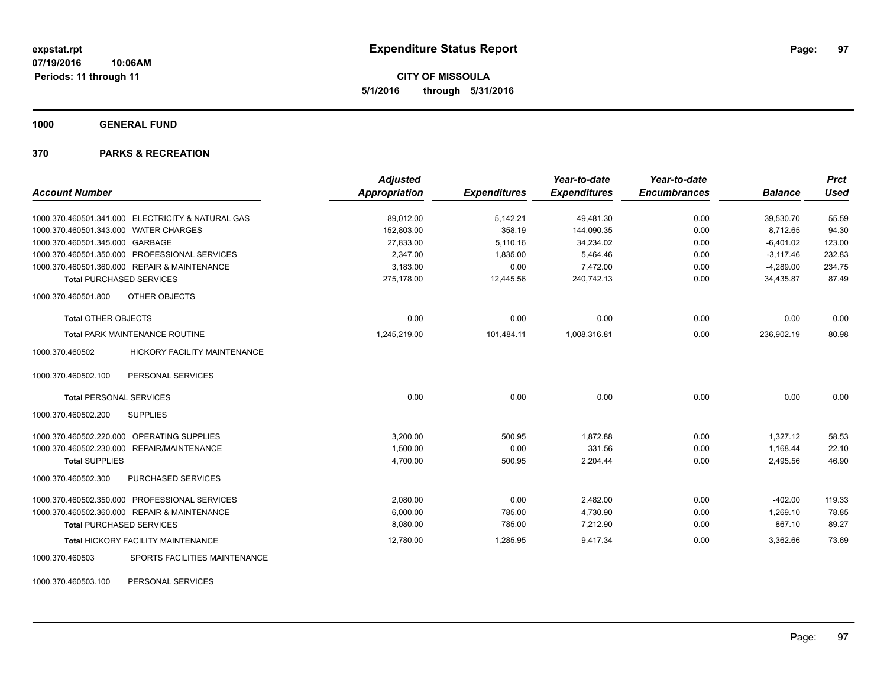# Expenditure Status Report

**CITY OF MISSOULA**

**5/1/2016 through 5/31/2016**

expstat.rpt
07/19/2016 10:06AM
Periods: 11 through 11

**1000 GENERAL FUND**

**370 PARKS & RECREATION**

| Account Number | | Adjusted Appropriation | Expenditures | Year-to-date Expenditures | Year-to-date Encumbrances | Balance | Prct Used |
|---|---|---|---|---|---|---|---|
| 1000.370.460501.341.000 | ELECTRICITY & NATURAL GAS | 89,012.00 | 5,142.21 | 49,481.30 | 0.00 | 39,530.70 | 55.59 |
| 1000.370.460501.343.000 | WATER CHARGES | 152,803.00 | 358.19 | 144,090.35 | 0.00 | 8,712.65 | 94.30 |
| 1000.370.460501.345.000 | GARBAGE | 27,833.00 | 5,110.16 | 34,234.02 | 0.00 | -6,401.02 | 123.00 |
| 1000.370.460501.350.000 | PROFESSIONAL SERVICES | 2,347.00 | 1,835.00 | 5,464.46 | 0.00 | -3,117.46 | 232.83 |
| 1000.370.460501.360.000 | REPAIR & MAINTENANCE | 3,183.00 | 0.00 | 7,472.00 | 0.00 | -4,289.00 | 234.75 |
| **Total** PURCHASED SERVICES | | 275,178.00 | 12,445.56 | 240,742.13 | 0.00 | 34,435.87 | 87.49 |
| 1000.370.460501.800 | OTHER OBJECTS | | | | | | |
| **Total** OTHER OBJECTS | | 0.00 | 0.00 | 0.00 | 0.00 | 0.00 | 0.00 |
| **Total** PARK MAINTENANCE ROUTINE | | 1,245,219.00 | 101,484.11 | 1,008,316.81 | 0.00 | 236,902.19 | 80.98 |
| 1000.370.460502 | HICKORY FACILITY MAINTENANCE | | | | | | |
| 1000.370.460502.100 | PERSONAL SERVICES | | | | | | |
| **Total** PERSONAL SERVICES | | 0.00 | 0.00 | 0.00 | 0.00 | 0.00 | 0.00 |
| 1000.370.460502.200 | SUPPLIES | | | | | | |
| 1000.370.460502.220.000 | OPERATING SUPPLIES | 3,200.00 | 500.95 | 1,872.88 | 0.00 | 1,327.12 | 58.53 |
| 1000.370.460502.230.000 | REPAIR/MAINTENANCE | 1,500.00 | 0.00 | 331.56 | 0.00 | 1,168.44 | 22.10 |
| **Total** SUPPLIES | | 4,700.00 | 500.95 | 2,204.44 | 0.00 | 2,495.56 | 46.90 |
| 1000.370.460502.300 | PURCHASED SERVICES | | | | | | |
| 1000.370.460502.350.000 | PROFESSIONAL SERVICES | 2,080.00 | 0.00 | 2,482.00 | 0.00 | -402.00 | 119.33 |
| 1000.370.460502.360.000 | REPAIR & MAINTENANCE | 6,000.00 | 785.00 | 4,730.90 | 0.00 | 1,269.10 | 78.85 |
| **Total** PURCHASED SERVICES | | 8,080.00 | 785.00 | 7,212.90 | 0.00 | 867.10 | 89.27 |
| **Total** HICKORY FACILITY MAINTENANCE | | 12,780.00 | 1,285.95 | 9,417.34 | 0.00 | 3,362.66 | 73.69 |
| 1000.370.460503 | SPORTS FACILITIES MAINTENANCE | | | | | | |
| 1000.370.460503.100 | PERSONAL SERVICES | | | | | | |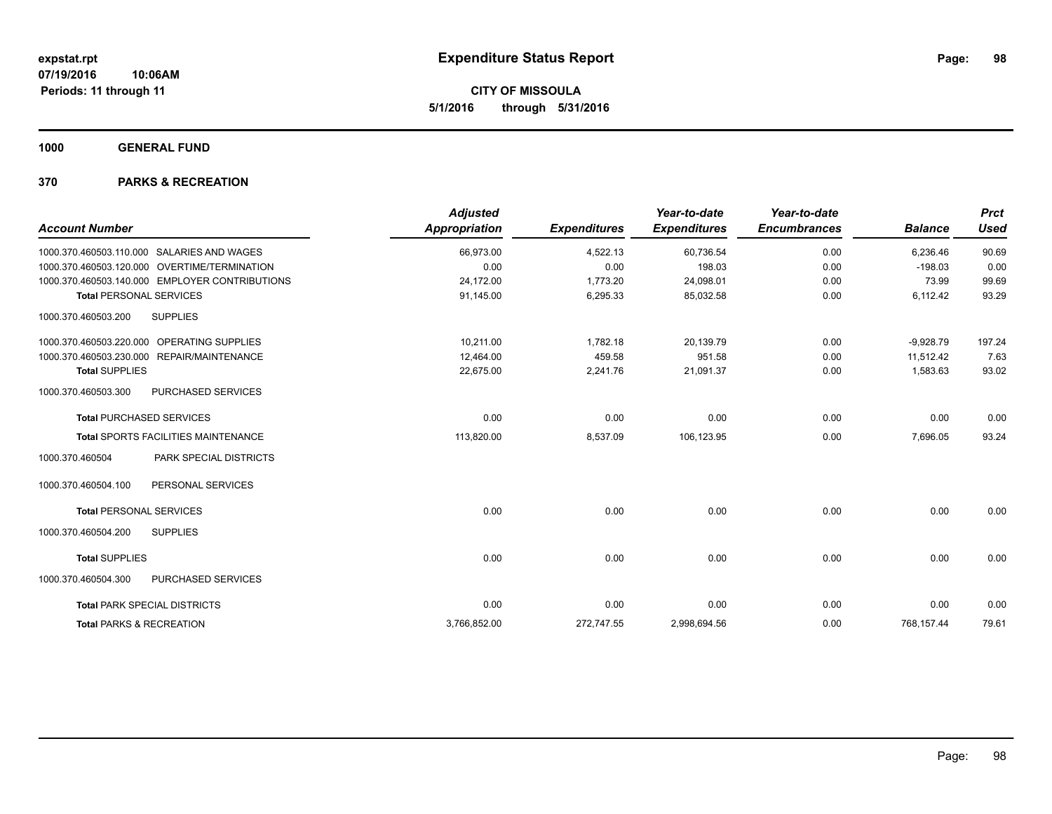**expstat.rpt**
**07/19/2016 10:06AM**
**Periods: 11 through 11**

# Expenditure Status Report

**CITY OF MISSOULA**
**5/1/2016 through 5/31/2016**

## 1000 GENERAL FUND

## 370 PARKS & RECREATION

| Account Number | | Adjusted Appropriation | Expenditures | Year-to-date Expenditures | Year-to-date Encumbrances | Balance | Prct Used |
|---|---|---|---|---|---|---|---|
| 1000.370.460503.110.000 | SALARIES AND WAGES | 66,973.00 | 4,522.13 | 60,736.54 | 0.00 | 6,236.46 | 90.69 |
| 1000.370.460503.120.000 | OVERTIME/TERMINATION | 0.00 | 0.00 | 198.03 | 0.00 | -198.03 | 0.00 |
| 1000.370.460503.140.000 | EMPLOYER CONTRIBUTIONS | 24,172.00 | 1,773.20 | 24,098.01 | 0.00 | 73.99 | 99.69 |
| **Total** PERSONAL SERVICES | | 91,145.00 | 6,295.33 | 85,032.58 | 0.00 | 6,112.42 | 93.29 |
| 1000.370.460503.200 | SUPPLIES | | | | | | |
| 1000.370.460503.220.000 | OPERATING SUPPLIES | 10,211.00 | 1,782.18 | 20,139.79 | 0.00 | -9,928.79 | 197.24 |
| 1000.370.460503.230.000 | REPAIR/MAINTENANCE | 12,464.00 | 459.58 | 951.58 | 0.00 | 11,512.42 | 7.63 |
| **Total** SUPPLIES | | 22,675.00 | 2,241.76 | 21,091.37 | 0.00 | 1,583.63 | 93.02 |
| 1000.370.460503.300 | PURCHASED SERVICES | | | | | | |
| **Total** PURCHASED SERVICES | | 0.00 | 0.00 | 0.00 | 0.00 | 0.00 | 0.00 |
| **Total** SPORTS FACILITIES MAINTENANCE | | 113,820.00 | 8,537.09 | 106,123.95 | 0.00 | 7,696.05 | 93.24 |
| 1000.370.460504 | PARK SPECIAL DISTRICTS | | | | | | |
| 1000.370.460504.100 | PERSONAL SERVICES | | | | | | |
| **Total** PERSONAL SERVICES | | 0.00 | 0.00 | 0.00 | 0.00 | 0.00 | 0.00 |
| 1000.370.460504.200 | SUPPLIES | | | | | | |
| **Total** SUPPLIES | | 0.00 | 0.00 | 0.00 | 0.00 | 0.00 | 0.00 |
| 1000.370.460504.300 | PURCHASED SERVICES | | | | | | |
| **Total** PARK SPECIAL DISTRICTS | | 0.00 | 0.00 | 0.00 | 0.00 | 0.00 | 0.00 |
| **Total** PARKS & RECREATION | | 3,766,852.00 | 272,747.55 | 2,998,694.56 | 0.00 | 768,157.44 | 79.61 |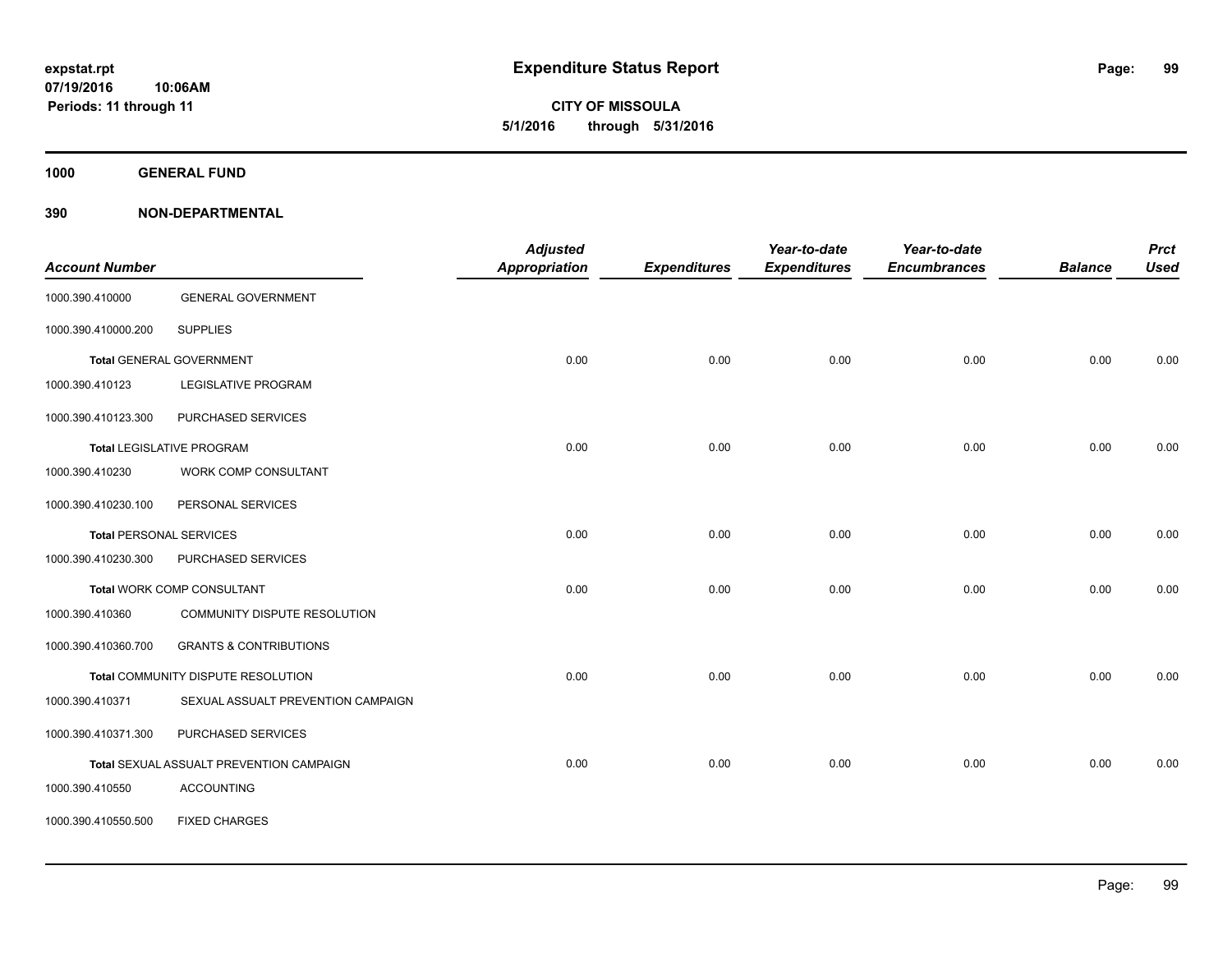# Expenditure Status Report

**CITY OF MISSOULA**

**5/1/2016 through 5/31/2016**

expstat.rpt
07/19/2016 10:06AM
Periods: 11 through 11

**1000 GENERAL FUND**

**390 NON-DEPARTMENTAL**

| Account Number | | Adjusted Appropriation | Expenditures | Year-to-date Expenditures | Year-to-date Encumbrances | Balance | Prct Used |
|---|---|---|---|---|---|---|---|
| 1000.390.410000 | GENERAL GOVERNMENT | | | | | | |
| 1000.390.410000.200 | SUPPLIES | | | | | | |
| Total GENERAL GOVERNMENT | | 0.00 | 0.00 | 0.00 | 0.00 | 0.00 | 0.00 |
| 1000.390.410123 | LEGISLATIVE PROGRAM | | | | | | |
| 1000.390.410123.300 | PURCHASED SERVICES | | | | | | |
| Total LEGISLATIVE PROGRAM | | 0.00 | 0.00 | 0.00 | 0.00 | 0.00 | 0.00 |
| 1000.390.410230 | WORK COMP CONSULTANT | | | | | | |
| 1000.390.410230.100 | PERSONAL SERVICES | | | | | | |
| Total PERSONAL SERVICES | | 0.00 | 0.00 | 0.00 | 0.00 | 0.00 | 0.00 |
| 1000.390.410230.300 | PURCHASED SERVICES | | | | | | |
| Total WORK COMP CONSULTANT | | 0.00 | 0.00 | 0.00 | 0.00 | 0.00 | 0.00 |
| 1000.390.410360 | COMMUNITY DISPUTE RESOLUTION | | | | | | |
| 1000.390.410360.700 | GRANTS & CONTRIBUTIONS | | | | | | |
| Total COMMUNITY DISPUTE RESOLUTION | | 0.00 | 0.00 | 0.00 | 0.00 | 0.00 | 0.00 |
| 1000.390.410371 | SEXUAL ASSUALT PREVENTION CAMPAIGN | | | | | | |
| 1000.390.410371.300 | PURCHASED SERVICES | | | | | | |
| Total SEXUAL ASSUALT PREVENTION CAMPAIGN | | 0.00 | 0.00 | 0.00 | 0.00 | 0.00 | 0.00 |
| 1000.390.410550 | ACCOUNTING | | | | | | |
| 1000.390.410550.500 | FIXED CHARGES | | | | | | |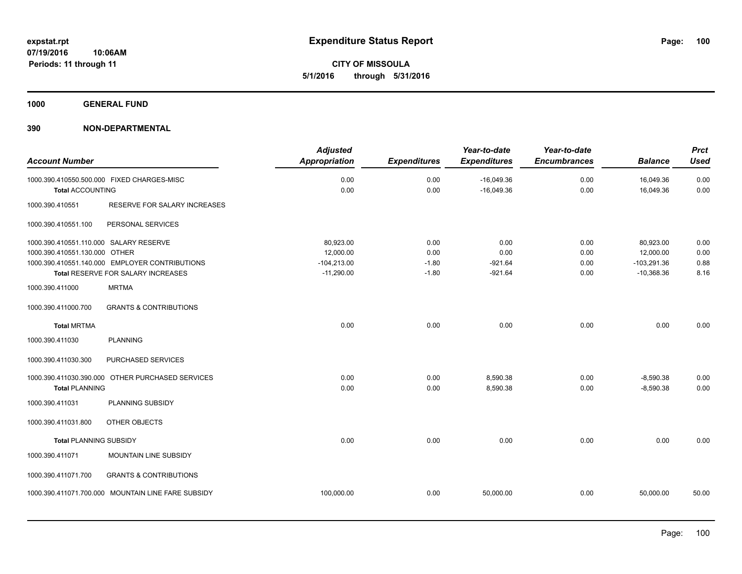**expstat.rpt**
**07/19/2016 10:06AM**
**Periods: 11 through 11**

# Expenditure Status Report

**CITY OF MISSOULA**
**5/1/2016 through 5/31/2016**

## 1000 GENERAL FUND

### 390 NON-DEPARTMENTAL

| Account Number | | Adjusted Appropriation | Expenditures | Year-to-date Expenditures | Year-to-date Encumbrances | Balance | Prct Used |
|---|---|---|---|---|---|---|---|
| 1000.390.410550.500.000 | FIXED CHARGES-MISC | 0.00 | 0.00 | -16,049.36 | 0.00 | 16,049.36 | 0.00 |
| **Total** ACCOUNTING | | 0.00 | 0.00 | -16,049.36 | 0.00 | 16,049.36 | 0.00 |
| 1000.390.410551 | RESERVE FOR SALARY INCREASES | | | | | | |
| 1000.390.410551.100 | PERSONAL SERVICES | | | | | | |
| 1000.390.410551.110.000 | SALARY RESERVE | 80,923.00 | 0.00 | 0.00 | 0.00 | 80,923.00 | 0.00 |
| 1000.390.410551.130.000 | OTHER | 12,000.00 | 0.00 | 0.00 | 0.00 | 12,000.00 | 0.00 |
| 1000.390.410551.140.000 | EMPLOYER CONTRIBUTIONS | -104,213.00 | -1.80 | -921.64 | 0.00 | -103,291.36 | 0.88 |
| **Total** RESERVE FOR SALARY INCREASES | | -11,290.00 | -1.80 | -921.64 | 0.00 | -10,368.36 | 8.16 |
| 1000.390.411000 | MRTMA | | | | | | |
| 1000.390.411000.700 | GRANTS & CONTRIBUTIONS | | | | | | |
| **Total** MRTMA | | 0.00 | 0.00 | 0.00 | 0.00 | 0.00 | 0.00 |
| 1000.390.411030 | PLANNING | | | | | | |
| 1000.390.411030.300 | PURCHASED SERVICES | | | | | | |
| 1000.390.411030.390.000 | OTHER PURCHASED SERVICES | 0.00 | 0.00 | 8,590.38 | 0.00 | -8,590.38 | 0.00 |
| **Total** PLANNING | | 0.00 | 0.00 | 8,590.38 | 0.00 | -8,590.38 | 0.00 |
| 1000.390.411031 | PLANNING SUBSIDY | | | | | | |
| 1000.390.411031.800 | OTHER OBJECTS | | | | | | |
| **Total** PLANNING SUBSIDY | | 0.00 | 0.00 | 0.00 | 0.00 | 0.00 | 0.00 |
| 1000.390.411071 | MOUNTAIN LINE SUBSIDY | | | | | | |
| 1000.390.411071.700 | GRANTS & CONTRIBUTIONS | | | | | | |
| 1000.390.411071.700.000 | MOUNTAIN LINE FARE SUBSIDY | 100,000.00 | 0.00 | 50,000.00 | 0.00 | 50,000.00 | 50.00 |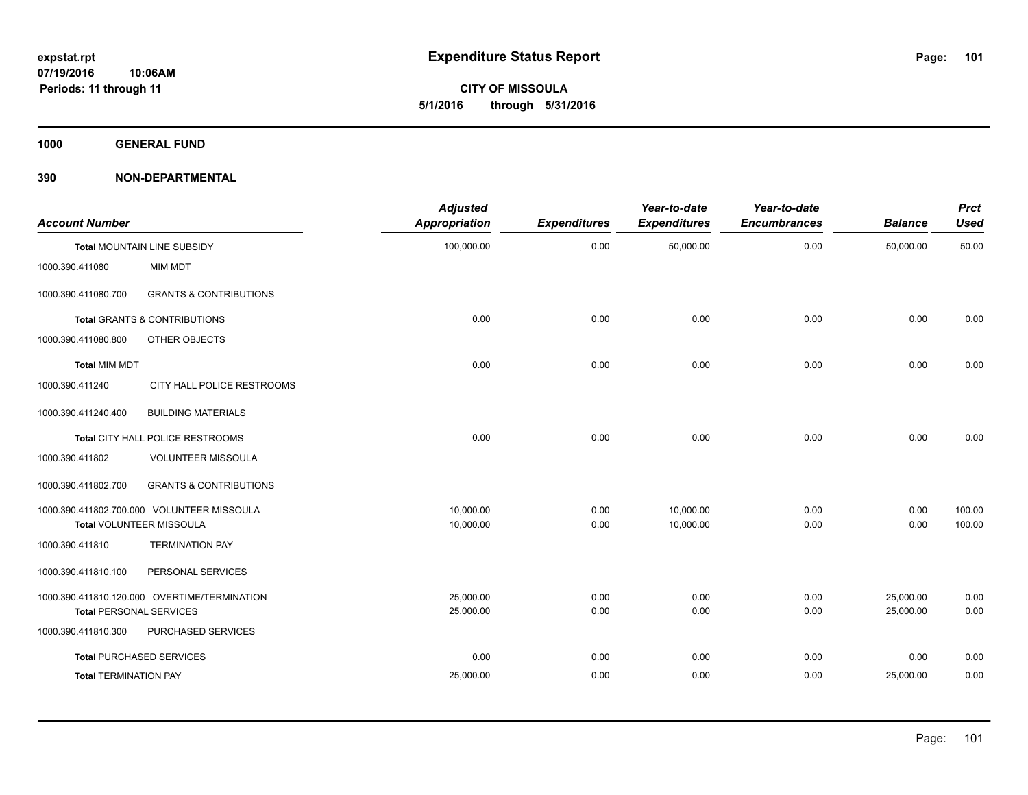**expstat.rpt**
**07/19/2016 10:06AM**
**Periods: 11 through 11**

# Expenditure Status Report

**CITY OF MISSOULA**
**5/1/2016 through 5/31/2016**

## 1000 GENERAL FUND

## 390 NON-DEPARTMENTAL

| Account Number | | Adjusted Appropriation | Expenditures | Year-to-date Expenditures | Year-to-date Encumbrances | Balance | Prct Used |
|---|---|---|---|---|---|---|---|
| **Total** MOUNTAIN LINE SUBSIDY | | 100,000.00 | 0.00 | 50,000.00 | 0.00 | 50,000.00 | 50.00 |
| 1000.390.411080 | MIM MDT | | | | | | |
| 1000.390.411080.700 | GRANTS & CONTRIBUTIONS | | | | | | |
| **Total** GRANTS & CONTRIBUTIONS | | 0.00 | 0.00 | 0.00 | 0.00 | 0.00 | 0.00 |
| 1000.390.411080.800 | OTHER OBJECTS | | | | | | |
| **Total** MIM MDT | | 0.00 | 0.00 | 0.00 | 0.00 | 0.00 | 0.00 |
| 1000.390.411240 | CITY HALL POLICE RESTROOMS | | | | | | |
| 1000.390.411240.400 | BUILDING MATERIALS | | | | | | |
| **Total** CITY HALL POLICE RESTROOMS | | 0.00 | 0.00 | 0.00 | 0.00 | 0.00 | 0.00 |
| 1000.390.411802 | VOLUNTEER MISSOULA | | | | | | |
| 1000.390.411802.700 | GRANTS & CONTRIBUTIONS | | | | | | |
| 1000.390.411802.700.000 | VOLUNTEER MISSOULA | 10,000.00 | 0.00 | 10,000.00 | 0.00 | 0.00 | 100.00 |
| **Total** VOLUNTEER MISSOULA | | 10,000.00 | 0.00 | 10,000.00 | 0.00 | 0.00 | 100.00 |
| 1000.390.411810 | TERMINATION PAY | | | | | | |
| 1000.390.411810.100 | PERSONAL SERVICES | | | | | | |
| 1000.390.411810.120.000 | OVERTIME/TERMINATION | 25,000.00 | 0.00 | 0.00 | 0.00 | 25,000.00 | 0.00 |
| **Total** PERSONAL SERVICES | | 25,000.00 | 0.00 | 0.00 | 0.00 | 25,000.00 | 0.00 |
| 1000.390.411810.300 | PURCHASED SERVICES | | | | | | |
| **Total** PURCHASED SERVICES | | 0.00 | 0.00 | 0.00 | 0.00 | 0.00 | 0.00 |
| **Total** TERMINATION PAY | | 25,000.00 | 0.00 | 0.00 | 0.00 | 25,000.00 | 0.00 |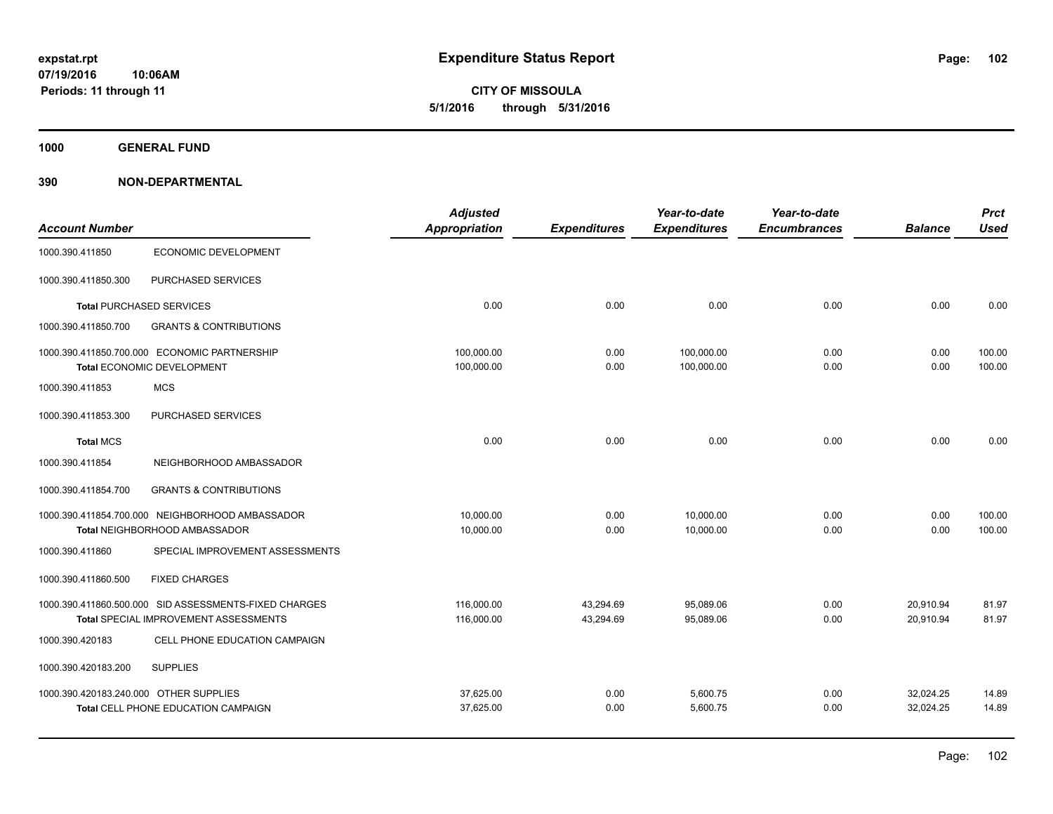**Expenditure Status Report**

**CITY OF MISSOULA**
**5/1/2016 through 5/31/2016**

expstat.rpt
07/19/2016 10:06AM
Periods: 11 through 11

**1000 GENERAL FUND**

**390 NON-DEPARTMENTAL**

| Account Number | | Adjusted Appropriation | Expenditures | Year-to-date Expenditures | Year-to-date Encumbrances | Balance | Prct Used |
|---|---|---|---|---|---|---|---|
| 1000.390.411850 | ECONOMIC DEVELOPMENT | | | | | | |
| 1000.390.411850.300 | PURCHASED SERVICES | | | | | | |
| **Total** PURCHASED SERVICES | | 0.00 | 0.00 | 0.00 | 0.00 | 0.00 | 0.00 |
| 1000.390.411850.700 | GRANTS & CONTRIBUTIONS | | | | | | |
| 1000.390.411850.700.000 | ECONOMIC PARTNERSHIP | 100,000.00 | 0.00 | 100,000.00 | 0.00 | 0.00 | 100.00 |
| **Total** ECONOMIC DEVELOPMENT | | 100,000.00 | 0.00 | 100,000.00 | 0.00 | 0.00 | 100.00 |
| 1000.390.411853 | MCS | | | | | | |
| 1000.390.411853.300 | PURCHASED SERVICES | | | | | | |
| **Total** MCS | | 0.00 | 0.00 | 0.00 | 0.00 | 0.00 | 0.00 |
| 1000.390.411854 | NEIGHBORHOOD AMBASSADOR | | | | | | |
| 1000.390.411854.700 | GRANTS & CONTRIBUTIONS | | | | | | |
| 1000.390.411854.700.000 | NEIGHBORHOOD AMBASSADOR | 10,000.00 | 0.00 | 10,000.00 | 0.00 | 0.00 | 100.00 |
| **Total** NEIGHBORHOOD AMBASSADOR | | 10,000.00 | 0.00 | 10,000.00 | 0.00 | 0.00 | 100.00 |
| 1000.390.411860 | SPECIAL IMPROVEMENT ASSESSMENTS | | | | | | |
| 1000.390.411860.500 | FIXED CHARGES | | | | | | |
| 1000.390.411860.500.000 | SID ASSESSMENTS-FIXED CHARGES | 116,000.00 | 43,294.69 | 95,089.06 | 0.00 | 20,910.94 | 81.97 |
| **Total** SPECIAL IMPROVEMENT ASSESSMENTS | | 116,000.00 | 43,294.69 | 95,089.06 | 0.00 | 20,910.94 | 81.97 |
| 1000.390.420183 | CELL PHONE EDUCATION CAMPAIGN | | | | | | |
| 1000.390.420183.200 | SUPPLIES | | | | | | |
| 1000.390.420183.240.000 | OTHER SUPPLIES | 37,625.00 | 0.00 | 5,600.75 | 0.00 | 32,024.25 | 14.89 |
| **Total** CELL PHONE EDUCATION CAMPAIGN | | 37,625.00 | 0.00 | 5,600.75 | 0.00 | 32,024.25 | 14.89 |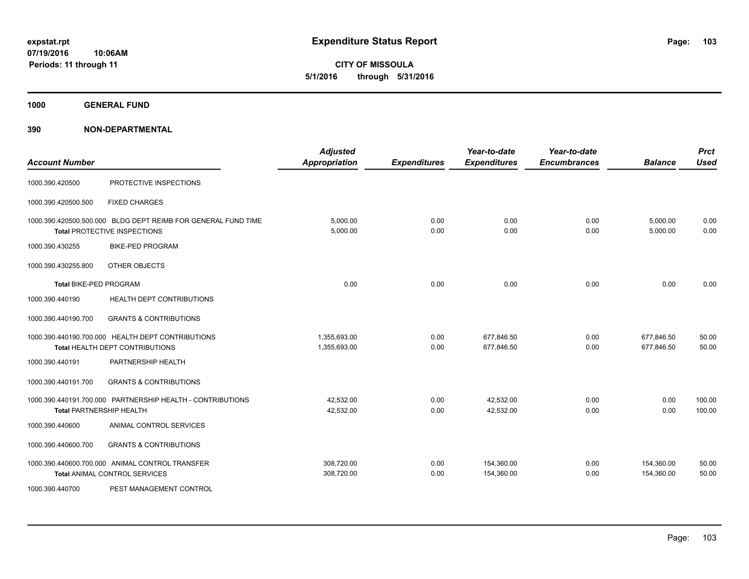**expstat.rpt**
**07/19/2016 10:06AM**
**Periods: 11 through 11**

# Expenditure Status Report

**CITY OF MISSOULA**
**5/1/2016 through 5/31/2016**

## 1000 GENERAL FUND

## 390 NON-DEPARTMENTAL

| Account Number | | Adjusted Appropriation | Expenditures | Year-to-date Expenditures | Year-to-date Encumbrances | Balance | Prct Used |
|---|---|---|---|---|---|---|---|
| 1000.390.420500 | PROTECTIVE INSPECTIONS | | | | | | |
| 1000.390.420500.500 | FIXED CHARGES | | | | | | |
| 1000.390.420500.500.000 | BLDG DEPT REIMB FOR GENERAL FUND TIME | 5,000.00 | 0.00 | 0.00 | 0.00 | 5,000.00 | 0.00 |
| **Total** PROTECTIVE INSPECTIONS | | 5,000.00 | 0.00 | 0.00 | 0.00 | 5,000.00 | 0.00 |
| 1000.390.430255 | BIKE-PED PROGRAM | | | | | | |
| 1000.390.430255.800 | OTHER OBJECTS | | | | | | |
| **Total** BIKE-PED PROGRAM | | 0.00 | 0.00 | 0.00 | 0.00 | 0.00 | 0.00 |
| 1000.390.440190 | HEALTH DEPT CONTRIBUTIONS | | | | | | |
| 1000.390.440190.700 | GRANTS & CONTRIBUTIONS | | | | | | |
| 1000.390.440190.700.000 | HEALTH DEPT CONTRIBUTIONS | 1,355,693.00 | 0.00 | 677,846.50 | 0.00 | 677,846.50 | 50.00 |
| **Total** HEALTH DEPT CONTRIBUTIONS | | 1,355,693.00 | 0.00 | 677,846.50 | 0.00 | 677,846.50 | 50.00 |
| 1000.390.440191 | PARTNERSHIP HEALTH | | | | | | |
| 1000.390.440191.700 | GRANTS & CONTRIBUTIONS | | | | | | |
| 1000.390.440191.700.000 | PARTNERSHIP HEALTH - CONTRIBUTIONS | 42,532.00 | 0.00 | 42,532.00 | 0.00 | 0.00 | 100.00 |
| **Total** PARTNERSHIP HEALTH | | 42,532.00 | 0.00 | 42,532.00 | 0.00 | 0.00 | 100.00 |
| 1000.390.440600 | ANIMAL CONTROL SERVICES | | | | | | |
| 1000.390.440600.700 | GRANTS & CONTRIBUTIONS | | | | | | |
| 1000.390.440600.700.000 | ANIMAL CONTROL TRANSFER | 308,720.00 | 0.00 | 154,360.00 | 0.00 | 154,360.00 | 50.00 |
| **Total** ANIMAL CONTROL SERVICES | | 308,720.00 | 0.00 | 154,360.00 | 0.00 | 154,360.00 | 50.00 |
| 1000.390.440700 | PEST MANAGEMENT CONTROL | | | | | | |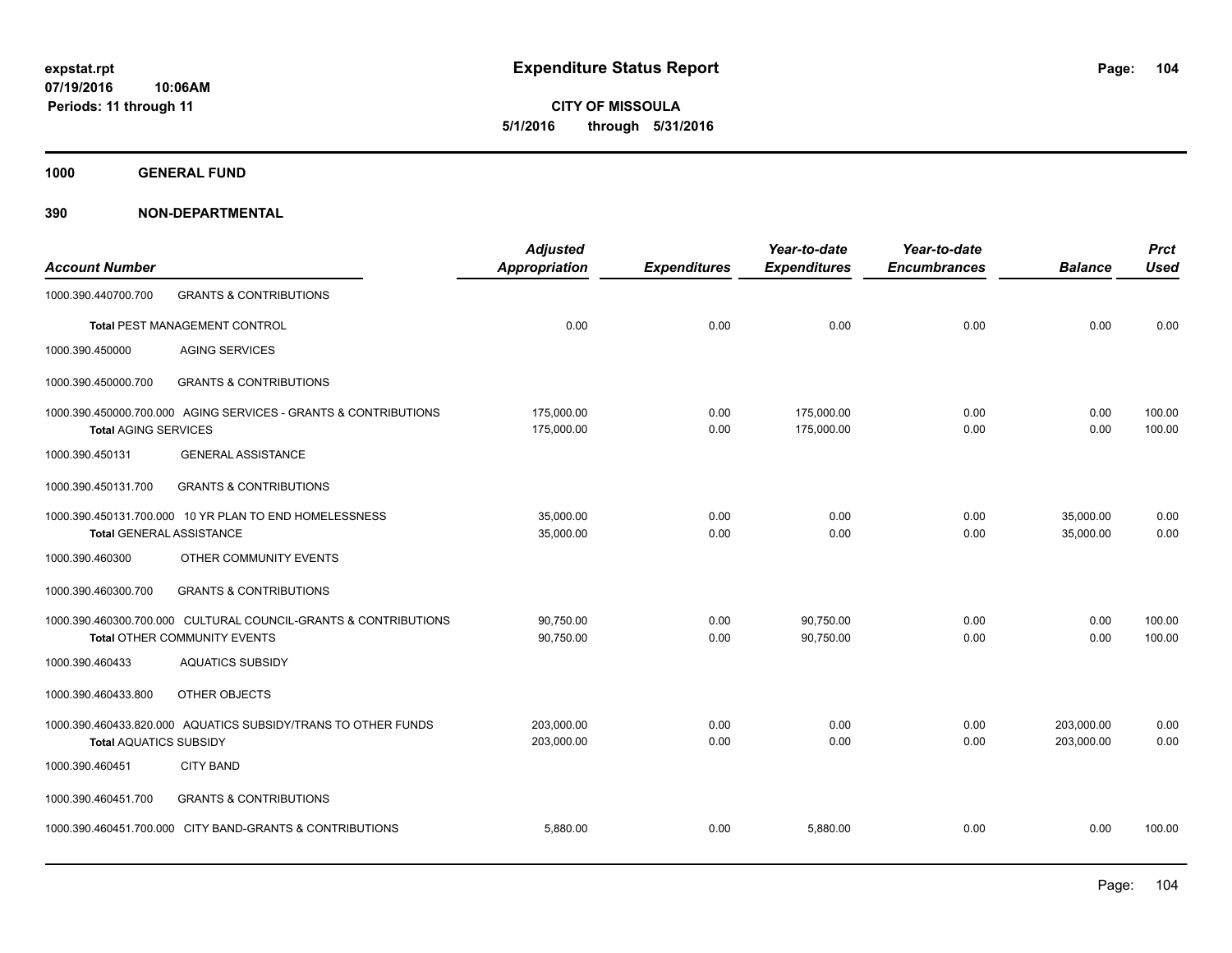**expstat.rpt**
**07/19/2016 10:06AM**
**Periods: 11 through 11**

# Expenditure Status Report

**CITY OF MISSOULA**
**5/1/2016 through 5/31/2016**

## 1000 GENERAL FUND

## 390 NON-DEPARTMENTAL

| Account Number | | Adjusted Appropriation | Expenditures | Year-to-date Expenditures | Year-to-date Encumbrances | Balance | Prct Used |
|---|---|---|---|---|---|---|---|
| 1000.390.440700.700 | GRANTS & CONTRIBUTIONS | | | | | | |
| **Total** PEST MANAGEMENT CONTROL | | 0.00 | 0.00 | 0.00 | 0.00 | 0.00 | 0.00 |
| 1000.390.450000 | AGING SERVICES | | | | | | |
| 1000.390.450000.700 | GRANTS & CONTRIBUTIONS | | | | | | |
| 1000.390.450000.700.000 | AGING SERVICES - GRANTS & CONTRIBUTIONS | 175,000.00 | 0.00 | 175,000.00 | 0.00 | 0.00 | 100.00 |
| **Total** AGING SERVICES | | 175,000.00 | 0.00 | 175,000.00 | 0.00 | 0.00 | 100.00 |
| 1000.390.450131 | GENERAL ASSISTANCE | | | | | | |
| 1000.390.450131.700 | GRANTS & CONTRIBUTIONS | | | | | | |
| 1000.390.450131.700.000 | 10 YR PLAN TO END HOMELESSNESS | 35,000.00 | 0.00 | 0.00 | 0.00 | 35,000.00 | 0.00 |
| **Total** GENERAL ASSISTANCE | | 35,000.00 | 0.00 | 0.00 | 0.00 | 35,000.00 | 0.00 |
| 1000.390.460300 | OTHER COMMUNITY EVENTS | | | | | | |
| 1000.390.460300.700 | GRANTS & CONTRIBUTIONS | | | | | | |
| 1000.390.460300.700.000 | CULTURAL COUNCIL-GRANTS & CONTRIBUTIONS | 90,750.00 | 0.00 | 90,750.00 | 0.00 | 0.00 | 100.00 |
| **Total** OTHER COMMUNITY EVENTS | | 90,750.00 | 0.00 | 90,750.00 | 0.00 | 0.00 | 100.00 |
| 1000.390.460433 | AQUATICS SUBSIDY | | | | | | |
| 1000.390.460433.800 | OTHER OBJECTS | | | | | | |
| 1000.390.460433.820.000 | AQUATICS SUBSIDY/TRANS TO OTHER FUNDS | 203,000.00 | 0.00 | 0.00 | 0.00 | 203,000.00 | 0.00 |
| **Total** AQUATICS SUBSIDY | | 203,000.00 | 0.00 | 0.00 | 0.00 | 203,000.00 | 0.00 |
| 1000.390.460451 | CITY BAND | | | | | | |
| 1000.390.460451.700 | GRANTS & CONTRIBUTIONS | | | | | | |
| 1000.390.460451.700.000 | CITY BAND-GRANTS & CONTRIBUTIONS | 5,880.00 | 0.00 | 5,880.00 | 0.00 | 0.00 | 100.00 |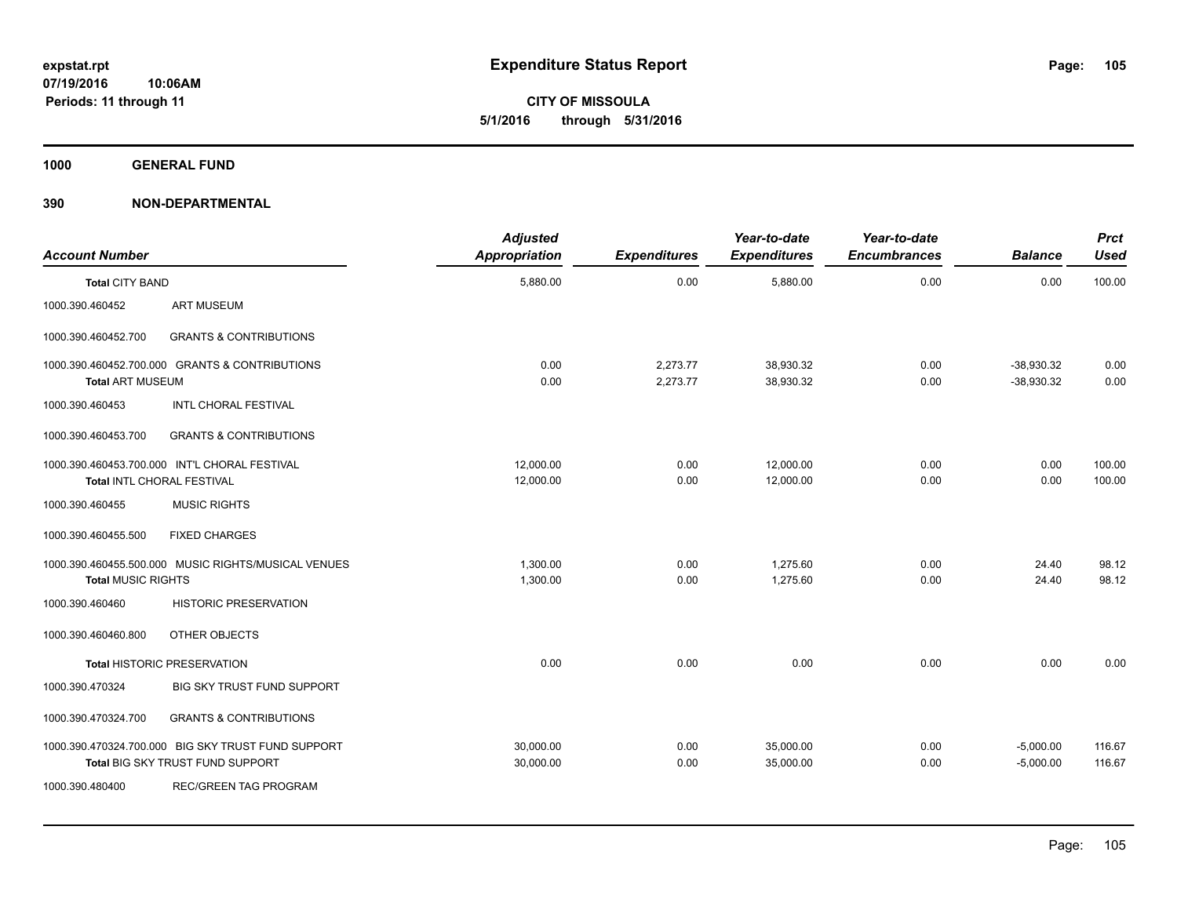expstat.rpt
07/19/2016 10:06AM
Periods: 11 through 11

# Expenditure Status Report

**CITY OF MISSOULA**
**5/1/2016 through 5/31/2016**

**1000 GENERAL FUND**

**390 NON-DEPARTMENTAL**

| Account Number | | Adjusted Appropriation | Expenditures | Year-to-date Expenditures | Year-to-date Encumbrances | Balance | Prct Used |
|---|---|---|---|---|---|---|---|
| **Total CITY BAND** | | 5,880.00 | 0.00 | 5,880.00 | 0.00 | 0.00 | 100.00 |
| 1000.390.460452 | ART MUSEUM | | | | | | |
| 1000.390.460452.700 | GRANTS & CONTRIBUTIONS | | | | | | |
| 1000.390.460452.700.000 | GRANTS & CONTRIBUTIONS | 0.00 | 2,273.77 | 38,930.32 | 0.00 | -38,930.32 | 0.00 |
| **Total ART MUSEUM** | | 0.00 | 2,273.77 | 38,930.32 | 0.00 | -38,930.32 | 0.00 |
| 1000.390.460453 | INTL CHORAL FESTIVAL | | | | | | |
| 1000.390.460453.700 | GRANTS & CONTRIBUTIONS | | | | | | |
| 1000.390.460453.700.000 | INT'L CHORAL FESTIVAL | 12,000.00 | 0.00 | 12,000.00 | 0.00 | 0.00 | 100.00 |
| **Total INTL CHORAL FESTIVAL** | | 12,000.00 | 0.00 | 12,000.00 | 0.00 | 0.00 | 100.00 |
| 1000.390.460455 | MUSIC RIGHTS | | | | | | |
| 1000.390.460455.500 | FIXED CHARGES | | | | | | |
| 1000.390.460455.500.000 | MUSIC RIGHTS/MUSICAL VENUES | 1,300.00 | 0.00 | 1,275.60 | 0.00 | 24.40 | 98.12 |
| **Total MUSIC RIGHTS** | | 1,300.00 | 0.00 | 1,275.60 | 0.00 | 24.40 | 98.12 |
| 1000.390.460460 | HISTORIC PRESERVATION | | | | | | |
| 1000.390.460460.800 | OTHER OBJECTS | | | | | | |
| **Total HISTORIC PRESERVATION** | | 0.00 | 0.00 | 0.00 | 0.00 | 0.00 | 0.00 |
| 1000.390.470324 | BIG SKY TRUST FUND SUPPORT | | | | | | |
| 1000.390.470324.700 | GRANTS & CONTRIBUTIONS | | | | | | |
| 1000.390.470324.700.000 | BIG SKY TRUST FUND SUPPORT | 30,000.00 | 0.00 | 35,000.00 | 0.00 | -5,000.00 | 116.67 |
| **Total BIG SKY TRUST FUND SUPPORT** | | 30,000.00 | 0.00 | 35,000.00 | 0.00 | -5,000.00 | 116.67 |
| 1000.390.480400 | REC/GREEN TAG PROGRAM | | | | | | |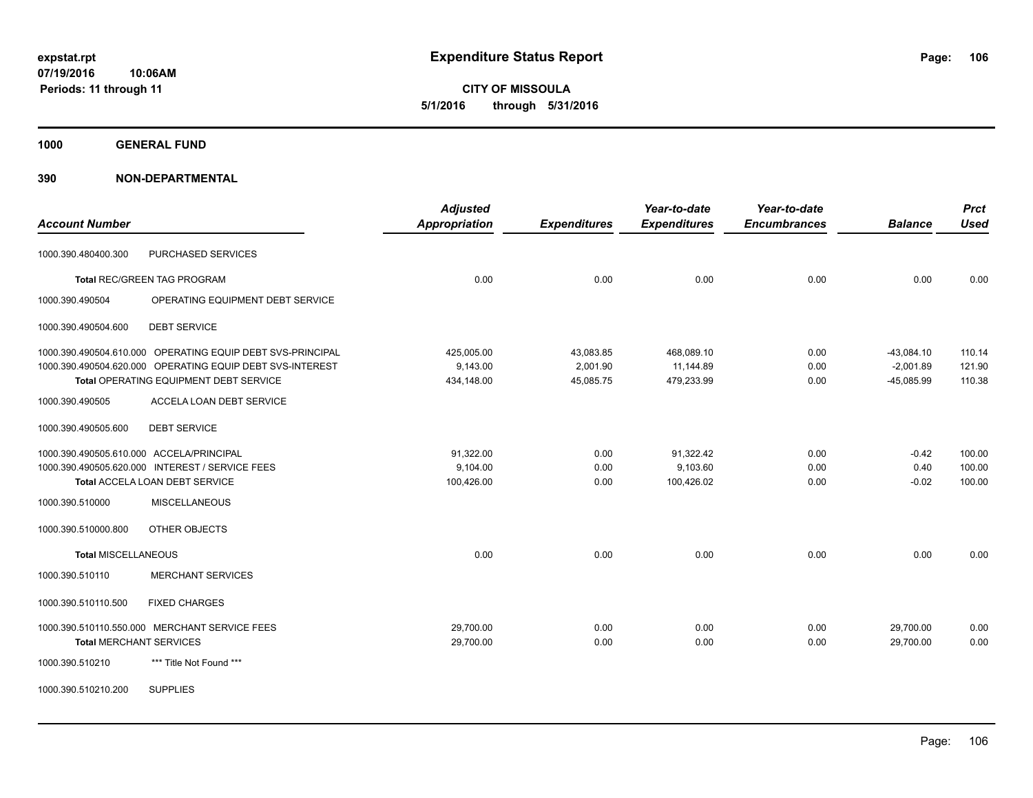**Expenditure Status Report**

**CITY OF MISSOULA**
**5/1/2016 through 5/31/2016**

expstat.rpt
07/19/2016 10:06AM
Periods: 11 through 11

**1000 GENERAL FUND**

**390 NON-DEPARTMENTAL**

| Account Number | | Adjusted Appropriation | Expenditures | Year-to-date Expenditures | Year-to-date Encumbrances | Balance | Prct Used |
|---|---|---|---|---|---|---|---|
| 1000.390.480400.300 | PURCHASED SERVICES | | | | | | |
| **Total** REC/GREEN TAG PROGRAM | | 0.00 | 0.00 | 0.00 | 0.00 | 0.00 | 0.00 |
| 1000.390.490504 | OPERATING EQUIPMENT DEBT SERVICE | | | | | | |
| 1000.390.490504.600 | DEBT SERVICE | | | | | | |
| 1000.390.490504.610.000 | OPERATING EQUIP DEBT SVS-PRINCIPAL | 425,005.00 | 43,083.85 | 468,089.10 | 0.00 | -43,084.10 | 110.14 |
| 1000.390.490504.620.000 | OPERATING EQUIP DEBT SVS-INTEREST | 9,143.00 | 2,001.90 | 11,144.89 | 0.00 | -2,001.89 | 121.90 |
| **Total** OPERATING EQUIPMENT DEBT SERVICE | | 434,148.00 | 45,085.75 | 479,233.99 | 0.00 | -45,085.99 | 110.38 |
| 1000.390.490505 | ACCELA LOAN DEBT SERVICE | | | | | | |
| 1000.390.490505.600 | DEBT SERVICE | | | | | | |
| 1000.390.490505.610.000 | ACCELA/PRINCIPAL | 91,322.00 | 0.00 | 91,322.42 | 0.00 | -0.42 | 100.00 |
| 1000.390.490505.620.000 | INTEREST / SERVICE FEES | 9,104.00 | 0.00 | 9,103.60 | 0.00 | 0.40 | 100.00 |
| **Total** ACCELA LOAN DEBT SERVICE | | 100,426.00 | 0.00 | 100,426.02 | 0.00 | -0.02 | 100.00 |
| 1000.390.510000 | MISCELLANEOUS | | | | | | |
| 1000.390.510000.800 | OTHER OBJECTS | | | | | | |
| **Total** MISCELLANEOUS | | 0.00 | 0.00 | 0.00 | 0.00 | 0.00 | 0.00 |
| 1000.390.510110 | MERCHANT SERVICES | | | | | | |
| 1000.390.510110.500 | FIXED CHARGES | | | | | | |
| 1000.390.510110.550.000 | MERCHANT SERVICE FEES | 29,700.00 | 0.00 | 0.00 | 0.00 | 29,700.00 | 0.00 |
| **Total** MERCHANT SERVICES | | 29,700.00 | 0.00 | 0.00 | 0.00 | 29,700.00 | 0.00 |
| 1000.390.510210 | *** Title Not Found *** | | | | | | |
| 1000.390.510210.200 | SUPPLIES | | | | | | |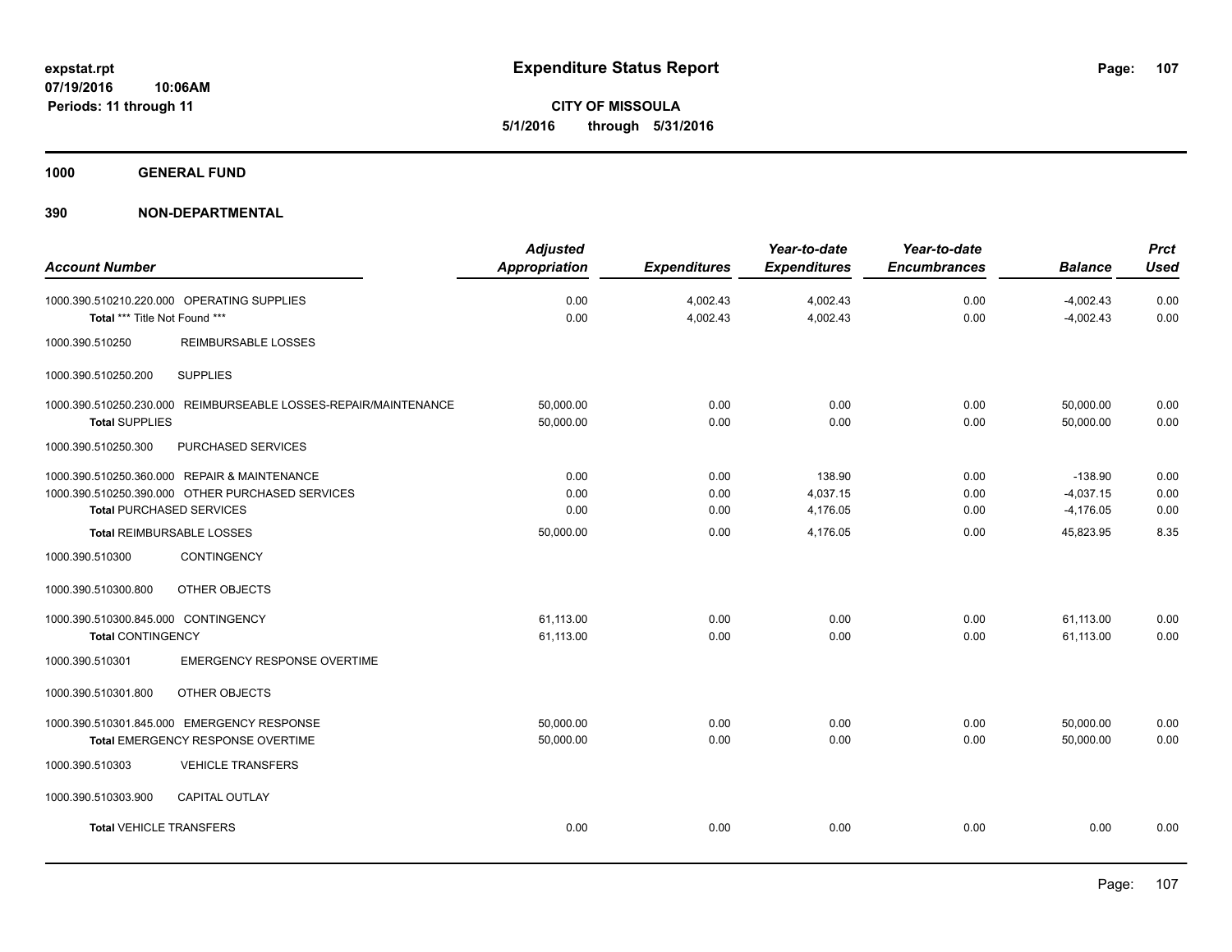# Expenditure Status Report

**CITY OF MISSOULA**
**5/1/2016 through 5/31/2016**

expstat.rpt
07/19/2016 10:06AM
Periods: 11 through 11

**1000 GENERAL FUND**

**390 NON-DEPARTMENTAL**

| Account Number | Adjusted Appropriation | Expenditures | Year-to-date Expenditures | Year-to-date Encumbrances | Balance | Prct Used |
|---|---|---|---|---|---|---|
| 1000.390.510210.220.000 OPERATING SUPPLIES | 0.00 | 4,002.43 | 4,002.43 | 0.00 | -4,002.43 | 0.00 |
| **Total** *** Title Not Found *** | 0.00 | 4,002.43 | 4,002.43 | 0.00 | -4,002.43 | 0.00 |
| 1000.390.510250 REIMBURSABLE LOSSES | | | | | | |
| 1000.390.510250.200 SUPPLIES | | | | | | |
| 1000.390.510250.230.000 REIMBURSEABLE LOSSES-REPAIR/MAINTENANCE | 50,000.00 | 0.00 | 0.00 | 0.00 | 50,000.00 | 0.00 |
| **Total** SUPPLIES | 50,000.00 | 0.00 | 0.00 | 0.00 | 50,000.00 | 0.00 |
| 1000.390.510250.300 PURCHASED SERVICES | | | | | | |
| 1000.390.510250.360.000 REPAIR & MAINTENANCE | 0.00 | 0.00 | 138.90 | 0.00 | -138.90 | 0.00 |
| 1000.390.510250.390.000 OTHER PURCHASED SERVICES | 0.00 | 0.00 | 4,037.15 | 0.00 | -4,037.15 | 0.00 |
| **Total** PURCHASED SERVICES | 0.00 | 0.00 | 4,176.05 | 0.00 | -4,176.05 | 0.00 |
| **Total** REIMBURSABLE LOSSES | 50,000.00 | 0.00 | 4,176.05 | 0.00 | 45,823.95 | 8.35 |
| 1000.390.510300 CONTINGENCY | | | | | | |
| 1000.390.510300.800 OTHER OBJECTS | | | | | | |
| 1000.390.510300.845.000 CONTINGENCY | 61,113.00 | 0.00 | 0.00 | 0.00 | 61,113.00 | 0.00 |
| **Total** CONTINGENCY | 61,113.00 | 0.00 | 0.00 | 0.00 | 61,113.00 | 0.00 |
| 1000.390.510301 EMERGENCY RESPONSE OVERTIME | | | | | | |
| 1000.390.510301.800 OTHER OBJECTS | | | | | | |
| 1000.390.510301.845.000 EMERGENCY RESPONSE | 50,000.00 | 0.00 | 0.00 | 0.00 | 50,000.00 | 0.00 |
| **Total** EMERGENCY RESPONSE OVERTIME | 50,000.00 | 0.00 | 0.00 | 0.00 | 50,000.00 | 0.00 |
| 1000.390.510303 VEHICLE TRANSFERS | | | | | | |
| 1000.390.510303.900 CAPITAL OUTLAY | | | | | | |
| **Total** VEHICLE TRANSFERS | 0.00 | 0.00 | 0.00 | 0.00 | 0.00 | 0.00 |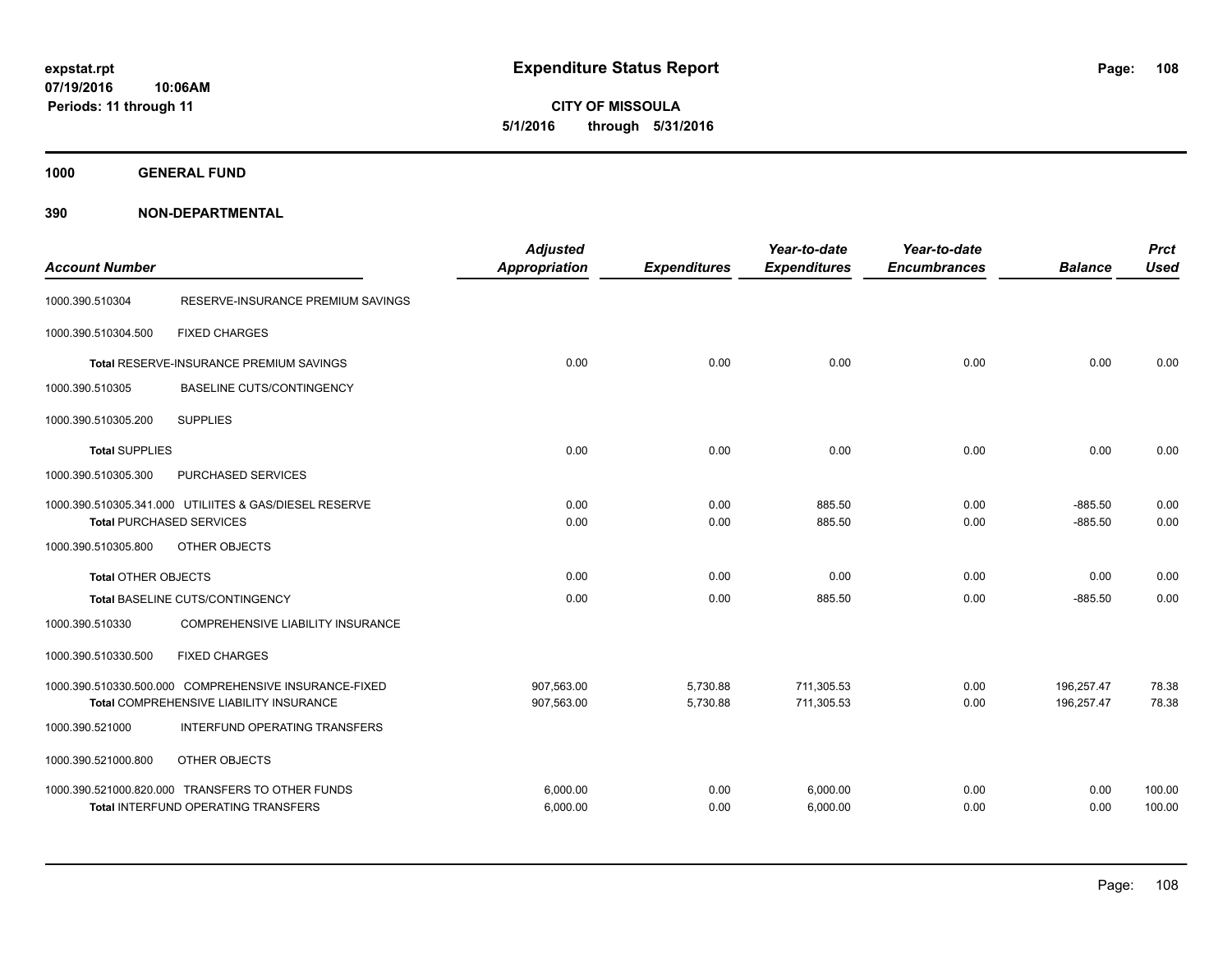**Expenditure Status Report**

**CITY OF MISSOULA**
**5/1/2016 through 5/31/2016**

expstat.rpt
07/19/2016 10:06AM
Periods: 11 through 11

## 1000 GENERAL FUND

## 390 NON-DEPARTMENTAL

| Account Number | | Adjusted Appropriation | Expenditures | Year-to-date Expenditures | Year-to-date Encumbrances | Balance | Prct Used |
|---|---|---|---|---|---|---|---|
| 1000.390.510304 | RESERVE-INSURANCE PREMIUM SAVINGS | | | | | | |
| 1000.390.510304.500 | FIXED CHARGES | | | | | | |
| **Total** RESERVE-INSURANCE PREMIUM SAVINGS | | 0.00 | 0.00 | 0.00 | 0.00 | 0.00 | 0.00 |
| 1000.390.510305 | BASELINE CUTS/CONTINGENCY | | | | | | |
| 1000.390.510305.200 | SUPPLIES | | | | | | |
| **Total** SUPPLIES | | 0.00 | 0.00 | 0.00 | 0.00 | 0.00 | 0.00 |
| 1000.390.510305.300 | PURCHASED SERVICES | | | | | | |
| 1000.390.510305.341.000 | UTILIITES & GAS/DIESEL RESERVE | 0.00 | 0.00 | 885.50 | 0.00 | -885.50 | 0.00 |
| **Total** PURCHASED SERVICES | | 0.00 | 0.00 | 885.50 | 0.00 | -885.50 | 0.00 |
| 1000.390.510305.800 | OTHER OBJECTS | | | | | | |
| **Total** OTHER OBJECTS | | 0.00 | 0.00 | 0.00 | 0.00 | 0.00 | 0.00 |
| **Total** BASELINE CUTS/CONTINGENCY | | 0.00 | 0.00 | 885.50 | 0.00 | -885.50 | 0.00 |
| 1000.390.510330 | COMPREHENSIVE LIABILITY INSURANCE | | | | | | |
| 1000.390.510330.500 | FIXED CHARGES | | | | | | |
| 1000.390.510330.500.000 | COMPREHENSIVE INSURANCE-FIXED | 907,563.00 | 5,730.88 | 711,305.53 | 0.00 | 196,257.47 | 78.38 |
| **Total** COMPREHENSIVE LIABILITY INSURANCE | | 907,563.00 | 5,730.88 | 711,305.53 | 0.00 | 196,257.47 | 78.38 |
| 1000.390.521000 | INTERFUND OPERATING TRANSFERS | | | | | | |
| 1000.390.521000.800 | OTHER OBJECTS | | | | | | |
| 1000.390.521000.820.000 | TRANSFERS TO OTHER FUNDS | 6,000.00 | 0.00 | 6,000.00 | 0.00 | 0.00 | 100.00 |
| **Total** INTERFUND OPERATING TRANSFERS | | 6,000.00 | 0.00 | 6,000.00 | 0.00 | 0.00 | 100.00 |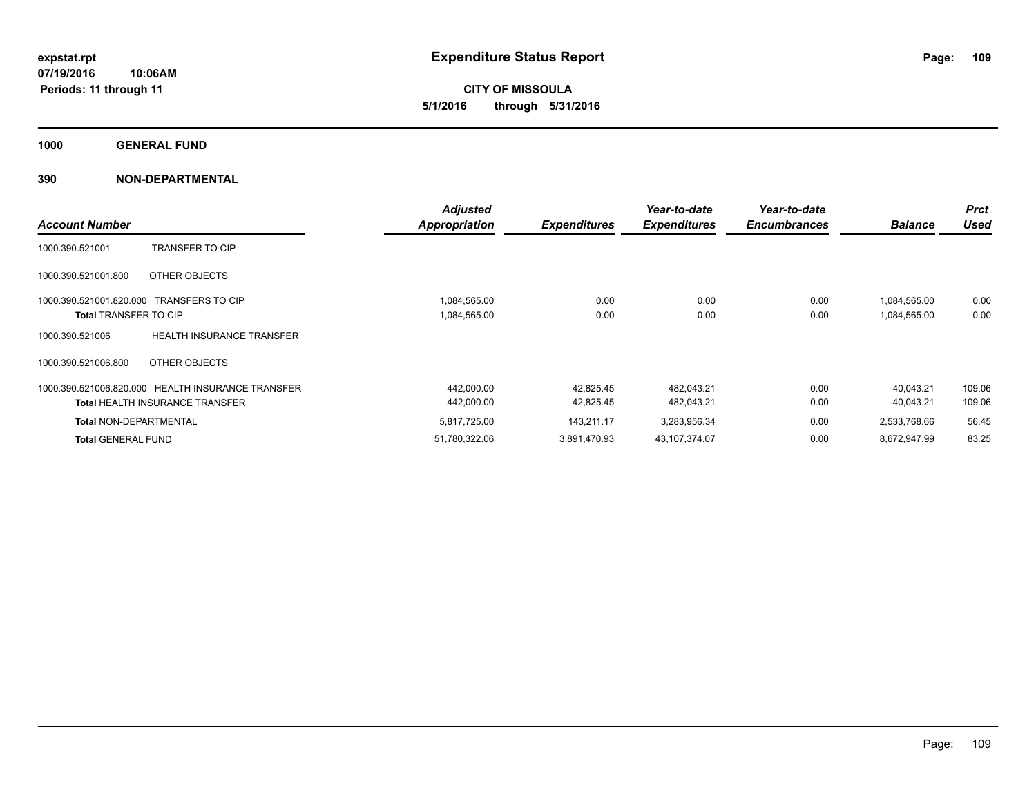expstat.rpt
07/19/2016 10:06AM
Periods: 11 through 11

# Expenditure Status Report

**CITY OF MISSOULA**
**5/1/2016 through 5/31/2016**

## 1000 GENERAL FUND

## 390 NON-DEPARTMENTAL

| Account Number | | Adjusted Appropriation | Expenditures | Year-to-date Expenditures | Year-to-date Encumbrances | Balance | Prct Used |
|---|---|---|---|---|---|---|---|
| 1000.390.521001 | TRANSFER TO CIP | | | | | | |
| 1000.390.521001.800 | OTHER OBJECTS | | | | | | |
| 1000.390.521001.820.000 | TRANSFERS TO CIP | 1,084,565.00 | 0.00 | 0.00 | 0.00 | 1,084,565.00 | 0.00 |
| **Total** TRANSFER TO CIP | | 1,084,565.00 | 0.00 | 0.00 | 0.00 | 1,084,565.00 | 0.00 |
| 1000.390.521006 | HEALTH INSURANCE TRANSFER | | | | | | |
| 1000.390.521006.800 | OTHER OBJECTS | | | | | | |
| 1000.390.521006.820.000 | HEALTH INSURANCE TRANSFER | 442,000.00 | 42,825.45 | 482,043.21 | 0.00 | -40,043.21 | 109.06 |
| **Total** HEALTH INSURANCE TRANSFER | | 442,000.00 | 42,825.45 | 482,043.21 | 0.00 | -40,043.21 | 109.06 |
| **Total** NON-DEPARTMENTAL | | 5,817,725.00 | 143,211.17 | 3,283,956.34 | 0.00 | 2,533,768.66 | 56.45 |
| **Total** GENERAL FUND | | 51,780,322.06 | 3,891,470.93 | 43,107,374.07 | 0.00 | 8,672,947.99 | 83.25 |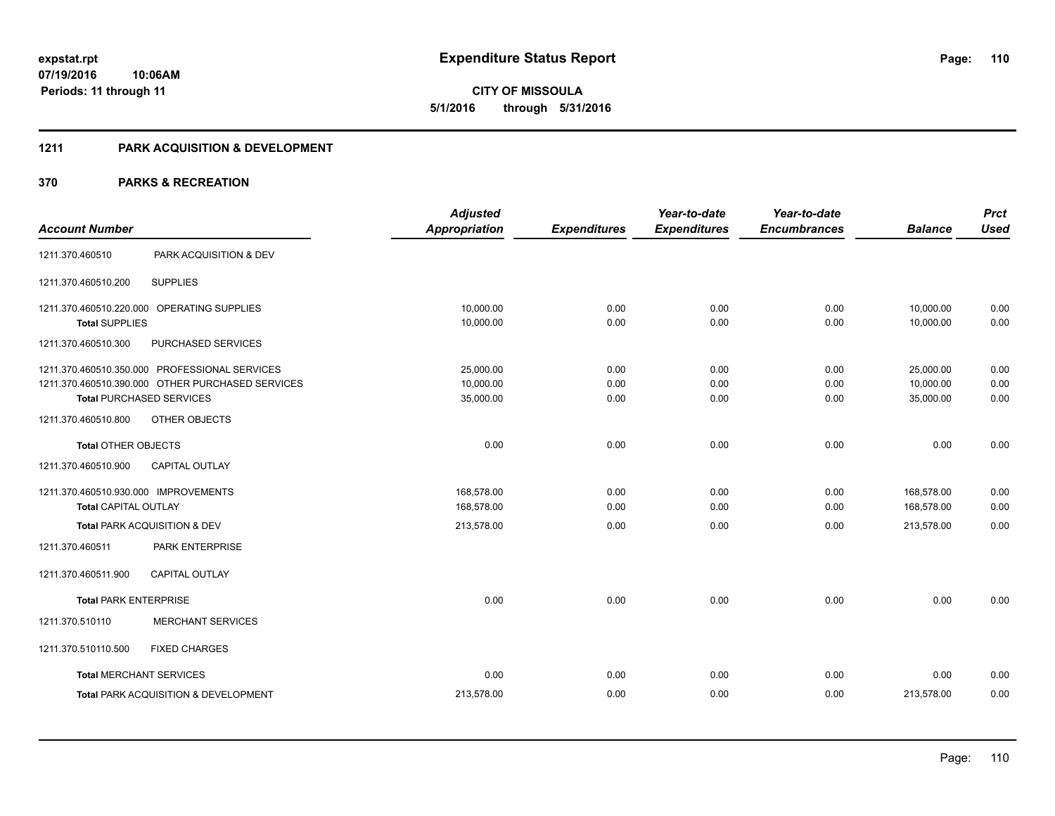**expstat.rpt**
**07/19/2016 10:06AM**
**Periods: 11 through 11**

# Expenditure Status Report

**CITY OF MISSOULA**
**5/1/2016 through 5/31/2016**

## 1211 PARK ACQUISITION & DEVELOPMENT

## 370 PARKS & RECREATION

| Account Number | | Adjusted Appropriation | Expenditures | Year-to-date Expenditures | Year-to-date Encumbrances | Balance | Prct Used |
|---|---|---|---|---|---|---|---|
| 1211.370.460510 | PARK ACQUISITION & DEV | | | | | | |
| 1211.370.460510.200 | SUPPLIES | | | | | | |
| 1211.370.460510.220.000 | OPERATING SUPPLIES | 10,000.00 | 0.00 | 0.00 | 0.00 | 10,000.00 | 0.00 |
| **Total** SUPPLIES | | 10,000.00 | 0.00 | 0.00 | 0.00 | 10,000.00 | 0.00 |
| 1211.370.460510.300 | PURCHASED SERVICES | | | | | | |
| 1211.370.460510.350.000 | PROFESSIONAL SERVICES | 25,000.00 | 0.00 | 0.00 | 0.00 | 25,000.00 | 0.00 |
| 1211.370.460510.390.000 | OTHER PURCHASED SERVICES | 10,000.00 | 0.00 | 0.00 | 0.00 | 10,000.00 | 0.00 |
| **Total** PURCHASED SERVICES | | 35,000.00 | 0.00 | 0.00 | 0.00 | 35,000.00 | 0.00 |
| 1211.370.460510.800 | OTHER OBJECTS | | | | | | |
| **Total** OTHER OBJECTS | | 0.00 | 0.00 | 0.00 | 0.00 | 0.00 | 0.00 |
| 1211.370.460510.900 | CAPITAL OUTLAY | | | | | | |
| 1211.370.460510.930.000 | IMPROVEMENTS | 168,578.00 | 0.00 | 0.00 | 0.00 | 168,578.00 | 0.00 |
| **Total** CAPITAL OUTLAY | | 168,578.00 | 0.00 | 0.00 | 0.00 | 168,578.00 | 0.00 |
| **Total** PARK ACQUISITION & DEV | | 213,578.00 | 0.00 | 0.00 | 0.00 | 213,578.00 | 0.00 |
| 1211.370.460511 | PARK ENTERPRISE | | | | | | |
| 1211.370.460511.900 | CAPITAL OUTLAY | | | | | | |
| **Total** PARK ENTERPRISE | | 0.00 | 0.00 | 0.00 | 0.00 | 0.00 | 0.00 |
| 1211.370.510110 | MERCHANT SERVICES | | | | | | |
| 1211.370.510110.500 | FIXED CHARGES | | | | | | |
| **Total** MERCHANT SERVICES | | 0.00 | 0.00 | 0.00 | 0.00 | 0.00 | 0.00 |
| **Total** PARK ACQUISITION & DEVELOPMENT | | 213,578.00 | 0.00 | 0.00 | 0.00 | 213,578.00 | 0.00 |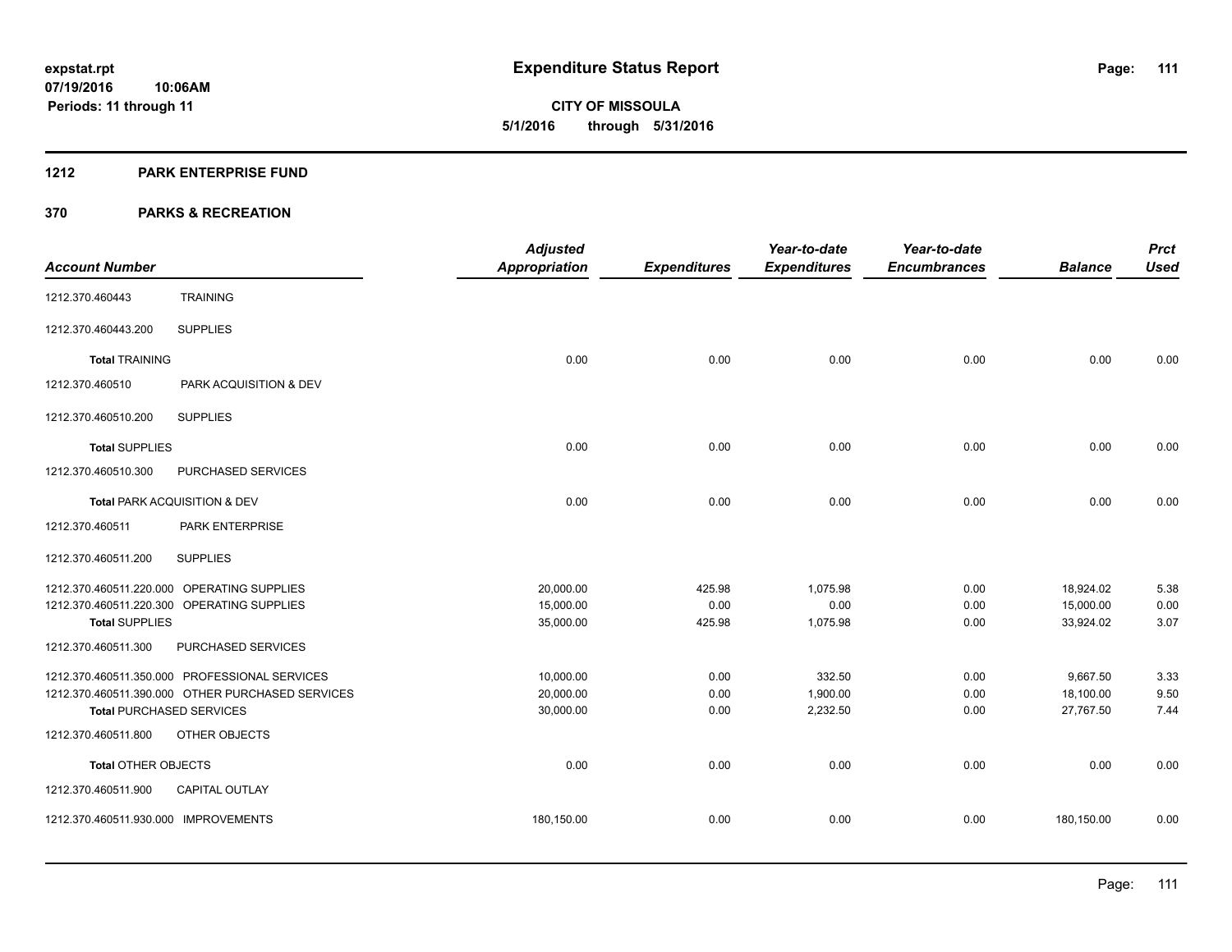**expstat.rpt**
**07/19/2016 10:06AM**
**Periods: 11 through 11**

# Expenditure Status Report

**CITY OF MISSOULA**
**5/1/2016 through 5/31/2016**

## 1212 PARK ENTERPRISE FUND

## 370 PARKS & RECREATION

| Account Number | | Adjusted Appropriation | Expenditures | Year-to-date Expenditures | Year-to-date Encumbrances | Balance | Prct Used |
|---|---|---|---|---|---|---|---|
| 1212.370.460443 | TRAINING | | | | | | |
| 1212.370.460443.200 | SUPPLIES | | | | | | |
| **Total** TRAINING | | 0.00 | 0.00 | 0.00 | 0.00 | 0.00 | 0.00 |
| 1212.370.460510 | PARK ACQUISITION & DEV | | | | | | |
| 1212.370.460510.200 | SUPPLIES | | | | | | |
| **Total** SUPPLIES | | 0.00 | 0.00 | 0.00 | 0.00 | 0.00 | 0.00 |
| 1212.370.460510.300 | PURCHASED SERVICES | | | | | | |
| **Total** PARK ACQUISITION & DEV | | 0.00 | 0.00 | 0.00 | 0.00 | 0.00 | 0.00 |
| 1212.370.460511 | PARK ENTERPRISE | | | | | | |
| 1212.370.460511.200 | SUPPLIES | | | | | | |
| 1212.370.460511.220.000 | OPERATING SUPPLIES | 20,000.00 | 425.98 | 1,075.98 | 0.00 | 18,924.02 | 5.38 |
| 1212.370.460511.220.300 | OPERATING SUPPLIES | 15,000.00 | 0.00 | 0.00 | 0.00 | 15,000.00 | 0.00 |
| **Total** SUPPLIES | | 35,000.00 | 425.98 | 1,075.98 | 0.00 | 33,924.02 | 3.07 |
| 1212.370.460511.300 | PURCHASED SERVICES | | | | | | |
| 1212.370.460511.350.000 | PROFESSIONAL SERVICES | 10,000.00 | 0.00 | 332.50 | 0.00 | 9,667.50 | 3.33 |
| 1212.370.460511.390.000 | OTHER PURCHASED SERVICES | 20,000.00 | 0.00 | 1,900.00 | 0.00 | 18,100.00 | 9.50 |
| **Total** PURCHASED SERVICES | | 30,000.00 | 0.00 | 2,232.50 | 0.00 | 27,767.50 | 7.44 |
| 1212.370.460511.800 | OTHER OBJECTS | | | | | | |
| **Total** OTHER OBJECTS | | 0.00 | 0.00 | 0.00 | 0.00 | 0.00 | 0.00 |
| 1212.370.460511.900 | CAPITAL OUTLAY | | | | | | |
| 1212.370.460511.930.000 | IMPROVEMENTS | 180,150.00 | 0.00 | 0.00 | 0.00 | 180,150.00 | 0.00 |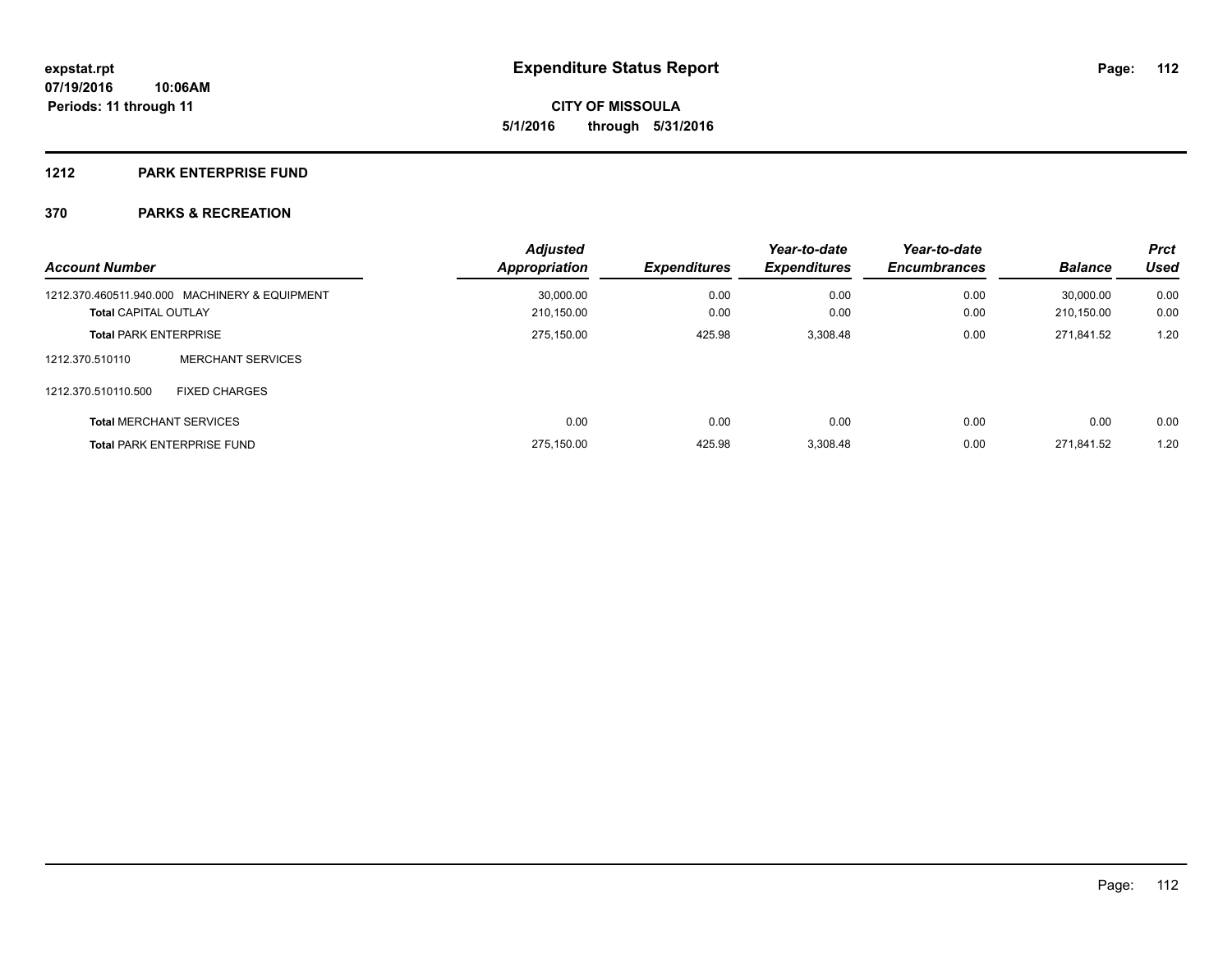**expstat.rpt**
**07/19/2016 10:06AM**
**Periods: 11 through 11**

# Expenditure Status Report

**CITY OF MISSOULA**
**5/1/2016 through 5/31/2016**

## 1212 PARK ENTERPRISE FUND

## 370 PARKS & RECREATION

| Account Number | | Adjusted Appropriation | Expenditures | Year-to-date Expenditures | Year-to-date Encumbrances | Balance | Prct Used |
|---|---|---|---|---|---|---|---|
| 1212.370.460511.940.000 | MACHINERY & EQUIPMENT | 30,000.00 | 0.00 | 0.00 | 0.00 | 30,000.00 | 0.00 |
| **Total** CAPITAL OUTLAY | | 210,150.00 | 0.00 | 0.00 | 0.00 | 210,150.00 | 0.00 |
| **Total** PARK ENTERPRISE | | 275,150.00 | 425.98 | 3,308.48 | 0.00 | 271,841.52 | 1.20 |
| 1212.370.510110 | MERCHANT SERVICES | | | | | | |
| 1212.370.510110.500 | FIXED CHARGES | | | | | | |
| **Total** MERCHANT SERVICES | | 0.00 | 0.00 | 0.00 | 0.00 | 0.00 | 0.00 |
| **Total** PARK ENTERPRISE FUND | | 275,150.00 | 425.98 | 3,308.48 | 0.00 | 271,841.52 | 1.20 |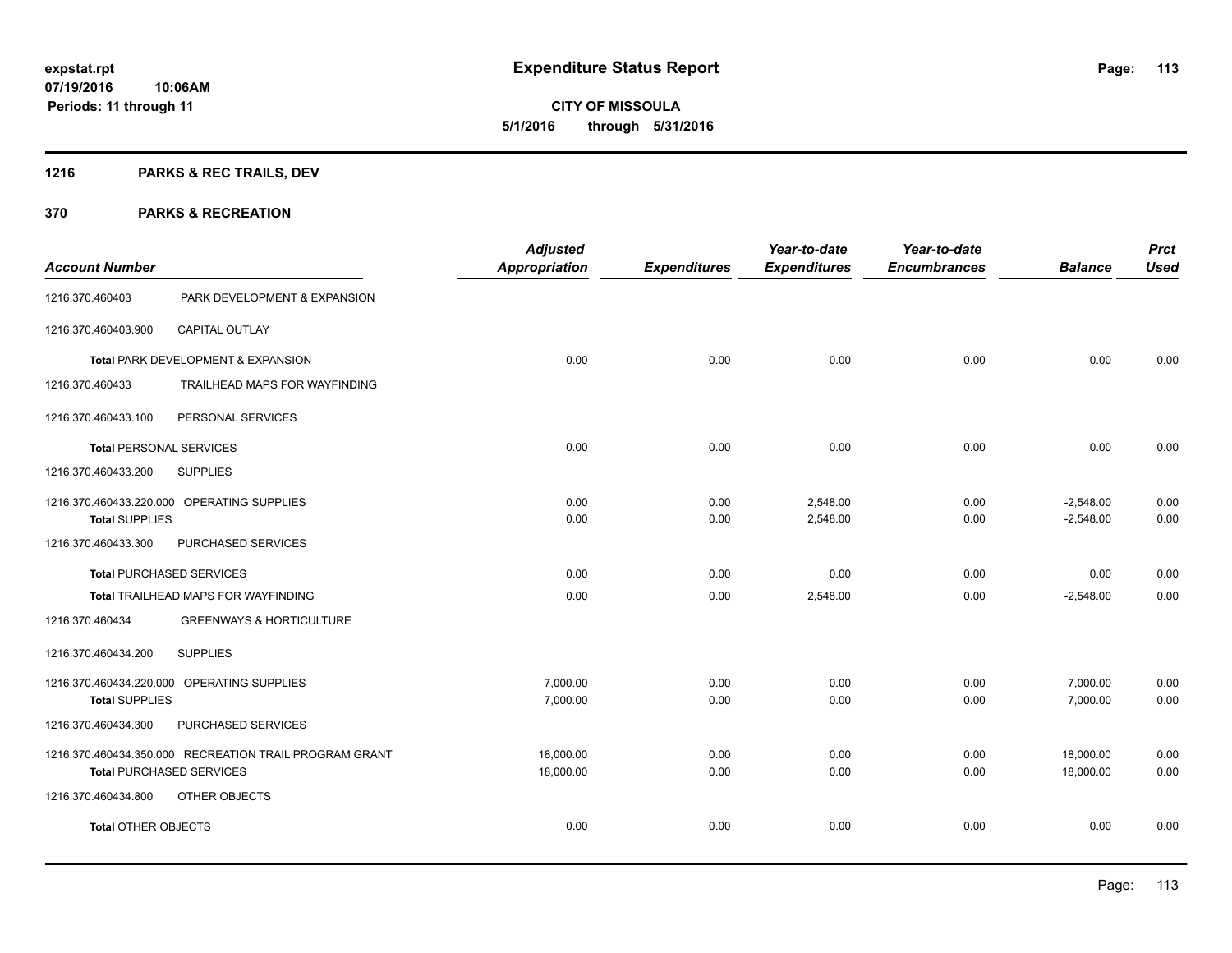# Expenditure Status Report

**CITY OF MISSOULA**
**5/1/2016 through 5/31/2016**

expstat.rpt
07/19/2016 10:06AM
Periods: 11 through 11

## 1216 PARKS & REC TRAILS, DEV

## 370 PARKS & RECREATION

| Account Number | | Adjusted Appropriation | Expenditures | Year-to-date Expenditures | Year-to-date Encumbrances | Balance | Prct Used |
|---|---|---|---|---|---|---|---|
| 1216.370.460403 | PARK DEVELOPMENT & EXPANSION | | | | | | |
| 1216.370.460403.900 | CAPITAL OUTLAY | | | | | | |
| **Total** PARK DEVELOPMENT & EXPANSION | | 0.00 | 0.00 | 0.00 | 0.00 | 0.00 | 0.00 |
| 1216.370.460433 | TRAILHEAD MAPS FOR WAYFINDING | | | | | | |
| 1216.370.460433.100 | PERSONAL SERVICES | | | | | | |
| **Total** PERSONAL SERVICES | | 0.00 | 0.00 | 0.00 | 0.00 | 0.00 | 0.00 |
| 1216.370.460433.200 | SUPPLIES | | | | | | |
| 1216.370.460433.220.000 | OPERATING SUPPLIES | 0.00 | 0.00 | 2,548.00 | 0.00 | -2,548.00 | 0.00 |
| **Total** SUPPLIES | | 0.00 | 0.00 | 2,548.00 | 0.00 | -2,548.00 | 0.00 |
| 1216.370.460433.300 | PURCHASED SERVICES | | | | | | |
| **Total** PURCHASED SERVICES | | 0.00 | 0.00 | 0.00 | 0.00 | 0.00 | 0.00 |
| **Total** TRAILHEAD MAPS FOR WAYFINDING | | 0.00 | 0.00 | 2,548.00 | 0.00 | -2,548.00 | 0.00 |
| 1216.370.460434 | GREENWAYS & HORTICULTURE | | | | | | |
| 1216.370.460434.200 | SUPPLIES | | | | | | |
| 1216.370.460434.220.000 | OPERATING SUPPLIES | 7,000.00 | 0.00 | 0.00 | 0.00 | 7,000.00 | 0.00 |
| **Total** SUPPLIES | | 7,000.00 | 0.00 | 0.00 | 0.00 | 7,000.00 | 0.00 |
| 1216.370.460434.300 | PURCHASED SERVICES | | | | | | |
| 1216.370.460434.350.000 | RECREATION TRAIL PROGRAM GRANT | 18,000.00 | 0.00 | 0.00 | 0.00 | 18,000.00 | 0.00 |
| **Total** PURCHASED SERVICES | | 18,000.00 | 0.00 | 0.00 | 0.00 | 18,000.00 | 0.00 |
| 1216.370.460434.800 | OTHER OBJECTS | | | | | | |
| **Total** OTHER OBJECTS | | 0.00 | 0.00 | 0.00 | 0.00 | 0.00 | 0.00 |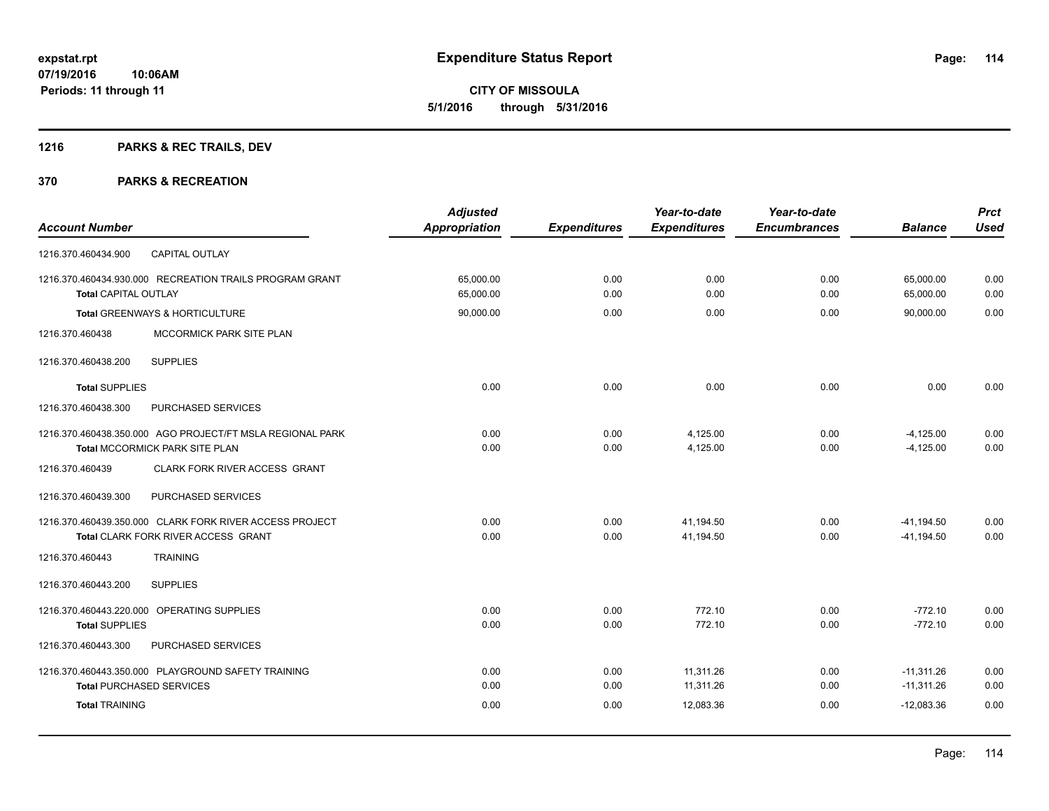**expstat.rpt**
**07/19/2016 10:06AM**
**Periods: 11 through 11**

# Expenditure Status Report

**CITY OF MISSOULA**
**5/1/2016 through 5/31/2016**

## 1216 PARKS & REC TRAILS, DEV

## 370 PARKS & RECREATION

| Account Number | Adjusted Appropriation | Expenditures | Year-to-date Expenditures | Year-to-date Encumbrances | Balance | Prct Used |
|---|---|---|---|---|---|---|
| 1216.370.460434.900 CAPITAL OUTLAY | | | | | | |
| 1216.370.460434.930.000 RECREATION TRAILS PROGRAM GRANT | 65,000.00 | 0.00 | 0.00 | 0.00 | 65,000.00 | 0.00 |
| **Total** CAPITAL OUTLAY | 65,000.00 | 0.00 | 0.00 | 0.00 | 65,000.00 | 0.00 |
| **Total** GREENWAYS & HORTICULTURE | 90,000.00 | 0.00 | 0.00 | 0.00 | 90,000.00 | 0.00 |
| 1216.370.460438 MCCORMICK PARK SITE PLAN | | | | | | |
| 1216.370.460438.200 SUPPLIES | | | | | | |
| **Total** SUPPLIES | 0.00 | 0.00 | 0.00 | 0.00 | 0.00 | 0.00 |
| 1216.370.460438.300 PURCHASED SERVICES | | | | | | |
| 1216.370.460438.350.000 AGO PROJECT/FT MSLA REGIONAL PARK | 0.00 | 0.00 | 4,125.00 | 0.00 | -4,125.00 | 0.00 |
| **Total** MCCORMICK PARK SITE PLAN | 0.00 | 0.00 | 4,125.00 | 0.00 | -4,125.00 | 0.00 |
| 1216.370.460439 CLARK FORK RIVER ACCESS GRANT | | | | | | |
| 1216.370.460439.300 PURCHASED SERVICES | | | | | | |
| 1216.370.460439.350.000 CLARK FORK RIVER ACCESS PROJECT | 0.00 | 0.00 | 41,194.50 | 0.00 | -41,194.50 | 0.00 |
| **Total** CLARK FORK RIVER ACCESS GRANT | 0.00 | 0.00 | 41,194.50 | 0.00 | -41,194.50 | 0.00 |
| 1216.370.460443 TRAINING | | | | | | |
| 1216.370.460443.200 SUPPLIES | | | | | | |
| 1216.370.460443.220.000 OPERATING SUPPLIES | 0.00 | 0.00 | 772.10 | 0.00 | -772.10 | 0.00 |
| **Total** SUPPLIES | 0.00 | 0.00 | 772.10 | 0.00 | -772.10 | 0.00 |
| 1216.370.460443.300 PURCHASED SERVICES | | | | | | |
| 1216.370.460443.350.000 PLAYGROUND SAFETY TRAINING | 0.00 | 0.00 | 11,311.26 | 0.00 | -11,311.26 | 0.00 |
| **Total** PURCHASED SERVICES | 0.00 | 0.00 | 11,311.26 | 0.00 | -11,311.26 | 0.00 |
| **Total** TRAINING | 0.00 | 0.00 | 12,083.36 | 0.00 | -12,083.36 | 0.00 |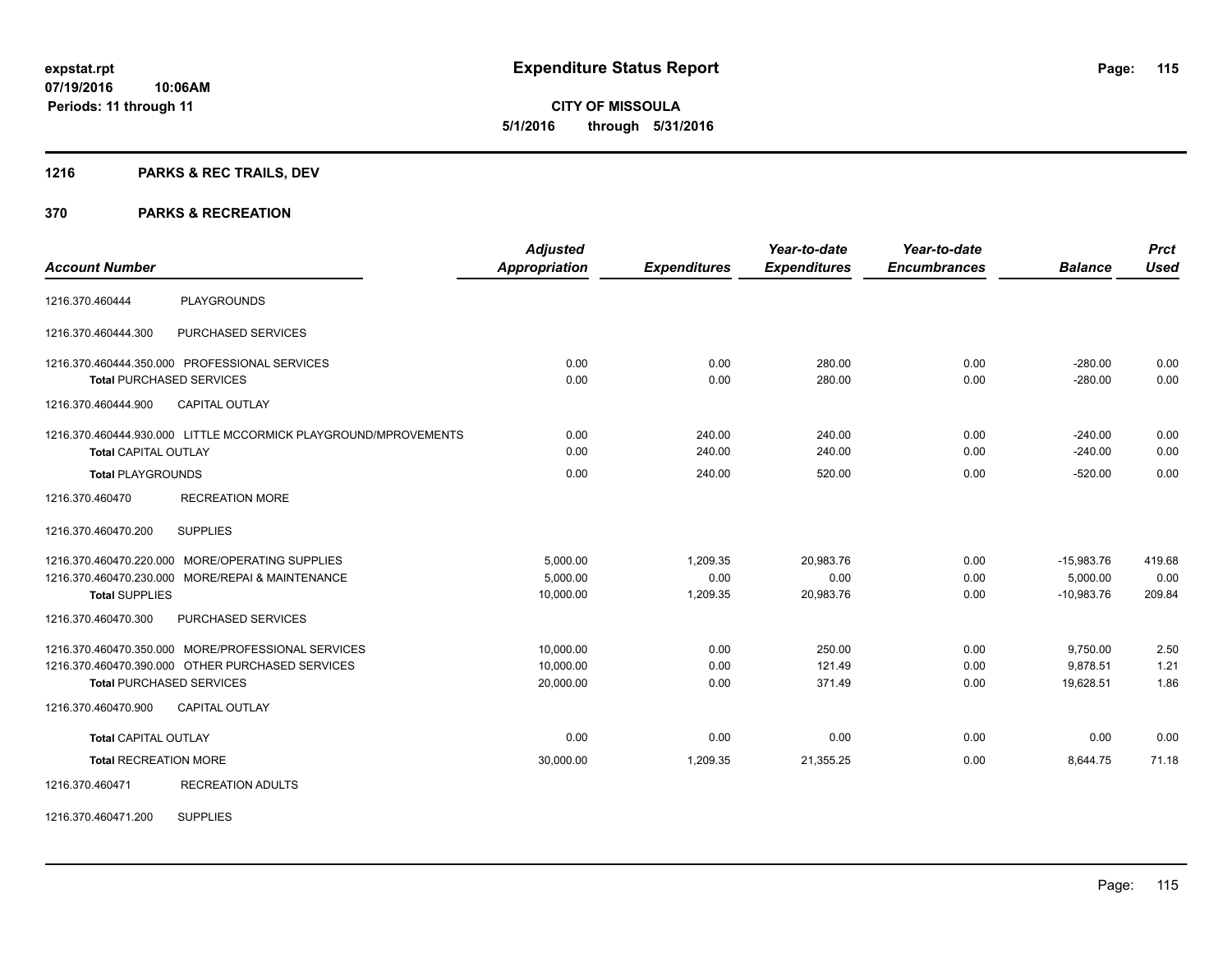**expstat.rpt**
**07/19/2016 10:06AM**
**Periods: 11 through 11**

# Expenditure Status Report

**CITY OF MISSOULA**
**5/1/2016 through 5/31/2016**

## 1216 PARKS & REC TRAILS, DEV

## 370 PARKS & RECREATION

| Account Number | | Adjusted Appropriation | Expenditures | Year-to-date Expenditures | Year-to-date Encumbrances | Balance | Prct Used |
|---|---|---|---|---|---|---|---|
| 1216.370.460444 | PLAYGROUNDS | | | | | | |
| 1216.370.460444.300 | PURCHASED SERVICES | | | | | | |
| 1216.370.460444.350.000 PROFESSIONAL SERVICES | | 0.00 | 0.00 | 280.00 | 0.00 | -280.00 | 0.00 |
| Total PURCHASED SERVICES | | 0.00 | 0.00 | 280.00 | 0.00 | -280.00 | 0.00 |
| 1216.370.460444.900 | CAPITAL OUTLAY | | | | | | |
| 1216.370.460444.930.000 LITTLE MCCORMICK PLAYGROUND/MPROVEMENTS | | 0.00 | 240.00 | 240.00 | 0.00 | -240.00 | 0.00 |
| Total CAPITAL OUTLAY | | 0.00 | 240.00 | 240.00 | 0.00 | -240.00 | 0.00 |
| Total PLAYGROUNDS | | 0.00 | 240.00 | 520.00 | 0.00 | -520.00 | 0.00 |
| 1216.370.460470 | RECREATION MORE | | | | | | |
| 1216.370.460470.200 | SUPPLIES | | | | | | |
| 1216.370.460470.220.000 MORE/OPERATING SUPPLIES | | 5,000.00 | 1,209.35 | 20,983.76 | 0.00 | -15,983.76 | 419.68 |
| 1216.370.460470.230.000 MORE/REPAI & MAINTENANCE | | 5,000.00 | 0.00 | 0.00 | 0.00 | 5,000.00 | 0.00 |
| Total SUPPLIES | | 10,000.00 | 1,209.35 | 20,983.76 | 0.00 | -10,983.76 | 209.84 |
| 1216.370.460470.300 | PURCHASED SERVICES | | | | | | |
| 1216.370.460470.350.000 MORE/PROFESSIONAL SERVICES | | 10,000.00 | 0.00 | 250.00 | 0.00 | 9,750.00 | 2.50 |
| 1216.370.460470.390.000 OTHER PURCHASED SERVICES | | 10,000.00 | 0.00 | 121.49 | 0.00 | 9,878.51 | 1.21 |
| Total PURCHASED SERVICES | | 20,000.00 | 0.00 | 371.49 | 0.00 | 19,628.51 | 1.86 |
| 1216.370.460470.900 | CAPITAL OUTLAY | | | | | | |
| Total CAPITAL OUTLAY | | 0.00 | 0.00 | 0.00 | 0.00 | 0.00 | 0.00 |
| Total RECREATION MORE | | 30,000.00 | 1,209.35 | 21,355.25 | 0.00 | 8,644.75 | 71.18 |
| 1216.370.460471 | RECREATION ADULTS | | | | | | |
| 1216.370.460471.200 | SUPPLIES | | | | | | |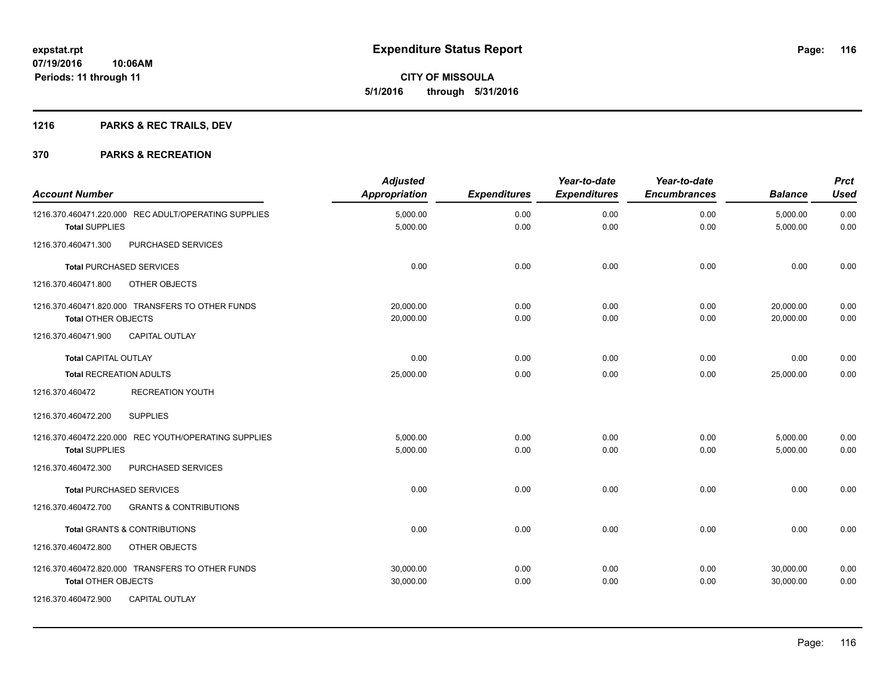# Expenditure Status Report

**CITY OF MISSOULA**
**5/1/2016 through 5/31/2016**

expstat.rpt
07/19/2016 10:06AM
Periods: 11 through 11

## 1216 PARKS & REC TRAILS, DEV

## 370 PARKS & RECREATION

| Account Number | Adjusted Appropriation | Expenditures | Year-to-date Expenditures | Year-to-date Encumbrances | Balance | Prct Used |
|---|---|---|---|---|---|---|
| 1216.370.460471.220.000 REC ADULT/OPERATING SUPPLIES | 5,000.00 | 0.00 | 0.00 | 0.00 | 5,000.00 | 0.00 |
| **Total SUPPLIES** | 5,000.00 | 0.00 | 0.00 | 0.00 | 5,000.00 | 0.00 |
| 1216.370.460471.300 PURCHASED SERVICES | | | | | | |
| **Total PURCHASED SERVICES** | 0.00 | 0.00 | 0.00 | 0.00 | 0.00 | 0.00 |
| 1216.370.460471.800 OTHER OBJECTS | | | | | | |
| 1216.370.460471.820.000 TRANSFERS TO OTHER FUNDS | 20,000.00 | 0.00 | 0.00 | 0.00 | 20,000.00 | 0.00 |
| **Total OTHER OBJECTS** | 20,000.00 | 0.00 | 0.00 | 0.00 | 20,000.00 | 0.00 |
| 1216.370.460471.900 CAPITAL OUTLAY | | | | | | |
| **Total CAPITAL OUTLAY** | 0.00 | 0.00 | 0.00 | 0.00 | 0.00 | 0.00 |
| **Total RECREATION ADULTS** | 25,000.00 | 0.00 | 0.00 | 0.00 | 25,000.00 | 0.00 |
| 1216.370.460472 RECREATION YOUTH | | | | | | |
| 1216.370.460472.200 SUPPLIES | | | | | | |
| 1216.370.460472.220.000 REC YOUTH/OPERATING SUPPLIES | 5,000.00 | 0.00 | 0.00 | 0.00 | 5,000.00 | 0.00 |
| **Total SUPPLIES** | 5,000.00 | 0.00 | 0.00 | 0.00 | 5,000.00 | 0.00 |
| 1216.370.460472.300 PURCHASED SERVICES | | | | | | |
| **Total PURCHASED SERVICES** | 0.00 | 0.00 | 0.00 | 0.00 | 0.00 | 0.00 |
| 1216.370.460472.700 GRANTS & CONTRIBUTIONS | | | | | | |
| **Total GRANTS & CONTRIBUTIONS** | 0.00 | 0.00 | 0.00 | 0.00 | 0.00 | 0.00 |
| 1216.370.460472.800 OTHER OBJECTS | | | | | | |
| 1216.370.460472.820.000 TRANSFERS TO OTHER FUNDS | 30,000.00 | 0.00 | 0.00 | 0.00 | 30,000.00 | 0.00 |
| **Total OTHER OBJECTS** | 30,000.00 | 0.00 | 0.00 | 0.00 | 30,000.00 | 0.00 |
| 1216.370.460472.900 CAPITAL OUTLAY | | | | | | |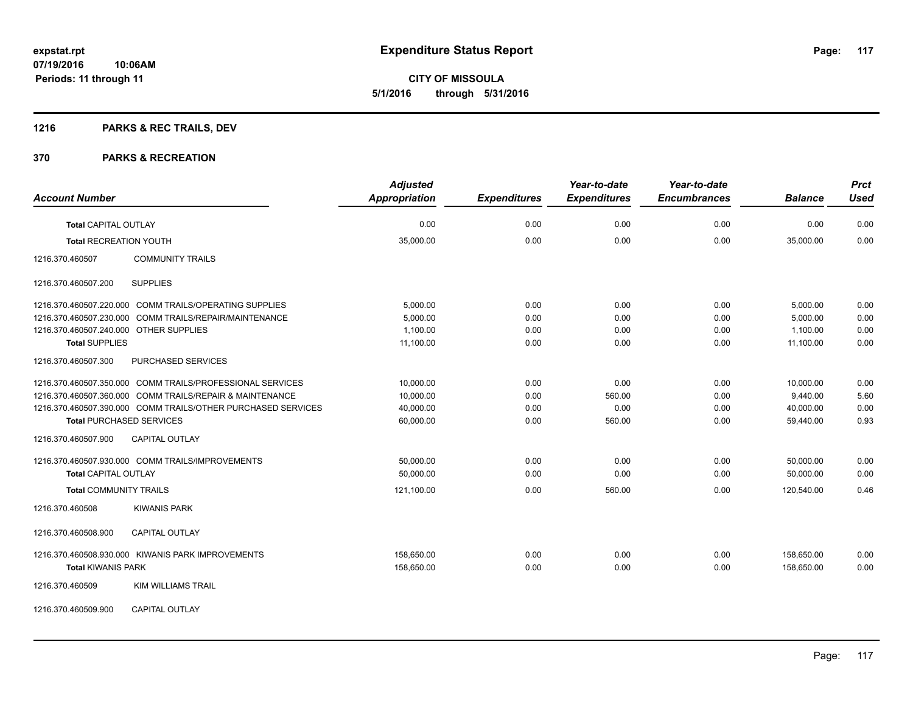**expstat.rpt**
**07/19/2016 10:06AM**
**Periods: 11 through 11**

# Expenditure Status Report

**CITY OF MISSOULA**
**5/1/2016 through 5/31/2016**

## 1216 PARKS & REC TRAILS, DEV

## 370 PARKS & RECREATION

| Account Number | | Adjusted Appropriation | Expenditures | Year-to-date Expenditures | Year-to-date Encumbrances | Balance | Prct Used |
|---|---|---|---|---|---|---|---|
| **Total** CAPITAL OUTLAY | | 0.00 | 0.00 | 0.00 | 0.00 | 0.00 | 0.00 |
| **Total** RECREATION YOUTH | | 35,000.00 | 0.00 | 0.00 | 0.00 | 35,000.00 | 0.00 |
| 1216.370.460507 | COMMUNITY TRAILS | | | | | | |
| 1216.370.460507.200 | SUPPLIES | | | | | | |
| 1216.370.460507.220.000 | COMM TRAILS/OPERATING SUPPLIES | 5,000.00 | 0.00 | 0.00 | 0.00 | 5,000.00 | 0.00 |
| 1216.370.460507.230.000 | COMM TRAILS/REPAIR/MAINTENANCE | 5,000.00 | 0.00 | 0.00 | 0.00 | 5,000.00 | 0.00 |
| 1216.370.460507.240.000 | OTHER SUPPLIES | 1,100.00 | 0.00 | 0.00 | 0.00 | 1,100.00 | 0.00 |
| **Total** SUPPLIES | | 11,100.00 | 0.00 | 0.00 | 0.00 | 11,100.00 | 0.00 |
| 1216.370.460507.300 | PURCHASED SERVICES | | | | | | |
| 1216.370.460507.350.000 | COMM TRAILS/PROFESSIONAL SERVICES | 10,000.00 | 0.00 | 0.00 | 0.00 | 10,000.00 | 0.00 |
| 1216.370.460507.360.000 | COMM TRAILS/REPAIR & MAINTENANCE | 10,000.00 | 0.00 | 560.00 | 0.00 | 9,440.00 | 5.60 |
| 1216.370.460507.390.000 | COMM TRAILS/OTHER PURCHASED SERVICES | 40,000.00 | 0.00 | 0.00 | 0.00 | 40,000.00 | 0.00 |
| **Total** PURCHASED SERVICES | | 60,000.00 | 0.00 | 560.00 | 0.00 | 59,440.00 | 0.93 |
| 1216.370.460507.900 | CAPITAL OUTLAY | | | | | | |
| 1216.370.460507.930.000 | COMM TRAILS/IMPROVEMENTS | 50,000.00 | 0.00 | 0.00 | 0.00 | 50,000.00 | 0.00 |
| **Total** CAPITAL OUTLAY | | 50,000.00 | 0.00 | 0.00 | 0.00 | 50,000.00 | 0.00 |
| **Total** COMMUNITY TRAILS | | 121,100.00 | 0.00 | 560.00 | 0.00 | 120,540.00 | 0.46 |
| 1216.370.460508 | KIWANIS PARK | | | | | | |
| 1216.370.460508.900 | CAPITAL OUTLAY | | | | | | |
| 1216.370.460508.930.000 | KIWANIS PARK IMPROVEMENTS | 158,650.00 | 0.00 | 0.00 | 0.00 | 158,650.00 | 0.00 |
| **Total** KIWANIS PARK | | 158,650.00 | 0.00 | 0.00 | 0.00 | 158,650.00 | 0.00 |
| 1216.370.460509 | KIM WILLIAMS TRAIL | | | | | | |
| 1216.370.460509.900 | CAPITAL OUTLAY | | | | | | |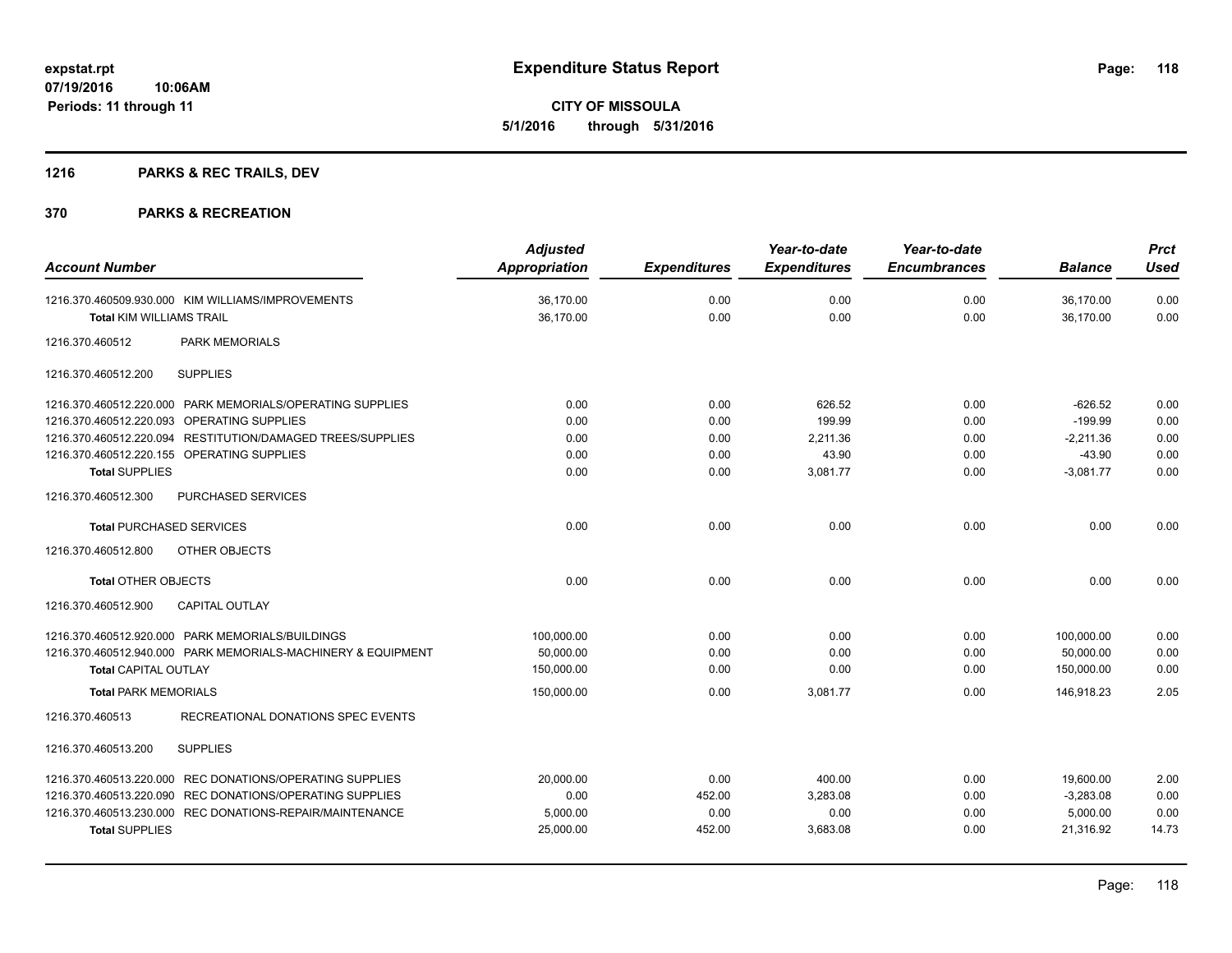# Expenditure Status Report

**CITY OF MISSOULA**

**5/1/2016 through 5/31/2016**

expstat.rpt
07/19/2016 10:06AM
Periods: 11 through 11

## 1216 PARKS & REC TRAILS, DEV

## 370 PARKS & RECREATION

| Account Number | Adjusted Appropriation | Expenditures | Year-to-date Expenditures | Year-to-date Encumbrances | Balance | Prct Used |
|---|---|---|---|---|---|---|
| 1216.370.460509.930.000 KIM WILLIAMS/IMPROVEMENTS | 36,170.00 | 0.00 | 0.00 | 0.00 | 36,170.00 | 0.00 |
| **Total** KIM WILLIAMS TRAIL | 36,170.00 | 0.00 | 0.00 | 0.00 | 36,170.00 | 0.00 |
| 1216.370.460512 PARK MEMORIALS | | | | | | |
| 1216.370.460512.200 SUPPLIES | | | | | | |
| 1216.370.460512.220.000 PARK MEMORIALS/OPERATING SUPPLIES | 0.00 | 0.00 | 626.52 | 0.00 | -626.52 | 0.00 |
| 1216.370.460512.220.093 OPERATING SUPPLIES | 0.00 | 0.00 | 199.99 | 0.00 | -199.99 | 0.00 |
| 1216.370.460512.220.094 RESTITUTION/DAMAGED TREES/SUPPLIES | 0.00 | 0.00 | 2,211.36 | 0.00 | -2,211.36 | 0.00 |
| 1216.370.460512.220.155 OPERATING SUPPLIES | 0.00 | 0.00 | 43.90 | 0.00 | -43.90 | 0.00 |
| **Total** SUPPLIES | 0.00 | 0.00 | 3,081.77 | 0.00 | -3,081.77 | 0.00 |
| 1216.370.460512.300 PURCHASED SERVICES | | | | | | |
| **Total** PURCHASED SERVICES | 0.00 | 0.00 | 0.00 | 0.00 | 0.00 | 0.00 |
| 1216.370.460512.800 OTHER OBJECTS | | | | | | |
| **Total** OTHER OBJECTS | 0.00 | 0.00 | 0.00 | 0.00 | 0.00 | 0.00 |
| 1216.370.460512.900 CAPITAL OUTLAY | | | | | | |
| 1216.370.460512.920.000 PARK MEMORIALS/BUILDINGS | 100,000.00 | 0.00 | 0.00 | 0.00 | 100,000.00 | 0.00 |
| 1216.370.460512.940.000 PARK MEMORIALS-MACHINERY & EQUIPMENT | 50,000.00 | 0.00 | 0.00 | 0.00 | 50,000.00 | 0.00 |
| **Total** CAPITAL OUTLAY | 150,000.00 | 0.00 | 0.00 | 0.00 | 150,000.00 | 0.00 |
| **Total** PARK MEMORIALS | 150,000.00 | 0.00 | 3,081.77 | 0.00 | 146,918.23 | 2.05 |
| 1216.370.460513 RECREATIONAL DONATIONS SPEC EVENTS | | | | | | |
| 1216.370.460513.200 SUPPLIES | | | | | | |
| 1216.370.460513.220.000 REC DONATIONS/OPERATING SUPPLIES | 20,000.00 | 0.00 | 400.00 | 0.00 | 19,600.00 | 2.00 |
| 1216.370.460513.220.090 REC DONATIONS/OPERATING SUPPLIES | 0.00 | 452.00 | 3,283.08 | 0.00 | -3,283.08 | 0.00 |
| 1216.370.460513.230.000 REC DONATIONS-REPAIR/MAINTENANCE | 5,000.00 | 0.00 | 0.00 | 0.00 | 5,000.00 | 0.00 |
| **Total** SUPPLIES | 25,000.00 | 452.00 | 3,683.08 | 0.00 | 21,316.92 | 14.73 |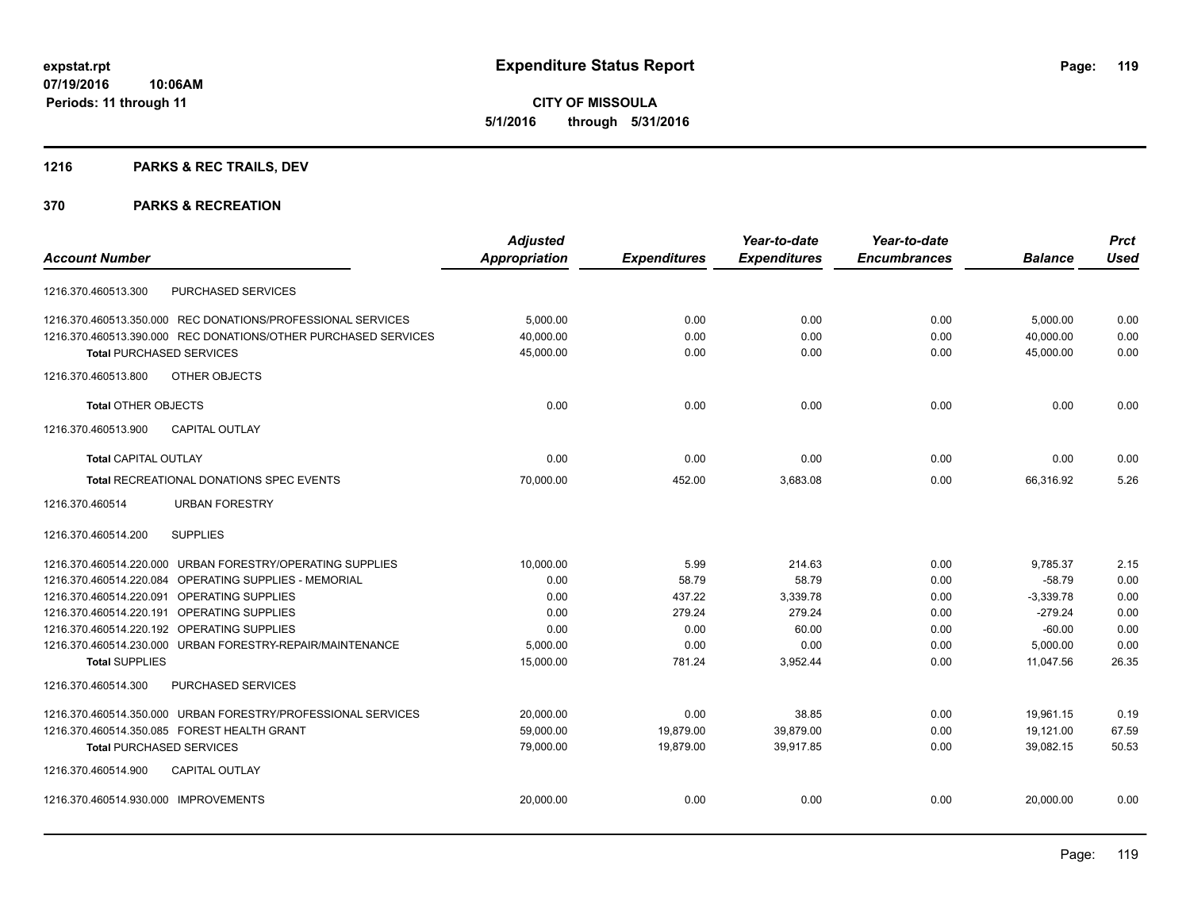**expstat.rpt**
**07/19/2016 10:06AM**
**Periods: 11 through 11**

# Expenditure Status Report

**CITY OF MISSOULA**
**5/1/2016 through 5/31/2016**

## 1216 PARKS & REC TRAILS, DEV

## 370 PARKS & RECREATION

| Account Number | Adjusted Appropriation | Expenditures | Year-to-date Expenditures | Year-to-date Encumbrances | Balance | Prct Used |
|---|---|---|---|---|---|---|
| 1216.370.460513.300 PURCHASED SERVICES | | | | | | |
| 1216.370.460513.350.000 REC DONATIONS/PROFESSIONAL SERVICES | 5,000.00 | 0.00 | 0.00 | 0.00 | 5,000.00 | 0.00 |
| 1216.370.460513.390.000 REC DONATIONS/OTHER PURCHASED SERVICES | 40,000.00 | 0.00 | 0.00 | 0.00 | 40,000.00 | 0.00 |
| **Total** PURCHASED SERVICES | 45,000.00 | 0.00 | 0.00 | 0.00 | 45,000.00 | 0.00 |
| 1216.370.460513.800 OTHER OBJECTS | | | | | | |
| **Total** OTHER OBJECTS | 0.00 | 0.00 | 0.00 | 0.00 | 0.00 | 0.00 |
| 1216.370.460513.900 CAPITAL OUTLAY | | | | | | |
| **Total** CAPITAL OUTLAY | 0.00 | 0.00 | 0.00 | 0.00 | 0.00 | 0.00 |
| **Total** RECREATIONAL DONATIONS SPEC EVENTS | 70,000.00 | 452.00 | 3,683.08 | 0.00 | 66,316.92 | 5.26 |
| 1216.370.460514 URBAN FORESTRY | | | | | | |
| 1216.370.460514.200 SUPPLIES | | | | | | |
| 1216.370.460514.220.000 URBAN FORESTRY/OPERATING SUPPLIES | 10,000.00 | 5.99 | 214.63 | 0.00 | 9,785.37 | 2.15 |
| 1216.370.460514.220.084 OPERATING SUPPLIES - MEMORIAL | 0.00 | 58.79 | 58.79 | 0.00 | -58.79 | 0.00 |
| 1216.370.460514.220.091 OPERATING SUPPLIES | 0.00 | 437.22 | 3,339.78 | 0.00 | -3,339.78 | 0.00 |
| 1216.370.460514.220.191 OPERATING SUPPLIES | 0.00 | 279.24 | 279.24 | 0.00 | -279.24 | 0.00 |
| 1216.370.460514.220.192 OPERATING SUPPLIES | 0.00 | 0.00 | 60.00 | 0.00 | -60.00 | 0.00 |
| 1216.370.460514.230.000 URBAN FORESTRY-REPAIR/MAINTENANCE | 5,000.00 | 0.00 | 0.00 | 0.00 | 5,000.00 | 0.00 |
| **Total** SUPPLIES | 15,000.00 | 781.24 | 3,952.44 | 0.00 | 11,047.56 | 26.35 |
| 1216.370.460514.300 PURCHASED SERVICES | | | | | | |
| 1216.370.460514.350.000 URBAN FORESTRY/PROFESSIONAL SERVICES | 20,000.00 | 0.00 | 38.85 | 0.00 | 19,961.15 | 0.19 |
| 1216.370.460514.350.085 FOREST HEALTH GRANT | 59,000.00 | 19,879.00 | 39,879.00 | 0.00 | 19,121.00 | 67.59 |
| **Total** PURCHASED SERVICES | 79,000.00 | 19,879.00 | 39,917.85 | 0.00 | 39,082.15 | 50.53 |
| 1216.370.460514.900 CAPITAL OUTLAY | | | | | | |
| 1216.370.460514.930.000 IMPROVEMENTS | 20,000.00 | 0.00 | 0.00 | 0.00 | 20,000.00 | 0.00 |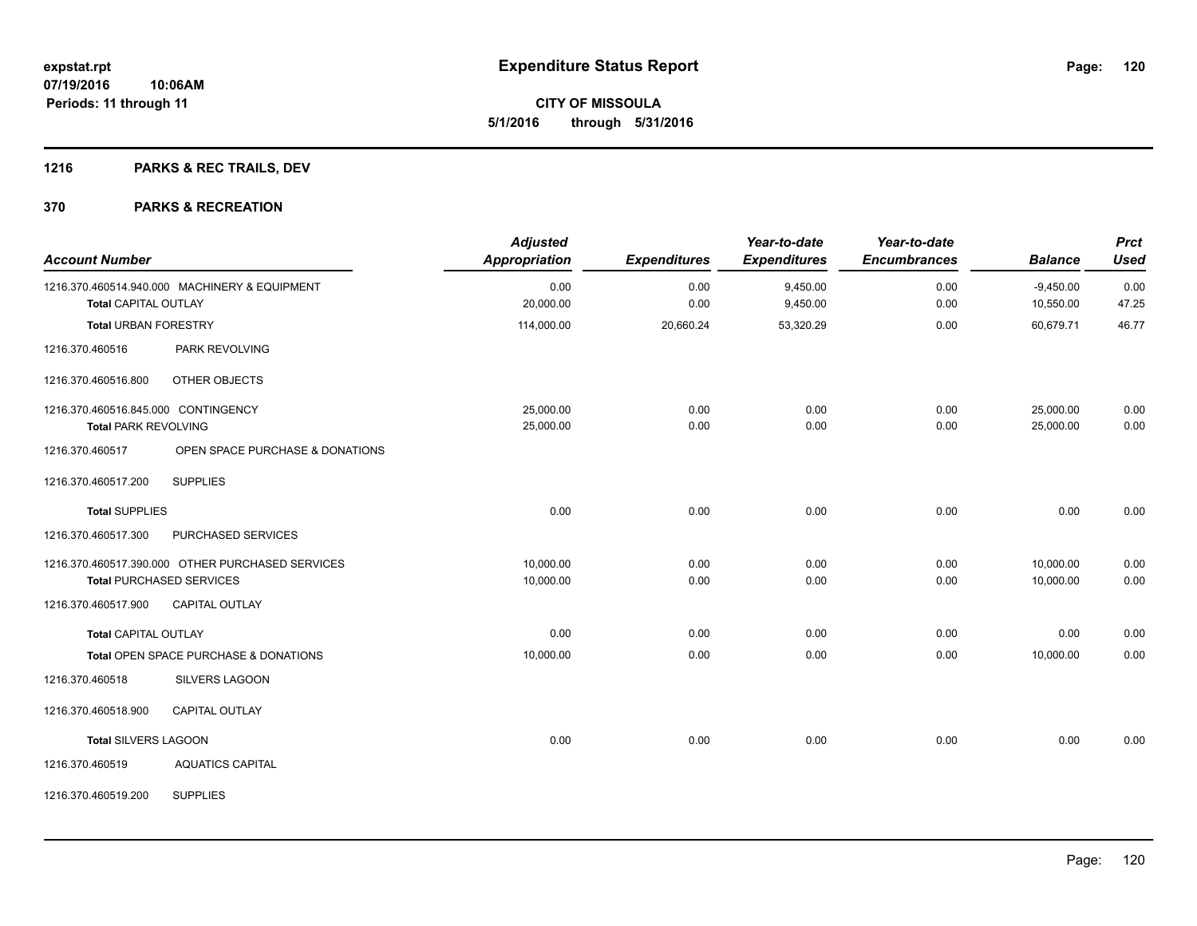**Expenditure Status Report**

**CITY OF MISSOULA**

**5/1/2016 through 5/31/2016**

expstat.rpt
07/19/2016 10:06AM
Periods: 11 through 11

## 1216 PARKS & REC TRAILS, DEV

## 370 PARKS & RECREATION

| Account Number | | Adjusted Appropriation | Expenditures | Year-to-date Expenditures | Year-to-date Encumbrances | Balance | Prct Used |
|---|---|---|---|---|---|---|---|
| 1216.370.460514.940.000 | MACHINERY & EQUIPMENT | 0.00 | 0.00 | 9,450.00 | 0.00 | -9,450.00 | 0.00 |
| **Total** CAPITAL OUTLAY | | 20,000.00 | 0.00 | 9,450.00 | 0.00 | 10,550.00 | 47.25 |
| **Total** URBAN FORESTRY | | 114,000.00 | 20,660.24 | 53,320.29 | 0.00 | 60,679.71 | 46.77 |
| 1216.370.460516 | PARK REVOLVING | | | | | | |
| 1216.370.460516.800 | OTHER OBJECTS | | | | | | |
| 1216.370.460516.845.000 | CONTINGENCY | 25,000.00 | 0.00 | 0.00 | 0.00 | 25,000.00 | 0.00 |
| **Total** PARK REVOLVING | | 25,000.00 | 0.00 | 0.00 | 0.00 | 25,000.00 | 0.00 |
| 1216.370.460517 | OPEN SPACE PURCHASE & DONATIONS | | | | | | |
| 1216.370.460517.200 | SUPPLIES | | | | | | |
| **Total** SUPPLIES | | 0.00 | 0.00 | 0.00 | 0.00 | 0.00 | 0.00 |
| 1216.370.460517.300 | PURCHASED SERVICES | | | | | | |
| 1216.370.460517.390.000 | OTHER PURCHASED SERVICES | 10,000.00 | 0.00 | 0.00 | 0.00 | 10,000.00 | 0.00 |
| **Total** PURCHASED SERVICES | | 10,000.00 | 0.00 | 0.00 | 0.00 | 10,000.00 | 0.00 |
| 1216.370.460517.900 | CAPITAL OUTLAY | | | | | | |
| **Total** CAPITAL OUTLAY | | 0.00 | 0.00 | 0.00 | 0.00 | 0.00 | 0.00 |
| **Total** OPEN SPACE PURCHASE & DONATIONS | | 10,000.00 | 0.00 | 0.00 | 0.00 | 10,000.00 | 0.00 |
| 1216.370.460518 | SILVERS LAGOON | | | | | | |
| 1216.370.460518.900 | CAPITAL OUTLAY | | | | | | |
| **Total** SILVERS LAGOON | | 0.00 | 0.00 | 0.00 | 0.00 | 0.00 | 0.00 |
| 1216.370.460519 | AQUATICS CAPITAL | | | | | | |
| 1216.370.460519.200 | SUPPLIES | | | | | | |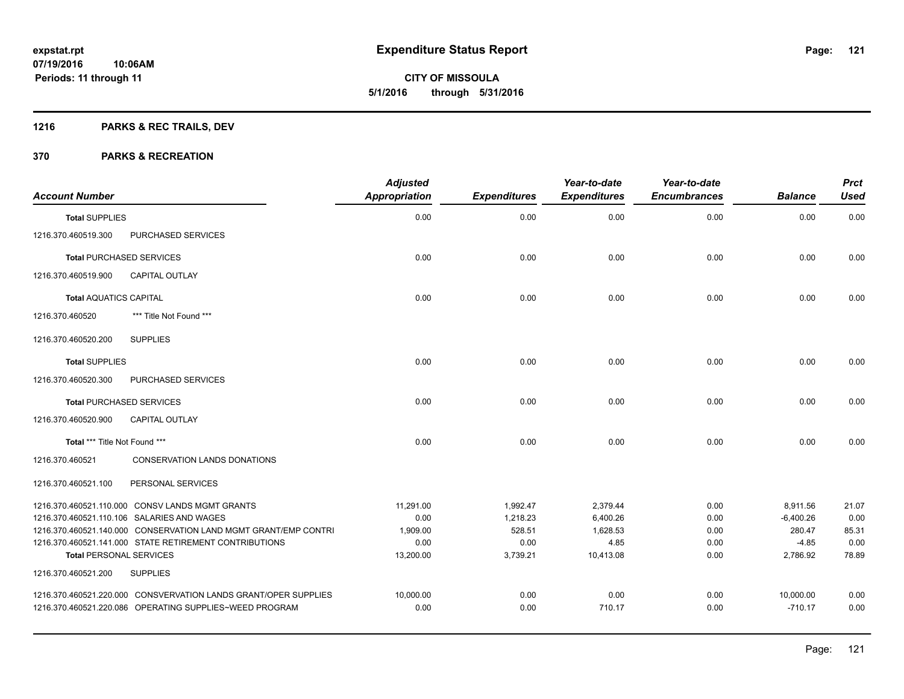# Expenditure Status Report

**CITY OF MISSOULA**

**5/1/2016 through 5/31/2016**

expstat.rpt
07/19/2016 10:06AM
Periods: 11 through 11

## 1216 PARKS & REC TRAILS, DEV

## 370 PARKS & RECREATION

| Account Number | | Adjusted Appropriation | Expenditures | Year-to-date Expenditures | Year-to-date Encumbrances | Balance | Prct Used |
|---|---|---|---|---|---|---|---|
| **Total SUPPLIES** | | 0.00 | 0.00 | 0.00 | 0.00 | 0.00 | 0.00 |
| 1216.370.460519.300 | PURCHASED SERVICES | | | | | | |
| **Total PURCHASED SERVICES** | | 0.00 | 0.00 | 0.00 | 0.00 | 0.00 | 0.00 |
| 1216.370.460519.900 | CAPITAL OUTLAY | | | | | | |
| **Total AQUATICS CAPITAL** | | 0.00 | 0.00 | 0.00 | 0.00 | 0.00 | 0.00 |
| 1216.370.460520 | *** Title Not Found *** | | | | | | |
| 1216.370.460520.200 | SUPPLIES | | | | | | |
| **Total SUPPLIES** | | 0.00 | 0.00 | 0.00 | 0.00 | 0.00 | 0.00 |
| 1216.370.460520.300 | PURCHASED SERVICES | | | | | | |
| **Total PURCHASED SERVICES** | | 0.00 | 0.00 | 0.00 | 0.00 | 0.00 | 0.00 |
| 1216.370.460520.900 | CAPITAL OUTLAY | | | | | | |
| **Total *** Title Not Found ***** | | 0.00 | 0.00 | 0.00 | 0.00 | 0.00 | 0.00 |
| 1216.370.460521 | CONSERVATION LANDS DONATIONS | | | | | | |
| 1216.370.460521.100 | PERSONAL SERVICES | | | | | | |
| 1216.370.460521.110.000 | CONSV LANDS MGMT GRANTS | 11,291.00 | 1,992.47 | 2,379.44 | 0.00 | 8,911.56 | 21.07 |
| 1216.370.460521.110.106 | SALARIES AND WAGES | 0.00 | 1,218.23 | 6,400.26 | 0.00 | -6,400.26 | 0.00 |
| 1216.370.460521.140.000 | CONSERVATION LAND MGMT GRANT/EMP CONTRI | 1,909.00 | 528.51 | 1,628.53 | 0.00 | 280.47 | 85.31 |
| 1216.370.460521.141.000 | STATE RETIREMENT CONTRIBUTIONS | 0.00 | 0.00 | 4.85 | 0.00 | -4.85 | 0.00 |
| **Total PERSONAL SERVICES** | | 13,200.00 | 3,739.21 | 10,413.08 | 0.00 | 2,786.92 | 78.89 |
| 1216.370.460521.200 | SUPPLIES | | | | | | |
| 1216.370.460521.220.000 | CONSVERVATION LANDS GRANT/OPER SUPPLIES | 10,000.00 | 0.00 | 0.00 | 0.00 | 10,000.00 | 0.00 |
| 1216.370.460521.220.086 | OPERATING SUPPLIES~WEED PROGRAM | 0.00 | 0.00 | 710.17 | 0.00 | -710.17 | 0.00 |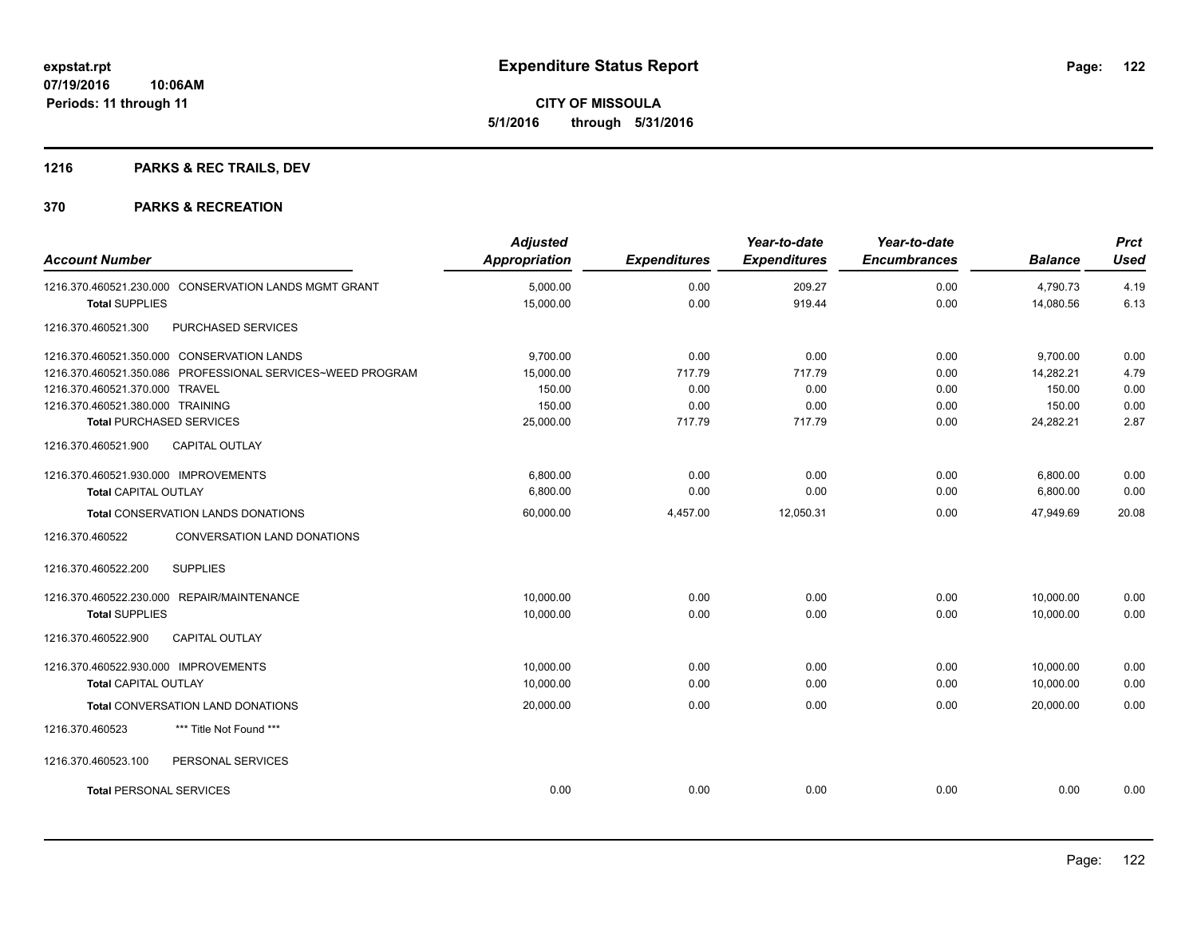**expstat.rpt**
**07/19/2016 10:06AM**
**Periods: 11 through 11**

# Expenditure Status Report

**CITY OF MISSOULA**
**5/1/2016 through 5/31/2016**

## 1216 PARKS & REC TRAILS, DEV

## 370 PARKS & RECREATION

| Account Number | Adjusted Appropriation | Expenditures | Year-to-date Expenditures | Year-to-date Encumbrances | Balance | Prct Used |
|---|---|---|---|---|---|---|
| 1216.370.460521.230.000 CONSERVATION LANDS MGMT GRANT | 5,000.00 | 0.00 | 209.27 | 0.00 | 4,790.73 | 4.19 |
| **Total** SUPPLIES | 15,000.00 | 0.00 | 919.44 | 0.00 | 14,080.56 | 6.13 |
| 1216.370.460521.300 PURCHASED SERVICES | | | | | | |
| 1216.370.460521.350.000 CONSERVATION LANDS | 9,700.00 | 0.00 | 0.00 | 0.00 | 9,700.00 | 0.00 |
| 1216.370.460521.350.086 PROFESSIONAL SERVICES~WEED PROGRAM | 15,000.00 | 717.79 | 717.79 | 0.00 | 14,282.21 | 4.79 |
| 1216.370.460521.370.000 TRAVEL | 150.00 | 0.00 | 0.00 | 0.00 | 150.00 | 0.00 |
| 1216.370.460521.380.000 TRAINING | 150.00 | 0.00 | 0.00 | 0.00 | 150.00 | 0.00 |
| **Total** PURCHASED SERVICES | 25,000.00 | 717.79 | 717.79 | 0.00 | 24,282.21 | 2.87 |
| 1216.370.460521.900 CAPITAL OUTLAY | | | | | | |
| 1216.370.460521.930.000 IMPROVEMENTS | 6,800.00 | 0.00 | 0.00 | 0.00 | 6,800.00 | 0.00 |
| **Total** CAPITAL OUTLAY | 6,800.00 | 0.00 | 0.00 | 0.00 | 6,800.00 | 0.00 |
| **Total** CONSERVATION LANDS DONATIONS | 60,000.00 | 4,457.00 | 12,050.31 | 0.00 | 47,949.69 | 20.08 |
| 1216.370.460522 CONVERSATION LAND DONATIONS | | | | | | |
| 1216.370.460522.200 SUPPLIES | | | | | | |
| 1216.370.460522.230.000 REPAIR/MAINTENANCE | 10,000.00 | 0.00 | 0.00 | 0.00 | 10,000.00 | 0.00 |
| **Total** SUPPLIES | 10,000.00 | 0.00 | 0.00 | 0.00 | 10,000.00 | 0.00 |
| 1216.370.460522.900 CAPITAL OUTLAY | | | | | | |
| 1216.370.460522.930.000 IMPROVEMENTS | 10,000.00 | 0.00 | 0.00 | 0.00 | 10,000.00 | 0.00 |
| **Total** CAPITAL OUTLAY | 10,000.00 | 0.00 | 0.00 | 0.00 | 10,000.00 | 0.00 |
| **Total** CONVERSATION LAND DONATIONS | 20,000.00 | 0.00 | 0.00 | 0.00 | 20,000.00 | 0.00 |
| 1216.370.460523 *** Title Not Found *** | | | | | | |
| 1216.370.460523.100 PERSONAL SERVICES | | | | | | |
| **Total** PERSONAL SERVICES | 0.00 | 0.00 | 0.00 | 0.00 | 0.00 | 0.00 |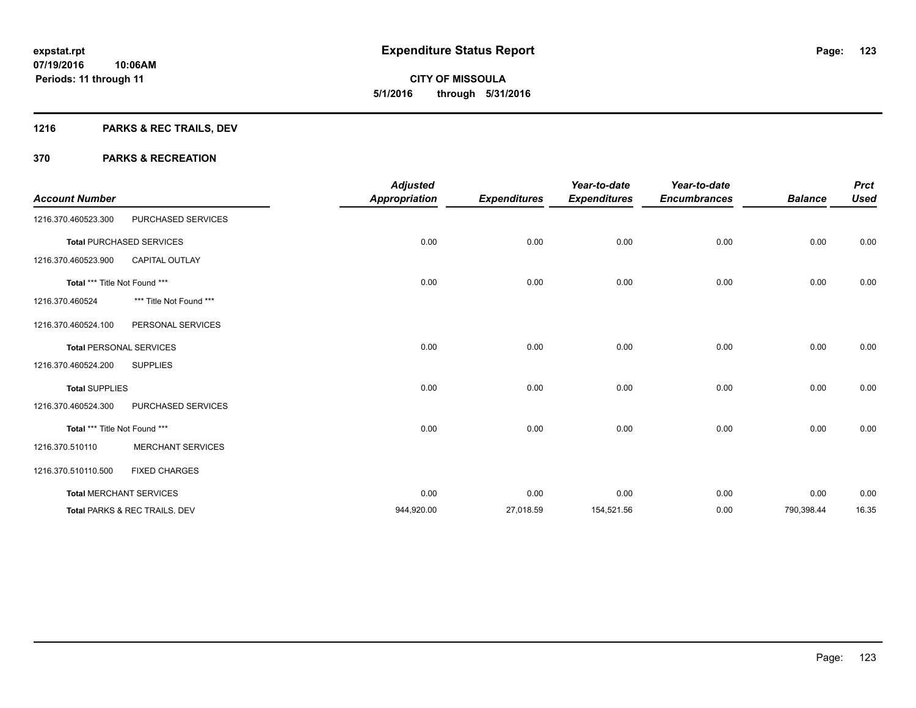# Expenditure Status Report

expstat.rpt
07/19/2016 10:06AM
Periods: 11 through 11

**CITY OF MISSOULA**
**5/1/2016 through 5/31/2016**

## 1216 PARKS & REC TRAILS, DEV

## 370 PARKS & RECREATION

| Account Number | | Adjusted Appropriation | Expenditures | Year-to-date Expenditures | Year-to-date Encumbrances | Balance | Prct Used |
|---|---|---|---|---|---|---|---|
| 1216.370.460523.300 | PURCHASED SERVICES | | | | | | |
| **Total** PURCHASED SERVICES | | 0.00 | 0.00 | 0.00 | 0.00 | 0.00 | 0.00 |
| 1216.370.460523.900 | CAPITAL OUTLAY | | | | | | |
| **Total** *** Title Not Found *** | | 0.00 | 0.00 | 0.00 | 0.00 | 0.00 | 0.00 |
| 1216.370.460524 | *** Title Not Found *** | | | | | | |
| 1216.370.460524.100 | PERSONAL SERVICES | | | | | | |
| **Total** PERSONAL SERVICES | | 0.00 | 0.00 | 0.00 | 0.00 | 0.00 | 0.00 |
| 1216.370.460524.200 | SUPPLIES | | | | | | |
| **Total** SUPPLIES | | 0.00 | 0.00 | 0.00 | 0.00 | 0.00 | 0.00 |
| 1216.370.460524.300 | PURCHASED SERVICES | | | | | | |
| **Total** *** Title Not Found *** | | 0.00 | 0.00 | 0.00 | 0.00 | 0.00 | 0.00 |
| 1216.370.510110 | MERCHANT SERVICES | | | | | | |
| 1216.370.510110.500 | FIXED CHARGES | | | | | | |
| **Total** MERCHANT SERVICES | | 0.00 | 0.00 | 0.00 | 0.00 | 0.00 | 0.00 |
| **Total** PARKS & REC TRAILS, DEV | | 944,920.00 | 27,018.59 | 154,521.56 | 0.00 | 790,398.44 | 16.35 |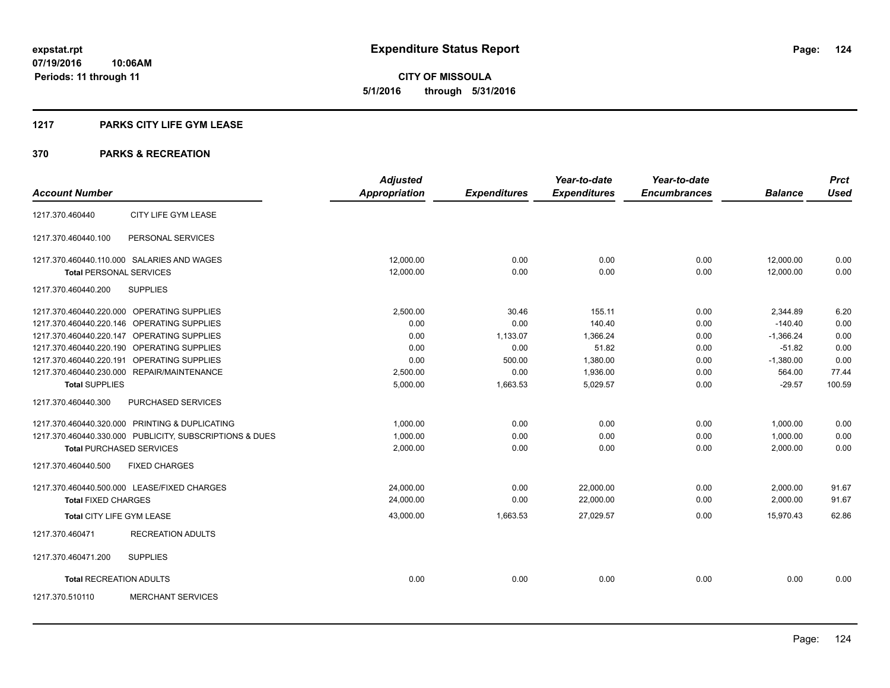**expstat.rpt**
**07/19/2016 10:06AM**
**Periods: 11 through 11**

# Expenditure Status Report

**CITY OF MISSOULA**
**5/1/2016 through 5/31/2016**

## 1217 PARKS CITY LIFE GYM LEASE

## 370 PARKS & RECREATION

| Account Number | | Adjusted Appropriation | Expenditures | Year-to-date Expenditures | Year-to-date Encumbrances | Balance | Prct Used |
|---|---|---|---|---|---|---|---|
| 1217.370.460440 | CITY LIFE GYM LEASE | | | | | | |
| 1217.370.460440.100 | PERSONAL SERVICES | | | | | | |
| 1217.370.460440.110.000 | SALARIES AND WAGES | 12,000.00 | 0.00 | 0.00 | 0.00 | 12,000.00 | 0.00 |
| **Total** PERSONAL SERVICES | | 12,000.00 | 0.00 | 0.00 | 0.00 | 12,000.00 | 0.00 |
| 1217.370.460440.200 | SUPPLIES | | | | | | |
| 1217.370.460440.220.000 | OPERATING SUPPLIES | 2,500.00 | 30.46 | 155.11 | 0.00 | 2,344.89 | 6.20 |
| 1217.370.460440.220.146 | OPERATING SUPPLIES | 0.00 | 0.00 | 140.40 | 0.00 | -140.40 | 0.00 |
| 1217.370.460440.220.147 | OPERATING SUPPLIES | 0.00 | 1,133.07 | 1,366.24 | 0.00 | -1,366.24 | 0.00 |
| 1217.370.460440.220.190 | OPERATING SUPPLIES | 0.00 | 0.00 | 51.82 | 0.00 | -51.82 | 0.00 |
| 1217.370.460440.220.191 | OPERATING SUPPLIES | 0.00 | 500.00 | 1,380.00 | 0.00 | -1,380.00 | 0.00 |
| 1217.370.460440.230.000 | REPAIR/MAINTENANCE | 2,500.00 | 0.00 | 1,936.00 | 0.00 | 564.00 | 77.44 |
| **Total** SUPPLIES | | 5,000.00 | 1,663.53 | 5,029.57 | 0.00 | -29.57 | 100.59 |
| 1217.370.460440.300 | PURCHASED SERVICES | | | | | | |
| 1217.370.460440.320.000 | PRINTING & DUPLICATING | 1,000.00 | 0.00 | 0.00 | 0.00 | 1,000.00 | 0.00 |
| 1217.370.460440.330.000 | PUBLICITY, SUBSCRIPTIONS & DUES | 1,000.00 | 0.00 | 0.00 | 0.00 | 1,000.00 | 0.00 |
| **Total** PURCHASED SERVICES | | 2,000.00 | 0.00 | 0.00 | 0.00 | 2,000.00 | 0.00 |
| 1217.370.460440.500 | FIXED CHARGES | | | | | | |
| 1217.370.460440.500.000 | LEASE/FIXED CHARGES | 24,000.00 | 0.00 | 22,000.00 | 0.00 | 2,000.00 | 91.67 |
| **Total** FIXED CHARGES | | 24,000.00 | 0.00 | 22,000.00 | 0.00 | 2,000.00 | 91.67 |
| **Total** CITY LIFE GYM LEASE | | 43,000.00 | 1,663.53 | 27,029.57 | 0.00 | 15,970.43 | 62.86 |
| 1217.370.460471 | RECREATION ADULTS | | | | | | |
| 1217.370.460471.200 | SUPPLIES | | | | | | |
| **Total** RECREATION ADULTS | | 0.00 | 0.00 | 0.00 | 0.00 | 0.00 | 0.00 |
| 1217.370.510110 | MERCHANT SERVICES | | | | | | |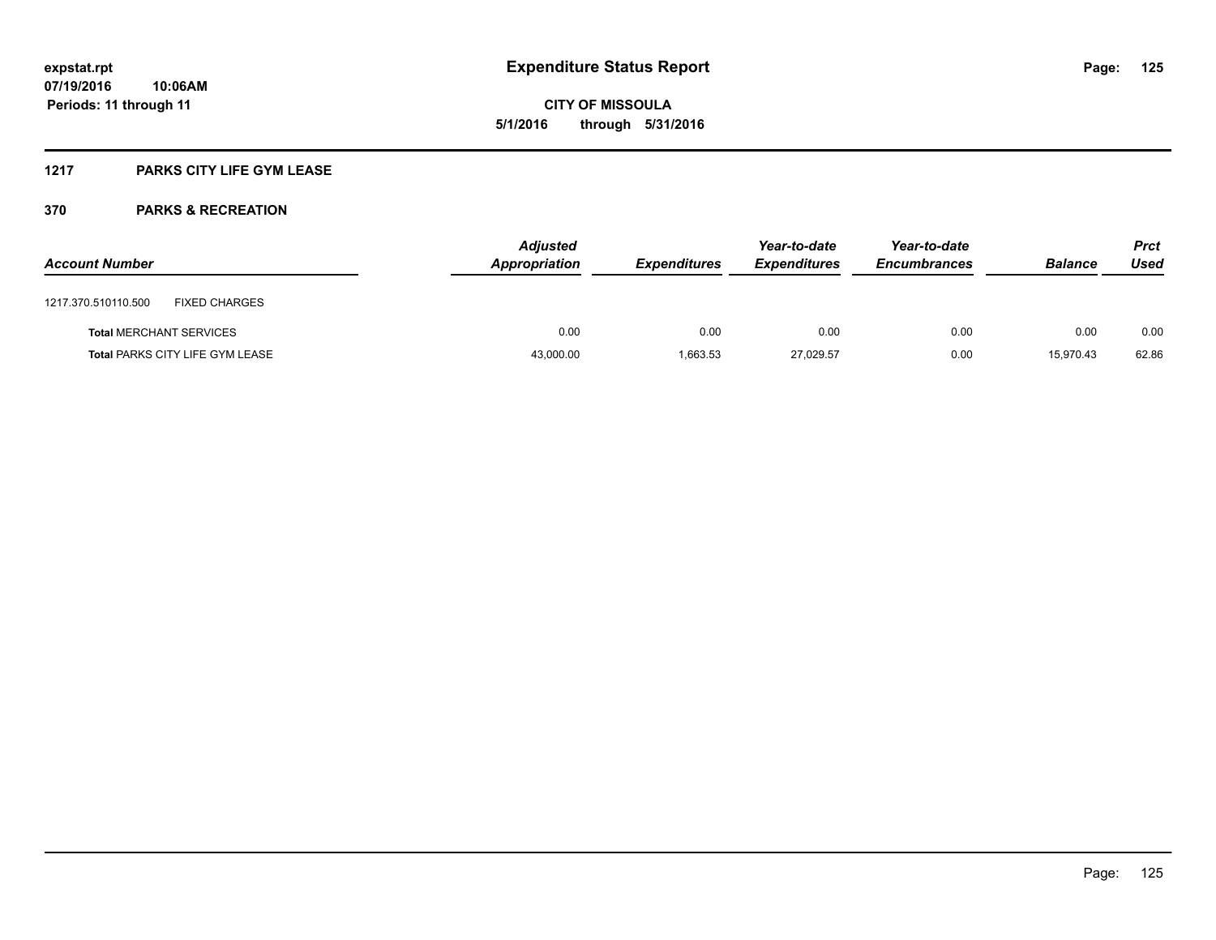**Expenditure Status Report**

**CITY OF MISSOULA**
**5/1/2016 through 5/31/2016**

expstat.rpt
07/19/2016 10:06AM
Periods: 11 through 11

## 1217 PARKS CITY LIFE GYM LEASE

## 370 PARKS & RECREATION

| Account Number | | Adjusted Appropriation | Expenditures | Year-to-date Expenditures | Year-to-date Encumbrances | Balance | Prct Used |
|---|---|---|---|---|---|---|---|
| 1217.370.510110.500 | FIXED CHARGES | | | | | | |
| **Total** MERCHANT SERVICES | | 0.00 | 0.00 | 0.00 | 0.00 | 0.00 | 0.00 |
| **Total** PARKS CITY LIFE GYM LEASE | | 43,000.00 | 1,663.53 | 27,029.57 | 0.00 | 15,970.43 | 62.86 |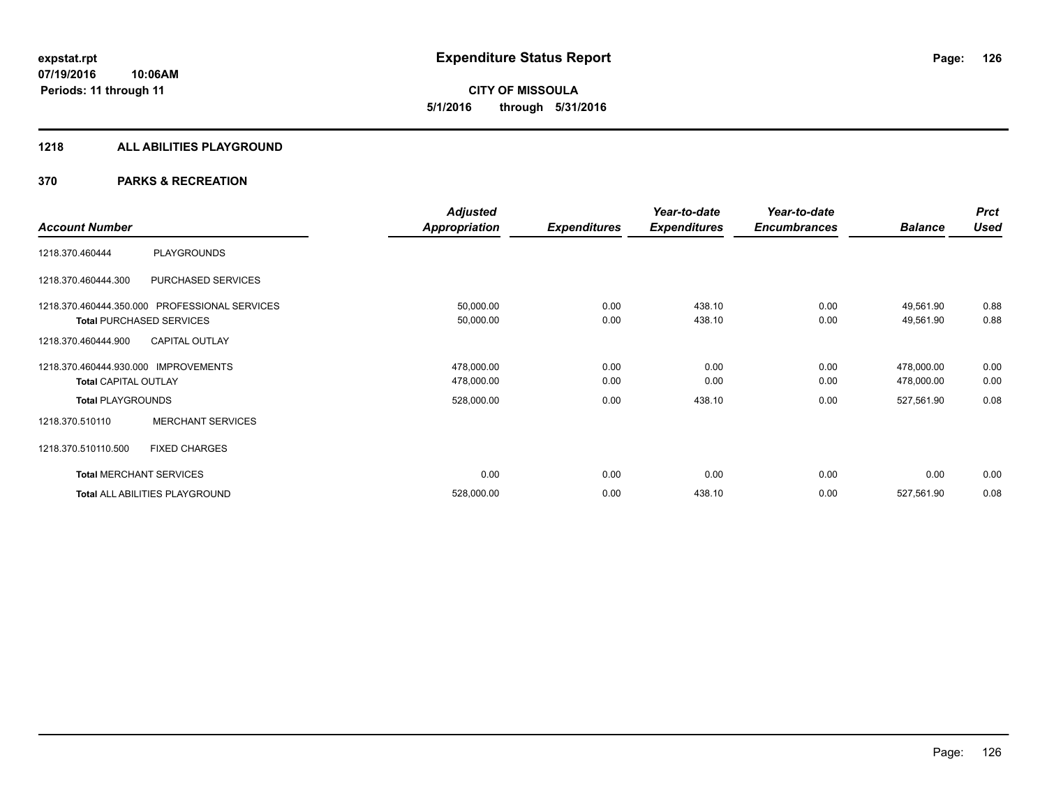**expstat.rpt**
**07/19/2016 10:06AM**
**Periods: 11 through 11**

# Expenditure Status Report

**CITY OF MISSOULA**
**5/1/2016 through 5/31/2016**

## 1218 ALL ABILITIES PLAYGROUND

## 370 PARKS & RECREATION

| Account Number | | Adjusted Appropriation | Expenditures | Year-to-date Expenditures | Year-to-date Encumbrances | Balance | Prct Used |
|---|---|---|---|---|---|---|---|
| 1218.370.460444 | PLAYGROUNDS | | | | | | |
| 1218.370.460444.300 | PURCHASED SERVICES | | | | | | |
| 1218.370.460444.350.000 | PROFESSIONAL SERVICES | 50,000.00 | 0.00 | 438.10 | 0.00 | 49,561.90 | 0.88 |
| **Total** PURCHASED SERVICES | | 50,000.00 | 0.00 | 438.10 | 0.00 | 49,561.90 | 0.88 |
| 1218.370.460444.900 | CAPITAL OUTLAY | | | | | | |
| 1218.370.460444.930.000 | IMPROVEMENTS | 478,000.00 | 0.00 | 0.00 | 0.00 | 478,000.00 | 0.00 |
| **Total** CAPITAL OUTLAY | | 478,000.00 | 0.00 | 0.00 | 0.00 | 478,000.00 | 0.00 |
| **Total** PLAYGROUNDS | | 528,000.00 | 0.00 | 438.10 | 0.00 | 527,561.90 | 0.08 |
| 1218.370.510110 | MERCHANT SERVICES | | | | | | |
| 1218.370.510110.500 | FIXED CHARGES | | | | | | |
| **Total** MERCHANT SERVICES | | 0.00 | 0.00 | 0.00 | 0.00 | 0.00 | 0.00 |
| **Total** ALL ABILITIES PLAYGROUND | | 528,000.00 | 0.00 | 438.10 | 0.00 | 527,561.90 | 0.08 |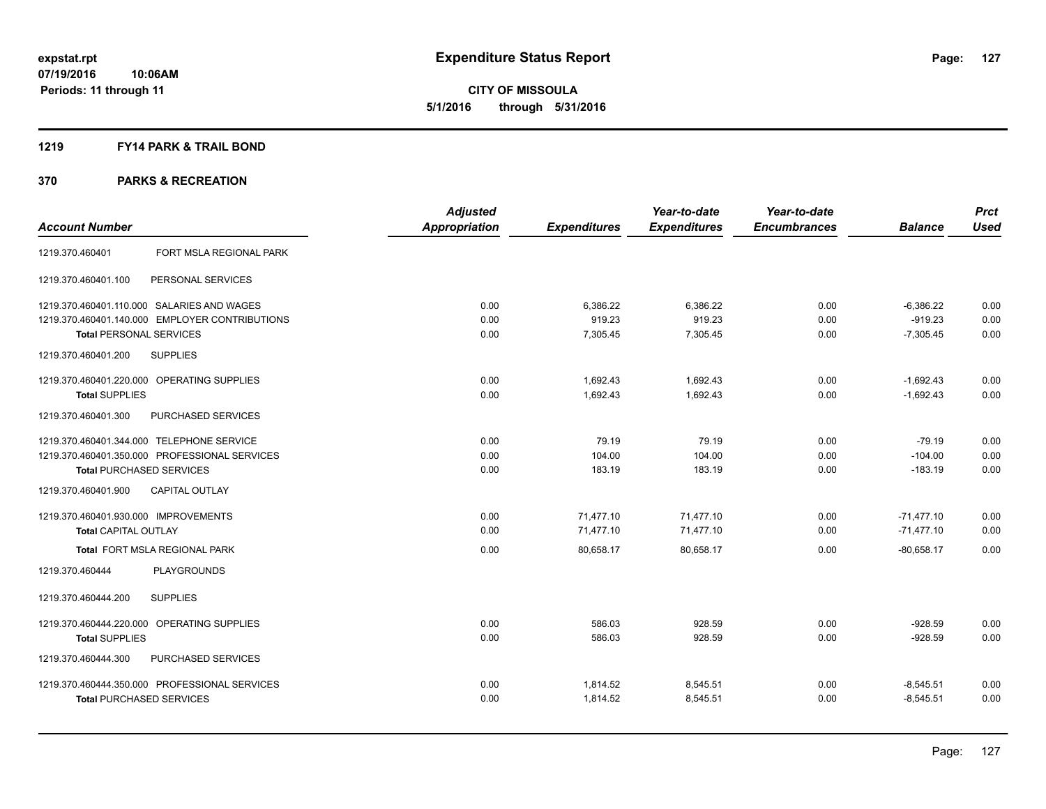# Expenditure Status Report

**CITY OF MISSOULA**

**5/1/2016 through 5/31/2016**

expstat.rpt
07/19/2016 10:06AM
Periods: 11 through 11

## 1219 FY14 PARK & TRAIL BOND

## 370 PARKS & RECREATION

| Account Number | | Adjusted Appropriation | Expenditures | Year-to-date Expenditures | Year-to-date Encumbrances | Balance | Prct Used |
|---|---|---|---|---|---|---|---|
| 1219.370.460401 | FORT MSLA REGIONAL PARK | | | | | | |
| 1219.370.460401.100 | PERSONAL SERVICES | | | | | | |
| 1219.370.460401.110.000 | SALARIES AND WAGES | 0.00 | 6,386.22 | 6,386.22 | 0.00 | -6,386.22 | 0.00 |
| 1219.370.460401.140.000 | EMPLOYER CONTRIBUTIONS | 0.00 | 919.23 | 919.23 | 0.00 | -919.23 | 0.00 |
| **Total PERSONAL SERVICES** | | 0.00 | 7,305.45 | 7,305.45 | 0.00 | -7,305.45 | 0.00 |
| 1219.370.460401.200 | SUPPLIES | | | | | | |
| 1219.370.460401.220.000 | OPERATING SUPPLIES | 0.00 | 1,692.43 | 1,692.43 | 0.00 | -1,692.43 | 0.00 |
| **Total SUPPLIES** | | 0.00 | 1,692.43 | 1,692.43 | 0.00 | -1,692.43 | 0.00 |
| 1219.370.460401.300 | PURCHASED SERVICES | | | | | | |
| 1219.370.460401.344.000 | TELEPHONE SERVICE | 0.00 | 79.19 | 79.19 | 0.00 | -79.19 | 0.00 |
| 1219.370.460401.350.000 | PROFESSIONAL SERVICES | 0.00 | 104.00 | 104.00 | 0.00 | -104.00 | 0.00 |
| **Total PURCHASED SERVICES** | | 0.00 | 183.19 | 183.19 | 0.00 | -183.19 | 0.00 |
| 1219.370.460401.900 | CAPITAL OUTLAY | | | | | | |
| 1219.370.460401.930.000 | IMPROVEMENTS | 0.00 | 71,477.10 | 71,477.10 | 0.00 | -71,477.10 | 0.00 |
| **Total CAPITAL OUTLAY** | | 0.00 | 71,477.10 | 71,477.10 | 0.00 | -71,477.10 | 0.00 |
| **Total FORT MSLA REGIONAL PARK** | | 0.00 | 80,658.17 | 80,658.17 | 0.00 | -80,658.17 | 0.00 |
| 1219.370.460444 | PLAYGROUNDS | | | | | | |
| 1219.370.460444.200 | SUPPLIES | | | | | | |
| 1219.370.460444.220.000 | OPERATING SUPPLIES | 0.00 | 586.03 | 928.59 | 0.00 | -928.59 | 0.00 |
| **Total SUPPLIES** | | 0.00 | 586.03 | 928.59 | 0.00 | -928.59 | 0.00 |
| 1219.370.460444.300 | PURCHASED SERVICES | | | | | | |
| 1219.370.460444.350.000 | PROFESSIONAL SERVICES | 0.00 | 1,814.52 | 8,545.51 | 0.00 | -8,545.51 | 0.00 |
| **Total PURCHASED SERVICES** | | 0.00 | 1,814.52 | 8,545.51 | 0.00 | -8,545.51 | 0.00 |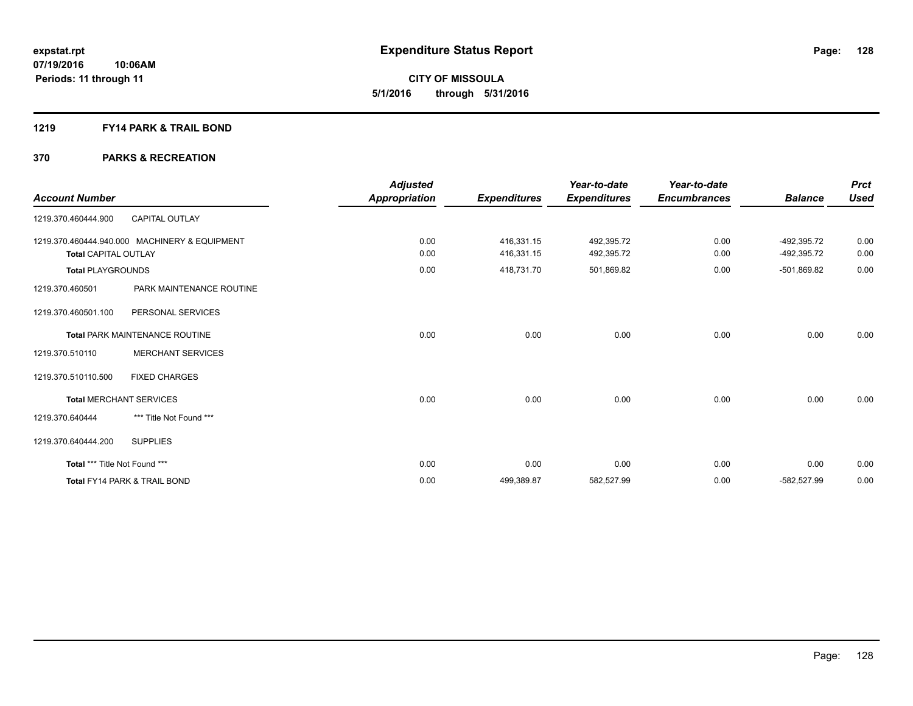**expstat.rpt**
**07/19/2016 10:06AM**
**Periods: 11 through 11**

# Expenditure Status Report

**CITY OF MISSOULA**
**5/1/2016 through 5/31/2016**

## 1219 FY14 PARK & TRAIL BOND

## 370 PARKS & RECREATION

| Account Number | | Adjusted Appropriation | Expenditures | Year-to-date Expenditures | Year-to-date Encumbrances | Balance | Prct Used |
|---|---|---|---|---|---|---|---|
| 1219.370.460444.900 | CAPITAL OUTLAY | | | | | | |
| 1219.370.460444.940.000 | MACHINERY & EQUIPMENT | 0.00 | 416,331.15 | 492,395.72 | 0.00 | -492,395.72 | 0.00 |
| **Total** CAPITAL OUTLAY | | 0.00 | 416,331.15 | 492,395.72 | 0.00 | -492,395.72 | 0.00 |
| **Total** PLAYGROUNDS | | 0.00 | 418,731.70 | 501,869.82 | 0.00 | -501,869.82 | 0.00 |
| 1219.370.460501 | PARK MAINTENANCE ROUTINE | | | | | | |
| 1219.370.460501.100 | PERSONAL SERVICES | | | | | | |
| **Total** PARK MAINTENANCE ROUTINE | | 0.00 | 0.00 | 0.00 | 0.00 | 0.00 | 0.00 |
| 1219.370.510110 | MERCHANT SERVICES | | | | | | |
| 1219.370.510110.500 | FIXED CHARGES | | | | | | |
| **Total** MERCHANT SERVICES | | 0.00 | 0.00 | 0.00 | 0.00 | 0.00 | 0.00 |
| 1219.370.640444 | *** Title Not Found *** | | | | | | |
| 1219.370.640444.200 | SUPPLIES | | | | | | |
| **Total** *** Title Not Found *** | | 0.00 | 0.00 | 0.00 | 0.00 | 0.00 | 0.00 |
| **Total** FY14 PARK & TRAIL BOND | | 0.00 | 499,389.87 | 582,527.99 | 0.00 | -582,527.99 | 0.00 |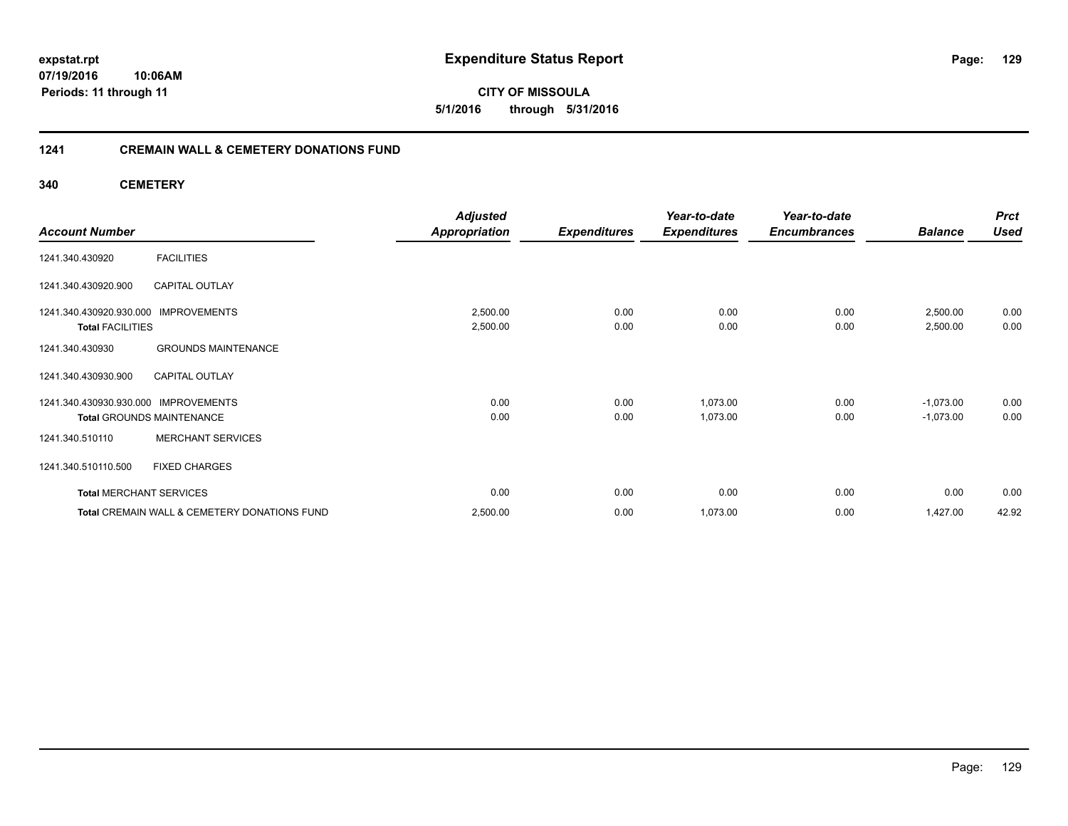**expstat.rpt**
**07/19/2016 10:06AM**
**Periods: 11 through 11**

# Expenditure Status Report

**CITY OF MISSOULA**
**5/1/2016 through 5/31/2016**

## 1241 CREMAIN WALL & CEMETERY DONATIONS FUND

### 340 CEMETERY

| Account Number | | Adjusted Appropriation | Expenditures | Year-to-date Expenditures | Year-to-date Encumbrances | Balance | Prct Used |
|---|---|---|---|---|---|---|---|
| 1241.340.430920 | FACILITIES | | | | | | |
| 1241.340.430920.900 | CAPITAL OUTLAY | | | | | | |
| 1241.340.430920.930.000 | IMPROVEMENTS | 2,500.00 | 0.00 | 0.00 | 0.00 | 2,500.00 | 0.00 |
| **Total** FACILITIES | | 2,500.00 | 0.00 | 0.00 | 0.00 | 2,500.00 | 0.00 |
| 1241.340.430930 | GROUNDS MAINTENANCE | | | | | | |
| 1241.340.430930.900 | CAPITAL OUTLAY | | | | | | |
| 1241.340.430930.930.000 | IMPROVEMENTS | 0.00 | 0.00 | 1,073.00 | 0.00 | -1,073.00 | 0.00 |
| **Total** GROUNDS MAINTENANCE | | 0.00 | 0.00 | 1,073.00 | 0.00 | -1,073.00 | 0.00 |
| 1241.340.510110 | MERCHANT SERVICES | | | | | | |
| 1241.340.510110.500 | FIXED CHARGES | | | | | | |
| **Total** MERCHANT SERVICES | | 0.00 | 0.00 | 0.00 | 0.00 | 0.00 | 0.00 |
| **Total** CREMAIN WALL & CEMETERY DONATIONS FUND | | 2,500.00 | 0.00 | 1,073.00 | 0.00 | 1,427.00 | 42.92 |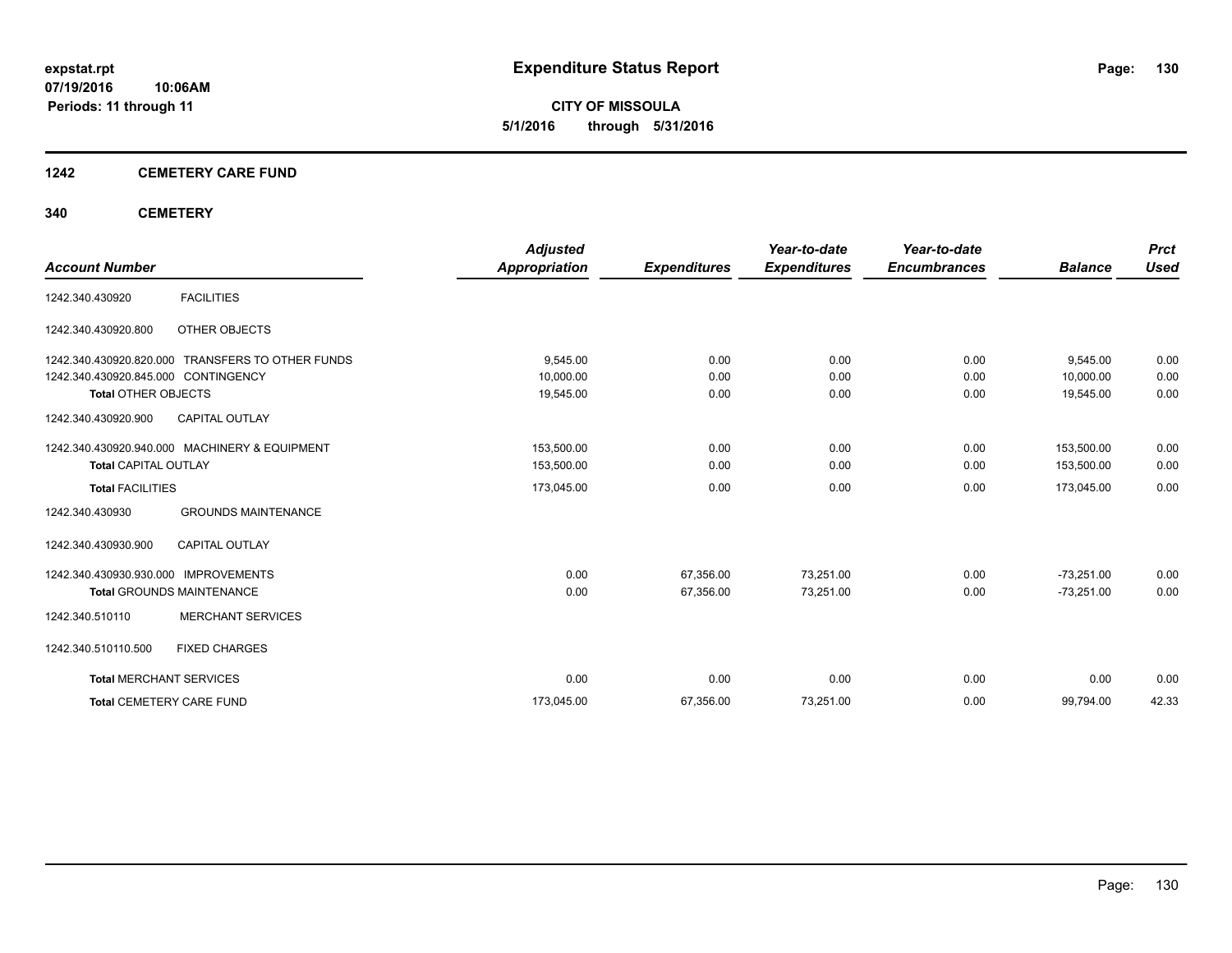**expstat.rpt**
**07/19/2016 10:06AM**
**Periods: 11 through 11**

# Expenditure Status Report

**CITY OF MISSOULA**
**5/1/2016 through 5/31/2016**

## 1242 CEMETERY CARE FUND

## 340 CEMETERY

| Account Number | | Adjusted Appropriation | Expenditures | Year-to-date Expenditures | Year-to-date Encumbrances | Balance | Prct Used |
|---|---|---|---|---|---|---|---|
| 1242.340.430920 | FACILITIES | | | | | | |
| 1242.340.430920.800 | OTHER OBJECTS | | | | | | |
| 1242.340.430920.820.000 | TRANSFERS TO OTHER FUNDS | 9,545.00 | 0.00 | 0.00 | 0.00 | 9,545.00 | 0.00 |
| 1242.340.430920.845.000 | CONTINGENCY | 10,000.00 | 0.00 | 0.00 | 0.00 | 10,000.00 | 0.00 |
| **Total** OTHER OBJECTS | | 19,545.00 | 0.00 | 0.00 | 0.00 | 19,545.00 | 0.00 |
| 1242.340.430920.900 | CAPITAL OUTLAY | | | | | | |
| 1242.340.430920.940.000 | MACHINERY & EQUIPMENT | 153,500.00 | 0.00 | 0.00 | 0.00 | 153,500.00 | 0.00 |
| **Total** CAPITAL OUTLAY | | 153,500.00 | 0.00 | 0.00 | 0.00 | 153,500.00 | 0.00 |
| **Total** FACILITIES | | 173,045.00 | 0.00 | 0.00 | 0.00 | 173,045.00 | 0.00 |
| 1242.340.430930 | GROUNDS MAINTENANCE | | | | | | |
| 1242.340.430930.900 | CAPITAL OUTLAY | | | | | | |
| 1242.340.430930.930.000 | IMPROVEMENTS | 0.00 | 67,356.00 | 73,251.00 | 0.00 | -73,251.00 | 0.00 |
| **Total** GROUNDS MAINTENANCE | | 0.00 | 67,356.00 | 73,251.00 | 0.00 | -73,251.00 | 0.00 |
| 1242.340.510110 | MERCHANT SERVICES | | | | | | |
| 1242.340.510110.500 | FIXED CHARGES | | | | | | |
| **Total** MERCHANT SERVICES | | 0.00 | 0.00 | 0.00 | 0.00 | 0.00 | 0.00 |
| **Total** CEMETERY CARE FUND | | 173,045.00 | 67,356.00 | 73,251.00 | 0.00 | 99,794.00 | 42.33 |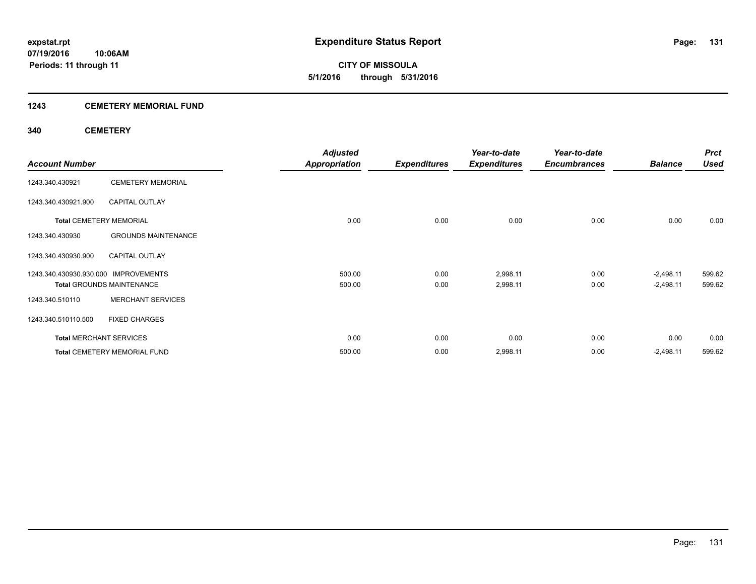# Expenditure Status Report

**CITY OF MISSOULA**

**5/1/2016 through 5/31/2016**

expstat.rpt
07/19/2016 10:06AM
Periods: 11 through 11

## 1243 CEMETERY MEMORIAL FUND

### 340 CEMETERY

| Account Number | | Adjusted Appropriation | Expenditures | Year-to-date Expenditures | Year-to-date Encumbrances | Balance | Prct Used |
|---|---|---|---|---|---|---|---|
| 1243.340.430921 | CEMETERY MEMORIAL | | | | | | |
| 1243.340.430921.900 | CAPITAL OUTLAY | | | | | | |
| **Total** CEMETERY MEMORIAL | | 0.00 | 0.00 | 0.00 | 0.00 | 0.00 | 0.00 |
| 1243.340.430930 | GROUNDS MAINTENANCE | | | | | | |
| 1243.340.430930.900 | CAPITAL OUTLAY | | | | | | |
| 1243.340.430930.930.000 | IMPROVEMENTS | 500.00 | 0.00 | 2,998.11 | 0.00 | -2,498.11 | 599.62 |
| **Total** GROUNDS MAINTENANCE | | 500.00 | 0.00 | 2,998.11 | 0.00 | -2,498.11 | 599.62 |
| 1243.340.510110 | MERCHANT SERVICES | | | | | | |
| 1243.340.510110.500 | FIXED CHARGES | | | | | | |
| **Total** MERCHANT SERVICES | | 0.00 | 0.00 | 0.00 | 0.00 | 0.00 | 0.00 |
| **Total** CEMETERY MEMORIAL FUND | | 500.00 | 0.00 | 2,998.11 | 0.00 | -2,498.11 | 599.62 |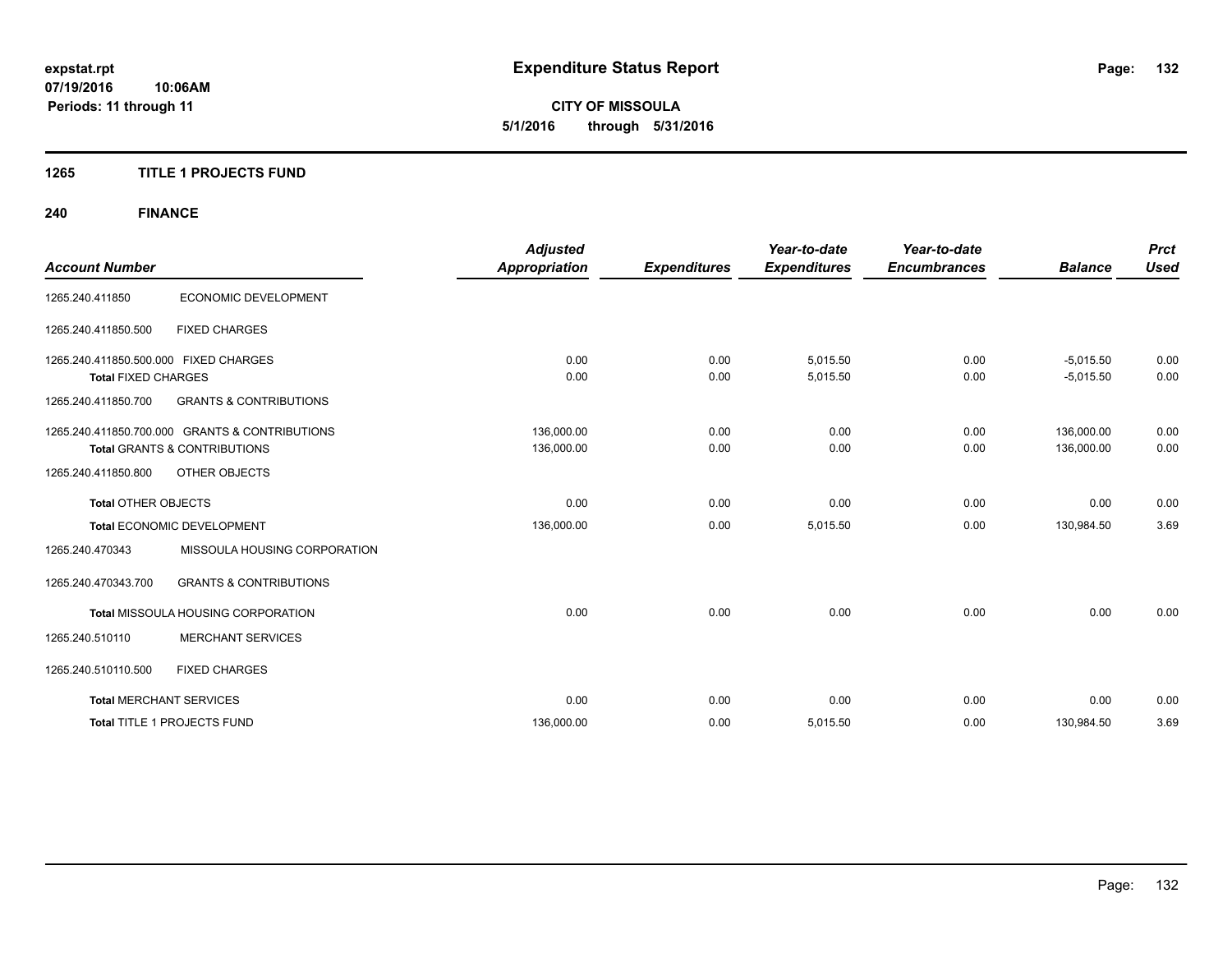**expstat.rpt**
**07/19/2016 10:06AM**
**Periods: 11 through 11**

# Expenditure Status Report

**CITY OF MISSOULA**
**5/1/2016 through 5/31/2016**

## 1265 TITLE 1 PROJECTS FUND

## 240 FINANCE

| Account Number | | Adjusted Appropriation | Expenditures | Year-to-date Expenditures | Year-to-date Encumbrances | Balance | Prct Used |
|---|---|---|---|---|---|---|---|
| 1265.240.411850 | ECONOMIC DEVELOPMENT | | | | | | |
| 1265.240.411850.500 | FIXED CHARGES | | | | | | |
| 1265.240.411850.500.000 FIXED CHARGES | | 0.00 | 0.00 | 5,015.50 | 0.00 | -5,015.50 | 0.00 |
| **Total** FIXED CHARGES | | 0.00 | 0.00 | 5,015.50 | 0.00 | -5,015.50 | 0.00 |
| 1265.240.411850.700 | GRANTS & CONTRIBUTIONS | | | | | | |
| 1265.240.411850.700.000 GRANTS & CONTRIBUTIONS | | 136,000.00 | 0.00 | 0.00 | 0.00 | 136,000.00 | 0.00 |
| **Total** GRANTS & CONTRIBUTIONS | | 136,000.00 | 0.00 | 0.00 | 0.00 | 136,000.00 | 0.00 |
| 1265.240.411850.800 | OTHER OBJECTS | | | | | | |
| **Total** OTHER OBJECTS | | 0.00 | 0.00 | 0.00 | 0.00 | 0.00 | 0.00 |
| **Total** ECONOMIC DEVELOPMENT | | 136,000.00 | 0.00 | 5,015.50 | 0.00 | 130,984.50 | 3.69 |
| 1265.240.470343 | MISSOULA HOUSING CORPORATION | | | | | | |
| 1265.240.470343.700 | GRANTS & CONTRIBUTIONS | | | | | | |
| **Total** MISSOULA HOUSING CORPORATION | | 0.00 | 0.00 | 0.00 | 0.00 | 0.00 | 0.00 |
| 1265.240.510110 | MERCHANT SERVICES | | | | | | |
| 1265.240.510110.500 | FIXED CHARGES | | | | | | |
| **Total** MERCHANT SERVICES | | 0.00 | 0.00 | 0.00 | 0.00 | 0.00 | 0.00 |
| **Total** TITLE 1 PROJECTS FUND | | 136,000.00 | 0.00 | 5,015.50 | 0.00 | 130,984.50 | 3.69 |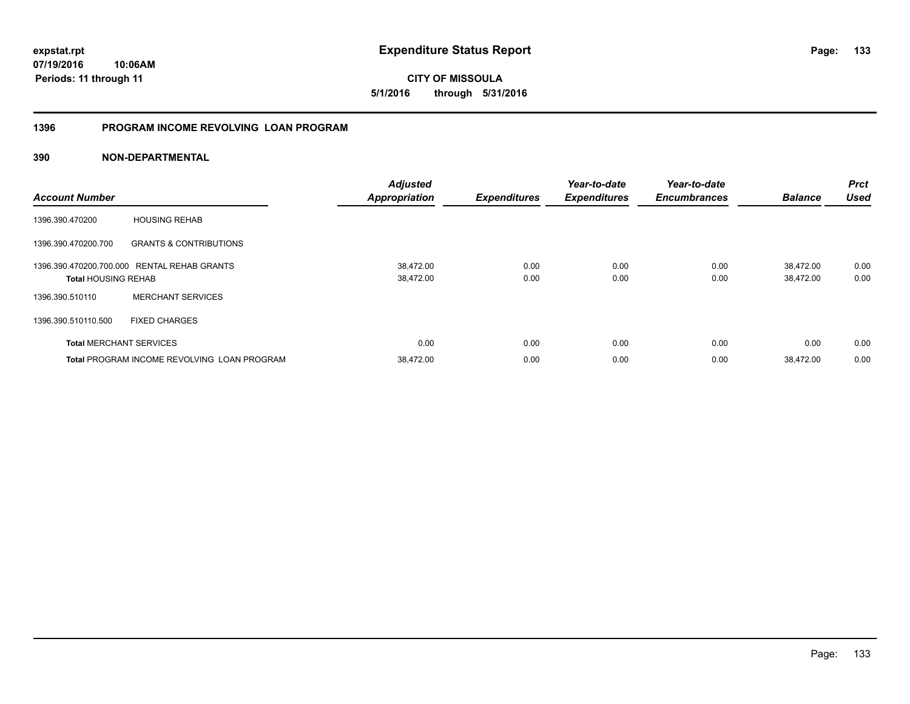**expstat.rpt**
**07/19/2016 10:06AM**
**Periods: 11 through 11**

# Expenditure Status Report

**CITY OF MISSOULA**
**5/1/2016 through 5/31/2016**

## 1396 PROGRAM INCOME REVOLVING LOAN PROGRAM

## 390 NON-DEPARTMENTAL

| Account Number | | Adjusted Appropriation | Expenditures | Year-to-date Expenditures | Year-to-date Encumbrances | Balance | Prct Used |
|---|---|---|---|---|---|---|---|
| 1396.390.470200 | HOUSING REHAB | | | | | | |
| 1396.390.470200.700 | GRANTS & CONTRIBUTIONS | | | | | | |
| 1396.390.470200.700.000 | RENTAL REHAB GRANTS | 38,472.00 | 0.00 | 0.00 | 0.00 | 38,472.00 | 0.00 |
| **Total** HOUSING REHAB | | 38,472.00 | 0.00 | 0.00 | 0.00 | 38,472.00 | 0.00 |
| 1396.390.510110 | MERCHANT SERVICES | | | | | | |
| 1396.390.510110.500 | FIXED CHARGES | | | | | | |
| **Total** MERCHANT SERVICES | | 0.00 | 0.00 | 0.00 | 0.00 | 0.00 | 0.00 |
| **Total** PROGRAM INCOME REVOLVING LOAN PROGRAM | | 38,472.00 | 0.00 | 0.00 | 0.00 | 38,472.00 | 0.00 |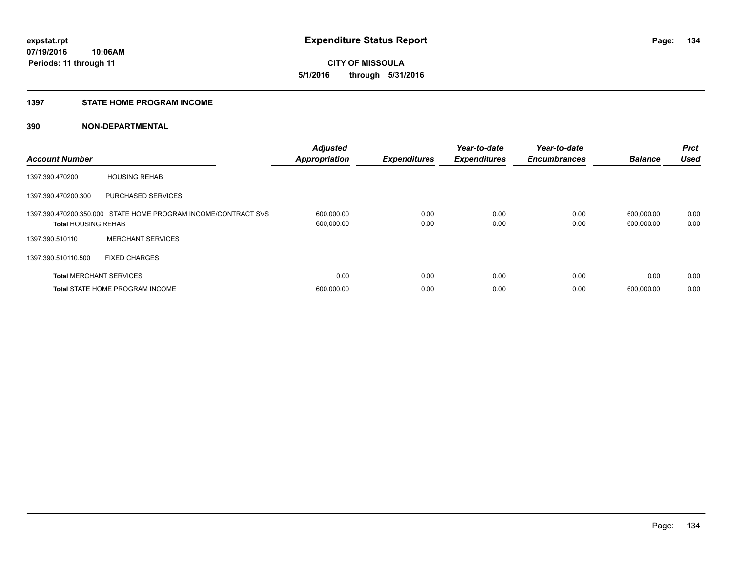**expstat.rpt**
**07/19/2016 10:06AM**
**Periods: 11 through 11**

# Expenditure Status Report

**CITY OF MISSOULA**
**5/1/2016 through 5/31/2016**

## 1397 STATE HOME PROGRAM INCOME

### 390 NON-DEPARTMENTAL

| Account Number | | Adjusted Appropriation | Expenditures | Year-to-date Expenditures | Year-to-date Encumbrances | Balance | Prct Used |
|---|---|---|---|---|---|---|---|
| 1397.390.470200 | HOUSING REHAB | | | | | | |
| 1397.390.470200.300 | PURCHASED SERVICES | | | | | | |
| 1397.390.470200.350.000 | STATE HOME PROGRAM INCOME/CONTRACT SVS | 600,000.00 | 0.00 | 0.00 | 0.00 | 600,000.00 | 0.00 |
| **Total** HOUSING REHAB | | 600,000.00 | 0.00 | 0.00 | 0.00 | 600,000.00 | 0.00 |
| 1397.390.510110 | MERCHANT SERVICES | | | | | | |
| 1397.390.510110.500 | FIXED CHARGES | | | | | | |
| **Total** MERCHANT SERVICES | | 0.00 | 0.00 | 0.00 | 0.00 | 0.00 | 0.00 |
| **Total** STATE HOME PROGRAM INCOME | | 600,000.00 | 0.00 | 0.00 | 0.00 | 600,000.00 | 0.00 |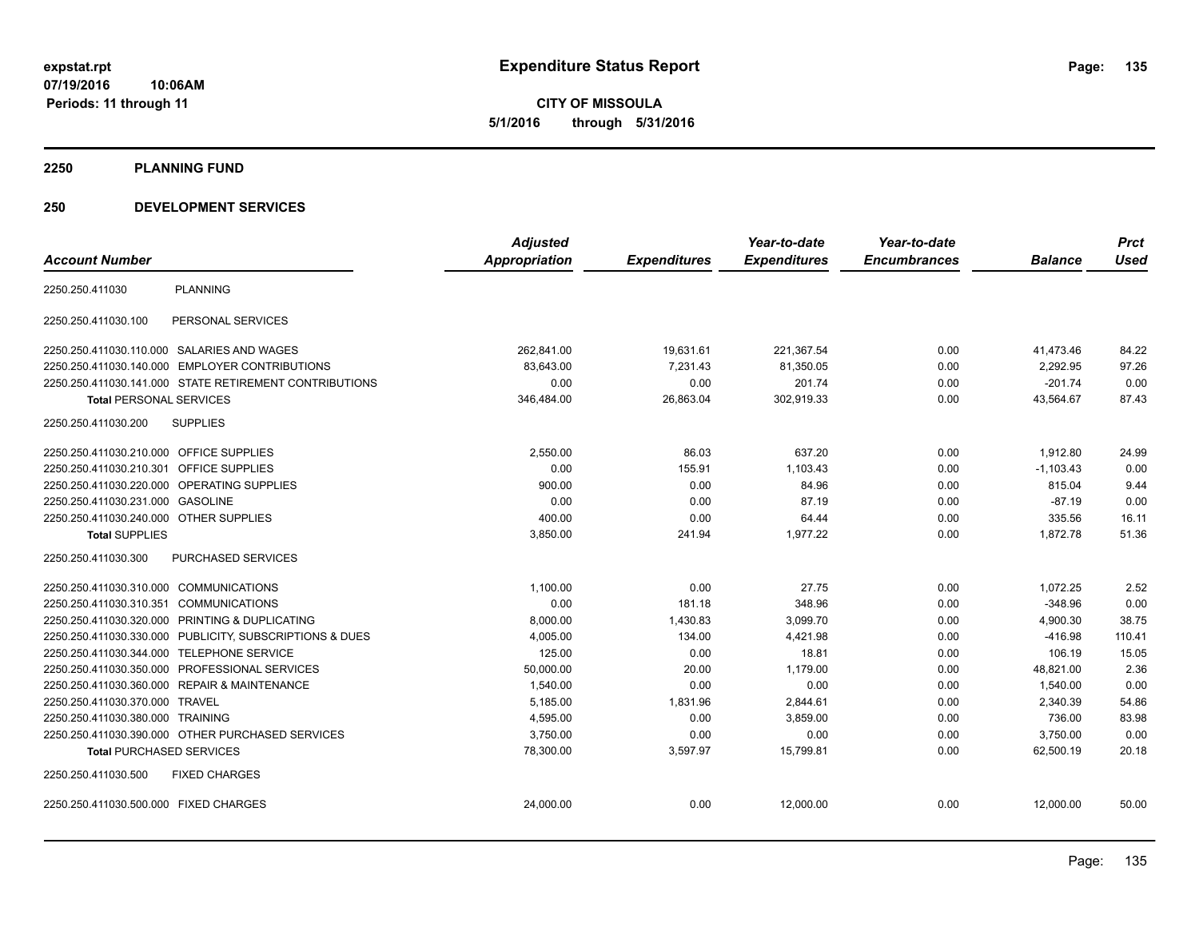**expstat.rpt**
**07/19/2016 10:06AM**
**Periods: 11 through 11**

# Expenditure Status Report

**CITY OF MISSOULA**
**5/1/2016 through 5/31/2016**

## 2250 PLANNING FUND

## 250 DEVELOPMENT SERVICES

| Account Number | | Adjusted Appropriation | Expenditures | Year-to-date Expenditures | Year-to-date Encumbrances | Balance | Prct Used |
|---|---|---|---|---|---|---|---|
| 2250.250.411030 | PLANNING | | | | | | |
| 2250.250.411030.100 | PERSONAL SERVICES | | | | | | |
| 2250.250.411030.110.000 | SALARIES AND WAGES | 262,841.00 | 19,631.61 | 221,367.54 | 0.00 | 41,473.46 | 84.22 |
| 2250.250.411030.140.000 | EMPLOYER CONTRIBUTIONS | 83,643.00 | 7,231.43 | 81,350.05 | 0.00 | 2,292.95 | 97.26 |
| 2250.250.411030.141.000 | STATE RETIREMENT CONTRIBUTIONS | 0.00 | 0.00 | 201.74 | 0.00 | -201.74 | 0.00 |
| **Total** PERSONAL SERVICES | | 346,484.00 | 26,863.04 | 302,919.33 | 0.00 | 43,564.67 | 87.43 |
| 2250.250.411030.200 | SUPPLIES | | | | | | |
| 2250.250.411030.210.000 | OFFICE SUPPLIES | 2,550.00 | 86.03 | 637.20 | 0.00 | 1,912.80 | 24.99 |
| 2250.250.411030.210.301 | OFFICE SUPPLIES | 0.00 | 155.91 | 1,103.43 | 0.00 | -1,103.43 | 0.00 |
| 2250.250.411030.220.000 | OPERATING SUPPLIES | 900.00 | 0.00 | 84.96 | 0.00 | 815.04 | 9.44 |
| 2250.250.411030.231.000 | GASOLINE | 0.00 | 0.00 | 87.19 | 0.00 | -87.19 | 0.00 |
| 2250.250.411030.240.000 | OTHER SUPPLIES | 400.00 | 0.00 | 64.44 | 0.00 | 335.56 | 16.11 |
| **Total** SUPPLIES | | 3,850.00 | 241.94 | 1,977.22 | 0.00 | 1,872.78 | 51.36 |
| 2250.250.411030.300 | PURCHASED SERVICES | | | | | | |
| 2250.250.411030.310.000 | COMMUNICATIONS | 1,100.00 | 0.00 | 27.75 | 0.00 | 1,072.25 | 2.52 |
| 2250.250.411030.310.351 | COMMUNICATIONS | 0.00 | 181.18 | 348.96 | 0.00 | -348.96 | 0.00 |
| 2250.250.411030.320.000 | PRINTING & DUPLICATING | 8,000.00 | 1,430.83 | 3,099.70 | 0.00 | 4,900.30 | 38.75 |
| 2250.250.411030.330.000 | PUBLICITY, SUBSCRIPTIONS & DUES | 4,005.00 | 134.00 | 4,421.98 | 0.00 | -416.98 | 110.41 |
| 2250.250.411030.344.000 | TELEPHONE SERVICE | 125.00 | 0.00 | 18.81 | 0.00 | 106.19 | 15.05 |
| 2250.250.411030.350.000 | PROFESSIONAL SERVICES | 50,000.00 | 20.00 | 1,179.00 | 0.00 | 48,821.00 | 2.36 |
| 2250.250.411030.360.000 | REPAIR & MAINTENANCE | 1,540.00 | 0.00 | 0.00 | 0.00 | 1,540.00 | 0.00 |
| 2250.250.411030.370.000 | TRAVEL | 5,185.00 | 1,831.96 | 2,844.61 | 0.00 | 2,340.39 | 54.86 |
| 2250.250.411030.380.000 | TRAINING | 4,595.00 | 0.00 | 3,859.00 | 0.00 | 736.00 | 83.98 |
| 2250.250.411030.390.000 | OTHER PURCHASED SERVICES | 3,750.00 | 0.00 | 0.00 | 0.00 | 3,750.00 | 0.00 |
| **Total** PURCHASED SERVICES | | 78,300.00 | 3,597.97 | 15,799.81 | 0.00 | 62,500.19 | 20.18 |
| 2250.250.411030.500 | FIXED CHARGES | | | | | | |
| 2250.250.411030.500.000 | FIXED CHARGES | 24,000.00 | 0.00 | 12,000.00 | 0.00 | 12,000.00 | 50.00 |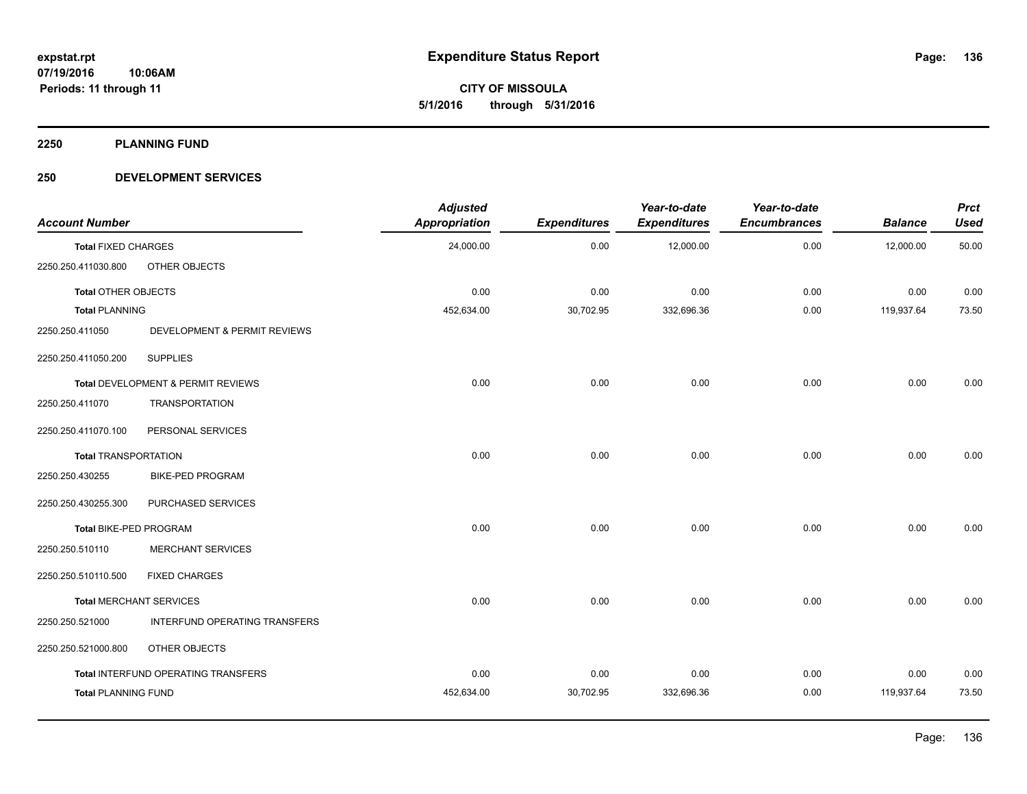**Expenditure Status Report**

**CITY OF MISSOULA**
**5/1/2016 through 5/31/2016**

expstat.rpt
07/19/2016 10:06AM
Periods: 11 through 11

## 2250 PLANNING FUND

### 250 DEVELOPMENT SERVICES

| Account Number | | Adjusted Appropriation | Expenditures | Year-to-date Expenditures | Year-to-date Encumbrances | Balance | Prct Used |
|---|---|---|---|---|---|---|---|
| **Total** FIXED CHARGES | | 24,000.00 | 0.00 | 12,000.00 | 0.00 | 12,000.00 | 50.00 |
| 2250.250.411030.800 | OTHER OBJECTS | | | | | | |
| **Total** OTHER OBJECTS | | 0.00 | 0.00 | 0.00 | 0.00 | 0.00 | 0.00 |
| **Total PLANNING** | | 452,634.00 | 30,702.95 | 332,696.36 | 0.00 | 119,937.64 | 73.50 |
| 2250.250.411050 | DEVELOPMENT & PERMIT REVIEWS | | | | | | |
| 2250.250.411050.200 | SUPPLIES | | | | | | |
| **Total** DEVELOPMENT & PERMIT REVIEWS | | 0.00 | 0.00 | 0.00 | 0.00 | 0.00 | 0.00 |
| 2250.250.411070 | TRANSPORTATION | | | | | | |
| 2250.250.411070.100 | PERSONAL SERVICES | | | | | | |
| **Total** TRANSPORTATION | | 0.00 | 0.00 | 0.00 | 0.00 | 0.00 | 0.00 |
| 2250.250.430255 | BIKE-PED PROGRAM | | | | | | |
| 2250.250.430255.300 | PURCHASED SERVICES | | | | | | |
| **Total** BIKE-PED PROGRAM | | 0.00 | 0.00 | 0.00 | 0.00 | 0.00 | 0.00 |
| 2250.250.510110 | MERCHANT SERVICES | | | | | | |
| 2250.250.510110.500 | FIXED CHARGES | | | | | | |
| **Total** MERCHANT SERVICES | | 0.00 | 0.00 | 0.00 | 0.00 | 0.00 | 0.00 |
| 2250.250.521000 | INTERFUND OPERATING TRANSFERS | | | | | | |
| 2250.250.521000.800 | OTHER OBJECTS | | | | | | |
| **Total** INTERFUND OPERATING TRANSFERS | | 0.00 | 0.00 | 0.00 | 0.00 | 0.00 | 0.00 |
| **Total PLANNING FUND** | | 452,634.00 | 30,702.95 | 332,696.36 | 0.00 | 119,937.64 | 73.50 |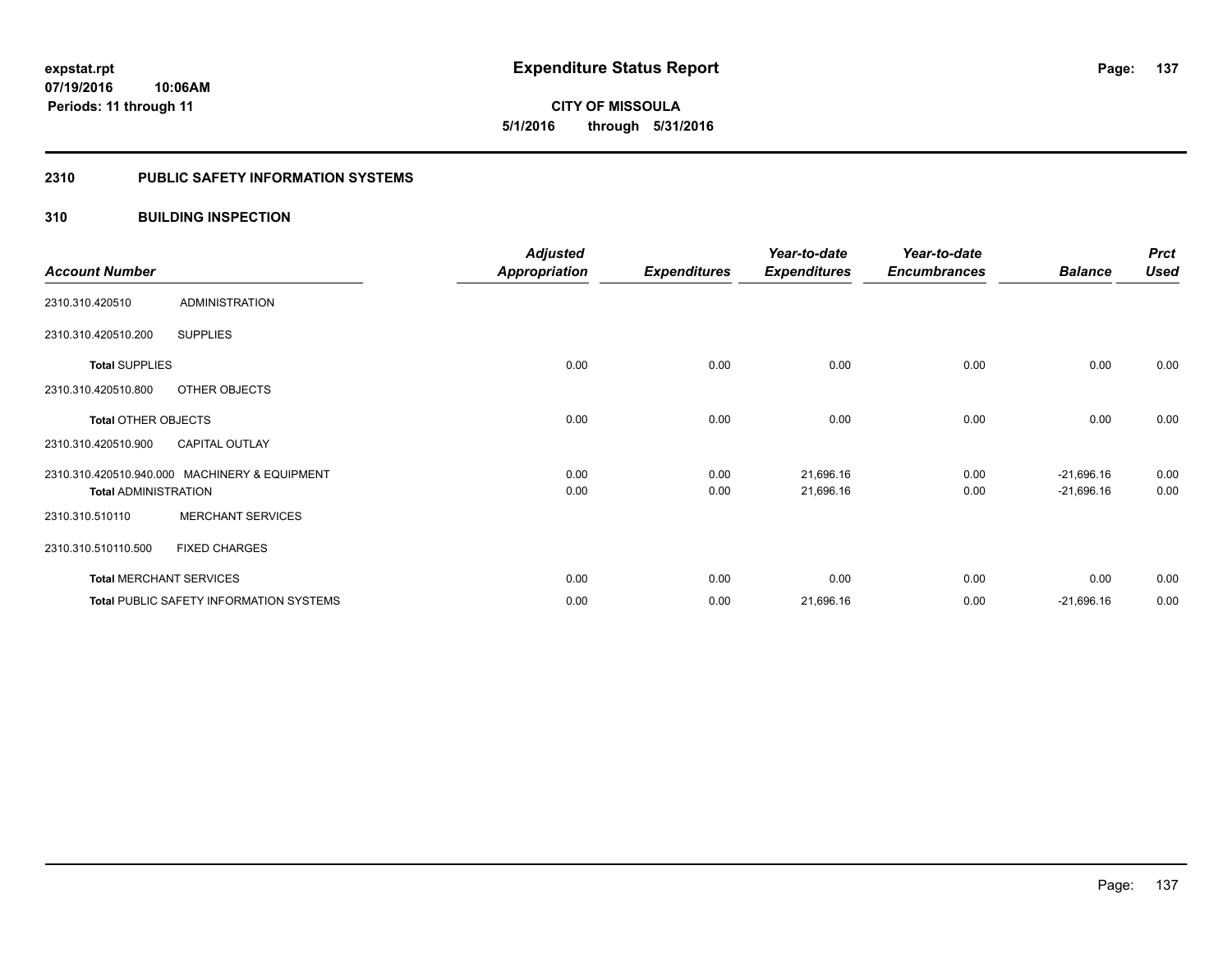**expstat.rpt**
**07/19/2016 10:06AM**
**Periods: 11 through 11**

# Expenditure Status Report

**CITY OF MISSOULA**
**5/1/2016 through 5/31/2016**

## 2310 PUBLIC SAFETY INFORMATION SYSTEMS

## 310 BUILDING INSPECTION

| Account Number | | Adjusted Appropriation | Expenditures | Year-to-date Expenditures | Year-to-date Encumbrances | Balance | Prct Used |
|---|---|---|---|---|---|---|---|
| 2310.310.420510 | ADMINISTRATION | | | | | | |
| 2310.310.420510.200 | SUPPLIES | | | | | | |
| **Total** SUPPLIES | | 0.00 | 0.00 | 0.00 | 0.00 | 0.00 | 0.00 |
| 2310.310.420510.800 | OTHER OBJECTS | | | | | | |
| **Total** OTHER OBJECTS | | 0.00 | 0.00 | 0.00 | 0.00 | 0.00 | 0.00 |
| 2310.310.420510.900 | CAPITAL OUTLAY | | | | | | |
| 2310.310.420510.940.000 | MACHINERY & EQUIPMENT | 0.00 | 0.00 | 21,696.16 | 0.00 | -21,696.16 | 0.00 |
| **Total** ADMINISTRATION | | 0.00 | 0.00 | 21,696.16 | 0.00 | -21,696.16 | 0.00 |
| 2310.310.510110 | MERCHANT SERVICES | | | | | | |
| 2310.310.510110.500 | FIXED CHARGES | | | | | | |
| **Total** MERCHANT SERVICES | | 0.00 | 0.00 | 0.00 | 0.00 | 0.00 | 0.00 |
| **Total** PUBLIC SAFETY INFORMATION SYSTEMS | | 0.00 | 0.00 | 21,696.16 | 0.00 | -21,696.16 | 0.00 |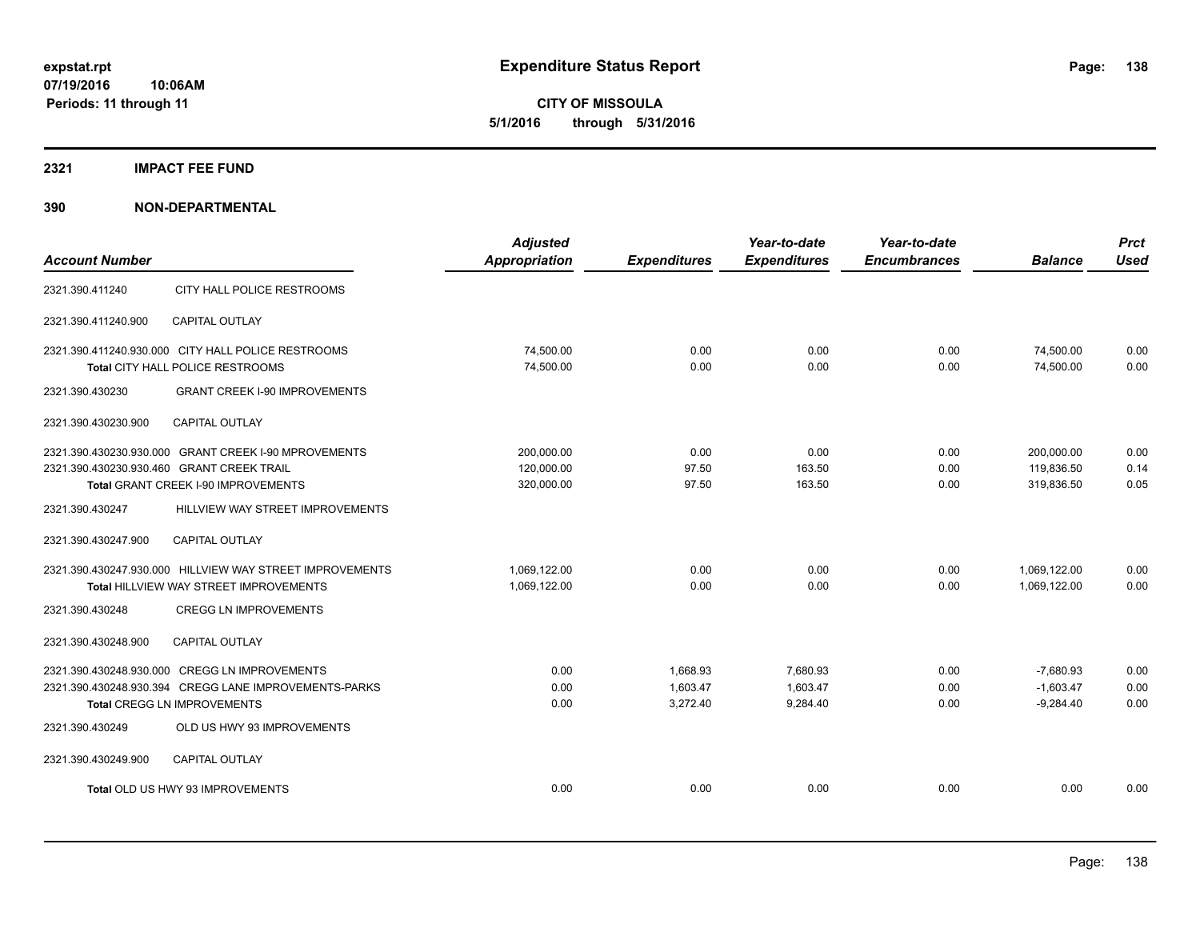**expstat.rpt**
**07/19/2016 10:06AM**
**Periods: 11 through 11**

# Expenditure Status Report

**CITY OF MISSOULA**
**5/1/2016 through 5/31/2016**

## 2321 IMPACT FEE FUND

## 390 NON-DEPARTMENTAL

| Account Number | | Adjusted Appropriation | Expenditures | Year-to-date Expenditures | Year-to-date Encumbrances | Balance | Prct Used |
|---|---|---|---|---|---|---|---|
| 2321.390.411240 | CITY HALL POLICE RESTROOMS | | | | | | |
| 2321.390.411240.900 | CAPITAL OUTLAY | | | | | | |
| 2321.390.411240.930.000 | CITY HALL POLICE RESTROOMS | 74,500.00 | 0.00 | 0.00 | 0.00 | 74,500.00 | 0.00 |
| **Total** CITY HALL POLICE RESTROOMS | | 74,500.00 | 0.00 | 0.00 | 0.00 | 74,500.00 | 0.00 |
| 2321.390.430230 | GRANT CREEK I-90 IMPROVEMENTS | | | | | | |
| 2321.390.430230.900 | CAPITAL OUTLAY | | | | | | |
| 2321.390.430230.930.000 | GRANT CREEK I-90 MPROVEMENTS | 200,000.00 | 0.00 | 0.00 | 0.00 | 200,000.00 | 0.00 |
| 2321.390.430230.930.460 | GRANT CREEK TRAIL | 120,000.00 | 97.50 | 163.50 | 0.00 | 119,836.50 | 0.14 |
| **Total** GRANT CREEK I-90 IMPROVEMENTS | | 320,000.00 | 97.50 | 163.50 | 0.00 | 319,836.50 | 0.05 |
| 2321.390.430247 | HILLVIEW WAY STREET IMPROVEMENTS | | | | | | |
| 2321.390.430247.900 | CAPITAL OUTLAY | | | | | | |
| 2321.390.430247.930.000 | HILLVIEW WAY STREET IMPROVEMENTS | 1,069,122.00 | 0.00 | 0.00 | 0.00 | 1,069,122.00 | 0.00 |
| **Total** HILLVIEW WAY STREET IMPROVEMENTS | | 1,069,122.00 | 0.00 | 0.00 | 0.00 | 1,069,122.00 | 0.00 |
| 2321.390.430248 | CREGG LN IMPROVEMENTS | | | | | | |
| 2321.390.430248.900 | CAPITAL OUTLAY | | | | | | |
| 2321.390.430248.930.000 | CREGG LN IMPROVEMENTS | 0.00 | 1,668.93 | 7,680.93 | 0.00 | -7,680.93 | 0.00 |
| 2321.390.430248.930.394 | CREGG LANE IMPROVEMENTS-PARKS | 0.00 | 1,603.47 | 1,603.47 | 0.00 | -1,603.47 | 0.00 |
| **Total** CREGG LN IMPROVEMENTS | | 0.00 | 3,272.40 | 9,284.40 | 0.00 | -9,284.40 | 0.00 |
| 2321.390.430249 | OLD US HWY 93 IMPROVEMENTS | | | | | | |
| 2321.390.430249.900 | CAPITAL OUTLAY | | | | | | |
| **Total** OLD US HWY 93 IMPROVEMENTS | | 0.00 | 0.00 | 0.00 | 0.00 | 0.00 | 0.00 |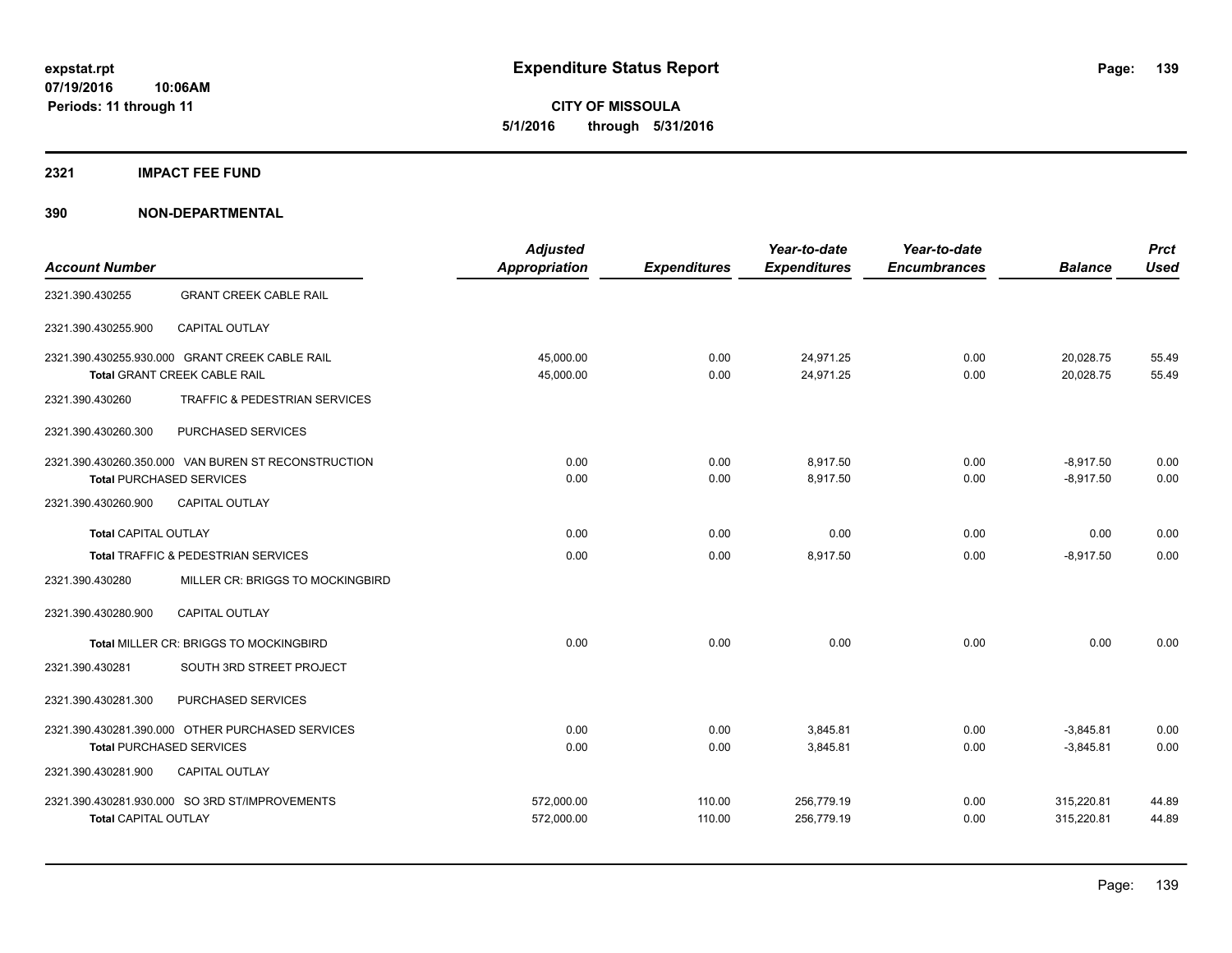# Expenditure Status Report

**CITY OF MISSOULA**
**5/1/2016 through 5/31/2016**

expstat.rpt
07/19/2016 10:06AM
Periods: 11 through 11

## 2321 IMPACT FEE FUND

## 390 NON-DEPARTMENTAL

| Account Number | | Adjusted Appropriation | Expenditures | Year-to-date Expenditures | Year-to-date Encumbrances | Balance | Prct Used |
|---|---|---|---|---|---|---|---|
| 2321.390.430255 | GRANT CREEK CABLE RAIL | | | | | | |
| 2321.390.430255.900 | CAPITAL OUTLAY | | | | | | |
| 2321.390.430255.930.000 | GRANT CREEK CABLE RAIL | 45,000.00 | 0.00 | 24,971.25 | 0.00 | 20,028.75 | 55.49 |
| **Total** GRANT CREEK CABLE RAIL | | 45,000.00 | 0.00 | 24,971.25 | 0.00 | 20,028.75 | 55.49 |
| 2321.390.430260 | TRAFFIC & PEDESTRIAN SERVICES | | | | | | |
| 2321.390.430260.300 | PURCHASED SERVICES | | | | | | |
| 2321.390.430260.350.000 | VAN BUREN ST RECONSTRUCTION | 0.00 | 0.00 | 8,917.50 | 0.00 | -8,917.50 | 0.00 |
| **Total** PURCHASED SERVICES | | 0.00 | 0.00 | 8,917.50 | 0.00 | -8,917.50 | 0.00 |
| 2321.390.430260.900 | CAPITAL OUTLAY | | | | | | |
| **Total** CAPITAL OUTLAY | | 0.00 | 0.00 | 0.00 | 0.00 | 0.00 | 0.00 |
| **Total** TRAFFIC & PEDESTRIAN SERVICES | | 0.00 | 0.00 | 8,917.50 | 0.00 | -8,917.50 | 0.00 |
| 2321.390.430280 | MILLER CR: BRIGGS TO MOCKINGBIRD | | | | | | |
| 2321.390.430280.900 | CAPITAL OUTLAY | | | | | | |
| **Total** MILLER CR: BRIGGS TO MOCKINGBIRD | | 0.00 | 0.00 | 0.00 | 0.00 | 0.00 | 0.00 |
| 2321.390.430281 | SOUTH 3RD STREET PROJECT | | | | | | |
| 2321.390.430281.300 | PURCHASED SERVICES | | | | | | |
| 2321.390.430281.390.000 | OTHER PURCHASED SERVICES | 0.00 | 0.00 | 3,845.81 | 0.00 | -3,845.81 | 0.00 |
| **Total** PURCHASED SERVICES | | 0.00 | 0.00 | 3,845.81 | 0.00 | -3,845.81 | 0.00 |
| 2321.390.430281.900 | CAPITAL OUTLAY | | | | | | |
| 2321.390.430281.930.000 | SO 3RD ST/IMPROVEMENTS | 572,000.00 | 110.00 | 256,779.19 | 0.00 | 315,220.81 | 44.89 |
| **Total** CAPITAL OUTLAY | | 572,000.00 | 110.00 | 256,779.19 | 0.00 | 315,220.81 | 44.89 |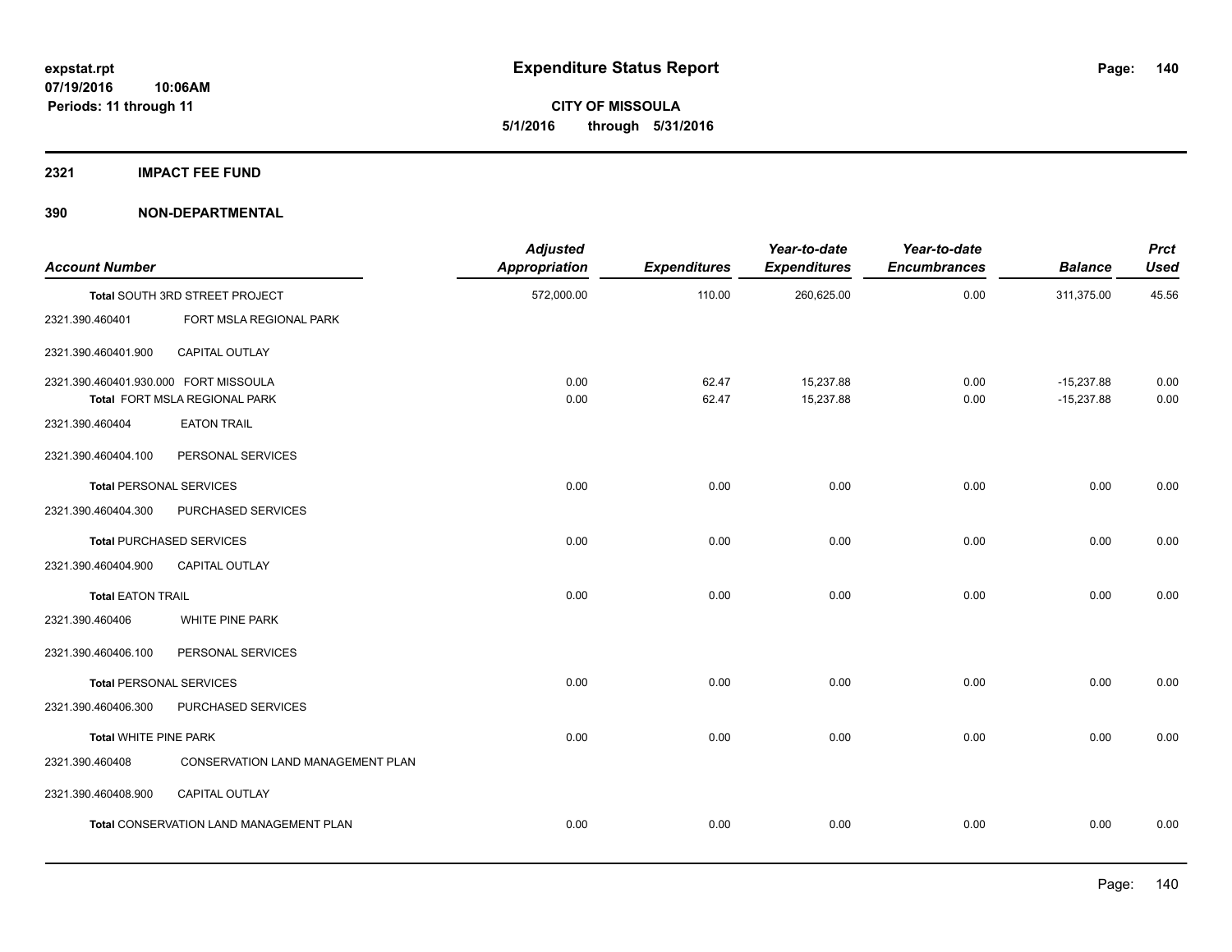**expstat.rpt**
**07/19/2016 10:06AM**
**Periods: 11 through 11**

# Expenditure Status Report

**CITY OF MISSOULA**
**5/1/2016 through 5/31/2016**

## 2321 IMPACT FEE FUND

## 390 NON-DEPARTMENTAL

| Account Number | | Adjusted Appropriation | Expenditures | Year-to-date Expenditures | Year-to-date Encumbrances | Balance | Prct Used |
|---|---|---|---|---|---|---|---|
| **Total** SOUTH 3RD STREET PROJECT | | 572,000.00 | 110.00 | 260,625.00 | 0.00 | 311,375.00 | 45.56 |
| 2321.390.460401 | FORT MSLA REGIONAL PARK | | | | | | |
| 2321.390.460401.900 | CAPITAL OUTLAY | | | | | | |
| 2321.390.460401.930.000 | FORT MISSOULA | 0.00 | 62.47 | 15,237.88 | 0.00 | -15,237.88 | 0.00 |
| **Total** FORT MSLA REGIONAL PARK | | 0.00 | 62.47 | 15,237.88 | 0.00 | -15,237.88 | 0.00 |
| 2321.390.460404 | EATON TRAIL | | | | | | |
| 2321.390.460404.100 | PERSONAL SERVICES | | | | | | |
| **Total** PERSONAL SERVICES | | 0.00 | 0.00 | 0.00 | 0.00 | 0.00 | 0.00 |
| 2321.390.460404.300 | PURCHASED SERVICES | | | | | | |
| **Total** PURCHASED SERVICES | | 0.00 | 0.00 | 0.00 | 0.00 | 0.00 | 0.00 |
| 2321.390.460404.900 | CAPITAL OUTLAY | | | | | | |
| **Total** EATON TRAIL | | 0.00 | 0.00 | 0.00 | 0.00 | 0.00 | 0.00 |
| 2321.390.460406 | WHITE PINE PARK | | | | | | |
| 2321.390.460406.100 | PERSONAL SERVICES | | | | | | |
| **Total** PERSONAL SERVICES | | 0.00 | 0.00 | 0.00 | 0.00 | 0.00 | 0.00 |
| 2321.390.460406.300 | PURCHASED SERVICES | | | | | | |
| **Total** WHITE PINE PARK | | 0.00 | 0.00 | 0.00 | 0.00 | 0.00 | 0.00 |
| 2321.390.460408 | CONSERVATION LAND MANAGEMENT PLAN | | | | | | |
| 2321.390.460408.900 | CAPITAL OUTLAY | | | | | | |
| **Total** CONSERVATION LAND MANAGEMENT PLAN | | 0.00 | 0.00 | 0.00 | 0.00 | 0.00 | 0.00 |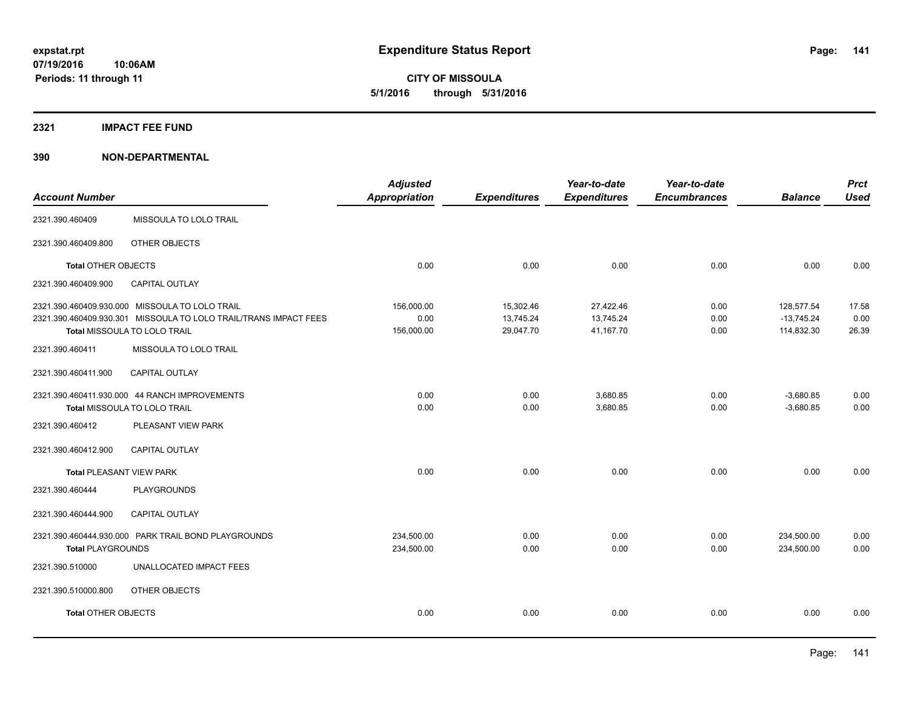# Expenditure Status Report

expstat.rpt
07/19/2016 10:06AM
Periods: 11 through 11

**CITY OF MISSOULA**
**5/1/2016 through 5/31/2016**

## 2321 IMPACT FEE FUND

## 390 NON-DEPARTMENTAL

| Account Number | | Adjusted Appropriation | Expenditures | Year-to-date Expenditures | Year-to-date Encumbrances | Balance | Prct Used |
|---|---|---|---|---|---|---|---|
| 2321.390.460409 | MISSOULA TO LOLO TRAIL | | | | | | |
| 2321.390.460409.800 | OTHER OBJECTS | | | | | | |
| **Total** OTHER OBJECTS | | 0.00 | 0.00 | 0.00 | 0.00 | 0.00 | 0.00 |
| 2321.390.460409.900 | CAPITAL OUTLAY | | | | | | |
| 2321.390.460409.930.000 | MISSOULA TO LOLO TRAIL | 156,000.00 | 15,302.46 | 27,422.46 | 0.00 | 128,577.54 | 17.58 |
| 2321.390.460409.930.301 | MISSOULA TO LOLO TRAIL/TRANS IMPACT FEES | 0.00 | 13,745.24 | 13,745.24 | 0.00 | -13,745.24 | 0.00 |
| **Total** MISSOULA TO LOLO TRAIL | | 156,000.00 | 29,047.70 | 41,167.70 | 0.00 | 114,832.30 | 26.39 |
| 2321.390.460411 | MISSOULA TO LOLO TRAIL | | | | | | |
| 2321.390.460411.900 | CAPITAL OUTLAY | | | | | | |
| 2321.390.460411.930.000 | 44 RANCH IMPROVEMENTS | 0.00 | 0.00 | 3,680.85 | 0.00 | -3,680.85 | 0.00 |
| **Total** MISSOULA TO LOLO TRAIL | | 0.00 | 0.00 | 3,680.85 | 0.00 | -3,680.85 | 0.00 |
| 2321.390.460412 | PLEASANT VIEW PARK | | | | | | |
| 2321.390.460412.900 | CAPITAL OUTLAY | | | | | | |
| **Total** PLEASANT VIEW PARK | | 0.00 | 0.00 | 0.00 | 0.00 | 0.00 | 0.00 |
| 2321.390.460444 | PLAYGROUNDS | | | | | | |
| 2321.390.460444.900 | CAPITAL OUTLAY | | | | | | |
| 2321.390.460444.930.000 | PARK TRAIL BOND PLAYGROUNDS | 234,500.00 | 0.00 | 0.00 | 0.00 | 234,500.00 | 0.00 |
| **Total** PLAYGROUNDS | | 234,500.00 | 0.00 | 0.00 | 0.00 | 234,500.00 | 0.00 |
| 2321.390.510000 | UNALLOCATED IMPACT FEES | | | | | | |
| 2321.390.510000.800 | OTHER OBJECTS | | | | | | |
| **Total** OTHER OBJECTS | | 0.00 | 0.00 | 0.00 | 0.00 | 0.00 | 0.00 |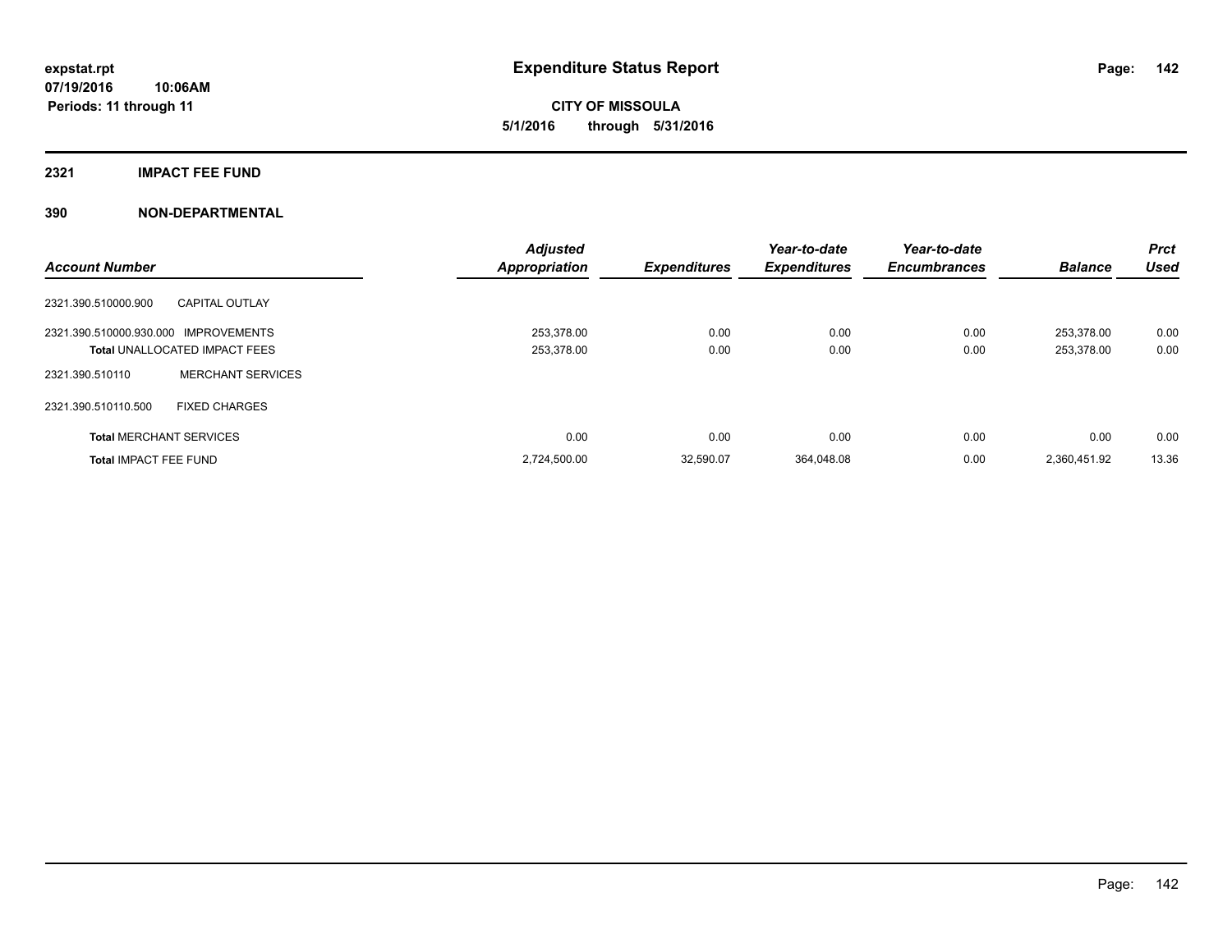**expstat.rpt**
**07/19/2016 10:06AM**
**Periods: 11 through 11**

# Expenditure Status Report

**CITY OF MISSOULA**
**5/1/2016 through 5/31/2016**

## 2321 IMPACT FEE FUND

## 390 NON-DEPARTMENTAL

| Account Number | | Adjusted Appropriation | Expenditures | Year-to-date Expenditures | Year-to-date Encumbrances | Balance | Prct Used |
|---|---|---|---|---|---|---|---|
| 2321.390.510000.900 | CAPITAL OUTLAY | | | | | | |
| 2321.390.510000.930.000 | IMPROVEMENTS | 253,378.00 | 0.00 | 0.00 | 0.00 | 253,378.00 | 0.00 |
| **Total** UNALLOCATED IMPACT FEES | | 253,378.00 | 0.00 | 0.00 | 0.00 | 253,378.00 | 0.00 |
| 2321.390.510110 | MERCHANT SERVICES | | | | | | |
| 2321.390.510110.500 | FIXED CHARGES | | | | | | |
| **Total** MERCHANT SERVICES | | 0.00 | 0.00 | 0.00 | 0.00 | 0.00 | 0.00 |
| **Total** IMPACT FEE FUND | | 2,724,500.00 | 32,590.07 | 364,048.08 | 0.00 | 2,360,451.92 | 13.36 |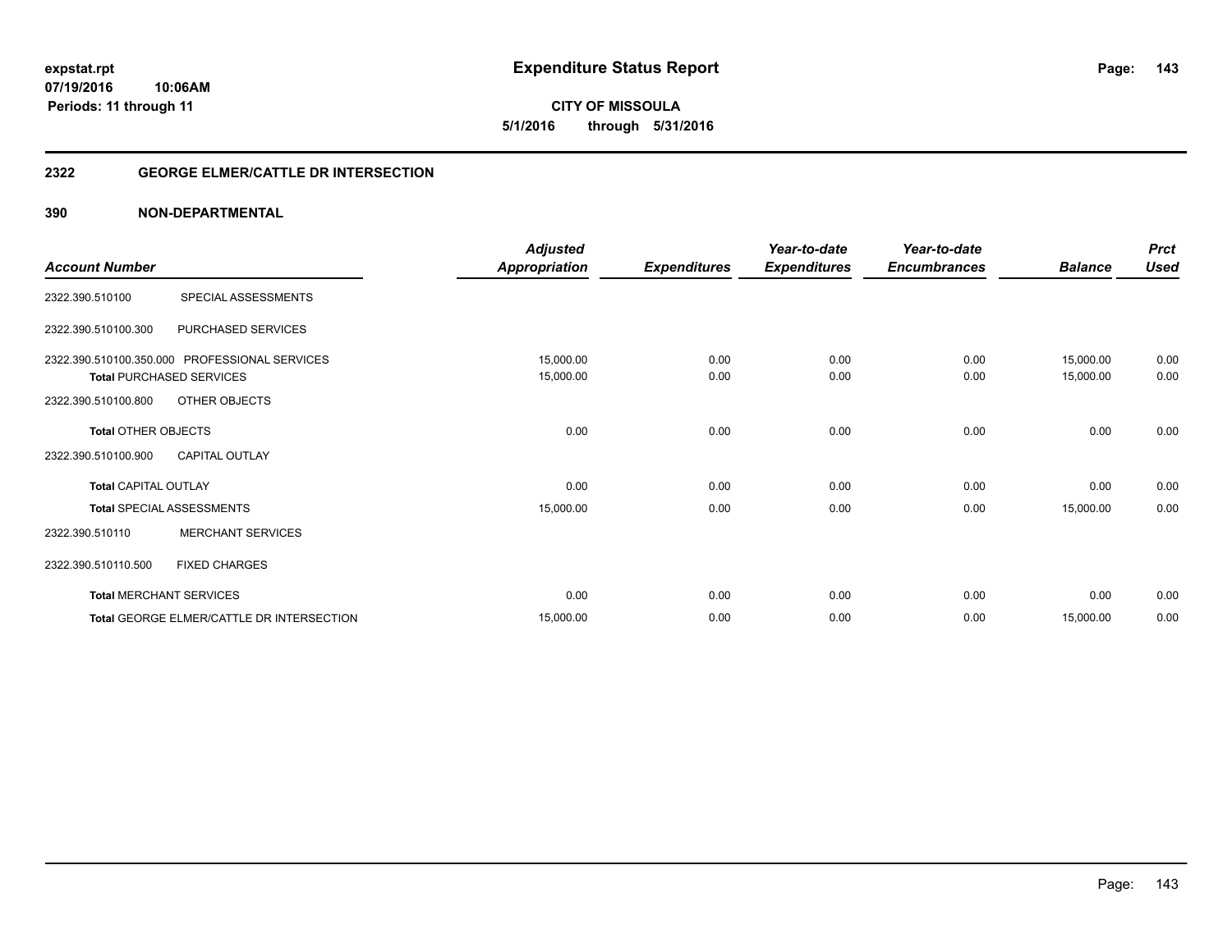**expstat.rpt**
**07/19/2016 10:06AM**
**Periods: 11 through 11**

# Expenditure Status Report

**CITY OF MISSOULA**
**5/1/2016 through 5/31/2016**

## 2322 GEORGE ELMER/CATTLE DR INTERSECTION

### 390 NON-DEPARTMENTAL

| Account Number | | *Adjusted Appropriation* | *Expenditures* | *Year-to-date Expenditures* | *Year-to-date Encumbrances* | *Balance* | *Prct Used* |
|---|---|---|---|---|---|---|---|
| 2322.390.510100 | SPECIAL ASSESSMENTS | | | | | | |
| 2322.390.510100.300 | PURCHASED SERVICES | | | | | | |
| 2322.390.510100.350.000 | PROFESSIONAL SERVICES | 15,000.00 | 0.00 | 0.00 | 0.00 | 15,000.00 | 0.00 |
| **Total** PURCHASED SERVICES | | 15,000.00 | 0.00 | 0.00 | 0.00 | 15,000.00 | 0.00 |
| 2322.390.510100.800 | OTHER OBJECTS | | | | | | |
| **Total** OTHER OBJECTS | | 0.00 | 0.00 | 0.00 | 0.00 | 0.00 | 0.00 |
| 2322.390.510100.900 | CAPITAL OUTLAY | | | | | | |
| **Total** CAPITAL OUTLAY | | 0.00 | 0.00 | 0.00 | 0.00 | 0.00 | 0.00 |
| **Total** SPECIAL ASSESSMENTS | | 15,000.00 | 0.00 | 0.00 | 0.00 | 15,000.00 | 0.00 |
| 2322.390.510110 | MERCHANT SERVICES | | | | | | |
| 2322.390.510110.500 | FIXED CHARGES | | | | | | |
| **Total** MERCHANT SERVICES | | 0.00 | 0.00 | 0.00 | 0.00 | 0.00 | 0.00 |
| **Total** GEORGE ELMER/CATTLE DR INTERSECTION | | 15,000.00 | 0.00 | 0.00 | 0.00 | 15,000.00 | 0.00 |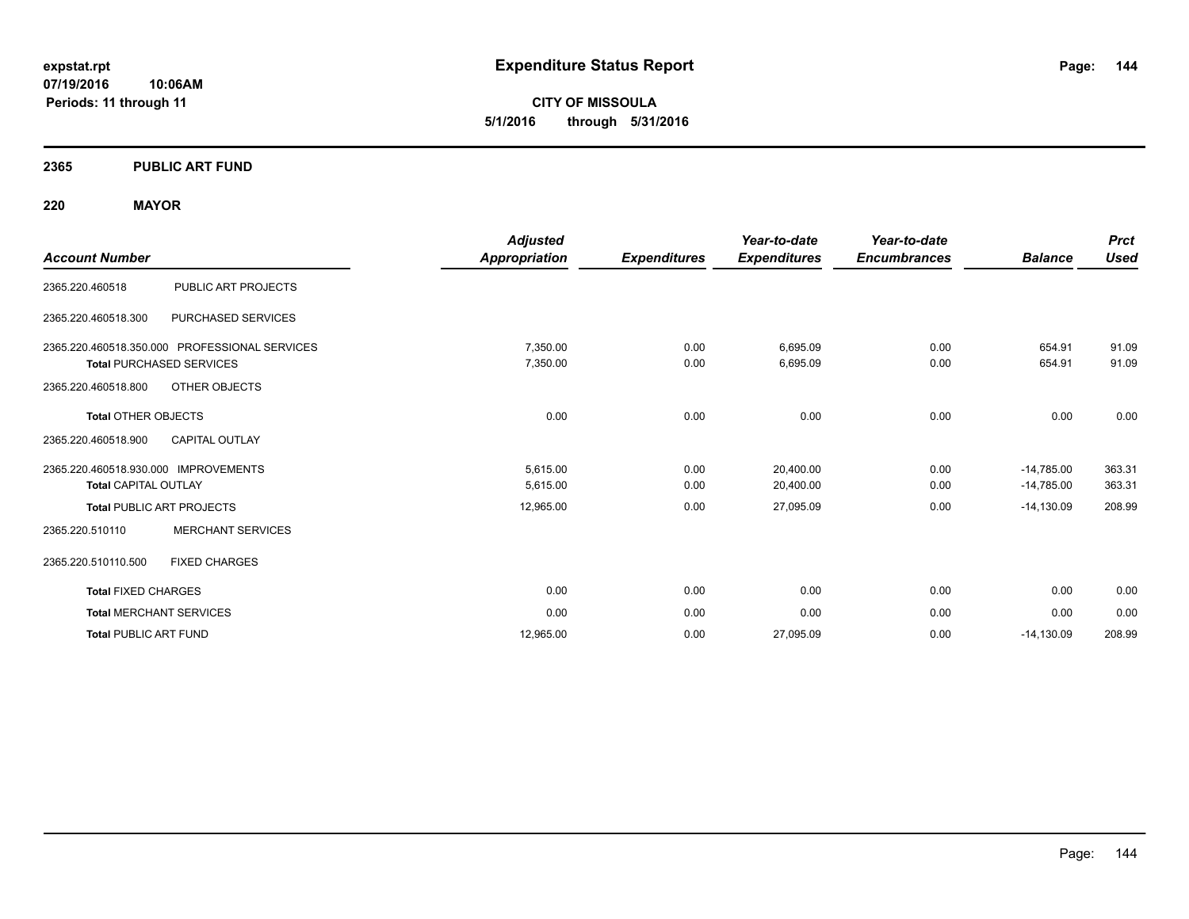expstat.rpt
07/19/2016 10:06AM
Periods: 11 through 11

# Expenditure Status Report

**CITY OF MISSOULA**
**5/1/2016 through 5/31/2016**

## 2365 PUBLIC ART FUND

### 220 MAYOR

| Account Number | | Adjusted Appropriation | Expenditures | Year-to-date Expenditures | Year-to-date Encumbrances | Balance | Prct Used |
|---|---|---|---|---|---|---|---|
| 2365.220.460518 | PUBLIC ART PROJECTS | | | | | | |
| 2365.220.460518.300 | PURCHASED SERVICES | | | | | | |
| 2365.220.460518.350.000 | PROFESSIONAL SERVICES | 7,350.00 | 0.00 | 6,695.09 | 0.00 | 654.91 | 91.09 |
| **Total** PURCHASED SERVICES | | 7,350.00 | 0.00 | 6,695.09 | 0.00 | 654.91 | 91.09 |
| 2365.220.460518.800 | OTHER OBJECTS | | | | | | |
| **Total** OTHER OBJECTS | | 0.00 | 0.00 | 0.00 | 0.00 | 0.00 | 0.00 |
| 2365.220.460518.900 | CAPITAL OUTLAY | | | | | | |
| 2365.220.460518.930.000 | IMPROVEMENTS | 5,615.00 | 0.00 | 20,400.00 | 0.00 | -14,785.00 | 363.31 |
| **Total** CAPITAL OUTLAY | | 5,615.00 | 0.00 | 20,400.00 | 0.00 | -14,785.00 | 363.31 |
| **Total** PUBLIC ART PROJECTS | | 12,965.00 | 0.00 | 27,095.09 | 0.00 | -14,130.09 | 208.99 |
| 2365.220.510110 | MERCHANT SERVICES | | | | | | |
| 2365.220.510110.500 | FIXED CHARGES | | | | | | |
| **Total** FIXED CHARGES | | 0.00 | 0.00 | 0.00 | 0.00 | 0.00 | 0.00 |
| **Total** MERCHANT SERVICES | | 0.00 | 0.00 | 0.00 | 0.00 | 0.00 | 0.00 |
| **Total** PUBLIC ART FUND | | 12,965.00 | 0.00 | 27,095.09 | 0.00 | -14,130.09 | 208.99 |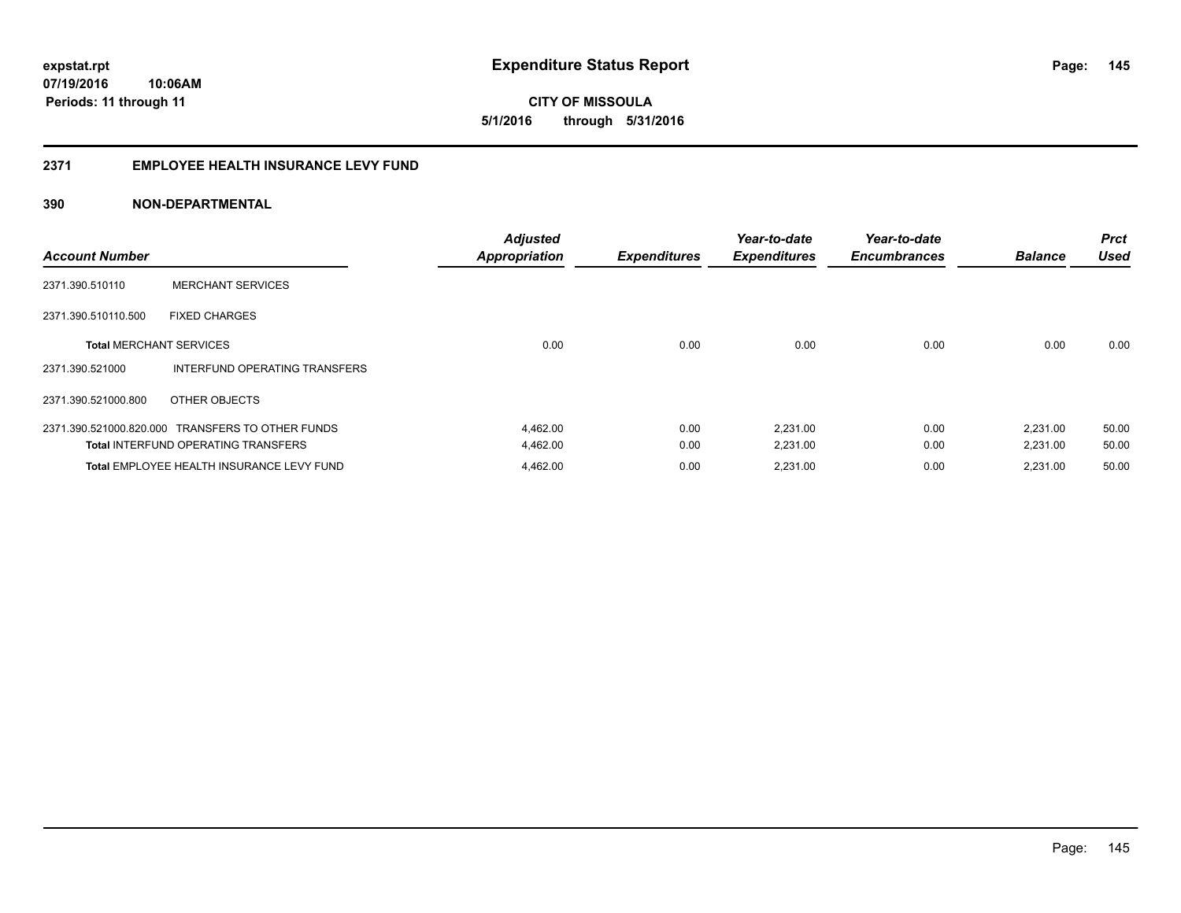**expstat.rpt**
**07/19/2016 10:06AM**
**Periods: 11 through 11**

# Expenditure Status Report

**CITY OF MISSOULA**
**5/1/2016 through 5/31/2016**

## 2371 EMPLOYEE HEALTH INSURANCE LEVY FUND

### 390 NON-DEPARTMENTAL

| Account Number | | Adjusted Appropriation | Expenditures | Year-to-date Expenditures | Year-to-date Encumbrances | Balance | Prct Used |
|---|---|---|---|---|---|---|---|
| 2371.390.510110 | MERCHANT SERVICES | | | | | | |
| 2371.390.510110.500 | FIXED CHARGES | | | | | | |
| **Total** MERCHANT SERVICES | | 0.00 | 0.00 | 0.00 | 0.00 | 0.00 | 0.00 |
| 2371.390.521000 | INTERFUND OPERATING TRANSFERS | | | | | | |
| 2371.390.521000.800 | OTHER OBJECTS | | | | | | |
| 2371.390.521000.820.000 | TRANSFERS TO OTHER FUNDS | 4,462.00 | 0.00 | 2,231.00 | 0.00 | 2,231.00 | 50.00 |
| **Total** INTERFUND OPERATING TRANSFERS | | 4,462.00 | 0.00 | 2,231.00 | 0.00 | 2,231.00 | 50.00 |
| **Total** EMPLOYEE HEALTH INSURANCE LEVY FUND | | 4,462.00 | 0.00 | 2,231.00 | 0.00 | 2,231.00 | 50.00 |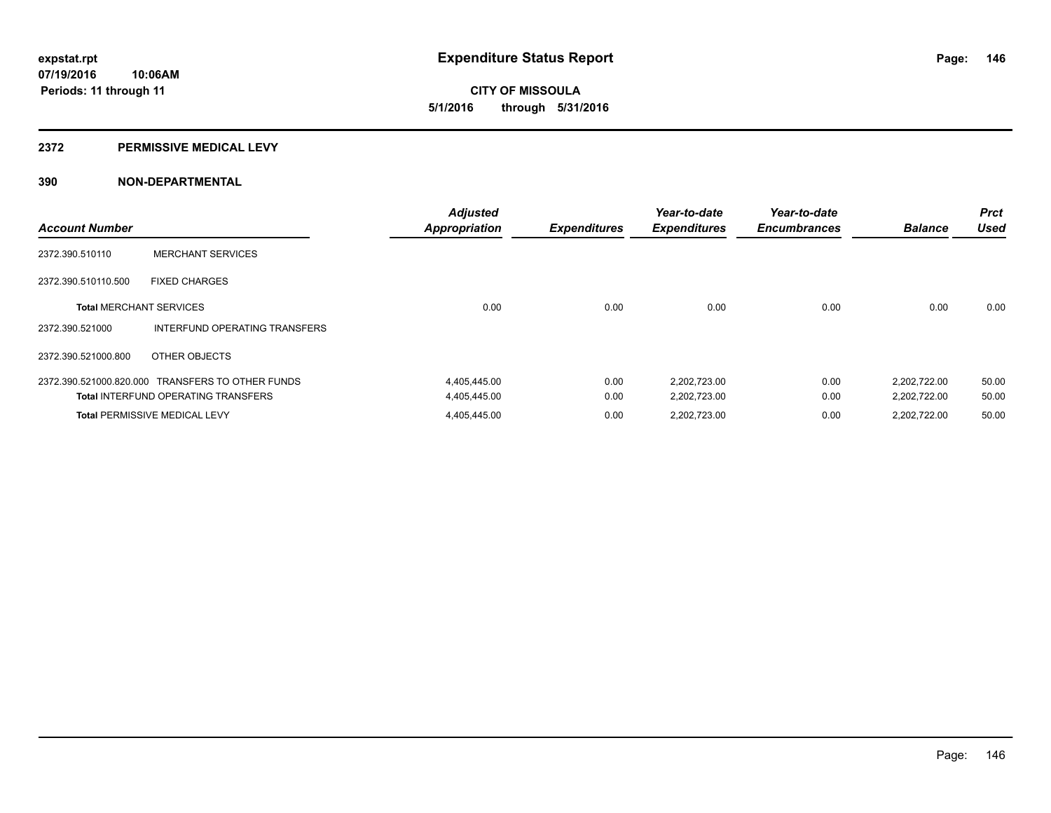**expstat.rpt**
**07/19/2016 10:06AM**
**Periods: 11 through 11**

# Expenditure Status Report

**CITY OF MISSOULA**
**5/1/2016 through 5/31/2016**

## 2372 PERMISSIVE MEDICAL LEVY

## 390 NON-DEPARTMENTAL

| Account Number | | Adjusted Appropriation | Expenditures | Year-to-date Expenditures | Year-to-date Encumbrances | Balance | Prct Used |
|---|---|---|---|---|---|---|---|
| 2372.390.510110 | MERCHANT SERVICES | | | | | | |
| 2372.390.510110.500 | FIXED CHARGES | | | | | | |
| **Total** MERCHANT SERVICES | | 0.00 | 0.00 | 0.00 | 0.00 | 0.00 | 0.00 |
| 2372.390.521000 | INTERFUND OPERATING TRANSFERS | | | | | | |
| 2372.390.521000.800 | OTHER OBJECTS | | | | | | |
| 2372.390.521000.820.000 | TRANSFERS TO OTHER FUNDS | 4,405,445.00 | 0.00 | 2,202,723.00 | 0.00 | 2,202,722.00 | 50.00 |
| **Total** INTERFUND OPERATING TRANSFERS | | 4,405,445.00 | 0.00 | 2,202,723.00 | 0.00 | 2,202,722.00 | 50.00 |
| **Total** PERMISSIVE MEDICAL LEVY | | 4,405,445.00 | 0.00 | 2,202,723.00 | 0.00 | 2,202,722.00 | 50.00 |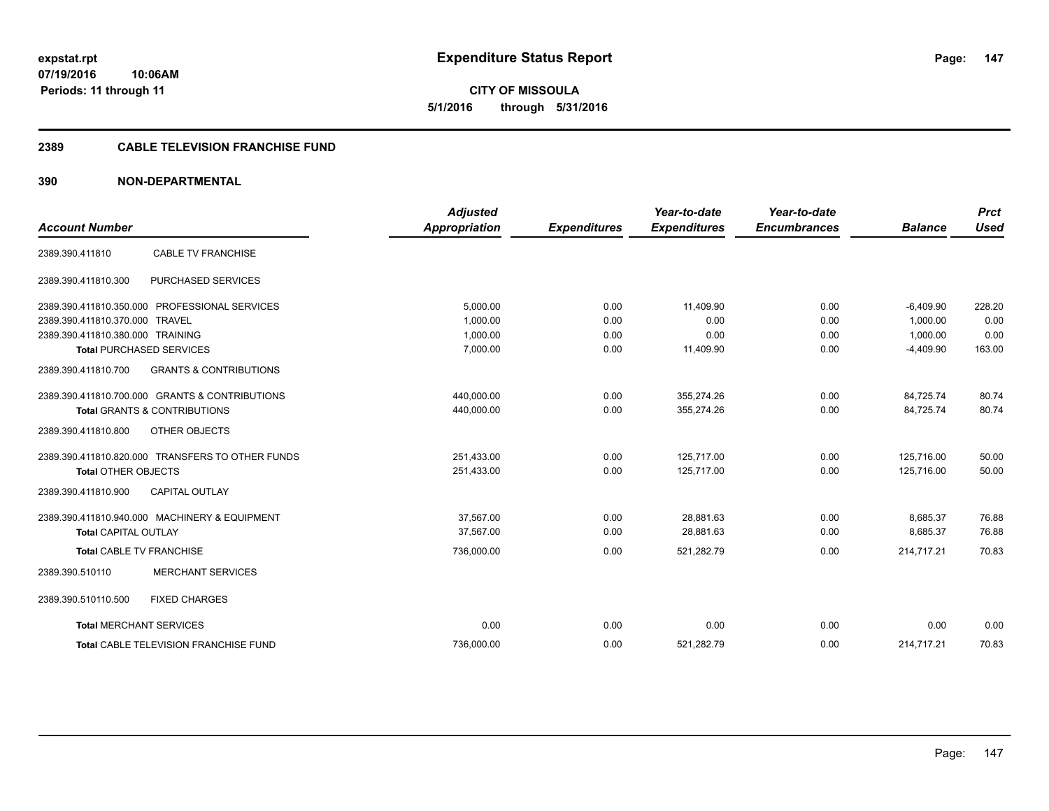**expstat.rpt**
**07/19/2016 10:06AM**
**Periods: 11 through 11**

# Expenditure Status Report

**CITY OF MISSOULA**
**5/1/2016 through 5/31/2016**

## 2389 CABLE TELEVISION FRANCHISE FUND

## 390 NON-DEPARTMENTAL

| Account Number | | Adjusted Appropriation | Expenditures | Year-to-date Expenditures | Year-to-date Encumbrances | Balance | Prct Used |
|---|---|---|---|---|---|---|---|
| 2389.390.411810 | CABLE TV FRANCHISE | | | | | | |
| 2389.390.411810.300 | PURCHASED SERVICES | | | | | | |
| 2389.390.411810.350.000 | PROFESSIONAL SERVICES | 5,000.00 | 0.00 | 11,409.90 | 0.00 | -6,409.90 | 228.20 |
| 2389.390.411810.370.000 | TRAVEL | 1,000.00 | 0.00 | 0.00 | 0.00 | 1,000.00 | 0.00 |
| 2389.390.411810.380.000 | TRAINING | 1,000.00 | 0.00 | 0.00 | 0.00 | 1,000.00 | 0.00 |
| **Total** PURCHASED SERVICES | | 7,000.00 | 0.00 | 11,409.90 | 0.00 | -4,409.90 | 163.00 |
| 2389.390.411810.700 | GRANTS & CONTRIBUTIONS | | | | | | |
| 2389.390.411810.700.000 | GRANTS & CONTRIBUTIONS | 440,000.00 | 0.00 | 355,274.26 | 0.00 | 84,725.74 | 80.74 |
| **Total** GRANTS & CONTRIBUTIONS | | 440,000.00 | 0.00 | 355,274.26 | 0.00 | 84,725.74 | 80.74 |
| 2389.390.411810.800 | OTHER OBJECTS | | | | | | |
| 2389.390.411810.820.000 | TRANSFERS TO OTHER FUNDS | 251,433.00 | 0.00 | 125,717.00 | 0.00 | 125,716.00 | 50.00 |
| **Total** OTHER OBJECTS | | 251,433.00 | 0.00 | 125,717.00 | 0.00 | 125,716.00 | 50.00 |
| 2389.390.411810.900 | CAPITAL OUTLAY | | | | | | |
| 2389.390.411810.940.000 | MACHINERY & EQUIPMENT | 37,567.00 | 0.00 | 28,881.63 | 0.00 | 8,685.37 | 76.88 |
| **Total** CAPITAL OUTLAY | | 37,567.00 | 0.00 | 28,881.63 | 0.00 | 8,685.37 | 76.88 |
| **Total** CABLE TV FRANCHISE | | 736,000.00 | 0.00 | 521,282.79 | 0.00 | 214,717.21 | 70.83 |
| 2389.390.510110 | MERCHANT SERVICES | | | | | | |
| 2389.390.510110.500 | FIXED CHARGES | | | | | | |
| **Total** MERCHANT SERVICES | | 0.00 | 0.00 | 0.00 | 0.00 | 0.00 | 0.00 |
| **Total** CABLE TELEVISION FRANCHISE FUND | | 736,000.00 | 0.00 | 521,282.79 | 0.00 | 214,717.21 | 70.83 |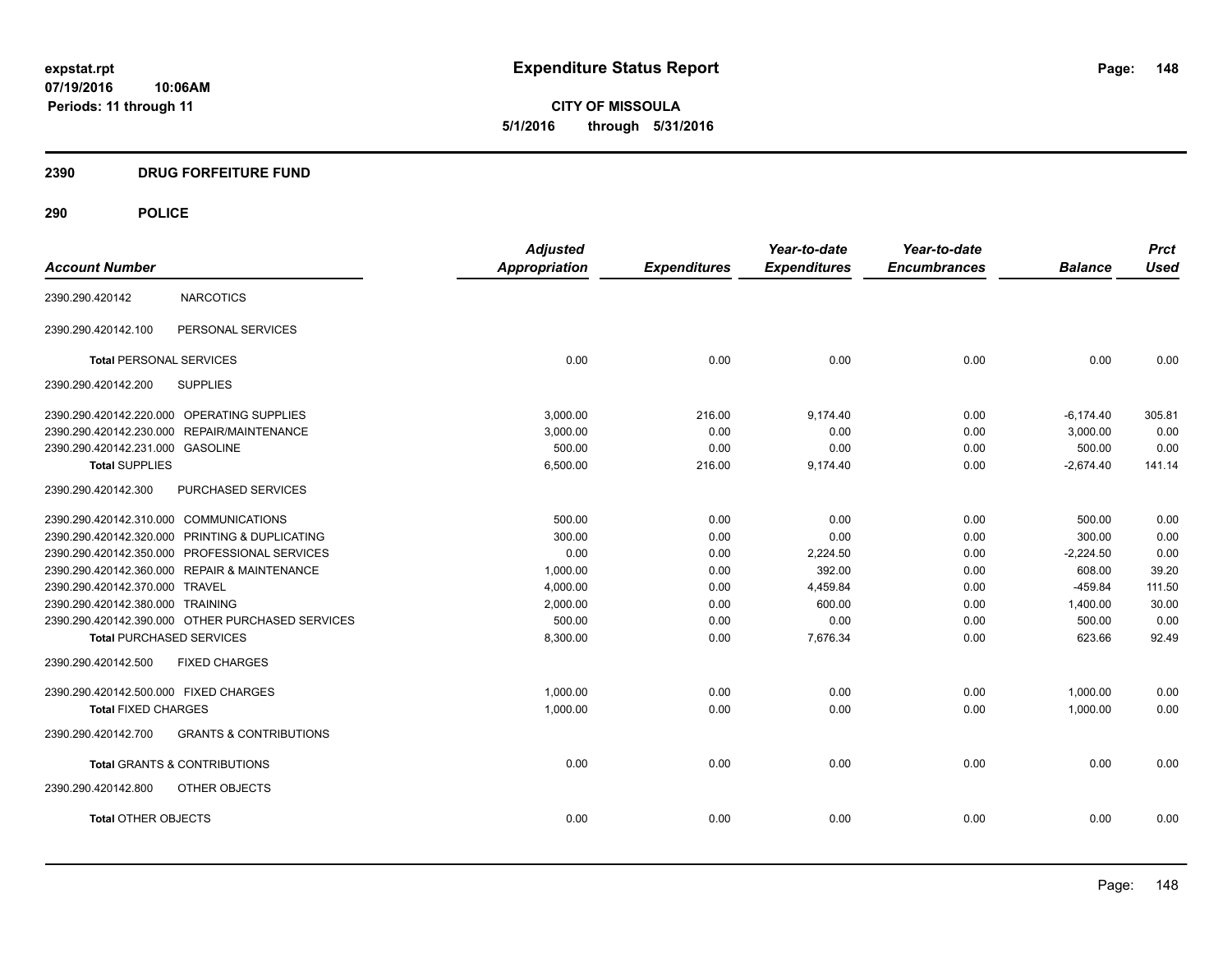# Expenditure Status Report

expstat.rpt
07/19/2016 10:06AM
Periods: 11 through 11

**CITY OF MISSOULA**
**5/1/2016 through 5/31/2016**

## 2390 DRUG FORFEITURE FUND

## 290 POLICE

| Account Number | | Adjusted Appropriation | Expenditures | Year-to-date Expenditures | Year-to-date Encumbrances | Balance | Prct Used |
|---|---|---|---|---|---|---|---|
| 2390.290.420142 | NARCOTICS | | | | | | |
| 2390.290.420142.100 | PERSONAL SERVICES | | | | | | |
| **Total** PERSONAL SERVICES | | 0.00 | 0.00 | 0.00 | 0.00 | 0.00 | 0.00 |
| 2390.290.420142.200 | SUPPLIES | | | | | | |
| 2390.290.420142.220.000 | OPERATING SUPPLIES | 3,000.00 | 216.00 | 9,174.40 | 0.00 | -6,174.40 | 305.81 |
| 2390.290.420142.230.000 | REPAIR/MAINTENANCE | 3,000.00 | 0.00 | 0.00 | 0.00 | 3,000.00 | 0.00 |
| 2390.290.420142.231.000 | GASOLINE | 500.00 | 0.00 | 0.00 | 0.00 | 500.00 | 0.00 |
| **Total SUPPLIES** | | 6,500.00 | 216.00 | 9,174.40 | 0.00 | -2,674.40 | 141.14 |
| 2390.290.420142.300 | PURCHASED SERVICES | | | | | | |
| 2390.290.420142.310.000 | COMMUNICATIONS | 500.00 | 0.00 | 0.00 | 0.00 | 500.00 | 0.00 |
| 2390.290.420142.320.000 | PRINTING & DUPLICATING | 300.00 | 0.00 | 0.00 | 0.00 | 300.00 | 0.00 |
| 2390.290.420142.350.000 | PROFESSIONAL SERVICES | 0.00 | 0.00 | 2,224.50 | 0.00 | -2,224.50 | 0.00 |
| 2390.290.420142.360.000 | REPAIR & MAINTENANCE | 1,000.00 | 0.00 | 392.00 | 0.00 | 608.00 | 39.20 |
| 2390.290.420142.370.000 | TRAVEL | 4,000.00 | 0.00 | 4,459.84 | 0.00 | -459.84 | 111.50 |
| 2390.290.420142.380.000 | TRAINING | 2,000.00 | 0.00 | 600.00 | 0.00 | 1,400.00 | 30.00 |
| 2390.290.420142.390.000 | OTHER PURCHASED SERVICES | 500.00 | 0.00 | 0.00 | 0.00 | 500.00 | 0.00 |
| **Total** PURCHASED SERVICES | | 8,300.00 | 0.00 | 7,676.34 | 0.00 | 623.66 | 92.49 |
| 2390.290.420142.500 | FIXED CHARGES | | | | | | |
| 2390.290.420142.500.000 | FIXED CHARGES | 1,000.00 | 0.00 | 0.00 | 0.00 | 1,000.00 | 0.00 |
| **Total** FIXED CHARGES | | 1,000.00 | 0.00 | 0.00 | 0.00 | 1,000.00 | 0.00 |
| 2390.290.420142.700 | GRANTS & CONTRIBUTIONS | | | | | | |
| **Total** GRANTS & CONTRIBUTIONS | | 0.00 | 0.00 | 0.00 | 0.00 | 0.00 | 0.00 |
| 2390.290.420142.800 | OTHER OBJECTS | | | | | | |
| **Total** OTHER OBJECTS | | 0.00 | 0.00 | 0.00 | 0.00 | 0.00 | 0.00 |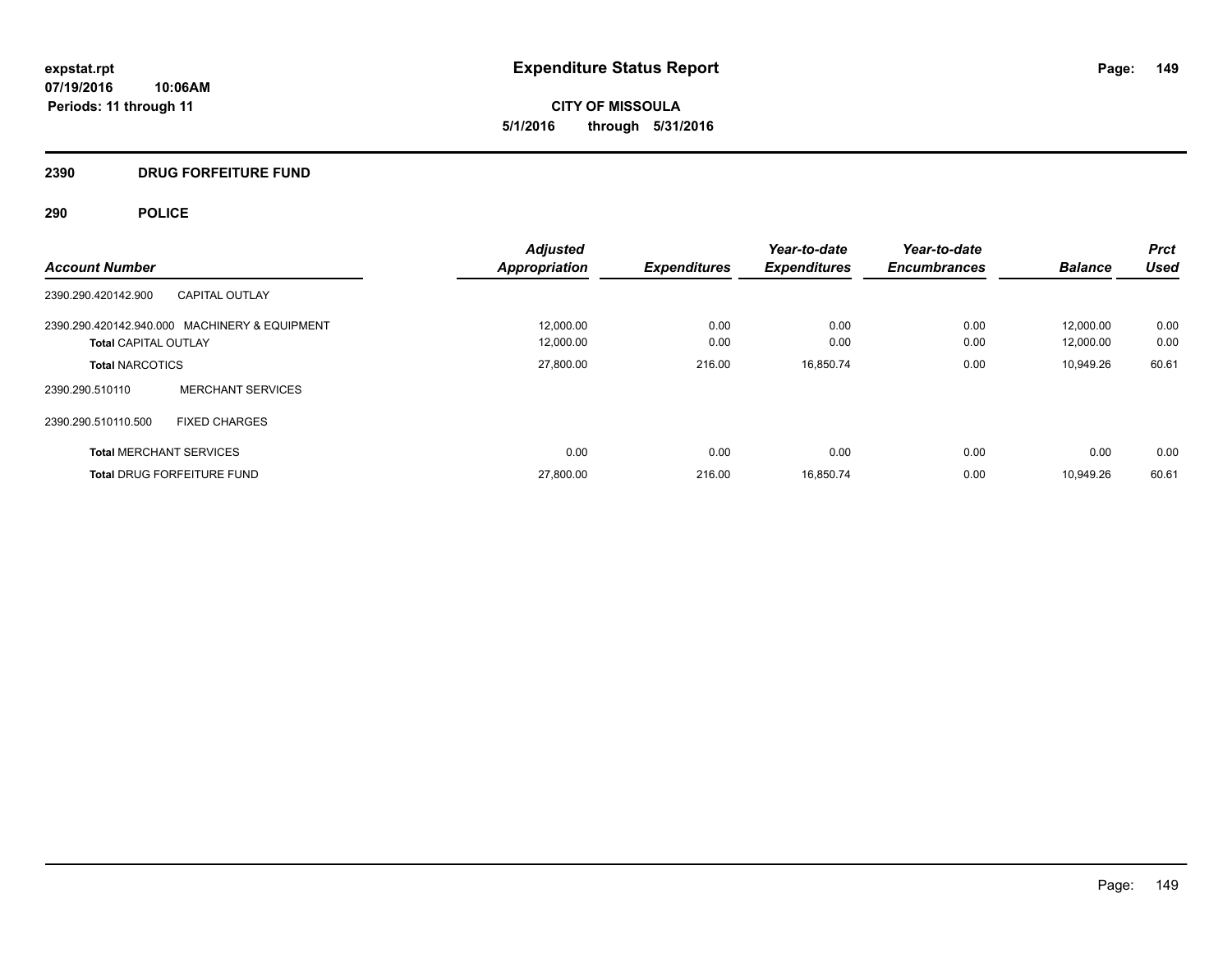**expstat.rpt**
**07/19/2016 10:06AM**
**Periods: 11 through 11**

# Expenditure Status Report

**CITY OF MISSOULA**
**5/1/2016 through 5/31/2016**

## 2390 DRUG FORFEITURE FUND

## 290 POLICE

| Account Number | | Adjusted Appropriation | Expenditures | Year-to-date Expenditures | Year-to-date Encumbrances | Balance | Prct Used |
|---|---|---|---|---|---|---|---|
| 2390.290.420142.900 | CAPITAL OUTLAY | | | | | | |
| 2390.290.420142.940.000 | MACHINERY & EQUIPMENT | 12,000.00 | 0.00 | 0.00 | 0.00 | 12,000.00 | 0.00 |
| **Total** CAPITAL OUTLAY | | 12,000.00 | 0.00 | 0.00 | 0.00 | 12,000.00 | 0.00 |
| **Total** NARCOTICS | | 27,800.00 | 216.00 | 16,850.74 | 0.00 | 10,949.26 | 60.61 |
| 2390.290.510110 | MERCHANT SERVICES | | | | | | |
| 2390.290.510110.500 | FIXED CHARGES | | | | | | |
| **Total** MERCHANT SERVICES | | 0.00 | 0.00 | 0.00 | 0.00 | 0.00 | 0.00 |
| **Total** DRUG FORFEITURE FUND | | 27,800.00 | 216.00 | 16,850.74 | 0.00 | 10,949.26 | 60.61 |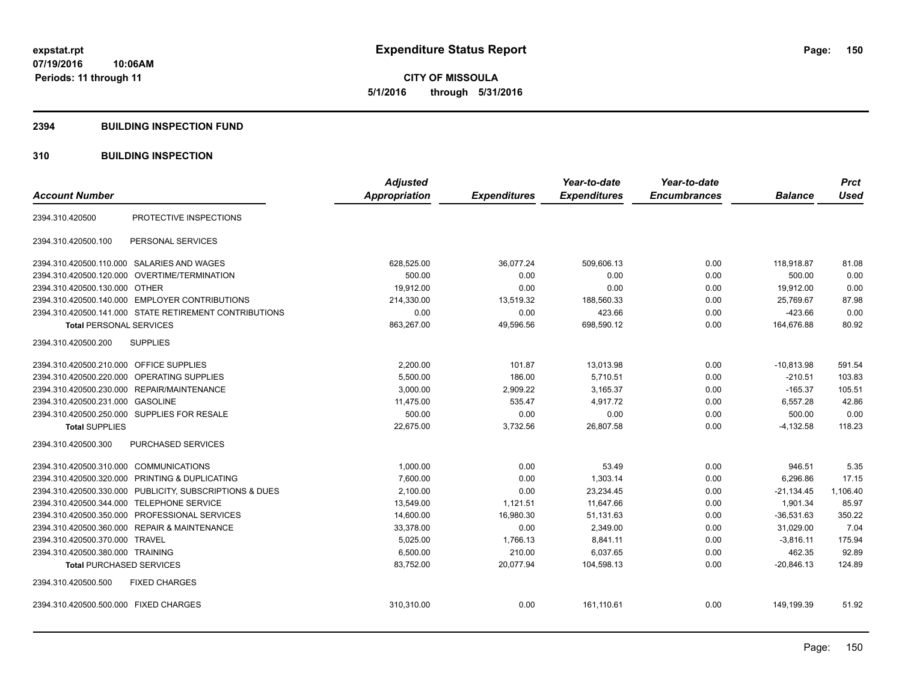expstat.rpt
07/19/2016 10:06AM
Periods: 11 through 11

# Expenditure Status Report

**CITY OF MISSOULA**
**5/1/2016 through 5/31/2016**

## 2394 BUILDING INSPECTION FUND

## 310 BUILDING INSPECTION

| Account Number | | Adjusted Appropriation | Expenditures | Year-to-date Expenditures | Year-to-date Encumbrances | Balance | Prct Used |
|---|---|---|---|---|---|---|---|
| 2394.310.420500 | PROTECTIVE INSPECTIONS | | | | | | |
| 2394.310.420500.100 | PERSONAL SERVICES | | | | | | |
| 2394.310.420500.110.000 | SALARIES AND WAGES | 628,525.00 | 36,077.24 | 509,606.13 | 0.00 | 118,918.87 | 81.08 |
| 2394.310.420500.120.000 | OVERTIME/TERMINATION | 500.00 | 0.00 | 0.00 | 0.00 | 500.00 | 0.00 |
| 2394.310.420500.130.000 | OTHER | 19,912.00 | 0.00 | 0.00 | 0.00 | 19,912.00 | 0.00 |
| 2394.310.420500.140.000 | EMPLOYER CONTRIBUTIONS | 214,330.00 | 13,519.32 | 188,560.33 | 0.00 | 25,769.67 | 87.98 |
| 2394.310.420500.141.000 | STATE RETIREMENT CONTRIBUTIONS | 0.00 | 0.00 | 423.66 | 0.00 | -423.66 | 0.00 |
| **Total** PERSONAL SERVICES | | 863,267.00 | 49,596.56 | 698,590.12 | 0.00 | 164,676.88 | 80.92 |
| 2394.310.420500.200 | SUPPLIES | | | | | | |
| 2394.310.420500.210.000 | OFFICE SUPPLIES | 2,200.00 | 101.87 | 13,013.98 | 0.00 | -10,813.98 | 591.54 |
| 2394.310.420500.220.000 | OPERATING SUPPLIES | 5,500.00 | 186.00 | 5,710.51 | 0.00 | -210.51 | 103.83 |
| 2394.310.420500.230.000 | REPAIR/MAINTENANCE | 3,000.00 | 2,909.22 | 3,165.37 | 0.00 | -165.37 | 105.51 |
| 2394.310.420500.231.000 | GASOLINE | 11,475.00 | 535.47 | 4,917.72 | 0.00 | 6,557.28 | 42.86 |
| 2394.310.420500.250.000 | SUPPLIES FOR RESALE | 500.00 | 0.00 | 0.00 | 0.00 | 500.00 | 0.00 |
| **Total** SUPPLIES | | 22,675.00 | 3,732.56 | 26,807.58 | 0.00 | -4,132.58 | 118.23 |
| 2394.310.420500.300 | PURCHASED SERVICES | | | | | | |
| 2394.310.420500.310.000 | COMMUNICATIONS | 1,000.00 | 0.00 | 53.49 | 0.00 | 946.51 | 5.35 |
| 2394.310.420500.320.000 | PRINTING & DUPLICATING | 7,600.00 | 0.00 | 1,303.14 | 0.00 | 6,296.86 | 17.15 |
| 2394.310.420500.330.000 | PUBLICITY, SUBSCRIPTIONS & DUES | 2,100.00 | 0.00 | 23,234.45 | 0.00 | -21,134.45 | 1,106.40 |
| 2394.310.420500.344.000 | TELEPHONE SERVICE | 13,549.00 | 1,121.51 | 11,647.66 | 0.00 | 1,901.34 | 85.97 |
| 2394.310.420500.350.000 | PROFESSIONAL SERVICES | 14,600.00 | 16,980.30 | 51,131.63 | 0.00 | -36,531.63 | 350.22 |
| 2394.310.420500.360.000 | REPAIR & MAINTENANCE | 33,378.00 | 0.00 | 2,349.00 | 0.00 | 31,029.00 | 7.04 |
| 2394.310.420500.370.000 | TRAVEL | 5,025.00 | 1,766.13 | 8,841.11 | 0.00 | -3,816.11 | 175.94 |
| 2394.310.420500.380.000 | TRAINING | 6,500.00 | 210.00 | 6,037.65 | 0.00 | 462.35 | 92.89 |
| **Total** PURCHASED SERVICES | | 83,752.00 | 20,077.94 | 104,598.13 | 0.00 | -20,846.13 | 124.89 |
| 2394.310.420500.500 | FIXED CHARGES | | | | | | |
| 2394.310.420500.500.000 | FIXED CHARGES | 310,310.00 | 0.00 | 161,110.61 | 0.00 | 149,199.39 | 51.92 |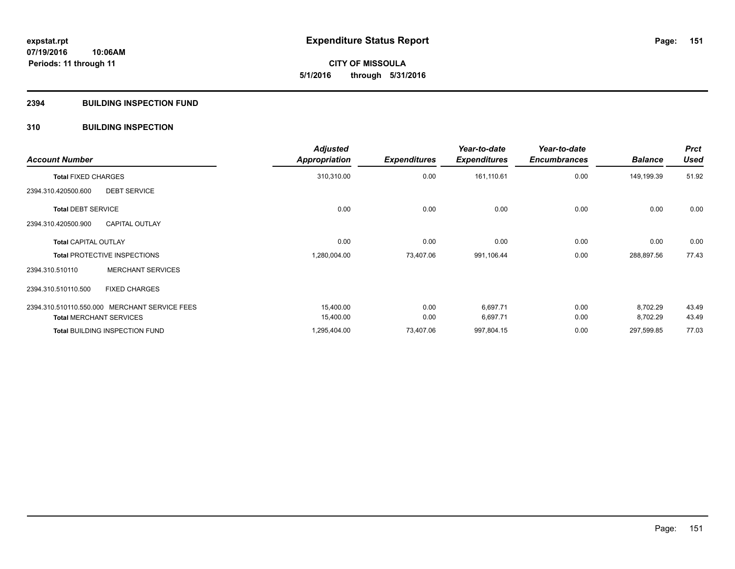# Expenditure Status Report

expstat.rpt
07/19/2016 10:06AM
Periods: 11 through 11

**CITY OF MISSOULA**
**5/1/2016 through 5/31/2016**

## 2394 BUILDING INSPECTION FUND

### 310 BUILDING INSPECTION

| Account Number | Adjusted Appropriation | Expenditures | Year-to-date Expenditures | Year-to-date Encumbrances | Balance | Prct Used |
|---|---|---|---|---|---|---|
| **Total** FIXED CHARGES | 310,310.00 | 0.00 | 161,110.61 | 0.00 | 149,199.39 | 51.92 |
| 2394.310.420500.600 DEBT SERVICE | | | | | | |
| **Total** DEBT SERVICE | 0.00 | 0.00 | 0.00 | 0.00 | 0.00 | 0.00 |
| 2394.310.420500.900 CAPITAL OUTLAY | | | | | | |
| **Total** CAPITAL OUTLAY | 0.00 | 0.00 | 0.00 | 0.00 | 0.00 | 0.00 |
| **Total** PROTECTIVE INSPECTIONS | 1,280,004.00 | 73,407.06 | 991,106.44 | 0.00 | 288,897.56 | 77.43 |
| 2394.310.510110 MERCHANT SERVICES | | | | | | |
| 2394.310.510110.500 FIXED CHARGES | | | | | | |
| 2394.310.510110.550.000 MERCHANT SERVICE FEES | 15,400.00 | 0.00 | 6,697.71 | 0.00 | 8,702.29 | 43.49 |
| **Total** MERCHANT SERVICES | 15,400.00 | 0.00 | 6,697.71 | 0.00 | 8,702.29 | 43.49 |
| **Total** BUILDING INSPECTION FUND | 1,295,404.00 | 73,407.06 | 997,804.15 | 0.00 | 297,599.85 | 77.03 |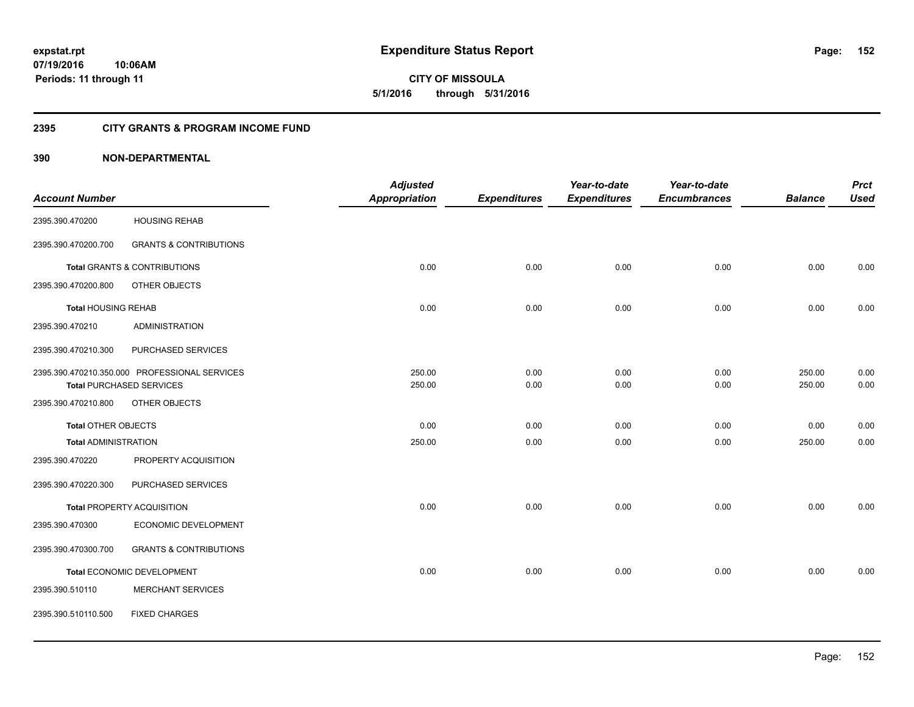**expstat.rpt**
**07/19/2016 10:06AM**
**Periods: 11 through 11**

# Expenditure Status Report

**CITY OF MISSOULA**
**5/1/2016 through 5/31/2016**

## 2395 CITY GRANTS & PROGRAM INCOME FUND

### 390 NON-DEPARTMENTAL

| Account Number | | Adjusted Appropriation | Expenditures | Year-to-date Expenditures | Year-to-date Encumbrances | Balance | Prct Used |
|---|---|---|---|---|---|---|---|
| 2395.390.470200 | HOUSING REHAB | | | | | | |
| 2395.390.470200.700 | GRANTS & CONTRIBUTIONS | | | | | | |
| **Total** GRANTS & CONTRIBUTIONS | | 0.00 | 0.00 | 0.00 | 0.00 | 0.00 | 0.00 |
| 2395.390.470200.800 | OTHER OBJECTS | | | | | | |
| **Total** HOUSING REHAB | | 0.00 | 0.00 | 0.00 | 0.00 | 0.00 | 0.00 |
| 2395.390.470210 | ADMINISTRATION | | | | | | |
| 2395.390.470210.300 | PURCHASED SERVICES | | | | | | |
| 2395.390.470210.350.000 | PROFESSIONAL SERVICES | 250.00 | 0.00 | 0.00 | 0.00 | 250.00 | 0.00 |
| **Total** PURCHASED SERVICES | | 250.00 | 0.00 | 0.00 | 0.00 | 250.00 | 0.00 |
| 2395.390.470210.800 | OTHER OBJECTS | | | | | | |
| **Total** OTHER OBJECTS | | 0.00 | 0.00 | 0.00 | 0.00 | 0.00 | 0.00 |
| **Total** ADMINISTRATION | | 250.00 | 0.00 | 0.00 | 0.00 | 250.00 | 0.00 |
| 2395.390.470220 | PROPERTY ACQUISITION | | | | | | |
| 2395.390.470220.300 | PURCHASED SERVICES | | | | | | |
| **Total** PROPERTY ACQUISITION | | 0.00 | 0.00 | 0.00 | 0.00 | 0.00 | 0.00 |
| 2395.390.470300 | ECONOMIC DEVELOPMENT | | | | | | |
| 2395.390.470300.700 | GRANTS & CONTRIBUTIONS | | | | | | |
| **Total** ECONOMIC DEVELOPMENT | | 0.00 | 0.00 | 0.00 | 0.00 | 0.00 | 0.00 |
| 2395.390.510110 | MERCHANT SERVICES | | | | | | |
| 2395.390.510110.500 | FIXED CHARGES | | | | | | |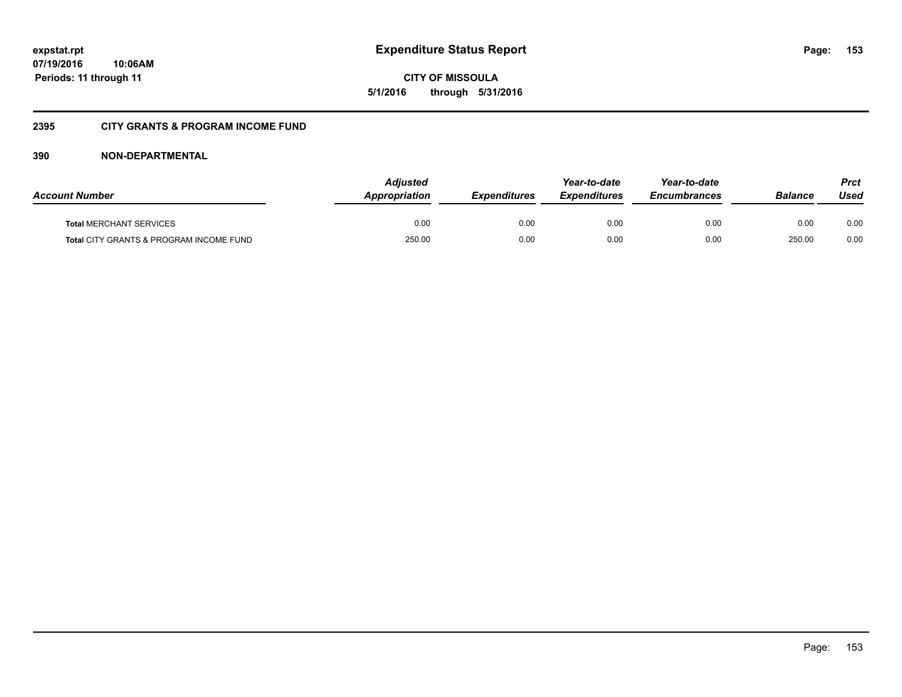# Expenditure Status Report

**CITY OF MISSOULA**

**5/1/2016 through 5/31/2016**

expstat.rpt
07/19/2016 10:06AM
Periods: 11 through 11

## 2395 CITY GRANTS & PROGRAM INCOME FUND

## 390 NON-DEPARTMENTAL

| Account Number | Adjusted Appropriation | Expenditures | Year-to-date Expenditures | Year-to-date Encumbrances | Balance | Prct Used |
|---|---|---|---|---|---|---|
| **Total** MERCHANT SERVICES | 0.00 | 0.00 | 0.00 | 0.00 | 0.00 | 0.00 |
| **Total** CITY GRANTS & PROGRAM INCOME FUND | 250.00 | 0.00 | 0.00 | 0.00 | 250.00 | 0.00 |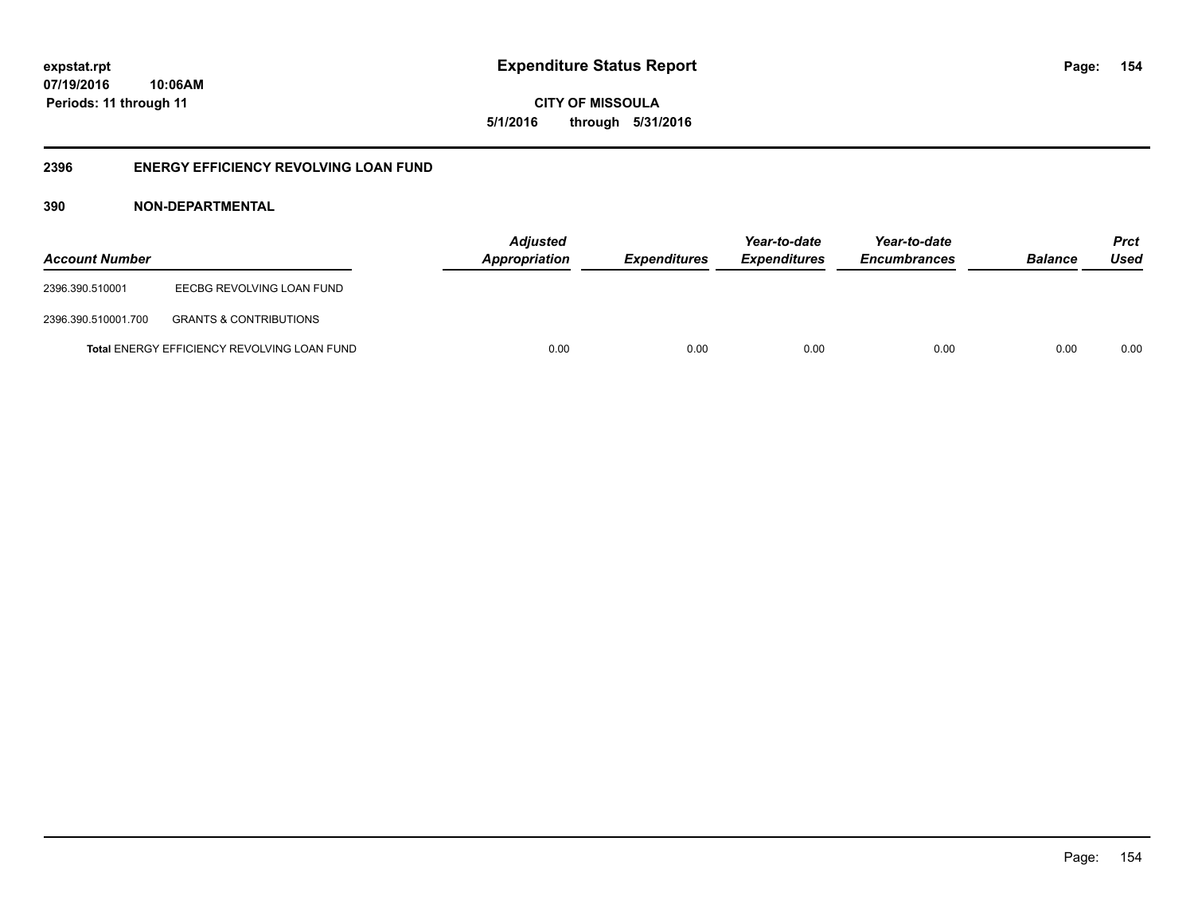# Expenditure Status Report

**CITY OF MISSOULA**

**5/1/2016 through 5/31/2016**

expstat.rpt
07/19/2016 10:06AM
Periods: 11 through 11

## 2396 ENERGY EFFICIENCY REVOLVING LOAN FUND

### 390 NON-DEPARTMENTAL

| Account Number | | Adjusted Appropriation | Expenditures | Year-to-date Expenditures | Year-to-date Encumbrances | Balance | Prct Used |
|---|---|---|---|---|---|---|---|
| 2396.390.510001 | EECBG REVOLVING LOAN FUND | | | | | | |
| 2396.390.510001.700 | GRANTS & CONTRIBUTIONS | | | | | | |
| **Total** ENERGY EFFICIENCY REVOLVING LOAN FUND | | 0.00 | 0.00 | 0.00 | 0.00 | 0.00 | 0.00 |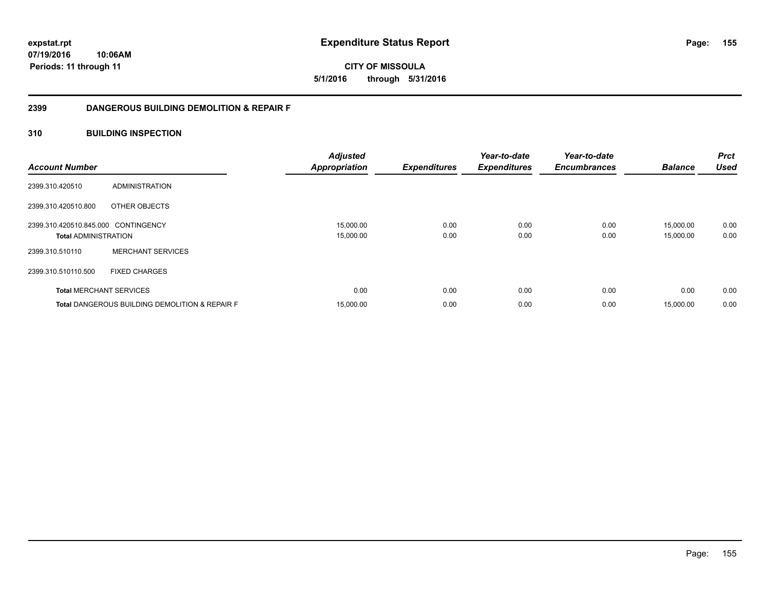**expstat.rpt**
**07/19/2016 10:06AM**
**Periods: 11 through 11**

# Expenditure Status Report

**CITY OF MISSOULA**
**5/1/2016 through 5/31/2016**

## 2399 DANGEROUS BUILDING DEMOLITION & REPAIR F

### 310 BUILDING INSPECTION

| Account Number | | Adjusted Appropriation | Expenditures | Year-to-date Expenditures | Year-to-date Encumbrances | Balance | Prct Used |
|---|---|---|---|---|---|---|---|
| 2399.310.420510 | ADMINISTRATION | | | | | | |
| 2399.310.420510.800 | OTHER OBJECTS | | | | | | |
| 2399.310.420510.845.000 | CONTINGENCY | 15,000.00 | 0.00 | 0.00 | 0.00 | 15,000.00 | 0.00 |
| **Total** ADMINISTRATION | | 15,000.00 | 0.00 | 0.00 | 0.00 | 15,000.00 | 0.00 |
| 2399.310.510110 | MERCHANT SERVICES | | | | | | |
| 2399.310.510110.500 | FIXED CHARGES | | | | | | |
| **Total** MERCHANT SERVICES | | 0.00 | 0.00 | 0.00 | 0.00 | 0.00 | 0.00 |
| **Total** DANGEROUS BUILDING DEMOLITION & REPAIR F | | 15,000.00 | 0.00 | 0.00 | 0.00 | 15,000.00 | 0.00 |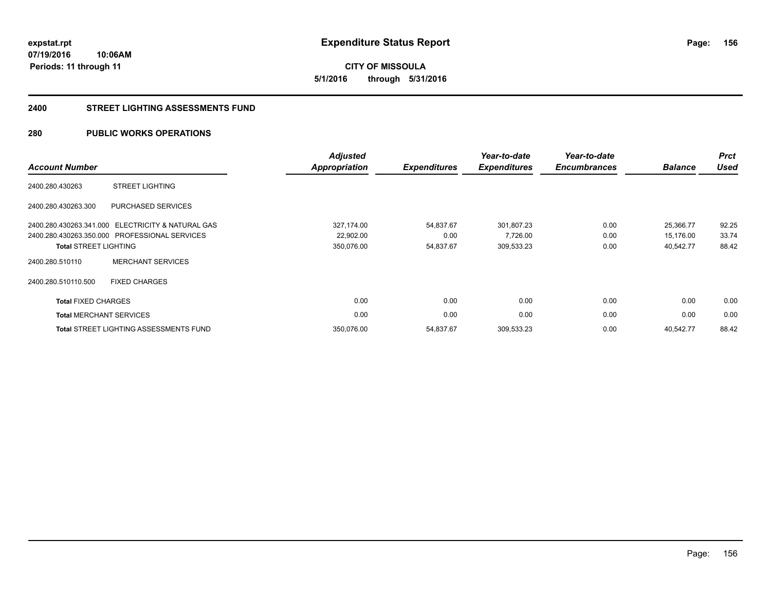# Expenditure Status Report

**CITY OF MISSOULA**

**5/1/2016 through 5/31/2016**

expstat.rpt
07/19/2016 10:06AM
Periods: 11 through 11

## 2400 STREET LIGHTING ASSESSMENTS FUND

### 280 PUBLIC WORKS OPERATIONS

| Account Number | | Adjusted Appropriation | Expenditures | Year-to-date Expenditures | Year-to-date Encumbrances | Balance | Prct Used |
|---|---|---|---|---|---|---|---|
| 2400.280.430263 | STREET LIGHTING | | | | | | |
| 2400.280.430263.300 | PURCHASED SERVICES | | | | | | |
| 2400.280.430263.341.000 | ELECTRICITY & NATURAL GAS | 327,174.00 | 54,837.67 | 301,807.23 | 0.00 | 25,366.77 | 92.25 |
| 2400.280.430263.350.000 | PROFESSIONAL SERVICES | 22,902.00 | 0.00 | 7,726.00 | 0.00 | 15,176.00 | 33.74 |
| **Total** STREET LIGHTING | | 350,076.00 | 54,837.67 | 309,533.23 | 0.00 | 40,542.77 | 88.42 |
| 2400.280.510110 | MERCHANT SERVICES | | | | | | |
| 2400.280.510110.500 | FIXED CHARGES | | | | | | |
| **Total** FIXED CHARGES | | 0.00 | 0.00 | 0.00 | 0.00 | 0.00 | 0.00 |
| **Total** MERCHANT SERVICES | | 0.00 | 0.00 | 0.00 | 0.00 | 0.00 | 0.00 |
| **Total** STREET LIGHTING ASSESSMENTS FUND | | 350,076.00 | 54,837.67 | 309,533.23 | 0.00 | 40,542.77 | 88.42 |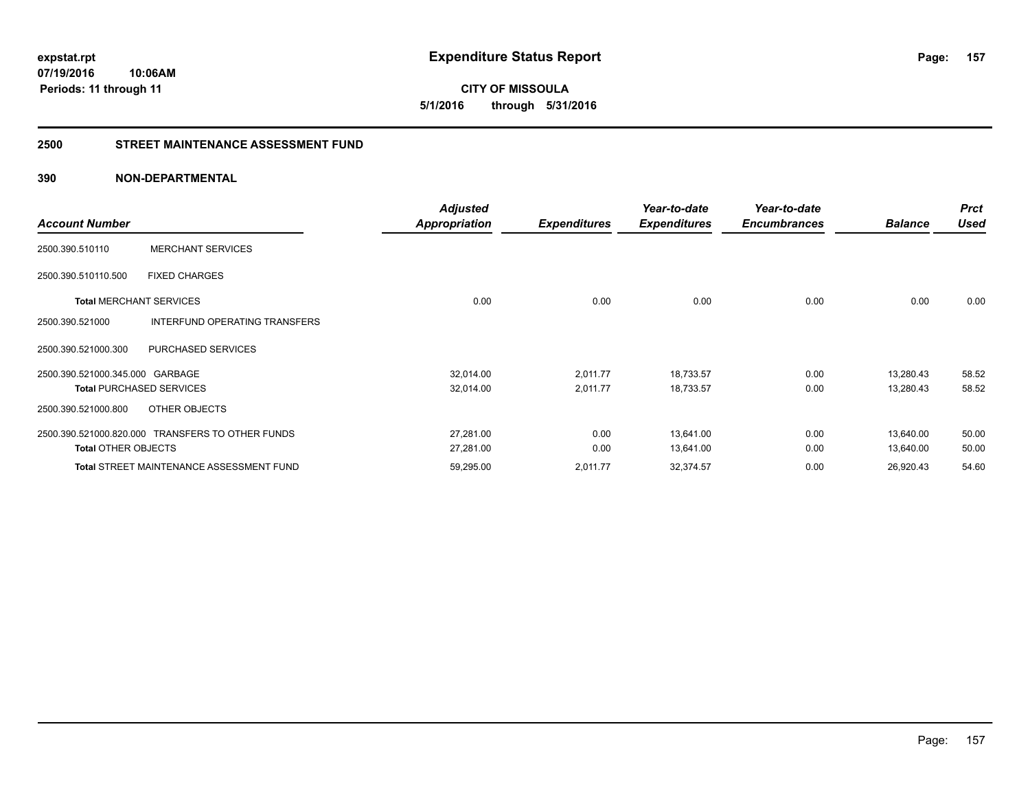**expstat.rpt**
**07/19/2016 10:06AM**
**Periods: 11 through 11**

# Expenditure Status Report

**CITY OF MISSOULA**
**5/1/2016 through 5/31/2016**

## 2500 STREET MAINTENANCE ASSESSMENT FUND

### 390 NON-DEPARTMENTAL

| Account Number | | Adjusted Appropriation | Expenditures | Year-to-date Expenditures | Year-to-date Encumbrances | Balance | Prct Used |
|---|---|---|---|---|---|---|---|
| 2500.390.510110 | MERCHANT SERVICES | | | | | | |
| 2500.390.510110.500 | FIXED CHARGES | | | | | | |
| **Total** MERCHANT SERVICES | | 0.00 | 0.00 | 0.00 | 0.00 | 0.00 | 0.00 |
| 2500.390.521000 | INTERFUND OPERATING TRANSFERS | | | | | | |
| 2500.390.521000.300 | PURCHASED SERVICES | | | | | | |
| 2500.390.521000.345.000 | GARBAGE | 32,014.00 | 2,011.77 | 18,733.57 | 0.00 | 13,280.43 | 58.52 |
| **Total** PURCHASED SERVICES | | 32,014.00 | 2,011.77 | 18,733.57 | 0.00 | 13,280.43 | 58.52 |
| 2500.390.521000.800 | OTHER OBJECTS | | | | | | |
| 2500.390.521000.820.000 | TRANSFERS TO OTHER FUNDS | 27,281.00 | 0.00 | 13,641.00 | 0.00 | 13,640.00 | 50.00 |
| **Total** OTHER OBJECTS | | 27,281.00 | 0.00 | 13,641.00 | 0.00 | 13,640.00 | 50.00 |
| **Total** STREET MAINTENANCE ASSESSMENT FUND | | 59,295.00 | 2,011.77 | 32,374.57 | 0.00 | 26,920.43 | 54.60 |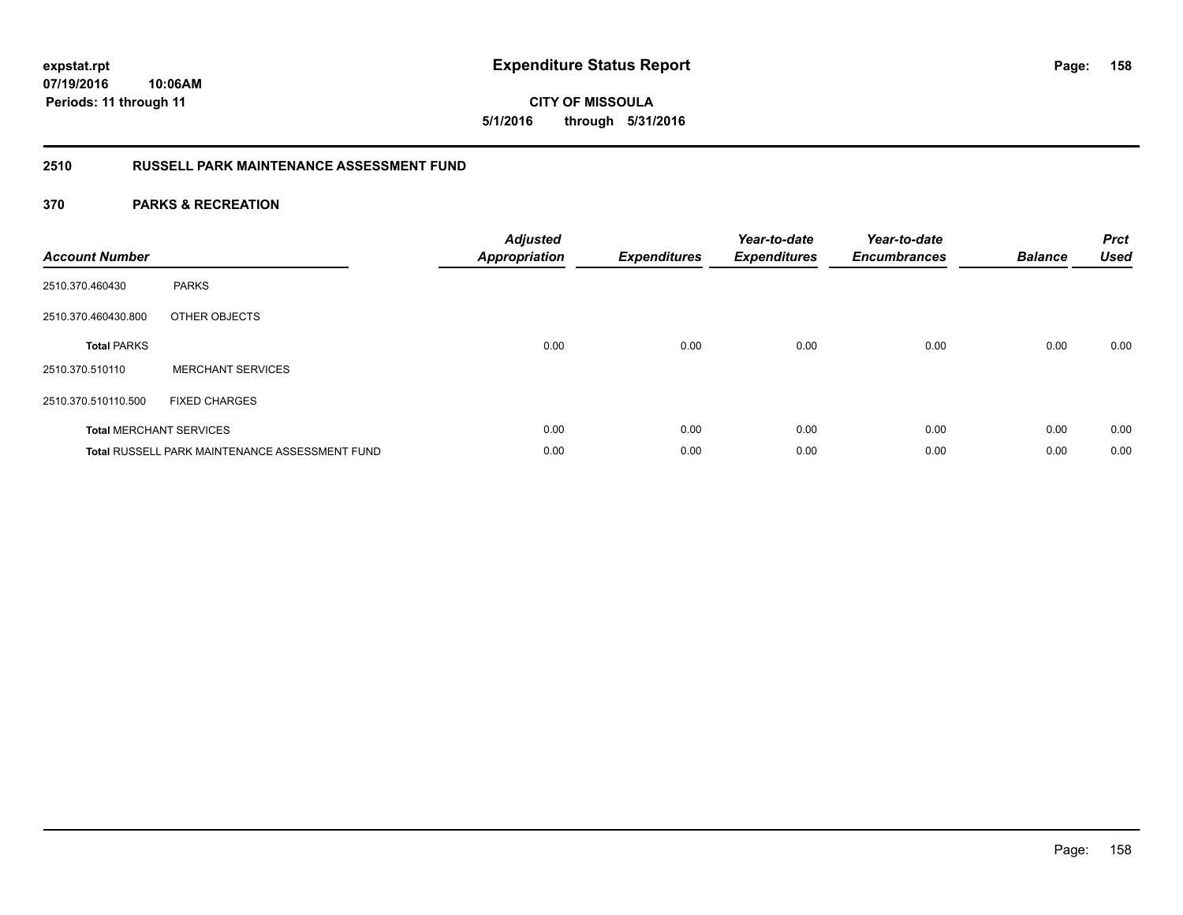**expstat.rpt**
**07/19/2016 10:06AM**
**Periods: 11 through 11**

# Expenditure Status Report

**CITY OF MISSOULA**
**5/1/2016 through 5/31/2016**

## 2510 RUSSELL PARK MAINTENANCE ASSESSMENT FUND

### 370 PARKS & RECREATION

| Account Number | | Adjusted Appropriation | Expenditures | Year-to-date Expenditures | Year-to-date Encumbrances | Balance | Prct Used |
|---|---|---|---|---|---|---|---|
| 2510.370.460430 | PARKS | | | | | | |
| 2510.370.460430.800 | OTHER OBJECTS | | | | | | |
| **Total** PARKS | | 0.00 | 0.00 | 0.00 | 0.00 | 0.00 | 0.00 |
| 2510.370.510110 | MERCHANT SERVICES | | | | | | |
| 2510.370.510110.500 | FIXED CHARGES | | | | | | |
| **Total** MERCHANT SERVICES | | 0.00 | 0.00 | 0.00 | 0.00 | 0.00 | 0.00 |
| **Total** RUSSELL PARK MAINTENANCE ASSESSMENT FUND | | 0.00 | 0.00 | 0.00 | 0.00 | 0.00 | 0.00 |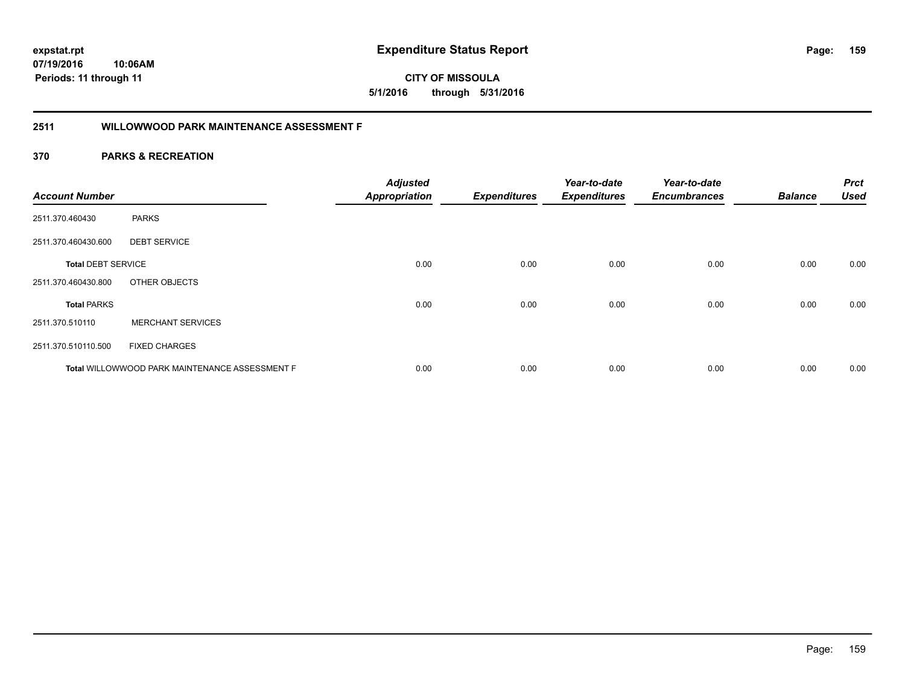**expstat.rpt**
**07/19/2016 10:06AM**
**Periods: 11 through 11**

# Expenditure Status Report

**CITY OF MISSOULA**
**5/1/2016 through 5/31/2016**

## 2511 WILLOWWOOD PARK MAINTENANCE ASSESSMENT F

### 370 PARKS & RECREATION

| Account Number | | Adjusted Appropriation | Expenditures | Year-to-date Expenditures | Year-to-date Encumbrances | Balance | Prct Used |
|---|---|---|---|---|---|---|---|
| 2511.370.460430 | PARKS | | | | | | |
| 2511.370.460430.600 | DEBT SERVICE | | | | | | |
| **Total** DEBT SERVICE | | 0.00 | 0.00 | 0.00 | 0.00 | 0.00 | 0.00 |
| 2511.370.460430.800 | OTHER OBJECTS | | | | | | |
| **Total** PARKS | | 0.00 | 0.00 | 0.00 | 0.00 | 0.00 | 0.00 |
| 2511.370.510110 | MERCHANT SERVICES | | | | | | |
| 2511.370.510110.500 | FIXED CHARGES | | | | | | |
| **Total** WILLOWWOOD PARK MAINTENANCE ASSESSMENT F | | 0.00 | 0.00 | 0.00 | 0.00 | 0.00 | 0.00 |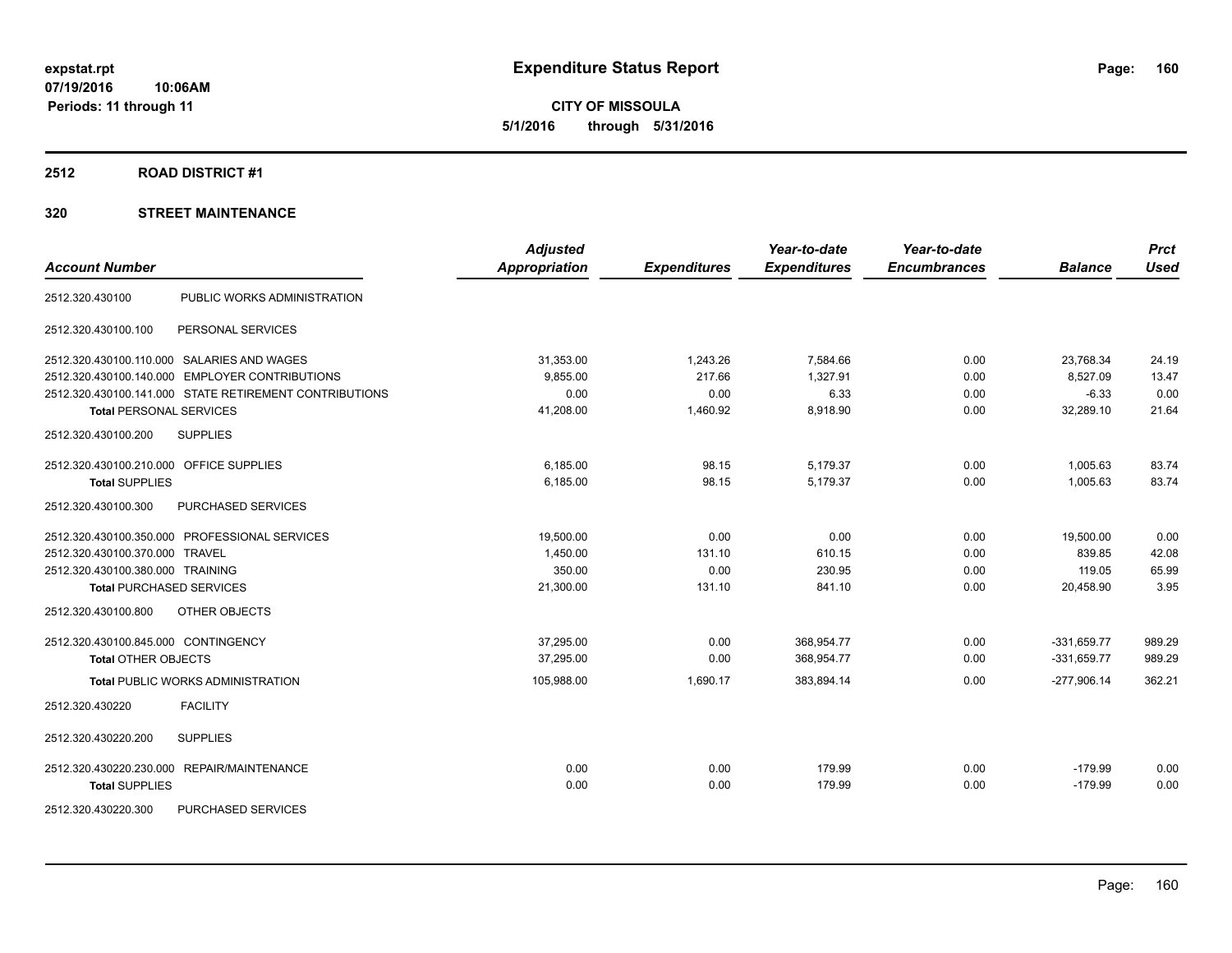**expstat.rpt**
**07/19/2016 10:06AM**
**Periods: 11 through 11**

# Expenditure Status Report

**CITY OF MISSOULA**
**5/1/2016 through 5/31/2016**

## 2512 ROAD DISTRICT #1

### 320 STREET MAINTENANCE

| Account Number | | Adjusted Appropriation | Expenditures | Year-to-date Expenditures | Year-to-date Encumbrances | Balance | Prct Used |
|---|---|---|---|---|---|---|---|
| 2512.320.430100 | PUBLIC WORKS ADMINISTRATION | | | | | | |
| 2512.320.430100.100 | PERSONAL SERVICES | | | | | | |
| 2512.320.430100.110.000 | SALARIES AND WAGES | 31,353.00 | 1,243.26 | 7,584.66 | 0.00 | 23,768.34 | 24.19 |
| 2512.320.430100.140.000 | EMPLOYER CONTRIBUTIONS | 9,855.00 | 217.66 | 1,327.91 | 0.00 | 8,527.09 | 13.47 |
| 2512.320.430100.141.000 | STATE RETIREMENT CONTRIBUTIONS | 0.00 | 0.00 | 6.33 | 0.00 | -6.33 | 0.00 |
| **Total** PERSONAL SERVICES | | 41,208.00 | 1,460.92 | 8,918.90 | 0.00 | 32,289.10 | 21.64 |
| 2512.320.430100.200 | SUPPLIES | | | | | | |
| 2512.320.430100.210.000 | OFFICE SUPPLIES | 6,185.00 | 98.15 | 5,179.37 | 0.00 | 1,005.63 | 83.74 |
| **Total** SUPPLIES | | 6,185.00 | 98.15 | 5,179.37 | 0.00 | 1,005.63 | 83.74 |
| 2512.320.430100.300 | PURCHASED SERVICES | | | | | | |
| 2512.320.430100.350.000 | PROFESSIONAL SERVICES | 19,500.00 | 0.00 | 0.00 | 0.00 | 19,500.00 | 0.00 |
| 2512.320.430100.370.000 | TRAVEL | 1,450.00 | 131.10 | 610.15 | 0.00 | 839.85 | 42.08 |
| 2512.320.430100.380.000 | TRAINING | 350.00 | 0.00 | 230.95 | 0.00 | 119.05 | 65.99 |
| **Total** PURCHASED SERVICES | | 21,300.00 | 131.10 | 841.10 | 0.00 | 20,458.90 | 3.95 |
| 2512.320.430100.800 | OTHER OBJECTS | | | | | | |
| 2512.320.430100.845.000 | CONTINGENCY | 37,295.00 | 0.00 | 368,954.77 | 0.00 | -331,659.77 | 989.29 |
| **Total** OTHER OBJECTS | | 37,295.00 | 0.00 | 368,954.77 | 0.00 | -331,659.77 | 989.29 |
| **Total** PUBLIC WORKS ADMINISTRATION | | 105,988.00 | 1,690.17 | 383,894.14 | 0.00 | -277,906.14 | 362.21 |
| 2512.320.430220 | FACILITY | | | | | | |
| 2512.320.430220.200 | SUPPLIES | | | | | | |
| 2512.320.430220.230.000 | REPAIR/MAINTENANCE | 0.00 | 0.00 | 179.99 | 0.00 | -179.99 | 0.00 |
| **Total** SUPPLIES | | 0.00 | 0.00 | 179.99 | 0.00 | -179.99 | 0.00 |
| 2512.320.430220.300 | PURCHASED SERVICES | | | | | | |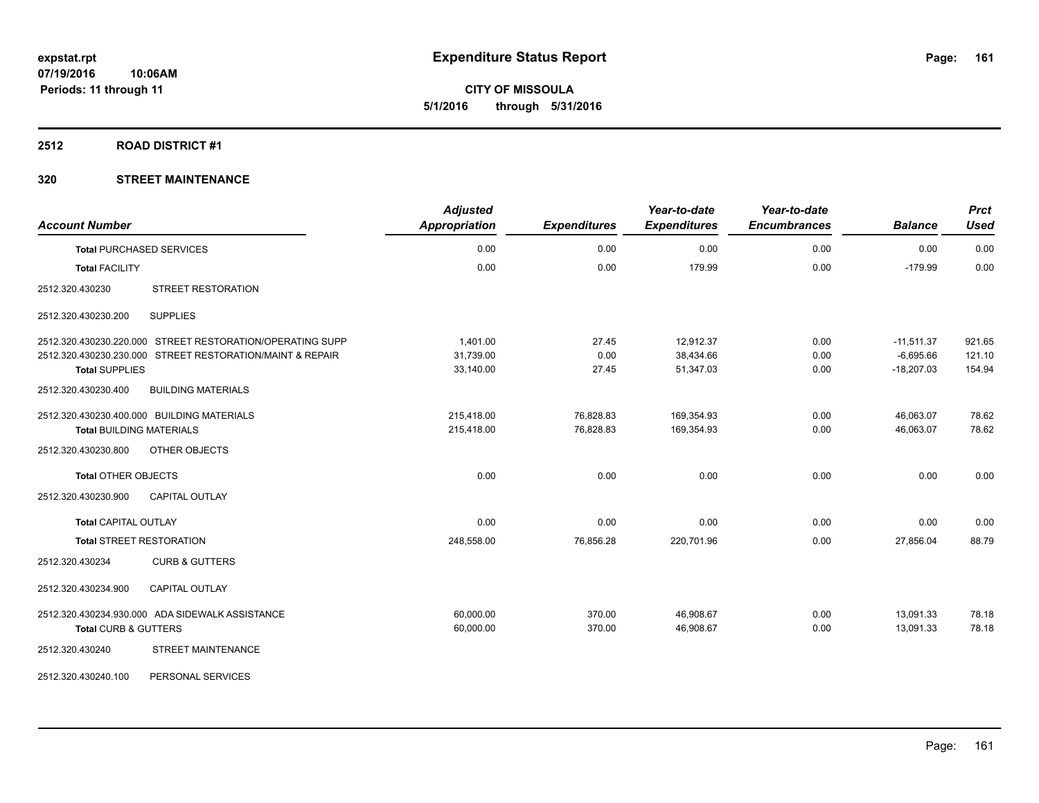**expstat.rpt**
**07/19/2016 10:06AM**
**Periods: 11 through 11**

# Expenditure Status Report

**CITY OF MISSOULA**
**5/1/2016 through 5/31/2016**

## 2512 ROAD DISTRICT #1

### 320 STREET MAINTENANCE

| Account Number | | Adjusted Appropriation | Expenditures | Year-to-date Expenditures | Year-to-date Encumbrances | Balance | Prct Used |
|---|---|---|---|---|---|---|---|
| **Total** PURCHASED SERVICES | | 0.00 | 0.00 | 0.00 | 0.00 | 0.00 | 0.00 |
| **Total** FACILITY | | 0.00 | 0.00 | 179.99 | 0.00 | -179.99 | 0.00 |
| 2512.320.430230 | STREET RESTORATION | | | | | | |
| 2512.320.430230.200 | SUPPLIES | | | | | | |
| 2512.320.430230.220.000 | STREET RESTORATION/OPERATING SUPP | 1,401.00 | 27.45 | 12,912.37 | 0.00 | -11,511.37 | 921.65 |
| 2512.320.430230.230.000 | STREET RESTORATION/MAINT & REPAIR | 31,739.00 | 0.00 | 38,434.66 | 0.00 | -6,695.66 | 121.10 |
| **Total** SUPPLIES | | 33,140.00 | 27.45 | 51,347.03 | 0.00 | -18,207.03 | 154.94 |
| 2512.320.430230.400 | BUILDING MATERIALS | | | | | | |
| 2512.320.430230.400.000 | BUILDING MATERIALS | 215,418.00 | 76,828.83 | 169,354.93 | 0.00 | 46,063.07 | 78.62 |
| **Total** BUILDING MATERIALS | | 215,418.00 | 76,828.83 | 169,354.93 | 0.00 | 46,063.07 | 78.62 |
| 2512.320.430230.800 | OTHER OBJECTS | | | | | | |
| **Total** OTHER OBJECTS | | 0.00 | 0.00 | 0.00 | 0.00 | 0.00 | 0.00 |
| 2512.320.430230.900 | CAPITAL OUTLAY | | | | | | |
| **Total** CAPITAL OUTLAY | | 0.00 | 0.00 | 0.00 | 0.00 | 0.00 | 0.00 |
| **Total** STREET RESTORATION | | 248,558.00 | 76,856.28 | 220,701.96 | 0.00 | 27,856.04 | 88.79 |
| 2512.320.430234 | CURB & GUTTERS | | | | | | |
| 2512.320.430234.900 | CAPITAL OUTLAY | | | | | | |
| 2512.320.430234.930.000 | ADA SIDEWALK ASSISTANCE | 60,000.00 | 370.00 | 46,908.67 | 0.00 | 13,091.33 | 78.18 |
| **Total** CURB & GUTTERS | | 60,000.00 | 370.00 | 46,908.67 | 0.00 | 13,091.33 | 78.18 |
| 2512.320.430240 | STREET MAINTENANCE | | | | | | |
| 2512.320.430240.100 | PERSONAL SERVICES | | | | | | |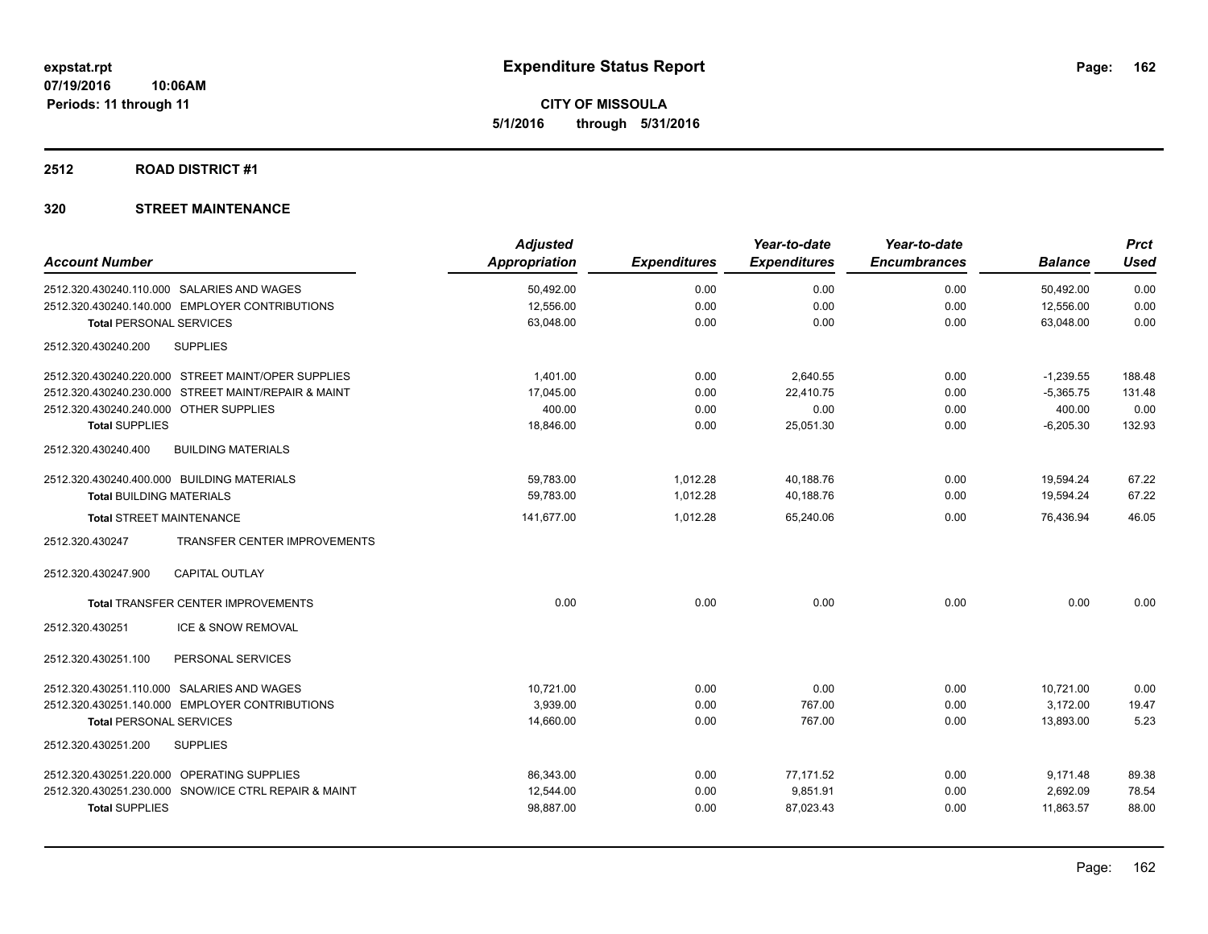# Expenditure Status Report

expstat.rpt
07/19/2016 10:06AM
Periods: 11 through 11

**CITY OF MISSOULA**
**5/1/2016 through 5/31/2016**

## 2512 ROAD DISTRICT #1

## 320 STREET MAINTENANCE

| Account Number | Adjusted Appropriation | Expenditures | Year-to-date Expenditures | Year-to-date Encumbrances | Balance | Prct Used |
|---|---|---|---|---|---|---|
| 2512.320.430240.110.000 SALARIES AND WAGES | 50,492.00 | 0.00 | 0.00 | 0.00 | 50,492.00 | 0.00 |
| 2512.320.430240.140.000 EMPLOYER CONTRIBUTIONS | 12,556.00 | 0.00 | 0.00 | 0.00 | 12,556.00 | 0.00 |
| **Total** PERSONAL SERVICES | 63,048.00 | 0.00 | 0.00 | 0.00 | 63,048.00 | 0.00 |
| 2512.320.430240.200 SUPPLIES | | | | | | |
| 2512.320.430240.220.000 STREET MAINT/OPER SUPPLIES | 1,401.00 | 0.00 | 2,640.55 | 0.00 | -1,239.55 | 188.48 |
| 2512.320.430240.230.000 STREET MAINT/REPAIR & MAINT | 17,045.00 | 0.00 | 22,410.75 | 0.00 | -5,365.75 | 131.48 |
| 2512.320.430240.240.000 OTHER SUPPLIES | 400.00 | 0.00 | 0.00 | 0.00 | 400.00 | 0.00 |
| **Total** SUPPLIES | 18,846.00 | 0.00 | 25,051.30 | 0.00 | -6,205.30 | 132.93 |
| 2512.320.430240.400 BUILDING MATERIALS | | | | | | |
| 2512.320.430240.400.000 BUILDING MATERIALS | 59,783.00 | 1,012.28 | 40,188.76 | 0.00 | 19,594.24 | 67.22 |
| **Total** BUILDING MATERIALS | 59,783.00 | 1,012.28 | 40,188.76 | 0.00 | 19,594.24 | 67.22 |
| **Total** STREET MAINTENANCE | 141,677.00 | 1,012.28 | 65,240.06 | 0.00 | 76,436.94 | 46.05 |
| 2512.320.430247 TRANSFER CENTER IMPROVEMENTS | | | | | | |
| 2512.320.430247.900 CAPITAL OUTLAY | | | | | | |
| **Total** TRANSFER CENTER IMPROVEMENTS | 0.00 | 0.00 | 0.00 | 0.00 | 0.00 | 0.00 |
| 2512.320.430251 ICE & SNOW REMOVAL | | | | | | |
| 2512.320.430251.100 PERSONAL SERVICES | | | | | | |
| 2512.320.430251.110.000 SALARIES AND WAGES | 10,721.00 | 0.00 | 0.00 | 0.00 | 10,721.00 | 0.00 |
| 2512.320.430251.140.000 EMPLOYER CONTRIBUTIONS | 3,939.00 | 0.00 | 767.00 | 0.00 | 3,172.00 | 19.47 |
| **Total** PERSONAL SERVICES | 14,660.00 | 0.00 | 767.00 | 0.00 | 13,893.00 | 5.23 |
| 2512.320.430251.200 SUPPLIES | | | | | | |
| 2512.320.430251.220.000 OPERATING SUPPLIES | 86,343.00 | 0.00 | 77,171.52 | 0.00 | 9,171.48 | 89.38 |
| 2512.320.430251.230.000 SNOW/ICE CTRL REPAIR & MAINT | 12,544.00 | 0.00 | 9,851.91 | 0.00 | 2,692.09 | 78.54 |
| **Total** SUPPLIES | 98,887.00 | 0.00 | 87,023.43 | 0.00 | 11,863.57 | 88.00 |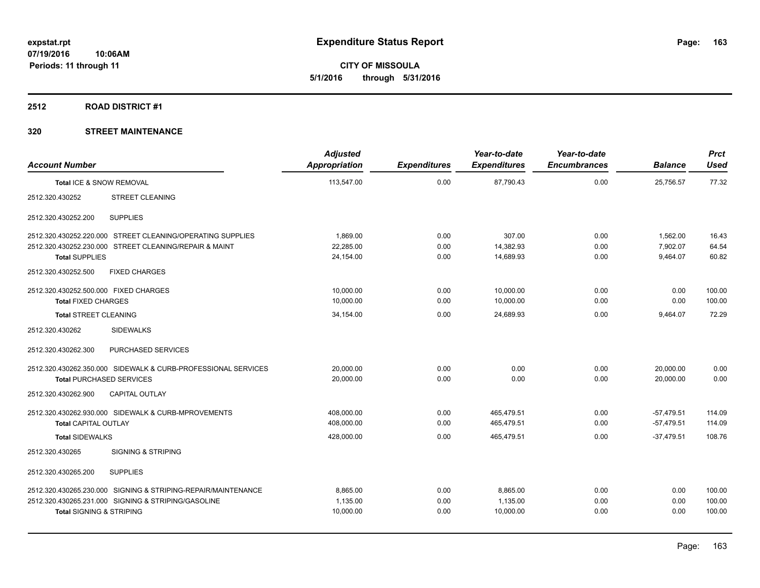**CITY OF MISSOULA**

**5/1/2016 through 5/31/2016**

**Expenditure Status Report**

expstat.rpt
07/19/2016 10:06AM
Periods: 11 through 11

## 2512 ROAD DISTRICT #1

## 320 STREET MAINTENANCE

| Account Number | Adjusted Appropriation | Expenditures | Year-to-date Expenditures | Year-to-date Encumbrances | Balance | Prct Used |
|---|---|---|---|---|---|---|
| Total ICE & SNOW REMOVAL | 113,547.00 | 0.00 | 87,790.43 | 0.00 | 25,756.57 | 77.32 |
| 2512.320.430252 STREET CLEANING | | | | | | |
| 2512.320.430252.200 SUPPLIES | | | | | | |
| 2512.320.430252.220.000 STREET CLEANING/OPERATING SUPPLIES | 1,869.00 | 0.00 | 307.00 | 0.00 | 1,562.00 | 16.43 |
| 2512.320.430252.230.000 STREET CLEANING/REPAIR & MAINT | 22,285.00 | 0.00 | 14,382.93 | 0.00 | 7,902.07 | 64.54 |
| Total SUPPLIES | 24,154.00 | 0.00 | 14,689.93 | 0.00 | 9,464.07 | 60.82 |
| 2512.320.430252.500 FIXED CHARGES | | | | | | |
| 2512.320.430252.500.000 FIXED CHARGES | 10,000.00 | 0.00 | 10,000.00 | 0.00 | 0.00 | 100.00 |
| Total FIXED CHARGES | 10,000.00 | 0.00 | 10,000.00 | 0.00 | 0.00 | 100.00 |
| Total STREET CLEANING | 34,154.00 | 0.00 | 24,689.93 | 0.00 | 9,464.07 | 72.29 |
| 2512.320.430262 SIDEWALKS | | | | | | |
| 2512.320.430262.300 PURCHASED SERVICES | | | | | | |
| 2512.320.430262.350.000 SIDEWALK & CURB-PROFESSIONAL SERVICES | 20,000.00 | 0.00 | 0.00 | 0.00 | 20,000.00 | 0.00 |
| Total PURCHASED SERVICES | 20,000.00 | 0.00 | 0.00 | 0.00 | 20,000.00 | 0.00 |
| 2512.320.430262.900 CAPITAL OUTLAY | | | | | | |
| 2512.320.430262.930.000 SIDEWALK & CURB-MPROVEMENTS | 408,000.00 | 0.00 | 465,479.51 | 0.00 | -57,479.51 | 114.09 |
| Total CAPITAL OUTLAY | 408,000.00 | 0.00 | 465,479.51 | 0.00 | -57,479.51 | 114.09 |
| Total SIDEWALKS | 428,000.00 | 0.00 | 465,479.51 | 0.00 | -37,479.51 | 108.76 |
| 2512.320.430265 SIGNING & STRIPING | | | | | | |
| 2512.320.430265.200 SUPPLIES | | | | | | |
| 2512.320.430265.230.000 SIGNING & STRIPING-REPAIR/MAINTENANCE | 8,865.00 | 0.00 | 8,865.00 | 0.00 | 0.00 | 100.00 |
| 2512.320.430265.231.000 SIGNING & STRIPING/GASOLINE | 1,135.00 | 0.00 | 1,135.00 | 0.00 | 0.00 | 100.00 |
| Total SIGNING & STRIPING | 10,000.00 | 0.00 | 10,000.00 | 0.00 | 0.00 | 100.00 |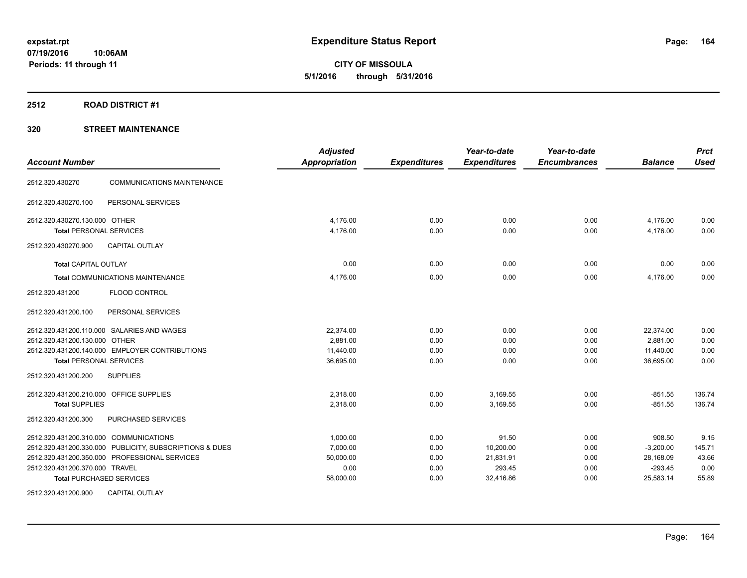**expstat.rpt**
**07/19/2016 10:06AM**
**Periods: 11 through 11**

# Expenditure Status Report

**CITY OF MISSOULA**
**5/1/2016 through 5/31/2016**

## 2512 ROAD DISTRICT #1

## 320 STREET MAINTENANCE

| Account Number | | Adjusted Appropriation | Expenditures | Year-to-date Expenditures | Year-to-date Encumbrances | Balance | Prct Used |
|---|---|---|---|---|---|---|---|
| 2512.320.430270 | COMMUNICATIONS MAINTENANCE | | | | | | |
| 2512.320.430270.100 | PERSONAL SERVICES | | | | | | |
| 2512.320.430270.130.000 | OTHER | 4,176.00 | 0.00 | 0.00 | 0.00 | 4,176.00 | 0.00 |
| **Total** PERSONAL SERVICES | | 4,176.00 | 0.00 | 0.00 | 0.00 | 4,176.00 | 0.00 |
| 2512.320.430270.900 | CAPITAL OUTLAY | | | | | | |
| **Total** CAPITAL OUTLAY | | 0.00 | 0.00 | 0.00 | 0.00 | 0.00 | 0.00 |
| **Total** COMMUNICATIONS MAINTENANCE | | 4,176.00 | 0.00 | 0.00 | 0.00 | 4,176.00 | 0.00 |
| 2512.320.431200 | FLOOD CONTROL | | | | | | |
| 2512.320.431200.100 | PERSONAL SERVICES | | | | | | |
| 2512.320.431200.110.000 | SALARIES AND WAGES | 22,374.00 | 0.00 | 0.00 | 0.00 | 22,374.00 | 0.00 |
| 2512.320.431200.130.000 | OTHER | 2,881.00 | 0.00 | 0.00 | 0.00 | 2,881.00 | 0.00 |
| 2512.320.431200.140.000 | EMPLOYER CONTRIBUTIONS | 11,440.00 | 0.00 | 0.00 | 0.00 | 11,440.00 | 0.00 |
| **Total** PERSONAL SERVICES | | 36,695.00 | 0.00 | 0.00 | 0.00 | 36,695.00 | 0.00 |
| 2512.320.431200.200 | SUPPLIES | | | | | | |
| 2512.320.431200.210.000 | OFFICE SUPPLIES | 2,318.00 | 0.00 | 3,169.55 | 0.00 | -851.55 | 136.74 |
| **Total** SUPPLIES | | 2,318.00 | 0.00 | 3,169.55 | 0.00 | -851.55 | 136.74 |
| 2512.320.431200.300 | PURCHASED SERVICES | | | | | | |
| 2512.320.431200.310.000 | COMMUNICATIONS | 1,000.00 | 0.00 | 91.50 | 0.00 | 908.50 | 9.15 |
| 2512.320.431200.330.000 | PUBLICITY, SUBSCRIPTIONS & DUES | 7,000.00 | 0.00 | 10,200.00 | 0.00 | -3,200.00 | 145.71 |
| 2512.320.431200.350.000 | PROFESSIONAL SERVICES | 50,000.00 | 0.00 | 21,831.91 | 0.00 | 28,168.09 | 43.66 |
| 2512.320.431200.370.000 | TRAVEL | 0.00 | 0.00 | 293.45 | 0.00 | -293.45 | 0.00 |
| **Total** PURCHASED SERVICES | | 58,000.00 | 0.00 | 32,416.86 | 0.00 | 25,583.14 | 55.89 |
| 2512.320.431200.900 | CAPITAL OUTLAY | | | | | | |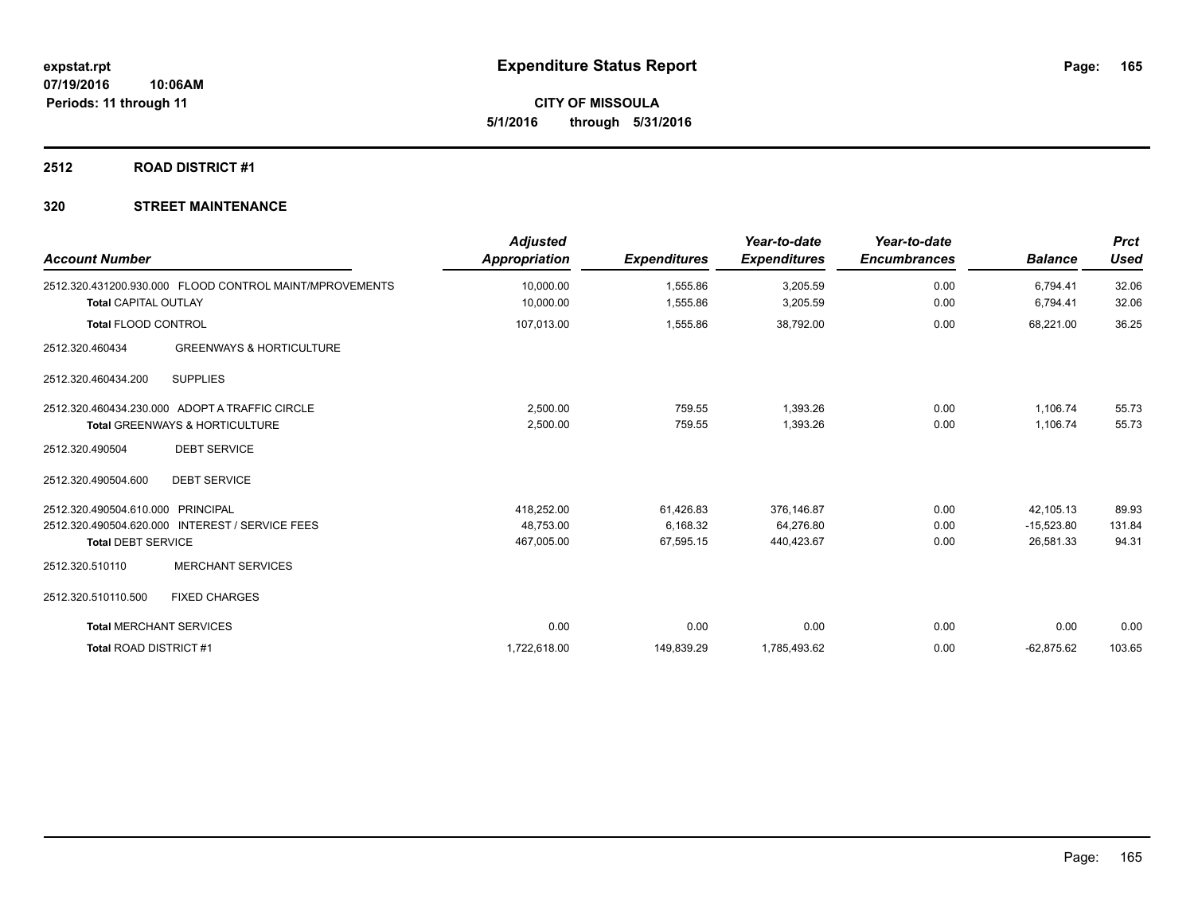**Expenditure Status Report**

**CITY OF MISSOULA**

**5/1/2016 through 5/31/2016**

expstat.rpt
07/19/2016 10:06AM
Periods: 11 through 11

## 2512 ROAD DISTRICT #1

### 320 STREET MAINTENANCE

| Account Number | Adjusted Appropriation | Expenditures | Year-to-date Expenditures | Year-to-date Encumbrances | Balance | Prct Used |
|---|---|---|---|---|---|---|
| 2512.320.431200.930.000 FLOOD CONTROL MAINT/MPROVEMENTS | 10,000.00 | 1,555.86 | 3,205.59 | 0.00 | 6,794.41 | 32.06 |
| **Total** CAPITAL OUTLAY | 10,000.00 | 1,555.86 | 3,205.59 | 0.00 | 6,794.41 | 32.06 |
| **Total** FLOOD CONTROL | 107,013.00 | 1,555.86 | 38,792.00 | 0.00 | 68,221.00 | 36.25 |
| 2512.320.460434 GREENWAYS & HORTICULTURE | | | | | | |
| 2512.320.460434.200 SUPPLIES | | | | | | |
| 2512.320.460434.230.000 ADOPT A TRAFFIC CIRCLE | 2,500.00 | 759.55 | 1,393.26 | 0.00 | 1,106.74 | 55.73 |
| **Total** GREENWAYS & HORTICULTURE | 2,500.00 | 759.55 | 1,393.26 | 0.00 | 1,106.74 | 55.73 |
| 2512.320.490504 DEBT SERVICE | | | | | | |
| 2512.320.490504.600 DEBT SERVICE | | | | | | |
| 2512.320.490504.610.000 PRINCIPAL | 418,252.00 | 61,426.83 | 376,146.87 | 0.00 | 42,105.13 | 89.93 |
| 2512.320.490504.620.000 INTEREST / SERVICE FEES | 48,753.00 | 6,168.32 | 64,276.80 | 0.00 | -15,523.80 | 131.84 |
| **Total** DEBT SERVICE | 467,005.00 | 67,595.15 | 440,423.67 | 0.00 | 26,581.33 | 94.31 |
| 2512.320.510110 MERCHANT SERVICES | | | | | | |
| 2512.320.510110.500 FIXED CHARGES | | | | | | |
| **Total** MERCHANT SERVICES | 0.00 | 0.00 | 0.00 | 0.00 | 0.00 | 0.00 |
| **Total** ROAD DISTRICT #1 | 1,722,618.00 | 149,839.29 | 1,785,493.62 | 0.00 | -62,875.62 | 103.65 |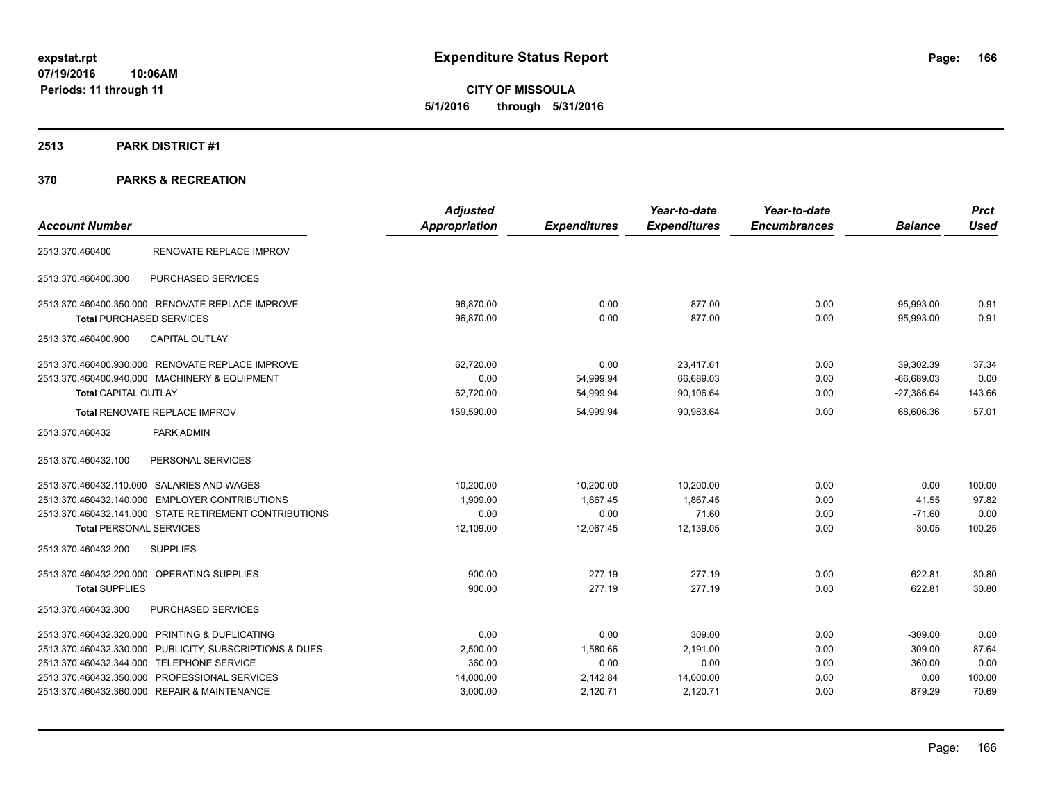**expstat.rpt**
**07/19/2016 10:06AM**
**Periods: 11 through 11**

# Expenditure Status Report

**CITY OF MISSOULA**
**5/1/2016 through 5/31/2016**

## 2513 PARK DISTRICT #1

## 370 PARKS & RECREATION

| Account Number | | Adjusted Appropriation | Expenditures | Year-to-date Expenditures | Year-to-date Encumbrances | Balance | Prct Used |
|---|---|---|---|---|---|---|---|
| 2513.370.460400 | RENOVATE REPLACE IMPROV | | | | | | |
| 2513.370.460400.300 | PURCHASED SERVICES | | | | | | |
| 2513.370.460400.350.000 | RENOVATE REPLACE IMPROVE | 96,870.00 | 0.00 | 877.00 | 0.00 | 95,993.00 | 0.91 |
| **Total** PURCHASED SERVICES | | 96,870.00 | 0.00 | 877.00 | 0.00 | 95,993.00 | 0.91 |
| 2513.370.460400.900 | CAPITAL OUTLAY | | | | | | |
| 2513.370.460400.930.000 | RENOVATE REPLACE IMPROVE | 62,720.00 | 0.00 | 23,417.61 | 0.00 | 39,302.39 | 37.34 |
| 2513.370.460400.940.000 | MACHINERY & EQUIPMENT | 0.00 | 54,999.94 | 66,689.03 | 0.00 | -66,689.03 | 0.00 |
| **Total** CAPITAL OUTLAY | | 62,720.00 | 54,999.94 | 90,106.64 | 0.00 | -27,386.64 | 143.66 |
| **Total** RENOVATE REPLACE IMPROV | | 159,590.00 | 54,999.94 | 90,983.64 | 0.00 | 68,606.36 | 57.01 |
| 2513.370.460432 | PARK ADMIN | | | | | | |
| 2513.370.460432.100 | PERSONAL SERVICES | | | | | | |
| 2513.370.460432.110.000 | SALARIES AND WAGES | 10,200.00 | 10,200.00 | 10,200.00 | 0.00 | 0.00 | 100.00 |
| 2513.370.460432.140.000 | EMPLOYER CONTRIBUTIONS | 1,909.00 | 1,867.45 | 1,867.45 | 0.00 | 41.55 | 97.82 |
| 2513.370.460432.141.000 | STATE RETIREMENT CONTRIBUTIONS | 0.00 | 0.00 | 71.60 | 0.00 | -71.60 | 0.00 |
| **Total** PERSONAL SERVICES | | 12,109.00 | 12,067.45 | 12,139.05 | 0.00 | -30.05 | 100.25 |
| 2513.370.460432.200 | SUPPLIES | | | | | | |
| 2513.370.460432.220.000 | OPERATING SUPPLIES | 900.00 | 277.19 | 277.19 | 0.00 | 622.81 | 30.80 |
| **Total** SUPPLIES | | 900.00 | 277.19 | 277.19 | 0.00 | 622.81 | 30.80 |
| 2513.370.460432.300 | PURCHASED SERVICES | | | | | | |
| 2513.370.460432.320.000 | PRINTING & DUPLICATING | 0.00 | 0.00 | 309.00 | 0.00 | -309.00 | 0.00 |
| 2513.370.460432.330.000 | PUBLICITY, SUBSCRIPTIONS & DUES | 2,500.00 | 1,580.66 | 2,191.00 | 0.00 | 309.00 | 87.64 |
| 2513.370.460432.344.000 | TELEPHONE SERVICE | 360.00 | 0.00 | 0.00 | 0.00 | 360.00 | 0.00 |
| 2513.370.460432.350.000 | PROFESSIONAL SERVICES | 14,000.00 | 2,142.84 | 14,000.00 | 0.00 | 0.00 | 100.00 |
| 2513.370.460432.360.000 | REPAIR & MAINTENANCE | 3,000.00 | 2,120.71 | 2,120.71 | 0.00 | 879.29 | 70.69 |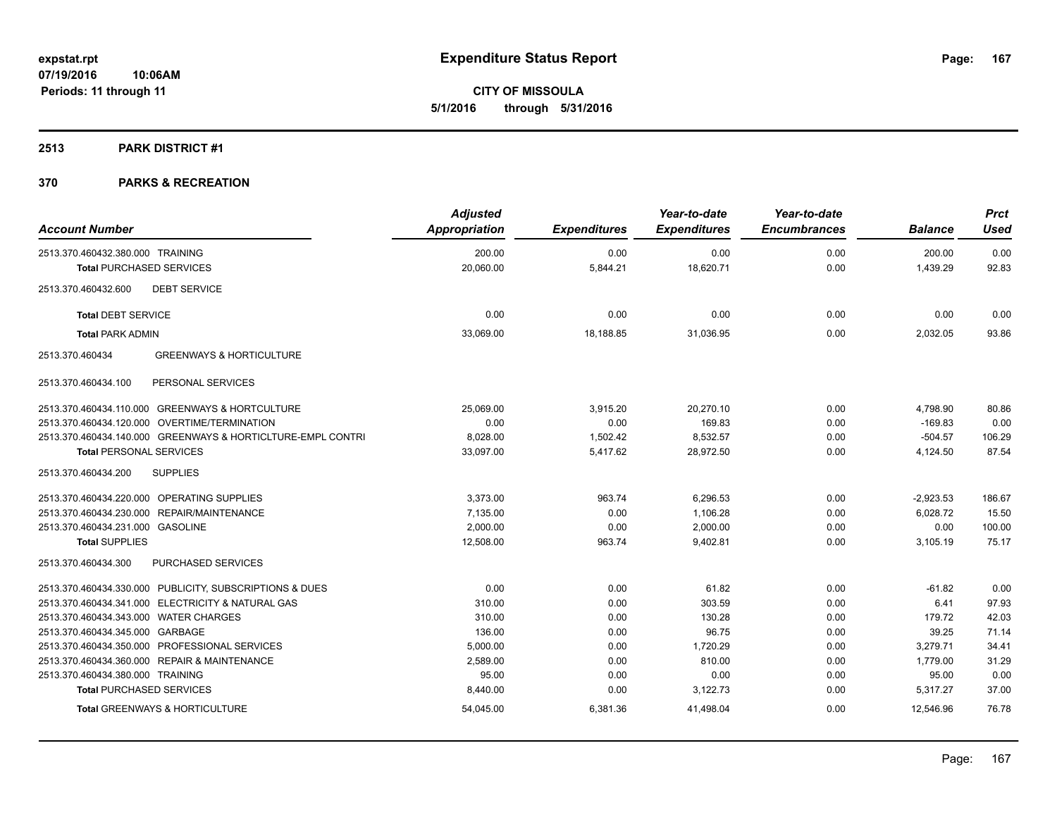**expstat.rpt**
**07/19/2016 10:06AM**
**Periods: 11 through 11**

# Expenditure Status Report

**CITY OF MISSOULA**
**5/1/2016 through 5/31/2016**

## 2513 PARK DISTRICT #1

## 370 PARKS & RECREATION

| Account Number | Adjusted Appropriation | Expenditures | Year-to-date Expenditures | Year-to-date Encumbrances | Balance | Prct Used |
|---|---|---|---|---|---|---|
| 2513.370.460432.380.000 TRAINING | 200.00 | 0.00 | 0.00 | 0.00 | 200.00 | 0.00 |
| **Total** PURCHASED SERVICES | 20,060.00 | 5,844.21 | 18,620.71 | 0.00 | 1,439.29 | 92.83 |
| 2513.370.460432.600 DEBT SERVICE | | | | | | |
| **Total** DEBT SERVICE | 0.00 | 0.00 | 0.00 | 0.00 | 0.00 | 0.00 |
| **Total** PARK ADMIN | 33,069.00 | 18,188.85 | 31,036.95 | 0.00 | 2,032.05 | 93.86 |
| 2513.370.460434 GREENWAYS & HORTICULTURE | | | | | | |
| 2513.370.460434.100 PERSONAL SERVICES | | | | | | |
| 2513.370.460434.110.000 GREENWAYS & HORTCULTURE | 25,069.00 | 3,915.20 | 20,270.10 | 0.00 | 4,798.90 | 80.86 |
| 2513.370.460434.120.000 OVERTIME/TERMINATION | 0.00 | 0.00 | 169.83 | 0.00 | -169.83 | 0.00 |
| 2513.370.460434.140.000 GREENWAYS & HORTICLTURE-EMPL CONTRI | 8,028.00 | 1,502.42 | 8,532.57 | 0.00 | -504.57 | 106.29 |
| **Total** PERSONAL SERVICES | 33,097.00 | 5,417.62 | 28,972.50 | 0.00 | 4,124.50 | 87.54 |
| 2513.370.460434.200 SUPPLIES | | | | | | |
| 2513.370.460434.220.000 OPERATING SUPPLIES | 3,373.00 | 963.74 | 6,296.53 | 0.00 | -2,923.53 | 186.67 |
| 2513.370.460434.230.000 REPAIR/MAINTENANCE | 7,135.00 | 0.00 | 1,106.28 | 0.00 | 6,028.72 | 15.50 |
| 2513.370.460434.231.000 GASOLINE | 2,000.00 | 0.00 | 2,000.00 | 0.00 | 0.00 | 100.00 |
| **Total** SUPPLIES | 12,508.00 | 963.74 | 9,402.81 | 0.00 | 3,105.19 | 75.17 |
| 2513.370.460434.300 PURCHASED SERVICES | | | | | | |
| 2513.370.460434.330.000 PUBLICITY, SUBSCRIPTIONS & DUES | 0.00 | 0.00 | 61.82 | 0.00 | -61.82 | 0.00 |
| 2513.370.460434.341.000 ELECTRICITY & NATURAL GAS | 310.00 | 0.00 | 303.59 | 0.00 | 6.41 | 97.93 |
| 2513.370.460434.343.000 WATER CHARGES | 310.00 | 0.00 | 130.28 | 0.00 | 179.72 | 42.03 |
| 2513.370.460434.345.000 GARBAGE | 136.00 | 0.00 | 96.75 | 0.00 | 39.25 | 71.14 |
| 2513.370.460434.350.000 PROFESSIONAL SERVICES | 5,000.00 | 0.00 | 1,720.29 | 0.00 | 3,279.71 | 34.41 |
| 2513.370.460434.360.000 REPAIR & MAINTENANCE | 2,589.00 | 0.00 | 810.00 | 0.00 | 1,779.00 | 31.29 |
| 2513.370.460434.380.000 TRAINING | 95.00 | 0.00 | 0.00 | 0.00 | 95.00 | 0.00 |
| **Total** PURCHASED SERVICES | 8,440.00 | 0.00 | 3,122.73 | 0.00 | 5,317.27 | 37.00 |
| **Total** GREENWAYS & HORTICULTURE | 54,045.00 | 6,381.36 | 41,498.04 | 0.00 | 12,546.96 | 76.78 |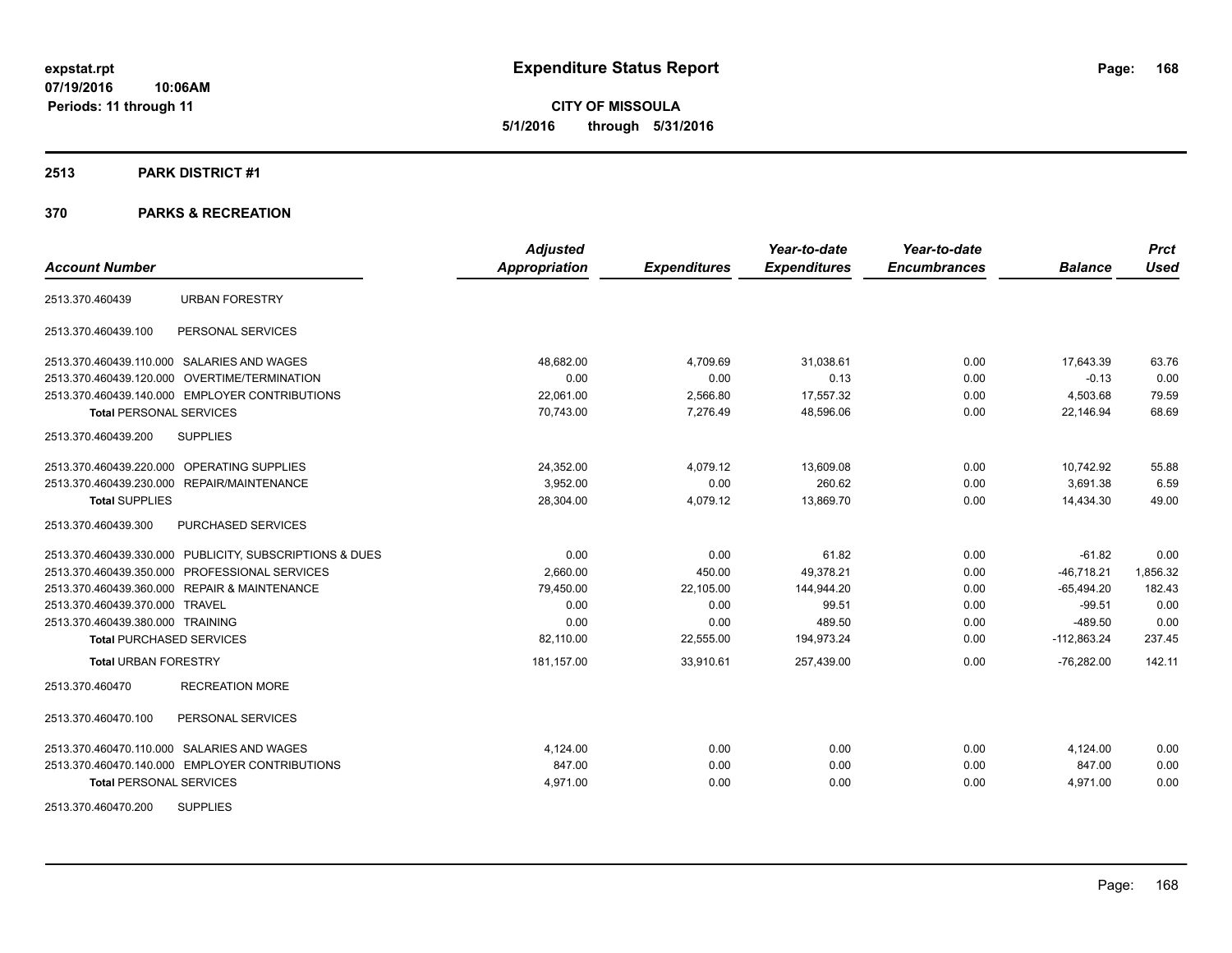# Expenditure Status Report

**CITY OF MISSOULA**

**5/1/2016 through 5/31/2016**

expstat.rpt
07/19/2016 10:06AM
Periods: 11 through 11

## 2513 PARK DISTRICT #1

## 370 PARKS & RECREATION

| Account Number | | Adjusted Appropriation | Expenditures | Year-to-date Expenditures | Year-to-date Encumbrances | Balance | Prct Used |
|---|---|---|---|---|---|---|---|
| 2513.370.460439 | URBAN FORESTRY | | | | | | |
| 2513.370.460439.100 | PERSONAL SERVICES | | | | | | |
| 2513.370.460439.110.000 | SALARIES AND WAGES | 48,682.00 | 4,709.69 | 31,038.61 | 0.00 | 17,643.39 | 63.76 |
| 2513.370.460439.120.000 | OVERTIME/TERMINATION | 0.00 | 0.00 | 0.13 | 0.00 | -0.13 | 0.00 |
| 2513.370.460439.140.000 | EMPLOYER CONTRIBUTIONS | 22,061.00 | 2,566.80 | 17,557.32 | 0.00 | 4,503.68 | 79.59 |
| **Total** PERSONAL SERVICES | | 70,743.00 | 7,276.49 | 48,596.06 | 0.00 | 22,146.94 | 68.69 |
| 2513.370.460439.200 | SUPPLIES | | | | | | |
| 2513.370.460439.220.000 | OPERATING SUPPLIES | 24,352.00 | 4,079.12 | 13,609.08 | 0.00 | 10,742.92 | 55.88 |
| 2513.370.460439.230.000 | REPAIR/MAINTENANCE | 3,952.00 | 0.00 | 260.62 | 0.00 | 3,691.38 | 6.59 |
| **Total** SUPPLIES | | 28,304.00 | 4,079.12 | 13,869.70 | 0.00 | 14,434.30 | 49.00 |
| 2513.370.460439.300 | PURCHASED SERVICES | | | | | | |
| 2513.370.460439.330.000 | PUBLICITY, SUBSCRIPTIONS & DUES | 0.00 | 0.00 | 61.82 | 0.00 | -61.82 | 0.00 |
| 2513.370.460439.350.000 | PROFESSIONAL SERVICES | 2,660.00 | 450.00 | 49,378.21 | 0.00 | -46,718.21 | 1,856.32 |
| 2513.370.460439.360.000 | REPAIR & MAINTENANCE | 79,450.00 | 22,105.00 | 144,944.20 | 0.00 | -65,494.20 | 182.43 |
| 2513.370.460439.370.000 | TRAVEL | 0.00 | 0.00 | 99.51 | 0.00 | -99.51 | 0.00 |
| 2513.370.460439.380.000 | TRAINING | 0.00 | 0.00 | 489.50 | 0.00 | -489.50 | 0.00 |
| **Total** PURCHASED SERVICES | | 82,110.00 | 22,555.00 | 194,973.24 | 0.00 | -112,863.24 | 237.45 |
| **Total** URBAN FORESTRY | | 181,157.00 | 33,910.61 | 257,439.00 | 0.00 | -76,282.00 | 142.11 |
| 2513.370.460470 | RECREATION MORE | | | | | | |
| 2513.370.460470.100 | PERSONAL SERVICES | | | | | | |
| 2513.370.460470.110.000 | SALARIES AND WAGES | 4,124.00 | 0.00 | 0.00 | 0.00 | 4,124.00 | 0.00 |
| 2513.370.460470.140.000 | EMPLOYER CONTRIBUTIONS | 847.00 | 0.00 | 0.00 | 0.00 | 847.00 | 0.00 |
| **Total** PERSONAL SERVICES | | 4,971.00 | 0.00 | 0.00 | 0.00 | 4,971.00 | 0.00 |
| 2513.370.460470.200 | SUPPLIES | | | | | | |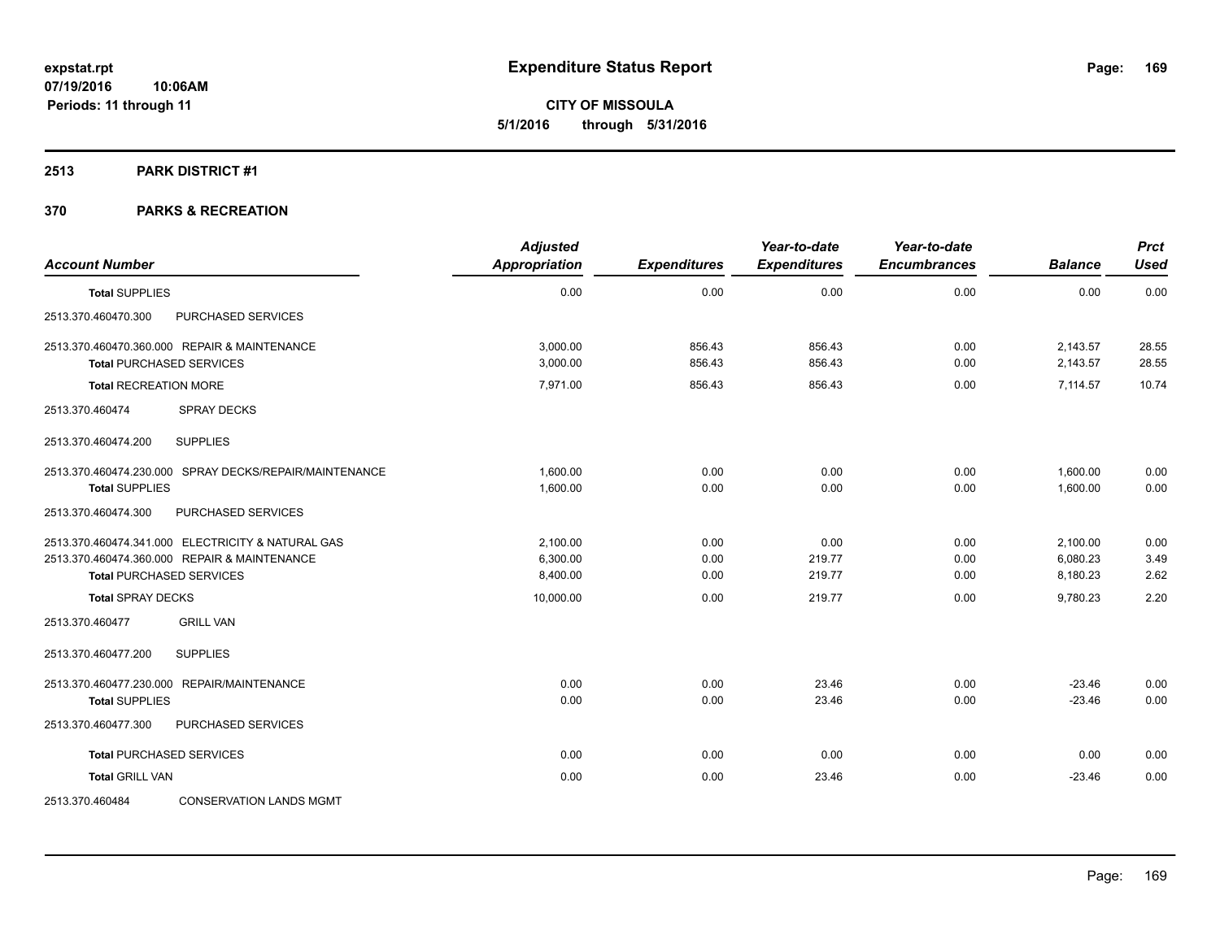**Expenditure Status Report**

**CITY OF MISSOULA**
**5/1/2016 through 5/31/2016**

expstat.rpt
07/19/2016 10:06AM
Periods: 11 through 11

## 2513 PARK DISTRICT #1

## 370 PARKS & RECREATION

| Account Number | Adjusted Appropriation | Expenditures | Year-to-date Expenditures | Year-to-date Encumbrances | Balance | Prct Used |
|---|---|---|---|---|---|---|
| **Total** SUPPLIES | 0.00 | 0.00 | 0.00 | 0.00 | 0.00 | 0.00 |
| 2513.370.460470.300 PURCHASED SERVICES | | | | | | |
| 2513.370.460470.360.000 REPAIR & MAINTENANCE | 3,000.00 | 856.43 | 856.43 | 0.00 | 2,143.57 | 28.55 |
| **Total** PURCHASED SERVICES | 3,000.00 | 856.43 | 856.43 | 0.00 | 2,143.57 | 28.55 |
| **Total** RECREATION MORE | 7,971.00 | 856.43 | 856.43 | 0.00 | 7,114.57 | 10.74 |
| 2513.370.460474 SPRAY DECKS | | | | | | |
| 2513.370.460474.200 SUPPLIES | | | | | | |
| 2513.370.460474.230.000 SPRAY DECKS/REPAIR/MAINTENANCE | 1,600.00 | 0.00 | 0.00 | 0.00 | 1,600.00 | 0.00 |
| **Total** SUPPLIES | 1,600.00 | 0.00 | 0.00 | 0.00 | 1,600.00 | 0.00 |
| 2513.370.460474.300 PURCHASED SERVICES | | | | | | |
| 2513.370.460474.341.000 ELECTRICITY & NATURAL GAS | 2,100.00 | 0.00 | 0.00 | 0.00 | 2,100.00 | 0.00 |
| 2513.370.460474.360.000 REPAIR & MAINTENANCE | 6,300.00 | 0.00 | 219.77 | 0.00 | 6,080.23 | 3.49 |
| **Total** PURCHASED SERVICES | 8,400.00 | 0.00 | 219.77 | 0.00 | 8,180.23 | 2.62 |
| **Total** SPRAY DECKS | 10,000.00 | 0.00 | 219.77 | 0.00 | 9,780.23 | 2.20 |
| 2513.370.460477 GRILL VAN | | | | | | |
| 2513.370.460477.200 SUPPLIES | | | | | | |
| 2513.370.460477.230.000 REPAIR/MAINTENANCE | 0.00 | 0.00 | 23.46 | 0.00 | -23.46 | 0.00 |
| **Total** SUPPLIES | 0.00 | 0.00 | 23.46 | 0.00 | -23.46 | 0.00 |
| 2513.370.460477.300 PURCHASED SERVICES | | | | | | |
| **Total** PURCHASED SERVICES | 0.00 | 0.00 | 0.00 | 0.00 | 0.00 | 0.00 |
| **Total** GRILL VAN | 0.00 | 0.00 | 23.46 | 0.00 | -23.46 | 0.00 |
| 2513.370.460484 CONSERVATION LANDS MGMT | | | | | | |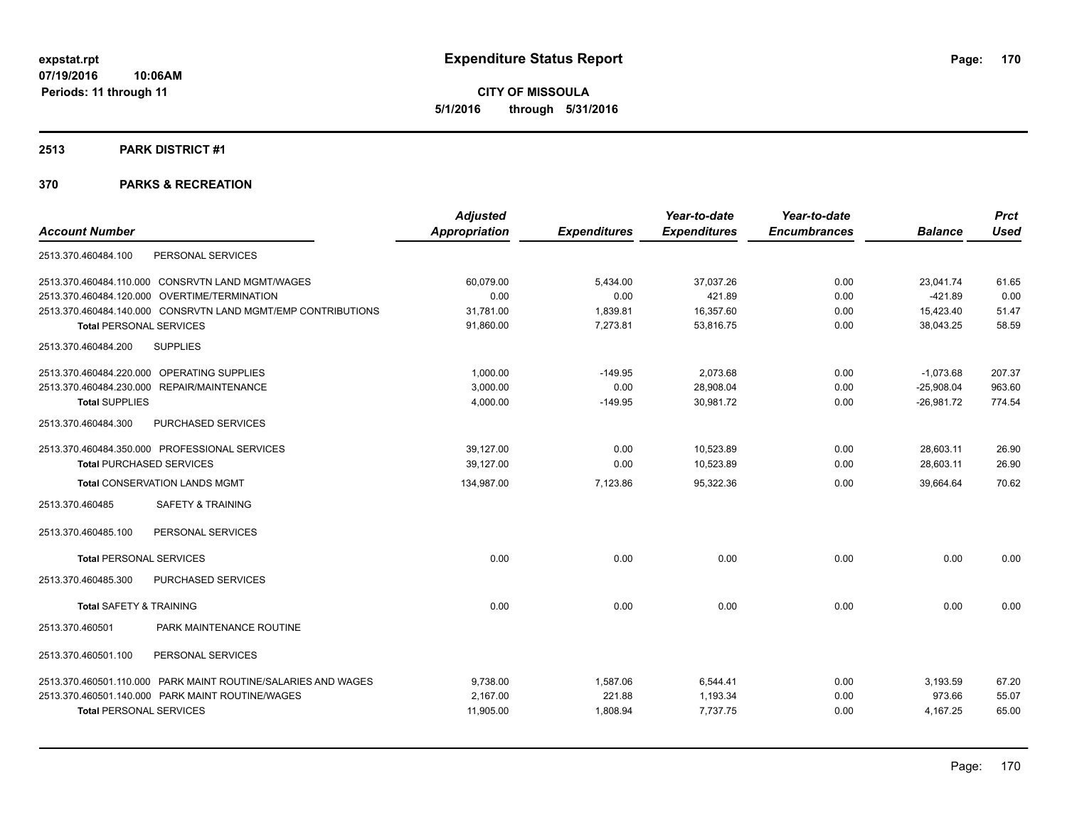**expstat.rpt**
**07/19/2016 10:06AM**
**Periods: 11 through 11**

# Expenditure Status Report

**CITY OF MISSOULA**
**5/1/2016 through 5/31/2016**

## 2513 PARK DISTRICT #1

## 370 PARKS & RECREATION

| Account Number | | Adjusted Appropriation | Expenditures | Year-to-date Expenditures | Year-to-date Encumbrances | Balance | Prct Used |
|---|---|---|---|---|---|---|---|
| 2513.370.460484.100 | PERSONAL SERVICES | | | | | | |
| 2513.370.460484.110.000 | CONSRVTN LAND MGMT/WAGES | 60,079.00 | 5,434.00 | 37,037.26 | 0.00 | 23,041.74 | 61.65 |
| 2513.370.460484.120.000 | OVERTIME/TERMINATION | 0.00 | 0.00 | 421.89 | 0.00 | -421.89 | 0.00 |
| 2513.370.460484.140.000 | CONSRVTN LAND MGMT/EMP CONTRIBUTIONS | 31,781.00 | 1,839.81 | 16,357.60 | 0.00 | 15,423.40 | 51.47 |
| **Total** PERSONAL SERVICES | | 91,860.00 | 7,273.81 | 53,816.75 | 0.00 | 38,043.25 | 58.59 |
| 2513.370.460484.200 | SUPPLIES | | | | | | |
| 2513.370.460484.220.000 | OPERATING SUPPLIES | 1,000.00 | -149.95 | 2,073.68 | 0.00 | -1,073.68 | 207.37 |
| 2513.370.460484.230.000 | REPAIR/MAINTENANCE | 3,000.00 | 0.00 | 28,908.04 | 0.00 | -25,908.04 | 963.60 |
| **Total** SUPPLIES | | 4,000.00 | -149.95 | 30,981.72 | 0.00 | -26,981.72 | 774.54 |
| 2513.370.460484.300 | PURCHASED SERVICES | | | | | | |
| 2513.370.460484.350.000 | PROFESSIONAL SERVICES | 39,127.00 | 0.00 | 10,523.89 | 0.00 | 28,603.11 | 26.90 |
| **Total** PURCHASED SERVICES | | 39,127.00 | 0.00 | 10,523.89 | 0.00 | 28,603.11 | 26.90 |
| **Total** CONSERVATION LANDS MGMT | | 134,987.00 | 7,123.86 | 95,322.36 | 0.00 | 39,664.64 | 70.62 |
| 2513.370.460485 | SAFETY & TRAINING | | | | | | |
| 2513.370.460485.100 | PERSONAL SERVICES | | | | | | |
| **Total** PERSONAL SERVICES | | 0.00 | 0.00 | 0.00 | 0.00 | 0.00 | 0.00 |
| 2513.370.460485.300 | PURCHASED SERVICES | | | | | | |
| **Total** SAFETY & TRAINING | | 0.00 | 0.00 | 0.00 | 0.00 | 0.00 | 0.00 |
| 2513.370.460501 | PARK MAINTENANCE ROUTINE | | | | | | |
| 2513.370.460501.100 | PERSONAL SERVICES | | | | | | |
| 2513.370.460501.110.000 | PARK MAINT ROUTINE/SALARIES AND WAGES | 9,738.00 | 1,587.06 | 6,544.41 | 0.00 | 3,193.59 | 67.20 |
| 2513.370.460501.140.000 | PARK MAINT ROUTINE/WAGES | 2,167.00 | 221.88 | 1,193.34 | 0.00 | 973.66 | 55.07 |
| **Total** PERSONAL SERVICES | | 11,905.00 | 1,808.94 | 7,737.75 | 0.00 | 4,167.25 | 65.00 |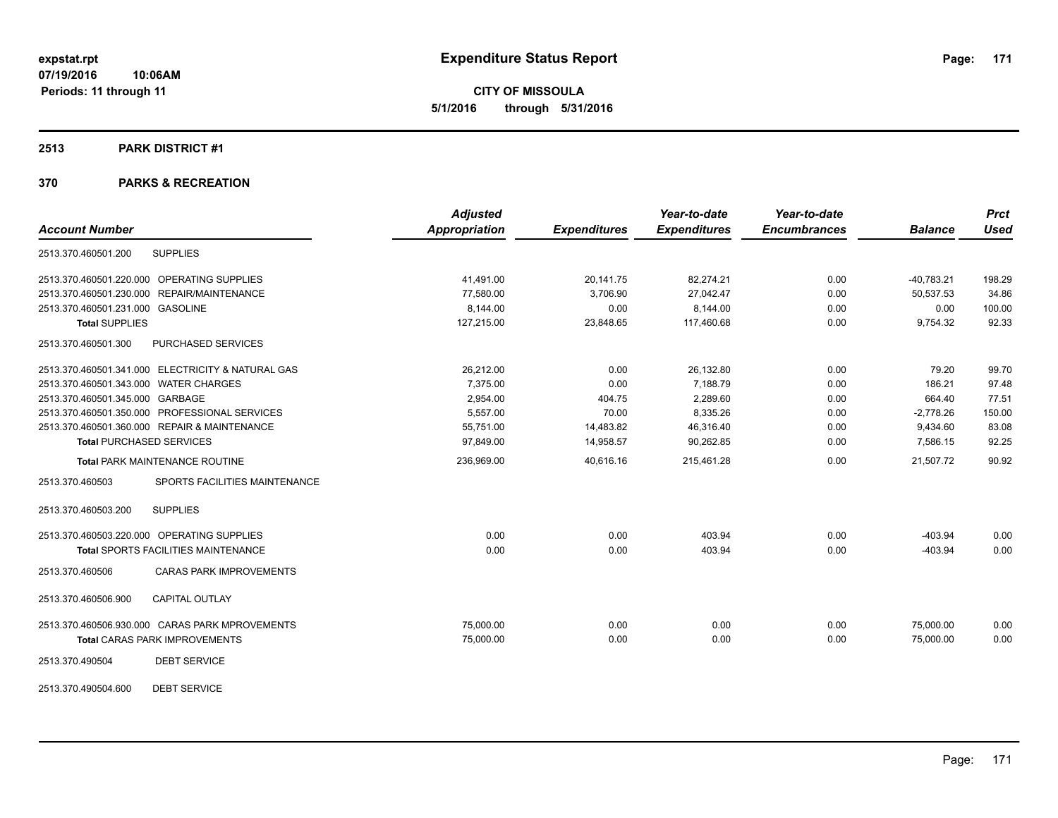**Expenditure Status Report**

**CITY OF MISSOULA**
**5/1/2016 through 5/31/2016**

expstat.rpt
07/19/2016 10:06AM
Periods: 11 through 11

## 2513 PARK DISTRICT #1

## 370 PARKS & RECREATION

| Account Number | | Adjusted Appropriation | Expenditures | Year-to-date Expenditures | Year-to-date Encumbrances | Balance | Prct Used |
|---|---|---|---|---|---|---|---|
| 2513.370.460501.200 | SUPPLIES | | | | | | |
| 2513.370.460501.220.000 | OPERATING SUPPLIES | 41,491.00 | 20,141.75 | 82,274.21 | 0.00 | -40,783.21 | 198.29 |
| 2513.370.460501.230.000 | REPAIR/MAINTENANCE | 77,580.00 | 3,706.90 | 27,042.47 | 0.00 | 50,537.53 | 34.86 |
| 2513.370.460501.231.000 | GASOLINE | 8,144.00 | 0.00 | 8,144.00 | 0.00 | 0.00 | 100.00 |
| **Total** SUPPLIES | | 127,215.00 | 23,848.65 | 117,460.68 | 0.00 | 9,754.32 | 92.33 |
| 2513.370.460501.300 | PURCHASED SERVICES | | | | | | |
| 2513.370.460501.341.000 | ELECTRICITY & NATURAL GAS | 26,212.00 | 0.00 | 26,132.80 | 0.00 | 79.20 | 99.70 |
| 2513.370.460501.343.000 | WATER CHARGES | 7,375.00 | 0.00 | 7,188.79 | 0.00 | 186.21 | 97.48 |
| 2513.370.460501.345.000 | GARBAGE | 2,954.00 | 404.75 | 2,289.60 | 0.00 | 664.40 | 77.51 |
| 2513.370.460501.350.000 | PROFESSIONAL SERVICES | 5,557.00 | 70.00 | 8,335.26 | 0.00 | -2,778.26 | 150.00 |
| 2513.370.460501.360.000 | REPAIR & MAINTENANCE | 55,751.00 | 14,483.82 | 46,316.40 | 0.00 | 9,434.60 | 83.08 |
| **Total** PURCHASED SERVICES | | 97,849.00 | 14,958.57 | 90,262.85 | 0.00 | 7,586.15 | 92.25 |
| **Total** PARK MAINTENANCE ROUTINE | | 236,969.00 | 40,616.16 | 215,461.28 | 0.00 | 21,507.72 | 90.92 |
| 2513.370.460503 | SPORTS FACILITIES MAINTENANCE | | | | | | |
| 2513.370.460503.200 | SUPPLIES | | | | | | |
| 2513.370.460503.220.000 | OPERATING SUPPLIES | 0.00 | 0.00 | 403.94 | 0.00 | -403.94 | 0.00 |
| **Total** SPORTS FACILITIES MAINTENANCE | | 0.00 | 0.00 | 403.94 | 0.00 | -403.94 | 0.00 |
| 2513.370.460506 | CARAS PARK IMPROVEMENTS | | | | | | |
| 2513.370.460506.900 | CAPITAL OUTLAY | | | | | | |
| 2513.370.460506.930.000 | CARAS PARK MPROVEMENTS | 75,000.00 | 0.00 | 0.00 | 0.00 | 75,000.00 | 0.00 |
| **Total** CARAS PARK IMPROVEMENTS | | 75,000.00 | 0.00 | 0.00 | 0.00 | 75,000.00 | 0.00 |
| 2513.370.490504 | DEBT SERVICE | | | | | | |
| 2513.370.490504.600 | DEBT SERVICE | | | | | | |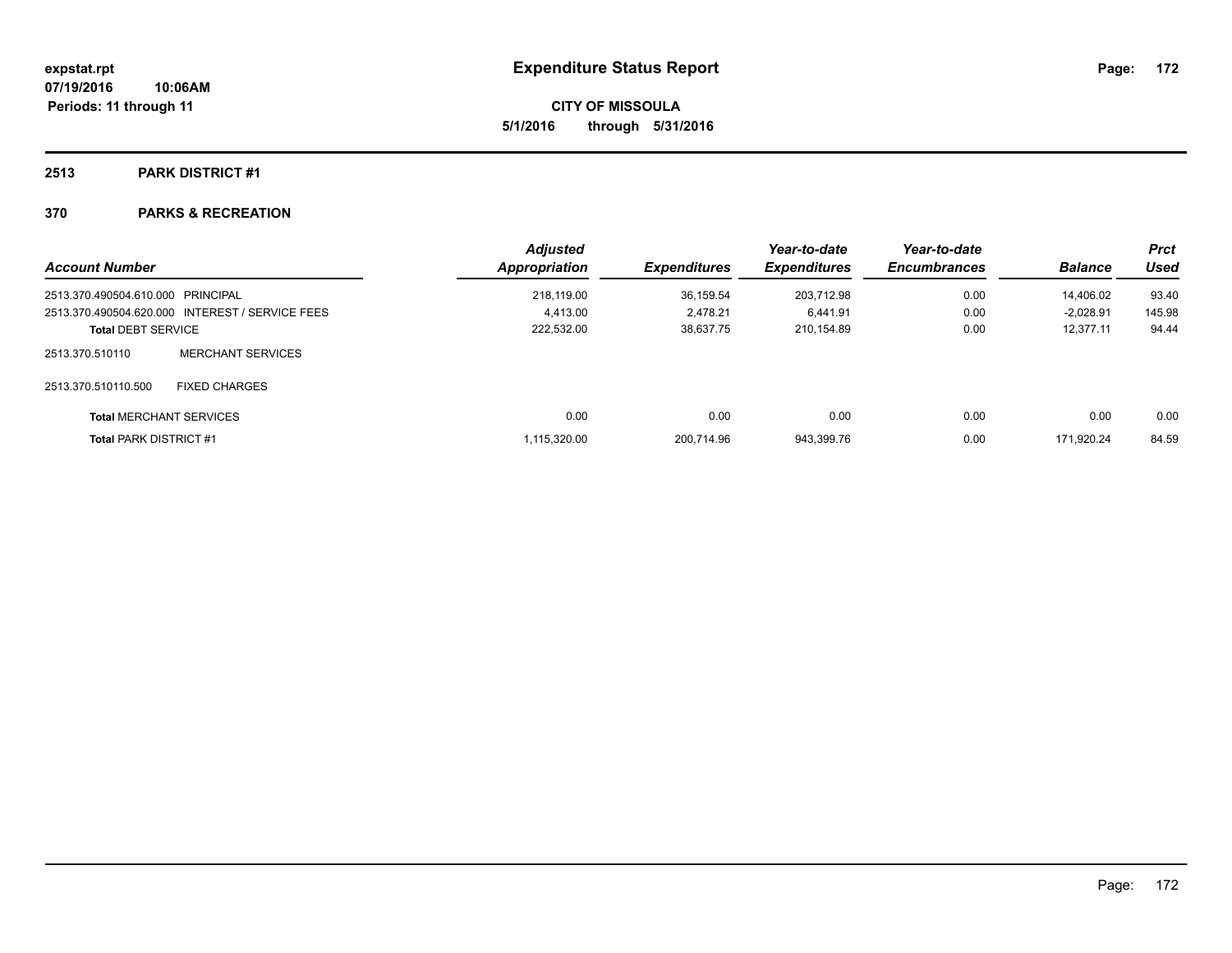# Expenditure Status Report

expstat.rpt
07/19/2016 10:06AM
Periods: 11 through 11

**CITY OF MISSOULA**
**5/1/2016 through 5/31/2016**

## 2513 PARK DISTRICT #1

### 370 PARKS & RECREATION

| Account Number | | Adjusted Appropriation | Expenditures | Year-to-date Expenditures | Year-to-date Encumbrances | Balance | Prct Used |
|---|---|---|---|---|---|---|---|
| 2513.370.490504.610.000 | PRINCIPAL | 218,119.00 | 36,159.54 | 203,712.98 | 0.00 | 14,406.02 | 93.40 |
| 2513.370.490504.620.000 | INTEREST / SERVICE FEES | 4,413.00 | 2,478.21 | 6,441.91 | 0.00 | -2,028.91 | 145.98 |
| **Total** DEBT SERVICE | | 222,532.00 | 38,637.75 | 210,154.89 | 0.00 | 12,377.11 | 94.44 |
| 2513.370.510110 | MERCHANT SERVICES | | | | | | |
| 2513.370.510110.500 | FIXED CHARGES | | | | | | |
| **Total** MERCHANT SERVICES | | 0.00 | 0.00 | 0.00 | 0.00 | 0.00 | 0.00 |
| **Total** PARK DISTRICT #1 | | 1,115,320.00 | 200,714.96 | 943,399.76 | 0.00 | 171,920.24 | 84.59 |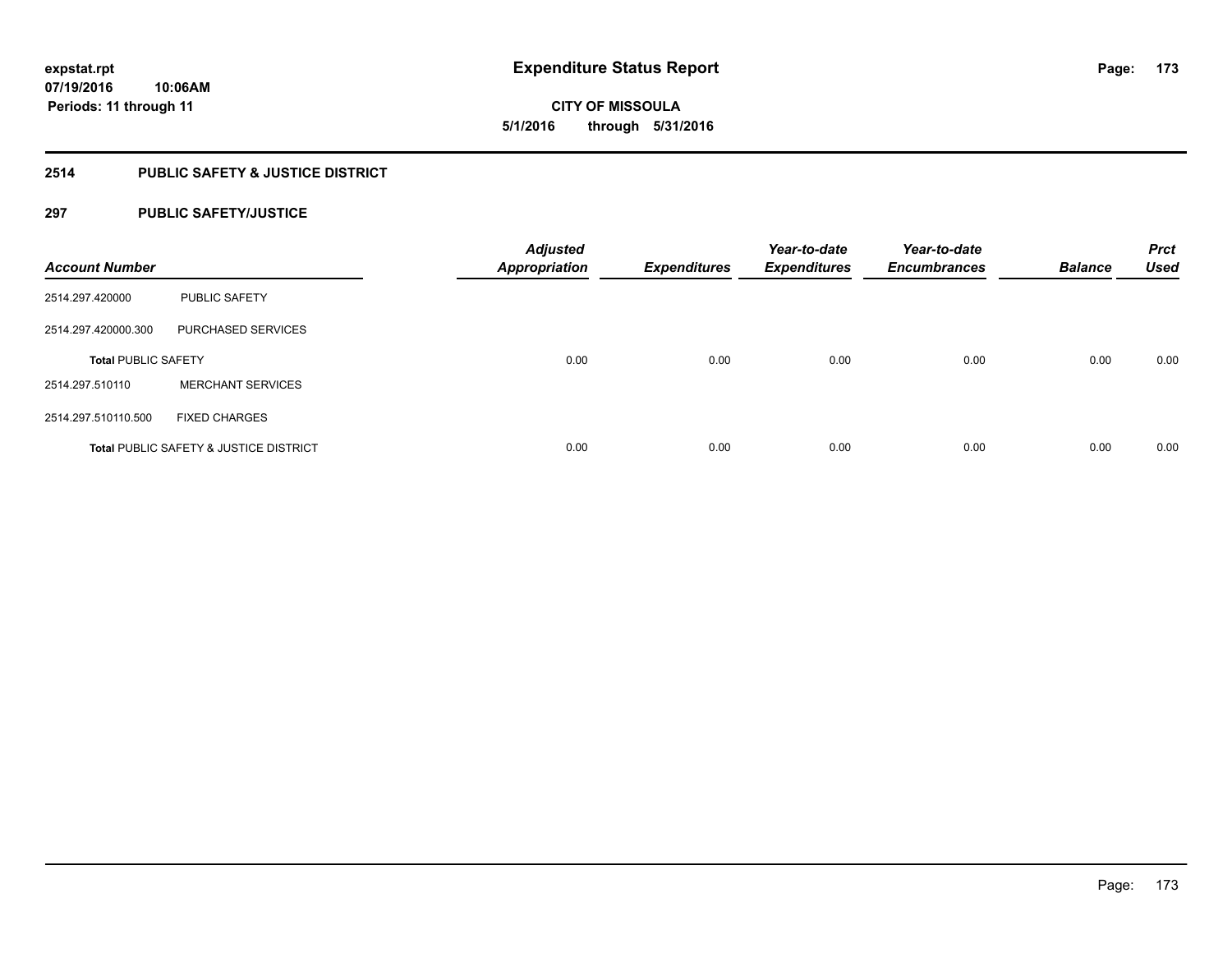**expstat.rpt**
**07/19/2016 10:06AM**
**Periods: 11 through 11**

# Expenditure Status Report

**CITY OF MISSOULA**
**5/1/2016 through 5/31/2016**

## 2514 PUBLIC SAFETY & JUSTICE DISTRICT

### 297 PUBLIC SAFETY/JUSTICE

| *Account Number* | | *Adjusted Appropriation* | *Expenditures* | *Year-to-date Expenditures* | *Year-to-date Encumbrances* | *Balance* | *Prct Used* |
|---|---|---|---|---|---|---|---|
| 2514.297.420000 | PUBLIC SAFETY | | | | | | |
| 2514.297.420000.300 | PURCHASED SERVICES | | | | | | |
| **Total** PUBLIC SAFETY | | 0.00 | 0.00 | 0.00 | 0.00 | 0.00 | 0.00 |
| 2514.297.510110 | MERCHANT SERVICES | | | | | | |
| 2514.297.510110.500 | FIXED CHARGES | | | | | | |
| **Total** PUBLIC SAFETY & JUSTICE DISTRICT | | 0.00 | 0.00 | 0.00 | 0.00 | 0.00 | 0.00 |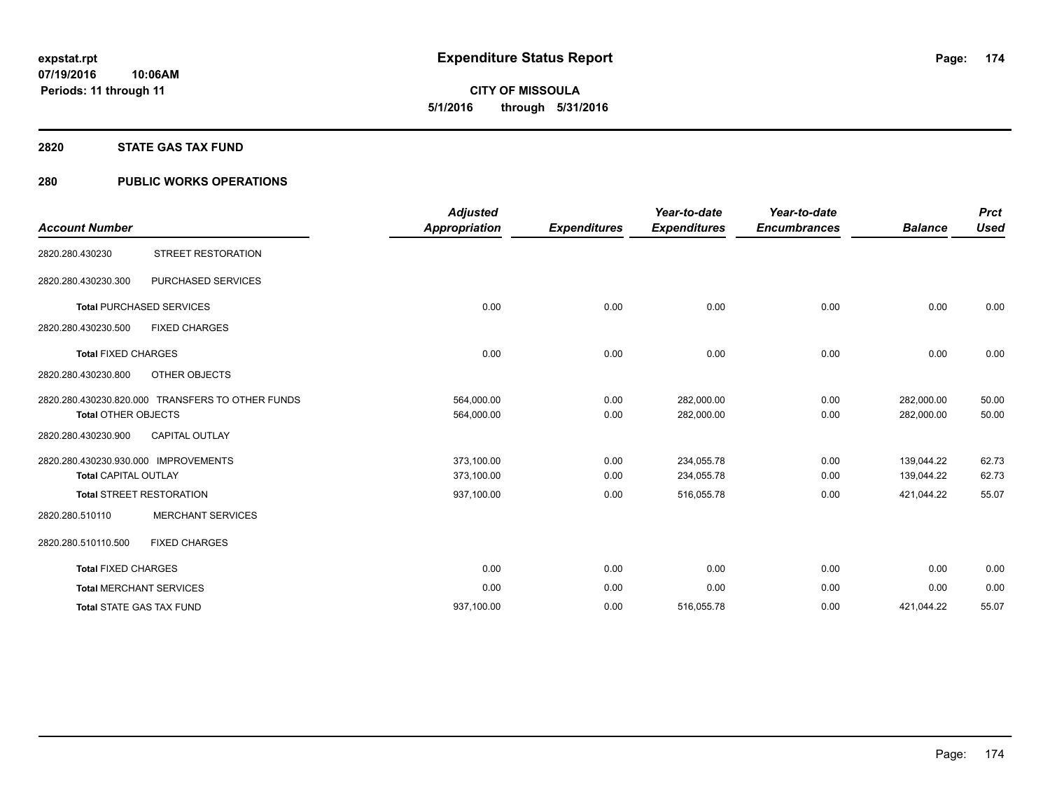# Expenditure Status Report

expstat.rpt
07/19/2016 10:06AM
Periods: 11 through 11

**CITY OF MISSOULA**
**5/1/2016 through 5/31/2016**

## 2820 STATE GAS TAX FUND

## 280 PUBLIC WORKS OPERATIONS

| Account Number | | Adjusted Appropriation | Expenditures | Year-to-date Expenditures | Year-to-date Encumbrances | Balance | Prct Used |
|---|---|---|---|---|---|---|---|
| 2820.280.430230 | STREET RESTORATION | | | | | | |
| 2820.280.430230.300 | PURCHASED SERVICES | | | | | | |
| **Total** PURCHASED SERVICES | | 0.00 | 0.00 | 0.00 | 0.00 | 0.00 | 0.00 |
| 2820.280.430230.500 | FIXED CHARGES | | | | | | |
| **Total** FIXED CHARGES | | 0.00 | 0.00 | 0.00 | 0.00 | 0.00 | 0.00 |
| 2820.280.430230.800 | OTHER OBJECTS | | | | | | |
| 2820.280.430230.820.000 | TRANSFERS TO OTHER FUNDS | 564,000.00 | 0.00 | 282,000.00 | 0.00 | 282,000.00 | 50.00 |
| **Total** OTHER OBJECTS | | 564,000.00 | 0.00 | 282,000.00 | 0.00 | 282,000.00 | 50.00 |
| 2820.280.430230.900 | CAPITAL OUTLAY | | | | | | |
| 2820.280.430230.930.000 | IMPROVEMENTS | 373,100.00 | 0.00 | 234,055.78 | 0.00 | 139,044.22 | 62.73 |
| **Total** CAPITAL OUTLAY | | 373,100.00 | 0.00 | 234,055.78 | 0.00 | 139,044.22 | 62.73 |
| **Total** STREET RESTORATION | | 937,100.00 | 0.00 | 516,055.78 | 0.00 | 421,044.22 | 55.07 |
| 2820.280.510110 | MERCHANT SERVICES | | | | | | |
| 2820.280.510110.500 | FIXED CHARGES | | | | | | |
| **Total** FIXED CHARGES | | 0.00 | 0.00 | 0.00 | 0.00 | 0.00 | 0.00 |
| **Total** MERCHANT SERVICES | | 0.00 | 0.00 | 0.00 | 0.00 | 0.00 | 0.00 |
| **Total** STATE GAS TAX FUND | | 937,100.00 | 0.00 | 516,055.78 | 0.00 | 421,044.22 | 55.07 |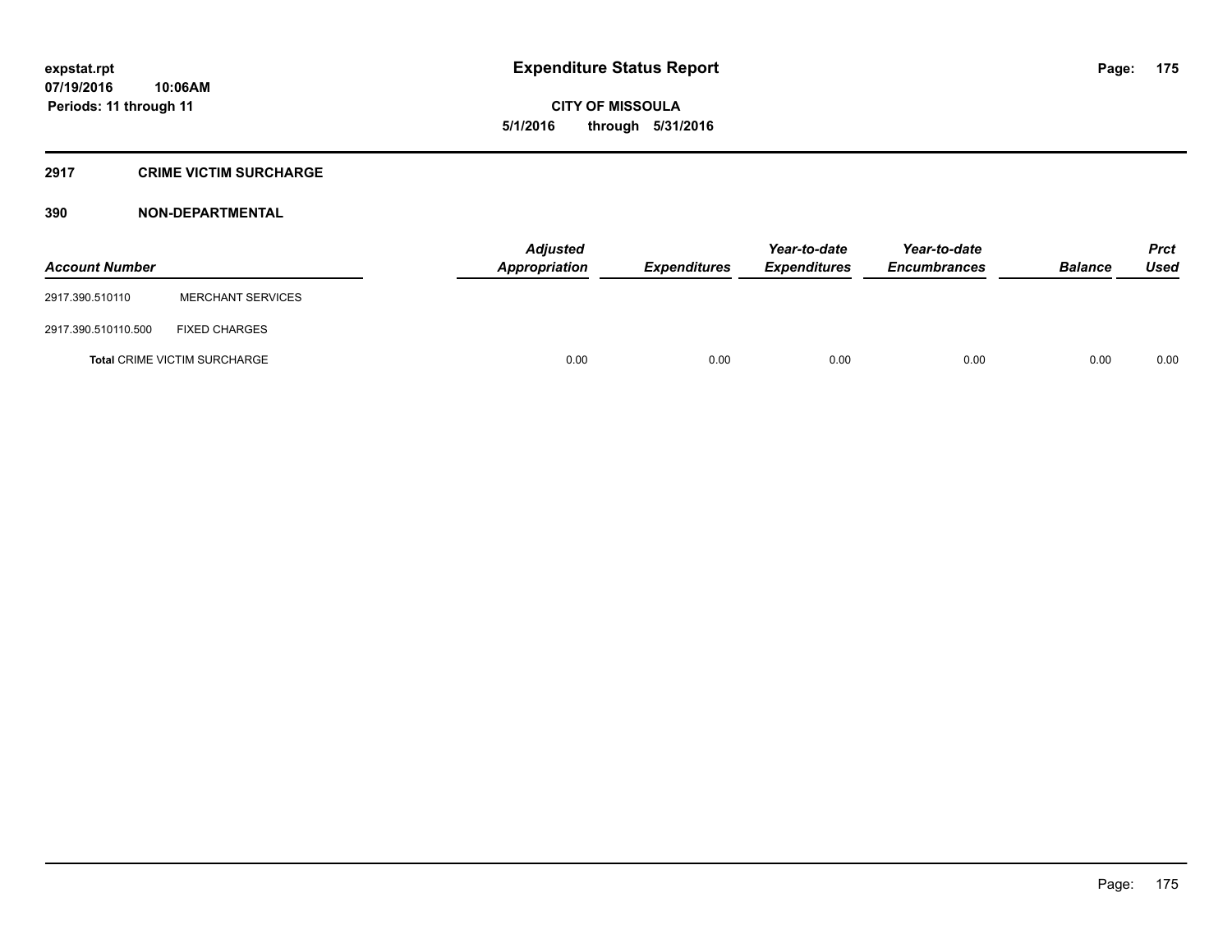# Expenditure Status Report

expstat.rpt
07/19/2016 10:06AM
Periods: 11 through 11

**CITY OF MISSOULA**
**5/1/2016 through 5/31/2016**

## 2917 CRIME VICTIM SURCHARGE

### 390 NON-DEPARTMENTAL

| Account Number | | Adjusted Appropriation | Expenditures | Year-to-date Expenditures | Year-to-date Encumbrances | Balance | Prct Used |
|---|---|---|---|---|---|---|---|
| 2917.390.510110 | MERCHANT SERVICES | | | | | | |
| 2917.390.510110.500 | FIXED CHARGES | | | | | | |
| **Total** CRIME VICTIM SURCHARGE | | 0.00 | 0.00 | 0.00 | 0.00 | 0.00 | 0.00 |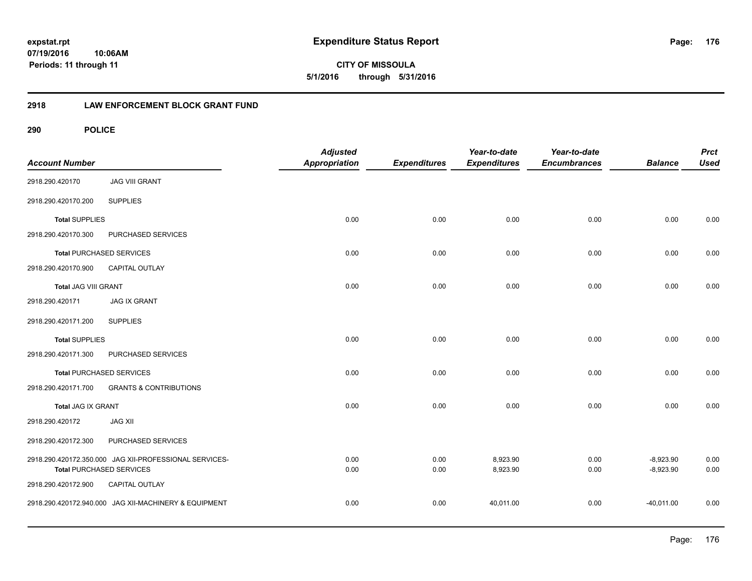# Expenditure Status Report

**CITY OF MISSOULA**
**5/1/2016 through 5/31/2016**

expstat.rpt
07/19/2016 10:06AM
Periods: 11 through 11

## 2918 LAW ENFORCEMENT BLOCK GRANT FUND

### 290 POLICE

| Account Number | | Adjusted Appropriation | Expenditures | Year-to-date Expenditures | Year-to-date Encumbrances | Balance | Prct Used |
|---|---|---|---|---|---|---|---|
| 2918.290.420170 | JAG VIII GRANT | | | | | | |
| 2918.290.420170.200 | SUPPLIES | | | | | | |
| Total SUPPLIES | | 0.00 | 0.00 | 0.00 | 0.00 | 0.00 | 0.00 |
| 2918.290.420170.300 | PURCHASED SERVICES | | | | | | |
| Total PURCHASED SERVICES | | 0.00 | 0.00 | 0.00 | 0.00 | 0.00 | 0.00 |
| 2918.290.420170.900 | CAPITAL OUTLAY | | | | | | |
| Total JAG VIII GRANT | | 0.00 | 0.00 | 0.00 | 0.00 | 0.00 | 0.00 |
| 2918.290.420171 | JAG IX GRANT | | | | | | |
| 2918.290.420171.200 | SUPPLIES | | | | | | |
| Total SUPPLIES | | 0.00 | 0.00 | 0.00 | 0.00 | 0.00 | 0.00 |
| 2918.290.420171.300 | PURCHASED SERVICES | | | | | | |
| Total PURCHASED SERVICES | | 0.00 | 0.00 | 0.00 | 0.00 | 0.00 | 0.00 |
| 2918.290.420171.700 | GRANTS & CONTRIBUTIONS | | | | | | |
| Total JAG IX GRANT | | 0.00 | 0.00 | 0.00 | 0.00 | 0.00 | 0.00 |
| 2918.290.420172 | JAG XII | | | | | | |
| 2918.290.420172.300 | PURCHASED SERVICES | | | | | | |
| 2918.290.420172.350.000 | JAG XII-PROFESSIONAL SERVICES- | 0.00 | 0.00 | 8,923.90 | 0.00 | -8,923.90 | 0.00 |
| Total PURCHASED SERVICES | | 0.00 | 0.00 | 8,923.90 | 0.00 | -8,923.90 | 0.00 |
| 2918.290.420172.900 | CAPITAL OUTLAY | | | | | | |
| 2918.290.420172.940.000 | JAG XII-MACHINERY & EQUIPMENT | 0.00 | 0.00 | 40,011.00 | 0.00 | -40,011.00 | 0.00 |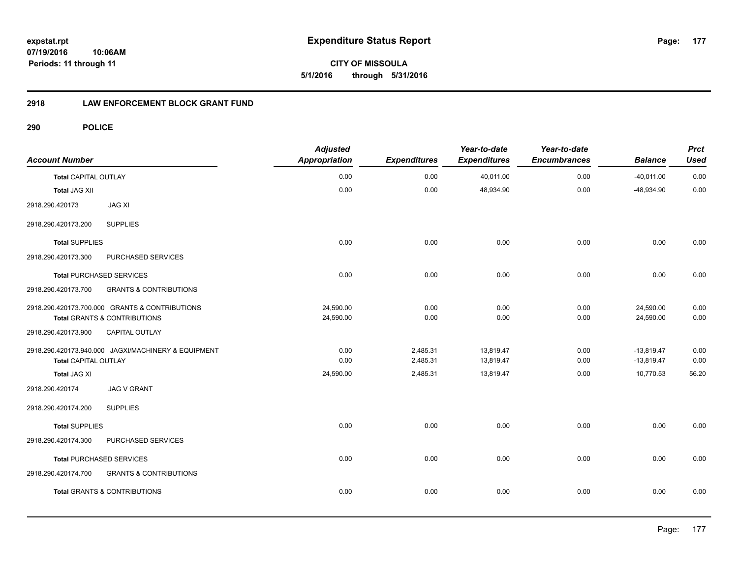**Expenditure Status Report**

**CITY OF MISSOULA**
**5/1/2016 through 5/31/2016**

expstat.rpt
07/19/2016 10:06AM
Periods: 11 through 11

## 2918 LAW ENFORCEMENT BLOCK GRANT FUND

## 290 POLICE

| Account Number | | Adjusted Appropriation | Expenditures | Year-to-date Expenditures | Year-to-date Encumbrances | Balance | Prct Used |
|---|---|---|---|---|---|---|---|
| **Total** CAPITAL OUTLAY | | 0.00 | 0.00 | 40,011.00 | 0.00 | -40,011.00 | 0.00 |
| **Total** JAG XII | | 0.00 | 0.00 | 48,934.90 | 0.00 | -48,934.90 | 0.00 |
| 2918.290.420173 | JAG XI | | | | | | |
| 2918.290.420173.200 | SUPPLIES | | | | | | |
| **Total** SUPPLIES | | 0.00 | 0.00 | 0.00 | 0.00 | 0.00 | 0.00 |
| 2918.290.420173.300 | PURCHASED SERVICES | | | | | | |
| **Total** PURCHASED SERVICES | | 0.00 | 0.00 | 0.00 | 0.00 | 0.00 | 0.00 |
| 2918.290.420173.700 | GRANTS & CONTRIBUTIONS | | | | | | |
| 2918.290.420173.700.000 | GRANTS & CONTRIBUTIONS | 24,590.00 | 0.00 | 0.00 | 0.00 | 24,590.00 | 0.00 |
| **Total** GRANTS & CONTRIBUTIONS | | 24,590.00 | 0.00 | 0.00 | 0.00 | 24,590.00 | 0.00 |
| 2918.290.420173.900 | CAPITAL OUTLAY | | | | | | |
| 2918.290.420173.940.000 | JAGXI/MACHINERY & EQUIPMENT | 0.00 | 2,485.31 | 13,819.47 | 0.00 | -13,819.47 | 0.00 |
| **Total** CAPITAL OUTLAY | | 0.00 | 2,485.31 | 13,819.47 | 0.00 | -13,819.47 | 0.00 |
| **Total** JAG XI | | 24,590.00 | 2,485.31 | 13,819.47 | 0.00 | 10,770.53 | 56.20 |
| 2918.290.420174 | JAG V GRANT | | | | | | |
| 2918.290.420174.200 | SUPPLIES | | | | | | |
| **Total** SUPPLIES | | 0.00 | 0.00 | 0.00 | 0.00 | 0.00 | 0.00 |
| 2918.290.420174.300 | PURCHASED SERVICES | | | | | | |
| **Total** PURCHASED SERVICES | | 0.00 | 0.00 | 0.00 | 0.00 | 0.00 | 0.00 |
| 2918.290.420174.700 | GRANTS & CONTRIBUTIONS | | | | | | |
| **Total** GRANTS & CONTRIBUTIONS | | 0.00 | 0.00 | 0.00 | 0.00 | 0.00 | 0.00 |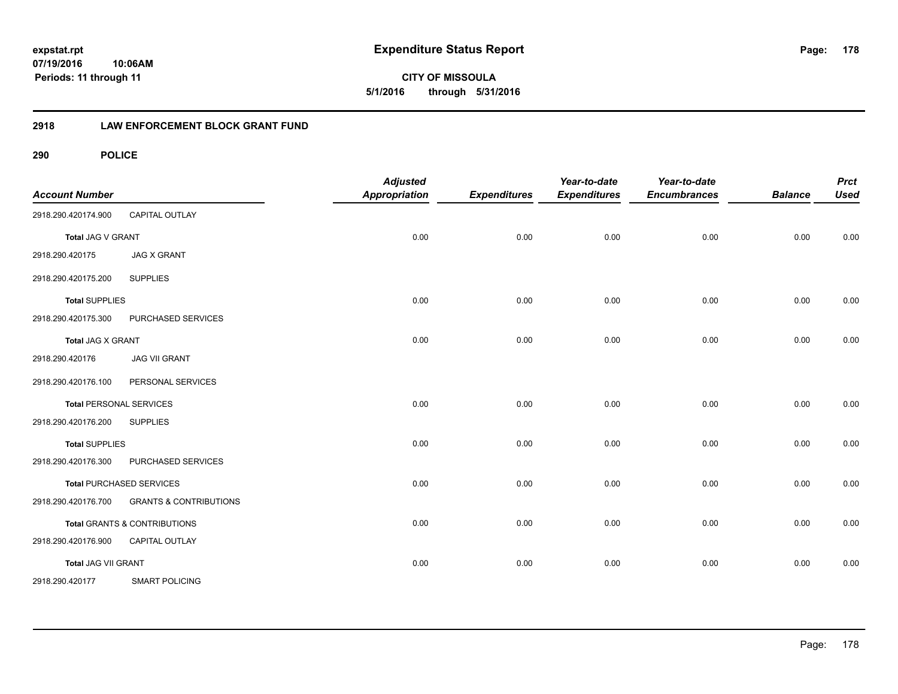# Expenditure Status Report

expstat.rpt
07/19/2016 10:06AM
Periods: 11 through 11

**CITY OF MISSOULA**
**5/1/2016 through 5/31/2016**

## 2918 LAW ENFORCEMENT BLOCK GRANT FUND

### 290 POLICE

| Account Number | | Adjusted Appropriation | Expenditures | Year-to-date Expenditures | Year-to-date Encumbrances | Balance | Prct Used |
|---|---|---|---|---|---|---|---|
| 2918.290.420174.900 | CAPITAL OUTLAY | | | | | | |
| **Total** JAG V GRANT | | 0.00 | 0.00 | 0.00 | 0.00 | 0.00 | 0.00 |
| 2918.290.420175 | JAG X GRANT | | | | | | |
| 2918.290.420175.200 | SUPPLIES | | | | | | |
| **Total** SUPPLIES | | 0.00 | 0.00 | 0.00 | 0.00 | 0.00 | 0.00 |
| 2918.290.420175.300 | PURCHASED SERVICES | | | | | | |
| **Total** JAG X GRANT | | 0.00 | 0.00 | 0.00 | 0.00 | 0.00 | 0.00 |
| 2918.290.420176 | JAG VII GRANT | | | | | | |
| 2918.290.420176.100 | PERSONAL SERVICES | | | | | | |
| **Total** PERSONAL SERVICES | | 0.00 | 0.00 | 0.00 | 0.00 | 0.00 | 0.00 |
| 2918.290.420176.200 | SUPPLIES | | | | | | |
| **Total** SUPPLIES | | 0.00 | 0.00 | 0.00 | 0.00 | 0.00 | 0.00 |
| 2918.290.420176.300 | PURCHASED SERVICES | | | | | | |
| **Total** PURCHASED SERVICES | | 0.00 | 0.00 | 0.00 | 0.00 | 0.00 | 0.00 |
| 2918.290.420176.700 | GRANTS & CONTRIBUTIONS | | | | | | |
| **Total** GRANTS & CONTRIBUTIONS | | 0.00 | 0.00 | 0.00 | 0.00 | 0.00 | 0.00 |
| 2918.290.420176.900 | CAPITAL OUTLAY | | | | | | |
| **Total** JAG VII GRANT | | 0.00 | 0.00 | 0.00 | 0.00 | 0.00 | 0.00 |
| 2918.290.420177 | SMART POLICING | | | | | | |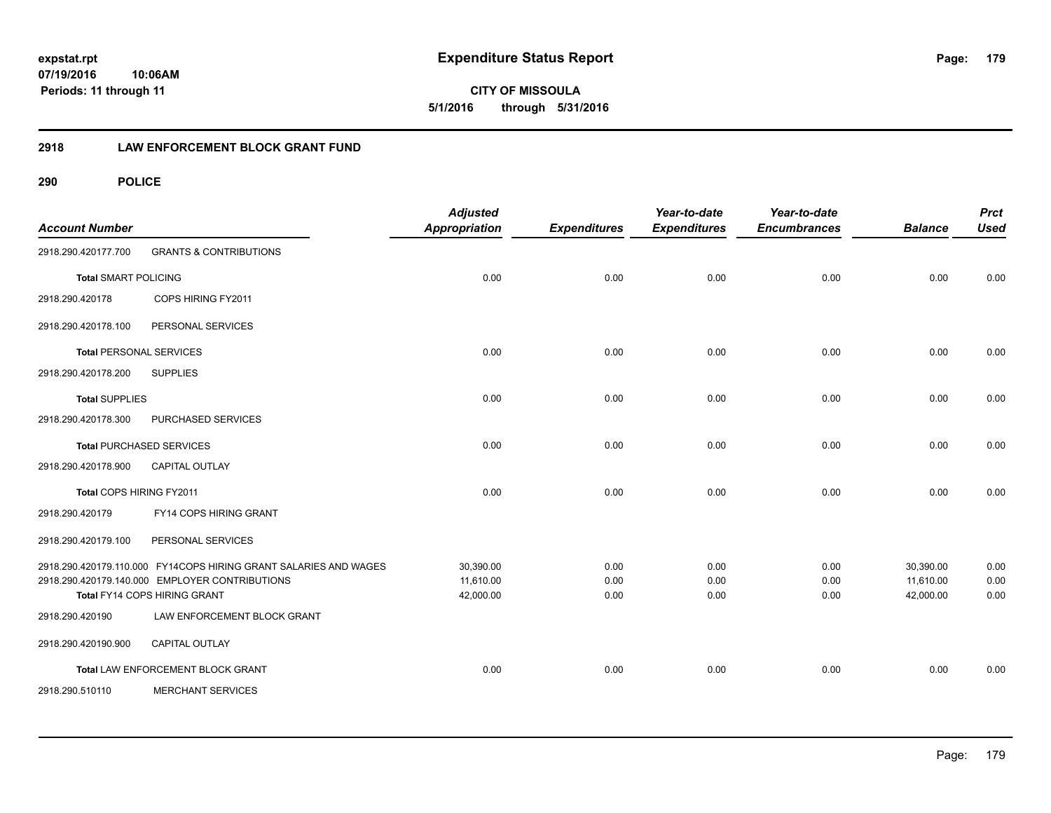**expstat.rpt**
**07/19/2016 10:06AM**
**Periods: 11 through 11**

# Expenditure Status Report

**CITY OF MISSOULA**
**5/1/2016 through 5/31/2016**

## 2918 LAW ENFORCEMENT BLOCK GRANT FUND

### 290 POLICE

| Account Number | | Adjusted Appropriation | Expenditures | Year-to-date Expenditures | Year-to-date Encumbrances | Balance | Prct Used |
|---|---|---|---|---|---|---|---|
| 2918.290.420177.700 | GRANTS & CONTRIBUTIONS | | | | | | |
| **Total** SMART POLICING | | 0.00 | 0.00 | 0.00 | 0.00 | 0.00 | 0.00 |
| 2918.290.420178 | COPS HIRING FY2011 | | | | | | |
| 2918.290.420178.100 | PERSONAL SERVICES | | | | | | |
| **Total** PERSONAL SERVICES | | 0.00 | 0.00 | 0.00 | 0.00 | 0.00 | 0.00 |
| 2918.290.420178.200 | SUPPLIES | | | | | | |
| **Total** SUPPLIES | | 0.00 | 0.00 | 0.00 | 0.00 | 0.00 | 0.00 |
| 2918.290.420178.300 | PURCHASED SERVICES | | | | | | |
| **Total** PURCHASED SERVICES | | 0.00 | 0.00 | 0.00 | 0.00 | 0.00 | 0.00 |
| 2918.290.420178.900 | CAPITAL OUTLAY | | | | | | |
| **Total** COPS HIRING FY2011 | | 0.00 | 0.00 | 0.00 | 0.00 | 0.00 | 0.00 |
| 2918.290.420179 | FY14 COPS HIRING GRANT | | | | | | |
| 2918.290.420179.100 | PERSONAL SERVICES | | | | | | |
| 2918.290.420179.110.000 | FY14COPS HIRING GRANT SALARIES AND WAGES | 30,390.00 | 0.00 | 0.00 | 0.00 | 30,390.00 | 0.00 |
| 2918.290.420179.140.000 | EMPLOYER CONTRIBUTIONS | 11,610.00 | 0.00 | 0.00 | 0.00 | 11,610.00 | 0.00 |
| **Total** FY14 COPS HIRING GRANT | | 42,000.00 | 0.00 | 0.00 | 0.00 | 42,000.00 | 0.00 |
| 2918.290.420190 | LAW ENFORCEMENT BLOCK GRANT | | | | | | |
| 2918.290.420190.900 | CAPITAL OUTLAY | | | | | | |
| **Total** LAW ENFORCEMENT BLOCK GRANT | | 0.00 | 0.00 | 0.00 | 0.00 | 0.00 | 0.00 |
| 2918.290.510110 | MERCHANT SERVICES | | | | | | |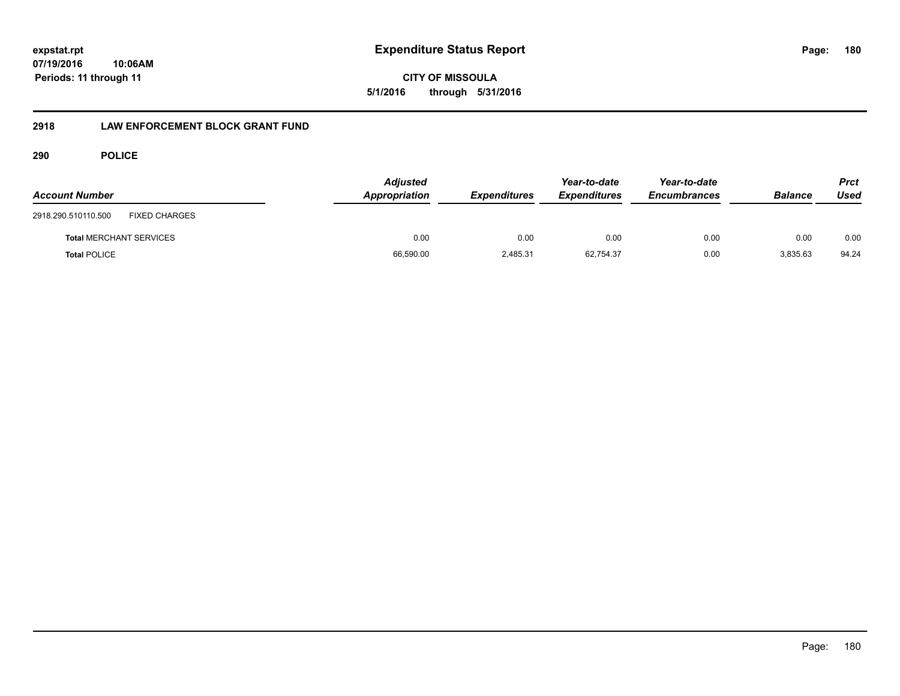# Expenditure Status Report

**CITY OF MISSOULA**

**5/1/2016 through 5/31/2016**

expstat.rpt
07/19/2016 10:06AM
Periods: 11 through 11

## 2918 LAW ENFORCEMENT BLOCK GRANT FUND

### 290 POLICE

| Account Number | | Adjusted Appropriation | Expenditures | Year-to-date Expenditures | Year-to-date Encumbrances | Balance | Prct Used |
|---|---|---|---|---|---|---|---|
| 2918.290.510110.500 | FIXED CHARGES | | | | | | |
| **Total** MERCHANT SERVICES | | 0.00 | 0.00 | 0.00 | 0.00 | 0.00 | 0.00 |
| **Total** POLICE | | 66,590.00 | 2,485.31 | 62,754.37 | 0.00 | 3,835.63 | 94.24 |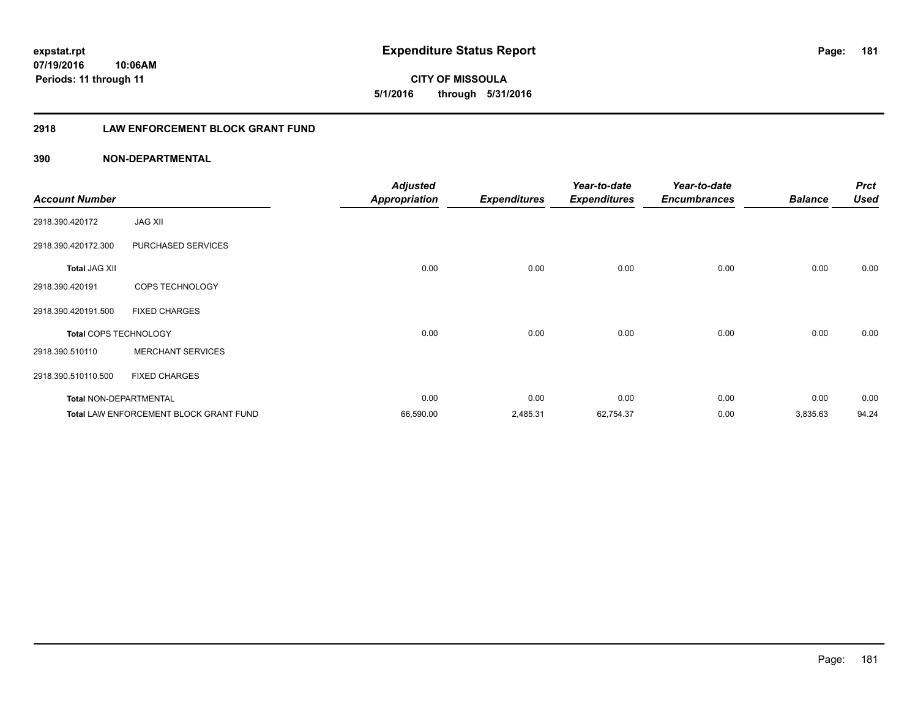**expstat.rpt**
**07/19/2016 10:06AM**
**Periods: 11 through 11**

# Expenditure Status Report

**CITY OF MISSOULA**
**5/1/2016 through 5/31/2016**

## 2918 LAW ENFORCEMENT BLOCK GRANT FUND

### 390 NON-DEPARTMENTAL

| Account Number | | Adjusted Appropriation | Expenditures | Year-to-date Expenditures | Year-to-date Encumbrances | Balance | Prct Used |
|---|---|---|---|---|---|---|---|
| 2918.390.420172 | JAG XII | | | | | | |
| 2918.390.420172.300 | PURCHASED SERVICES | | | | | | |
| **Total** JAG XII | | 0.00 | 0.00 | 0.00 | 0.00 | 0.00 | 0.00 |
| 2918.390.420191 | COPS TECHNOLOGY | | | | | | |
| 2918.390.420191.500 | FIXED CHARGES | | | | | | |
| **Total** COPS TECHNOLOGY | | 0.00 | 0.00 | 0.00 | 0.00 | 0.00 | 0.00 |
| 2918.390.510110 | MERCHANT SERVICES | | | | | | |
| 2918.390.510110.500 | FIXED CHARGES | | | | | | |
| **Total** NON-DEPARTMENTAL | | 0.00 | 0.00 | 0.00 | 0.00 | 0.00 | 0.00 |
| **Total** LAW ENFORCEMENT BLOCK GRANT FUND | | 66,590.00 | 2,485.31 | 62,754.37 | 0.00 | 3,835.63 | 94.24 |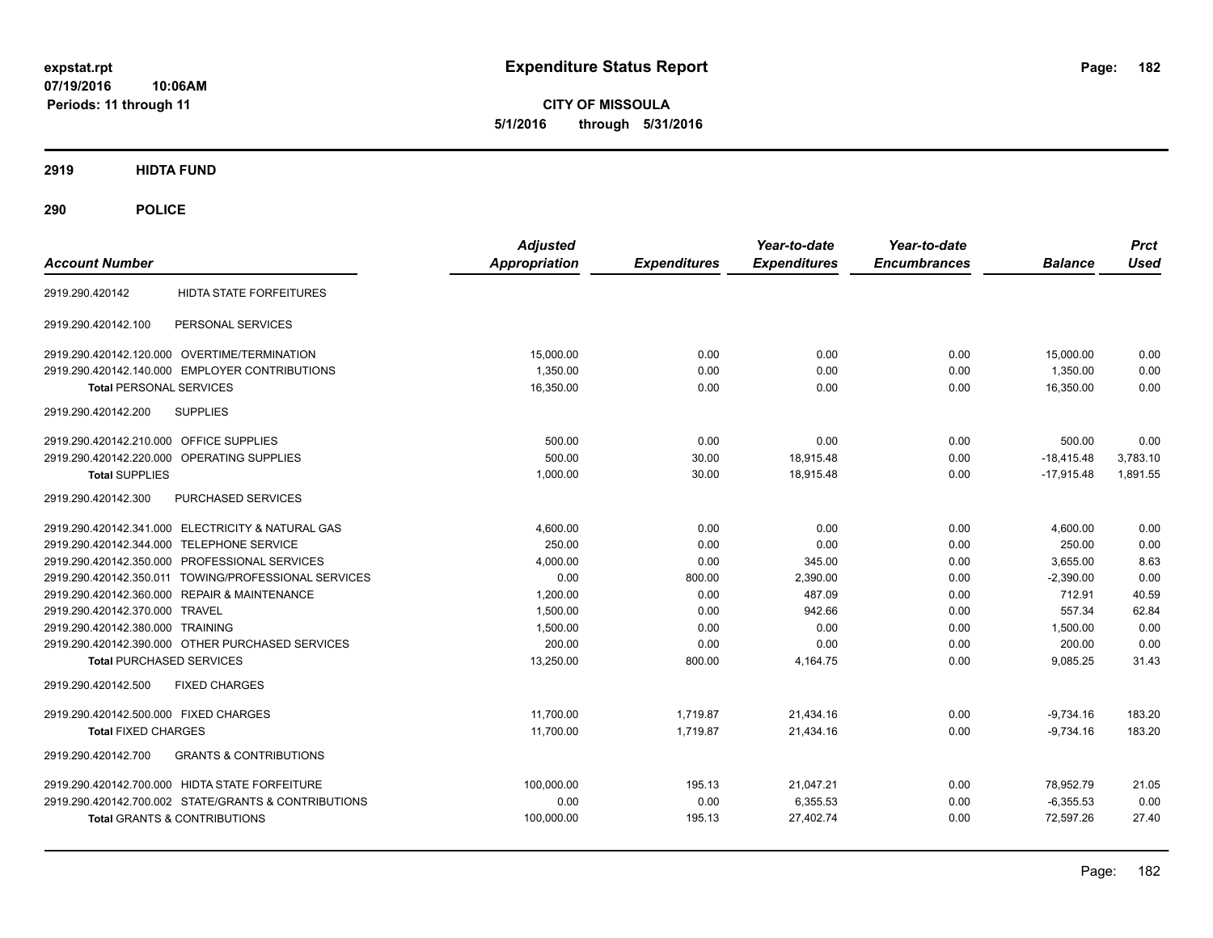**expstat.rpt**
**07/19/2016 10:06AM**
**Periods: 11 through 11**

# Expenditure Status Report

**CITY OF MISSOULA**
**5/1/2016 through 5/31/2016**

## 2919 HIDTA FUND

## 290 POLICE

| Account Number | | Adjusted Appropriation | Expenditures | Year-to-date Expenditures | Year-to-date Encumbrances | Balance | Prct Used |
|---|---|---|---|---|---|---|---|
| 2919.290.420142 | HIDTA STATE FORFEITURES | | | | | | |
| 2919.290.420142.100 | PERSONAL SERVICES | | | | | | |
| 2919.290.420142.120.000 | OVERTIME/TERMINATION | 15,000.00 | 0.00 | 0.00 | 0.00 | 15,000.00 | 0.00 |
| 2919.290.420142.140.000 | EMPLOYER CONTRIBUTIONS | 1,350.00 | 0.00 | 0.00 | 0.00 | 1,350.00 | 0.00 |
| **Total** PERSONAL SERVICES | | 16,350.00 | 0.00 | 0.00 | 0.00 | 16,350.00 | 0.00 |
| 2919.290.420142.200 | SUPPLIES | | | | | | |
| 2919.290.420142.210.000 | OFFICE SUPPLIES | 500.00 | 0.00 | 0.00 | 0.00 | 500.00 | 0.00 |
| 2919.290.420142.220.000 | OPERATING SUPPLIES | 500.00 | 30.00 | 18,915.48 | 0.00 | -18,415.48 | 3,783.10 |
| **Total** SUPPLIES | | 1,000.00 | 30.00 | 18,915.48 | 0.00 | -17,915.48 | 1,891.55 |
| 2919.290.420142.300 | PURCHASED SERVICES | | | | | | |
| 2919.290.420142.341.000 | ELECTRICITY & NATURAL GAS | 4,600.00 | 0.00 | 0.00 | 0.00 | 4,600.00 | 0.00 |
| 2919.290.420142.344.000 | TELEPHONE SERVICE | 250.00 | 0.00 | 0.00 | 0.00 | 250.00 | 0.00 |
| 2919.290.420142.350.000 | PROFESSIONAL SERVICES | 4,000.00 | 0.00 | 345.00 | 0.00 | 3,655.00 | 8.63 |
| 2919.290.420142.350.011 | TOWING/PROFESSIONAL SERVICES | 0.00 | 800.00 | 2,390.00 | 0.00 | -2,390.00 | 0.00 |
| 2919.290.420142.360.000 | REPAIR & MAINTENANCE | 1,200.00 | 0.00 | 487.09 | 0.00 | 712.91 | 40.59 |
| 2919.290.420142.370.000 | TRAVEL | 1,500.00 | 0.00 | 942.66 | 0.00 | 557.34 | 62.84 |
| 2919.290.420142.380.000 | TRAINING | 1,500.00 | 0.00 | 0.00 | 0.00 | 1,500.00 | 0.00 |
| 2919.290.420142.390.000 | OTHER PURCHASED SERVICES | 200.00 | 0.00 | 0.00 | 0.00 | 200.00 | 0.00 |
| **Total** PURCHASED SERVICES | | 13,250.00 | 800.00 | 4,164.75 | 0.00 | 9,085.25 | 31.43 |
| 2919.290.420142.500 | FIXED CHARGES | | | | | | |
| 2919.290.420142.500.000 | FIXED CHARGES | 11,700.00 | 1,719.87 | 21,434.16 | 0.00 | -9,734.16 | 183.20 |
| **Total** FIXED CHARGES | | 11,700.00 | 1,719.87 | 21,434.16 | 0.00 | -9,734.16 | 183.20 |
| 2919.290.420142.700 | GRANTS & CONTRIBUTIONS | | | | | | |
| 2919.290.420142.700.000 | HIDTA STATE FORFEITURE | 100,000.00 | 195.13 | 21,047.21 | 0.00 | 78,952.79 | 21.05 |
| 2919.290.420142.700.002 | STATE/GRANTS & CONTRIBUTIONS | 0.00 | 0.00 | 6,355.53 | 0.00 | -6,355.53 | 0.00 |
| **Total** GRANTS & CONTRIBUTIONS | | 100,000.00 | 195.13 | 27,402.74 | 0.00 | 72,597.26 | 27.40 |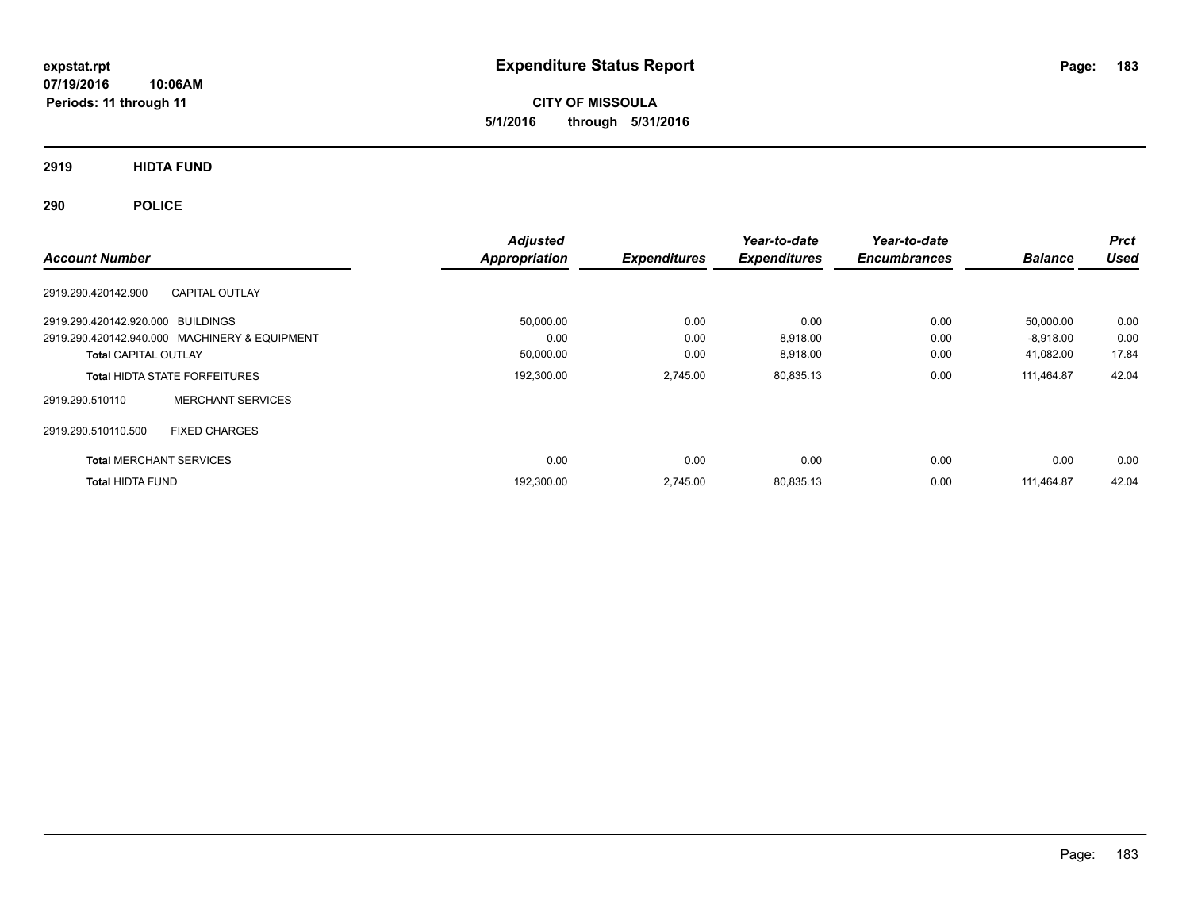**expstat.rpt**
**07/19/2016 10:06AM**
**Periods: 11 through 11**

# Expenditure Status Report

**CITY OF MISSOULA**
**5/1/2016 through 5/31/2016**

## 2919 HIDTA FUND

## 290 POLICE

| Account Number | | Adjusted Appropriation | Expenditures | Year-to-date Expenditures | Year-to-date Encumbrances | Balance | Prct Used |
|---|---|---|---|---|---|---|---|
| 2919.290.420142.900 | CAPITAL OUTLAY | | | | | | |
| 2919.290.420142.920.000 | BUILDINGS | 50,000.00 | 0.00 | 0.00 | 0.00 | 50,000.00 | 0.00 |
| 2919.290.420142.940.000 | MACHINERY & EQUIPMENT | 0.00 | 0.00 | 8,918.00 | 0.00 | -8,918.00 | 0.00 |
| **Total** CAPITAL OUTLAY | | 50,000.00 | 0.00 | 8,918.00 | 0.00 | 41,082.00 | 17.84 |
| **Total** HIDTA STATE FORFEITURES | | 192,300.00 | 2,745.00 | 80,835.13 | 0.00 | 111,464.87 | 42.04 |
| 2919.290.510110 | MERCHANT SERVICES | | | | | | |
| 2919.290.510110.500 | FIXED CHARGES | | | | | | |
| **Total** MERCHANT SERVICES | | 0.00 | 0.00 | 0.00 | 0.00 | 0.00 | 0.00 |
| **Total** HIDTA FUND | | 192,300.00 | 2,745.00 | 80,835.13 | 0.00 | 111,464.87 | 42.04 |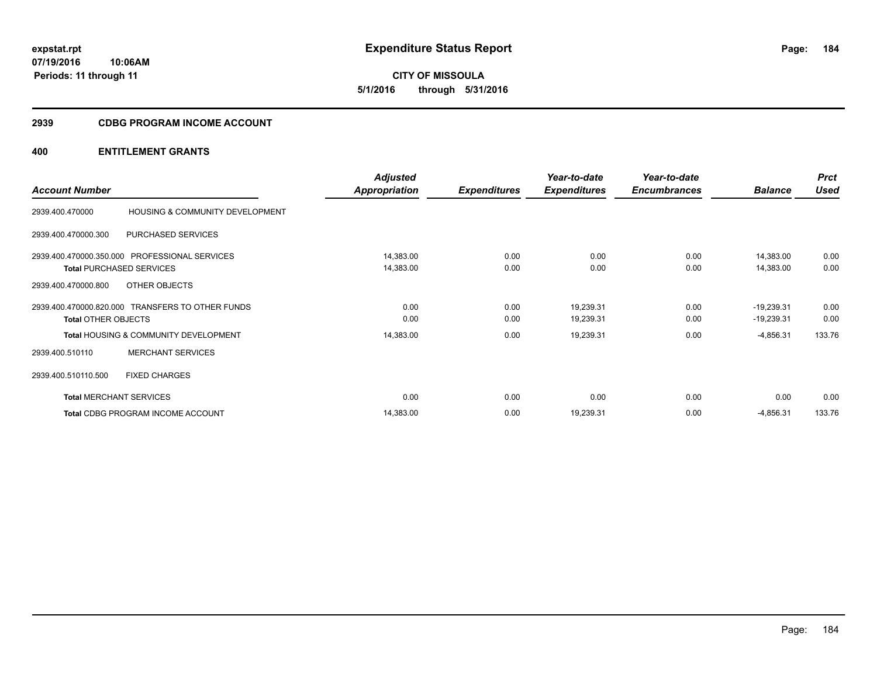# Expenditure Status Report

**CITY OF MISSOULA**
**5/1/2016 through 5/31/2016**

expstat.rpt
07/19/2016 10:06AM
Periods: 11 through 11

## 2939 CDBG PROGRAM INCOME ACCOUNT

## 400 ENTITLEMENT GRANTS

| Account Number | | Adjusted Appropriation | Expenditures | Year-to-date Expenditures | Year-to-date Encumbrances | Balance | Prct Used |
|---|---|---|---|---|---|---|---|
| 2939.400.470000 | HOUSING & COMMUNITY DEVELOPMENT | | | | | | |
| 2939.400.470000.300 | PURCHASED SERVICES | | | | | | |
| 2939.400.470000.350.000 | PROFESSIONAL SERVICES | 14,383.00 | 0.00 | 0.00 | 0.00 | 14,383.00 | 0.00 |
| **Total** PURCHASED SERVICES | | 14,383.00 | 0.00 | 0.00 | 0.00 | 14,383.00 | 0.00 |
| 2939.400.470000.800 | OTHER OBJECTS | | | | | | |
| 2939.400.470000.820.000 | TRANSFERS TO OTHER FUNDS | 0.00 | 0.00 | 19,239.31 | 0.00 | -19,239.31 | 0.00 |
| **Total** OTHER OBJECTS | | 0.00 | 0.00 | 19,239.31 | 0.00 | -19,239.31 | 0.00 |
| **Total** HOUSING & COMMUNITY DEVELOPMENT | | 14,383.00 | 0.00 | 19,239.31 | 0.00 | -4,856.31 | 133.76 |
| 2939.400.510110 | MERCHANT SERVICES | | | | | | |
| 2939.400.510110.500 | FIXED CHARGES | | | | | | |
| **Total** MERCHANT SERVICES | | 0.00 | 0.00 | 0.00 | 0.00 | 0.00 | 0.00 |
| **Total** CDBG PROGRAM INCOME ACCOUNT | | 14,383.00 | 0.00 | 19,239.31 | 0.00 | -4,856.31 | 133.76 |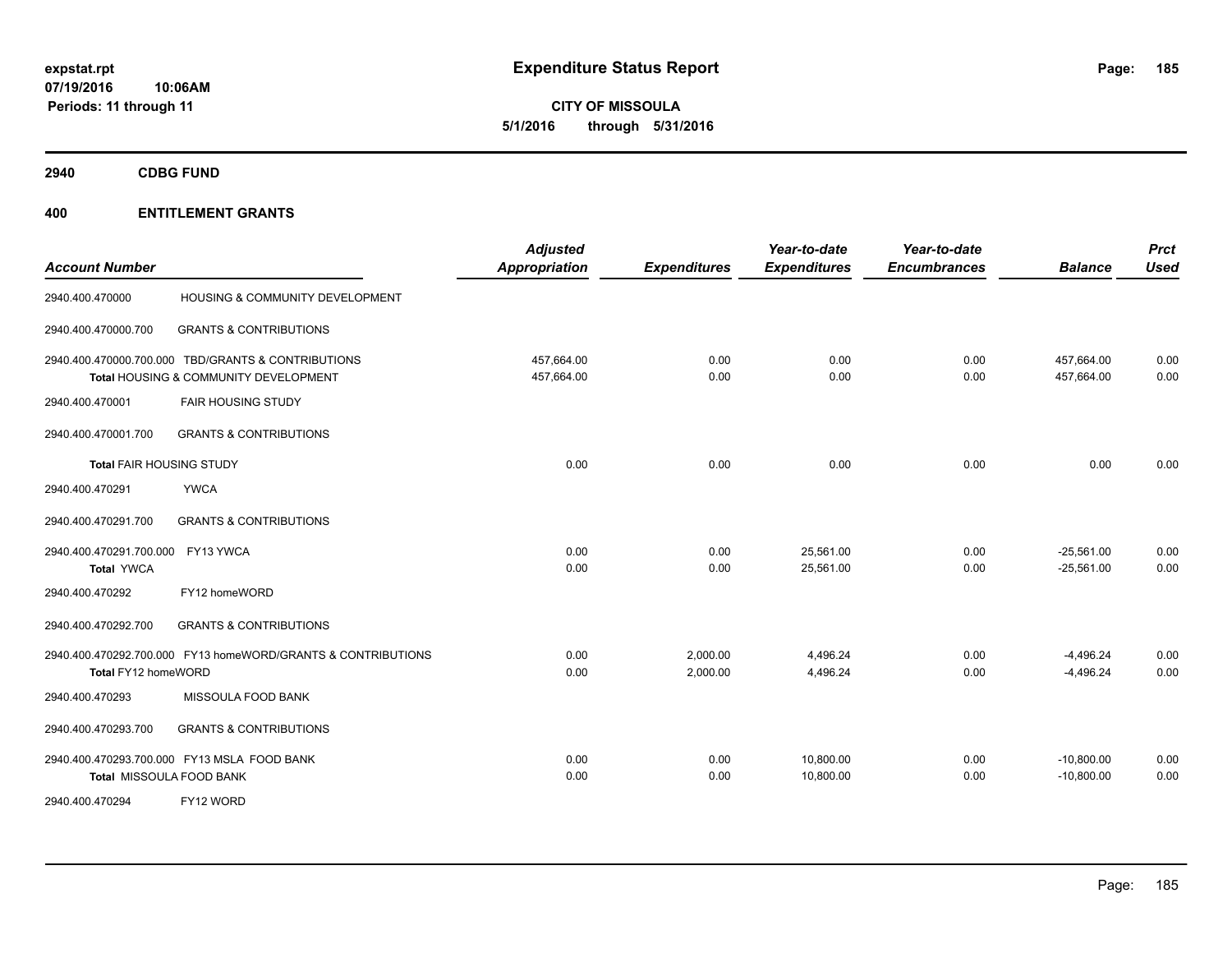**expstat.rpt**
**07/19/2016 10:06AM**
**Periods: 11 through 11**

# Expenditure Status Report

**CITY OF MISSOULA**
**5/1/2016 through 5/31/2016**

## 2940 CDBG FUND

## 400 ENTITLEMENT GRANTS

| Account Number | | Adjusted Appropriation | Expenditures | Year-to-date Expenditures | Year-to-date Encumbrances | Balance | Prct Used |
|---|---|---|---|---|---|---|---|
| 2940.400.470000 | HOUSING & COMMUNITY DEVELOPMENT | | | | | | |
| 2940.400.470000.700 | GRANTS & CONTRIBUTIONS | | | | | | |
| 2940.400.470000.700.000 | TBD/GRANTS & CONTRIBUTIONS | 457,664.00 | 0.00 | 0.00 | 0.00 | 457,664.00 | 0.00 |
| **Total** HOUSING & COMMUNITY DEVELOPMENT | | 457,664.00 | 0.00 | 0.00 | 0.00 | 457,664.00 | 0.00 |
| 2940.400.470001 | FAIR HOUSING STUDY | | | | | | |
| 2940.400.470001.700 | GRANTS & CONTRIBUTIONS | | | | | | |
| **Total** FAIR HOUSING STUDY | | 0.00 | 0.00 | 0.00 | 0.00 | 0.00 | 0.00 |
| 2940.400.470291 | YWCA | | | | | | |
| 2940.400.470291.700 | GRANTS & CONTRIBUTIONS | | | | | | |
| 2940.400.470291.700.000 | FY13 YWCA | 0.00 | 0.00 | 25,561.00 | 0.00 | -25,561.00 | 0.00 |
| **Total** YWCA | | 0.00 | 0.00 | 25,561.00 | 0.00 | -25,561.00 | 0.00 |
| 2940.400.470292 | FY12 homeWORD | | | | | | |
| 2940.400.470292.700 | GRANTS & CONTRIBUTIONS | | | | | | |
| 2940.400.470292.700.000 | FY13 homeWORD/GRANTS & CONTRIBUTIONS | 0.00 | 2,000.00 | 4,496.24 | 0.00 | -4,496.24 | 0.00 |
| **Total** FY12 homeWORD | | 0.00 | 2,000.00 | 4,496.24 | 0.00 | -4,496.24 | 0.00 |
| 2940.400.470293 | MISSOULA FOOD BANK | | | | | | |
| 2940.400.470293.700 | GRANTS & CONTRIBUTIONS | | | | | | |
| 2940.400.470293.700.000 | FY13 MSLA FOOD BANK | 0.00 | 0.00 | 10,800.00 | 0.00 | -10,800.00 | 0.00 |
| **Total** MISSOULA FOOD BANK | | 0.00 | 0.00 | 10,800.00 | 0.00 | -10,800.00 | 0.00 |
| 2940.400.470294 | FY12 WORD | | | | | | |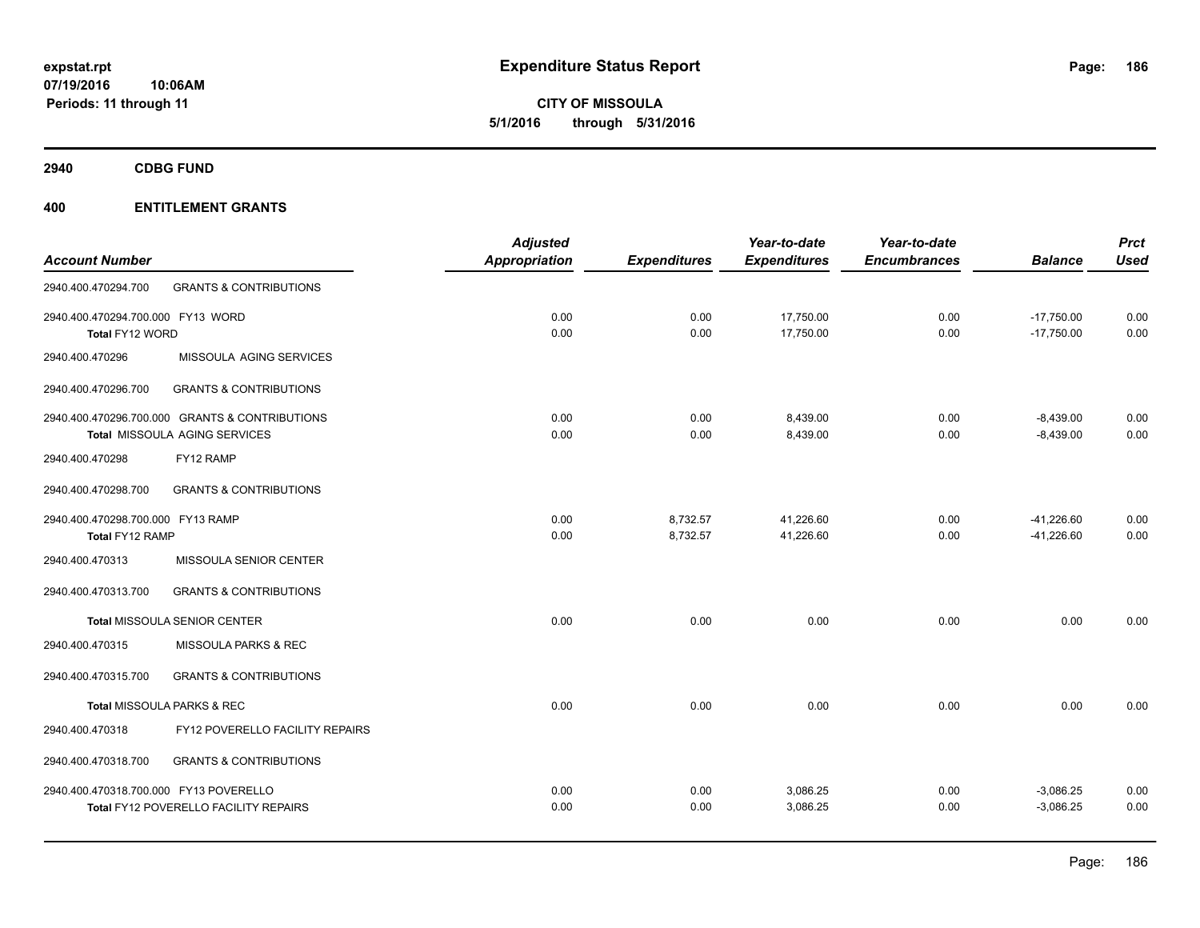**expstat.rpt**
**07/19/2016 10:06AM**
**Periods: 11 through 11**

# Expenditure Status Report

**CITY OF MISSOULA**
**5/1/2016 through 5/31/2016**

## 2940 CDBG FUND

## 400 ENTITLEMENT GRANTS

| Account Number | | Adjusted Appropriation | Expenditures | Year-to-date Expenditures | Year-to-date Encumbrances | Balance | Prct Used |
|---|---|---|---|---|---|---|---|
| 2940.400.470294.700 | GRANTS & CONTRIBUTIONS | | | | | | |
| 2940.400.470294.700.000 FY13 WORD | | 0.00 | 0.00 | 17,750.00 | 0.00 | -17,750.00 | 0.00 |
| Total FY12 WORD | | 0.00 | 0.00 | 17,750.00 | 0.00 | -17,750.00 | 0.00 |
| 2940.400.470296 | MISSOULA AGING SERVICES | | | | | | |
| 2940.400.470296.700 | GRANTS & CONTRIBUTIONS | | | | | | |
| 2940.400.470296.700.000 GRANTS & CONTRIBUTIONS | | 0.00 | 0.00 | 8,439.00 | 0.00 | -8,439.00 | 0.00 |
| Total MISSOULA AGING SERVICES | | 0.00 | 0.00 | 8,439.00 | 0.00 | -8,439.00 | 0.00 |
| 2940.400.470298 | FY12 RAMP | | | | | | |
| 2940.400.470298.700 | GRANTS & CONTRIBUTIONS | | | | | | |
| 2940.400.470298.700.000 FY13 RAMP | | 0.00 | 8,732.57 | 41,226.60 | 0.00 | -41,226.60 | 0.00 |
| Total FY12 RAMP | | 0.00 | 8,732.57 | 41,226.60 | 0.00 | -41,226.60 | 0.00 |
| 2940.400.470313 | MISSOULA SENIOR CENTER | | | | | | |
| 2940.400.470313.700 | GRANTS & CONTRIBUTIONS | | | | | | |
| Total MISSOULA SENIOR CENTER | | 0.00 | 0.00 | 0.00 | 0.00 | 0.00 | 0.00 |
| 2940.400.470315 | MISSOULA PARKS & REC | | | | | | |
| 2940.400.470315.700 | GRANTS & CONTRIBUTIONS | | | | | | |
| Total MISSOULA PARKS & REC | | 0.00 | 0.00 | 0.00 | 0.00 | 0.00 | 0.00 |
| 2940.400.470318 | FY12 POVERELLO FACILITY REPAIRS | | | | | | |
| 2940.400.470318.700 | GRANTS & CONTRIBUTIONS | | | | | | |
| 2940.400.470318.700.000 FY13 POVERELLO | | 0.00 | 0.00 | 3,086.25 | 0.00 | -3,086.25 | 0.00 |
| Total FY12 POVERELLO FACILITY REPAIRS | | 0.00 | 0.00 | 3,086.25 | 0.00 | -3,086.25 | 0.00 |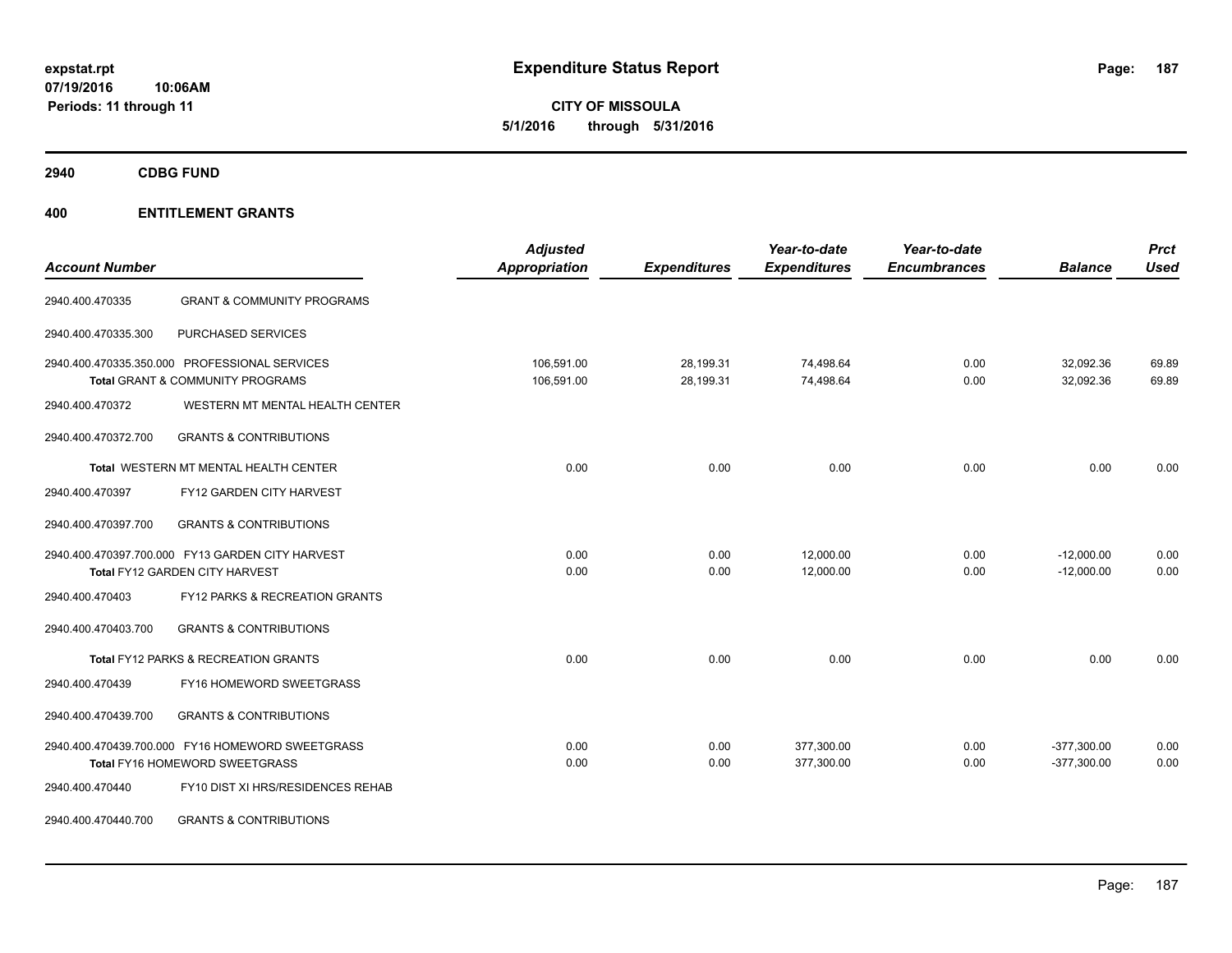**Expenditure Status Report**

**CITY OF MISSOULA**
**5/1/2016 through 5/31/2016**

expstat.rpt
07/19/2016 10:06AM
Periods: 11 through 11

## 2940 CDBG FUND

## 400 ENTITLEMENT GRANTS

| Account Number | | Adjusted Appropriation | Expenditures | Year-to-date Expenditures | Year-to-date Encumbrances | Balance | Prct Used |
|---|---|---|---|---|---|---|---|
| 2940.400.470335 | GRANT & COMMUNITY PROGRAMS | | | | | | |
| 2940.400.470335.300 | PURCHASED SERVICES | | | | | | |
| 2940.400.470335.350.000 | PROFESSIONAL SERVICES | 106,591.00 | 28,199.31 | 74,498.64 | 0.00 | 32,092.36 | 69.89 |
| | Total GRANT & COMMUNITY PROGRAMS | 106,591.00 | 28,199.31 | 74,498.64 | 0.00 | 32,092.36 | 69.89 |
| 2940.400.470372 | WESTERN MT MENTAL HEALTH CENTER | | | | | | |
| 2940.400.470372.700 | GRANTS & CONTRIBUTIONS | | | | | | |
| | Total WESTERN MT MENTAL HEALTH CENTER | 0.00 | 0.00 | 0.00 | 0.00 | 0.00 | 0.00 |
| 2940.400.470397 | FY12 GARDEN CITY HARVEST | | | | | | |
| 2940.400.470397.700 | GRANTS & CONTRIBUTIONS | | | | | | |
| 2940.400.470397.700.000 | FY13 GARDEN CITY HARVEST | 0.00 | 0.00 | 12,000.00 | 0.00 | -12,000.00 | 0.00 |
| | Total FY12 GARDEN CITY HARVEST | 0.00 | 0.00 | 12,000.00 | 0.00 | -12,000.00 | 0.00 |
| 2940.400.470403 | FY12 PARKS & RECREATION GRANTS | | | | | | |
| 2940.400.470403.700 | GRANTS & CONTRIBUTIONS | | | | | | |
| | Total FY12 PARKS & RECREATION GRANTS | 0.00 | 0.00 | 0.00 | 0.00 | 0.00 | 0.00 |
| 2940.400.470439 | FY16 HOMEWORD SWEETGRASS | | | | | | |
| 2940.400.470439.700 | GRANTS & CONTRIBUTIONS | | | | | | |
| 2940.400.470439.700.000 | FY16 HOMEWORD SWEETGRASS | 0.00 | 0.00 | 377,300.00 | 0.00 | -377,300.00 | 0.00 |
| | Total FY16 HOMEWORD SWEETGRASS | 0.00 | 0.00 | 377,300.00 | 0.00 | -377,300.00 | 0.00 |
| 2940.400.470440 | FY10 DIST XI HRS/RESIDENCES REHAB | | | | | | |
| 2940.400.470440.700 | GRANTS & CONTRIBUTIONS | | | | | | |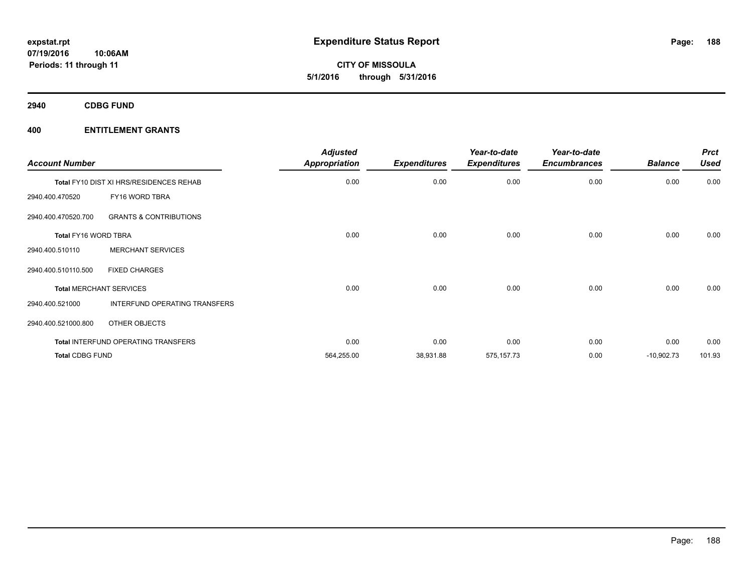**expstat.rpt**
**07/19/2016 10:06AM**
**Periods: 11 through 11**

# Expenditure Status Report

**CITY OF MISSOULA**
**5/1/2016 through 5/31/2016**

## 2940 CDBG FUND

## 400 ENTITLEMENT GRANTS

| Account Number | | Adjusted Appropriation | Expenditures | Year-to-date Expenditures | Year-to-date Encumbrances | Balance | Prct Used |
|---|---|---|---|---|---|---|---|
| Total FY10 DIST XI HRS/RESIDENCES REHAB | | 0.00 | 0.00 | 0.00 | 0.00 | 0.00 | 0.00 |
| 2940.400.470520 | FY16 WORD TBRA | | | | | | |
| 2940.400.470520.700 | GRANTS & CONTRIBUTIONS | | | | | | |
| Total FY16 WORD TBRA | | 0.00 | 0.00 | 0.00 | 0.00 | 0.00 | 0.00 |
| 2940.400.510110 | MERCHANT SERVICES | | | | | | |
| 2940.400.510110.500 | FIXED CHARGES | | | | | | |
| Total MERCHANT SERVICES | | 0.00 | 0.00 | 0.00 | 0.00 | 0.00 | 0.00 |
| 2940.400.521000 | INTERFUND OPERATING TRANSFERS | | | | | | |
| 2940.400.521000.800 | OTHER OBJECTS | | | | | | |
| Total INTERFUND OPERATING TRANSFERS | | 0.00 | 0.00 | 0.00 | 0.00 | 0.00 | 0.00 |
| Total CDBG FUND | | 564,255.00 | 38,931.88 | 575,157.73 | 0.00 | -10,902.73 | 101.93 |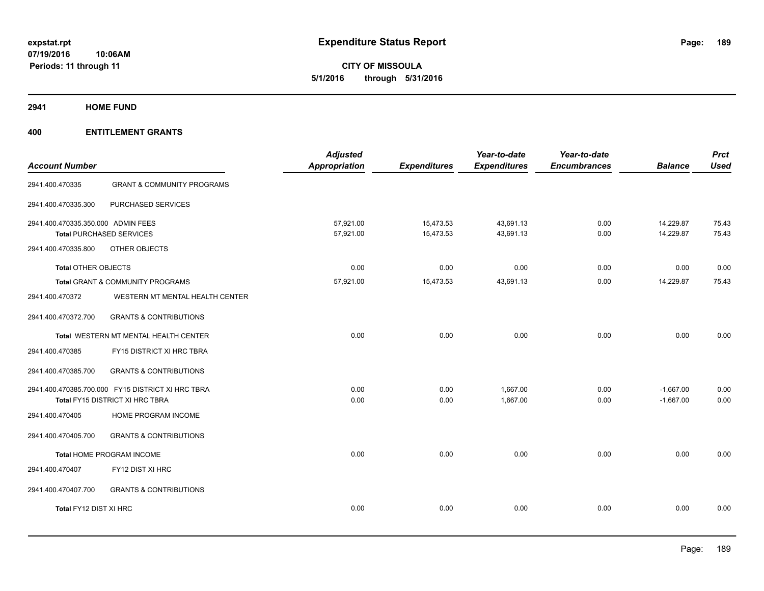**expstat.rpt**
**07/19/2016 10:06AM**
**Periods: 11 through 11**

# Expenditure Status Report

**CITY OF MISSOULA**
**5/1/2016 through 5/31/2016**

## 2941 HOME FUND

## 400 ENTITLEMENT GRANTS

| Account Number | | Adjusted Appropriation | Expenditures | Year-to-date Expenditures | Year-to-date Encumbrances | Balance | Prct Used |
|---|---|---|---|---|---|---|---|
| 2941.400.470335 | GRANT & COMMUNITY PROGRAMS | | | | | | |
| 2941.400.470335.300 | PURCHASED SERVICES | | | | | | |
| 2941.400.470335.350.000 | ADMIN FEES | 57,921.00 | 15,473.53 | 43,691.13 | 0.00 | 14,229.87 | 75.43 |
| **Total** PURCHASED SERVICES | | 57,921.00 | 15,473.53 | 43,691.13 | 0.00 | 14,229.87 | 75.43 |
| 2941.400.470335.800 | OTHER OBJECTS | | | | | | |
| **Total** OTHER OBJECTS | | 0.00 | 0.00 | 0.00 | 0.00 | 0.00 | 0.00 |
| **Total** GRANT & COMMUNITY PROGRAMS | | 57,921.00 | 15,473.53 | 43,691.13 | 0.00 | 14,229.87 | 75.43 |
| 2941.400.470372 | WESTERN MT MENTAL HEALTH CENTER | | | | | | |
| 2941.400.470372.700 | GRANTS & CONTRIBUTIONS | | | | | | |
| **Total** WESTERN MT MENTAL HEALTH CENTER | | 0.00 | 0.00 | 0.00 | 0.00 | 0.00 | 0.00 |
| 2941.400.470385 | FY15 DISTRICT XI HRC TBRA | | | | | | |
| 2941.400.470385.700 | GRANTS & CONTRIBUTIONS | | | | | | |
| 2941.400.470385.700.000 | FY15 DISTRICT XI HRC TBRA | 0.00 | 0.00 | 1,667.00 | 0.00 | -1,667.00 | 0.00 |
| **Total** FY15 DISTRICT XI HRC TBRA | | 0.00 | 0.00 | 1,667.00 | 0.00 | -1,667.00 | 0.00 |
| 2941.400.470405 | HOME PROGRAM INCOME | | | | | | |
| 2941.400.470405.700 | GRANTS & CONTRIBUTIONS | | | | | | |
| **Total** HOME PROGRAM INCOME | | 0.00 | 0.00 | 0.00 | 0.00 | 0.00 | 0.00 |
| 2941.400.470407 | FY12 DIST XI HRC | | | | | | |
| 2941.400.470407.700 | GRANTS & CONTRIBUTIONS | | | | | | |
| **Total** FY12 DIST XI HRC | | 0.00 | 0.00 | 0.00 | 0.00 | 0.00 | 0.00 |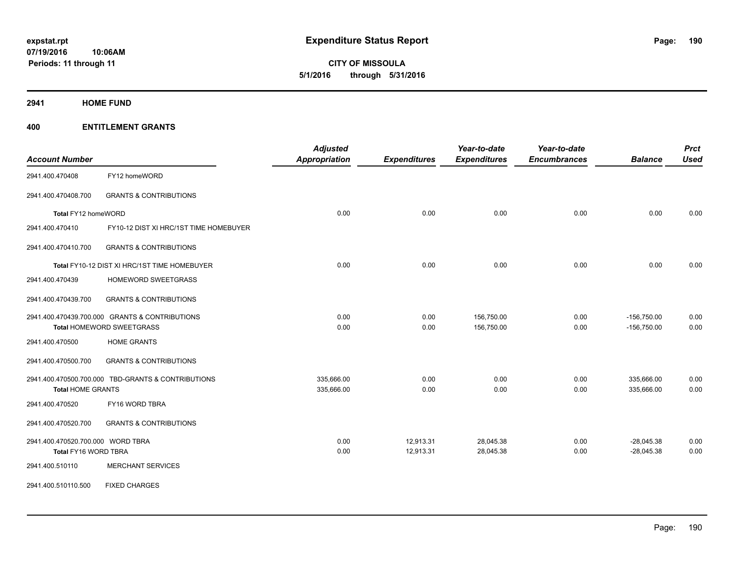# Expenditure Status Report

expstat.rpt
07/19/2016 10:06AM
Periods: 11 through 11

**CITY OF MISSOULA**
**5/1/2016 through 5/31/2016**

## 2941 HOME FUND

## 400 ENTITLEMENT GRANTS

| Account Number | | Adjusted Appropriation | Expenditures | Year-to-date Expenditures | Year-to-date Encumbrances | Balance | Prct Used |
|---|---|---|---|---|---|---|---|
| 2941.400.470408 | FY12 homeWORD | | | | | | |
| 2941.400.470408.700 | GRANTS & CONTRIBUTIONS | | | | | | |
| Total FY12 homeWORD | | 0.00 | 0.00 | 0.00 | 0.00 | 0.00 | 0.00 |
| 2941.400.470410 | FY10-12 DIST XI HRC/1ST TIME HOMEBUYER | | | | | | |
| 2941.400.470410.700 | GRANTS & CONTRIBUTIONS | | | | | | |
| Total FY10-12 DIST XI HRC/1ST TIME HOMEBUYER | | 0.00 | 0.00 | 0.00 | 0.00 | 0.00 | 0.00 |
| 2941.400.470439 | HOMEWORD SWEETGRASS | | | | | | |
| 2941.400.470439.700 | GRANTS & CONTRIBUTIONS | | | | | | |
| 2941.400.470439.700.000 | GRANTS & CONTRIBUTIONS | 0.00 | 0.00 | 156,750.00 | 0.00 | -156,750.00 | 0.00 |
| Total HOMEWORD SWEETGRASS | | 0.00 | 0.00 | 156,750.00 | 0.00 | -156,750.00 | 0.00 |
| 2941.400.470500 | HOME GRANTS | | | | | | |
| 2941.400.470500.700 | GRANTS & CONTRIBUTIONS | | | | | | |
| 2941.400.470500.700.000 | TBD-GRANTS & CONTRIBUTIONS | 335,666.00 | 0.00 | 0.00 | 0.00 | 335,666.00 | 0.00 |
| Total HOME GRANTS | | 335,666.00 | 0.00 | 0.00 | 0.00 | 335,666.00 | 0.00 |
| 2941.400.470520 | FY16 WORD TBRA | | | | | | |
| 2941.400.470520.700 | GRANTS & CONTRIBUTIONS | | | | | | |
| 2941.400.470520.700.000 | WORD TBRA | 0.00 | 12,913.31 | 28,045.38 | 0.00 | -28,045.38 | 0.00 |
| Total FY16 WORD TBRA | | 0.00 | 12,913.31 | 28,045.38 | 0.00 | -28,045.38 | 0.00 |
| 2941.400.510110 | MERCHANT SERVICES | | | | | | |
| 2941.400.510110.500 | FIXED CHARGES | | | | | | |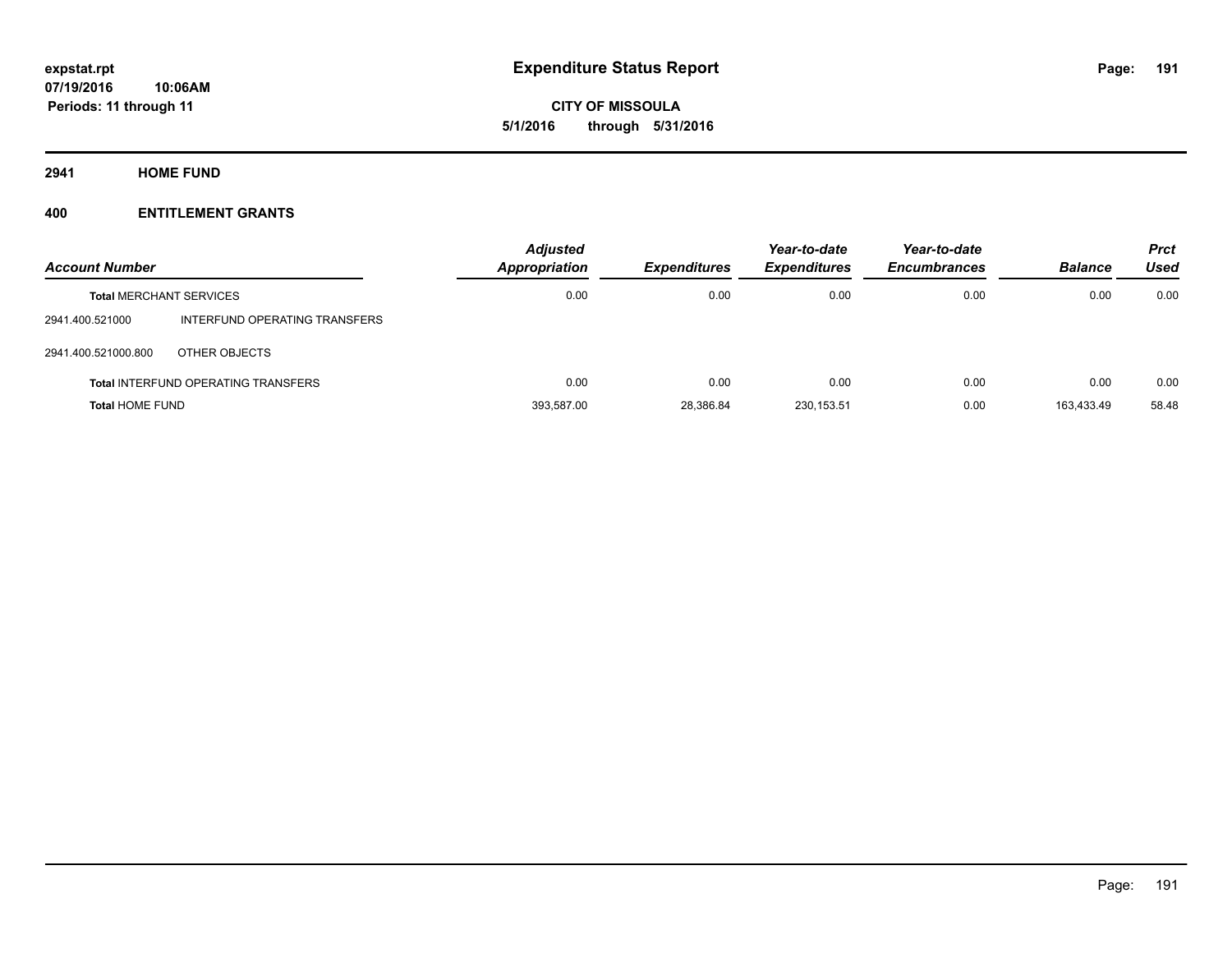**expstat.rpt**
**07/19/2016 10:06AM**
**Periods: 11 through 11**

# Expenditure Status Report

**CITY OF MISSOULA**
**5/1/2016 through 5/31/2016**

## 2941 HOME FUND

### 400 ENTITLEMENT GRANTS

| Account Number | | Adjusted Appropriation | Expenditures | Year-to-date Expenditures | Year-to-date Encumbrances | Balance | Prct Used |
|---|---|---|---|---|---|---|---|
| **Total** MERCHANT SERVICES | | 0.00 | 0.00 | 0.00 | 0.00 | 0.00 | 0.00 |
| 2941.400.521000 | INTERFUND OPERATING TRANSFERS | | | | | | |
| 2941.400.521000.800 | OTHER OBJECTS | | | | | | |
| **Total** INTERFUND OPERATING TRANSFERS | | 0.00 | 0.00 | 0.00 | 0.00 | 0.00 | 0.00 |
| **Total** HOME FUND | | 393,587.00 | 28,386.84 | 230,153.51 | 0.00 | 163,433.49 | 58.48 |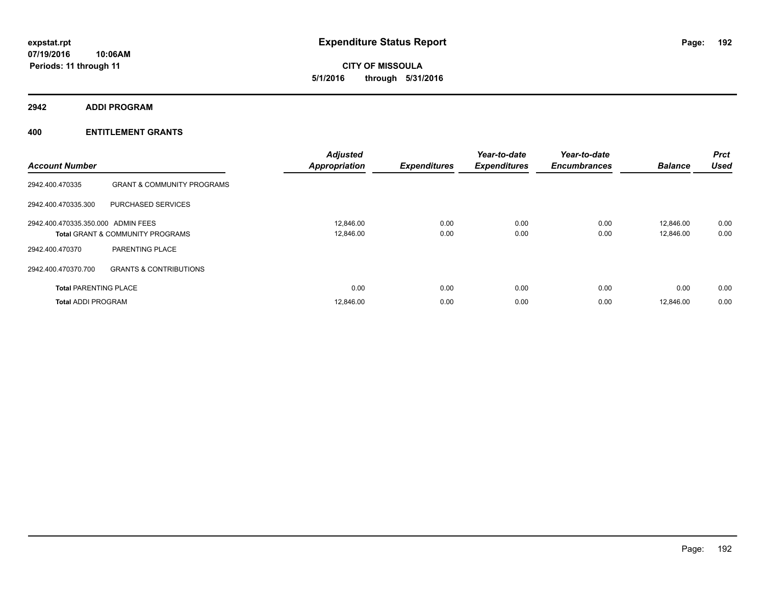**expstat.rpt**
**07/19/2016 10:06AM**
**Periods: 11 through 11**

# Expenditure Status Report

**CITY OF MISSOULA**
**5/1/2016 through 5/31/2016**

## 2942 ADDI PROGRAM

## 400 ENTITLEMENT GRANTS

| Account Number | | Adjusted Appropriation | Expenditures | Year-to-date Expenditures | Year-to-date Encumbrances | Balance | Prct Used |
|---|---|---|---|---|---|---|---|
| 2942.400.470335 | GRANT & COMMUNITY PROGRAMS | | | | | | |
| 2942.400.470335.300 | PURCHASED SERVICES | | | | | | |
| 2942.400.470335.350.000 | ADMIN FEES | 12,846.00 | 0.00 | 0.00 | 0.00 | 12,846.00 | 0.00 |
| **Total** GRANT & COMMUNITY PROGRAMS | | 12,846.00 | 0.00 | 0.00 | 0.00 | 12,846.00 | 0.00 |
| 2942.400.470370 | PARENTING PLACE | | | | | | |
| 2942.400.470370.700 | GRANTS & CONTRIBUTIONS | | | | | | |
| **Total** PARENTING PLACE | | 0.00 | 0.00 | 0.00 | 0.00 | 0.00 | 0.00 |
| **Total** ADDI PROGRAM | | 12,846.00 | 0.00 | 0.00 | 0.00 | 12,846.00 | 0.00 |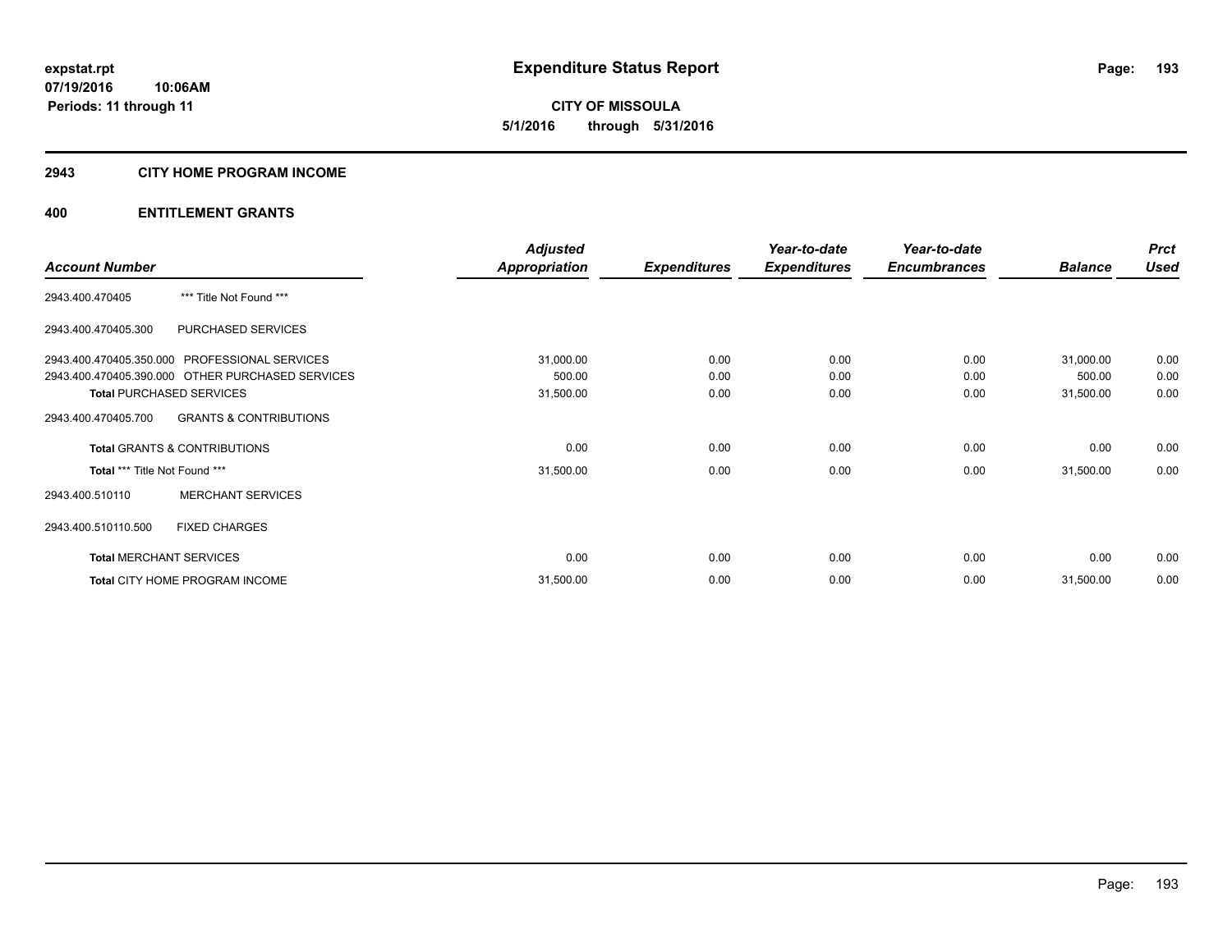**expstat.rpt**
**07/19/2016 10:06AM**
**Periods: 11 through 11**

# Expenditure Status Report

**CITY OF MISSOULA**
**5/1/2016 through 5/31/2016**

## 2943 CITY HOME PROGRAM INCOME

## 400 ENTITLEMENT GRANTS

| Account Number | | Adjusted Appropriation | Expenditures | Year-to-date Expenditures | Year-to-date Encumbrances | Balance | Prct Used |
|---|---|---|---|---|---|---|---|
| 2943.400.470405 | *** Title Not Found *** | | | | | | |
| 2943.400.470405.300 | PURCHASED SERVICES | | | | | | |
| 2943.400.470405.350.000 | PROFESSIONAL SERVICES | 31,000.00 | 0.00 | 0.00 | 0.00 | 31,000.00 | 0.00 |
| 2943.400.470405.390.000 | OTHER PURCHASED SERVICES | 500.00 | 0.00 | 0.00 | 0.00 | 500.00 | 0.00 |
| **Total** PURCHASED SERVICES | | 31,500.00 | 0.00 | 0.00 | 0.00 | 31,500.00 | 0.00 |
| 2943.400.470405.700 | GRANTS & CONTRIBUTIONS | | | | | | |
| **Total** GRANTS & CONTRIBUTIONS | | 0.00 | 0.00 | 0.00 | 0.00 | 0.00 | 0.00 |
| **Total** *** Title Not Found *** | | 31,500.00 | 0.00 | 0.00 | 0.00 | 31,500.00 | 0.00 |
| 2943.400.510110 | MERCHANT SERVICES | | | | | | |
| 2943.400.510110.500 | FIXED CHARGES | | | | | | |
| **Total** MERCHANT SERVICES | | 0.00 | 0.00 | 0.00 | 0.00 | 0.00 | 0.00 |
| **Total** CITY HOME PROGRAM INCOME | | 31,500.00 | 0.00 | 0.00 | 0.00 | 31,500.00 | 0.00 |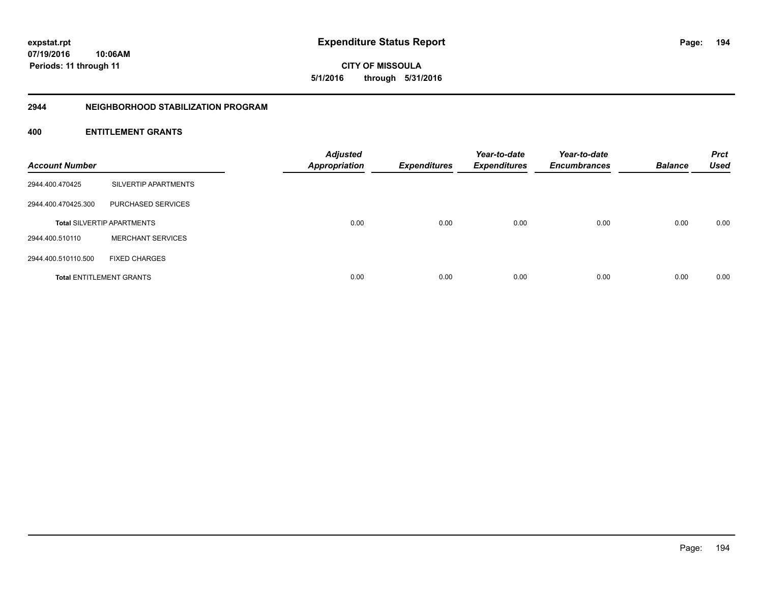**expstat.rpt**
**07/19/2016 10:06AM**
**Periods: 11 through 11**

# Expenditure Status Report

**CITY OF MISSOULA**
**5/1/2016 through 5/31/2016**

## 2944 NEIGHBORHOOD STABILIZATION PROGRAM

### 400 ENTITLEMENT GRANTS

| Account Number | | Adjusted Appropriation | Expenditures | Year-to-date Expenditures | Year-to-date Encumbrances | Balance | Prct Used |
|---|---|---|---|---|---|---|---|
| 2944.400.470425 | SILVERTIP APARTMENTS | | | | | | |
| 2944.400.470425.300 | PURCHASED SERVICES | | | | | | |
| **Total** SILVERTIP APARTMENTS | | 0.00 | 0.00 | 0.00 | 0.00 | 0.00 | 0.00 |
| 2944.400.510110 | MERCHANT SERVICES | | | | | | |
| 2944.400.510110.500 | FIXED CHARGES | | | | | | |
| **Total** ENTITLEMENT GRANTS | | 0.00 | 0.00 | 0.00 | 0.00 | 0.00 | 0.00 |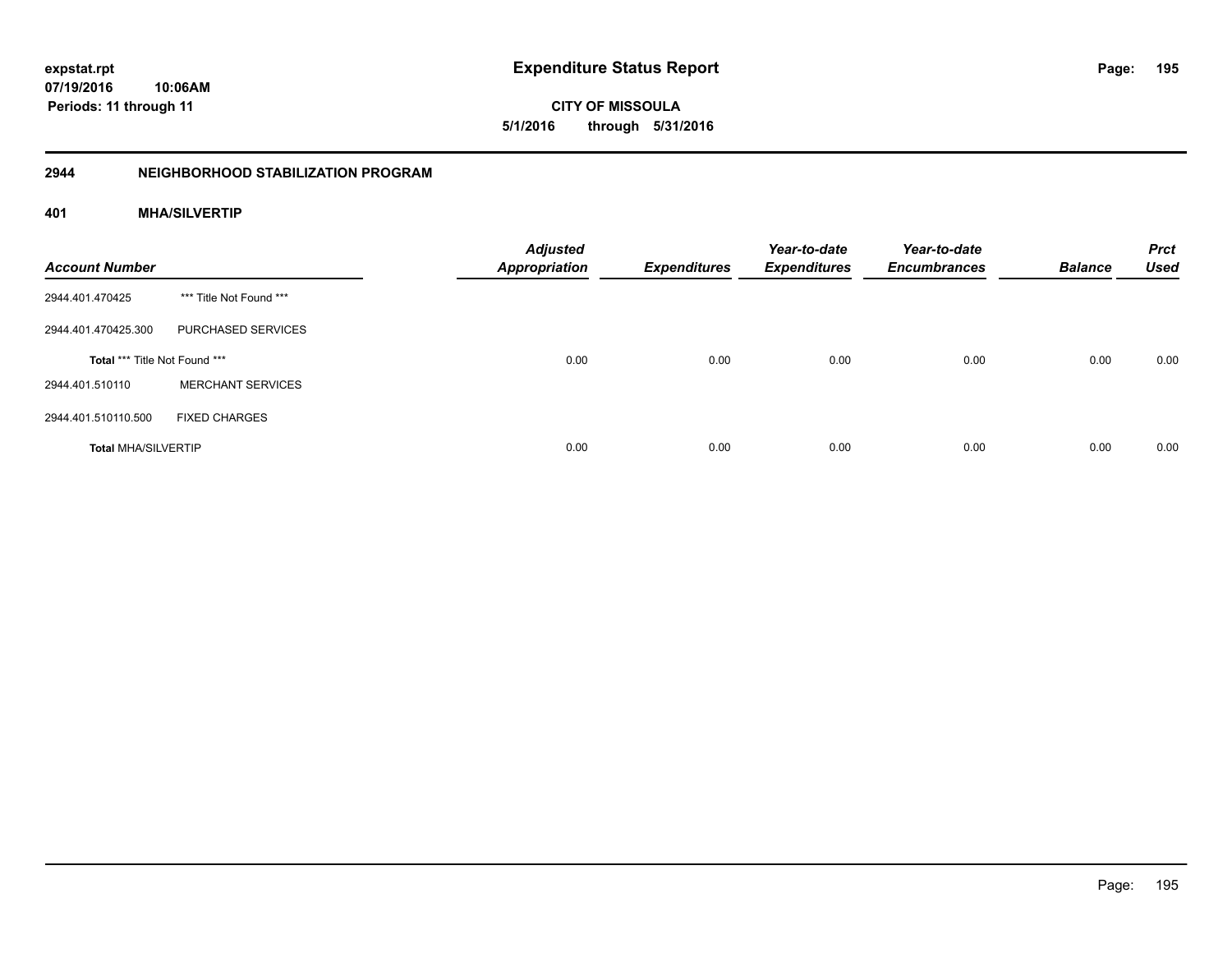# Expenditure Status Report

**expstat.rpt**
**07/19/2016 10:06AM**
**Periods: 11 through 11**

**CITY OF MISSOULA**
**5/1/2016 through 5/31/2016**

## 2944 NEIGHBORHOOD STABILIZATION PROGRAM

### 401 MHA/SILVERTIP

| Account Number | | Adjusted Appropriation | Expenditures | Year-to-date Expenditures | Year-to-date Encumbrances | Balance | Prct Used |
|---|---|---|---|---|---|---|---|
| 2944.401.470425 | *** Title Not Found *** | | | | | | |
| 2944.401.470425.300 | PURCHASED SERVICES | | | | | | |
| **Total** *** Title Not Found *** | | 0.00 | 0.00 | 0.00 | 0.00 | 0.00 | 0.00 |
| 2944.401.510110 | MERCHANT SERVICES | | | | | | |
| 2944.401.510110.500 | FIXED CHARGES | | | | | | |
| **Total** MHA/SILVERTIP | | 0.00 | 0.00 | 0.00 | 0.00 | 0.00 | 0.00 |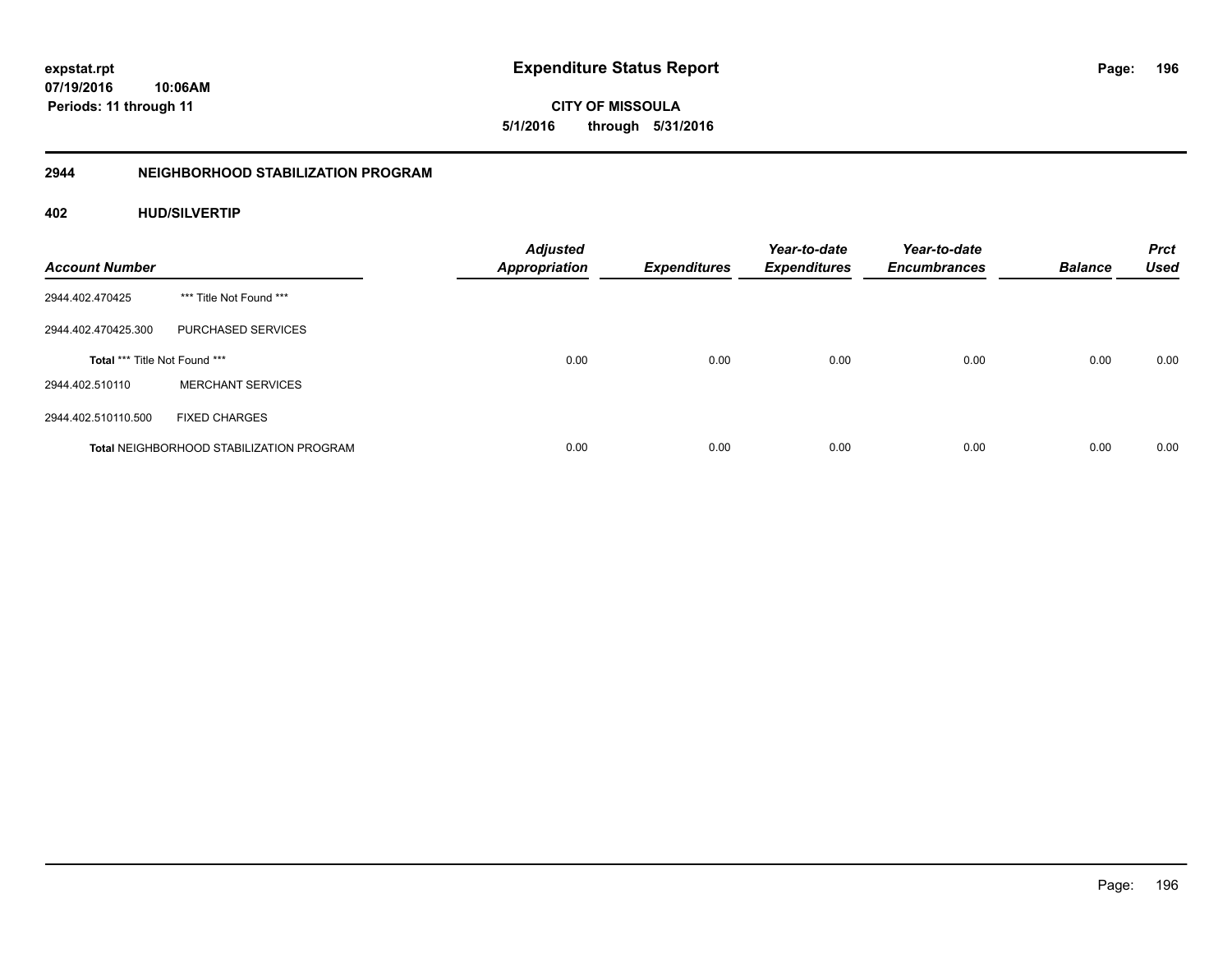# Expenditure Status Report

**CITY OF MISSOULA**

**5/1/2016 through 5/31/2016**

expstat.rpt
07/19/2016 10:06AM
Periods: 11 through 11

## 2944 NEIGHBORHOOD STABILIZATION PROGRAM

### 402 HUD/SILVERTIP

| Account Number | | Adjusted Appropriation | Expenditures | Year-to-date Expenditures | Year-to-date Encumbrances | Balance | Prct Used |
|---|---|---|---|---|---|---|---|
| 2944.402.470425 | *** Title Not Found *** | | | | | | |
| 2944.402.470425.300 | PURCHASED SERVICES | | | | | | |
| **Total** *** Title Not Found *** | | 0.00 | 0.00 | 0.00 | 0.00 | 0.00 | 0.00 |
| 2944.402.510110 | MERCHANT SERVICES | | | | | | |
| 2944.402.510110.500 | FIXED CHARGES | | | | | | |
| **Total** NEIGHBORHOOD STABILIZATION PROGRAM | | 0.00 | 0.00 | 0.00 | 0.00 | 0.00 | 0.00 |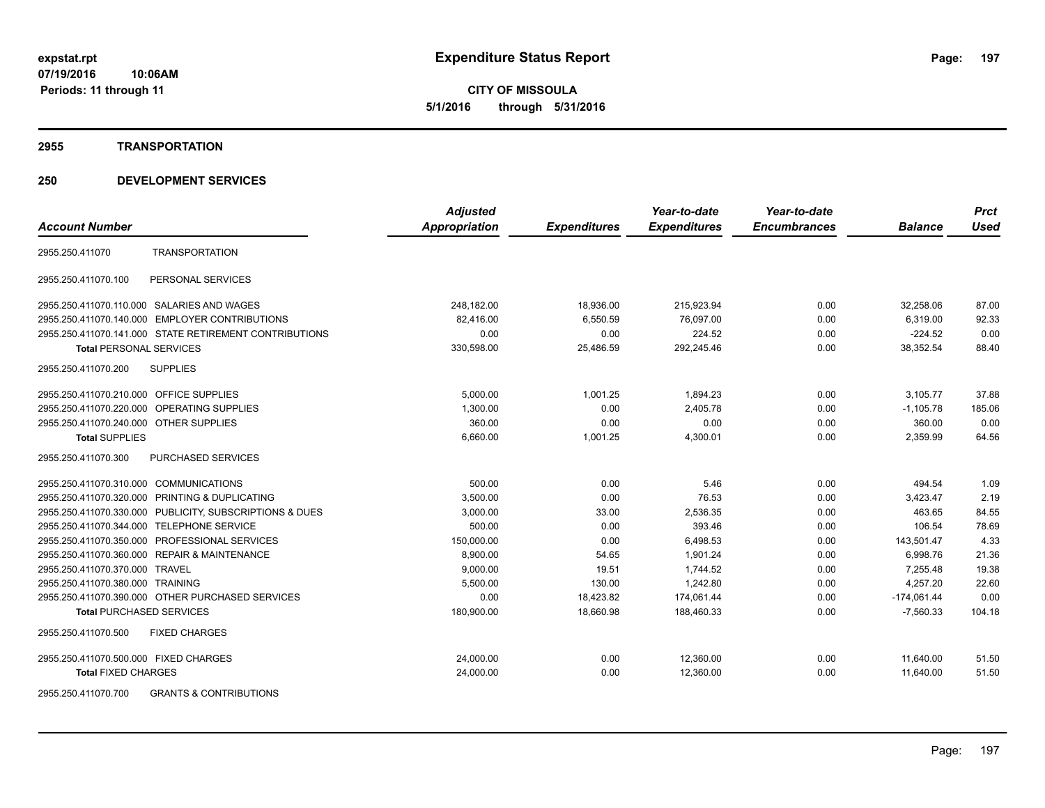**expstat.rpt**
**07/19/2016 10:06AM**
**Periods: 11 through 11**

# Expenditure Status Report

**CITY OF MISSOULA**
**5/1/2016 through 5/31/2016**

## 2955 TRANSPORTATION

## 250 DEVELOPMENT SERVICES

| Account Number | | Adjusted Appropriation | Expenditures | Year-to-date Expenditures | Year-to-date Encumbrances | Balance | Prct Used |
|---|---|---|---|---|---|---|---|
| 2955.250.411070 | TRANSPORTATION | | | | | | |
| 2955.250.411070.100 | PERSONAL SERVICES | | | | | | |
| 2955.250.411070.110.000 | SALARIES AND WAGES | 248,182.00 | 18,936.00 | 215,923.94 | 0.00 | 32,258.06 | 87.00 |
| 2955.250.411070.140.000 | EMPLOYER CONTRIBUTIONS | 82,416.00 | 6,550.59 | 76,097.00 | 0.00 | 6,319.00 | 92.33 |
| 2955.250.411070.141.000 | STATE RETIREMENT CONTRIBUTIONS | 0.00 | 0.00 | 224.52 | 0.00 | -224.52 | 0.00 |
| **Total** PERSONAL SERVICES | | 330,598.00 | 25,486.59 | 292,245.46 | 0.00 | 38,352.54 | 88.40 |
| 2955.250.411070.200 | SUPPLIES | | | | | | |
| 2955.250.411070.210.000 | OFFICE SUPPLIES | 5,000.00 | 1,001.25 | 1,894.23 | 0.00 | 3,105.77 | 37.88 |
| 2955.250.411070.220.000 | OPERATING SUPPLIES | 1,300.00 | 0.00 | 2,405.78 | 0.00 | -1,105.78 | 185.06 |
| 2955.250.411070.240.000 | OTHER SUPPLIES | 360.00 | 0.00 | 0.00 | 0.00 | 360.00 | 0.00 |
| **Total** SUPPLIES | | 6,660.00 | 1,001.25 | 4,300.01 | 0.00 | 2,359.99 | 64.56 |
| 2955.250.411070.300 | PURCHASED SERVICES | | | | | | |
| 2955.250.411070.310.000 | COMMUNICATIONS | 500.00 | 0.00 | 5.46 | 0.00 | 494.54 | 1.09 |
| 2955.250.411070.320.000 | PRINTING & DUPLICATING | 3,500.00 | 0.00 | 76.53 | 0.00 | 3,423.47 | 2.19 |
| 2955.250.411070.330.000 | PUBLICITY, SUBSCRIPTIONS & DUES | 3,000.00 | 33.00 | 2,536.35 | 0.00 | 463.65 | 84.55 |
| 2955.250.411070.344.000 | TELEPHONE SERVICE | 500.00 | 0.00 | 393.46 | 0.00 | 106.54 | 78.69 |
| 2955.250.411070.350.000 | PROFESSIONAL SERVICES | 150,000.00 | 0.00 | 6,498.53 | 0.00 | 143,501.47 | 4.33 |
| 2955.250.411070.360.000 | REPAIR & MAINTENANCE | 8,900.00 | 54.65 | 1,901.24 | 0.00 | 6,998.76 | 21.36 |
| 2955.250.411070.370.000 | TRAVEL | 9,000.00 | 19.51 | 1,744.52 | 0.00 | 7,255.48 | 19.38 |
| 2955.250.411070.380.000 | TRAINING | 5,500.00 | 130.00 | 1,242.80 | 0.00 | 4,257.20 | 22.60 |
| 2955.250.411070.390.000 | OTHER PURCHASED SERVICES | 0.00 | 18,423.82 | 174,061.44 | 0.00 | -174,061.44 | 0.00 |
| **Total** PURCHASED SERVICES | | 180,900.00 | 18,660.98 | 188,460.33 | 0.00 | -7,560.33 | 104.18 |
| 2955.250.411070.500 | FIXED CHARGES | | | | | | |
| 2955.250.411070.500.000 | FIXED CHARGES | 24,000.00 | 0.00 | 12,360.00 | 0.00 | 11,640.00 | 51.50 |
| **Total** FIXED CHARGES | | 24,000.00 | 0.00 | 12,360.00 | 0.00 | 11,640.00 | 51.50 |
| 2955.250.411070.700 | GRANTS & CONTRIBUTIONS | | | | | | |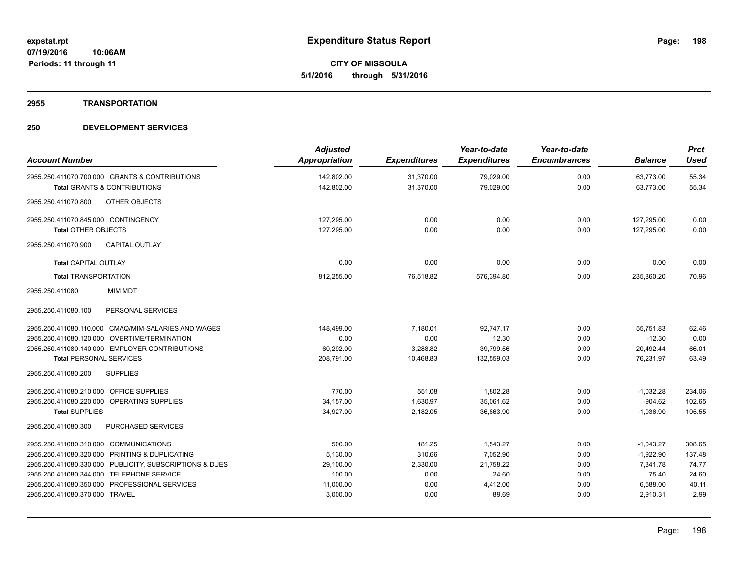**expstat.rpt**
**07/19/2016 10:06AM**
**Periods: 11 through 11**

# Expenditure Status Report

**CITY OF MISSOULA**
**5/1/2016 through 5/31/2016**

## 2955 TRANSPORTATION

## 250 DEVELOPMENT SERVICES

| Account Number | Adjusted Appropriation | Expenditures | Year-to-date Expenditures | Year-to-date Encumbrances | Balance | Prct Used |
|---|---|---|---|---|---|---|
| 2955.250.411070.700.000 GRANTS & CONTRIBUTIONS | 142,802.00 | 31,370.00 | 79,029.00 | 0.00 | 63,773.00 | 55.34 |
| **Total** GRANTS & CONTRIBUTIONS | 142,802.00 | 31,370.00 | 79,029.00 | 0.00 | 63,773.00 | 55.34 |
| 2955.250.411070.800 OTHER OBJECTS | | | | | | |
| 2955.250.411070.845.000 CONTINGENCY | 127,295.00 | 0.00 | 0.00 | 0.00 | 127,295.00 | 0.00 |
| **Total** OTHER OBJECTS | 127,295.00 | 0.00 | 0.00 | 0.00 | 127,295.00 | 0.00 |
| 2955.250.411070.900 CAPITAL OUTLAY | | | | | | |
| **Total** CAPITAL OUTLAY | 0.00 | 0.00 | 0.00 | 0.00 | 0.00 | 0.00 |
| **Total** TRANSPORTATION | 812,255.00 | 76,518.82 | 576,394.80 | 0.00 | 235,860.20 | 70.96 |
| 2955.250.411080 MIM MDT | | | | | | |
| 2955.250.411080.100 PERSONAL SERVICES | | | | | | |
| 2955.250.411080.110.000 CMAQ/MIM-SALARIES AND WAGES | 148,499.00 | 7,180.01 | 92,747.17 | 0.00 | 55,751.83 | 62.46 |
| 2955.250.411080.120.000 OVERTIME/TERMINATION | 0.00 | 0.00 | 12.30 | 0.00 | -12.30 | 0.00 |
| 2955.250.411080.140.000 EMPLOYER CONTRIBUTIONS | 60,292.00 | 3,288.82 | 39,799.56 | 0.00 | 20,492.44 | 66.01 |
| **Total** PERSONAL SERVICES | 208,791.00 | 10,468.83 | 132,559.03 | 0.00 | 76,231.97 | 63.49 |
| 2955.250.411080.200 SUPPLIES | | | | | | |
| 2955.250.411080.210.000 OFFICE SUPPLIES | 770.00 | 551.08 | 1,802.28 | 0.00 | -1,032.28 | 234.06 |
| 2955.250.411080.220.000 OPERATING SUPPLIES | 34,157.00 | 1,630.97 | 35,061.62 | 0.00 | -904.62 | 102.65 |
| **Total** SUPPLIES | 34,927.00 | 2,182.05 | 36,863.90 | 0.00 | -1,936.90 | 105.55 |
| 2955.250.411080.300 PURCHASED SERVICES | | | | | | |
| 2955.250.411080.310.000 COMMUNICATIONS | 500.00 | 181.25 | 1,543.27 | 0.00 | -1,043.27 | 308.65 |
| 2955.250.411080.320.000 PRINTING & DUPLICATING | 5,130.00 | 310.66 | 7,052.90 | 0.00 | -1,922.90 | 137.48 |
| 2955.250.411080.330.000 PUBLICITY, SUBSCRIPTIONS & DUES | 29,100.00 | 2,330.00 | 21,758.22 | 0.00 | 7,341.78 | 74.77 |
| 2955.250.411080.344.000 TELEPHONE SERVICE | 100.00 | 0.00 | 24.60 | 0.00 | 75.40 | 24.60 |
| 2955.250.411080.350.000 PROFESSIONAL SERVICES | 11,000.00 | 0.00 | 4,412.00 | 0.00 | 6,588.00 | 40.11 |
| 2955.250.411080.370.000 TRAVEL | 3,000.00 | 0.00 | 89.69 | 0.00 | 2,910.31 | 2.99 |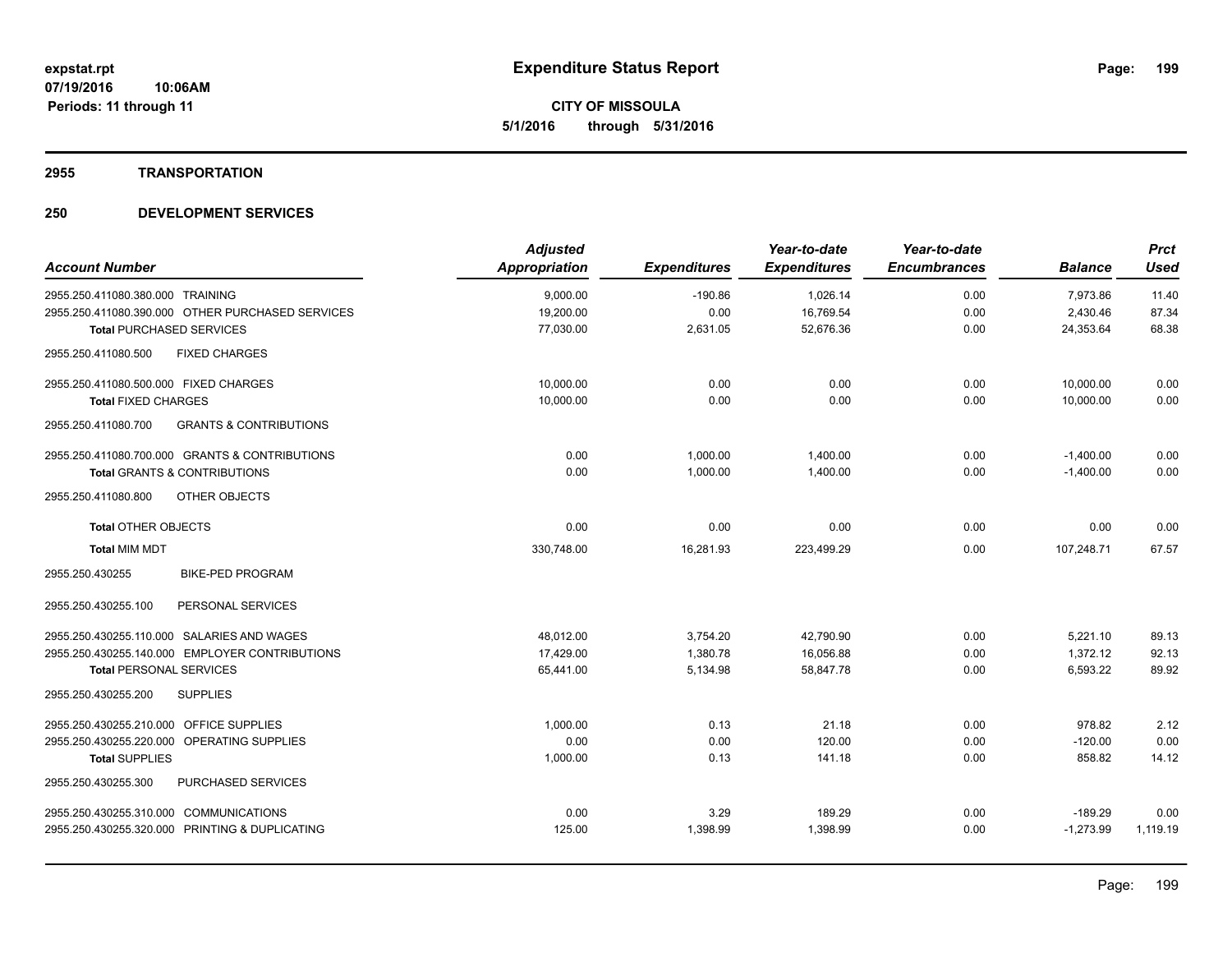**expstat.rpt**
**07/19/2016 10:06AM**
**Periods: 11 through 11**

# Expenditure Status Report

**CITY OF MISSOULA**
**5/1/2016 through 5/31/2016**

## 2955 TRANSPORTATION

## 250 DEVELOPMENT SERVICES

| Account Number | Adjusted Appropriation | Expenditures | Year-to-date Expenditures | Year-to-date Encumbrances | Balance | Prct Used |
|---|---|---|---|---|---|---|
| 2955.250.411080.380.000 TRAINING | 9,000.00 | -190.86 | 1,026.14 | 0.00 | 7,973.86 | 11.40 |
| 2955.250.411080.390.000 OTHER PURCHASED SERVICES | 19,200.00 | 0.00 | 16,769.54 | 0.00 | 2,430.46 | 87.34 |
| **Total** PURCHASED SERVICES | 77,030.00 | 2,631.05 | 52,676.36 | 0.00 | 24,353.64 | 68.38 |
| 2955.250.411080.500 FIXED CHARGES | | | | | | |
| 2955.250.411080.500.000 FIXED CHARGES | 10,000.00 | 0.00 | 0.00 | 0.00 | 10,000.00 | 0.00 |
| **Total** FIXED CHARGES | 10,000.00 | 0.00 | 0.00 | 0.00 | 10,000.00 | 0.00 |
| 2955.250.411080.700 GRANTS & CONTRIBUTIONS | | | | | | |
| 2955.250.411080.700.000 GRANTS & CONTRIBUTIONS | 0.00 | 1,000.00 | 1,400.00 | 0.00 | -1,400.00 | 0.00 |
| **Total** GRANTS & CONTRIBUTIONS | 0.00 | 1,000.00 | 1,400.00 | 0.00 | -1,400.00 | 0.00 |
| 2955.250.411080.800 OTHER OBJECTS | | | | | | |
| **Total** OTHER OBJECTS | 0.00 | 0.00 | 0.00 | 0.00 | 0.00 | 0.00 |
| **Total** MIM MDT | 330,748.00 | 16,281.93 | 223,499.29 | 0.00 | 107,248.71 | 67.57 |
| 2955.250.430255 BIKE-PED PROGRAM | | | | | | |
| 2955.250.430255.100 PERSONAL SERVICES | | | | | | |
| 2955.250.430255.110.000 SALARIES AND WAGES | 48,012.00 | 3,754.20 | 42,790.90 | 0.00 | 5,221.10 | 89.13 |
| 2955.250.430255.140.000 EMPLOYER CONTRIBUTIONS | 17,429.00 | 1,380.78 | 16,056.88 | 0.00 | 1,372.12 | 92.13 |
| **Total** PERSONAL SERVICES | 65,441.00 | 5,134.98 | 58,847.78 | 0.00 | 6,593.22 | 89.92 |
| 2955.250.430255.200 SUPPLIES | | | | | | |
| 2955.250.430255.210.000 OFFICE SUPPLIES | 1,000.00 | 0.13 | 21.18 | 0.00 | 978.82 | 2.12 |
| 2955.250.430255.220.000 OPERATING SUPPLIES | 0.00 | 0.00 | 120.00 | 0.00 | -120.00 | 0.00 |
| **Total** SUPPLIES | 1,000.00 | 0.13 | 141.18 | 0.00 | 858.82 | 14.12 |
| 2955.250.430255.300 PURCHASED SERVICES | | | | | | |
| 2955.250.430255.310.000 COMMUNICATIONS | 0.00 | 3.29 | 189.29 | 0.00 | -189.29 | 0.00 |
| 2955.250.430255.320.000 PRINTING & DUPLICATING | 125.00 | 1,398.99 | 1,398.99 | 0.00 | -1,273.99 | 1,119.19 |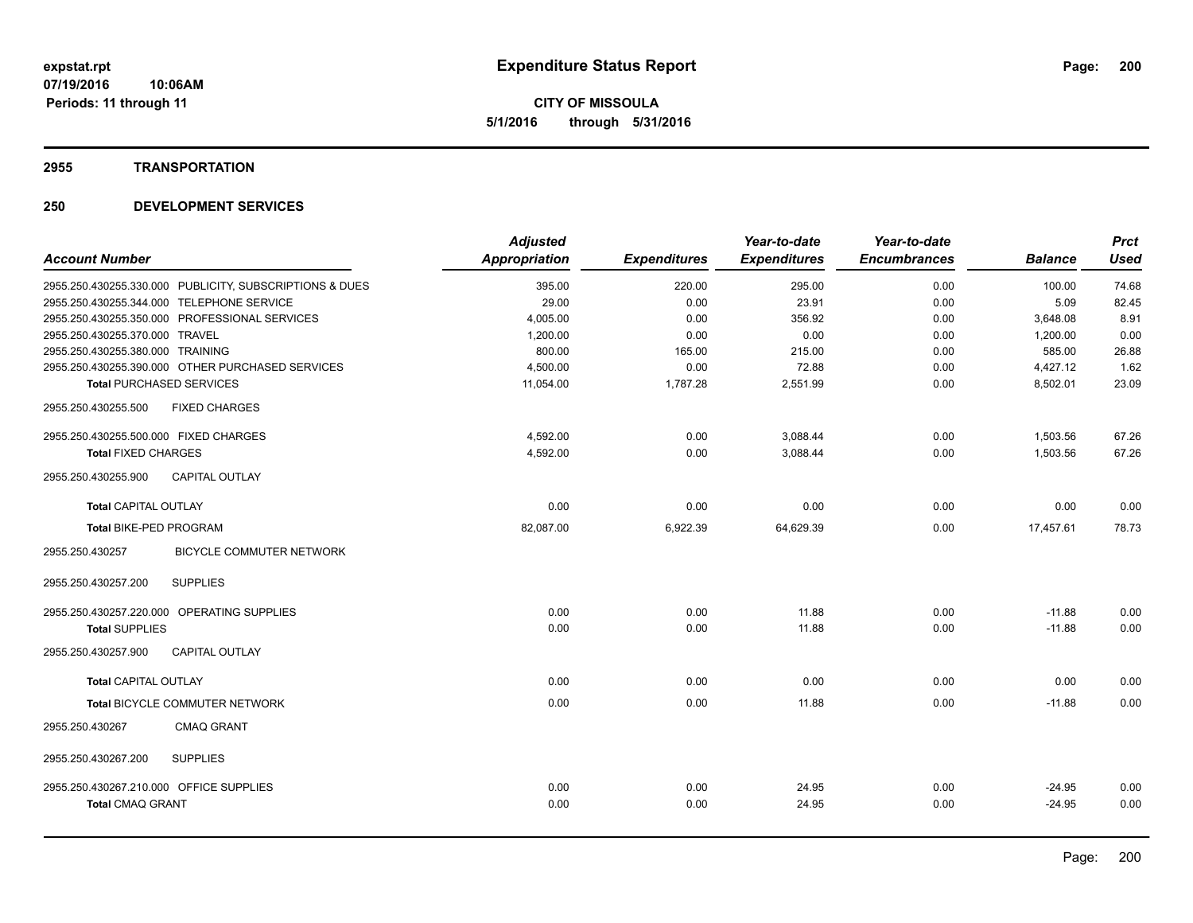**expstat.rpt**
**07/19/2016 10:06AM**
**Periods: 11 through 11**

# Expenditure Status Report

**CITY OF MISSOULA**
**5/1/2016 through 5/31/2016**

## 2955 TRANSPORTATION

## 250 DEVELOPMENT SERVICES

| Account Number | Adjusted Appropriation | Expenditures | Year-to-date Expenditures | Year-to-date Encumbrances | Balance | Prct Used |
|---|---|---|---|---|---|---|
| 2955.250.430255.330.000 PUBLICITY, SUBSCRIPTIONS & DUES | 395.00 | 220.00 | 295.00 | 0.00 | 100.00 | 74.68 |
| 2955.250.430255.344.000 TELEPHONE SERVICE | 29.00 | 0.00 | 23.91 | 0.00 | 5.09 | 82.45 |
| 2955.250.430255.350.000 PROFESSIONAL SERVICES | 4,005.00 | 0.00 | 356.92 | 0.00 | 3,648.08 | 8.91 |
| 2955.250.430255.370.000 TRAVEL | 1,200.00 | 0.00 | 0.00 | 0.00 | 1,200.00 | 0.00 |
| 2955.250.430255.380.000 TRAINING | 800.00 | 165.00 | 215.00 | 0.00 | 585.00 | 26.88 |
| 2955.250.430255.390.000 OTHER PURCHASED SERVICES | 4,500.00 | 0.00 | 72.88 | 0.00 | 4,427.12 | 1.62 |
| **Total** PURCHASED SERVICES | 11,054.00 | 1,787.28 | 2,551.99 | 0.00 | 8,502.01 | 23.09 |
| 2955.250.430255.500 FIXED CHARGES | | | | | | |
| 2955.250.430255.500.000 FIXED CHARGES | 4,592.00 | 0.00 | 3,088.44 | 0.00 | 1,503.56 | 67.26 |
| **Total** FIXED CHARGES | 4,592.00 | 0.00 | 3,088.44 | 0.00 | 1,503.56 | 67.26 |
| 2955.250.430255.900 CAPITAL OUTLAY | | | | | | |
| **Total** CAPITAL OUTLAY | 0.00 | 0.00 | 0.00 | 0.00 | 0.00 | 0.00 |
| **Total** BIKE-PED PROGRAM | 82,087.00 | 6,922.39 | 64,629.39 | 0.00 | 17,457.61 | 78.73 |
| 2955.250.430257 BICYCLE COMMUTER NETWORK | | | | | | |
| 2955.250.430257.200 SUPPLIES | | | | | | |
| 2955.250.430257.220.000 OPERATING SUPPLIES | 0.00 | 0.00 | 11.88 | 0.00 | -11.88 | 0.00 |
| **Total** SUPPLIES | 0.00 | 0.00 | 11.88 | 0.00 | -11.88 | 0.00 |
| 2955.250.430257.900 CAPITAL OUTLAY | | | | | | |
| **Total** CAPITAL OUTLAY | 0.00 | 0.00 | 0.00 | 0.00 | 0.00 | 0.00 |
| **Total** BICYCLE COMMUTER NETWORK | 0.00 | 0.00 | 11.88 | 0.00 | -11.88 | 0.00 |
| 2955.250.430267 CMAQ GRANT | | | | | | |
| 2955.250.430267.200 SUPPLIES | | | | | | |
| 2955.250.430267.210.000 OFFICE SUPPLIES | 0.00 | 0.00 | 24.95 | 0.00 | -24.95 | 0.00 |
| **Total** CMAQ GRANT | 0.00 | 0.00 | 24.95 | 0.00 | -24.95 | 0.00 |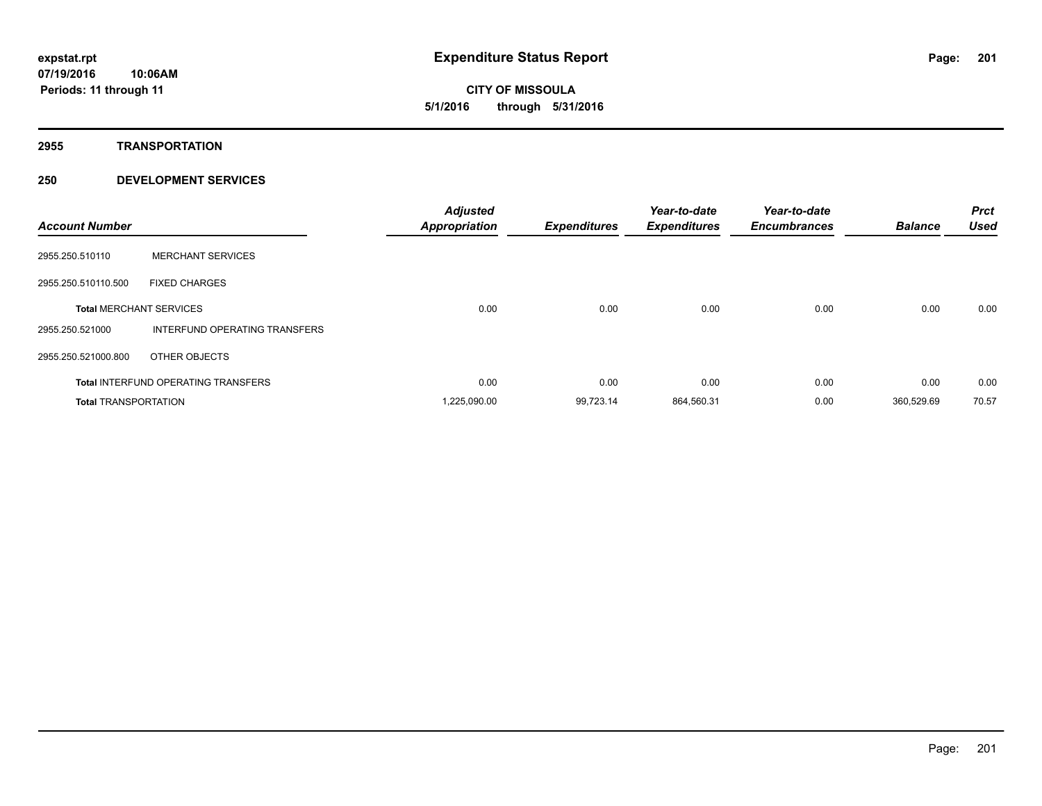**expstat.rpt**
**07/19/2016 10:06AM**
**Periods: 11 through 11**

# Expenditure Status Report

**CITY OF MISSOULA**
**5/1/2016 through 5/31/2016**

## 2955 TRANSPORTATION

### 250 DEVELOPMENT SERVICES

| Account Number | | Adjusted Appropriation | Expenditures | Year-to-date Expenditures | Year-to-date Encumbrances | Balance | Prct Used |
|---|---|---|---|---|---|---|---|
| 2955.250.510110 | MERCHANT SERVICES | | | | | | |
| 2955.250.510110.500 | FIXED CHARGES | | | | | | |
| **Total** MERCHANT SERVICES | | 0.00 | 0.00 | 0.00 | 0.00 | 0.00 | 0.00 |
| 2955.250.521000 | INTERFUND OPERATING TRANSFERS | | | | | | |
| 2955.250.521000.800 | OTHER OBJECTS | | | | | | |
| **Total** INTERFUND OPERATING TRANSFERS | | 0.00 | 0.00 | 0.00 | 0.00 | 0.00 | 0.00 |
| **Total** TRANSPORTATION | | 1,225,090.00 | 99,723.14 | 864,560.31 | 0.00 | 360,529.69 | 70.57 |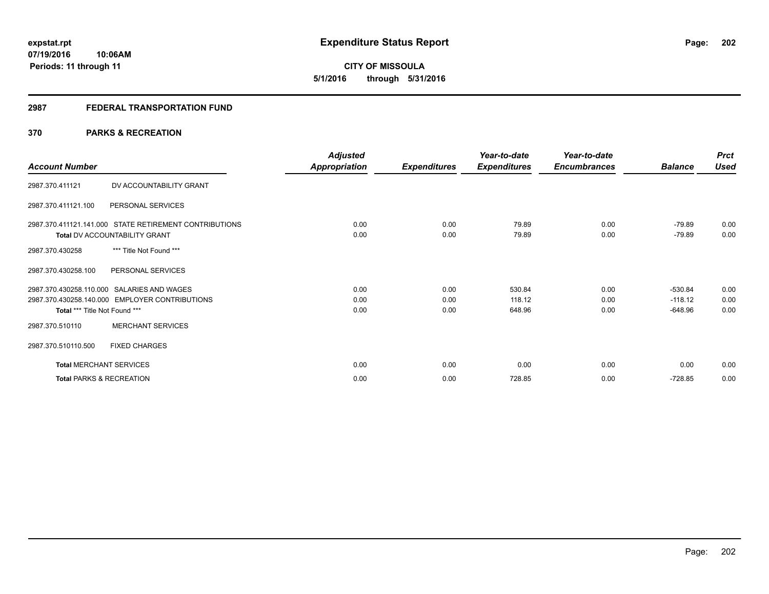# Expenditure Status Report

expstat.rpt
07/19/2016 10:06AM
Periods: 11 through 11

**CITY OF MISSOULA**
**5/1/2016 through 5/31/2016**

## 2987 FEDERAL TRANSPORTATION FUND

### 370 PARKS & RECREATION

| Account Number | | Adjusted Appropriation | Expenditures | Year-to-date Expenditures | Year-to-date Encumbrances | Balance | Prct Used |
|---|---|---|---|---|---|---|---|
| 2987.370.411121 | DV ACCOUNTABILITY GRANT | | | | | | |
| 2987.370.411121.100 | PERSONAL SERVICES | | | | | | |
| 2987.370.411121.141.000 | STATE RETIREMENT CONTRIBUTIONS | 0.00 | 0.00 | 79.89 | 0.00 | -79.89 | 0.00 |
| **Total** DV ACCOUNTABILITY GRANT | | 0.00 | 0.00 | 79.89 | 0.00 | -79.89 | 0.00 |
| 2987.370.430258 | *** Title Not Found *** | | | | | | |
| 2987.370.430258.100 | PERSONAL SERVICES | | | | | | |
| 2987.370.430258.110.000 | SALARIES AND WAGES | 0.00 | 0.00 | 530.84 | 0.00 | -530.84 | 0.00 |
| 2987.370.430258.140.000 | EMPLOYER CONTRIBUTIONS | 0.00 | 0.00 | 118.12 | 0.00 | -118.12 | 0.00 |
| **Total** *** Title Not Found *** | | 0.00 | 0.00 | 648.96 | 0.00 | -648.96 | 0.00 |
| 2987.370.510110 | MERCHANT SERVICES | | | | | | |
| 2987.370.510110.500 | FIXED CHARGES | | | | | | |
| **Total** MERCHANT SERVICES | | 0.00 | 0.00 | 0.00 | 0.00 | 0.00 | 0.00 |
| **Total** PARKS & RECREATION | | 0.00 | 0.00 | 728.85 | 0.00 | -728.85 | 0.00 |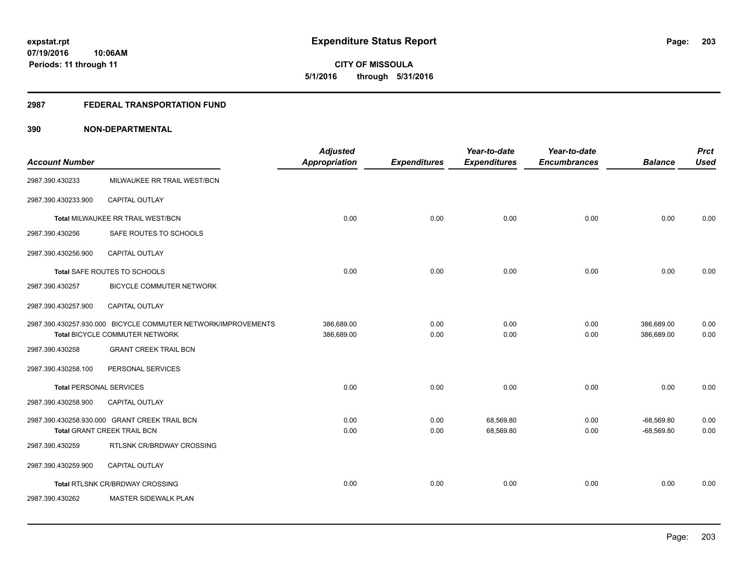expstat.rpt
07/19/2016 10:06AM
Periods: 11 through 11

# Expenditure Status Report

**CITY OF MISSOULA**
**5/1/2016 through 5/31/2016**

## 2987 FEDERAL TRANSPORTATION FUND

### 390 NON-DEPARTMENTAL

| Account Number | | Adjusted Appropriation | Expenditures | Year-to-date Expenditures | Year-to-date Encumbrances | Balance | Prct Used |
|---|---|---|---|---|---|---|---|
| 2987.390.430233 | MILWAUKEE RR TRAIL WEST/BCN | | | | | | |
| 2987.390.430233.900 | CAPITAL OUTLAY | | | | | | |
| | Total MILWAUKEE RR TRAIL WEST/BCN | 0.00 | 0.00 | 0.00 | 0.00 | 0.00 | 0.00 |
| 2987.390.430256 | SAFE ROUTES TO SCHOOLS | | | | | | |
| 2987.390.430256.900 | CAPITAL OUTLAY | | | | | | |
| | Total SAFE ROUTES TO SCHOOLS | 0.00 | 0.00 | 0.00 | 0.00 | 0.00 | 0.00 |
| 2987.390.430257 | BICYCLE COMMUTER NETWORK | | | | | | |
| 2987.390.430257.900 | CAPITAL OUTLAY | | | | | | |
| 2987.390.430257.930.000 | BICYCLE COMMUTER NETWORK/IMPROVEMENTS | 386,689.00 | 0.00 | 0.00 | 0.00 | 386,689.00 | 0.00 |
| | Total BICYCLE COMMUTER NETWORK | 386,689.00 | 0.00 | 0.00 | 0.00 | 386,689.00 | 0.00 |
| 2987.390.430258 | GRANT CREEK TRAIL BCN | | | | | | |
| 2987.390.430258.100 | PERSONAL SERVICES | | | | | | |
| | Total PERSONAL SERVICES | 0.00 | 0.00 | 0.00 | 0.00 | 0.00 | 0.00 |
| 2987.390.430258.900 | CAPITAL OUTLAY | | | | | | |
| 2987.390.430258.930.000 | GRANT CREEK TRAIL BCN | 0.00 | 0.00 | 68,569.80 | 0.00 | -68,569.80 | 0.00 |
| | Total GRANT CREEK TRAIL BCN | 0.00 | 0.00 | 68,569.80 | 0.00 | -68,569.80 | 0.00 |
| 2987.390.430259 | RTLSNK CR/BRDWAY CROSSING | | | | | | |
| 2987.390.430259.900 | CAPITAL OUTLAY | | | | | | |
| | Total RTLSNK CR/BRDWAY CROSSING | 0.00 | 0.00 | 0.00 | 0.00 | 0.00 | 0.00 |
| 2987.390.430262 | MASTER SIDEWALK PLAN | | | | | | |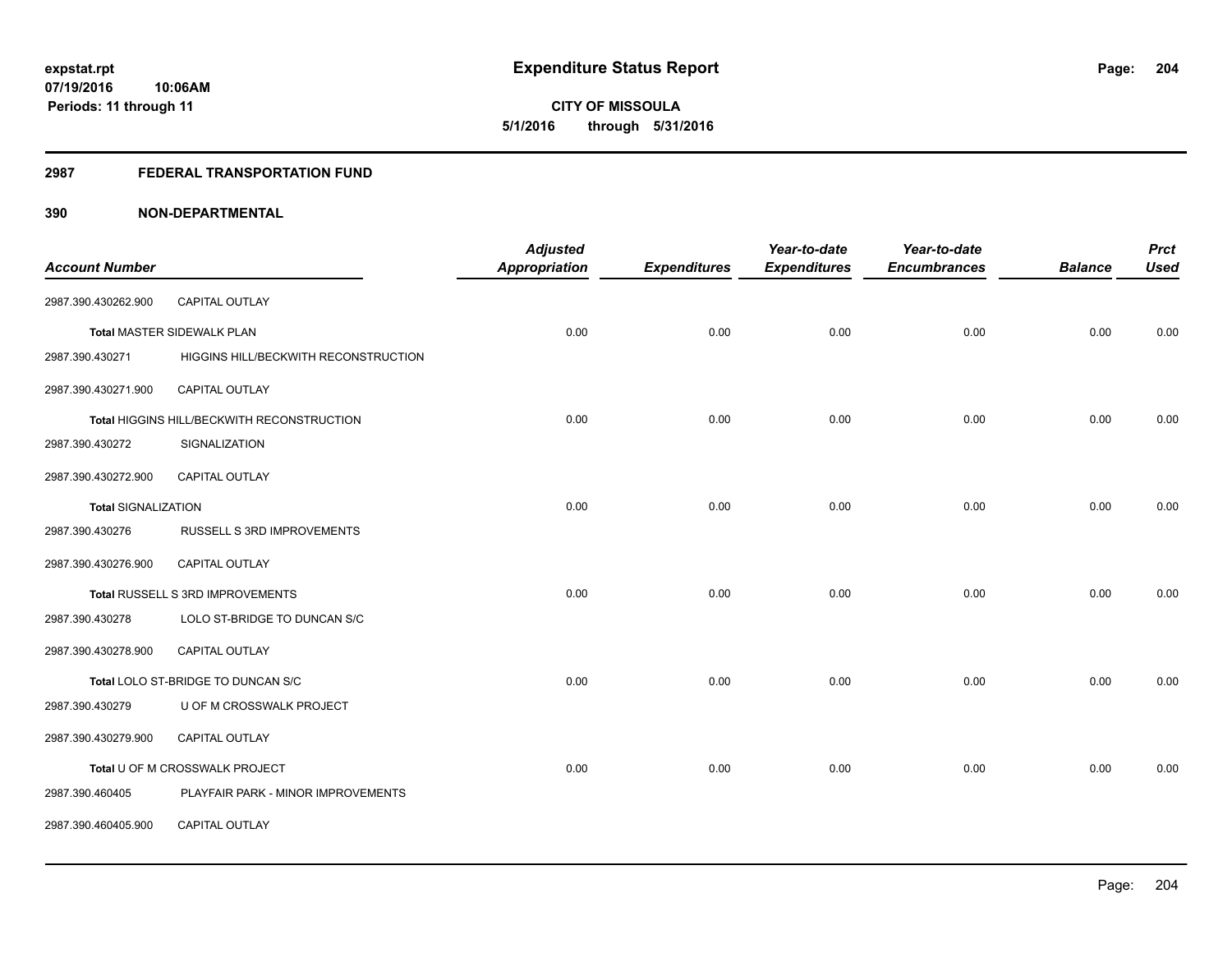**expstat.rpt**
**07/19/2016 10:06AM**
**Periods: 11 through 11**

# Expenditure Status Report

**CITY OF MISSOULA**
**5/1/2016 through 5/31/2016**

## 2987 FEDERAL TRANSPORTATION FUND

## 390 NON-DEPARTMENTAL

| Account Number | | Adjusted Appropriation | Expenditures | Year-to-date Expenditures | Year-to-date Encumbrances | Balance | Prct Used |
|---|---|---|---|---|---|---|---|
| 2987.390.430262.900 | CAPITAL OUTLAY | | | | | | |
| Total MASTER SIDEWALK PLAN | | 0.00 | 0.00 | 0.00 | 0.00 | 0.00 | 0.00 |
| 2987.390.430271 | HIGGINS HILL/BECKWITH RECONSTRUCTION | | | | | | |
| 2987.390.430271.900 | CAPITAL OUTLAY | | | | | | |
| Total HIGGINS HILL/BECKWITH RECONSTRUCTION | | 0.00 | 0.00 | 0.00 | 0.00 | 0.00 | 0.00 |
| 2987.390.430272 | SIGNALIZATION | | | | | | |
| 2987.390.430272.900 | CAPITAL OUTLAY | | | | | | |
| Total SIGNALIZATION | | 0.00 | 0.00 | 0.00 | 0.00 | 0.00 | 0.00 |
| 2987.390.430276 | RUSSELL S 3RD IMPROVEMENTS | | | | | | |
| 2987.390.430276.900 | CAPITAL OUTLAY | | | | | | |
| Total RUSSELL S 3RD IMPROVEMENTS | | 0.00 | 0.00 | 0.00 | 0.00 | 0.00 | 0.00 |
| 2987.390.430278 | LOLO ST-BRIDGE TO DUNCAN S/C | | | | | | |
| 2987.390.430278.900 | CAPITAL OUTLAY | | | | | | |
| Total LOLO ST-BRIDGE TO DUNCAN S/C | | 0.00 | 0.00 | 0.00 | 0.00 | 0.00 | 0.00 |
| 2987.390.430279 | U OF M CROSSWALK PROJECT | | | | | | |
| 2987.390.430279.900 | CAPITAL OUTLAY | | | | | | |
| Total U OF M CROSSWALK PROJECT | | 0.00 | 0.00 | 0.00 | 0.00 | 0.00 | 0.00 |
| 2987.390.460405 | PLAYFAIR PARK - MINOR IMPROVEMENTS | | | | | | |
| 2987.390.460405.900 | CAPITAL OUTLAY | | | | | | |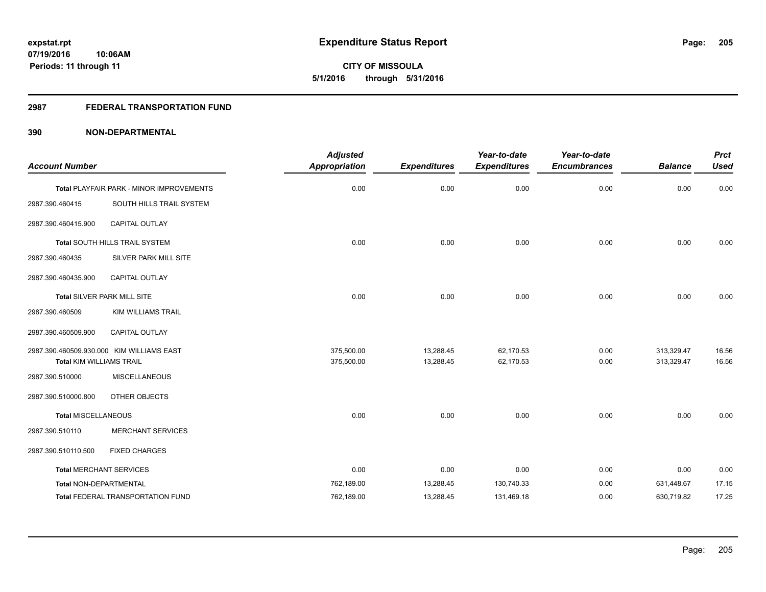# Expenditure Status Report

expstat.rpt
07/19/2016 10:06AM
Periods: 11 through 11

**CITY OF MISSOULA**
**5/1/2016 through 5/31/2016**

## 2987 FEDERAL TRANSPORTATION FUND

### 390 NON-DEPARTMENTAL

| Account Number | | Adjusted Appropriation | Expenditures | Year-to-date Expenditures | Year-to-date Encumbrances | Balance | Prct Used |
|---|---|---|---|---|---|---|---|
| Total PLAYFAIR PARK - MINOR IMPROVEMENTS | | 0.00 | 0.00 | 0.00 | 0.00 | 0.00 | 0.00 |
| 2987.390.460415 | SOUTH HILLS TRAIL SYSTEM | | | | | | |
| 2987.390.460415.900 | CAPITAL OUTLAY | | | | | | |
| Total SOUTH HILLS TRAIL SYSTEM | | 0.00 | 0.00 | 0.00 | 0.00 | 0.00 | 0.00 |
| 2987.390.460435 | SILVER PARK MILL SITE | | | | | | |
| 2987.390.460435.900 | CAPITAL OUTLAY | | | | | | |
| Total SILVER PARK MILL SITE | | 0.00 | 0.00 | 0.00 | 0.00 | 0.00 | 0.00 |
| 2987.390.460509 | KIM WILLIAMS TRAIL | | | | | | |
| 2987.390.460509.900 | CAPITAL OUTLAY | | | | | | |
| 2987.390.460509.930.000 | KIM WILLIAMS EAST | 375,500.00 | 13,288.45 | 62,170.53 | 0.00 | 313,329.47 | 16.56 |
| Total KIM WILLIAMS TRAIL | | 375,500.00 | 13,288.45 | 62,170.53 | 0.00 | 313,329.47 | 16.56 |
| 2987.390.510000 | MISCELLANEOUS | | | | | | |
| 2987.390.510000.800 | OTHER OBJECTS | | | | | | |
| Total MISCELLANEOUS | | 0.00 | 0.00 | 0.00 | 0.00 | 0.00 | 0.00 |
| 2987.390.510110 | MERCHANT SERVICES | | | | | | |
| 2987.390.510110.500 | FIXED CHARGES | | | | | | |
| Total MERCHANT SERVICES | | 0.00 | 0.00 | 0.00 | 0.00 | 0.00 | 0.00 |
| Total NON-DEPARTMENTAL | | 762,189.00 | 13,288.45 | 130,740.33 | 0.00 | 631,448.67 | 17.15 |
| Total FEDERAL TRANSPORTATION FUND | | 762,189.00 | 13,288.45 | 131,469.18 | 0.00 | 630,719.82 | 17.25 |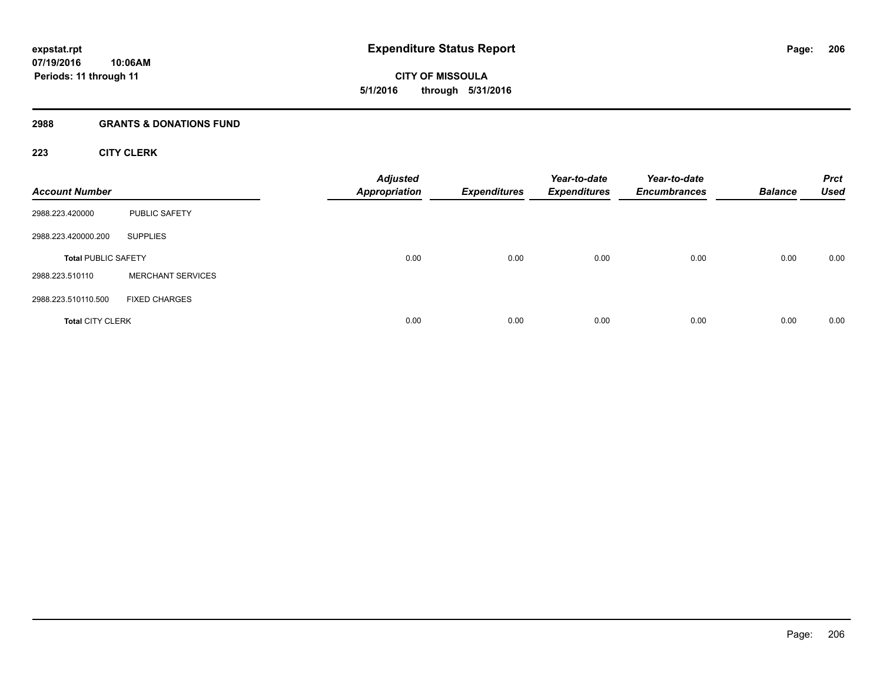# Expenditure Status Report

**expstat.rpt**
**07/19/2016 10:06AM**
**Periods: 11 through 11**

**CITY OF MISSOULA**
**5/1/2016 through 5/31/2016**

## 2988 GRANTS & DONATIONS FUND

### 223 CITY CLERK

| Account Number | | Adjusted Appropriation | Expenditures | Year-to-date Expenditures | Year-to-date Encumbrances | Balance | Prct Used |
|---|---|---|---|---|---|---|---|
| 2988.223.420000 | PUBLIC SAFETY | | | | | | |
| 2988.223.420000.200 | SUPPLIES | | | | | | |
| **Total** PUBLIC SAFETY | | 0.00 | 0.00 | 0.00 | 0.00 | 0.00 | 0.00 |
| 2988.223.510110 | MERCHANT SERVICES | | | | | | |
| 2988.223.510110.500 | FIXED CHARGES | | | | | | |
| **Total** CITY CLERK | | 0.00 | 0.00 | 0.00 | 0.00 | 0.00 | 0.00 |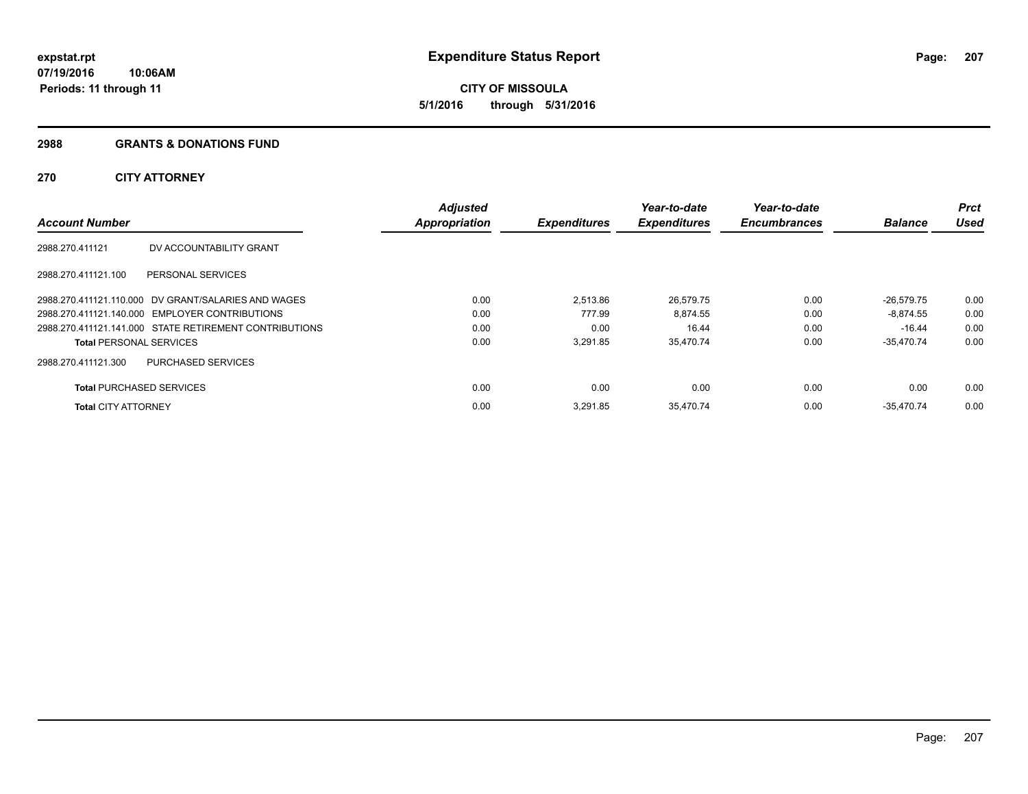**expstat.rpt**
**07/19/2016 10:06AM**
**Periods: 11 through 11**

# Expenditure Status Report

**CITY OF MISSOULA**
**5/1/2016 through 5/31/2016**

## 2988 GRANTS & DONATIONS FUND

## 270 CITY ATTORNEY

| Account Number | | Adjusted Appropriation | Expenditures | Year-to-date Expenditures | Year-to-date Encumbrances | Balance | Prct Used |
|---|---|---|---|---|---|---|---|
| 2988.270.411121 | DV ACCOUNTABILITY GRANT | | | | | | |
| 2988.270.411121.100 | PERSONAL SERVICES | | | | | | |
| 2988.270.411121.110.000 | DV GRANT/SALARIES AND WAGES | 0.00 | 2,513.86 | 26,579.75 | 0.00 | -26,579.75 | 0.00 |
| 2988.270.411121.140.000 | EMPLOYER CONTRIBUTIONS | 0.00 | 777.99 | 8,874.55 | 0.00 | -8,874.55 | 0.00 |
| 2988.270.411121.141.000 | STATE RETIREMENT CONTRIBUTIONS | 0.00 | 0.00 | 16.44 | 0.00 | -16.44 | 0.00 |
| **Total** PERSONAL SERVICES | | 0.00 | 3,291.85 | 35,470.74 | 0.00 | -35,470.74 | 0.00 |
| 2988.270.411121.300 | PURCHASED SERVICES | | | | | | |
| **Total** PURCHASED SERVICES | | 0.00 | 0.00 | 0.00 | 0.00 | 0.00 | 0.00 |
| **Total** CITY ATTORNEY | | 0.00 | 3,291.85 | 35,470.74 | 0.00 | -35,470.74 | 0.00 |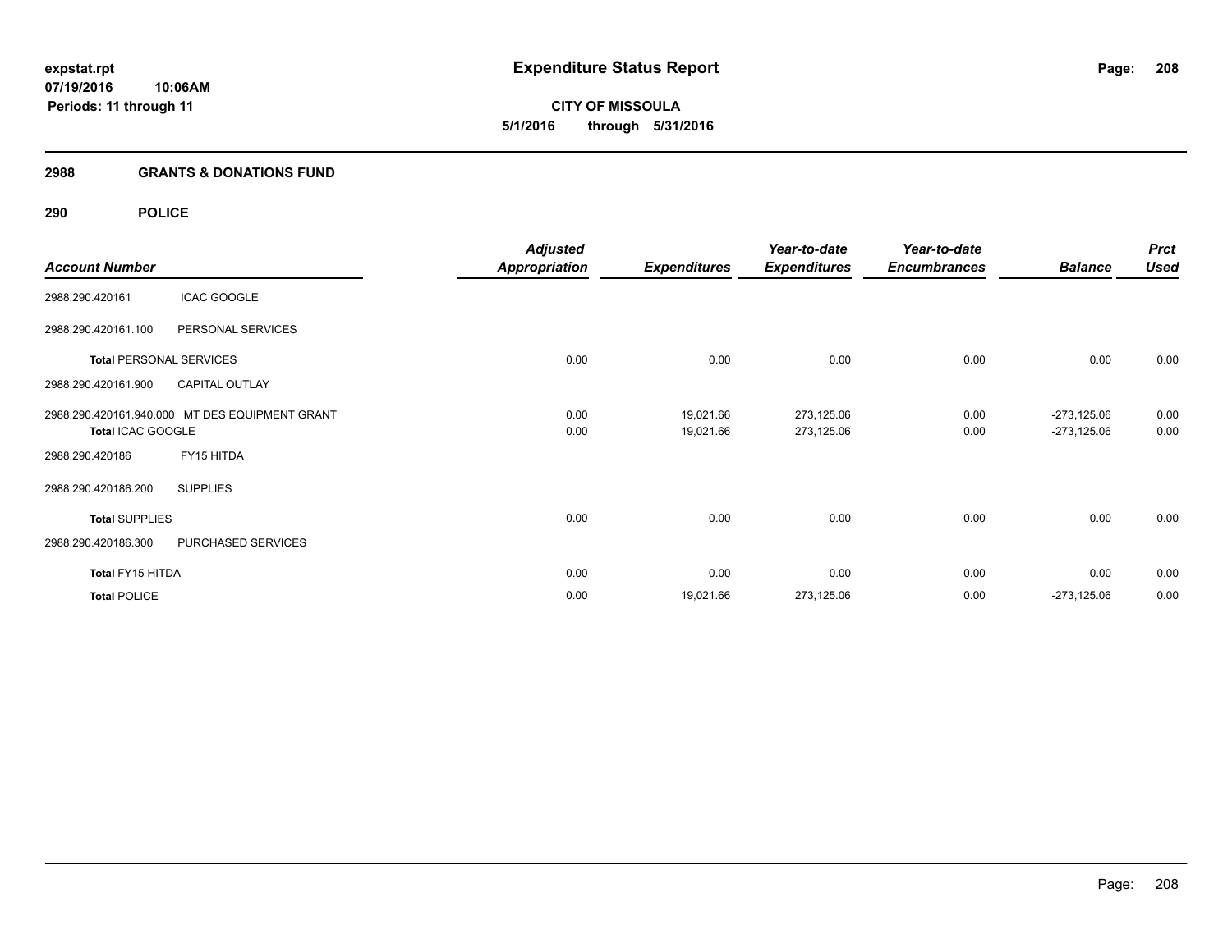# Expenditure Status Report

expstat.rpt
07/19/2016 10:06AM
Periods: 11 through 11

**CITY OF MISSOULA**
**5/1/2016 through 5/31/2016**

## 2988 GRANTS & DONATIONS FUND

### 290 POLICE

| Account Number | | Adjusted Appropriation | Expenditures | Year-to-date Expenditures | Year-to-date Encumbrances | Balance | Prct Used |
|---|---|---|---|---|---|---|---|
| 2988.290.420161 | ICAC GOOGLE | | | | | | |
| 2988.290.420161.100 | PERSONAL SERVICES | | | | | | |
| **Total** PERSONAL SERVICES | | 0.00 | 0.00 | 0.00 | 0.00 | 0.00 | 0.00 |
| 2988.290.420161.900 | CAPITAL OUTLAY | | | | | | |
| 2988.290.420161.940.000 | MT DES EQUIPMENT GRANT | 0.00 | 19,021.66 | 273,125.06 | 0.00 | -273,125.06 | 0.00 |
| **Total** ICAC GOOGLE | | 0.00 | 19,021.66 | 273,125.06 | 0.00 | -273,125.06 | 0.00 |
| 2988.290.420186 | FY15 HITDA | | | | | | |
| 2988.290.420186.200 | SUPPLIES | | | | | | |
| **Total** SUPPLIES | | 0.00 | 0.00 | 0.00 | 0.00 | 0.00 | 0.00 |
| 2988.290.420186.300 | PURCHASED SERVICES | | | | | | |
| **Total** FY15 HITDA | | 0.00 | 0.00 | 0.00 | 0.00 | 0.00 | 0.00 |
| **Total** POLICE | | 0.00 | 19,021.66 | 273,125.06 | 0.00 | -273,125.06 | 0.00 |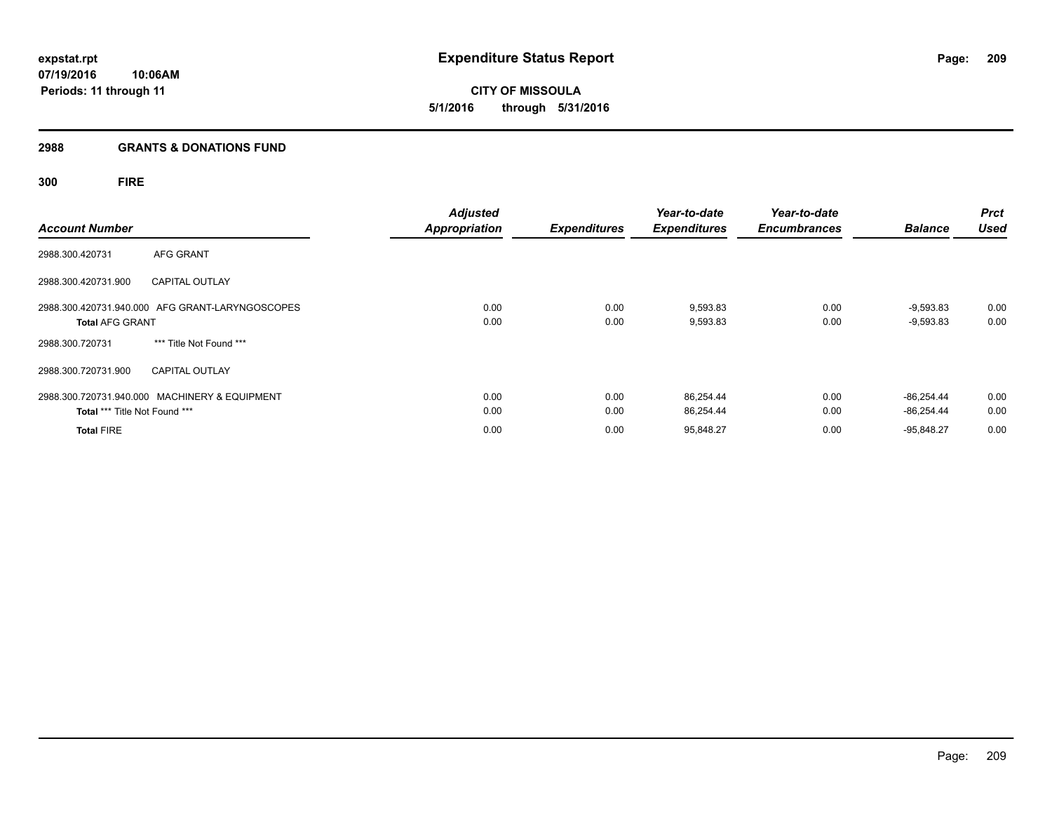# Expenditure Status Report

expstat.rpt
07/19/2016 10:06AM
Periods: 11 through 11

**CITY OF MISSOULA**
**5/1/2016 through 5/31/2016**

## 2988 GRANTS & DONATIONS FUND

### 300 FIRE

| Account Number | | Adjusted Appropriation | Expenditures | Year-to-date Expenditures | Year-to-date Encumbrances | Balance | Prct Used |
|---|---|---|---|---|---|---|---|
| 2988.300.420731 | AFG GRANT | | | | | | |
| 2988.300.420731.900 | CAPITAL OUTLAY | | | | | | |
| 2988.300.420731.940.000 | AFG GRANT-LARYNGOSCOPES | 0.00 | 0.00 | 9,593.83 | 0.00 | -9,593.83 | 0.00 |
| **Total** AFG GRANT | | 0.00 | 0.00 | 9,593.83 | 0.00 | -9,593.83 | 0.00 |
| 2988.300.720731 | *** Title Not Found *** | | | | | | |
| 2988.300.720731.900 | CAPITAL OUTLAY | | | | | | |
| 2988.300.720731.940.000 | MACHINERY & EQUIPMENT | 0.00 | 0.00 | 86,254.44 | 0.00 | -86,254.44 | 0.00 |
| **Total** *** Title Not Found *** | | 0.00 | 0.00 | 86,254.44 | 0.00 | -86,254.44 | 0.00 |
| **Total** FIRE | | 0.00 | 0.00 | 95,848.27 | 0.00 | -95,848.27 | 0.00 |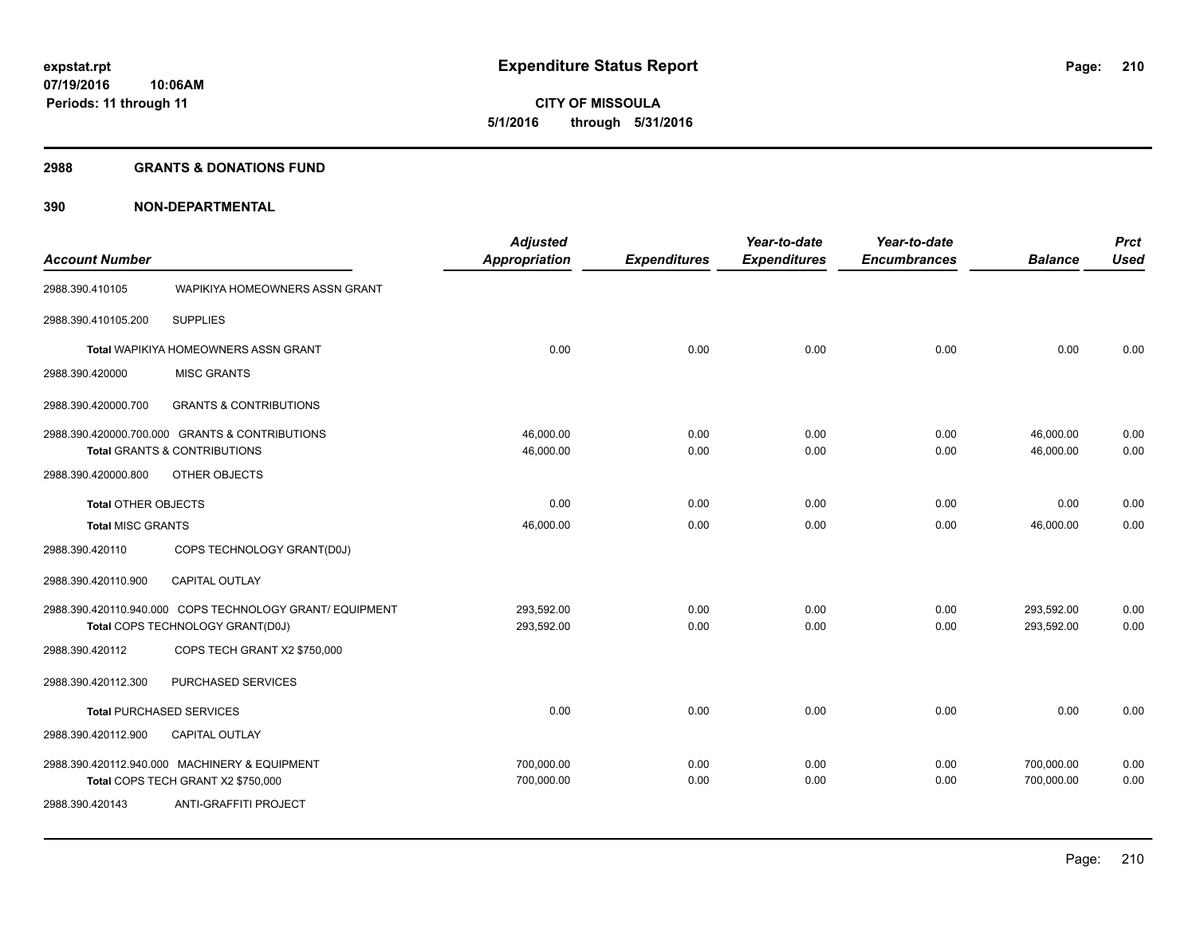**CITY OF MISSOULA**
**5/1/2016 through 5/31/2016**

**2988 GRANTS & DONATIONS FUND**

**390 NON-DEPARTMENTAL**

| Account Number | | Adjusted Appropriation | Expenditures | Year-to-date Expenditures | Year-to-date Encumbrances | Balance | Prct Used |
|---|---|---|---|---|---|---|---|
| 2988.390.410105 | WAPIKIYA HOMEOWNERS ASSN GRANT | | | | | | |
| 2988.390.410105.200 | SUPPLIES | | | | | | |
| Total WAPIKIYA HOMEOWNERS ASSN GRANT | | 0.00 | 0.00 | 0.00 | 0.00 | 0.00 | 0.00 |
| 2988.390.420000 | MISC GRANTS | | | | | | |
| 2988.390.420000.700 | GRANTS & CONTRIBUTIONS | | | | | | |
| 2988.390.420000.700.000 GRANTS & CONTRIBUTIONS | | 46,000.00 | 0.00 | 0.00 | 0.00 | 46,000.00 | 0.00 |
| Total GRANTS & CONTRIBUTIONS | | 46,000.00 | 0.00 | 0.00 | 0.00 | 46,000.00 | 0.00 |
| 2988.390.420000.800 | OTHER OBJECTS | | | | | | |
| Total OTHER OBJECTS | | 0.00 | 0.00 | 0.00 | 0.00 | 0.00 | 0.00 |
| Total MISC GRANTS | | 46,000.00 | 0.00 | 0.00 | 0.00 | 46,000.00 | 0.00 |
| 2988.390.420110 | COPS TECHNOLOGY GRANT(D0J) | | | | | | |
| 2988.390.420110.900 | CAPITAL OUTLAY | | | | | | |
| 2988.390.420110.940.000 COPS TECHNOLOGY GRANT/ EQUIPMENT | | 293,592.00 | 0.00 | 0.00 | 0.00 | 293,592.00 | 0.00 |
| Total COPS TECHNOLOGY GRANT(D0J) | | 293,592.00 | 0.00 | 0.00 | 0.00 | 293,592.00 | 0.00 |
| 2988.390.420112 | COPS TECH GRANT X2 $750,000 | | | | | | |
| 2988.390.420112.300 | PURCHASED SERVICES | | | | | | |
| Total PURCHASED SERVICES | | 0.00 | 0.00 | 0.00 | 0.00 | 0.00 | 0.00 |
| 2988.390.420112.900 | CAPITAL OUTLAY | | | | | | |
| 2988.390.420112.940.000 MACHINERY & EQUIPMENT | | 700,000.00 | 0.00 | 0.00 | 0.00 | 700,000.00 | 0.00 |
| Total COPS TECH GRANT X2 $750,000 | | 700,000.00 | 0.00 | 0.00 | 0.00 | 700,000.00 | 0.00 |
| 2988.390.420143 | ANTI-GRAFFITI PROJECT | | | | | | |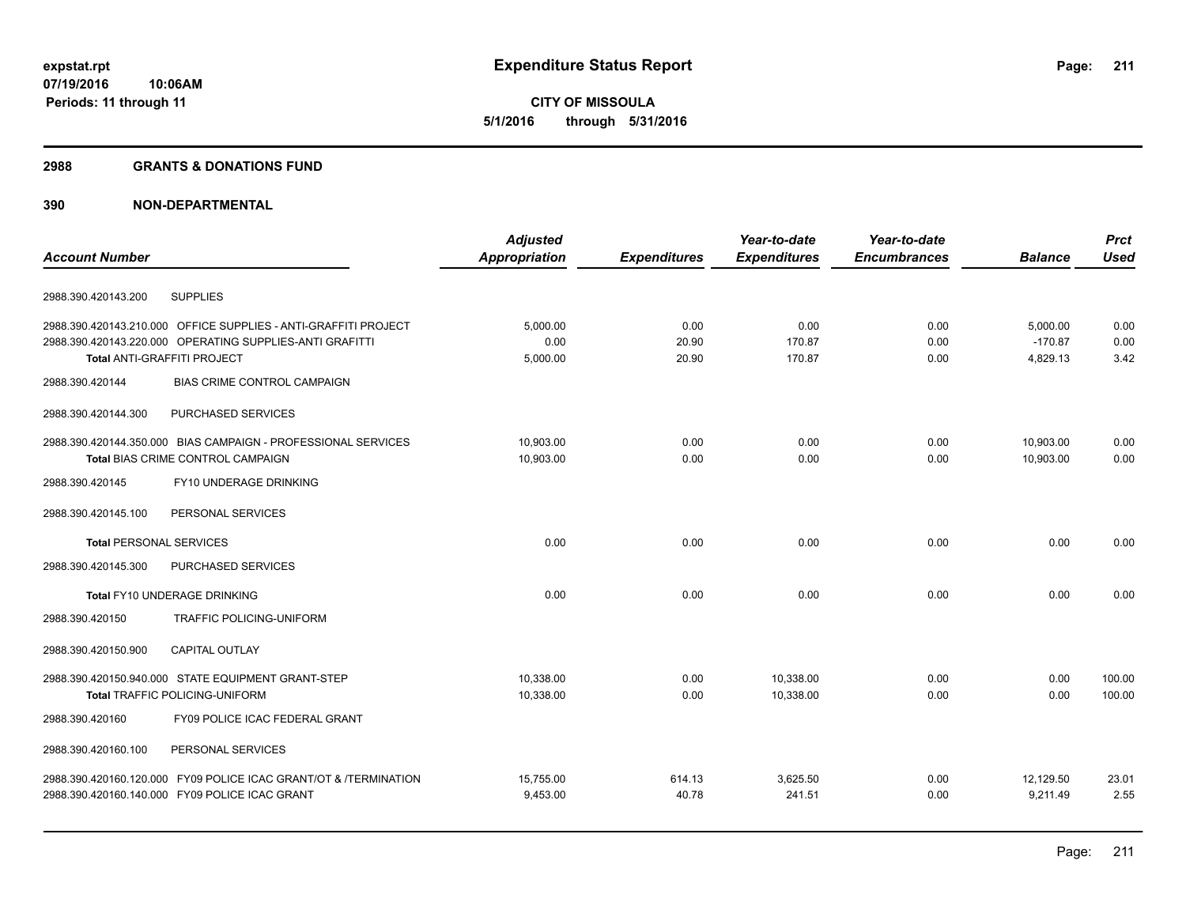**expstat.rpt**
**07/19/2016 10:06AM**
**Periods: 11 through 11**

# Expenditure Status Report

**CITY OF MISSOULA**
**5/1/2016 through 5/31/2016**

## 2988 GRANTS & DONATIONS FUND

## 390 NON-DEPARTMENTAL

| Account Number | Adjusted Appropriation | Expenditures | Year-to-date Expenditures | Year-to-date Encumbrances | Balance | Prct Used |
|---|---|---|---|---|---|---|
| 2988.390.420143.200 SUPPLIES | | | | | | |
| 2988.390.420143.210.000 OFFICE SUPPLIES - ANTI-GRAFFITI PROJECT | 5,000.00 | 0.00 | 0.00 | 0.00 | 5,000.00 | 0.00 |
| 2988.390.420143.220.000 OPERATING SUPPLIES-ANTI GRAFITTI | 0.00 | 20.90 | 170.87 | 0.00 | -170.87 | 0.00 |
| **Total** ANTI-GRAFFITI PROJECT | 5,000.00 | 20.90 | 170.87 | 0.00 | 4,829.13 | 3.42 |
| 2988.390.420144 BIAS CRIME CONTROL CAMPAIGN | | | | | | |
| 2988.390.420144.300 PURCHASED SERVICES | | | | | | |
| 2988.390.420144.350.000 BIAS CAMPAIGN - PROFESSIONAL SERVICES | 10,903.00 | 0.00 | 0.00 | 0.00 | 10,903.00 | 0.00 |
| **Total** BIAS CRIME CONTROL CAMPAIGN | 10,903.00 | 0.00 | 0.00 | 0.00 | 10,903.00 | 0.00 |
| 2988.390.420145 FY10 UNDERAGE DRINKING | | | | | | |
| 2988.390.420145.100 PERSONAL SERVICES | | | | | | |
| **Total** PERSONAL SERVICES | 0.00 | 0.00 | 0.00 | 0.00 | 0.00 | 0.00 |
| 2988.390.420145.300 PURCHASED SERVICES | | | | | | |
| **Total** FY10 UNDERAGE DRINKING | 0.00 | 0.00 | 0.00 | 0.00 | 0.00 | 0.00 |
| 2988.390.420150 TRAFFIC POLICING-UNIFORM | | | | | | |
| 2988.390.420150.900 CAPITAL OUTLAY | | | | | | |
| 2988.390.420150.940.000 STATE EQUIPMENT GRANT-STEP | 10,338.00 | 0.00 | 10,338.00 | 0.00 | 0.00 | 100.00 |
| **Total** TRAFFIC POLICING-UNIFORM | 10,338.00 | 0.00 | 10,338.00 | 0.00 | 0.00 | 100.00 |
| 2988.390.420160 FY09 POLICE ICAC FEDERAL GRANT | | | | | | |
| 2988.390.420160.100 PERSONAL SERVICES | | | | | | |
| 2988.390.420160.120.000 FY09 POLICE ICAC GRANT/OT & /TERMINATION | 15,755.00 | 614.13 | 3,625.50 | 0.00 | 12,129.50 | 23.01 |
| 2988.390.420160.140.000 FY09 POLICE ICAC GRANT | 9,453.00 | 40.78 | 241.51 | 0.00 | 9,211.49 | 2.55 |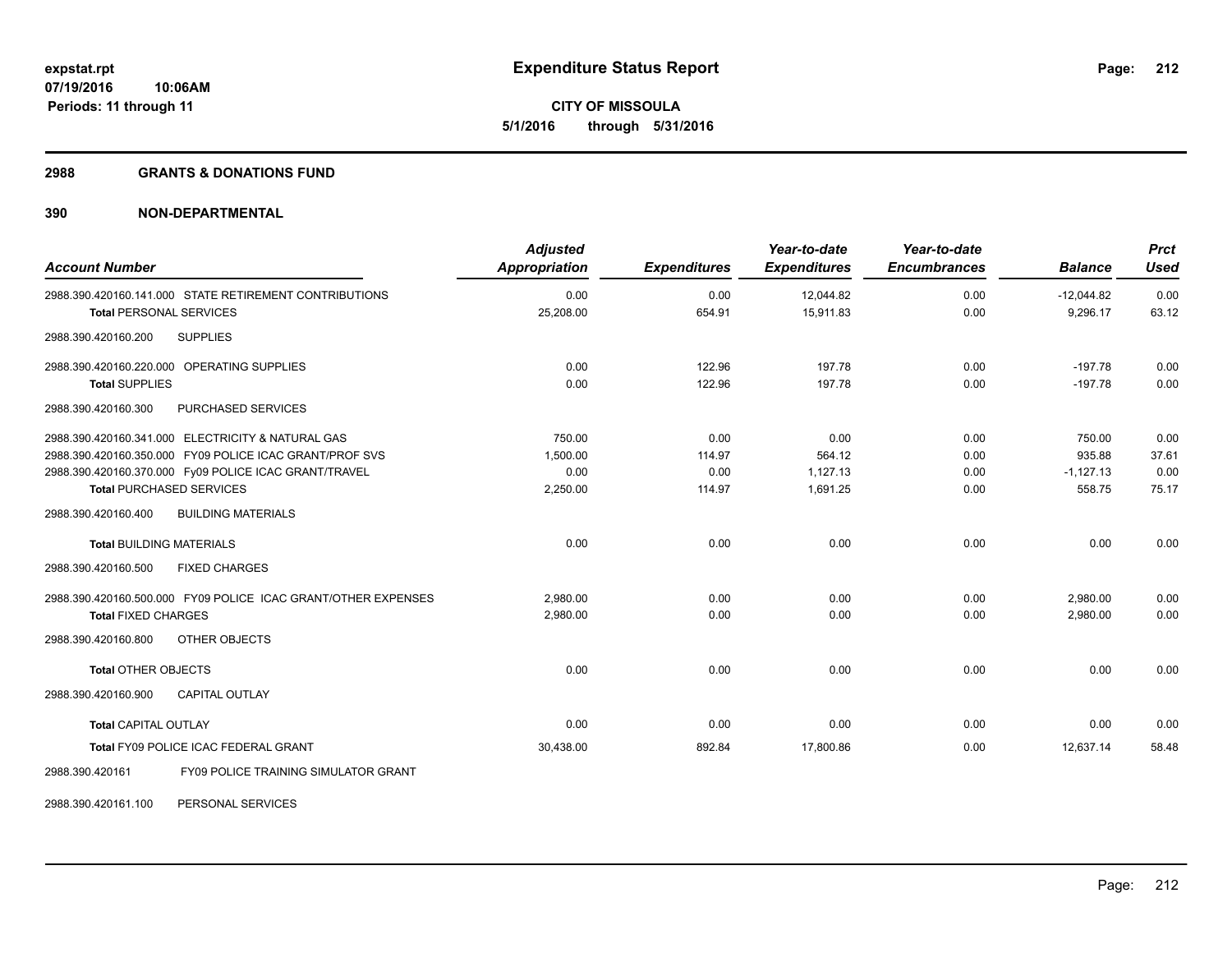# Expenditure Status Report

**CITY OF MISSOULA**

**5/1/2016 through 5/31/2016**

expstat.rpt
07/19/2016 10:06AM
Periods: 11 through 11

## 2988 GRANTS & DONATIONS FUND

## 390 NON-DEPARTMENTAL

| Account Number | Adjusted Appropriation | Expenditures | Year-to-date Expenditures | Year-to-date Encumbrances | Balance | Prct Used |
|---|---|---|---|---|---|---|
| 2988.390.420160.141.000 STATE RETIREMENT CONTRIBUTIONS | 0.00 | 0.00 | 12,044.82 | 0.00 | -12,044.82 | 0.00 |
| **Total** PERSONAL SERVICES | 25,208.00 | 654.91 | 15,911.83 | 0.00 | 9,296.17 | 63.12 |
| 2988.390.420160.200 SUPPLIES | | | | | | |
| 2988.390.420160.220.000 OPERATING SUPPLIES | 0.00 | 122.96 | 197.78 | 0.00 | -197.78 | 0.00 |
| **Total** SUPPLIES | 0.00 | 122.96 | 197.78 | 0.00 | -197.78 | 0.00 |
| 2988.390.420160.300 PURCHASED SERVICES | | | | | | |
| 2988.390.420160.341.000 ELECTRICITY & NATURAL GAS | 750.00 | 0.00 | 0.00 | 0.00 | 750.00 | 0.00 |
| 2988.390.420160.350.000 FY09 POLICE ICAC GRANT/PROF SVS | 1,500.00 | 114.97 | 564.12 | 0.00 | 935.88 | 37.61 |
| 2988.390.420160.370.000 Fy09 POLICE ICAC GRANT/TRAVEL | 0.00 | 0.00 | 1,127.13 | 0.00 | -1,127.13 | 0.00 |
| **Total** PURCHASED SERVICES | 2,250.00 | 114.97 | 1,691.25 | 0.00 | 558.75 | 75.17 |
| 2988.390.420160.400 BUILDING MATERIALS | | | | | | |
| **Total** BUILDING MATERIALS | 0.00 | 0.00 | 0.00 | 0.00 | 0.00 | 0.00 |
| 2988.390.420160.500 FIXED CHARGES | | | | | | |
| 2988.390.420160.500.000 FY09 POLICE ICAC GRANT/OTHER EXPENSES | 2,980.00 | 0.00 | 0.00 | 0.00 | 2,980.00 | 0.00 |
| **Total** FIXED CHARGES | 2,980.00 | 0.00 | 0.00 | 0.00 | 2,980.00 | 0.00 |
| 2988.390.420160.800 OTHER OBJECTS | | | | | | |
| **Total** OTHER OBJECTS | 0.00 | 0.00 | 0.00 | 0.00 | 0.00 | 0.00 |
| 2988.390.420160.900 CAPITAL OUTLAY | | | | | | |
| **Total** CAPITAL OUTLAY | 0.00 | 0.00 | 0.00 | 0.00 | 0.00 | 0.00 |
| **Total FY09 POLICE ICAC FEDERAL GRANT** | 30,438.00 | 892.84 | 17,800.86 | 0.00 | 12,637.14 | 58.48 |
| 2988.390.420161 FY09 POLICE TRAINING SIMULATOR GRANT | | | | | | |
| 2988.390.420161.100 PERSONAL SERVICES | | | | | | |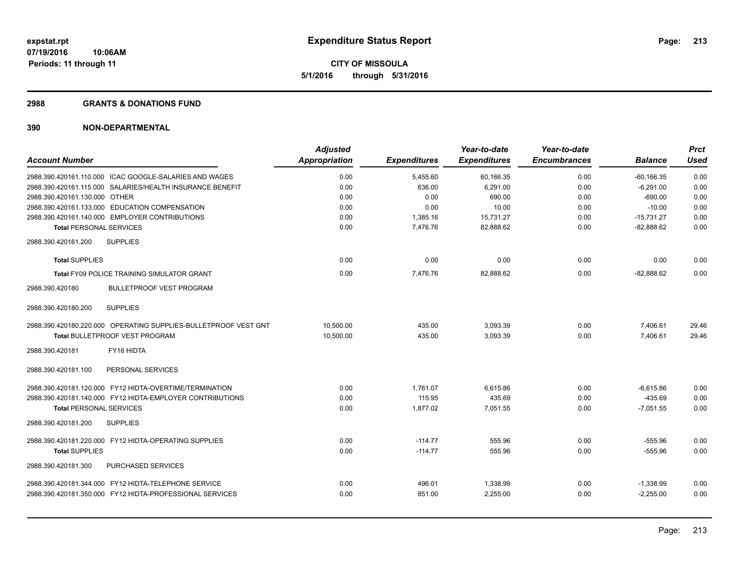**expstat.rpt**
**07/19/2016 10:06AM**
**Periods: 11 through 11**

# Expenditure Status Report

**CITY OF MISSOULA**
**5/1/2016 through 5/31/2016**

## 2988 GRANTS & DONATIONS FUND

## 390 NON-DEPARTMENTAL

| Account Number | Adjusted Appropriation | Expenditures | Year-to-date Expenditures | Year-to-date Encumbrances | Balance | Prct Used |
|---|---|---|---|---|---|---|
| 2988.390.420161.110.000 ICAC GOOGLE-SALARIES AND WAGES | 0.00 | 5,455.60 | 60,166.35 | 0.00 | -60,166.35 | 0.00 |
| 2988.390.420161.115.000 SALARIES/HEALTH INSURANCE BENEFIT | 0.00 | 636.00 | 6,291.00 | 0.00 | -6,291.00 | 0.00 |
| 2988.390.420161.130.000 OTHER | 0.00 | 0.00 | 690.00 | 0.00 | -690.00 | 0.00 |
| 2988.390.420161.133.000 EDUCATION COMPENSATION | 0.00 | 0.00 | 10.00 | 0.00 | -10.00 | 0.00 |
| 2988.390.420161.140.000 EMPLOYER CONTRIBUTIONS | 0.00 | 1,385.16 | 15,731.27 | 0.00 | -15,731.27 | 0.00 |
| **Total** PERSONAL SERVICES | 0.00 | 7,476.76 | 82,888.62 | 0.00 | -82,888.62 | 0.00 |
| 2988.390.420161.200 SUPPLIES | | | | | | |
| **Total** SUPPLIES | 0.00 | 0.00 | 0.00 | 0.00 | 0.00 | 0.00 |
| **Total** FY09 POLICE TRAINING SIMULATOR GRANT | 0.00 | 7,476.76 | 82,888.62 | 0.00 | -82,888.62 | 0.00 |
| 2988.390.420180 BULLETPROOF VEST PROGRAM | | | | | | |
| 2988.390.420180.200 SUPPLIES | | | | | | |
| 2988.390.420180.220.000 OPERATING SUPPLIES-BULLETPROOF VEST GNT | 10,500.00 | 435.00 | 3,093.39 | 0.00 | 7,406.61 | 29.46 |
| **Total** BULLETPROOF VEST PROGRAM | 10,500.00 | 435.00 | 3,093.39 | 0.00 | 7,406.61 | 29.46 |
| 2988.390.420181 FY16 HIDTA | | | | | | |
| 2988.390.420181.100 PERSONAL SERVICES | | | | | | |
| 2988.390.420181.120.000 FY12 HIDTA-OVERTIME/TERMINATION | 0.00 | 1,761.07 | 6,615.86 | 0.00 | -6,615.86 | 0.00 |
| 2988.390.420181.140.000 FY12 HIDTA-EMPLOYER CONTRIBUTIONS | 0.00 | 115.95 | 435.69 | 0.00 | -435.69 | 0.00 |
| **Total** PERSONAL SERVICES | 0.00 | 1,877.02 | 7,051.55 | 0.00 | -7,051.55 | 0.00 |
| 2988.390.420181.200 SUPPLIES | | | | | | |
| 2988.390.420181.220.000 FY12 HIDTA-OPERATING SUPPLIES | 0.00 | -114.77 | 555.96 | 0.00 | -555.96 | 0.00 |
| **Total** SUPPLIES | 0.00 | -114.77 | 555.96 | 0.00 | -555.96 | 0.00 |
| 2988.390.420181.300 PURCHASED SERVICES | | | | | | |
| 2988.390.420181.344.000 FY12 HIDTA-TELEPHONE SERVICE | 0.00 | 496.01 | 1,338.99 | 0.00 | -1,338.99 | 0.00 |
| 2988.390.420181.350.000 FY12 HIDTA-PROFESSIONAL SERVICES | 0.00 | 851.00 | 2,255.00 | 0.00 | -2,255.00 | 0.00 |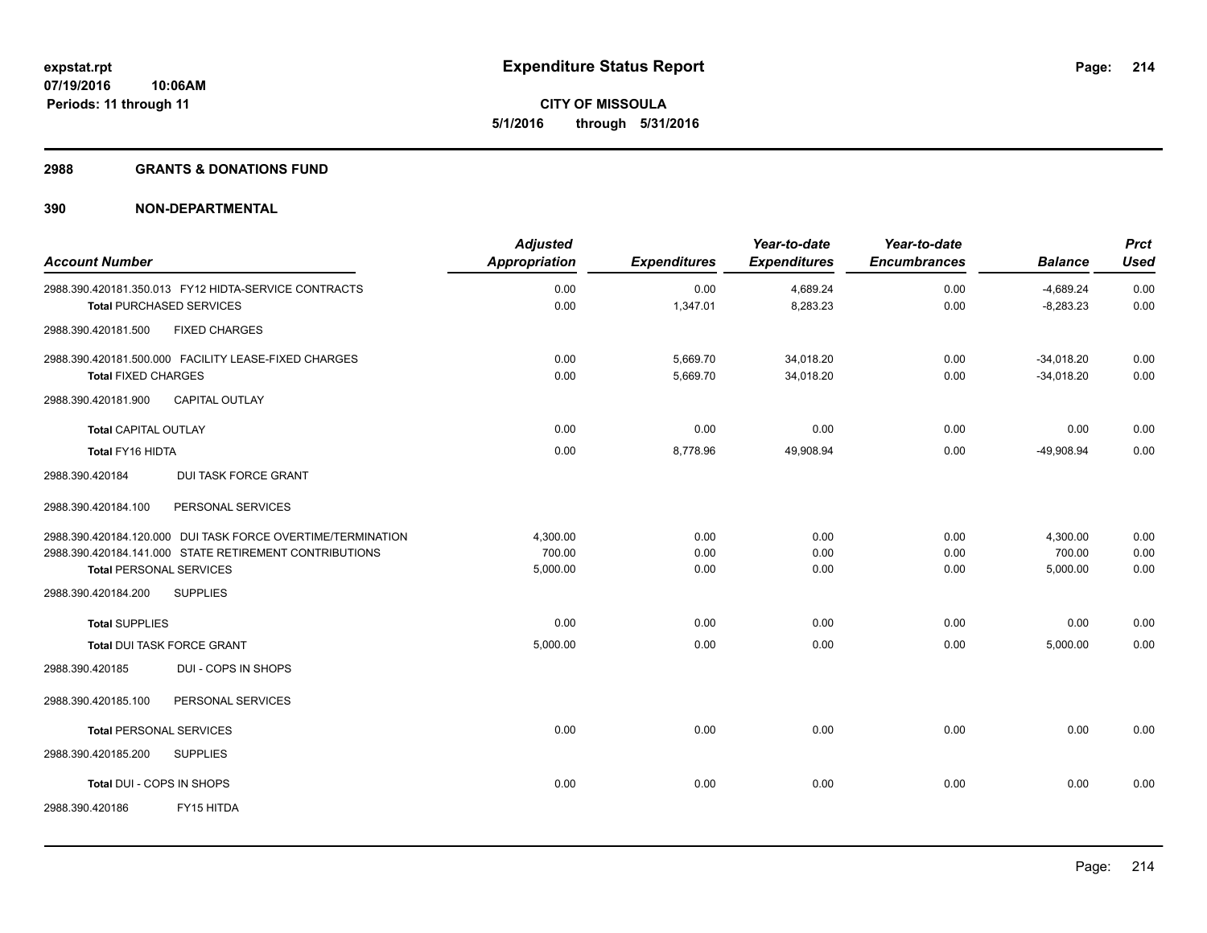**Expenditure Status Report**

**CITY OF MISSOULA**

**5/1/2016 through 5/31/2016**

expstat.rpt
07/19/2016 10:06AM
Periods: 11 through 11

## 2988 GRANTS & DONATIONS FUND

## 390 NON-DEPARTMENTAL

| Account Number | Adjusted Appropriation | Expenditures | Year-to-date Expenditures | Year-to-date Encumbrances | Balance | Prct Used |
|---|---|---|---|---|---|---|
| 2988.390.420181.350.013 FY12 HIDTA-SERVICE CONTRACTS | 0.00 | 0.00 | 4,689.24 | 0.00 | -4,689.24 | 0.00 |
| **Total** PURCHASED SERVICES | 0.00 | 1,347.01 | 8,283.23 | 0.00 | -8,283.23 | 0.00 |
| 2988.390.420181.500 FIXED CHARGES | | | | | | |
| 2988.390.420181.500.000 FACILITY LEASE-FIXED CHARGES | 0.00 | 5,669.70 | 34,018.20 | 0.00 | -34,018.20 | 0.00 |
| **Total** FIXED CHARGES | 0.00 | 5,669.70 | 34,018.20 | 0.00 | -34,018.20 | 0.00 |
| 2988.390.420181.900 CAPITAL OUTLAY | | | | | | |
| **Total** CAPITAL OUTLAY | 0.00 | 0.00 | 0.00 | 0.00 | 0.00 | 0.00 |
| **Total** FY16 HIDTA | 0.00 | 8,778.96 | 49,908.94 | 0.00 | -49,908.94 | 0.00 |
| 2988.390.420184 DUI TASK FORCE GRANT | | | | | | |
| 2988.390.420184.100 PERSONAL SERVICES | | | | | | |
| 2988.390.420184.120.000 DUI TASK FORCE OVERTIME/TERMINATION | 4,300.00 | 0.00 | 0.00 | 0.00 | 4,300.00 | 0.00 |
| 2988.390.420184.141.000 STATE RETIREMENT CONTRIBUTIONS | 700.00 | 0.00 | 0.00 | 0.00 | 700.00 | 0.00 |
| **Total** PERSONAL SERVICES | 5,000.00 | 0.00 | 0.00 | 0.00 | 5,000.00 | 0.00 |
| 2988.390.420184.200 SUPPLIES | | | | | | |
| **Total** SUPPLIES | 0.00 | 0.00 | 0.00 | 0.00 | 0.00 | 0.00 |
| **Total** DUI TASK FORCE GRANT | 5,000.00 | 0.00 | 0.00 | 0.00 | 5,000.00 | 0.00 |
| 2988.390.420185 DUI - COPS IN SHOPS | | | | | | |
| 2988.390.420185.100 PERSONAL SERVICES | | | | | | |
| **Total** PERSONAL SERVICES | 0.00 | 0.00 | 0.00 | 0.00 | 0.00 | 0.00 |
| 2988.390.420185.200 SUPPLIES | | | | | | |
| **Total** DUI - COPS IN SHOPS | 0.00 | 0.00 | 0.00 | 0.00 | 0.00 | 0.00 |
| 2988.390.420186 FY15 HITDA | | | | | | |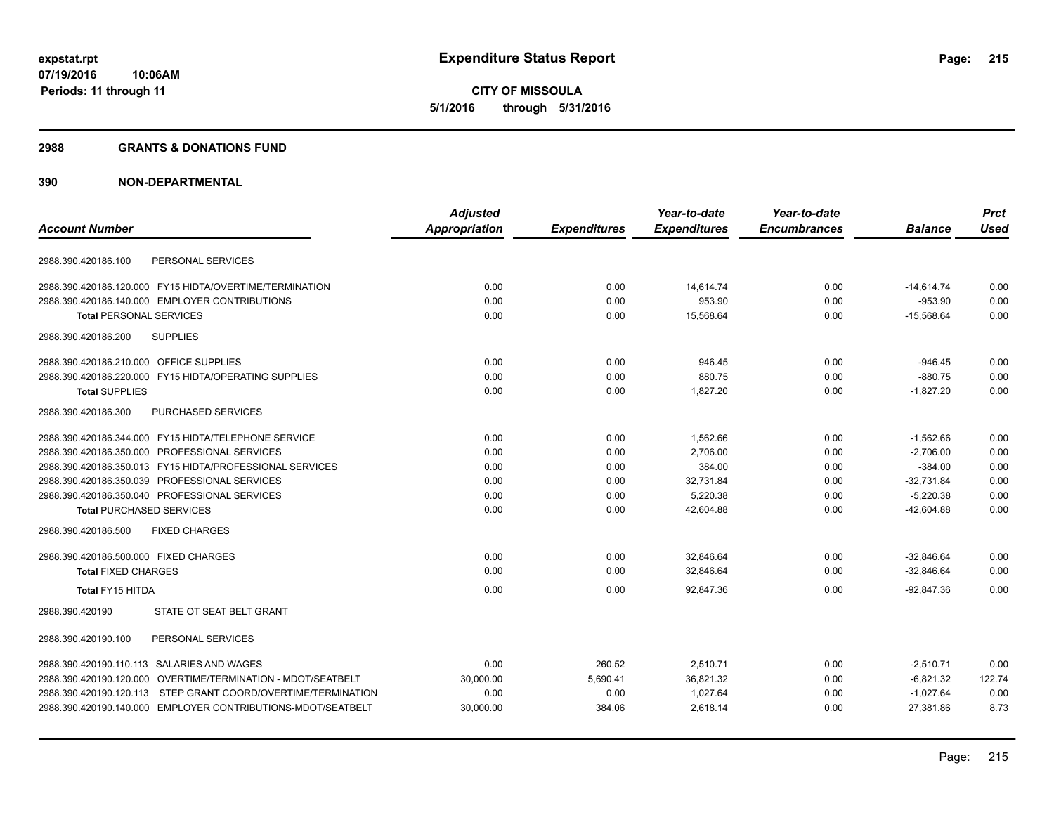# Expenditure Status Report

**CITY OF MISSOULA**
**5/1/2016 through 5/31/2016**

expstat.rpt
07/19/2016 10:06AM
Periods: 11 through 11

## 2988 GRANTS & DONATIONS FUND

## 390 NON-DEPARTMENTAL

| Account Number | Adjusted Appropriation | Expenditures | Year-to-date Expenditures | Year-to-date Encumbrances | Balance | Prct Used |
|---|---|---|---|---|---|---|
| 2988.390.420186.100 PERSONAL SERVICES | | | | | | |
| 2988.390.420186.120.000 FY15 HIDTA/OVERTIME/TERMINATION | 0.00 | 0.00 | 14,614.74 | 0.00 | -14,614.74 | 0.00 |
| 2988.390.420186.140.000 EMPLOYER CONTRIBUTIONS | 0.00 | 0.00 | 953.90 | 0.00 | -953.90 | 0.00 |
| **Total** PERSONAL SERVICES | 0.00 | 0.00 | 15,568.64 | 0.00 | -15,568.64 | 0.00 |
| 2988.390.420186.200 SUPPLIES | | | | | | |
| 2988.390.420186.210.000 OFFICE SUPPLIES | 0.00 | 0.00 | 946.45 | 0.00 | -946.45 | 0.00 |
| 2988.390.420186.220.000 FY15 HIDTA/OPERATING SUPPLIES | 0.00 | 0.00 | 880.75 | 0.00 | -880.75 | 0.00 |
| **Total** SUPPLIES | 0.00 | 0.00 | 1,827.20 | 0.00 | -1,827.20 | 0.00 |
| 2988.390.420186.300 PURCHASED SERVICES | | | | | | |
| 2988.390.420186.344.000 FY15 HIDTA/TELEPHONE SERVICE | 0.00 | 0.00 | 1,562.66 | 0.00 | -1,562.66 | 0.00 |
| 2988.390.420186.350.000 PROFESSIONAL SERVICES | 0.00 | 0.00 | 2,706.00 | 0.00 | -2,706.00 | 0.00 |
| 2988.390.420186.350.013 FY15 HIDTA/PROFESSIONAL SERVICES | 0.00 | 0.00 | 384.00 | 0.00 | -384.00 | 0.00 |
| 2988.390.420186.350.039 PROFESSIONAL SERVICES | 0.00 | 0.00 | 32,731.84 | 0.00 | -32,731.84 | 0.00 |
| 2988.390.420186.350.040 PROFESSIONAL SERVICES | 0.00 | 0.00 | 5,220.38 | 0.00 | -5,220.38 | 0.00 |
| **Total** PURCHASED SERVICES | 0.00 | 0.00 | 42,604.88 | 0.00 | -42,604.88 | 0.00 |
| 2988.390.420186.500 FIXED CHARGES | | | | | | |
| 2988.390.420186.500.000 FIXED CHARGES | 0.00 | 0.00 | 32,846.64 | 0.00 | -32,846.64 | 0.00 |
| **Total** FIXED CHARGES | 0.00 | 0.00 | 32,846.64 | 0.00 | -32,846.64 | 0.00 |
| **Total FY15 HITDA** | 0.00 | 0.00 | 92,847.36 | 0.00 | -92,847.36 | 0.00 |
| 2988.390.420190 STATE OT SEAT BELT GRANT | | | | | | |
| 2988.390.420190.100 PERSONAL SERVICES | | | | | | |
| 2988.390.420190.110.113 SALARIES AND WAGES | 0.00 | 260.52 | 2,510.71 | 0.00 | -2,510.71 | 0.00 |
| 2988.390.420190.120.000 OVERTIME/TERMINATION - MDOT/SEATBELT | 30,000.00 | 5,690.41 | 36,821.32 | 0.00 | -6,821.32 | 122.74 |
| 2988.390.420190.120.113 STEP GRANT COORD/OVERTIME/TERMINATION | 0.00 | 0.00 | 1,027.64 | 0.00 | -1,027.64 | 0.00 |
| 2988.390.420190.140.000 EMPLOYER CONTRIBUTIONS-MDOT/SEATBELT | 30,000.00 | 384.06 | 2,618.14 | 0.00 | 27,381.86 | 8.73 |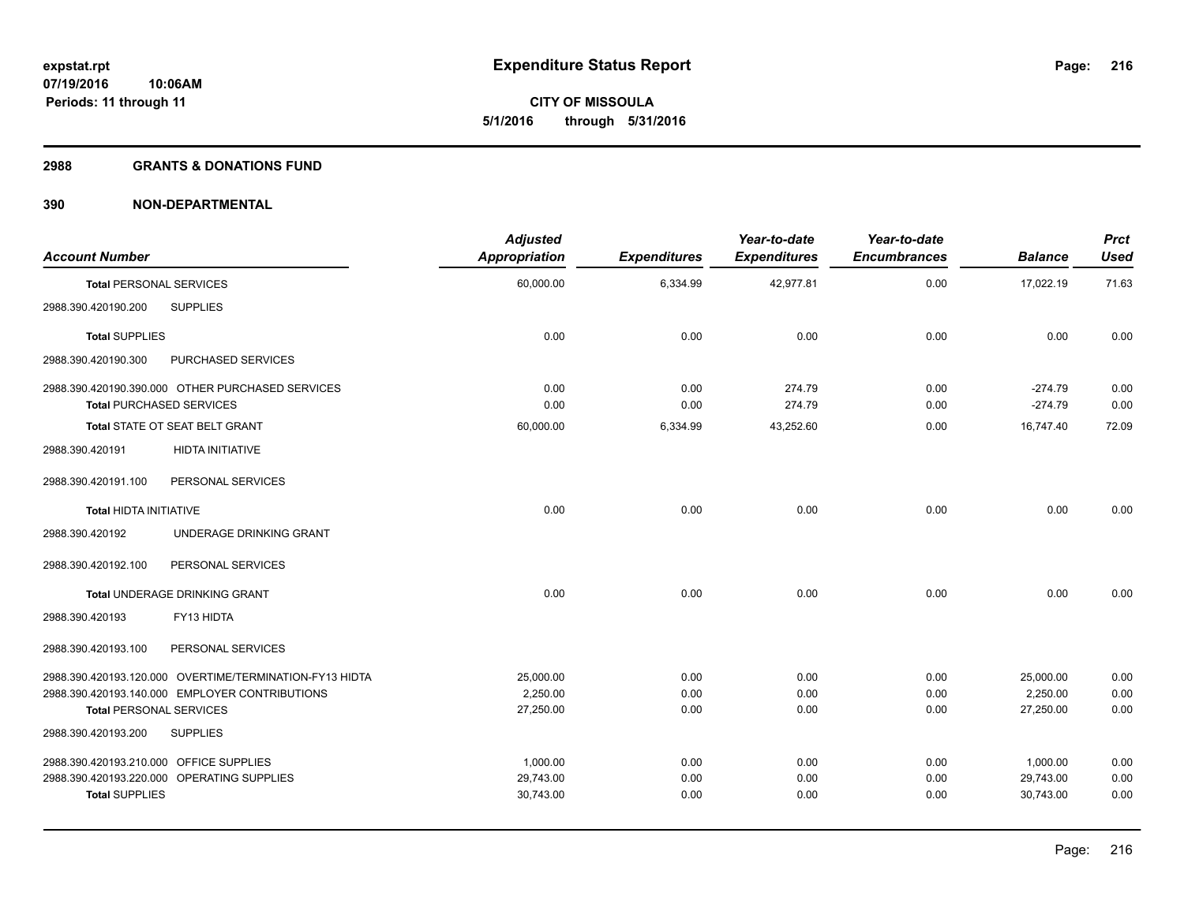# Expenditure Status Report

expstat.rpt
07/19/2016 10:06AM
Periods: 11 through 11

**CITY OF MISSOULA**
**5/1/2016 through 5/31/2016**

## 2988 GRANTS & DONATIONS FUND

## 390 NON-DEPARTMENTAL

| Account Number | Adjusted Appropriation | Expenditures | Year-to-date Expenditures | Year-to-date Encumbrances | Balance | Prct Used |
|---|---|---|---|---|---|---|
| **Total** PERSONAL SERVICES | 60,000.00 | 6,334.99 | 42,977.81 | 0.00 | 17,022.19 | 71.63 |
| 2988.390.420190.200 SUPPLIES | | | | | | |
| **Total** SUPPLIES | 0.00 | 0.00 | 0.00 | 0.00 | 0.00 | 0.00 |
| 2988.390.420190.300 PURCHASED SERVICES | | | | | | |
| 2988.390.420190.390.000 OTHER PURCHASED SERVICES | 0.00 | 0.00 | 274.79 | 0.00 | -274.79 | 0.00 |
| **Total** PURCHASED SERVICES | 0.00 | 0.00 | 274.79 | 0.00 | -274.79 | 0.00 |
| **Total** STATE OT SEAT BELT GRANT | 60,000.00 | 6,334.99 | 43,252.60 | 0.00 | 16,747.40 | 72.09 |
| 2988.390.420191 HIDTA INITIATIVE | | | | | | |
| 2988.390.420191.100 PERSONAL SERVICES | | | | | | |
| **Total** HIDTA INITIATIVE | 0.00 | 0.00 | 0.00 | 0.00 | 0.00 | 0.00 |
| 2988.390.420192 UNDERAGE DRINKING GRANT | | | | | | |
| 2988.390.420192.100 PERSONAL SERVICES | | | | | | |
| **Total** UNDERAGE DRINKING GRANT | 0.00 | 0.00 | 0.00 | 0.00 | 0.00 | 0.00 |
| 2988.390.420193 FY13 HIDTA | | | | | | |
| 2988.390.420193.100 PERSONAL SERVICES | | | | | | |
| 2988.390.420193.120.000 OVERTIME/TERMINATION-FY13 HIDTA | 25,000.00 | 0.00 | 0.00 | 0.00 | 25,000.00 | 0.00 |
| 2988.390.420193.140.000 EMPLOYER CONTRIBUTIONS | 2,250.00 | 0.00 | 0.00 | 0.00 | 2,250.00 | 0.00 |
| **Total** PERSONAL SERVICES | 27,250.00 | 0.00 | 0.00 | 0.00 | 27,250.00 | 0.00 |
| 2988.390.420193.200 SUPPLIES | | | | | | |
| 2988.390.420193.210.000 OFFICE SUPPLIES | 1,000.00 | 0.00 | 0.00 | 0.00 | 1,000.00 | 0.00 |
| 2988.390.420193.220.000 OPERATING SUPPLIES | 29,743.00 | 0.00 | 0.00 | 0.00 | 29,743.00 | 0.00 |
| **Total** SUPPLIES | 30,743.00 | 0.00 | 0.00 | 0.00 | 30,743.00 | 0.00 |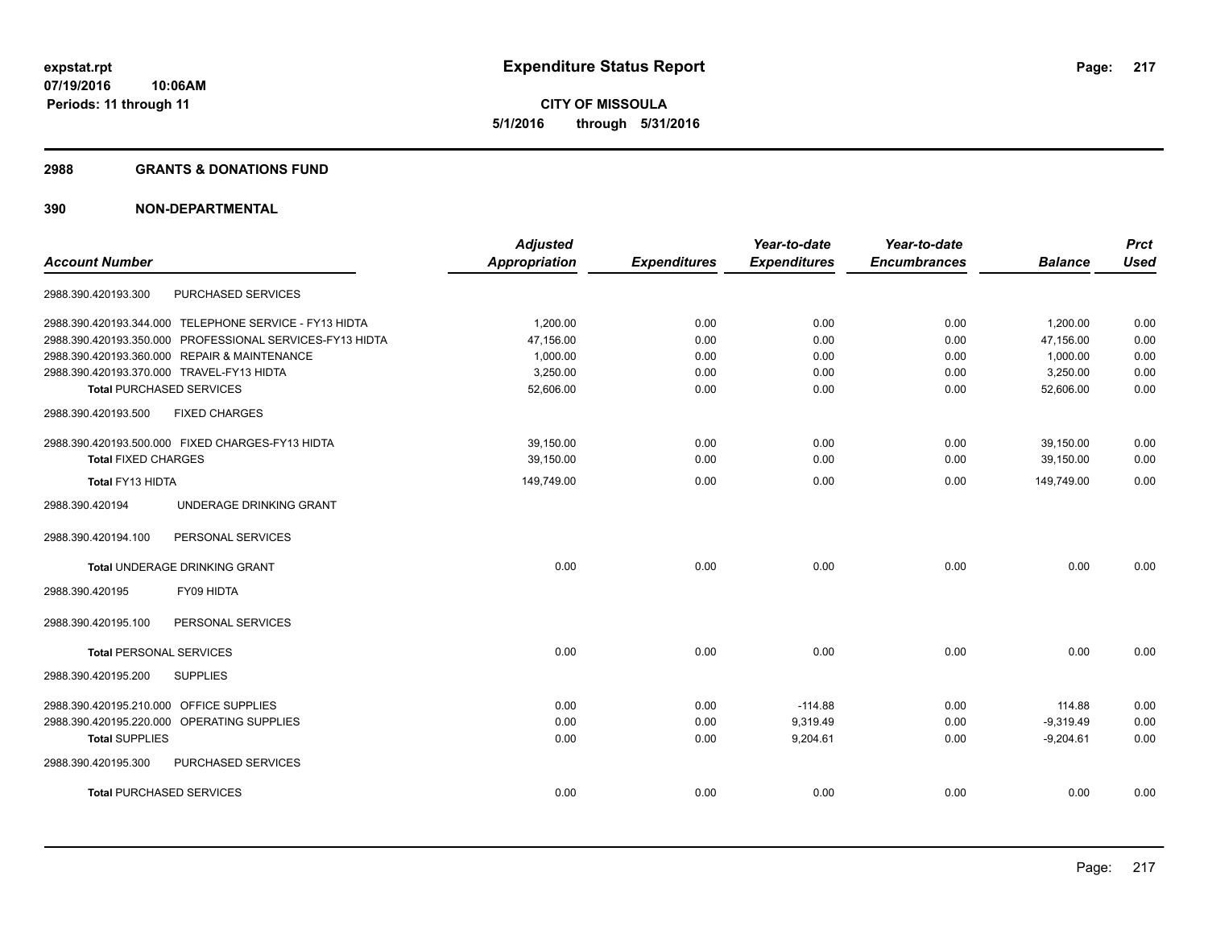**expstat.rpt**
**07/19/2016 10:06AM**
**Periods: 11 through 11**

# Expenditure Status Report

**CITY OF MISSOULA**
**5/1/2016 through 5/31/2016**

## 2988 GRANTS & DONATIONS FUND

## 390 NON-DEPARTMENTAL

| Account Number | Adjusted Appropriation | Expenditures | Year-to-date Expenditures | Year-to-date Encumbrances | Balance | Prct Used |
|---|---|---|---|---|---|---|
| 2988.390.420193.300 PURCHASED SERVICES | | | | | | |
| 2988.390.420193.344.000 TELEPHONE SERVICE - FY13 HIDTA | 1,200.00 | 0.00 | 0.00 | 0.00 | 1,200.00 | 0.00 |
| 2988.390.420193.350.000 PROFESSIONAL SERVICES-FY13 HIDTA | 47,156.00 | 0.00 | 0.00 | 0.00 | 47,156.00 | 0.00 |
| 2988.390.420193.360.000 REPAIR & MAINTENANCE | 1,000.00 | 0.00 | 0.00 | 0.00 | 1,000.00 | 0.00 |
| 2988.390.420193.370.000 TRAVEL-FY13 HIDTA | 3,250.00 | 0.00 | 0.00 | 0.00 | 3,250.00 | 0.00 |
| Total PURCHASED SERVICES | 52,606.00 | 0.00 | 0.00 | 0.00 | 52,606.00 | 0.00 |
| 2988.390.420193.500 FIXED CHARGES | | | | | | |
| 2988.390.420193.500.000 FIXED CHARGES-FY13 HIDTA | 39,150.00 | 0.00 | 0.00 | 0.00 | 39,150.00 | 0.00 |
| Total FIXED CHARGES | 39,150.00 | 0.00 | 0.00 | 0.00 | 39,150.00 | 0.00 |
| Total FY13 HIDTA | 149,749.00 | 0.00 | 0.00 | 0.00 | 149,749.00 | 0.00 |
| 2988.390.420194 UNDERAGE DRINKING GRANT | | | | | | |
| 2988.390.420194.100 PERSONAL SERVICES | | | | | | |
| Total UNDERAGE DRINKING GRANT | 0.00 | 0.00 | 0.00 | 0.00 | 0.00 | 0.00 |
| 2988.390.420195 FY09 HIDTA | | | | | | |
| 2988.390.420195.100 PERSONAL SERVICES | | | | | | |
| Total PERSONAL SERVICES | 0.00 | 0.00 | 0.00 | 0.00 | 0.00 | 0.00 |
| 2988.390.420195.200 SUPPLIES | | | | | | |
| 2988.390.420195.210.000 OFFICE SUPPLIES | 0.00 | 0.00 | -114.88 | 0.00 | 114.88 | 0.00 |
| 2988.390.420195.220.000 OPERATING SUPPLIES | 0.00 | 0.00 | 9,319.49 | 0.00 | -9,319.49 | 0.00 |
| Total SUPPLIES | 0.00 | 0.00 | 9,204.61 | 0.00 | -9,204.61 | 0.00 |
| 2988.390.420195.300 PURCHASED SERVICES | | | | | | |
| Total PURCHASED SERVICES | 0.00 | 0.00 | 0.00 | 0.00 | 0.00 | 0.00 |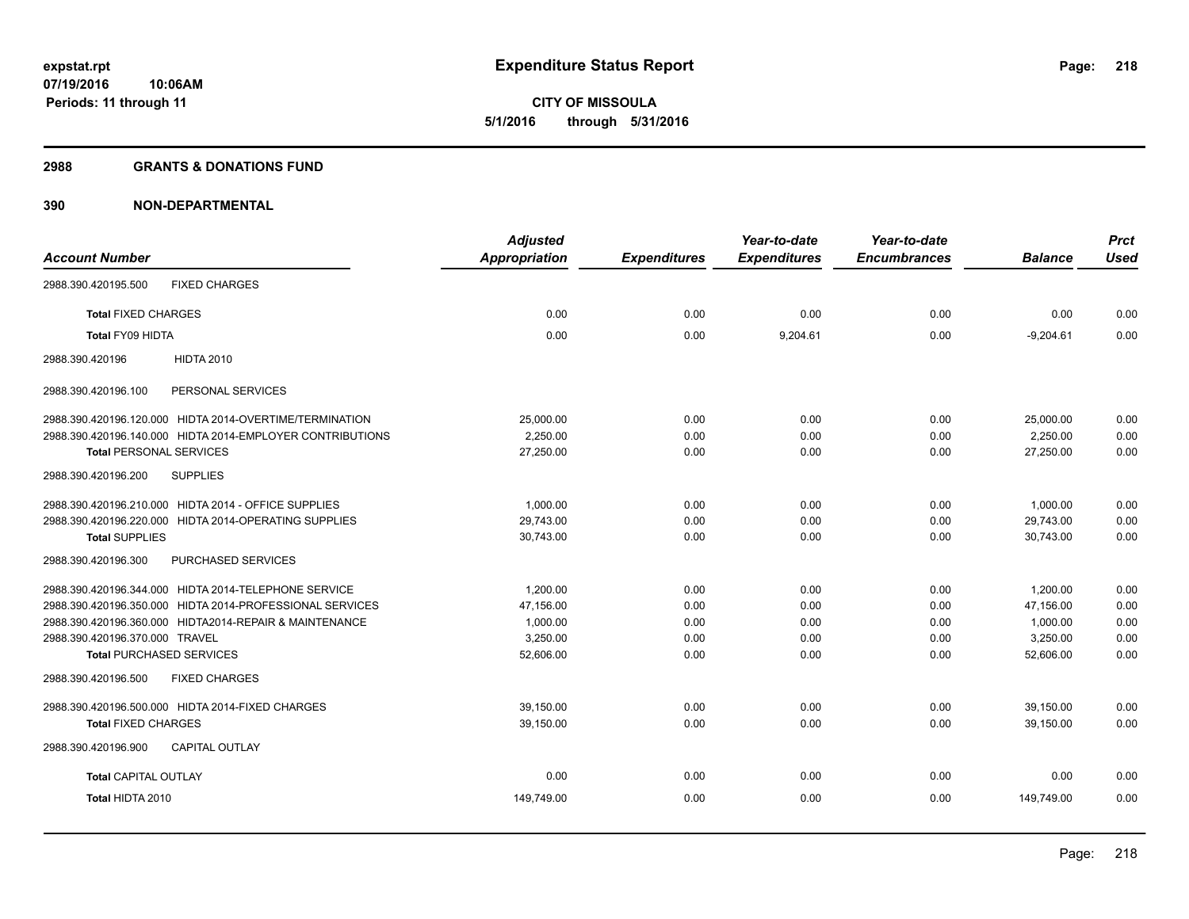**expstat.rpt**
**07/19/2016 10:06AM**
**Periods: 11 through 11**

# Expenditure Status Report

**CITY OF MISSOULA**
**5/1/2016 through 5/31/2016**

## 2988 GRANTS & DONATIONS FUND

## 390 NON-DEPARTMENTAL

| Account Number | Adjusted Appropriation | Expenditures | Year-to-date Expenditures | Year-to-date Encumbrances | Balance | Prct Used |
|---|---|---|---|---|---|---|
| 2988.390.420195.500 FIXED CHARGES | | | | | | |
| **Total** FIXED CHARGES | 0.00 | 0.00 | 0.00 | 0.00 | 0.00 | 0.00 |
| **Total** FY09 HIDTA | 0.00 | 0.00 | 9,204.61 | 0.00 | -9,204.61 | 0.00 |
| 2988.390.420196 HIDTA 2010 | | | | | | |
| 2988.390.420196.100 PERSONAL SERVICES | | | | | | |
| 2988.390.420196.120.000 HIDTA 2014-OVERTIME/TERMINATION | 25,000.00 | 0.00 | 0.00 | 0.00 | 25,000.00 | 0.00 |
| 2988.390.420196.140.000 HIDTA 2014-EMPLOYER CONTRIBUTIONS | 2,250.00 | 0.00 | 0.00 | 0.00 | 2,250.00 | 0.00 |
| **Total** PERSONAL SERVICES | 27,250.00 | 0.00 | 0.00 | 0.00 | 27,250.00 | 0.00 |
| 2988.390.420196.200 SUPPLIES | | | | | | |
| 2988.390.420196.210.000 HIDTA 2014 - OFFICE SUPPLIES | 1,000.00 | 0.00 | 0.00 | 0.00 | 1,000.00 | 0.00 |
| 2988.390.420196.220.000 HIDTA 2014-OPERATING SUPPLIES | 29,743.00 | 0.00 | 0.00 | 0.00 | 29,743.00 | 0.00 |
| **Total** SUPPLIES | 30,743.00 | 0.00 | 0.00 | 0.00 | 30,743.00 | 0.00 |
| 2988.390.420196.300 PURCHASED SERVICES | | | | | | |
| 2988.390.420196.344.000 HIDTA 2014-TELEPHONE SERVICE | 1,200.00 | 0.00 | 0.00 | 0.00 | 1,200.00 | 0.00 |
| 2988.390.420196.350.000 HIDTA 2014-PROFESSIONAL SERVICES | 47,156.00 | 0.00 | 0.00 | 0.00 | 47,156.00 | 0.00 |
| 2988.390.420196.360.000 HIDTA2014-REPAIR & MAINTENANCE | 1,000.00 | 0.00 | 0.00 | 0.00 | 1,000.00 | 0.00 |
| 2988.390.420196.370.000 TRAVEL | 3,250.00 | 0.00 | 0.00 | 0.00 | 3,250.00 | 0.00 |
| **Total** PURCHASED SERVICES | 52,606.00 | 0.00 | 0.00 | 0.00 | 52,606.00 | 0.00 |
| 2988.390.420196.500 FIXED CHARGES | | | | | | |
| 2988.390.420196.500.000 HIDTA 2014-FIXED CHARGES | 39,150.00 | 0.00 | 0.00 | 0.00 | 39,150.00 | 0.00 |
| **Total** FIXED CHARGES | 39,150.00 | 0.00 | 0.00 | 0.00 | 39,150.00 | 0.00 |
| 2988.390.420196.900 CAPITAL OUTLAY | | | | | | |
| **Total** CAPITAL OUTLAY | 0.00 | 0.00 | 0.00 | 0.00 | 0.00 | 0.00 |
| **Total** HIDTA 2010 | 149,749.00 | 0.00 | 0.00 | 0.00 | 149,749.00 | 0.00 |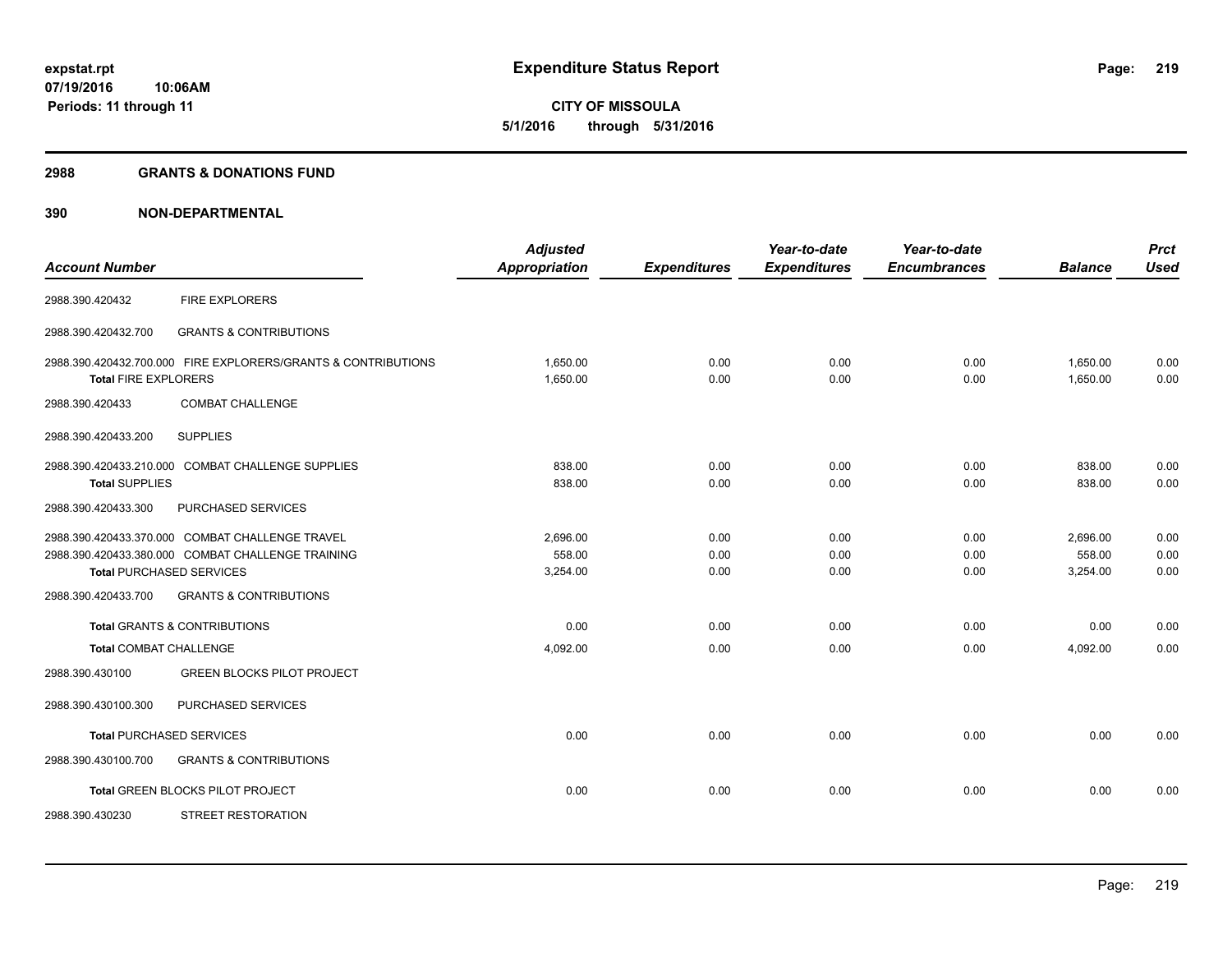**Expenditure Status Report**

**CITY OF MISSOULA**
**5/1/2016 through 5/31/2016**

expstat.rpt
07/19/2016 10:06AM
Periods: 11 through 11

## 2988 GRANTS & DONATIONS FUND

## 390 NON-DEPARTMENTAL

| Account Number | | Adjusted Appropriation | Expenditures | Year-to-date Expenditures | Year-to-date Encumbrances | Balance | Prct Used |
|---|---|---|---|---|---|---|---|
| 2988.390.420432 | FIRE EXPLORERS | | | | | | |
| 2988.390.420432.700 | GRANTS & CONTRIBUTIONS | | | | | | |
| 2988.390.420432.700.000 | FIRE EXPLORERS/GRANTS & CONTRIBUTIONS | 1,650.00 | 0.00 | 0.00 | 0.00 | 1,650.00 | 0.00 |
| **Total** FIRE EXPLORERS | | 1,650.00 | 0.00 | 0.00 | 0.00 | 1,650.00 | 0.00 |
| 2988.390.420433 | COMBAT CHALLENGE | | | | | | |
| 2988.390.420433.200 | SUPPLIES | | | | | | |
| 2988.390.420433.210.000 | COMBAT CHALLENGE SUPPLIES | 838.00 | 0.00 | 0.00 | 0.00 | 838.00 | 0.00 |
| **Total** SUPPLIES | | 838.00 | 0.00 | 0.00 | 0.00 | 838.00 | 0.00 |
| 2988.390.420433.300 | PURCHASED SERVICES | | | | | | |
| 2988.390.420433.370.000 | COMBAT CHALLENGE TRAVEL | 2,696.00 | 0.00 | 0.00 | 0.00 | 2,696.00 | 0.00 |
| 2988.390.420433.380.000 | COMBAT CHALLENGE TRAINING | 558.00 | 0.00 | 0.00 | 0.00 | 558.00 | 0.00 |
| **Total** PURCHASED SERVICES | | 3,254.00 | 0.00 | 0.00 | 0.00 | 3,254.00 | 0.00 |
| 2988.390.420433.700 | GRANTS & CONTRIBUTIONS | | | | | | |
| **Total** GRANTS & CONTRIBUTIONS | | 0.00 | 0.00 | 0.00 | 0.00 | 0.00 | 0.00 |
| **Total** COMBAT CHALLENGE | | 4,092.00 | 0.00 | 0.00 | 0.00 | 4,092.00 | 0.00 |
| 2988.390.430100 | GREEN BLOCKS PILOT PROJECT | | | | | | |
| 2988.390.430100.300 | PURCHASED SERVICES | | | | | | |
| **Total** PURCHASED SERVICES | | 0.00 | 0.00 | 0.00 | 0.00 | 0.00 | 0.00 |
| 2988.390.430100.700 | GRANTS & CONTRIBUTIONS | | | | | | |
| **Total** GREEN BLOCKS PILOT PROJECT | | 0.00 | 0.00 | 0.00 | 0.00 | 0.00 | 0.00 |
| 2988.390.430230 | STREET RESTORATION | | | | | | |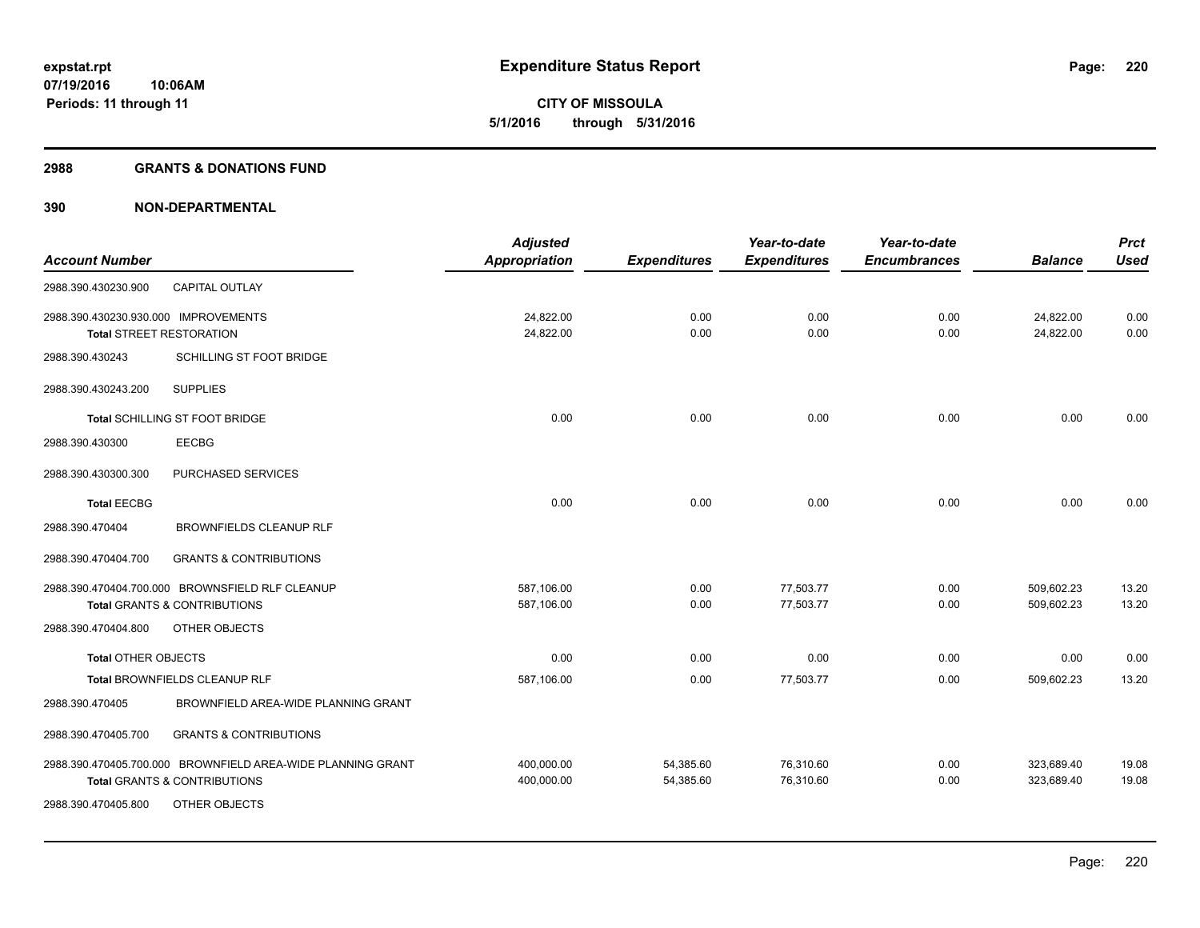**expstat.rpt**
**07/19/2016 10:06AM**
**Periods: 11 through 11**

# Expenditure Status Report

**CITY OF MISSOULA**
**5/1/2016 through 5/31/2016**

## 2988 GRANTS & DONATIONS FUND

## 390 NON-DEPARTMENTAL

| Account Number | | Adjusted Appropriation | Expenditures | Year-to-date Expenditures | Year-to-date Encumbrances | Balance | Prct Used |
|---|---|---|---|---|---|---|---|
| 2988.390.430230.900 | CAPITAL OUTLAY | | | | | | |
| 2988.390.430230.930.000 | IMPROVEMENTS | 24,822.00 | 0.00 | 0.00 | 0.00 | 24,822.00 | 0.00 |
| **Total** STREET RESTORATION | | 24,822.00 | 0.00 | 0.00 | 0.00 | 24,822.00 | 0.00 |
| 2988.390.430243 | SCHILLING ST FOOT BRIDGE | | | | | | |
| 2988.390.430243.200 | SUPPLIES | | | | | | |
| **Total** SCHILLING ST FOOT BRIDGE | | 0.00 | 0.00 | 0.00 | 0.00 | 0.00 | 0.00 |
| 2988.390.430300 | EECBG | | | | | | |
| 2988.390.430300.300 | PURCHASED SERVICES | | | | | | |
| **Total** EECBG | | 0.00 | 0.00 | 0.00 | 0.00 | 0.00 | 0.00 |
| 2988.390.470404 | BROWNFIELDS CLEANUP RLF | | | | | | |
| 2988.390.470404.700 | GRANTS & CONTRIBUTIONS | | | | | | |
| 2988.390.470404.700.000 | BROWNSFIELD RLF CLEANUP | 587,106.00 | 0.00 | 77,503.77 | 0.00 | 509,602.23 | 13.20 |
| **Total** GRANTS & CONTRIBUTIONS | | 587,106.00 | 0.00 | 77,503.77 | 0.00 | 509,602.23 | 13.20 |
| 2988.390.470404.800 | OTHER OBJECTS | | | | | | |
| **Total** OTHER OBJECTS | | 0.00 | 0.00 | 0.00 | 0.00 | 0.00 | 0.00 |
| **Total** BROWNFIELDS CLEANUP RLF | | 587,106.00 | 0.00 | 77,503.77 | 0.00 | 509,602.23 | 13.20 |
| 2988.390.470405 | BROWNFIELD AREA-WIDE PLANNING GRANT | | | | | | |
| 2988.390.470405.700 | GRANTS & CONTRIBUTIONS | | | | | | |
| 2988.390.470405.700.000 | BROWNFIELD AREA-WIDE PLANNING GRANT | 400,000.00 | 54,385.60 | 76,310.60 | 0.00 | 323,689.40 | 19.08 |
| **Total** GRANTS & CONTRIBUTIONS | | 400,000.00 | 54,385.60 | 76,310.60 | 0.00 | 323,689.40 | 19.08 |
| 2988.390.470405.800 | OTHER OBJECTS | | | | | | |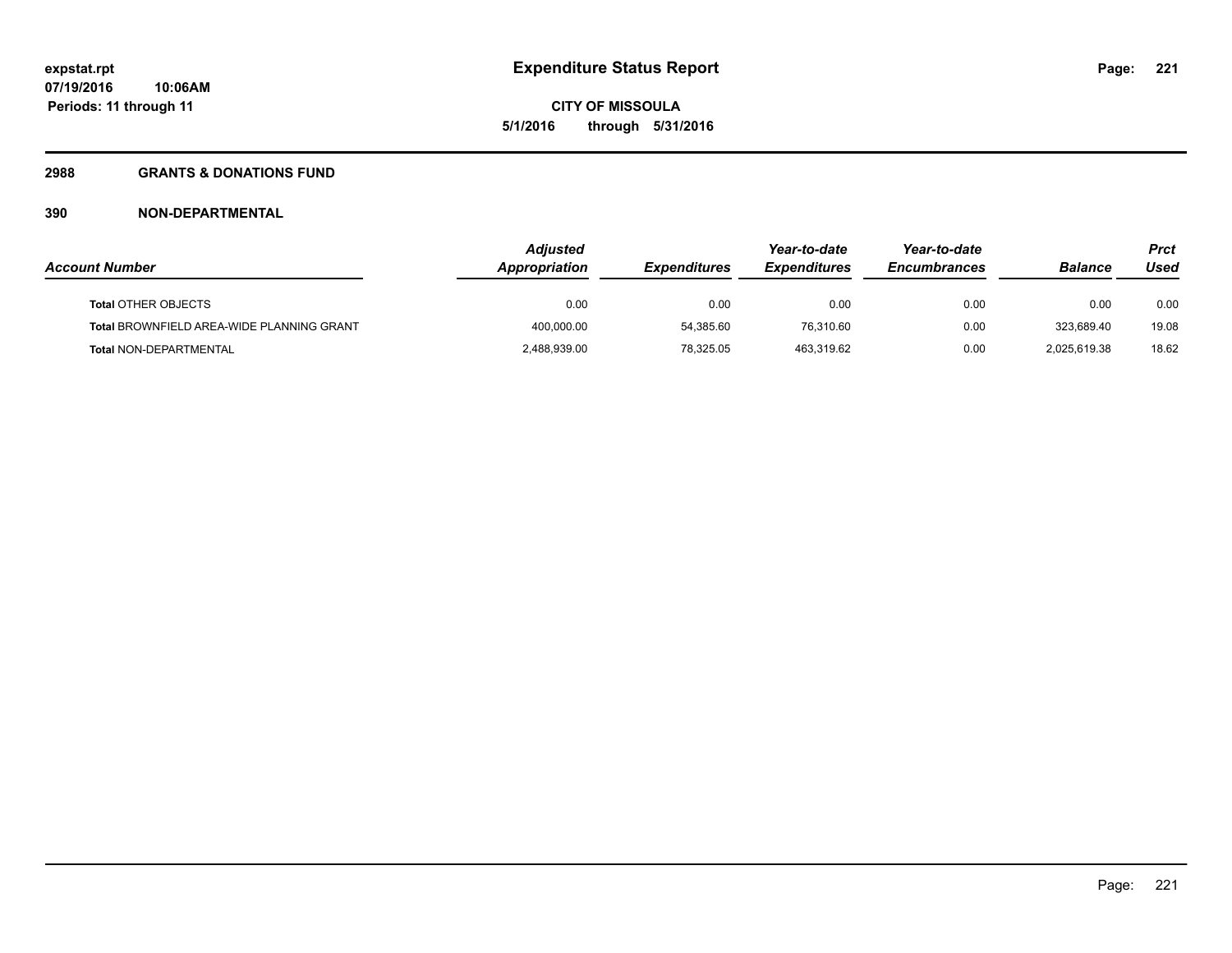**expstat.rpt**
**07/19/2016 10:06AM**
**Periods: 11 through 11**

# Expenditure Status Report

**CITY OF MISSOULA**
**5/1/2016 through 5/31/2016**

## 2988 GRANTS & DONATIONS FUND

## 390 NON-DEPARTMENTAL

| Account Number | Adjusted Appropriation | Expenditures | Year-to-date Expenditures | Year-to-date Encumbrances | Balance | Prct Used |
|---|---|---|---|---|---|---|
| **Total** OTHER OBJECTS | 0.00 | 0.00 | 0.00 | 0.00 | 0.00 | 0.00 |
| **Total** BROWNFIELD AREA-WIDE PLANNING GRANT | 400,000.00 | 54,385.60 | 76,310.60 | 0.00 | 323,689.40 | 19.08 |
| **Total** NON-DEPARTMENTAL | 2,488,939.00 | 78,325.05 | 463,319.62 | 0.00 | 2,025,619.38 | 18.62 |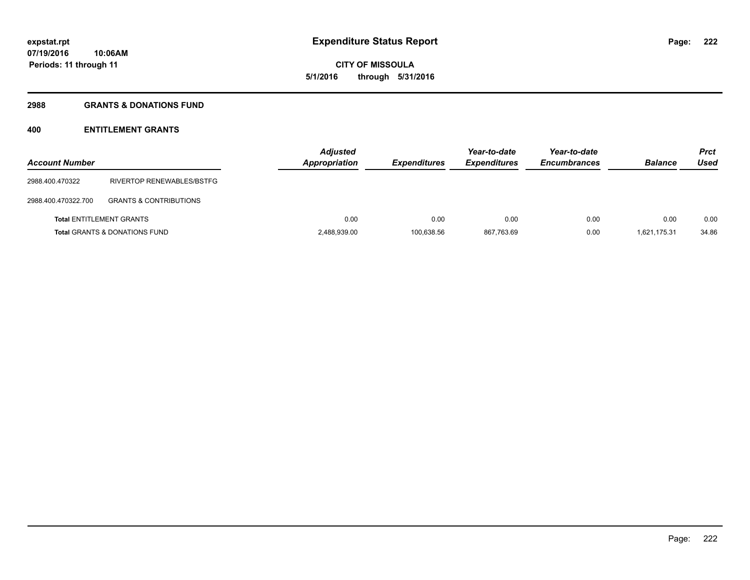**expstat.rpt**
**07/19/2016 10:06AM**
**Periods: 11 through 11**

# Expenditure Status Report

**CITY OF MISSOULA**
**5/1/2016 through 5/31/2016**

## 2988 GRANTS & DONATIONS FUND

### 400 ENTITLEMENT GRANTS

| Account Number | | Adjusted Appropriation | Expenditures | Year-to-date Expenditures | Year-to-date Encumbrances | Balance | Prct Used |
|---|---|---|---|---|---|---|---|
| 2988.400.470322 | RIVERTOP RENEWABLES/BSTFG | | | | | | |
| 2988.400.470322.700 | GRANTS & CONTRIBUTIONS | | | | | | |
| **Total** ENTITLEMENT GRANTS | | 0.00 | 0.00 | 0.00 | 0.00 | 0.00 | 0.00 |
| **Total** GRANTS & DONATIONS FUND | | 2,488,939.00 | 100,638.56 | 867,763.69 | 0.00 | 1,621,175.31 | 34.86 |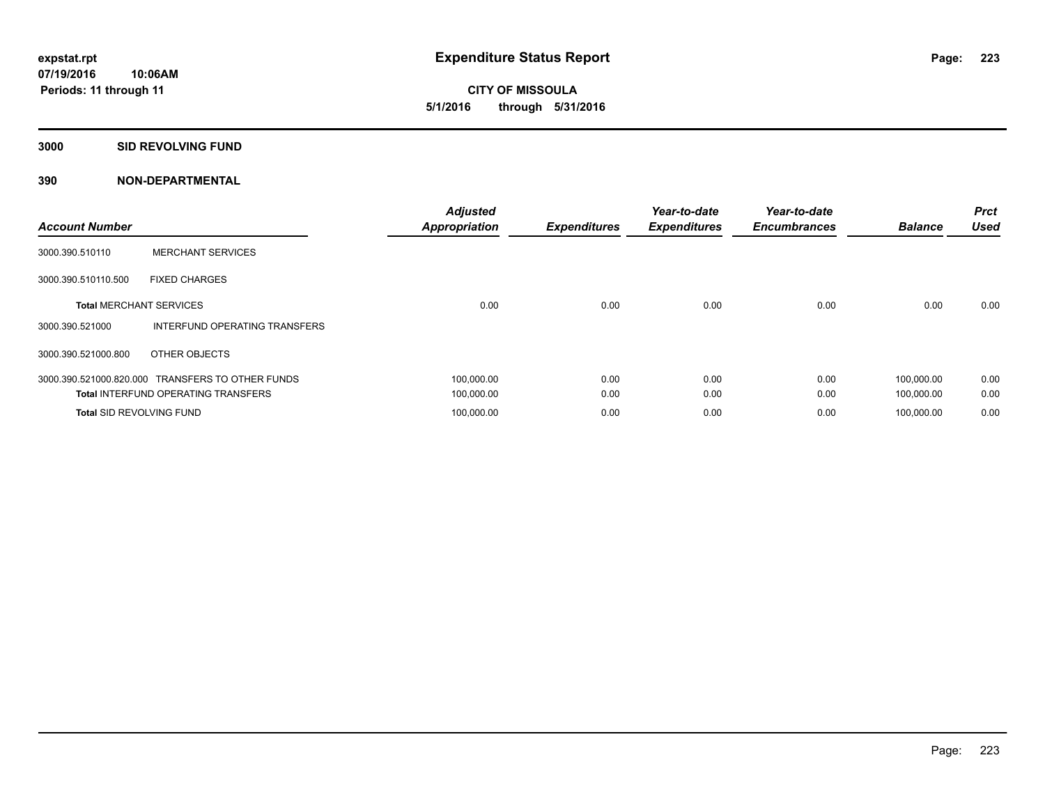**expstat.rpt**
**07/19/2016 10:06AM**
**Periods: 11 through 11**

# Expenditure Status Report

**CITY OF MISSOULA**
**5/1/2016 through 5/31/2016**

## 3000 SID REVOLVING FUND

## 390 NON-DEPARTMENTAL

| Account Number | | Adjusted Appropriation | Expenditures | Year-to-date Expenditures | Year-to-date Encumbrances | Balance | Prct Used |
|---|---|---|---|---|---|---|---|
| 3000.390.510110 | MERCHANT SERVICES | | | | | | |
| 3000.390.510110.500 | FIXED CHARGES | | | | | | |
| **Total** MERCHANT SERVICES | | 0.00 | 0.00 | 0.00 | 0.00 | 0.00 | 0.00 |
| 3000.390.521000 | INTERFUND OPERATING TRANSFERS | | | | | | |
| 3000.390.521000.800 | OTHER OBJECTS | | | | | | |
| 3000.390.521000.820.000 | TRANSFERS TO OTHER FUNDS | 100,000.00 | 0.00 | 0.00 | 0.00 | 100,000.00 | 0.00 |
| **Total** INTERFUND OPERATING TRANSFERS | | 100,000.00 | 0.00 | 0.00 | 0.00 | 100,000.00 | 0.00 |
| **Total** SID REVOLVING FUND | | 100,000.00 | 0.00 | 0.00 | 0.00 | 100,000.00 | 0.00 |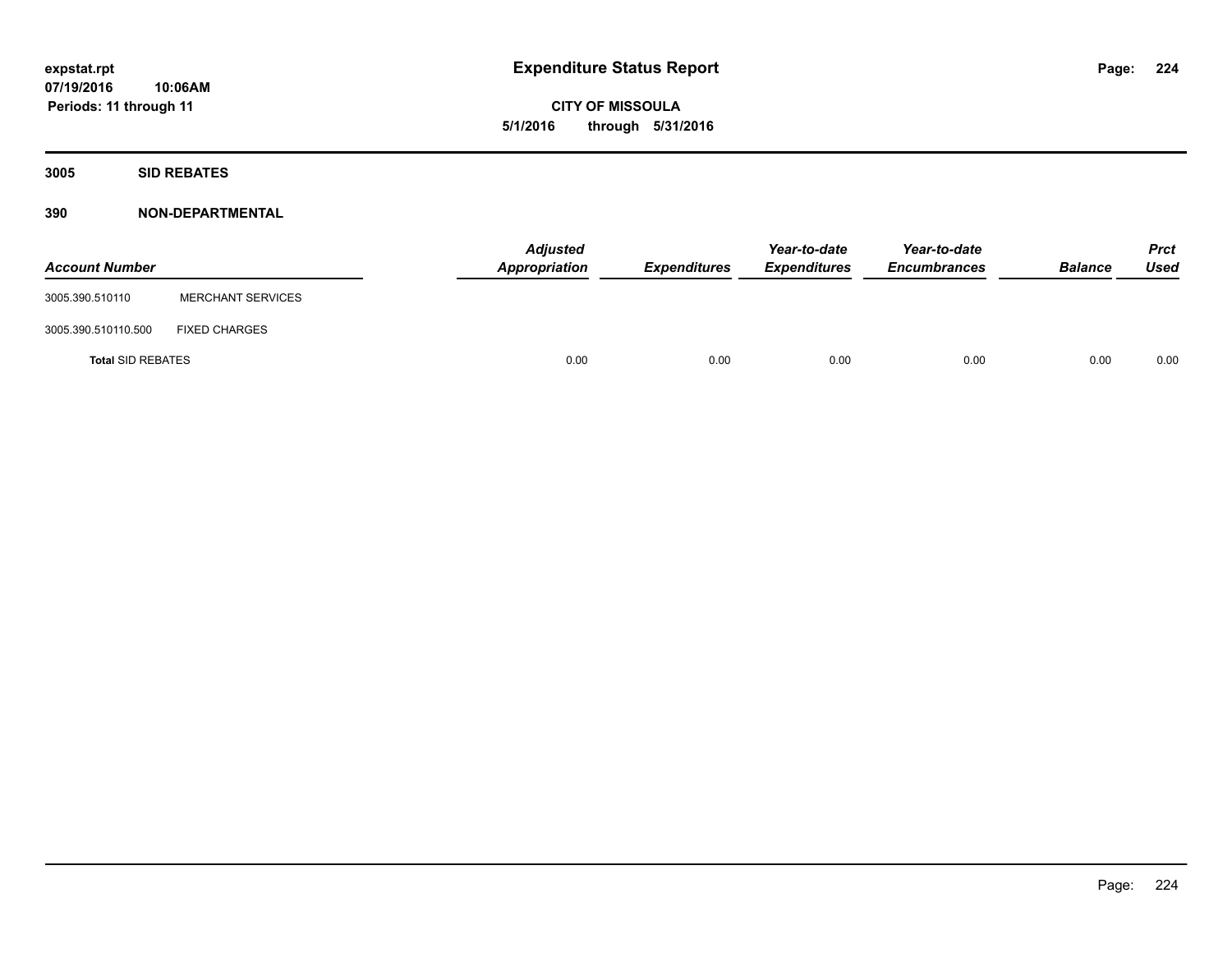**expstat.rpt**
**07/19/2016 10:06AM**
**Periods: 11 through 11**

# Expenditure Status Report

**CITY OF MISSOULA**
**5/1/2016 through 5/31/2016**

## 3005 SID REBATES

### 390 NON-DEPARTMENTAL

| Account Number | | Adjusted Appropriation | Expenditures | Year-to-date Expenditures | Year-to-date Encumbrances | Balance | Prct Used |
|---|---|---|---|---|---|---|---|
| 3005.390.510110 | MERCHANT SERVICES | | | | | | |
| 3005.390.510110.500 | FIXED CHARGES | | | | | | |
| **Total** SID REBATES | | 0.00 | 0.00 | 0.00 | 0.00 | 0.00 | 0.00 |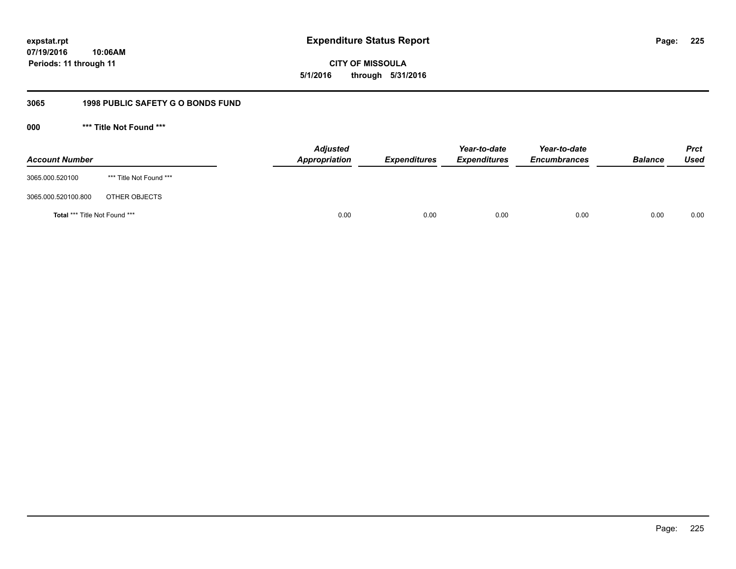**expstat.rpt**
**07/19/2016 10:06AM**
**Periods: 11 through 11**

# Expenditure Status Report

**CITY OF MISSOULA**
**5/1/2016 through 5/31/2016**

## 3065 1998 PUBLIC SAFETY G O BONDS FUND

### 000 *** Title Not Found ***

| Account Number | | Adjusted Appropriation | Expenditures | Year-to-date Expenditures | Year-to-date Encumbrances | Balance | Prct Used |
|---|---|---|---|---|---|---|---|
| 3065.000.520100 | *** Title Not Found *** | | | | | | |
| 3065.000.520100.800 | OTHER OBJECTS | | | | | | |
| **Total** *** Title Not Found *** | | 0.00 | 0.00 | 0.00 | 0.00 | 0.00 | 0.00 |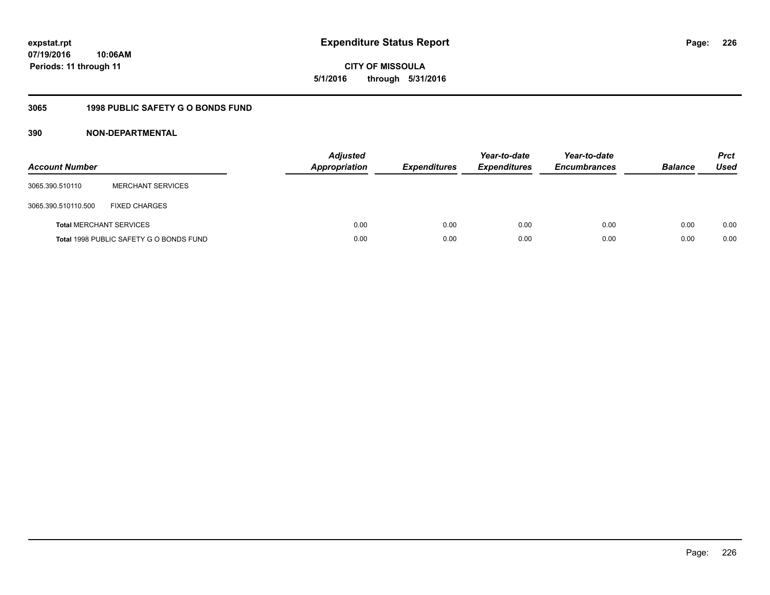**expstat.rpt**
**07/19/2016 10:06AM**
**Periods: 11 through 11**

# Expenditure Status Report

**CITY OF MISSOULA**
**5/1/2016 through 5/31/2016**

## 3065 1998 PUBLIC SAFETY G O BONDS FUND

### 390 NON-DEPARTMENTAL

| Account Number | | Adjusted Appropriation | Expenditures | Year-to-date Expenditures | Year-to-date Encumbrances | Balance | Prct Used |
|---|---|---|---|---|---|---|---|
| 3065.390.510110 | MERCHANT SERVICES | | | | | | |
| 3065.390.510110.500 | FIXED CHARGES | | | | | | |
| **Total** MERCHANT SERVICES | | 0.00 | 0.00 | 0.00 | 0.00 | 0.00 | 0.00 |
| **Total** 1998 PUBLIC SAFETY G O BONDS FUND | | 0.00 | 0.00 | 0.00 | 0.00 | 0.00 | 0.00 |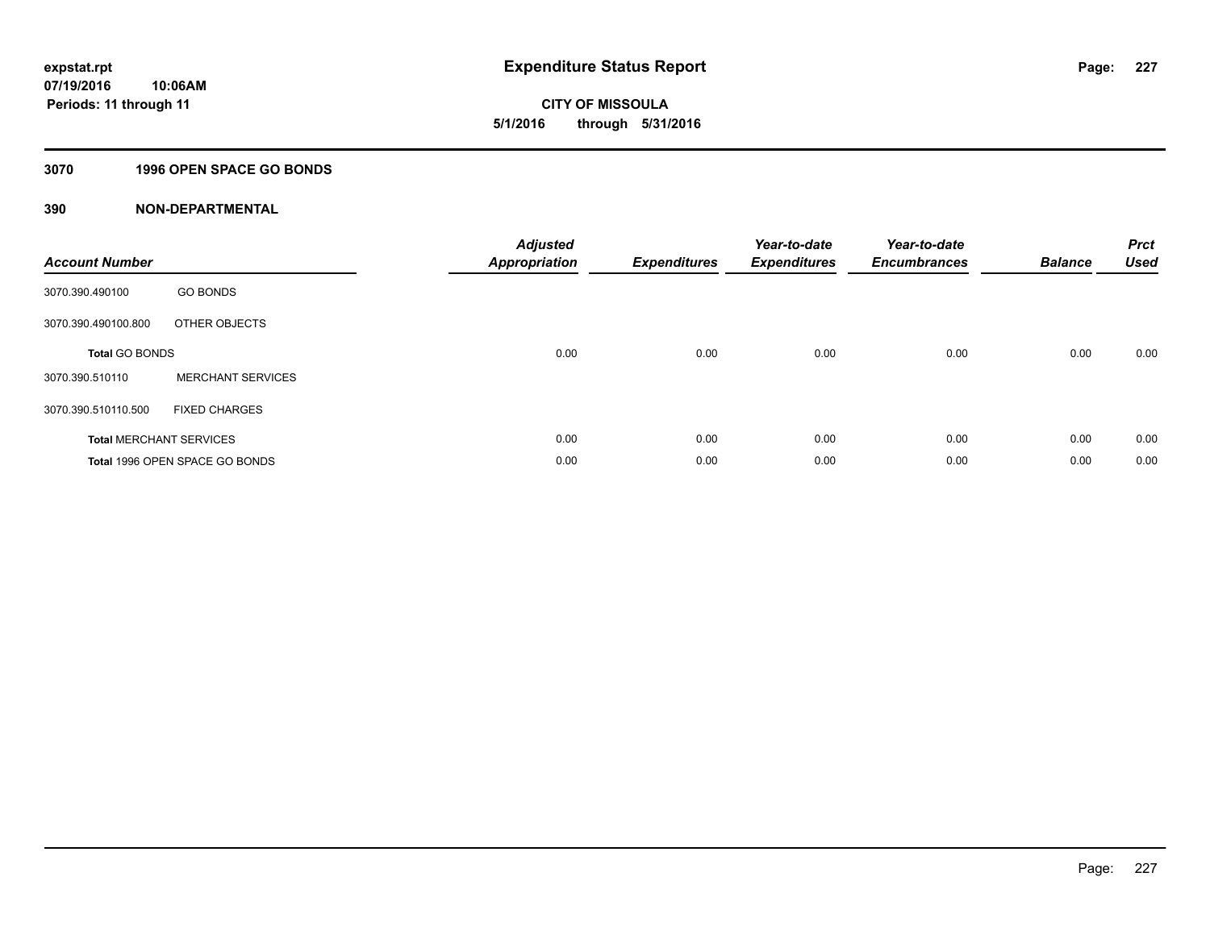**expstat.rpt**
**07/19/2016 10:06AM**
**Periods: 11 through 11**

# Expenditure Status Report

**CITY OF MISSOULA**
**5/1/2016 through 5/31/2016**

## 3070 1996 OPEN SPACE GO BONDS

## 390 NON-DEPARTMENTAL

| Account Number | | Adjusted Appropriation | Expenditures | Year-to-date Expenditures | Year-to-date Encumbrances | Balance | Prct Used |
|---|---|---|---|---|---|---|---|
| 3070.390.490100 | GO BONDS | | | | | | |
| 3070.390.490100.800 | OTHER OBJECTS | | | | | | |
| **Total** GO BONDS | | 0.00 | 0.00 | 0.00 | 0.00 | 0.00 | 0.00 |
| 3070.390.510110 | MERCHANT SERVICES | | | | | | |
| 3070.390.510110.500 | FIXED CHARGES | | | | | | |
| **Total** MERCHANT SERVICES | | 0.00 | 0.00 | 0.00 | 0.00 | 0.00 | 0.00 |
| **Total** 1996 OPEN SPACE GO BONDS | | 0.00 | 0.00 | 0.00 | 0.00 | 0.00 | 0.00 |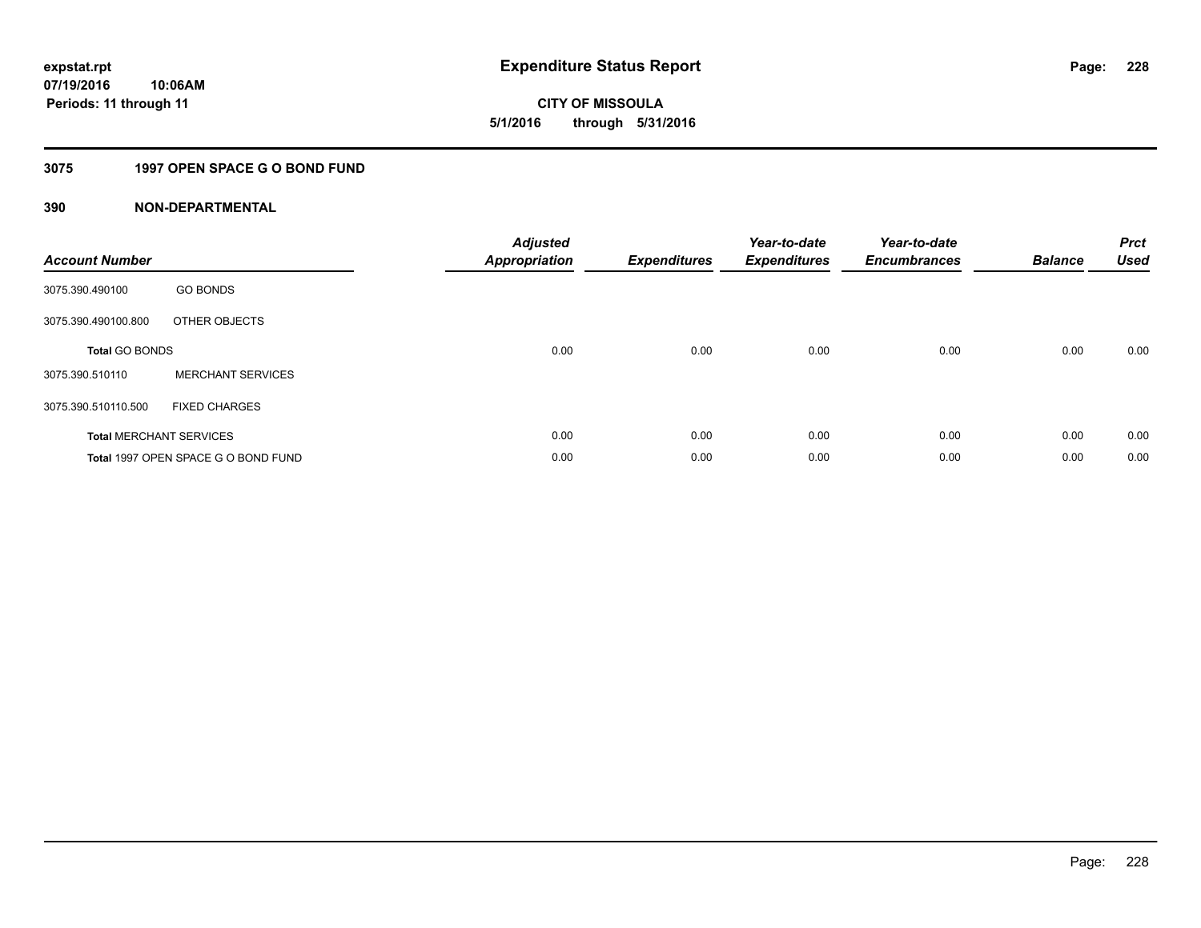# Expenditure Status Report

expstat.rpt
07/19/2016 10:06AM
Periods: 11 through 11

**CITY OF MISSOULA**
**5/1/2016 through 5/31/2016**

## 3075 1997 OPEN SPACE G O BOND FUND

## 390 NON-DEPARTMENTAL

| Account Number | | Adjusted Appropriation | Expenditures | Year-to-date Expenditures | Year-to-date Encumbrances | Balance | Prct Used |
|---|---|---|---|---|---|---|---|
| 3075.390.490100 | GO BONDS | | | | | | |
| 3075.390.490100.800 | OTHER OBJECTS | | | | | | |
| **Total** GO BONDS | | 0.00 | 0.00 | 0.00 | 0.00 | 0.00 | 0.00 |
| 3075.390.510110 | MERCHANT SERVICES | | | | | | |
| 3075.390.510110.500 | FIXED CHARGES | | | | | | |
| **Total** MERCHANT SERVICES | | 0.00 | 0.00 | 0.00 | 0.00 | 0.00 | 0.00 |
| **Total** 1997 OPEN SPACE G O BOND FUND | | 0.00 | 0.00 | 0.00 | 0.00 | 0.00 | 0.00 |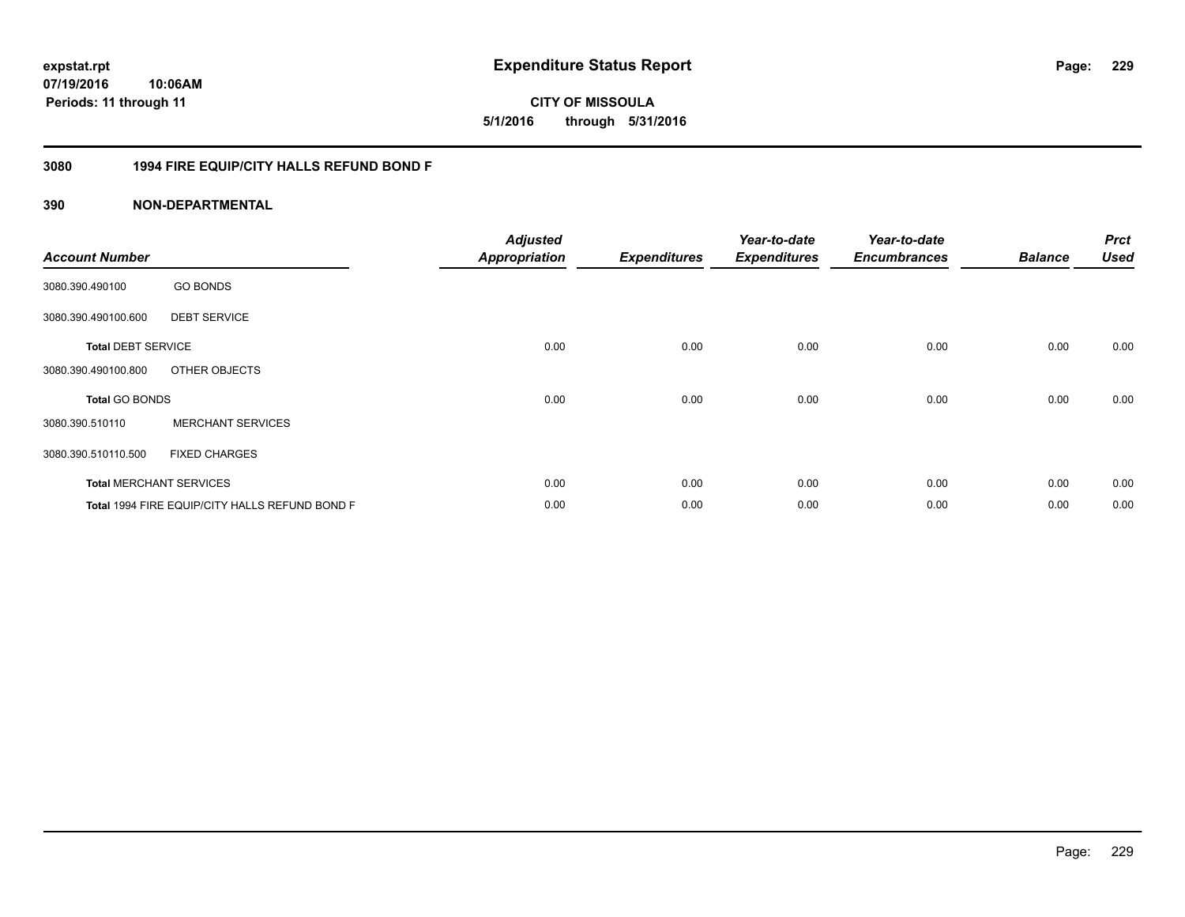expstat.rpt
07/19/2016 10:06AM
Periods: 11 through 11

# Expenditure Status Report

**CITY OF MISSOULA**
**5/1/2016 through 5/31/2016**

## 3080 1994 FIRE EQUIP/CITY HALLS REFUND BOND F

## 390 NON-DEPARTMENTAL

| Account Number | | Adjusted Appropriation | Expenditures | Year-to-date Expenditures | Year-to-date Encumbrances | Balance | Prct Used |
|---|---|---|---|---|---|---|---|
| 3080.390.490100 | GO BONDS | | | | | | |
| 3080.390.490100.600 | DEBT SERVICE | | | | | | |
| **Total** DEBT SERVICE | | 0.00 | 0.00 | 0.00 | 0.00 | 0.00 | 0.00 |
| 3080.390.490100.800 | OTHER OBJECTS | | | | | | |
| **Total** GO BONDS | | 0.00 | 0.00 | 0.00 | 0.00 | 0.00 | 0.00 |
| 3080.390.510110 | MERCHANT SERVICES | | | | | | |
| 3080.390.510110.500 | FIXED CHARGES | | | | | | |
| **Total** MERCHANT SERVICES | | 0.00 | 0.00 | 0.00 | 0.00 | 0.00 | 0.00 |
| **Total** 1994 FIRE EQUIP/CITY HALLS REFUND BOND F | | 0.00 | 0.00 | 0.00 | 0.00 | 0.00 | 0.00 |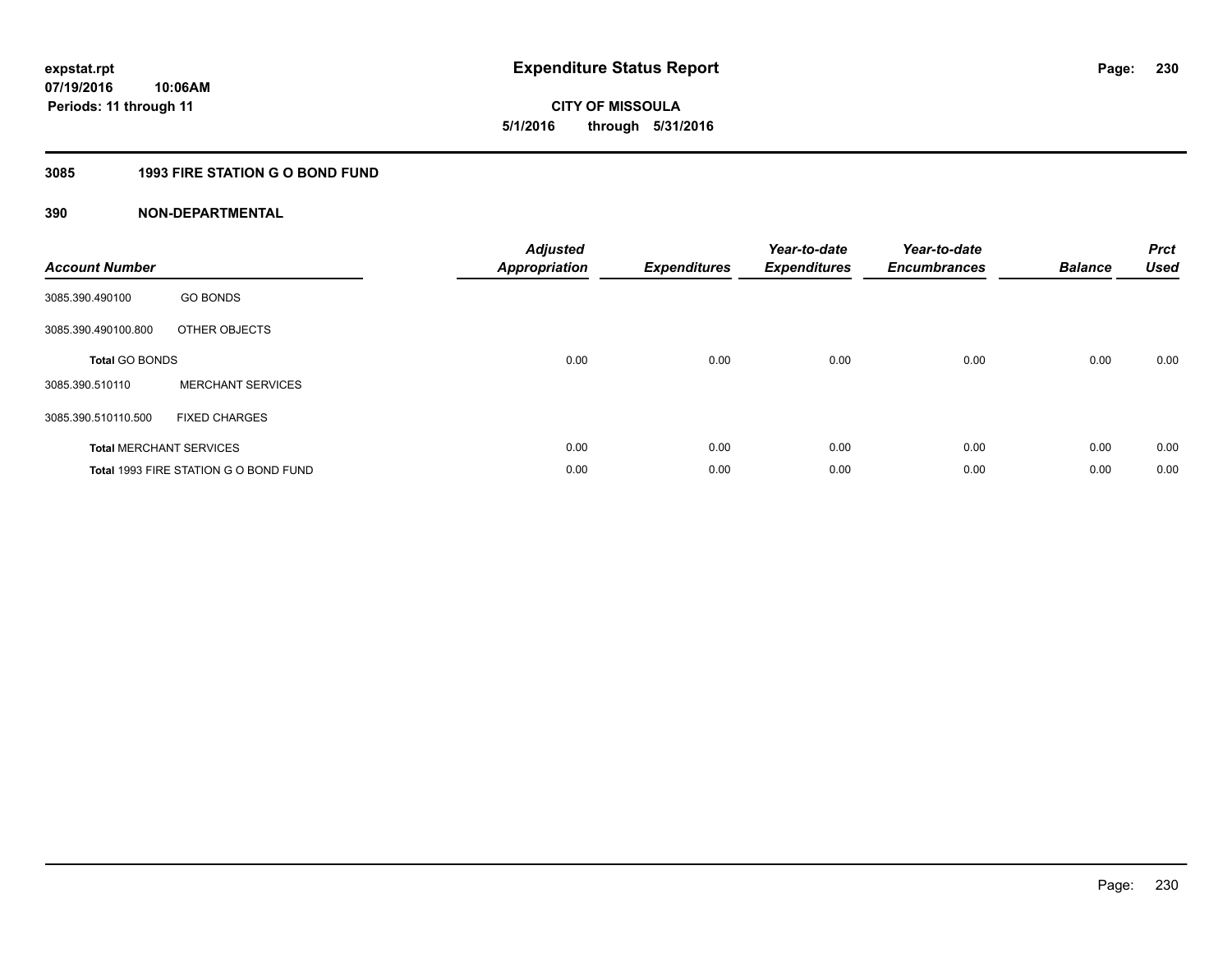# Expenditure Status Report

expstat.rpt
07/19/2016 10:06AM
Periods: 11 through 11

**CITY OF MISSOULA**
**5/1/2016 through 5/31/2016**

## 3085 1993 FIRE STATION G O BOND FUND

### 390 NON-DEPARTMENTAL

| Account Number | | Adjusted Appropriation | Expenditures | Year-to-date Expenditures | Year-to-date Encumbrances | Balance | Prct Used |
|---|---|---|---|---|---|---|---|
| 3085.390.490100 | GO BONDS | | | | | | |
| 3085.390.490100.800 | OTHER OBJECTS | | | | | | |
| **Total** GO BONDS | | 0.00 | 0.00 | 0.00 | 0.00 | 0.00 | 0.00 |
| 3085.390.510110 | MERCHANT SERVICES | | | | | | |
| 3085.390.510110.500 | FIXED CHARGES | | | | | | |
| **Total** MERCHANT SERVICES | | 0.00 | 0.00 | 0.00 | 0.00 | 0.00 | 0.00 |
| **Total** 1993 FIRE STATION G O BOND FUND | | 0.00 | 0.00 | 0.00 | 0.00 | 0.00 | 0.00 |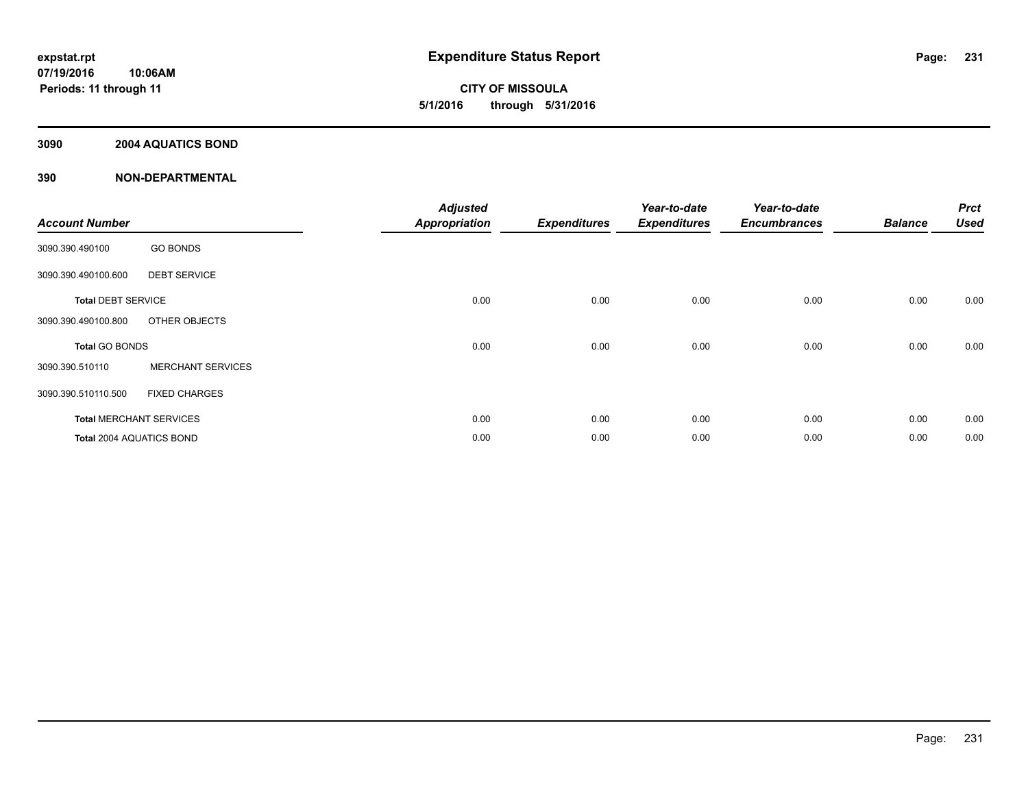# Expenditure Status Report

expstat.rpt
07/19/2016 10:06AM
Periods: 11 through 11

**CITY OF MISSOULA**
**5/1/2016 through 5/31/2016**

## 3090 2004 AQUATICS BOND

## 390 NON-DEPARTMENTAL

| Account Number | | Adjusted Appropriation | Expenditures | Year-to-date Expenditures | Year-to-date Encumbrances | Balance | Prct Used |
|---|---|---|---|---|---|---|---|
| 3090.390.490100 | GO BONDS | | | | | | |
| 3090.390.490100.600 | DEBT SERVICE | | | | | | |
| **Total** DEBT SERVICE | | 0.00 | 0.00 | 0.00 | 0.00 | 0.00 | 0.00 |
| 3090.390.490100.800 | OTHER OBJECTS | | | | | | |
| **Total** GO BONDS | | 0.00 | 0.00 | 0.00 | 0.00 | 0.00 | 0.00 |
| 3090.390.510110 | MERCHANT SERVICES | | | | | | |
| 3090.390.510110.500 | FIXED CHARGES | | | | | | |
| **Total** MERCHANT SERVICES | | 0.00 | 0.00 | 0.00 | 0.00 | 0.00 | 0.00 |
| **Total** 2004 AQUATICS BOND | | 0.00 | 0.00 | 0.00 | 0.00 | 0.00 | 0.00 |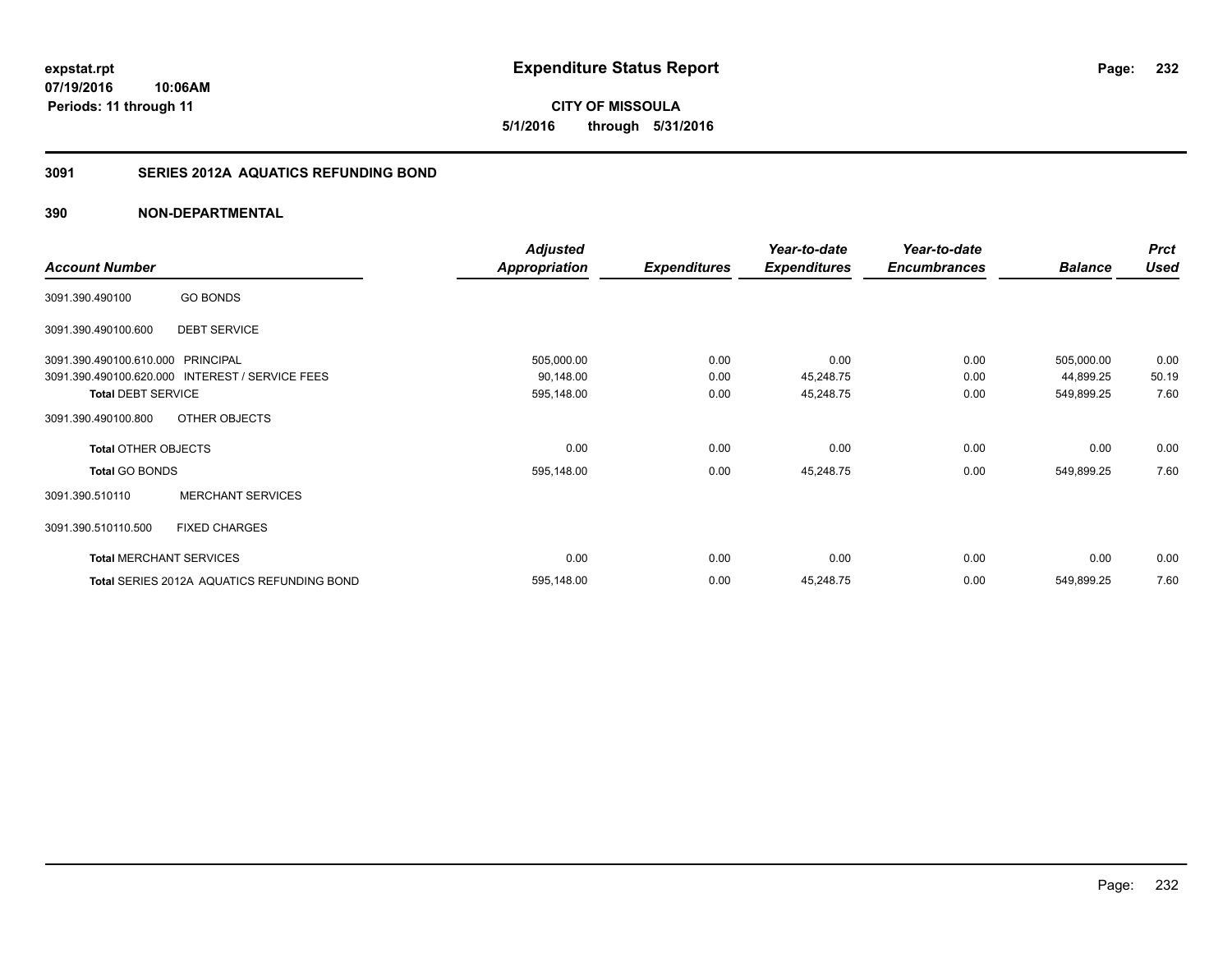# Expenditure Status Report

expstat.rpt
07/19/2016 10:06AM
Periods: 11 through 11

**CITY OF MISSOULA**
**5/1/2016 through 5/31/2016**

## 3091 SERIES 2012A AQUATICS REFUNDING BOND

### 390 NON-DEPARTMENTAL

| Account Number | | Adjusted Appropriation | Expenditures | Year-to-date Expenditures | Year-to-date Encumbrances | Balance | Prct Used |
|---|---|---|---|---|---|---|---|
| 3091.390.490100 | GO BONDS | | | | | | |
| 3091.390.490100.600 | DEBT SERVICE | | | | | | |
| 3091.390.490100.610.000 | PRINCIPAL | 505,000.00 | 0.00 | 0.00 | 0.00 | 505,000.00 | 0.00 |
| 3091.390.490100.620.000 | INTEREST / SERVICE FEES | 90,148.00 | 0.00 | 45,248.75 | 0.00 | 44,899.25 | 50.19 |
| **Total** DEBT SERVICE | | 595,148.00 | 0.00 | 45,248.75 | 0.00 | 549,899.25 | 7.60 |
| 3091.390.490100.800 | OTHER OBJECTS | | | | | | |
| **Total** OTHER OBJECTS | | 0.00 | 0.00 | 0.00 | 0.00 | 0.00 | 0.00 |
| **Total** GO BONDS | | 595,148.00 | 0.00 | 45,248.75 | 0.00 | 549,899.25 | 7.60 |
| 3091.390.510110 | MERCHANT SERVICES | | | | | | |
| 3091.390.510110.500 | FIXED CHARGES | | | | | | |
| **Total** MERCHANT SERVICES | | 0.00 | 0.00 | 0.00 | 0.00 | 0.00 | 0.00 |
| **Total** SERIES 2012A AQUATICS REFUNDING BOND | | 595,148.00 | 0.00 | 45,248.75 | 0.00 | 549,899.25 | 7.60 |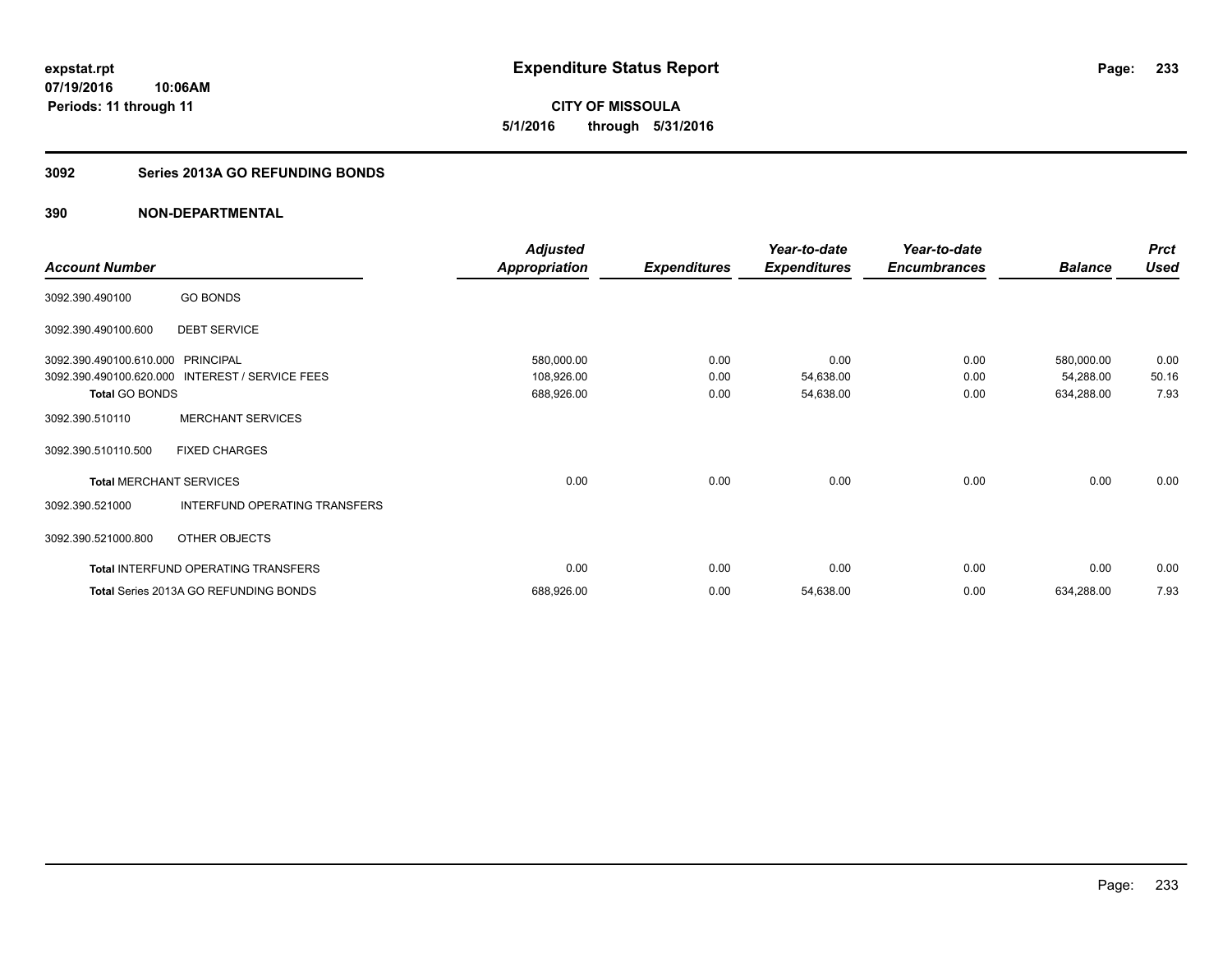**expstat.rpt**
**07/19/2016 10:06AM**
**Periods: 11 through 11**

# Expenditure Status Report

**CITY OF MISSOULA**
**5/1/2016 through 5/31/2016**

## 3092 Series 2013A GO REFUNDING BONDS

## 390 NON-DEPARTMENTAL

| Account Number | | Adjusted Appropriation | Expenditures | Year-to-date Expenditures | Year-to-date Encumbrances | Balance | Prct Used |
|---|---|---|---|---|---|---|---|
| 3092.390.490100 | GO BONDS | | | | | | |
| 3092.390.490100.600 | DEBT SERVICE | | | | | | |
| 3092.390.490100.610.000 | PRINCIPAL | 580,000.00 | 0.00 | 0.00 | 0.00 | 580,000.00 | 0.00 |
| 3092.390.490100.620.000 | INTEREST / SERVICE FEES | 108,926.00 | 0.00 | 54,638.00 | 0.00 | 54,288.00 | 50.16 |
| **Total** GO BONDS | | 688,926.00 | 0.00 | 54,638.00 | 0.00 | 634,288.00 | 7.93 |
| 3092.390.510110 | MERCHANT SERVICES | | | | | | |
| 3092.390.510110.500 | FIXED CHARGES | | | | | | |
| **Total** MERCHANT SERVICES | | 0.00 | 0.00 | 0.00 | 0.00 | 0.00 | 0.00 |
| 3092.390.521000 | INTERFUND OPERATING TRANSFERS | | | | | | |
| 3092.390.521000.800 | OTHER OBJECTS | | | | | | |
| **Total** INTERFUND OPERATING TRANSFERS | | 0.00 | 0.00 | 0.00 | 0.00 | 0.00 | 0.00 |
| **Total** Series 2013A GO REFUNDING BONDS | | 688,926.00 | 0.00 | 54,638.00 | 0.00 | 634,288.00 | 7.93 |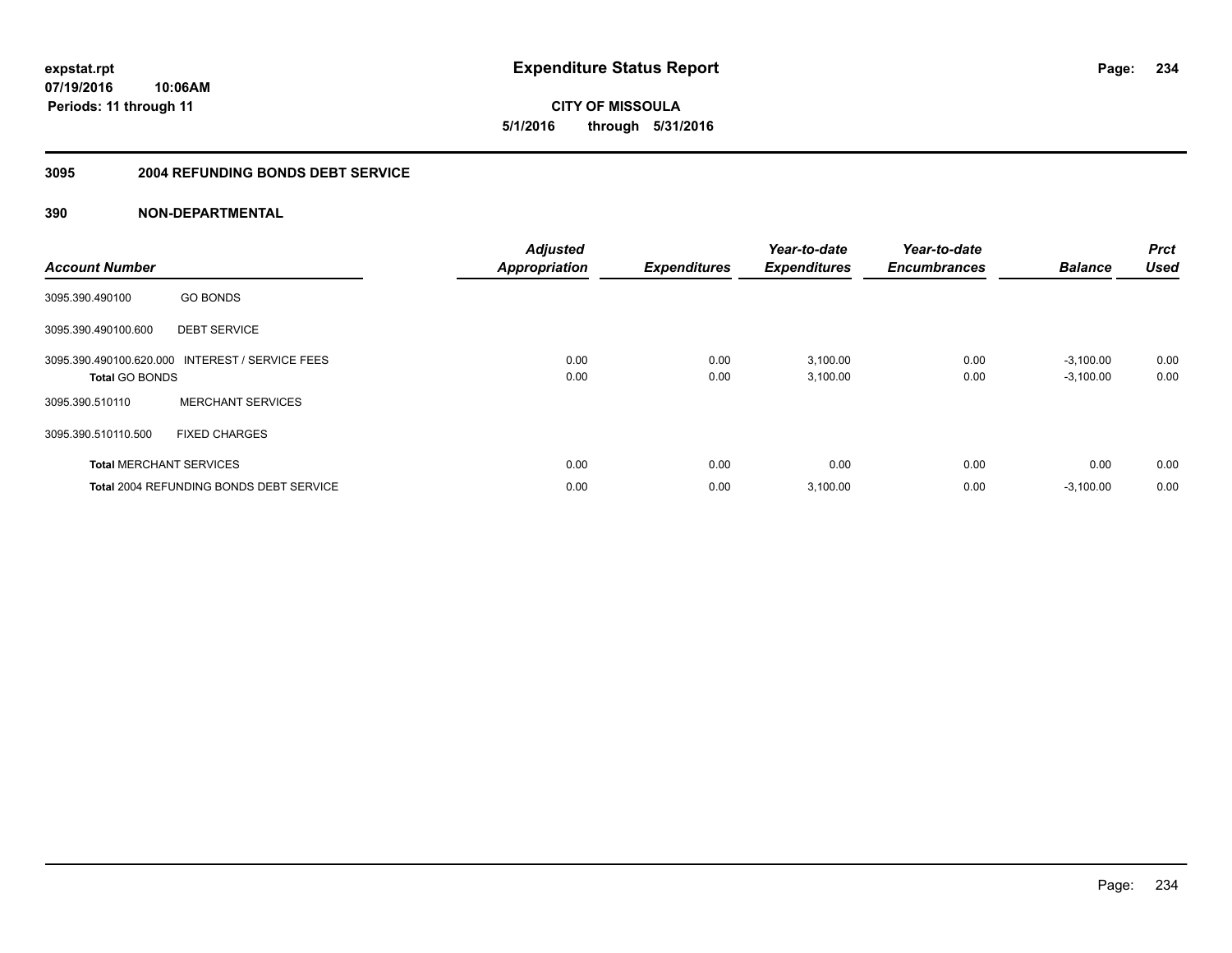**expstat.rpt**
**07/19/2016 10:06AM**
**Periods: 11 through 11**

# Expenditure Status Report

**CITY OF MISSOULA**
**5/1/2016 through 5/31/2016**

## 3095 2004 REFUNDING BONDS DEBT SERVICE

### 390 NON-DEPARTMENTAL

| Account Number | | Adjusted Appropriation | Expenditures | Year-to-date Expenditures | Year-to-date Encumbrances | Balance | Prct Used |
|---|---|---|---|---|---|---|---|
| 3095.390.490100 | GO BONDS | | | | | | |
| 3095.390.490100.600 | DEBT SERVICE | | | | | | |
| 3095.390.490100.620.000 | INTEREST / SERVICE FEES | 0.00 | 0.00 | 3,100.00 | 0.00 | -3,100.00 | 0.00 |
| **Total** GO BONDS | | 0.00 | 0.00 | 3,100.00 | 0.00 | -3,100.00 | 0.00 |
| 3095.390.510110 | MERCHANT SERVICES | | | | | | |
| 3095.390.510110.500 | FIXED CHARGES | | | | | | |
| **Total** MERCHANT SERVICES | | 0.00 | 0.00 | 0.00 | 0.00 | 0.00 | 0.00 |
| **Total** 2004 REFUNDING BONDS DEBT SERVICE | | 0.00 | 0.00 | 3,100.00 | 0.00 | -3,100.00 | 0.00 |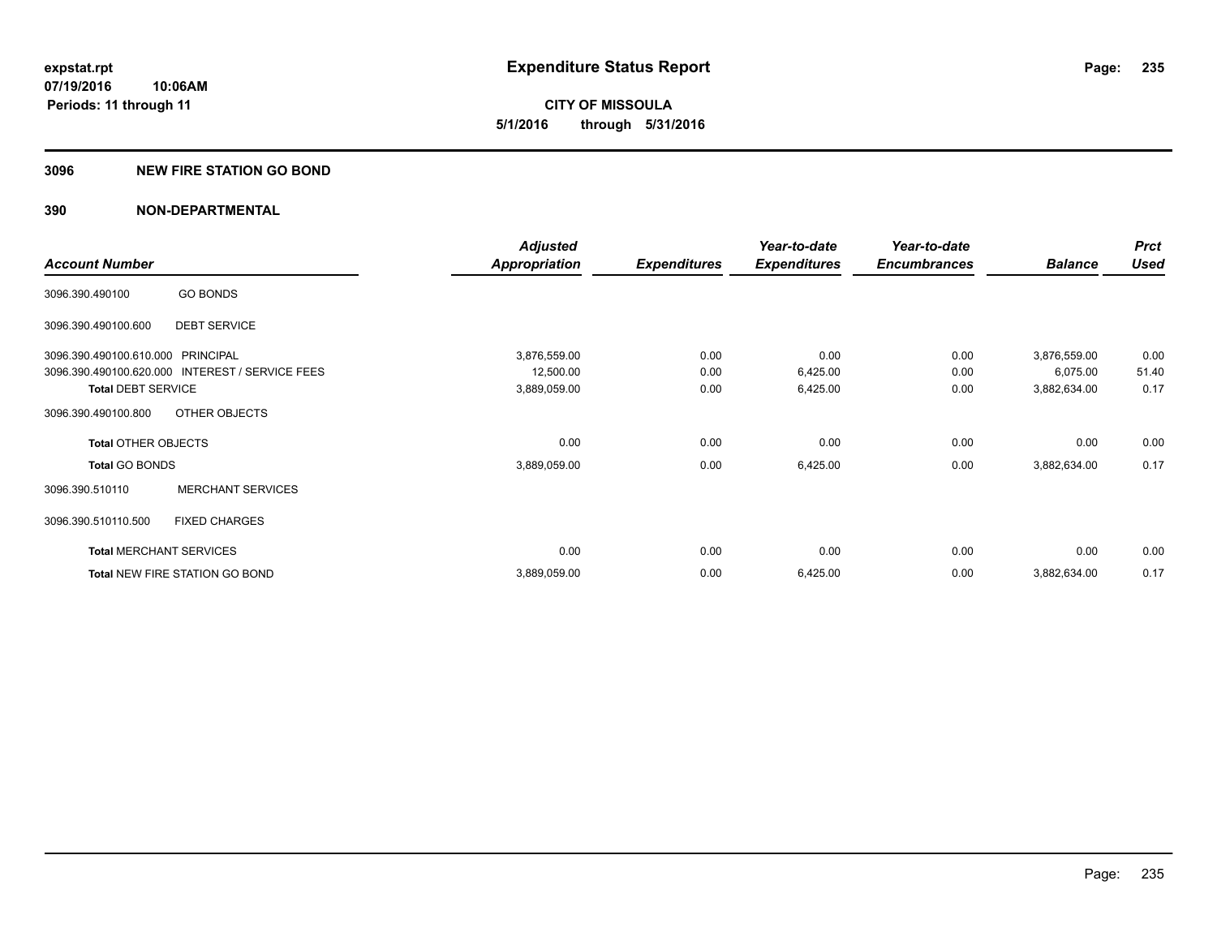**expstat.rpt**
**07/19/2016 10:06AM**
**Periods: 11 through 11**

# Expenditure Status Report

**CITY OF MISSOULA**
**5/1/2016 through 5/31/2016**

## 3096 NEW FIRE STATION GO BOND

### 390 NON-DEPARTMENTAL

| Account Number | | Adjusted Appropriation | Expenditures | Year-to-date Expenditures | Year-to-date Encumbrances | Balance | Prct Used |
|---|---|---|---|---|---|---|---|
| 3096.390.490100 | GO BONDS | | | | | | |
| 3096.390.490100.600 | DEBT SERVICE | | | | | | |
| 3096.390.490100.610.000 | PRINCIPAL | 3,876,559.00 | 0.00 | 0.00 | 0.00 | 3,876,559.00 | 0.00 |
| 3096.390.490100.620.000 | INTEREST / SERVICE FEES | 12,500.00 | 0.00 | 6,425.00 | 0.00 | 6,075.00 | 51.40 |
| **Total** DEBT SERVICE | | 3,889,059.00 | 0.00 | 6,425.00 | 0.00 | 3,882,634.00 | 0.17 |
| 3096.390.490100.800 | OTHER OBJECTS | | | | | | |
| **Total** OTHER OBJECTS | | 0.00 | 0.00 | 0.00 | 0.00 | 0.00 | 0.00 |
| **Total** GO BONDS | | 3,889,059.00 | 0.00 | 6,425.00 | 0.00 | 3,882,634.00 | 0.17 |
| 3096.390.510110 | MERCHANT SERVICES | | | | | | |
| 3096.390.510110.500 | FIXED CHARGES | | | | | | |
| **Total** MERCHANT SERVICES | | 0.00 | 0.00 | 0.00 | 0.00 | 0.00 | 0.00 |
| **Total** NEW FIRE STATION GO BOND | | 3,889,059.00 | 0.00 | 6,425.00 | 0.00 | 3,882,634.00 | 0.17 |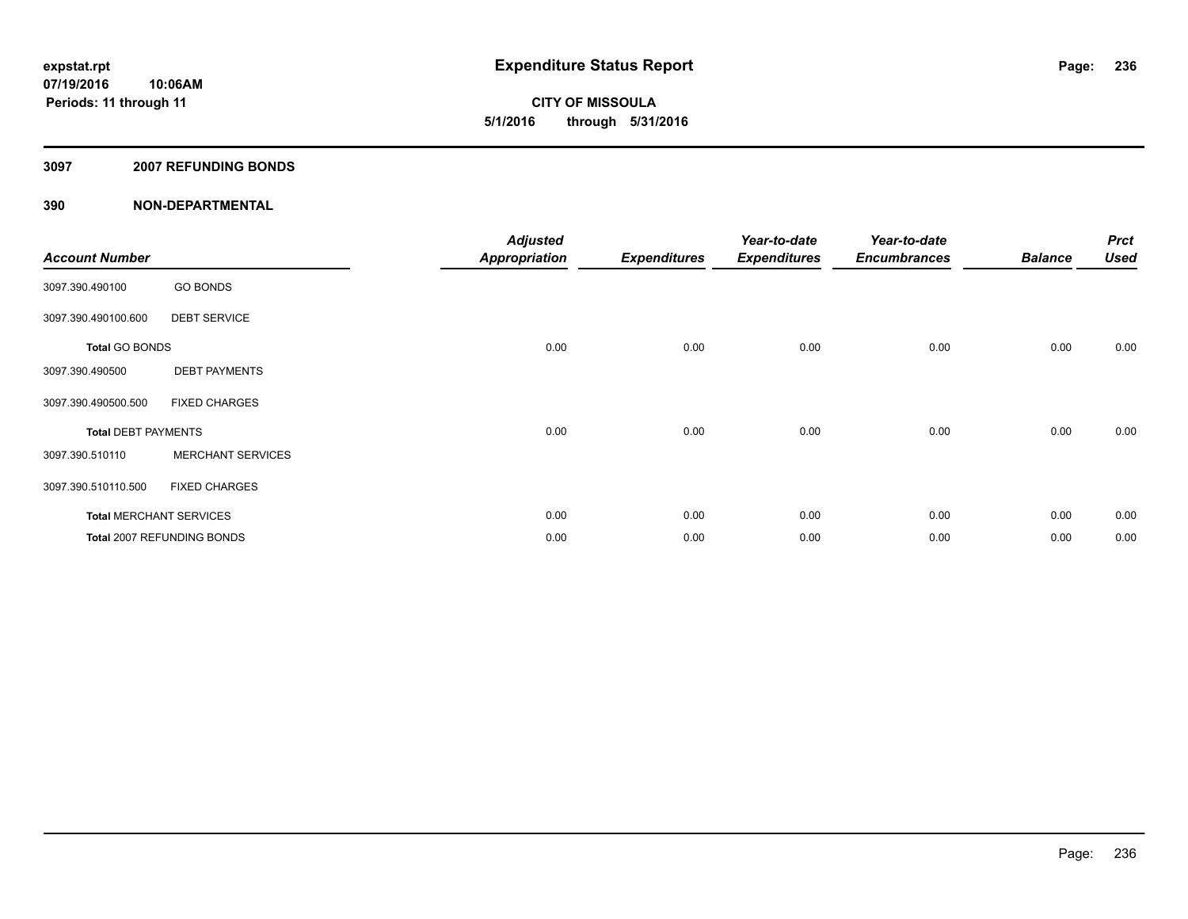**expstat.rpt**
**07/19/2016 10:06AM**
**Periods: 11 through 11**

# Expenditure Status Report

**CITY OF MISSOULA**
**5/1/2016 through 5/31/2016**

## 3097 2007 REFUNDING BONDS

## 390 NON-DEPARTMENTAL

| Account Number | | Adjusted Appropriation | Expenditures | Year-to-date Expenditures | Year-to-date Encumbrances | Balance | Prct Used |
|---|---|---|---|---|---|---|---|
| 3097.390.490100 | GO BONDS | | | | | | |
| 3097.390.490100.600 | DEBT SERVICE | | | | | | |
| **Total** GO BONDS | | 0.00 | 0.00 | 0.00 | 0.00 | 0.00 | 0.00 |
| 3097.390.490500 | DEBT PAYMENTS | | | | | | |
| 3097.390.490500.500 | FIXED CHARGES | | | | | | |
| **Total** DEBT PAYMENTS | | 0.00 | 0.00 | 0.00 | 0.00 | 0.00 | 0.00 |
| 3097.390.510110 | MERCHANT SERVICES | | | | | | |
| 3097.390.510110.500 | FIXED CHARGES | | | | | | |
| **Total** MERCHANT SERVICES | | 0.00 | 0.00 | 0.00 | 0.00 | 0.00 | 0.00 |
| **Total** 2007 REFUNDING BONDS | | 0.00 | 0.00 | 0.00 | 0.00 | 0.00 | 0.00 |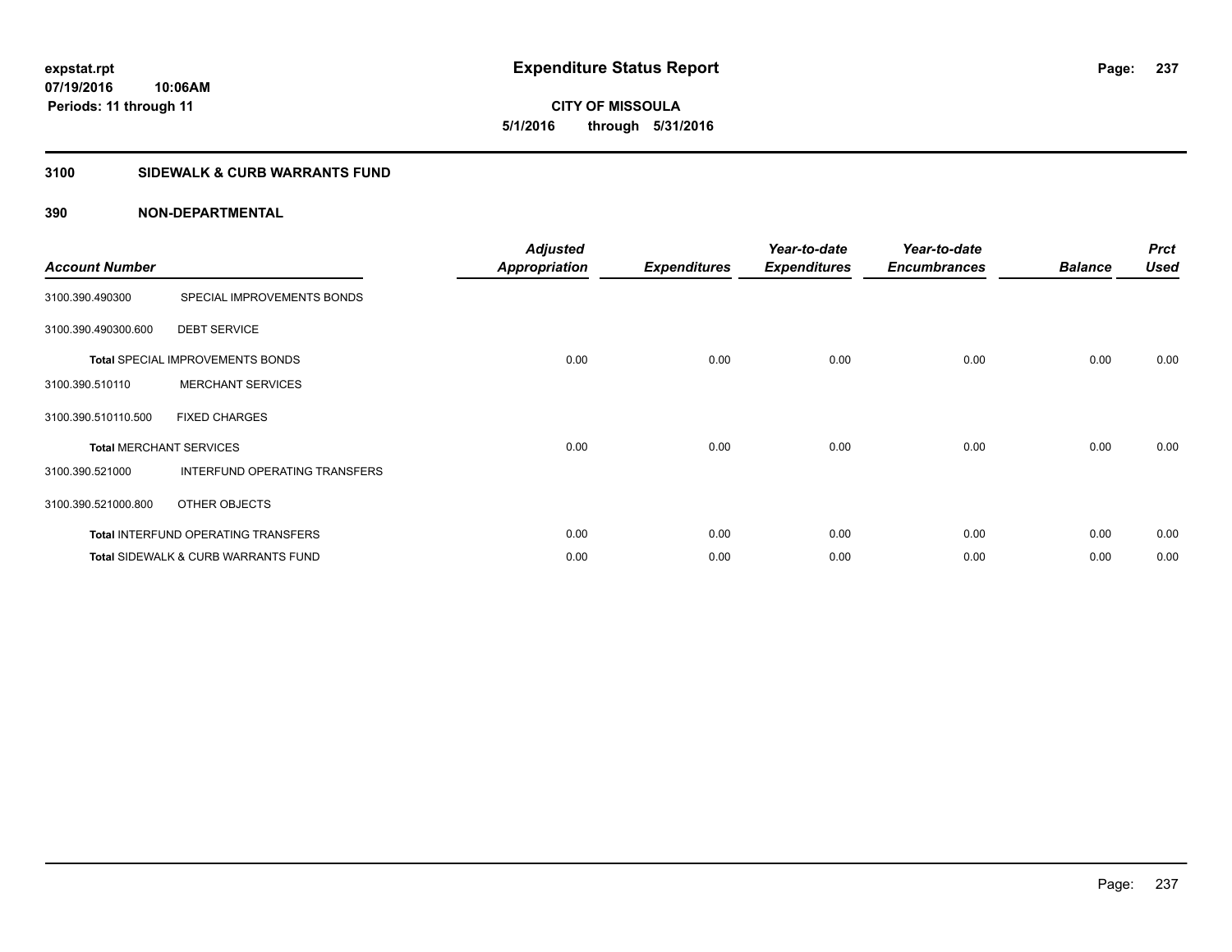**expstat.rpt**
**07/19/2016 10:06AM**
**Periods: 11 through 11**

# Expenditure Status Report

**CITY OF MISSOULA**
**5/1/2016 through 5/31/2016**

## 3100 SIDEWALK & CURB WARRANTS FUND

### 390 NON-DEPARTMENTAL

| Account Number | | Adjusted Appropriation | Expenditures | Year-to-date Expenditures | Year-to-date Encumbrances | Balance | Prct Used |
|---|---|---|---|---|---|---|---|
| 3100.390.490300 | SPECIAL IMPROVEMENTS BONDS | | | | | | |
| 3100.390.490300.600 | DEBT SERVICE | | | | | | |
| **Total** SPECIAL IMPROVEMENTS BONDS | | 0.00 | 0.00 | 0.00 | 0.00 | 0.00 | 0.00 |
| 3100.390.510110 | MERCHANT SERVICES | | | | | | |
| 3100.390.510110.500 | FIXED CHARGES | | | | | | |
| **Total** MERCHANT SERVICES | | 0.00 | 0.00 | 0.00 | 0.00 | 0.00 | 0.00 |
| 3100.390.521000 | INTERFUND OPERATING TRANSFERS | | | | | | |
| 3100.390.521000.800 | OTHER OBJECTS | | | | | | |
| **Total** INTERFUND OPERATING TRANSFERS | | 0.00 | 0.00 | 0.00 | 0.00 | 0.00 | 0.00 |
| **Total** SIDEWALK & CURB WARRANTS FUND | | 0.00 | 0.00 | 0.00 | 0.00 | 0.00 | 0.00 |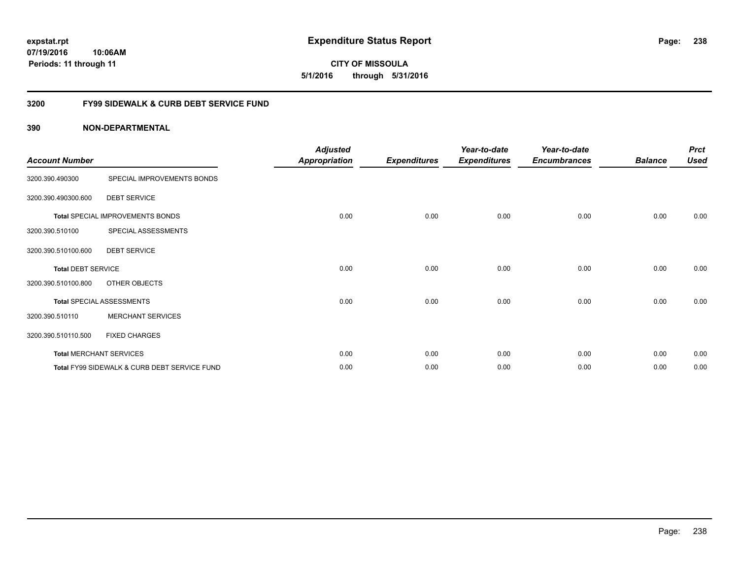**expstat.rpt**
**07/19/2016 10:06AM**
**Periods: 11 through 11**

# Expenditure Status Report

**CITY OF MISSOULA**
**5/1/2016 through 5/31/2016**

## 3200 FY99 SIDEWALK & CURB DEBT SERVICE FUND

### 390 NON-DEPARTMENTAL

| Account Number | | Adjusted Appropriation | Expenditures | Year-to-date Expenditures | Year-to-date Encumbrances | Balance | Prct Used |
|---|---|---|---|---|---|---|---|
| 3200.390.490300 | SPECIAL IMPROVEMENTS BONDS | | | | | | |
| 3200.390.490300.600 | DEBT SERVICE | | | | | | |
| **Total** SPECIAL IMPROVEMENTS BONDS | | 0.00 | 0.00 | 0.00 | 0.00 | 0.00 | 0.00 |
| 3200.390.510100 | SPECIAL ASSESSMENTS | | | | | | |
| 3200.390.510100.600 | DEBT SERVICE | | | | | | |
| **Total** DEBT SERVICE | | 0.00 | 0.00 | 0.00 | 0.00 | 0.00 | 0.00 |
| 3200.390.510100.800 | OTHER OBJECTS | | | | | | |
| **Total** SPECIAL ASSESSMENTS | | 0.00 | 0.00 | 0.00 | 0.00 | 0.00 | 0.00 |
| 3200.390.510110 | MERCHANT SERVICES | | | | | | |
| 3200.390.510110.500 | FIXED CHARGES | | | | | | |
| **Total** MERCHANT SERVICES | | 0.00 | 0.00 | 0.00 | 0.00 | 0.00 | 0.00 |
| **Total** FY99 SIDEWALK & CURB DEBT SERVICE FUND | | 0.00 | 0.00 | 0.00 | 0.00 | 0.00 | 0.00 |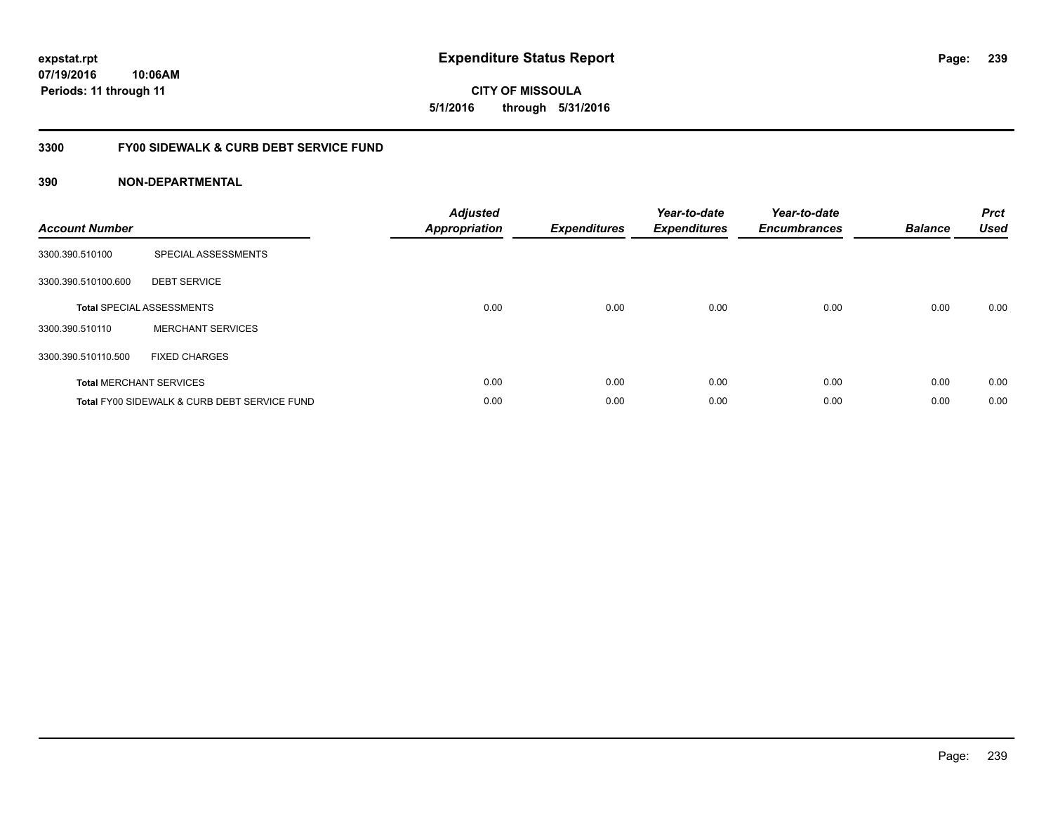**expstat.rpt**
**07/19/2016 10:06AM**
**Periods: 11 through 11**

# Expenditure Status Report

**CITY OF MISSOULA**
**5/1/2016 through 5/31/2016**

## 3300 FY00 SIDEWALK & CURB DEBT SERVICE FUND

### 390 NON-DEPARTMENTAL

| Account Number | | Adjusted Appropriation | Expenditures | Year-to-date Expenditures | Year-to-date Encumbrances | Balance | Prct Used |
|---|---|---|---|---|---|---|---|
| 3300.390.510100 | SPECIAL ASSESSMENTS | | | | | | |
| 3300.390.510100.600 | DEBT SERVICE | | | | | | |
| **Total** SPECIAL ASSESSMENTS | | 0.00 | 0.00 | 0.00 | 0.00 | 0.00 | 0.00 |
| 3300.390.510110 | MERCHANT SERVICES | | | | | | |
| 3300.390.510110.500 | FIXED CHARGES | | | | | | |
| **Total** MERCHANT SERVICES | | 0.00 | 0.00 | 0.00 | 0.00 | 0.00 | 0.00 |
| **Total** FY00 SIDEWALK & CURB DEBT SERVICE FUND | | 0.00 | 0.00 | 0.00 | 0.00 | 0.00 | 0.00 |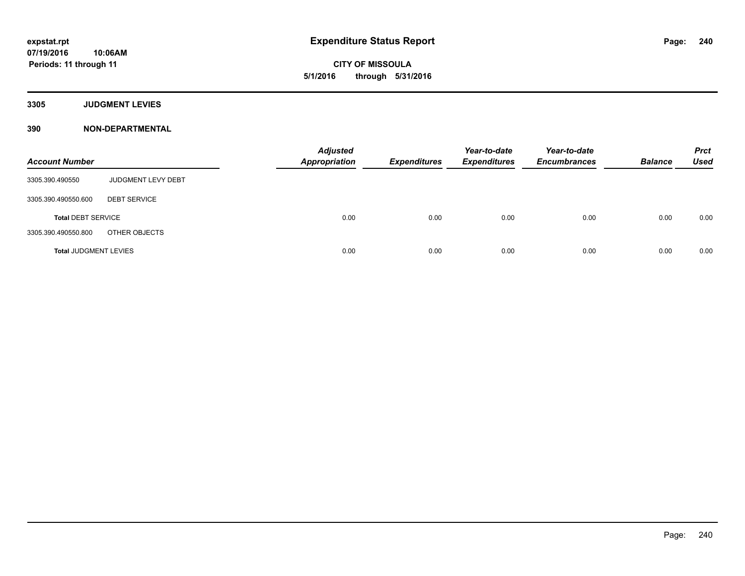**expstat.rpt**
**07/19/2016 10:06AM**
**Periods: 11 through 11**

# Expenditure Status Report

**CITY OF MISSOULA**
**5/1/2016 through 5/31/2016**

## 3305 JUDGMENT LEVIES

## 390 NON-DEPARTMENTAL

| Account Number | | *Adjusted Appropriation* | *Expenditures* | *Year-to-date Expenditures* | *Year-to-date Encumbrances* | *Balance* | *Prct Used* |
|---|---|---|---|---|---|---|---|
| 3305.390.490550 | JUDGMENT LEVY DEBT | | | | | | |
| 3305.390.490550.600 | DEBT SERVICE | | | | | | |
| **Total** DEBT SERVICE | | 0.00 | 0.00 | 0.00 | 0.00 | 0.00 | 0.00 |
| 3305.390.490550.800 | OTHER OBJECTS | | | | | | |
| **Total** JUDGMENT LEVIES | | 0.00 | 0.00 | 0.00 | 0.00 | 0.00 | 0.00 |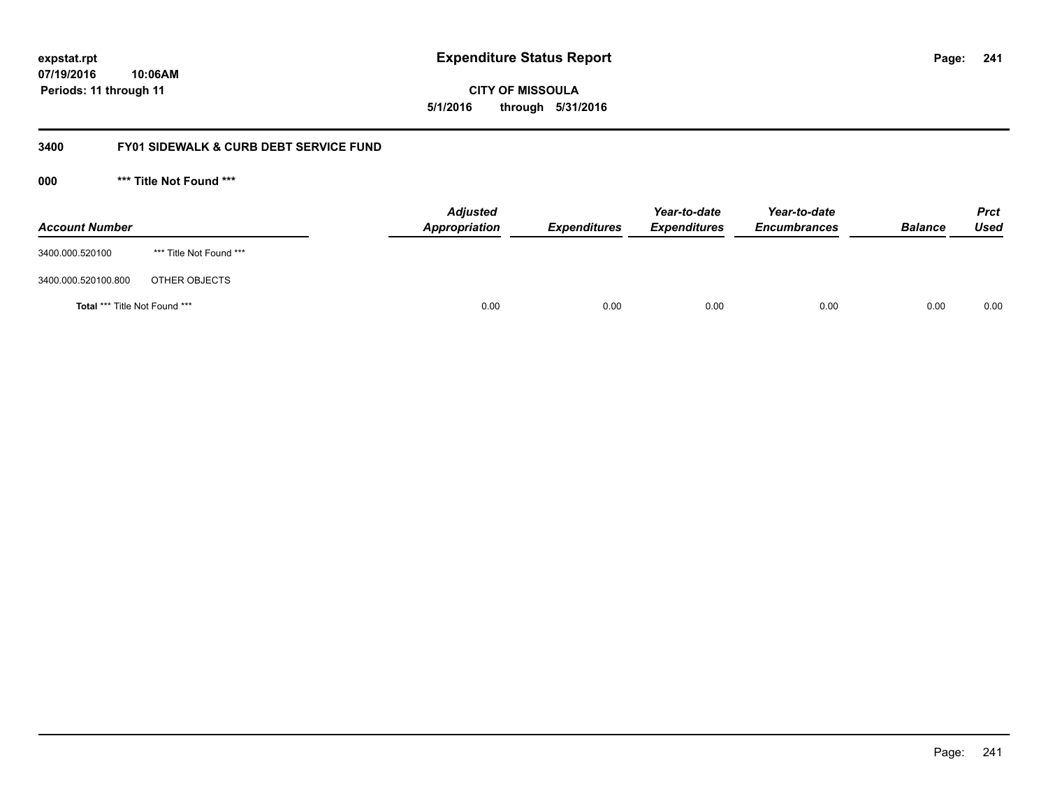expstat.rpt
07/19/2016 10:06AM
Periods: 11 through 11

# Expenditure Status Report

**CITY OF MISSOULA**
**5/1/2016 through 5/31/2016**

## 3400 FY01 SIDEWALK & CURB DEBT SERVICE FUND

### 000 *** Title Not Found ***

| Account Number | | Adjusted Appropriation | Expenditures | Year-to-date Expenditures | Year-to-date Encumbrances | Balance | Prct Used |
|---|---|---|---|---|---|---|---|
| 3400.000.520100 | *** Title Not Found *** | | | | | | |
| 3400.000.520100.800 | OTHER OBJECTS | | | | | | |
| **Total** *** Title Not Found *** | | 0.00 | 0.00 | 0.00 | 0.00 | 0.00 | 0.00 |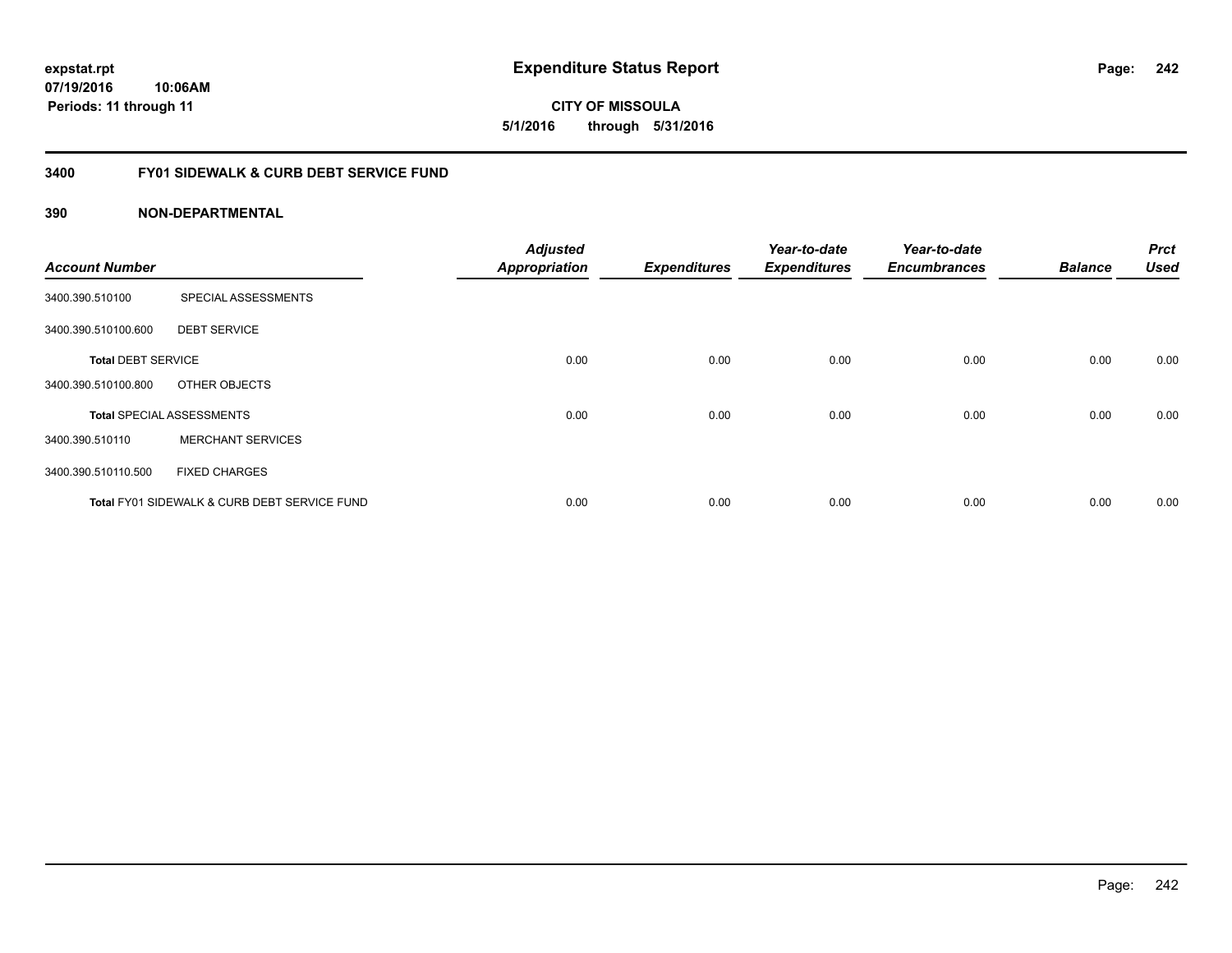expstat.rpt
07/19/2016 10:06AM
Periods: 11 through 11

# Expenditure Status Report

**CITY OF MISSOULA**
**5/1/2016 through 5/31/2016**

## 3400 FY01 SIDEWALK & CURB DEBT SERVICE FUND

### 390 NON-DEPARTMENTAL

| Account Number | | Adjusted Appropriation | Expenditures | Year-to-date Expenditures | Year-to-date Encumbrances | Balance | Prct Used |
|---|---|---|---|---|---|---|---|
| 3400.390.510100 | SPECIAL ASSESSMENTS | | | | | | |
| 3400.390.510100.600 | DEBT SERVICE | | | | | | |
| **Total** DEBT SERVICE | | 0.00 | 0.00 | 0.00 | 0.00 | 0.00 | 0.00 |
| 3400.390.510100.800 | OTHER OBJECTS | | | | | | |
| **Total** SPECIAL ASSESSMENTS | | 0.00 | 0.00 | 0.00 | 0.00 | 0.00 | 0.00 |
| 3400.390.510110 | MERCHANT SERVICES | | | | | | |
| 3400.390.510110.500 | FIXED CHARGES | | | | | | |
| **Total** FY01 SIDEWALK & CURB DEBT SERVICE FUND | | 0.00 | 0.00 | 0.00 | 0.00 | 0.00 | 0.00 |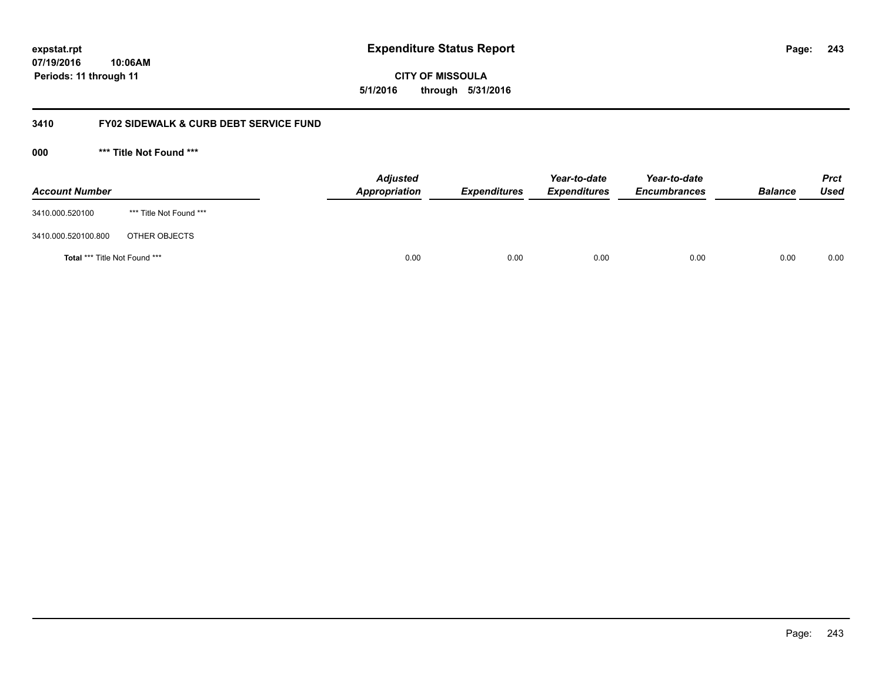# Expenditure Status Report

expstat.rpt
07/19/2016 10:06AM
Periods: 11 through 11

**CITY OF MISSOULA**
**5/1/2016 through 5/31/2016**

## 3410 FY02 SIDEWALK & CURB DEBT SERVICE FUND

### 000 *** Title Not Found ***

| Account Number | | Adjusted Appropriation | Expenditures | Year-to-date Expenditures | Year-to-date Encumbrances | Balance | Prct Used |
|---|---|---|---|---|---|---|---|
| 3410.000.520100 | *** Title Not Found *** | | | | | | |
| 3410.000.520100.800 | OTHER OBJECTS | | | | | | |
| **Total** *** Title Not Found *** | | 0.00 | 0.00 | 0.00 | 0.00 | 0.00 | 0.00 |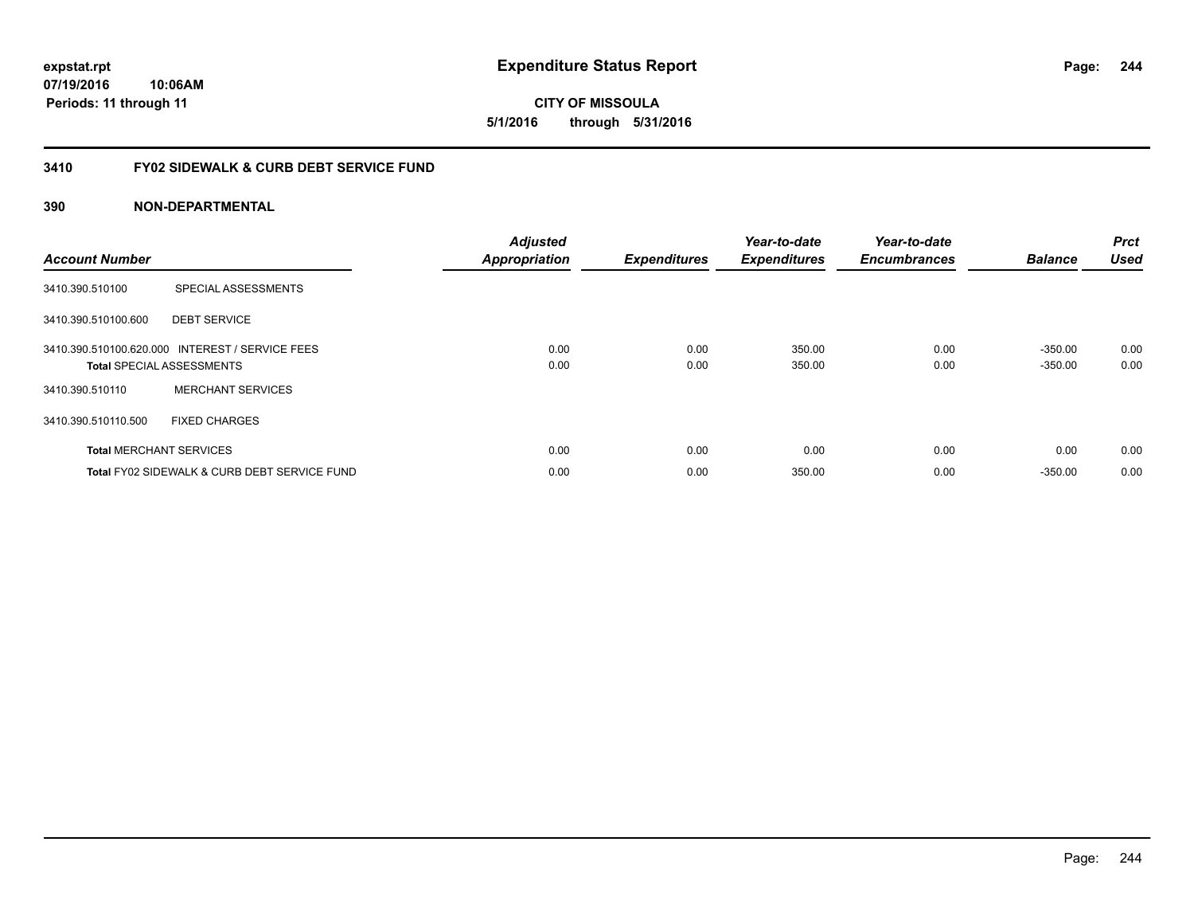**expstat.rpt**
**07/19/2016 10:06AM**
**Periods: 11 through 11**

# Expenditure Status Report

**CITY OF MISSOULA**
**5/1/2016 through 5/31/2016**

## 3410 FY02 SIDEWALK & CURB DEBT SERVICE FUND

### 390 NON-DEPARTMENTAL

| Account Number | | Adjusted Appropriation | Expenditures | Year-to-date Expenditures | Year-to-date Encumbrances | Balance | Prct Used |
|---|---|---|---|---|---|---|---|
| 3410.390.510100 | SPECIAL ASSESSMENTS | | | | | | |
| 3410.390.510100.600 | DEBT SERVICE | | | | | | |
| 3410.390.510100.620.000 | INTEREST / SERVICE FEES | 0.00 | 0.00 | 350.00 | 0.00 | -350.00 | 0.00 |
| **Total** SPECIAL ASSESSMENTS | | 0.00 | 0.00 | 350.00 | 0.00 | -350.00 | 0.00 |
| 3410.390.510110 | MERCHANT SERVICES | | | | | | |
| 3410.390.510110.500 | FIXED CHARGES | | | | | | |
| **Total** MERCHANT SERVICES | | 0.00 | 0.00 | 0.00 | 0.00 | 0.00 | 0.00 |
| **Total** FY02 SIDEWALK & CURB DEBT SERVICE FUND | | 0.00 | 0.00 | 350.00 | 0.00 | -350.00 | 0.00 |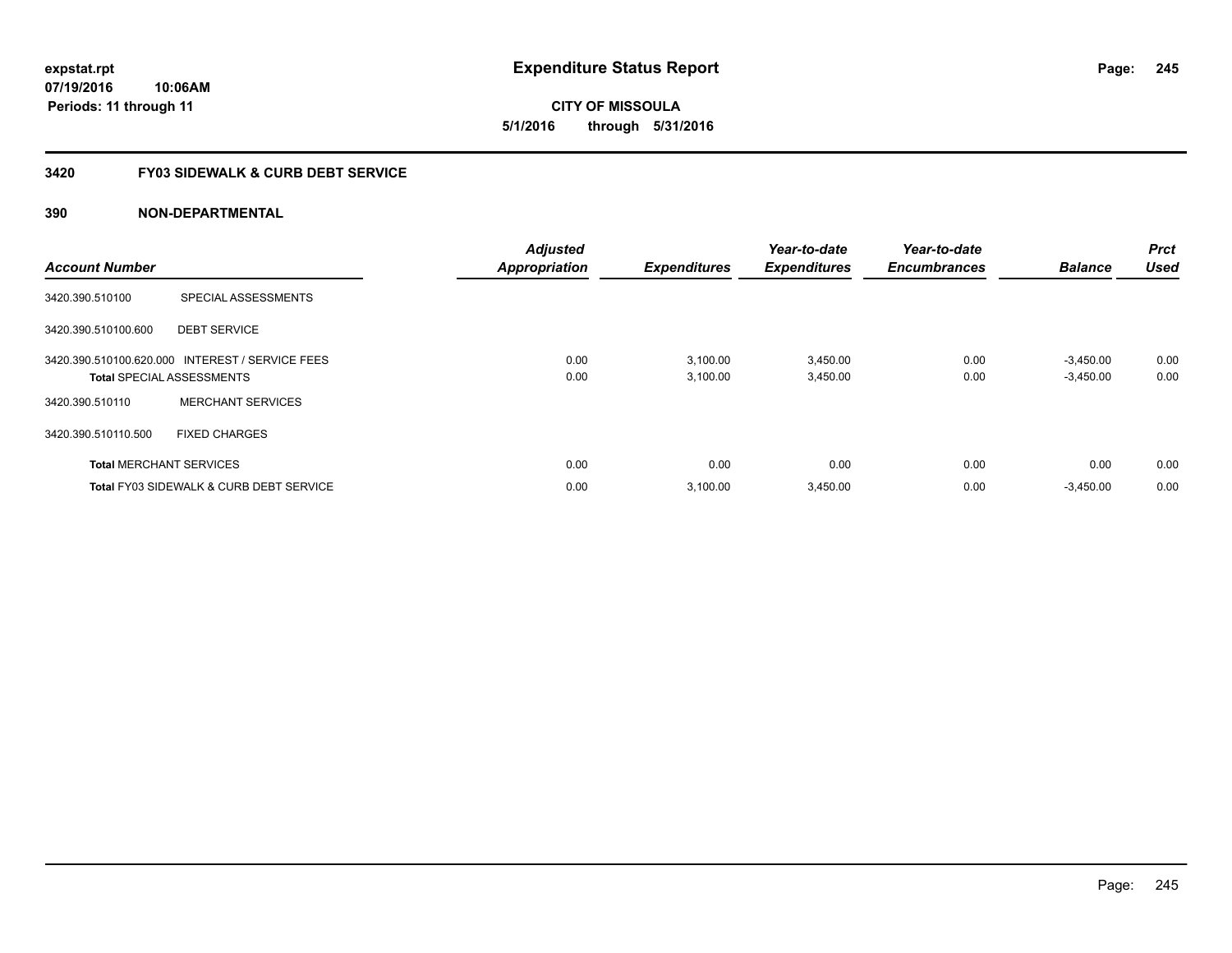**expstat.rpt**
**07/19/2016 10:06AM**
**Periods: 11 through 11**

# Expenditure Status Report

**CITY OF MISSOULA**
**5/1/2016 through 5/31/2016**

## 3420 FY03 SIDEWALK & CURB DEBT SERVICE

### 390 NON-DEPARTMENTAL

| Account Number | | Adjusted Appropriation | Expenditures | Year-to-date Expenditures | Year-to-date Encumbrances | Balance | Prct Used |
|---|---|---|---|---|---|---|---|
| 3420.390.510100 | SPECIAL ASSESSMENTS | | | | | | |
| 3420.390.510100.600 | DEBT SERVICE | | | | | | |
| 3420.390.510100.620.000 | INTEREST / SERVICE FEES | 0.00 | 3,100.00 | 3,450.00 | 0.00 | -3,450.00 | 0.00 |
| **Total** SPECIAL ASSESSMENTS | | 0.00 | 3,100.00 | 3,450.00 | 0.00 | -3,450.00 | 0.00 |
| 3420.390.510110 | MERCHANT SERVICES | | | | | | |
| 3420.390.510110.500 | FIXED CHARGES | | | | | | |
| **Total** MERCHANT SERVICES | | 0.00 | 0.00 | 0.00 | 0.00 | 0.00 | 0.00 |
| **Total** FY03 SIDEWALK & CURB DEBT SERVICE | | 0.00 | 3,100.00 | 3,450.00 | 0.00 | -3,450.00 | 0.00 |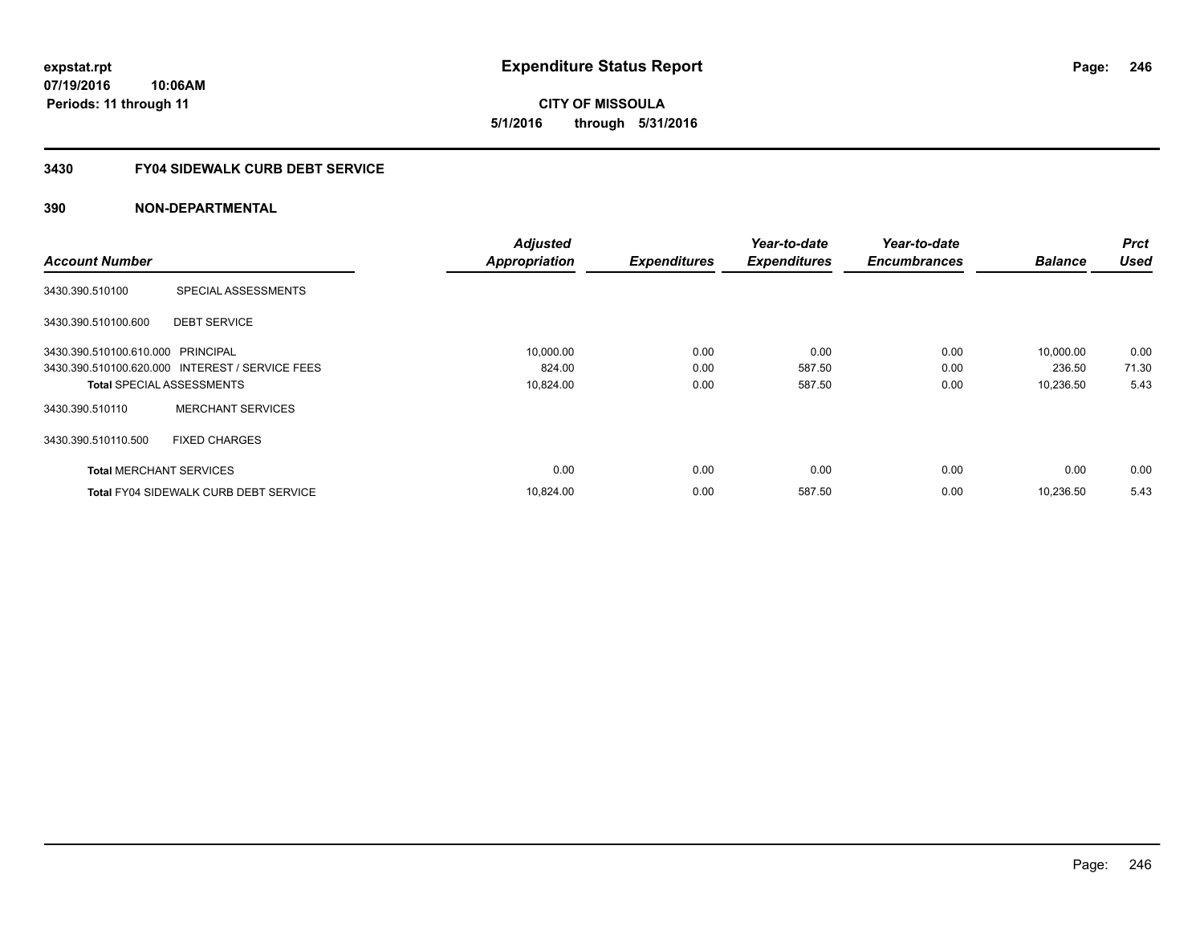**expstat.rpt**
**07/19/2016 10:06AM**
**Periods: 11 through 11**

# Expenditure Status Report

**CITY OF MISSOULA**
**5/1/2016 through 5/31/2016**

## 3430 FY04 SIDEWALK CURB DEBT SERVICE

### 390 NON-DEPARTMENTAL

| Account Number | | Adjusted Appropriation | Expenditures | Year-to-date Expenditures | Year-to-date Encumbrances | Balance | Prct Used |
|---|---|---|---|---|---|---|---|
| 3430.390.510100 | SPECIAL ASSESSMENTS | | | | | | |
| 3430.390.510100.600 | DEBT SERVICE | | | | | | |
| 3430.390.510100.610.000 | PRINCIPAL | 10,000.00 | 0.00 | 0.00 | 0.00 | 10,000.00 | 0.00 |
| 3430.390.510100.620.000 | INTEREST / SERVICE FEES | 824.00 | 0.00 | 587.50 | 0.00 | 236.50 | 71.30 |
| **Total** SPECIAL ASSESSMENTS | | 10,824.00 | 0.00 | 587.50 | 0.00 | 10,236.50 | 5.43 |
| 3430.390.510110 | MERCHANT SERVICES | | | | | | |
| 3430.390.510110.500 | FIXED CHARGES | | | | | | |
| **Total** MERCHANT SERVICES | | 0.00 | 0.00 | 0.00 | 0.00 | 0.00 | 0.00 |
| **Total** FY04 SIDEWALK CURB DEBT SERVICE | | 10,824.00 | 0.00 | 587.50 | 0.00 | 10,236.50 | 5.43 |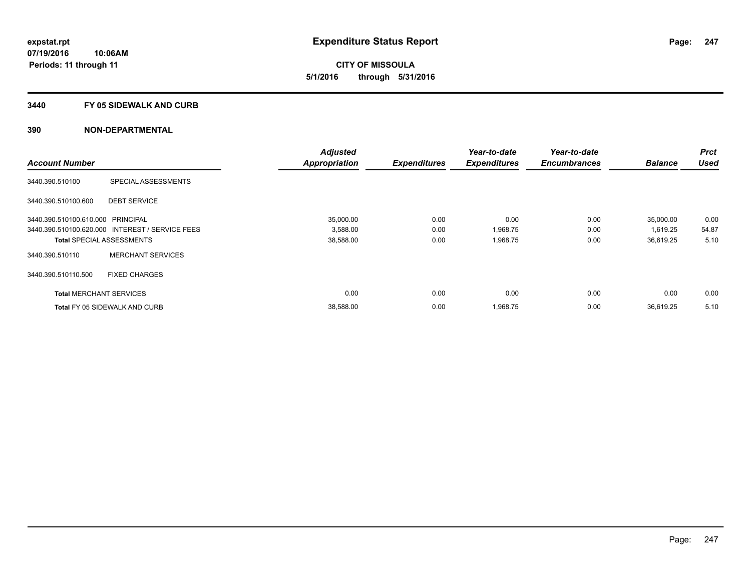# Expenditure Status Report

**CITY OF MISSOULA**

**5/1/2016 through 5/31/2016**

expstat.rpt
07/19/2016 10:06AM
Periods: 11 through 11

## 3440 FY 05 SIDEWALK AND CURB

## 390 NON-DEPARTMENTAL

| Account Number | | Adjusted Appropriation | Expenditures | Year-to-date Expenditures | Year-to-date Encumbrances | Balance | Prct Used |
|---|---|---|---|---|---|---|---|
| 3440.390.510100 | SPECIAL ASSESSMENTS | | | | | | |
| 3440.390.510100.600 | DEBT SERVICE | | | | | | |
| 3440.390.510100.610.000 | PRINCIPAL | 35,000.00 | 0.00 | 0.00 | 0.00 | 35,000.00 | 0.00 |
| 3440.390.510100.620.000 | INTEREST / SERVICE FEES | 3,588.00 | 0.00 | 1,968.75 | 0.00 | 1,619.25 | 54.87 |
| **Total** SPECIAL ASSESSMENTS | | 38,588.00 | 0.00 | 1,968.75 | 0.00 | 36,619.25 | 5.10 |
| 3440.390.510110 | MERCHANT SERVICES | | | | | | |
| 3440.390.510110.500 | FIXED CHARGES | | | | | | |
| **Total** MERCHANT SERVICES | | 0.00 | 0.00 | 0.00 | 0.00 | 0.00 | 0.00 |
| **Total** FY 05 SIDEWALK AND CURB | | 38,588.00 | 0.00 | 1,968.75 | 0.00 | 36,619.25 | 5.10 |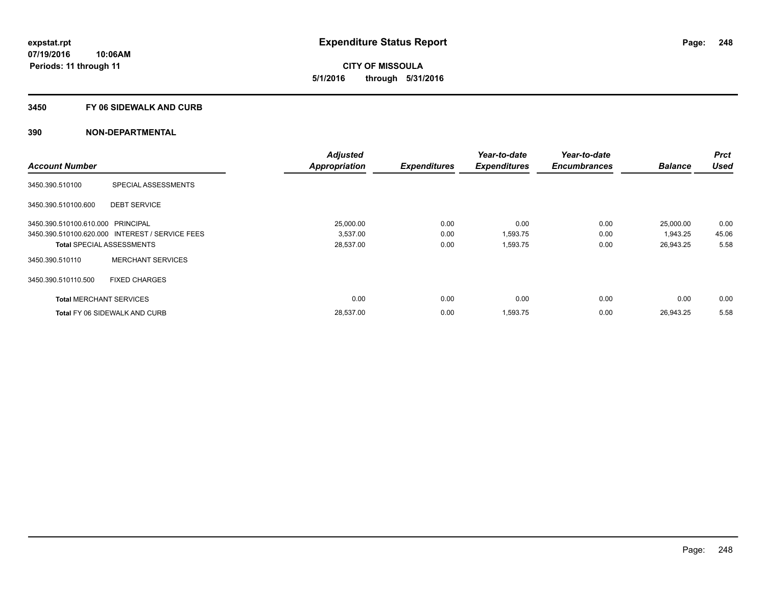# Expenditure Status Report

expstat.rpt
07/19/2016 10:06AM
Periods: 11 through 11

**CITY OF MISSOULA**
**5/1/2016 through 5/31/2016**

## 3450 FY 06 SIDEWALK AND CURB

## 390 NON-DEPARTMENTAL

| Account Number | | Adjusted Appropriation | Expenditures | Year-to-date Expenditures | Year-to-date Encumbrances | Balance | Prct Used |
|---|---|---|---|---|---|---|---|
| 3450.390.510100 | SPECIAL ASSESSMENTS | | | | | | |
| 3450.390.510100.600 | DEBT SERVICE | | | | | | |
| 3450.390.510100.610.000 | PRINCIPAL | 25,000.00 | 0.00 | 0.00 | 0.00 | 25,000.00 | 0.00 |
| 3450.390.510100.620.000 | INTEREST / SERVICE FEES | 3,537.00 | 0.00 | 1,593.75 | 0.00 | 1,943.25 | 45.06 |
| **Total** SPECIAL ASSESSMENTS | | 28,537.00 | 0.00 | 1,593.75 | 0.00 | 26,943.25 | 5.58 |
| 3450.390.510110 | MERCHANT SERVICES | | | | | | |
| 3450.390.510110.500 | FIXED CHARGES | | | | | | |
| **Total** MERCHANT SERVICES | | 0.00 | 0.00 | 0.00 | 0.00 | 0.00 | 0.00 |
| **Total** FY 06 SIDEWALK AND CURB | | 28,537.00 | 0.00 | 1,593.75 | 0.00 | 26,943.25 | 5.58 |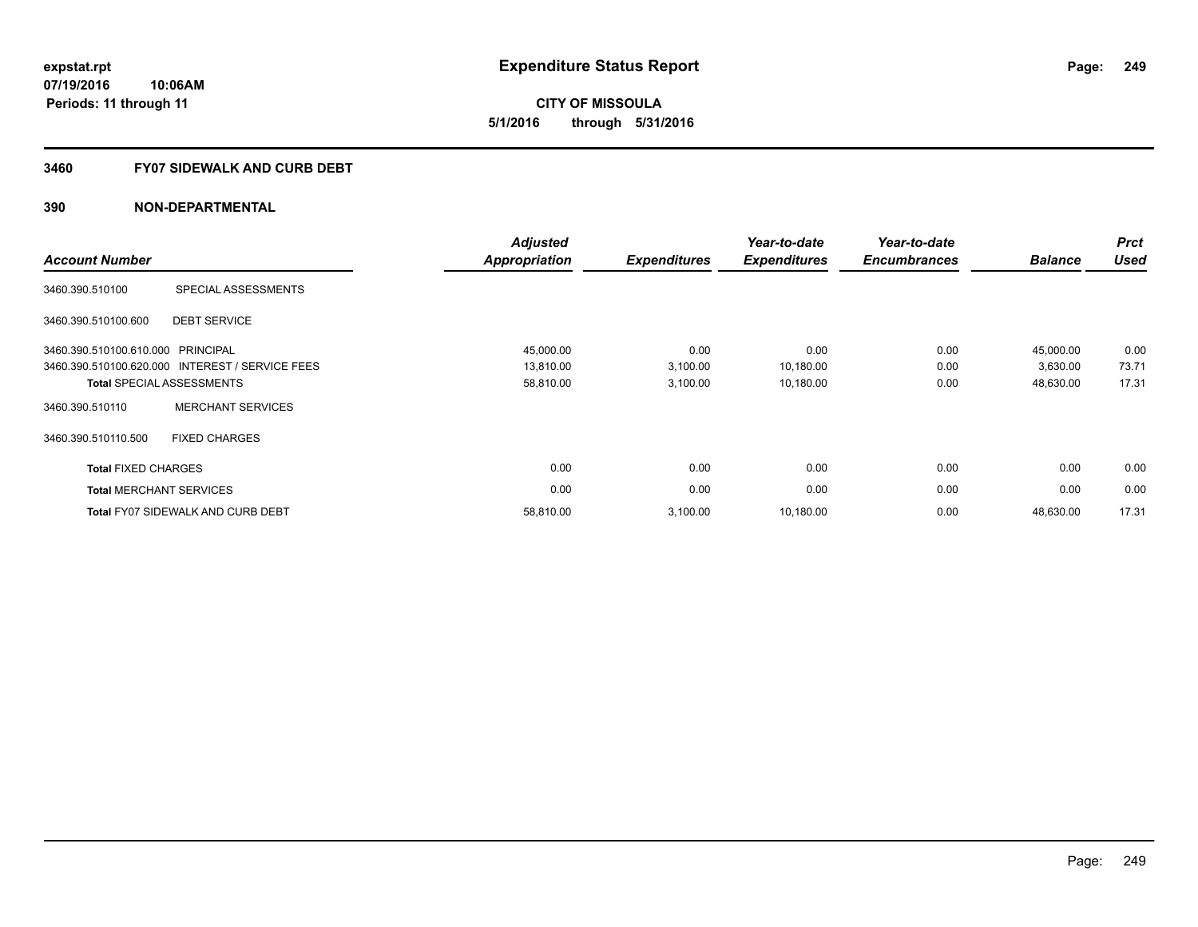**expstat.rpt**
**07/19/2016 10:06AM**
**Periods: 11 through 11**

# Expenditure Status Report

**CITY OF MISSOULA**
**5/1/2016 through 5/31/2016**

## 3460 FY07 SIDEWALK AND CURB DEBT

### 390 NON-DEPARTMENTAL

| Account Number | | Adjusted Appropriation | Expenditures | Year-to-date Expenditures | Year-to-date Encumbrances | Balance | Prct Used |
|---|---|---|---|---|---|---|---|
| 3460.390.510100 | SPECIAL ASSESSMENTS | | | | | | |
| 3460.390.510100.600 | DEBT SERVICE | | | | | | |
| 3460.390.510100.610.000 | PRINCIPAL | 45,000.00 | 0.00 | 0.00 | 0.00 | 45,000.00 | 0.00 |
| 3460.390.510100.620.000 | INTEREST / SERVICE FEES | 13,810.00 | 3,100.00 | 10,180.00 | 0.00 | 3,630.00 | 73.71 |
| **Total** SPECIAL ASSESSMENTS | | 58,810.00 | 3,100.00 | 10,180.00 | 0.00 | 48,630.00 | 17.31 |
| 3460.390.510110 | MERCHANT SERVICES | | | | | | |
| 3460.390.510110.500 | FIXED CHARGES | | | | | | |
| **Total** FIXED CHARGES | | 0.00 | 0.00 | 0.00 | 0.00 | 0.00 | 0.00 |
| **Total** MERCHANT SERVICES | | 0.00 | 0.00 | 0.00 | 0.00 | 0.00 | 0.00 |
| **Total** FY07 SIDEWALK AND CURB DEBT | | 58,810.00 | 3,100.00 | 10,180.00 | 0.00 | 48,630.00 | 17.31 |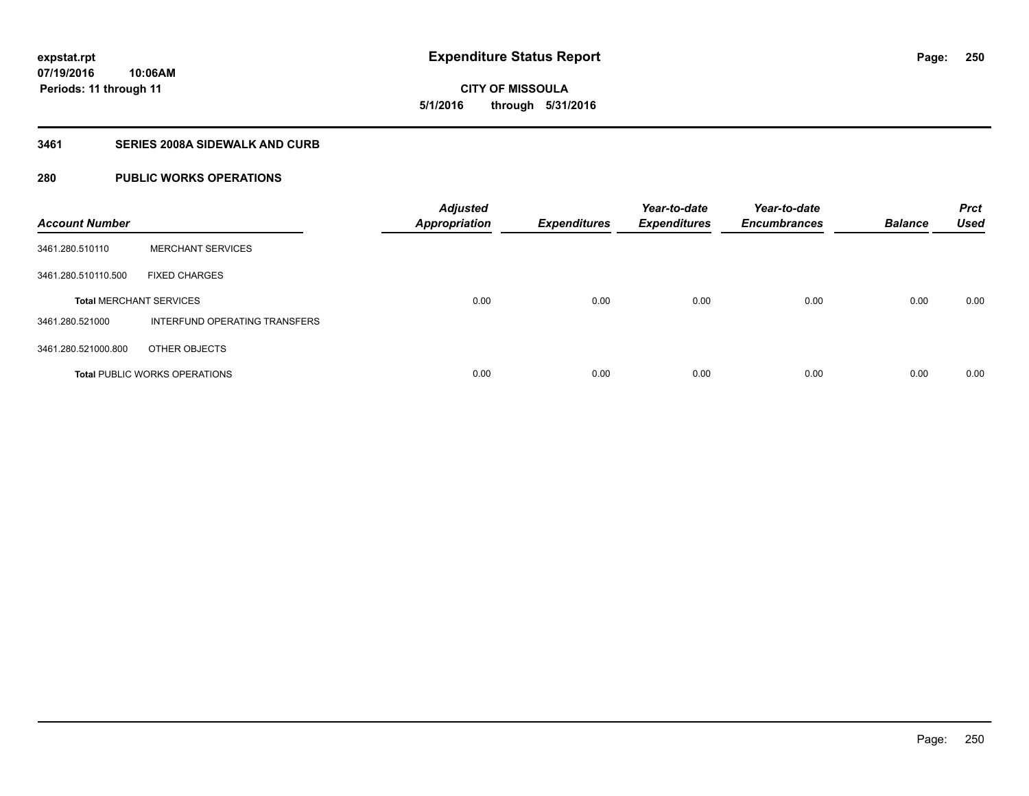**expstat.rpt**
**07/19/2016 10:06AM**
**Periods: 11 through 11**

# Expenditure Status Report

**CITY OF MISSOULA**
**5/1/2016 through 5/31/2016**

## 3461 SERIES 2008A SIDEWALK AND CURB

## 280 PUBLIC WORKS OPERATIONS

| Account Number | | Adjusted Appropriation | Expenditures | Year-to-date Expenditures | Year-to-date Encumbrances | Balance | Prct Used |
|---|---|---|---|---|---|---|---|
| 3461.280.510110 | MERCHANT SERVICES | | | | | | |
| 3461.280.510110.500 | FIXED CHARGES | | | | | | |
| **Total** MERCHANT SERVICES | | 0.00 | 0.00 | 0.00 | 0.00 | 0.00 | 0.00 |
| 3461.280.521000 | INTERFUND OPERATING TRANSFERS | | | | | | |
| 3461.280.521000.800 | OTHER OBJECTS | | | | | | |
| **Total** PUBLIC WORKS OPERATIONS | | 0.00 | 0.00 | 0.00 | 0.00 | 0.00 | 0.00 |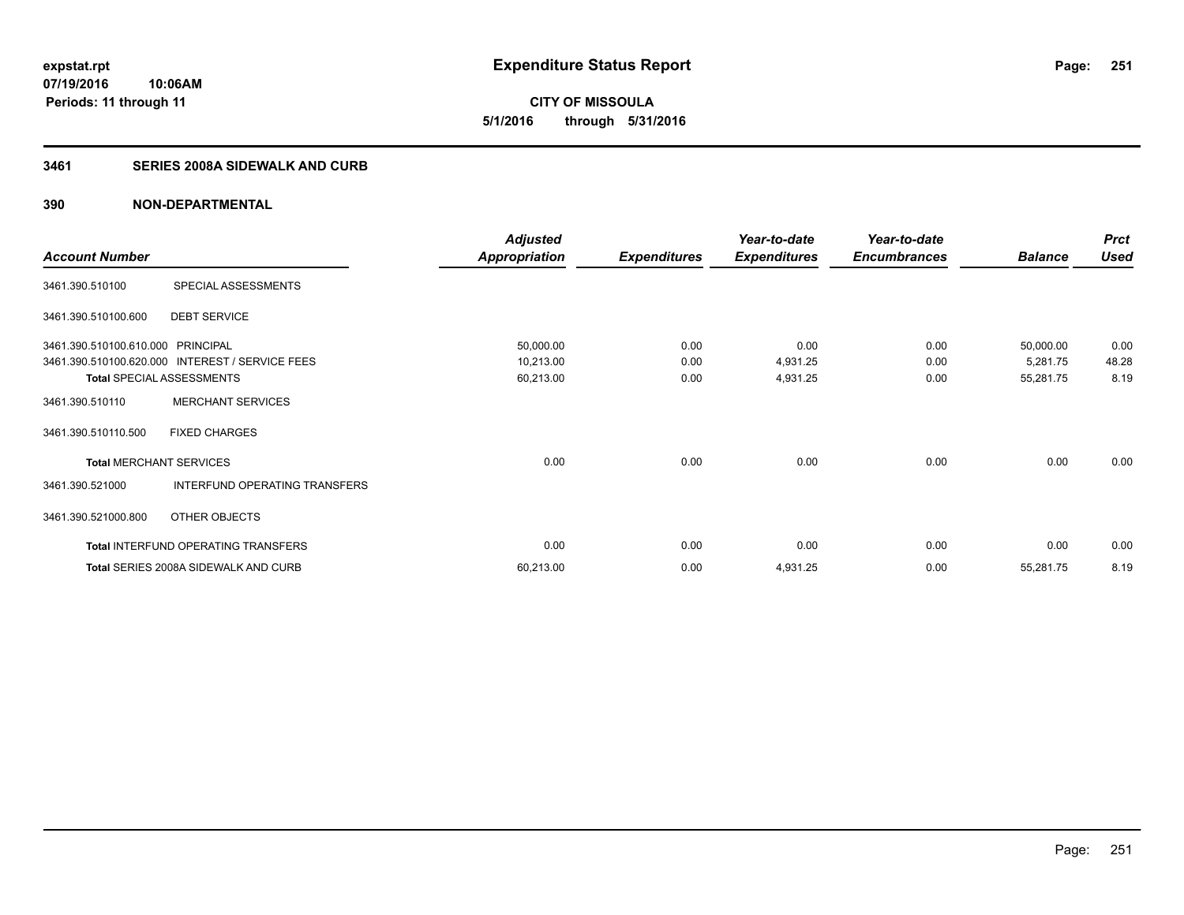**expstat.rpt**
**07/19/2016 10:06AM**
**Periods: 11 through 11**

# Expenditure Status Report

**CITY OF MISSOULA**
**5/1/2016 through 5/31/2016**

## 3461 SERIES 2008A SIDEWALK AND CURB

## 390 NON-DEPARTMENTAL

| Account Number | | Adjusted Appropriation | Expenditures | Year-to-date Expenditures | Year-to-date Encumbrances | Balance | Prct Used |
|---|---|---|---|---|---|---|---|
| 3461.390.510100 | SPECIAL ASSESSMENTS | | | | | | |
| 3461.390.510100.600 | DEBT SERVICE | | | | | | |
| 3461.390.510100.610.000 | PRINCIPAL | 50,000.00 | 0.00 | 0.00 | 0.00 | 50,000.00 | 0.00 |
| 3461.390.510100.620.000 | INTEREST / SERVICE FEES | 10,213.00 | 0.00 | 4,931.25 | 0.00 | 5,281.75 | 48.28 |
| **Total** SPECIAL ASSESSMENTS | | 60,213.00 | 0.00 | 4,931.25 | 0.00 | 55,281.75 | 8.19 |
| 3461.390.510110 | MERCHANT SERVICES | | | | | | |
| 3461.390.510110.500 | FIXED CHARGES | | | | | | |
| **Total** MERCHANT SERVICES | | 0.00 | 0.00 | 0.00 | 0.00 | 0.00 | 0.00 |
| 3461.390.521000 | INTERFUND OPERATING TRANSFERS | | | | | | |
| 3461.390.521000.800 | OTHER OBJECTS | | | | | | |
| **Total** INTERFUND OPERATING TRANSFERS | | 0.00 | 0.00 | 0.00 | 0.00 | 0.00 | 0.00 |
| **Total** SERIES 2008A SIDEWALK AND CURB | | 60,213.00 | 0.00 | 4,931.25 | 0.00 | 55,281.75 | 8.19 |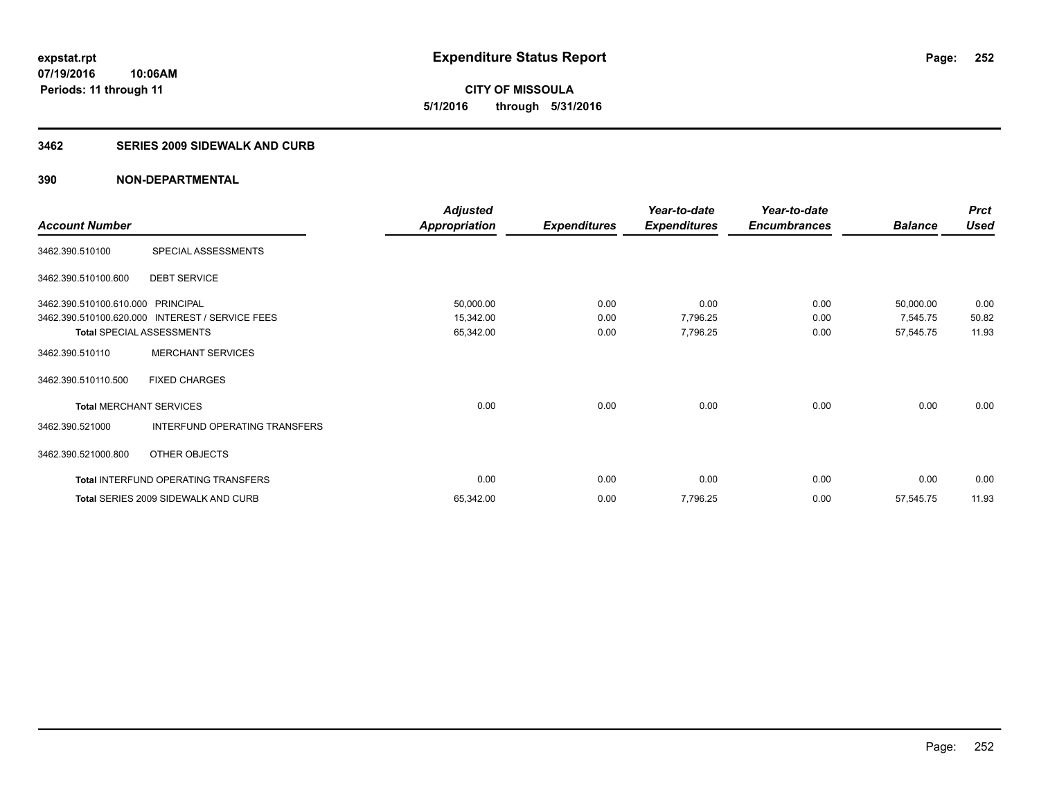**expstat.rpt**
**07/19/2016 10:06AM**
**Periods: 11 through 11**

# Expenditure Status Report

**CITY OF MISSOULA**
**5/1/2016 through 5/31/2016**

## 3462 SERIES 2009 SIDEWALK AND CURB

## 390 NON-DEPARTMENTAL

| Account Number | | Adjusted Appropriation | Expenditures | Year-to-date Expenditures | Year-to-date Encumbrances | Balance | Prct Used |
|---|---|---|---|---|---|---|---|
| 3462.390.510100 | SPECIAL ASSESSMENTS | | | | | | |
| 3462.390.510100.600 | DEBT SERVICE | | | | | | |
| 3462.390.510100.610.000 | PRINCIPAL | 50,000.00 | 0.00 | 0.00 | 0.00 | 50,000.00 | 0.00 |
| 3462.390.510100.620.000 | INTEREST / SERVICE FEES | 15,342.00 | 0.00 | 7,796.25 | 0.00 | 7,545.75 | 50.82 |
| **Total** SPECIAL ASSESSMENTS | | 65,342.00 | 0.00 | 7,796.25 | 0.00 | 57,545.75 | 11.93 |
| 3462.390.510110 | MERCHANT SERVICES | | | | | | |
| 3462.390.510110.500 | FIXED CHARGES | | | | | | |
| **Total** MERCHANT SERVICES | | 0.00 | 0.00 | 0.00 | 0.00 | 0.00 | 0.00 |
| 3462.390.521000 | INTERFUND OPERATING TRANSFERS | | | | | | |
| 3462.390.521000.800 | OTHER OBJECTS | | | | | | |
| **Total** INTERFUND OPERATING TRANSFERS | | 0.00 | 0.00 | 0.00 | 0.00 | 0.00 | 0.00 |
| **Total** SERIES 2009 SIDEWALK AND CURB | | 65,342.00 | 0.00 | 7,796.25 | 0.00 | 57,545.75 | 11.93 |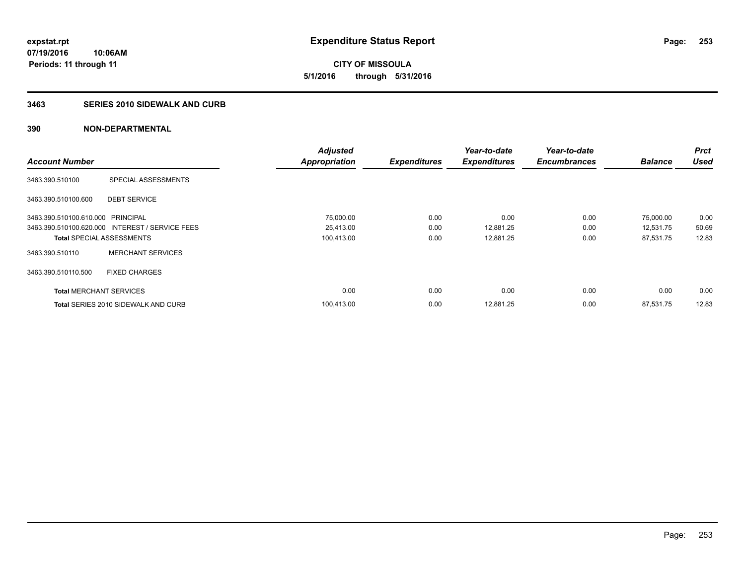# Expenditure Status Report

**expstat.rpt**
**07/19/2016 10:06AM**
**Periods: 11 through 11**

**CITY OF MISSOULA**
**5/1/2016 through 5/31/2016**

## 3463 SERIES 2010 SIDEWALK AND CURB

## 390 NON-DEPARTMENTAL

| Account Number | | Adjusted Appropriation | Expenditures | Year-to-date Expenditures | Year-to-date Encumbrances | Balance | Prct Used |
|---|---|---|---|---|---|---|---|
| 3463.390.510100 | SPECIAL ASSESSMENTS | | | | | | |
| 3463.390.510100.600 | DEBT SERVICE | | | | | | |
| 3463.390.510100.610.000 | PRINCIPAL | 75,000.00 | 0.00 | 0.00 | 0.00 | 75,000.00 | 0.00 |
| 3463.390.510100.620.000 | INTEREST / SERVICE FEES | 25,413.00 | 0.00 | 12,881.25 | 0.00 | 12,531.75 | 50.69 |
| **Total** SPECIAL ASSESSMENTS | | 100,413.00 | 0.00 | 12,881.25 | 0.00 | 87,531.75 | 12.83 |
| 3463.390.510110 | MERCHANT SERVICES | | | | | | |
| 3463.390.510110.500 | FIXED CHARGES | | | | | | |
| **Total** MERCHANT SERVICES | | 0.00 | 0.00 | 0.00 | 0.00 | 0.00 | 0.00 |
| **Total** SERIES 2010 SIDEWALK AND CURB | | 100,413.00 | 0.00 | 12,881.25 | 0.00 | 87,531.75 | 12.83 |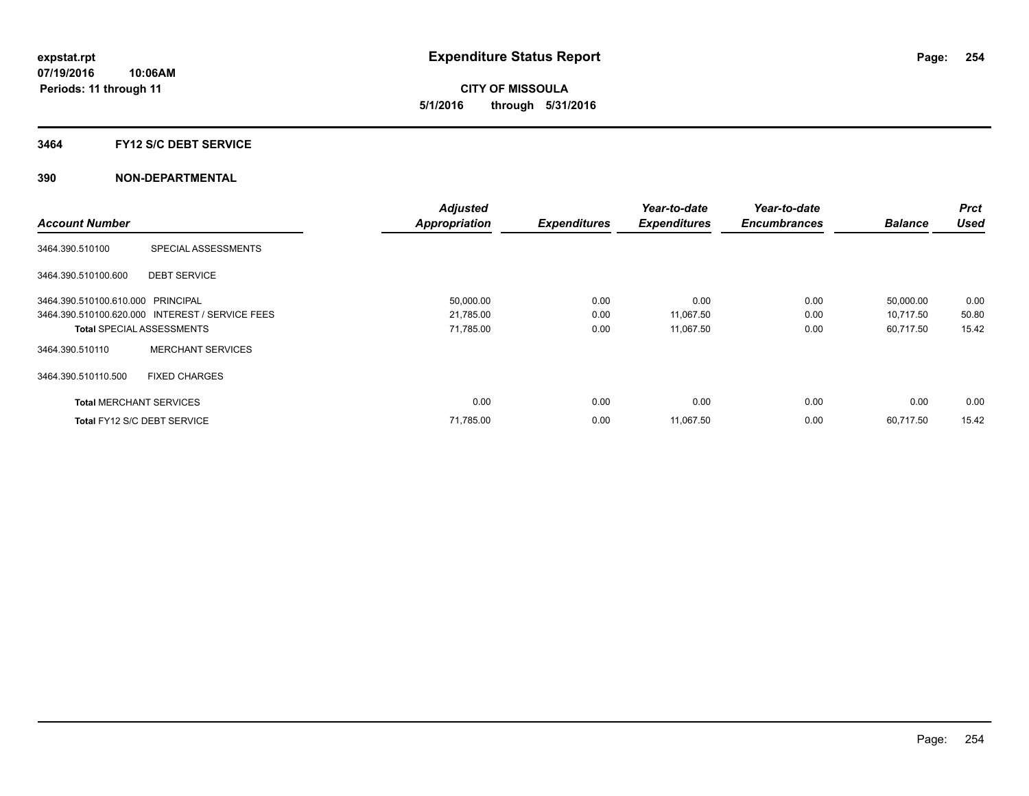# Expenditure Status Report

**CITY OF MISSOULA**

**5/1/2016 through 5/31/2016**

**expstat.rpt**
**07/19/2016 10:06AM**
**Periods: 11 through 11**

## 3464 FY12 S/C DEBT SERVICE

## 390 NON-DEPARTMENTAL

| Account Number | | Adjusted Appropriation | Expenditures | Year-to-date Expenditures | Year-to-date Encumbrances | Balance | Prct Used |
|---|---|---|---|---|---|---|---|
| 3464.390.510100 | SPECIAL ASSESSMENTS | | | | | | |
| 3464.390.510100.600 | DEBT SERVICE | | | | | | |
| 3464.390.510100.610.000 | PRINCIPAL | 50,000.00 | 0.00 | 0.00 | 0.00 | 50,000.00 | 0.00 |
| 3464.390.510100.620.000 | INTEREST / SERVICE FEES | 21,785.00 | 0.00 | 11,067.50 | 0.00 | 10,717.50 | 50.80 |
| **Total** SPECIAL ASSESSMENTS | | 71,785.00 | 0.00 | 11,067.50 | 0.00 | 60,717.50 | 15.42 |
| 3464.390.510110 | MERCHANT SERVICES | | | | | | |
| 3464.390.510110.500 | FIXED CHARGES | | | | | | |
| **Total** MERCHANT SERVICES | | 0.00 | 0.00 | 0.00 | 0.00 | 0.00 | 0.00 |
| **Total** FY12 S/C DEBT SERVICE | | 71,785.00 | 0.00 | 11,067.50 | 0.00 | 60,717.50 | 15.42 |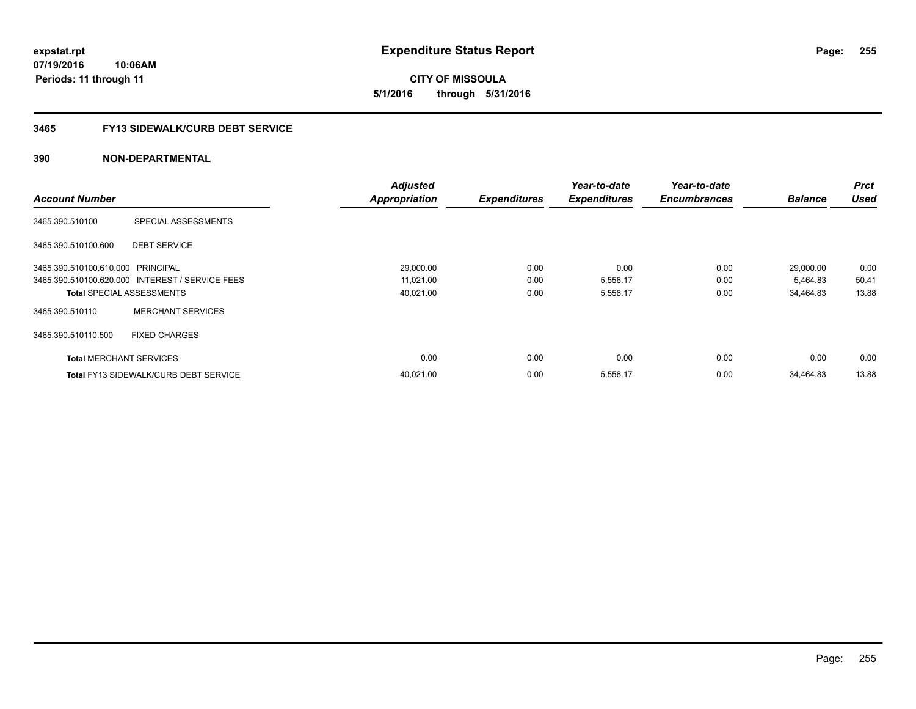**expstat.rpt**
**07/19/2016 10:06AM**
**Periods: 11 through 11**

# Expenditure Status Report

**CITY OF MISSOULA**
**5/1/2016 through 5/31/2016**

## 3465 FY13 SIDEWALK/CURB DEBT SERVICE

### 390 NON-DEPARTMENTAL

| Account Number | | Adjusted Appropriation | Expenditures | Year-to-date Expenditures | Year-to-date Encumbrances | Balance | Prct Used |
|---|---|---|---|---|---|---|---|
| 3465.390.510100 | SPECIAL ASSESSMENTS | | | | | | |
| 3465.390.510100.600 | DEBT SERVICE | | | | | | |
| 3465.390.510100.610.000 | PRINCIPAL | 29,000.00 | 0.00 | 0.00 | 0.00 | 29,000.00 | 0.00 |
| 3465.390.510100.620.000 | INTEREST / SERVICE FEES | 11,021.00 | 0.00 | 5,556.17 | 0.00 | 5,464.83 | 50.41 |
| **Total** SPECIAL ASSESSMENTS | | 40,021.00 | 0.00 | 5,556.17 | 0.00 | 34,464.83 | 13.88 |
| 3465.390.510110 | MERCHANT SERVICES | | | | | | |
| 3465.390.510110.500 | FIXED CHARGES | | | | | | |
| **Total** MERCHANT SERVICES | | 0.00 | 0.00 | 0.00 | 0.00 | 0.00 | 0.00 |
| **Total** FY13 SIDEWALK/CURB DEBT SERVICE | | 40,021.00 | 0.00 | 5,556.17 | 0.00 | 34,464.83 | 13.88 |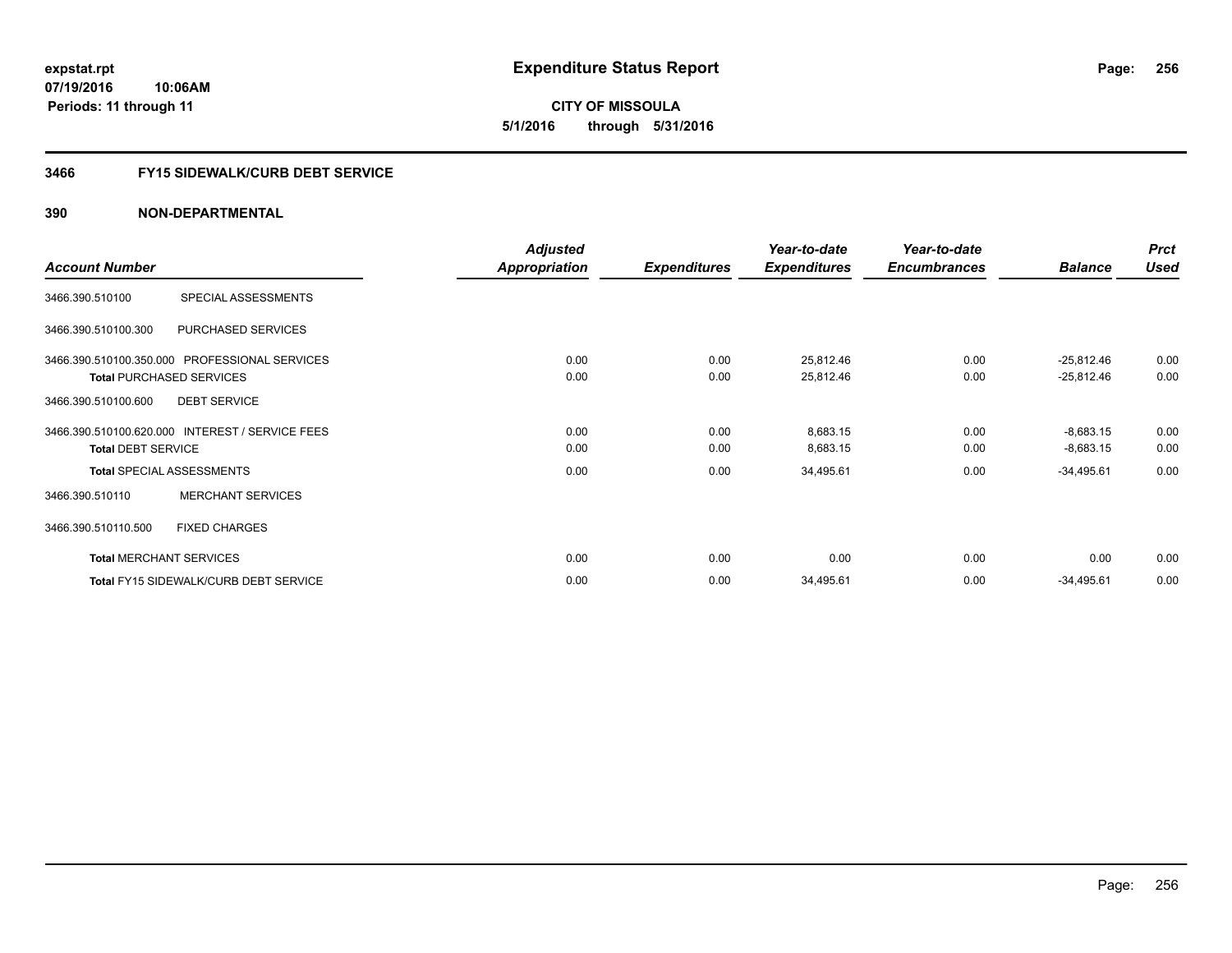**expstat.rpt**
**07/19/2016 10:06AM**
**Periods: 11 through 11**

# Expenditure Status Report

**CITY OF MISSOULA**
**5/1/2016 through 5/31/2016**

## 3466 FY15 SIDEWALK/CURB DEBT SERVICE

## 390 NON-DEPARTMENTAL

| Account Number | | Adjusted Appropriation | Expenditures | Year-to-date Expenditures | Year-to-date Encumbrances | Balance | Prct Used |
|---|---|---|---|---|---|---|---|
| 3466.390.510100 | SPECIAL ASSESSMENTS | | | | | | |
| 3466.390.510100.300 | PURCHASED SERVICES | | | | | | |
| 3466.390.510100.350.000 | PROFESSIONAL SERVICES | 0.00 | 0.00 | 25,812.46 | 0.00 | -25,812.46 | 0.00 |
| **Total** PURCHASED SERVICES | | 0.00 | 0.00 | 25,812.46 | 0.00 | -25,812.46 | 0.00 |
| 3466.390.510100.600 | DEBT SERVICE | | | | | | |
| 3466.390.510100.620.000 | INTEREST / SERVICE FEES | 0.00 | 0.00 | 8,683.15 | 0.00 | -8,683.15 | 0.00 |
| **Total** DEBT SERVICE | | 0.00 | 0.00 | 8,683.15 | 0.00 | -8,683.15 | 0.00 |
| **Total** SPECIAL ASSESSMENTS | | 0.00 | 0.00 | 34,495.61 | 0.00 | -34,495.61 | 0.00 |
| 3466.390.510110 | MERCHANT SERVICES | | | | | | |
| 3466.390.510110.500 | FIXED CHARGES | | | | | | |
| **Total** MERCHANT SERVICES | | 0.00 | 0.00 | 0.00 | 0.00 | 0.00 | 0.00 |
| **Total** FY15 SIDEWALK/CURB DEBT SERVICE | | 0.00 | 0.00 | 34,495.61 | 0.00 | -34,495.61 | 0.00 |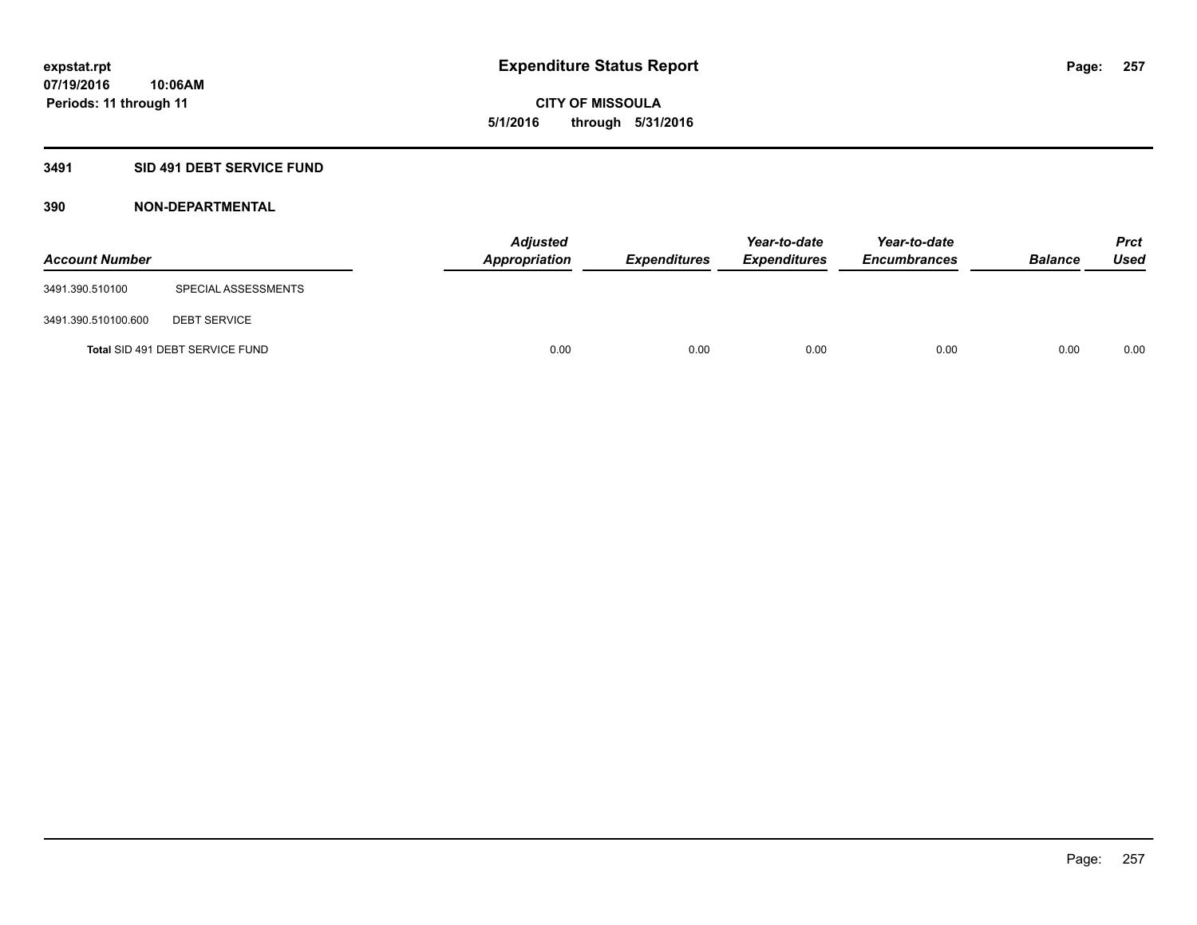**expstat.rpt**
**07/19/2016 10:06AM**
**Periods: 11 through 11**

# Expenditure Status Report

**CITY OF MISSOULA**
**5/1/2016 through 5/31/2016**

## 3491 SID 491 DEBT SERVICE FUND

### 390 NON-DEPARTMENTAL

| Account Number | | Adjusted Appropriation | Expenditures | Year-to-date Expenditures | Year-to-date Encumbrances | Balance | Prct Used |
|---|---|---|---|---|---|---|---|
| 3491.390.510100 | SPECIAL ASSESSMENTS | | | | | | |
| 3491.390.510100.600 | DEBT SERVICE | | | | | | |
| Total SID 491 DEBT SERVICE FUND | | 0.00 | 0.00 | 0.00 | 0.00 | 0.00 | 0.00 |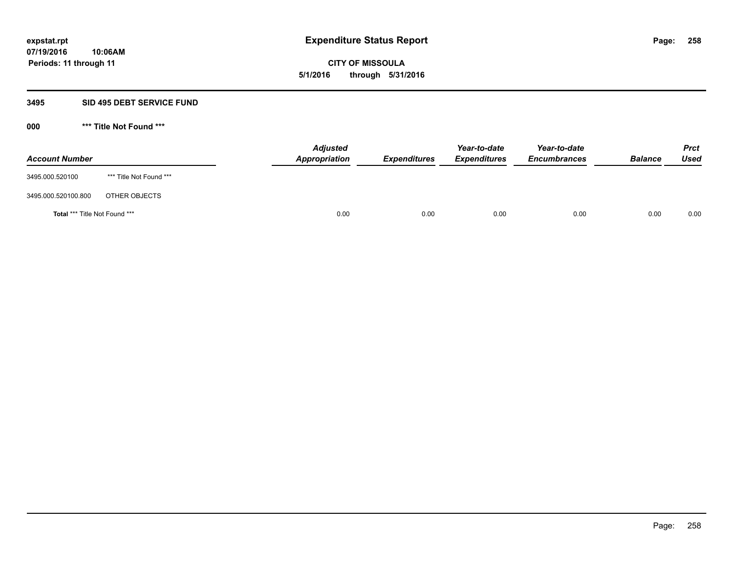expstat.rpt
07/19/2016 10:06AM
Periods: 11 through 11

# Expenditure Status Report

**CITY OF MISSOULA**
**5/1/2016 through 5/31/2016**

## 3495 SID 495 DEBT SERVICE FUND

### 000 *** Title Not Found ***

| Account Number | | Adjusted Appropriation | Expenditures | Year-to-date Expenditures | Year-to-date Encumbrances | Balance | Prct Used |
|---|---|---|---|---|---|---|---|
| 3495.000.520100 | *** Title Not Found *** | | | | | | |
| 3495.000.520100.800 | OTHER OBJECTS | | | | | | |
| **Total** *** Title Not Found *** | | 0.00 | 0.00 | 0.00 | 0.00 | 0.00 | 0.00 |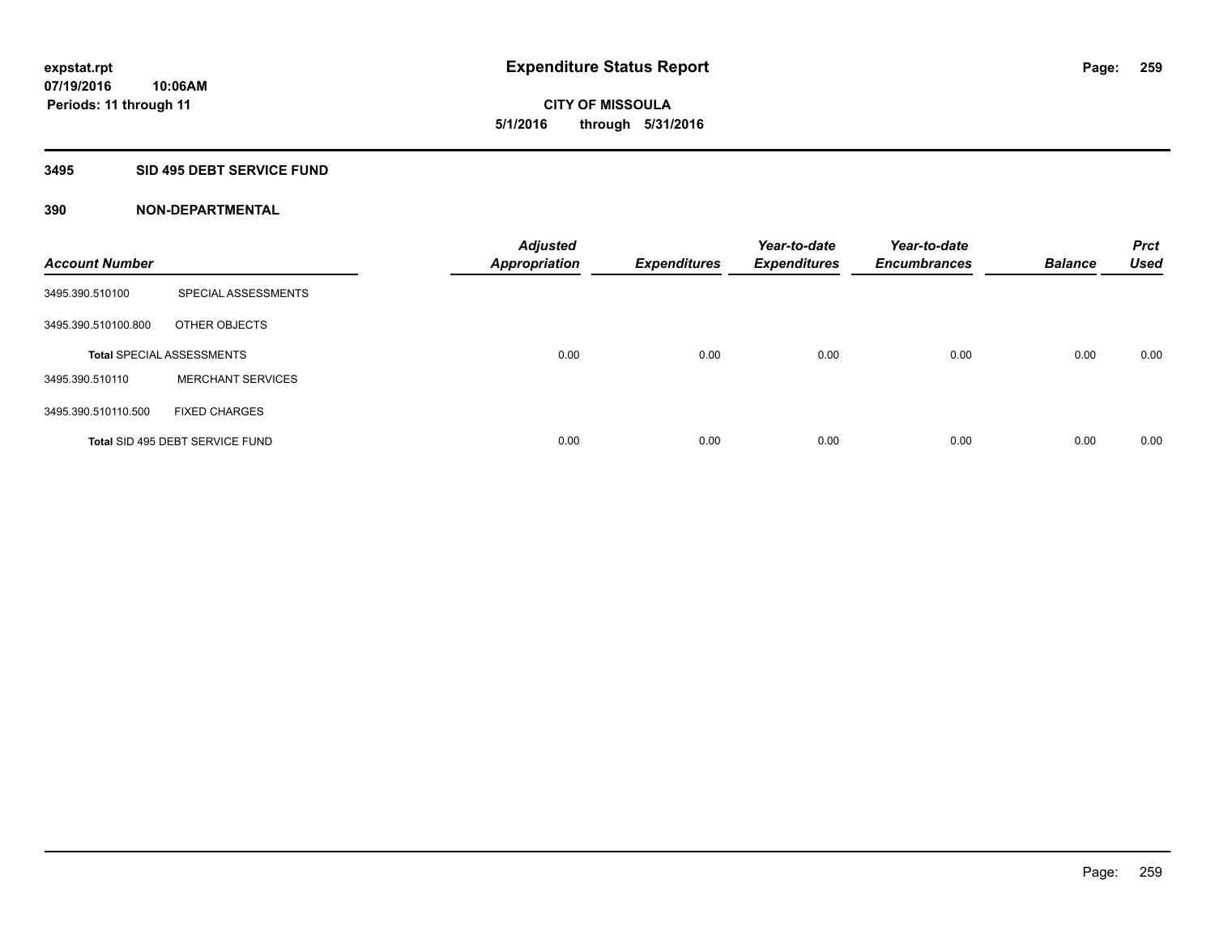**expstat.rpt**
**07/19/2016 10:06AM**
**Periods: 11 through 11**

# Expenditure Status Report

**CITY OF MISSOULA**
**5/1/2016 through 5/31/2016**

## 3495 SID 495 DEBT SERVICE FUND

### 390 NON-DEPARTMENTAL

| Account Number | | Adjusted Appropriation | Expenditures | Year-to-date Expenditures | Year-to-date Encumbrances | Balance | Prct Used |
|---|---|---|---|---|---|---|---|
| 3495.390.510100 | SPECIAL ASSESSMENTS | | | | | | |
| 3495.390.510100.800 | OTHER OBJECTS | | | | | | |
| **Total** SPECIAL ASSESSMENTS | | 0.00 | 0.00 | 0.00 | 0.00 | 0.00 | 0.00 |
| 3495.390.510110 | MERCHANT SERVICES | | | | | | |
| 3495.390.510110.500 | FIXED CHARGES | | | | | | |
| **Total** SID 495 DEBT SERVICE FUND | | 0.00 | 0.00 | 0.00 | 0.00 | 0.00 | 0.00 |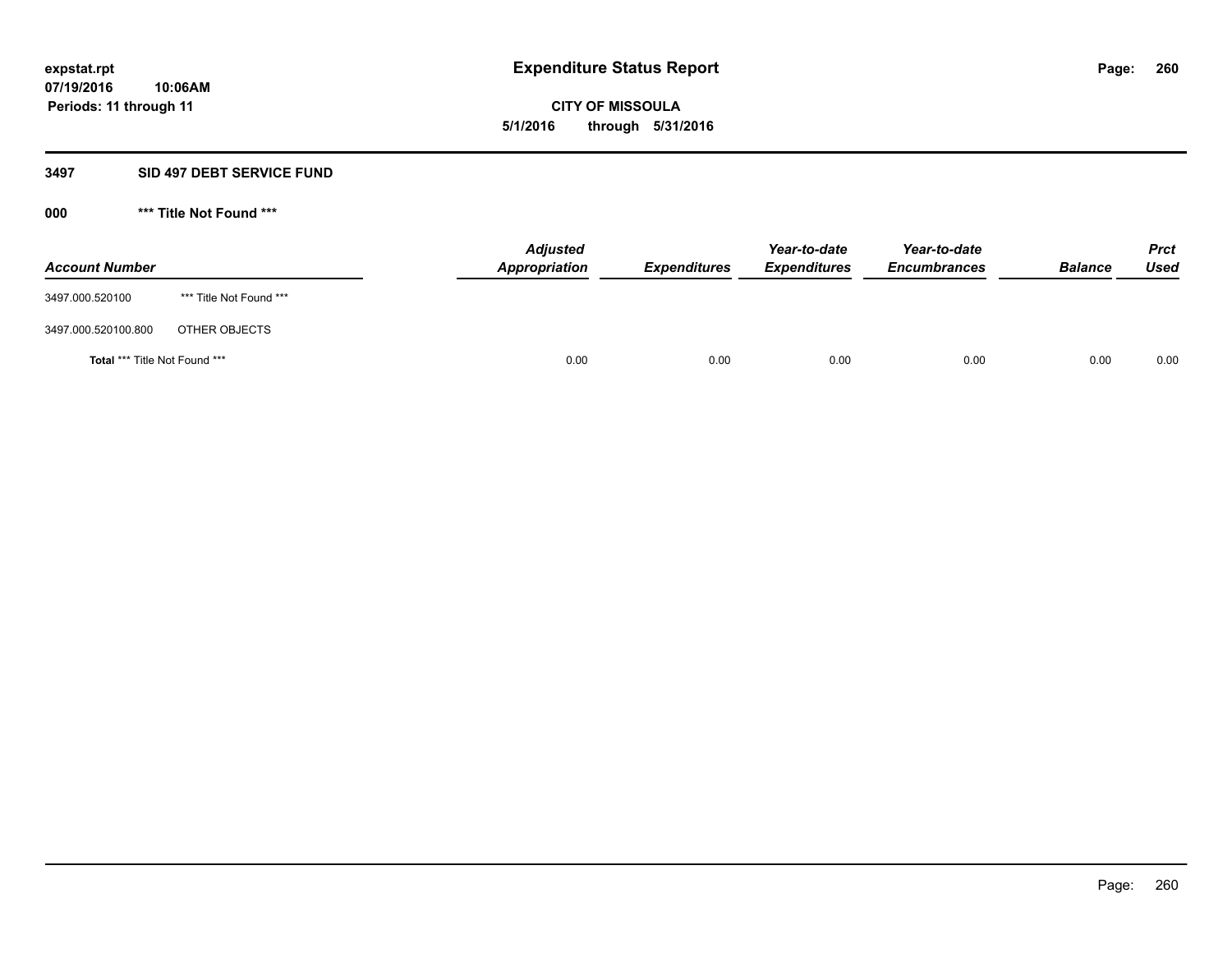# Expenditure Status Report

**CITY OF MISSOULA**

**5/1/2016 through 5/31/2016**

expstat.rpt
07/19/2016 10:06AM
Periods: 11 through 11

## 3497 SID 497 DEBT SERVICE FUND

### 000 *** Title Not Found ***

| Account Number | | Adjusted Appropriation | Expenditures | Year-to-date Expenditures | Year-to-date Encumbrances | Balance | Prct Used |
|---|---|---|---|---|---|---|---|
| 3497.000.520100 | *** Title Not Found *** | | | | | | |
| 3497.000.520100.800 | OTHER OBJECTS | | | | | | |
| **Total** *** Title Not Found *** | | 0.00 | 0.00 | 0.00 | 0.00 | 0.00 | 0.00 |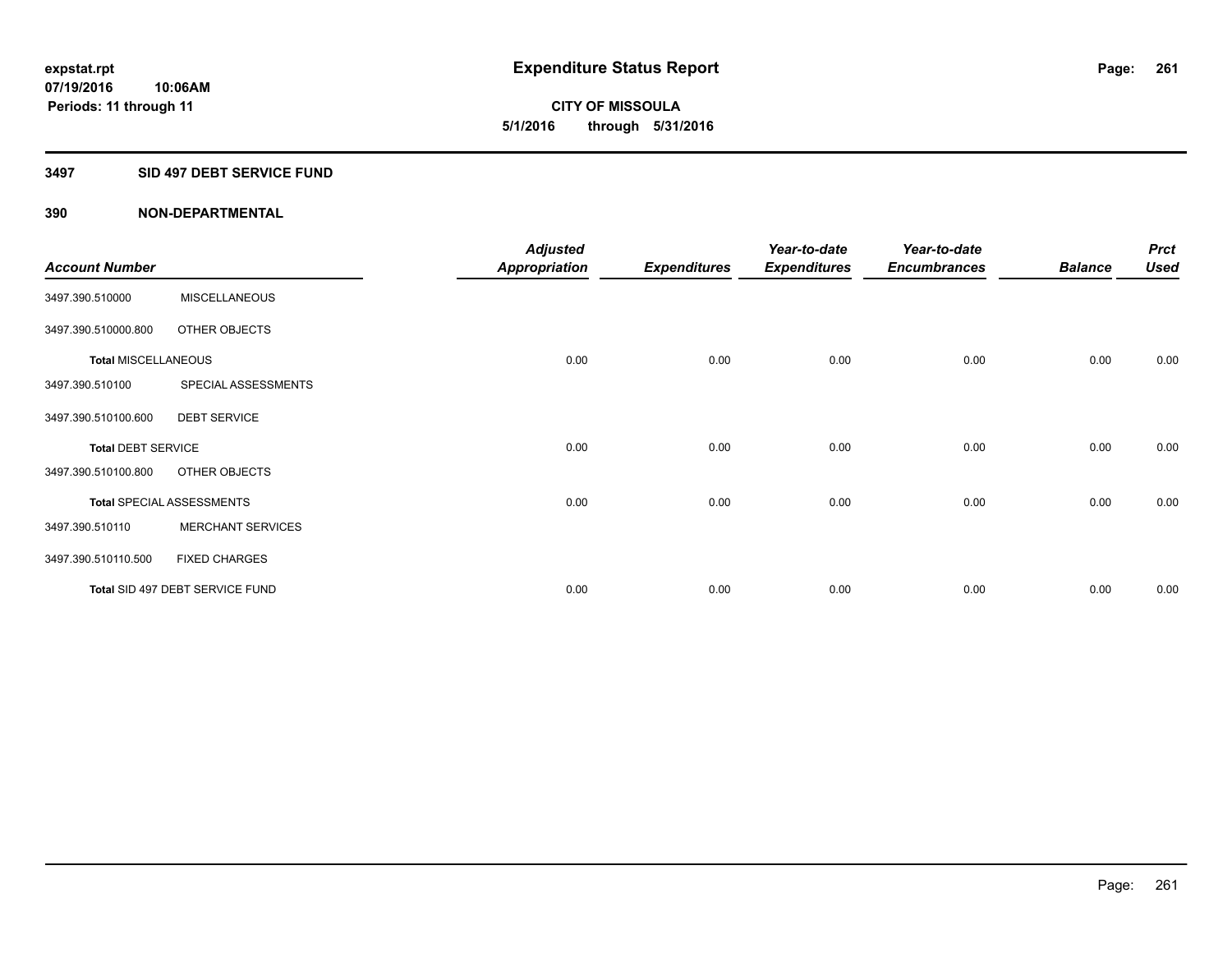**expstat.rpt**
**07/19/2016 10:06AM**
**Periods: 11 through 11**

# Expenditure Status Report

**CITY OF MISSOULA**
**5/1/2016 through 5/31/2016**

## 3497 SID 497 DEBT SERVICE FUND

### 390 NON-DEPARTMENTAL

| Account Number | | Adjusted Appropriation | Expenditures | Year-to-date Expenditures | Year-to-date Encumbrances | Balance | Prct Used |
|---|---|---|---|---|---|---|---|
| 3497.390.510000 | MISCELLANEOUS | | | | | | |
| 3497.390.510000.800 | OTHER OBJECTS | | | | | | |
| **Total** MISCELLANEOUS | | 0.00 | 0.00 | 0.00 | 0.00 | 0.00 | 0.00 |
| 3497.390.510100 | SPECIAL ASSESSMENTS | | | | | | |
| 3497.390.510100.600 | DEBT SERVICE | | | | | | |
| **Total** DEBT SERVICE | | 0.00 | 0.00 | 0.00 | 0.00 | 0.00 | 0.00 |
| 3497.390.510100.800 | OTHER OBJECTS | | | | | | |
| **Total** SPECIAL ASSESSMENTS | | 0.00 | 0.00 | 0.00 | 0.00 | 0.00 | 0.00 |
| 3497.390.510110 | MERCHANT SERVICES | | | | | | |
| 3497.390.510110.500 | FIXED CHARGES | | | | | | |
| **Total** SID 497 DEBT SERVICE FUND | | 0.00 | 0.00 | 0.00 | 0.00 | 0.00 | 0.00 |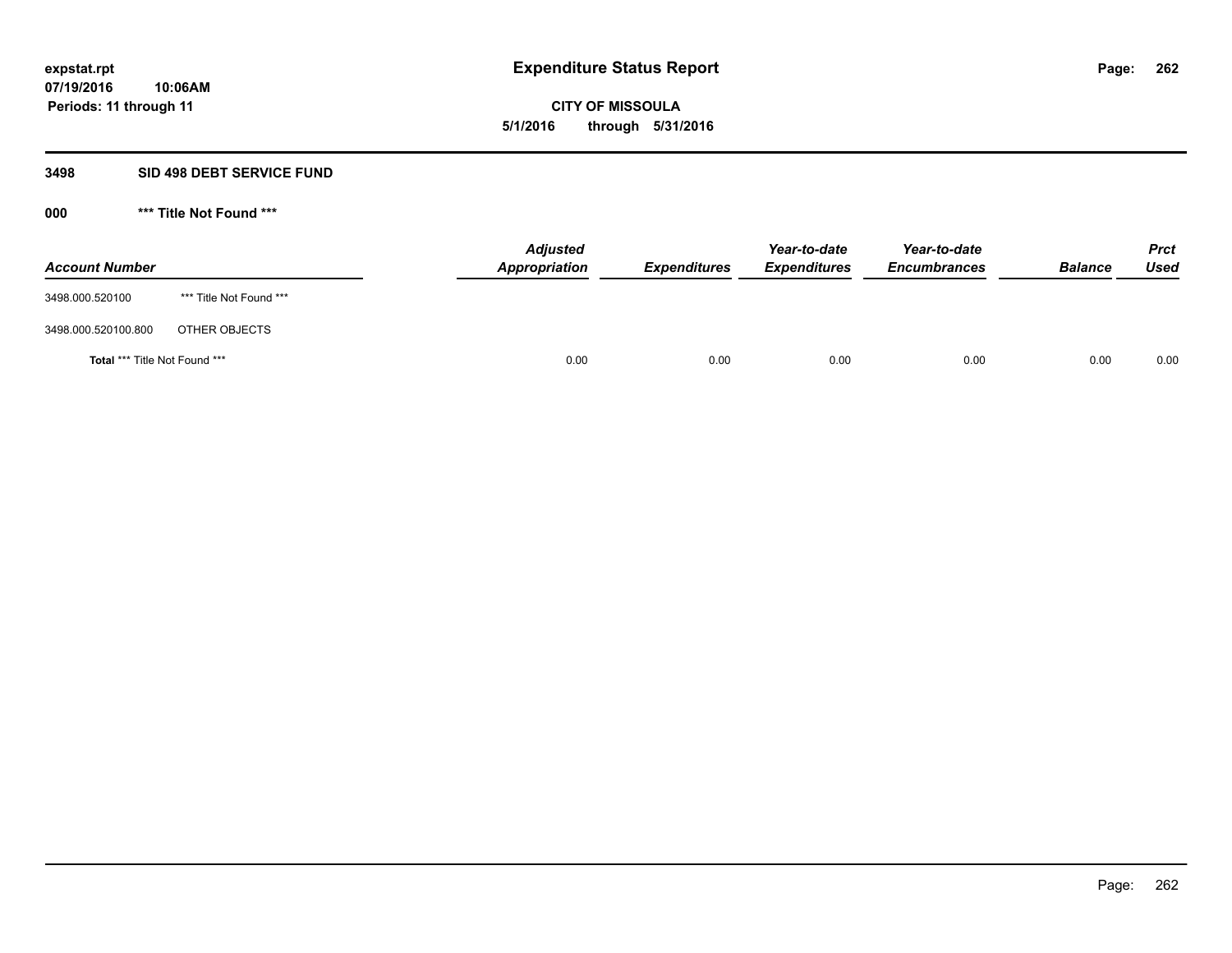# Expenditure Status Report

expstat.rpt
07/19/2016 10:06AM
Periods: 11 through 11

**CITY OF MISSOULA**
**5/1/2016 through 5/31/2016**

## 3498 SID 498 DEBT SERVICE FUND

### 000 *** Title Not Found ***

| Account Number | | Adjusted Appropriation | Expenditures | Year-to-date Expenditures | Year-to-date Encumbrances | Balance | Prct Used |
|---|---|---|---|---|---|---|---|
| 3498.000.520100 | *** Title Not Found *** | | | | | | |
| 3498.000.520100.800 | OTHER OBJECTS | | | | | | |
| **Total** *** Title Not Found *** | | 0.00 | 0.00 | 0.00 | 0.00 | 0.00 | 0.00 |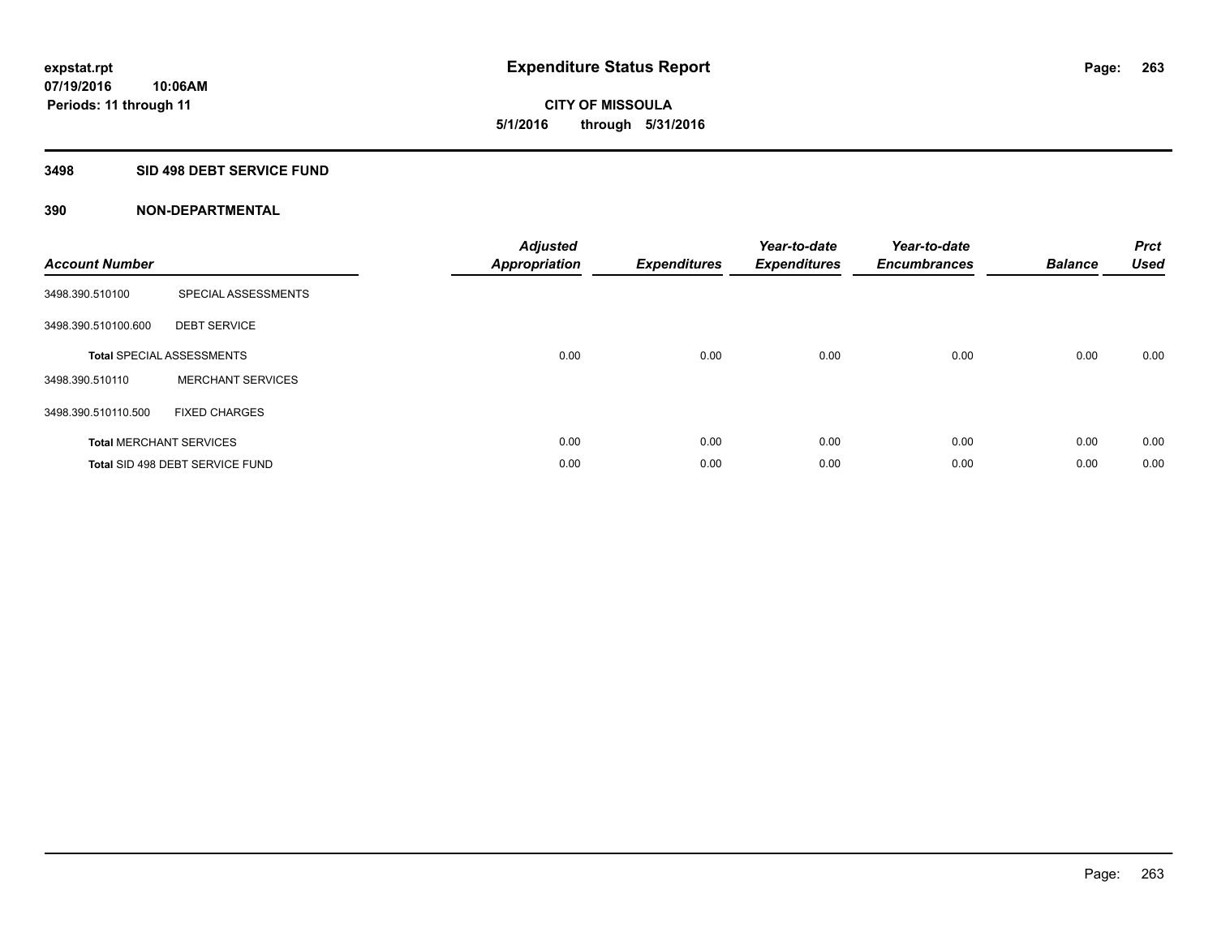**expstat.rpt**
**07/19/2016 10:06AM**
**Periods: 11 through 11**

# Expenditure Status Report

**CITY OF MISSOULA**
**5/1/2016 through 5/31/2016**

## 3498 SID 498 DEBT SERVICE FUND

### 390 NON-DEPARTMENTAL

| Account Number | | Adjusted Appropriation | Expenditures | Year-to-date Expenditures | Year-to-date Encumbrances | Balance | Prct Used |
|---|---|---|---|---|---|---|---|
| 3498.390.510100 | SPECIAL ASSESSMENTS | | | | | | |
| 3498.390.510100.600 | DEBT SERVICE | | | | | | |
| **Total** SPECIAL ASSESSMENTS | | 0.00 | 0.00 | 0.00 | 0.00 | 0.00 | 0.00 |
| 3498.390.510110 | MERCHANT SERVICES | | | | | | |
| 3498.390.510110.500 | FIXED CHARGES | | | | | | |
| **Total** MERCHANT SERVICES | | 0.00 | 0.00 | 0.00 | 0.00 | 0.00 | 0.00 |
| **Total** SID 498 DEBT SERVICE FUND | | 0.00 | 0.00 | 0.00 | 0.00 | 0.00 | 0.00 |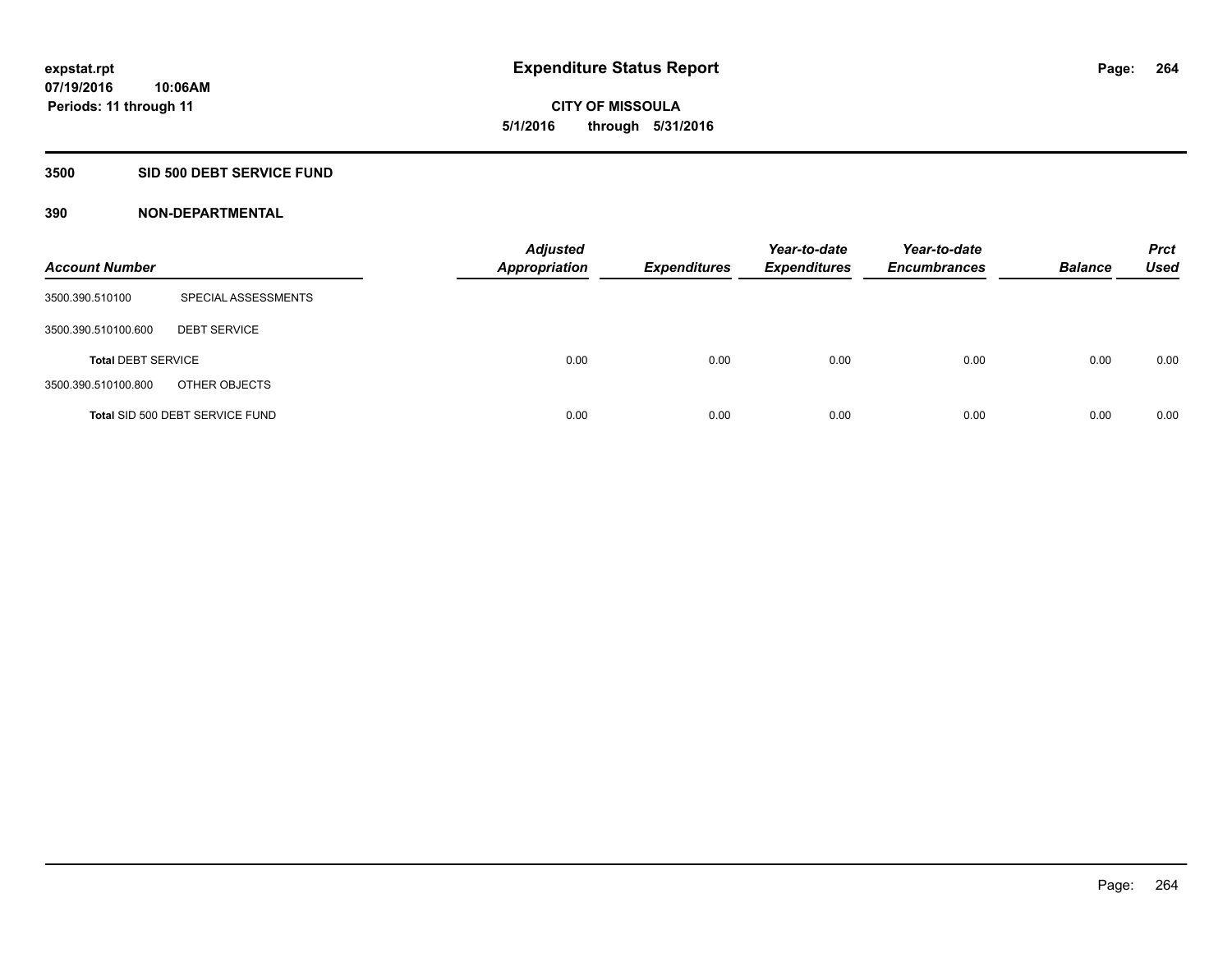expstat.rpt
07/19/2016 10:06AM
Periods: 11 through 11

# Expenditure Status Report

CITY OF MISSOULA
5/1/2016 through 5/31/2016

## 3500 SID 500 DEBT SERVICE FUND

## 390 NON-DEPARTMENTAL

| Account Number | | Adjusted Appropriation | Expenditures | Year-to-date Expenditures | Year-to-date Encumbrances | Balance | Prct Used |
|---|---|---|---|---|---|---|---|
| 3500.390.510100 | SPECIAL ASSESSMENTS | | | | | | |
| 3500.390.510100.600 | DEBT SERVICE | | | | | | |
| **Total** DEBT SERVICE | | 0.00 | 0.00 | 0.00 | 0.00 | 0.00 | 0.00 |
| 3500.390.510100.800 | OTHER OBJECTS | | | | | | |
| **Total** SID 500 DEBT SERVICE FUND | | 0.00 | 0.00 | 0.00 | 0.00 | 0.00 | 0.00 |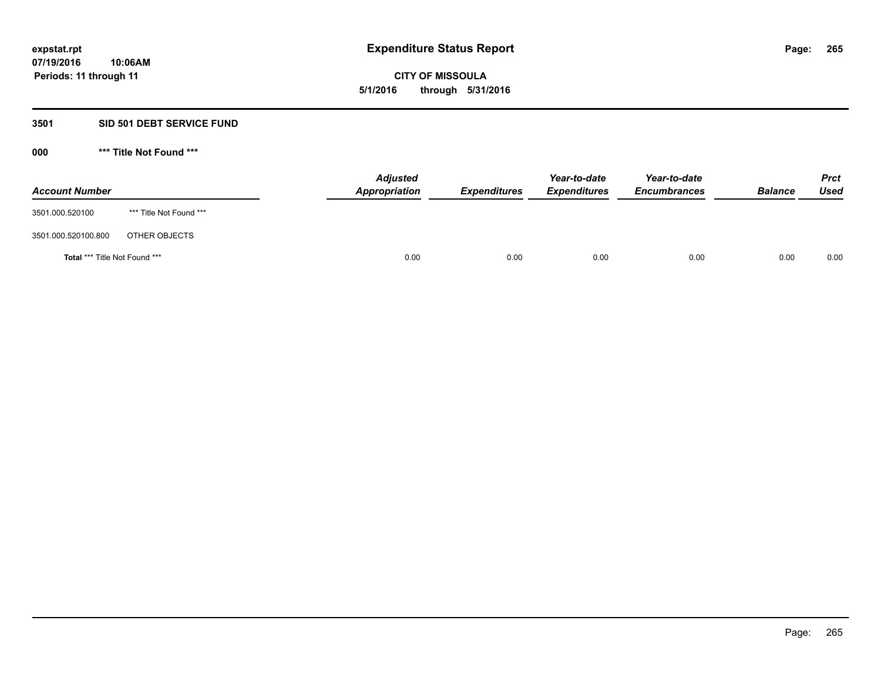**expstat.rpt**
**07/19/2016 10:06AM**
**Periods: 11 through 11**

# Expenditure Status Report

**CITY OF MISSOULA**
**5/1/2016 through 5/31/2016**

## 3501 SID 501 DEBT SERVICE FUND

### 000 *** Title Not Found ***

| Account Number | | Adjusted Appropriation | Expenditures | Year-to-date Expenditures | Year-to-date Encumbrances | Balance | Prct Used |
|---|---|---|---|---|---|---|---|
| 3501.000.520100 | *** Title Not Found *** | | | | | | |
| 3501.000.520100.800 | OTHER OBJECTS | | | | | | |
| **Total** *** Title Not Found *** | | 0.00 | 0.00 | 0.00 | 0.00 | 0.00 | 0.00 |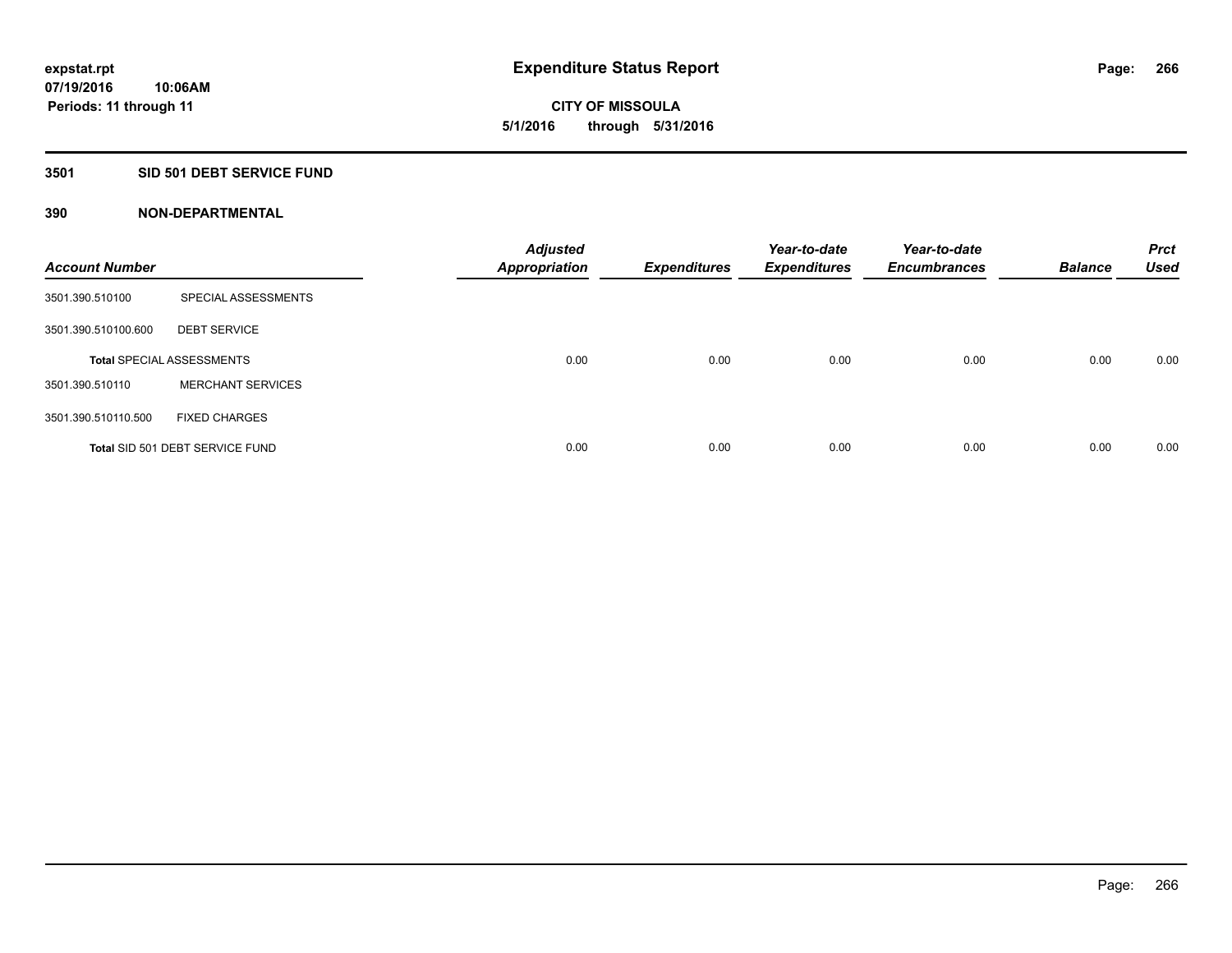**expstat.rpt**
**07/19/2016 10:06AM**
**Periods: 11 through 11**

# Expenditure Status Report

**CITY OF MISSOULA**
**5/1/2016 through 5/31/2016**

## 3501 SID 501 DEBT SERVICE FUND

### 390 NON-DEPARTMENTAL

| Account Number | | Adjusted Appropriation | Expenditures | Year-to-date Expenditures | Year-to-date Encumbrances | Balance | Prct Used |
|---|---|---|---|---|---|---|---|
| 3501.390.510100 | SPECIAL ASSESSMENTS | | | | | | |
| 3501.390.510100.600 | DEBT SERVICE | | | | | | |
| Total SPECIAL ASSESSMENTS | | 0.00 | 0.00 | 0.00 | 0.00 | 0.00 | 0.00 |
| 3501.390.510110 | MERCHANT SERVICES | | | | | | |
| 3501.390.510110.500 | FIXED CHARGES | | | | | | |
| Total SID 501 DEBT SERVICE FUND | | 0.00 | 0.00 | 0.00 | 0.00 | 0.00 | 0.00 |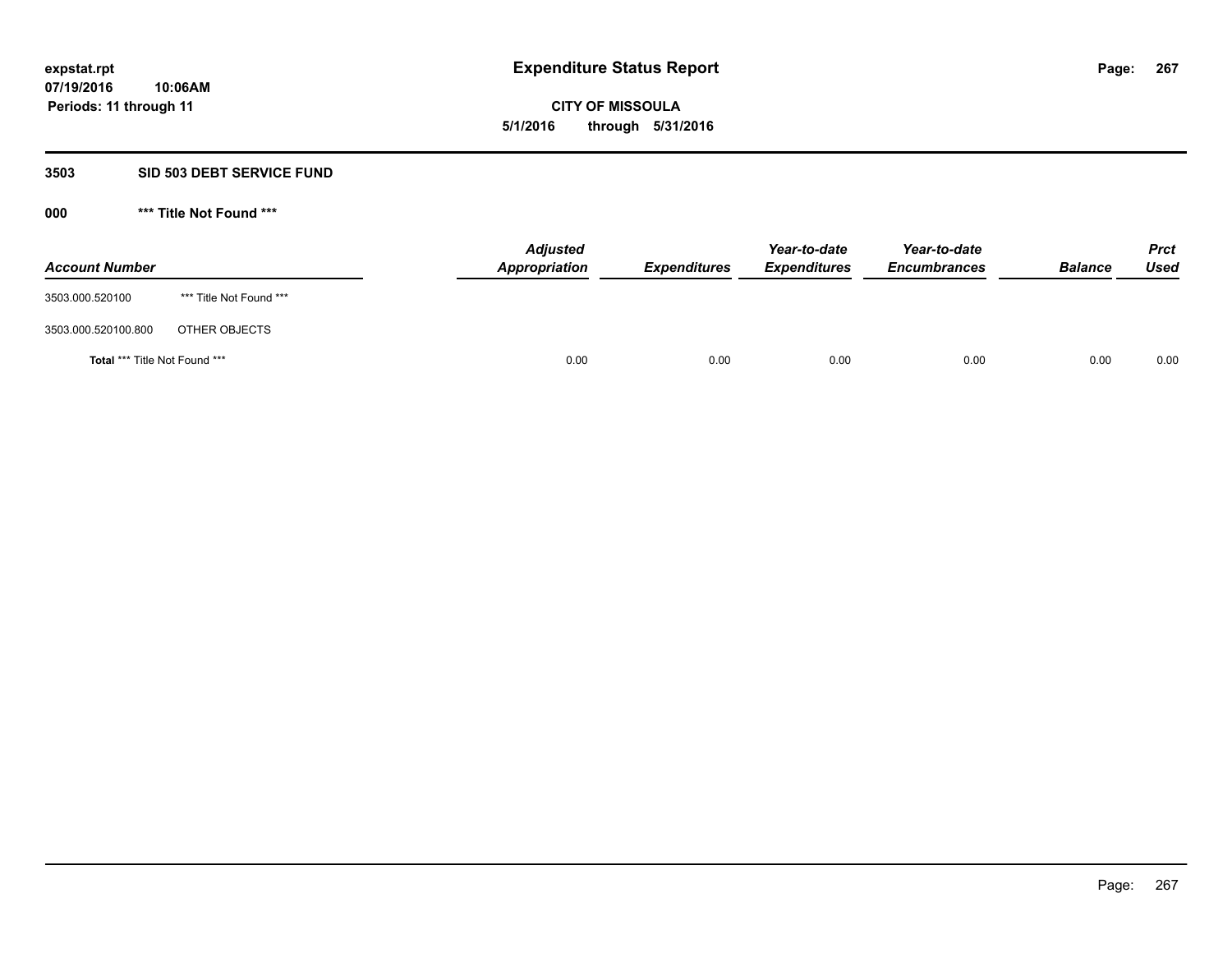**expstat.rpt**
**07/19/2016 10:06AM**
**Periods: 11 through 11**

# Expenditure Status Report

**CITY OF MISSOULA**
**5/1/2016 through 5/31/2016**

## 3503 SID 503 DEBT SERVICE FUND

### 000 *** Title Not Found ***

| Account Number | | Adjusted Appropriation | Expenditures | Year-to-date Expenditures | Year-to-date Encumbrances | Balance | Prct Used |
|---|---|---|---|---|---|---|---|
| 3503.000.520100 | *** Title Not Found *** | | | | | | |
| 3503.000.520100.800 | OTHER OBJECTS | | | | | | |
| **Total** *** Title Not Found *** | | 0.00 | 0.00 | 0.00 | 0.00 | 0.00 | 0.00 |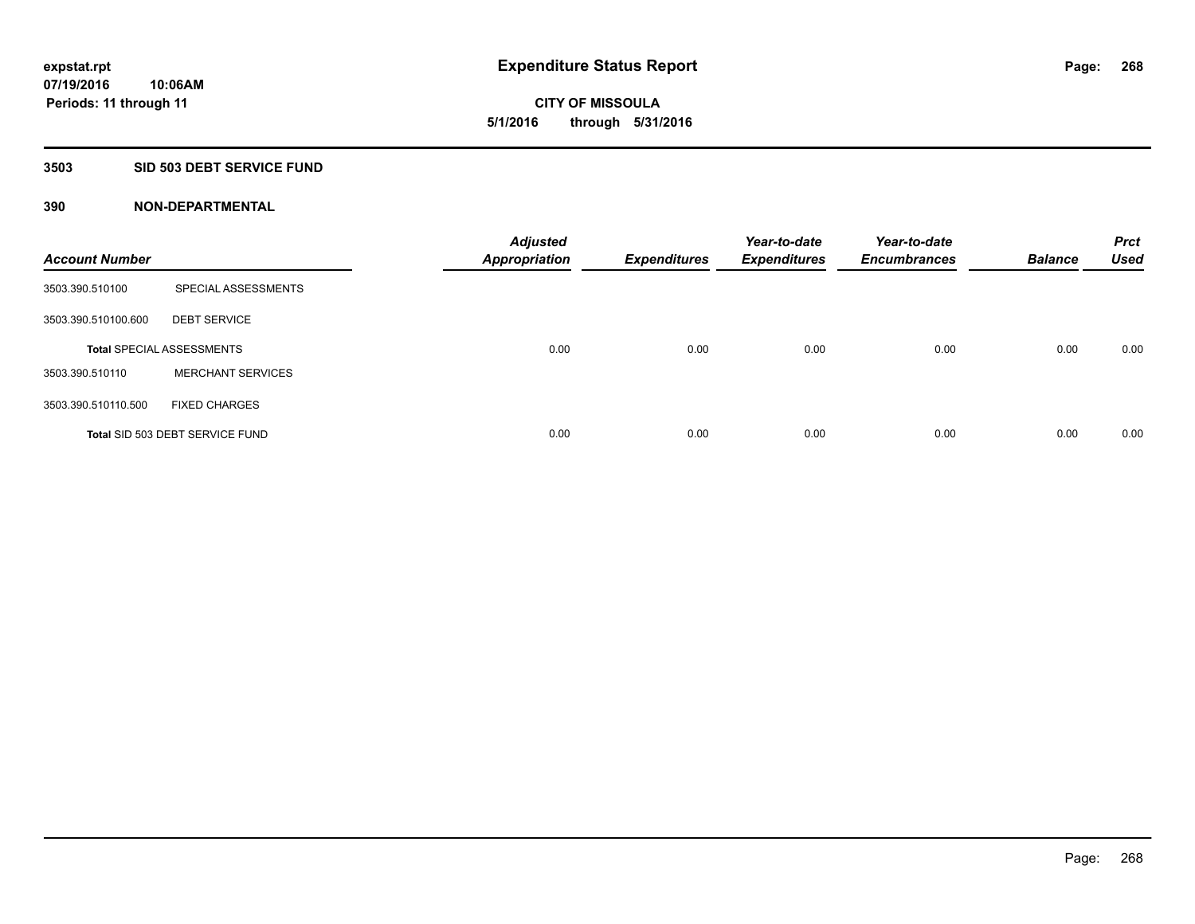# Expenditure Status Report

expstat.rpt
07/19/2016 10:06AM
Periods: 11 through 11

**CITY OF MISSOULA**
**5/1/2016 through 5/31/2016**

## 3503 SID 503 DEBT SERVICE FUND

### 390 NON-DEPARTMENTAL

| Account Number | | Adjusted Appropriation | Expenditures | Year-to-date Expenditures | Year-to-date Encumbrances | Balance | Prct Used |
|---|---|---|---|---|---|---|---|
| 3503.390.510100 | SPECIAL ASSESSMENTS | | | | | | |
| 3503.390.510100.600 | DEBT SERVICE | | | | | | |
| **Total** SPECIAL ASSESSMENTS | | 0.00 | 0.00 | 0.00 | 0.00 | 0.00 | 0.00 |
| 3503.390.510110 | MERCHANT SERVICES | | | | | | |
| 3503.390.510110.500 | FIXED CHARGES | | | | | | |
| **Total** SID 503 DEBT SERVICE FUND | | 0.00 | 0.00 | 0.00 | 0.00 | 0.00 | 0.00 |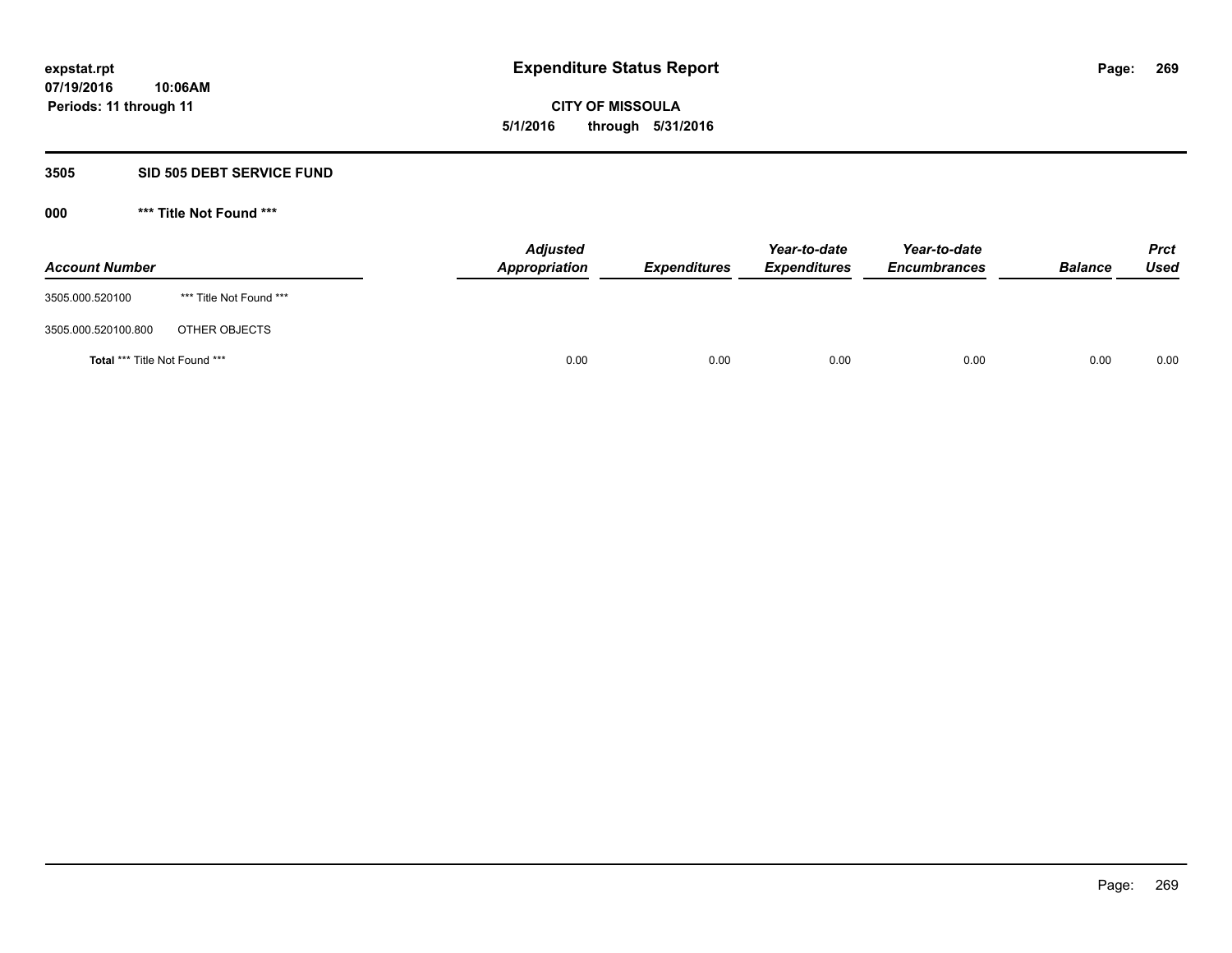# Expenditure Status Report

**CITY OF MISSOULA**
**5/1/2016 through 5/31/2016**

expstat.rpt
07/19/2016 10:06AM
Periods: 11 through 11

## 3505 SID 505 DEBT SERVICE FUND

### 000 *** Title Not Found ***

| Account Number | | Adjusted Appropriation | Expenditures | Year-to-date Expenditures | Year-to-date Encumbrances | Balance | Prct Used |
|---|---|---|---|---|---|---|---|
| 3505.000.520100 | *** Title Not Found *** | | | | | | |
| 3505.000.520100.800 | OTHER OBJECTS | | | | | | |
| **Total** *** Title Not Found *** | | 0.00 | 0.00 | 0.00 | 0.00 | 0.00 | 0.00 |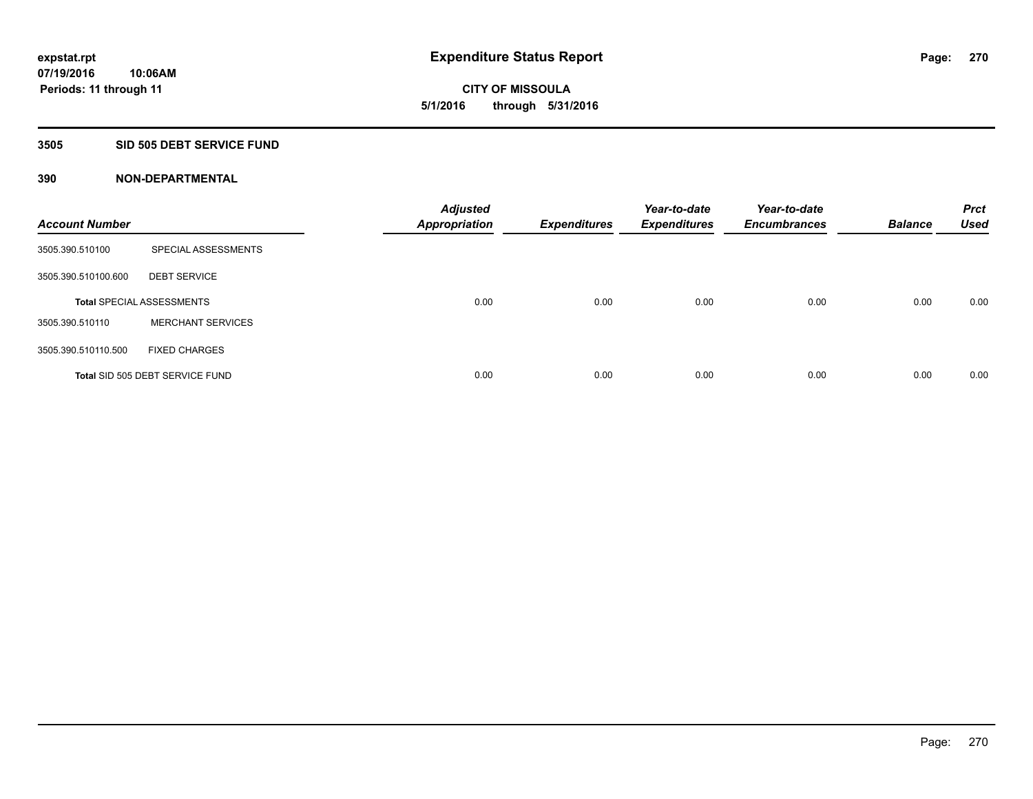**expstat.rpt**
**07/19/2016 10:06AM**
**Periods: 11 through 11**

# Expenditure Status Report

**CITY OF MISSOULA**
**5/1/2016 through 5/31/2016**

## 3505 SID 505 DEBT SERVICE FUND

### 390 NON-DEPARTMENTAL

| Account Number | | Adjusted Appropriation | Expenditures | Year-to-date Expenditures | Year-to-date Encumbrances | Balance | Prct Used |
|---|---|---|---|---|---|---|---|
| 3505.390.510100 | SPECIAL ASSESSMENTS | | | | | | |
| 3505.390.510100.600 | DEBT SERVICE | | | | | | |
| Total SPECIAL ASSESSMENTS | | 0.00 | 0.00 | 0.00 | 0.00 | 0.00 | 0.00 |
| 3505.390.510110 | MERCHANT SERVICES | | | | | | |
| 3505.390.510110.500 | FIXED CHARGES | | | | | | |
| Total SID 505 DEBT SERVICE FUND | | 0.00 | 0.00 | 0.00 | 0.00 | 0.00 | 0.00 |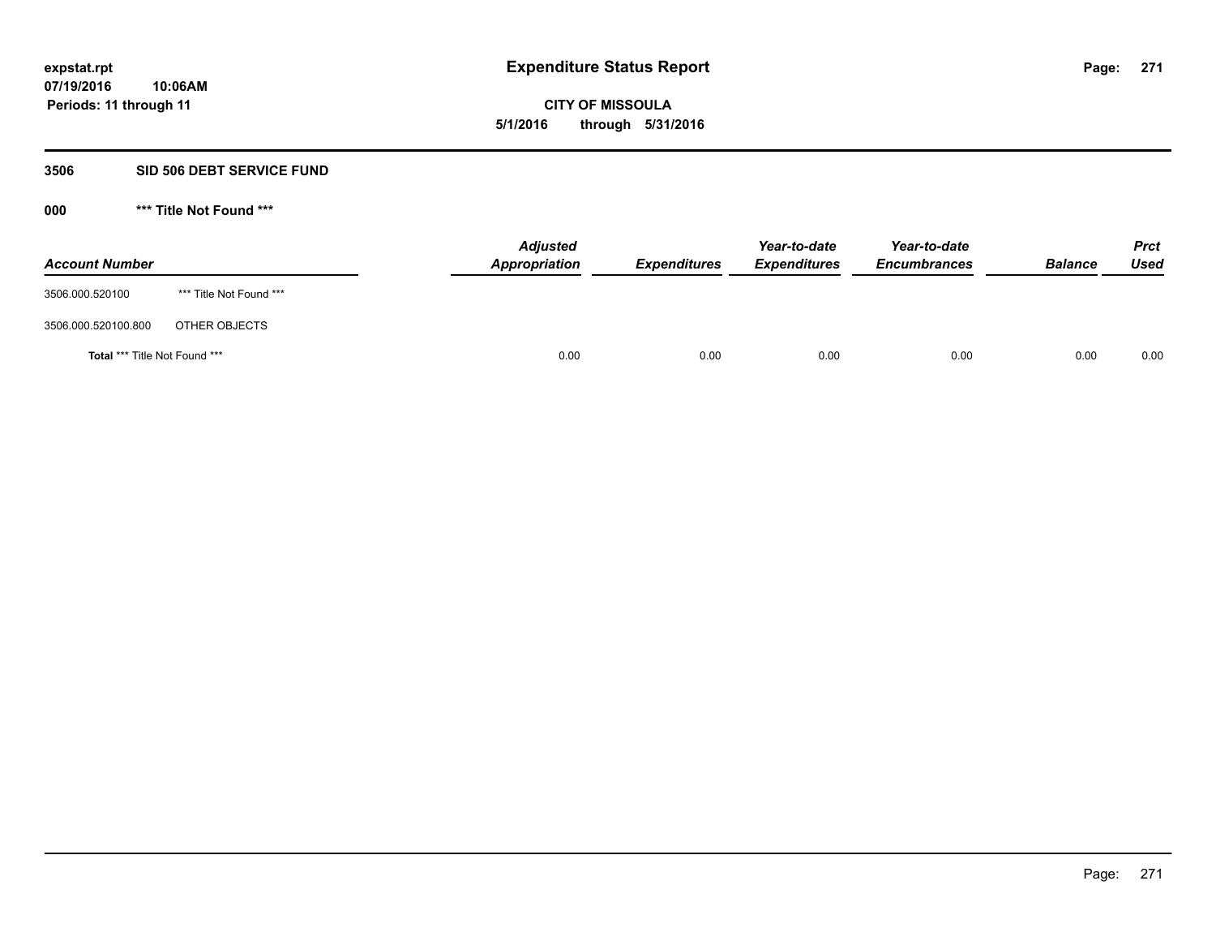expstat.rpt
07/19/2016 10:06AM
Periods: 11 through 11

# Expenditure Status Report

**CITY OF MISSOULA**
**5/1/2016 through 5/31/2016**

## 3506 SID 506 DEBT SERVICE FUND

### 000 *** Title Not Found ***

| Account Number | | Adjusted Appropriation | Expenditures | Year-to-date Expenditures | Year-to-date Encumbrances | Balance | Prct Used |
|---|---|---|---|---|---|---|---|
| 3506.000.520100 | *** Title Not Found *** | | | | | | |
| 3506.000.520100.800 | OTHER OBJECTS | | | | | | |
| **Total** *** Title Not Found *** | | 0.00 | 0.00 | 0.00 | 0.00 | 0.00 | 0.00 |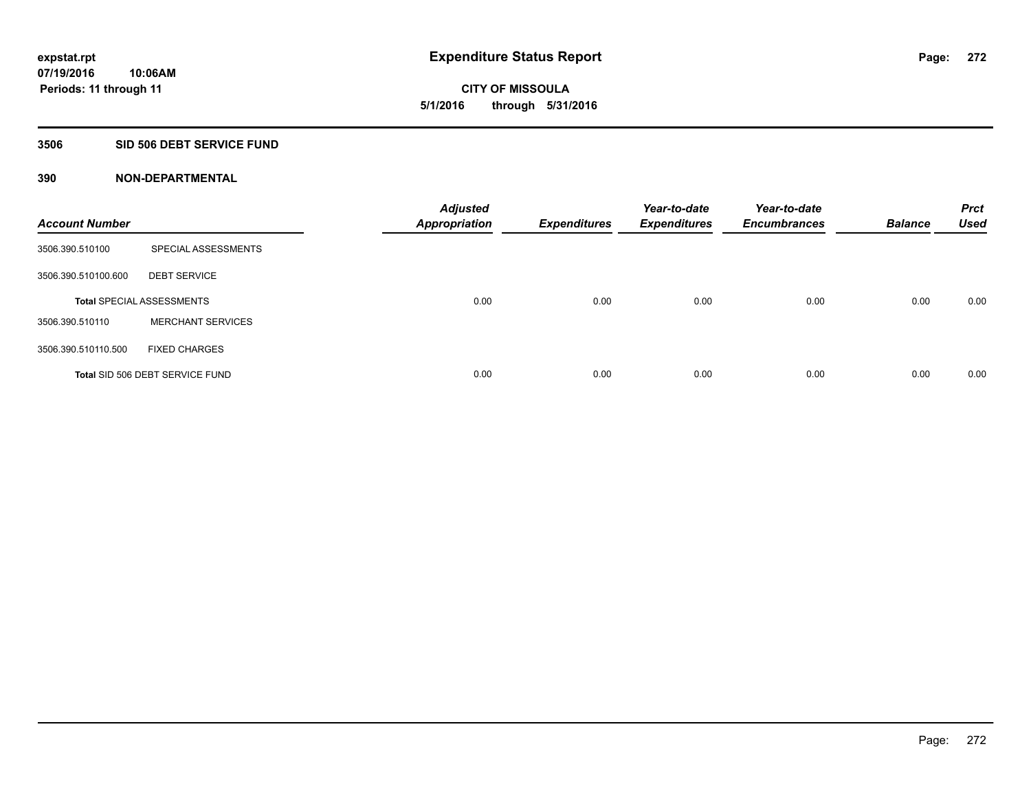expstat.rpt
07/19/2016 10:06AM
Periods: 11 through 11

# Expenditure Status Report

**CITY OF MISSOULA**
**5/1/2016 through 5/31/2016**

## 3506 SID 506 DEBT SERVICE FUND

### 390 NON-DEPARTMENTAL

| Account Number | | Adjusted Appropriation | Expenditures | Year-to-date Expenditures | Year-to-date Encumbrances | Balance | Prct Used |
|---|---|---|---|---|---|---|---|
| 3506.390.510100 | SPECIAL ASSESSMENTS | | | | | | |
| 3506.390.510100.600 | DEBT SERVICE | | | | | | |
| Total SPECIAL ASSESSMENTS | | 0.00 | 0.00 | 0.00 | 0.00 | 0.00 | 0.00 |
| 3506.390.510110 | MERCHANT SERVICES | | | | | | |
| 3506.390.510110.500 | FIXED CHARGES | | | | | | |
| Total SID 506 DEBT SERVICE FUND | | 0.00 | 0.00 | 0.00 | 0.00 | 0.00 | 0.00 |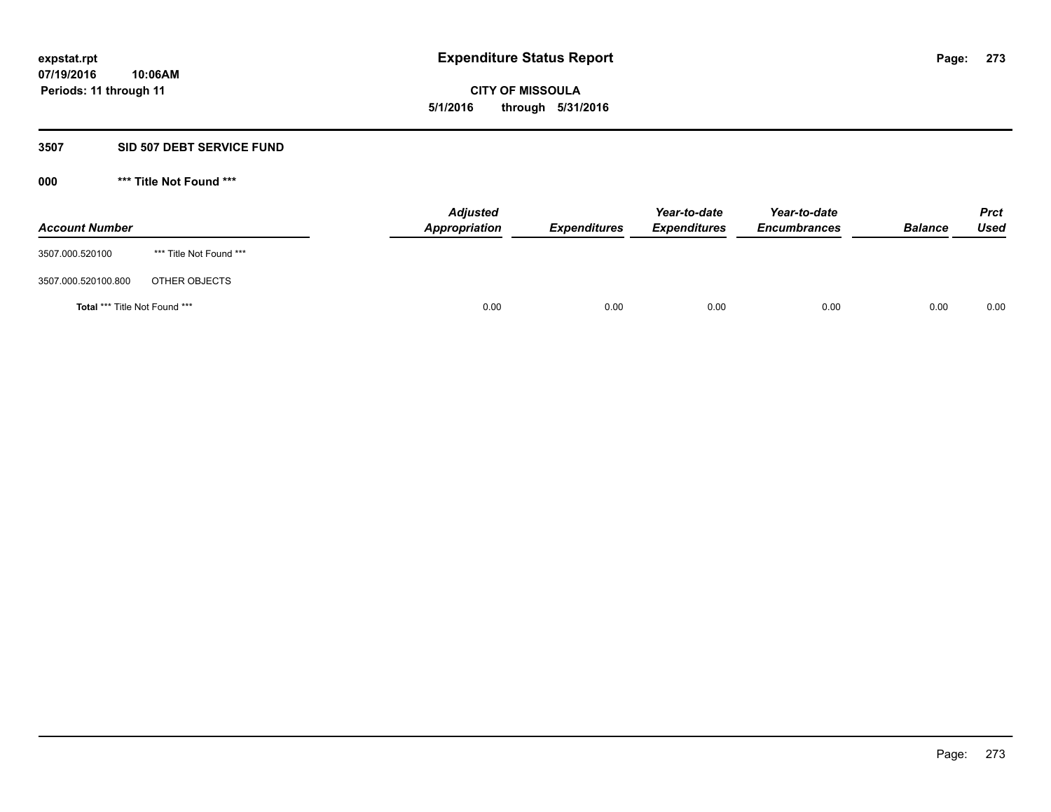**expstat.rpt**
**07/19/2016 10:06AM**
**Periods: 11 through 11**

# Expenditure Status Report

**CITY OF MISSOULA**
**5/1/2016 through 5/31/2016**

## 3507 SID 507 DEBT SERVICE FUND

### 000 *** Title Not Found ***

| Account Number | | Adjusted Appropriation | Expenditures | Year-to-date Expenditures | Year-to-date Encumbrances | Balance | Prct Used |
|---|---|---|---|---|---|---|---|
| 3507.000.520100 | *** Title Not Found *** | | | | | | |
| 3507.000.520100.800 | OTHER OBJECTS | | | | | | |
| **Total** *** Title Not Found *** | | 0.00 | 0.00 | 0.00 | 0.00 | 0.00 | 0.00 |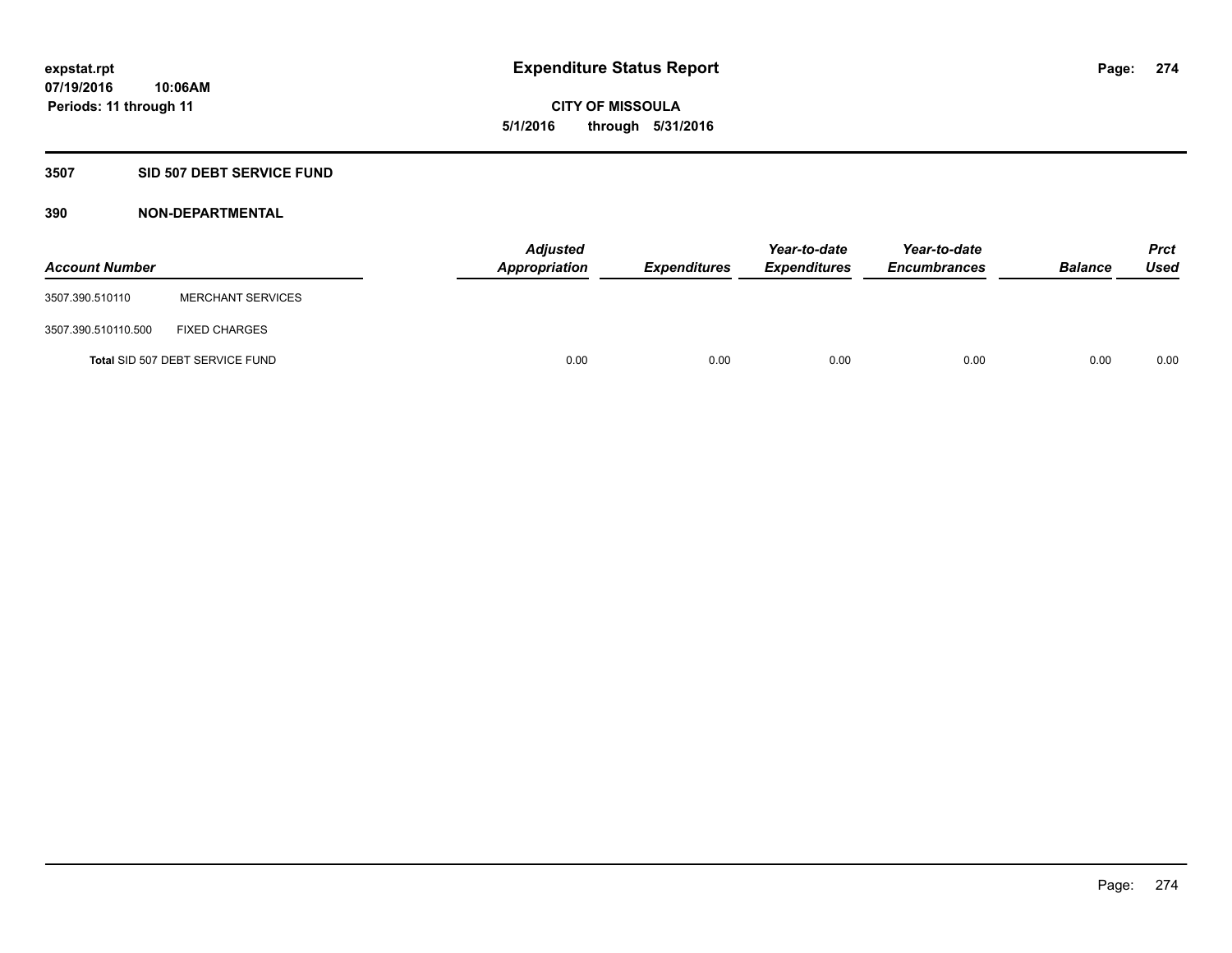# Expenditure Status Report

**CITY OF MISSOULA**

**5/1/2016 through 5/31/2016**

expstat.rpt
07/19/2016 10:06AM
Periods: 11 through 11

## 3507 SID 507 DEBT SERVICE FUND

### 390 NON-DEPARTMENTAL

| Account Number | | Adjusted Appropriation | Expenditures | Year-to-date Expenditures | Year-to-date Encumbrances | Balance | Prct Used |
|---|---|---|---|---|---|---|---|
| 3507.390.510110 | MERCHANT SERVICES | | | | | | |
| 3507.390.510110.500 | FIXED CHARGES | | | | | | |
| **Total** SID 507 DEBT SERVICE FUND | | 0.00 | 0.00 | 0.00 | 0.00 | 0.00 | 0.00 |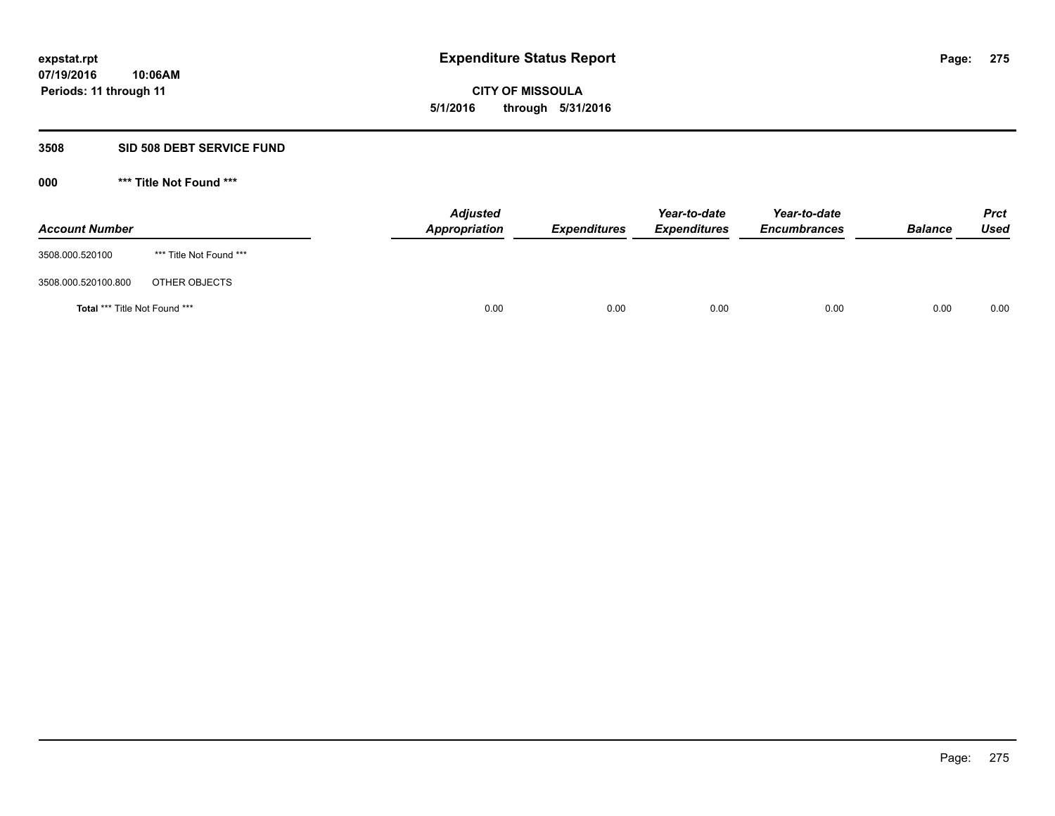**expstat.rpt**
**07/19/2016 10:06AM**
**Periods: 11 through 11**

# Expenditure Status Report

**CITY OF MISSOULA**
**5/1/2016 through 5/31/2016**

## 3508 SID 508 DEBT SERVICE FUND

### 000 *** Title Not Found ***

| Account Number | | Adjusted Appropriation | Expenditures | Year-to-date Expenditures | Year-to-date Encumbrances | Balance | Prct Used |
|---|---|---|---|---|---|---|---|
| 3508.000.520100 | *** Title Not Found *** | | | | | | |
| 3508.000.520100.800 | OTHER OBJECTS | | | | | | |
| **Total** *** Title Not Found *** | | 0.00 | 0.00 | 0.00 | 0.00 | 0.00 | 0.00 |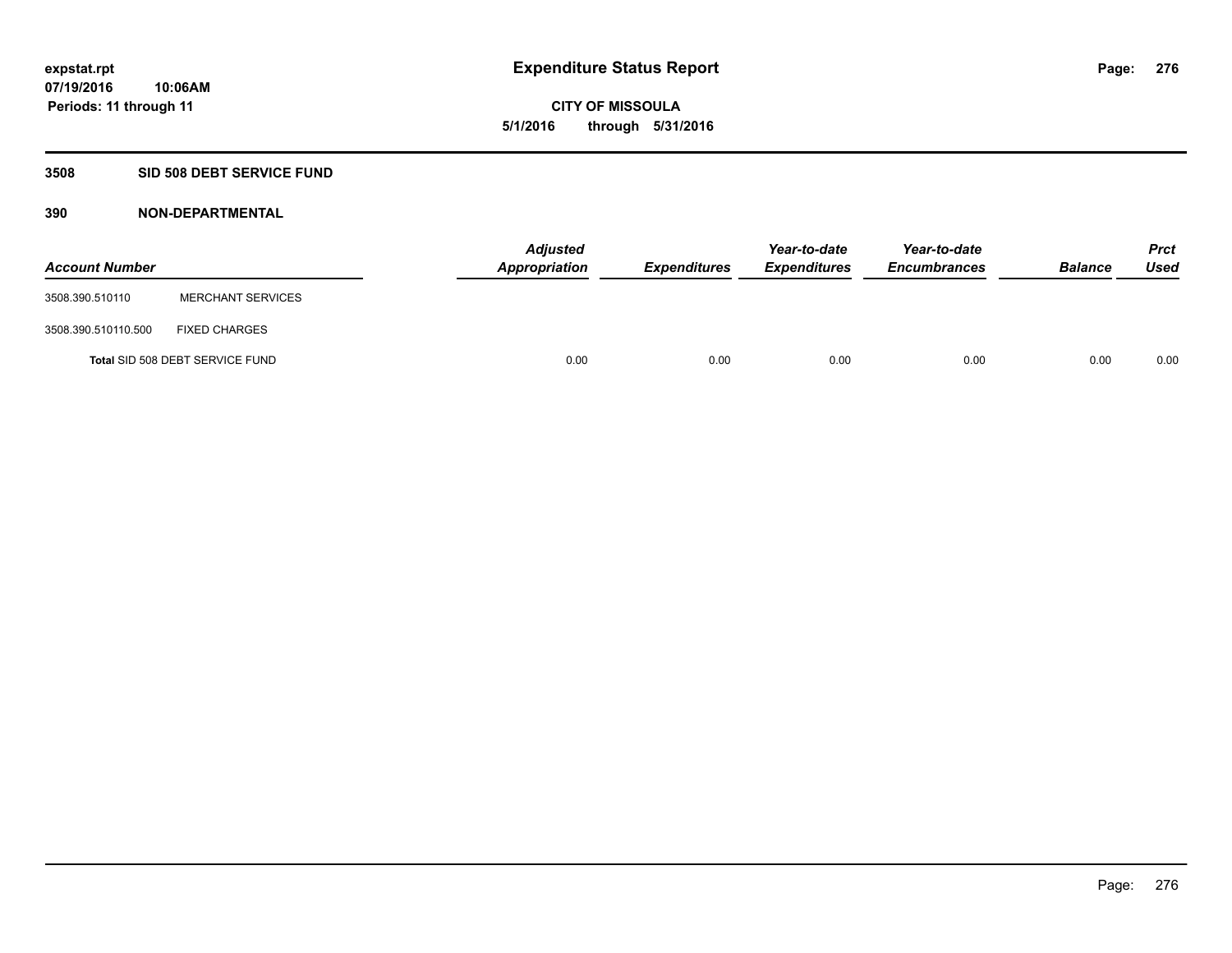expstat.rpt
07/19/2016 10:06AM
Periods: 11 through 11

# Expenditure Status Report

**CITY OF MISSOULA**
**5/1/2016 through 5/31/2016**

## 3508 SID 508 DEBT SERVICE FUND

### 390 NON-DEPARTMENTAL

| Account Number | | Adjusted Appropriation | Expenditures | Year-to-date Expenditures | Year-to-date Encumbrances | Balance | Prct Used |
|---|---|---|---|---|---|---|---|
| 3508.390.510110 | MERCHANT SERVICES | | | | | | |
| 3508.390.510110.500 | FIXED CHARGES | | | | | | |
| **Total** SID 508 DEBT SERVICE FUND | | 0.00 | 0.00 | 0.00 | 0.00 | 0.00 | 0.00 |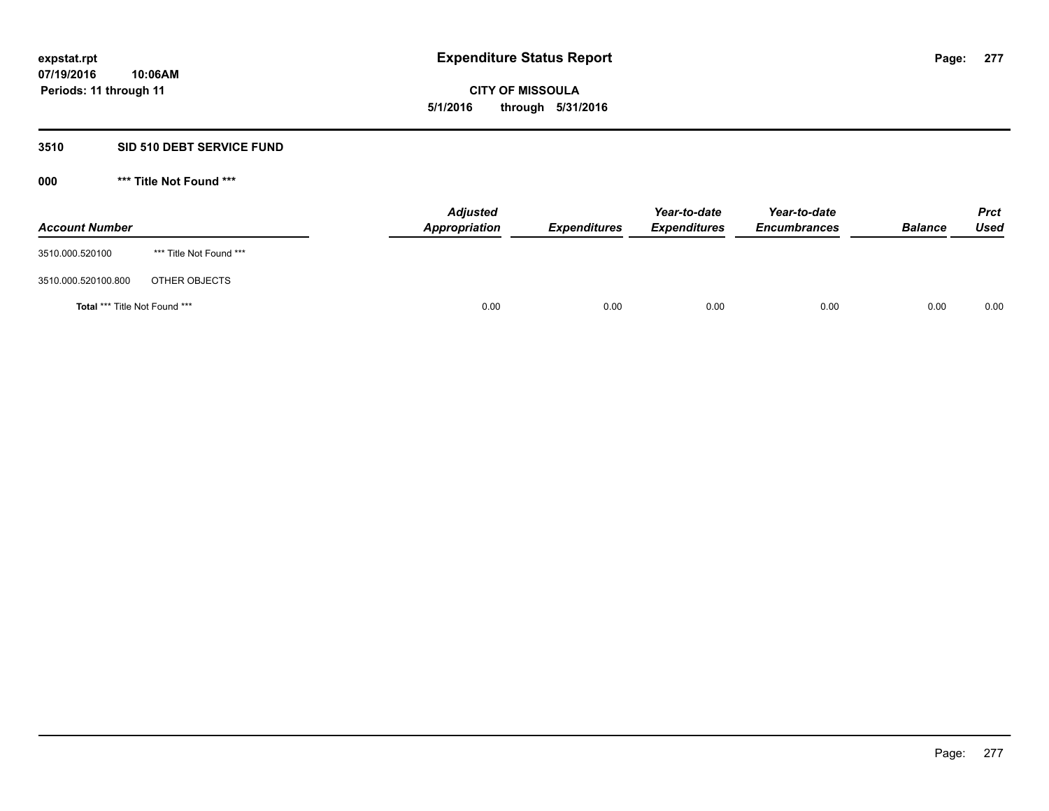**expstat.rpt**
**07/19/2016 10:06AM**
**Periods: 11 through 11**

# Expenditure Status Report

**CITY OF MISSOULA**
**5/1/2016 through 5/31/2016**

## 3510 SID 510 DEBT SERVICE FUND

### 000 *** Title Not Found ***

| Account Number | | Adjusted Appropriation | Expenditures | Year-to-date Expenditures | Year-to-date Encumbrances | Balance | Prct Used |
|---|---|---|---|---|---|---|---|
| 3510.000.520100 | *** Title Not Found *** | | | | | | |
| 3510.000.520100.800 | OTHER OBJECTS | | | | | | |
| **Total** *** Title Not Found *** | | 0.00 | 0.00 | 0.00 | 0.00 | 0.00 | 0.00 |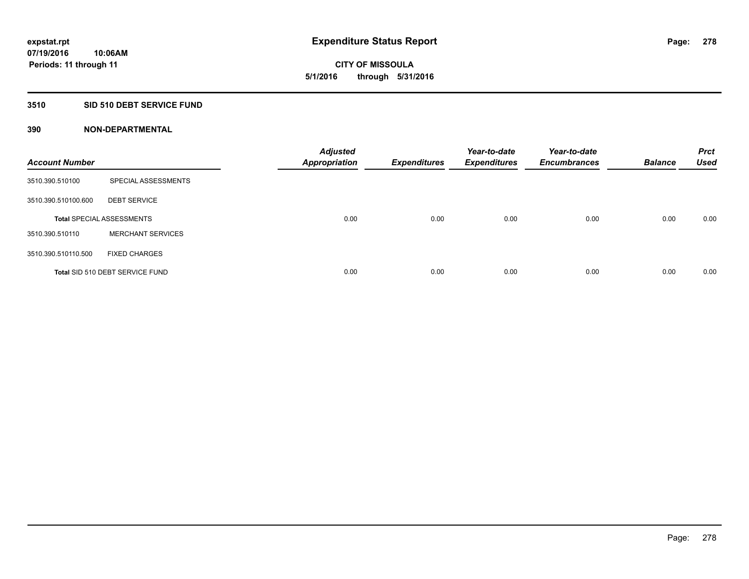**expstat.rpt**
**07/19/2016 10:06AM**
**Periods: 11 through 11**

# Expenditure Status Report

**CITY OF MISSOULA**
**5/1/2016 through 5/31/2016**

## 3510 SID 510 DEBT SERVICE FUND

### 390 NON-DEPARTMENTAL

| Account Number | | Adjusted Appropriation | Expenditures | Year-to-date Expenditures | Year-to-date Encumbrances | Balance | Prct Used |
|---|---|---|---|---|---|---|---|
| 3510.390.510100 | SPECIAL ASSESSMENTS | | | | | | |
| 3510.390.510100.600 | DEBT SERVICE | | | | | | |
| **Total** SPECIAL ASSESSMENTS | | 0.00 | 0.00 | 0.00 | 0.00 | 0.00 | 0.00 |
| 3510.390.510110 | MERCHANT SERVICES | | | | | | |
| 3510.390.510110.500 | FIXED CHARGES | | | | | | |
| **Total** SID 510 DEBT SERVICE FUND | | 0.00 | 0.00 | 0.00 | 0.00 | 0.00 | 0.00 |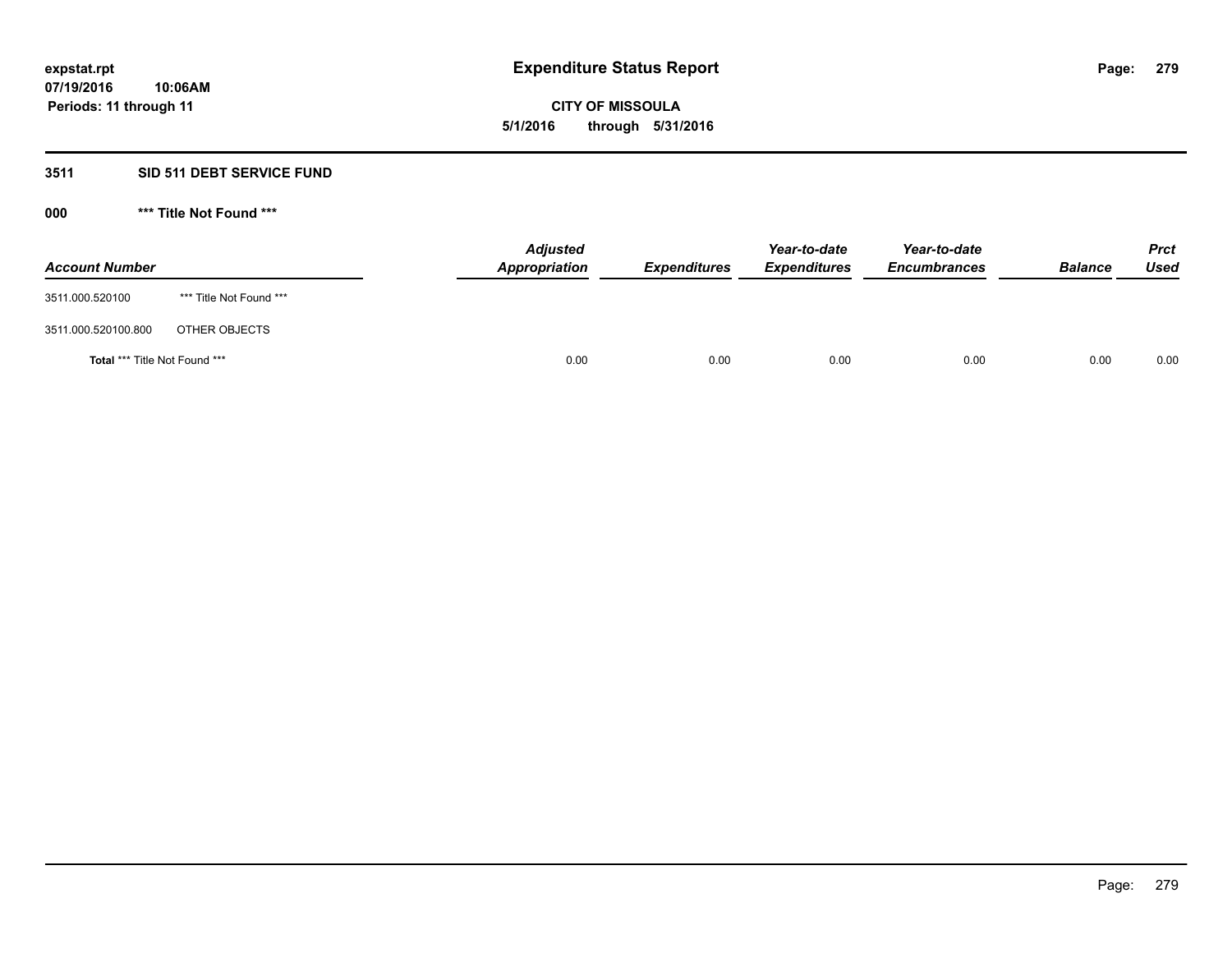# Expenditure Status Report

expstat.rpt
07/19/2016 10:06AM
Periods: 11 through 11

**CITY OF MISSOULA**
**5/1/2016 through 5/31/2016**

## 3511 SID 511 DEBT SERVICE FUND

### 000 *** Title Not Found ***

| Account Number | | Adjusted Appropriation | Expenditures | Year-to-date Expenditures | Year-to-date Encumbrances | Balance | Prct Used |
|---|---|---|---|---|---|---|---|
| 3511.000.520100 | *** Title Not Found *** | | | | | | |
| 3511.000.520100.800 | OTHER OBJECTS | | | | | | |
| **Total** *** Title Not Found *** | | 0.00 | 0.00 | 0.00 | 0.00 | 0.00 | 0.00 |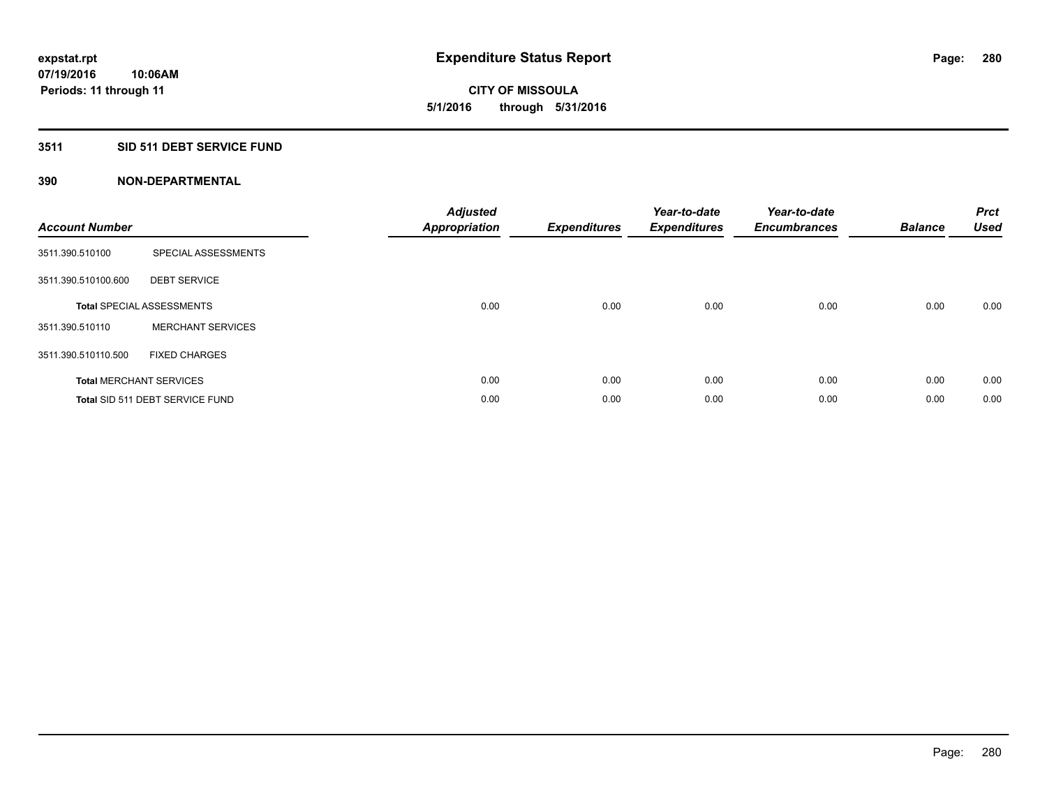**expstat.rpt**
**07/19/2016 10:06AM**
**Periods: 11 through 11**

# Expenditure Status Report

**CITY OF MISSOULA**
**5/1/2016 through 5/31/2016**

## 3511 SID 511 DEBT SERVICE FUND

### 390 NON-DEPARTMENTAL

| Account Number | | Adjusted Appropriation | Expenditures | Year-to-date Expenditures | Year-to-date Encumbrances | Balance | Prct Used |
|---|---|---|---|---|---|---|---|
| 3511.390.510100 | SPECIAL ASSESSMENTS | | | | | | |
| 3511.390.510100.600 | DEBT SERVICE | | | | | | |
| **Total** SPECIAL ASSESSMENTS | | 0.00 | 0.00 | 0.00 | 0.00 | 0.00 | 0.00 |
| 3511.390.510110 | MERCHANT SERVICES | | | | | | |
| 3511.390.510110.500 | FIXED CHARGES | | | | | | |
| **Total** MERCHANT SERVICES | | 0.00 | 0.00 | 0.00 | 0.00 | 0.00 | 0.00 |
| **Total** SID 511 DEBT SERVICE FUND | | 0.00 | 0.00 | 0.00 | 0.00 | 0.00 | 0.00 |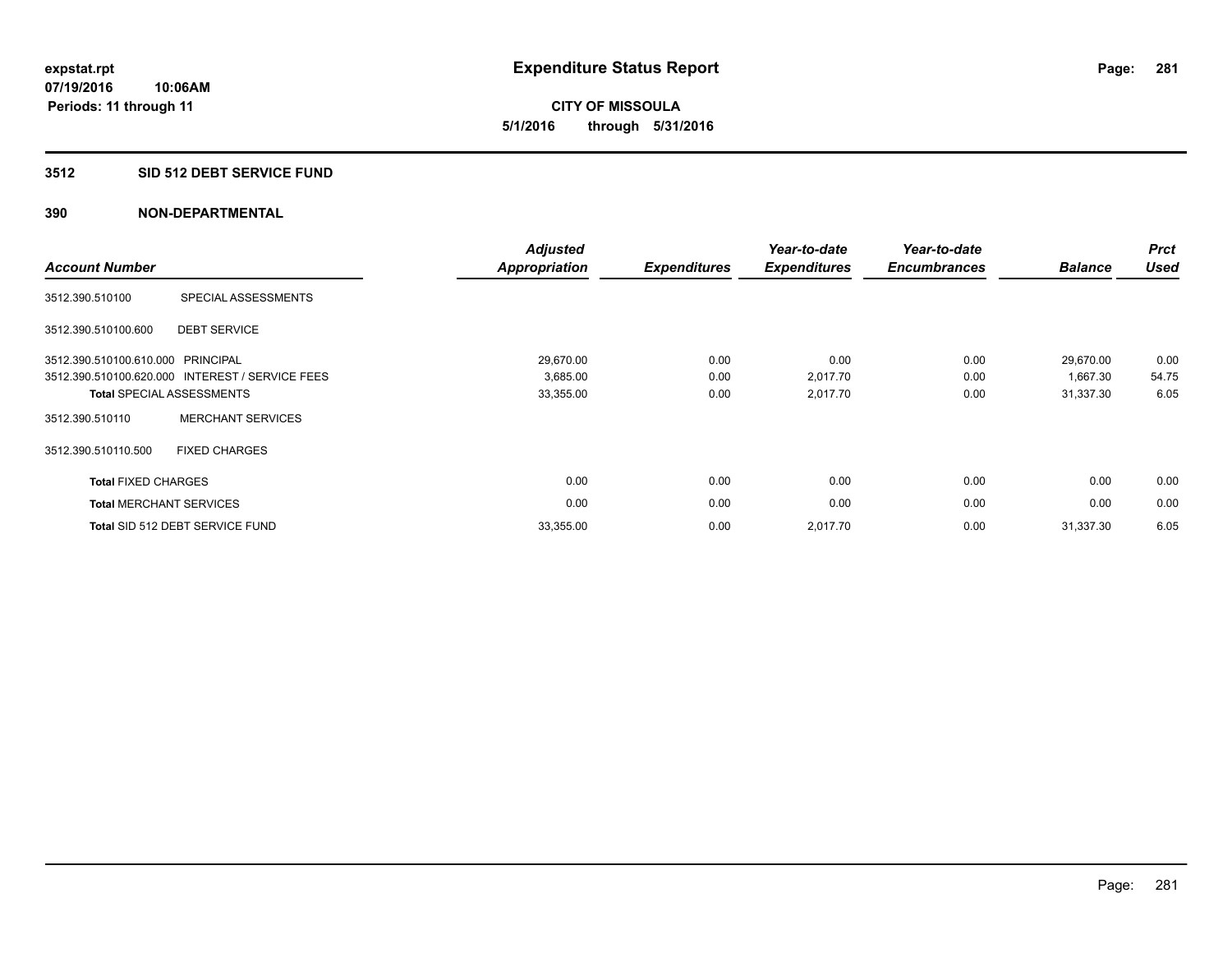**expstat.rpt**
**07/19/2016 10:06AM**
**Periods: 11 through 11**

# Expenditure Status Report

**CITY OF MISSOULA**
**5/1/2016 through 5/31/2016**

## 3512 SID 512 DEBT SERVICE FUND

## 390 NON-DEPARTMENTAL

| Account Number | | Adjusted Appropriation | Expenditures | Year-to-date Expenditures | Year-to-date Encumbrances | Balance | Prct Used |
|---|---|---|---|---|---|---|---|
| 3512.390.510100 | SPECIAL ASSESSMENTS | | | | | | |
| 3512.390.510100.600 | DEBT SERVICE | | | | | | |
| 3512.390.510100.610.000 | PRINCIPAL | 29,670.00 | 0.00 | 0.00 | 0.00 | 29,670.00 | 0.00 |
| 3512.390.510100.620.000 | INTEREST / SERVICE FEES | 3,685.00 | 0.00 | 2,017.70 | 0.00 | 1,667.30 | 54.75 |
| **Total** SPECIAL ASSESSMENTS | | 33,355.00 | 0.00 | 2,017.70 | 0.00 | 31,337.30 | 6.05 |
| 3512.390.510110 | MERCHANT SERVICES | | | | | | |
| 3512.390.510110.500 | FIXED CHARGES | | | | | | |
| **Total** FIXED CHARGES | | 0.00 | 0.00 | 0.00 | 0.00 | 0.00 | 0.00 |
| **Total** MERCHANT SERVICES | | 0.00 | 0.00 | 0.00 | 0.00 | 0.00 | 0.00 |
| **Total** SID 512 DEBT SERVICE FUND | | 33,355.00 | 0.00 | 2,017.70 | 0.00 | 31,337.30 | 6.05 |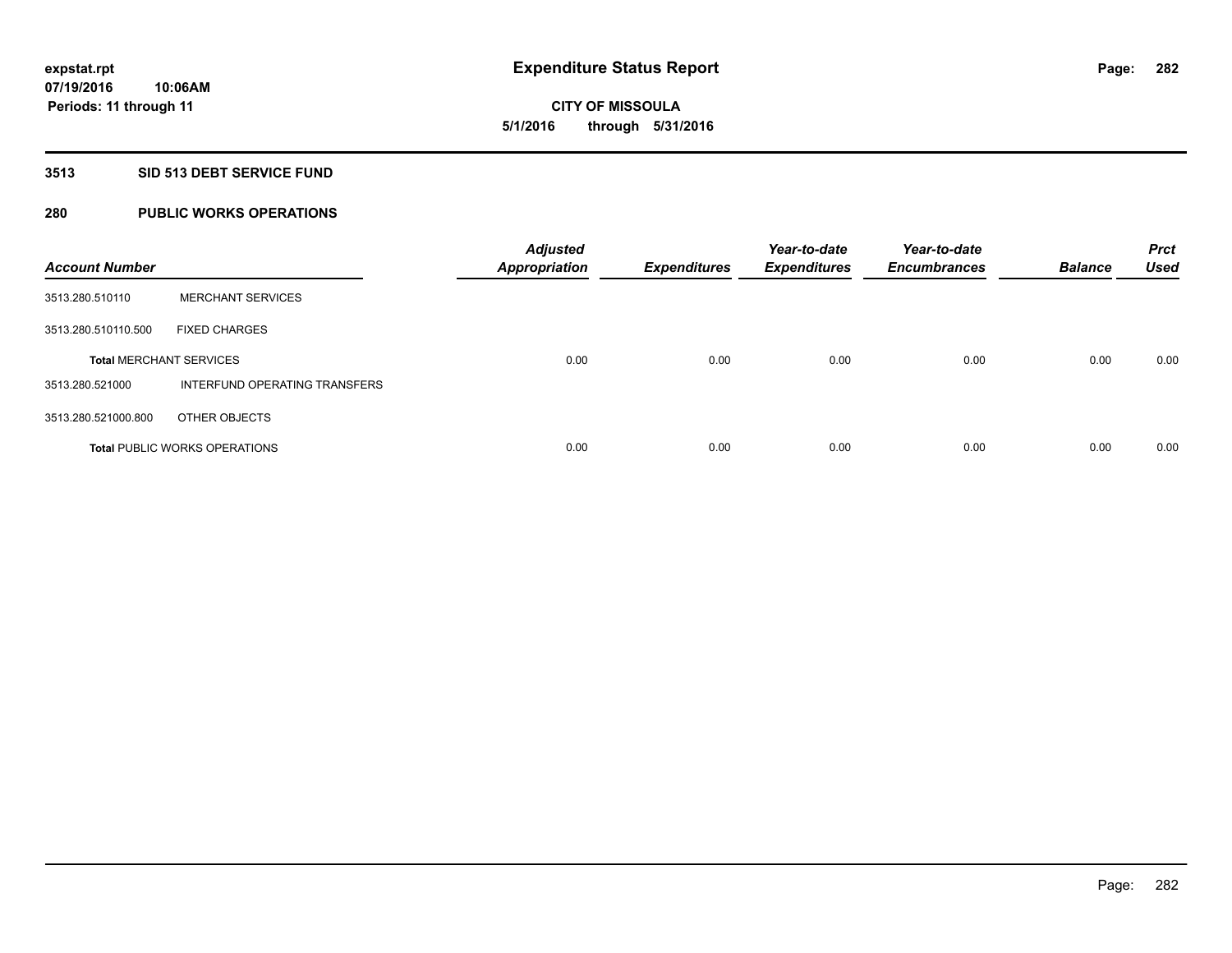**expstat.rpt**
**07/19/2016 10:06AM**
**Periods: 11 through 11**

# Expenditure Status Report

**CITY OF MISSOULA**
**5/1/2016 through 5/31/2016**

## 3513 SID 513 DEBT SERVICE FUND

## 280 PUBLIC WORKS OPERATIONS

| Account Number | | Adjusted Appropriation | Expenditures | Year-to-date Expenditures | Year-to-date Encumbrances | Balance | Prct Used |
|---|---|---|---|---|---|---|---|
| 3513.280.510110 | MERCHANT SERVICES | | | | | | |
| 3513.280.510110.500 | FIXED CHARGES | | | | | | |
| **Total** MERCHANT SERVICES | | 0.00 | 0.00 | 0.00 | 0.00 | 0.00 | 0.00 |
| 3513.280.521000 | INTERFUND OPERATING TRANSFERS | | | | | | |
| 3513.280.521000.800 | OTHER OBJECTS | | | | | | |
| **Total** PUBLIC WORKS OPERATIONS | | 0.00 | 0.00 | 0.00 | 0.00 | 0.00 | 0.00 |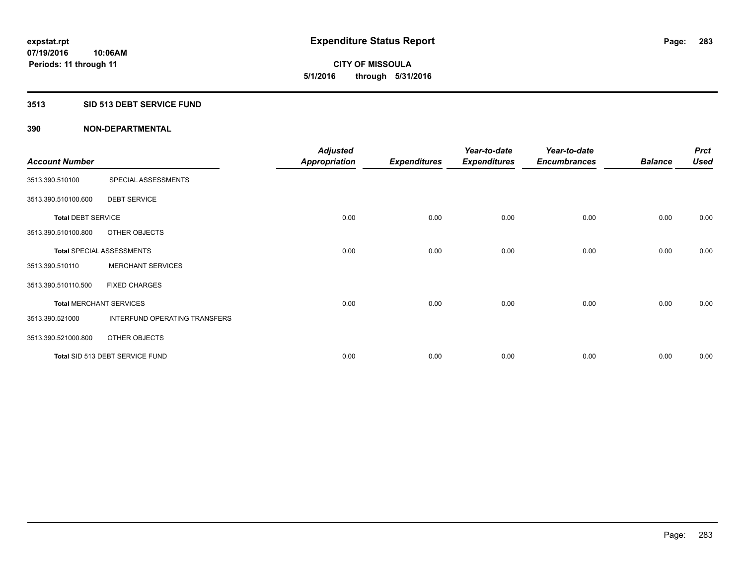expstat.rpt
07/19/2016 10:06AM
Periods: 11 through 11

# Expenditure Status Report

**CITY OF MISSOULA**
**5/1/2016 through 5/31/2016**

## 3513 SID 513 DEBT SERVICE FUND

### 390 NON-DEPARTMENTAL

| Account Number | | Adjusted Appropriation | Expenditures | Year-to-date Expenditures | Year-to-date Encumbrances | Balance | Prct Used |
|---|---|---|---|---|---|---|---|
| 3513.390.510100 | SPECIAL ASSESSMENTS | | | | | | |
| 3513.390.510100.600 | DEBT SERVICE | | | | | | |
| **Total** DEBT SERVICE | | 0.00 | 0.00 | 0.00 | 0.00 | 0.00 | 0.00 |
| 3513.390.510100.800 | OTHER OBJECTS | | | | | | |
| **Total** SPECIAL ASSESSMENTS | | 0.00 | 0.00 | 0.00 | 0.00 | 0.00 | 0.00 |
| 3513.390.510110 | MERCHANT SERVICES | | | | | | |
| 3513.390.510110.500 | FIXED CHARGES | | | | | | |
| **Total** MERCHANT SERVICES | | 0.00 | 0.00 | 0.00 | 0.00 | 0.00 | 0.00 |
| 3513.390.521000 | INTERFUND OPERATING TRANSFERS | | | | | | |
| 3513.390.521000.800 | OTHER OBJECTS | | | | | | |
| **Total** SID 513 DEBT SERVICE FUND | | 0.00 | 0.00 | 0.00 | 0.00 | 0.00 | 0.00 |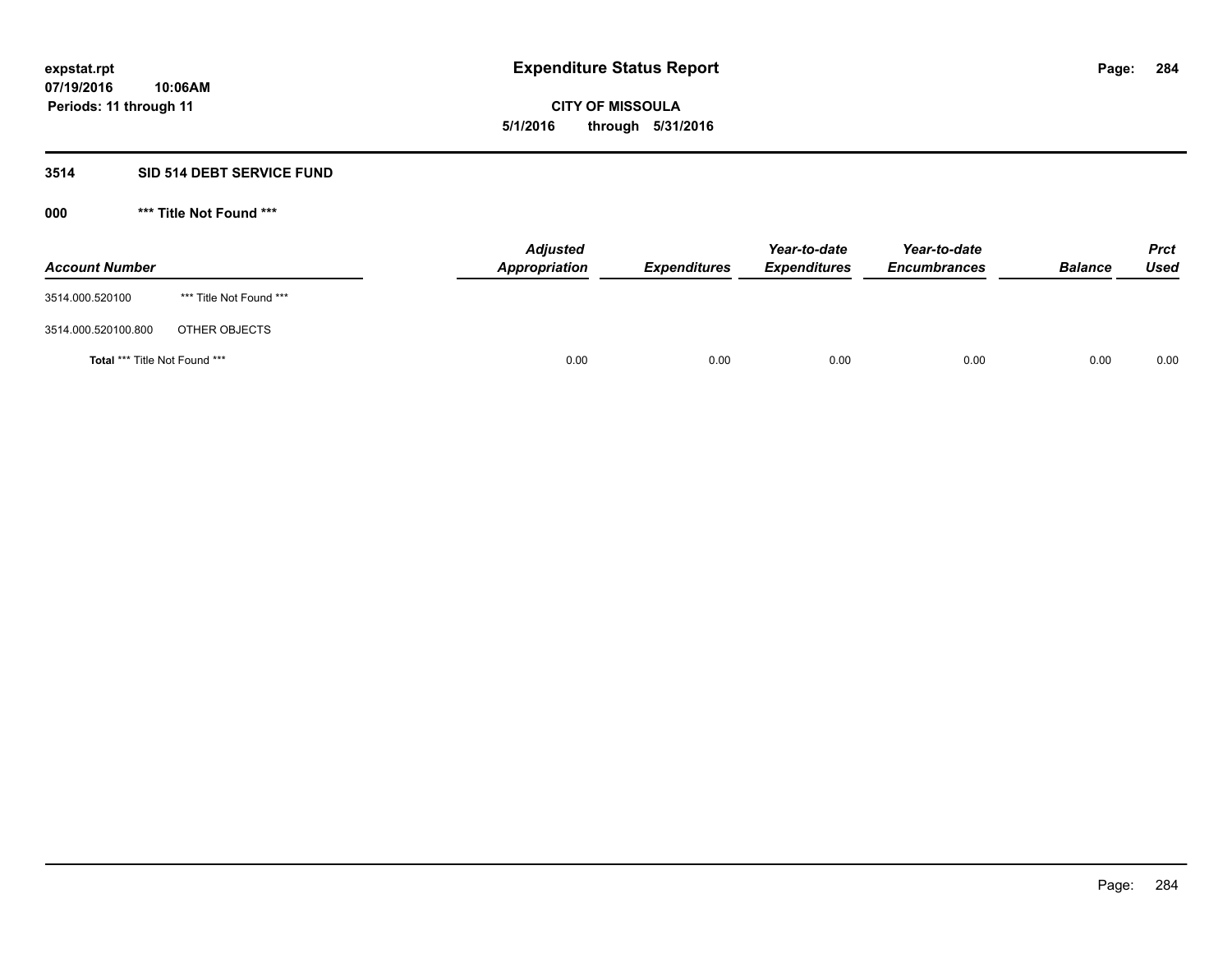**expstat.rpt**
**07/19/2016 10:06AM**
**Periods: 11 through 11**

# Expenditure Status Report

**CITY OF MISSOULA**
**5/1/2016 through 5/31/2016**

## 3514 SID 514 DEBT SERVICE FUND

### 000 *** Title Not Found ***

| Account Number | | Adjusted Appropriation | Expenditures | Year-to-date Expenditures | Year-to-date Encumbrances | Balance | Prct Used |
|---|---|---|---|---|---|---|---|
| 3514.000.520100 | *** Title Not Found *** | | | | | | |
| 3514.000.520100.800 | OTHER OBJECTS | | | | | | |
| **Total** *** Title Not Found *** | | 0.00 | 0.00 | 0.00 | 0.00 | 0.00 | 0.00 |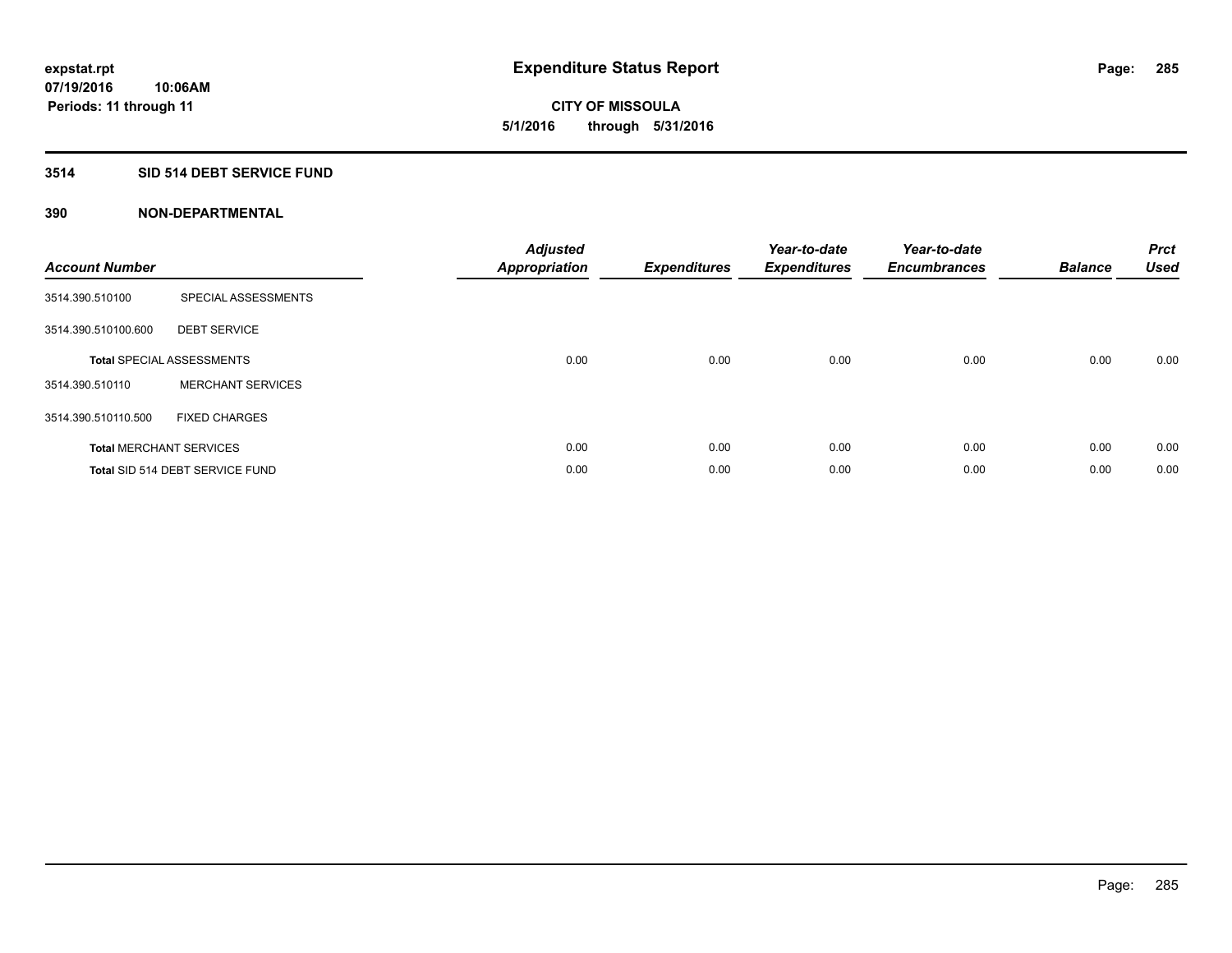**expstat.rpt**
**07/19/2016 10:06AM**
**Periods: 11 through 11**

# Expenditure Status Report

**CITY OF MISSOULA**
**5/1/2016 through 5/31/2016**

## 3514 SID 514 DEBT SERVICE FUND

### 390 NON-DEPARTMENTAL

| Account Number | | Adjusted Appropriation | Expenditures | Year-to-date Expenditures | Year-to-date Encumbrances | Balance | Prct Used |
|---|---|---|---|---|---|---|---|
| 3514.390.510100 | SPECIAL ASSESSMENTS | | | | | | |
| 3514.390.510100.600 | DEBT SERVICE | | | | | | |
| **Total** SPECIAL ASSESSMENTS | | 0.00 | 0.00 | 0.00 | 0.00 | 0.00 | 0.00 |
| 3514.390.510110 | MERCHANT SERVICES | | | | | | |
| 3514.390.510110.500 | FIXED CHARGES | | | | | | |
| **Total** MERCHANT SERVICES | | 0.00 | 0.00 | 0.00 | 0.00 | 0.00 | 0.00 |
| **Total** SID 514 DEBT SERVICE FUND | | 0.00 | 0.00 | 0.00 | 0.00 | 0.00 | 0.00 |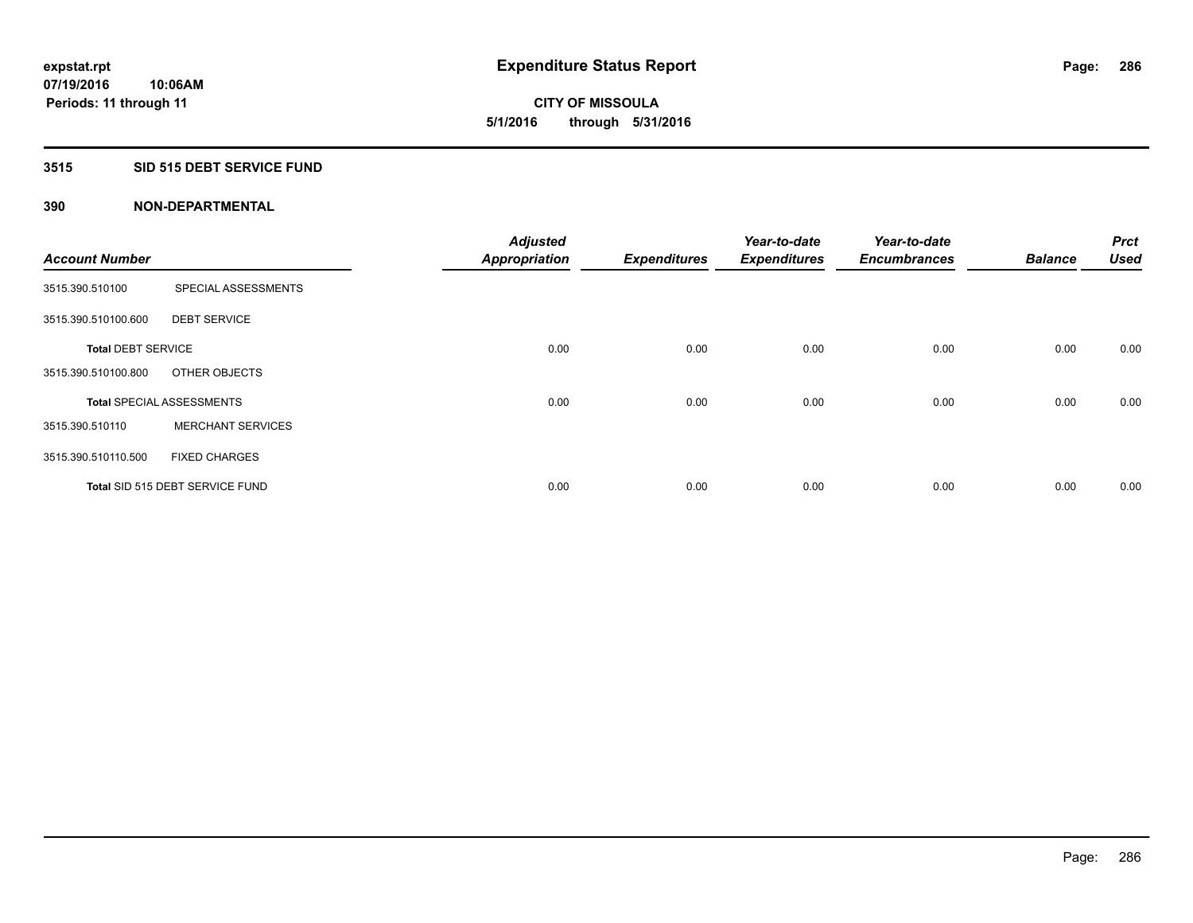**expstat.rpt**
**07/19/2016 10:06AM**
**Periods: 11 through 11**

# Expenditure Status Report

**CITY OF MISSOULA**
**5/1/2016 through 5/31/2016**

## 3515 SID 515 DEBT SERVICE FUND

### 390 NON-DEPARTMENTAL

| Account Number | | Adjusted Appropriation | Expenditures | Year-to-date Expenditures | Year-to-date Encumbrances | Balance | Prct Used |
|---|---|---|---|---|---|---|---|
| 3515.390.510100 | SPECIAL ASSESSMENTS | | | | | | |
| 3515.390.510100.600 | DEBT SERVICE | | | | | | |
| **Total** DEBT SERVICE | | 0.00 | 0.00 | 0.00 | 0.00 | 0.00 | 0.00 |
| 3515.390.510100.800 | OTHER OBJECTS | | | | | | |
| **Total** SPECIAL ASSESSMENTS | | 0.00 | 0.00 | 0.00 | 0.00 | 0.00 | 0.00 |
| 3515.390.510110 | MERCHANT SERVICES | | | | | | |
| 3515.390.510110.500 | FIXED CHARGES | | | | | | |
| **Total** SID 515 DEBT SERVICE FUND | | 0.00 | 0.00 | 0.00 | 0.00 | 0.00 | 0.00 |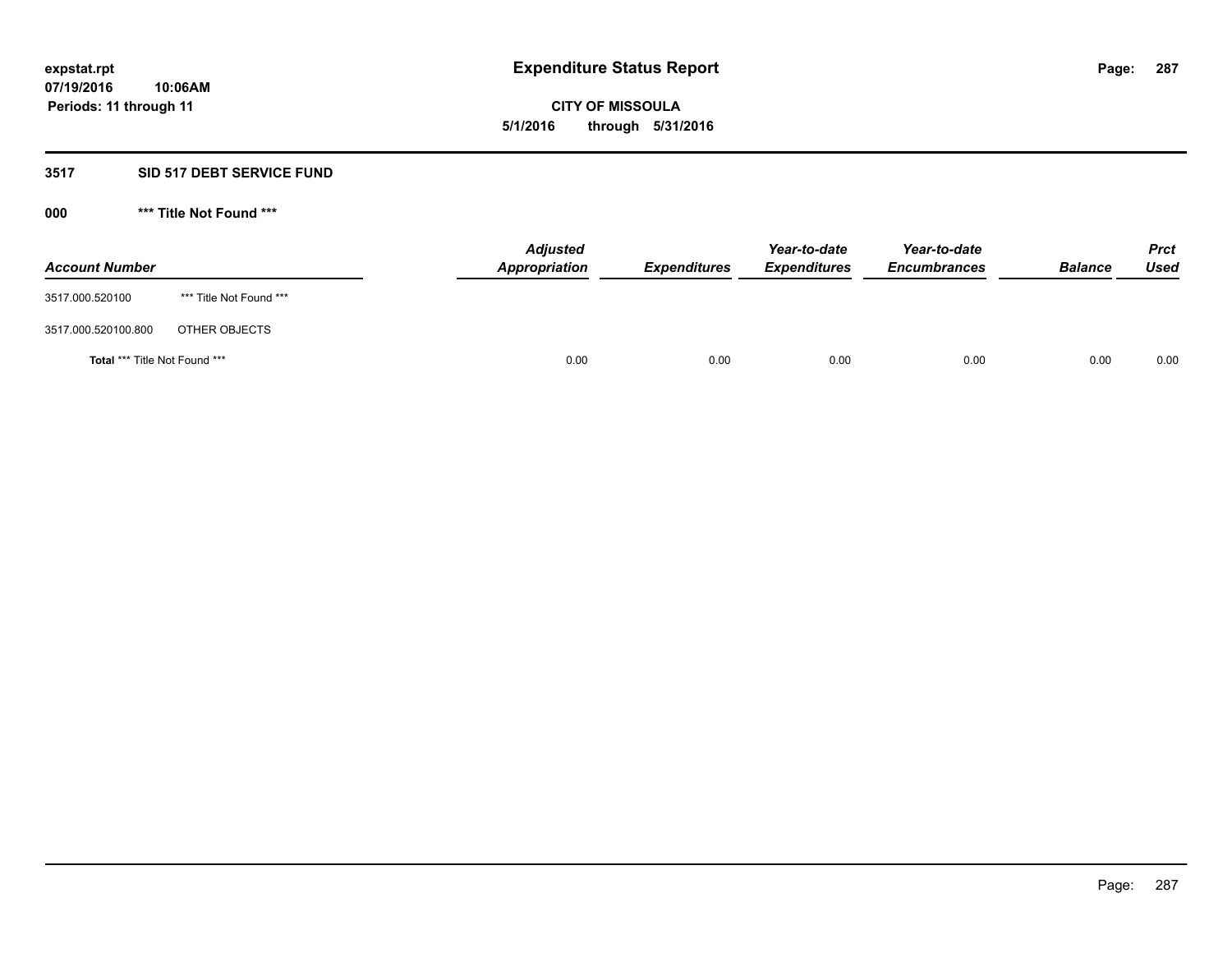# Expenditure Status Report

**CITY OF MISSOULA**

**5/1/2016 through 5/31/2016**

expstat.rpt
07/19/2016 10:06AM
Periods: 11 through 11

## 3517 SID 517 DEBT SERVICE FUND

### 000 *** Title Not Found ***

| Account Number | | Adjusted Appropriation | Expenditures | Year-to-date Expenditures | Year-to-date Encumbrances | Balance | Prct Used |
|---|---|---|---|---|---|---|---|
| 3517.000.520100 | *** Title Not Found *** | | | | | | |
| 3517.000.520100.800 | OTHER OBJECTS | | | | | | |
| **Total** *** Title Not Found *** | | 0.00 | 0.00 | 0.00 | 0.00 | 0.00 | 0.00 |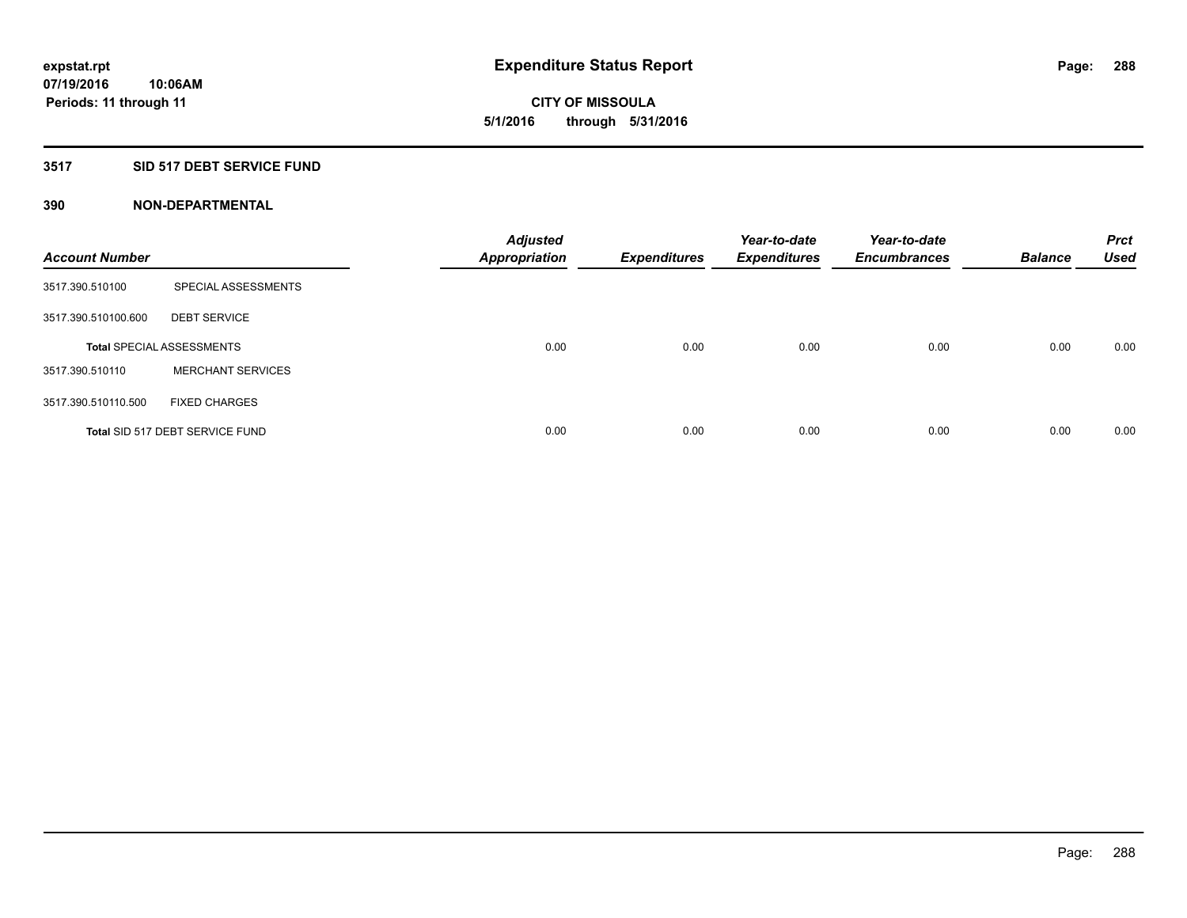# Expenditure Status Report

expstat.rpt
07/19/2016 10:06AM
Periods: 11 through 11

CITY OF MISSOULA
5/1/2016 through 5/31/2016

## 3517 SID 517 DEBT SERVICE FUND

### 390 NON-DEPARTMENTAL

| Account Number | | Adjusted Appropriation | Expenditures | Year-to-date Expenditures | Year-to-date Encumbrances | Balance | Prct Used |
|---|---|---|---|---|---|---|---|
| 3517.390.510100 | SPECIAL ASSESSMENTS | | | | | | |
| 3517.390.510100.600 | DEBT SERVICE | | | | | | |
| **Total** SPECIAL ASSESSMENTS | | 0.00 | 0.00 | 0.00 | 0.00 | 0.00 | 0.00 |
| 3517.390.510110 | MERCHANT SERVICES | | | | | | |
| 3517.390.510110.500 | FIXED CHARGES | | | | | | |
| **Total** SID 517 DEBT SERVICE FUND | | 0.00 | 0.00 | 0.00 | 0.00 | 0.00 | 0.00 |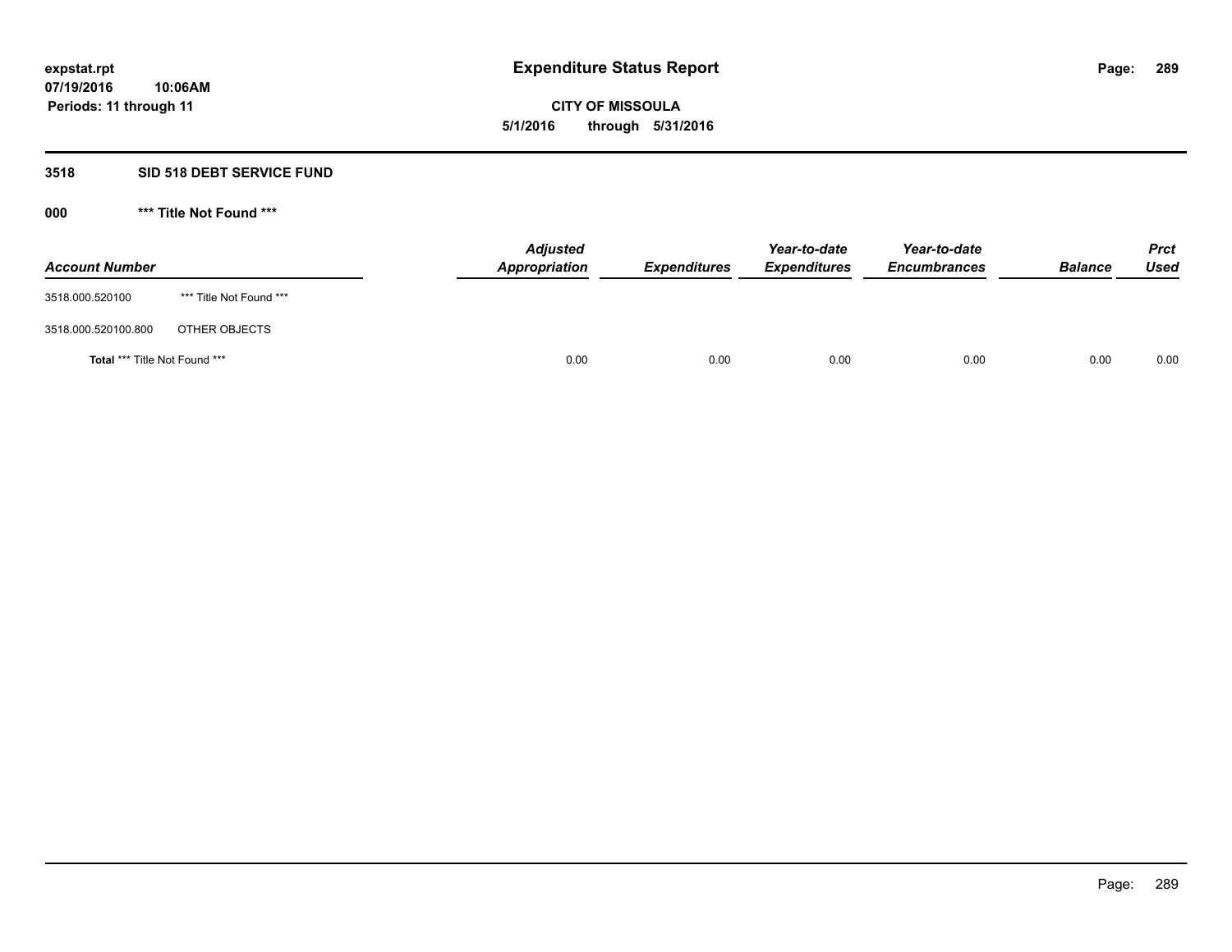**Expenditure Status Report**

**CITY OF MISSOULA**

**5/1/2016 through 5/31/2016**

expstat.rpt
07/19/2016 10:06AM
Periods: 11 through 11

## 3518 SID 518 DEBT SERVICE FUND

### 000 *** Title Not Found ***

| Account Number | | Adjusted Appropriation | Expenditures | Year-to-date Expenditures | Year-to-date Encumbrances | Balance | Prct Used |
|---|---|---|---|---|---|---|---|
| 3518.000.520100 | *** Title Not Found *** | | | | | | |
| 3518.000.520100.800 | OTHER OBJECTS | | | | | | |
| **Total** *** Title Not Found *** | | 0.00 | 0.00 | 0.00 | 0.00 | 0.00 | 0.00 |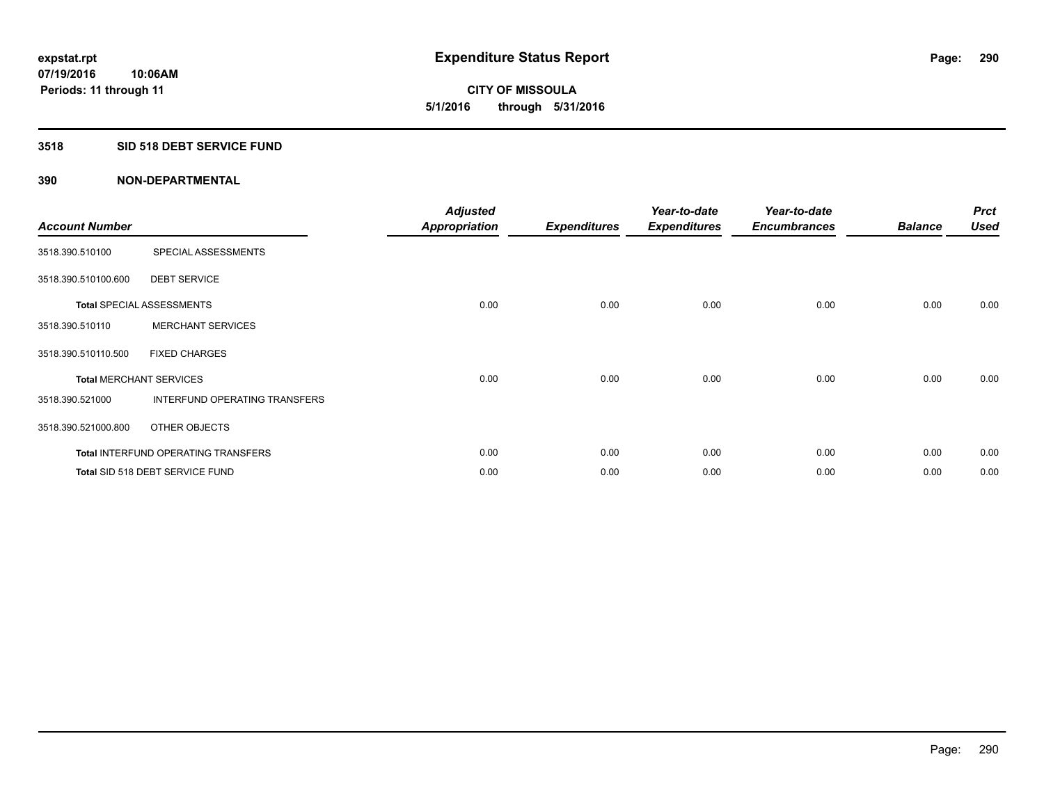# Expenditure Status Report

**CITY OF MISSOULA**
**5/1/2016 through 5/31/2016**

expstat.rpt
07/19/2016 10:06AM
Periods: 11 through 11

## 3518 SID 518 DEBT SERVICE FUND

### 390 NON-DEPARTMENTAL

| Account Number | | Adjusted Appropriation | Expenditures | Year-to-date Expenditures | Year-to-date Encumbrances | Balance | Prct Used |
|---|---|---|---|---|---|---|---|
| 3518.390.510100 | SPECIAL ASSESSMENTS | | | | | | |
| 3518.390.510100.600 | DEBT SERVICE | | | | | | |
| Total SPECIAL ASSESSMENTS | | 0.00 | 0.00 | 0.00 | 0.00 | 0.00 | 0.00 |
| 3518.390.510110 | MERCHANT SERVICES | | | | | | |
| 3518.390.510110.500 | FIXED CHARGES | | | | | | |
| Total MERCHANT SERVICES | | 0.00 | 0.00 | 0.00 | 0.00 | 0.00 | 0.00 |
| 3518.390.521000 | INTERFUND OPERATING TRANSFERS | | | | | | |
| 3518.390.521000.800 | OTHER OBJECTS | | | | | | |
| Total INTERFUND OPERATING TRANSFERS | | 0.00 | 0.00 | 0.00 | 0.00 | 0.00 | 0.00 |
| Total SID 518 DEBT SERVICE FUND | | 0.00 | 0.00 | 0.00 | 0.00 | 0.00 | 0.00 |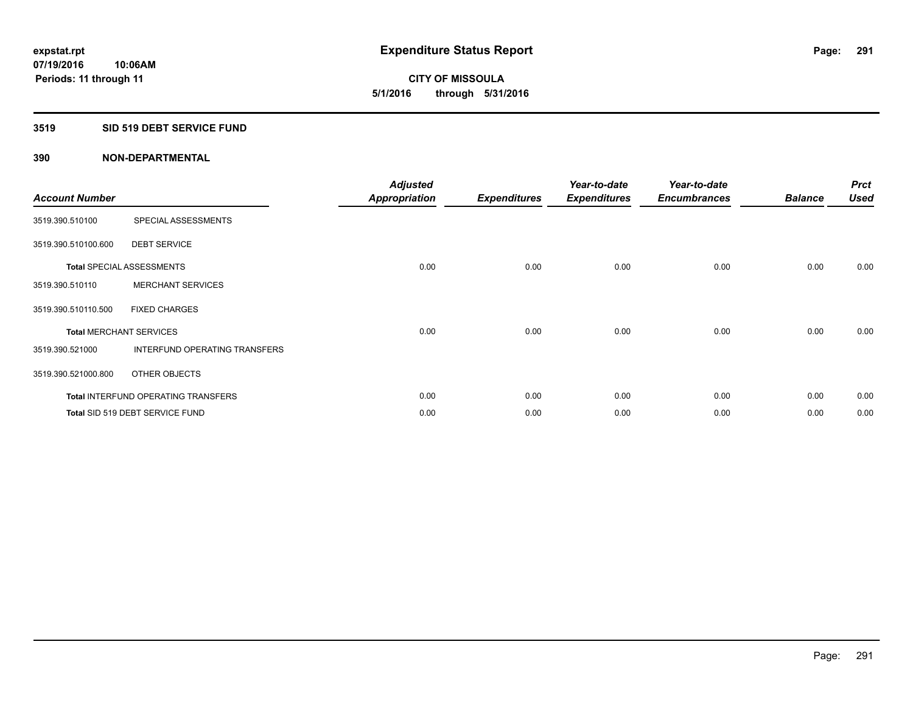**expstat.rpt**
**07/19/2016 10:06AM**
**Periods: 11 through 11**

# Expenditure Status Report

**CITY OF MISSOULA**
**5/1/2016 through 5/31/2016**

## 3519 SID 519 DEBT SERVICE FUND

## 390 NON-DEPARTMENTAL

| Account Number | | Adjusted Appropriation | Expenditures | Year-to-date Expenditures | Year-to-date Encumbrances | Balance | Prct Used |
|---|---|---|---|---|---|---|---|
| 3519.390.510100 | SPECIAL ASSESSMENTS | | | | | | |
| 3519.390.510100.600 | DEBT SERVICE | | | | | | |
| **Total** SPECIAL ASSESSMENTS | | 0.00 | 0.00 | 0.00 | 0.00 | 0.00 | 0.00 |
| 3519.390.510110 | MERCHANT SERVICES | | | | | | |
| 3519.390.510110.500 | FIXED CHARGES | | | | | | |
| **Total** MERCHANT SERVICES | | 0.00 | 0.00 | 0.00 | 0.00 | 0.00 | 0.00 |
| 3519.390.521000 | INTERFUND OPERATING TRANSFERS | | | | | | |
| 3519.390.521000.800 | OTHER OBJECTS | | | | | | |
| **Total** INTERFUND OPERATING TRANSFERS | | 0.00 | 0.00 | 0.00 | 0.00 | 0.00 | 0.00 |
| **Total** SID 519 DEBT SERVICE FUND | | 0.00 | 0.00 | 0.00 | 0.00 | 0.00 | 0.00 |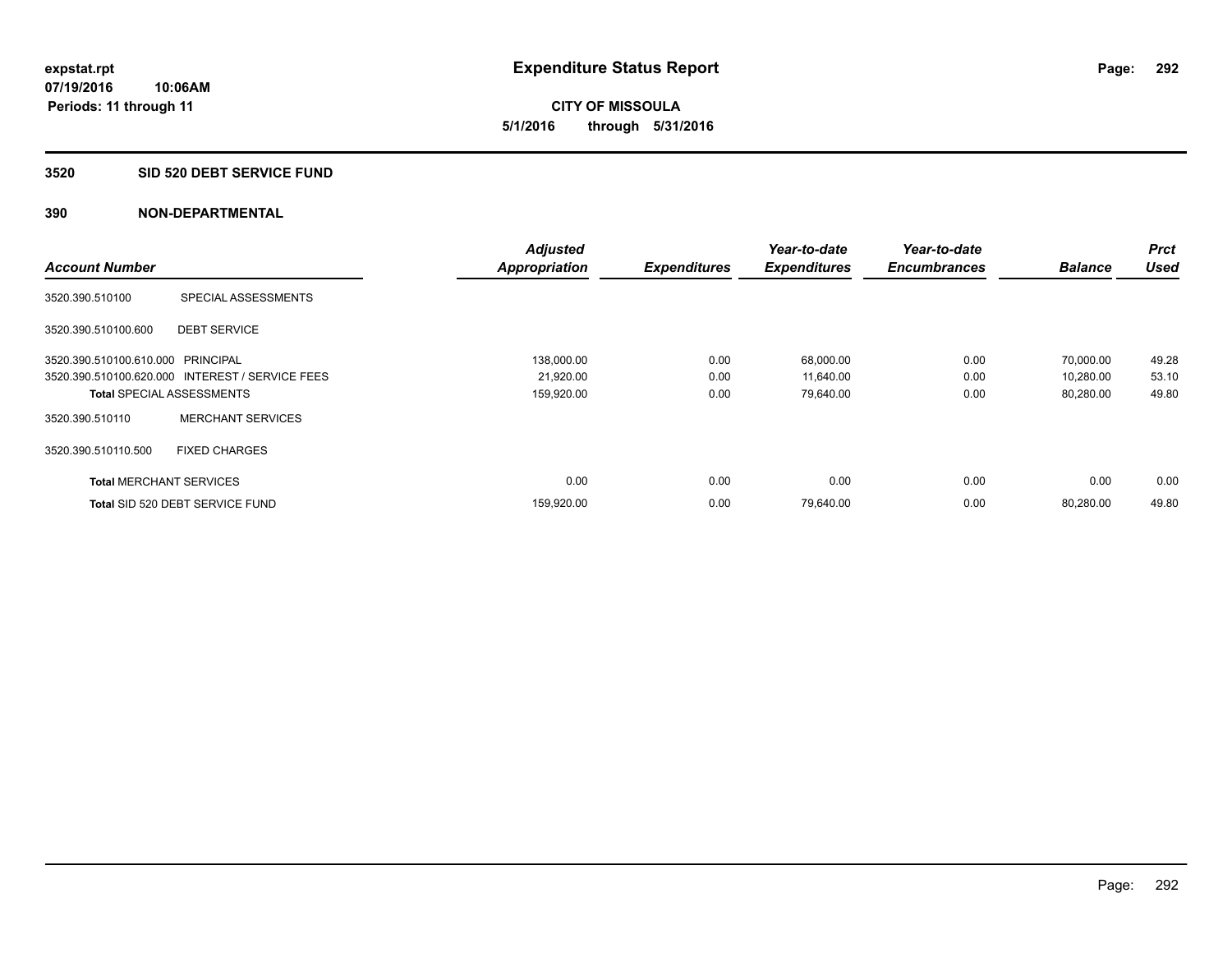**expstat.rpt**
**07/19/2016 10:06AM**
**Periods: 11 through 11**

# Expenditure Status Report

**CITY OF MISSOULA**
**5/1/2016 through 5/31/2016**

## 3520 SID 520 DEBT SERVICE FUND

## 390 NON-DEPARTMENTAL

| Account Number | | Adjusted Appropriation | Expenditures | Year-to-date Expenditures | Year-to-date Encumbrances | Balance | Prct Used |
|---|---|---|---|---|---|---|---|
| 3520.390.510100 | SPECIAL ASSESSMENTS | | | | | | |
| 3520.390.510100.600 | DEBT SERVICE | | | | | | |
| 3520.390.510100.610.000 | PRINCIPAL | 138,000.00 | 0.00 | 68,000.00 | 0.00 | 70,000.00 | 49.28 |
| 3520.390.510100.620.000 | INTEREST / SERVICE FEES | 21,920.00 | 0.00 | 11,640.00 | 0.00 | 10,280.00 | 53.10 |
| **Total** SPECIAL ASSESSMENTS | | 159,920.00 | 0.00 | 79,640.00 | 0.00 | 80,280.00 | 49.80 |
| 3520.390.510110 | MERCHANT SERVICES | | | | | | |
| 3520.390.510110.500 | FIXED CHARGES | | | | | | |
| **Total** MERCHANT SERVICES | | 0.00 | 0.00 | 0.00 | 0.00 | 0.00 | 0.00 |
| **Total** SID 520 DEBT SERVICE FUND | | 159,920.00 | 0.00 | 79,640.00 | 0.00 | 80,280.00 | 49.80 |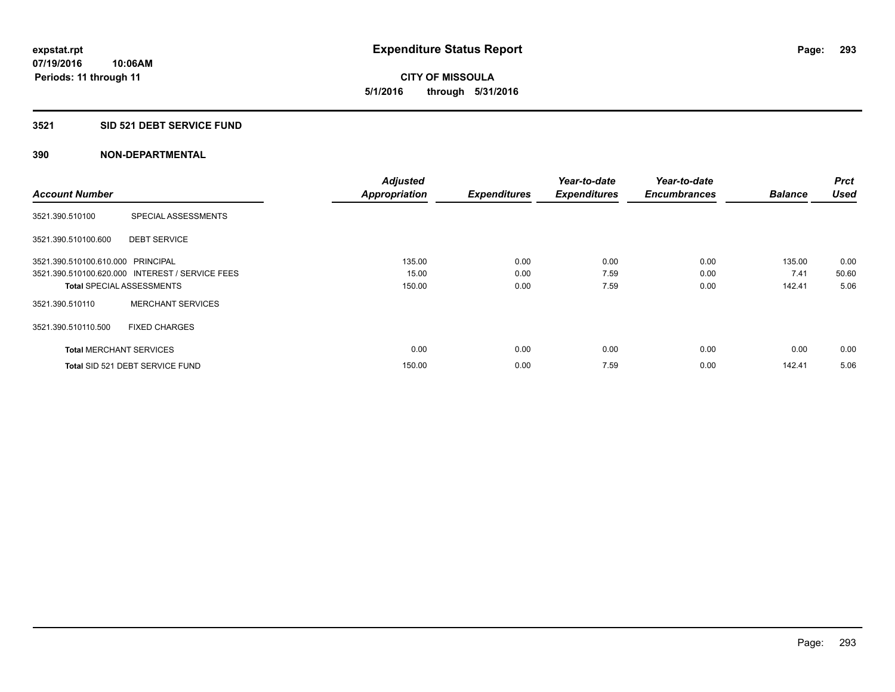# Expenditure Status Report

**CITY OF MISSOULA**
**5/1/2016 through 5/31/2016**

expstat.rpt
07/19/2016 10:06AM
Periods: 11 through 11

## 3521 SID 521 DEBT SERVICE FUND

### 390 NON-DEPARTMENTAL

| Account Number | | Adjusted Appropriation | Expenditures | Year-to-date Expenditures | Year-to-date Encumbrances | Balance | Prct Used |
|---|---|---|---|---|---|---|---|
| 3521.390.510100 | SPECIAL ASSESSMENTS | | | | | | |
| 3521.390.510100.600 | DEBT SERVICE | | | | | | |
| 3521.390.510100.610.000 | PRINCIPAL | 135.00 | 0.00 | 0.00 | 0.00 | 135.00 | 0.00 |
| 3521.390.510100.620.000 | INTEREST / SERVICE FEES | 15.00 | 0.00 | 7.59 | 0.00 | 7.41 | 50.60 |
| **Total** SPECIAL ASSESSMENTS | | 150.00 | 0.00 | 7.59 | 0.00 | 142.41 | 5.06 |
| 3521.390.510110 | MERCHANT SERVICES | | | | | | |
| 3521.390.510110.500 | FIXED CHARGES | | | | | | |
| **Total** MERCHANT SERVICES | | 0.00 | 0.00 | 0.00 | 0.00 | 0.00 | 0.00 |
| **Total** SID 521 DEBT SERVICE FUND | | 150.00 | 0.00 | 7.59 | 0.00 | 142.41 | 5.06 |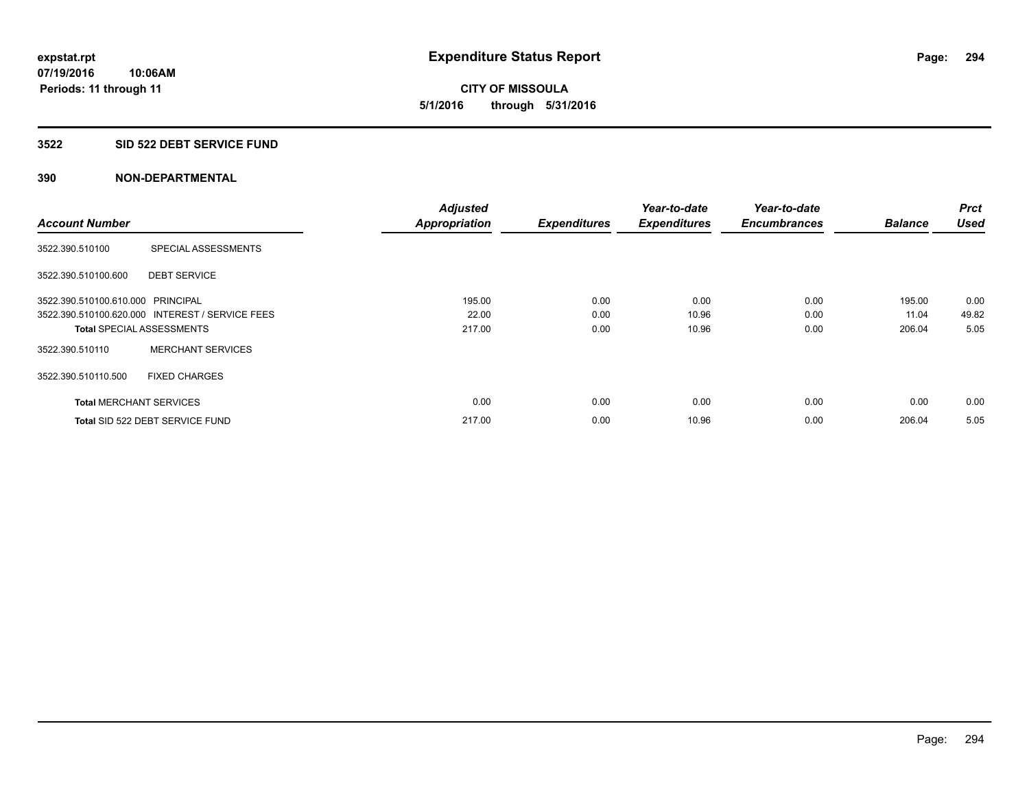**expstat.rpt**
**07/19/2016 10:06AM**
**Periods: 11 through 11**

# Expenditure Status Report

**CITY OF MISSOULA**
**5/1/2016 through 5/31/2016**

## 3522 SID 522 DEBT SERVICE FUND

## 390 NON-DEPARTMENTAL

| Account Number | | Adjusted Appropriation | Expenditures | Year-to-date Expenditures | Year-to-date Encumbrances | Balance | Prct Used |
|---|---|---|---|---|---|---|---|
| 3522.390.510100 | SPECIAL ASSESSMENTS | | | | | | |
| 3522.390.510100.600 | DEBT SERVICE | | | | | | |
| 3522.390.510100.610.000 | PRINCIPAL | 195.00 | 0.00 | 0.00 | 0.00 | 195.00 | 0.00 |
| 3522.390.510100.620.000 | INTEREST / SERVICE FEES | 22.00 | 0.00 | 10.96 | 0.00 | 11.04 | 49.82 |
| **Total** SPECIAL ASSESSMENTS | | 217.00 | 0.00 | 10.96 | 0.00 | 206.04 | 5.05 |
| 3522.390.510110 | MERCHANT SERVICES | | | | | | |
| 3522.390.510110.500 | FIXED CHARGES | | | | | | |
| **Total** MERCHANT SERVICES | | 0.00 | 0.00 | 0.00 | 0.00 | 0.00 | 0.00 |
| **Total** SID 522 DEBT SERVICE FUND | | 217.00 | 0.00 | 10.96 | 0.00 | 206.04 | 5.05 |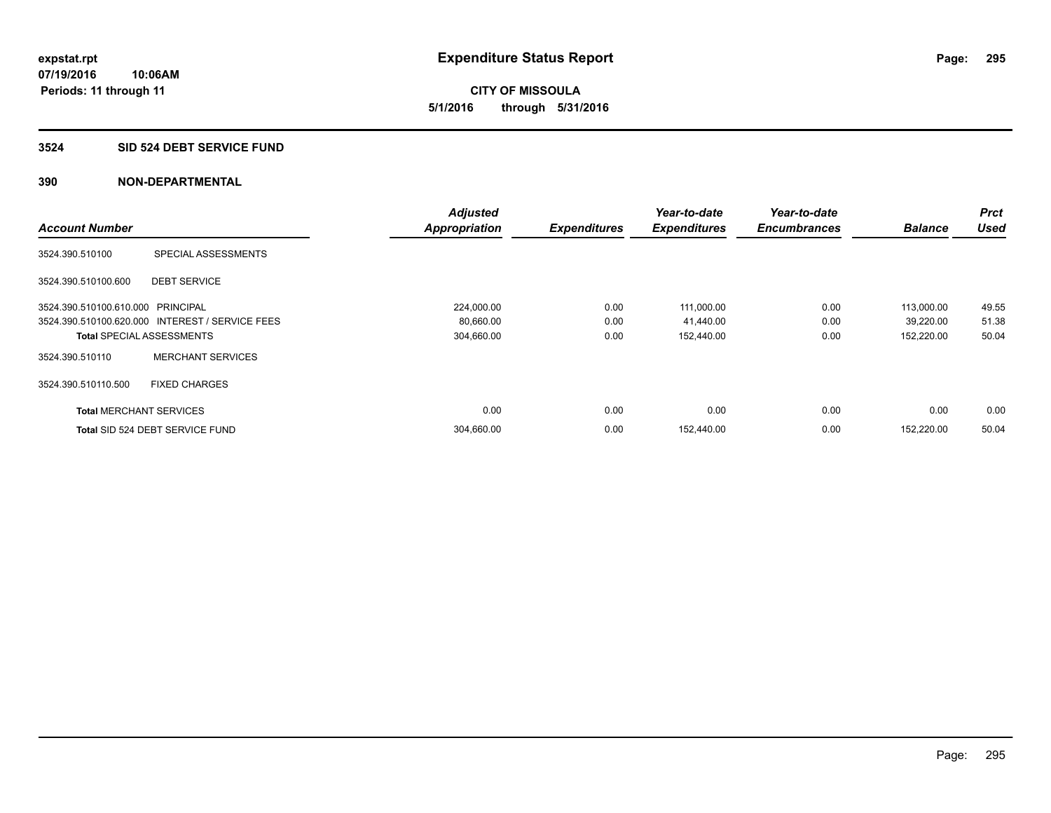**expstat.rpt**
**07/19/2016 10:06AM**
**Periods: 11 through 11**

# Expenditure Status Report

**CITY OF MISSOULA**
**5/1/2016 through 5/31/2016**

## 3524 SID 524 DEBT SERVICE FUND

## 390 NON-DEPARTMENTAL

| Account Number | | Adjusted Appropriation | Expenditures | Year-to-date Expenditures | Year-to-date Encumbrances | Balance | Prct Used |
|---|---|---|---|---|---|---|---|
| 3524.390.510100 | SPECIAL ASSESSMENTS | | | | | | |
| 3524.390.510100.600 | DEBT SERVICE | | | | | | |
| 3524.390.510100.610.000 | PRINCIPAL | 224,000.00 | 0.00 | 111,000.00 | 0.00 | 113,000.00 | 49.55 |
| 3524.390.510100.620.000 | INTEREST / SERVICE FEES | 80,660.00 | 0.00 | 41,440.00 | 0.00 | 39,220.00 | 51.38 |
| **Total** SPECIAL ASSESSMENTS | | 304,660.00 | 0.00 | 152,440.00 | 0.00 | 152,220.00 | 50.04 |
| 3524.390.510110 | MERCHANT SERVICES | | | | | | |
| 3524.390.510110.500 | FIXED CHARGES | | | | | | |
| **Total** MERCHANT SERVICES | | 0.00 | 0.00 | 0.00 | 0.00 | 0.00 | 0.00 |
| **Total** SID 524 DEBT SERVICE FUND | | 304,660.00 | 0.00 | 152,440.00 | 0.00 | 152,220.00 | 50.04 |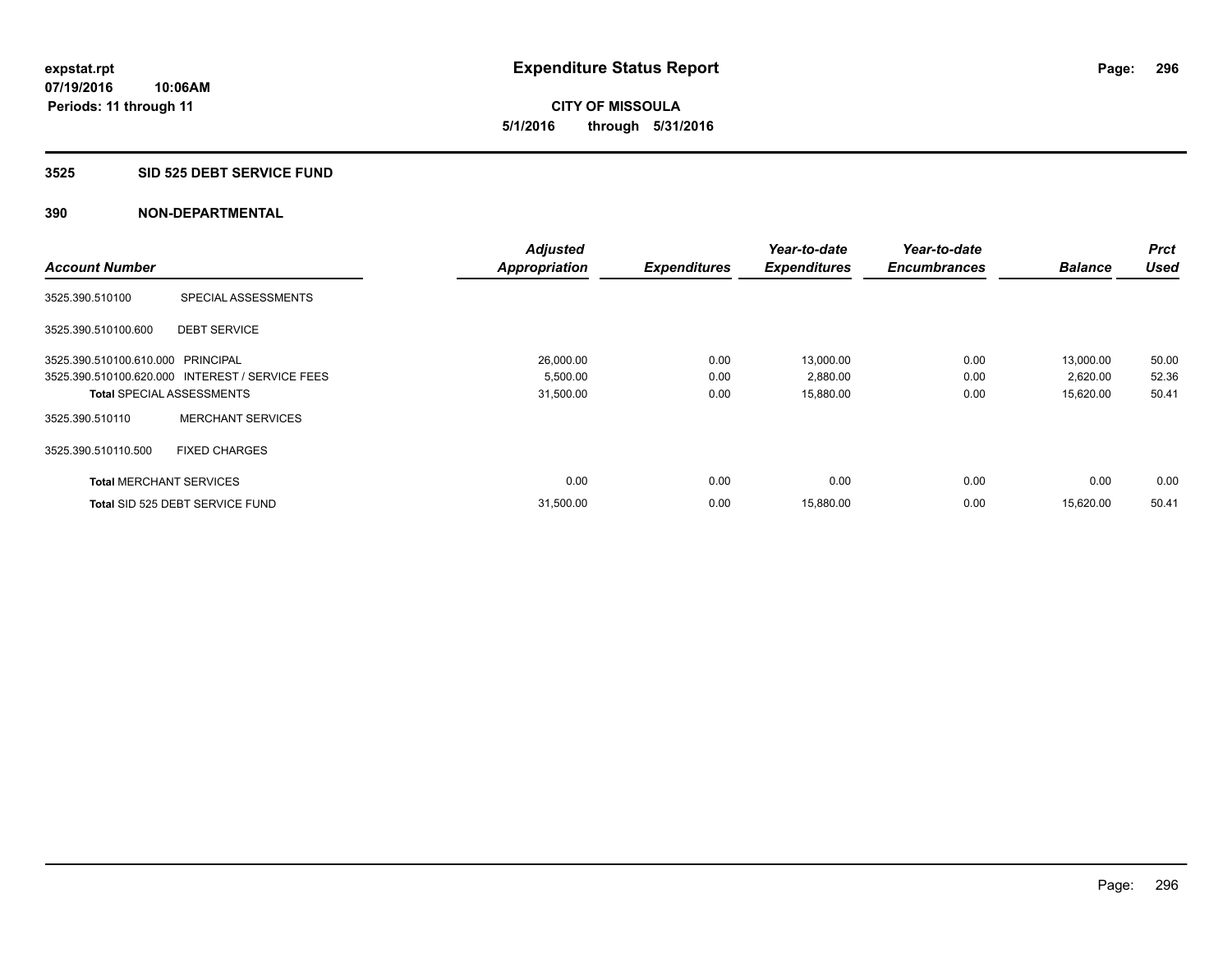**expstat.rpt**
**07/19/2016 10:06AM**
**Periods: 11 through 11**

# Expenditure Status Report

**CITY OF MISSOULA**
**5/1/2016 through 5/31/2016**

## 3525 SID 525 DEBT SERVICE FUND

## 390 NON-DEPARTMENTAL

| Account Number | | Adjusted Appropriation | Expenditures | Year-to-date Expenditures | Year-to-date Encumbrances | Balance | Prct Used |
|---|---|---|---|---|---|---|---|
| 3525.390.510100 | SPECIAL ASSESSMENTS | | | | | | |
| 3525.390.510100.600 | DEBT SERVICE | | | | | | |
| 3525.390.510100.610.000 | PRINCIPAL | 26,000.00 | 0.00 | 13,000.00 | 0.00 | 13,000.00 | 50.00 |
| 3525.390.510100.620.000 | INTEREST / SERVICE FEES | 5,500.00 | 0.00 | 2,880.00 | 0.00 | 2,620.00 | 52.36 |
| **Total** SPECIAL ASSESSMENTS | | 31,500.00 | 0.00 | 15,880.00 | 0.00 | 15,620.00 | 50.41 |
| 3525.390.510110 | MERCHANT SERVICES | | | | | | |
| 3525.390.510110.500 | FIXED CHARGES | | | | | | |
| **Total** MERCHANT SERVICES | | 0.00 | 0.00 | 0.00 | 0.00 | 0.00 | 0.00 |
| **Total** SID 525 DEBT SERVICE FUND | | 31,500.00 | 0.00 | 15,880.00 | 0.00 | 15,620.00 | 50.41 |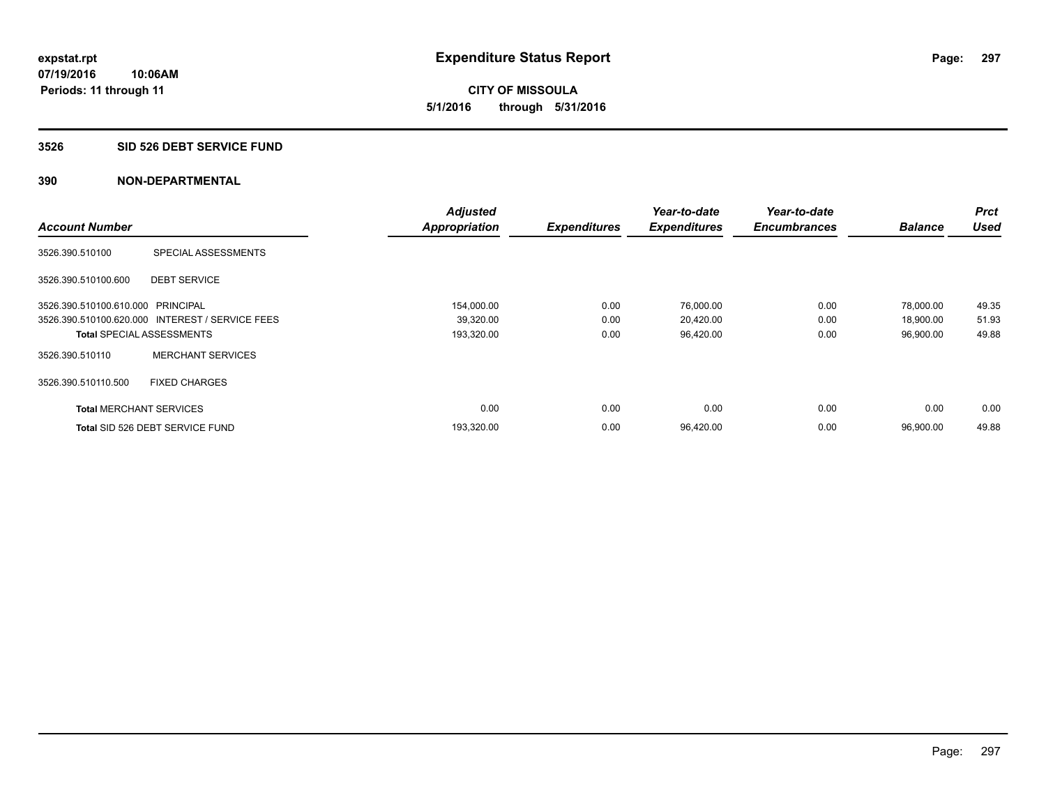# Expenditure Status Report

**CITY OF MISSOULA**

**5/1/2016 through 5/31/2016**

expstat.rpt
07/19/2016 10:06AM
Periods: 11 through 11

## 3526 SID 526 DEBT SERVICE FUND

### 390 NON-DEPARTMENTAL

| Account Number | | Adjusted Appropriation | Expenditures | Year-to-date Expenditures | Year-to-date Encumbrances | Balance | Prct Used |
|---|---|---|---|---|---|---|---|
| 3526.390.510100 | SPECIAL ASSESSMENTS | | | | | | |
| 3526.390.510100.600 | DEBT SERVICE | | | | | | |
| 3526.390.510100.610.000 | PRINCIPAL | 154,000.00 | 0.00 | 76,000.00 | 0.00 | 78,000.00 | 49.35 |
| 3526.390.510100.620.000 | INTEREST / SERVICE FEES | 39,320.00 | 0.00 | 20,420.00 | 0.00 | 18,900.00 | 51.93 |
| **Total** SPECIAL ASSESSMENTS | | 193,320.00 | 0.00 | 96,420.00 | 0.00 | 96,900.00 | 49.88 |
| 3526.390.510110 | MERCHANT SERVICES | | | | | | |
| 3526.390.510110.500 | FIXED CHARGES | | | | | | |
| **Total** MERCHANT SERVICES | | 0.00 | 0.00 | 0.00 | 0.00 | 0.00 | 0.00 |
| **Total** SID 526 DEBT SERVICE FUND | | 193,320.00 | 0.00 | 96,420.00 | 0.00 | 96,900.00 | 49.88 |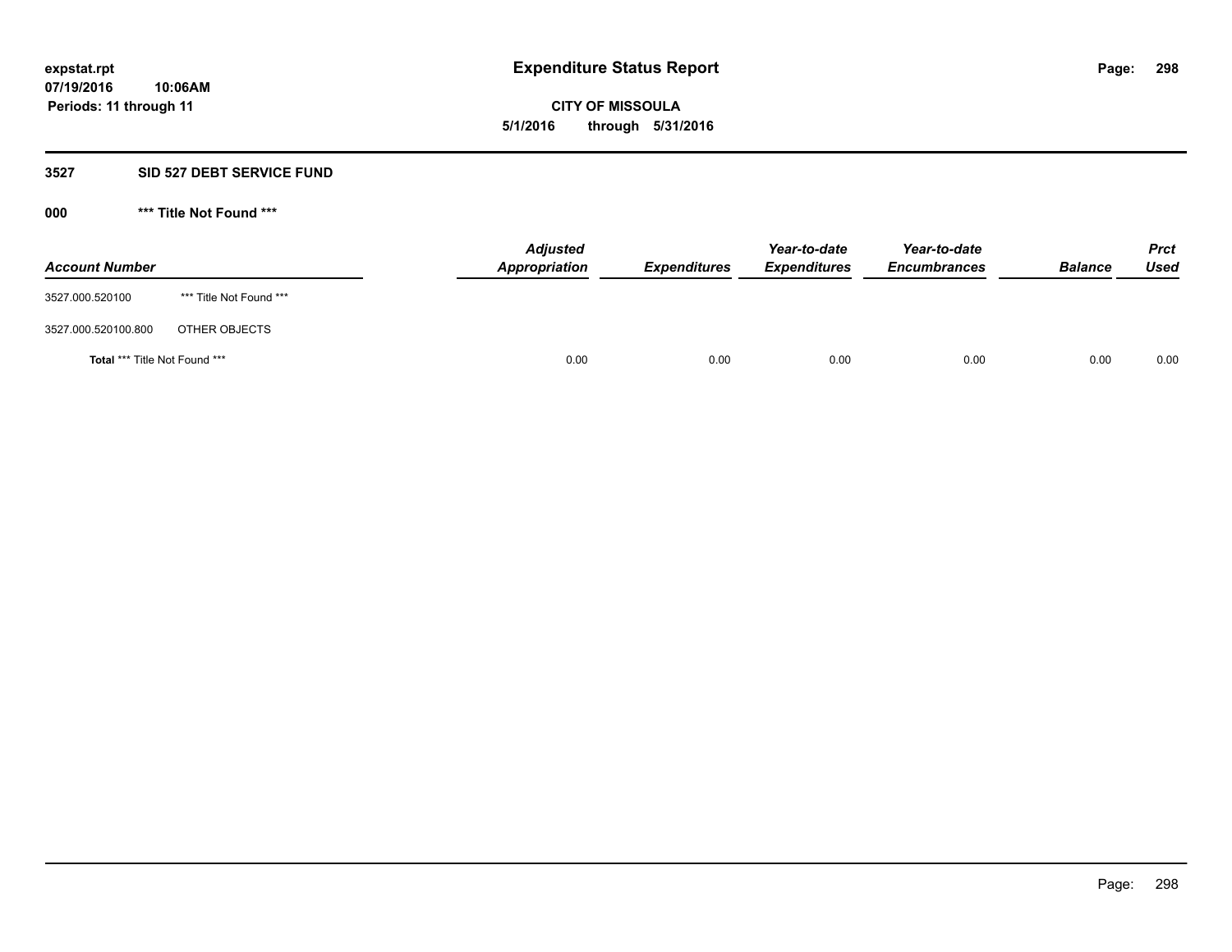**expstat.rpt**
**07/19/2016 10:06AM**
**Periods: 11 through 11**

# Expenditure Status Report

**CITY OF MISSOULA**
**5/1/2016 through 5/31/2016**

## 3527 SID 527 DEBT SERVICE FUND

### 000 *** Title Not Found ***

| Account Number | | Adjusted Appropriation | Expenditures | Year-to-date Expenditures | Year-to-date Encumbrances | Balance | Prct Used |
|---|---|---|---|---|---|---|---|
| 3527.000.520100 | *** Title Not Found *** | | | | | | |
| 3527.000.520100.800 | OTHER OBJECTS | | | | | | |
| **Total** *** Title Not Found *** | | 0.00 | 0.00 | 0.00 | 0.00 | 0.00 | 0.00 |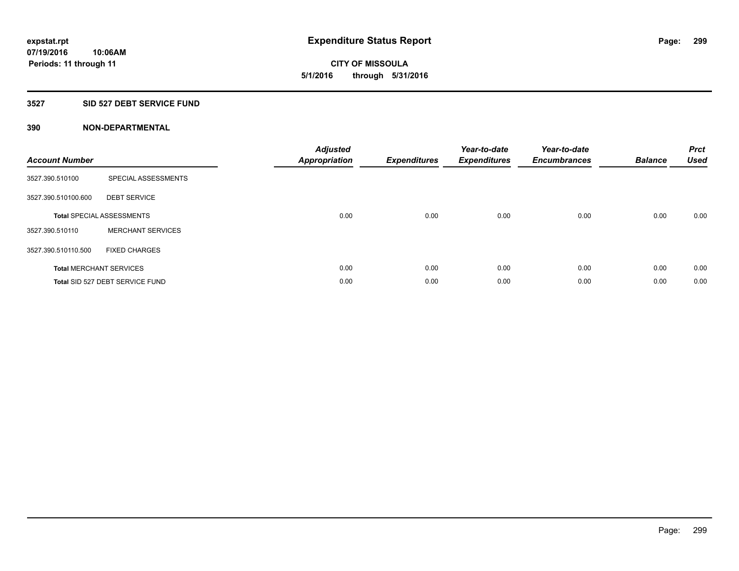**expstat.rpt**
**07/19/2016 10:06AM**
**Periods: 11 through 11**

# Expenditure Status Report

**CITY OF MISSOULA**
**5/1/2016 through 5/31/2016**

## 3527 SID 527 DEBT SERVICE FUND

### 390 NON-DEPARTMENTAL

| Account Number | | Adjusted Appropriation | Expenditures | Year-to-date Expenditures | Year-to-date Encumbrances | Balance | Prct Used |
|---|---|---|---|---|---|---|---|
| 3527.390.510100 | SPECIAL ASSESSMENTS | | | | | | |
| 3527.390.510100.600 | DEBT SERVICE | | | | | | |
| **Total** SPECIAL ASSESSMENTS | | 0.00 | 0.00 | 0.00 | 0.00 | 0.00 | 0.00 |
| 3527.390.510110 | MERCHANT SERVICES | | | | | | |
| 3527.390.510110.500 | FIXED CHARGES | | | | | | |
| **Total** MERCHANT SERVICES | | 0.00 | 0.00 | 0.00 | 0.00 | 0.00 | 0.00 |
| **Total** SID 527 DEBT SERVICE FUND | | 0.00 | 0.00 | 0.00 | 0.00 | 0.00 | 0.00 |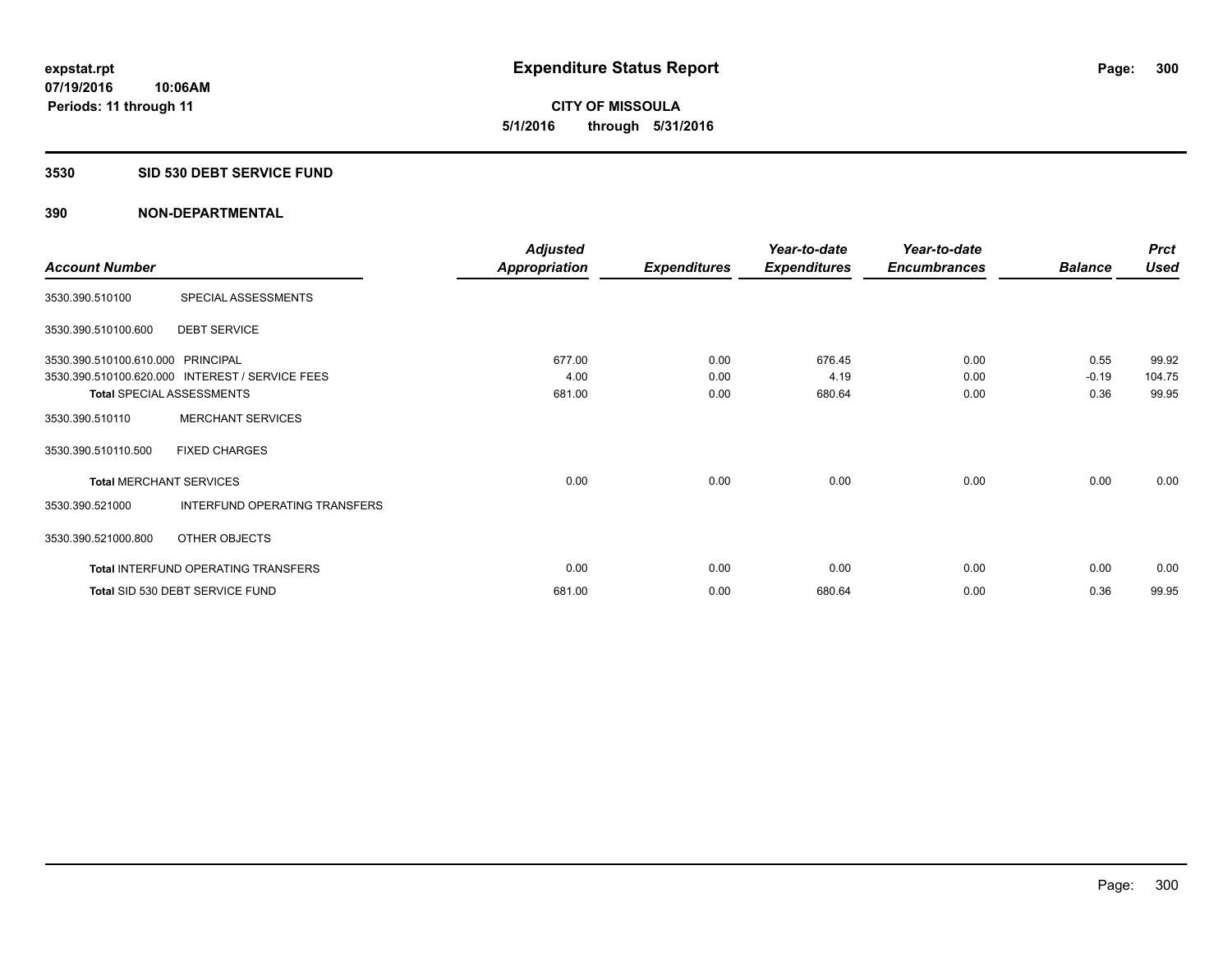# Expenditure Status Report

**expstat.rpt**
**07/19/2016 10:06AM**
**Periods: 11 through 11**

**CITY OF MISSOULA**
**5/1/2016 through 5/31/2016**

## 3530 SID 530 DEBT SERVICE FUND

## 390 NON-DEPARTMENTAL

| Account Number | | Adjusted Appropriation | Expenditures | Year-to-date Expenditures | Year-to-date Encumbrances | Balance | Prct Used |
|---|---|---|---|---|---|---|---|
| 3530.390.510100 | SPECIAL ASSESSMENTS | | | | | | |
| 3530.390.510100.600 | DEBT SERVICE | | | | | | |
| 3530.390.510100.610.000 | PRINCIPAL | 677.00 | 0.00 | 676.45 | 0.00 | 0.55 | 99.92 |
| 3530.390.510100.620.000 | INTEREST / SERVICE FEES | 4.00 | 0.00 | 4.19 | 0.00 | -0.19 | 104.75 |
| **Total** SPECIAL ASSESSMENTS | | 681.00 | 0.00 | 680.64 | 0.00 | 0.36 | 99.95 |
| 3530.390.510110 | MERCHANT SERVICES | | | | | | |
| 3530.390.510110.500 | FIXED CHARGES | | | | | | |
| **Total** MERCHANT SERVICES | | 0.00 | 0.00 | 0.00 | 0.00 | 0.00 | 0.00 |
| 3530.390.521000 | INTERFUND OPERATING TRANSFERS | | | | | | |
| 3530.390.521000.800 | OTHER OBJECTS | | | | | | |
| **Total** INTERFUND OPERATING TRANSFERS | | 0.00 | 0.00 | 0.00 | 0.00 | 0.00 | 0.00 |
| **Total** SID 530 DEBT SERVICE FUND | | 681.00 | 0.00 | 680.64 | 0.00 | 0.36 | 99.95 |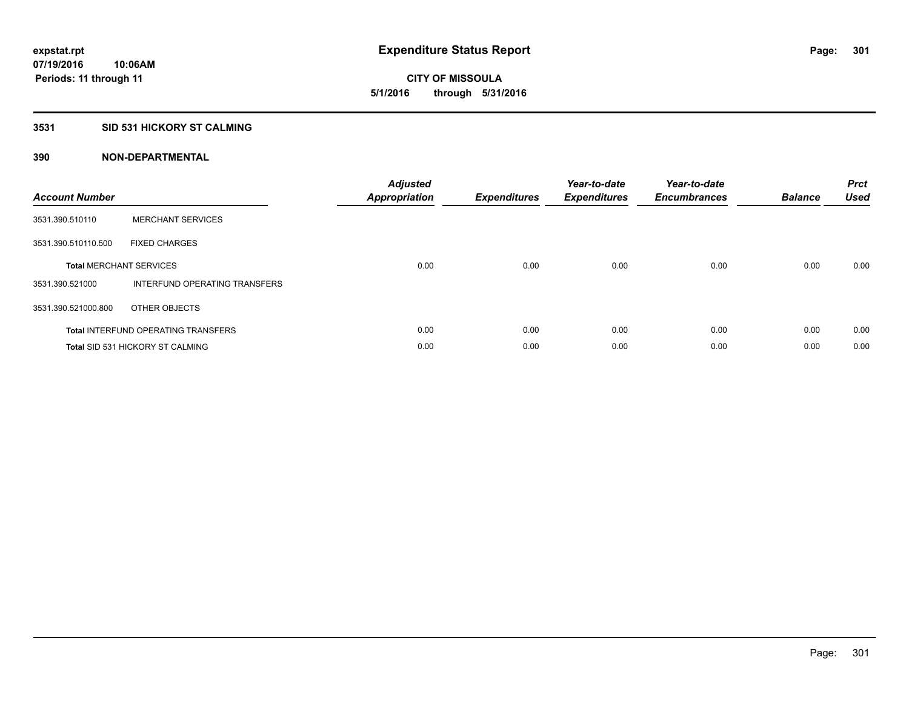**expstat.rpt**
**07/19/2016 10:06AM**
**Periods: 11 through 11**

# Expenditure Status Report

**CITY OF MISSOULA**
**5/1/2016 through 5/31/2016**

## 3531 SID 531 HICKORY ST CALMING

### 390 NON-DEPARTMENTAL

| Account Number | | Adjusted Appropriation | Expenditures | Year-to-date Expenditures | Year-to-date Encumbrances | Balance | Prct Used |
|---|---|---|---|---|---|---|---|
| 3531.390.510110 | MERCHANT SERVICES | | | | | | |
| 3531.390.510110.500 | FIXED CHARGES | | | | | | |
| **Total** MERCHANT SERVICES | | 0.00 | 0.00 | 0.00 | 0.00 | 0.00 | 0.00 |
| 3531.390.521000 | INTERFUND OPERATING TRANSFERS | | | | | | |
| 3531.390.521000.800 | OTHER OBJECTS | | | | | | |
| **Total** INTERFUND OPERATING TRANSFERS | | 0.00 | 0.00 | 0.00 | 0.00 | 0.00 | 0.00 |
| **Total** SID 531 HICKORY ST CALMING | | 0.00 | 0.00 | 0.00 | 0.00 | 0.00 | 0.00 |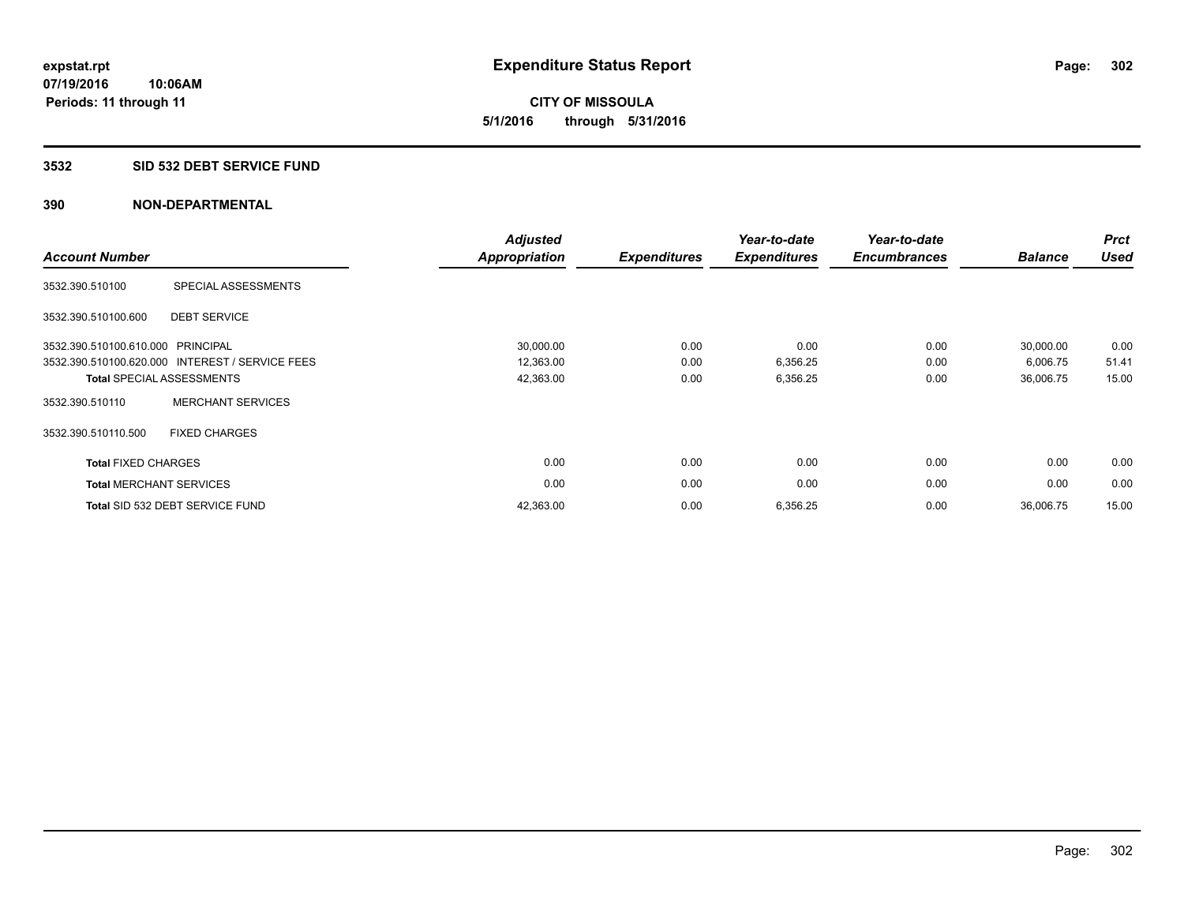# Expenditure Status Report

**CITY OF MISSOULA**

**5/1/2016 through 5/31/2016**

expstat.rpt
07/19/2016 10:06AM
Periods: 11 through 11

## 3532 SID 532 DEBT SERVICE FUND

## 390 NON-DEPARTMENTAL

| Account Number | | Adjusted Appropriation | Expenditures | Year-to-date Expenditures | Year-to-date Encumbrances | Balance | Prct Used |
|---|---|---|---|---|---|---|---|
| 3532.390.510100 | SPECIAL ASSESSMENTS | | | | | | |
| 3532.390.510100.600 | DEBT SERVICE | | | | | | |
| 3532.390.510100.610.000 | PRINCIPAL | 30,000.00 | 0.00 | 0.00 | 0.00 | 30,000.00 | 0.00 |
| 3532.390.510100.620.000 | INTEREST / SERVICE FEES | 12,363.00 | 0.00 | 6,356.25 | 0.00 | 6,006.75 | 51.41 |
| **Total** SPECIAL ASSESSMENTS | | 42,363.00 | 0.00 | 6,356.25 | 0.00 | 36,006.75 | 15.00 |
| 3532.390.510110 | MERCHANT SERVICES | | | | | | |
| 3532.390.510110.500 | FIXED CHARGES | | | | | | |
| **Total** FIXED CHARGES | | 0.00 | 0.00 | 0.00 | 0.00 | 0.00 | 0.00 |
| **Total** MERCHANT SERVICES | | 0.00 | 0.00 | 0.00 | 0.00 | 0.00 | 0.00 |
| **Total** SID 532 DEBT SERVICE FUND | | 42,363.00 | 0.00 | 6,356.25 | 0.00 | 36,006.75 | 15.00 |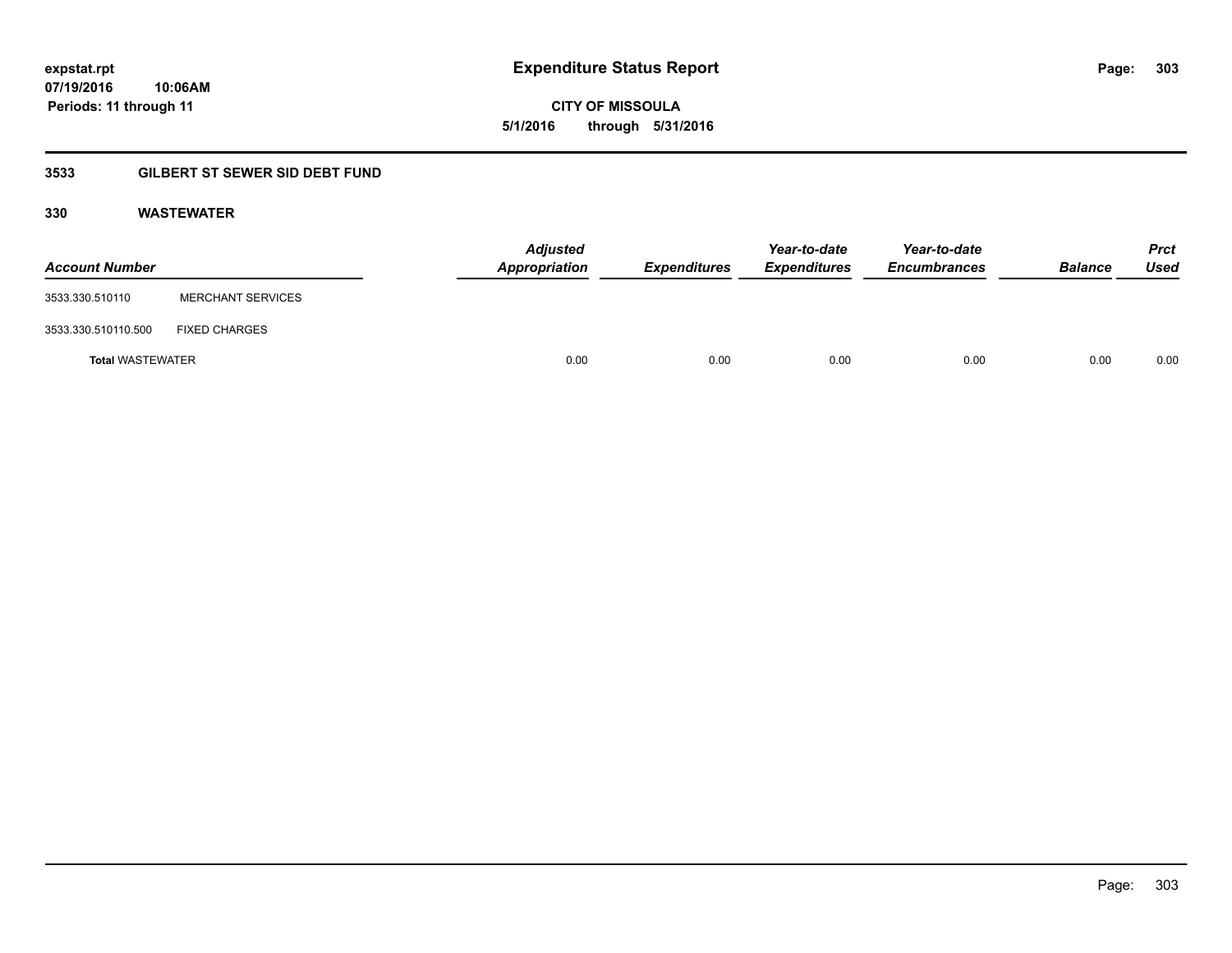expstat.rpt
07/19/2016 10:06AM
Periods: 11 through 11

# Expenditure Status Report

**CITY OF MISSOULA**
**5/1/2016 through 5/31/2016**

## 3533 GILBERT ST SEWER SID DEBT FUND

### 330 WASTEWATER

| Account Number | | Adjusted Appropriation | Expenditures | Year-to-date Expenditures | Year-to-date Encumbrances | Balance | Prct Used |
|---|---|---|---|---|---|---|---|
| 3533.330.510110 | MERCHANT SERVICES | | | | | | |
| 3533.330.510110.500 | FIXED CHARGES | | | | | | |
| **Total** WASTEWATER | | 0.00 | 0.00 | 0.00 | 0.00 | 0.00 | 0.00 |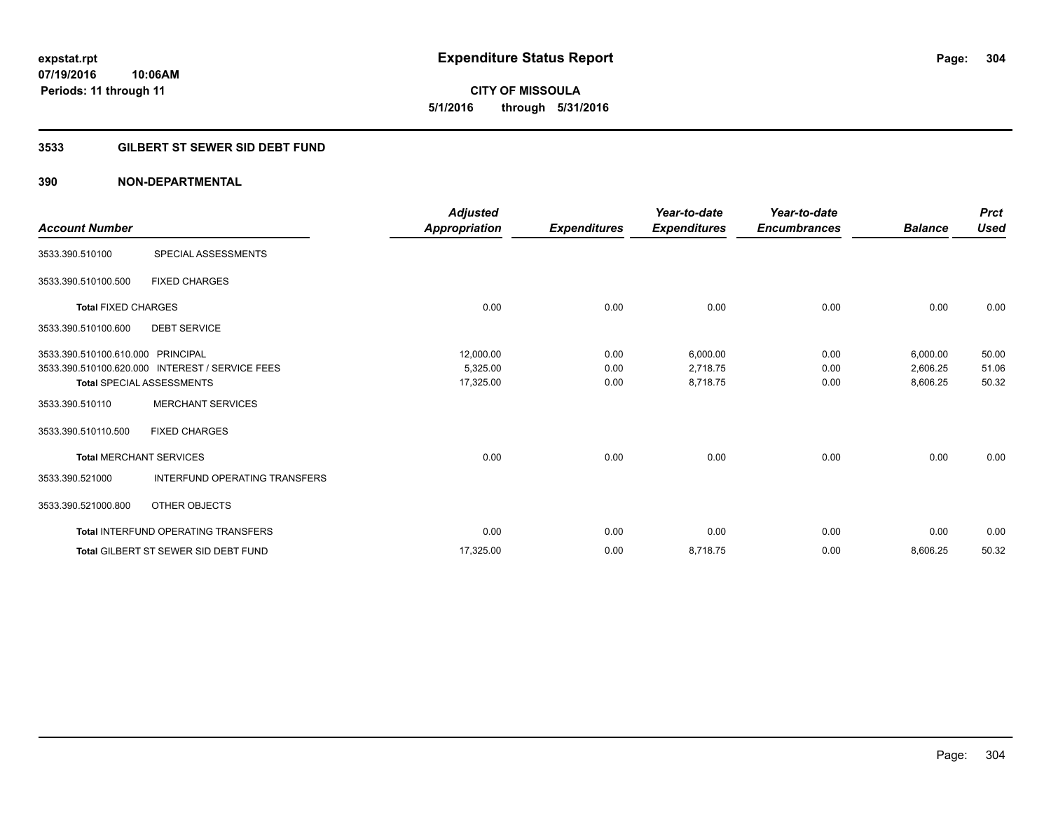**expstat.rpt**
**07/19/2016 10:06AM**
**Periods: 11 through 11**

# Expenditure Status Report

**CITY OF MISSOULA**
**5/1/2016 through 5/31/2016**

## 3533 GILBERT ST SEWER SID DEBT FUND

### 390 NON-DEPARTMENTAL

| Account Number | | Adjusted Appropriation | Expenditures | Year-to-date Expenditures | Year-to-date Encumbrances | Balance | Prct Used |
|---|---|---|---|---|---|---|---|
| 3533.390.510100 | SPECIAL ASSESSMENTS | | | | | | |
| 3533.390.510100.500 | FIXED CHARGES | | | | | | |
| **Total** FIXED CHARGES | | 0.00 | 0.00 | 0.00 | 0.00 | 0.00 | 0.00 |
| 3533.390.510100.600 | DEBT SERVICE | | | | | | |
| 3533.390.510100.610.000 | PRINCIPAL | 12,000.00 | 0.00 | 6,000.00 | 0.00 | 6,000.00 | 50.00 |
| 3533.390.510100.620.000 | INTEREST / SERVICE FEES | 5,325.00 | 0.00 | 2,718.75 | 0.00 | 2,606.25 | 51.06 |
| **Total** SPECIAL ASSESSMENTS | | 17,325.00 | 0.00 | 8,718.75 | 0.00 | 8,606.25 | 50.32 |
| 3533.390.510110 | MERCHANT SERVICES | | | | | | |
| 3533.390.510110.500 | FIXED CHARGES | | | | | | |
| **Total** MERCHANT SERVICES | | 0.00 | 0.00 | 0.00 | 0.00 | 0.00 | 0.00 |
| 3533.390.521000 | INTERFUND OPERATING TRANSFERS | | | | | | |
| 3533.390.521000.800 | OTHER OBJECTS | | | | | | |
| **Total** INTERFUND OPERATING TRANSFERS | | 0.00 | 0.00 | 0.00 | 0.00 | 0.00 | 0.00 |
| **Total** GILBERT ST SEWER SID DEBT FUND | | 17,325.00 | 0.00 | 8,718.75 | 0.00 | 8,606.25 | 50.32 |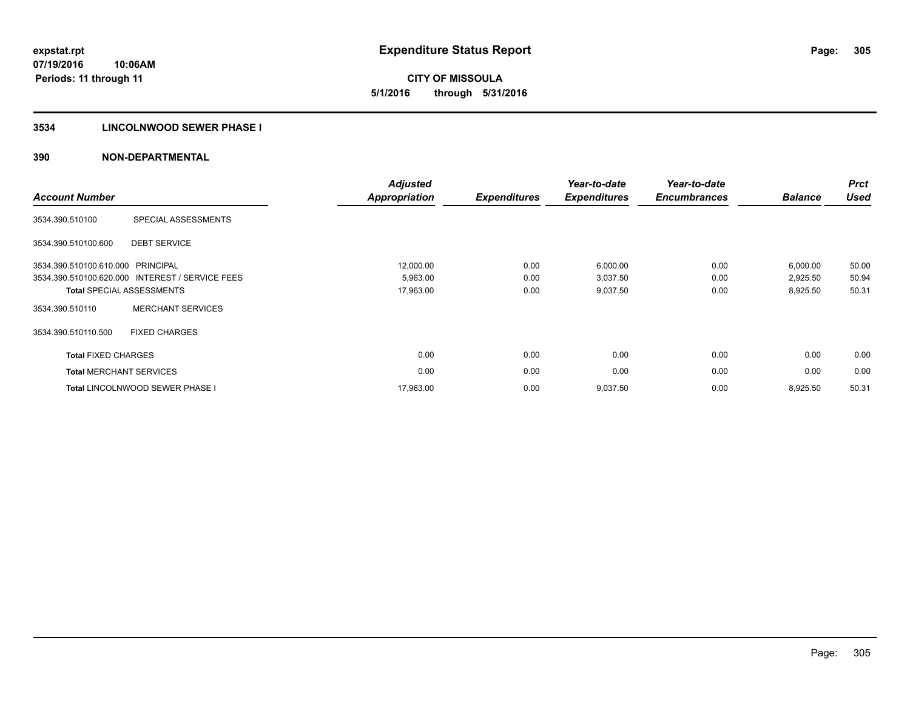**expstat.rpt**
**07/19/2016 10:06AM**
**Periods: 11 through 11**

# Expenditure Status Report

**CITY OF MISSOULA**
**5/1/2016 through 5/31/2016**

## 3534 LINCOLNWOOD SEWER PHASE I

## 390 NON-DEPARTMENTAL

| Account Number | | Adjusted Appropriation | Expenditures | Year-to-date Expenditures | Year-to-date Encumbrances | Balance | Prct Used |
|---|---|---|---|---|---|---|---|
| 3534.390.510100 | SPECIAL ASSESSMENTS | | | | | | |
| 3534.390.510100.600 | DEBT SERVICE | | | | | | |
| 3534.390.510100.610.000 | PRINCIPAL | 12,000.00 | 0.00 | 6,000.00 | 0.00 | 6,000.00 | 50.00 |
| 3534.390.510100.620.000 | INTEREST / SERVICE FEES | 5,963.00 | 0.00 | 3,037.50 | 0.00 | 2,925.50 | 50.94 |
| **Total** SPECIAL ASSESSMENTS | | 17,963.00 | 0.00 | 9,037.50 | 0.00 | 8,925.50 | 50.31 |
| 3534.390.510110 | MERCHANT SERVICES | | | | | | |
| 3534.390.510110.500 | FIXED CHARGES | | | | | | |
| **Total** FIXED CHARGES | | 0.00 | 0.00 | 0.00 | 0.00 | 0.00 | 0.00 |
| **Total** MERCHANT SERVICES | | 0.00 | 0.00 | 0.00 | 0.00 | 0.00 | 0.00 |
| **Total** LINCOLNWOOD SEWER PHASE I | | 17,963.00 | 0.00 | 9,037.50 | 0.00 | 8,925.50 | 50.31 |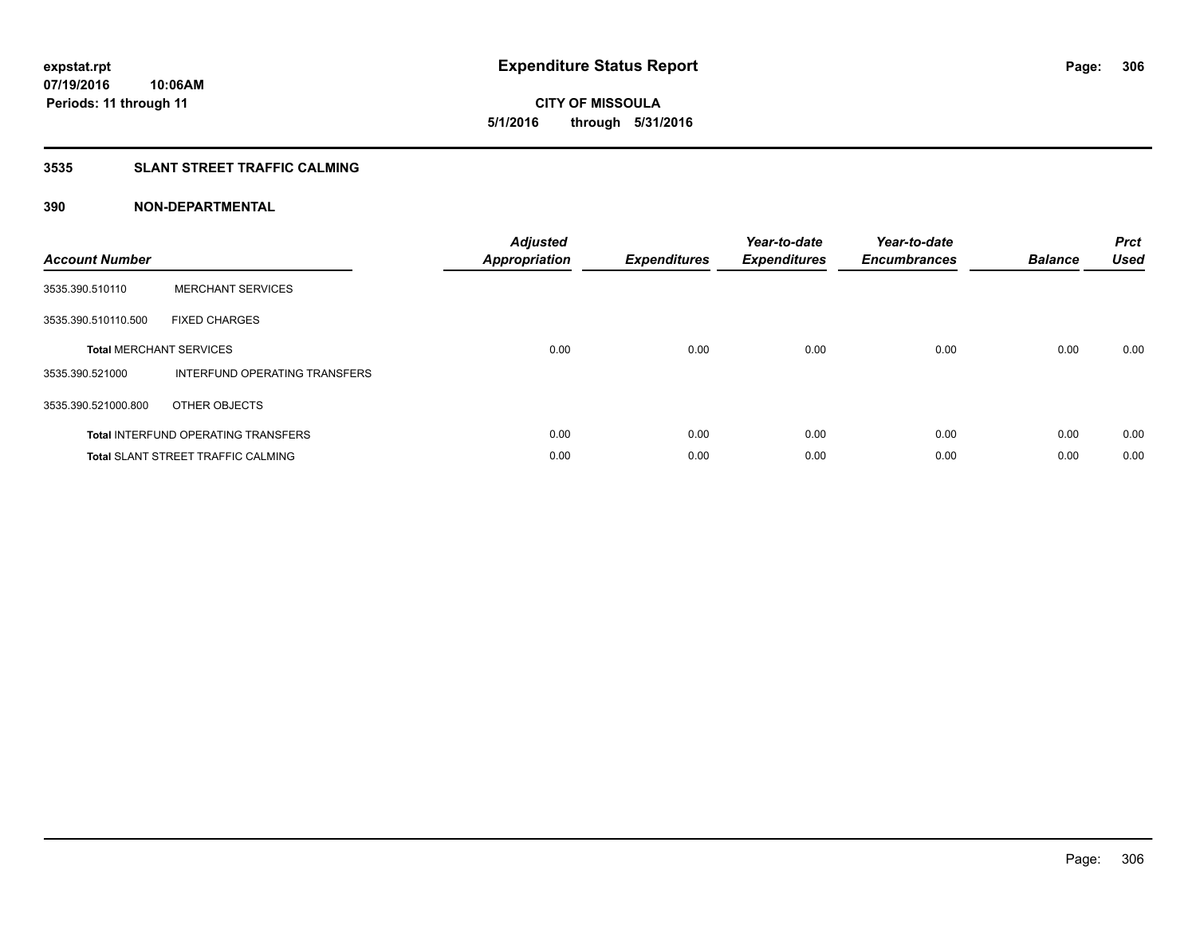**expstat.rpt**
**07/19/2016 10:06AM**
**Periods: 11 through 11**

# Expenditure Status Report

**CITY OF MISSOULA**
**5/1/2016 through 5/31/2016**

## 3535 SLANT STREET TRAFFIC CALMING

## 390 NON-DEPARTMENTAL

| Account Number | | Adjusted Appropriation | Expenditures | Year-to-date Expenditures | Year-to-date Encumbrances | Balance | Prct Used |
|---|---|---|---|---|---|---|---|
| 3535.390.510110 | MERCHANT SERVICES | | | | | | |
| 3535.390.510110.500 | FIXED CHARGES | | | | | | |
| **Total** MERCHANT SERVICES | | 0.00 | 0.00 | 0.00 | 0.00 | 0.00 | 0.00 |
| 3535.390.521000 | INTERFUND OPERATING TRANSFERS | | | | | | |
| 3535.390.521000.800 | OTHER OBJECTS | | | | | | |
| **Total** INTERFUND OPERATING TRANSFERS | | 0.00 | 0.00 | 0.00 | 0.00 | 0.00 | 0.00 |
| **Total** SLANT STREET TRAFFIC CALMING | | 0.00 | 0.00 | 0.00 | 0.00 | 0.00 | 0.00 |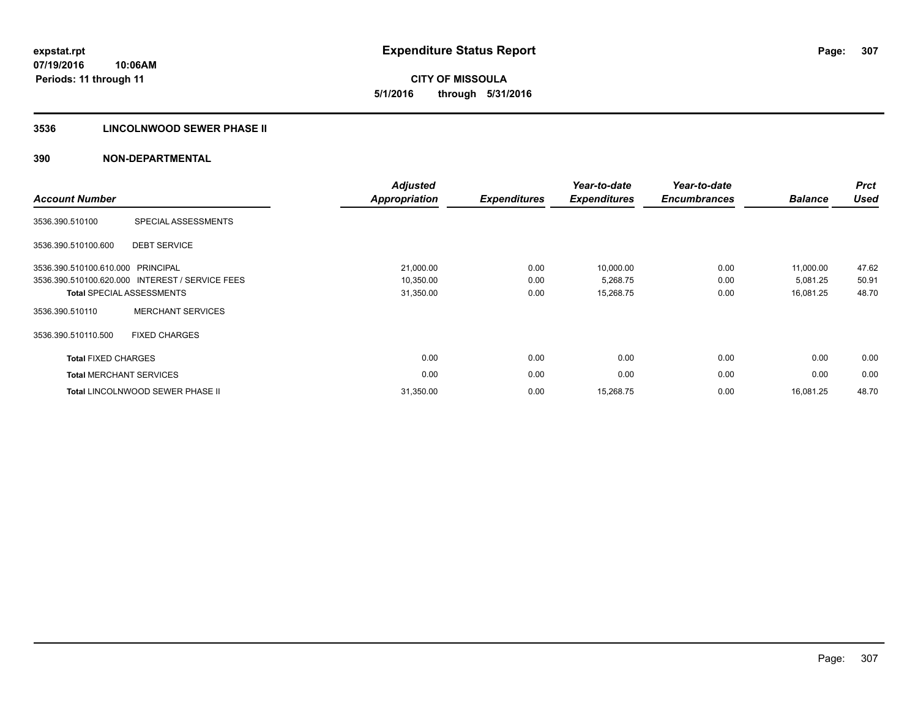# Expenditure Status Report

**CITY OF MISSOULA**

**5/1/2016 through 5/31/2016**

expstat.rpt
07/19/2016 10:06AM
Periods: 11 through 11

## 3536 LINCOLNWOOD SEWER PHASE II

### 390 NON-DEPARTMENTAL

| Account Number | | Adjusted Appropriation | Expenditures | Year-to-date Expenditures | Year-to-date Encumbrances | Balance | Prct Used |
|---|---|---|---|---|---|---|---|
| 3536.390.510100 | SPECIAL ASSESSMENTS | | | | | | |
| 3536.390.510100.600 | DEBT SERVICE | | | | | | |
| 3536.390.510100.610.000 | PRINCIPAL | 21,000.00 | 0.00 | 10,000.00 | 0.00 | 11,000.00 | 47.62 |
| 3536.390.510100.620.000 | INTEREST / SERVICE FEES | 10,350.00 | 0.00 | 5,268.75 | 0.00 | 5,081.25 | 50.91 |
| **Total** SPECIAL ASSESSMENTS | | 31,350.00 | 0.00 | 15,268.75 | 0.00 | 16,081.25 | 48.70 |
| 3536.390.510110 | MERCHANT SERVICES | | | | | | |
| 3536.390.510110.500 | FIXED CHARGES | | | | | | |
| **Total** FIXED CHARGES | | 0.00 | 0.00 | 0.00 | 0.00 | 0.00 | 0.00 |
| **Total** MERCHANT SERVICES | | 0.00 | 0.00 | 0.00 | 0.00 | 0.00 | 0.00 |
| **Total** LINCOLNWOOD SEWER PHASE II | | 31,350.00 | 0.00 | 15,268.75 | 0.00 | 16,081.25 | 48.70 |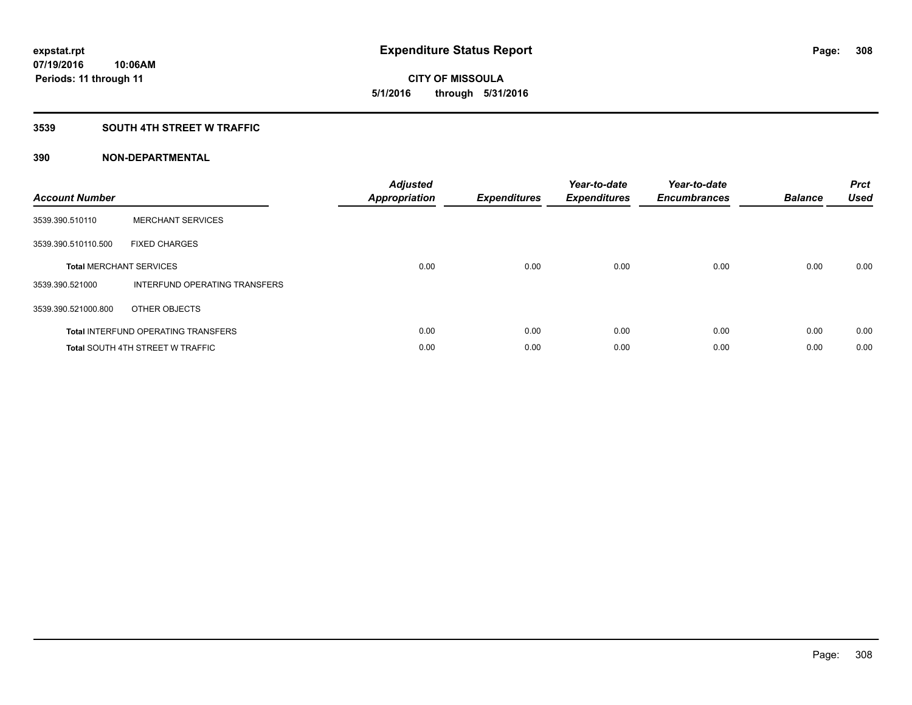**expstat.rpt**
**07/19/2016 10:06AM**
**Periods: 11 through 11**

# Expenditure Status Report

**CITY OF MISSOULA**
**5/1/2016 through 5/31/2016**

## 3539 SOUTH 4TH STREET W TRAFFIC

## 390 NON-DEPARTMENTAL

| Account Number | | Adjusted Appropriation | Expenditures | Year-to-date Expenditures | Year-to-date Encumbrances | Balance | Prct Used |
|---|---|---|---|---|---|---|---|
| 3539.390.510110 | MERCHANT SERVICES | | | | | | |
| 3539.390.510110.500 | FIXED CHARGES | | | | | | |
| **Total** MERCHANT SERVICES | | 0.00 | 0.00 | 0.00 | 0.00 | 0.00 | 0.00 |
| 3539.390.521000 | INTERFUND OPERATING TRANSFERS | | | | | | |
| 3539.390.521000.800 | OTHER OBJECTS | | | | | | |
| **Total** INTERFUND OPERATING TRANSFERS | | 0.00 | 0.00 | 0.00 | 0.00 | 0.00 | 0.00 |
| **Total** SOUTH 4TH STREET W TRAFFIC | | 0.00 | 0.00 | 0.00 | 0.00 | 0.00 | 0.00 |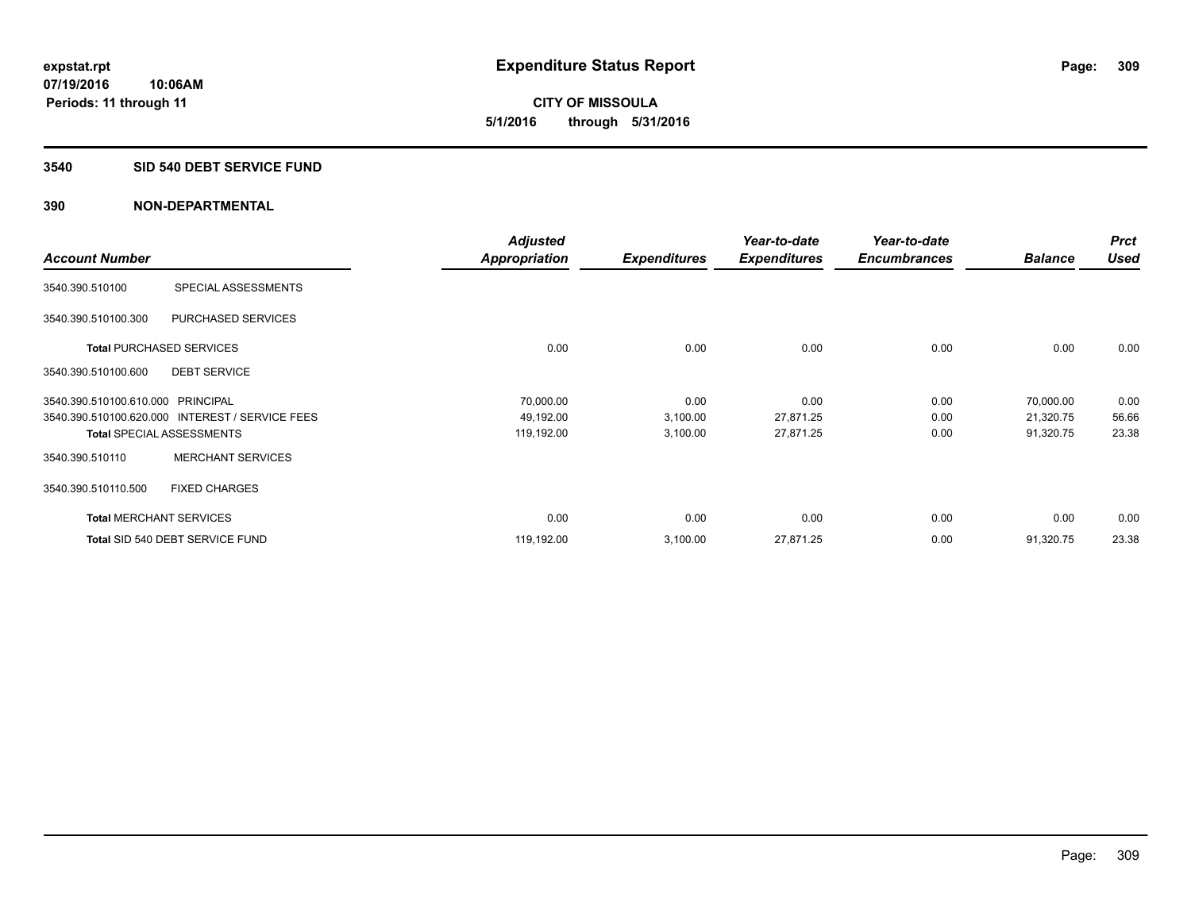**expstat.rpt**
**07/19/2016 10:06AM**
**Periods: 11 through 11**

# Expenditure Status Report

**CITY OF MISSOULA**
**5/1/2016 through 5/31/2016**

## 3540 SID 540 DEBT SERVICE FUND

## 390 NON-DEPARTMENTAL

| Account Number | | Adjusted Appropriation | Expenditures | Year-to-date Expenditures | Year-to-date Encumbrances | Balance | Prct Used |
|---|---|---|---|---|---|---|---|
| 3540.390.510100 | SPECIAL ASSESSMENTS | | | | | | |
| 3540.390.510100.300 | PURCHASED SERVICES | | | | | | |
| **Total** PURCHASED SERVICES | | 0.00 | 0.00 | 0.00 | 0.00 | 0.00 | 0.00 |
| 3540.390.510100.600 | DEBT SERVICE | | | | | | |
| 3540.390.510100.610.000 | PRINCIPAL | 70,000.00 | 0.00 | 0.00 | 0.00 | 70,000.00 | 0.00 |
| 3540.390.510100.620.000 | INTEREST / SERVICE FEES | 49,192.00 | 3,100.00 | 27,871.25 | 0.00 | 21,320.75 | 56.66 |
| **Total** SPECIAL ASSESSMENTS | | 119,192.00 | 3,100.00 | 27,871.25 | 0.00 | 91,320.75 | 23.38 |
| 3540.390.510110 | MERCHANT SERVICES | | | | | | |
| 3540.390.510110.500 | FIXED CHARGES | | | | | | |
| **Total** MERCHANT SERVICES | | 0.00 | 0.00 | 0.00 | 0.00 | 0.00 | 0.00 |
| **Total** SID 540 DEBT SERVICE FUND | | 119,192.00 | 3,100.00 | 27,871.25 | 0.00 | 91,320.75 | 23.38 |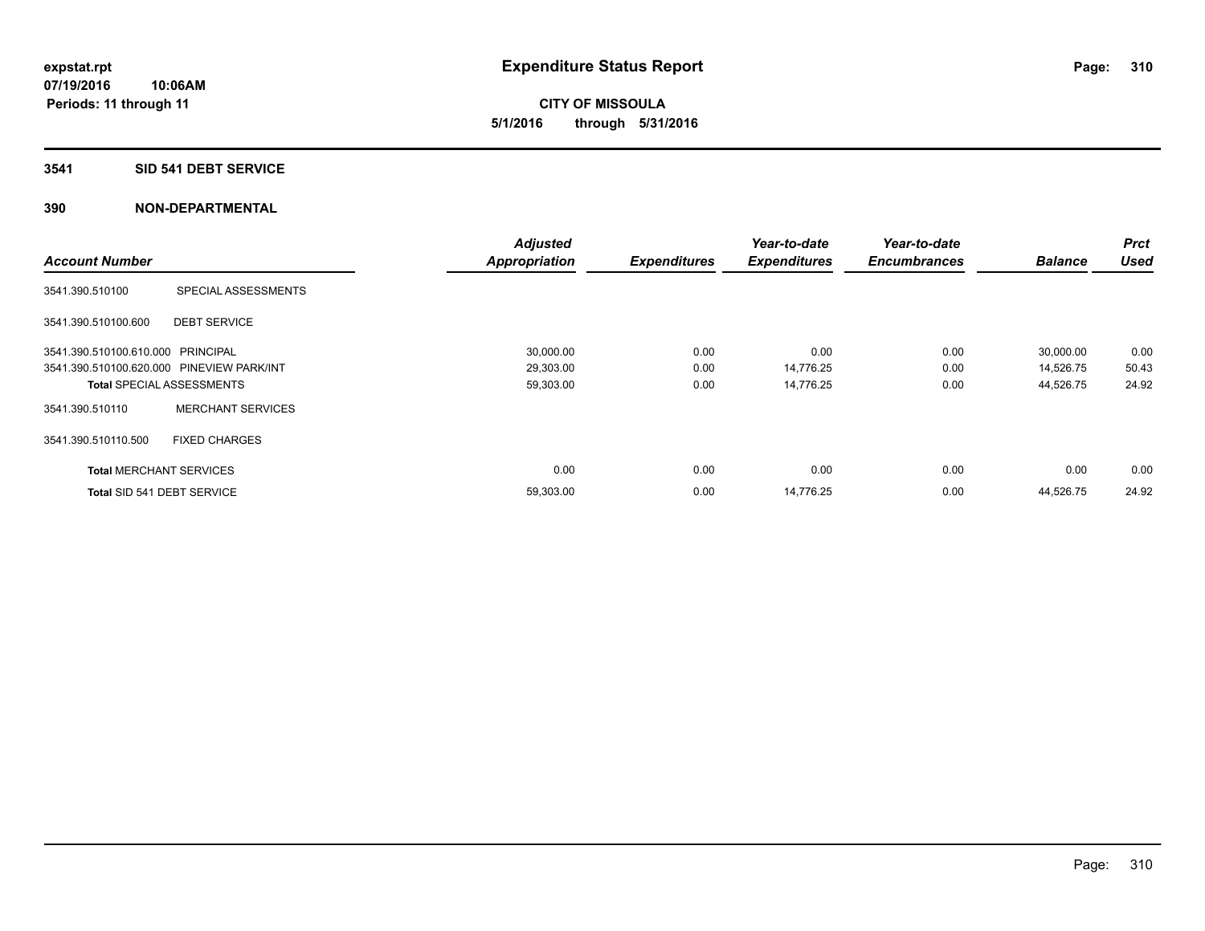**expstat.rpt**
**07/19/2016 10:06AM**
**Periods: 11 through 11**

# Expenditure Status Report

**CITY OF MISSOULA**
**5/1/2016 through 5/31/2016**

## 3541 SID 541 DEBT SERVICE

## 390 NON-DEPARTMENTAL

| Account Number | | Adjusted Appropriation | Expenditures | Year-to-date Expenditures | Year-to-date Encumbrances | Balance | Prct Used |
|---|---|---|---|---|---|---|---|
| 3541.390.510100 | SPECIAL ASSESSMENTS | | | | | | |
| 3541.390.510100.600 | DEBT SERVICE | | | | | | |
| 3541.390.510100.610.000 | PRINCIPAL | 30,000.00 | 0.00 | 0.00 | 0.00 | 30,000.00 | 0.00 |
| 3541.390.510100.620.000 | PINEVIEW PARK/INT | 29,303.00 | 0.00 | 14,776.25 | 0.00 | 14,526.75 | 50.43 |
| **Total** SPECIAL ASSESSMENTS | | 59,303.00 | 0.00 | 14,776.25 | 0.00 | 44,526.75 | 24.92 |
| 3541.390.510110 | MERCHANT SERVICES | | | | | | |
| 3541.390.510110.500 | FIXED CHARGES | | | | | | |
| **Total** MERCHANT SERVICES | | 0.00 | 0.00 | 0.00 | 0.00 | 0.00 | 0.00 |
| **Total** SID 541 DEBT SERVICE | | 59,303.00 | 0.00 | 14,776.25 | 0.00 | 44,526.75 | 24.92 |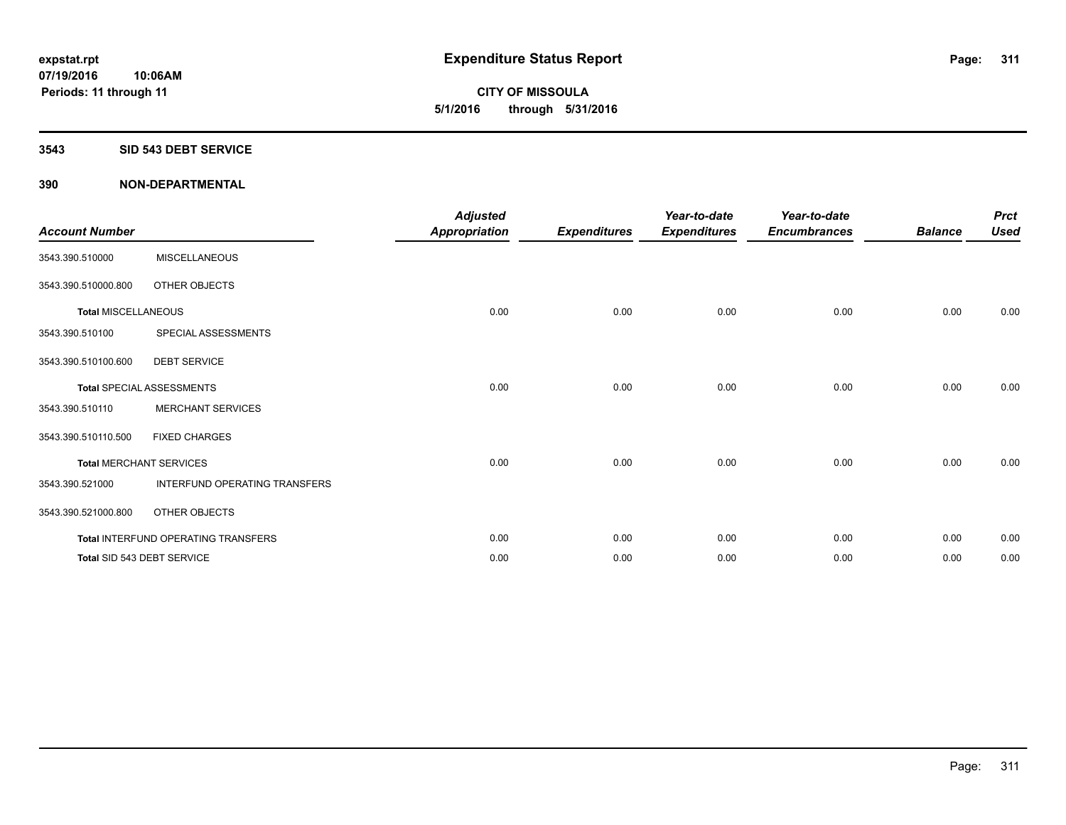**expstat.rpt**
**07/19/2016 10:06AM**
**Periods: 11 through 11**

# Expenditure Status Report

**CITY OF MISSOULA**
**5/1/2016 through 5/31/2016**

## 3543 SID 543 DEBT SERVICE

## 390 NON-DEPARTMENTAL

| Account Number | | Adjusted Appropriation | Expenditures | Year-to-date Expenditures | Year-to-date Encumbrances | Balance | Prct Used |
|---|---|---|---|---|---|---|---|
| 3543.390.510000 | MISCELLANEOUS | | | | | | |
| 3543.390.510000.800 | OTHER OBJECTS | | | | | | |
| **Total** MISCELLANEOUS | | 0.00 | 0.00 | 0.00 | 0.00 | 0.00 | 0.00 |
| 3543.390.510100 | SPECIAL ASSESSMENTS | | | | | | |
| 3543.390.510100.600 | DEBT SERVICE | | | | | | |
| **Total** SPECIAL ASSESSMENTS | | 0.00 | 0.00 | 0.00 | 0.00 | 0.00 | 0.00 |
| 3543.390.510110 | MERCHANT SERVICES | | | | | | |
| 3543.390.510110.500 | FIXED CHARGES | | | | | | |
| **Total** MERCHANT SERVICES | | 0.00 | 0.00 | 0.00 | 0.00 | 0.00 | 0.00 |
| 3543.390.521000 | INTERFUND OPERATING TRANSFERS | | | | | | |
| 3543.390.521000.800 | OTHER OBJECTS | | | | | | |
| **Total** INTERFUND OPERATING TRANSFERS | | 0.00 | 0.00 | 0.00 | 0.00 | 0.00 | 0.00 |
| **Total** SID 543 DEBT SERVICE | | 0.00 | 0.00 | 0.00 | 0.00 | 0.00 | 0.00 |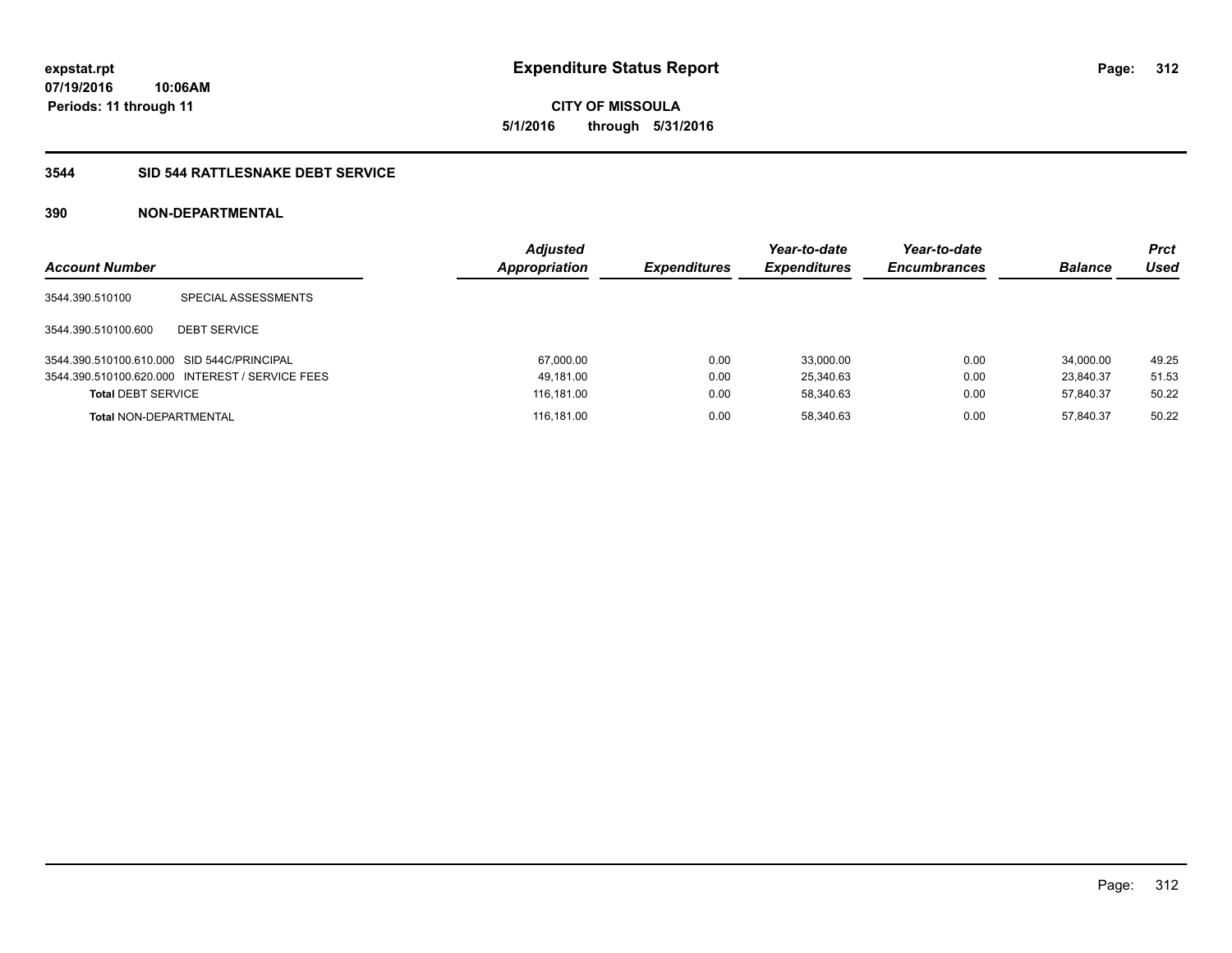**expstat.rpt**
**07/19/2016 10:06AM**
**Periods: 11 through 11**

# Expenditure Status Report

**CITY OF MISSOULA**
**5/1/2016 through 5/31/2016**

## 3544 SID 544 RATTLESNAKE DEBT SERVICE

### 390 NON-DEPARTMENTAL

| Account Number | | Adjusted Appropriation | Expenditures | Year-to-date Expenditures | Year-to-date Encumbrances | Balance | Prct Used |
|---|---|---|---|---|---|---|---|
| 3544.390.510100 | SPECIAL ASSESSMENTS | | | | | | |
| 3544.390.510100.600 | DEBT SERVICE | | | | | | |
| 3544.390.510100.610.000 | SID 544C/PRINCIPAL | 67,000.00 | 0.00 | 33,000.00 | 0.00 | 34,000.00 | 49.25 |
| 3544.390.510100.620.000 | INTEREST / SERVICE FEES | 49,181.00 | 0.00 | 25,340.63 | 0.00 | 23,840.37 | 51.53 |
| **Total** DEBT SERVICE | | 116,181.00 | 0.00 | 58,340.63 | 0.00 | 57,840.37 | 50.22 |
| **Total** NON-DEPARTMENTAL | | 116,181.00 | 0.00 | 58,340.63 | 0.00 | 57,840.37 | 50.22 |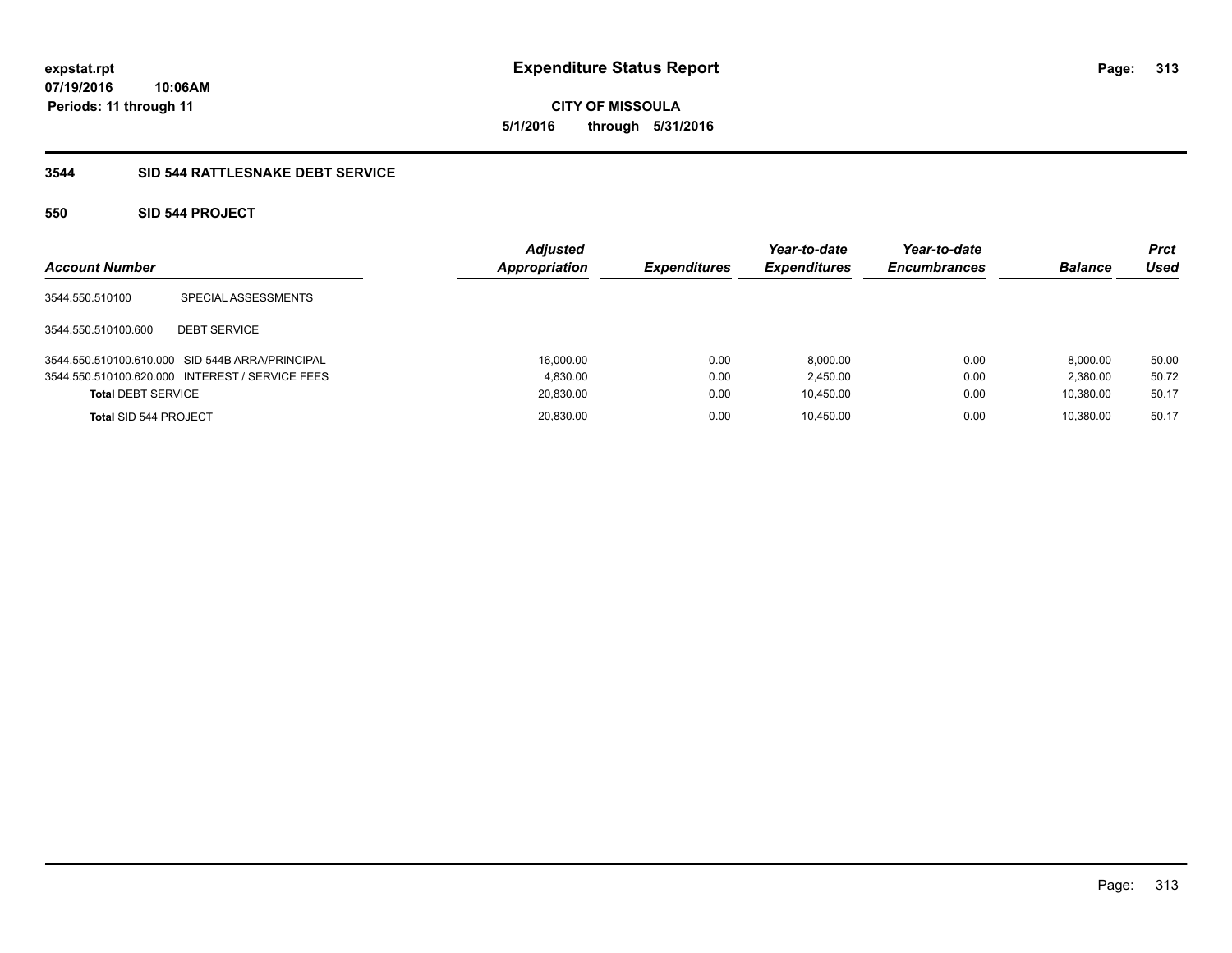**expstat.rpt**
**07/19/2016 10:06AM**
**Periods: 11 through 11**

# Expenditure Status Report

**CITY OF MISSOULA**
**5/1/2016 through 5/31/2016**

## 3544 SID 544 RATTLESNAKE DEBT SERVICE

### 550 SID 544 PROJECT

| Account Number | | Adjusted Appropriation | Expenditures | Year-to-date Expenditures | Year-to-date Encumbrances | Balance | Prct Used |
|---|---|---|---|---|---|---|---|
| 3544.550.510100 | SPECIAL ASSESSMENTS | | | | | | |
| 3544.550.510100.600 | DEBT SERVICE | | | | | | |
| 3544.550.510100.610.000 | SID 544B ARRA/PRINCIPAL | 16,000.00 | 0.00 | 8,000.00 | 0.00 | 8,000.00 | 50.00 |
| 3544.550.510100.620.000 | INTEREST / SERVICE FEES | 4,830.00 | 0.00 | 2,450.00 | 0.00 | 2,380.00 | 50.72 |
| **Total** DEBT SERVICE | | 20,830.00 | 0.00 | 10,450.00 | 0.00 | 10,380.00 | 50.17 |
| **Total** SID 544 PROJECT | | 20,830.00 | 0.00 | 10,450.00 | 0.00 | 10,380.00 | 50.17 |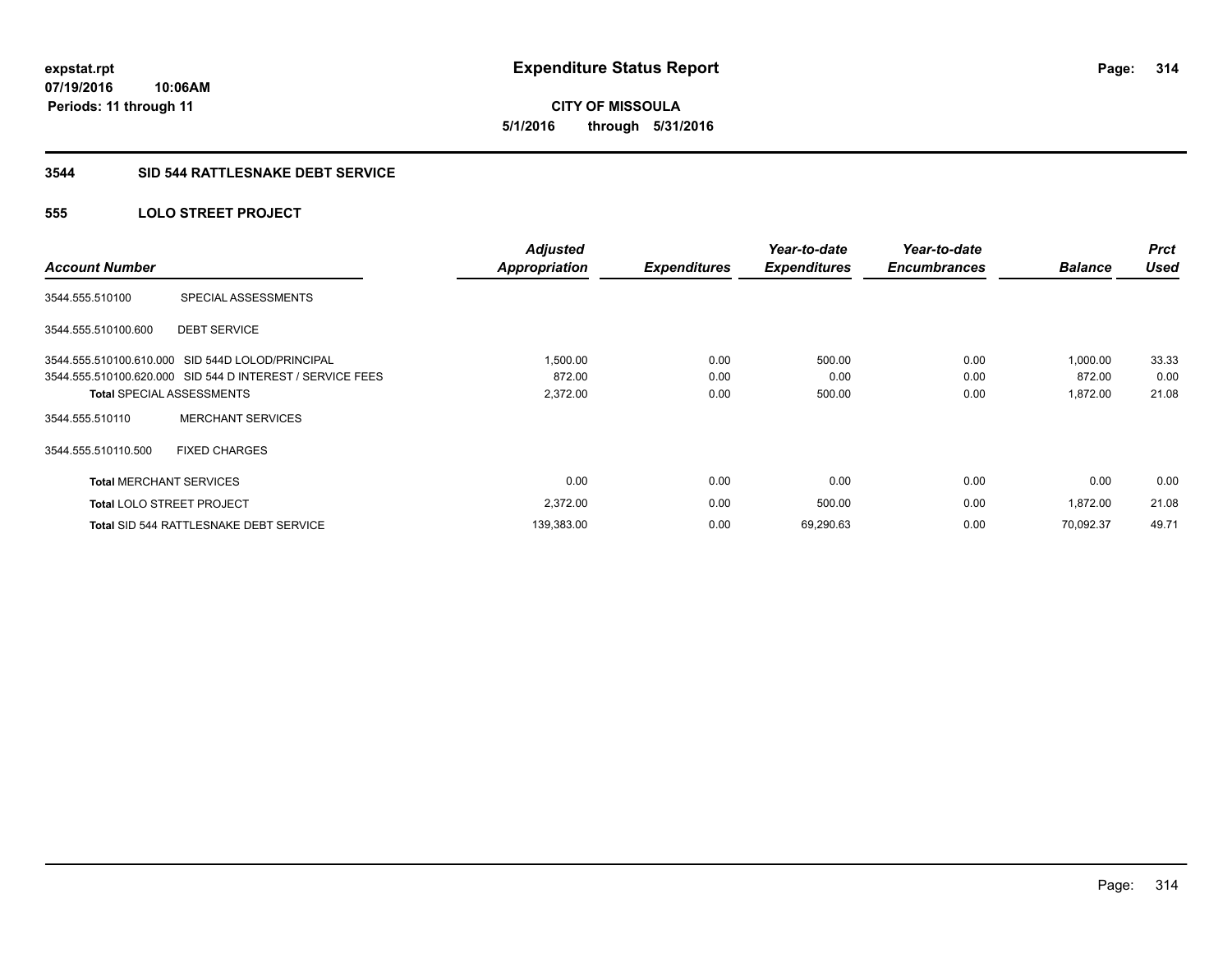**Expenditure Status Report**

expstat.rpt
07/19/2016 10:06AM
Periods: 11 through 11

**CITY OF MISSOULA**
5/1/2016 through 5/31/2016

### 3544 SID 544 RATTLESNAKE DEBT SERVICE

### 555 LOLO STREET PROJECT

| Account Number | | Adjusted Appropriation | Expenditures | Year-to-date Expenditures | Year-to-date Encumbrances | Balance | Prct Used |
|---|---|---|---|---|---|---|---|
| 3544.555.510100 | SPECIAL ASSESSMENTS | | | | | | |
| 3544.555.510100.600 | DEBT SERVICE | | | | | | |
| 3544.555.510100.610.000 | SID 544D LOLOD/PRINCIPAL | 1,500.00 | 0.00 | 500.00 | 0.00 | 1,000.00 | 33.33 |
| 3544.555.510100.620.000 | SID 544 D INTEREST / SERVICE FEES | 872.00 | 0.00 | 0.00 | 0.00 | 872.00 | 0.00 |
| **Total** SPECIAL ASSESSMENTS | | 2,372.00 | 0.00 | 500.00 | 0.00 | 1,872.00 | 21.08 |
| 3544.555.510110 | MERCHANT SERVICES | | | | | | |
| 3544.555.510110.500 | FIXED CHARGES | | | | | | |
| **Total** MERCHANT SERVICES | | 0.00 | 0.00 | 0.00 | 0.00 | 0.00 | 0.00 |
| **Total** LOLO STREET PROJECT | | 2,372.00 | 0.00 | 500.00 | 0.00 | 1,872.00 | 21.08 |
| **Total** SID 544 RATTLESNAKE DEBT SERVICE | | 139,383.00 | 0.00 | 69,290.63 | 0.00 | 70,092.37 | 49.71 |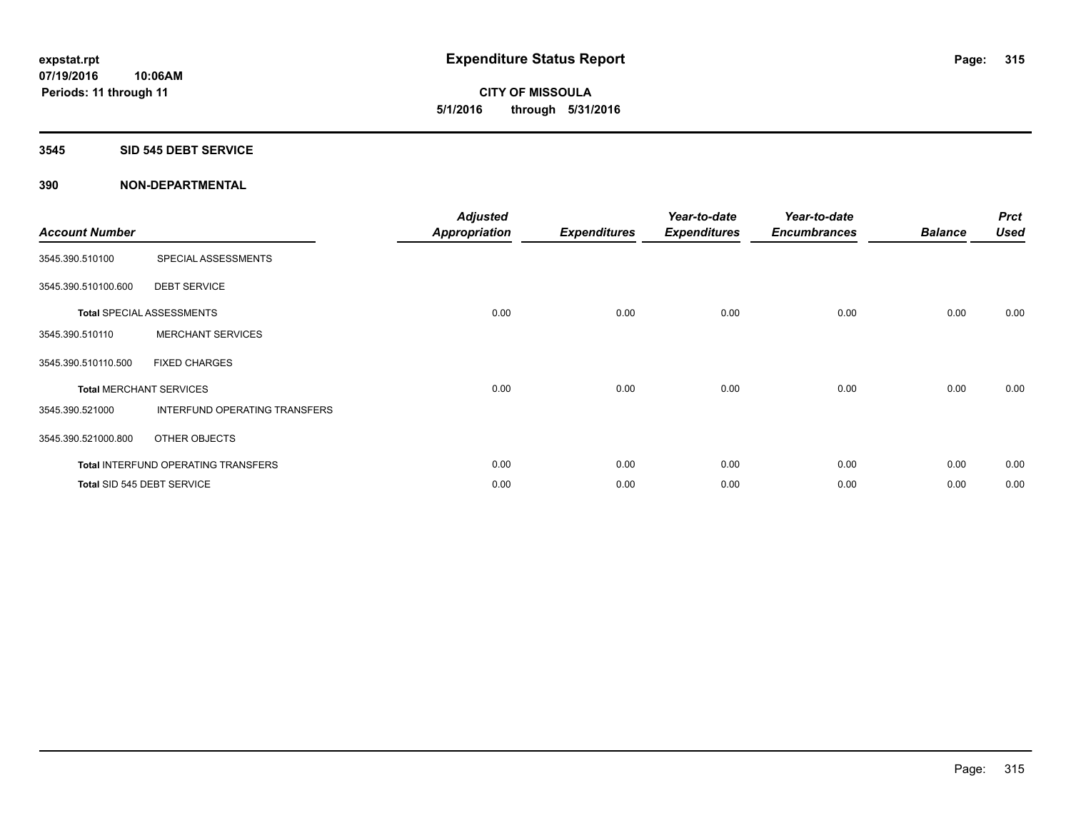expstat.rpt
07/19/2016 10:06AM
Periods: 11 through 11

# Expenditure Status Report

**CITY OF MISSOULA**
**5/1/2016 through 5/31/2016**

## 3545 SID 545 DEBT SERVICE

## 390 NON-DEPARTMENTAL

| Account Number | | Adjusted Appropriation | Expenditures | Year-to-date Expenditures | Year-to-date Encumbrances | Balance | Prct Used |
|---|---|---|---|---|---|---|---|
| 3545.390.510100 | SPECIAL ASSESSMENTS | | | | | | |
| 3545.390.510100.600 | DEBT SERVICE | | | | | | |
| Total SPECIAL ASSESSMENTS | | 0.00 | 0.00 | 0.00 | 0.00 | 0.00 | 0.00 |
| 3545.390.510110 | MERCHANT SERVICES | | | | | | |
| 3545.390.510110.500 | FIXED CHARGES | | | | | | |
| Total MERCHANT SERVICES | | 0.00 | 0.00 | 0.00 | 0.00 | 0.00 | 0.00 |
| 3545.390.521000 | INTERFUND OPERATING TRANSFERS | | | | | | |
| 3545.390.521000.800 | OTHER OBJECTS | | | | | | |
| Total INTERFUND OPERATING TRANSFERS | | 0.00 | 0.00 | 0.00 | 0.00 | 0.00 | 0.00 |
| Total SID 545 DEBT SERVICE | | 0.00 | 0.00 | 0.00 | 0.00 | 0.00 | 0.00 |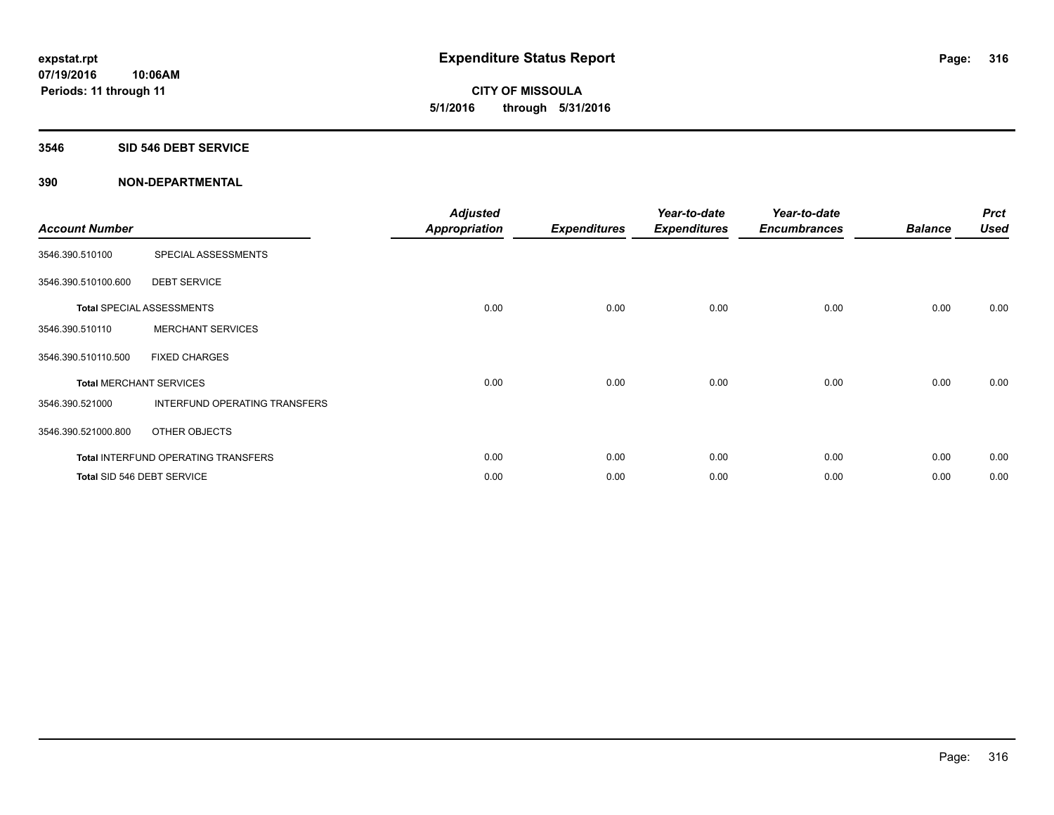**expstat.rpt**
**07/19/2016 10:06AM**
**Periods: 11 through 11**

# Expenditure Status Report

**CITY OF MISSOULA**
**5/1/2016 through 5/31/2016**

## 3546 SID 546 DEBT SERVICE

### 390 NON-DEPARTMENTAL

| Account Number | | Adjusted Appropriation | Expenditures | Year-to-date Expenditures | Year-to-date Encumbrances | Balance | Prct Used |
|---|---|---|---|---|---|---|---|
| 3546.390.510100 | SPECIAL ASSESSMENTS | | | | | | |
| 3546.390.510100.600 | DEBT SERVICE | | | | | | |
| Total SPECIAL ASSESSMENTS | | 0.00 | 0.00 | 0.00 | 0.00 | 0.00 | 0.00 |
| 3546.390.510110 | MERCHANT SERVICES | | | | | | |
| 3546.390.510110.500 | FIXED CHARGES | | | | | | |
| Total MERCHANT SERVICES | | 0.00 | 0.00 | 0.00 | 0.00 | 0.00 | 0.00 |
| 3546.390.521000 | INTERFUND OPERATING TRANSFERS | | | | | | |
| 3546.390.521000.800 | OTHER OBJECTS | | | | | | |
| Total INTERFUND OPERATING TRANSFERS | | 0.00 | 0.00 | 0.00 | 0.00 | 0.00 | 0.00 |
| Total SID 546 DEBT SERVICE | | 0.00 | 0.00 | 0.00 | 0.00 | 0.00 | 0.00 |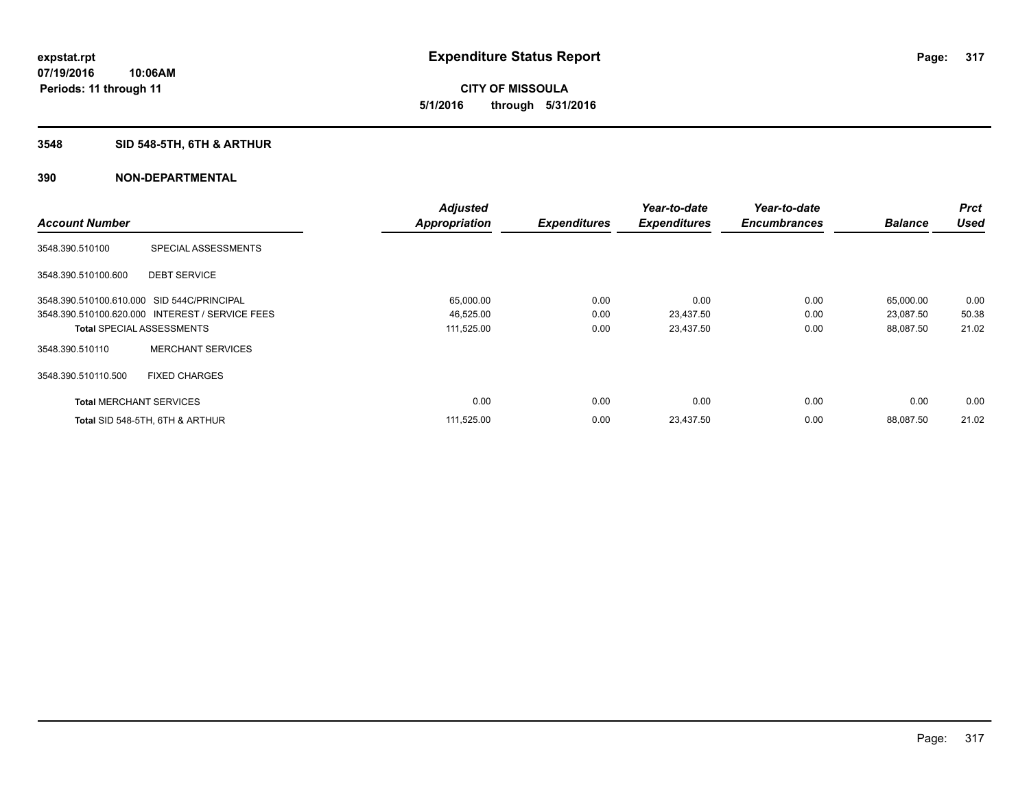**expstat.rpt**
**07/19/2016 10:06AM**
**Periods: 11 through 11**

# Expenditure Status Report

**CITY OF MISSOULA**
**5/1/2016 through 5/31/2016**

## 3548 SID 548-5TH, 6TH & ARTHUR

### 390 NON-DEPARTMENTAL

| Account Number | | Adjusted Appropriation | Expenditures | Year-to-date Expenditures | Year-to-date Encumbrances | Balance | Prct Used |
|---|---|---|---|---|---|---|---|
| 3548.390.510100 | SPECIAL ASSESSMENTS | | | | | | |
| 3548.390.510100.600 | DEBT SERVICE | | | | | | |
| 3548.390.510100.610.000 | SID 544C/PRINCIPAL | 65,000.00 | 0.00 | 0.00 | 0.00 | 65,000.00 | 0.00 |
| 3548.390.510100.620.000 | INTEREST / SERVICE FEES | 46,525.00 | 0.00 | 23,437.50 | 0.00 | 23,087.50 | 50.38 |
| **Total** SPECIAL ASSESSMENTS | | 111,525.00 | 0.00 | 23,437.50 | 0.00 | 88,087.50 | 21.02 |
| 3548.390.510110 | MERCHANT SERVICES | | | | | | |
| 3548.390.510110.500 | FIXED CHARGES | | | | | | |
| **Total** MERCHANT SERVICES | | 0.00 | 0.00 | 0.00 | 0.00 | 0.00 | 0.00 |
| **Total** SID 548-5TH, 6TH & ARTHUR | | 111,525.00 | 0.00 | 23,437.50 | 0.00 | 88,087.50 | 21.02 |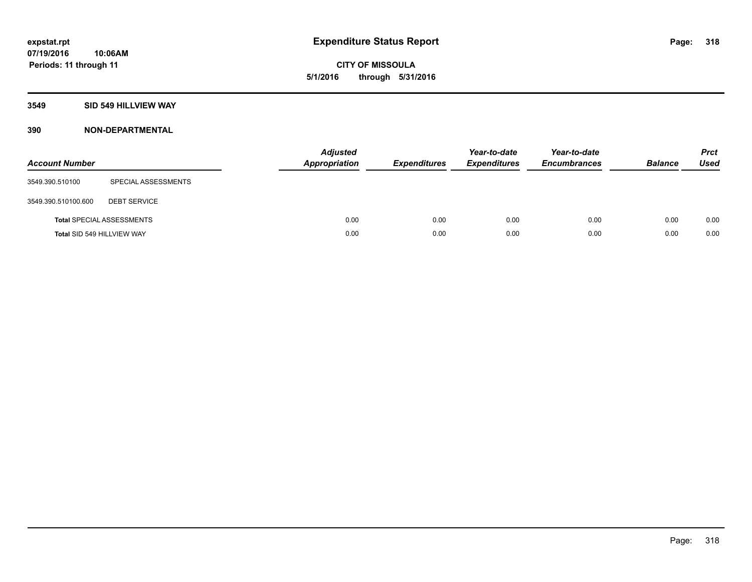**expstat.rpt**
**07/19/2016 10:06AM**
**Periods: 11 through 11**

# Expenditure Status Report

**CITY OF MISSOULA**
**5/1/2016 through 5/31/2016**

## 3549 SID 549 HILLVIEW WAY

## 390 NON-DEPARTMENTAL

| Account Number | | Adjusted Appropriation | Expenditures | Year-to-date Expenditures | Year-to-date Encumbrances | Balance | Prct Used |
|---|---|---|---|---|---|---|---|
| 3549.390.510100 | SPECIAL ASSESSMENTS | | | | | | |
| 3549.390.510100.600 | DEBT SERVICE | | | | | | |
| **Total** SPECIAL ASSESSMENTS | | 0.00 | 0.00 | 0.00 | 0.00 | 0.00 | 0.00 |
| **Total** SID 549 HILLVIEW WAY | | 0.00 | 0.00 | 0.00 | 0.00 | 0.00 | 0.00 |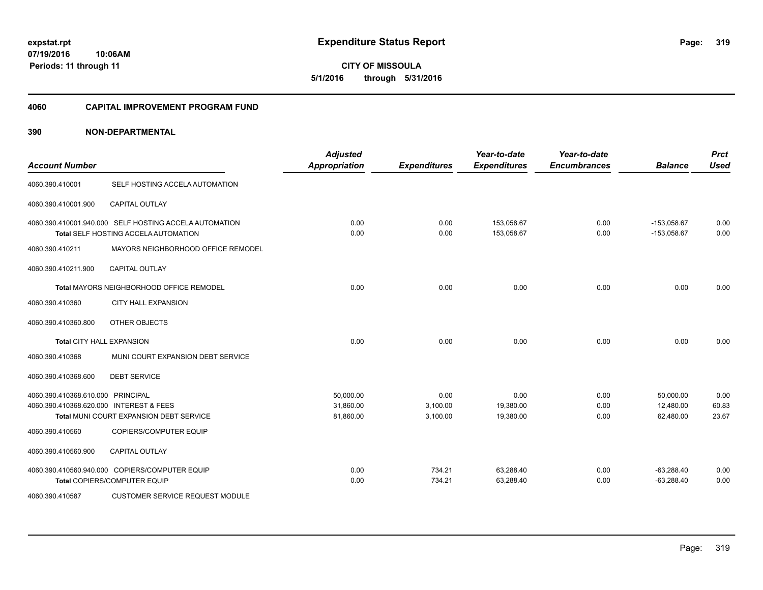**Expenditure Status Report**

expstat.rpt
07/19/2016 10:06AM
Periods: 11 through 11

**CITY OF MISSOULA**
**5/1/2016 through 5/31/2016**

## 4060 CAPITAL IMPROVEMENT PROGRAM FUND

## 390 NON-DEPARTMENTAL

| Account Number | | Adjusted Appropriation | Expenditures | Year-to-date Expenditures | Year-to-date Encumbrances | Balance | Prct Used |
|---|---|---|---|---|---|---|---|
| 4060.390.410001 | SELF HOSTING ACCELA AUTOMATION | | | | | | |
| 4060.390.410001.900 | CAPITAL OUTLAY | | | | | | |
| 4060.390.410001.940.000 | SELF HOSTING ACCELA AUTOMATION | 0.00 | 0.00 | 153,058.67 | 0.00 | -153,058.67 | 0.00 |
| | **Total** SELF HOSTING ACCELA AUTOMATION | 0.00 | 0.00 | 153,058.67 | 0.00 | -153,058.67 | 0.00 |
| 4060.390.410211 | MAYORS NEIGHBORHOOD OFFICE REMODEL | | | | | | |
| 4060.390.410211.900 | CAPITAL OUTLAY | | | | | | |
| | **Total** MAYORS NEIGHBORHOOD OFFICE REMODEL | 0.00 | 0.00 | 0.00 | 0.00 | 0.00 | 0.00 |
| 4060.390.410360 | CITY HALL EXPANSION | | | | | | |
| 4060.390.410360.800 | OTHER OBJECTS | | | | | | |
| | **Total** CITY HALL EXPANSION | 0.00 | 0.00 | 0.00 | 0.00 | 0.00 | 0.00 |
| 4060.390.410368 | MUNI COURT EXPANSION DEBT SERVICE | | | | | | |
| 4060.390.410368.600 | DEBT SERVICE | | | | | | |
| 4060.390.410368.610.000 | PRINCIPAL | 50,000.00 | 0.00 | 0.00 | 0.00 | 50,000.00 | 0.00 |
| 4060.390.410368.620.000 | INTEREST & FEES | 31,860.00 | 3,100.00 | 19,380.00 | 0.00 | 12,480.00 | 60.83 |
| | **Total** MUNI COURT EXPANSION DEBT SERVICE | 81,860.00 | 3,100.00 | 19,380.00 | 0.00 | 62,480.00 | 23.67 |
| 4060.390.410560 | COPIERS/COMPUTER EQUIP | | | | | | |
| 4060.390.410560.900 | CAPITAL OUTLAY | | | | | | |
| 4060.390.410560.940.000 | COPIERS/COMPUTER EQUIP | 0.00 | 734.21 | 63,288.40 | 0.00 | -63,288.40 | 0.00 |
| | **Total** COPIERS/COMPUTER EQUIP | 0.00 | 734.21 | 63,288.40 | 0.00 | -63,288.40 | 0.00 |
| 4060.390.410587 | CUSTOMER SERVICE REQUEST MODULE | | | | | | |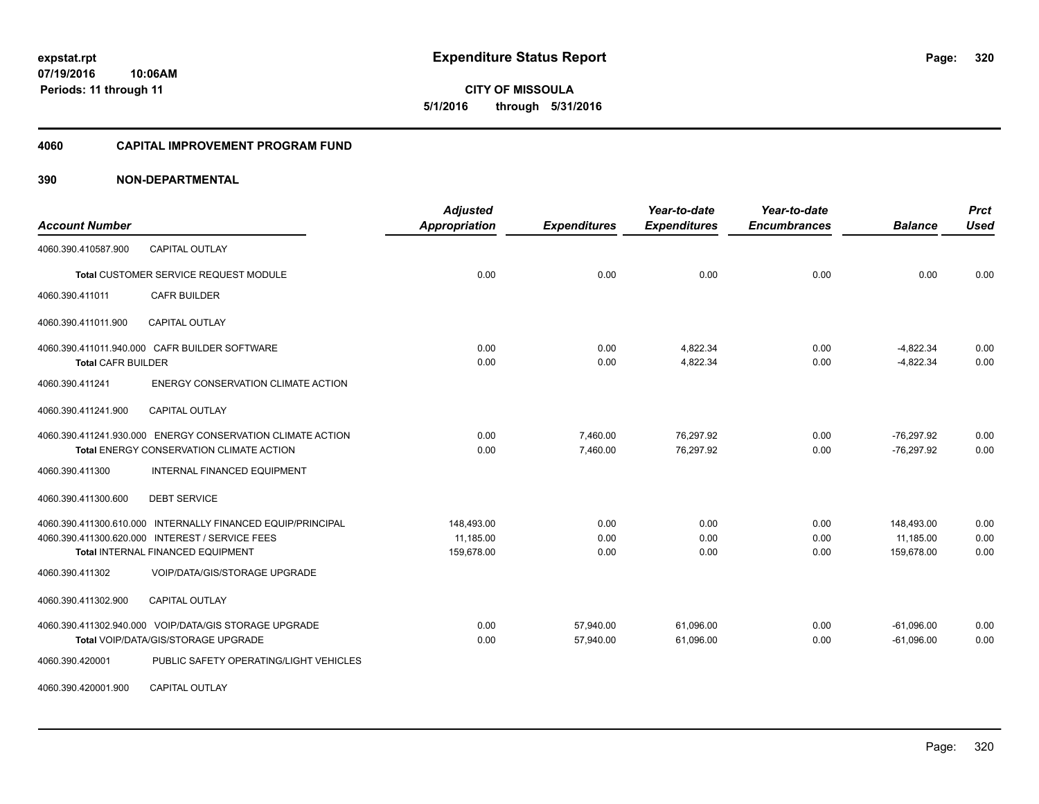# Expenditure Status Report

**CITY OF MISSOULA**

**5/1/2016 through 5/31/2016**

expstat.rpt
07/19/2016 10:06AM
Periods: 11 through 11

## 4060 CAPITAL IMPROVEMENT PROGRAM FUND

## 390 NON-DEPARTMENTAL

| Account Number | | Adjusted Appropriation | Expenditures | Year-to-date Expenditures | Year-to-date Encumbrances | Balance | Prct Used |
|---|---|---|---|---|---|---|---|
| 4060.390.410587.900 | CAPITAL OUTLAY | | | | | | |
| Total CUSTOMER SERVICE REQUEST MODULE | | 0.00 | 0.00 | 0.00 | 0.00 | 0.00 | 0.00 |
| 4060.390.411011 | CAFR BUILDER | | | | | | |
| 4060.390.411011.900 | CAPITAL OUTLAY | | | | | | |
| 4060.390.411011.940.000 | CAFR BUILDER SOFTWARE | 0.00 | 0.00 | 4,822.34 | 0.00 | -4,822.34 | 0.00 |
| Total CAFR BUILDER | | 0.00 | 0.00 | 4,822.34 | 0.00 | -4,822.34 | 0.00 |
| 4060.390.411241 | ENERGY CONSERVATION CLIMATE ACTION | | | | | | |
| 4060.390.411241.900 | CAPITAL OUTLAY | | | | | | |
| 4060.390.411241.930.000 | ENERGY CONSERVATION CLIMATE ACTION | 0.00 | 7,460.00 | 76,297.92 | 0.00 | -76,297.92 | 0.00 |
| Total ENERGY CONSERVATION CLIMATE ACTION | | 0.00 | 7,460.00 | 76,297.92 | 0.00 | -76,297.92 | 0.00 |
| 4060.390.411300 | INTERNAL FINANCED EQUIPMENT | | | | | | |
| 4060.390.411300.600 | DEBT SERVICE | | | | | | |
| 4060.390.411300.610.000 | INTERNALLY FINANCED EQUIP/PRINCIPAL | 148,493.00 | 0.00 | 0.00 | 0.00 | 148,493.00 | 0.00 |
| 4060.390.411300.620.000 | INTEREST / SERVICE FEES | 11,185.00 | 0.00 | 0.00 | 0.00 | 11,185.00 | 0.00 |
| Total INTERNAL FINANCED EQUIPMENT | | 159,678.00 | 0.00 | 0.00 | 0.00 | 159,678.00 | 0.00 |
| 4060.390.411302 | VOIP/DATA/GIS/STORAGE UPGRADE | | | | | | |
| 4060.390.411302.900 | CAPITAL OUTLAY | | | | | | |
| 4060.390.411302.940.000 | VOIP/DATA/GIS STORAGE UPGRADE | 0.00 | 57,940.00 | 61,096.00 | 0.00 | -61,096.00 | 0.00 |
| Total VOIP/DATA/GIS/STORAGE UPGRADE | | 0.00 | 57,940.00 | 61,096.00 | 0.00 | -61,096.00 | 0.00 |
| 4060.390.420001 | PUBLIC SAFETY OPERATING/LIGHT VEHICLES | | | | | | |
| 4060.390.420001.900 | CAPITAL OUTLAY | | | | | | |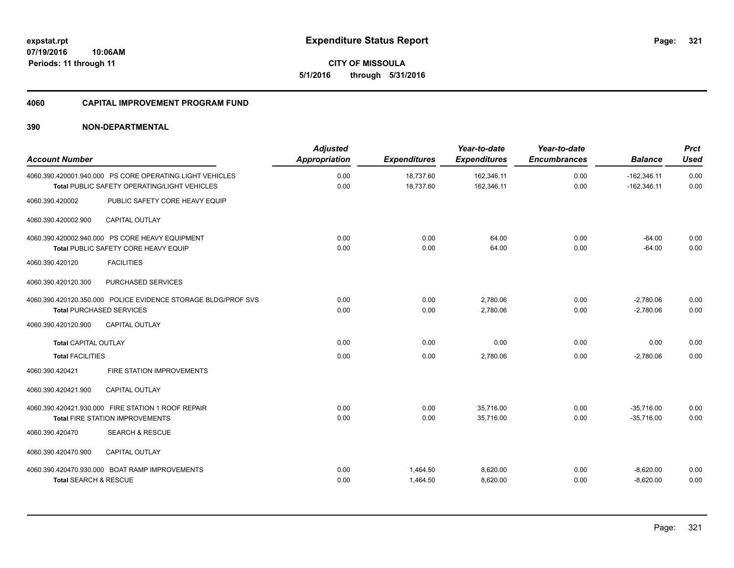**expstat.rpt**
**07/19/2016 10:06AM**
**Periods: 11 through 11**

# Expenditure Status Report

**CITY OF MISSOULA**
**5/1/2016 through 5/31/2016**

## 4060 CAPITAL IMPROVEMENT PROGRAM FUND

## 390 NON-DEPARTMENTAL

| Account Number | Adjusted Appropriation | Expenditures | Year-to-date Expenditures | Year-to-date Encumbrances | Balance | Prct Used |
|---|---|---|---|---|---|---|
| 4060.390.420001.940.000 PS CORE OPERATING LIGHT VEHICLES | 0.00 | 18,737.60 | 162,346.11 | 0.00 | -162,346.11 | 0.00 |
| **Total** PUBLIC SAFETY OPERATING/LIGHT VEHICLES | 0.00 | 18,737.60 | 162,346.11 | 0.00 | -162,346.11 | 0.00 |
| 4060.390.420002 PUBLIC SAFETY CORE HEAVY EQUIP | | | | | | |
| 4060.390.420002.900 CAPITAL OUTLAY | | | | | | |
| 4060.390.420002.940.000 PS CORE HEAVY EQUIPMENT | 0.00 | 0.00 | 64.00 | 0.00 | -64.00 | 0.00 |
| **Total** PUBLIC SAFETY CORE HEAVY EQUIP | 0.00 | 0.00 | 64.00 | 0.00 | -64.00 | 0.00 |
| 4060.390.420120 FACILITIES | | | | | | |
| 4060.390.420120.300 PURCHASED SERVICES | | | | | | |
| 4060.390.420120.350.000 POLICE EVIDENCE STORAGE BLDG/PROF SVS | 0.00 | 0.00 | 2,780.06 | 0.00 | -2,780.06 | 0.00 |
| **Total** PURCHASED SERVICES | 0.00 | 0.00 | 2,780.06 | 0.00 | -2,780.06 | 0.00 |
| 4060.390.420120.900 CAPITAL OUTLAY | | | | | | |
| **Total** CAPITAL OUTLAY | 0.00 | 0.00 | 0.00 | 0.00 | 0.00 | 0.00 |
| **Total** FACILITIES | 0.00 | 0.00 | 2,780.06 | 0.00 | -2,780.06 | 0.00 |
| 4060.390.420421 FIRE STATION IMPROVEMENTS | | | | | | |
| 4060.390.420421.900 CAPITAL OUTLAY | | | | | | |
| 4060.390.420421.930.000 FIRE STATION 1 ROOF REPAIR | 0.00 | 0.00 | 35,716.00 | 0.00 | -35,716.00 | 0.00 |
| **Total** FIRE STATION IMPROVEMENTS | 0.00 | 0.00 | 35,716.00 | 0.00 | -35,716.00 | 0.00 |
| 4060.390.420470 SEARCH & RESCUE | | | | | | |
| 4060.390.420470.900 CAPITAL OUTLAY | | | | | | |
| 4060.390.420470.930.000 BOAT RAMP IMPROVEMENTS | 0.00 | 1,464.50 | 8,620.00 | 0.00 | -8,620.00 | 0.00 |
| **Total** SEARCH & RESCUE | 0.00 | 1,464.50 | 8,620.00 | 0.00 | -8,620.00 | 0.00 |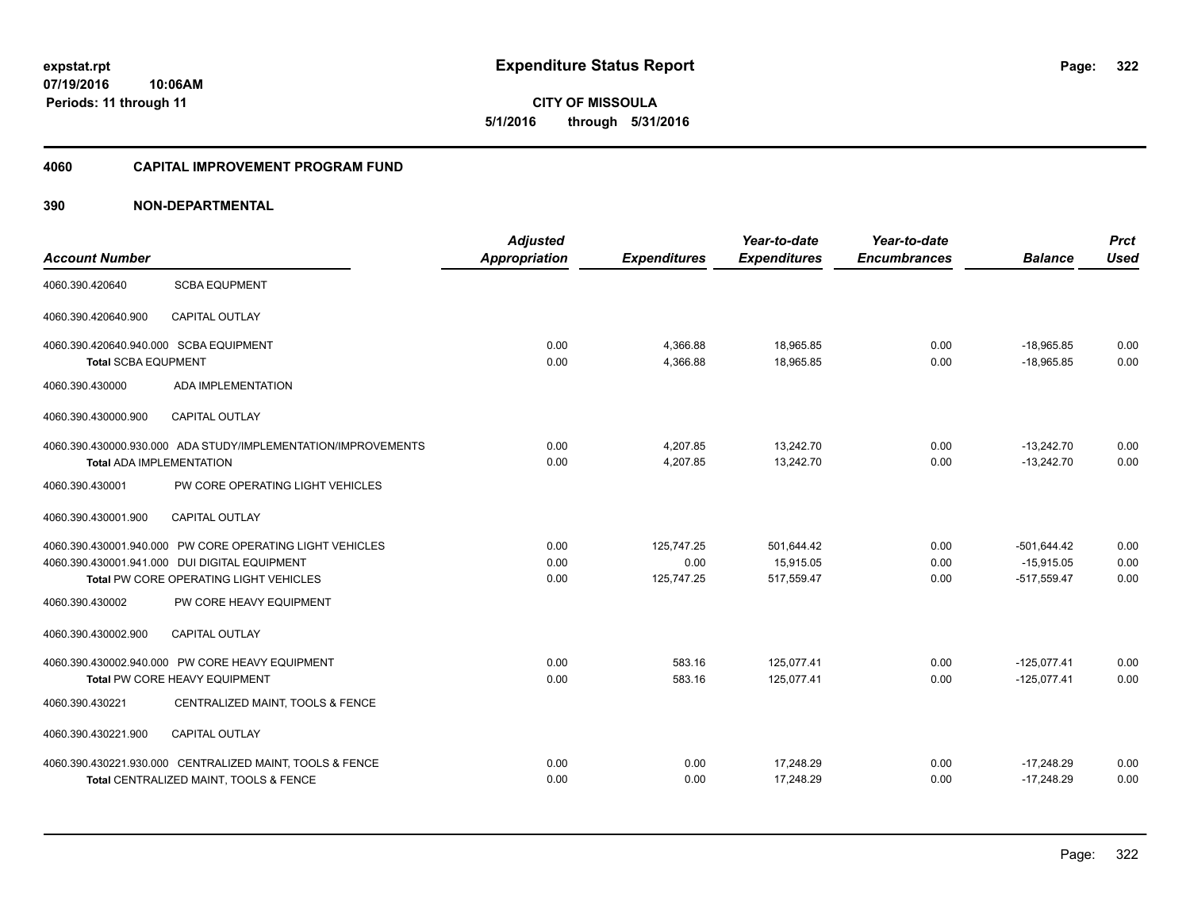**Expenditure Status Report**

**CITY OF MISSOULA**

**5/1/2016 through 5/31/2016**

expstat.rpt
07/19/2016 10:06AM
Periods: 11 through 11

## 4060 CAPITAL IMPROVEMENT PROGRAM FUND

## 390 NON-DEPARTMENTAL

| Account Number | | Adjusted Appropriation | Expenditures | Year-to-date Expenditures | Year-to-date Encumbrances | Balance | Prct Used |
|---|---|---|---|---|---|---|---|
| 4060.390.420640 | SCBA EQUPMENT | | | | | | |
| 4060.390.420640.900 | CAPITAL OUTLAY | | | | | | |
| 4060.390.420640.940.000 | SCBA EQUIPMENT | 0.00 | 4,366.88 | 18,965.85 | 0.00 | -18,965.85 | 0.00 |
| **Total** SCBA EQUPMENT | | 0.00 | 4,366.88 | 18,965.85 | 0.00 | -18,965.85 | 0.00 |
| 4060.390.430000 | ADA IMPLEMENTATION | | | | | | |
| 4060.390.430000.900 | CAPITAL OUTLAY | | | | | | |
| 4060.390.430000.930.000 | ADA STUDY/IMPLEMENTATION/IMPROVEMENTS | 0.00 | 4,207.85 | 13,242.70 | 0.00 | -13,242.70 | 0.00 |
| **Total** ADA IMPLEMENTATION | | 0.00 | 4,207.85 | 13,242.70 | 0.00 | -13,242.70 | 0.00 |
| 4060.390.430001 | PW CORE OPERATING LIGHT VEHICLES | | | | | | |
| 4060.390.430001.900 | CAPITAL OUTLAY | | | | | | |
| 4060.390.430001.940.000 | PW CORE OPERATING LIGHT VEHICLES | 0.00 | 125,747.25 | 501,644.42 | 0.00 | -501,644.42 | 0.00 |
| 4060.390.430001.941.000 | DUI DIGITAL EQUIPMENT | 0.00 | 0.00 | 15,915.05 | 0.00 | -15,915.05 | 0.00 |
| **Total** PW CORE OPERATING LIGHT VEHICLES | | 0.00 | 125,747.25 | 517,559.47 | 0.00 | -517,559.47 | 0.00 |
| 4060.390.430002 | PW CORE HEAVY EQUIPMENT | | | | | | |
| 4060.390.430002.900 | CAPITAL OUTLAY | | | | | | |
| 4060.390.430002.940.000 | PW CORE HEAVY EQUIPMENT | 0.00 | 583.16 | 125,077.41 | 0.00 | -125,077.41 | 0.00 |
| **Total** PW CORE HEAVY EQUIPMENT | | 0.00 | 583.16 | 125,077.41 | 0.00 | -125,077.41 | 0.00 |
| 4060.390.430221 | CENTRALIZED MAINT, TOOLS & FENCE | | | | | | |
| 4060.390.430221.900 | CAPITAL OUTLAY | | | | | | |
| 4060.390.430221.930.000 | CENTRALIZED MAINT, TOOLS & FENCE | 0.00 | 0.00 | 17,248.29 | 0.00 | -17,248.29 | 0.00 |
| **Total** CENTRALIZED MAINT, TOOLS & FENCE | | 0.00 | 0.00 | 17,248.29 | 0.00 | -17,248.29 | 0.00 |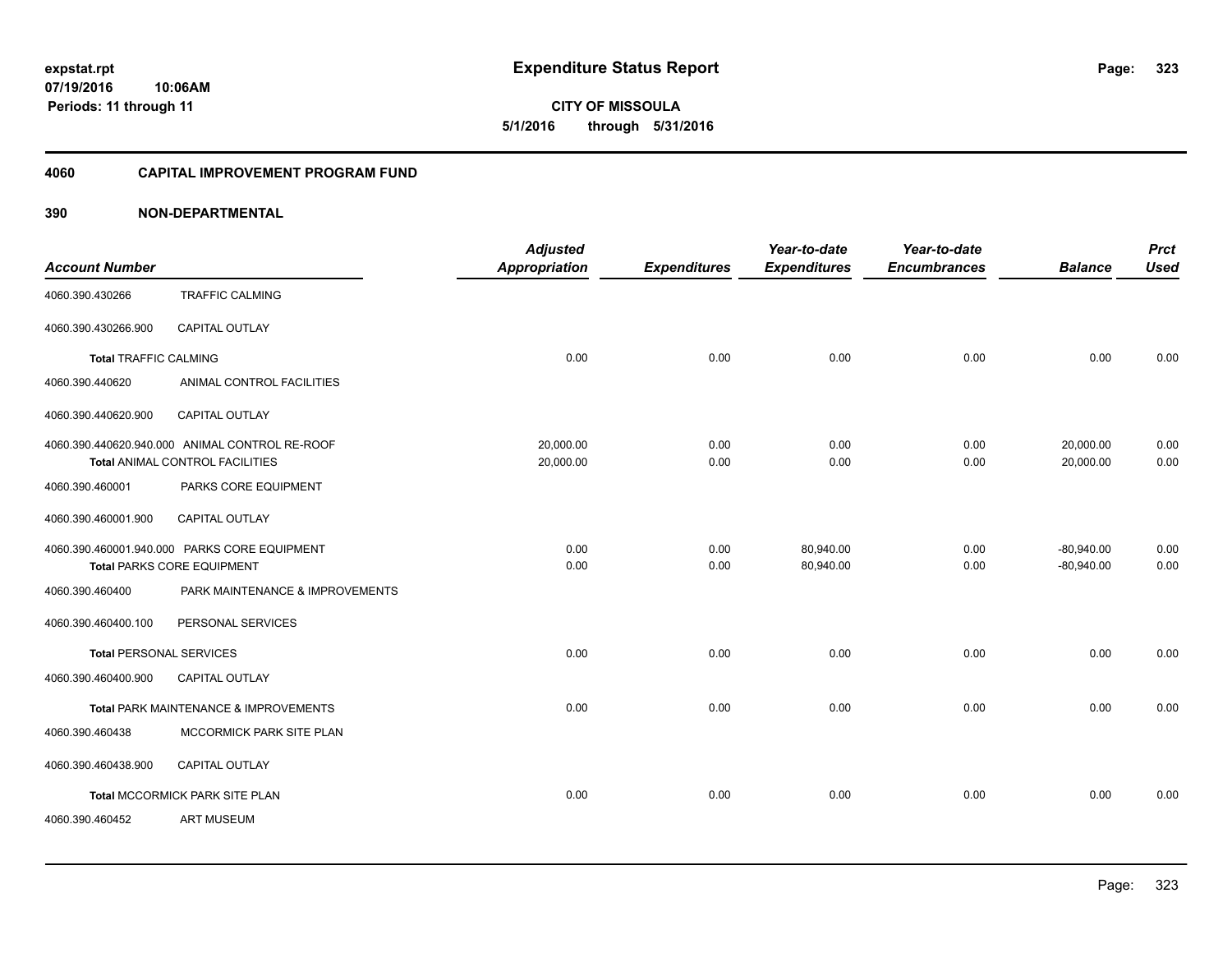**expstat.rpt**
**07/19/2016 10:06AM**
**Periods: 11 through 11**

# Expenditure Status Report

**CITY OF MISSOULA**
**5/1/2016 through 5/31/2016**

## 4060 CAPITAL IMPROVEMENT PROGRAM FUND

## 390 NON-DEPARTMENTAL

| Account Number | | Adjusted Appropriation | Expenditures | Year-to-date Expenditures | Year-to-date Encumbrances | Balance | Prct Used |
|---|---|---|---|---|---|---|---|
| 4060.390.430266 | TRAFFIC CALMING | | | | | | |
| 4060.390.430266.900 | CAPITAL OUTLAY | | | | | | |
| **Total** TRAFFIC CALMING | | 0.00 | 0.00 | 0.00 | 0.00 | 0.00 | 0.00 |
| 4060.390.440620 | ANIMAL CONTROL FACILITIES | | | | | | |
| 4060.390.440620.900 | CAPITAL OUTLAY | | | | | | |
| 4060.390.440620.940.000 | ANIMAL CONTROL RE-ROOF | 20,000.00 | 0.00 | 0.00 | 0.00 | 20,000.00 | 0.00 |
| **Total** ANIMAL CONTROL FACILITIES | | 20,000.00 | 0.00 | 0.00 | 0.00 | 20,000.00 | 0.00 |
| 4060.390.460001 | PARKS CORE EQUIPMENT | | | | | | |
| 4060.390.460001.900 | CAPITAL OUTLAY | | | | | | |
| 4060.390.460001.940.000 | PARKS CORE EQUIPMENT | 0.00 | 0.00 | 80,940.00 | 0.00 | -80,940.00 | 0.00 |
| **Total** PARKS CORE EQUIPMENT | | 0.00 | 0.00 | 80,940.00 | 0.00 | -80,940.00 | 0.00 |
| 4060.390.460400 | PARK MAINTENANCE & IMPROVEMENTS | | | | | | |
| 4060.390.460400.100 | PERSONAL SERVICES | | | | | | |
| **Total** PERSONAL SERVICES | | 0.00 | 0.00 | 0.00 | 0.00 | 0.00 | 0.00 |
| 4060.390.460400.900 | CAPITAL OUTLAY | | | | | | |
| **Total** PARK MAINTENANCE & IMPROVEMENTS | | 0.00 | 0.00 | 0.00 | 0.00 | 0.00 | 0.00 |
| 4060.390.460438 | MCCORMICK PARK SITE PLAN | | | | | | |
| 4060.390.460438.900 | CAPITAL OUTLAY | | | | | | |
| **Total** MCCORMICK PARK SITE PLAN | | 0.00 | 0.00 | 0.00 | 0.00 | 0.00 | 0.00 |
| 4060.390.460452 | ART MUSEUM | | | | | | |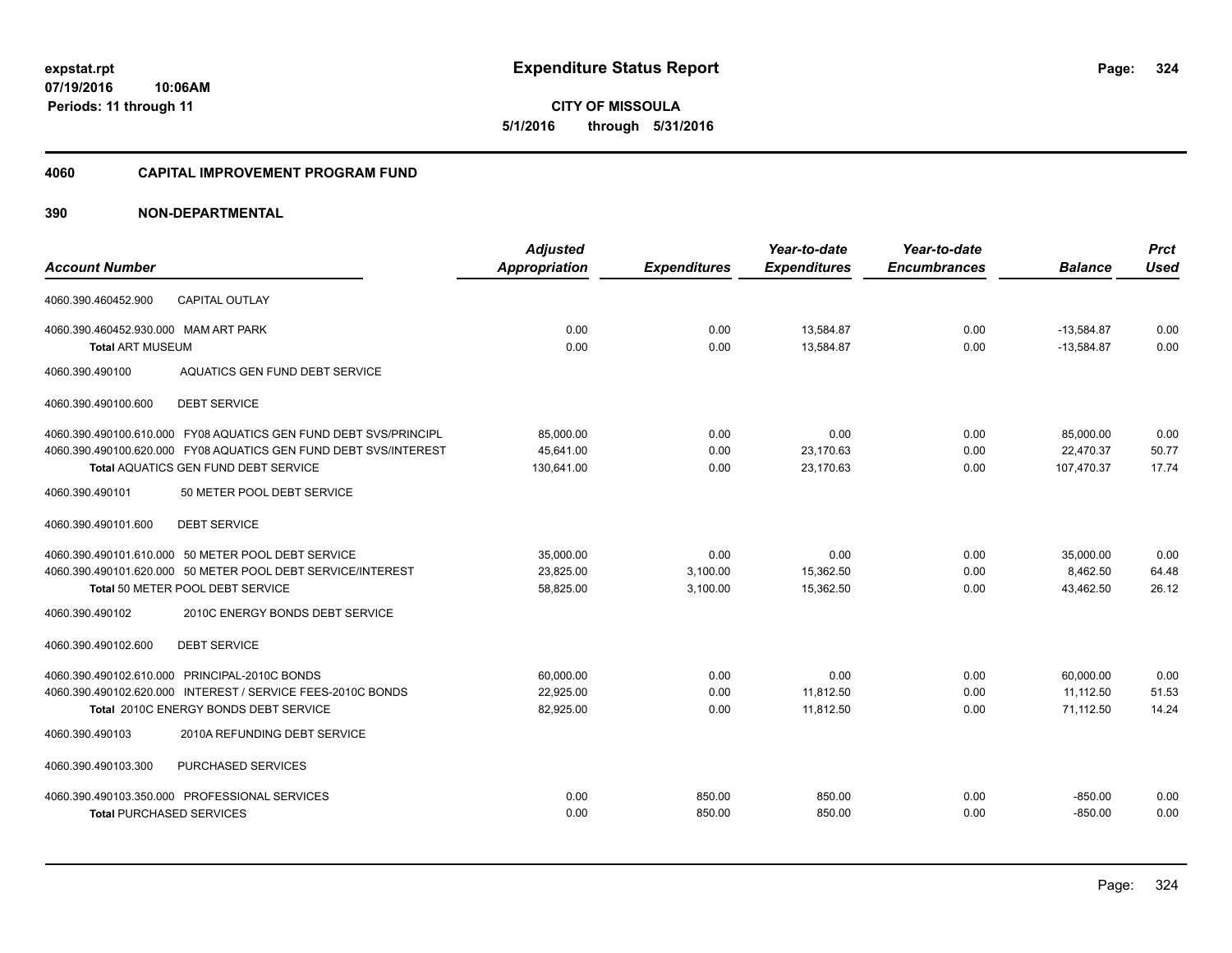**Expenditure Status Report**

**CITY OF MISSOULA**

**5/1/2016 through 5/31/2016**

expstat.rpt
07/19/2016 10:06AM
Periods: 11 through 11

## 4060 CAPITAL IMPROVEMENT PROGRAM FUND

## 390 NON-DEPARTMENTAL

| Account Number | | Adjusted Appropriation | Expenditures | Year-to-date Expenditures | Year-to-date Encumbrances | Balance | Prct Used |
|---|---|---|---|---|---|---|---|
| 4060.390.460452.900 | CAPITAL OUTLAY | | | | | | |
| 4060.390.460452.930.000 | MAM ART PARK | 0.00 | 0.00 | 13,584.87 | 0.00 | -13,584.87 | 0.00 |
| **Total** ART MUSEUM | | 0.00 | 0.00 | 13,584.87 | 0.00 | -13,584.87 | 0.00 |
| 4060.390.490100 | AQUATICS GEN FUND DEBT SERVICE | | | | | | |
| 4060.390.490100.600 | DEBT SERVICE | | | | | | |
| 4060.390.490100.610.000 | FY08 AQUATICS GEN FUND DEBT SVS/PRINCIPL | 85,000.00 | 0.00 | 0.00 | 0.00 | 85,000.00 | 0.00 |
| 4060.390.490100.620.000 | FY08 AQUATICS GEN FUND DEBT SVS/INTEREST | 45,641.00 | 0.00 | 23,170.63 | 0.00 | 22,470.37 | 50.77 |
| **Total** AQUATICS GEN FUND DEBT SERVICE | | 130,641.00 | 0.00 | 23,170.63 | 0.00 | 107,470.37 | 17.74 |
| 4060.390.490101 | 50 METER POOL DEBT SERVICE | | | | | | |
| 4060.390.490101.600 | DEBT SERVICE | | | | | | |
| 4060.390.490101.610.000 | 50 METER POOL DEBT SERVICE | 35,000.00 | 0.00 | 0.00 | 0.00 | 35,000.00 | 0.00 |
| 4060.390.490101.620.000 | 50 METER POOL DEBT SERVICE/INTEREST | 23,825.00 | 3,100.00 | 15,362.50 | 0.00 | 8,462.50 | 64.48 |
| **Total** 50 METER POOL DEBT SERVICE | | 58,825.00 | 3,100.00 | 15,362.50 | 0.00 | 43,462.50 | 26.12 |
| 4060.390.490102 | 2010C ENERGY BONDS DEBT SERVICE | | | | | | |
| 4060.390.490102.600 | DEBT SERVICE | | | | | | |
| 4060.390.490102.610.000 | PRINCIPAL-2010C BONDS | 60,000.00 | 0.00 | 0.00 | 0.00 | 60,000.00 | 0.00 |
| 4060.390.490102.620.000 | INTEREST / SERVICE FEES-2010C BONDS | 22,925.00 | 0.00 | 11,812.50 | 0.00 | 11,112.50 | 51.53 |
| **Total** 2010C ENERGY BONDS DEBT SERVICE | | 82,925.00 | 0.00 | 11,812.50 | 0.00 | 71,112.50 | 14.24 |
| 4060.390.490103 | 2010A REFUNDING DEBT SERVICE | | | | | | |
| 4060.390.490103.300 | PURCHASED SERVICES | | | | | | |
| 4060.390.490103.350.000 | PROFESSIONAL SERVICES | 0.00 | 850.00 | 850.00 | 0.00 | -850.00 | 0.00 |
| **Total** PURCHASED SERVICES | | 0.00 | 850.00 | 850.00 | 0.00 | -850.00 | 0.00 |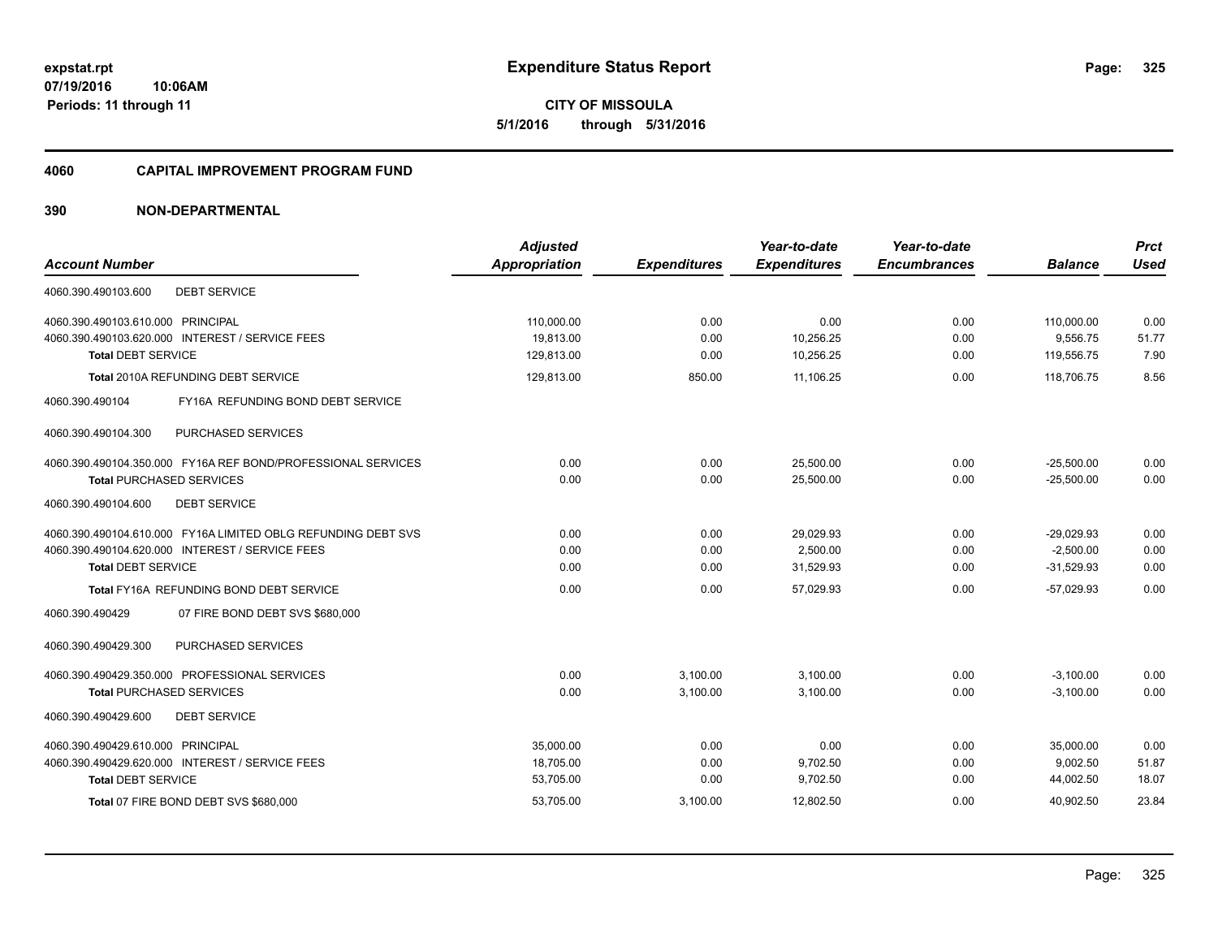**expstat.rpt**
**07/19/2016 10:06AM**
**Periods: 11 through 11**

# Expenditure Status Report

**CITY OF MISSOULA**
**5/1/2016 through 5/31/2016**

## 4060 CAPITAL IMPROVEMENT PROGRAM FUND

## 390 NON-DEPARTMENTAL

| Account Number | Adjusted Appropriation | Expenditures | Year-to-date Expenditures | Year-to-date Encumbrances | Balance | Prct Used |
|---|---|---|---|---|---|---|
| 4060.390.490103.600 DEBT SERVICE | | | | | | |
| 4060.390.490103.610.000 PRINCIPAL | 110,000.00 | 0.00 | 0.00 | 0.00 | 110,000.00 | 0.00 |
| 4060.390.490103.620.000 INTEREST / SERVICE FEES | 19,813.00 | 0.00 | 10,256.25 | 0.00 | 9,556.75 | 51.77 |
| **Total** DEBT SERVICE | 129,813.00 | 0.00 | 10,256.25 | 0.00 | 119,556.75 | 7.90 |
| **Total** 2010A REFUNDING DEBT SERVICE | 129,813.00 | 850.00 | 11,106.25 | 0.00 | 118,706.75 | 8.56 |
| 4060.390.490104 FY16A REFUNDING BOND DEBT SERVICE | | | | | | |
| 4060.390.490104.300 PURCHASED SERVICES | | | | | | |
| 4060.390.490104.350.000 FY16A REF BOND/PROFESSIONAL SERVICES | 0.00 | 0.00 | 25,500.00 | 0.00 | -25,500.00 | 0.00 |
| **Total** PURCHASED SERVICES | 0.00 | 0.00 | 25,500.00 | 0.00 | -25,500.00 | 0.00 |
| 4060.390.490104.600 DEBT SERVICE | | | | | | |
| 4060.390.490104.610.000 FY16A LIMITED OBLG REFUNDING DEBT SVS | 0.00 | 0.00 | 29,029.93 | 0.00 | -29,029.93 | 0.00 |
| 4060.390.490104.620.000 INTEREST / SERVICE FEES | 0.00 | 0.00 | 2,500.00 | 0.00 | -2,500.00 | 0.00 |
| **Total** DEBT SERVICE | 0.00 | 0.00 | 31,529.93 | 0.00 | -31,529.93 | 0.00 |
| **Total** FY16A REFUNDING BOND DEBT SERVICE | 0.00 | 0.00 | 57,029.93 | 0.00 | -57,029.93 | 0.00 |
| 4060.390.490429 07 FIRE BOND DEBT SVS $680,000 | | | | | | |
| 4060.390.490429.300 PURCHASED SERVICES | | | | | | |
| 4060.390.490429.350.000 PROFESSIONAL SERVICES | 0.00 | 3,100.00 | 3,100.00 | 0.00 | -3,100.00 | 0.00 |
| **Total** PURCHASED SERVICES | 0.00 | 3,100.00 | 3,100.00 | 0.00 | -3,100.00 | 0.00 |
| 4060.390.490429.600 DEBT SERVICE | | | | | | |
| 4060.390.490429.610.000 PRINCIPAL | 35,000.00 | 0.00 | 0.00 | 0.00 | 35,000.00 | 0.00 |
| 4060.390.490429.620.000 INTEREST / SERVICE FEES | 18,705.00 | 0.00 | 9,702.50 | 0.00 | 9,002.50 | 51.87 |
| **Total** DEBT SERVICE | 53,705.00 | 0.00 | 9,702.50 | 0.00 | 44,002.50 | 18.07 |
| **Total** 07 FIRE BOND DEBT SVS $680,000 | 53,705.00 | 3,100.00 | 12,802.50 | 0.00 | 40,902.50 | 23.84 |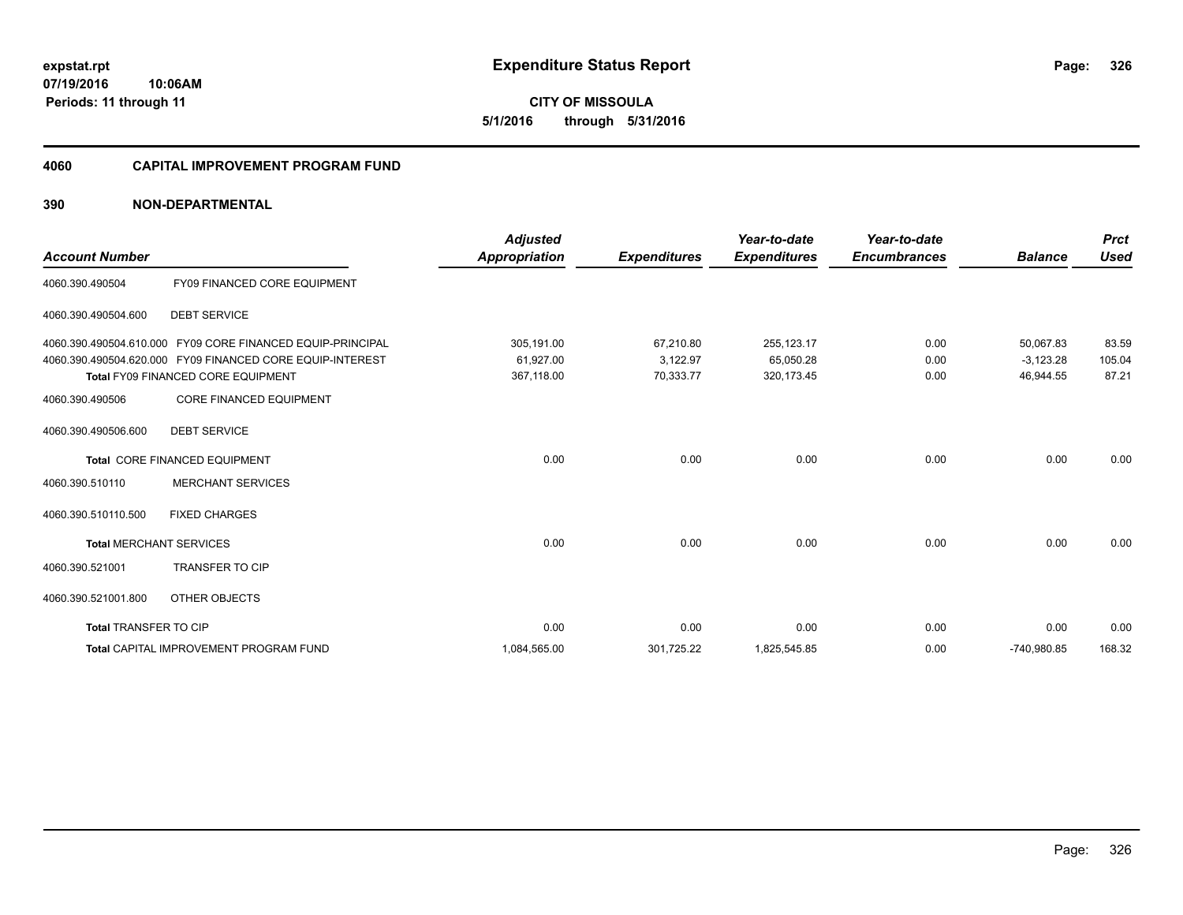**expstat.rpt**
**07/19/2016 10:06AM**
**Periods: 11 through 11**

# Expenditure Status Report

**CITY OF MISSOULA**
**5/1/2016 through 5/31/2016**

## 4060 CAPITAL IMPROVEMENT PROGRAM FUND

### 390 NON-DEPARTMENTAL

| Account Number | | Adjusted Appropriation | Expenditures | Year-to-date Expenditures | Year-to-date Encumbrances | Balance | Prct Used |
|---|---|---|---|---|---|---|---|
| 4060.390.490504 | FY09 FINANCED CORE EQUIPMENT | | | | | | |
| 4060.390.490504.600 | DEBT SERVICE | | | | | | |
| 4060.390.490504.610.000 | FY09 CORE FINANCED EQUIP-PRINCIPAL | 305,191.00 | 67,210.80 | 255,123.17 | 0.00 | 50,067.83 | 83.59 |
| 4060.390.490504.620.000 | FY09 FINANCED CORE EQUIP-INTEREST | 61,927.00 | 3,122.97 | 65,050.28 | 0.00 | -3,123.28 | 105.04 |
| | Total FY09 FINANCED CORE EQUIPMENT | 367,118.00 | 70,333.77 | 320,173.45 | 0.00 | 46,944.55 | 87.21 |
| 4060.390.490506 | CORE FINANCED EQUIPMENT | | | | | | |
| 4060.390.490506.600 | DEBT SERVICE | | | | | | |
| | Total CORE FINANCED EQUIPMENT | 0.00 | 0.00 | 0.00 | 0.00 | 0.00 | 0.00 |
| 4060.390.510110 | MERCHANT SERVICES | | | | | | |
| 4060.390.510110.500 | FIXED CHARGES | | | | | | |
| | Total MERCHANT SERVICES | 0.00 | 0.00 | 0.00 | 0.00 | 0.00 | 0.00 |
| 4060.390.521001 | TRANSFER TO CIP | | | | | | |
| 4060.390.521001.800 | OTHER OBJECTS | | | | | | |
| | Total TRANSFER TO CIP | 0.00 | 0.00 | 0.00 | 0.00 | 0.00 | 0.00 |
| | Total CAPITAL IMPROVEMENT PROGRAM FUND | 1,084,565.00 | 301,725.22 | 1,825,545.85 | 0.00 | -740,980.85 | 168.32 |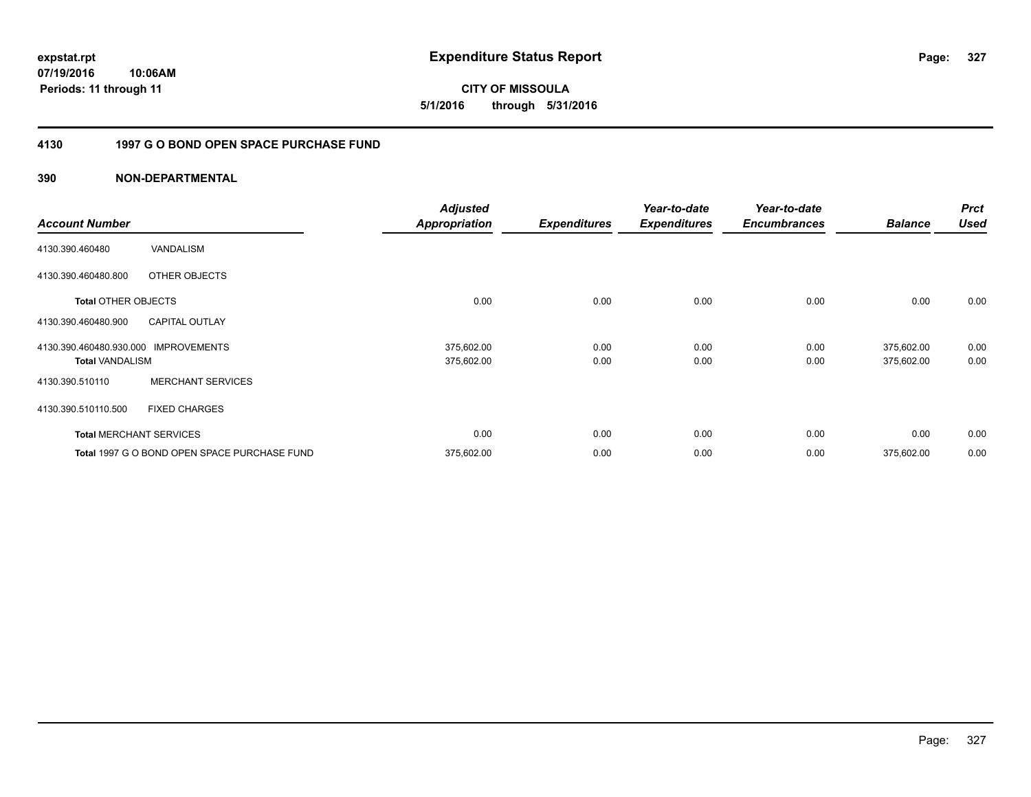# Expenditure Status Report

expstat.rpt
07/19/2016 10:06AM
Periods: 11 through 11

**CITY OF MISSOULA**
**5/1/2016 through 5/31/2016**

## 4130 1997 G O BOND OPEN SPACE PURCHASE FUND

### 390 NON-DEPARTMENTAL

| Account Number | | Adjusted Appropriation | Expenditures | Year-to-date Expenditures | Year-to-date Encumbrances | Balance | Prct Used |
|---|---|---|---|---|---|---|---|
| 4130.390.460480 | VANDALISM | | | | | | |
| 4130.390.460480.800 | OTHER OBJECTS | | | | | | |
| **Total** OTHER OBJECTS | | 0.00 | 0.00 | 0.00 | 0.00 | 0.00 | 0.00 |
| 4130.390.460480.900 | CAPITAL OUTLAY | | | | | | |
| 4130.390.460480.930.000 | IMPROVEMENTS | 375,602.00 | 0.00 | 0.00 | 0.00 | 375,602.00 | 0.00 |
| **Total** VANDALISM | | 375,602.00 | 0.00 | 0.00 | 0.00 | 375,602.00 | 0.00 |
| 4130.390.510110 | MERCHANT SERVICES | | | | | | |
| 4130.390.510110.500 | FIXED CHARGES | | | | | | |
| **Total** MERCHANT SERVICES | | 0.00 | 0.00 | 0.00 | 0.00 | 0.00 | 0.00 |
| **Total** 1997 G O BOND OPEN SPACE PURCHASE FUND | | 375,602.00 | 0.00 | 0.00 | 0.00 | 375,602.00 | 0.00 |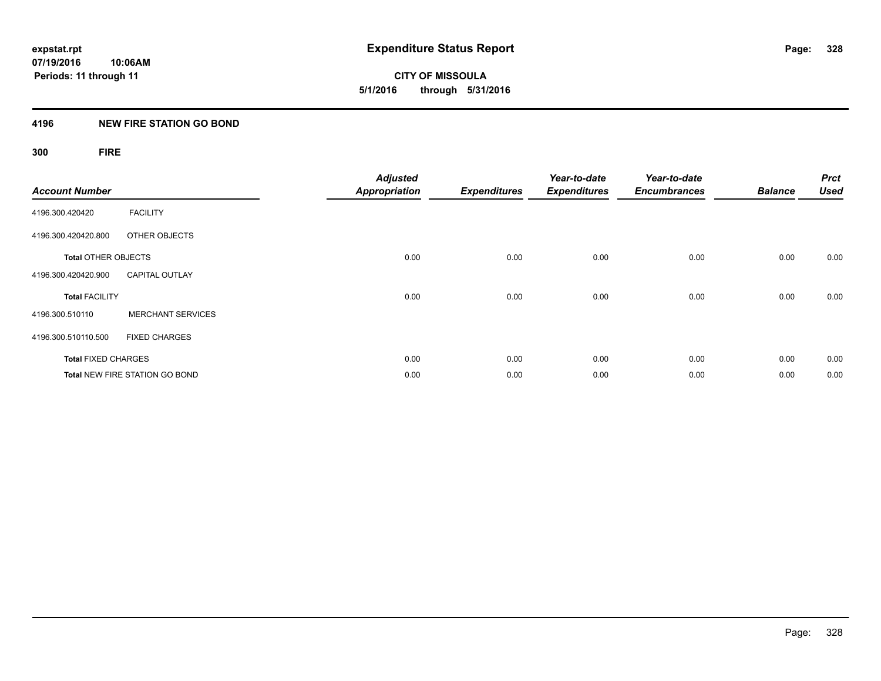# Expenditure Status Report

**CITY OF MISSOULA**

**5/1/2016 through 5/31/2016**

expstat.rpt
07/19/2016 10:06AM
Periods: 11 through 11

## 4196 NEW FIRE STATION GO BOND

### 300 FIRE

| Account Number | | Adjusted Appropriation | Expenditures | Year-to-date Expenditures | Year-to-date Encumbrances | Balance | Prct Used |
|---|---|---|---|---|---|---|---|
| 4196.300.420420 | FACILITY | | | | | | |
| 4196.300.420420.800 | OTHER OBJECTS | | | | | | |
| **Total** OTHER OBJECTS | | 0.00 | 0.00 | 0.00 | 0.00 | 0.00 | 0.00 |
| 4196.300.420420.900 | CAPITAL OUTLAY | | | | | | |
| **Total** FACILITY | | 0.00 | 0.00 | 0.00 | 0.00 | 0.00 | 0.00 |
| 4196.300.510110 | MERCHANT SERVICES | | | | | | |
| 4196.300.510110.500 | FIXED CHARGES | | | | | | |
| **Total** FIXED CHARGES | | 0.00 | 0.00 | 0.00 | 0.00 | 0.00 | 0.00 |
| **Total** NEW FIRE STATION GO BOND | | 0.00 | 0.00 | 0.00 | 0.00 | 0.00 | 0.00 |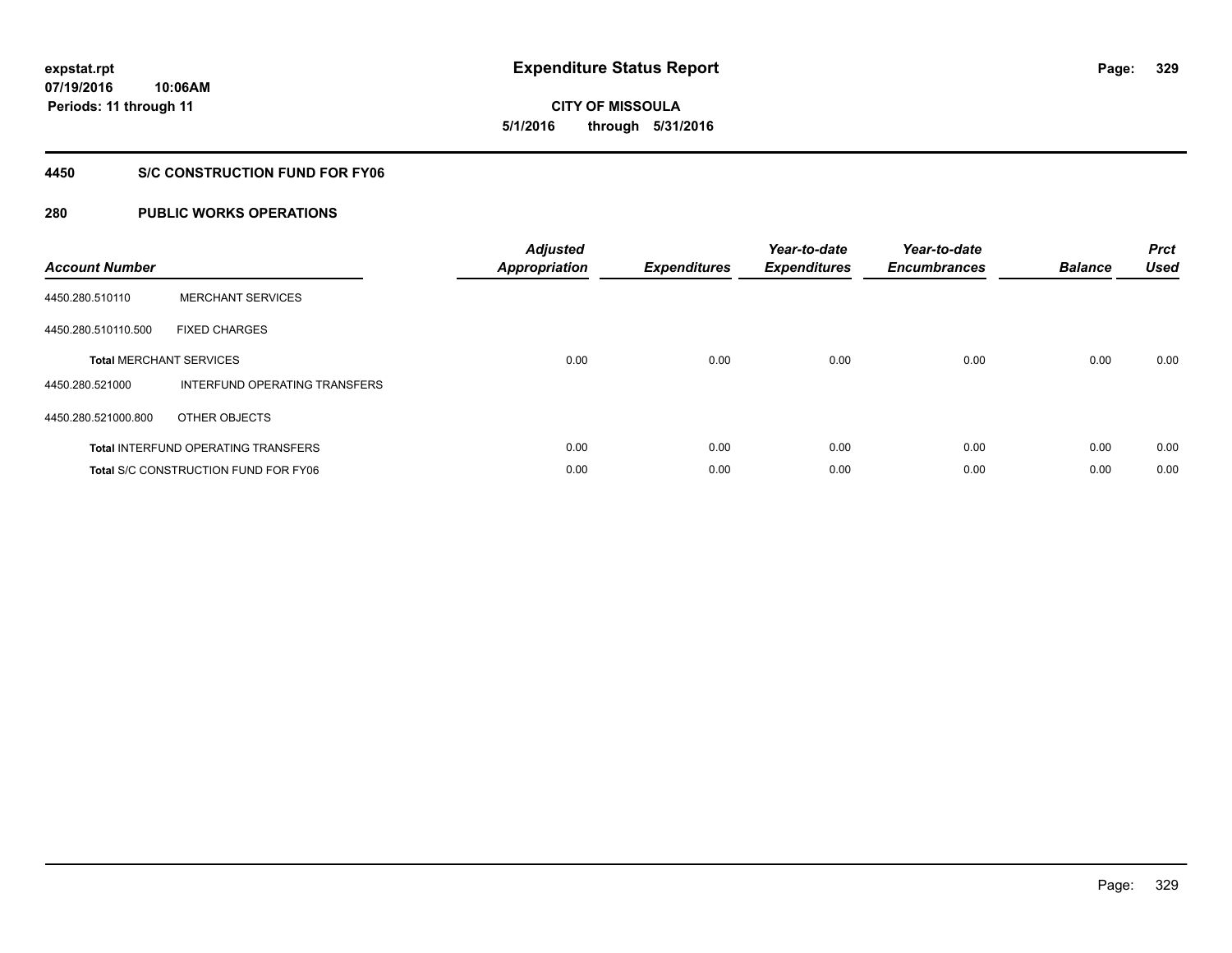expstat.rpt
07/19/2016 10:06AM
Periods: 11 through 11

# Expenditure Status Report

**CITY OF MISSOULA**
**5/1/2016 through 5/31/2016**

## 4450 S/C CONSTRUCTION FUND FOR FY06

## 280 PUBLIC WORKS OPERATIONS

| Account Number | | Adjusted Appropriation | Expenditures | Year-to-date Expenditures | Year-to-date Encumbrances | Balance | Prct Used |
|---|---|---|---|---|---|---|---|
| 4450.280.510110 | MERCHANT SERVICES | | | | | | |
| 4450.280.510110.500 | FIXED CHARGES | | | | | | |
| **Total** MERCHANT SERVICES | | 0.00 | 0.00 | 0.00 | 0.00 | 0.00 | 0.00 |
| 4450.280.521000 | INTERFUND OPERATING TRANSFERS | | | | | | |
| 4450.280.521000.800 | OTHER OBJECTS | | | | | | |
| **Total** INTERFUND OPERATING TRANSFERS | | 0.00 | 0.00 | 0.00 | 0.00 | 0.00 | 0.00 |
| **Total** S/C CONSTRUCTION FUND FOR FY06 | | 0.00 | 0.00 | 0.00 | 0.00 | 0.00 | 0.00 |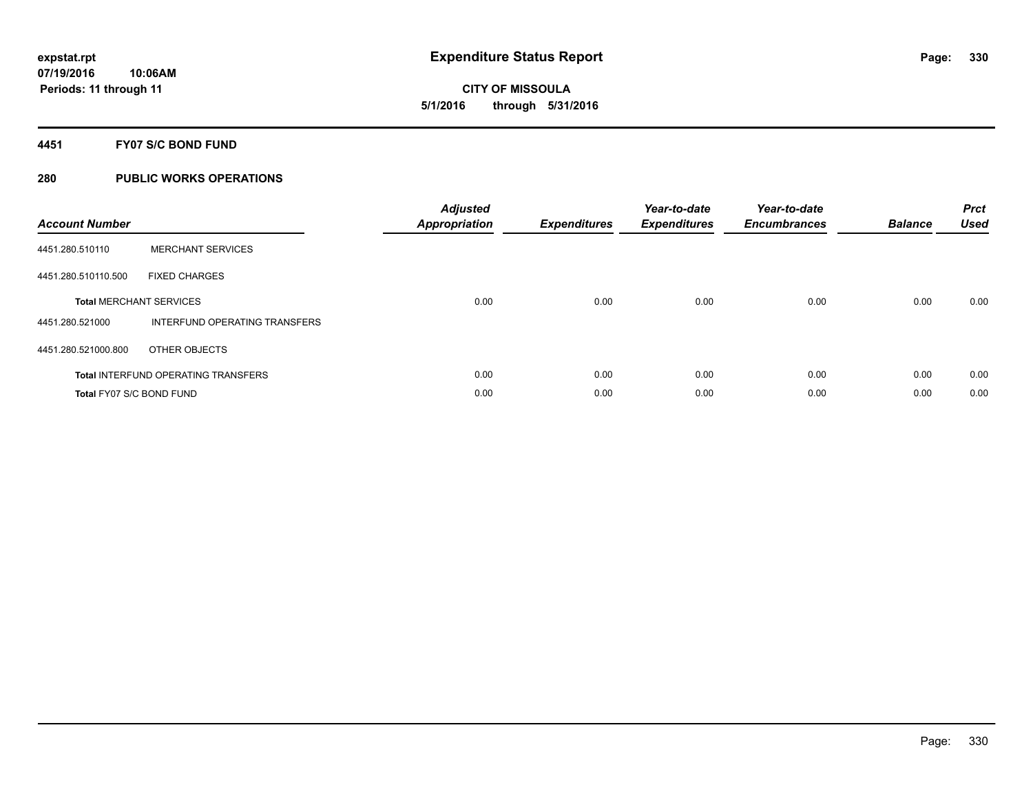**expstat.rpt**
**07/19/2016 10:06AM**
**Periods: 11 through 11**

# Expenditure Status Report

**CITY OF MISSOULA**
**5/1/2016 through 5/31/2016**

## 4451 FY07 S/C BOND FUND

## 280 PUBLIC WORKS OPERATIONS

| Account Number | | Adjusted Appropriation | Expenditures | Year-to-date Expenditures | Year-to-date Encumbrances | Balance | Prct Used |
|---|---|---|---|---|---|---|---|
| 4451.280.510110 | MERCHANT SERVICES | | | | | | |
| 4451.280.510110.500 | FIXED CHARGES | | | | | | |
| **Total** MERCHANT SERVICES | | 0.00 | 0.00 | 0.00 | 0.00 | 0.00 | 0.00 |
| 4451.280.521000 | INTERFUND OPERATING TRANSFERS | | | | | | |
| 4451.280.521000.800 | OTHER OBJECTS | | | | | | |
| **Total** INTERFUND OPERATING TRANSFERS | | 0.00 | 0.00 | 0.00 | 0.00 | 0.00 | 0.00 |
| **Total** FY07 S/C BOND FUND | | 0.00 | 0.00 | 0.00 | 0.00 | 0.00 | 0.00 |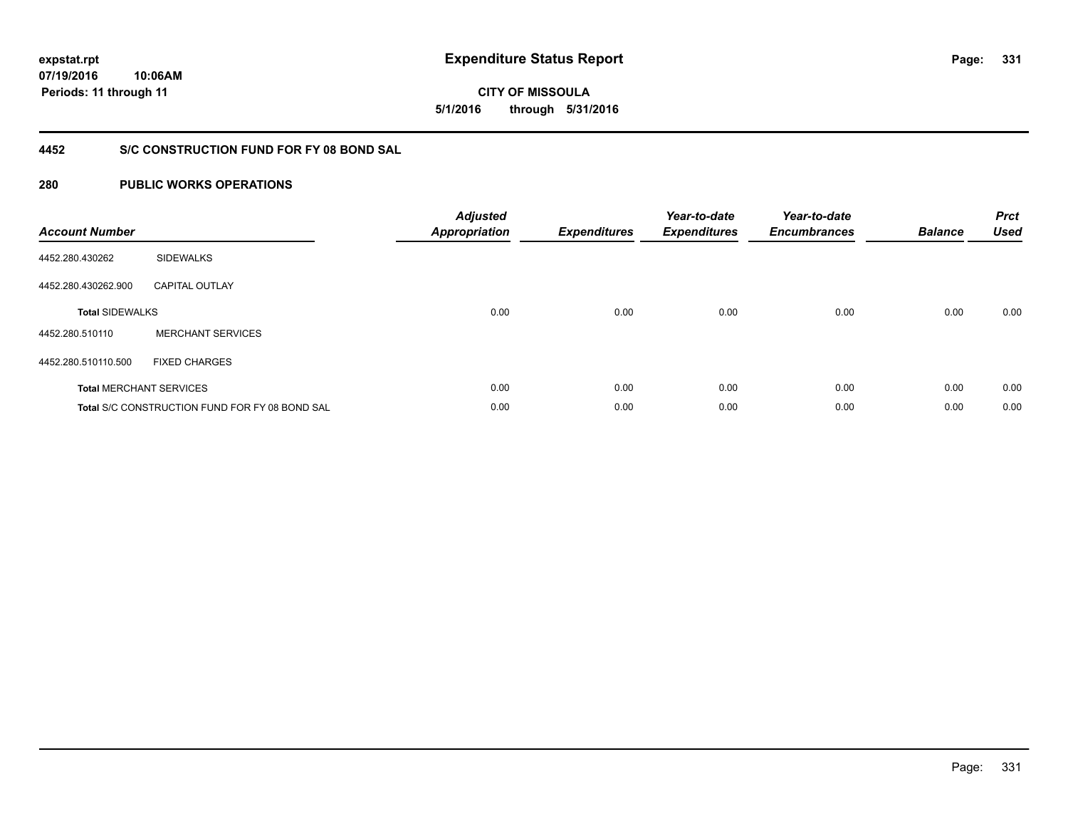**expstat.rpt**
**07/19/2016 10:06AM**
**Periods: 11 through 11**

# Expenditure Status Report

**CITY OF MISSOULA**
**5/1/2016 through 5/31/2016**

## 4452 S/C CONSTRUCTION FUND FOR FY 08 BOND SAL

### 280 PUBLIC WORKS OPERATIONS

| Account Number | | Adjusted Appropriation | Expenditures | Year-to-date Expenditures | Year-to-date Encumbrances | Balance | Prct Used |
|---|---|---|---|---|---|---|---|
| 4452.280.430262 | SIDEWALKS | | | | | | |
| 4452.280.430262.900 | CAPITAL OUTLAY | | | | | | |
| **Total** SIDEWALKS | | 0.00 | 0.00 | 0.00 | 0.00 | 0.00 | 0.00 |
| 4452.280.510110 | MERCHANT SERVICES | | | | | | |
| 4452.280.510110.500 | FIXED CHARGES | | | | | | |
| **Total** MERCHANT SERVICES | | 0.00 | 0.00 | 0.00 | 0.00 | 0.00 | 0.00 |
| **Total** S/C CONSTRUCTION FUND FOR FY 08 BOND SAL | | 0.00 | 0.00 | 0.00 | 0.00 | 0.00 | 0.00 |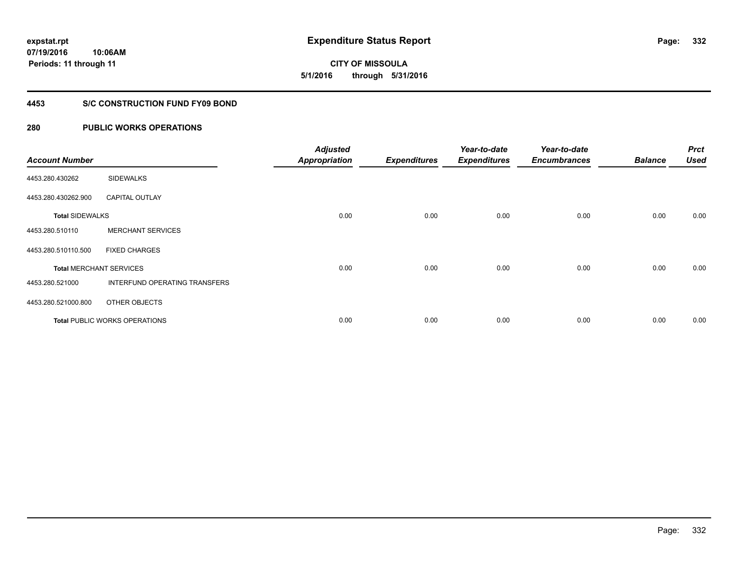**expstat.rpt**
**07/19/2016 10:06AM**
**Periods: 11 through 11**

# Expenditure Status Report

**CITY OF MISSOULA**
**5/1/2016 through 5/31/2016**

## 4453 S/C CONSTRUCTION FUND FY09 BOND

## 280 PUBLIC WORKS OPERATIONS

| Account Number | | Adjusted Appropriation | Expenditures | Year-to-date Expenditures | Year-to-date Encumbrances | Balance | Prct Used |
|---|---|---|---|---|---|---|---|
| 4453.280.430262 | SIDEWALKS | | | | | | |
| 4453.280.430262.900 | CAPITAL OUTLAY | | | | | | |
| **Total** SIDEWALKS | | 0.00 | 0.00 | 0.00 | 0.00 | 0.00 | 0.00 |
| 4453.280.510110 | MERCHANT SERVICES | | | | | | |
| 4453.280.510110.500 | FIXED CHARGES | | | | | | |
| **Total** MERCHANT SERVICES | | 0.00 | 0.00 | 0.00 | 0.00 | 0.00 | 0.00 |
| 4453.280.521000 | INTERFUND OPERATING TRANSFERS | | | | | | |
| 4453.280.521000.800 | OTHER OBJECTS | | | | | | |
| **Total** PUBLIC WORKS OPERATIONS | | 0.00 | 0.00 | 0.00 | 0.00 | 0.00 | 0.00 |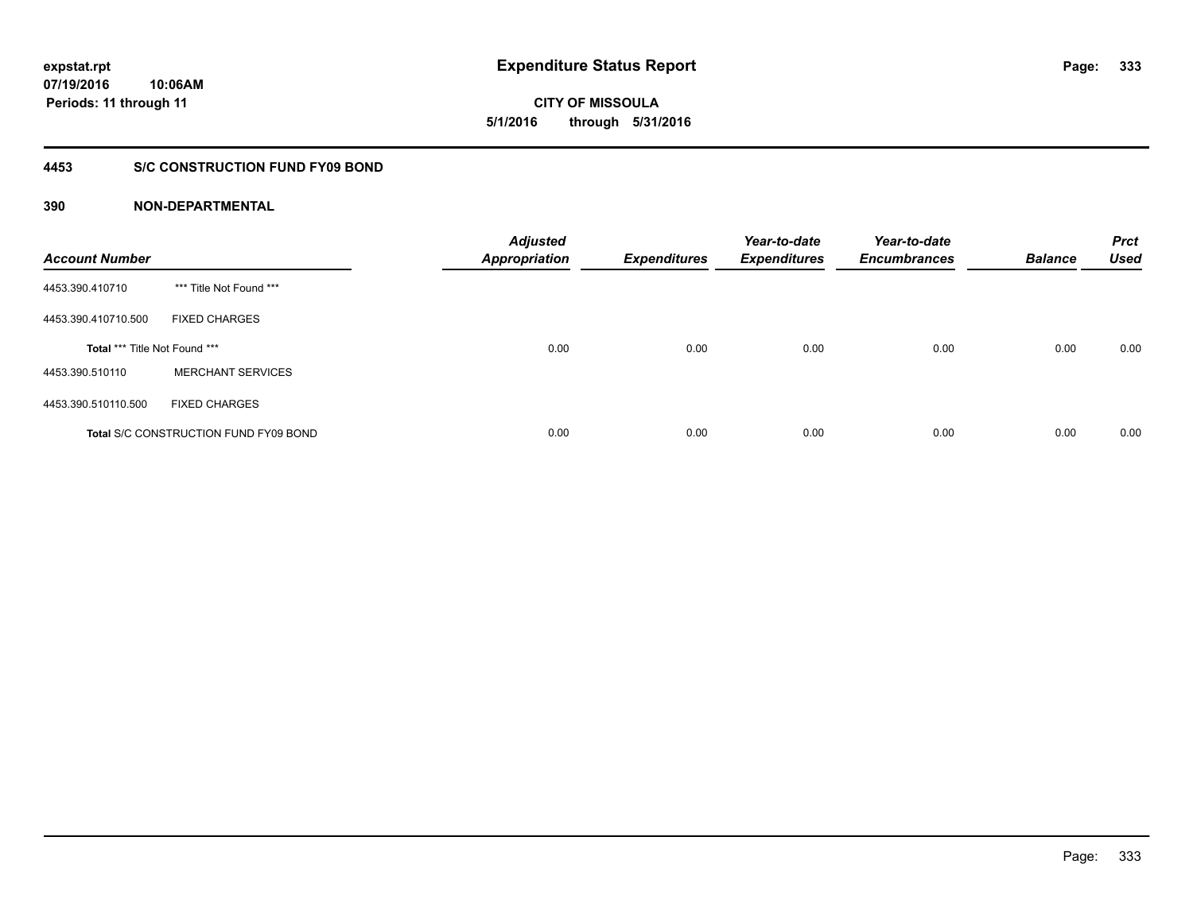# Expenditure Status Report

**CITY OF MISSOULA**

**5/1/2016 through 5/31/2016**

expstat.rpt
07/19/2016 10:06AM
Periods: 11 through 11

## 4453 S/C CONSTRUCTION FUND FY09 BOND

### 390 NON-DEPARTMENTAL

| Account Number | | Adjusted Appropriation | Expenditures | Year-to-date Expenditures | Year-to-date Encumbrances | Balance | Prct Used |
|---|---|---|---|---|---|---|---|
| 4453.390.410710 | *** Title Not Found *** | | | | | | |
| 4453.390.410710.500 | FIXED CHARGES | | | | | | |
| **Total** *** Title Not Found *** | | 0.00 | 0.00 | 0.00 | 0.00 | 0.00 | 0.00 |
| 4453.390.510110 | MERCHANT SERVICES | | | | | | |
| 4453.390.510110.500 | FIXED CHARGES | | | | | | |
| **Total** S/C CONSTRUCTION FUND FY09 BOND | | 0.00 | 0.00 | 0.00 | 0.00 | 0.00 | 0.00 |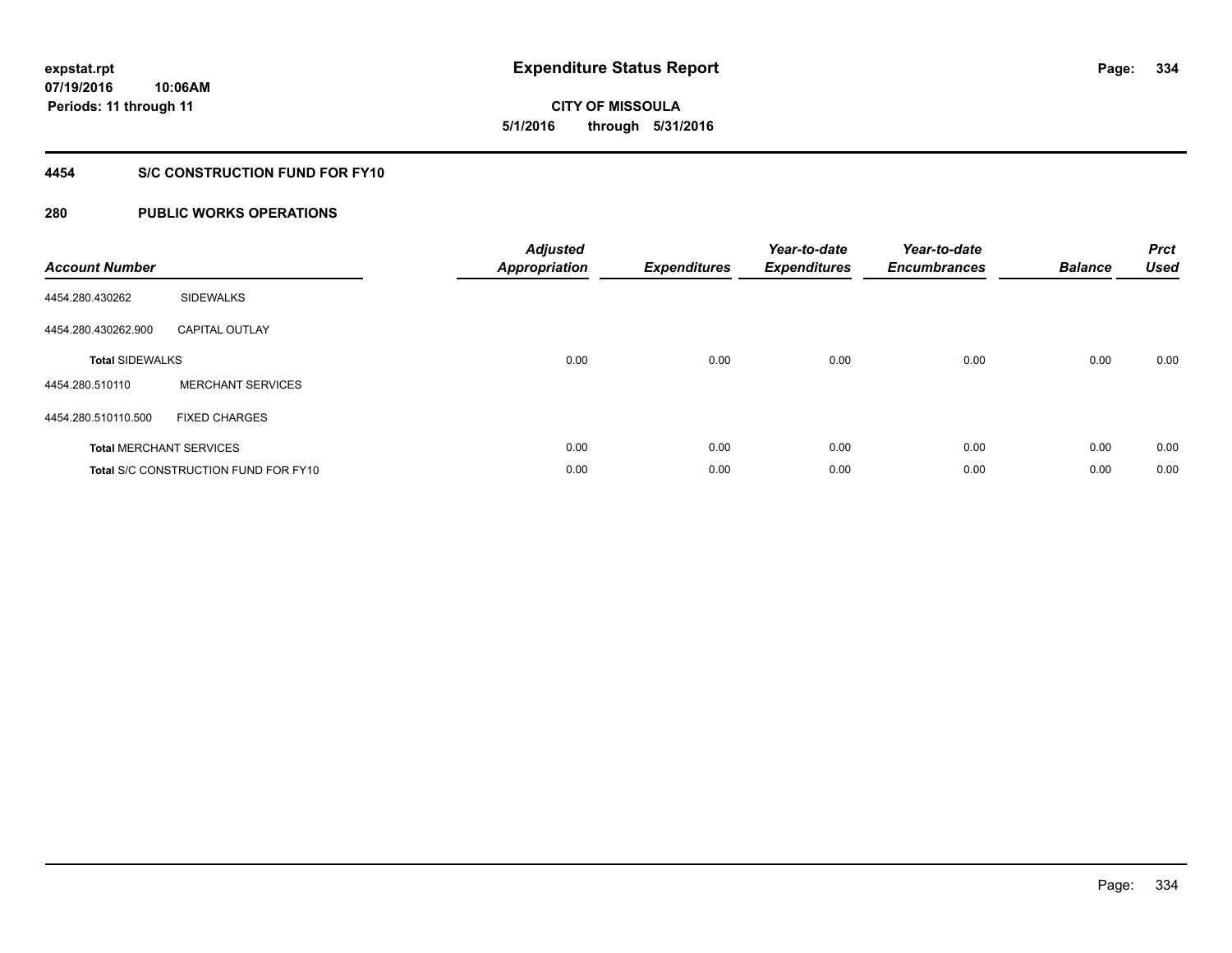**expstat.rpt**
**07/19/2016 10:06AM**
**Periods: 11 through 11**

# Expenditure Status Report

**CITY OF MISSOULA**
**5/1/2016 through 5/31/2016**

## 4454 S/C CONSTRUCTION FUND FOR FY10

## 280 PUBLIC WORKS OPERATIONS

| Account Number | | Adjusted Appropriation | Expenditures | Year-to-date Expenditures | Year-to-date Encumbrances | Balance | Prct Used |
|---|---|---|---|---|---|---|---|
| 4454.280.430262 | SIDEWALKS | | | | | | |
| 4454.280.430262.900 | CAPITAL OUTLAY | | | | | | |
| **Total** SIDEWALKS | | 0.00 | 0.00 | 0.00 | 0.00 | 0.00 | 0.00 |
| 4454.280.510110 | MERCHANT SERVICES | | | | | | |
| 4454.280.510110.500 | FIXED CHARGES | | | | | | |
| **Total** MERCHANT SERVICES | | 0.00 | 0.00 | 0.00 | 0.00 | 0.00 | 0.00 |
| **Total** S/C CONSTRUCTION FUND FOR FY10 | | 0.00 | 0.00 | 0.00 | 0.00 | 0.00 | 0.00 |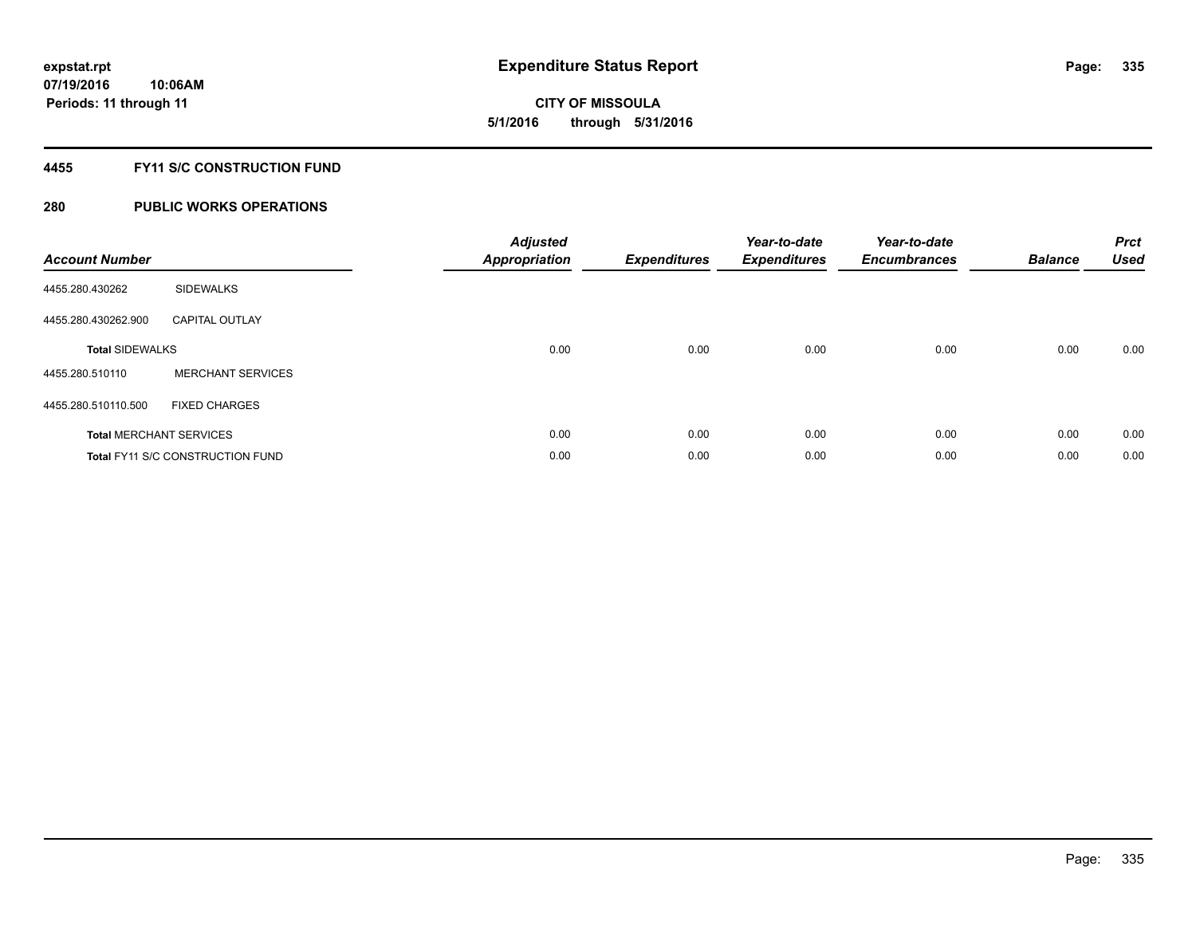# Expenditure Status Report

expstat.rpt
07/19/2016 10:06AM
Periods: 11 through 11

CITY OF MISSOULA
5/1/2016 through 5/31/2016

## 4455 FY11 S/C CONSTRUCTION FUND

## 280 PUBLIC WORKS OPERATIONS

| Account Number | | Adjusted Appropriation | Expenditures | Year-to-date Expenditures | Year-to-date Encumbrances | Balance | Prct Used |
|---|---|---|---|---|---|---|---|
| 4455.280.430262 | SIDEWALKS | | | | | | |
| 4455.280.430262.900 | CAPITAL OUTLAY | | | | | | |
| **Total** SIDEWALKS | | 0.00 | 0.00 | 0.00 | 0.00 | 0.00 | 0.00 |
| 4455.280.510110 | MERCHANT SERVICES | | | | | | |
| 4455.280.510110.500 | FIXED CHARGES | | | | | | |
| **Total** MERCHANT SERVICES | | 0.00 | 0.00 | 0.00 | 0.00 | 0.00 | 0.00 |
| **Total** FY11 S/C CONSTRUCTION FUND | | 0.00 | 0.00 | 0.00 | 0.00 | 0.00 | 0.00 |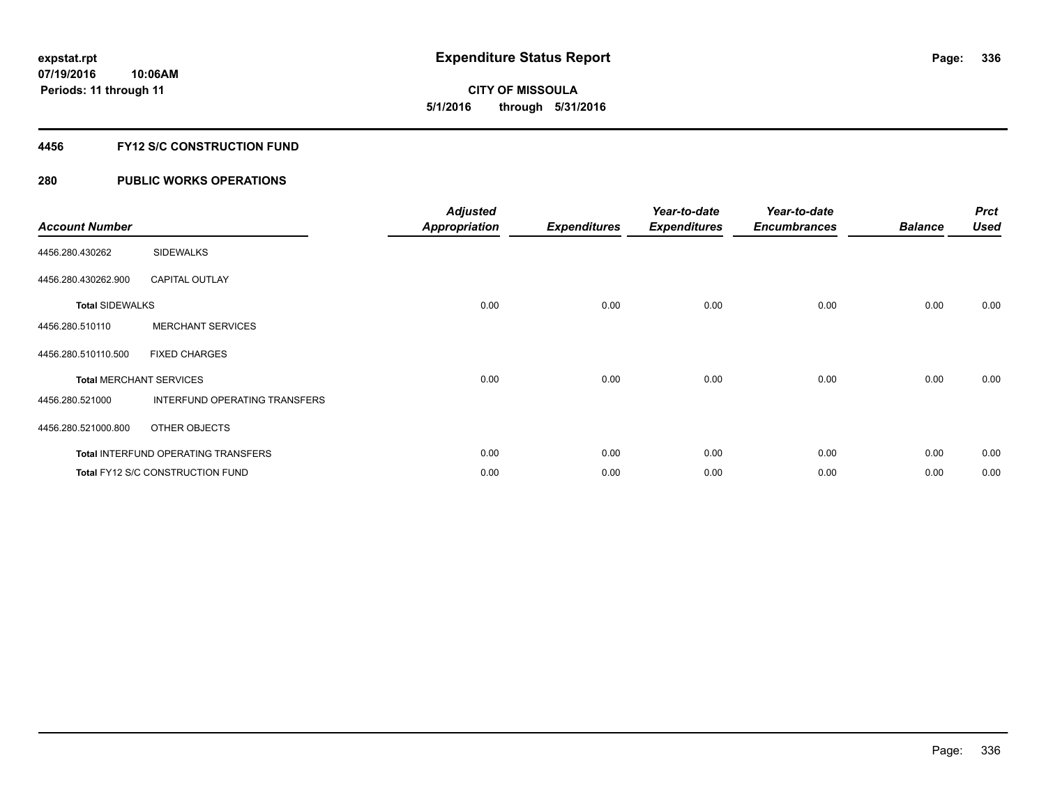**expstat.rpt**
**07/19/2016 10:06AM**
**Periods: 11 through 11**

# Expenditure Status Report

**CITY OF MISSOULA**
**5/1/2016 through 5/31/2016**

## 4456 FY12 S/C CONSTRUCTION FUND

## 280 PUBLIC WORKS OPERATIONS

| Account Number | | Adjusted Appropriation | Expenditures | Year-to-date Expenditures | Year-to-date Encumbrances | Balance | Prct Used |
|---|---|---|---|---|---|---|---|
| 4456.280.430262 | SIDEWALKS | | | | | | |
| 4456.280.430262.900 | CAPITAL OUTLAY | | | | | | |
| **Total** SIDEWALKS | | 0.00 | 0.00 | 0.00 | 0.00 | 0.00 | 0.00 |
| 4456.280.510110 | MERCHANT SERVICES | | | | | | |
| 4456.280.510110.500 | FIXED CHARGES | | | | | | |
| **Total** MERCHANT SERVICES | | 0.00 | 0.00 | 0.00 | 0.00 | 0.00 | 0.00 |
| 4456.280.521000 | INTERFUND OPERATING TRANSFERS | | | | | | |
| 4456.280.521000.800 | OTHER OBJECTS | | | | | | |
| **Total** INTERFUND OPERATING TRANSFERS | | 0.00 | 0.00 | 0.00 | 0.00 | 0.00 | 0.00 |
| **Total** FY12 S/C CONSTRUCTION FUND | | 0.00 | 0.00 | 0.00 | 0.00 | 0.00 | 0.00 |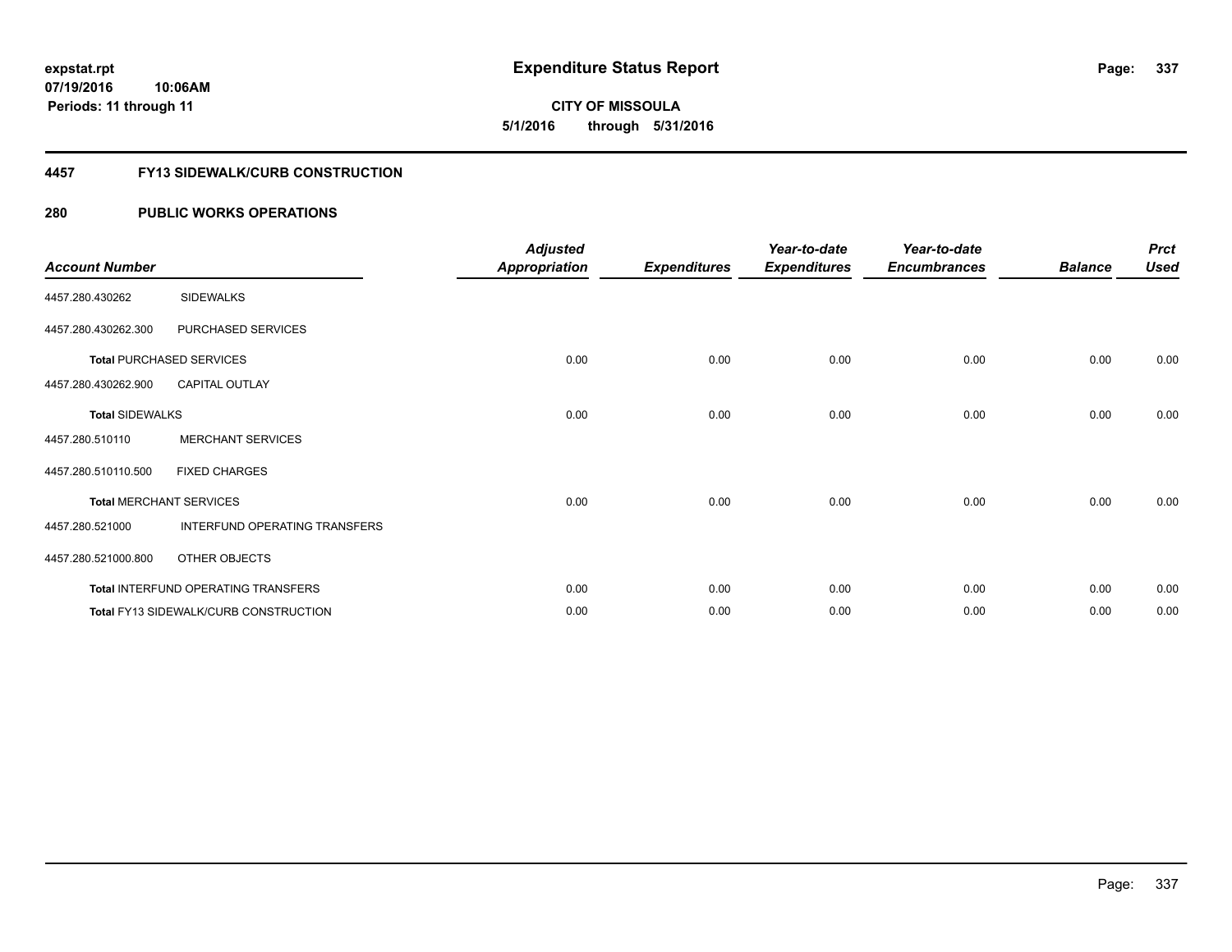expstat.rpt
07/19/2016 10:06AM
Periods: 11 through 11

# Expenditure Status Report

**CITY OF MISSOULA**
**5/1/2016 through 5/31/2016**

## 4457 FY13 SIDEWALK/CURB CONSTRUCTION

## 280 PUBLIC WORKS OPERATIONS

| Account Number | | Adjusted Appropriation | Expenditures | Year-to-date Expenditures | Year-to-date Encumbrances | Balance | Prct Used |
|---|---|---|---|---|---|---|---|
| 4457.280.430262 | SIDEWALKS | | | | | | |
| 4457.280.430262.300 | PURCHASED SERVICES | | | | | | |
| **Total** PURCHASED SERVICES | | 0.00 | 0.00 | 0.00 | 0.00 | 0.00 | 0.00 |
| 4457.280.430262.900 | CAPITAL OUTLAY | | | | | | |
| **Total** SIDEWALKS | | 0.00 | 0.00 | 0.00 | 0.00 | 0.00 | 0.00 |
| 4457.280.510110 | MERCHANT SERVICES | | | | | | |
| 4457.280.510110.500 | FIXED CHARGES | | | | | | |
| **Total** MERCHANT SERVICES | | 0.00 | 0.00 | 0.00 | 0.00 | 0.00 | 0.00 |
| 4457.280.521000 | INTERFUND OPERATING TRANSFERS | | | | | | |
| 4457.280.521000.800 | OTHER OBJECTS | | | | | | |
| **Total** INTERFUND OPERATING TRANSFERS | | 0.00 | 0.00 | 0.00 | 0.00 | 0.00 | 0.00 |
| **Total** FY13 SIDEWALK/CURB CONSTRUCTION | | 0.00 | 0.00 | 0.00 | 0.00 | 0.00 | 0.00 |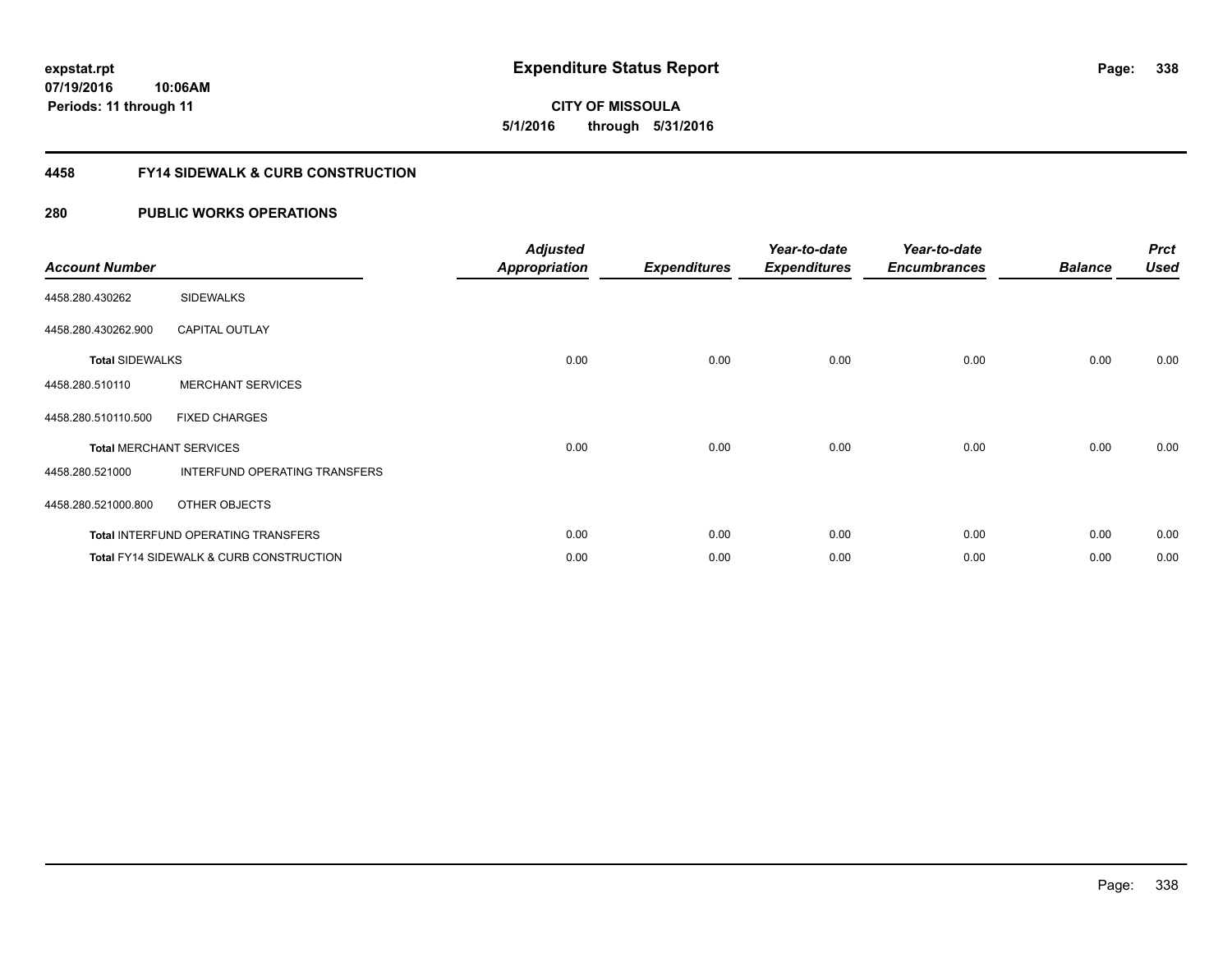# Expenditure Status Report

**CITY OF MISSOULA**
**5/1/2016 through 5/31/2016**

expstat.rpt
07/19/2016 10:06AM
Periods: 11 through 11

## 4458 FY14 SIDEWALK & CURB CONSTRUCTION

## 280 PUBLIC WORKS OPERATIONS

| Account Number | | Adjusted Appropriation | Expenditures | Year-to-date Expenditures | Year-to-date Encumbrances | Balance | Prct Used |
|---|---|---|---|---|---|---|---|
| 4458.280.430262 | SIDEWALKS | | | | | | |
| 4458.280.430262.900 | CAPITAL OUTLAY | | | | | | |
| **Total** SIDEWALKS | | 0.00 | 0.00 | 0.00 | 0.00 | 0.00 | 0.00 |
| 4458.280.510110 | MERCHANT SERVICES | | | | | | |
| 4458.280.510110.500 | FIXED CHARGES | | | | | | |
| **Total** MERCHANT SERVICES | | 0.00 | 0.00 | 0.00 | 0.00 | 0.00 | 0.00 |
| 4458.280.521000 | INTERFUND OPERATING TRANSFERS | | | | | | |
| 4458.280.521000.800 | OTHER OBJECTS | | | | | | |
| **Total** INTERFUND OPERATING TRANSFERS | | 0.00 | 0.00 | 0.00 | 0.00 | 0.00 | 0.00 |
| **Total** FY14 SIDEWALK & CURB CONSTRUCTION | | 0.00 | 0.00 | 0.00 | 0.00 | 0.00 | 0.00 |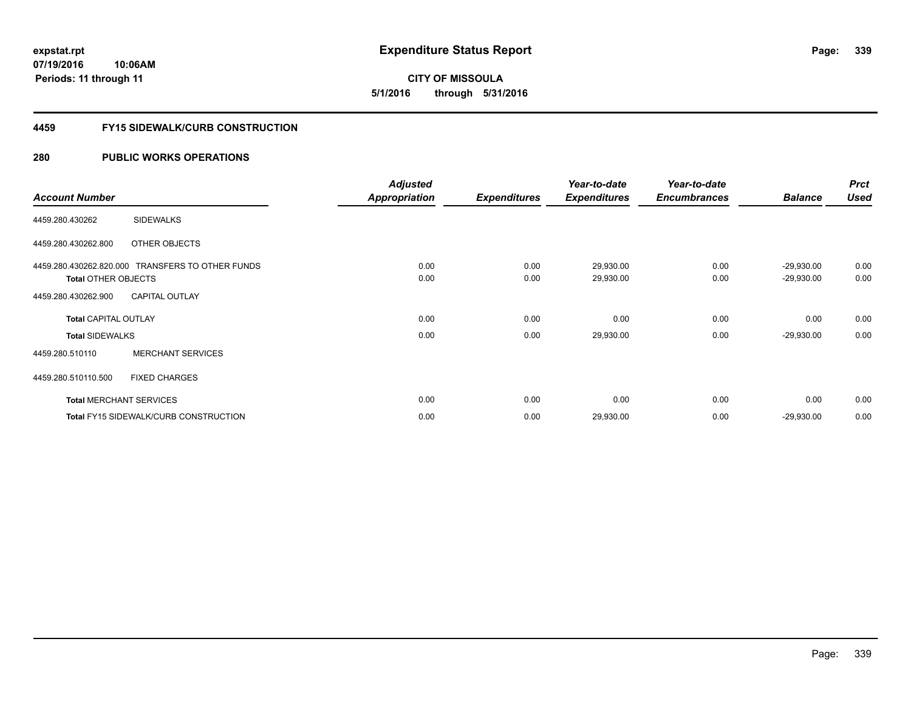**expstat.rpt**
**07/19/2016 10:06AM**
**Periods: 11 through 11**

# Expenditure Status Report

**CITY OF MISSOULA**
**5/1/2016 through 5/31/2016**

## 4459 FY15 SIDEWALK/CURB CONSTRUCTION

## 280 PUBLIC WORKS OPERATIONS

| Account Number | | Adjusted Appropriation | Expenditures | Year-to-date Expenditures | Year-to-date Encumbrances | Balance | Prct Used |
|---|---|---|---|---|---|---|---|
| 4459.280.430262 | SIDEWALKS | | | | | | |
| 4459.280.430262.800 | OTHER OBJECTS | | | | | | |
| 4459.280.430262.820.000 | TRANSFERS TO OTHER FUNDS | 0.00 | 0.00 | 29,930.00 | 0.00 | -29,930.00 | 0.00 |
| **Total** OTHER OBJECTS | | 0.00 | 0.00 | 29,930.00 | 0.00 | -29,930.00 | 0.00 |
| 4459.280.430262.900 | CAPITAL OUTLAY | | | | | | |
| **Total** CAPITAL OUTLAY | | 0.00 | 0.00 | 0.00 | 0.00 | 0.00 | 0.00 |
| **Total** SIDEWALKS | | 0.00 | 0.00 | 29,930.00 | 0.00 | -29,930.00 | 0.00 |
| 4459.280.510110 | MERCHANT SERVICES | | | | | | |
| 4459.280.510110.500 | FIXED CHARGES | | | | | | |
| **Total** MERCHANT SERVICES | | 0.00 | 0.00 | 0.00 | 0.00 | 0.00 | 0.00 |
| **Total** FY15 SIDEWALK/CURB CONSTRUCTION | | 0.00 | 0.00 | 29,930.00 | 0.00 | -29,930.00 | 0.00 |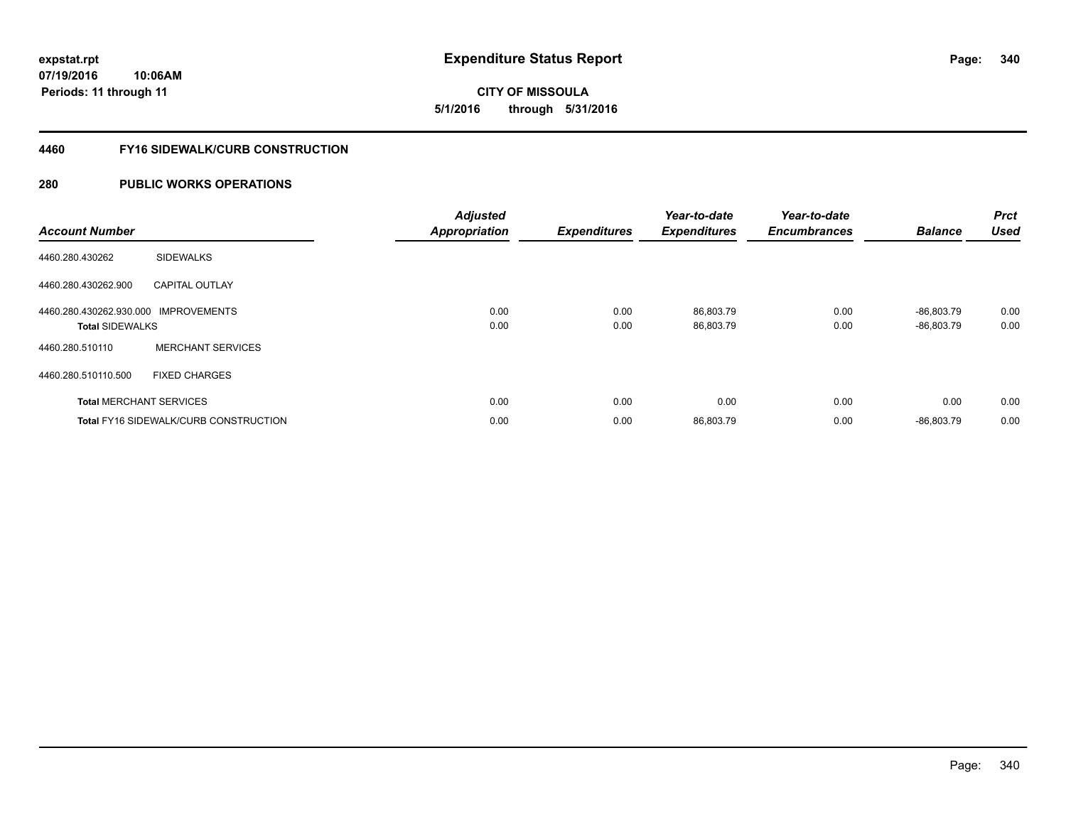**expstat.rpt**
**07/19/2016 10:06AM**
**Periods: 11 through 11**

# Expenditure Status Report

**CITY OF MISSOULA**
**5/1/2016 through 5/31/2016**

## 4460 FY16 SIDEWALK/CURB CONSTRUCTION

## 280 PUBLIC WORKS OPERATIONS

| Account Number | | Adjusted Appropriation | Expenditures | Year-to-date Expenditures | Year-to-date Encumbrances | Balance | Prct Used |
|---|---|---|---|---|---|---|---|
| 4460.280.430262 | SIDEWALKS | | | | | | |
| 4460.280.430262.900 | CAPITAL OUTLAY | | | | | | |
| 4460.280.430262.930.000 | IMPROVEMENTS | 0.00 | 0.00 | 86,803.79 | 0.00 | -86,803.79 | 0.00 |
| **Total** SIDEWALKS | | 0.00 | 0.00 | 86,803.79 | 0.00 | -86,803.79 | 0.00 |
| 4460.280.510110 | MERCHANT SERVICES | | | | | | |
| 4460.280.510110.500 | FIXED CHARGES | | | | | | |
| **Total** MERCHANT SERVICES | | 0.00 | 0.00 | 0.00 | 0.00 | 0.00 | 0.00 |
| **Total** FY16 SIDEWALK/CURB CONSTRUCTION | | 0.00 | 0.00 | 86,803.79 | 0.00 | -86,803.79 | 0.00 |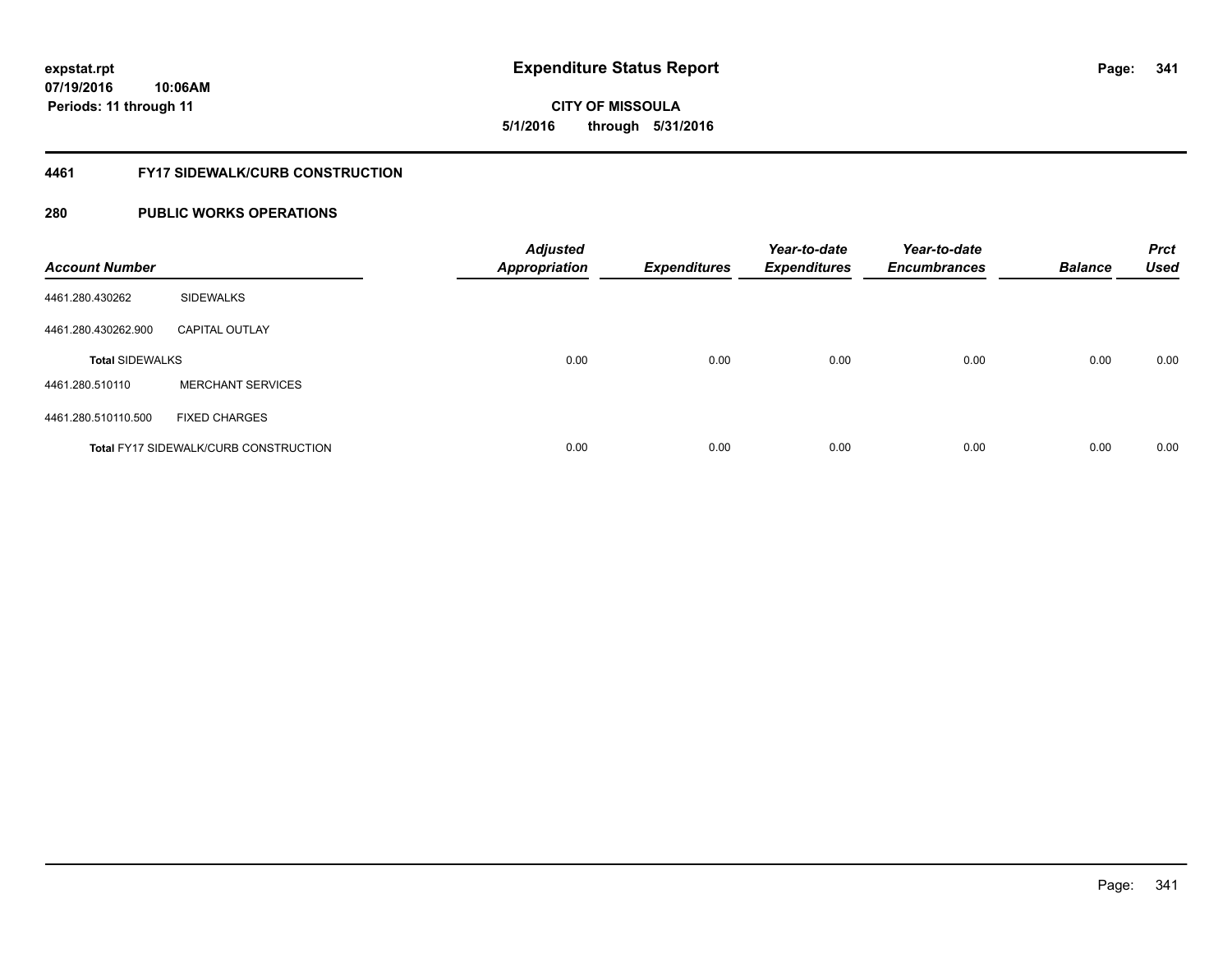**expstat.rpt**
**07/19/2016 10:06AM**
**Periods: 11 through 11**

# Expenditure Status Report

**CITY OF MISSOULA**
**5/1/2016 through 5/31/2016**

## 4461 FY17 SIDEWALK/CURB CONSTRUCTION

## 280 PUBLIC WORKS OPERATIONS

| Account Number | | Adjusted Appropriation | Expenditures | Year-to-date Expenditures | Year-to-date Encumbrances | Balance | Prct Used |
|---|---|---|---|---|---|---|---|
| 4461.280.430262 | SIDEWALKS | | | | | | |
| 4461.280.430262.900 | CAPITAL OUTLAY | | | | | | |
| **Total SIDEWALKS** | | 0.00 | 0.00 | 0.00 | 0.00 | 0.00 | 0.00 |
| 4461.280.510110 | MERCHANT SERVICES | | | | | | |
| 4461.280.510110.500 | FIXED CHARGES | | | | | | |
| **Total FY17 SIDEWALK/CURB CONSTRUCTION** | | 0.00 | 0.00 | 0.00 | 0.00 | 0.00 | 0.00 |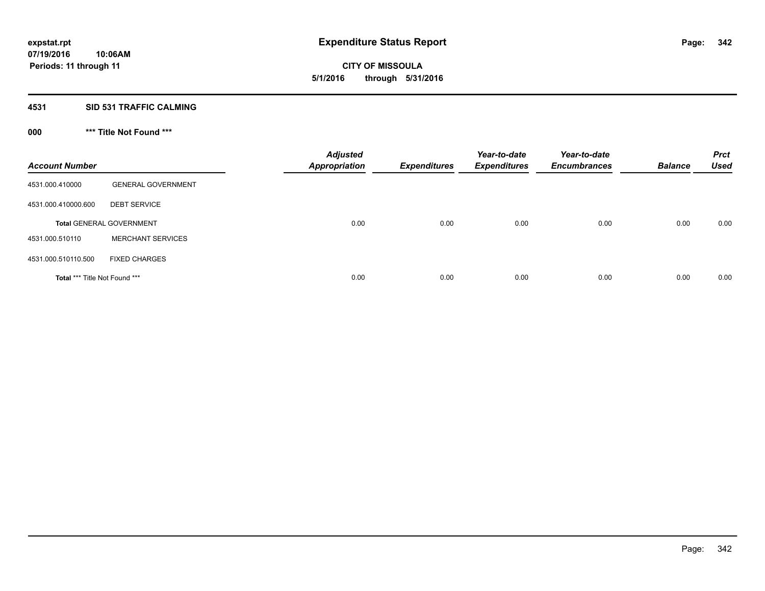# Expenditure Status Report

expstat.rpt
07/19/2016 10:06AM
Periods: 11 through 11

**CITY OF MISSOULA**
**5/1/2016 through 5/31/2016**

## 4531 SID 531 TRAFFIC CALMING

### 000 *** Title Not Found ***

| Account Number | | Adjusted Appropriation | Expenditures | Year-to-date Expenditures | Year-to-date Encumbrances | Balance | Prct Used |
|---|---|---|---|---|---|---|---|
| 4531.000.410000 | GENERAL GOVERNMENT | | | | | | |
| 4531.000.410000.600 | DEBT SERVICE | | | | | | |
| **Total** GENERAL GOVERNMENT | | 0.00 | 0.00 | 0.00 | 0.00 | 0.00 | 0.00 |
| 4531.000.510110 | MERCHANT SERVICES | | | | | | |
| 4531.000.510110.500 | FIXED CHARGES | | | | | | |
| **Total** *** Title Not Found *** | | 0.00 | 0.00 | 0.00 | 0.00 | 0.00 | 0.00 |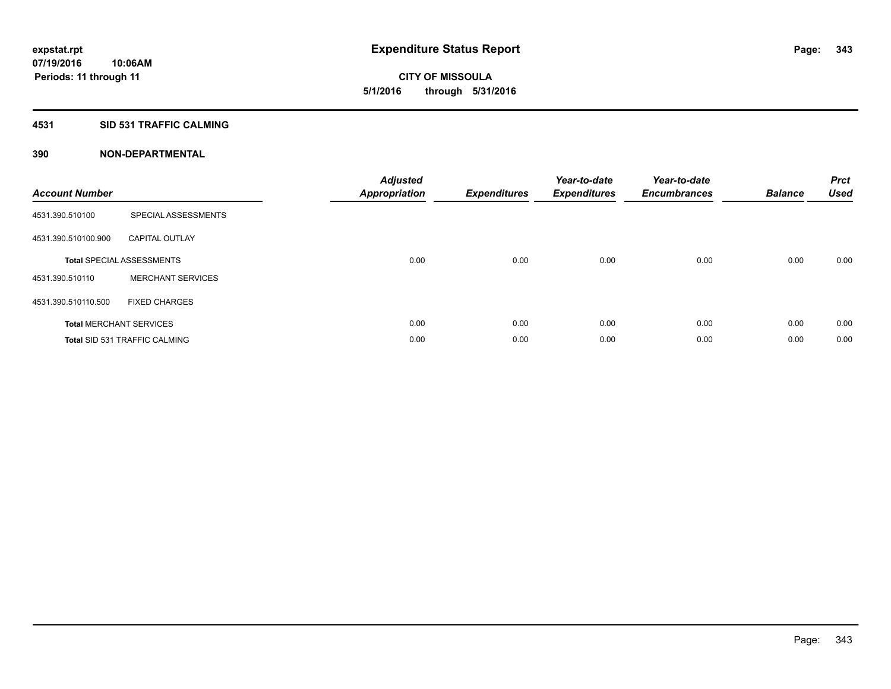**expstat.rpt**
**07/19/2016 10:06AM**
**Periods: 11 through 11**

# Expenditure Status Report

**CITY OF MISSOULA**
**5/1/2016 through 5/31/2016**

## 4531 SID 531 TRAFFIC CALMING

## 390 NON-DEPARTMENTAL

| Account Number | | Adjusted Appropriation | Expenditures | Year-to-date Expenditures | Year-to-date Encumbrances | Balance | Prct Used |
|---|---|---|---|---|---|---|---|
| 4531.390.510100 | SPECIAL ASSESSMENTS | | | | | | |
| 4531.390.510100.900 | CAPITAL OUTLAY | | | | | | |
| **Total** SPECIAL ASSESSMENTS | | 0.00 | 0.00 | 0.00 | 0.00 | 0.00 | 0.00 |
| 4531.390.510110 | MERCHANT SERVICES | | | | | | |
| 4531.390.510110.500 | FIXED CHARGES | | | | | | |
| **Total** MERCHANT SERVICES | | 0.00 | 0.00 | 0.00 | 0.00 | 0.00 | 0.00 |
| **Total** SID 531 TRAFFIC CALMING | | 0.00 | 0.00 | 0.00 | 0.00 | 0.00 | 0.00 |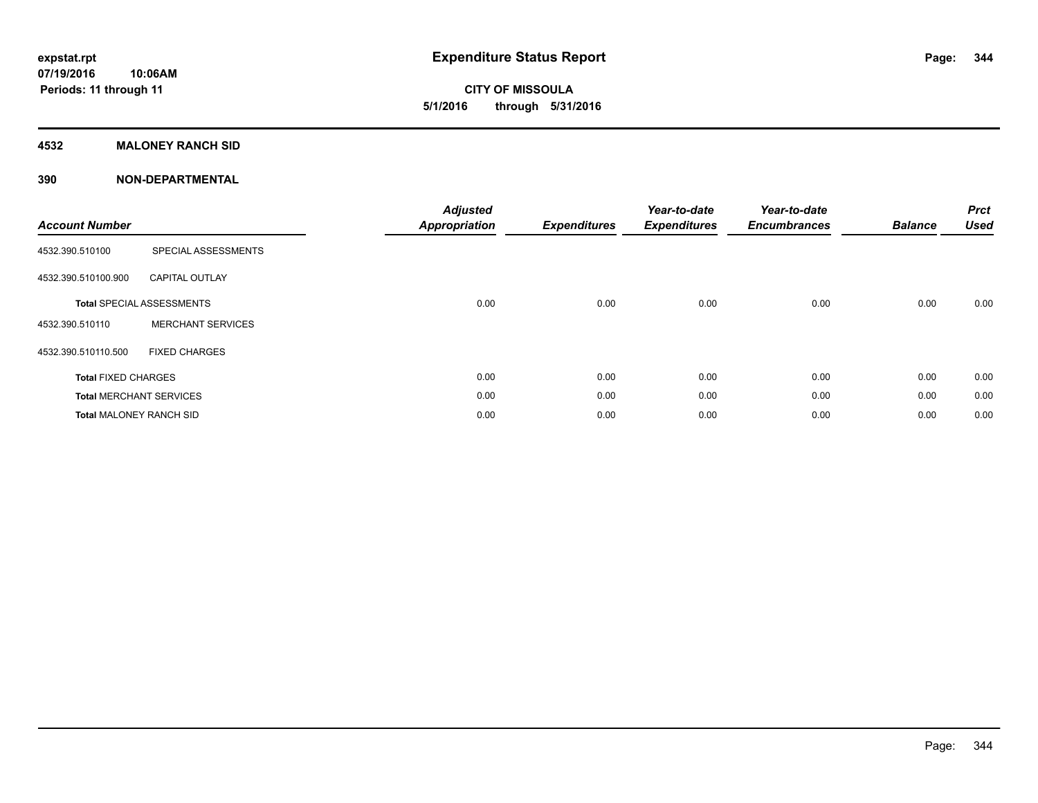expstat.rpt
07/19/2016 10:06AM
Periods: 11 through 11

# Expenditure Status Report

**CITY OF MISSOULA**
**5/1/2016 through 5/31/2016**

## 4532 MALONEY RANCH SID

## 390 NON-DEPARTMENTAL

| Account Number | | Adjusted Appropriation | Expenditures | Year-to-date Expenditures | Year-to-date Encumbrances | Balance | Prct Used |
|---|---|---|---|---|---|---|---|
| 4532.390.510100 | SPECIAL ASSESSMENTS | | | | | | |
| 4532.390.510100.900 | CAPITAL OUTLAY | | | | | | |
| **Total** SPECIAL ASSESSMENTS | | 0.00 | 0.00 | 0.00 | 0.00 | 0.00 | 0.00 |
| 4532.390.510110 | MERCHANT SERVICES | | | | | | |
| 4532.390.510110.500 | FIXED CHARGES | | | | | | |
| **Total** FIXED CHARGES | | 0.00 | 0.00 | 0.00 | 0.00 | 0.00 | 0.00 |
| **Total** MERCHANT SERVICES | | 0.00 | 0.00 | 0.00 | 0.00 | 0.00 | 0.00 |
| **Total** MALONEY RANCH SID | | 0.00 | 0.00 | 0.00 | 0.00 | 0.00 | 0.00 |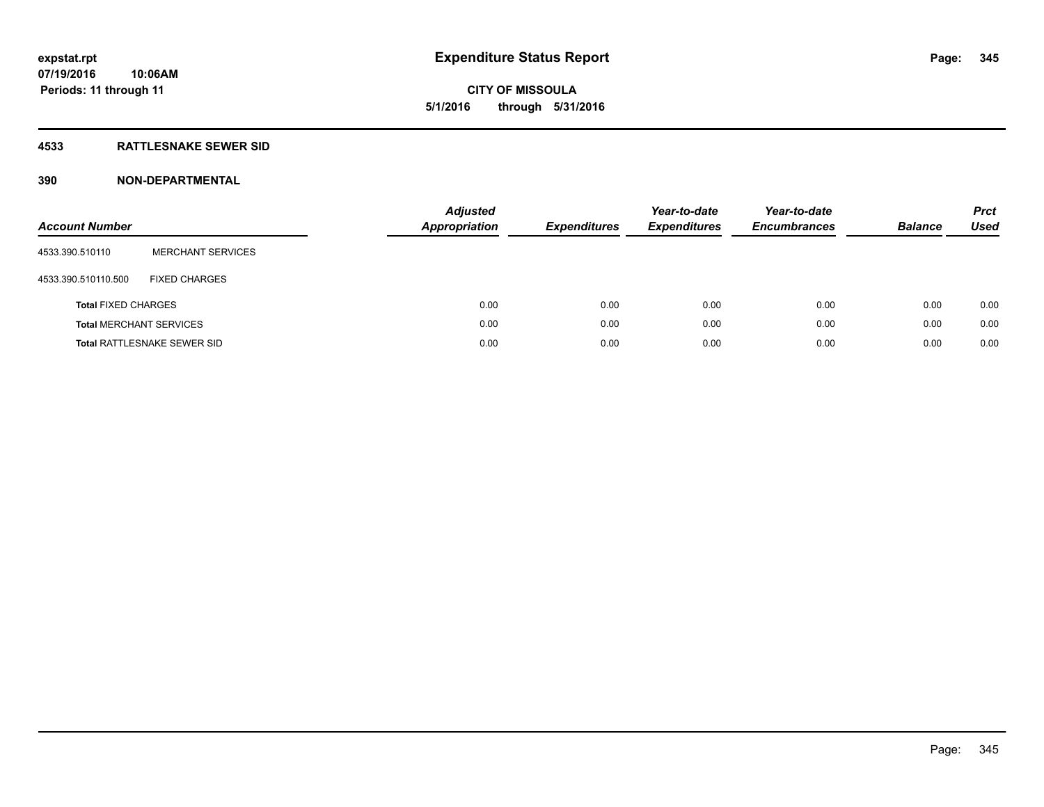**expstat.rpt**
**07/19/2016 10:06AM**
**Periods: 11 through 11**

# Expenditure Status Report

**CITY OF MISSOULA**
**5/1/2016 through 5/31/2016**

## 4533 RATTLESNAKE SEWER SID

### 390 NON-DEPARTMENTAL

| Account Number | | Adjusted Appropriation | Expenditures | Year-to-date Expenditures | Year-to-date Encumbrances | Balance | Prct Used |
|---|---|---|---|---|---|---|---|
| 4533.390.510110 | MERCHANT SERVICES | | | | | | |
| 4533.390.510110.500 | FIXED CHARGES | | | | | | |
| **Total** FIXED CHARGES | | 0.00 | 0.00 | 0.00 | 0.00 | 0.00 | 0.00 |
| **Total** MERCHANT SERVICES | | 0.00 | 0.00 | 0.00 | 0.00 | 0.00 | 0.00 |
| **Total** RATTLESNAKE SEWER SID | | 0.00 | 0.00 | 0.00 | 0.00 | 0.00 | 0.00 |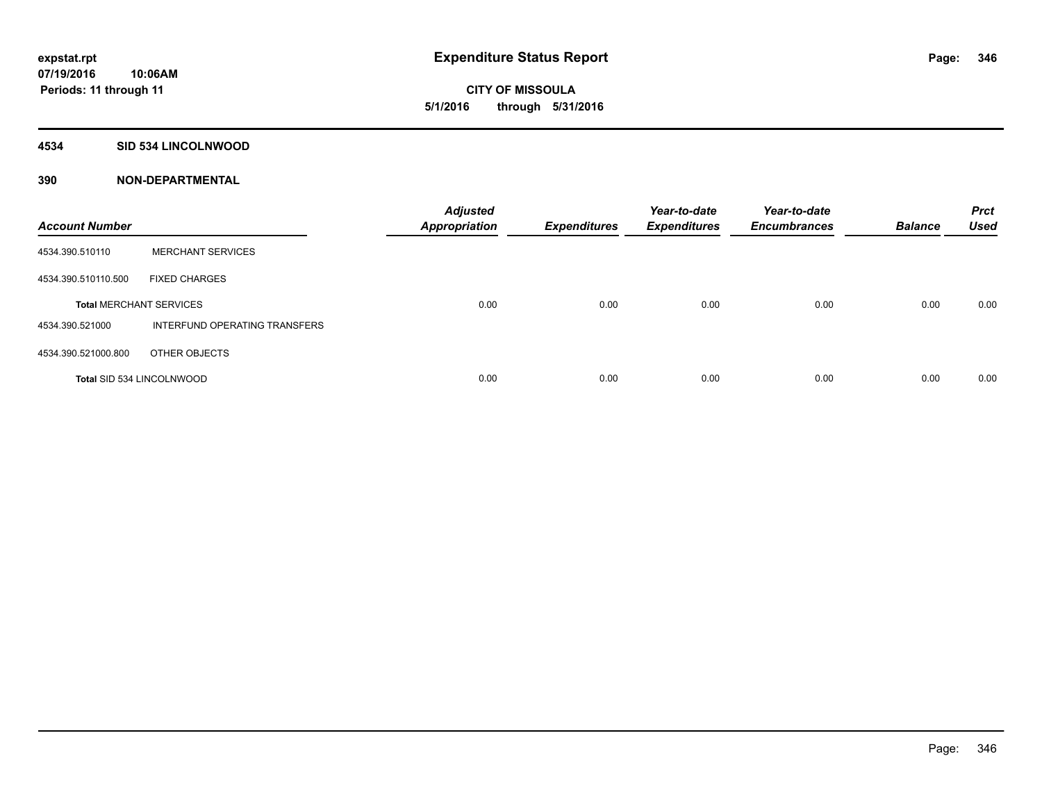expstat.rpt
07/19/2016 10:06AM
Periods: 11 through 11

# Expenditure Status Report

CITY OF MISSOULA
5/1/2016 through 5/31/2016

## 4534 SID 534 LINCOLNWOOD

## 390 NON-DEPARTMENTAL

| Account Number | | Adjusted Appropriation | Expenditures | Year-to-date Expenditures | Year-to-date Encumbrances | Balance | Prct Used |
|---|---|---|---|---|---|---|---|
| 4534.390.510110 | MERCHANT SERVICES | | | | | | |
| 4534.390.510110.500 | FIXED CHARGES | | | | | | |
| **Total** MERCHANT SERVICES | | 0.00 | 0.00 | 0.00 | 0.00 | 0.00 | 0.00 |
| 4534.390.521000 | INTERFUND OPERATING TRANSFERS | | | | | | |
| 4534.390.521000.800 | OTHER OBJECTS | | | | | | |
| **Total** SID 534 LINCOLNWOOD | | 0.00 | 0.00 | 0.00 | 0.00 | 0.00 | 0.00 |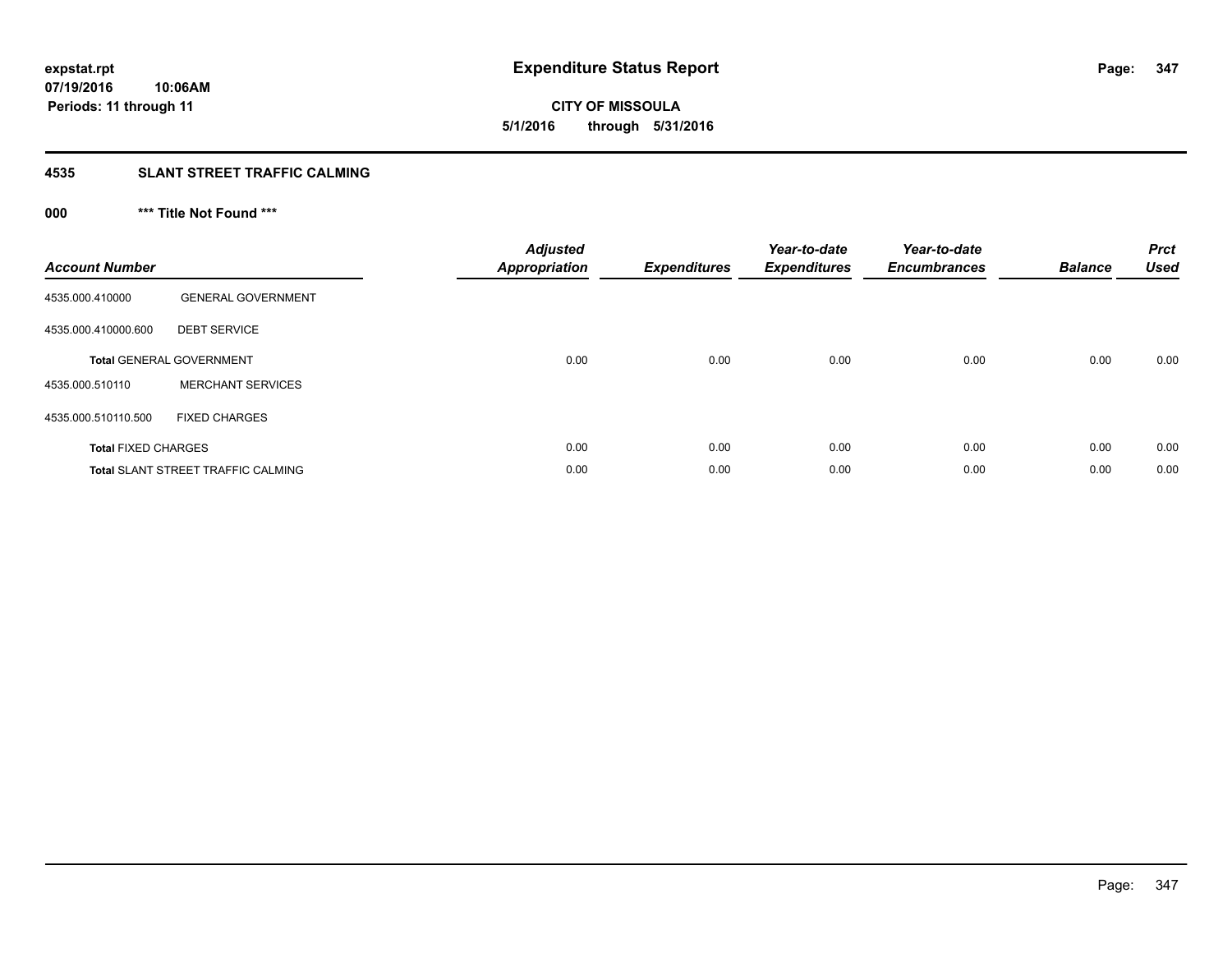**expstat.rpt**
**07/19/2016 10:06AM**
**Periods: 11 through 11**

# Expenditure Status Report

**CITY OF MISSOULA**
**5/1/2016 through 5/31/2016**

## 4535 SLANT STREET TRAFFIC CALMING

### 000 *** Title Not Found ***

| Account Number | | Adjusted Appropriation | Expenditures | Year-to-date Expenditures | Year-to-date Encumbrances | Balance | Prct Used |
|---|---|---|---|---|---|---|---|
| 4535.000.410000 | GENERAL GOVERNMENT | | | | | | |
| 4535.000.410000.600 | DEBT SERVICE | | | | | | |
| **Total** GENERAL GOVERNMENT | | 0.00 | 0.00 | 0.00 | 0.00 | 0.00 | 0.00 |
| 4535.000.510110 | MERCHANT SERVICES | | | | | | |
| 4535.000.510110.500 | FIXED CHARGES | | | | | | |
| **Total** FIXED CHARGES | | 0.00 | 0.00 | 0.00 | 0.00 | 0.00 | 0.00 |
| **Total** SLANT STREET TRAFFIC CALMING | | 0.00 | 0.00 | 0.00 | 0.00 | 0.00 | 0.00 |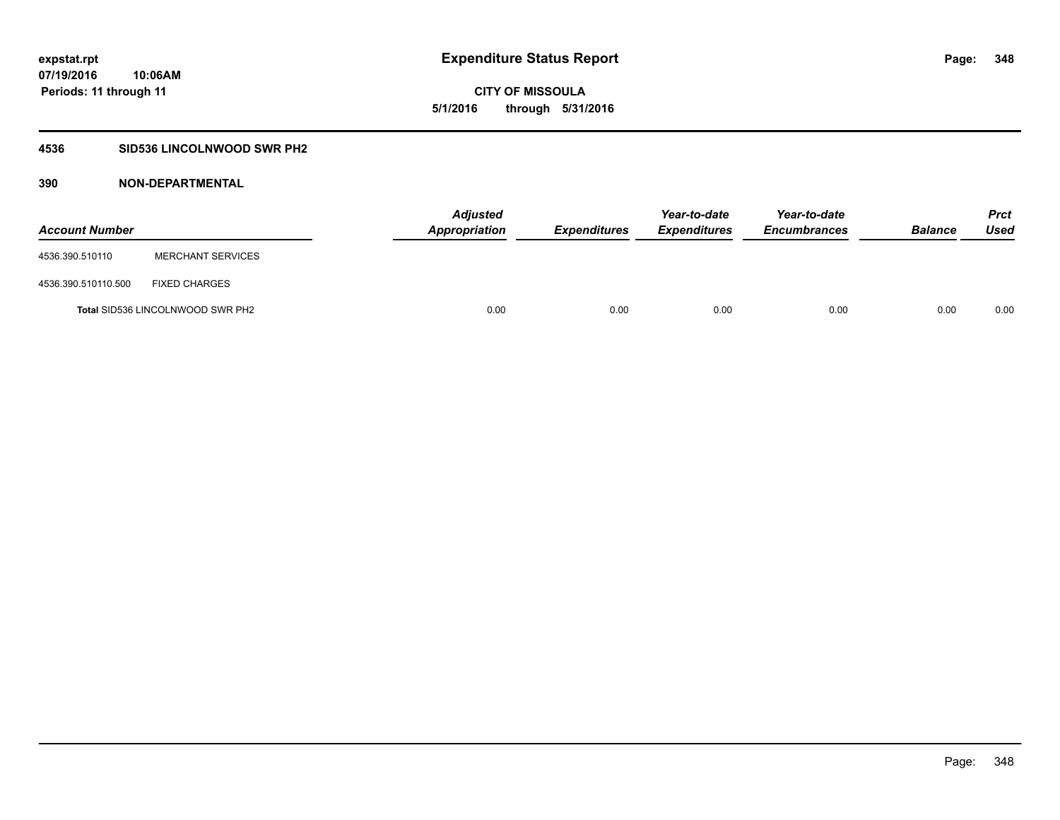# Expenditure Status Report

expstat.rpt
07/19/2016 10:06AM
Periods: 11 through 11

**CITY OF MISSOULA**
**5/1/2016 through 5/31/2016**

## 4536 SID536 LINCOLNWOOD SWR PH2

### 390 NON-DEPARTMENTAL

| Account Number | | Adjusted Appropriation | Expenditures | Year-to-date Expenditures | Year-to-date Encumbrances | Balance | Prct Used |
|---|---|---|---|---|---|---|---|
| 4536.390.510110 | MERCHANT SERVICES | | | | | | |
| 4536.390.510110.500 | FIXED CHARGES | | | | | | |
| **Total** SID536 LINCOLNWOOD SWR PH2 | | 0.00 | 0.00 | 0.00 | 0.00 | 0.00 | 0.00 |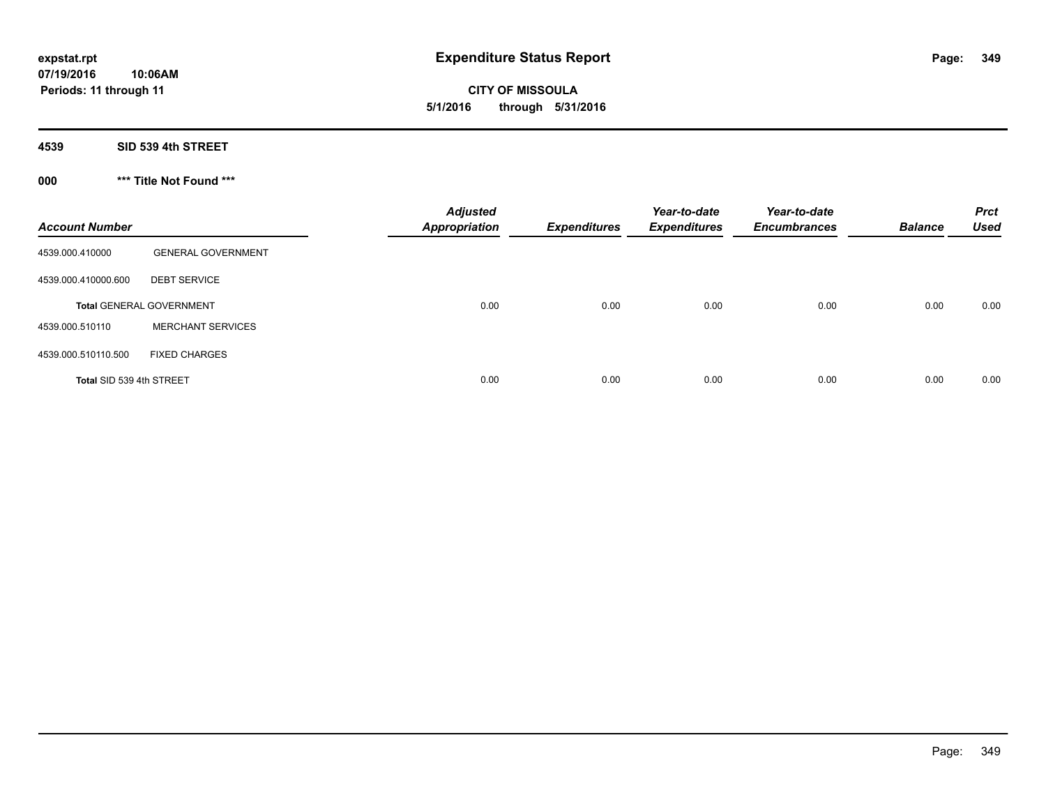# Expenditure Status Report

expstat.rpt
07/19/2016 10:06AM
Periods: 11 through 11

**CITY OF MISSOULA**
**5/1/2016 through 5/31/2016**

## 4539 SID 539 4th STREET

### 000 *** Title Not Found ***

| Account Number | | Adjusted Appropriation | Expenditures | Year-to-date Expenditures | Year-to-date Encumbrances | Balance | Prct Used |
|---|---|---|---|---|---|---|---|
| 4539.000.410000 | GENERAL GOVERNMENT | | | | | | |
| 4539.000.410000.600 | DEBT SERVICE | | | | | | |
| **Total** GENERAL GOVERNMENT | | 0.00 | 0.00 | 0.00 | 0.00 | 0.00 | 0.00 |
| 4539.000.510110 | MERCHANT SERVICES | | | | | | |
| 4539.000.510110.500 | FIXED CHARGES | | | | | | |
| **Total SID 539 4th STREET** | | 0.00 | 0.00 | 0.00 | 0.00 | 0.00 | 0.00 |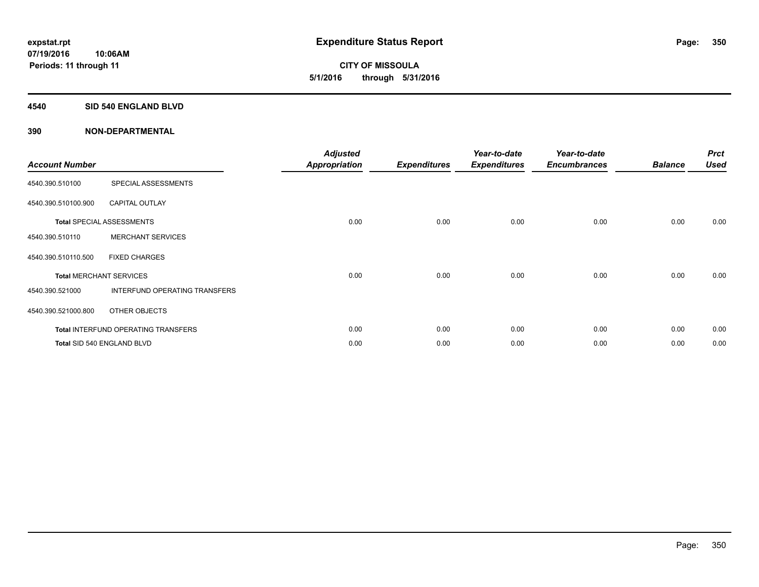# Expenditure Status Report

**CITY OF MISSOULA**

**5/1/2016 through 5/31/2016**

expstat.rpt
07/19/2016 10:06AM
Periods: 11 through 11

## 4540 SID 540 ENGLAND BLVD

### 390 NON-DEPARTMENTAL

| Account Number | | Adjusted Appropriation | Expenditures | Year-to-date Expenditures | Year-to-date Encumbrances | Balance | Prct Used |
|---|---|---|---|---|---|---|---|
| 4540.390.510100 | SPECIAL ASSESSMENTS | | | | | | |
| 4540.390.510100.900 | CAPITAL OUTLAY | | | | | | |
| **Total** SPECIAL ASSESSMENTS | | 0.00 | 0.00 | 0.00 | 0.00 | 0.00 | 0.00 |
| 4540.390.510110 | MERCHANT SERVICES | | | | | | |
| 4540.390.510110.500 | FIXED CHARGES | | | | | | |
| **Total** MERCHANT SERVICES | | 0.00 | 0.00 | 0.00 | 0.00 | 0.00 | 0.00 |
| 4540.390.521000 | INTERFUND OPERATING TRANSFERS | | | | | | |
| 4540.390.521000.800 | OTHER OBJECTS | | | | | | |
| **Total** INTERFUND OPERATING TRANSFERS | | 0.00 | 0.00 | 0.00 | 0.00 | 0.00 | 0.00 |
| **Total** SID 540 ENGLAND BLVD | | 0.00 | 0.00 | 0.00 | 0.00 | 0.00 | 0.00 |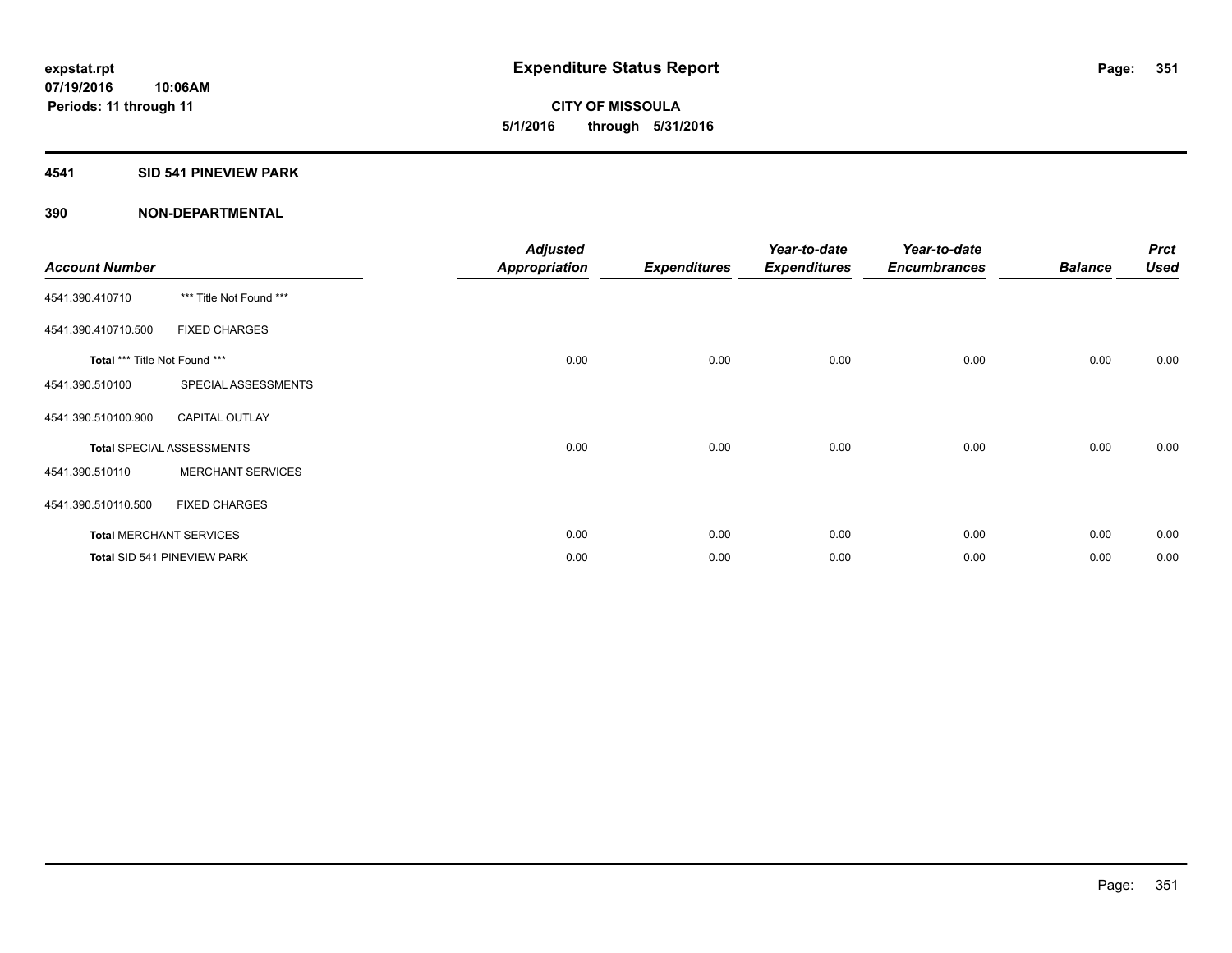**Expenditure Status Report**

expstat.rpt
07/19/2016 10:06AM
Periods: 11 through 11

**CITY OF MISSOULA**
**5/1/2016 through 5/31/2016**

## 4541 SID 541 PINEVIEW PARK

## 390 NON-DEPARTMENTAL

| Account Number | | Adjusted Appropriation | Expenditures | Year-to-date Expenditures | Year-to-date Encumbrances | Balance | Prct Used |
|---|---|---|---|---|---|---|---|
| 4541.390.410710 | *** Title Not Found *** | | | | | | |
| 4541.390.410710.500 | FIXED CHARGES | | | | | | |
| Total *** Title Not Found *** | | 0.00 | 0.00 | 0.00 | 0.00 | 0.00 | 0.00 |
| 4541.390.510100 | SPECIAL ASSESSMENTS | | | | | | |
| 4541.390.510100.900 | CAPITAL OUTLAY | | | | | | |
| Total SPECIAL ASSESSMENTS | | 0.00 | 0.00 | 0.00 | 0.00 | 0.00 | 0.00 |
| 4541.390.510110 | MERCHANT SERVICES | | | | | | |
| 4541.390.510110.500 | FIXED CHARGES | | | | | | |
| Total MERCHANT SERVICES | | 0.00 | 0.00 | 0.00 | 0.00 | 0.00 | 0.00 |
| Total SID 541 PINEVIEW PARK | | 0.00 | 0.00 | 0.00 | 0.00 | 0.00 | 0.00 |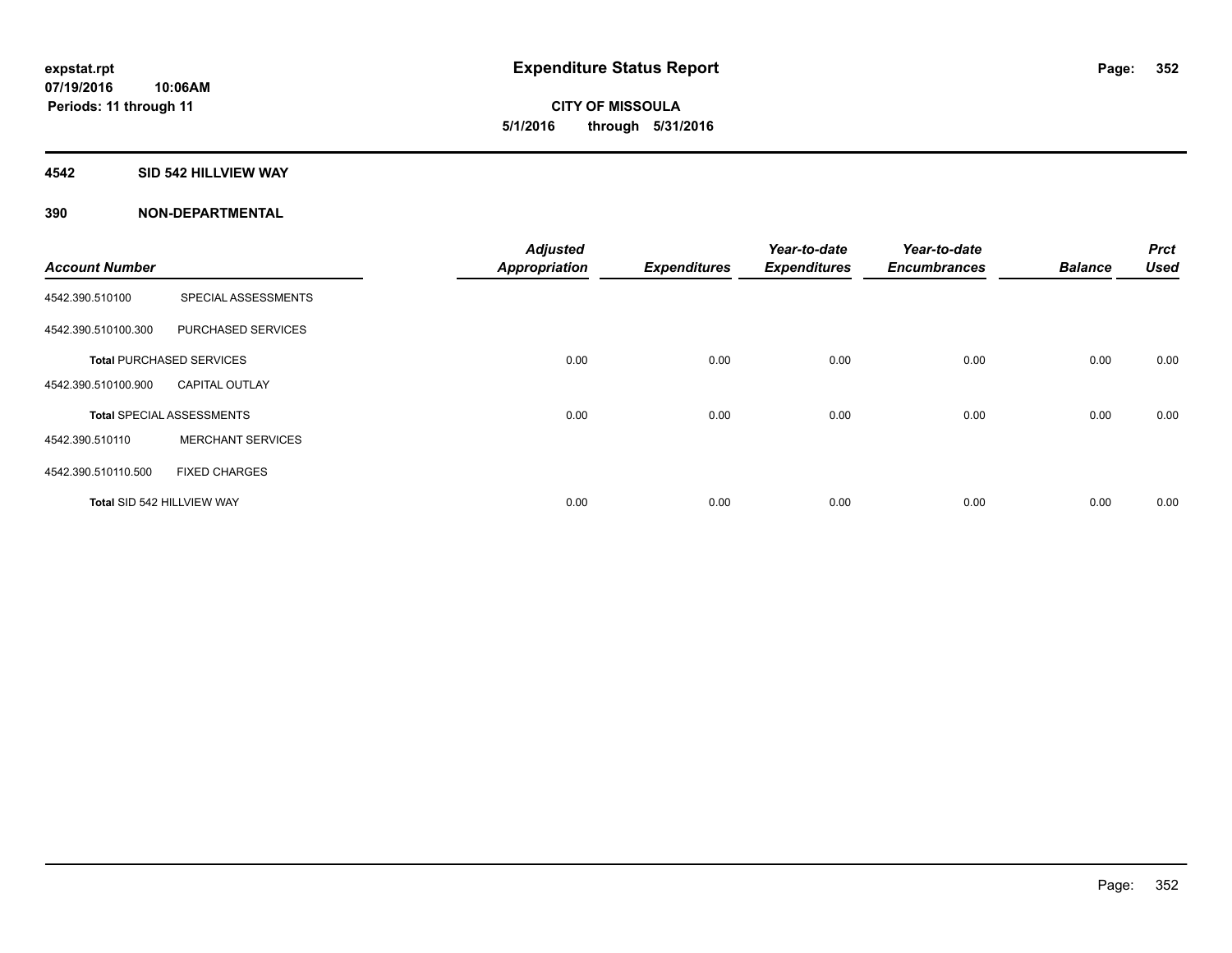**expstat.rpt**
**07/19/2016 10:06AM**
**Periods: 11 through 11**

# Expenditure Status Report

**CITY OF MISSOULA**
**5/1/2016 through 5/31/2016**

## 4542 SID 542 HILLVIEW WAY

### 390 NON-DEPARTMENTAL

| Account Number | | Adjusted Appropriation | Expenditures | Year-to-date Expenditures | Year-to-date Encumbrances | Balance | Prct Used |
|---|---|---|---|---|---|---|---|
| 4542.390.510100 | SPECIAL ASSESSMENTS | | | | | | |
| 4542.390.510100.300 | PURCHASED SERVICES | | | | | | |
| **Total** PURCHASED SERVICES | | 0.00 | 0.00 | 0.00 | 0.00 | 0.00 | 0.00 |
| 4542.390.510100.900 | CAPITAL OUTLAY | | | | | | |
| **Total** SPECIAL ASSESSMENTS | | 0.00 | 0.00 | 0.00 | 0.00 | 0.00 | 0.00 |
| 4542.390.510110 | MERCHANT SERVICES | | | | | | |
| 4542.390.510110.500 | FIXED CHARGES | | | | | | |
| **Total** SID 542 HILLVIEW WAY | | 0.00 | 0.00 | 0.00 | 0.00 | 0.00 | 0.00 |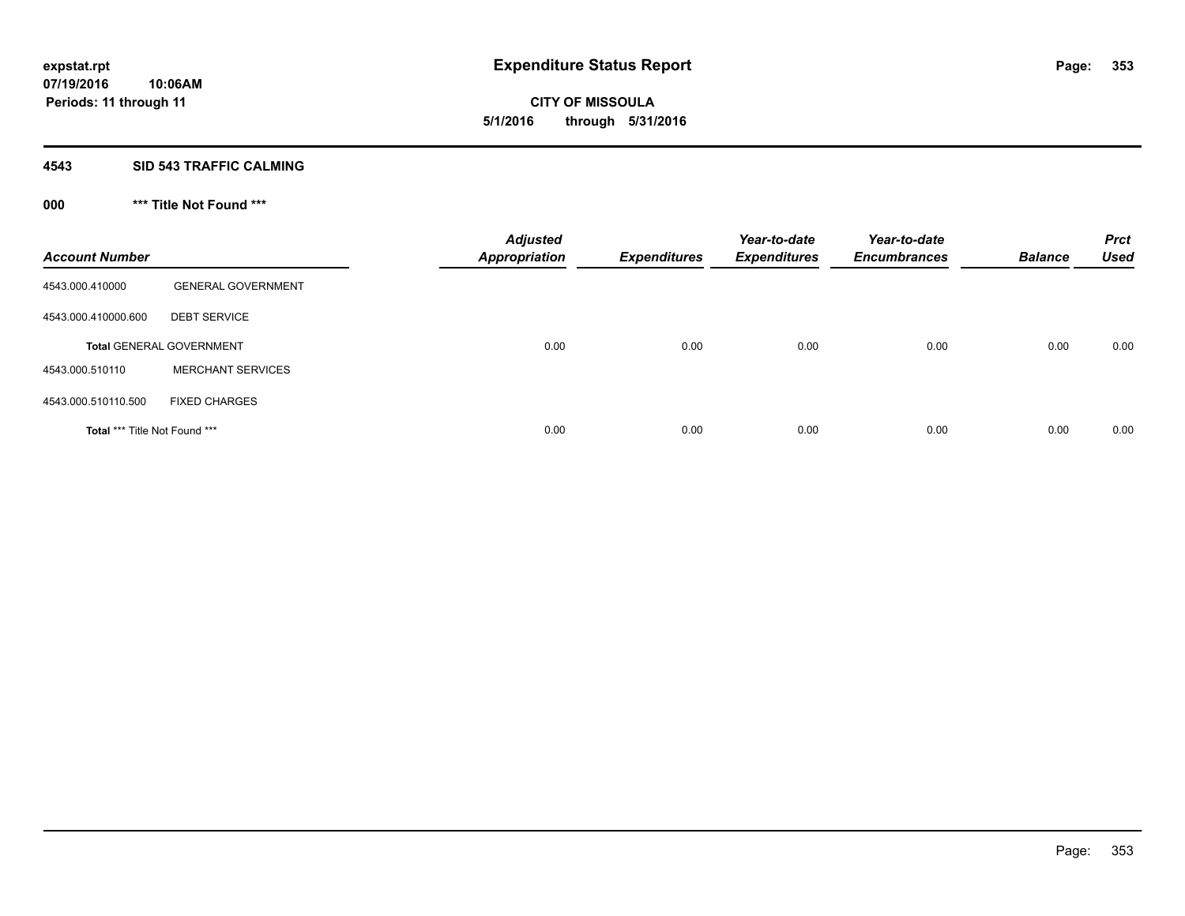# Expenditure Status Report

expstat.rpt
07/19/2016 10:06AM
Periods: 11 through 11

**CITY OF MISSOULA**
**5/1/2016 through 5/31/2016**

## 4543 SID 543 TRAFFIC CALMING

### 000 *** Title Not Found ***

| Account Number | | Adjusted Appropriation | Expenditures | Year-to-date Expenditures | Year-to-date Encumbrances | Balance | Prct Used |
|---|---|---|---|---|---|---|---|
| 4543.000.410000 | GENERAL GOVERNMENT | | | | | | |
| 4543.000.410000.600 | DEBT SERVICE | | | | | | |
| **Total** GENERAL GOVERNMENT | | 0.00 | 0.00 | 0.00 | 0.00 | 0.00 | 0.00 |
| 4543.000.510110 | MERCHANT SERVICES | | | | | | |
| 4543.000.510110.500 | FIXED CHARGES | | | | | | |
| **Total** *** Title Not Found *** | | 0.00 | 0.00 | 0.00 | 0.00 | 0.00 | 0.00 |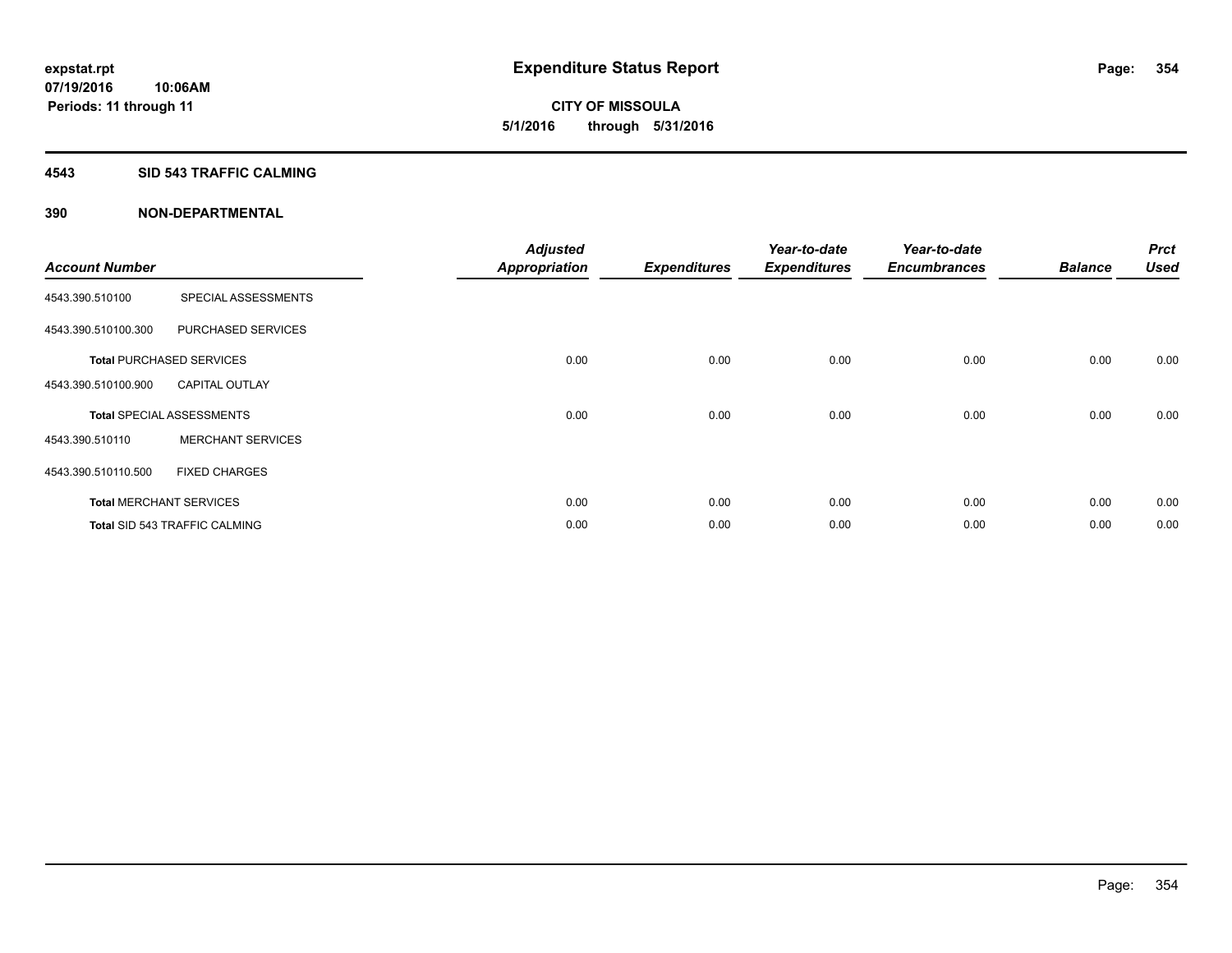# Expenditure Status Report

**expstat.rpt**
**07/19/2016 10:06AM**
**Periods: 11 through 11**

**CITY OF MISSOULA**
**5/1/2016 through 5/31/2016**

## 4543 SID 543 TRAFFIC CALMING

### 390 NON-DEPARTMENTAL

| Account Number | | Adjusted Appropriation | Expenditures | Year-to-date Expenditures | Year-to-date Encumbrances | Balance | Prct Used |
|---|---|---|---|---|---|---|---|
| 4543.390.510100 | SPECIAL ASSESSMENTS | | | | | | |
| 4543.390.510100.300 | PURCHASED SERVICES | | | | | | |
| **Total** PURCHASED SERVICES | | 0.00 | 0.00 | 0.00 | 0.00 | 0.00 | 0.00 |
| 4543.390.510100.900 | CAPITAL OUTLAY | | | | | | |
| **Total** SPECIAL ASSESSMENTS | | 0.00 | 0.00 | 0.00 | 0.00 | 0.00 | 0.00 |
| 4543.390.510110 | MERCHANT SERVICES | | | | | | |
| 4543.390.510110.500 | FIXED CHARGES | | | | | | |
| **Total** MERCHANT SERVICES | | 0.00 | 0.00 | 0.00 | 0.00 | 0.00 | 0.00 |
| **Total** SID 543 TRAFFIC CALMING | | 0.00 | 0.00 | 0.00 | 0.00 | 0.00 | 0.00 |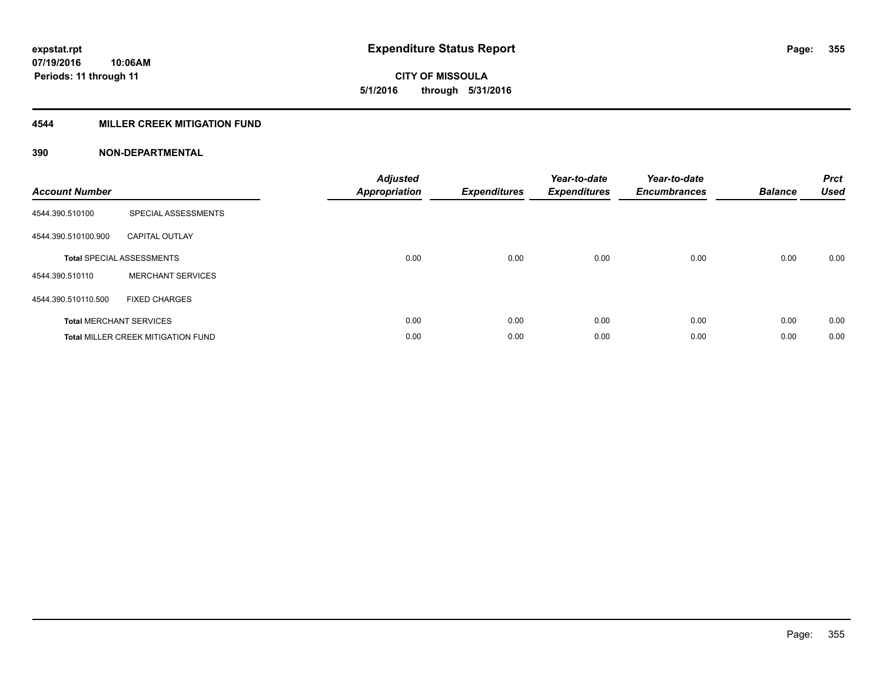**expstat.rpt**
**07/19/2016 10:06AM**
**Periods: 11 through 11**

# Expenditure Status Report

**CITY OF MISSOULA**
**5/1/2016 through 5/31/2016**

## 4544 MILLER CREEK MITIGATION FUND

### 390 NON-DEPARTMENTAL

| Account Number | | Adjusted Appropriation | Expenditures | Year-to-date Expenditures | Year-to-date Encumbrances | Balance | Prct Used |
|---|---|---|---|---|---|---|---|
| 4544.390.510100 | SPECIAL ASSESSMENTS | | | | | | |
| 4544.390.510100.900 | CAPITAL OUTLAY | | | | | | |
| **Total** SPECIAL ASSESSMENTS | | 0.00 | 0.00 | 0.00 | 0.00 | 0.00 | 0.00 |
| 4544.390.510110 | MERCHANT SERVICES | | | | | | |
| 4544.390.510110.500 | FIXED CHARGES | | | | | | |
| **Total** MERCHANT SERVICES | | 0.00 | 0.00 | 0.00 | 0.00 | 0.00 | 0.00 |
| **Total** MILLER CREEK MITIGATION FUND | | 0.00 | 0.00 | 0.00 | 0.00 | 0.00 | 0.00 |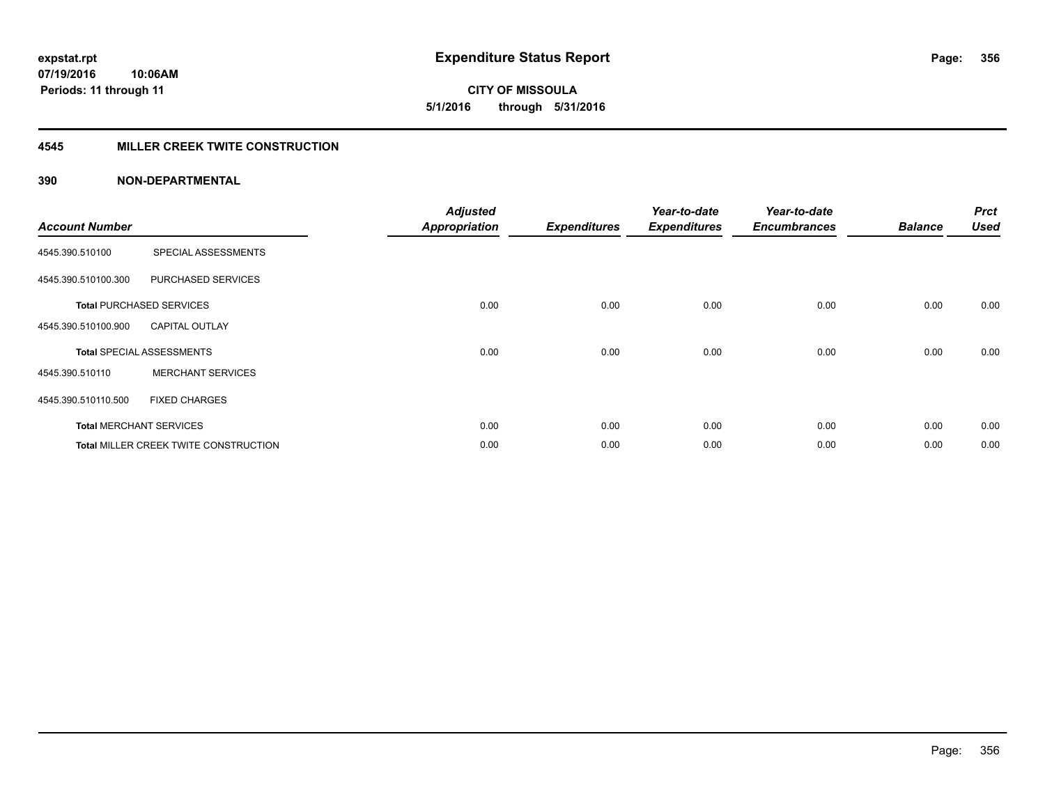**expstat.rpt**
**07/19/2016 10:06AM**
**Periods: 11 through 11**

# Expenditure Status Report

**CITY OF MISSOULA**
**5/1/2016 through 5/31/2016**

## 4545 MILLER CREEK TWITE CONSTRUCTION

### 390 NON-DEPARTMENTAL

| Account Number | | Adjusted Appropriation | Expenditures | Year-to-date Expenditures | Year-to-date Encumbrances | Balance | Prct Used |
|---|---|---|---|---|---|---|---|
| 4545.390.510100 | SPECIAL ASSESSMENTS | | | | | | |
| 4545.390.510100.300 | PURCHASED SERVICES | | | | | | |
| **Total** PURCHASED SERVICES | | 0.00 | 0.00 | 0.00 | 0.00 | 0.00 | 0.00 |
| 4545.390.510100.900 | CAPITAL OUTLAY | | | | | | |
| **Total** SPECIAL ASSESSMENTS | | 0.00 | 0.00 | 0.00 | 0.00 | 0.00 | 0.00 |
| 4545.390.510110 | MERCHANT SERVICES | | | | | | |
| 4545.390.510110.500 | FIXED CHARGES | | | | | | |
| **Total** MERCHANT SERVICES | | 0.00 | 0.00 | 0.00 | 0.00 | 0.00 | 0.00 |
| **Total** MILLER CREEK TWITE CONSTRUCTION | | 0.00 | 0.00 | 0.00 | 0.00 | 0.00 | 0.00 |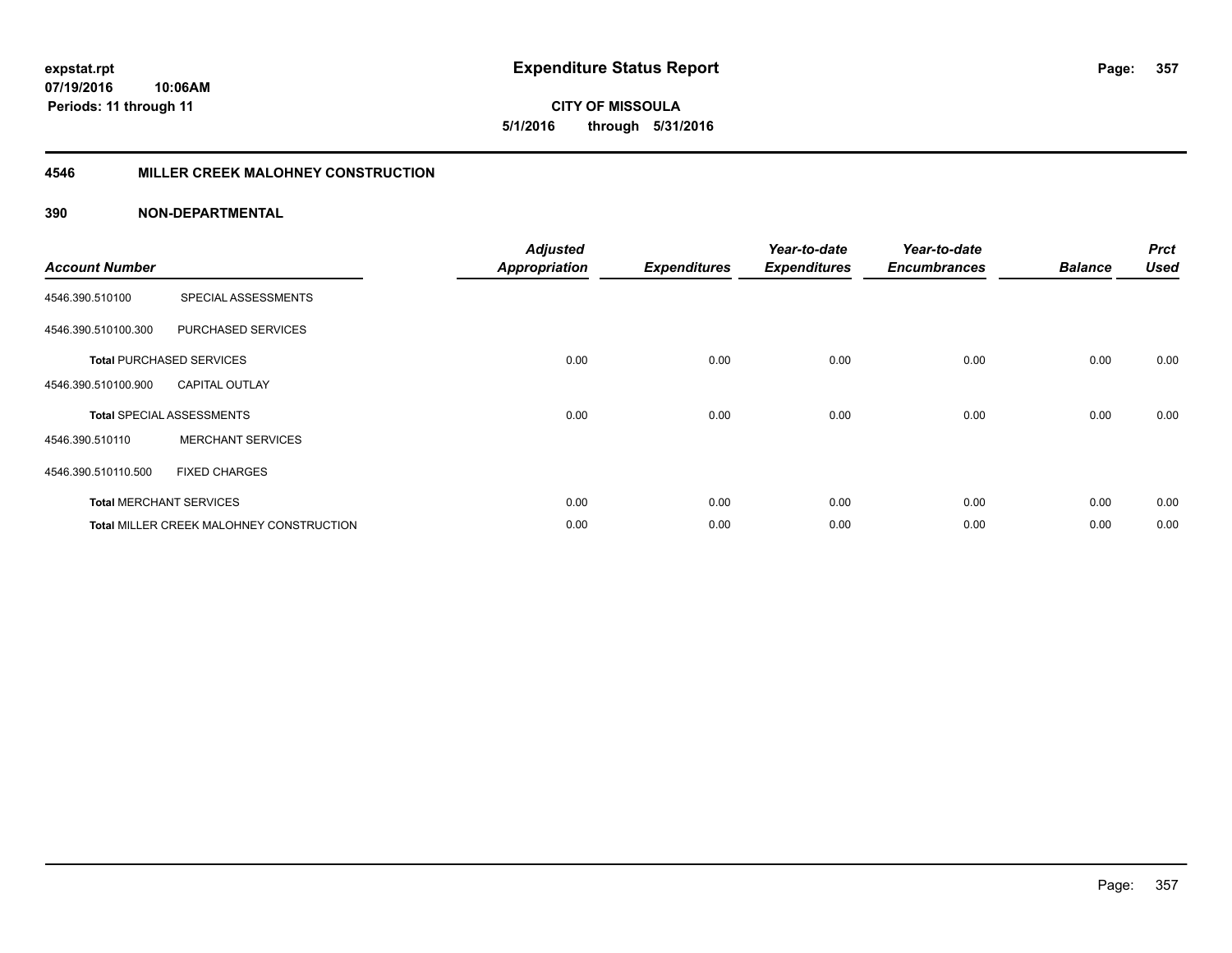expstat.rpt
07/19/2016 10:06AM
Periods: 11 through 11

# Expenditure Status Report

**CITY OF MISSOULA**
**5/1/2016 through 5/31/2016**

## 4546 MILLER CREEK MALOHNEY CONSTRUCTION

### 390 NON-DEPARTMENTAL

| Account Number | | Adjusted Appropriation | Expenditures | Year-to-date Expenditures | Year-to-date Encumbrances | Balance | Prct Used |
|---|---|---|---|---|---|---|---|
| 4546.390.510100 | SPECIAL ASSESSMENTS | | | | | | |
| 4546.390.510100.300 | PURCHASED SERVICES | | | | | | |
| **Total** PURCHASED SERVICES | | 0.00 | 0.00 | 0.00 | 0.00 | 0.00 | 0.00 |
| 4546.390.510100.900 | CAPITAL OUTLAY | | | | | | |
| **Total** SPECIAL ASSESSMENTS | | 0.00 | 0.00 | 0.00 | 0.00 | 0.00 | 0.00 |
| 4546.390.510110 | MERCHANT SERVICES | | | | | | |
| 4546.390.510110.500 | FIXED CHARGES | | | | | | |
| **Total** MERCHANT SERVICES | | 0.00 | 0.00 | 0.00 | 0.00 | 0.00 | 0.00 |
| **Total** MILLER CREEK MALOHNEY CONSTRUCTION | | 0.00 | 0.00 | 0.00 | 0.00 | 0.00 | 0.00 |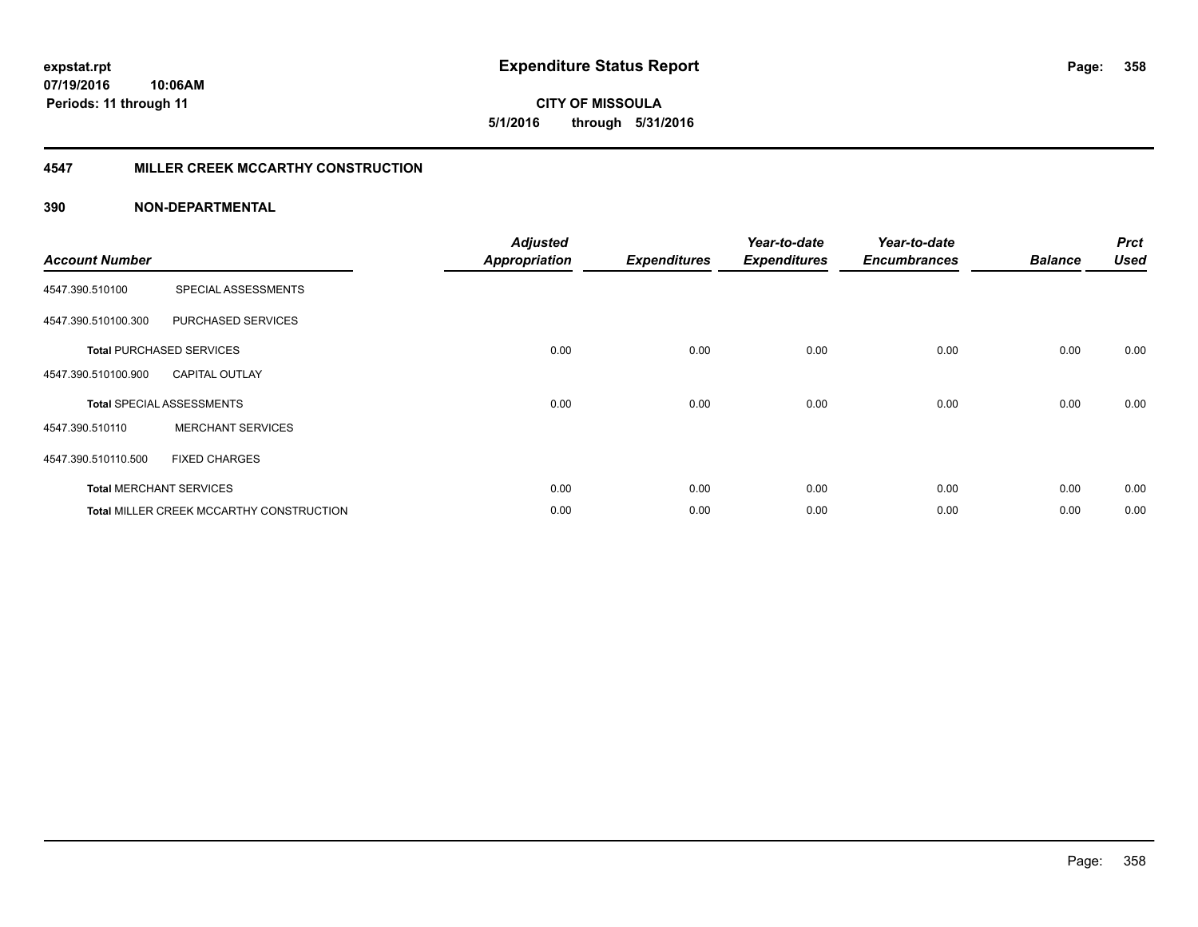# Expenditure Status Report

**CITY OF MISSOULA**

**5/1/2016 through 5/31/2016**

expstat.rpt
07/19/2016 10:06AM
Periods: 11 through 11

## 4547 MILLER CREEK MCCARTHY CONSTRUCTION

### 390 NON-DEPARTMENTAL

| Account Number | | Adjusted Appropriation | Expenditures | Year-to-date Expenditures | Year-to-date Encumbrances | Balance | Prct Used |
|---|---|---|---|---|---|---|---|
| 4547.390.510100 | SPECIAL ASSESSMENTS | | | | | | |
| 4547.390.510100.300 | PURCHASED SERVICES | | | | | | |
| **Total** PURCHASED SERVICES | | 0.00 | 0.00 | 0.00 | 0.00 | 0.00 | 0.00 |
| 4547.390.510100.900 | CAPITAL OUTLAY | | | | | | |
| **Total** SPECIAL ASSESSMENTS | | 0.00 | 0.00 | 0.00 | 0.00 | 0.00 | 0.00 |
| 4547.390.510110 | MERCHANT SERVICES | | | | | | |
| 4547.390.510110.500 | FIXED CHARGES | | | | | | |
| **Total** MERCHANT SERVICES | | 0.00 | 0.00 | 0.00 | 0.00 | 0.00 | 0.00 |
| **Total** MILLER CREEK MCCARTHY CONSTRUCTION | | 0.00 | 0.00 | 0.00 | 0.00 | 0.00 | 0.00 |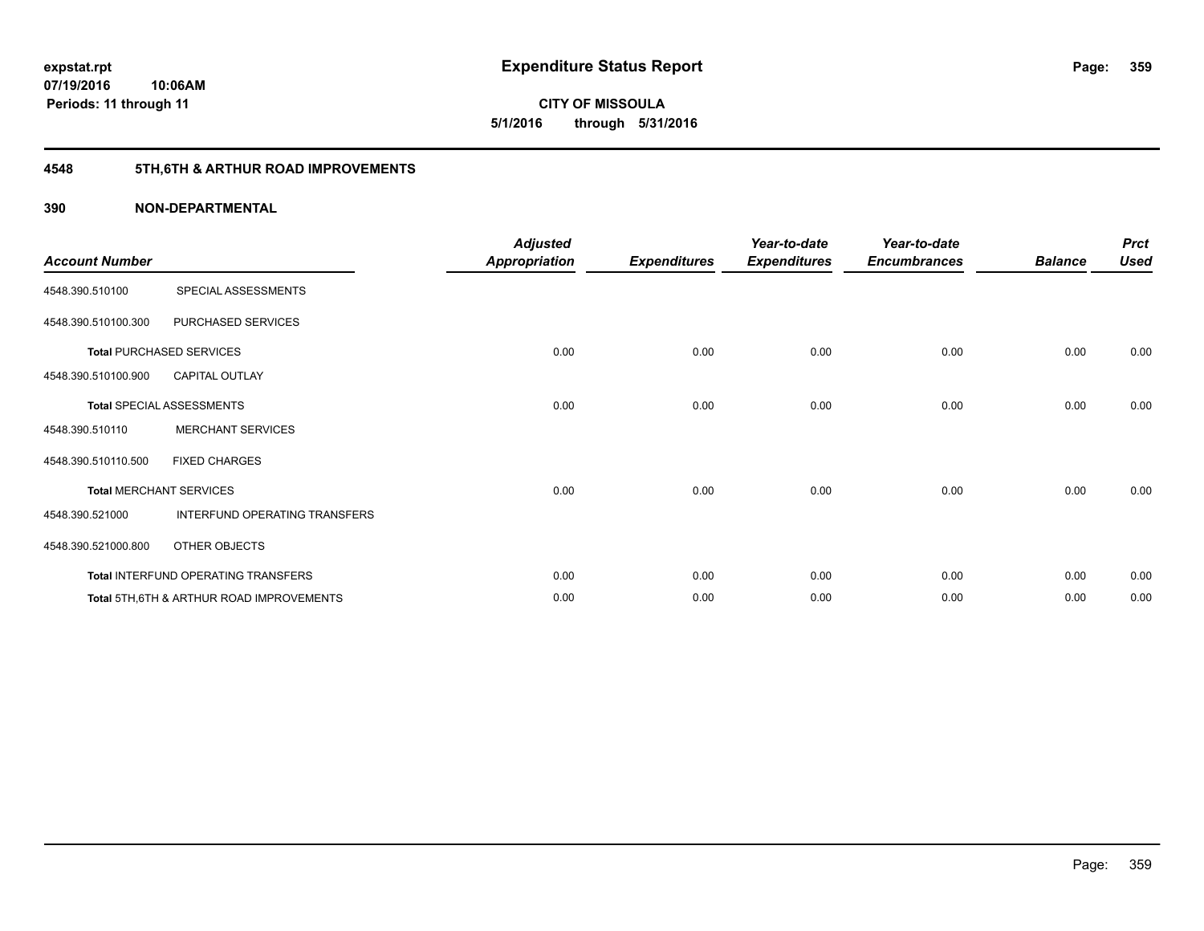# Expenditure Status Report

**CITY OF MISSOULA**

**5/1/2016 through 5/31/2016**

expstat.rpt
07/19/2016 10:06AM
Periods: 11 through 11

## 4548 5TH,6TH & ARTHUR ROAD IMPROVEMENTS

### 390 NON-DEPARTMENTAL

| Account Number | | Adjusted Appropriation | Expenditures | Year-to-date Expenditures | Year-to-date Encumbrances | Balance | Prct Used |
|---|---|---|---|---|---|---|---|
| 4548.390.510100 | SPECIAL ASSESSMENTS | | | | | | |
| 4548.390.510100.300 | PURCHASED SERVICES | | | | | | |
| **Total** PURCHASED SERVICES | | 0.00 | 0.00 | 0.00 | 0.00 | 0.00 | 0.00 |
| 4548.390.510100.900 | CAPITAL OUTLAY | | | | | | |
| **Total** SPECIAL ASSESSMENTS | | 0.00 | 0.00 | 0.00 | 0.00 | 0.00 | 0.00 |
| 4548.390.510110 | MERCHANT SERVICES | | | | | | |
| 4548.390.510110.500 | FIXED CHARGES | | | | | | |
| **Total** MERCHANT SERVICES | | 0.00 | 0.00 | 0.00 | 0.00 | 0.00 | 0.00 |
| 4548.390.521000 | INTERFUND OPERATING TRANSFERS | | | | | | |
| 4548.390.521000.800 | OTHER OBJECTS | | | | | | |
| **Total** INTERFUND OPERATING TRANSFERS | | 0.00 | 0.00 | 0.00 | 0.00 | 0.00 | 0.00 |
| **Total** 5TH,6TH & ARTHUR ROAD IMPROVEMENTS | | 0.00 | 0.00 | 0.00 | 0.00 | 0.00 | 0.00 |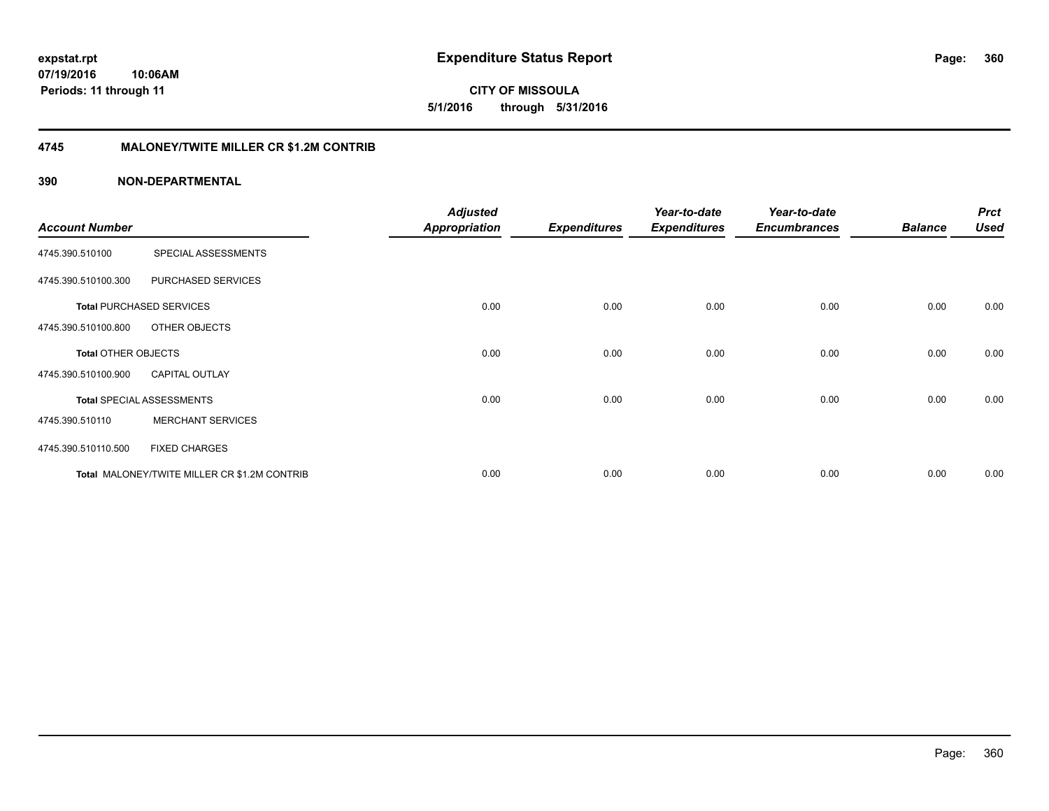**expstat.rpt**
**07/19/2016 10:06AM**
**Periods: 11 through 11**

# Expenditure Status Report

**CITY OF MISSOULA**
**5/1/2016 through 5/31/2016**

## 4745 MALONEY/TWITE MILLER CR $1.2M CONTRIB

### 390 NON-DEPARTMENTAL

| Account Number | | Adjusted Appropriation | Expenditures | Year-to-date Expenditures | Year-to-date Encumbrances | Balance | Prct Used |
|---|---|---|---|---|---|---|---|
| 4745.390.510100 | SPECIAL ASSESSMENTS | | | | | | |
| 4745.390.510100.300 | PURCHASED SERVICES | | | | | | |
| **Total** PURCHASED SERVICES | | 0.00 | 0.00 | 0.00 | 0.00 | 0.00 | 0.00 |
| 4745.390.510100.800 | OTHER OBJECTS | | | | | | |
| **Total** OTHER OBJECTS | | 0.00 | 0.00 | 0.00 | 0.00 | 0.00 | 0.00 |
| 4745.390.510100.900 | CAPITAL OUTLAY | | | | | | |
| **Total** SPECIAL ASSESSMENTS | | 0.00 | 0.00 | 0.00 | 0.00 | 0.00 | 0.00 |
| 4745.390.510110 | MERCHANT SERVICES | | | | | | |
| 4745.390.510110.500 | FIXED CHARGES | | | | | | |
| **Total** MALONEY/TWITE MILLER CR $1.2M CONTRIB | | 0.00 | 0.00 | 0.00 | 0.00 | 0.00 | 0.00 |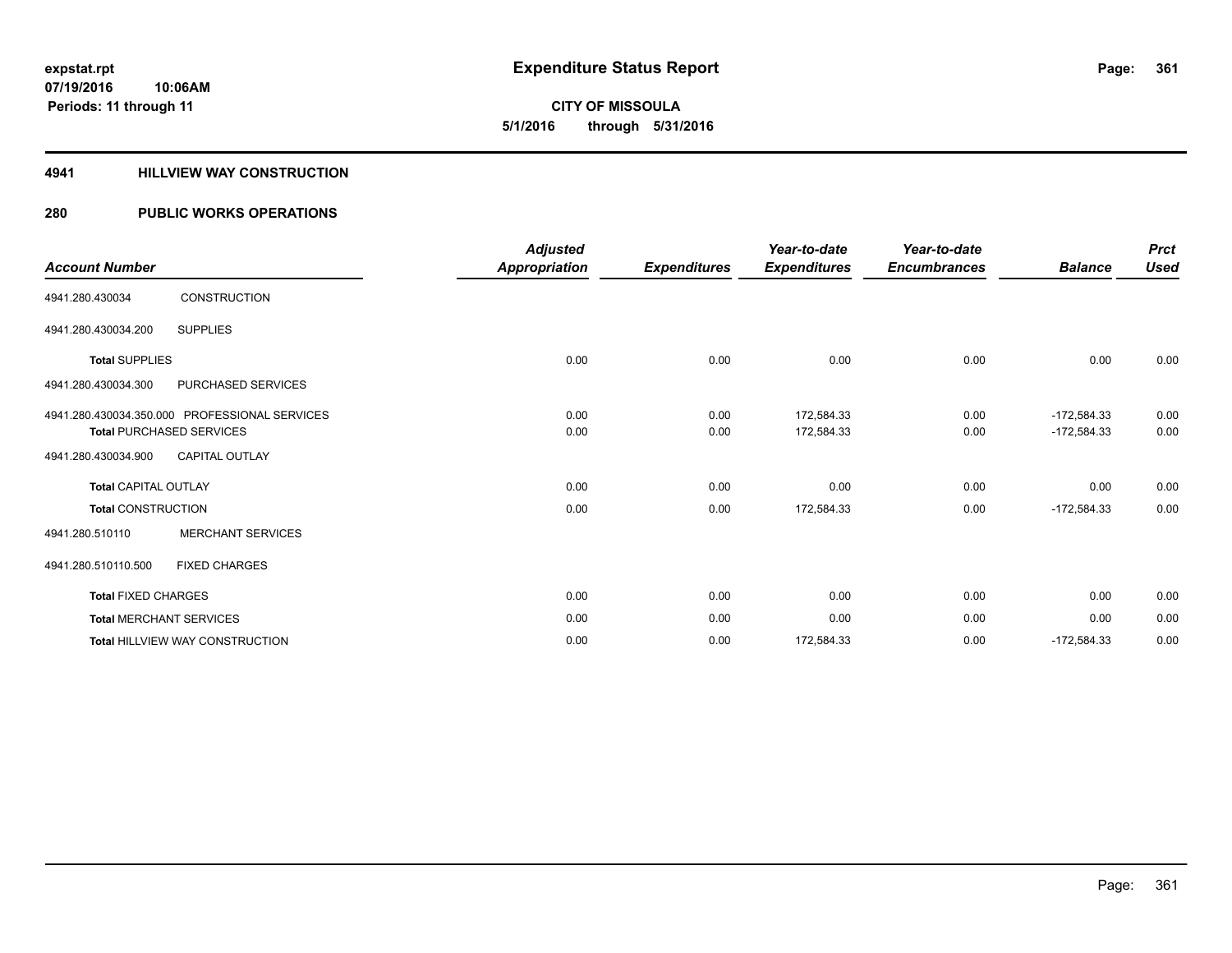**expstat.rpt**
**07/19/2016 10:06AM**
**Periods: 11 through 11**

# Expenditure Status Report

**CITY OF MISSOULA**
**5/1/2016 through 5/31/2016**

## 4941 HILLVIEW WAY CONSTRUCTION

## 280 PUBLIC WORKS OPERATIONS

| Account Number | | Adjusted Appropriation | Expenditures | Year-to-date Expenditures | Year-to-date Encumbrances | Balance | Prct Used |
|---|---|---|---|---|---|---|---|
| 4941.280.430034 | CONSTRUCTION | | | | | | |
| 4941.280.430034.200 | SUPPLIES | | | | | | |
| Total SUPPLIES | | 0.00 | 0.00 | 0.00 | 0.00 | 0.00 | 0.00 |
| 4941.280.430034.300 | PURCHASED SERVICES | | | | | | |
| 4941.280.430034.350.000 | PROFESSIONAL SERVICES | 0.00 | 0.00 | 172,584.33 | 0.00 | -172,584.33 | 0.00 |
| Total PURCHASED SERVICES | | 0.00 | 0.00 | 172,584.33 | 0.00 | -172,584.33 | 0.00 |
| 4941.280.430034.900 | CAPITAL OUTLAY | | | | | | |
| Total CAPITAL OUTLAY | | 0.00 | 0.00 | 0.00 | 0.00 | 0.00 | 0.00 |
| Total CONSTRUCTION | | 0.00 | 0.00 | 172,584.33 | 0.00 | -172,584.33 | 0.00 |
| 4941.280.510110 | MERCHANT SERVICES | | | | | | |
| 4941.280.510110.500 | FIXED CHARGES | | | | | | |
| Total FIXED CHARGES | | 0.00 | 0.00 | 0.00 | 0.00 | 0.00 | 0.00 |
| Total MERCHANT SERVICES | | 0.00 | 0.00 | 0.00 | 0.00 | 0.00 | 0.00 |
| Total HILLVIEW WAY CONSTRUCTION | | 0.00 | 0.00 | 172,584.33 | 0.00 | -172,584.33 | 0.00 |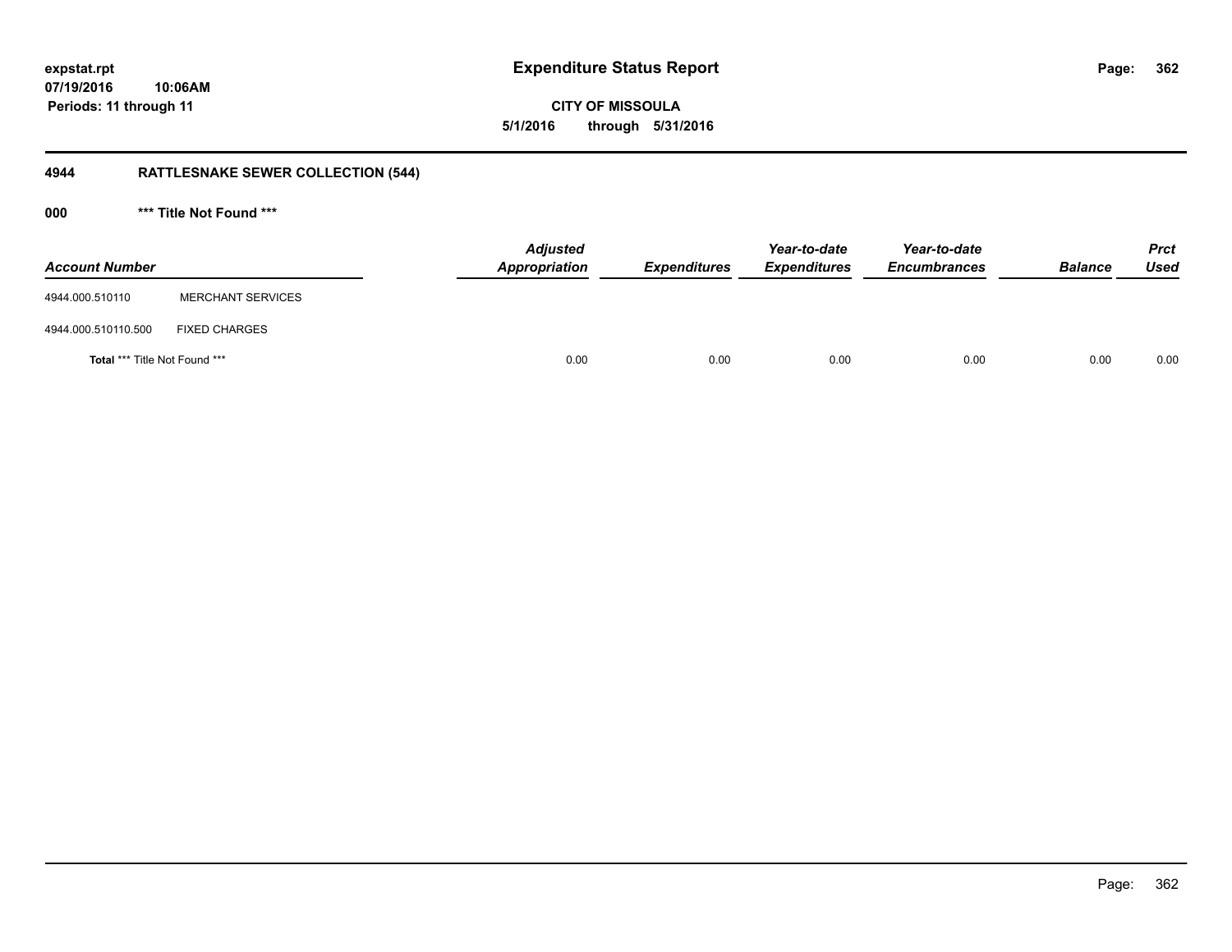# Expenditure Status Report

**CITY OF MISSOULA**

**5/1/2016 through 5/31/2016**

expstat.rpt
07/19/2016 10:06AM
Periods: 11 through 11

## 4944 RATTLESNAKE SEWER COLLECTION (544)

### 000 *** Title Not Found ***

| Account Number | | Adjusted Appropriation | Expenditures | Year-to-date Expenditures | Year-to-date Encumbrances | Balance | Prct Used |
|---|---|---|---|---|---|---|---|
| 4944.000.510110 | MERCHANT SERVICES | | | | | | |
| 4944.000.510110.500 | FIXED CHARGES | | | | | | |
| **Total** *** Title Not Found *** | | 0.00 | 0.00 | 0.00 | 0.00 | 0.00 | 0.00 |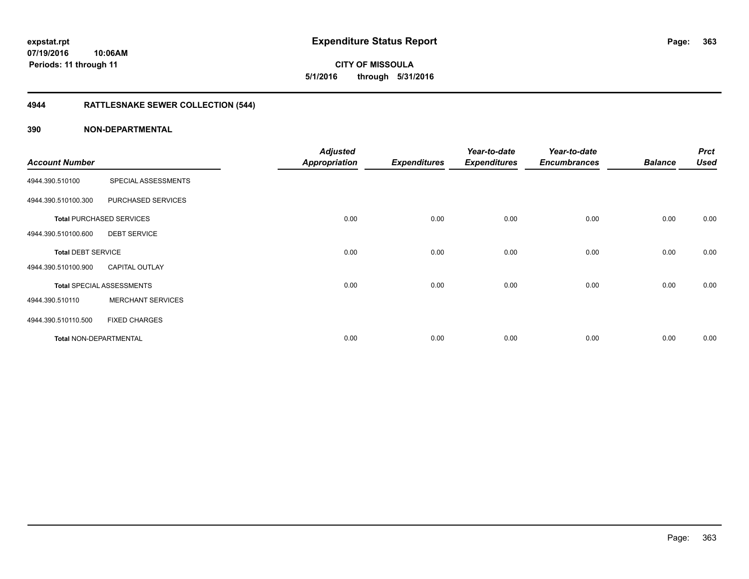**expstat.rpt**
**07/19/2016 10:06AM**
**Periods: 11 through 11**

# Expenditure Status Report

**CITY OF MISSOULA**
**5/1/2016 through 5/31/2016**

## 4944 RATTLESNAKE SEWER COLLECTION (544)

## 390 NON-DEPARTMENTAL

| Account Number | | Adjusted Appropriation | Expenditures | Year-to-date Expenditures | Year-to-date Encumbrances | Balance | Prct Used |
|---|---|---|---|---|---|---|---|
| 4944.390.510100 | SPECIAL ASSESSMENTS | | | | | | |
| 4944.390.510100.300 | PURCHASED SERVICES | | | | | | |
| **Total** PURCHASED SERVICES | | 0.00 | 0.00 | 0.00 | 0.00 | 0.00 | 0.00 |
| 4944.390.510100.600 | DEBT SERVICE | | | | | | |
| **Total** DEBT SERVICE | | 0.00 | 0.00 | 0.00 | 0.00 | 0.00 | 0.00 |
| 4944.390.510100.900 | CAPITAL OUTLAY | | | | | | |
| **Total** SPECIAL ASSESSMENTS | | 0.00 | 0.00 | 0.00 | 0.00 | 0.00 | 0.00 |
| 4944.390.510110 | MERCHANT SERVICES | | | | | | |
| 4944.390.510110.500 | FIXED CHARGES | | | | | | |
| **Total** NON-DEPARTMENTAL | | 0.00 | 0.00 | 0.00 | 0.00 | 0.00 | 0.00 |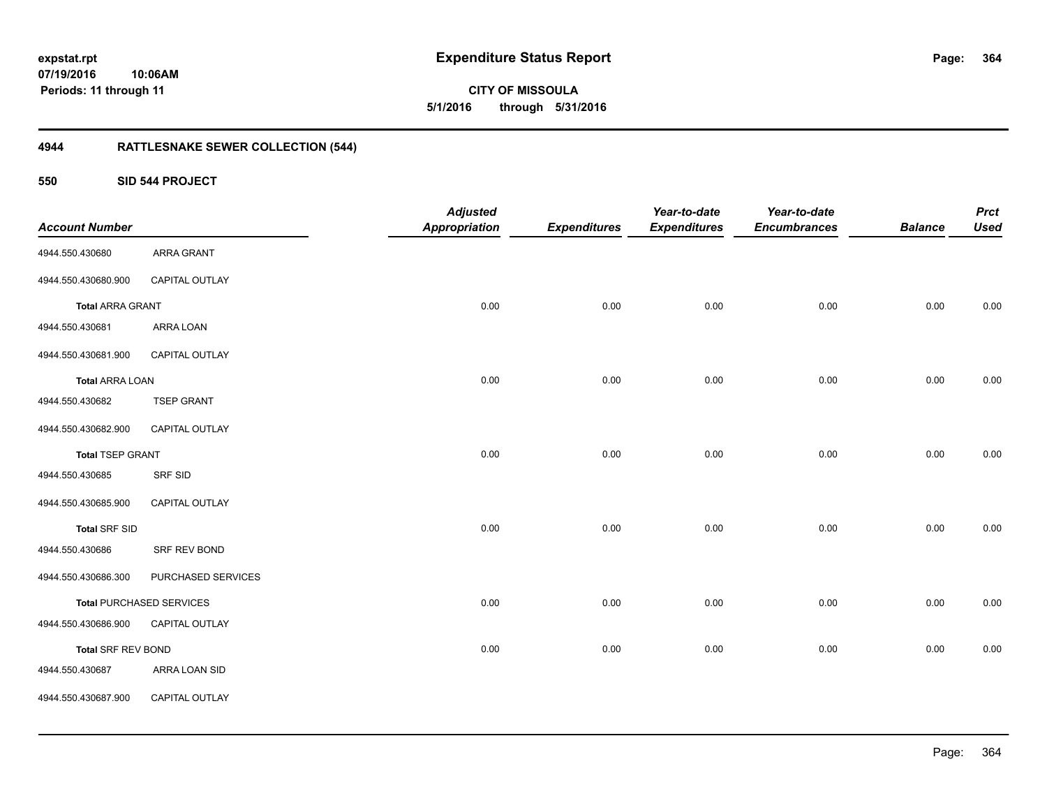**expstat.rpt**
**07/19/2016 10:06AM**
**Periods: 11 through 11**

# Expenditure Status Report

**CITY OF MISSOULA**
**5/1/2016 through 5/31/2016**

## 4944 RATTLESNAKE SEWER COLLECTION (544)

### 550 SID 544 PROJECT

| Account Number | | Adjusted Appropriation | Expenditures | Year-to-date Expenditures | Year-to-date Encumbrances | Balance | Prct Used |
|---|---|---|---|---|---|---|---|
| 4944.550.430680 | ARRA GRANT | | | | | | |
| 4944.550.430680.900 | CAPITAL OUTLAY | | | | | | |
| **Total** ARRA GRANT | | 0.00 | 0.00 | 0.00 | 0.00 | 0.00 | 0.00 |
| 4944.550.430681 | ARRA LOAN | | | | | | |
| 4944.550.430681.900 | CAPITAL OUTLAY | | | | | | |
| **Total** ARRA LOAN | | 0.00 | 0.00 | 0.00 | 0.00 | 0.00 | 0.00 |
| 4944.550.430682 | TSEP GRANT | | | | | | |
| 4944.550.430682.900 | CAPITAL OUTLAY | | | | | | |
| **Total** TSEP GRANT | | 0.00 | 0.00 | 0.00 | 0.00 | 0.00 | 0.00 |
| 4944.550.430685 | SRF SID | | | | | | |
| 4944.550.430685.900 | CAPITAL OUTLAY | | | | | | |
| **Total** SRF SID | | 0.00 | 0.00 | 0.00 | 0.00 | 0.00 | 0.00 |
| 4944.550.430686 | SRF REV BOND | | | | | | |
| 4944.550.430686.300 | PURCHASED SERVICES | | | | | | |
| **Total** PURCHASED SERVICES | | 0.00 | 0.00 | 0.00 | 0.00 | 0.00 | 0.00 |
| 4944.550.430686.900 | CAPITAL OUTLAY | | | | | | |
| **Total** SRF REV BOND | | 0.00 | 0.00 | 0.00 | 0.00 | 0.00 | 0.00 |
| 4944.550.430687 | ARRA LOAN SID | | | | | | |
| 4944.550.430687.900 | CAPITAL OUTLAY | | | | | | |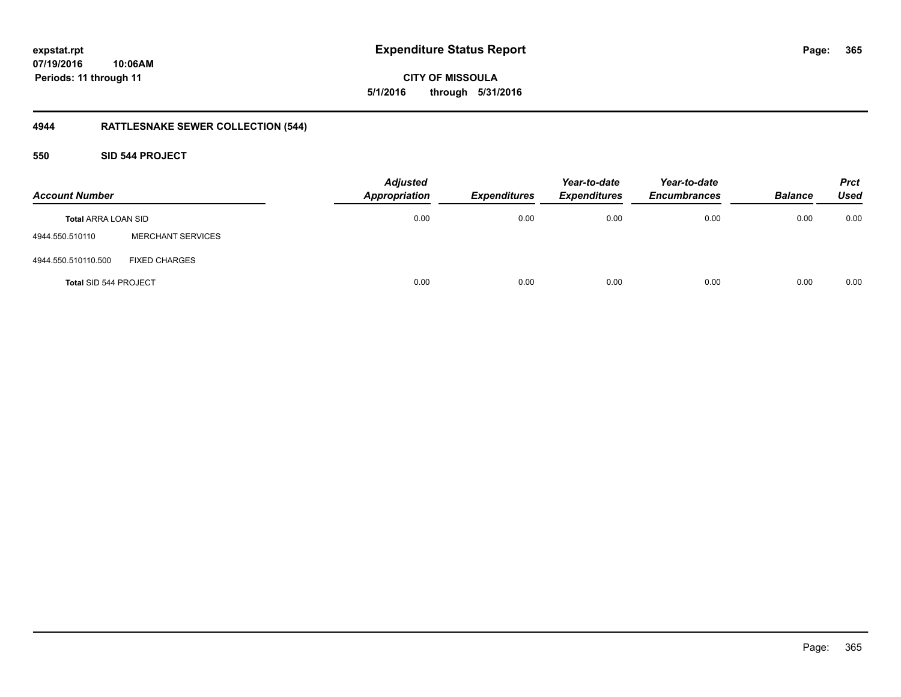**expstat.rpt**
**07/19/2016 10:06AM**
**Periods: 11 through 11**

# Expenditure Status Report

**CITY OF MISSOULA**
**5/1/2016 through 5/31/2016**

## 4944 RATTLESNAKE SEWER COLLECTION (544)

### 550 SID 544 PROJECT

| Account Number | | Adjusted Appropriation | Expenditures | Year-to-date Expenditures | Year-to-date Encumbrances | Balance | Prct Used |
|---|---|---|---|---|---|---|---|
| **Total** ARRA LOAN SID | | 0.00 | 0.00 | 0.00 | 0.00 | 0.00 | 0.00 |
| 4944.550.510110 | MERCHANT SERVICES | | | | | | |
| 4944.550.510110.500 | FIXED CHARGES | | | | | | |
| **Total** SID 544 PROJECT | | 0.00 | 0.00 | 0.00 | 0.00 | 0.00 | 0.00 |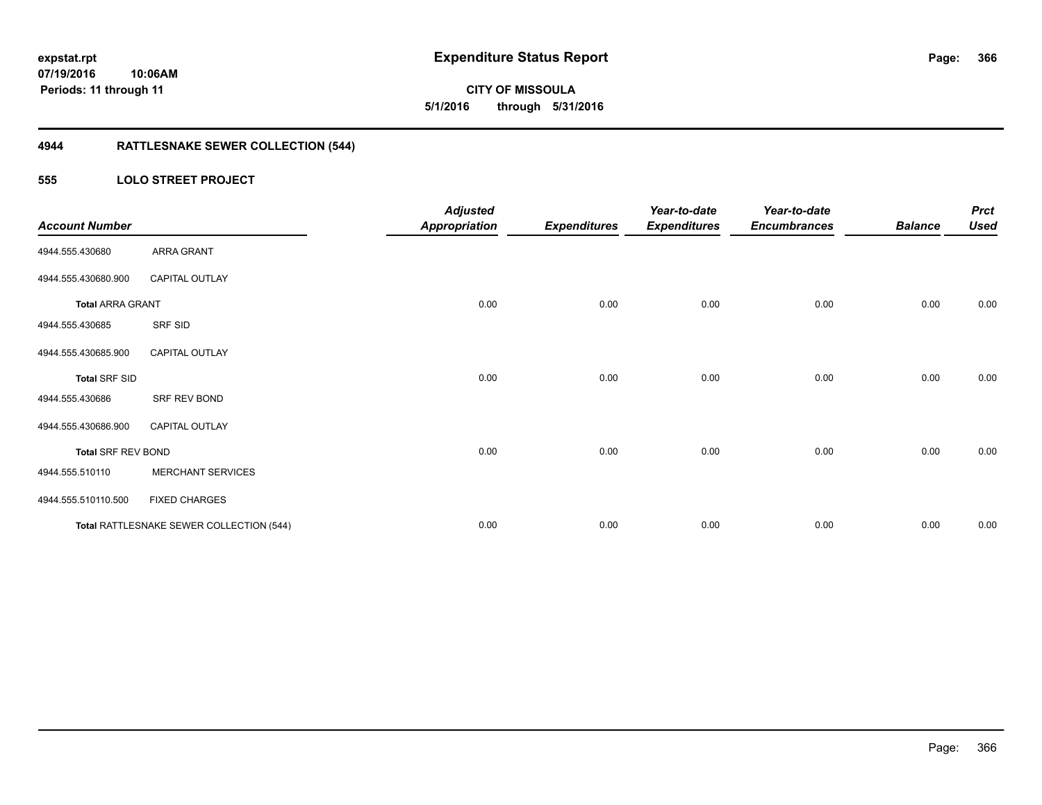**expstat.rpt**
**07/19/2016 10:06AM**
**Periods: 11 through 11**

# Expenditure Status Report

**CITY OF MISSOULA**
**5/1/2016 through 5/31/2016**

## 4944 RATTLESNAKE SEWER COLLECTION (544)

### 555 LOLO STREET PROJECT

| Account Number | | Adjusted Appropriation | Expenditures | Year-to-date Expenditures | Year-to-date Encumbrances | Balance | Prct Used |
|---|---|---|---|---|---|---|---|
| 4944.555.430680 | ARRA GRANT | | | | | | |
| 4944.555.430680.900 | CAPITAL OUTLAY | | | | | | |
| **Total** ARRA GRANT | | 0.00 | 0.00 | 0.00 | 0.00 | 0.00 | 0.00 |
| 4944.555.430685 | SRF SID | | | | | | |
| 4944.555.430685.900 | CAPITAL OUTLAY | | | | | | |
| **Total** SRF SID | | 0.00 | 0.00 | 0.00 | 0.00 | 0.00 | 0.00 |
| 4944.555.430686 | SRF REV BOND | | | | | | |
| 4944.555.430686.900 | CAPITAL OUTLAY | | | | | | |
| **Total** SRF REV BOND | | 0.00 | 0.00 | 0.00 | 0.00 | 0.00 | 0.00 |
| 4944.555.510110 | MERCHANT SERVICES | | | | | | |
| 4944.555.510110.500 | FIXED CHARGES | | | | | | |
| **Total** RATTLESNAKE SEWER COLLECTION (544) | | 0.00 | 0.00 | 0.00 | 0.00 | 0.00 | 0.00 |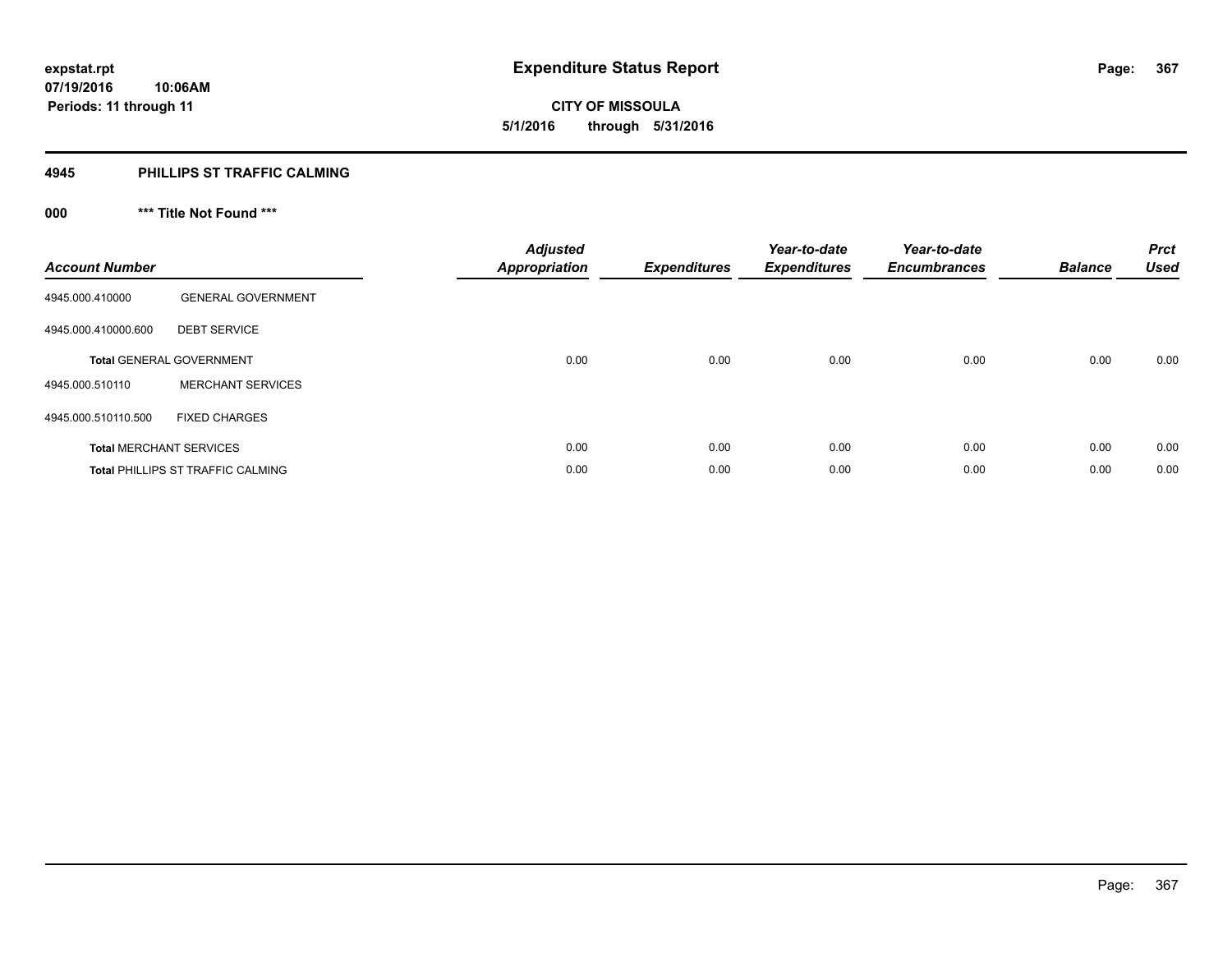**expstat.rpt**
**07/19/2016 10:06AM**
**Periods: 11 through 11**

# Expenditure Status Report

**CITY OF MISSOULA**
**5/1/2016 through 5/31/2016**

## 4945 PHILLIPS ST TRAFFIC CALMING

### 000 *** Title Not Found ***

| Account Number | | Adjusted Appropriation | Expenditures | Year-to-date Expenditures | Year-to-date Encumbrances | Balance | Prct Used |
|---|---|---|---|---|---|---|---|
| 4945.000.410000 | GENERAL GOVERNMENT | | | | | | |
| 4945.000.410000.600 | DEBT SERVICE | | | | | | |
| **Total** GENERAL GOVERNMENT | | 0.00 | 0.00 | 0.00 | 0.00 | 0.00 | 0.00 |
| 4945.000.510110 | MERCHANT SERVICES | | | | | | |
| 4945.000.510110.500 | FIXED CHARGES | | | | | | |
| **Total** MERCHANT SERVICES | | 0.00 | 0.00 | 0.00 | 0.00 | 0.00 | 0.00 |
| **Total** PHILLIPS ST TRAFFIC CALMING | | 0.00 | 0.00 | 0.00 | 0.00 | 0.00 | 0.00 |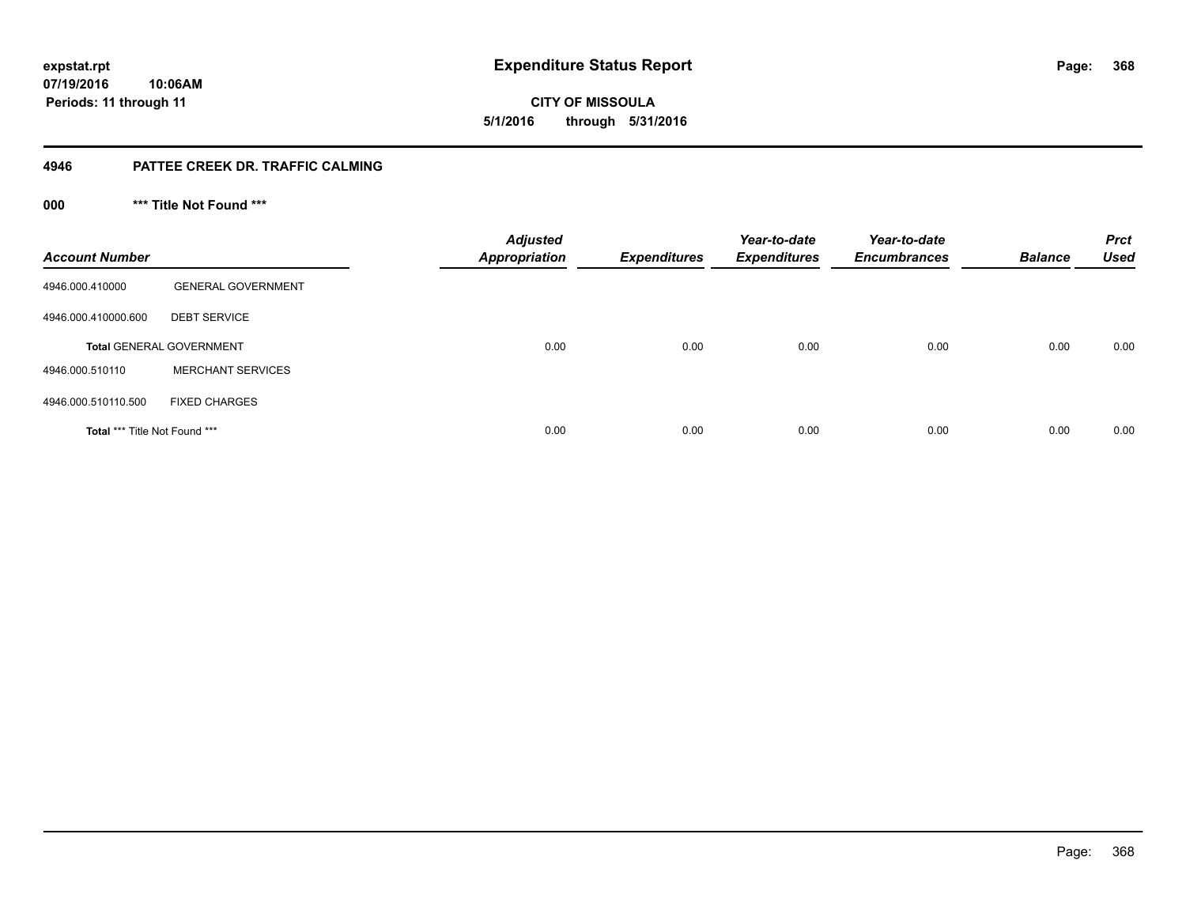**expstat.rpt**
**07/19/2016 10:06AM**
**Periods: 11 through 11**

# Expenditure Status Report

**CITY OF MISSOULA**
**5/1/2016 through 5/31/2016**

## 4946 PATTEE CREEK DR. TRAFFIC CALMING

### 000 *** Title Not Found ***

| Account Number | | Adjusted Appropriation | Expenditures | Year-to-date Expenditures | Year-to-date Encumbrances | Balance | Prct Used |
|---|---|---|---|---|---|---|---|
| 4946.000.410000 | GENERAL GOVERNMENT | | | | | | |
| 4946.000.410000.600 | DEBT SERVICE | | | | | | |
| **Total** GENERAL GOVERNMENT | | 0.00 | 0.00 | 0.00 | 0.00 | 0.00 | 0.00 |
| 4946.000.510110 | MERCHANT SERVICES | | | | | | |
| 4946.000.510110.500 | FIXED CHARGES | | | | | | |
| **Total** *** Title Not Found *** | | 0.00 | 0.00 | 0.00 | 0.00 | 0.00 | 0.00 |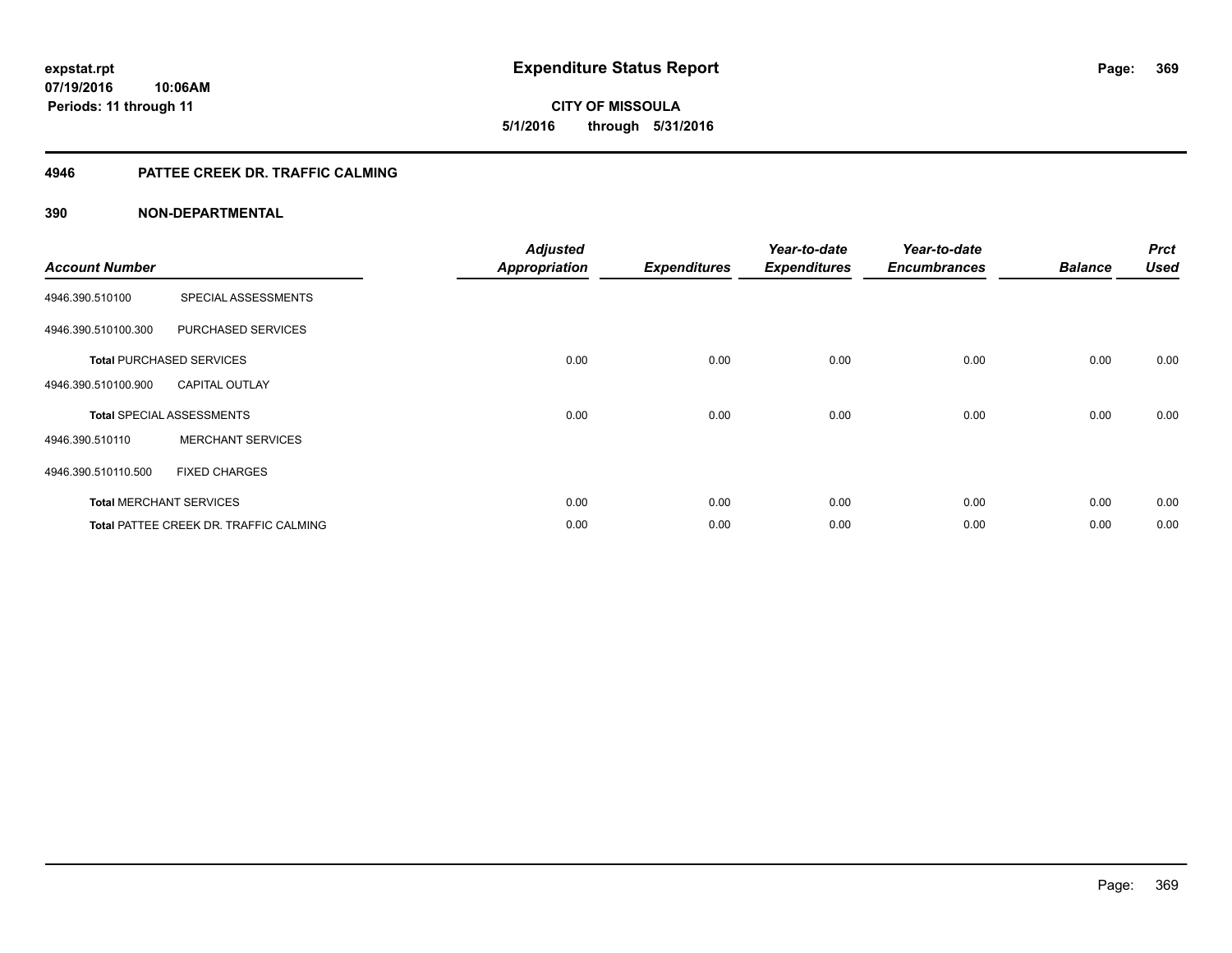**expstat.rpt**
**07/19/2016 10:06AM**
**Periods: 11 through 11**

# Expenditure Status Report

**CITY OF MISSOULA**
**5/1/2016 through 5/31/2016**

## 4946 PATTEE CREEK DR. TRAFFIC CALMING

### 390 NON-DEPARTMENTAL

| Account Number | | Adjusted Appropriation | Expenditures | Year-to-date Expenditures | Year-to-date Encumbrances | Balance | Prct Used |
|---|---|---|---|---|---|---|---|
| 4946.390.510100 | SPECIAL ASSESSMENTS | | | | | | |
| 4946.390.510100.300 | PURCHASED SERVICES | | | | | | |
| **Total** PURCHASED SERVICES | | 0.00 | 0.00 | 0.00 | 0.00 | 0.00 | 0.00 |
| 4946.390.510100.900 | CAPITAL OUTLAY | | | | | | |
| **Total** SPECIAL ASSESSMENTS | | 0.00 | 0.00 | 0.00 | 0.00 | 0.00 | 0.00 |
| 4946.390.510110 | MERCHANT SERVICES | | | | | | |
| 4946.390.510110.500 | FIXED CHARGES | | | | | | |
| **Total** MERCHANT SERVICES | | 0.00 | 0.00 | 0.00 | 0.00 | 0.00 | 0.00 |
| **Total** PATTEE CREEK DR. TRAFFIC CALMING | | 0.00 | 0.00 | 0.00 | 0.00 | 0.00 | 0.00 |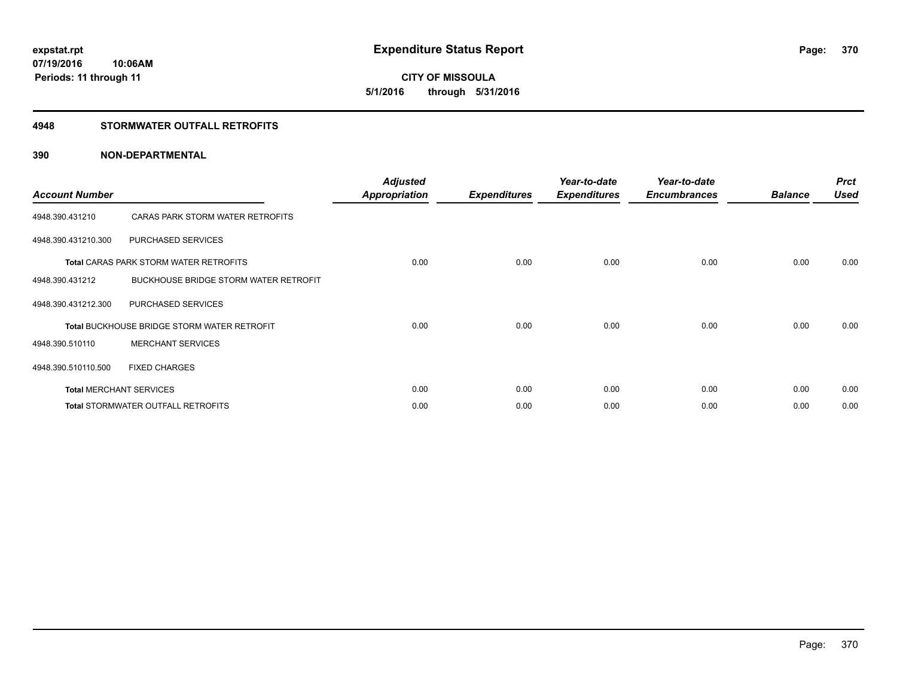# Expenditure Status Report

expstat.rpt
07/19/2016 10:06AM
Periods: 11 through 11

**CITY OF MISSOULA**
**5/1/2016 through 5/31/2016**

## 4948 STORMWATER OUTFALL RETROFITS

### 390 NON-DEPARTMENTAL

| Account Number | | Adjusted Appropriation | Expenditures | Year-to-date Expenditures | Year-to-date Encumbrances | Balance | Prct Used |
|---|---|---|---|---|---|---|---|
| 4948.390.431210 | CARAS PARK STORM WATER RETROFITS | | | | | | |
| 4948.390.431210.300 | PURCHASED SERVICES | | | | | | |
| **Total** CARAS PARK STORM WATER RETROFITS | | 0.00 | 0.00 | 0.00 | 0.00 | 0.00 | 0.00 |
| 4948.390.431212 | BUCKHOUSE BRIDGE STORM WATER RETROFIT | | | | | | |
| 4948.390.431212.300 | PURCHASED SERVICES | | | | | | |
| **Total** BUCKHOUSE BRIDGE STORM WATER RETROFIT | | 0.00 | 0.00 | 0.00 | 0.00 | 0.00 | 0.00 |
| 4948.390.510110 | MERCHANT SERVICES | | | | | | |
| 4948.390.510110.500 | FIXED CHARGES | | | | | | |
| **Total** MERCHANT SERVICES | | 0.00 | 0.00 | 0.00 | 0.00 | 0.00 | 0.00 |
| **Total** STORMWATER OUTFALL RETROFITS | | 0.00 | 0.00 | 0.00 | 0.00 | 0.00 | 0.00 |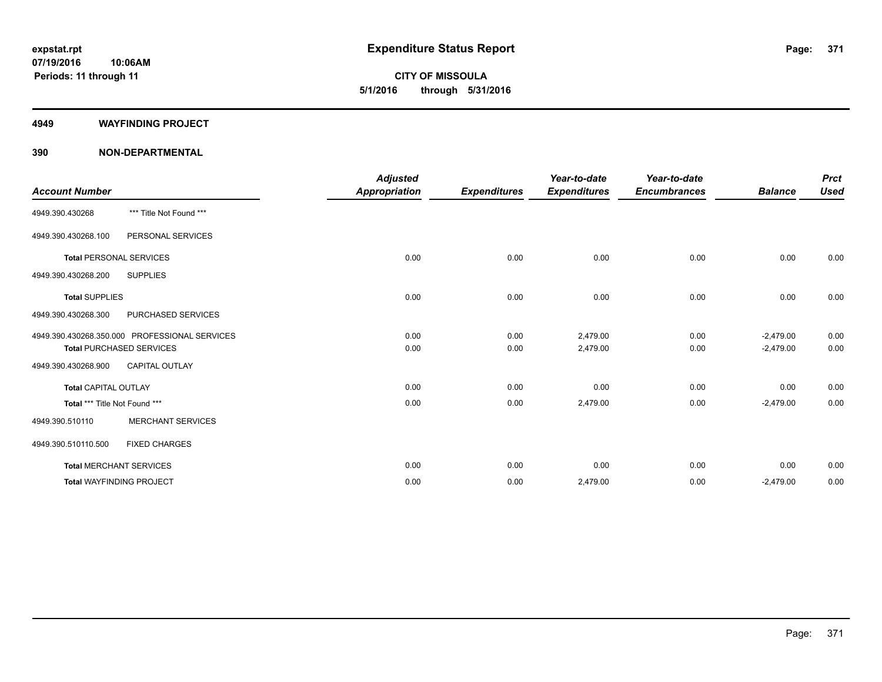# Expenditure Status Report

expstat.rpt
07/19/2016 10:06AM
Periods: 11 through 11

**CITY OF MISSOULA**
**5/1/2016 through 5/31/2016**

## 4949 WAYFINDING PROJECT

## 390 NON-DEPARTMENTAL

| Account Number | | Adjusted Appropriation | Expenditures | Year-to-date Expenditures | Year-to-date Encumbrances | Balance | Prct Used |
|---|---|---|---|---|---|---|---|
| 4949.390.430268 | *** Title Not Found *** | | | | | | |
| 4949.390.430268.100 | PERSONAL SERVICES | | | | | | |
| **Total** PERSONAL SERVICES | | 0.00 | 0.00 | 0.00 | 0.00 | 0.00 | 0.00 |
| 4949.390.430268.200 | SUPPLIES | | | | | | |
| **Total** SUPPLIES | | 0.00 | 0.00 | 0.00 | 0.00 | 0.00 | 0.00 |
| 4949.390.430268.300 | PURCHASED SERVICES | | | | | | |
| 4949.390.430268.350.000 | PROFESSIONAL SERVICES | 0.00 | 0.00 | 2,479.00 | 0.00 | -2,479.00 | 0.00 |
| **Total** PURCHASED SERVICES | | 0.00 | 0.00 | 2,479.00 | 0.00 | -2,479.00 | 0.00 |
| 4949.390.430268.900 | CAPITAL OUTLAY | | | | | | |
| **Total** CAPITAL OUTLAY | | 0.00 | 0.00 | 0.00 | 0.00 | 0.00 | 0.00 |
| **Total** *** Title Not Found *** | | 0.00 | 0.00 | 2,479.00 | 0.00 | -2,479.00 | 0.00 |
| 4949.390.510110 | MERCHANT SERVICES | | | | | | |
| 4949.390.510110.500 | FIXED CHARGES | | | | | | |
| **Total** MERCHANT SERVICES | | 0.00 | 0.00 | 0.00 | 0.00 | 0.00 | 0.00 |
| **Total** WAYFINDING PROJECT | | 0.00 | 0.00 | 2,479.00 | 0.00 | -2,479.00 | 0.00 |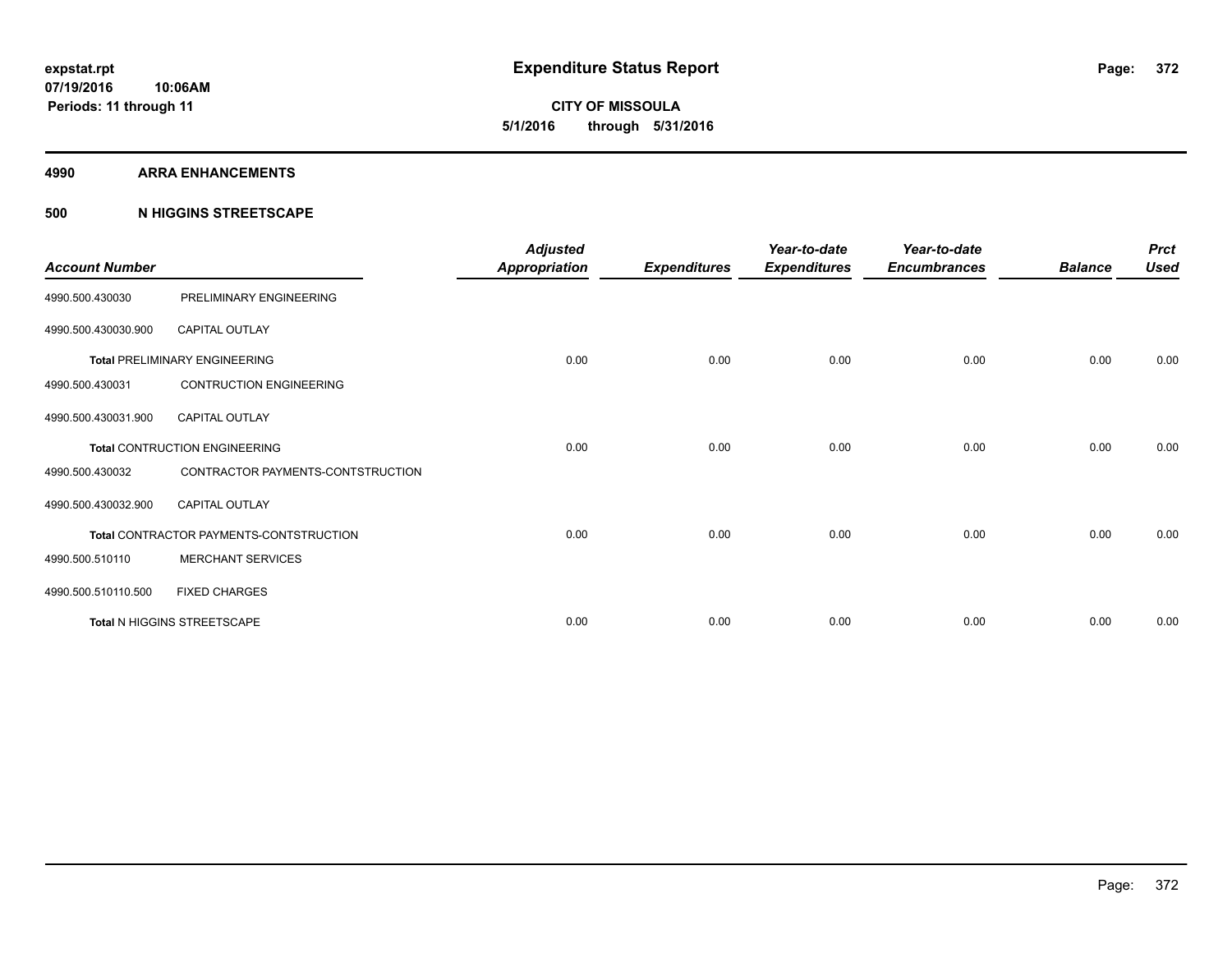**expstat.rpt**
**07/19/2016 10:06AM**
**Periods: 11 through 11**

# Expenditure Status Report

**CITY OF MISSOULA**
**5/1/2016 through 5/31/2016**

## 4990 ARRA ENHANCEMENTS

### 500 N HIGGINS STREETSCAPE

| Account Number | | Adjusted Appropriation | Expenditures | Year-to-date Expenditures | Year-to-date Encumbrances | Balance | Prct Used |
|---|---|---|---|---|---|---|---|
| 4990.500.430030 | PRELIMINARY ENGINEERING | | | | | | |
| 4990.500.430030.900 | CAPITAL OUTLAY | | | | | | |
| **Total** PRELIMINARY ENGINEERING | | 0.00 | 0.00 | 0.00 | 0.00 | 0.00 | 0.00 |
| 4990.500.430031 | CONTRUCTION ENGINEERING | | | | | | |
| 4990.500.430031.900 | CAPITAL OUTLAY | | | | | | |
| **Total** CONTRUCTION ENGINEERING | | 0.00 | 0.00 | 0.00 | 0.00 | 0.00 | 0.00 |
| 4990.500.430032 | CONTRACTOR PAYMENTS-CONTSTRUCTION | | | | | | |
| 4990.500.430032.900 | CAPITAL OUTLAY | | | | | | |
| **Total** CONTRACTOR PAYMENTS-CONTSTRUCTION | | 0.00 | 0.00 | 0.00 | 0.00 | 0.00 | 0.00 |
| 4990.500.510110 | MERCHANT SERVICES | | | | | | |
| 4990.500.510110.500 | FIXED CHARGES | | | | | | |
| **Total** N HIGGINS STREETSCAPE | | 0.00 | 0.00 | 0.00 | 0.00 | 0.00 | 0.00 |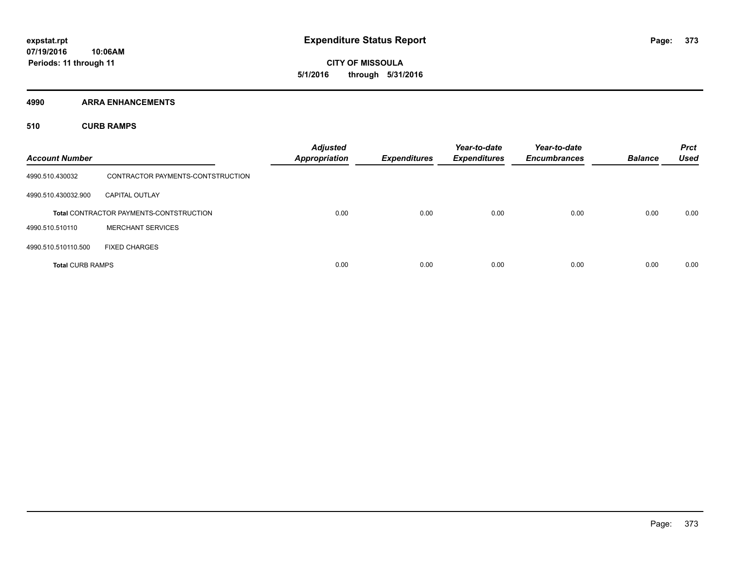**expstat.rpt**
**07/19/2016 10:06AM**
**Periods: 11 through 11**

# Expenditure Status Report

**CITY OF MISSOULA**
**5/1/2016 through 5/31/2016**

## 4990 ARRA ENHANCEMENTS

### 510 CURB RAMPS

| Account Number | | Adjusted Appropriation | Expenditures | Year-to-date Expenditures | Year-to-date Encumbrances | Balance | Prct Used |
|---|---|---|---|---|---|---|---|
| 4990.510.430032 | CONTRACTOR PAYMENTS-CONTSTRUCTION | | | | | | |
| 4990.510.430032.900 | CAPITAL OUTLAY | | | | | | |
| **Total** CONTRACTOR PAYMENTS-CONTSTRUCTION | | 0.00 | 0.00 | 0.00 | 0.00 | 0.00 | 0.00 |
| 4990.510.510110 | MERCHANT SERVICES | | | | | | |
| 4990.510.510110.500 | FIXED CHARGES | | | | | | |
| **Total CURB RAMPS** | | 0.00 | 0.00 | 0.00 | 0.00 | 0.00 | 0.00 |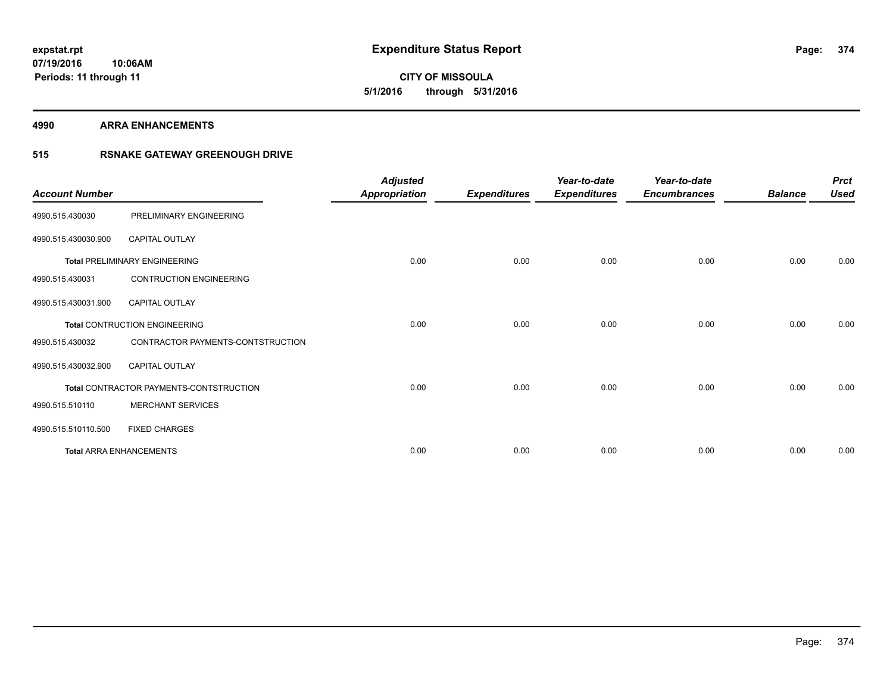**expstat.rpt**
**07/19/2016 10:06AM**
**Periods: 11 through 11**

# Expenditure Status Report

**CITY OF MISSOULA**
**5/1/2016 through 5/31/2016**

## 4990 ARRA ENHANCEMENTS

## 515 RSNAKE GATEWAY GREENOUGH DRIVE

| Account Number | | Adjusted Appropriation | Expenditures | Year-to-date Expenditures | Year-to-date Encumbrances | Balance | Prct Used |
|---|---|---|---|---|---|---|---|
| 4990.515.430030 | PRELIMINARY ENGINEERING | | | | | | |
| 4990.515.430030.900 | CAPITAL OUTLAY | | | | | | |
| **Total** PRELIMINARY ENGINEERING | | 0.00 | 0.00 | 0.00 | 0.00 | 0.00 | 0.00 |
| 4990.515.430031 | CONTRUCTION ENGINEERING | | | | | | |
| 4990.515.430031.900 | CAPITAL OUTLAY | | | | | | |
| **Total** CONTRUCTION ENGINEERING | | 0.00 | 0.00 | 0.00 | 0.00 | 0.00 | 0.00 |
| 4990.515.430032 | CONTRACTOR PAYMENTS-CONTSTRUCTION | | | | | | |
| 4990.515.430032.900 | CAPITAL OUTLAY | | | | | | |
| **Total** CONTRACTOR PAYMENTS-CONTSTRUCTION | | 0.00 | 0.00 | 0.00 | 0.00 | 0.00 | 0.00 |
| 4990.515.510110 | MERCHANT SERVICES | | | | | | |
| 4990.515.510110.500 | FIXED CHARGES | | | | | | |
| **Total** ARRA ENHANCEMENTS | | 0.00 | 0.00 | 0.00 | 0.00 | 0.00 | 0.00 |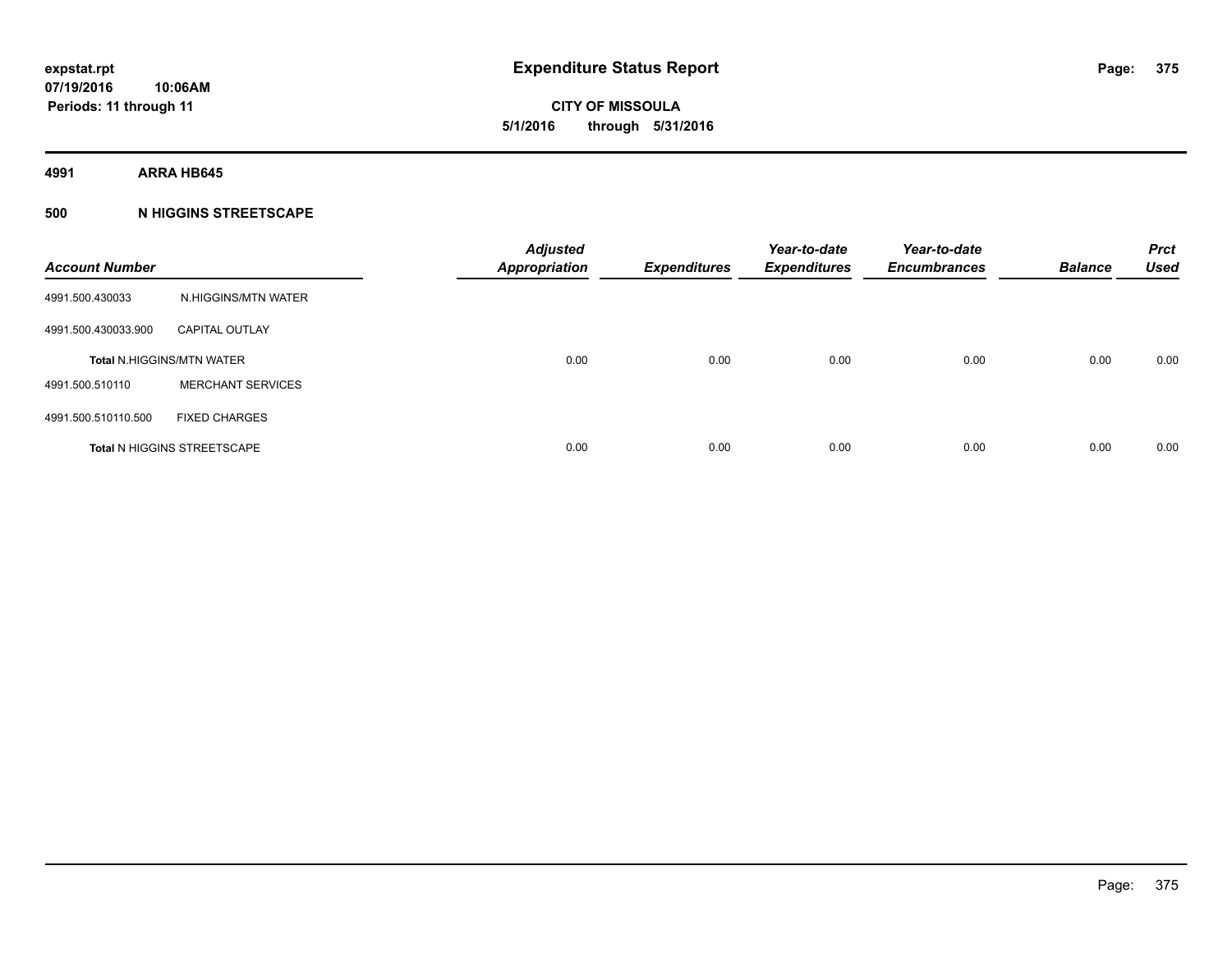**expstat.rpt**
**07/19/2016 10:06AM**
**Periods: 11 through 11**

# Expenditure Status Report

**CITY OF MISSOULA**
**5/1/2016 through 5/31/2016**

**4991 ARRA HB645**

**500 N HIGGINS STREETSCAPE**

| Account Number | | Adjusted Appropriation | Expenditures | Year-to-date Expenditures | Year-to-date Encumbrances | Balance | Prct Used |
|---|---|---|---|---|---|---|---|
| 4991.500.430033 | N.HIGGINS/MTN WATER | | | | | | |
| 4991.500.430033.900 | CAPITAL OUTLAY | | | | | | |
| **Total** N.HIGGINS/MTN WATER | | 0.00 | 0.00 | 0.00 | 0.00 | 0.00 | 0.00 |
| 4991.500.510110 | MERCHANT SERVICES | | | | | | |
| 4991.500.510110.500 | FIXED CHARGES | | | | | | |
| **Total** N HIGGINS STREETSCAPE | | 0.00 | 0.00 | 0.00 | 0.00 | 0.00 | 0.00 |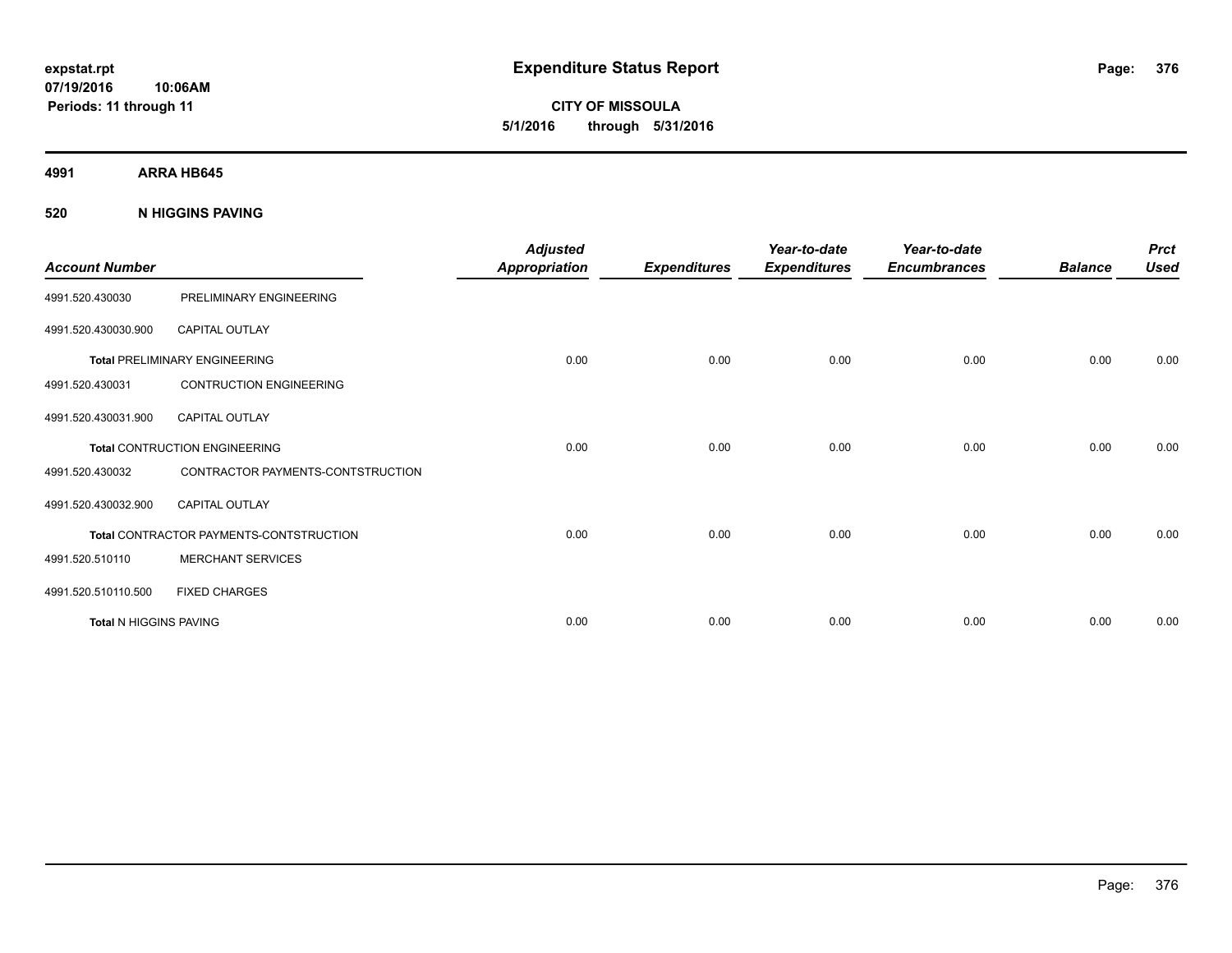# Expenditure Status Report

expstat.rpt
07/19/2016 10:06AM
Periods: 11 through 11

**CITY OF MISSOULA**
**5/1/2016 through 5/31/2016**

## 4991 ARRA HB645

### 520 N HIGGINS PAVING

| Account Number | | Adjusted Appropriation | Expenditures | Year-to-date Expenditures | Year-to-date Encumbrances | Balance | Prct Used |
|---|---|---|---|---|---|---|---|
| 4991.520.430030 | PRELIMINARY ENGINEERING | | | | | | |
| 4991.520.430030.900 | CAPITAL OUTLAY | | | | | | |
| **Total** PRELIMINARY ENGINEERING | | 0.00 | 0.00 | 0.00 | 0.00 | 0.00 | 0.00 |
| 4991.520.430031 | CONTRUCTION ENGINEERING | | | | | | |
| 4991.520.430031.900 | CAPITAL OUTLAY | | | | | | |
| **Total** CONTRUCTION ENGINEERING | | 0.00 | 0.00 | 0.00 | 0.00 | 0.00 | 0.00 |
| 4991.520.430032 | CONTRACTOR PAYMENTS-CONTSTRUCTION | | | | | | |
| 4991.520.430032.900 | CAPITAL OUTLAY | | | | | | |
| **Total** CONTRACTOR PAYMENTS-CONTSTRUCTION | | 0.00 | 0.00 | 0.00 | 0.00 | 0.00 | 0.00 |
| 4991.520.510110 | MERCHANT SERVICES | | | | | | |
| 4991.520.510110.500 | FIXED CHARGES | | | | | | |
| **Total** N HIGGINS PAVING | | 0.00 | 0.00 | 0.00 | 0.00 | 0.00 | 0.00 |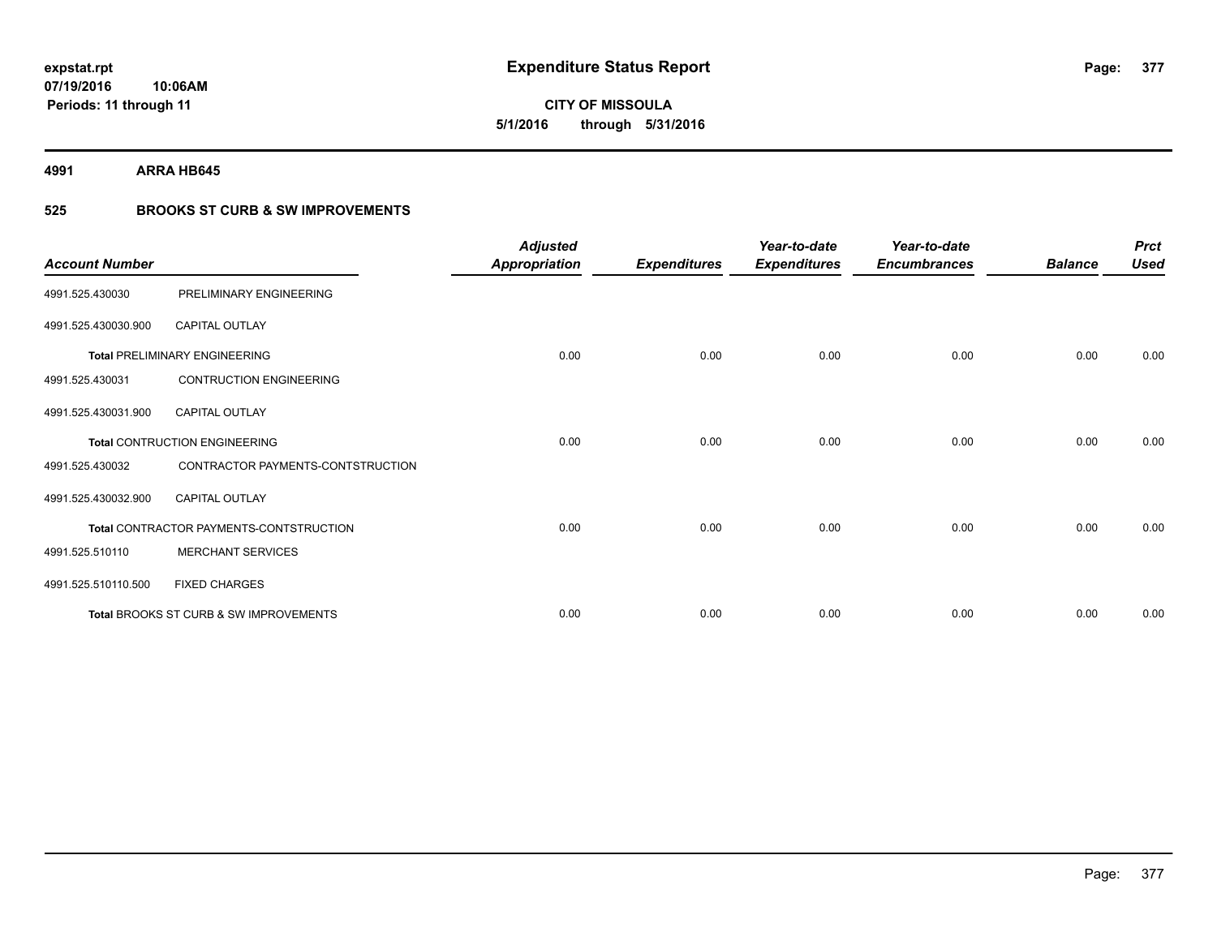# Expenditure Status Report

**expstat.rpt**
**07/19/2016 10:06AM**
**Periods: 11 through 11**

**CITY OF MISSOULA**
**5/1/2016 through 5/31/2016**

**4991 ARRA HB645**

**525 BROOKS ST CURB & SW IMPROVEMENTS**

| Account Number | | Adjusted Appropriation | Expenditures | Year-to-date Expenditures | Year-to-date Encumbrances | Balance | Prct Used |
|---|---|---|---|---|---|---|---|
| 4991.525.430030 | PRELIMINARY ENGINEERING | | | | | | |
| 4991.525.430030.900 | CAPITAL OUTLAY | | | | | | |
| **Total** PRELIMINARY ENGINEERING | | 0.00 | 0.00 | 0.00 | 0.00 | 0.00 | 0.00 |
| 4991.525.430031 | CONTRUCTION ENGINEERING | | | | | | |
| 4991.525.430031.900 | CAPITAL OUTLAY | | | | | | |
| **Total** CONTRUCTION ENGINEERING | | 0.00 | 0.00 | 0.00 | 0.00 | 0.00 | 0.00 |
| 4991.525.430032 | CONTRACTOR PAYMENTS-CONTSTRUCTION | | | | | | |
| 4991.525.430032.900 | CAPITAL OUTLAY | | | | | | |
| **Total** CONTRACTOR PAYMENTS-CONTSTRUCTION | | 0.00 | 0.00 | 0.00 | 0.00 | 0.00 | 0.00 |
| 4991.525.510110 | MERCHANT SERVICES | | | | | | |
| 4991.525.510110.500 | FIXED CHARGES | | | | | | |
| **Total** BROOKS ST CURB & SW IMPROVEMENTS | | 0.00 | 0.00 | 0.00 | 0.00 | 0.00 | 0.00 |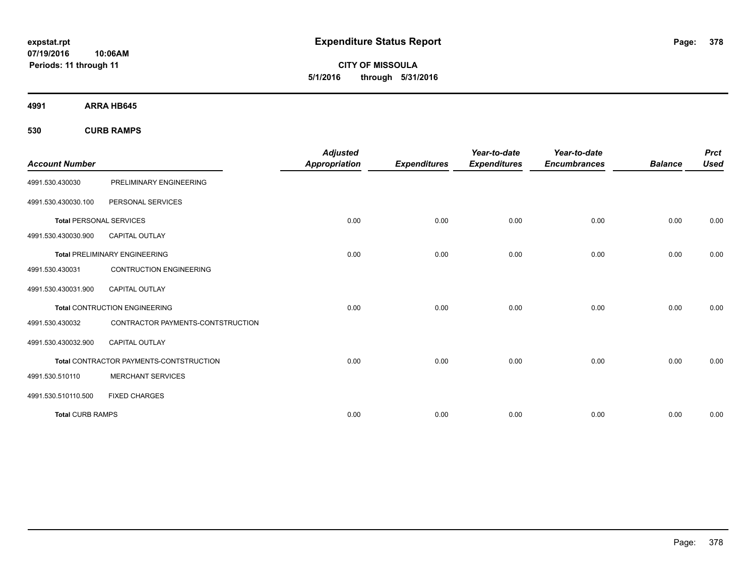**expstat.rpt**
**07/19/2016 10:06AM**
**Periods: 11 through 11**

# Expenditure Status Report

**CITY OF MISSOULA**
**5/1/2016 through 5/31/2016**

**4991 ARRA HB645**

**530 CURB RAMPS**

| Account Number | | Adjusted Appropriation | Expenditures | Year-to-date Expenditures | Year-to-date Encumbrances | Balance | Prct Used |
|---|---|---|---|---|---|---|---|
| 4991.530.430030 | PRELIMINARY ENGINEERING | | | | | | |
| 4991.530.430030.100 | PERSONAL SERVICES | | | | | | |
| **Total** PERSONAL SERVICES | | 0.00 | 0.00 | 0.00 | 0.00 | 0.00 | 0.00 |
| 4991.530.430030.900 | CAPITAL OUTLAY | | | | | | |
| **Total** PRELIMINARY ENGINEERING | | 0.00 | 0.00 | 0.00 | 0.00 | 0.00 | 0.00 |
| 4991.530.430031 | CONTRUCTION ENGINEERING | | | | | | |
| 4991.530.430031.900 | CAPITAL OUTLAY | | | | | | |
| **Total** CONTRUCTION ENGINEERING | | 0.00 | 0.00 | 0.00 | 0.00 | 0.00 | 0.00 |
| 4991.530.430032 | CONTRACTOR PAYMENTS-CONTSTRUCTION | | | | | | |
| 4991.530.430032.900 | CAPITAL OUTLAY | | | | | | |
| **Total** CONTRACTOR PAYMENTS-CONTSTRUCTION | | 0.00 | 0.00 | 0.00 | 0.00 | 0.00 | 0.00 |
| 4991.530.510110 | MERCHANT SERVICES | | | | | | |
| 4991.530.510110.500 | FIXED CHARGES | | | | | | |
| **Total** CURB RAMPS | | 0.00 | 0.00 | 0.00 | 0.00 | 0.00 | 0.00 |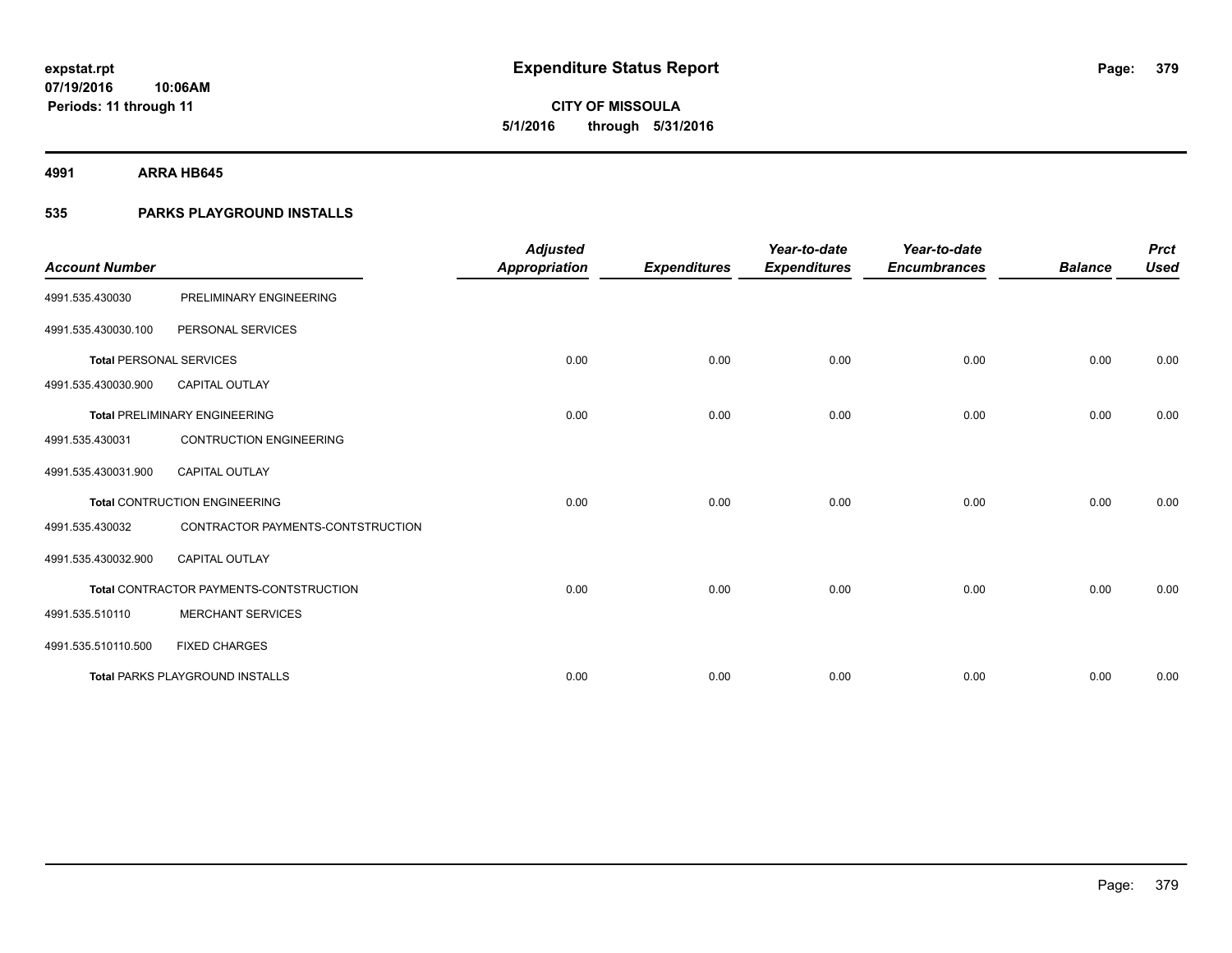**expstat.rpt**
**07/19/2016 10:06AM**
**Periods: 11 through 11**

# Expenditure Status Report

**CITY OF MISSOULA**
**5/1/2016 through 5/31/2016**

**4991 ARRA HB645**

**535 PARKS PLAYGROUND INSTALLS**

| Account Number | | *Adjusted Appropriation* | *Expenditures* | *Year-to-date Expenditures* | *Year-to-date Encumbrances* | *Balance* | *Prct Used* |
|---|---|---|---|---|---|---|---|
| 4991.535.430030 | PRELIMINARY ENGINEERING | | | | | | |
| 4991.535.430030.100 | PERSONAL SERVICES | | | | | | |
| **Total** PERSONAL SERVICES | | 0.00 | 0.00 | 0.00 | 0.00 | 0.00 | 0.00 |
| 4991.535.430030.900 | CAPITAL OUTLAY | | | | | | |
| **Total** PRELIMINARY ENGINEERING | | 0.00 | 0.00 | 0.00 | 0.00 | 0.00 | 0.00 |
| 4991.535.430031 | CONTRUCTION ENGINEERING | | | | | | |
| 4991.535.430031.900 | CAPITAL OUTLAY | | | | | | |
| **Total** CONTRUCTION ENGINEERING | | 0.00 | 0.00 | 0.00 | 0.00 | 0.00 | 0.00 |
| 4991.535.430032 | CONTRACTOR PAYMENTS-CONTSTRUCTION | | | | | | |
| 4991.535.430032.900 | CAPITAL OUTLAY | | | | | | |
| **Total** CONTRACTOR PAYMENTS-CONTSTRUCTION | | 0.00 | 0.00 | 0.00 | 0.00 | 0.00 | 0.00 |
| 4991.535.510110 | MERCHANT SERVICES | | | | | | |
| 4991.535.510110.500 | FIXED CHARGES | | | | | | |
| **Total** PARKS PLAYGROUND INSTALLS | | 0.00 | 0.00 | 0.00 | 0.00 | 0.00 | 0.00 |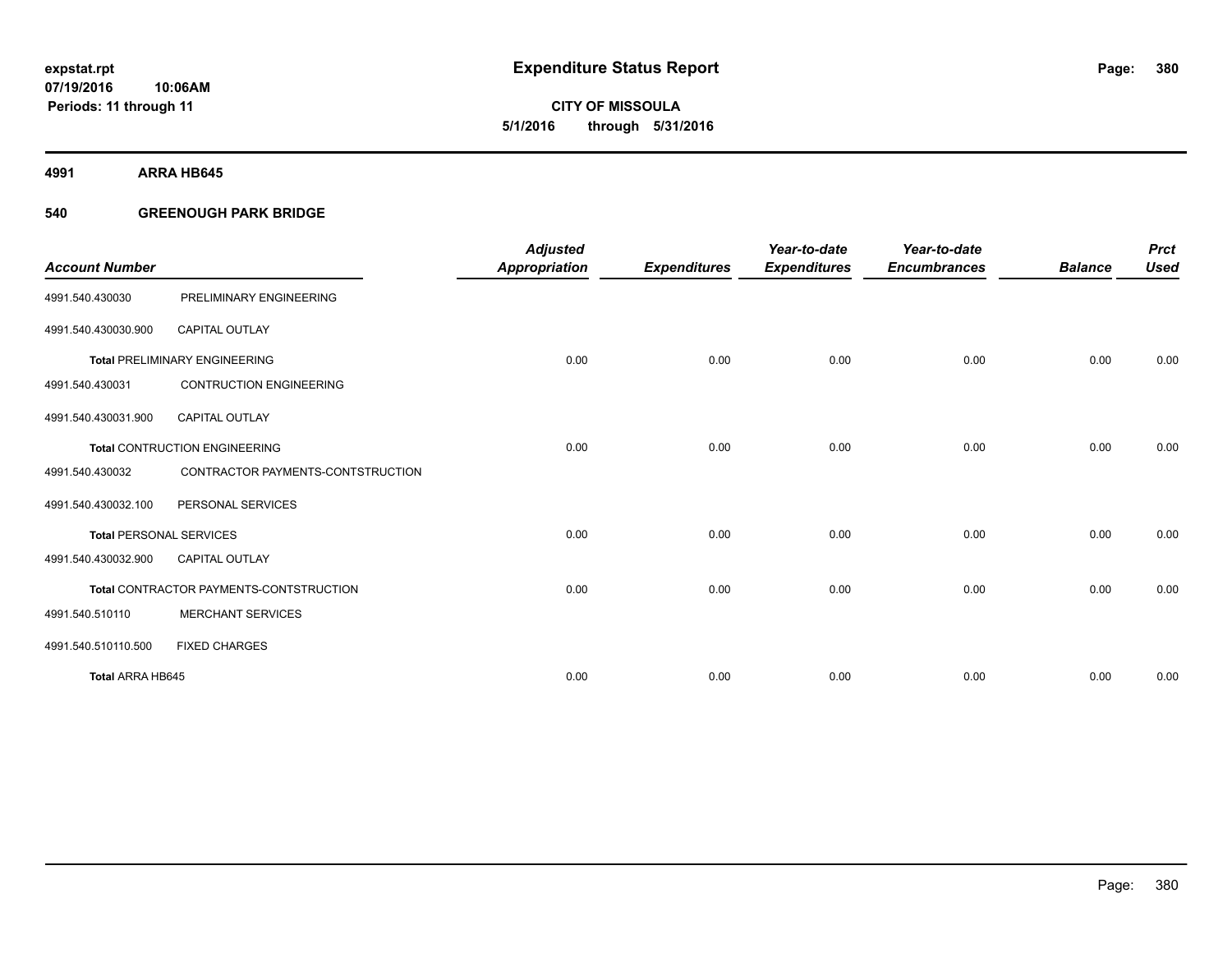# Expenditure Status Report

expstat.rpt
07/19/2016 10:06AM
Periods: 11 through 11

**CITY OF MISSOULA**
**5/1/2016 through 5/31/2016**

**4991 ARRA HB645**

**540 GREENOUGH PARK BRIDGE**

| Account Number | | Adjusted Appropriation | Expenditures | Year-to-date Expenditures | Year-to-date Encumbrances | Balance | Prct Used |
|---|---|---|---|---|---|---|---|
| 4991.540.430030 | PRELIMINARY ENGINEERING | | | | | | |
| 4991.540.430030.900 | CAPITAL OUTLAY | | | | | | |
| **Total** PRELIMINARY ENGINEERING | | 0.00 | 0.00 | 0.00 | 0.00 | 0.00 | 0.00 |
| 4991.540.430031 | CONTRUCTION ENGINEERING | | | | | | |
| 4991.540.430031.900 | CAPITAL OUTLAY | | | | | | |
| **Total** CONTRUCTION ENGINEERING | | 0.00 | 0.00 | 0.00 | 0.00 | 0.00 | 0.00 |
| 4991.540.430032 | CONTRACTOR PAYMENTS-CONTSTRUCTION | | | | | | |
| 4991.540.430032.100 | PERSONAL SERVICES | | | | | | |
| **Total** PERSONAL SERVICES | | 0.00 | 0.00 | 0.00 | 0.00 | 0.00 | 0.00 |
| 4991.540.430032.900 | CAPITAL OUTLAY | | | | | | |
| **Total** CONTRACTOR PAYMENTS-CONTSTRUCTION | | 0.00 | 0.00 | 0.00 | 0.00 | 0.00 | 0.00 |
| 4991.540.510110 | MERCHANT SERVICES | | | | | | |
| 4991.540.510110.500 | FIXED CHARGES | | | | | | |
| **Total ARRA HB645** | | 0.00 | 0.00 | 0.00 | 0.00 | 0.00 | 0.00 |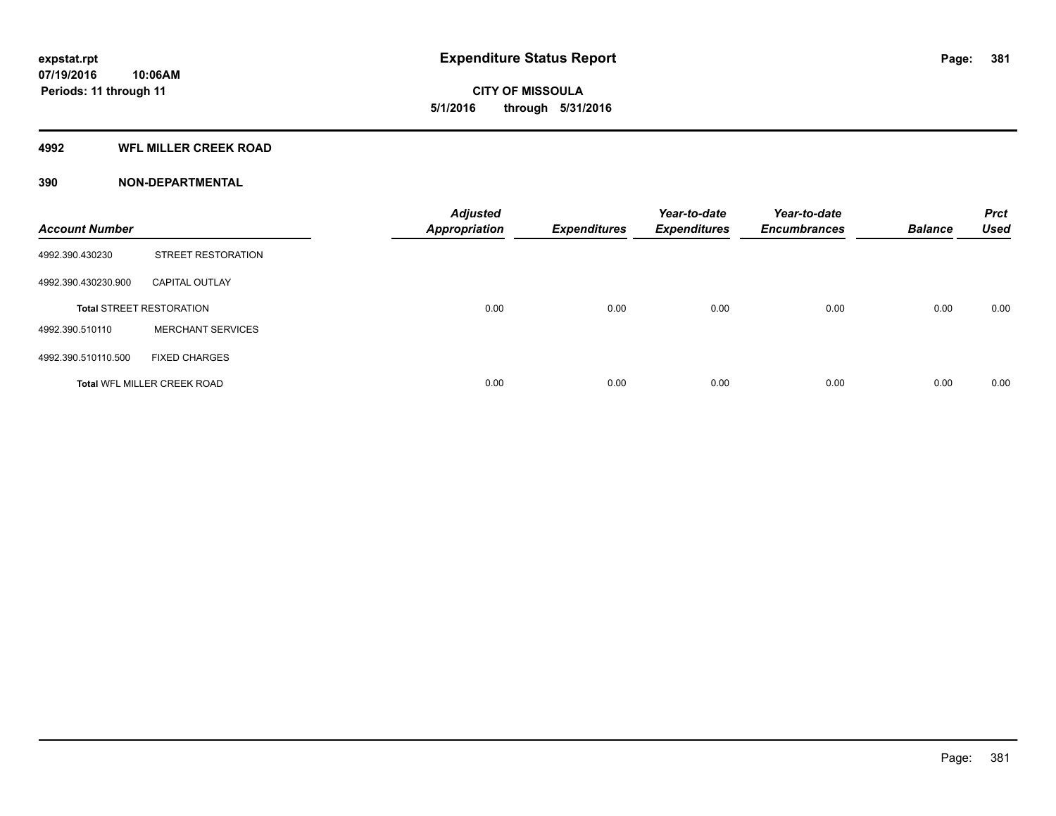**expstat.rpt**
**07/19/2016 10:06AM**
**Periods: 11 through 11**

# Expenditure Status Report

**CITY OF MISSOULA**
**5/1/2016 through 5/31/2016**

## 4992 WFL MILLER CREEK ROAD

## 390 NON-DEPARTMENTAL

| Account Number | | Adjusted Appropriation | Expenditures | Year-to-date Expenditures | Year-to-date Encumbrances | Balance | Prct Used |
|---|---|---|---|---|---|---|---|
| 4992.390.430230 | STREET RESTORATION | | | | | | |
| 4992.390.430230.900 | CAPITAL OUTLAY | | | | | | |
| **Total** STREET RESTORATION | | 0.00 | 0.00 | 0.00 | 0.00 | 0.00 | 0.00 |
| 4992.390.510110 | MERCHANT SERVICES | | | | | | |
| 4992.390.510110.500 | FIXED CHARGES | | | | | | |
| **Total** WFL MILLER CREEK ROAD | | 0.00 | 0.00 | 0.00 | 0.00 | 0.00 | 0.00 |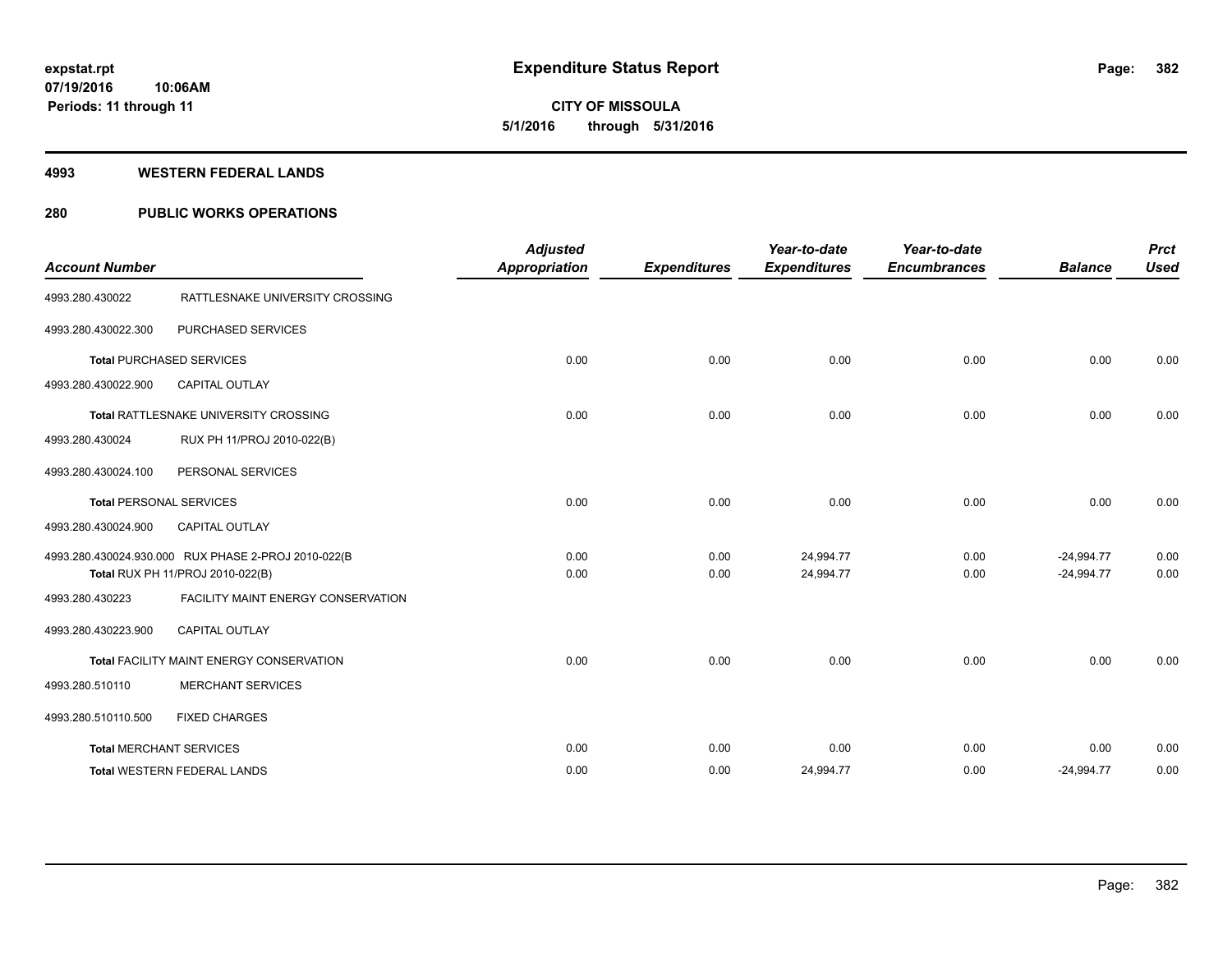# Expenditure Status Report

**CITY OF MISSOULA**

**5/1/2016 through 5/31/2016**

expstat.rpt
07/19/2016 10:06AM
Periods: 11 through 11

## 4993 WESTERN FEDERAL LANDS

## 280 PUBLIC WORKS OPERATIONS

| Account Number | | Adjusted Appropriation | Expenditures | Year-to-date Expenditures | Year-to-date Encumbrances | Balance | Prct Used |
|---|---|---|---|---|---|---|---|
| 4993.280.430022 | RATTLESNAKE UNIVERSITY CROSSING | | | | | | |
| 4993.280.430022.300 | PURCHASED SERVICES | | | | | | |
| **Total** PURCHASED SERVICES | | 0.00 | 0.00 | 0.00 | 0.00 | 0.00 | 0.00 |
| 4993.280.430022.900 | CAPITAL OUTLAY | | | | | | |
| **Total** RATTLESNAKE UNIVERSITY CROSSING | | 0.00 | 0.00 | 0.00 | 0.00 | 0.00 | 0.00 |
| 4993.280.430024 | RUX PH 11/PROJ 2010-022(B) | | | | | | |
| 4993.280.430024.100 | PERSONAL SERVICES | | | | | | |
| **Total** PERSONAL SERVICES | | 0.00 | 0.00 | 0.00 | 0.00 | 0.00 | 0.00 |
| 4993.280.430024.900 | CAPITAL OUTLAY | | | | | | |
| 4993.280.430024.930.000 | RUX PHASE 2-PROJ 2010-022(B | 0.00 | 0.00 | 24,994.77 | 0.00 | -24,994.77 | 0.00 |
| **Total** RUX PH 11/PROJ 2010-022(B) | | 0.00 | 0.00 | 24,994.77 | 0.00 | -24,994.77 | 0.00 |
| 4993.280.430223 | FACILITY MAINT ENERGY CONSERVATION | | | | | | |
| 4993.280.430223.900 | CAPITAL OUTLAY | | | | | | |
| **Total** FACILITY MAINT ENERGY CONSERVATION | | 0.00 | 0.00 | 0.00 | 0.00 | 0.00 | 0.00 |
| 4993.280.510110 | MERCHANT SERVICES | | | | | | |
| 4993.280.510110.500 | FIXED CHARGES | | | | | | |
| **Total** MERCHANT SERVICES | | 0.00 | 0.00 | 0.00 | 0.00 | 0.00 | 0.00 |
| **Total** WESTERN FEDERAL LANDS | | 0.00 | 0.00 | 24,994.77 | 0.00 | -24,994.77 | 0.00 |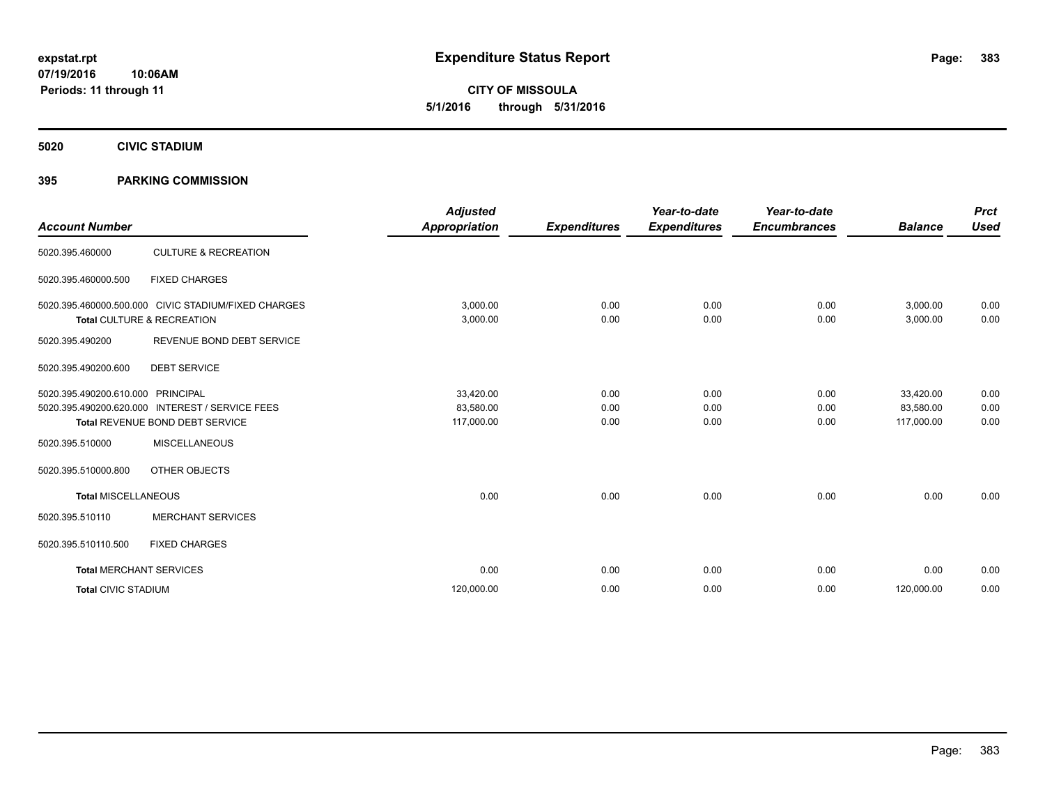# Expenditure Status Report

expstat.rpt
07/19/2016 10:06AM
Periods: 11 through 11

**CITY OF MISSOULA**
**5/1/2016 through 5/31/2016**

## 5020 CIVIC STADIUM

### 395 PARKING COMMISSION

| Account Number | | Adjusted Appropriation | Expenditures | Year-to-date Expenditures | Year-to-date Encumbrances | Balance | Prct Used |
|---|---|---|---|---|---|---|---|
| 5020.395.460000 | CULTURE & RECREATION | | | | | | |
| 5020.395.460000.500 | FIXED CHARGES | | | | | | |
| 5020.395.460000.500.000 | CIVIC STADIUM/FIXED CHARGES | 3,000.00 | 0.00 | 0.00 | 0.00 | 3,000.00 | 0.00 |
| **Total** CULTURE & RECREATION | | 3,000.00 | 0.00 | 0.00 | 0.00 | 3,000.00 | 0.00 |
| 5020.395.490200 | REVENUE BOND DEBT SERVICE | | | | | | |
| 5020.395.490200.600 | DEBT SERVICE | | | | | | |
| 5020.395.490200.610.000 | PRINCIPAL | 33,420.00 | 0.00 | 0.00 | 0.00 | 33,420.00 | 0.00 |
| 5020.395.490200.620.000 | INTEREST / SERVICE FEES | 83,580.00 | 0.00 | 0.00 | 0.00 | 83,580.00 | 0.00 |
| **Total** REVENUE BOND DEBT SERVICE | | 117,000.00 | 0.00 | 0.00 | 0.00 | 117,000.00 | 0.00 |
| 5020.395.510000 | MISCELLANEOUS | | | | | | |
| 5020.395.510000.800 | OTHER OBJECTS | | | | | | |
| **Total** MISCELLANEOUS | | 0.00 | 0.00 | 0.00 | 0.00 | 0.00 | 0.00 |
| 5020.395.510110 | MERCHANT SERVICES | | | | | | |
| 5020.395.510110.500 | FIXED CHARGES | | | | | | |
| **Total** MERCHANT SERVICES | | 0.00 | 0.00 | 0.00 | 0.00 | 0.00 | 0.00 |
| **Total** CIVIC STADIUM | | 120,000.00 | 0.00 | 0.00 | 0.00 | 120,000.00 | 0.00 |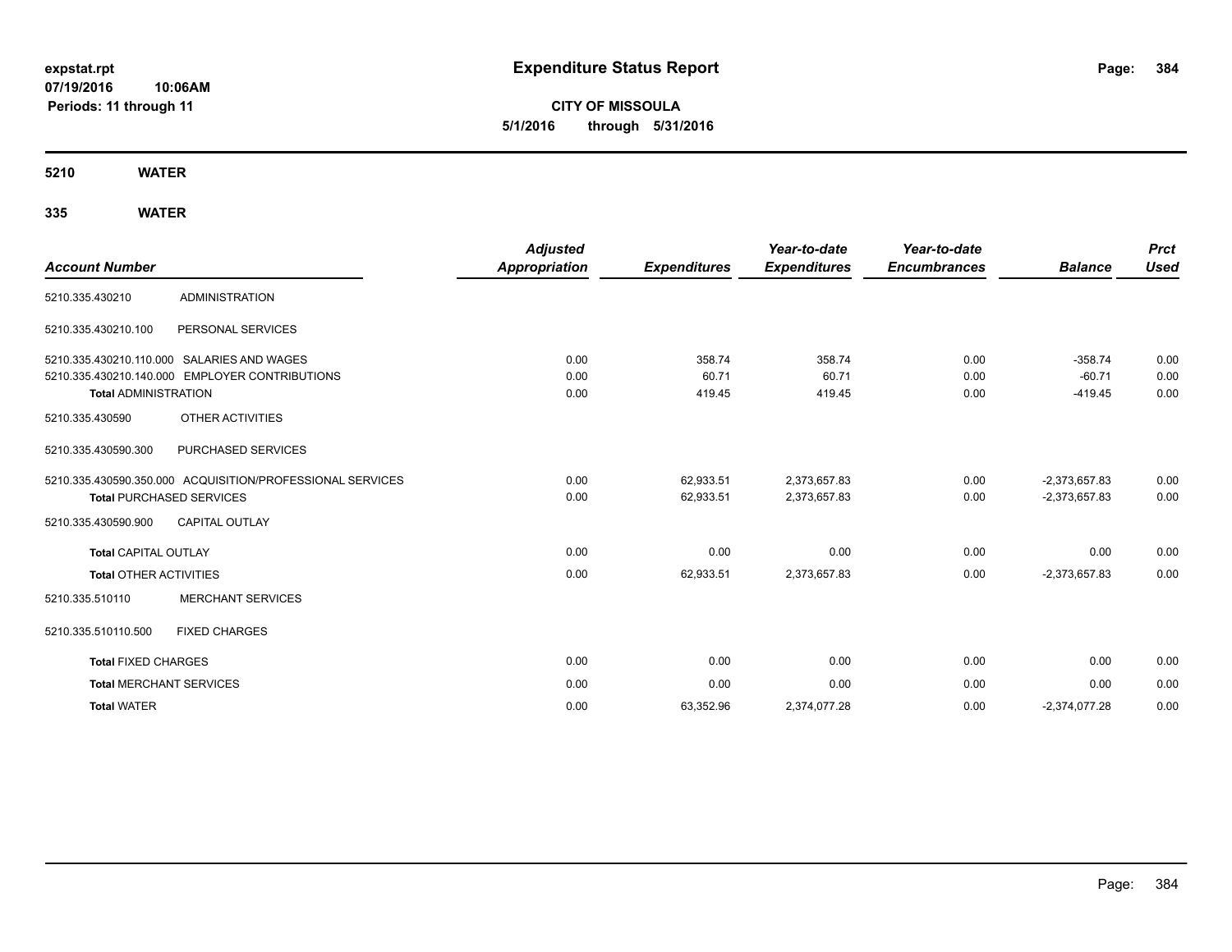**expstat.rpt**
**07/19/2016 10:06AM**
**Periods: 11 through 11**

# Expenditure Status Report

**CITY OF MISSOULA**
**5/1/2016 through 5/31/2016**

## 5210 WATER

### 335 WATER

| Account Number | | Adjusted Appropriation | Expenditures | Year-to-date Expenditures | Year-to-date Encumbrances | Balance | Prct Used |
|---|---|---|---|---|---|---|---|
| 5210.335.430210 | ADMINISTRATION | | | | | | |
| 5210.335.430210.100 | PERSONAL SERVICES | | | | | | |
| 5210.335.430210.110.000 | SALARIES AND WAGES | 0.00 | 358.74 | 358.74 | 0.00 | -358.74 | 0.00 |
| 5210.335.430210.140.000 | EMPLOYER CONTRIBUTIONS | 0.00 | 60.71 | 60.71 | 0.00 | -60.71 | 0.00 |
| **Total** ADMINISTRATION | | 0.00 | 419.45 | 419.45 | 0.00 | -419.45 | 0.00 |
| 5210.335.430590 | OTHER ACTIVITIES | | | | | | |
| 5210.335.430590.300 | PURCHASED SERVICES | | | | | | |
| 5210.335.430590.350.000 | ACQUISITION/PROFESSIONAL SERVICES | 0.00 | 62,933.51 | 2,373,657.83 | 0.00 | -2,373,657.83 | 0.00 |
| **Total** PURCHASED SERVICES | | 0.00 | 62,933.51 | 2,373,657.83 | 0.00 | -2,373,657.83 | 0.00 |
| 5210.335.430590.900 | CAPITAL OUTLAY | | | | | | |
| **Total** CAPITAL OUTLAY | | 0.00 | 0.00 | 0.00 | 0.00 | 0.00 | 0.00 |
| **Total** OTHER ACTIVITIES | | 0.00 | 62,933.51 | 2,373,657.83 | 0.00 | -2,373,657.83 | 0.00 |
| 5210.335.510110 | MERCHANT SERVICES | | | | | | |
| 5210.335.510110.500 | FIXED CHARGES | | | | | | |
| **Total** FIXED CHARGES | | 0.00 | 0.00 | 0.00 | 0.00 | 0.00 | 0.00 |
| **Total** MERCHANT SERVICES | | 0.00 | 0.00 | 0.00 | 0.00 | 0.00 | 0.00 |
| **Total** WATER | | 0.00 | 63,352.96 | 2,374,077.28 | 0.00 | -2,374,077.28 | 0.00 |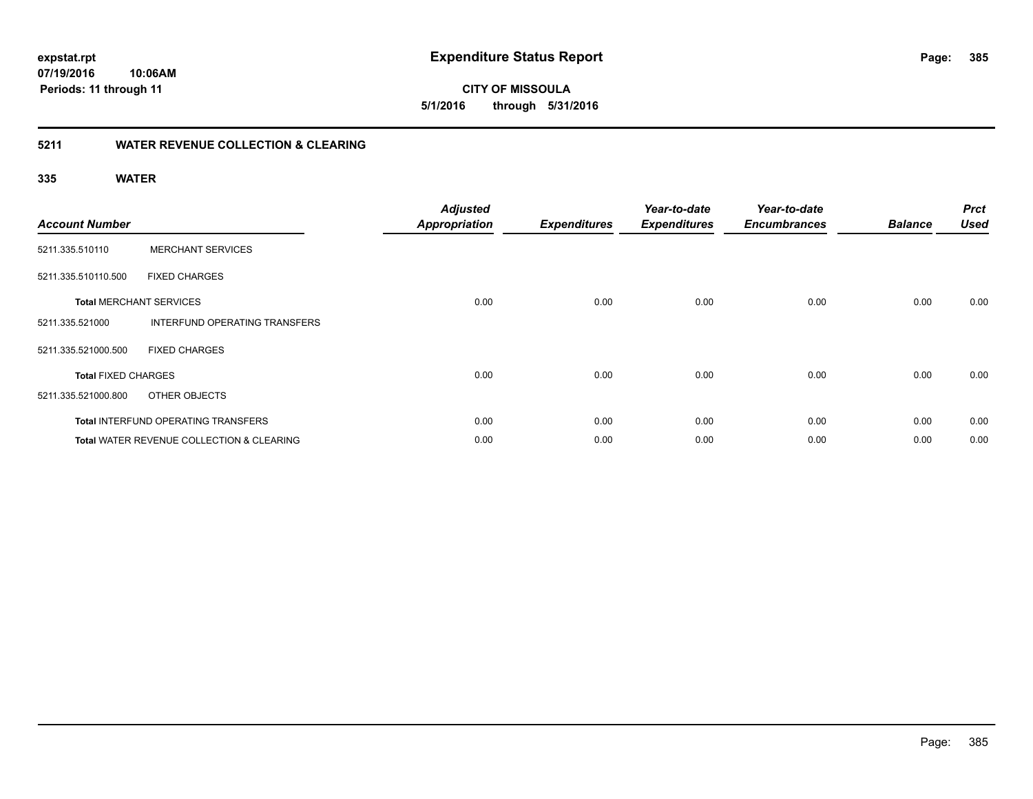**expstat.rpt**
**07/19/2016 10:06AM**
**Periods: 11 through 11**

# Expenditure Status Report

**CITY OF MISSOULA**
**5/1/2016 through 5/31/2016**

## 5211 WATER REVENUE COLLECTION & CLEARING

### 335 WATER

| Account Number | | Adjusted Appropriation | Expenditures | Year-to-date Expenditures | Year-to-date Encumbrances | Balance | Prct Used |
|---|---|---|---|---|---|---|---|
| 5211.335.510110 | MERCHANT SERVICES | | | | | | |
| 5211.335.510110.500 | FIXED CHARGES | | | | | | |
| **Total** MERCHANT SERVICES | | 0.00 | 0.00 | 0.00 | 0.00 | 0.00 | 0.00 |
| 5211.335.521000 | INTERFUND OPERATING TRANSFERS | | | | | | |
| 5211.335.521000.500 | FIXED CHARGES | | | | | | |
| **Total** FIXED CHARGES | | 0.00 | 0.00 | 0.00 | 0.00 | 0.00 | 0.00 |
| 5211.335.521000.800 | OTHER OBJECTS | | | | | | |
| **Total** INTERFUND OPERATING TRANSFERS | | 0.00 | 0.00 | 0.00 | 0.00 | 0.00 | 0.00 |
| **Total** WATER REVENUE COLLECTION & CLEARING | | 0.00 | 0.00 | 0.00 | 0.00 | 0.00 | 0.00 |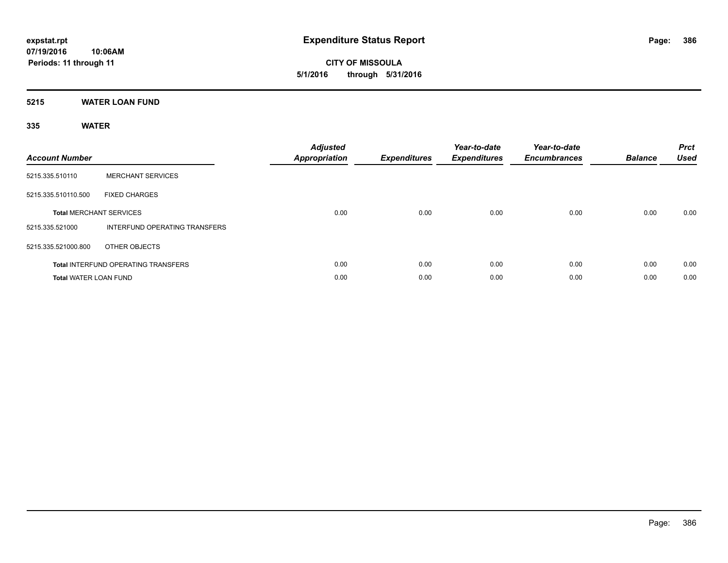# Expenditure Status Report

**CITY OF MISSOULA**

**5/1/2016 through 5/31/2016**

expstat.rpt
07/19/2016 10:06AM
Periods: 11 through 11

## 5215 WATER LOAN FUND

### 335 WATER

| Account Number | | Adjusted Appropriation | Expenditures | Year-to-date Expenditures | Year-to-date Encumbrances | Balance | Prct Used |
|---|---|---|---|---|---|---|---|
| 5215.335.510110 | MERCHANT SERVICES | | | | | | |
| 5215.335.510110.500 | FIXED CHARGES | | | | | | |
| **Total** MERCHANT SERVICES | | 0.00 | 0.00 | 0.00 | 0.00 | 0.00 | 0.00 |
| 5215.335.521000 | INTERFUND OPERATING TRANSFERS | | | | | | |
| 5215.335.521000.800 | OTHER OBJECTS | | | | | | |
| **Total** INTERFUND OPERATING TRANSFERS | | 0.00 | 0.00 | 0.00 | 0.00 | 0.00 | 0.00 |
| **Total** WATER LOAN FUND | | 0.00 | 0.00 | 0.00 | 0.00 | 0.00 | 0.00 |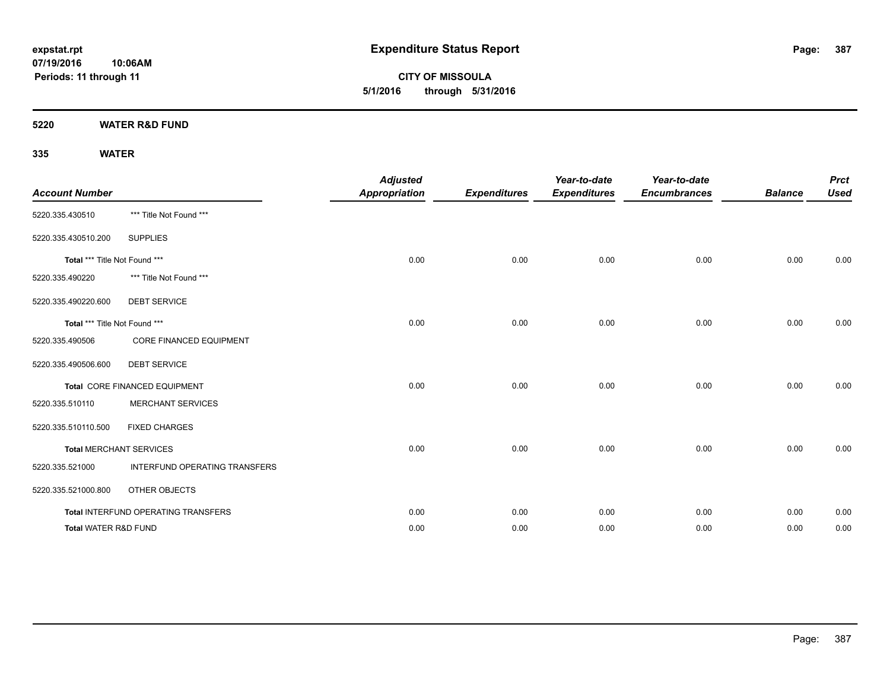**expstat.rpt**
**07/19/2016 10:06AM**
**Periods: 11 through 11**

# Expenditure Status Report

**CITY OF MISSOULA**
**5/1/2016 through 5/31/2016**

## 5220 WATER R&D FUND

### 335 WATER

| Account Number | | Adjusted Appropriation | Expenditures | Year-to-date Expenditures | Year-to-date Encumbrances | Balance | Prct Used |
|---|---|---|---|---|---|---|---|
| 5220.335.430510 | *** Title Not Found *** | | | | | | |
| 5220.335.430510.200 | SUPPLIES | | | | | | |
| Total *** Title Not Found *** | | 0.00 | 0.00 | 0.00 | 0.00 | 0.00 | 0.00 |
| 5220.335.490220 | *** Title Not Found *** | | | | | | |
| 5220.335.490220.600 | DEBT SERVICE | | | | | | |
| Total *** Title Not Found *** | | 0.00 | 0.00 | 0.00 | 0.00 | 0.00 | 0.00 |
| 5220.335.490506 | CORE FINANCED EQUIPMENT | | | | | | |
| 5220.335.490506.600 | DEBT SERVICE | | | | | | |
| Total CORE FINANCED EQUIPMENT | | 0.00 | 0.00 | 0.00 | 0.00 | 0.00 | 0.00 |
| 5220.335.510110 | MERCHANT SERVICES | | | | | | |
| 5220.335.510110.500 | FIXED CHARGES | | | | | | |
| Total MERCHANT SERVICES | | 0.00 | 0.00 | 0.00 | 0.00 | 0.00 | 0.00 |
| 5220.335.521000 | INTERFUND OPERATING TRANSFERS | | | | | | |
| 5220.335.521000.800 | OTHER OBJECTS | | | | | | |
| Total INTERFUND OPERATING TRANSFERS | | 0.00 | 0.00 | 0.00 | 0.00 | 0.00 | 0.00 |
| Total WATER R&D FUND | | 0.00 | 0.00 | 0.00 | 0.00 | 0.00 | 0.00 |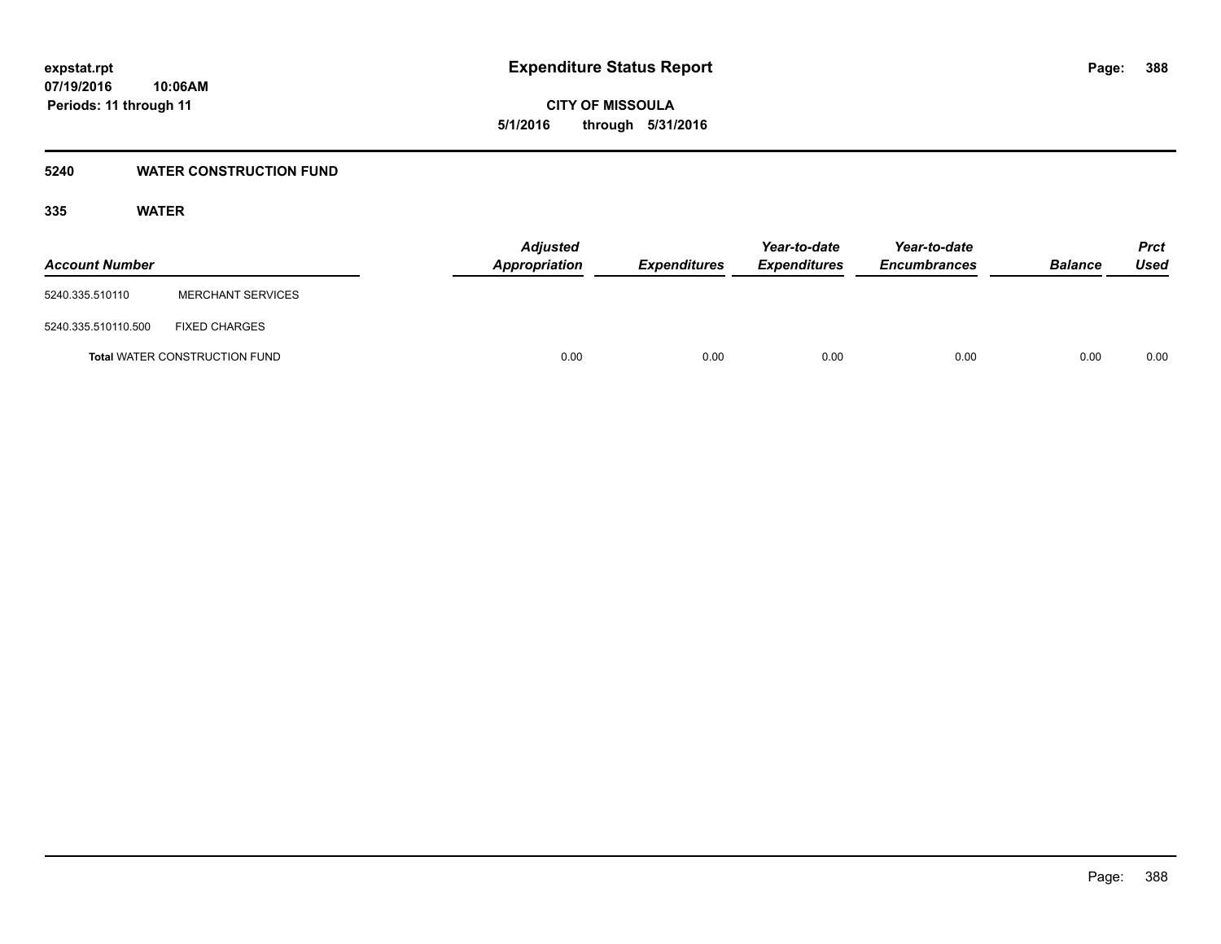**expstat.rpt**
**07/19/2016 10:06AM**
**Periods: 11 through 11**

# Expenditure Status Report

**CITY OF MISSOULA**
**5/1/2016 through 5/31/2016**

## 5240 WATER CONSTRUCTION FUND

### 335 WATER

| Account Number | | Adjusted Appropriation | Expenditures | Year-to-date Expenditures | Year-to-date Encumbrances | Balance | Prct Used |
|---|---|---|---|---|---|---|---|
| 5240.335.510110 | MERCHANT SERVICES | | | | | | |
| 5240.335.510110.500 | FIXED CHARGES | | | | | | |
| **Total** WATER CONSTRUCTION FUND | | 0.00 | 0.00 | 0.00 | 0.00 | 0.00 | 0.00 |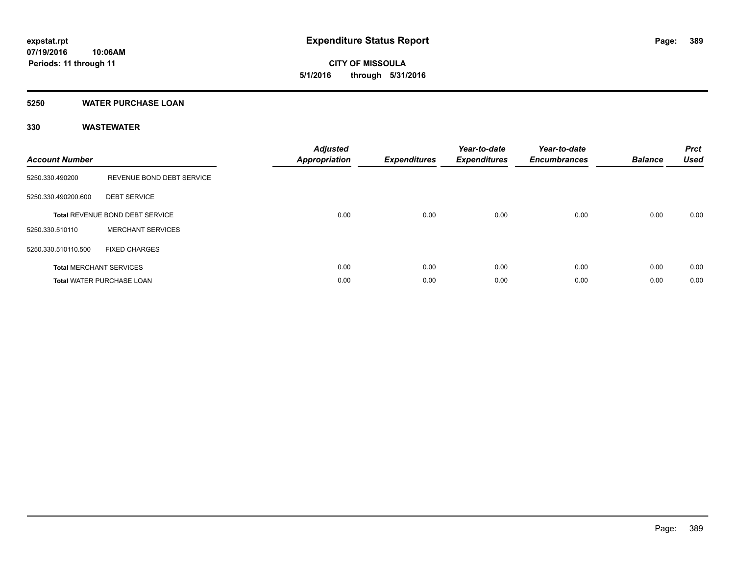# Expenditure Status Report

**CITY OF MISSOULA**

**5/1/2016 through 5/31/2016**

expstat.rpt
07/19/2016 10:06AM
Periods: 11 through 11

## 5250 WATER PURCHASE LOAN

### 330 WASTEWATER

| Account Number | | Adjusted Appropriation | Expenditures | Year-to-date Expenditures | Year-to-date Encumbrances | Balance | Prct Used |
|---|---|---|---|---|---|---|---|
| 5250.330.490200 | REVENUE BOND DEBT SERVICE | | | | | | |
| 5250.330.490200.600 | DEBT SERVICE | | | | | | |
| **Total** REVENUE BOND DEBT SERVICE | | 0.00 | 0.00 | 0.00 | 0.00 | 0.00 | 0.00 |
| 5250.330.510110 | MERCHANT SERVICES | | | | | | |
| 5250.330.510110.500 | FIXED CHARGES | | | | | | |
| **Total** MERCHANT SERVICES | | 0.00 | 0.00 | 0.00 | 0.00 | 0.00 | 0.00 |
| **Total** WATER PURCHASE LOAN | | 0.00 | 0.00 | 0.00 | 0.00 | 0.00 | 0.00 |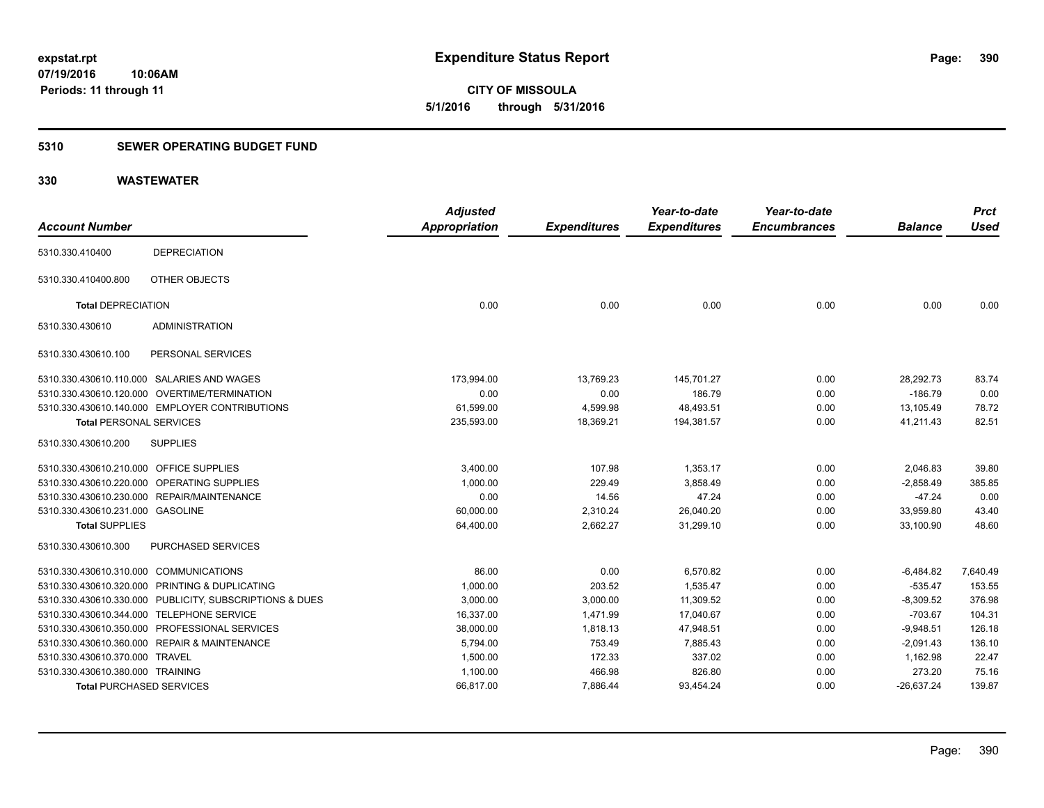# Expenditure Status Report

expstat.rpt
07/19/2016 10:06AM
Periods: 11 through 11

**CITY OF MISSOULA**
**5/1/2016 through 5/31/2016**

## 5310 SEWER OPERATING BUDGET FUND

## 330 WASTEWATER

| Account Number | | Adjusted Appropriation | Expenditures | Year-to-date Expenditures | Year-to-date Encumbrances | Balance | Prct Used |
|---|---|---|---|---|---|---|---|
| 5310.330.410400 | DEPRECIATION | | | | | | |
| 5310.330.410400.800 | OTHER OBJECTS | | | | | | |
| **Total** DEPRECIATION | | 0.00 | 0.00 | 0.00 | 0.00 | 0.00 | 0.00 |
| 5310.330.430610 | ADMINISTRATION | | | | | | |
| 5310.330.430610.100 | PERSONAL SERVICES | | | | | | |
| 5310.330.430610.110.000 | SALARIES AND WAGES | 173,994.00 | 13,769.23 | 145,701.27 | 0.00 | 28,292.73 | 83.74 |
| 5310.330.430610.120.000 | OVERTIME/TERMINATION | 0.00 | 0.00 | 186.79 | 0.00 | -186.79 | 0.00 |
| 5310.330.430610.140.000 | EMPLOYER CONTRIBUTIONS | 61,599.00 | 4,599.98 | 48,493.51 | 0.00 | 13,105.49 | 78.72 |
| **Total** PERSONAL SERVICES | | 235,593.00 | 18,369.21 | 194,381.57 | 0.00 | 41,211.43 | 82.51 |
| 5310.330.430610.200 | SUPPLIES | | | | | | |
| 5310.330.430610.210.000 | OFFICE SUPPLIES | 3,400.00 | 107.98 | 1,353.17 | 0.00 | 2,046.83 | 39.80 |
| 5310.330.430610.220.000 | OPERATING SUPPLIES | 1,000.00 | 229.49 | 3,858.49 | 0.00 | -2,858.49 | 385.85 |
| 5310.330.430610.230.000 | REPAIR/MAINTENANCE | 0.00 | 14.56 | 47.24 | 0.00 | -47.24 | 0.00 |
| 5310.330.430610.231.000 | GASOLINE | 60,000.00 | 2,310.24 | 26,040.20 | 0.00 | 33,959.80 | 43.40 |
| **Total** SUPPLIES | | 64,400.00 | 2,662.27 | 31,299.10 | 0.00 | 33,100.90 | 48.60 |
| 5310.330.430610.300 | PURCHASED SERVICES | | | | | | |
| 5310.330.430610.310.000 | COMMUNICATIONS | 86.00 | 0.00 | 6,570.82 | 0.00 | -6,484.82 | 7,640.49 |
| 5310.330.430610.320.000 | PRINTING & DUPLICATING | 1,000.00 | 203.52 | 1,535.47 | 0.00 | -535.47 | 153.55 |
| 5310.330.430610.330.000 | PUBLICITY, SUBSCRIPTIONS & DUES | 3,000.00 | 3,000.00 | 11,309.52 | 0.00 | -8,309.52 | 376.98 |
| 5310.330.430610.344.000 | TELEPHONE SERVICE | 16,337.00 | 1,471.99 | 17,040.67 | 0.00 | -703.67 | 104.31 |
| 5310.330.430610.350.000 | PROFESSIONAL SERVICES | 38,000.00 | 1,818.13 | 47,948.51 | 0.00 | -9,948.51 | 126.18 |
| 5310.330.430610.360.000 | REPAIR & MAINTENANCE | 5,794.00 | 753.49 | 7,885.43 | 0.00 | -2,091.43 | 136.10 |
| 5310.330.430610.370.000 | TRAVEL | 1,500.00 | 172.33 | 337.02 | 0.00 | 1,162.98 | 22.47 |
| 5310.330.430610.380.000 | TRAINING | 1,100.00 | 466.98 | 826.80 | 0.00 | 273.20 | 75.16 |
| **Total** PURCHASED SERVICES | | 66,817.00 | 7,886.44 | 93,454.24 | 0.00 | -26,637.24 | 139.87 |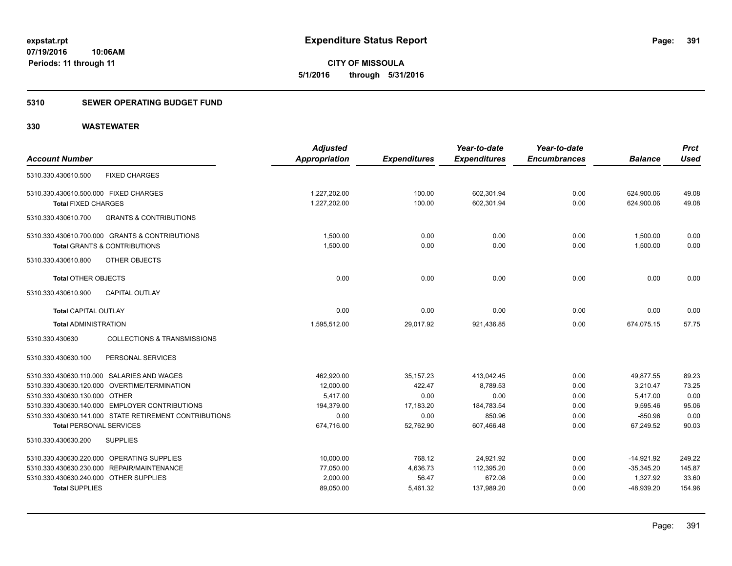# Expenditure Status Report

expstat.rpt
07/19/2016 10:06AM
Periods: 11 through 11

**CITY OF MISSOULA**
**5/1/2016 through 5/31/2016**

## 5310 SEWER OPERATING BUDGET FUND

### 330 WASTEWATER

| Account Number | Adjusted Appropriation | Expenditures | Year-to-date Expenditures | Year-to-date Encumbrances | Balance | Prct Used |
|---|---|---|---|---|---|---|
| 5310.330.430610.500 FIXED CHARGES | | | | | | |
| 5310.330.430610.500.000 FIXED CHARGES | 1,227,202.00 | 100.00 | 602,301.94 | 0.00 | 624,900.06 | 49.08 |
| **Total** FIXED CHARGES | 1,227,202.00 | 100.00 | 602,301.94 | 0.00 | 624,900.06 | 49.08 |
| 5310.330.430610.700 GRANTS & CONTRIBUTIONS | | | | | | |
| 5310.330.430610.700.000 GRANTS & CONTRIBUTIONS | 1,500.00 | 0.00 | 0.00 | 0.00 | 1,500.00 | 0.00 |
| **Total** GRANTS & CONTRIBUTIONS | 1,500.00 | 0.00 | 0.00 | 0.00 | 1,500.00 | 0.00 |
| 5310.330.430610.800 OTHER OBJECTS | | | | | | |
| **Total** OTHER OBJECTS | 0.00 | 0.00 | 0.00 | 0.00 | 0.00 | 0.00 |
| 5310.330.430610.900 CAPITAL OUTLAY | | | | | | |
| **Total** CAPITAL OUTLAY | 0.00 | 0.00 | 0.00 | 0.00 | 0.00 | 0.00 |
| **Total** ADMINISTRATION | 1,595,512.00 | 29,017.92 | 921,436.85 | 0.00 | 674,075.15 | 57.75 |
| 5310.330.430630 COLLECTIONS & TRANSMISSIONS | | | | | | |
| 5310.330.430630.100 PERSONAL SERVICES | | | | | | |
| 5310.330.430630.110.000 SALARIES AND WAGES | 462,920.00 | 35,157.23 | 413,042.45 | 0.00 | 49,877.55 | 89.23 |
| 5310.330.430630.120.000 OVERTIME/TERMINATION | 12,000.00 | 422.47 | 8,789.53 | 0.00 | 3,210.47 | 73.25 |
| 5310.330.430630.130.000 OTHER | 5,417.00 | 0.00 | 0.00 | 0.00 | 5,417.00 | 0.00 |
| 5310.330.430630.140.000 EMPLOYER CONTRIBUTIONS | 194,379.00 | 17,183.20 | 184,783.54 | 0.00 | 9,595.46 | 95.06 |
| 5310.330.430630.141.000 STATE RETIREMENT CONTRIBUTIONS | 0.00 | 0.00 | 850.96 | 0.00 | -850.96 | 0.00 |
| **Total** PERSONAL SERVICES | 674,716.00 | 52,762.90 | 607,466.48 | 0.00 | 67,249.52 | 90.03 |
| 5310.330.430630.200 SUPPLIES | | | | | | |
| 5310.330.430630.220.000 OPERATING SUPPLIES | 10,000.00 | 768.12 | 24,921.92 | 0.00 | -14,921.92 | 249.22 |
| 5310.330.430630.230.000 REPAIR/MAINTENANCE | 77,050.00 | 4,636.73 | 112,395.20 | 0.00 | -35,345.20 | 145.87 |
| 5310.330.430630.240.000 OTHER SUPPLIES | 2,000.00 | 56.47 | 672.08 | 0.00 | 1,327.92 | 33.60 |
| **Total** SUPPLIES | 89,050.00 | 5,461.32 | 137,989.20 | 0.00 | -48,939.20 | 154.96 |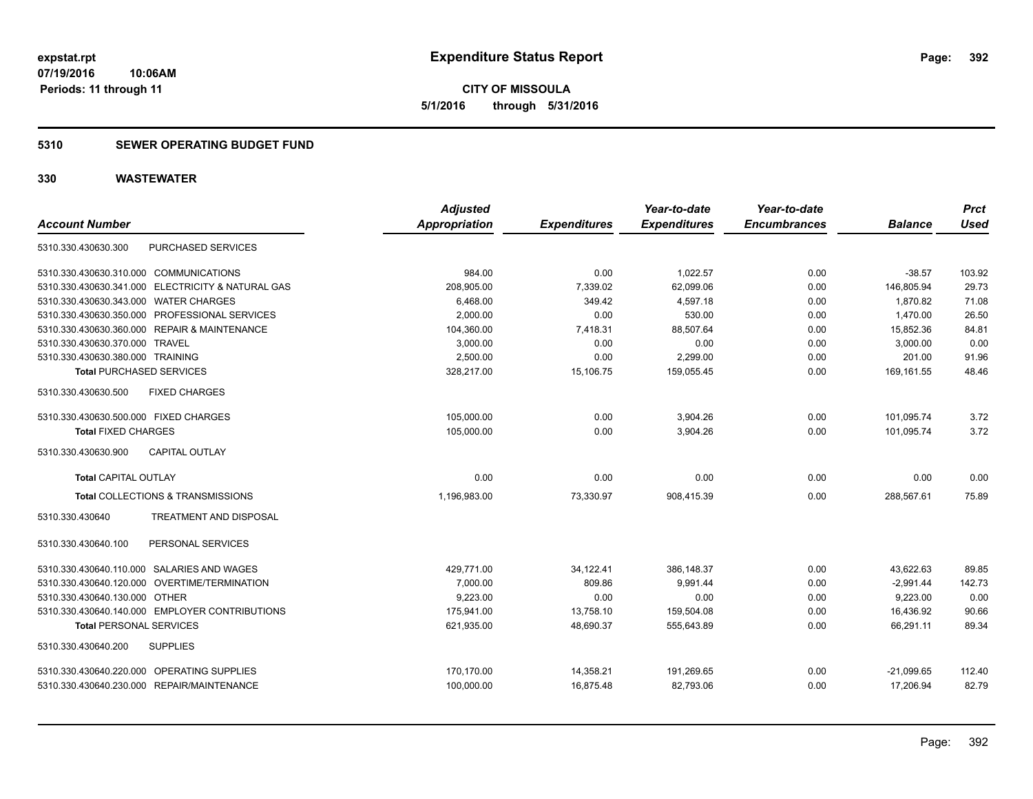**expstat.rpt**
**07/19/2016 10:06AM**
**Periods: 11 through 11**

# Expenditure Status Report

**CITY OF MISSOULA**
**5/1/2016 through 5/31/2016**

## 5310 SEWER OPERATING BUDGET FUND

## 330 WASTEWATER

| Account Number | Adjusted Appropriation | Expenditures | Year-to-date Expenditures | Year-to-date Encumbrances | Balance | Prct Used |
|---|---|---|---|---|---|---|
| 5310.330.430630.300 PURCHASED SERVICES | | | | | | |
| 5310.330.430630.310.000 COMMUNICATIONS | 984.00 | 0.00 | 1,022.57 | 0.00 | -38.57 | 103.92 |
| 5310.330.430630.341.000 ELECTRICITY & NATURAL GAS | 208,905.00 | 7,339.02 | 62,099.06 | 0.00 | 146,805.94 | 29.73 |
| 5310.330.430630.343.000 WATER CHARGES | 6,468.00 | 349.42 | 4,597.18 | 0.00 | 1,870.82 | 71.08 |
| 5310.330.430630.350.000 PROFESSIONAL SERVICES | 2,000.00 | 0.00 | 530.00 | 0.00 | 1,470.00 | 26.50 |
| 5310.330.430630.360.000 REPAIR & MAINTENANCE | 104,360.00 | 7,418.31 | 88,507.64 | 0.00 | 15,852.36 | 84.81 |
| 5310.330.430630.370.000 TRAVEL | 3,000.00 | 0.00 | 0.00 | 0.00 | 3,000.00 | 0.00 |
| 5310.330.430630.380.000 TRAINING | 2,500.00 | 0.00 | 2,299.00 | 0.00 | 201.00 | 91.96 |
| **Total** PURCHASED SERVICES | 328,217.00 | 15,106.75 | 159,055.45 | 0.00 | 169,161.55 | 48.46 |
| 5310.330.430630.500 FIXED CHARGES | | | | | | |
| 5310.330.430630.500.000 FIXED CHARGES | 105,000.00 | 0.00 | 3,904.26 | 0.00 | 101,095.74 | 3.72 |
| **Total** FIXED CHARGES | 105,000.00 | 0.00 | 3,904.26 | 0.00 | 101,095.74 | 3.72 |
| 5310.330.430630.900 CAPITAL OUTLAY | | | | | | |
| **Total** CAPITAL OUTLAY | 0.00 | 0.00 | 0.00 | 0.00 | 0.00 | 0.00 |
| **Total** COLLECTIONS & TRANSMISSIONS | 1,196,983.00 | 73,330.97 | 908,415.39 | 0.00 | 288,567.61 | 75.89 |
| 5310.330.430640 TREATMENT AND DISPOSAL | | | | | | |
| 5310.330.430640.100 PERSONAL SERVICES | | | | | | |
| 5310.330.430640.110.000 SALARIES AND WAGES | 429,771.00 | 34,122.41 | 386,148.37 | 0.00 | 43,622.63 | 89.85 |
| 5310.330.430640.120.000 OVERTIME/TERMINATION | 7,000.00 | 809.86 | 9,991.44 | 0.00 | -2,991.44 | 142.73 |
| 5310.330.430640.130.000 OTHER | 9,223.00 | 0.00 | 0.00 | 0.00 | 9,223.00 | 0.00 |
| 5310.330.430640.140.000 EMPLOYER CONTRIBUTIONS | 175,941.00 | 13,758.10 | 159,504.08 | 0.00 | 16,436.92 | 90.66 |
| **Total** PERSONAL SERVICES | 621,935.00 | 48,690.37 | 555,643.89 | 0.00 | 66,291.11 | 89.34 |
| 5310.330.430640.200 SUPPLIES | | | | | | |
| 5310.330.430640.220.000 OPERATING SUPPLIES | 170,170.00 | 14,358.21 | 191,269.65 | 0.00 | -21,099.65 | 112.40 |
| 5310.330.430640.230.000 REPAIR/MAINTENANCE | 100,000.00 | 16,875.48 | 82,793.06 | 0.00 | 17,206.94 | 82.79 |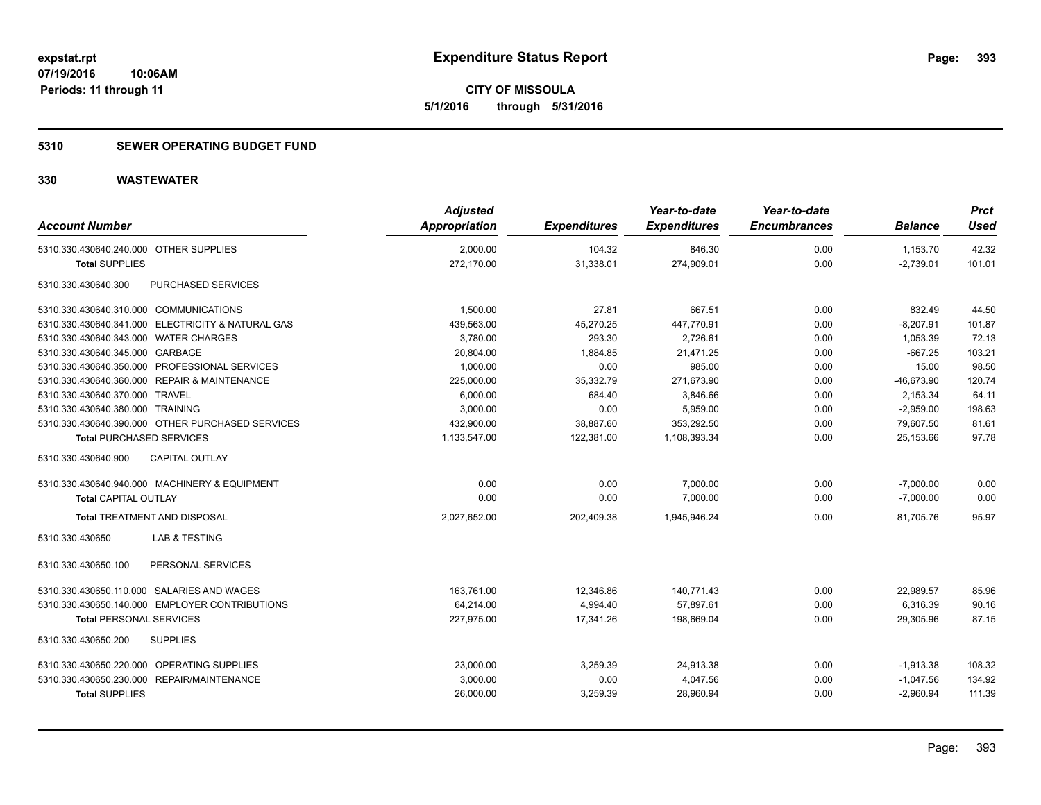**Expenditure Status Report**

**CITY OF MISSOULA**
**5/1/2016 through 5/31/2016**

expstat.rpt
07/19/2016 10:06AM
Periods: 11 through 11

## 5310 SEWER OPERATING BUDGET FUND

## 330 WASTEWATER

| Account Number | Adjusted Appropriation | Expenditures | Year-to-date Expenditures | Year-to-date Encumbrances | Balance | Prct Used |
|---|---|---|---|---|---|---|
| 5310.330.430640.240.000 OTHER SUPPLIES | 2,000.00 | 104.32 | 846.30 | 0.00 | 1,153.70 | 42.32 |
| **Total** SUPPLIES | 272,170.00 | 31,338.01 | 274,909.01 | 0.00 | -2,739.01 | 101.01 |
| 5310.330.430640.300 PURCHASED SERVICES | | | | | | |
| 5310.330.430640.310.000 COMMUNICATIONS | 1,500.00 | 27.81 | 667.51 | 0.00 | 832.49 | 44.50 |
| 5310.330.430640.341.000 ELECTRICITY & NATURAL GAS | 439,563.00 | 45,270.25 | 447,770.91 | 0.00 | -8,207.91 | 101.87 |
| 5310.330.430640.343.000 WATER CHARGES | 3,780.00 | 293.30 | 2,726.61 | 0.00 | 1,053.39 | 72.13 |
| 5310.330.430640.345.000 GARBAGE | 20,804.00 | 1,884.85 | 21,471.25 | 0.00 | -667.25 | 103.21 |
| 5310.330.430640.350.000 PROFESSIONAL SERVICES | 1,000.00 | 0.00 | 985.00 | 0.00 | 15.00 | 98.50 |
| 5310.330.430640.360.000 REPAIR & MAINTENANCE | 225,000.00 | 35,332.79 | 271,673.90 | 0.00 | -46,673.90 | 120.74 |
| 5310.330.430640.370.000 TRAVEL | 6,000.00 | 684.40 | 3,846.66 | 0.00 | 2,153.34 | 64.11 |
| 5310.330.430640.380.000 TRAINING | 3,000.00 | 0.00 | 5,959.00 | 0.00 | -2,959.00 | 198.63 |
| 5310.330.430640.390.000 OTHER PURCHASED SERVICES | 432,900.00 | 38,887.60 | 353,292.50 | 0.00 | 79,607.50 | 81.61 |
| **Total** PURCHASED SERVICES | 1,133,547.00 | 122,381.00 | 1,108,393.34 | 0.00 | 25,153.66 | 97.78 |
| 5310.330.430640.900 CAPITAL OUTLAY | | | | | | |
| 5310.330.430640.940.000 MACHINERY & EQUIPMENT | 0.00 | 0.00 | 7,000.00 | 0.00 | -7,000.00 | 0.00 |
| **Total** CAPITAL OUTLAY | 0.00 | 0.00 | 7,000.00 | 0.00 | -7,000.00 | 0.00 |
| **Total** TREATMENT AND DISPOSAL | 2,027,652.00 | 202,409.38 | 1,945,946.24 | 0.00 | 81,705.76 | 95.97 |
| 5310.330.430650 LAB & TESTING | | | | | | |
| 5310.330.430650.100 PERSONAL SERVICES | | | | | | |
| 5310.330.430650.110.000 SALARIES AND WAGES | 163,761.00 | 12,346.86 | 140,771.43 | 0.00 | 22,989.57 | 85.96 |
| 5310.330.430650.140.000 EMPLOYER CONTRIBUTIONS | 64,214.00 | 4,994.40 | 57,897.61 | 0.00 | 6,316.39 | 90.16 |
| **Total** PERSONAL SERVICES | 227,975.00 | 17,341.26 | 198,669.04 | 0.00 | 29,305.96 | 87.15 |
| 5310.330.430650.200 SUPPLIES | | | | | | |
| 5310.330.430650.220.000 OPERATING SUPPLIES | 23,000.00 | 3,259.39 | 24,913.38 | 0.00 | -1,913.38 | 108.32 |
| 5310.330.430650.230.000 REPAIR/MAINTENANCE | 3,000.00 | 0.00 | 4,047.56 | 0.00 | -1,047.56 | 134.92 |
| **Total** SUPPLIES | 26,000.00 | 3,259.39 | 28,960.94 | 0.00 | -2,960.94 | 111.39 |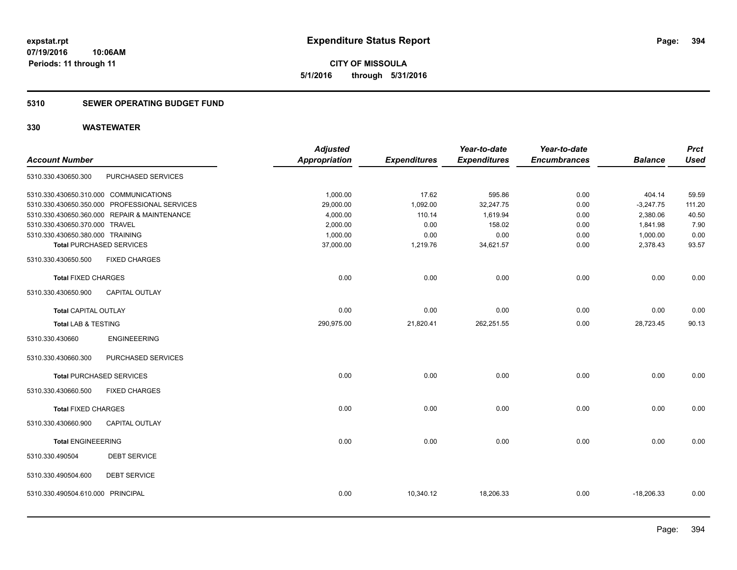**expstat.rpt**
**07/19/2016 10:06AM**
**Periods: 11 through 11**

# Expenditure Status Report

**CITY OF MISSOULA**
**5/1/2016 through 5/31/2016**

## 5310 SEWER OPERATING BUDGET FUND

## 330 WASTEWATER

| Account Number | | Adjusted Appropriation | Expenditures | Year-to-date Expenditures | Year-to-date Encumbrances | Balance | Prct Used |
|---|---|---|---|---|---|---|---|
| 5310.330.430650.300 | PURCHASED SERVICES | | | | | | |
| 5310.330.430650.310.000 | COMMUNICATIONS | 1,000.00 | 17.62 | 595.86 | 0.00 | 404.14 | 59.59 |
| 5310.330.430650.350.000 | PROFESSIONAL SERVICES | 29,000.00 | 1,092.00 | 32,247.75 | 0.00 | -3,247.75 | 111.20 |
| 5310.330.430650.360.000 | REPAIR & MAINTENANCE | 4,000.00 | 110.14 | 1,619.94 | 0.00 | 2,380.06 | 40.50 |
| 5310.330.430650.370.000 | TRAVEL | 2,000.00 | 0.00 | 158.02 | 0.00 | 1,841.98 | 7.90 |
| 5310.330.430650.380.000 | TRAINING | 1,000.00 | 0.00 | 0.00 | 0.00 | 1,000.00 | 0.00 |
| **Total** PURCHASED SERVICES | | 37,000.00 | 1,219.76 | 34,621.57 | 0.00 | 2,378.43 | 93.57 |
| 5310.330.430650.500 | FIXED CHARGES | | | | | | |
| **Total** FIXED CHARGES | | 0.00 | 0.00 | 0.00 | 0.00 | 0.00 | 0.00 |
| 5310.330.430650.900 | CAPITAL OUTLAY | | | | | | |
| **Total** CAPITAL OUTLAY | | 0.00 | 0.00 | 0.00 | 0.00 | 0.00 | 0.00 |
| **Total** LAB & TESTING | | 290,975.00 | 21,820.41 | 262,251.55 | 0.00 | 28,723.45 | 90.13 |
| 5310.330.430660 | ENGINEEERING | | | | | | |
| 5310.330.430660.300 | PURCHASED SERVICES | | | | | | |
| **Total** PURCHASED SERVICES | | 0.00 | 0.00 | 0.00 | 0.00 | 0.00 | 0.00 |
| 5310.330.430660.500 | FIXED CHARGES | | | | | | |
| **Total** FIXED CHARGES | | 0.00 | 0.00 | 0.00 | 0.00 | 0.00 | 0.00 |
| 5310.330.430660.900 | CAPITAL OUTLAY | | | | | | |
| **Total** ENGINEEERING | | 0.00 | 0.00 | 0.00 | 0.00 | 0.00 | 0.00 |
| 5310.330.490504 | DEBT SERVICE | | | | | | |
| 5310.330.490504.600 | DEBT SERVICE | | | | | | |
| 5310.330.490504.610.000 | PRINCIPAL | 0.00 | 10,340.12 | 18,206.33 | 0.00 | -18,206.33 | 0.00 |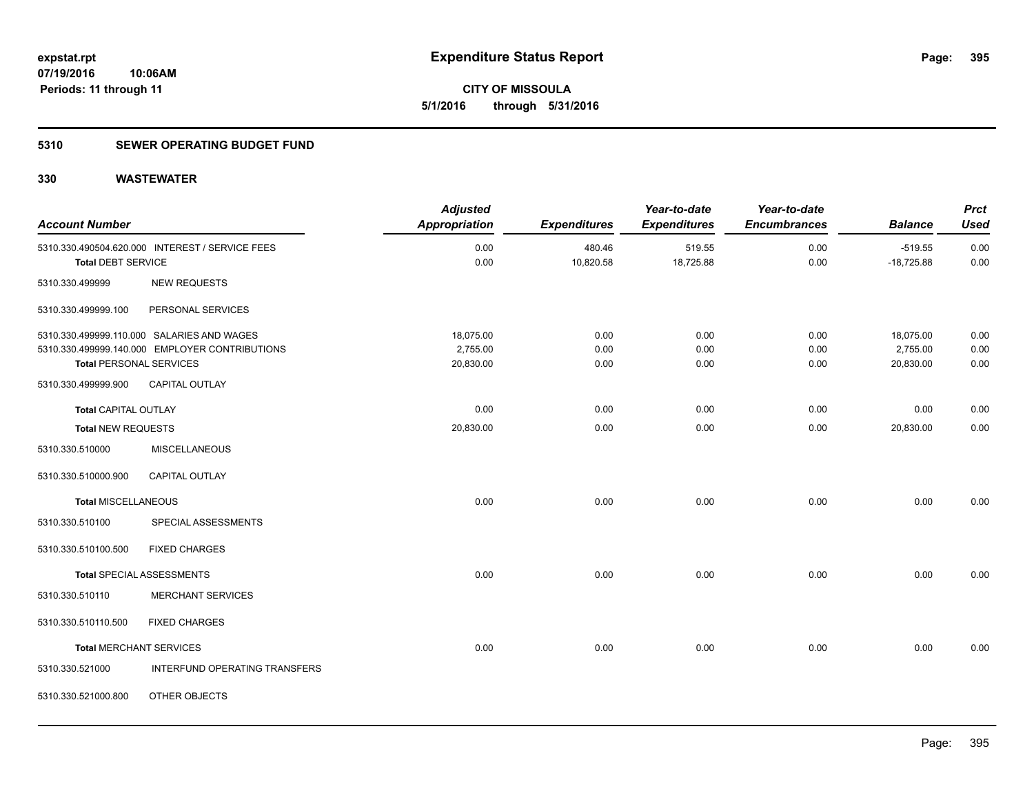**expstat.rpt**
**07/19/2016 10:06AM**
**Periods: 11 through 11**

# Expenditure Status Report

**CITY OF MISSOULA**
**5/1/2016 through 5/31/2016**

## 5310 SEWER OPERATING BUDGET FUND

## 330 WASTEWATER

| Account Number | | Adjusted Appropriation | Expenditures | Year-to-date Expenditures | Year-to-date Encumbrances | Balance | Prct Used |
|---|---|---|---|---|---|---|---|
| 5310.330.490504.620.000 | INTEREST / SERVICE FEES | 0.00 | 480.46 | 519.55 | 0.00 | -519.55 | 0.00 |
| **Total** DEBT SERVICE | | 0.00 | 10,820.58 | 18,725.88 | 0.00 | -18,725.88 | 0.00 |
| 5310.330.499999 | NEW REQUESTS | | | | | | |
| 5310.330.499999.100 | PERSONAL SERVICES | | | | | | |
| 5310.330.499999.110.000 | SALARIES AND WAGES | 18,075.00 | 0.00 | 0.00 | 0.00 | 18,075.00 | 0.00 |
| 5310.330.499999.140.000 | EMPLOYER CONTRIBUTIONS | 2,755.00 | 0.00 | 0.00 | 0.00 | 2,755.00 | 0.00 |
| **Total** PERSONAL SERVICES | | 20,830.00 | 0.00 | 0.00 | 0.00 | 20,830.00 | 0.00 |
| 5310.330.499999.900 | CAPITAL OUTLAY | | | | | | |
| **Total** CAPITAL OUTLAY | | 0.00 | 0.00 | 0.00 | 0.00 | 0.00 | 0.00 |
| **Total** NEW REQUESTS | | 20,830.00 | 0.00 | 0.00 | 0.00 | 20,830.00 | 0.00 |
| 5310.330.510000 | MISCELLANEOUS | | | | | | |
| 5310.330.510000.900 | CAPITAL OUTLAY | | | | | | |
| **Total** MISCELLANEOUS | | 0.00 | 0.00 | 0.00 | 0.00 | 0.00 | 0.00 |
| 5310.330.510100 | SPECIAL ASSESSMENTS | | | | | | |
| 5310.330.510100.500 | FIXED CHARGES | | | | | | |
| **Total** SPECIAL ASSESSMENTS | | 0.00 | 0.00 | 0.00 | 0.00 | 0.00 | 0.00 |
| 5310.330.510110 | MERCHANT SERVICES | | | | | | |
| 5310.330.510110.500 | FIXED CHARGES | | | | | | |
| **Total** MERCHANT SERVICES | | 0.00 | 0.00 | 0.00 | 0.00 | 0.00 | 0.00 |
| 5310.330.521000 | INTERFUND OPERATING TRANSFERS | | | | | | |
| 5310.330.521000.800 | OTHER OBJECTS | | | | | | |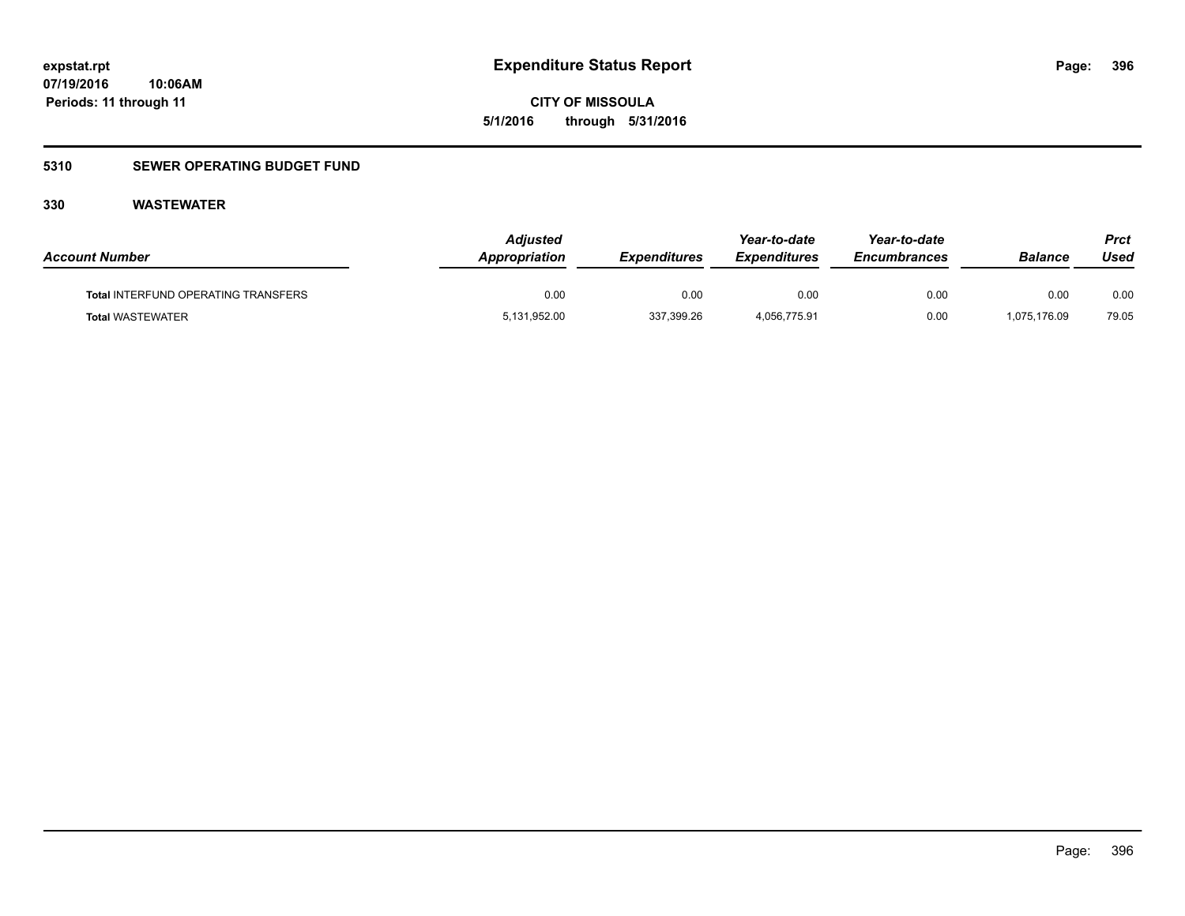# Expenditure Status Report

**CITY OF MISSOULA**

**5/1/2016 through 5/31/2016**

expstat.rpt
07/19/2016 10:06AM
Periods: 11 through 11

## 5310 SEWER OPERATING BUDGET FUND

### 330 WASTEWATER

| Account Number | Adjusted Appropriation | Expenditures | Year-to-date Expenditures | Year-to-date Encumbrances | Balance | Prct Used |
|---|---|---|---|---|---|---|
| **Total** INTERFUND OPERATING TRANSFERS | 0.00 | 0.00 | 0.00 | 0.00 | 0.00 | 0.00 |
| **Total** WASTEWATER | 5,131,952.00 | 337,399.26 | 4,056,775.91 | 0.00 | 1,075,176.09 | 79.05 |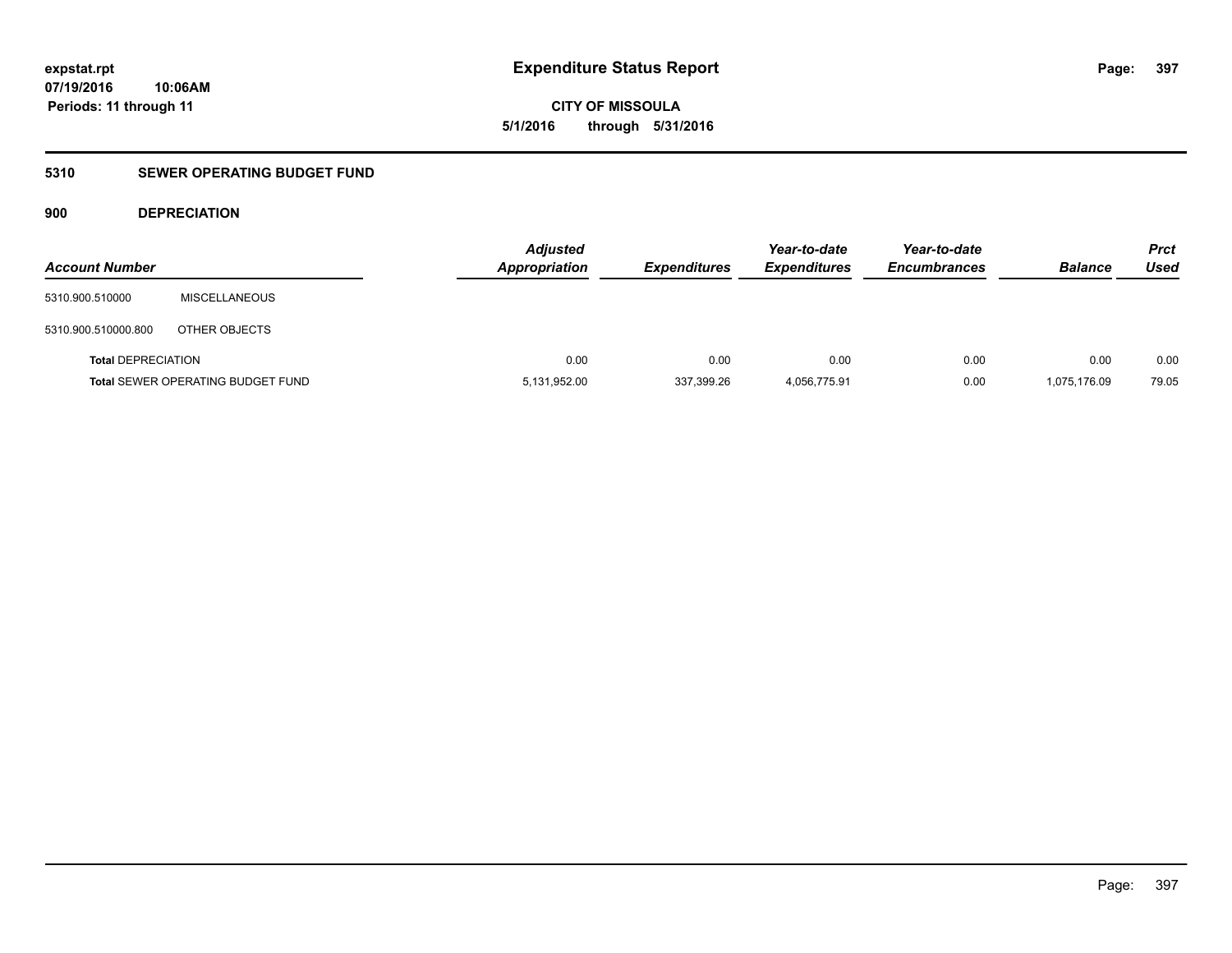expstat.rpt
07/19/2016 10:06AM
Periods: 11 through 11

# Expenditure Status Report

CITY OF MISSOULA
5/1/2016 through 5/31/2016

## 5310 SEWER OPERATING BUDGET FUND

### 900 DEPRECIATION

| Account Number | | Adjusted Appropriation | Expenditures | Year-to-date Expenditures | Year-to-date Encumbrances | Balance | Prct Used |
|---|---|---|---|---|---|---|---|
| 5310.900.510000 | MISCELLANEOUS | | | | | | |
| 5310.900.510000.800 | OTHER OBJECTS | | | | | | |
| **Total** DEPRECIATION | | 0.00 | 0.00 | 0.00 | 0.00 | 0.00 | 0.00 |
| **Total** SEWER OPERATING BUDGET FUND | | 5,131,952.00 | 337,399.26 | 4,056,775.91 | 0.00 | 1,075,176.09 | 79.05 |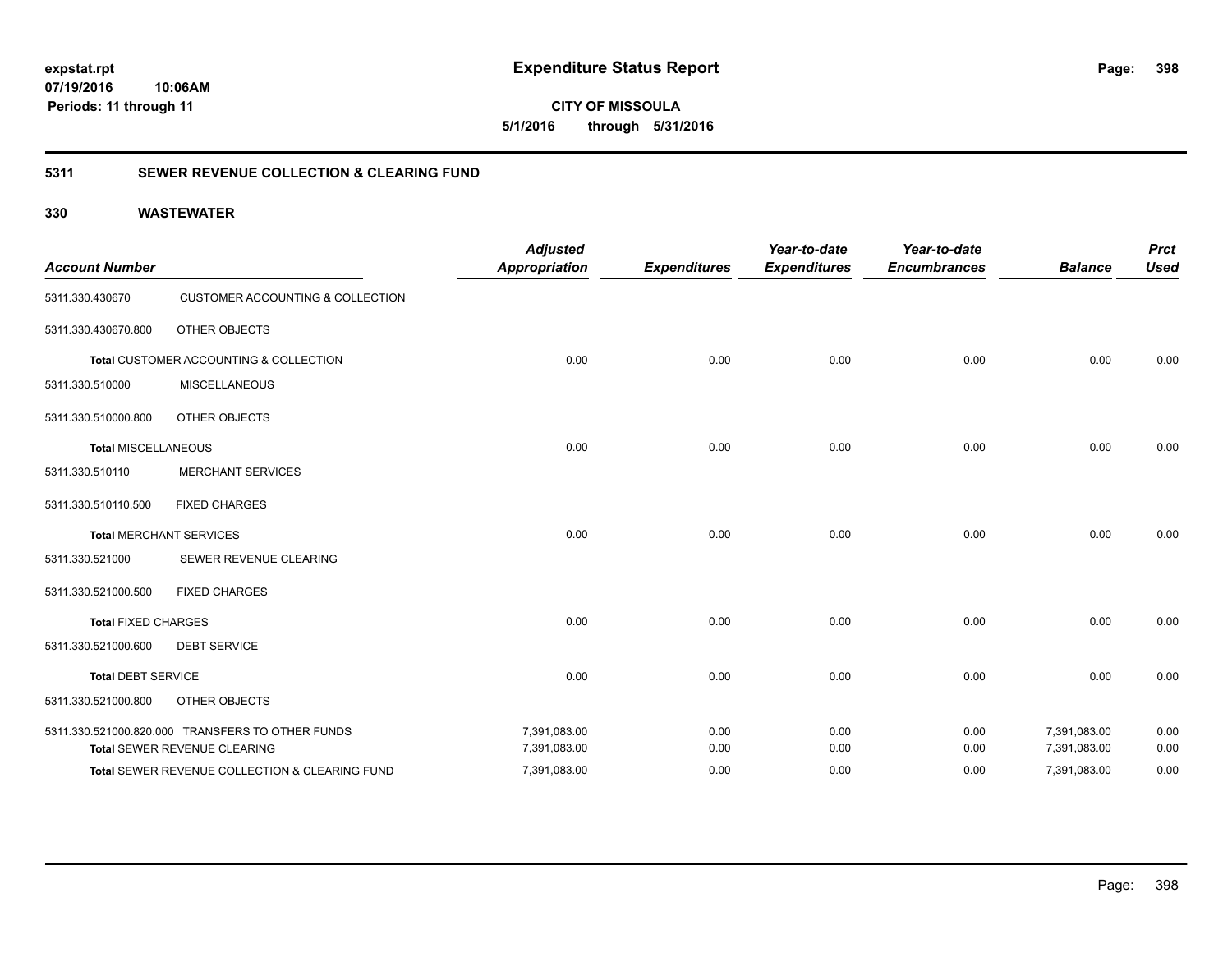# Expenditure Status Report

expstat.rpt
07/19/2016 10:06AM
Periods: 11 through 11

**CITY OF MISSOULA**
**5/1/2016 through 5/31/2016**

## 5311 SEWER REVENUE COLLECTION & CLEARING FUND

### 330 WASTEWATER

| Account Number | | Adjusted Appropriation | Expenditures | Year-to-date Expenditures | Year-to-date Encumbrances | Balance | Prct Used |
|---|---|---|---|---|---|---|---|
| 5311.330.430670 | CUSTOMER ACCOUNTING & COLLECTION | | | | | | |
| 5311.330.430670.800 | OTHER OBJECTS | | | | | | |
| **Total** CUSTOMER ACCOUNTING & COLLECTION | | 0.00 | 0.00 | 0.00 | 0.00 | 0.00 | 0.00 |
| 5311.330.510000 | MISCELLANEOUS | | | | | | |
| 5311.330.510000.800 | OTHER OBJECTS | | | | | | |
| **Total** MISCELLANEOUS | | 0.00 | 0.00 | 0.00 | 0.00 | 0.00 | 0.00 |
| 5311.330.510110 | MERCHANT SERVICES | | | | | | |
| 5311.330.510110.500 | FIXED CHARGES | | | | | | |
| **Total** MERCHANT SERVICES | | 0.00 | 0.00 | 0.00 | 0.00 | 0.00 | 0.00 |
| 5311.330.521000 | SEWER REVENUE CLEARING | | | | | | |
| 5311.330.521000.500 | FIXED CHARGES | | | | | | |
| **Total** FIXED CHARGES | | 0.00 | 0.00 | 0.00 | 0.00 | 0.00 | 0.00 |
| 5311.330.521000.600 | DEBT SERVICE | | | | | | |
| **Total** DEBT SERVICE | | 0.00 | 0.00 | 0.00 | 0.00 | 0.00 | 0.00 |
| 5311.330.521000.800 | OTHER OBJECTS | | | | | | |
| 5311.330.521000.820.000 | TRANSFERS TO OTHER FUNDS | 7,391,083.00 | 0.00 | 0.00 | 0.00 | 7,391,083.00 | 0.00 |
| **Total** SEWER REVENUE CLEARING | | 7,391,083.00 | 0.00 | 0.00 | 0.00 | 7,391,083.00 | 0.00 |
| **Total** SEWER REVENUE COLLECTION & CLEARING FUND | | 7,391,083.00 | 0.00 | 0.00 | 0.00 | 7,391,083.00 | 0.00 |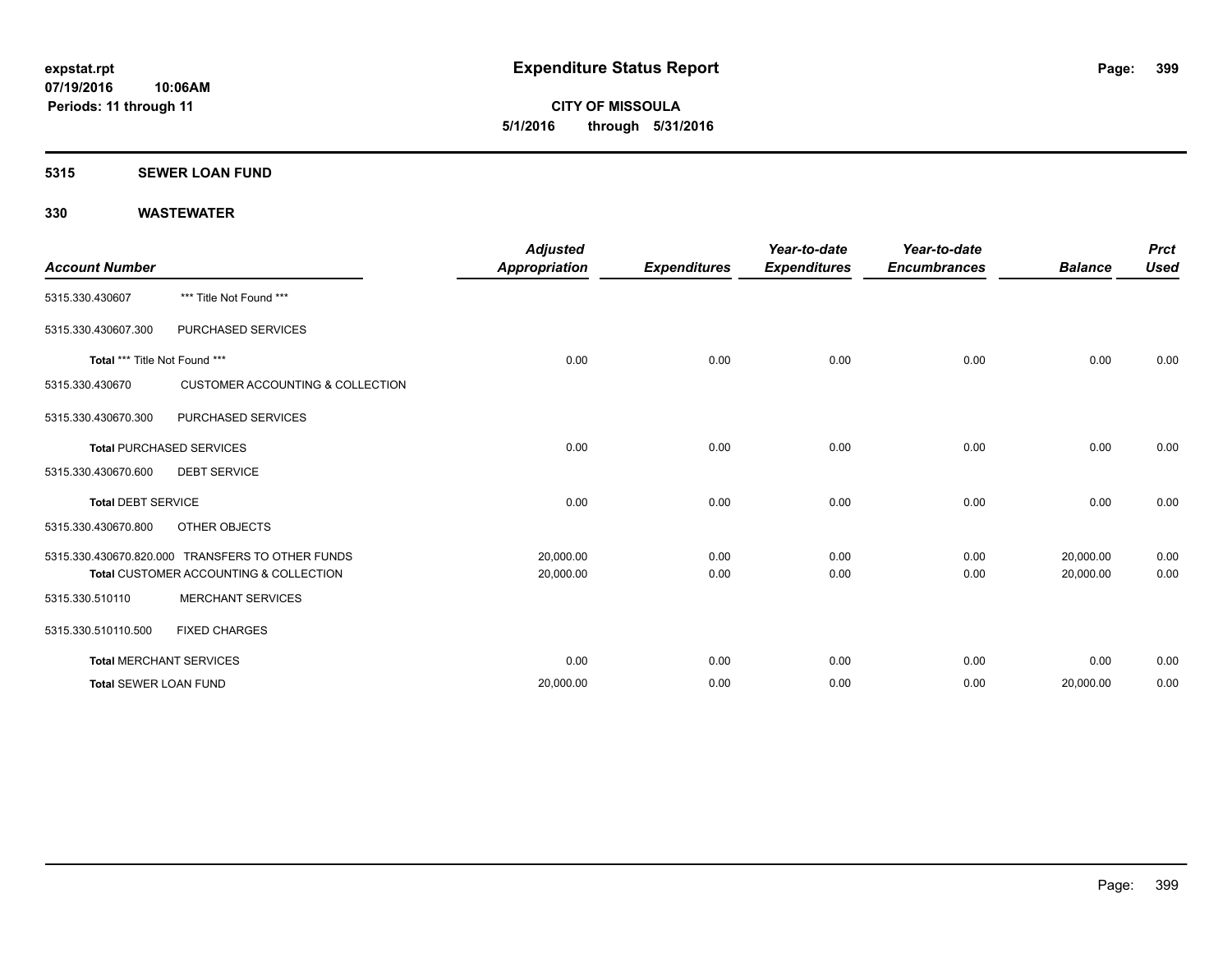**expstat.rpt**
**07/19/2016 10:06AM**
**Periods: 11 through 11**

# Expenditure Status Report

**CITY OF MISSOULA**
**5/1/2016 through 5/31/2016**

## 5315 SEWER LOAN FUND

## 330 WASTEWATER

| Account Number | | Adjusted Appropriation | Expenditures | Year-to-date Expenditures | Year-to-date Encumbrances | Balance | Prct Used |
|---|---|---|---|---|---|---|---|
| 5315.330.430607 | *** Title Not Found *** | | | | | | |
| 5315.330.430607.300 | PURCHASED SERVICES | | | | | | |
| **Total** *** Title Not Found *** | | 0.00 | 0.00 | 0.00 | 0.00 | 0.00 | 0.00 |
| 5315.330.430670 | CUSTOMER ACCOUNTING & COLLECTION | | | | | | |
| 5315.330.430670.300 | PURCHASED SERVICES | | | | | | |
| **Total** PURCHASED SERVICES | | 0.00 | 0.00 | 0.00 | 0.00 | 0.00 | 0.00 |
| 5315.330.430670.600 | DEBT SERVICE | | | | | | |
| **Total** DEBT SERVICE | | 0.00 | 0.00 | 0.00 | 0.00 | 0.00 | 0.00 |
| 5315.330.430670.800 | OTHER OBJECTS | | | | | | |
| 5315.330.430670.820.000 | TRANSFERS TO OTHER FUNDS | 20,000.00 | 0.00 | 0.00 | 0.00 | 20,000.00 | 0.00 |
| **Total** CUSTOMER ACCOUNTING & COLLECTION | | 20,000.00 | 0.00 | 0.00 | 0.00 | 20,000.00 | 0.00 |
| 5315.330.510110 | MERCHANT SERVICES | | | | | | |
| 5315.330.510110.500 | FIXED CHARGES | | | | | | |
| **Total** MERCHANT SERVICES | | 0.00 | 0.00 | 0.00 | 0.00 | 0.00 | 0.00 |
| **Total** SEWER LOAN FUND | | 20,000.00 | 0.00 | 0.00 | 0.00 | 20,000.00 | 0.00 |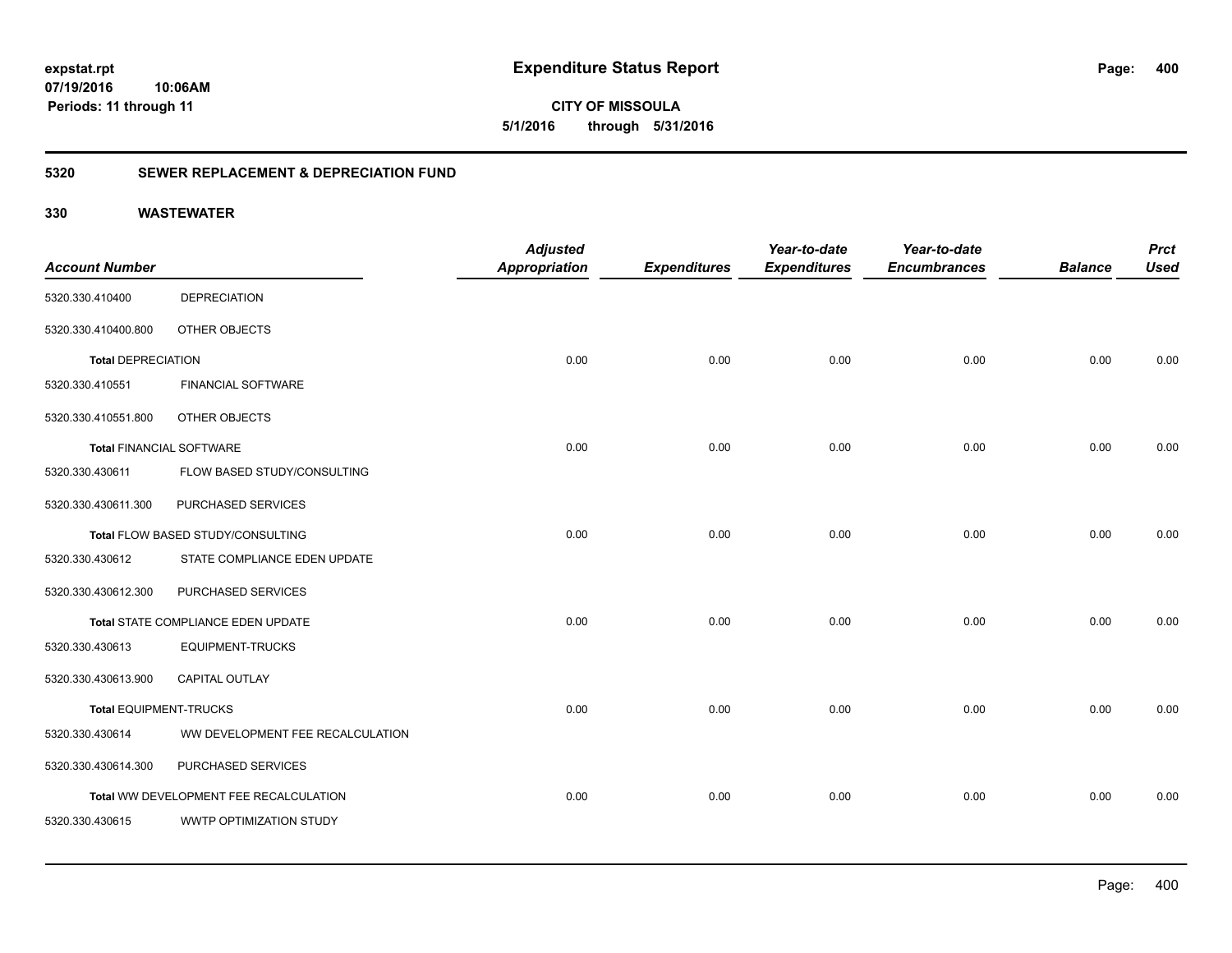# Expenditure Status Report

expstat.rpt
07/19/2016 10:06AM
Periods: 11 through 11

**CITY OF MISSOULA**
**5/1/2016 through 5/31/2016**

## 5320 SEWER REPLACEMENT & DEPRECIATION FUND

### 330 WASTEWATER

| Account Number | | Adjusted Appropriation | Expenditures | Year-to-date Expenditures | Year-to-date Encumbrances | Balance | Prct Used |
|---|---|---|---|---|---|---|---|
| 5320.330.410400 | DEPRECIATION | | | | | | |
| 5320.330.410400.800 | OTHER OBJECTS | | | | | | |
| **Total** DEPRECIATION | | 0.00 | 0.00 | 0.00 | 0.00 | 0.00 | 0.00 |
| 5320.330.410551 | FINANCIAL SOFTWARE | | | | | | |
| 5320.330.410551.800 | OTHER OBJECTS | | | | | | |
| **Total** FINANCIAL SOFTWARE | | 0.00 | 0.00 | 0.00 | 0.00 | 0.00 | 0.00 |
| 5320.330.430611 | FLOW BASED STUDY/CONSULTING | | | | | | |
| 5320.330.430611.300 | PURCHASED SERVICES | | | | | | |
| **Total** FLOW BASED STUDY/CONSULTING | | 0.00 | 0.00 | 0.00 | 0.00 | 0.00 | 0.00 |
| 5320.330.430612 | STATE COMPLIANCE EDEN UPDATE | | | | | | |
| 5320.330.430612.300 | PURCHASED SERVICES | | | | | | |
| **Total** STATE COMPLIANCE EDEN UPDATE | | 0.00 | 0.00 | 0.00 | 0.00 | 0.00 | 0.00 |
| 5320.330.430613 | EQUIPMENT-TRUCKS | | | | | | |
| 5320.330.430613.900 | CAPITAL OUTLAY | | | | | | |
| **Total** EQUIPMENT-TRUCKS | | 0.00 | 0.00 | 0.00 | 0.00 | 0.00 | 0.00 |
| 5320.330.430614 | WW DEVELOPMENT FEE RECALCULATION | | | | | | |
| 5320.330.430614.300 | PURCHASED SERVICES | | | | | | |
| **Total** WW DEVELOPMENT FEE RECALCULATION | | 0.00 | 0.00 | 0.00 | 0.00 | 0.00 | 0.00 |
| 5320.330.430615 | WWTP OPTIMIZATION STUDY | | | | | | |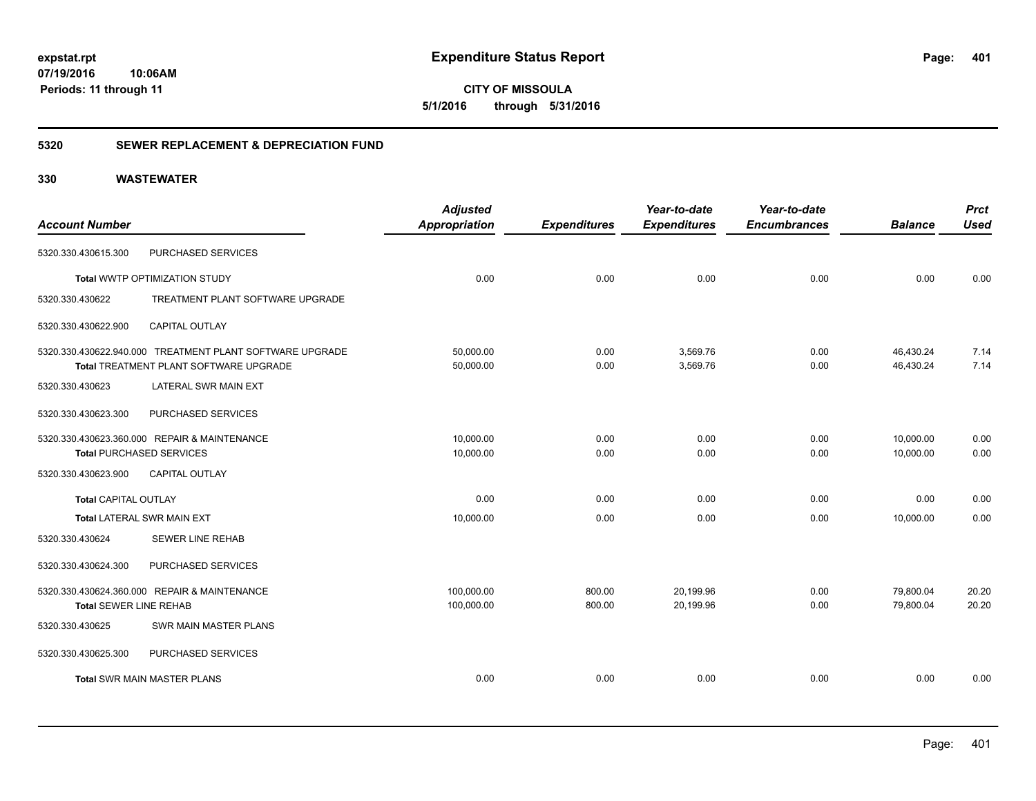**expstat.rpt**
**07/19/2016 10:06AM**
**Periods: 11 through 11**

# Expenditure Status Report

**CITY OF MISSOULA**
**5/1/2016 through 5/31/2016**

## 5320 SEWER REPLACEMENT & DEPRECIATION FUND

## 330 WASTEWATER

| Account Number | | Adjusted Appropriation | Expenditures | Year-to-date Expenditures | Year-to-date Encumbrances | Balance | Prct Used |
|---|---|---|---|---|---|---|---|
| 5320.330.430615.300 | PURCHASED SERVICES | | | | | | |
| **Total** WWTP OPTIMIZATION STUDY | | 0.00 | 0.00 | 0.00 | 0.00 | 0.00 | 0.00 |
| 5320.330.430622 | TREATMENT PLANT SOFTWARE UPGRADE | | | | | | |
| 5320.330.430622.900 | CAPITAL OUTLAY | | | | | | |
| 5320.330.430622.940.000 | TREATMENT PLANT SOFTWARE UPGRADE | 50,000.00 | 0.00 | 3,569.76 | 0.00 | 46,430.24 | 7.14 |
| **Total** TREATMENT PLANT SOFTWARE UPGRADE | | 50,000.00 | 0.00 | 3,569.76 | 0.00 | 46,430.24 | 7.14 |
| 5320.330.430623 | LATERAL SWR MAIN EXT | | | | | | |
| 5320.330.430623.300 | PURCHASED SERVICES | | | | | | |
| 5320.330.430623.360.000 | REPAIR & MAINTENANCE | 10,000.00 | 0.00 | 0.00 | 0.00 | 10,000.00 | 0.00 |
| **Total** PURCHASED SERVICES | | 10,000.00 | 0.00 | 0.00 | 0.00 | 10,000.00 | 0.00 |
| 5320.330.430623.900 | CAPITAL OUTLAY | | | | | | |
| **Total** CAPITAL OUTLAY | | 0.00 | 0.00 | 0.00 | 0.00 | 0.00 | 0.00 |
| **Total** LATERAL SWR MAIN EXT | | 10,000.00 | 0.00 | 0.00 | 0.00 | 10,000.00 | 0.00 |
| 5320.330.430624 | SEWER LINE REHAB | | | | | | |
| 5320.330.430624.300 | PURCHASED SERVICES | | | | | | |
| 5320.330.430624.360.000 | REPAIR & MAINTENANCE | 100,000.00 | 800.00 | 20,199.96 | 0.00 | 79,800.04 | 20.20 |
| **Total** SEWER LINE REHAB | | 100,000.00 | 800.00 | 20,199.96 | 0.00 | 79,800.04 | 20.20 |
| 5320.330.430625 | SWR MAIN MASTER PLANS | | | | | | |
| 5320.330.430625.300 | PURCHASED SERVICES | | | | | | |
| **Total** SWR MAIN MASTER PLANS | | 0.00 | 0.00 | 0.00 | 0.00 | 0.00 | 0.00 |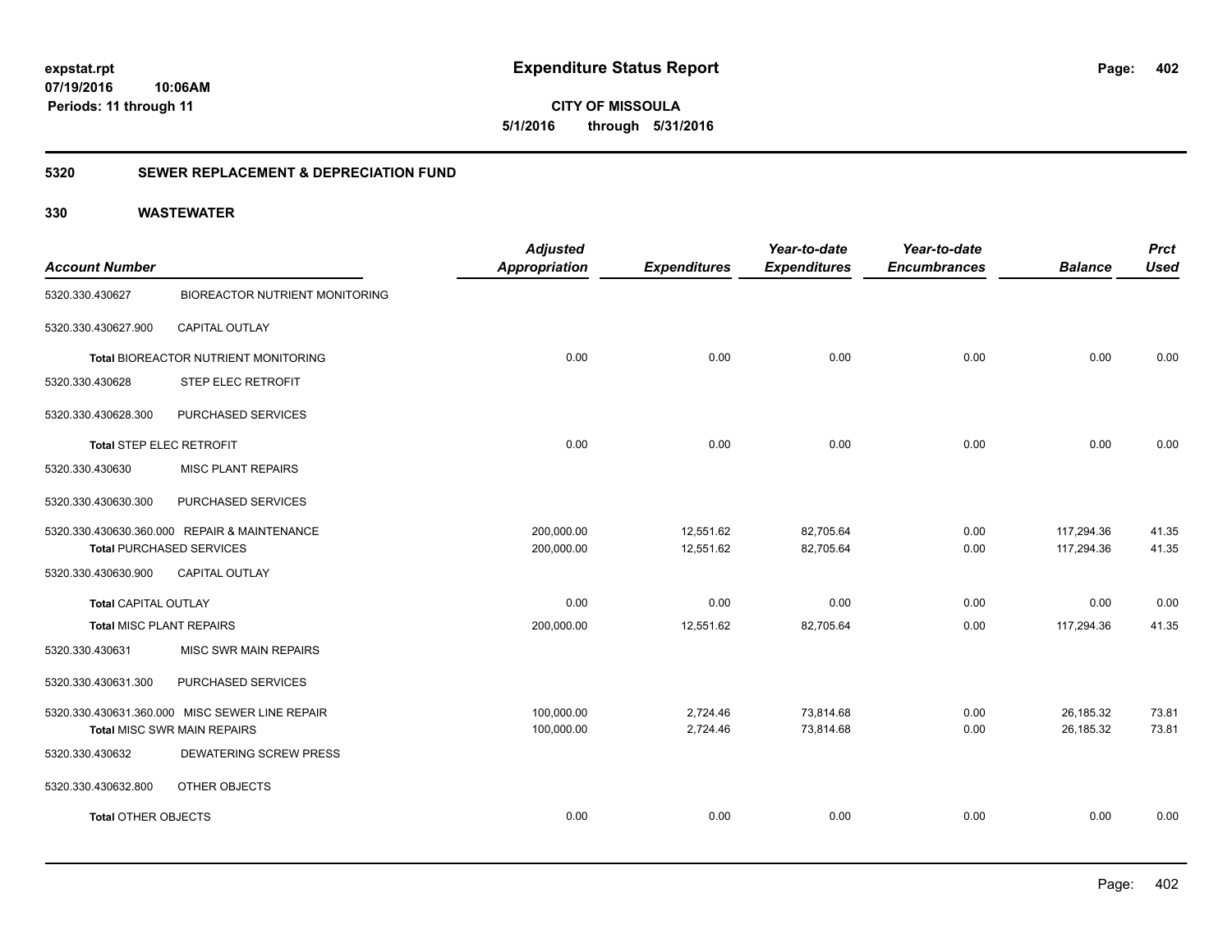**expstat.rpt**
**07/19/2016 10:06AM**
**Periods: 11 through 11**

# Expenditure Status Report

**CITY OF MISSOULA**
**5/1/2016 through 5/31/2016**

## 5320 SEWER REPLACEMENT & DEPRECIATION FUND

## 330 WASTEWATER

| Account Number | | Adjusted Appropriation | Expenditures | Year-to-date Expenditures | Year-to-date Encumbrances | Balance | Prct Used |
|---|---|---|---|---|---|---|---|
| 5320.330.430627 | BIOREACTOR NUTRIENT MONITORING | | | | | | |
| 5320.330.430627.900 | CAPITAL OUTLAY | | | | | | |
| Total BIOREACTOR NUTRIENT MONITORING | | 0.00 | 0.00 | 0.00 | 0.00 | 0.00 | 0.00 |
| 5320.330.430628 | STEP ELEC RETROFIT | | | | | | |
| 5320.330.430628.300 | PURCHASED SERVICES | | | | | | |
| Total STEP ELEC RETROFIT | | 0.00 | 0.00 | 0.00 | 0.00 | 0.00 | 0.00 |
| 5320.330.430630 | MISC PLANT REPAIRS | | | | | | |
| 5320.330.430630.300 | PURCHASED SERVICES | | | | | | |
| 5320.330.430630.360.000 | REPAIR & MAINTENANCE | 200,000.00 | 12,551.62 | 82,705.64 | 0.00 | 117,294.36 | 41.35 |
| Total PURCHASED SERVICES | | 200,000.00 | 12,551.62 | 82,705.64 | 0.00 | 117,294.36 | 41.35 |
| 5320.330.430630.900 | CAPITAL OUTLAY | | | | | | |
| Total CAPITAL OUTLAY | | 0.00 | 0.00 | 0.00 | 0.00 | 0.00 | 0.00 |
| Total MISC PLANT REPAIRS | | 200,000.00 | 12,551.62 | 82,705.64 | 0.00 | 117,294.36 | 41.35 |
| 5320.330.430631 | MISC SWR MAIN REPAIRS | | | | | | |
| 5320.330.430631.300 | PURCHASED SERVICES | | | | | | |
| 5320.330.430631.360.000 | MISC SEWER LINE REPAIR | 100,000.00 | 2,724.46 | 73,814.68 | 0.00 | 26,185.32 | 73.81 |
| Total MISC SWR MAIN REPAIRS | | 100,000.00 | 2,724.46 | 73,814.68 | 0.00 | 26,185.32 | 73.81 |
| 5320.330.430632 | DEWATERING SCREW PRESS | | | | | | |
| 5320.330.430632.800 | OTHER OBJECTS | | | | | | |
| Total OTHER OBJECTS | | 0.00 | 0.00 | 0.00 | 0.00 | 0.00 | 0.00 |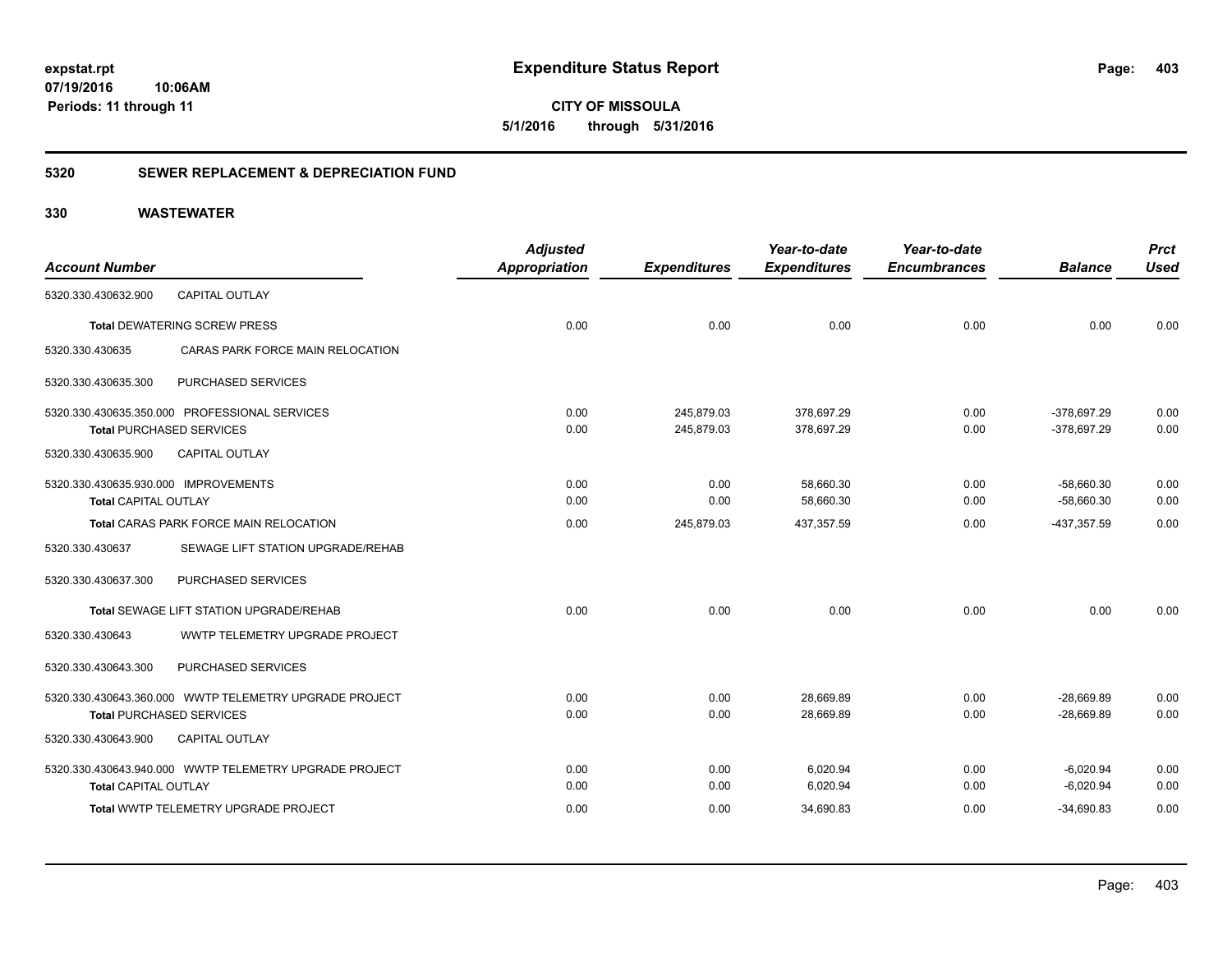**expstat.rpt**
**07/19/2016 10:06AM**
**Periods: 11 through 11**

# Expenditure Status Report

**CITY OF MISSOULA**
**5/1/2016 through 5/31/2016**

## 5320 SEWER REPLACEMENT & DEPRECIATION FUND

## 330 WASTEWATER

| Account Number | | Adjusted Appropriation | Expenditures | Year-to-date Expenditures | Year-to-date Encumbrances | Balance | Prct Used |
|---|---|---|---|---|---|---|---|
| 5320.330.430632.900 | CAPITAL OUTLAY | | | | | | |
| **Total** DEWATERING SCREW PRESS | | 0.00 | 0.00 | 0.00 | 0.00 | 0.00 | 0.00 |
| 5320.330.430635 | CARAS PARK FORCE MAIN RELOCATION | | | | | | |
| 5320.330.430635.300 | PURCHASED SERVICES | | | | | | |
| 5320.330.430635.350.000 PROFESSIONAL SERVICES | | 0.00 | 245,879.03 | 378,697.29 | 0.00 | -378,697.29 | 0.00 |
| **Total** PURCHASED SERVICES | | 0.00 | 245,879.03 | 378,697.29 | 0.00 | -378,697.29 | 0.00 |
| 5320.330.430635.900 | CAPITAL OUTLAY | | | | | | |
| 5320.330.430635.930.000 IMPROVEMENTS | | 0.00 | 0.00 | 58,660.30 | 0.00 | -58,660.30 | 0.00 |
| **Total** CAPITAL OUTLAY | | 0.00 | 0.00 | 58,660.30 | 0.00 | -58,660.30 | 0.00 |
| **Total** CARAS PARK FORCE MAIN RELOCATION | | 0.00 | 245,879.03 | 437,357.59 | 0.00 | -437,357.59 | 0.00 |
| 5320.330.430637 | SEWAGE LIFT STATION UPGRADE/REHAB | | | | | | |
| 5320.330.430637.300 | PURCHASED SERVICES | | | | | | |
| **Total** SEWAGE LIFT STATION UPGRADE/REHAB | | 0.00 | 0.00 | 0.00 | 0.00 | 0.00 | 0.00 |
| 5320.330.430643 | WWTP TELEMETRY UPGRADE PROJECT | | | | | | |
| 5320.330.430643.300 | PURCHASED SERVICES | | | | | | |
| 5320.330.430643.360.000 WWTP TELEMETRY UPGRADE PROJECT | | 0.00 | 0.00 | 28,669.89 | 0.00 | -28,669.89 | 0.00 |
| **Total** PURCHASED SERVICES | | 0.00 | 0.00 | 28,669.89 | 0.00 | -28,669.89 | 0.00 |
| 5320.330.430643.900 | CAPITAL OUTLAY | | | | | | |
| 5320.330.430643.940.000 WWTP TELEMETRY UPGRADE PROJECT | | 0.00 | 0.00 | 6,020.94 | 0.00 | -6,020.94 | 0.00 |
| **Total** CAPITAL OUTLAY | | 0.00 | 0.00 | 6,020.94 | 0.00 | -6,020.94 | 0.00 |
| **Total** WWTP TELEMETRY UPGRADE PROJECT | | 0.00 | 0.00 | 34,690.83 | 0.00 | -34,690.83 | 0.00 |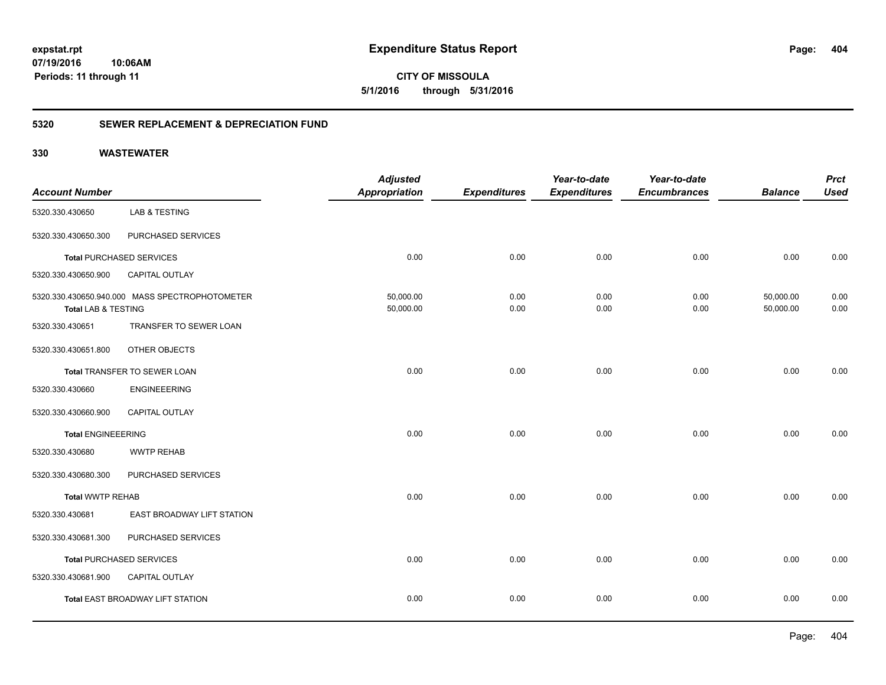**expstat.rpt**
**07/19/2016 10:06AM**
**Periods: 11 through 11**

# Expenditure Status Report

**CITY OF MISSOULA**
**5/1/2016 through 5/31/2016**

## 5320 SEWER REPLACEMENT & DEPRECIATION FUND

## 330 WASTEWATER

| Account Number | | Adjusted Appropriation | Expenditures | Year-to-date Expenditures | Year-to-date Encumbrances | Balance | Prct Used |
|---|---|---|---|---|---|---|---|
| 5320.330.430650 | LAB & TESTING | | | | | | |
| 5320.330.430650.300 | PURCHASED SERVICES | | | | | | |
| **Total** PURCHASED SERVICES | | 0.00 | 0.00 | 0.00 | 0.00 | 0.00 | 0.00 |
| 5320.330.430650.900 | CAPITAL OUTLAY | | | | | | |
| 5320.330.430650.940.000 | MASS SPECTROPHOTOMETER | 50,000.00 | 0.00 | 0.00 | 0.00 | 50,000.00 | 0.00 |
| **Total LAB & TESTING** | | 50,000.00 | 0.00 | 0.00 | 0.00 | 50,000.00 | 0.00 |
| 5320.330.430651 | TRANSFER TO SEWER LOAN | | | | | | |
| 5320.330.430651.800 | OTHER OBJECTS | | | | | | |
| **Total** TRANSFER TO SEWER LOAN | | 0.00 | 0.00 | 0.00 | 0.00 | 0.00 | 0.00 |
| 5320.330.430660 | ENGINEEERING | | | | | | |
| 5320.330.430660.900 | CAPITAL OUTLAY | | | | | | |
| **Total ENGINEEERING** | | 0.00 | 0.00 | 0.00 | 0.00 | 0.00 | 0.00 |
| 5320.330.430680 | WWTP REHAB | | | | | | |
| 5320.330.430680.300 | PURCHASED SERVICES | | | | | | |
| **Total WWTP REHAB** | | 0.00 | 0.00 | 0.00 | 0.00 | 0.00 | 0.00 |
| 5320.330.430681 | EAST BROADWAY LIFT STATION | | | | | | |
| 5320.330.430681.300 | PURCHASED SERVICES | | | | | | |
| **Total** PURCHASED SERVICES | | 0.00 | 0.00 | 0.00 | 0.00 | 0.00 | 0.00 |
| 5320.330.430681.900 | CAPITAL OUTLAY | | | | | | |
| **Total** EAST BROADWAY LIFT STATION | | 0.00 | 0.00 | 0.00 | 0.00 | 0.00 | 0.00 |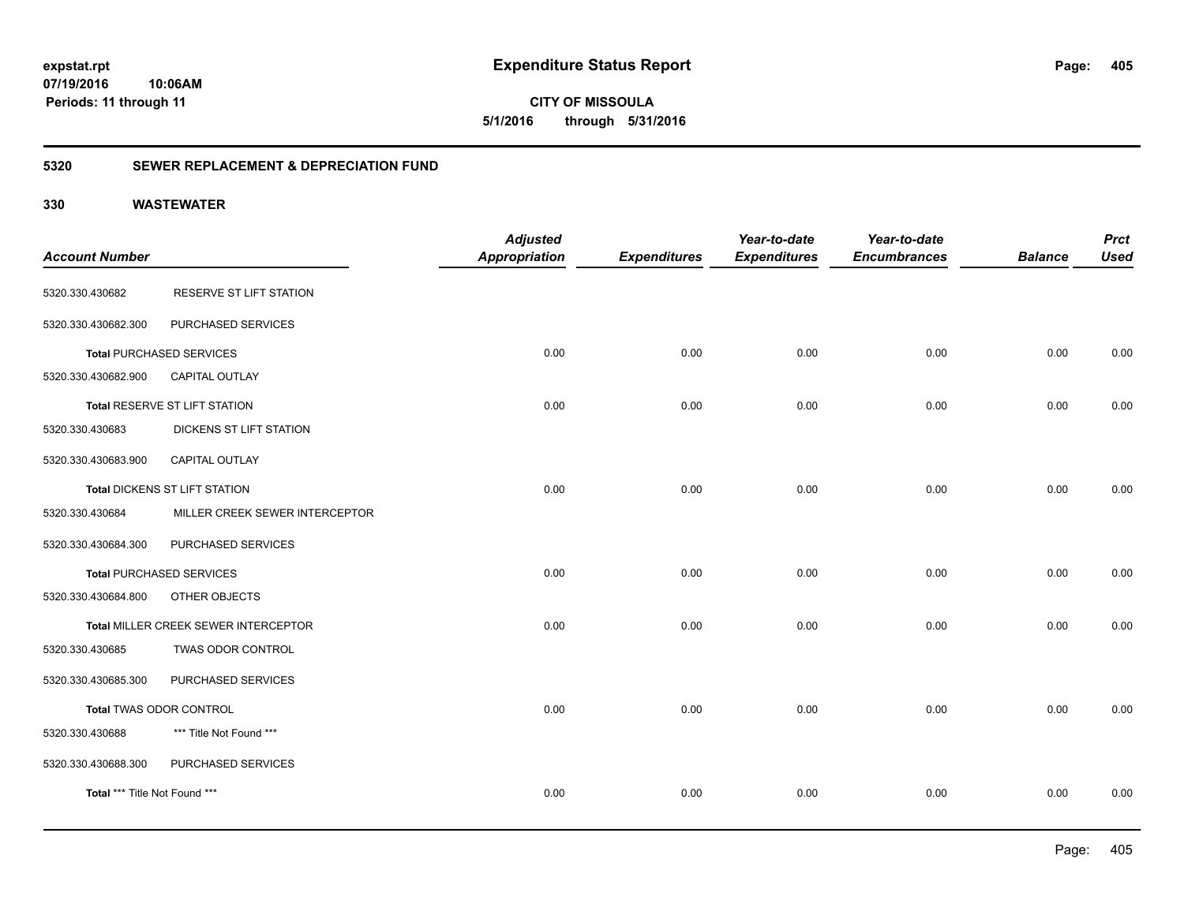**expstat.rpt**
**07/19/2016 10:06AM**
**Periods: 11 through 11**

# Expenditure Status Report

**CITY OF MISSOULA**
**5/1/2016 through 5/31/2016**

## 5320 SEWER REPLACEMENT & DEPRECIATION FUND

## 330 WASTEWATER

| Account Number | | Adjusted Appropriation | Expenditures | Year-to-date Expenditures | Year-to-date Encumbrances | Balance | Prct Used |
|---|---|---|---|---|---|---|---|
| 5320.330.430682 | RESERVE ST LIFT STATION | | | | | | |
| 5320.330.430682.300 | PURCHASED SERVICES | | | | | | |
| **Total** PURCHASED SERVICES | | 0.00 | 0.00 | 0.00 | 0.00 | 0.00 | 0.00 |
| 5320.330.430682.900 | CAPITAL OUTLAY | | | | | | |
| **Total** RESERVE ST LIFT STATION | | 0.00 | 0.00 | 0.00 | 0.00 | 0.00 | 0.00 |
| 5320.330.430683 | DICKENS ST LIFT STATION | | | | | | |
| 5320.330.430683.900 | CAPITAL OUTLAY | | | | | | |
| **Total** DICKENS ST LIFT STATION | | 0.00 | 0.00 | 0.00 | 0.00 | 0.00 | 0.00 |
| 5320.330.430684 | MILLER CREEK SEWER INTERCEPTOR | | | | | | |
| 5320.330.430684.300 | PURCHASED SERVICES | | | | | | |
| **Total** PURCHASED SERVICES | | 0.00 | 0.00 | 0.00 | 0.00 | 0.00 | 0.00 |
| 5320.330.430684.800 | OTHER OBJECTS | | | | | | |
| **Total** MILLER CREEK SEWER INTERCEPTOR | | 0.00 | 0.00 | 0.00 | 0.00 | 0.00 | 0.00 |
| 5320.330.430685 | TWAS ODOR CONTROL | | | | | | |
| 5320.330.430685.300 | PURCHASED SERVICES | | | | | | |
| **Total** TWAS ODOR CONTROL | | 0.00 | 0.00 | 0.00 | 0.00 | 0.00 | 0.00 |
| 5320.330.430688 | *** Title Not Found *** | | | | | | |
| 5320.330.430688.300 | PURCHASED SERVICES | | | | | | |
| **Total** *** Title Not Found *** | | 0.00 | 0.00 | 0.00 | 0.00 | 0.00 | 0.00 |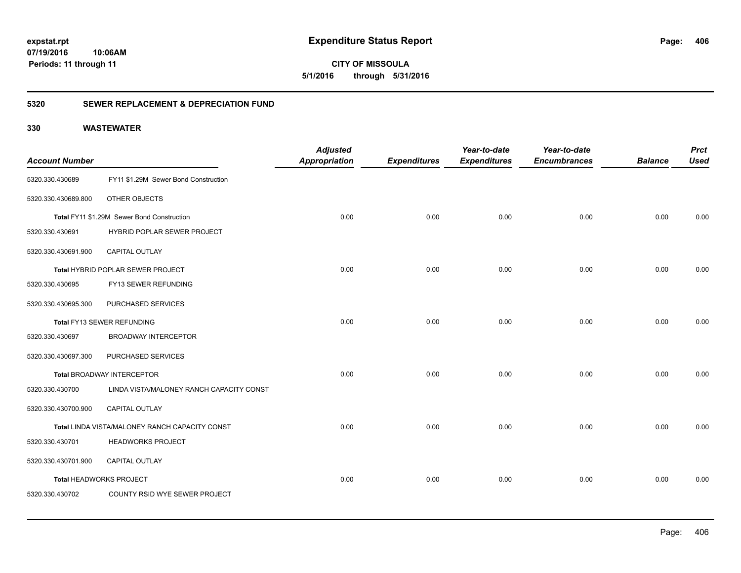# Expenditure Status Report

expstat.rpt
07/19/2016 10:06AM
Periods: 11 through 11

**CITY OF MISSOULA**
**5/1/2016 through 5/31/2016**

## 5320 SEWER REPLACEMENT & DEPRECIATION FUND

### 330 WASTEWATER

| Account Number | | Adjusted Appropriation | Expenditures | Year-to-date Expenditures | Year-to-date Encumbrances | Balance | Prct Used |
|---|---|---|---|---|---|---|---|
| 5320.330.430689 | FY11 $1.29M Sewer Bond Construction | | | | | | |
| 5320.330.430689.800 | OTHER OBJECTS | | | | | | |
| | **Total** FY11 $1.29M Sewer Bond Construction | 0.00 | 0.00 | 0.00 | 0.00 | 0.00 | 0.00 |
| 5320.330.430691 | HYBRID POPLAR SEWER PROJECT | | | | | | |
| 5320.330.430691.900 | CAPITAL OUTLAY | | | | | | |
| | **Total** HYBRID POPLAR SEWER PROJECT | 0.00 | 0.00 | 0.00 | 0.00 | 0.00 | 0.00 |
| 5320.330.430695 | FY13 SEWER REFUNDING | | | | | | |
| 5320.330.430695.300 | PURCHASED SERVICES | | | | | | |
| | **Total** FY13 SEWER REFUNDING | 0.00 | 0.00 | 0.00 | 0.00 | 0.00 | 0.00 |
| 5320.330.430697 | BROADWAY INTERCEPTOR | | | | | | |
| 5320.330.430697.300 | PURCHASED SERVICES | | | | | | |
| | **Total** BROADWAY INTERCEPTOR | 0.00 | 0.00 | 0.00 | 0.00 | 0.00 | 0.00 |
| 5320.330.430700 | LINDA VISTA/MALONEY RANCH CAPACITY CONST | | | | | | |
| 5320.330.430700.900 | CAPITAL OUTLAY | | | | | | |
| | **Total** LINDA VISTA/MALONEY RANCH CAPACITY CONST | 0.00 | 0.00 | 0.00 | 0.00 | 0.00 | 0.00 |
| 5320.330.430701 | HEADWORKS PROJECT | | | | | | |
| 5320.330.430701.900 | CAPITAL OUTLAY | | | | | | |
| | **Total** HEADWORKS PROJECT | 0.00 | 0.00 | 0.00 | 0.00 | 0.00 | 0.00 |
| 5320.330.430702 | COUNTY RSID WYE SEWER PROJECT | | | | | | |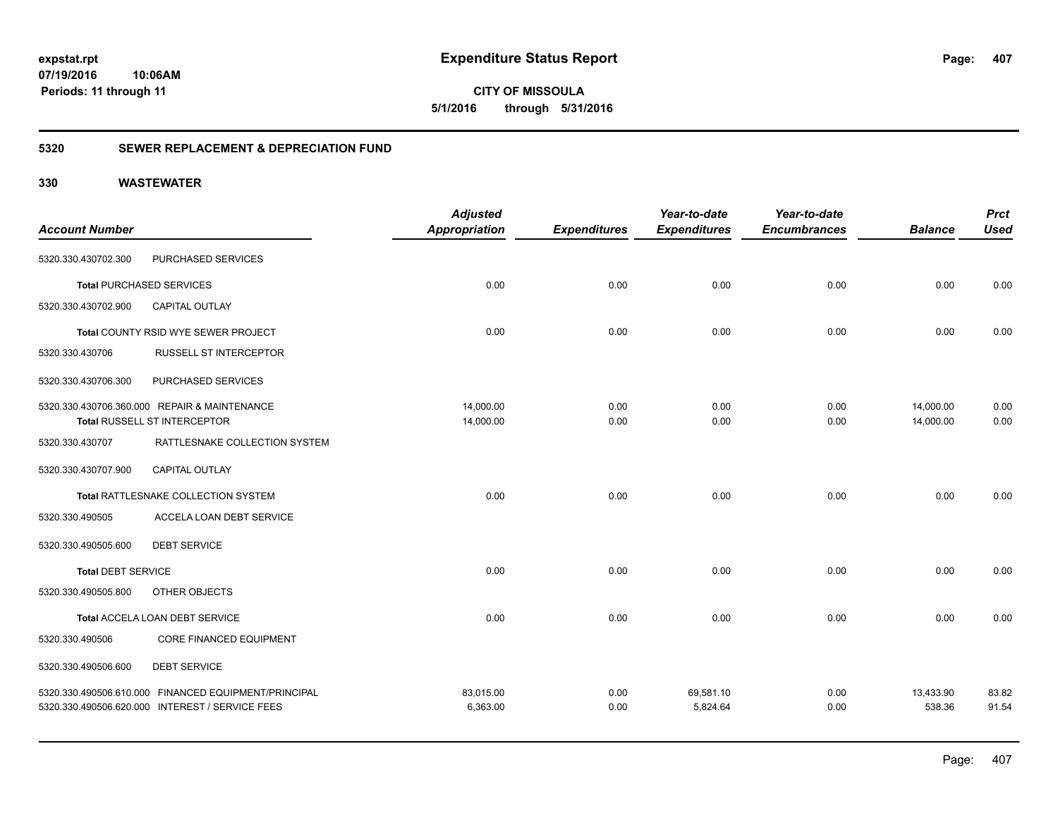**Expenditure Status Report**

**CITY OF MISSOULA**

**5/1/2016 through 5/31/2016**

expstat.rpt
07/19/2016 10:06AM
Periods: 11 through 11

## 5320 SEWER REPLACEMENT & DEPRECIATION FUND

## 330 WASTEWATER

| Account Number | | Adjusted Appropriation | Expenditures | Year-to-date Expenditures | Year-to-date Encumbrances | Balance | Prct Used |
|---|---|---|---|---|---|---|---|
| 5320.330.430702.300 | PURCHASED SERVICES | | | | | | |
| **Total** PURCHASED SERVICES | | 0.00 | 0.00 | 0.00 | 0.00 | 0.00 | 0.00 |
| 5320.330.430702.900 | CAPITAL OUTLAY | | | | | | |
| **Total** COUNTY RSID WYE SEWER PROJECT | | 0.00 | 0.00 | 0.00 | 0.00 | 0.00 | 0.00 |
| 5320.330.430706 | RUSSELL ST INTERCEPTOR | | | | | | |
| 5320.330.430706.300 | PURCHASED SERVICES | | | | | | |
| 5320.330.430706.360.000 | REPAIR & MAINTENANCE | 14,000.00 | 0.00 | 0.00 | 0.00 | 14,000.00 | 0.00 |
| **Total** RUSSELL ST INTERCEPTOR | | 14,000.00 | 0.00 | 0.00 | 0.00 | 14,000.00 | 0.00 |
| 5320.330.430707 | RATTLESNAKE COLLECTION SYSTEM | | | | | | |
| 5320.330.430707.900 | CAPITAL OUTLAY | | | | | | |
| **Total** RATTLESNAKE COLLECTION SYSTEM | | 0.00 | 0.00 | 0.00 | 0.00 | 0.00 | 0.00 |
| 5320.330.490505 | ACCELA LOAN DEBT SERVICE | | | | | | |
| 5320.330.490505.600 | DEBT SERVICE | | | | | | |
| **Total** DEBT SERVICE | | 0.00 | 0.00 | 0.00 | 0.00 | 0.00 | 0.00 |
| 5320.330.490505.800 | OTHER OBJECTS | | | | | | |
| **Total** ACCELA LOAN DEBT SERVICE | | 0.00 | 0.00 | 0.00 | 0.00 | 0.00 | 0.00 |
| 5320.330.490506 | CORE FINANCED EQUIPMENT | | | | | | |
| 5320.330.490506.600 | DEBT SERVICE | | | | | | |
| 5320.330.490506.610.000 | FINANCED EQUIPMENT/PRINCIPAL | 83,015.00 | 0.00 | 69,581.10 | 0.00 | 13,433.90 | 83.82 |
| 5320.330.490506.620.000 | INTEREST / SERVICE FEES | 6,363.00 | 0.00 | 5,824.64 | 0.00 | 538.36 | 91.54 |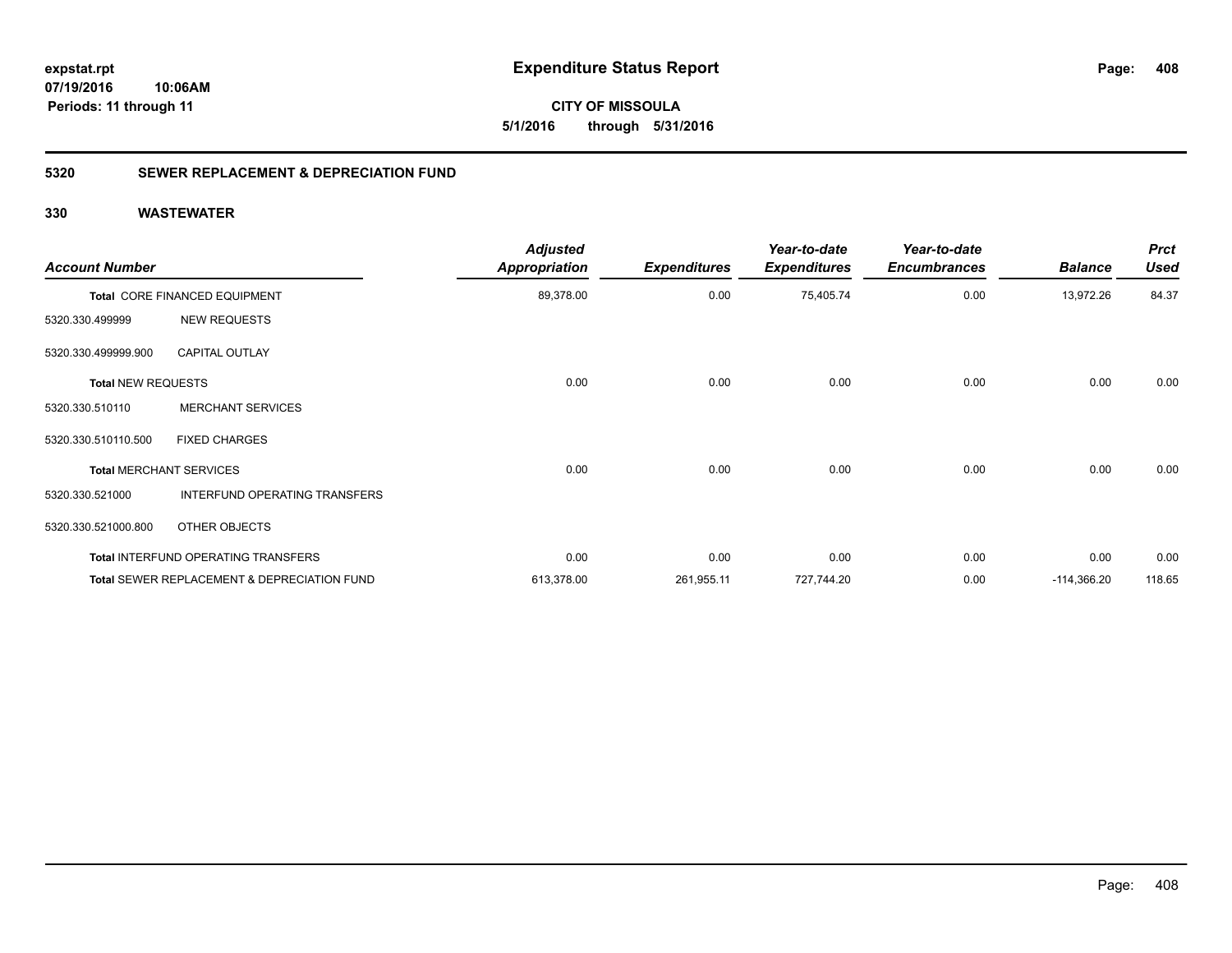**expstat.rpt**
**07/19/2016 10:06AM**
**Periods: 11 through 11**

# Expenditure Status Report

**CITY OF MISSOULA**
**5/1/2016 through 5/31/2016**

## 5320 SEWER REPLACEMENT & DEPRECIATION FUND

### 330 WASTEWATER

| Account Number | | Adjusted Appropriation | Expenditures | Year-to-date Expenditures | Year-to-date Encumbrances | Balance | Prct Used |
|---|---|---|---|---|---|---|---|
| Total CORE FINANCED EQUIPMENT | | 89,378.00 | 0.00 | 75,405.74 | 0.00 | 13,972.26 | 84.37 |
| 5320.330.499999 | NEW REQUESTS | | | | | | |
| 5320.330.499999.900 | CAPITAL OUTLAY | | | | | | |
| Total NEW REQUESTS | | 0.00 | 0.00 | 0.00 | 0.00 | 0.00 | 0.00 |
| 5320.330.510110 | MERCHANT SERVICES | | | | | | |
| 5320.330.510110.500 | FIXED CHARGES | | | | | | |
| Total MERCHANT SERVICES | | 0.00 | 0.00 | 0.00 | 0.00 | 0.00 | 0.00 |
| 5320.330.521000 | INTERFUND OPERATING TRANSFERS | | | | | | |
| 5320.330.521000.800 | OTHER OBJECTS | | | | | | |
| Total INTERFUND OPERATING TRANSFERS | | 0.00 | 0.00 | 0.00 | 0.00 | 0.00 | 0.00 |
| Total SEWER REPLACEMENT & DEPRECIATION FUND | | 613,378.00 | 261,955.11 | 727,744.20 | 0.00 | -114,366.20 | 118.65 |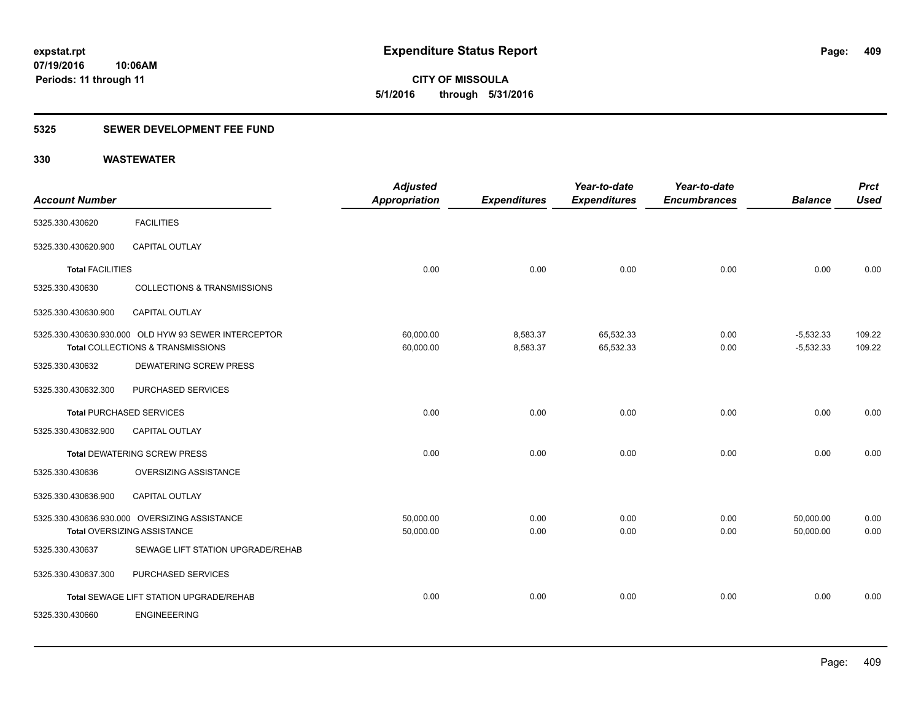**Expenditure Status Report**

**CITY OF MISSOULA**

**5/1/2016 through 5/31/2016**

expstat.rpt
07/19/2016 10:06AM
Periods: 11 through 11

## 5325 SEWER DEVELOPMENT FEE FUND

## 330 WASTEWATER

| Account Number | | Adjusted Appropriation | Expenditures | Year-to-date Expenditures | Year-to-date Encumbrances | Balance | Prct Used |
|---|---|---|---|---|---|---|---|
| 5325.330.430620 | FACILITIES | | | | | | |
| 5325.330.430620.900 | CAPITAL OUTLAY | | | | | | |
| **Total** FACILITIES | | 0.00 | 0.00 | 0.00 | 0.00 | 0.00 | 0.00 |
| 5325.330.430630 | COLLECTIONS & TRANSMISSIONS | | | | | | |
| 5325.330.430630.900 | CAPITAL OUTLAY | | | | | | |
| 5325.330.430630.930.000 | OLD HYW 93 SEWER INTERCEPTOR | 60,000.00 | 8,583.37 | 65,532.33 | 0.00 | -5,532.33 | 109.22 |
| **Total** COLLECTIONS & TRANSMISSIONS | | 60,000.00 | 8,583.37 | 65,532.33 | 0.00 | -5,532.33 | 109.22 |
| 5325.330.430632 | DEWATERING SCREW PRESS | | | | | | |
| 5325.330.430632.300 | PURCHASED SERVICES | | | | | | |
| **Total** PURCHASED SERVICES | | 0.00 | 0.00 | 0.00 | 0.00 | 0.00 | 0.00 |
| 5325.330.430632.900 | CAPITAL OUTLAY | | | | | | |
| **Total** DEWATERING SCREW PRESS | | 0.00 | 0.00 | 0.00 | 0.00 | 0.00 | 0.00 |
| 5325.330.430636 | OVERSIZING ASSISTANCE | | | | | | |
| 5325.330.430636.900 | CAPITAL OUTLAY | | | | | | |
| 5325.330.430636.930.000 | OVERSIZING ASSISTANCE | 50,000.00 | 0.00 | 0.00 | 0.00 | 50,000.00 | 0.00 |
| **Total** OVERSIZING ASSISTANCE | | 50,000.00 | 0.00 | 0.00 | 0.00 | 50,000.00 | 0.00 |
| 5325.330.430637 | SEWAGE LIFT STATION UPGRADE/REHAB | | | | | | |
| 5325.330.430637.300 | PURCHASED SERVICES | | | | | | |
| **Total** SEWAGE LIFT STATION UPGRADE/REHAB | | 0.00 | 0.00 | 0.00 | 0.00 | 0.00 | 0.00 |
| 5325.330.430660 | ENGINEEERING | | | | | | |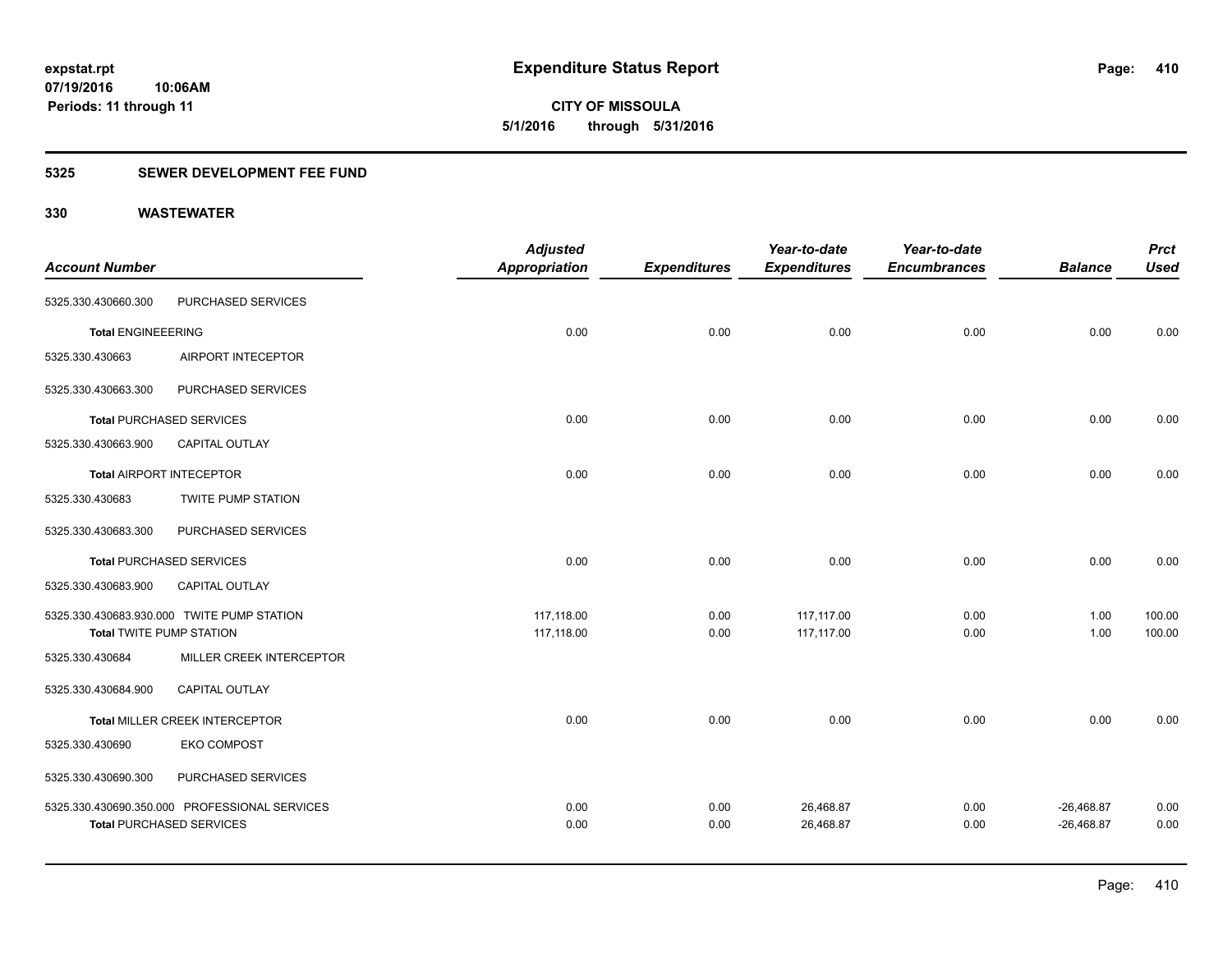**Expenditure Status Report**

**CITY OF MISSOULA**
**5/1/2016 through 5/31/2016**

expstat.rpt
07/19/2016 10:06AM
Periods: 11 through 11

## 5325 SEWER DEVELOPMENT FEE FUND

## 330 WASTEWATER

| Account Number | | Adjusted Appropriation | Expenditures | Year-to-date Expenditures | Year-to-date Encumbrances | Balance | Prct Used |
|---|---|---|---|---|---|---|---|
| 5325.330.430660.300 | PURCHASED SERVICES | | | | | | |
| **Total** ENGINEEERING | | 0.00 | 0.00 | 0.00 | 0.00 | 0.00 | 0.00 |
| 5325.330.430663 | AIRPORT INTECEPTOR | | | | | | |
| 5325.330.430663.300 | PURCHASED SERVICES | | | | | | |
| **Total** PURCHASED SERVICES | | 0.00 | 0.00 | 0.00 | 0.00 | 0.00 | 0.00 |
| 5325.330.430663.900 | CAPITAL OUTLAY | | | | | | |
| **Total** AIRPORT INTECEPTOR | | 0.00 | 0.00 | 0.00 | 0.00 | 0.00 | 0.00 |
| 5325.330.430683 | TWITE PUMP STATION | | | | | | |
| 5325.330.430683.300 | PURCHASED SERVICES | | | | | | |
| **Total** PURCHASED SERVICES | | 0.00 | 0.00 | 0.00 | 0.00 | 0.00 | 0.00 |
| 5325.330.430683.900 | CAPITAL OUTLAY | | | | | | |
| 5325.330.430683.930.000 | TWITE PUMP STATION | 117,118.00 | 0.00 | 117,117.00 | 0.00 | 1.00 | 100.00 |
| **Total** TWITE PUMP STATION | | 117,118.00 | 0.00 | 117,117.00 | 0.00 | 1.00 | 100.00 |
| 5325.330.430684 | MILLER CREEK INTERCEPTOR | | | | | | |
| 5325.330.430684.900 | CAPITAL OUTLAY | | | | | | |
| **Total** MILLER CREEK INTERCEPTOR | | 0.00 | 0.00 | 0.00 | 0.00 | 0.00 | 0.00 |
| 5325.330.430690 | EKO COMPOST | | | | | | |
| 5325.330.430690.300 | PURCHASED SERVICES | | | | | | |
| 5325.330.430690.350.000 | PROFESSIONAL SERVICES | 0.00 | 0.00 | 26,468.87 | 0.00 | -26,468.87 | 0.00 |
| **Total** PURCHASED SERVICES | | 0.00 | 0.00 | 26,468.87 | 0.00 | -26,468.87 | 0.00 |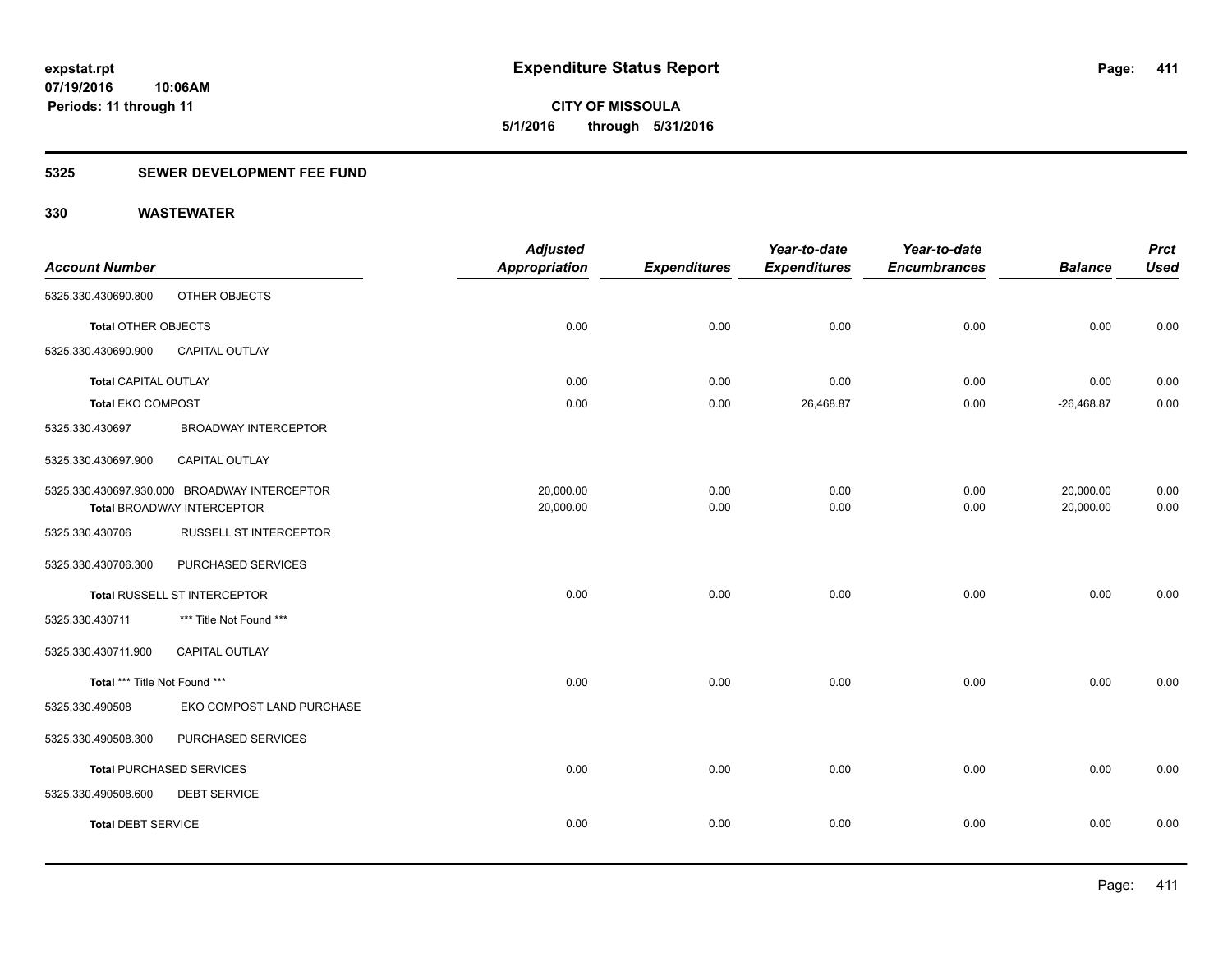**expstat.rpt**
**07/19/2016 10:06AM**
**Periods: 11 through 11**

# Expenditure Status Report

**CITY OF MISSOULA**
**5/1/2016 through 5/31/2016**

## 5325 SEWER DEVELOPMENT FEE FUND

## 330 WASTEWATER

| Account Number | | Adjusted Appropriation | Expenditures | Year-to-date Expenditures | Year-to-date Encumbrances | Balance | Prct Used |
|---|---|---|---|---|---|---|---|
| 5325.330.430690.800 | OTHER OBJECTS | | | | | | |
| **Total** OTHER OBJECTS | | 0.00 | 0.00 | 0.00 | 0.00 | 0.00 | 0.00 |
| 5325.330.430690.900 | CAPITAL OUTLAY | | | | | | |
| **Total** CAPITAL OUTLAY | | 0.00 | 0.00 | 0.00 | 0.00 | 0.00 | 0.00 |
| **Total** EKO COMPOST | | 0.00 | 0.00 | 26,468.87 | 0.00 | -26,468.87 | 0.00 |
| 5325.330.430697 | BROADWAY INTERCEPTOR | | | | | | |
| 5325.330.430697.900 | CAPITAL OUTLAY | | | | | | |
| 5325.330.430697.930.000 | BROADWAY INTERCEPTOR | 20,000.00 | 0.00 | 0.00 | 0.00 | 20,000.00 | 0.00 |
| **Total** BROADWAY INTERCEPTOR | | 20,000.00 | 0.00 | 0.00 | 0.00 | 20,000.00 | 0.00 |
| 5325.330.430706 | RUSSELL ST INTERCEPTOR | | | | | | |
| 5325.330.430706.300 | PURCHASED SERVICES | | | | | | |
| **Total** RUSSELL ST INTERCEPTOR | | 0.00 | 0.00 | 0.00 | 0.00 | 0.00 | 0.00 |
| 5325.330.430711 | *** Title Not Found *** | | | | | | |
| 5325.330.430711.900 | CAPITAL OUTLAY | | | | | | |
| **Total** *** Title Not Found *** | | 0.00 | 0.00 | 0.00 | 0.00 | 0.00 | 0.00 |
| 5325.330.490508 | EKO COMPOST LAND PURCHASE | | | | | | |
| 5325.330.490508.300 | PURCHASED SERVICES | | | | | | |
| **Total** PURCHASED SERVICES | | 0.00 | 0.00 | 0.00 | 0.00 | 0.00 | 0.00 |
| 5325.330.490508.600 | DEBT SERVICE | | | | | | |
| **Total** DEBT SERVICE | | 0.00 | 0.00 | 0.00 | 0.00 | 0.00 | 0.00 |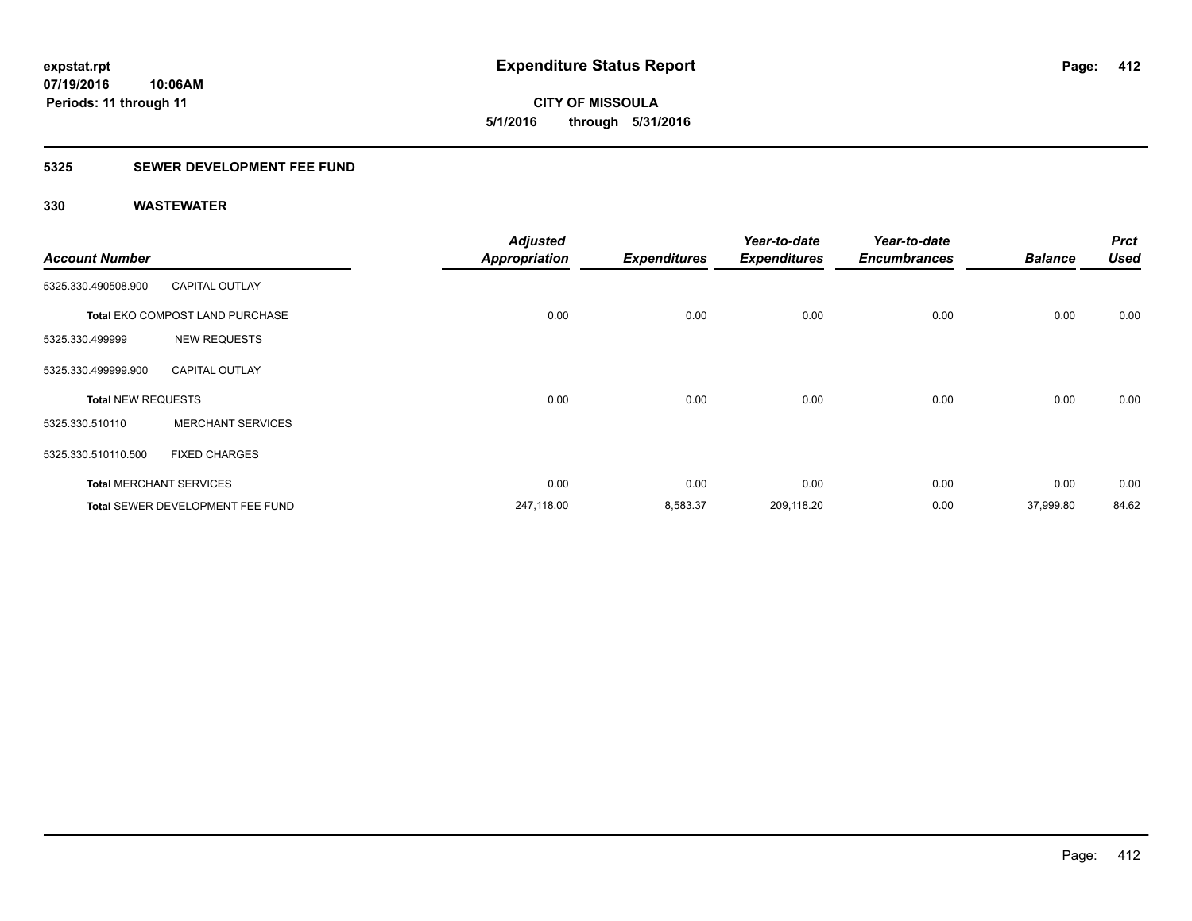**expstat.rpt**
**07/19/2016 10:06AM**
**Periods: 11 through 11**

# Expenditure Status Report

**CITY OF MISSOULA**
**5/1/2016 through 5/31/2016**

## 5325 SEWER DEVELOPMENT FEE FUND

### 330 WASTEWATER

| Account Number | | Adjusted Appropriation | Expenditures | Year-to-date Expenditures | Year-to-date Encumbrances | Balance | Prct Used |
|---|---|---|---|---|---|---|---|
| 5325.330.490508.900 | CAPITAL OUTLAY | | | | | | |
| **Total** EKO COMPOST LAND PURCHASE | | 0.00 | 0.00 | 0.00 | 0.00 | 0.00 | 0.00 |
| 5325.330.499999 | NEW REQUESTS | | | | | | |
| 5325.330.499999.900 | CAPITAL OUTLAY | | | | | | |
| **Total** NEW REQUESTS | | 0.00 | 0.00 | 0.00 | 0.00 | 0.00 | 0.00 |
| 5325.330.510110 | MERCHANT SERVICES | | | | | | |
| 5325.330.510110.500 | FIXED CHARGES | | | | | | |
| **Total** MERCHANT SERVICES | | 0.00 | 0.00 | 0.00 | 0.00 | 0.00 | 0.00 |
| **Total** SEWER DEVELOPMENT FEE FUND | | 247,118.00 | 8,583.37 | 209,118.20 | 0.00 | 37,999.80 | 84.62 |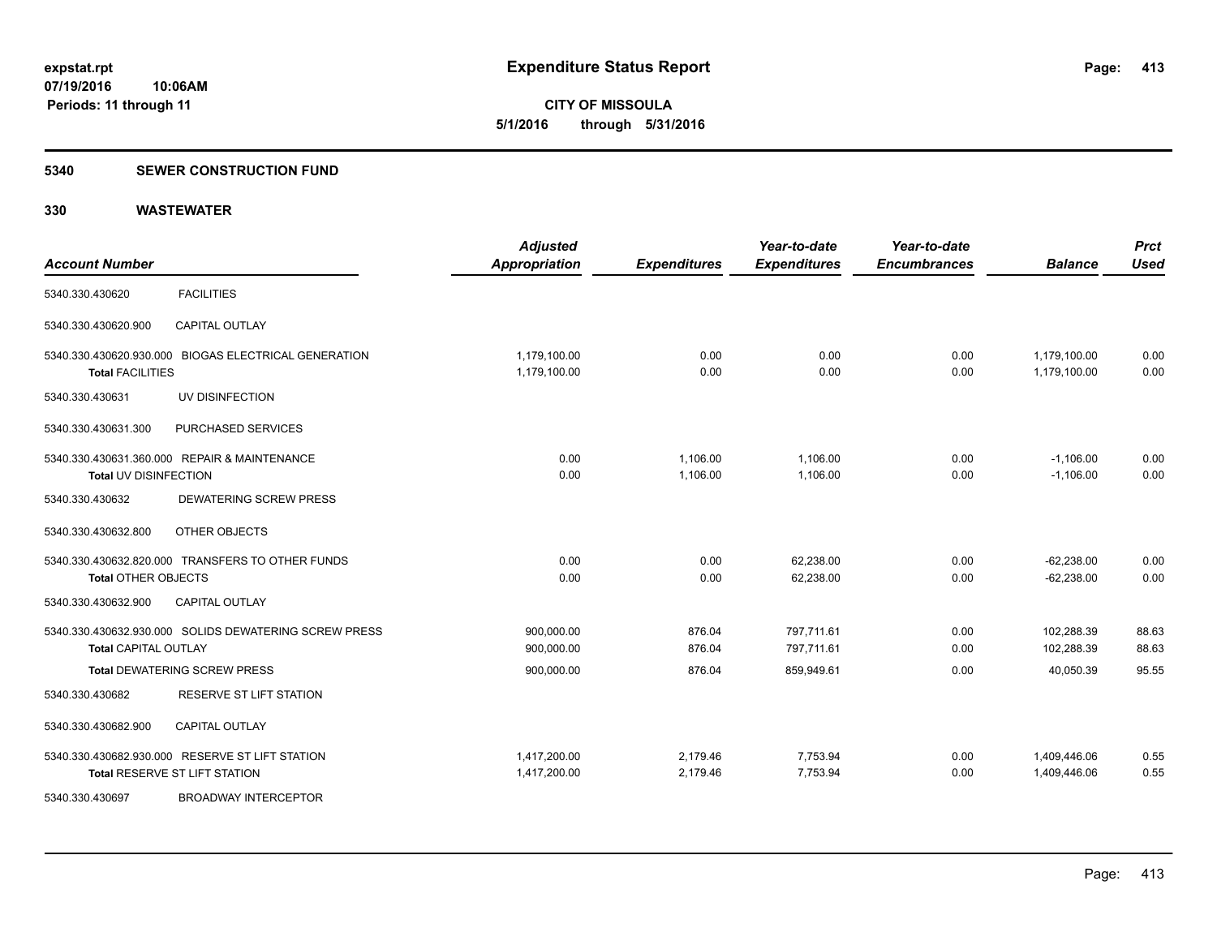**expstat.rpt**
**07/19/2016 10:06AM**
**Periods: 11 through 11**

# Expenditure Status Report

**CITY OF MISSOULA**
**5/1/2016 through 5/31/2016**

## 5340 SEWER CONSTRUCTION FUND

## 330 WASTEWATER

| Account Number | | Adjusted Appropriation | Expenditures | Year-to-date Expenditures | Year-to-date Encumbrances | Balance | Prct Used |
|---|---|---|---|---|---|---|---|
| 5340.330.430620 | FACILITIES | | | | | | |
| 5340.330.430620.900 | CAPITAL OUTLAY | | | | | | |
| 5340.330.430620.930.000 | BIOGAS ELECTRICAL GENERATION | 1,179,100.00 | 0.00 | 0.00 | 0.00 | 1,179,100.00 | 0.00 |
| **Total** FACILITIES | | 1,179,100.00 | 0.00 | 0.00 | 0.00 | 1,179,100.00 | 0.00 |
| 5340.330.430631 | UV DISINFECTION | | | | | | |
| 5340.330.430631.300 | PURCHASED SERVICES | | | | | | |
| 5340.330.430631.360.000 | REPAIR & MAINTENANCE | 0.00 | 1,106.00 | 1,106.00 | 0.00 | -1,106.00 | 0.00 |
| **Total** UV DISINFECTION | | 0.00 | 1,106.00 | 1,106.00 | 0.00 | -1,106.00 | 0.00 |
| 5340.330.430632 | DEWATERING SCREW PRESS | | | | | | |
| 5340.330.430632.800 | OTHER OBJECTS | | | | | | |
| 5340.330.430632.820.000 | TRANSFERS TO OTHER FUNDS | 0.00 | 0.00 | 62,238.00 | 0.00 | -62,238.00 | 0.00 |
| **Total** OTHER OBJECTS | | 0.00 | 0.00 | 62,238.00 | 0.00 | -62,238.00 | 0.00 |
| 5340.330.430632.900 | CAPITAL OUTLAY | | | | | | |
| 5340.330.430632.930.000 | SOLIDS DEWATERING SCREW PRESS | 900,000.00 | 876.04 | 797,711.61 | 0.00 | 102,288.39 | 88.63 |
| **Total** CAPITAL OUTLAY | | 900,000.00 | 876.04 | 797,711.61 | 0.00 | 102,288.39 | 88.63 |
| **Total** DEWATERING SCREW PRESS | | 900,000.00 | 876.04 | 859,949.61 | 0.00 | 40,050.39 | 95.55 |
| 5340.330.430682 | RESERVE ST LIFT STATION | | | | | | |
| 5340.330.430682.900 | CAPITAL OUTLAY | | | | | | |
| 5340.330.430682.930.000 | RESERVE ST LIFT STATION | 1,417,200.00 | 2,179.46 | 7,753.94 | 0.00 | 1,409,446.06 | 0.55 |
| **Total** RESERVE ST LIFT STATION | | 1,417,200.00 | 2,179.46 | 7,753.94 | 0.00 | 1,409,446.06 | 0.55 |
| 5340.330.430697 | BROADWAY INTERCEPTOR | | | | | | |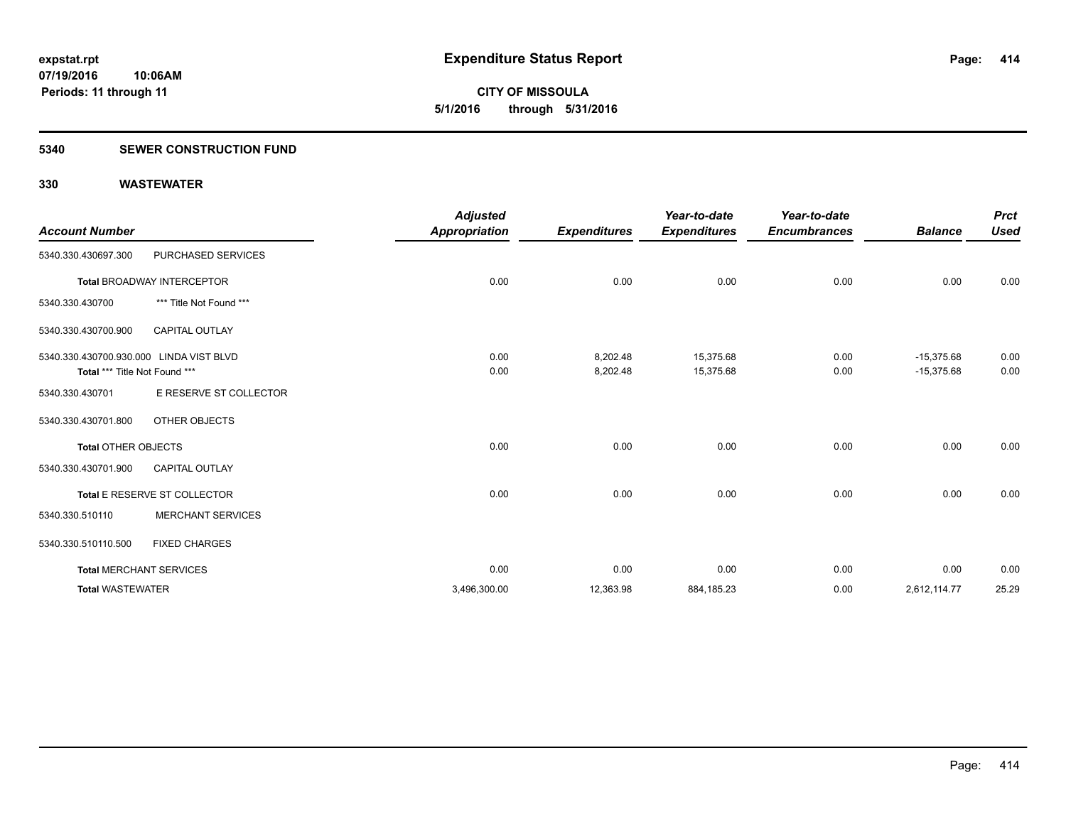**expstat.rpt**
**07/19/2016 10:06AM**
**Periods: 11 through 11**

# Expenditure Status Report

**CITY OF MISSOULA**
**5/1/2016 through 5/31/2016**

## 5340 SEWER CONSTRUCTION FUND

### 330 WASTEWATER

| Account Number | | Adjusted Appropriation | Expenditures | Year-to-date Expenditures | Year-to-date Encumbrances | Balance | Prct Used |
|---|---|---|---|---|---|---|---|
| 5340.330.430697.300 | PURCHASED SERVICES | | | | | | |
| **Total** BROADWAY INTERCEPTOR | | 0.00 | 0.00 | 0.00 | 0.00 | 0.00 | 0.00 |
| 5340.330.430700 | *** Title Not Found *** | | | | | | |
| 5340.330.430700.900 | CAPITAL OUTLAY | | | | | | |
| 5340.330.430700.930.000 | LINDA VIST BLVD | 0.00 | 8,202.48 | 15,375.68 | 0.00 | -15,375.68 | 0.00 |
| **Total** *** Title Not Found *** | | 0.00 | 8,202.48 | 15,375.68 | 0.00 | -15,375.68 | 0.00 |
| 5340.330.430701 | E RESERVE ST COLLECTOR | | | | | | |
| 5340.330.430701.800 | OTHER OBJECTS | | | | | | |
| **Total** OTHER OBJECTS | | 0.00 | 0.00 | 0.00 | 0.00 | 0.00 | 0.00 |
| 5340.330.430701.900 | CAPITAL OUTLAY | | | | | | |
| **Total** E RESERVE ST COLLECTOR | | 0.00 | 0.00 | 0.00 | 0.00 | 0.00 | 0.00 |
| 5340.330.510110 | MERCHANT SERVICES | | | | | | |
| 5340.330.510110.500 | FIXED CHARGES | | | | | | |
| **Total** MERCHANT SERVICES | | 0.00 | 0.00 | 0.00 | 0.00 | 0.00 | 0.00 |
| **Total WASTEWATER** | | 3,496,300.00 | 12,363.98 | 884,185.23 | 0.00 | 2,612,114.77 | 25.29 |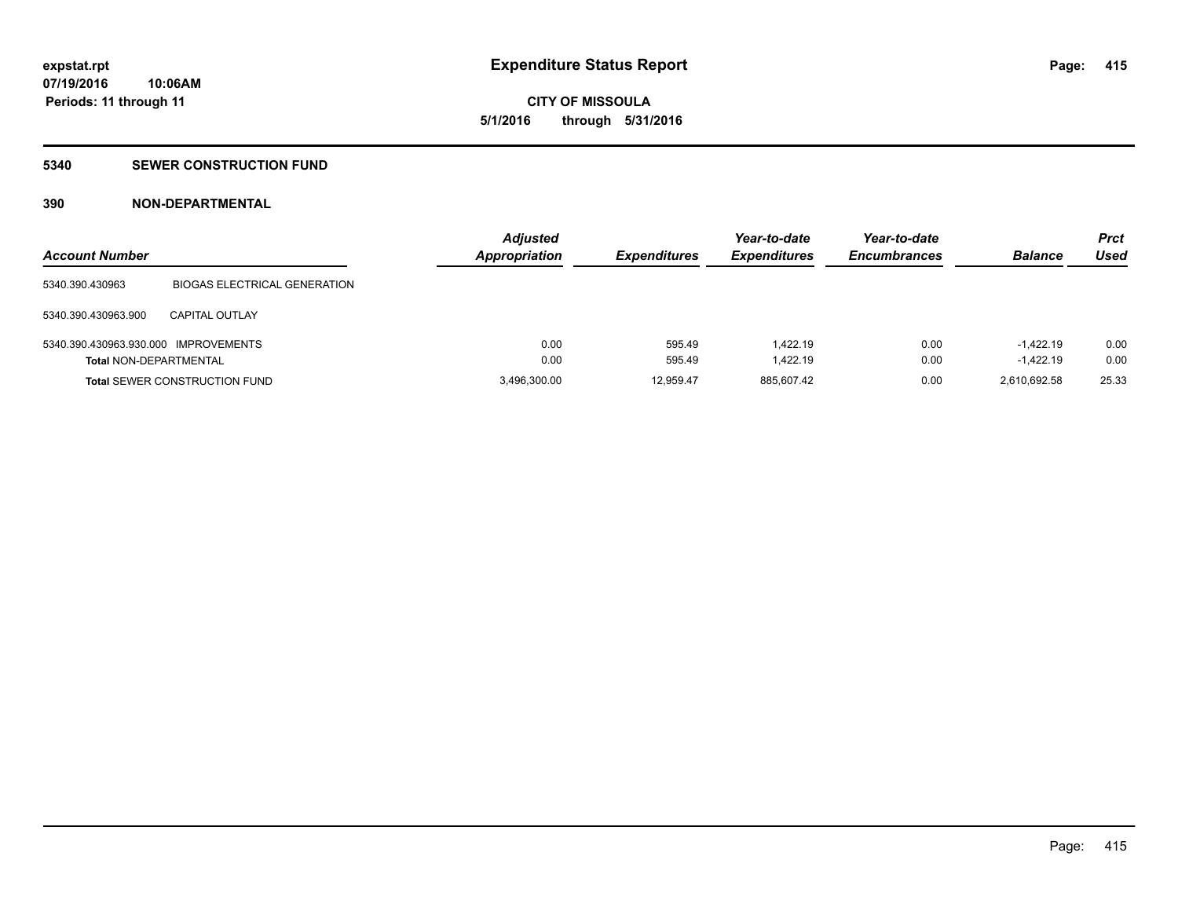**expstat.rpt**
**07/19/2016 10:06AM**
**Periods: 11 through 11**

# Expenditure Status Report

**CITY OF MISSOULA**
**5/1/2016 through 5/31/2016**

## 5340 SEWER CONSTRUCTION FUND

### 390 NON-DEPARTMENTAL

| Account Number | | Adjusted Appropriation | Expenditures | Year-to-date Expenditures | Year-to-date Encumbrances | Balance | Prct Used |
|---|---|---|---|---|---|---|---|
| 5340.390.430963 | BIOGAS ELECTRICAL GENERATION | | | | | | |
| 5340.390.430963.900 | CAPITAL OUTLAY | | | | | | |
| 5340.390.430963.930.000 | IMPROVEMENTS | 0.00 | 595.49 | 1,422.19 | 0.00 | -1,422.19 | 0.00 |
| **Total** NON-DEPARTMENTAL | | 0.00 | 595.49 | 1,422.19 | 0.00 | -1,422.19 | 0.00 |
| **Total** SEWER CONSTRUCTION FUND | | 3,496,300.00 | 12,959.47 | 885,607.42 | 0.00 | 2,610,692.58 | 25.33 |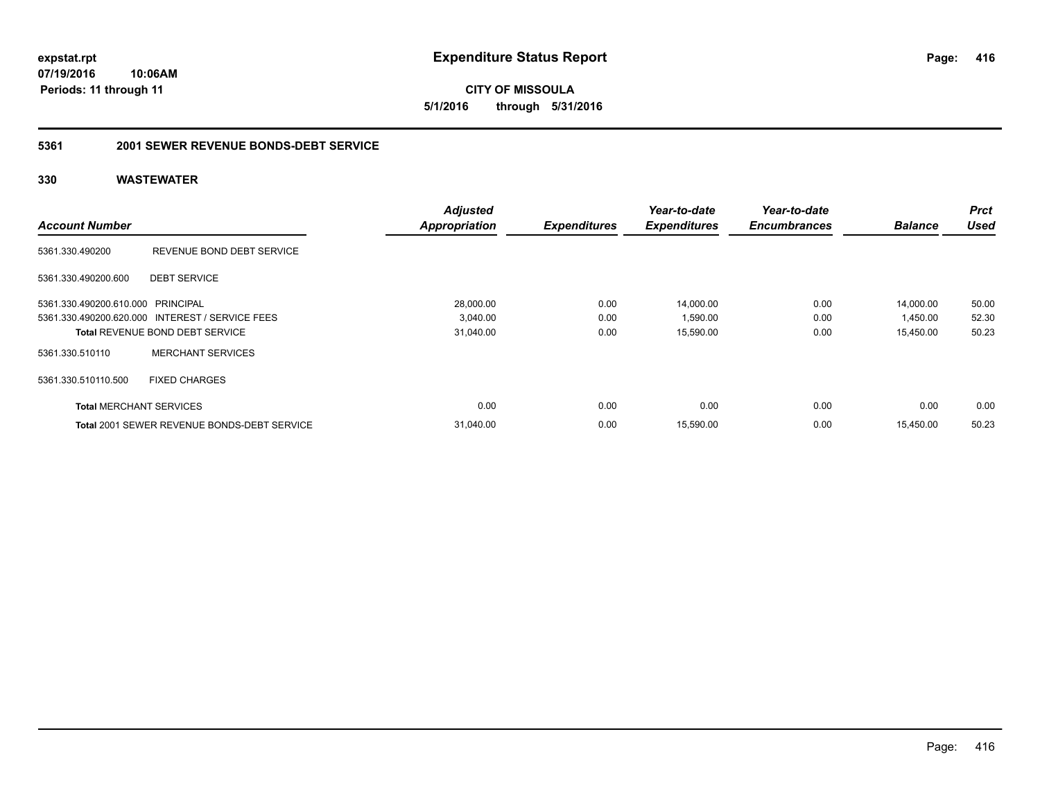**expstat.rpt**
**07/19/2016 10:06AM**
**Periods: 11 through 11**

# Expenditure Status Report

**CITY OF MISSOULA**
**5/1/2016 through 5/31/2016**

## 5361 2001 SEWER REVENUE BONDS-DEBT SERVICE

### 330 WASTEWATER

| Account Number | | Adjusted Appropriation | Expenditures | Year-to-date Expenditures | Year-to-date Encumbrances | Balance | Prct Used |
|---|---|---|---|---|---|---|---|
| 5361.330.490200 | REVENUE BOND DEBT SERVICE | | | | | | |
| 5361.330.490200.600 | DEBT SERVICE | | | | | | |
| 5361.330.490200.610.000 | PRINCIPAL | 28,000.00 | 0.00 | 14,000.00 | 0.00 | 14,000.00 | 50.00 |
| 5361.330.490200.620.000 | INTEREST / SERVICE FEES | 3,040.00 | 0.00 | 1,590.00 | 0.00 | 1,450.00 | 52.30 |
| **Total** REVENUE BOND DEBT SERVICE | | 31,040.00 | 0.00 | 15,590.00 | 0.00 | 15,450.00 | 50.23 |
| 5361.330.510110 | MERCHANT SERVICES | | | | | | |
| 5361.330.510110.500 | FIXED CHARGES | | | | | | |
| **Total** MERCHANT SERVICES | | 0.00 | 0.00 | 0.00 | 0.00 | 0.00 | 0.00 |
| **Total** 2001 SEWER REVENUE BONDS-DEBT SERVICE | | 31,040.00 | 0.00 | 15,590.00 | 0.00 | 15,450.00 | 50.23 |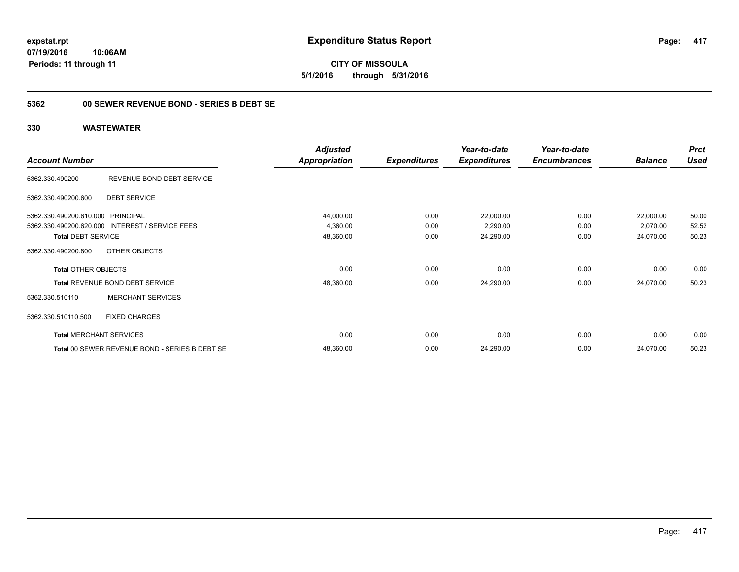**expstat.rpt**
**07/19/2016 10:06AM**
**Periods: 11 through 11**

# Expenditure Status Report

**CITY OF MISSOULA**
**5/1/2016 through 5/31/2016**

## 5362 00 SEWER REVENUE BOND - SERIES B DEBT SE

### 330 WASTEWATER

| Account Number | | Adjusted Appropriation | Expenditures | Year-to-date Expenditures | Year-to-date Encumbrances | Balance | Prct Used |
|---|---|---|---|---|---|---|---|
| 5362.330.490200 | REVENUE BOND DEBT SERVICE | | | | | | |
| 5362.330.490200.600 | DEBT SERVICE | | | | | | |
| 5362.330.490200.610.000 | PRINCIPAL | 44,000.00 | 0.00 | 22,000.00 | 0.00 | 22,000.00 | 50.00 |
| 5362.330.490200.620.000 | INTEREST / SERVICE FEES | 4,360.00 | 0.00 | 2,290.00 | 0.00 | 2,070.00 | 52.52 |
| **Total DEBT SERVICE** | | 48,360.00 | 0.00 | 24,290.00 | 0.00 | 24,070.00 | 50.23 |
| 5362.330.490200.800 | OTHER OBJECTS | | | | | | |
| **Total OTHER OBJECTS** | | 0.00 | 0.00 | 0.00 | 0.00 | 0.00 | 0.00 |
| **Total REVENUE BOND DEBT SERVICE** | | 48,360.00 | 0.00 | 24,290.00 | 0.00 | 24,070.00 | 50.23 |
| 5362.330.510110 | MERCHANT SERVICES | | | | | | |
| 5362.330.510110.500 | FIXED CHARGES | | | | | | |
| **Total MERCHANT SERVICES** | | 0.00 | 0.00 | 0.00 | 0.00 | 0.00 | 0.00 |
| **Total 00 SEWER REVENUE BOND - SERIES B DEBT SE** | | 48,360.00 | 0.00 | 24,290.00 | 0.00 | 24,070.00 | 50.23 |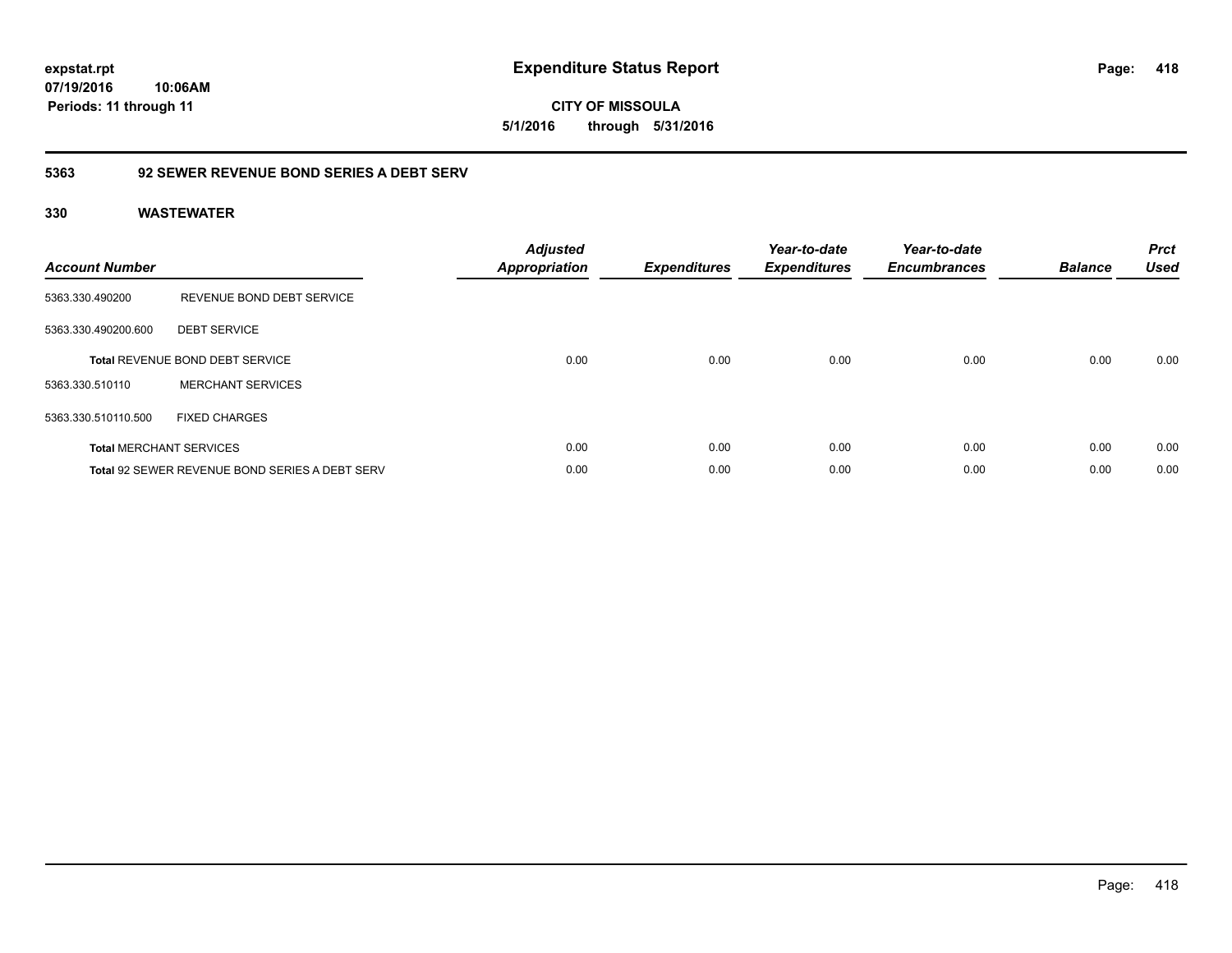**expstat.rpt**
**07/19/2016 10:06AM**
**Periods: 11 through 11**

# Expenditure Status Report

**CITY OF MISSOULA**
**5/1/2016 through 5/31/2016**

## 5363 92 SEWER REVENUE BOND SERIES A DEBT SERV

### 330 WASTEWATER

| Account Number | | Adjusted Appropriation | Expenditures | Year-to-date Expenditures | Year-to-date Encumbrances | Balance | Prct Used |
|---|---|---|---|---|---|---|---|
| 5363.330.490200 | REVENUE BOND DEBT SERVICE | | | | | | |
| 5363.330.490200.600 | DEBT SERVICE | | | | | | |
| **Total** REVENUE BOND DEBT SERVICE | | 0.00 | 0.00 | 0.00 | 0.00 | 0.00 | 0.00 |
| 5363.330.510110 | MERCHANT SERVICES | | | | | | |
| 5363.330.510110.500 | FIXED CHARGES | | | | | | |
| **Total** MERCHANT SERVICES | | 0.00 | 0.00 | 0.00 | 0.00 | 0.00 | 0.00 |
| **Total** 92 SEWER REVENUE BOND SERIES A DEBT SERV | | 0.00 | 0.00 | 0.00 | 0.00 | 0.00 | 0.00 |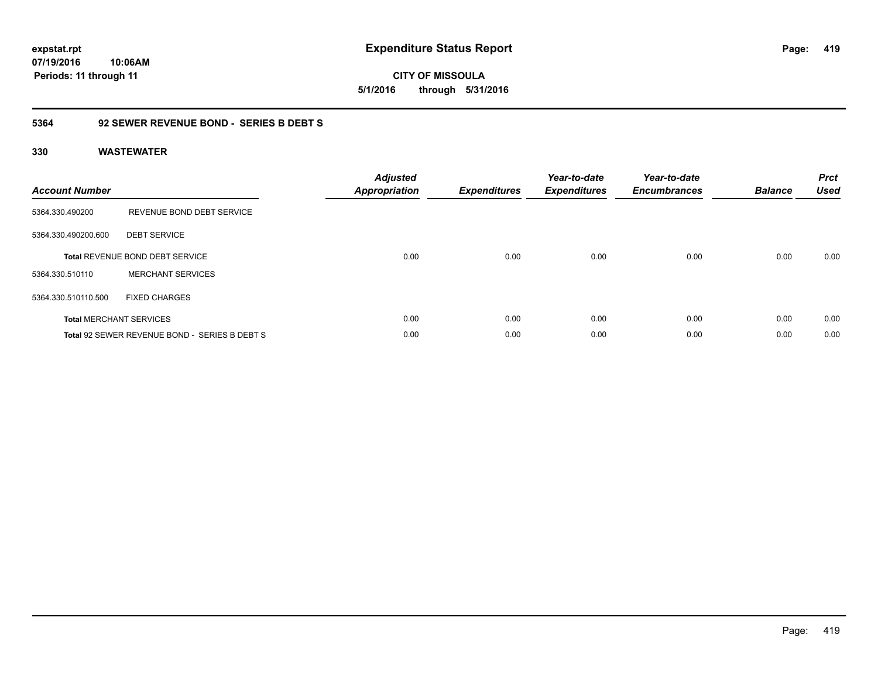**expstat.rpt**
**07/19/2016 10:06AM**
**Periods: 11 through 11**

# Expenditure Status Report

**CITY OF MISSOULA**
**5/1/2016 through 5/31/2016**

## 5364 92 SEWER REVENUE BOND - SERIES B DEBT S

### 330 WASTEWATER

| Account Number | | Adjusted Appropriation | Expenditures | Year-to-date Expenditures | Year-to-date Encumbrances | Balance | Prct Used |
|---|---|---|---|---|---|---|---|
| 5364.330.490200 | REVENUE BOND DEBT SERVICE | | | | | | |
| 5364.330.490200.600 | DEBT SERVICE | | | | | | |
| **Total** REVENUE BOND DEBT SERVICE | | 0.00 | 0.00 | 0.00 | 0.00 | 0.00 | 0.00 |
| 5364.330.510110 | MERCHANT SERVICES | | | | | | |
| 5364.330.510110.500 | FIXED CHARGES | | | | | | |
| **Total** MERCHANT SERVICES | | 0.00 | 0.00 | 0.00 | 0.00 | 0.00 | 0.00 |
| **Total** 92 SEWER REVENUE BOND - SERIES B DEBT S | | 0.00 | 0.00 | 0.00 | 0.00 | 0.00 | 0.00 |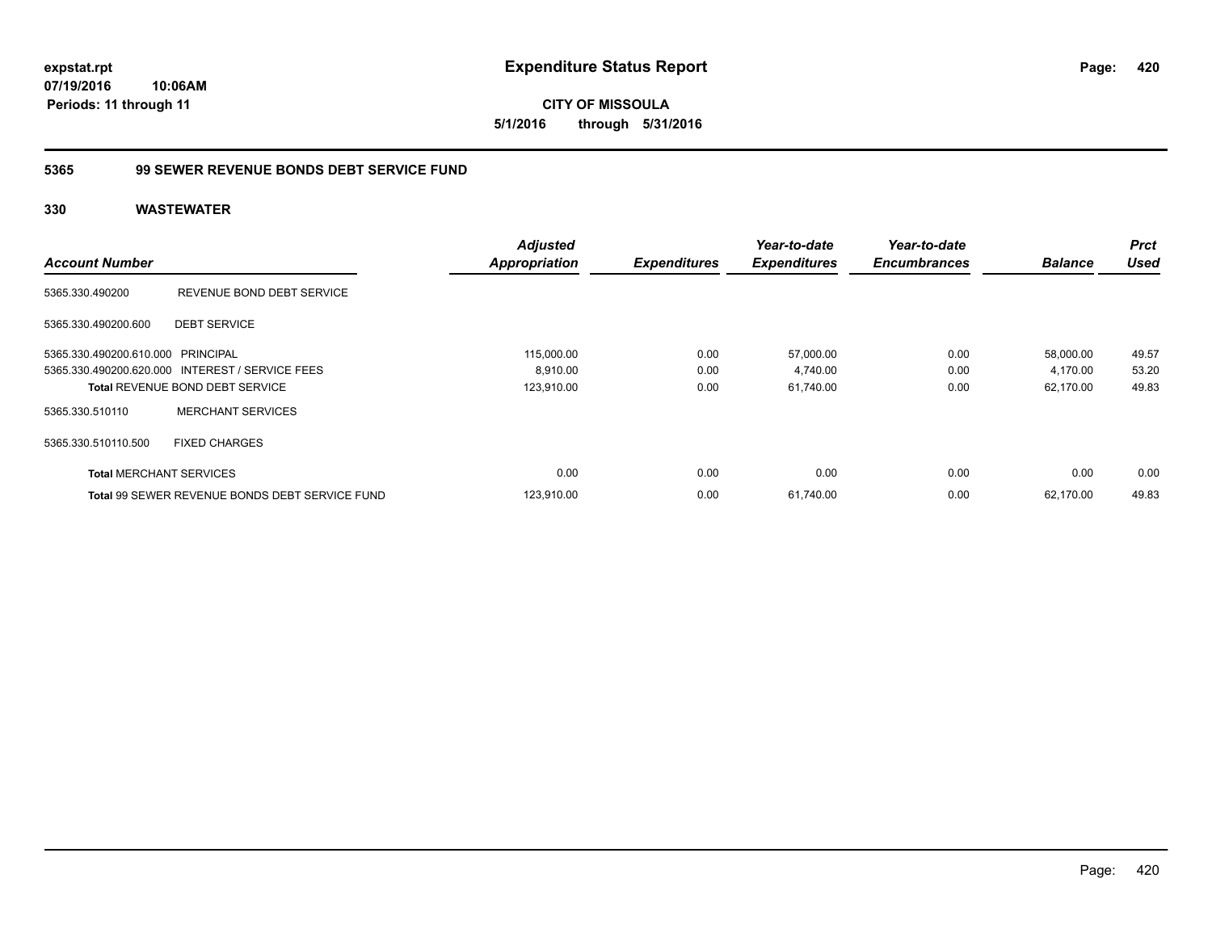**expstat.rpt**
**07/19/2016 10:06AM**
**Periods: 11 through 11**

# Expenditure Status Report

**CITY OF MISSOULA**
**5/1/2016 through 5/31/2016**

## 5365 99 SEWER REVENUE BONDS DEBT SERVICE FUND

### 330 WASTEWATER

| Account Number | | Adjusted Appropriation | Expenditures | Year-to-date Expenditures | Year-to-date Encumbrances | Balance | Prct Used |
|---|---|---|---|---|---|---|---|
| 5365.330.490200 | REVENUE BOND DEBT SERVICE | | | | | | |
| 5365.330.490200.600 | DEBT SERVICE | | | | | | |
| 5365.330.490200.610.000 | PRINCIPAL | 115,000.00 | 0.00 | 57,000.00 | 0.00 | 58,000.00 | 49.57 |
| 5365.330.490200.620.000 | INTEREST / SERVICE FEES | 8,910.00 | 0.00 | 4,740.00 | 0.00 | 4,170.00 | 53.20 |
| **Total** REVENUE BOND DEBT SERVICE | | 123,910.00 | 0.00 | 61,740.00 | 0.00 | 62,170.00 | 49.83 |
| 5365.330.510110 | MERCHANT SERVICES | | | | | | |
| 5365.330.510110.500 | FIXED CHARGES | | | | | | |
| **Total** MERCHANT SERVICES | | 0.00 | 0.00 | 0.00 | 0.00 | 0.00 | 0.00 |
| **Total** 99 SEWER REVENUE BONDS DEBT SERVICE FUND | | 123,910.00 | 0.00 | 61,740.00 | 0.00 | 62,170.00 | 49.83 |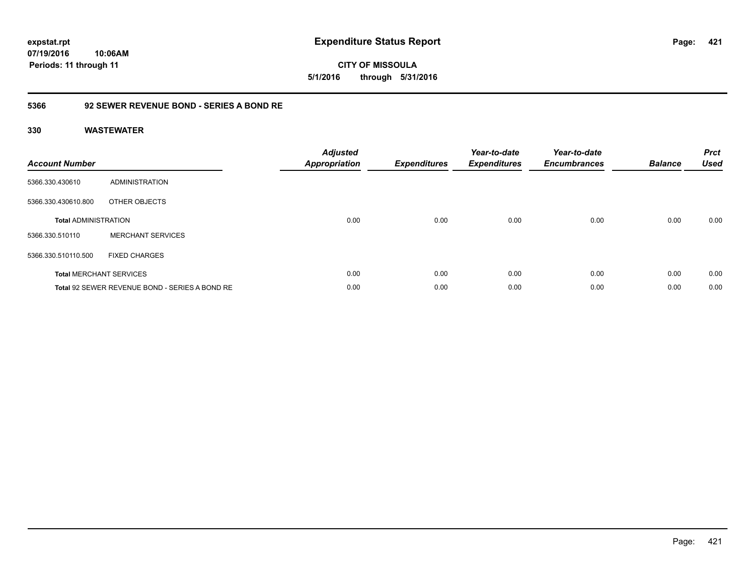**expstat.rpt**
**07/19/2016 10:06AM**
**Periods: 11 through 11**

# Expenditure Status Report

**CITY OF MISSOULA**
**5/1/2016 through 5/31/2016**

## 5366 92 SEWER REVENUE BOND - SERIES A BOND RE

### 330 WASTEWATER

| Account Number | | Adjusted Appropriation | Expenditures | Year-to-date Expenditures | Year-to-date Encumbrances | Balance | Prct Used |
|---|---|---|---|---|---|---|---|
| 5366.330.430610 | ADMINISTRATION | | | | | | |
| 5366.330.430610.800 | OTHER OBJECTS | | | | | | |
| **Total** ADMINISTRATION | | 0.00 | 0.00 | 0.00 | 0.00 | 0.00 | 0.00 |
| 5366.330.510110 | MERCHANT SERVICES | | | | | | |
| 5366.330.510110.500 | FIXED CHARGES | | | | | | |
| **Total** MERCHANT SERVICES | | 0.00 | 0.00 | 0.00 | 0.00 | 0.00 | 0.00 |
| **Total** 92 SEWER REVENUE BOND - SERIES A BOND RE | | 0.00 | 0.00 | 0.00 | 0.00 | 0.00 | 0.00 |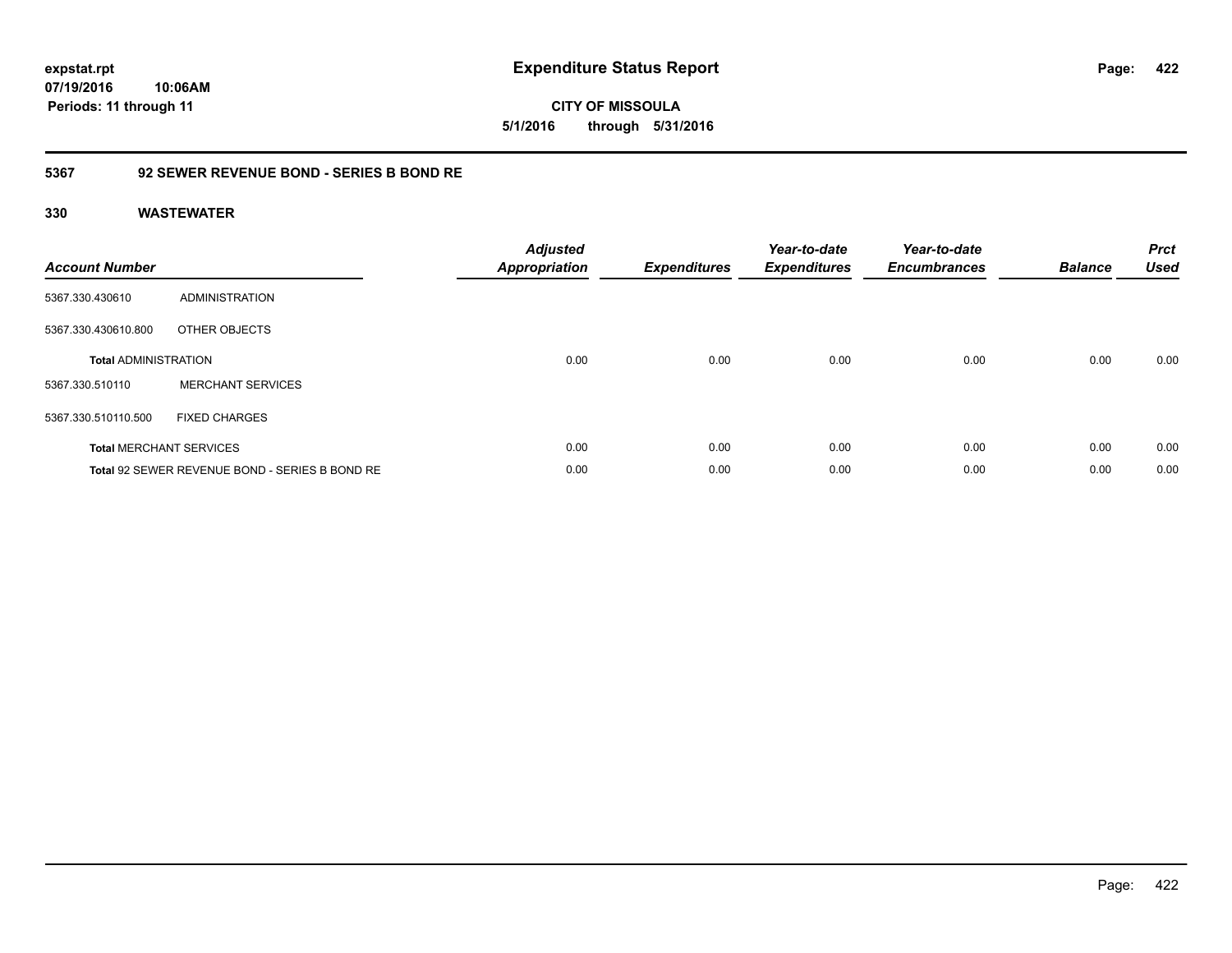**expstat.rpt**
**07/19/2016 10:06AM**
**Periods: 11 through 11**

# Expenditure Status Report

**CITY OF MISSOULA**
**5/1/2016 through 5/31/2016**

## 5367 92 SEWER REVENUE BOND - SERIES B BOND RE

### 330 WASTEWATER

| Account Number | | Adjusted Appropriation | Expenditures | Year-to-date Expenditures | Year-to-date Encumbrances | Balance | Prct Used |
|---|---|---|---|---|---|---|---|
| 5367.330.430610 | ADMINISTRATION | | | | | | |
| 5367.330.430610.800 | OTHER OBJECTS | | | | | | |
| **Total** ADMINISTRATION | | 0.00 | 0.00 | 0.00 | 0.00 | 0.00 | 0.00 |
| 5367.330.510110 | MERCHANT SERVICES | | | | | | |
| 5367.330.510110.500 | FIXED CHARGES | | | | | | |
| **Total** MERCHANT SERVICES | | 0.00 | 0.00 | 0.00 | 0.00 | 0.00 | 0.00 |
| **Total** 92 SEWER REVENUE BOND - SERIES B BOND RE | | 0.00 | 0.00 | 0.00 | 0.00 | 0.00 | 0.00 |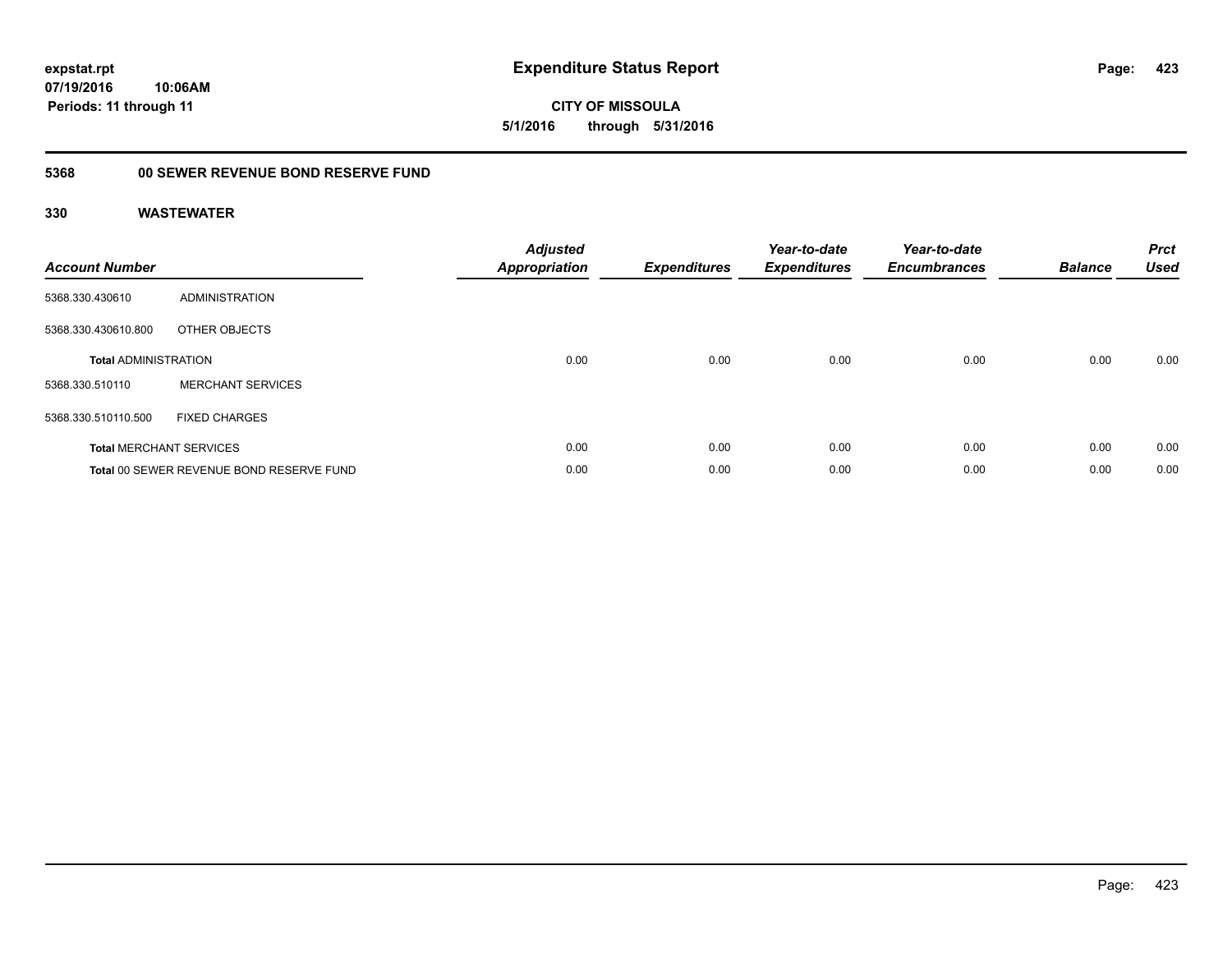**Expenditure Status Report**

**CITY OF MISSOULA**

**5/1/2016 through 5/31/2016**

expstat.rpt
07/19/2016 10:06AM
Periods: 11 through 11

## 5368 00 SEWER REVENUE BOND RESERVE FUND

### 330 WASTEWATER

| Account Number | | Adjusted Appropriation | Expenditures | Year-to-date Expenditures | Year-to-date Encumbrances | Balance | Prct Used |
|---|---|---|---|---|---|---|---|
| 5368.330.430610 | ADMINISTRATION | | | | | | |
| 5368.330.430610.800 | OTHER OBJECTS | | | | | | |
| **Total** ADMINISTRATION | | 0.00 | 0.00 | 0.00 | 0.00 | 0.00 | 0.00 |
| 5368.330.510110 | MERCHANT SERVICES | | | | | | |
| 5368.330.510110.500 | FIXED CHARGES | | | | | | |
| **Total** MERCHANT SERVICES | | 0.00 | 0.00 | 0.00 | 0.00 | 0.00 | 0.00 |
| **Total** 00 SEWER REVENUE BOND RESERVE FUND | | 0.00 | 0.00 | 0.00 | 0.00 | 0.00 | 0.00 |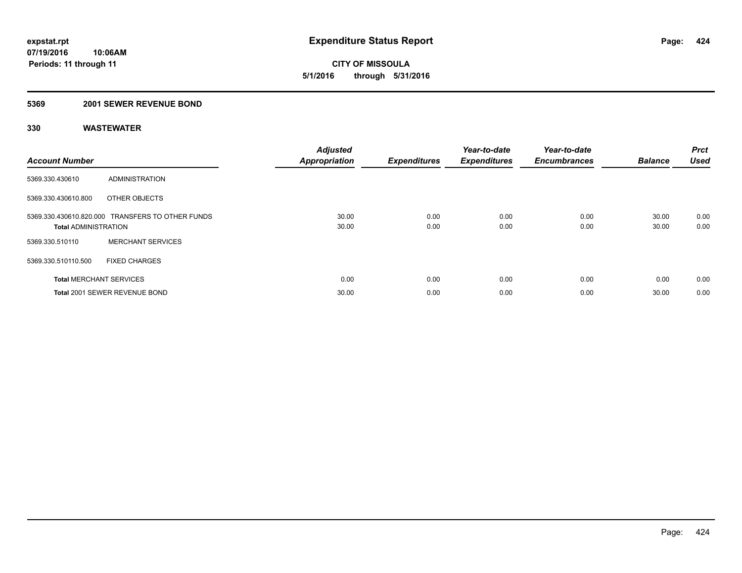**expstat.rpt**
**07/19/2016 10:06AM**
**Periods: 11 through 11**

# Expenditure Status Report

**CITY OF MISSOULA**
**5/1/2016 through 5/31/2016**

## 5369 2001 SEWER REVENUE BOND

### 330 WASTEWATER

| Account Number | | Adjusted Appropriation | Expenditures | Year-to-date Expenditures | Year-to-date Encumbrances | Balance | Prct Used |
|---|---|---|---|---|---|---|---|
| 5369.330.430610 | ADMINISTRATION | | | | | | |
| 5369.330.430610.800 | OTHER OBJECTS | | | | | | |
| 5369.330.430610.820.000 | TRANSFERS TO OTHER FUNDS | 30.00 | 0.00 | 0.00 | 0.00 | 30.00 | 0.00 |
| **Total** ADMINISTRATION | | 30.00 | 0.00 | 0.00 | 0.00 | 30.00 | 0.00 |
| 5369.330.510110 | MERCHANT SERVICES | | | | | | |
| 5369.330.510110.500 | FIXED CHARGES | | | | | | |
| **Total** MERCHANT SERVICES | | 0.00 | 0.00 | 0.00 | 0.00 | 0.00 | 0.00 |
| **Total** 2001 SEWER REVENUE BOND | | 30.00 | 0.00 | 0.00 | 0.00 | 30.00 | 0.00 |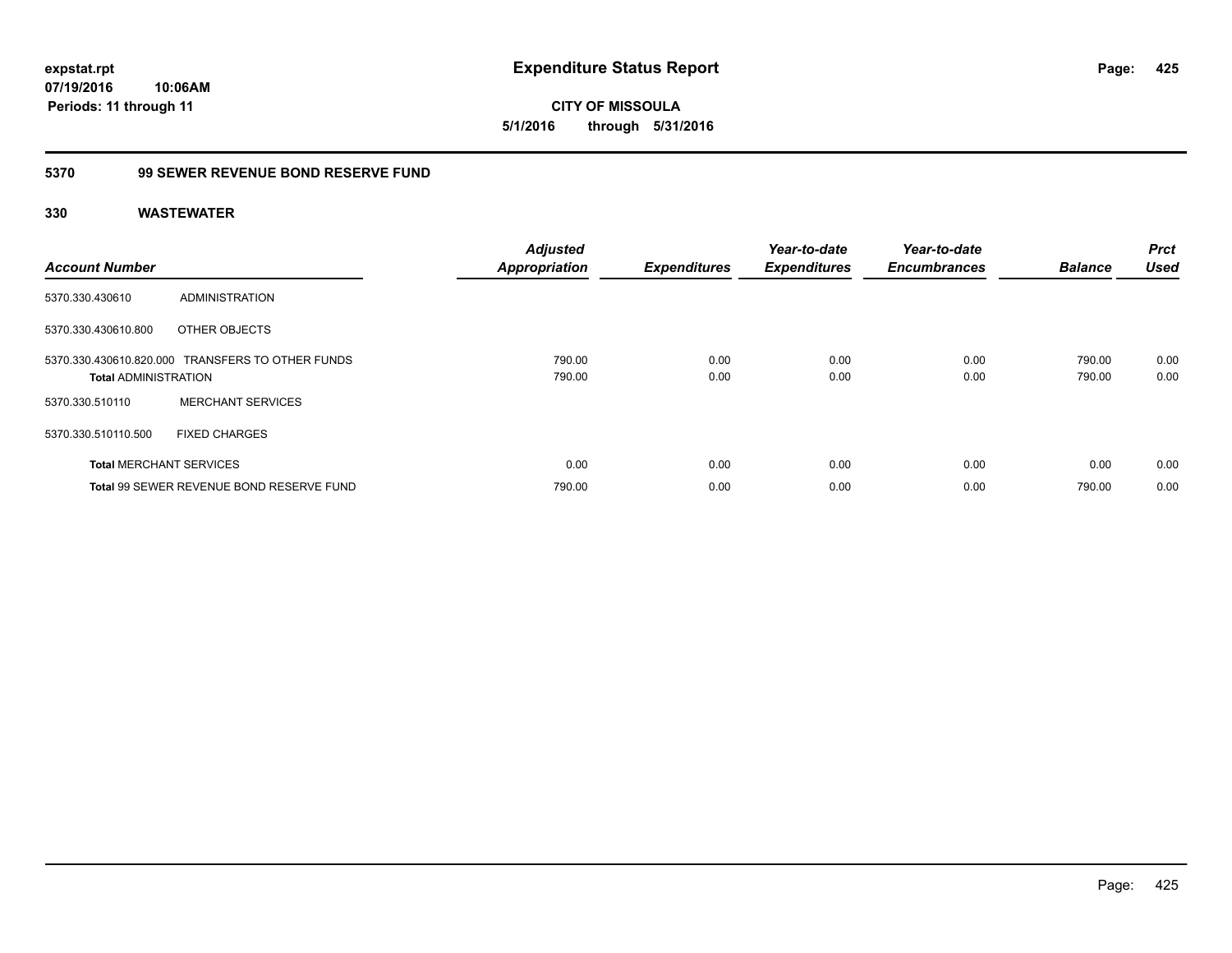# Expenditure Status Report

**CITY OF MISSOULA**

**5/1/2016 through 5/31/2016**

expstat.rpt
07/19/2016 10:06AM
Periods: 11 through 11

## 5370 99 SEWER REVENUE BOND RESERVE FUND

### 330 WASTEWATER

| Account Number | | Adjusted Appropriation | Expenditures | Year-to-date Expenditures | Year-to-date Encumbrances | Balance | Prct Used |
|---|---|---|---|---|---|---|---|
| 5370.330.430610 | ADMINISTRATION | | | | | | |
| 5370.330.430610.800 | OTHER OBJECTS | | | | | | |
| 5370.330.430610.820.000 | TRANSFERS TO OTHER FUNDS | 790.00 | 0.00 | 0.00 | 0.00 | 790.00 | 0.00 |
| **Total** ADMINISTRATION | | 790.00 | 0.00 | 0.00 | 0.00 | 790.00 | 0.00 |
| 5370.330.510110 | MERCHANT SERVICES | | | | | | |
| 5370.330.510110.500 | FIXED CHARGES | | | | | | |
| **Total** MERCHANT SERVICES | | 0.00 | 0.00 | 0.00 | 0.00 | 0.00 | 0.00 |
| **Total** 99 SEWER REVENUE BOND RESERVE FUND | | 790.00 | 0.00 | 0.00 | 0.00 | 790.00 | 0.00 |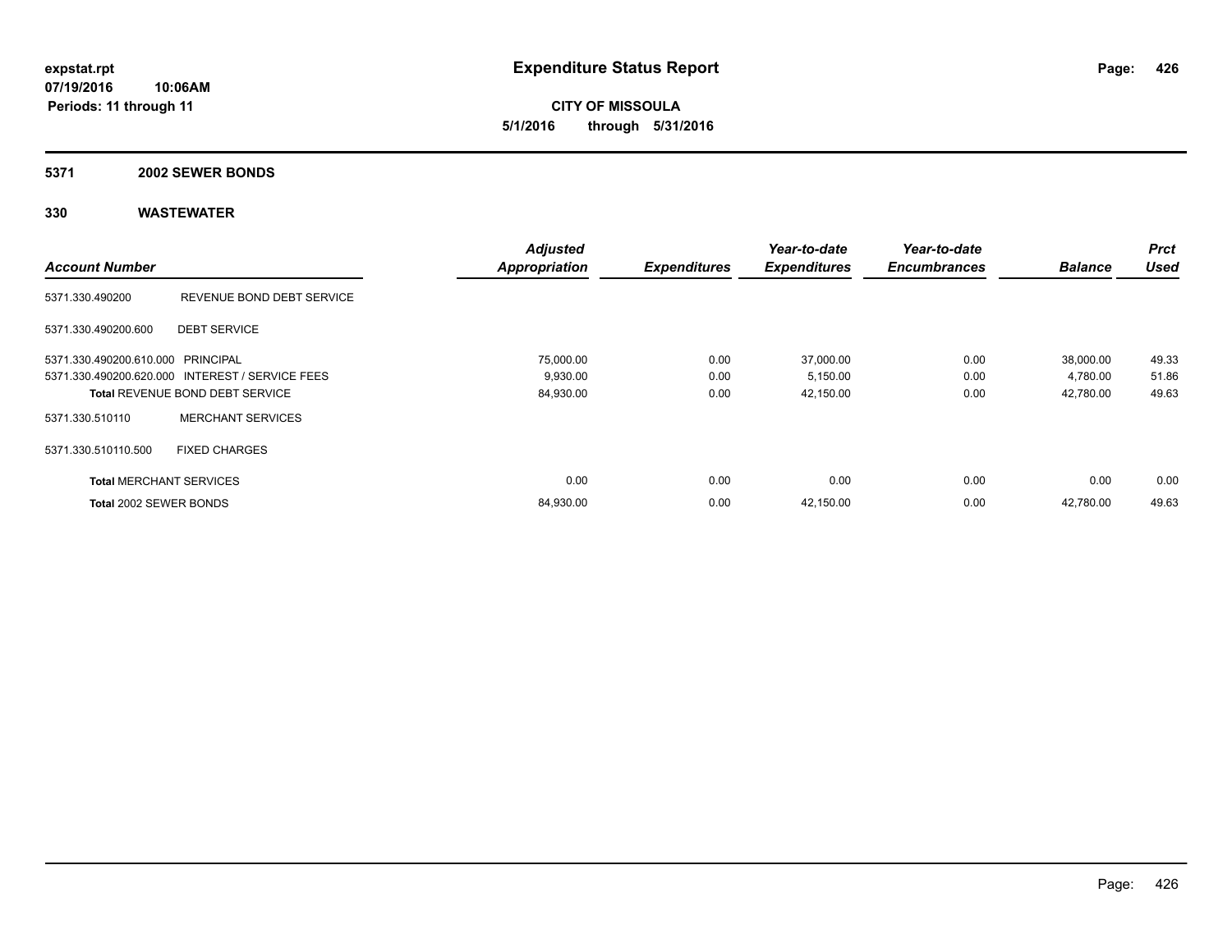# Expenditure Status Report

**CITY OF MISSOULA**
**5/1/2016 through 5/31/2016**

expstat.rpt
07/19/2016 10:06AM
Periods: 11 through 11

## 5371 2002 SEWER BONDS

### 330 WASTEWATER

| Account Number | | Adjusted Appropriation | Expenditures | Year-to-date Expenditures | Year-to-date Encumbrances | Balance | Prct Used |
|---|---|---|---|---|---|---|---|
| 5371.330.490200 | REVENUE BOND DEBT SERVICE | | | | | | |
| 5371.330.490200.600 | DEBT SERVICE | | | | | | |
| 5371.330.490200.610.000 | PRINCIPAL | 75,000.00 | 0.00 | 37,000.00 | 0.00 | 38,000.00 | 49.33 |
| 5371.330.490200.620.000 | INTEREST / SERVICE FEES | 9,930.00 | 0.00 | 5,150.00 | 0.00 | 4,780.00 | 51.86 |
| **Total** REVENUE BOND DEBT SERVICE | | 84,930.00 | 0.00 | 42,150.00 | 0.00 | 42,780.00 | 49.63 |
| 5371.330.510110 | MERCHANT SERVICES | | | | | | |
| 5371.330.510110.500 | FIXED CHARGES | | | | | | |
| **Total** MERCHANT SERVICES | | 0.00 | 0.00 | 0.00 | 0.00 | 0.00 | 0.00 |
| **Total** 2002 SEWER BONDS | | 84,930.00 | 0.00 | 42,150.00 | 0.00 | 42,780.00 | 49.63 |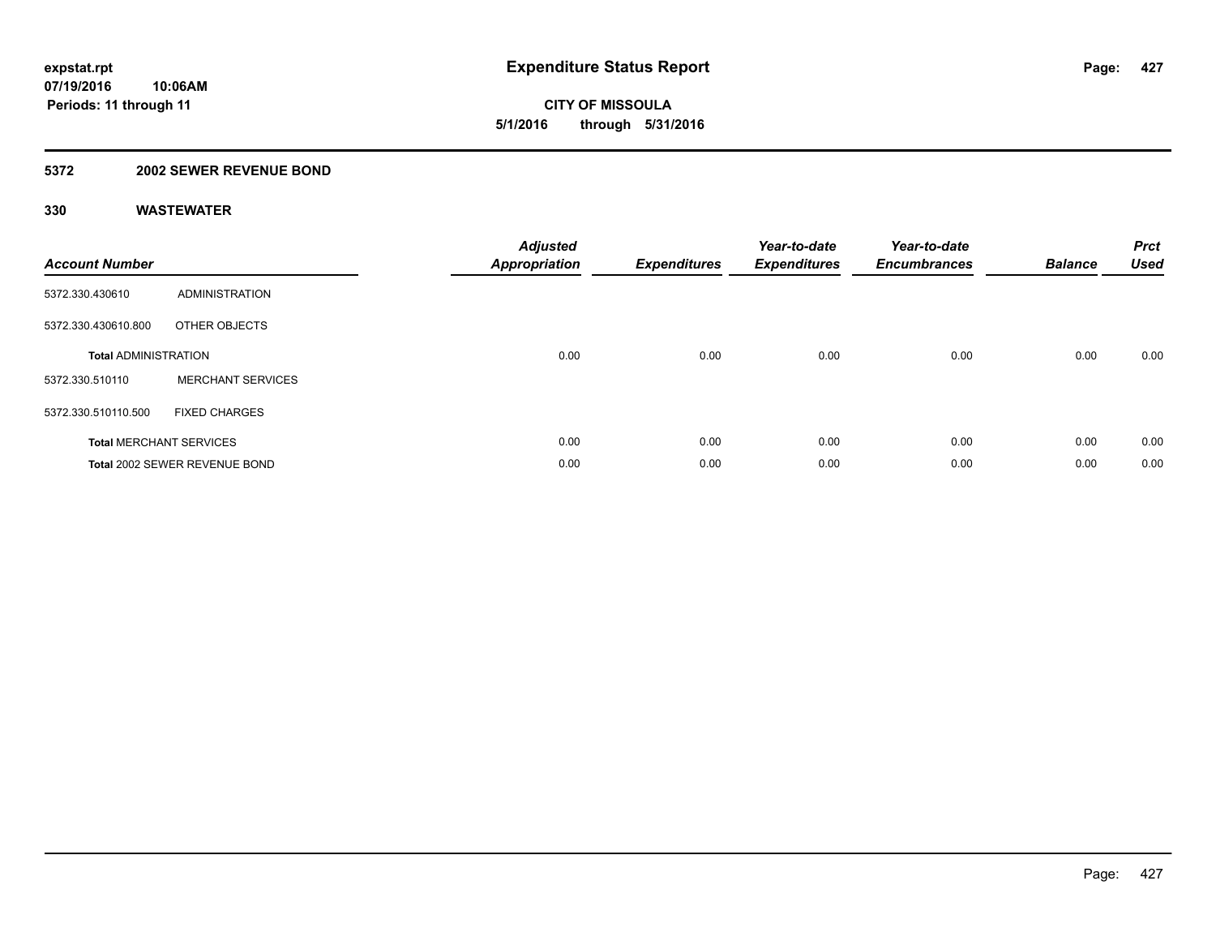# Expenditure Status Report

**CITY OF MISSOULA**

**5/1/2016 through 5/31/2016**

expstat.rpt
07/19/2016 10:06AM
Periods: 11 through 11

## 5372 2002 SEWER REVENUE BOND

### 330 WASTEWATER

| Account Number | | Adjusted Appropriation | Expenditures | Year-to-date Expenditures | Year-to-date Encumbrances | Balance | Prct Used |
|---|---|---|---|---|---|---|---|
| 5372.330.430610 | ADMINISTRATION | | | | | | |
| 5372.330.430610.800 | OTHER OBJECTS | | | | | | |
| **Total** ADMINISTRATION | | 0.00 | 0.00 | 0.00 | 0.00 | 0.00 | 0.00 |
| 5372.330.510110 | MERCHANT SERVICES | | | | | | |
| 5372.330.510110.500 | FIXED CHARGES | | | | | | |
| **Total** MERCHANT SERVICES | | 0.00 | 0.00 | 0.00 | 0.00 | 0.00 | 0.00 |
| **Total** 2002 SEWER REVENUE BOND | | 0.00 | 0.00 | 0.00 | 0.00 | 0.00 | 0.00 |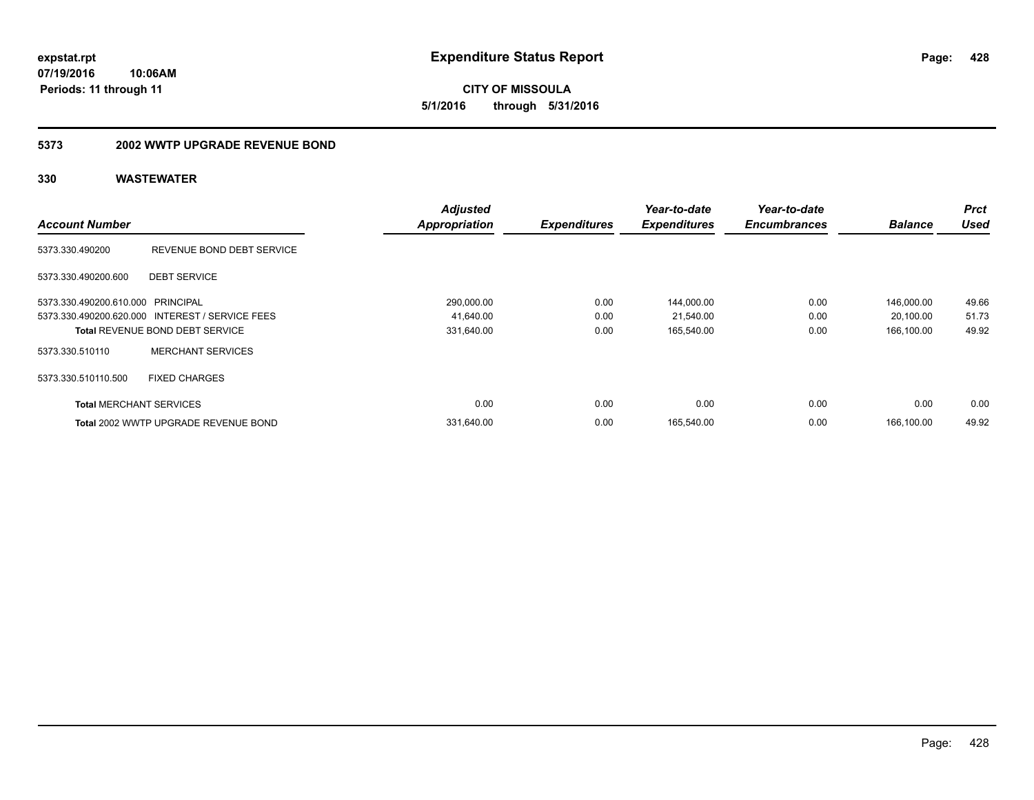**expstat.rpt**
**07/19/2016 10:06AM**
**Periods: 11 through 11**

# Expenditure Status Report

**CITY OF MISSOULA**
**5/1/2016 through 5/31/2016**

## 5373 2002 WWTP UPGRADE REVENUE BOND

## 330 WASTEWATER

| Account Number | | Adjusted Appropriation | Expenditures | Year-to-date Expenditures | Year-to-date Encumbrances | Balance | Prct Used |
|---|---|---|---|---|---|---|---|
| 5373.330.490200 | REVENUE BOND DEBT SERVICE | | | | | | |
| 5373.330.490200.600 | DEBT SERVICE | | | | | | |
| 5373.330.490200.610.000 | PRINCIPAL | 290,000.00 | 0.00 | 144,000.00 | 0.00 | 146,000.00 | 49.66 |
| 5373.330.490200.620.000 | INTEREST / SERVICE FEES | 41,640.00 | 0.00 | 21,540.00 | 0.00 | 20,100.00 | 51.73 |
| **Total** REVENUE BOND DEBT SERVICE | | 331,640.00 | 0.00 | 165,540.00 | 0.00 | 166,100.00 | 49.92 |
| 5373.330.510110 | MERCHANT SERVICES | | | | | | |
| 5373.330.510110.500 | FIXED CHARGES | | | | | | |
| **Total** MERCHANT SERVICES | | 0.00 | 0.00 | 0.00 | 0.00 | 0.00 | 0.00 |
| **Total** 2002 WWTP UPGRADE REVENUE BOND | | 331,640.00 | 0.00 | 165,540.00 | 0.00 | 166,100.00 | 49.92 |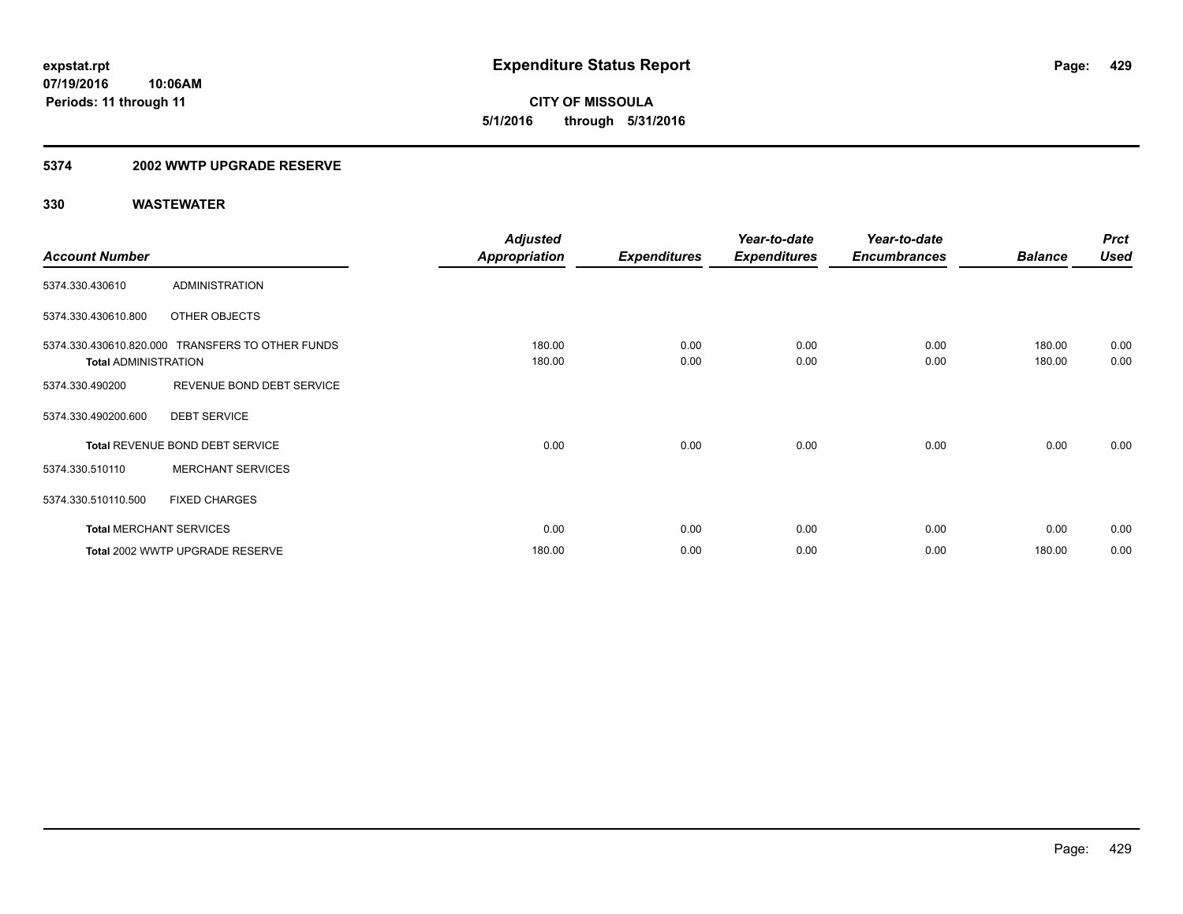# Expenditure Status Report

**expstat.rpt**
**07/19/2016 10:06AM**
**Periods: 11 through 11**

**CITY OF MISSOULA**
**5/1/2016 through 5/31/2016**

## 5374 2002 WWTP UPGRADE RESERVE

### 330 WASTEWATER

| Account Number | | Adjusted Appropriation | Expenditures | Year-to-date Expenditures | Year-to-date Encumbrances | Balance | Prct Used |
|---|---|---|---|---|---|---|---|
| 5374.330.430610 | ADMINISTRATION | | | | | | |
| 5374.330.430610.800 | OTHER OBJECTS | | | | | | |
| 5374.330.430610.820.000 | TRANSFERS TO OTHER FUNDS | 180.00 | 0.00 | 0.00 | 0.00 | 180.00 | 0.00 |
| **Total** ADMINISTRATION | | 180.00 | 0.00 | 0.00 | 0.00 | 180.00 | 0.00 |
| 5374.330.490200 | REVENUE BOND DEBT SERVICE | | | | | | |
| 5374.330.490200.600 | DEBT SERVICE | | | | | | |
| **Total** REVENUE BOND DEBT SERVICE | | 0.00 | 0.00 | 0.00 | 0.00 | 0.00 | 0.00 |
| 5374.330.510110 | MERCHANT SERVICES | | | | | | |
| 5374.330.510110.500 | FIXED CHARGES | | | | | | |
| **Total** MERCHANT SERVICES | | 0.00 | 0.00 | 0.00 | 0.00 | 0.00 | 0.00 |
| **Total** 2002 WWTP UPGRADE RESERVE | | 180.00 | 0.00 | 0.00 | 0.00 | 180.00 | 0.00 |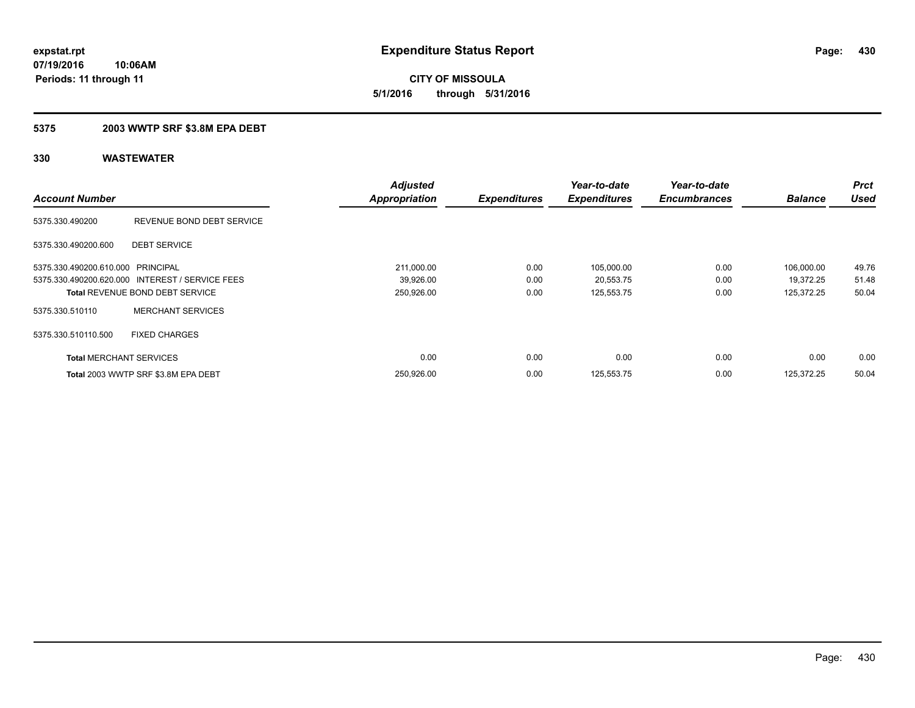expstat.rpt
07/19/2016 10:06AM
Periods: 11 through 11

# Expenditure Status Report

**CITY OF MISSOULA**
**5/1/2016 through 5/31/2016**

## 5375 2003 WWTP SRF $3.8M EPA DEBT

### 330 WASTEWATER

| Account Number | | Adjusted Appropriation | Expenditures | Year-to-date Expenditures | Year-to-date Encumbrances | Balance | Prct Used |
|---|---|---|---|---|---|---|---|
| 5375.330.490200 | REVENUE BOND DEBT SERVICE | | | | | | |
| 5375.330.490200.600 | DEBT SERVICE | | | | | | |
| 5375.330.490200.610.000 | PRINCIPAL | 211,000.00 | 0.00 | 105,000.00 | 0.00 | 106,000.00 | 49.76 |
| 5375.330.490200.620.000 | INTEREST / SERVICE FEES | 39,926.00 | 0.00 | 20,553.75 | 0.00 | 19,372.25 | 51.48 |
| Total REVENUE BOND DEBT SERVICE | | 250,926.00 | 0.00 | 125,553.75 | 0.00 | 125,372.25 | 50.04 |
| 5375.330.510110 | MERCHANT SERVICES | | | | | | |
| 5375.330.510110.500 | FIXED CHARGES | | | | | | |
| Total MERCHANT SERVICES | | 0.00 | 0.00 | 0.00 | 0.00 | 0.00 | 0.00 |
| Total 2003 WWTP SRF $3.8M EPA DEBT | | 250,926.00 | 0.00 | 125,553.75 | 0.00 | 125,372.25 | 50.04 |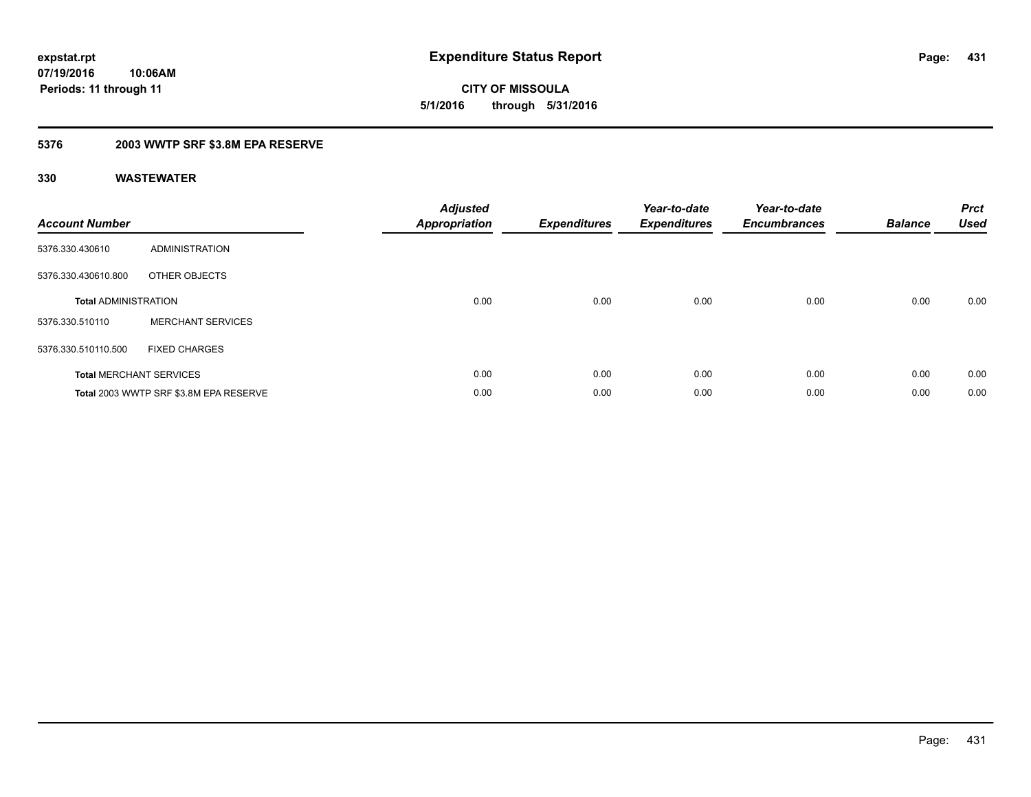**expstat.rpt**
**07/19/2016 10:06AM**
**Periods: 11 through 11**

# Expenditure Status Report

**CITY OF MISSOULA**
**5/1/2016 through 5/31/2016**

## 5376 2003 WWTP SRF $3.8M EPA RESERVE

### 330 WASTEWATER

| Account Number | | Adjusted Appropriation | Expenditures | Year-to-date Expenditures | Year-to-date Encumbrances | Balance | Prct Used |
|---|---|---|---|---|---|---|---|
| 5376.330.430610 | ADMINISTRATION | | | | | | |
| 5376.330.430610.800 | OTHER OBJECTS | | | | | | |
| **Total** ADMINISTRATION | | 0.00 | 0.00 | 0.00 | 0.00 | 0.00 | 0.00 |
| 5376.330.510110 | MERCHANT SERVICES | | | | | | |
| 5376.330.510110.500 | FIXED CHARGES | | | | | | |
| **Total** MERCHANT SERVICES | | 0.00 | 0.00 | 0.00 | 0.00 | 0.00 | 0.00 |
| **Total** 2003 WWTP SRF $3.8M EPA RESERVE | | 0.00 | 0.00 | 0.00 | 0.00 | 0.00 | 0.00 |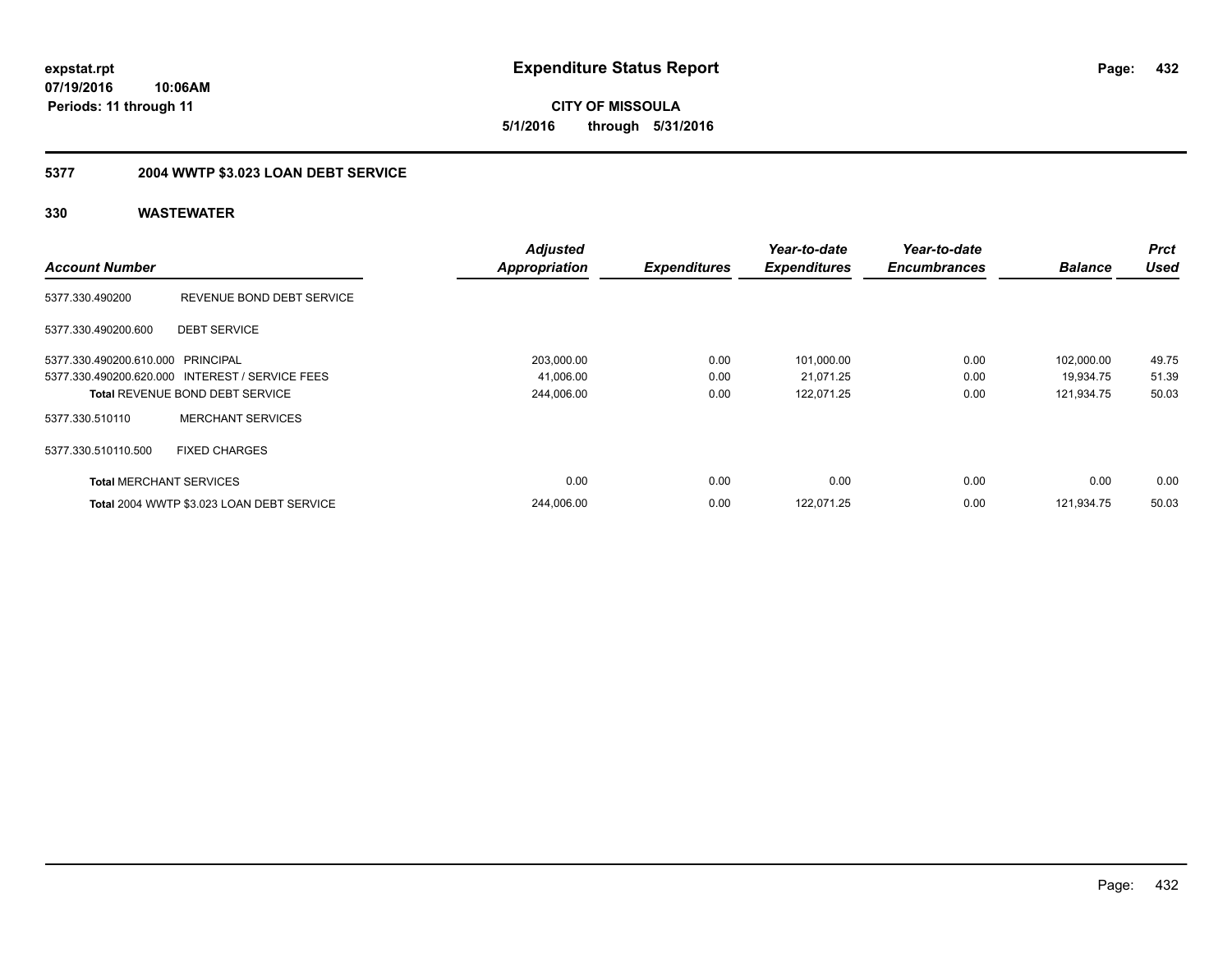expstat.rpt
07/19/2016 10:06AM
Periods: 11 through 11

# Expenditure Status Report

**CITY OF MISSOULA**
**5/1/2016 through 5/31/2016**

## 5377 2004 WWTP $3.023 LOAN DEBT SERVICE

### 330 WASTEWATER

| Account Number | | Adjusted Appropriation | Expenditures | Year-to-date Expenditures | Year-to-date Encumbrances | Balance | Prct Used |
|---|---|---|---|---|---|---|---|
| 5377.330.490200 | REVENUE BOND DEBT SERVICE | | | | | | |
| 5377.330.490200.600 | DEBT SERVICE | | | | | | |
| 5377.330.490200.610.000 | PRINCIPAL | 203,000.00 | 0.00 | 101,000.00 | 0.00 | 102,000.00 | 49.75 |
| 5377.330.490200.620.000 | INTEREST / SERVICE FEES | 41,006.00 | 0.00 | 21,071.25 | 0.00 | 19,934.75 | 51.39 |
| **Total** REVENUE BOND DEBT SERVICE | | 244,006.00 | 0.00 | 122,071.25 | 0.00 | 121,934.75 | 50.03 |
| 5377.330.510110 | MERCHANT SERVICES | | | | | | |
| 5377.330.510110.500 | FIXED CHARGES | | | | | | |
| **Total** MERCHANT SERVICES | | 0.00 | 0.00 | 0.00 | 0.00 | 0.00 | 0.00 |
| **Total** 2004 WWTP $3.023 LOAN DEBT SERVICE | | 244,006.00 | 0.00 | 122,071.25 | 0.00 | 121,934.75 | 50.03 |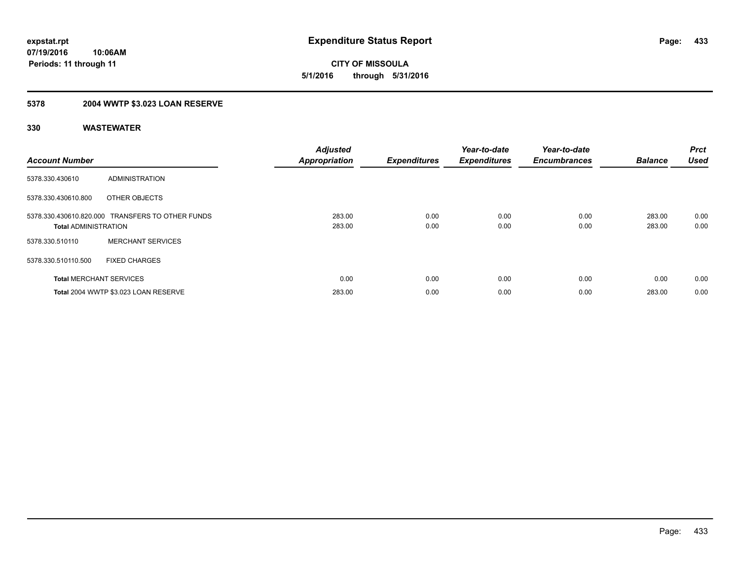expstat.rpt
07/19/2016 10:06AM
Periods: 11 through 11

# Expenditure Status Report

**CITY OF MISSOULA**
**5/1/2016 through 5/31/2016**

## 5378 2004 WWTP $3.023 LOAN RESERVE

### 330 WASTEWATER

| Account Number | | Adjusted Appropriation | Expenditures | Year-to-date Expenditures | Year-to-date Encumbrances | Balance | Prct Used |
|---|---|---|---|---|---|---|---|
| 5378.330.430610 | ADMINISTRATION | | | | | | |
| 5378.330.430610.800 | OTHER OBJECTS | | | | | | |
| 5378.330.430610.820.000 | TRANSFERS TO OTHER FUNDS | 283.00 | 0.00 | 0.00 | 0.00 | 283.00 | 0.00 |
| **Total** ADMINISTRATION | | 283.00 | 0.00 | 0.00 | 0.00 | 283.00 | 0.00 |
| 5378.330.510110 | MERCHANT SERVICES | | | | | | |
| 5378.330.510110.500 | FIXED CHARGES | | | | | | |
| **Total** MERCHANT SERVICES | | 0.00 | 0.00 | 0.00 | 0.00 | 0.00 | 0.00 |
| **Total** 2004 WWTP $3.023 LOAN RESERVE | | 283.00 | 0.00 | 0.00 | 0.00 | 283.00 | 0.00 |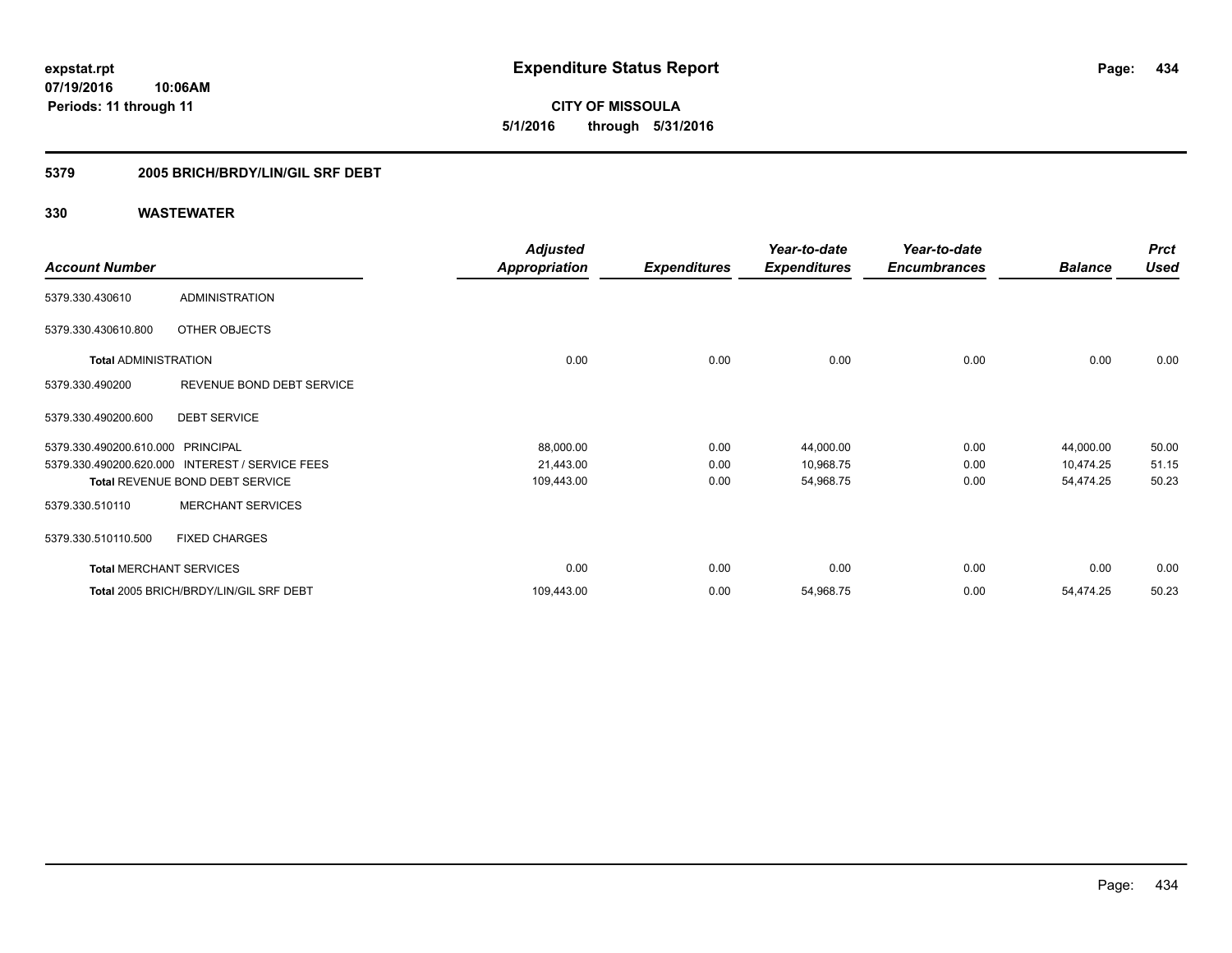**expstat.rpt**
**07/19/2016 10:06AM**
**Periods: 11 through 11**

# Expenditure Status Report

**CITY OF MISSOULA**
**5/1/2016 through 5/31/2016**

## 5379 2005 BRICH/BRDY/LIN/GIL SRF DEBT

### 330 WASTEWATER

| Account Number | | Adjusted Appropriation | Expenditures | Year-to-date Expenditures | Year-to-date Encumbrances | Balance | Prct Used |
|---|---|---|---|---|---|---|---|
| 5379.330.430610 | ADMINISTRATION | | | | | | |
| 5379.330.430610.800 | OTHER OBJECTS | | | | | | |
| **Total** ADMINISTRATION | | 0.00 | 0.00 | 0.00 | 0.00 | 0.00 | 0.00 |
| 5379.330.490200 | REVENUE BOND DEBT SERVICE | | | | | | |
| 5379.330.490200.600 | DEBT SERVICE | | | | | | |
| 5379.330.490200.610.000 | PRINCIPAL | 88,000.00 | 0.00 | 44,000.00 | 0.00 | 44,000.00 | 50.00 |
| 5379.330.490200.620.000 | INTEREST / SERVICE FEES | 21,443.00 | 0.00 | 10,968.75 | 0.00 | 10,474.25 | 51.15 |
| **Total** REVENUE BOND DEBT SERVICE | | 109,443.00 | 0.00 | 54,968.75 | 0.00 | 54,474.25 | 50.23 |
| 5379.330.510110 | MERCHANT SERVICES | | | | | | |
| 5379.330.510110.500 | FIXED CHARGES | | | | | | |
| **Total** MERCHANT SERVICES | | 0.00 | 0.00 | 0.00 | 0.00 | 0.00 | 0.00 |
| **Total** 2005 BRICH/BRDY/LIN/GIL SRF DEBT | | 109,443.00 | 0.00 | 54,968.75 | 0.00 | 54,474.25 | 50.23 |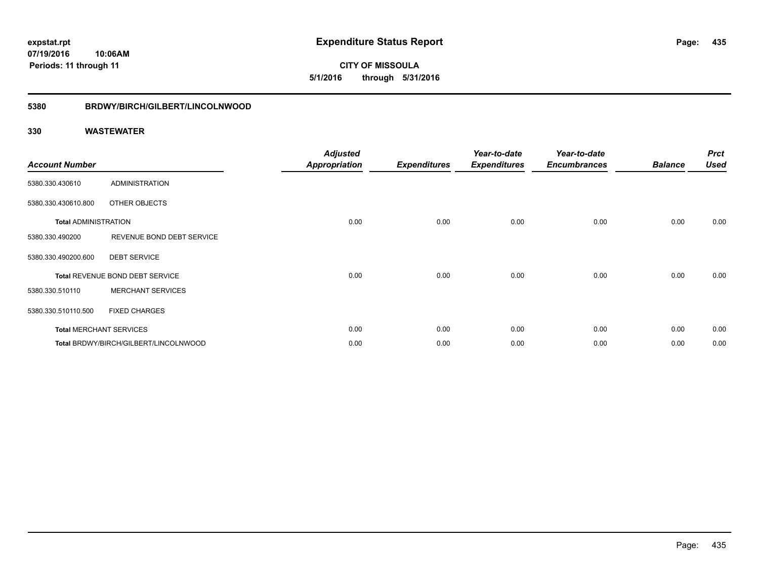**expstat.rpt**
**07/19/2016 10:06AM**
**Periods: 11 through 11**

# Expenditure Status Report

**CITY OF MISSOULA**
**5/1/2016 through 5/31/2016**

## 5380 BRDWY/BIRCH/GILBERT/LINCOLNWOOD

### 330 WASTEWATER

| Account Number | | Adjusted Appropriation | Expenditures | Year-to-date Expenditures | Year-to-date Encumbrances | Balance | Prct Used |
|---|---|---|---|---|---|---|---|
| 5380.330.430610 | ADMINISTRATION | | | | | | |
| 5380.330.430610.800 | OTHER OBJECTS | | | | | | |
| **Total** ADMINISTRATION | | 0.00 | 0.00 | 0.00 | 0.00 | 0.00 | 0.00 |
| 5380.330.490200 | REVENUE BOND DEBT SERVICE | | | | | | |
| 5380.330.490200.600 | DEBT SERVICE | | | | | | |
| **Total** REVENUE BOND DEBT SERVICE | | 0.00 | 0.00 | 0.00 | 0.00 | 0.00 | 0.00 |
| 5380.330.510110 | MERCHANT SERVICES | | | | | | |
| 5380.330.510110.500 | FIXED CHARGES | | | | | | |
| **Total** MERCHANT SERVICES | | 0.00 | 0.00 | 0.00 | 0.00 | 0.00 | 0.00 |
| **Total** BRDWY/BIRCH/GILBERT/LINCOLNWOOD | | 0.00 | 0.00 | 0.00 | 0.00 | 0.00 | 0.00 |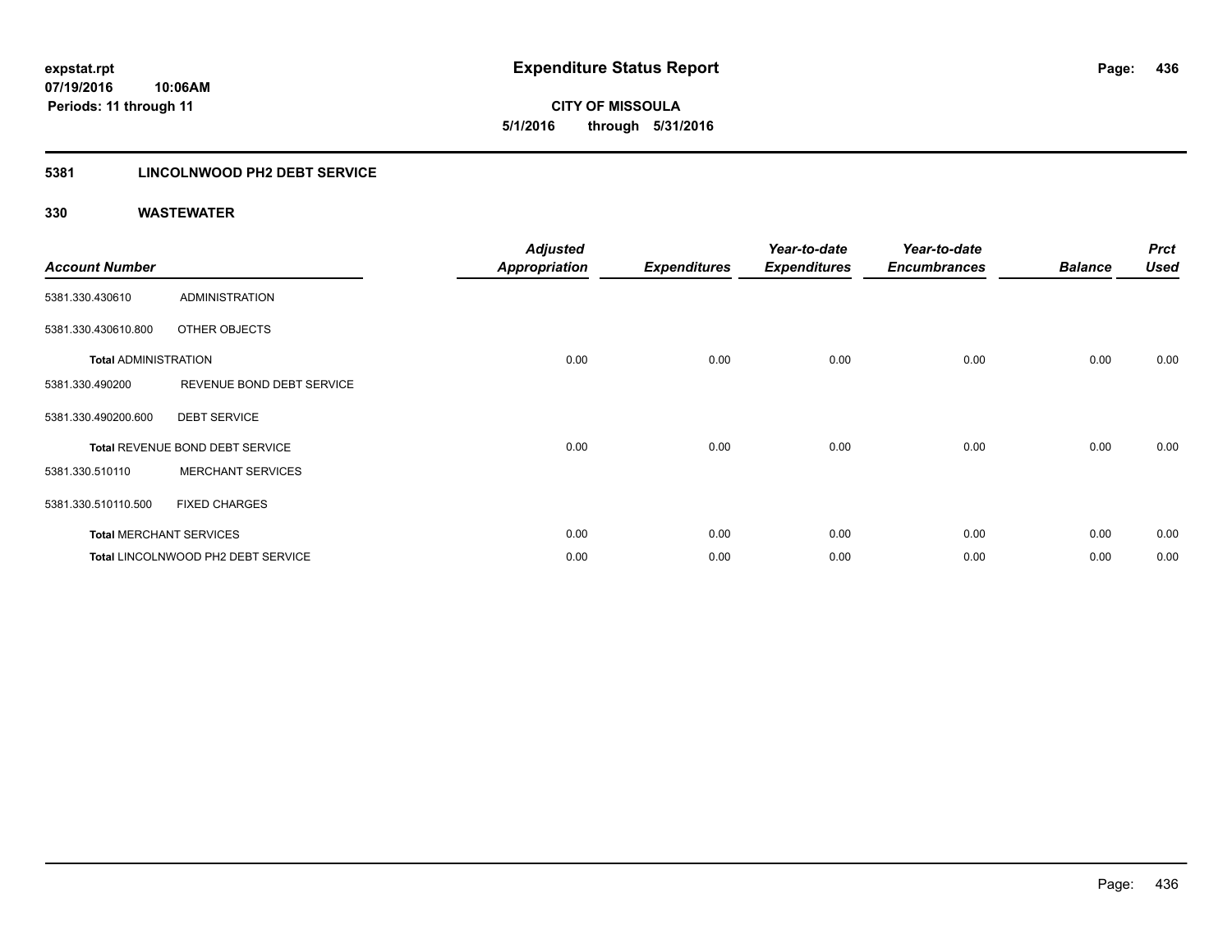**expstat.rpt**
**07/19/2016 10:06AM**
**Periods: 11 through 11**

# Expenditure Status Report

**CITY OF MISSOULA**
**5/1/2016 through 5/31/2016**

## 5381 LINCOLNWOOD PH2 DEBT SERVICE

### 330 WASTEWATER

| Account Number | | Adjusted Appropriation | Expenditures | Year-to-date Expenditures | Year-to-date Encumbrances | Balance | Prct Used |
|---|---|---|---|---|---|---|---|
| 5381.330.430610 | ADMINISTRATION | | | | | | |
| 5381.330.430610.800 | OTHER OBJECTS | | | | | | |
| **Total** ADMINISTRATION | | 0.00 | 0.00 | 0.00 | 0.00 | 0.00 | 0.00 |
| 5381.330.490200 | REVENUE BOND DEBT SERVICE | | | | | | |
| 5381.330.490200.600 | DEBT SERVICE | | | | | | |
| **Total** REVENUE BOND DEBT SERVICE | | 0.00 | 0.00 | 0.00 | 0.00 | 0.00 | 0.00 |
| 5381.330.510110 | MERCHANT SERVICES | | | | | | |
| 5381.330.510110.500 | FIXED CHARGES | | | | | | |
| **Total** MERCHANT SERVICES | | 0.00 | 0.00 | 0.00 | 0.00 | 0.00 | 0.00 |
| **Total** LINCOLNWOOD PH2 DEBT SERVICE | | 0.00 | 0.00 | 0.00 | 0.00 | 0.00 | 0.00 |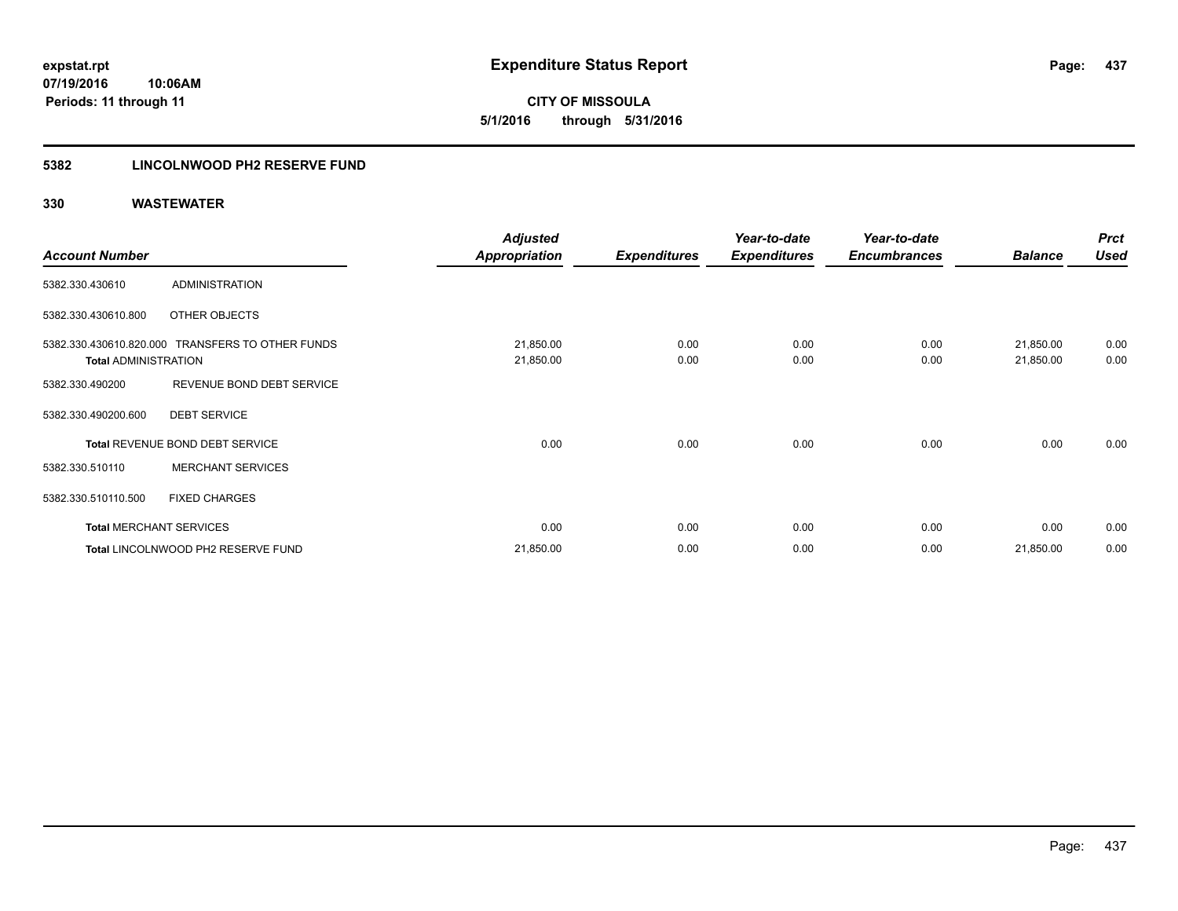# Expenditure Status Report

**CITY OF MISSOULA**

**5/1/2016 through 5/31/2016**

expstat.rpt
07/19/2016 10:06AM
Periods: 11 through 11

## 5382 LINCOLNWOOD PH2 RESERVE FUND

### 330 WASTEWATER

| Account Number | | Adjusted Appropriation | Expenditures | Year-to-date Expenditures | Year-to-date Encumbrances | Balance | Prct Used |
|---|---|---|---|---|---|---|---|
| 5382.330.430610 | ADMINISTRATION | | | | | | |
| 5382.330.430610.800 | OTHER OBJECTS | | | | | | |
| 5382.330.430610.820.000 | TRANSFERS TO OTHER FUNDS | 21,850.00 | 0.00 | 0.00 | 0.00 | 21,850.00 | 0.00 |
| **Total** ADMINISTRATION | | 21,850.00 | 0.00 | 0.00 | 0.00 | 21,850.00 | 0.00 |
| 5382.330.490200 | REVENUE BOND DEBT SERVICE | | | | | | |
| 5382.330.490200.600 | DEBT SERVICE | | | | | | |
| **Total** REVENUE BOND DEBT SERVICE | | 0.00 | 0.00 | 0.00 | 0.00 | 0.00 | 0.00 |
| 5382.330.510110 | MERCHANT SERVICES | | | | | | |
| 5382.330.510110.500 | FIXED CHARGES | | | | | | |
| **Total** MERCHANT SERVICES | | 0.00 | 0.00 | 0.00 | 0.00 | 0.00 | 0.00 |
| **Total** LINCOLNWOOD PH2 RESERVE FUND | | 21,850.00 | 0.00 | 0.00 | 0.00 | 21,850.00 | 0.00 |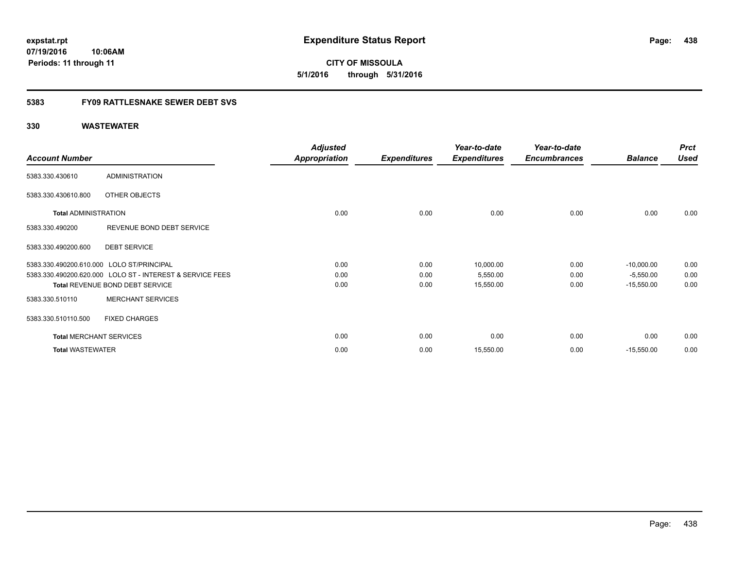**expstat.rpt**
**07/19/2016 10:06AM**
**Periods: 11 through 11**

# Expenditure Status Report

**CITY OF MISSOULA**
**5/1/2016 through 5/31/2016**

## 5383 FY09 RATTLESNAKE SEWER DEBT SVS

### 330 WASTEWATER

| Account Number | | Adjusted Appropriation | Expenditures | Year-to-date Expenditures | Year-to-date Encumbrances | Balance | Prct Used |
|---|---|---|---|---|---|---|---|
| 5383.330.430610 | ADMINISTRATION | | | | | | |
| 5383.330.430610.800 | OTHER OBJECTS | | | | | | |
| **Total** ADMINISTRATION | | 0.00 | 0.00 | 0.00 | 0.00 | 0.00 | 0.00 |
| 5383.330.490200 | REVENUE BOND DEBT SERVICE | | | | | | |
| 5383.330.490200.600 | DEBT SERVICE | | | | | | |
| 5383.330.490200.610.000 | LOLO ST/PRINCIPAL | 0.00 | 0.00 | 10,000.00 | 0.00 | -10,000.00 | 0.00 |
| 5383.330.490200.620.000 | LOLO ST - INTEREST & SERVICE FEES | 0.00 | 0.00 | 5,550.00 | 0.00 | -5,550.00 | 0.00 |
| **Total** REVENUE BOND DEBT SERVICE | | 0.00 | 0.00 | 15,550.00 | 0.00 | -15,550.00 | 0.00 |
| 5383.330.510110 | MERCHANT SERVICES | | | | | | |
| 5383.330.510110.500 | FIXED CHARGES | | | | | | |
| **Total** MERCHANT SERVICES | | 0.00 | 0.00 | 0.00 | 0.00 | 0.00 | 0.00 |
| **Total** WASTEWATER | | 0.00 | 0.00 | 15,550.00 | 0.00 | -15,550.00 | 0.00 |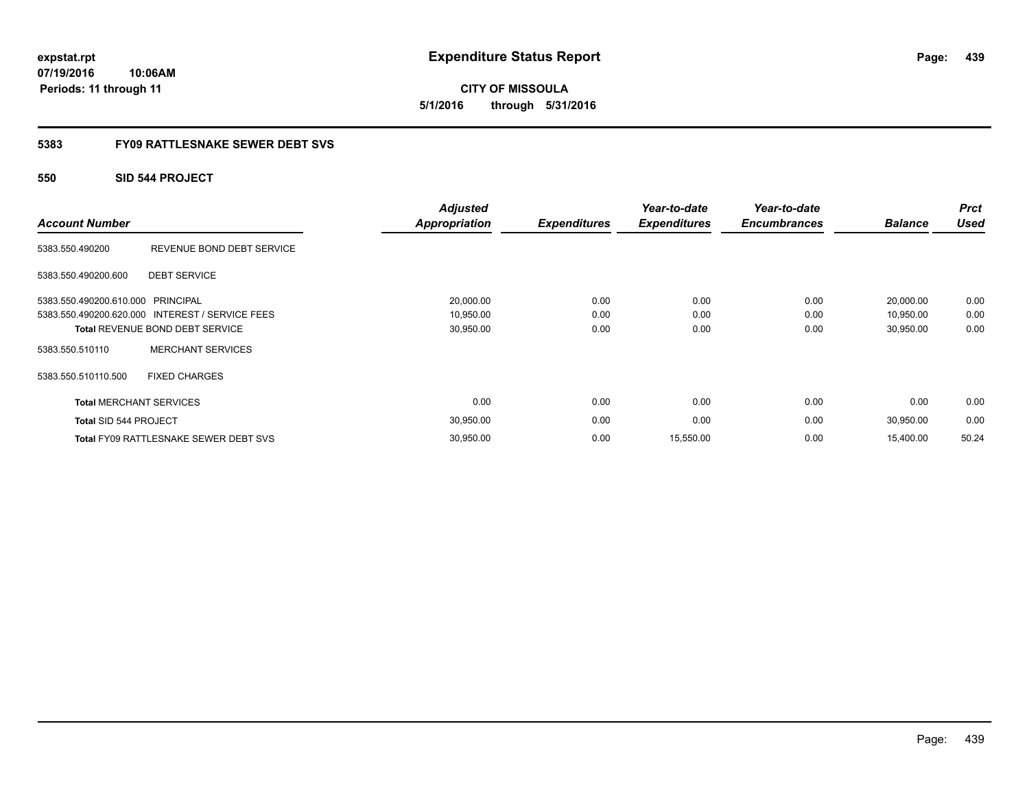**expstat.rpt**
**07/19/2016 10:06AM**
**Periods: 11 through 11**

# Expenditure Status Report

**CITY OF MISSOULA**
**5/1/2016 through 5/31/2016**

## 5383 FY09 RATTLESNAKE SEWER DEBT SVS

### 550 SID 544 PROJECT

| Account Number | | Adjusted Appropriation | Expenditures | Year-to-date Expenditures | Year-to-date Encumbrances | Balance | Prct Used |
|---|---|---|---|---|---|---|---|
| 5383.550.490200 | REVENUE BOND DEBT SERVICE | | | | | | |
| 5383.550.490200.600 | DEBT SERVICE | | | | | | |
| 5383.550.490200.610.000 | PRINCIPAL | 20,000.00 | 0.00 | 0.00 | 0.00 | 20,000.00 | 0.00 |
| 5383.550.490200.620.000 | INTEREST / SERVICE FEES | 10,950.00 | 0.00 | 0.00 | 0.00 | 10,950.00 | 0.00 |
| **Total** REVENUE BOND DEBT SERVICE | | 30,950.00 | 0.00 | 0.00 | 0.00 | 30,950.00 | 0.00 |
| 5383.550.510110 | MERCHANT SERVICES | | | | | | |
| 5383.550.510110.500 | FIXED CHARGES | | | | | | |
| **Total** MERCHANT SERVICES | | 0.00 | 0.00 | 0.00 | 0.00 | 0.00 | 0.00 |
| **Total** SID 544 PROJECT | | 30,950.00 | 0.00 | 0.00 | 0.00 | 30,950.00 | 0.00 |
| **Total** FY09 RATTLESNAKE SEWER DEBT SVS | | 30,950.00 | 0.00 | 15,550.00 | 0.00 | 15,400.00 | 50.24 |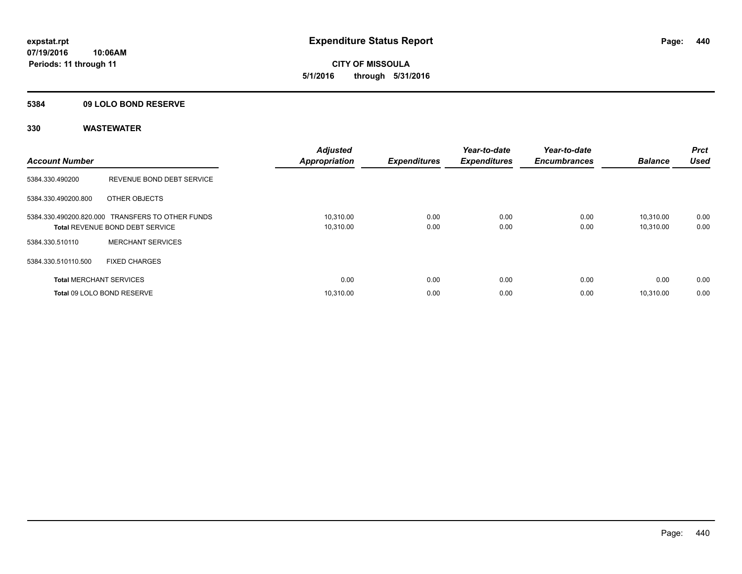# Expenditure Status Report

**expstat.rpt**
**07/19/2016 10:06AM**
**Periods: 11 through 11**

**CITY OF MISSOULA**
**5/1/2016 through 5/31/2016**

## 5384 09 LOLO BOND RESERVE

### 330 WASTEWATER

| Account Number | | Adjusted Appropriation | Expenditures | Year-to-date Expenditures | Year-to-date Encumbrances | Balance | Prct Used |
|---|---|---|---|---|---|---|---|
| 5384.330.490200 | REVENUE BOND DEBT SERVICE | | | | | | |
| 5384.330.490200.800 | OTHER OBJECTS | | | | | | |
| 5384.330.490200.820.000 | TRANSFERS TO OTHER FUNDS | 10,310.00 | 0.00 | 0.00 | 0.00 | 10,310.00 | 0.00 |
| **Total** REVENUE BOND DEBT SERVICE | | 10,310.00 | 0.00 | 0.00 | 0.00 | 10,310.00 | 0.00 |
| 5384.330.510110 | MERCHANT SERVICES | | | | | | |
| 5384.330.510110.500 | FIXED CHARGES | | | | | | |
| **Total** MERCHANT SERVICES | | 0.00 | 0.00 | 0.00 | 0.00 | 0.00 | 0.00 |
| **Total** 09 LOLO BOND RESERVE | | 10,310.00 | 0.00 | 0.00 | 0.00 | 10,310.00 | 0.00 |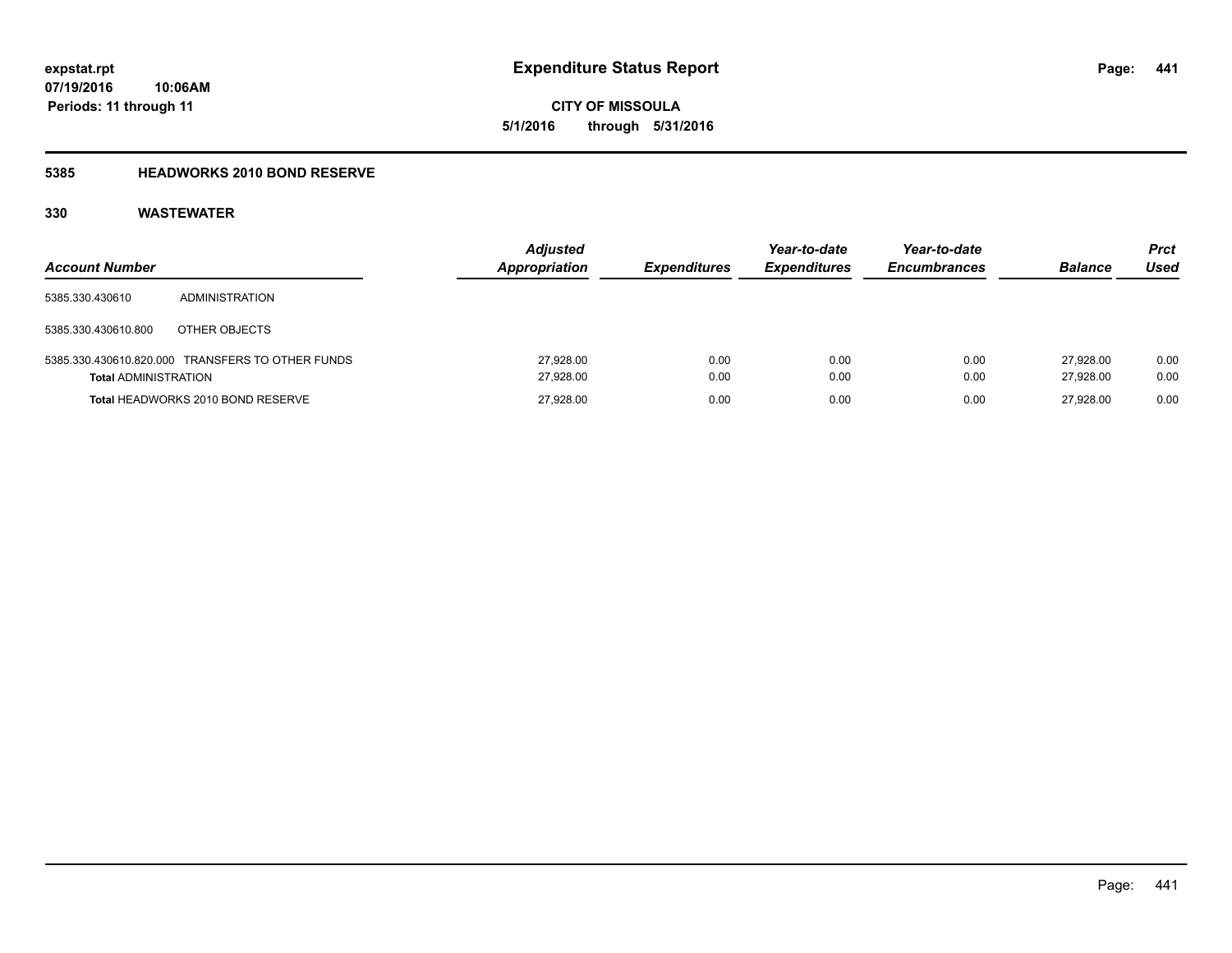**expstat.rpt**
**07/19/2016 10:06AM**
**Periods: 11 through 11**

# Expenditure Status Report

**CITY OF MISSOULA**
**5/1/2016 through 5/31/2016**

## 5385 HEADWORKS 2010 BOND RESERVE

### 330 WASTEWATER

| Account Number | | Adjusted Appropriation | Expenditures | Year-to-date Expenditures | Year-to-date Encumbrances | Balance | Prct Used |
|---|---|---|---|---|---|---|---|
| 5385.330.430610 | ADMINISTRATION | | | | | | |
| 5385.330.430610.800 | OTHER OBJECTS | | | | | | |
| 5385.330.430610.820.000 | TRANSFERS TO OTHER FUNDS | 27,928.00 | 0.00 | 0.00 | 0.00 | 27,928.00 | 0.00 |
| **Total** ADMINISTRATION | | 27,928.00 | 0.00 | 0.00 | 0.00 | 27,928.00 | 0.00 |
| **Total** HEADWORKS 2010 BOND RESERVE | | 27,928.00 | 0.00 | 0.00 | 0.00 | 27,928.00 | 0.00 |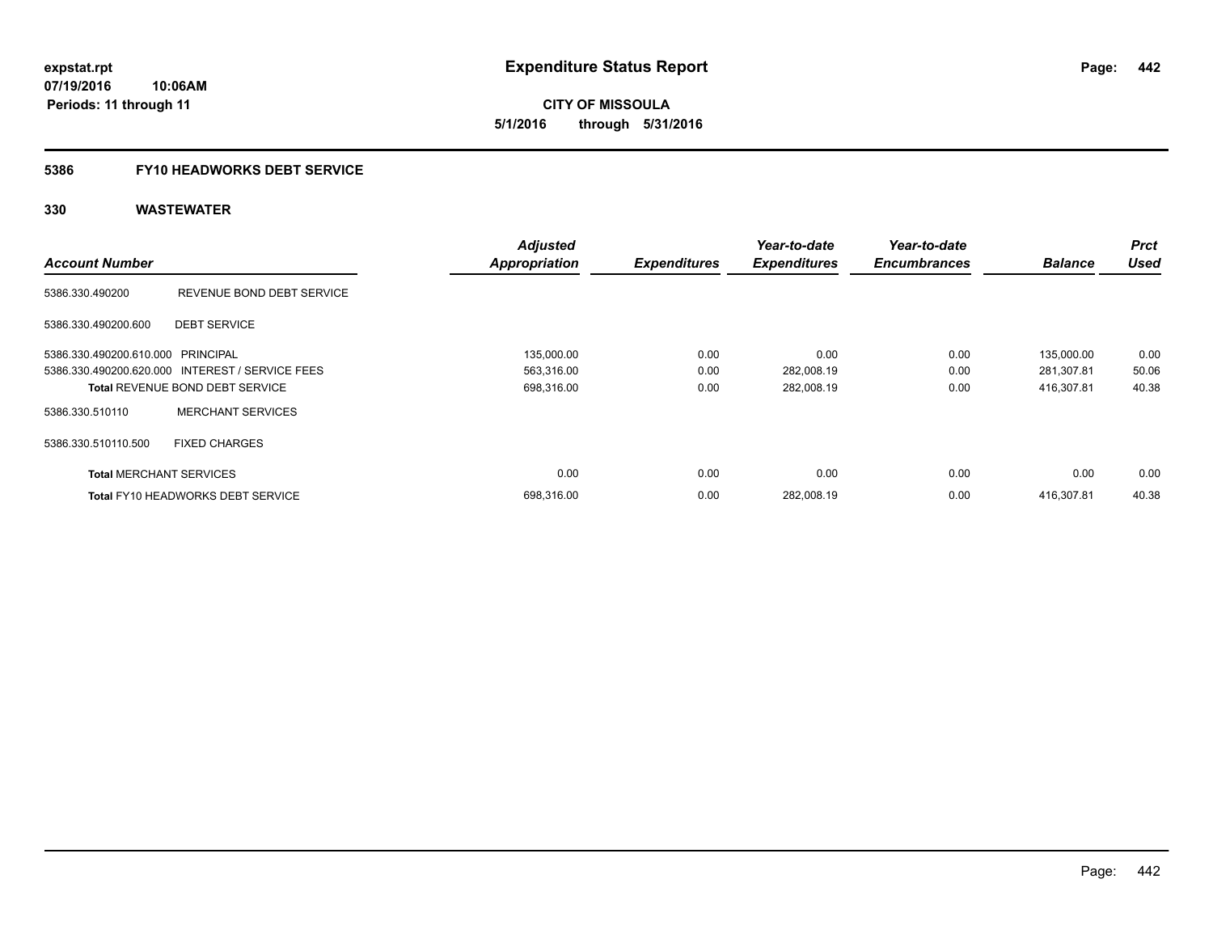**expstat.rpt**
**07/19/2016 10:06AM**
**Periods: 11 through 11**

# Expenditure Status Report

**CITY OF MISSOULA**
**5/1/2016 through 5/31/2016**

## 5386 FY10 HEADWORKS DEBT SERVICE

### 330 WASTEWATER

| Account Number | | Adjusted Appropriation | Expenditures | Year-to-date Expenditures | Year-to-date Encumbrances | Balance | Prct Used |
|---|---|---|---|---|---|---|---|
| 5386.330.490200 | REVENUE BOND DEBT SERVICE | | | | | | |
| 5386.330.490200.600 | DEBT SERVICE | | | | | | |
| 5386.330.490200.610.000 | PRINCIPAL | 135,000.00 | 0.00 | 0.00 | 0.00 | 135,000.00 | 0.00 |
| 5386.330.490200.620.000 | INTEREST / SERVICE FEES | 563,316.00 | 0.00 | 282,008.19 | 0.00 | 281,307.81 | 50.06 |
| **Total** REVENUE BOND DEBT SERVICE | | 698,316.00 | 0.00 | 282,008.19 | 0.00 | 416,307.81 | 40.38 |
| 5386.330.510110 | MERCHANT SERVICES | | | | | | |
| 5386.330.510110.500 | FIXED CHARGES | | | | | | |
| **Total** MERCHANT SERVICES | | 0.00 | 0.00 | 0.00 | 0.00 | 0.00 | 0.00 |
| **Total** FY10 HEADWORKS DEBT SERVICE | | 698,316.00 | 0.00 | 282,008.19 | 0.00 | 416,307.81 | 40.38 |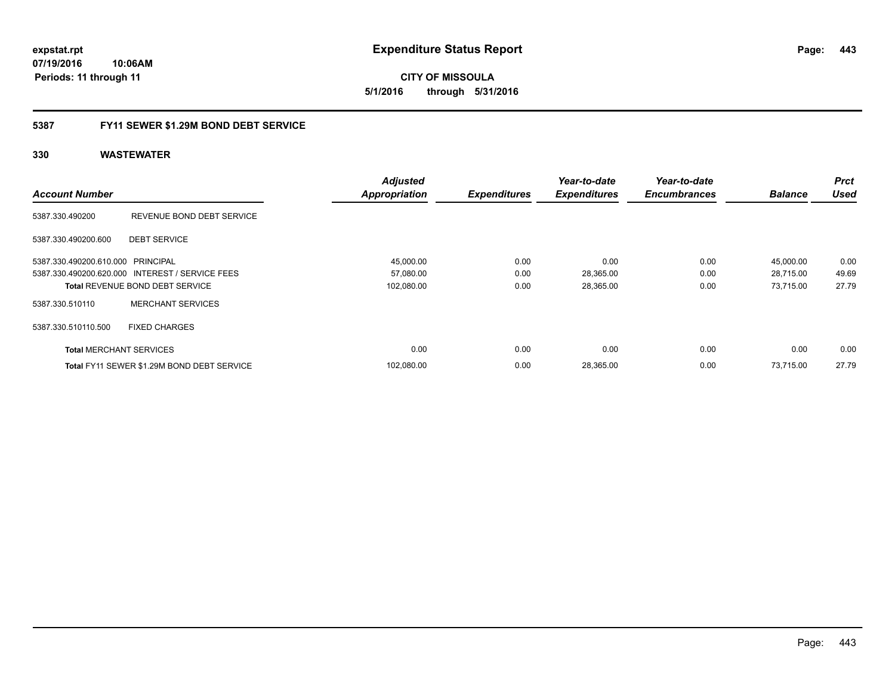**expstat.rpt**
**07/19/2016 10:06AM**
**Periods: 11 through 11**

# Expenditure Status Report

**CITY OF MISSOULA**
**5/1/2016 through 5/31/2016**

## 5387 FY11 SEWER $1.29M BOND DEBT SERVICE

### 330 WASTEWATER

| Account Number | | Adjusted Appropriation | Expenditures | Year-to-date Expenditures | Year-to-date Encumbrances | Balance | Prct Used |
|---|---|---|---|---|---|---|---|
| 5387.330.490200 | REVENUE BOND DEBT SERVICE | | | | | | |
| 5387.330.490200.600 | DEBT SERVICE | | | | | | |
| 5387.330.490200.610.000 | PRINCIPAL | 45,000.00 | 0.00 | 0.00 | 0.00 | 45,000.00 | 0.00 |
| 5387.330.490200.620.000 | INTEREST / SERVICE FEES | 57,080.00 | 0.00 | 28,365.00 | 0.00 | 28,715.00 | 49.69 |
| **Total** REVENUE BOND DEBT SERVICE | | 102,080.00 | 0.00 | 28,365.00 | 0.00 | 73,715.00 | 27.79 |
| 5387.330.510110 | MERCHANT SERVICES | | | | | | |
| 5387.330.510110.500 | FIXED CHARGES | | | | | | |
| **Total** MERCHANT SERVICES | | 0.00 | 0.00 | 0.00 | 0.00 | 0.00 | 0.00 |
| **Total** FY11 SEWER $1.29M BOND DEBT SERVICE | | 102,080.00 | 0.00 | 28,365.00 | 0.00 | 73,715.00 | 27.79 |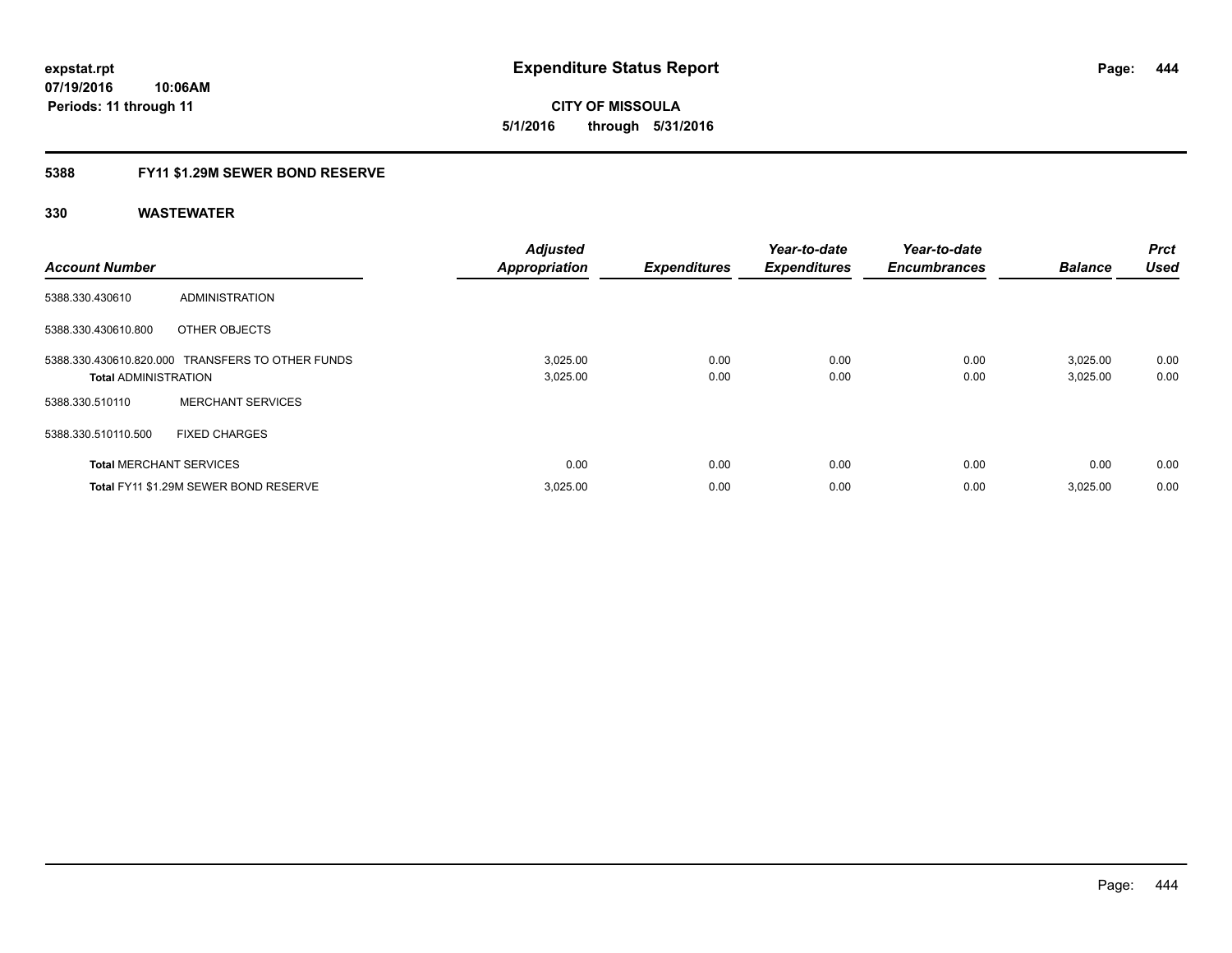# Expenditure Status Report

expstat.rpt
07/19/2016 10:06AM
Periods: 11 through 11

**CITY OF MISSOULA**
**5/1/2016 through 5/31/2016**

## 5388 FY11 $1.29M SEWER BOND RESERVE

### 330 WASTEWATER

| Account Number | | Adjusted Appropriation | Expenditures | Year-to-date Expenditures | Year-to-date Encumbrances | Balance | Prct Used |
|---|---|---|---|---|---|---|---|
| 5388.330.430610 | ADMINISTRATION | | | | | | |
| 5388.330.430610.800 | OTHER OBJECTS | | | | | | |
| 5388.330.430610.820.000 | TRANSFERS TO OTHER FUNDS | 3,025.00 | 0.00 | 0.00 | 0.00 | 3,025.00 | 0.00 |
| **Total** ADMINISTRATION | | 3,025.00 | 0.00 | 0.00 | 0.00 | 3,025.00 | 0.00 |
| 5388.330.510110 | MERCHANT SERVICES | | | | | | |
| 5388.330.510110.500 | FIXED CHARGES | | | | | | |
| **Total** MERCHANT SERVICES | | 0.00 | 0.00 | 0.00 | 0.00 | 0.00 | 0.00 |
| **Total** FY11 $1.29M SEWER BOND RESERVE | | 3,025.00 | 0.00 | 0.00 | 0.00 | 3,025.00 | 0.00 |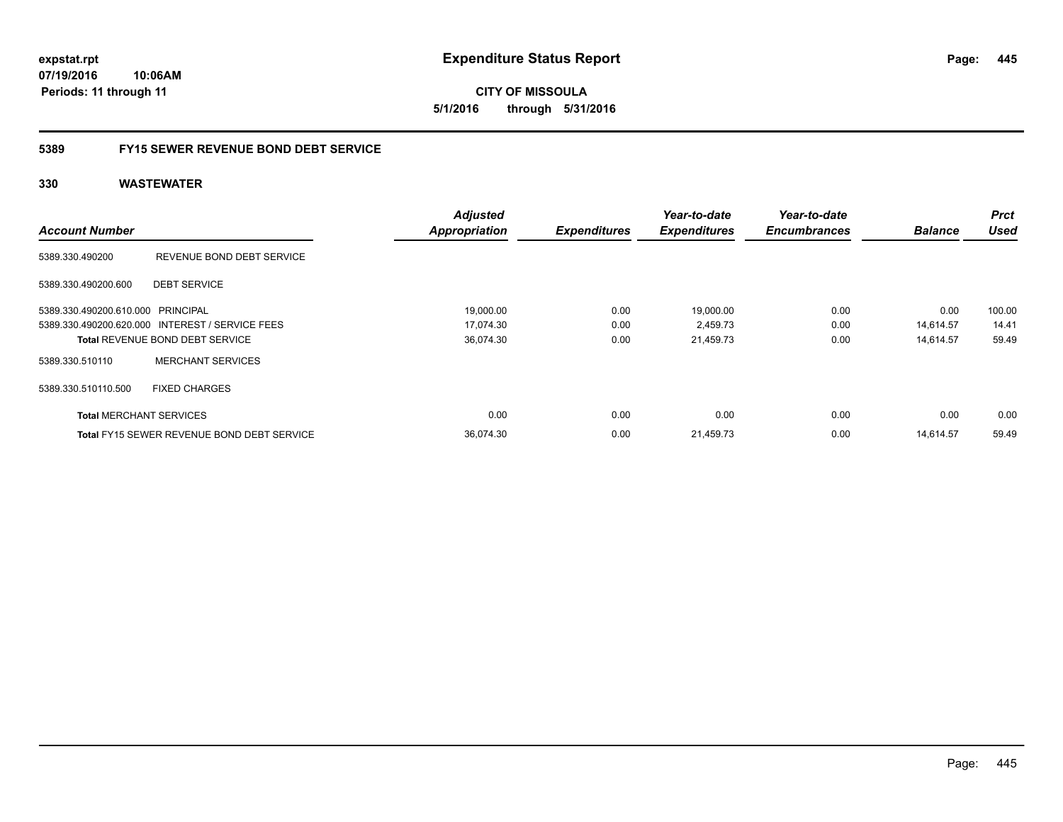# Expenditure Status Report

expstat.rpt
07/19/2016 10:06AM
Periods: 11 through 11

**CITY OF MISSOULA**
**5/1/2016 through 5/31/2016**

## 5389 FY15 SEWER REVENUE BOND DEBT SERVICE

### 330 WASTEWATER

| Account Number | | Adjusted Appropriation | Expenditures | Year-to-date Expenditures | Year-to-date Encumbrances | Balance | Prct Used |
|---|---|---|---|---|---|---|---|
| 5389.330.490200 | REVENUE BOND DEBT SERVICE | | | | | | |
| 5389.330.490200.600 | DEBT SERVICE | | | | | | |
| 5389.330.490200.610.000 | PRINCIPAL | 19,000.00 | 0.00 | 19,000.00 | 0.00 | 0.00 | 100.00 |
| 5389.330.490200.620.000 | INTEREST / SERVICE FEES | 17,074.30 | 0.00 | 2,459.73 | 0.00 | 14,614.57 | 14.41 |
| **Total** REVENUE BOND DEBT SERVICE | | 36,074.30 | 0.00 | 21,459.73 | 0.00 | 14,614.57 | 59.49 |
| 5389.330.510110 | MERCHANT SERVICES | | | | | | |
| 5389.330.510110.500 | FIXED CHARGES | | | | | | |
| **Total** MERCHANT SERVICES | | 0.00 | 0.00 | 0.00 | 0.00 | 0.00 | 0.00 |
| **Total** FY15 SEWER REVENUE BOND DEBT SERVICE | | 36,074.30 | 0.00 | 21,459.73 | 0.00 | 14,614.57 | 59.49 |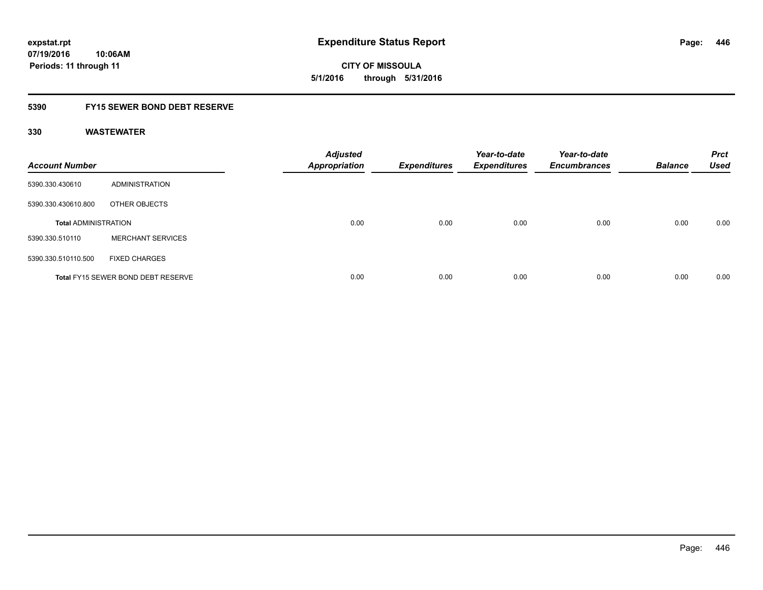**expstat.rpt**
**07/19/2016 10:06AM**
**Periods: 11 through 11**

# Expenditure Status Report

**CITY OF MISSOULA**
**5/1/2016 through 5/31/2016**

## 5390 FY15 SEWER BOND DEBT RESERVE

### 330 WASTEWATER

| Account Number | | Adjusted Appropriation | Expenditures | Year-to-date Expenditures | Year-to-date Encumbrances | Balance | Prct Used |
|---|---|---|---|---|---|---|---|
| 5390.330.430610 | ADMINISTRATION | | | | | | |
| 5390.330.430610.800 | OTHER OBJECTS | | | | | | |
| **Total** ADMINISTRATION | | 0.00 | 0.00 | 0.00 | 0.00 | 0.00 | 0.00 |
| 5390.330.510110 | MERCHANT SERVICES | | | | | | |
| 5390.330.510110.500 | FIXED CHARGES | | | | | | |
| **Total** FY15 SEWER BOND DEBT RESERVE | | 0.00 | 0.00 | 0.00 | 0.00 | 0.00 | 0.00 |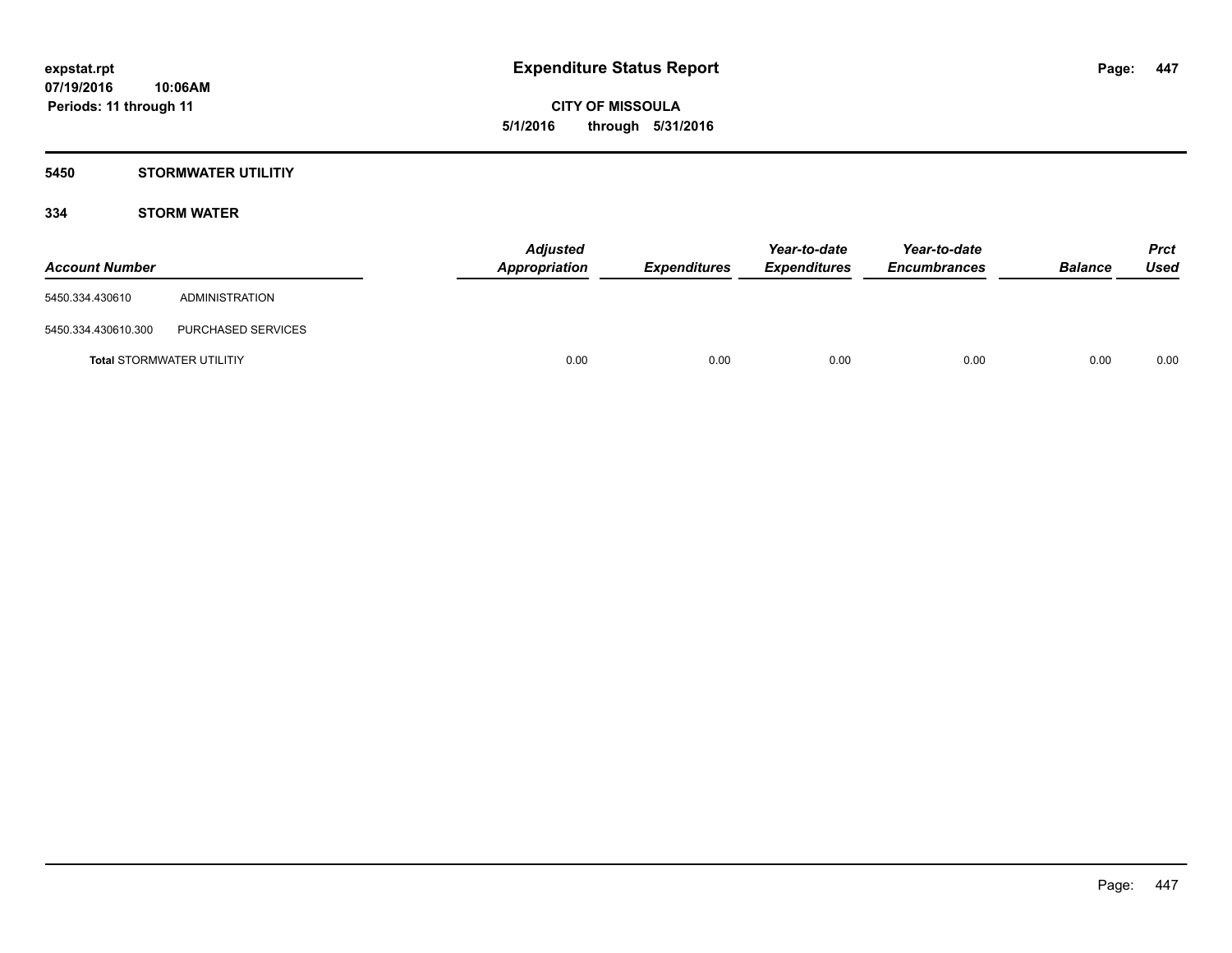# Expenditure Status Report

**CITY OF MISSOULA**

**5/1/2016 through 5/31/2016**

expstat.rpt
07/19/2016 10:06AM
Periods: 11 through 11

## 5450 STORMWATER UTILITIY

### 334 STORM WATER

| Account Number | | Adjusted Appropriation | Expenditures | Year-to-date Expenditures | Year-to-date Encumbrances | Balance | Prct Used |
|---|---|---|---|---|---|---|---|
| 5450.334.430610 | ADMINISTRATION | | | | | | |
| 5450.334.430610.300 | PURCHASED SERVICES | | | | | | |
| **Total** STORMWATER UTILITIY | | 0.00 | 0.00 | 0.00 | 0.00 | 0.00 | 0.00 |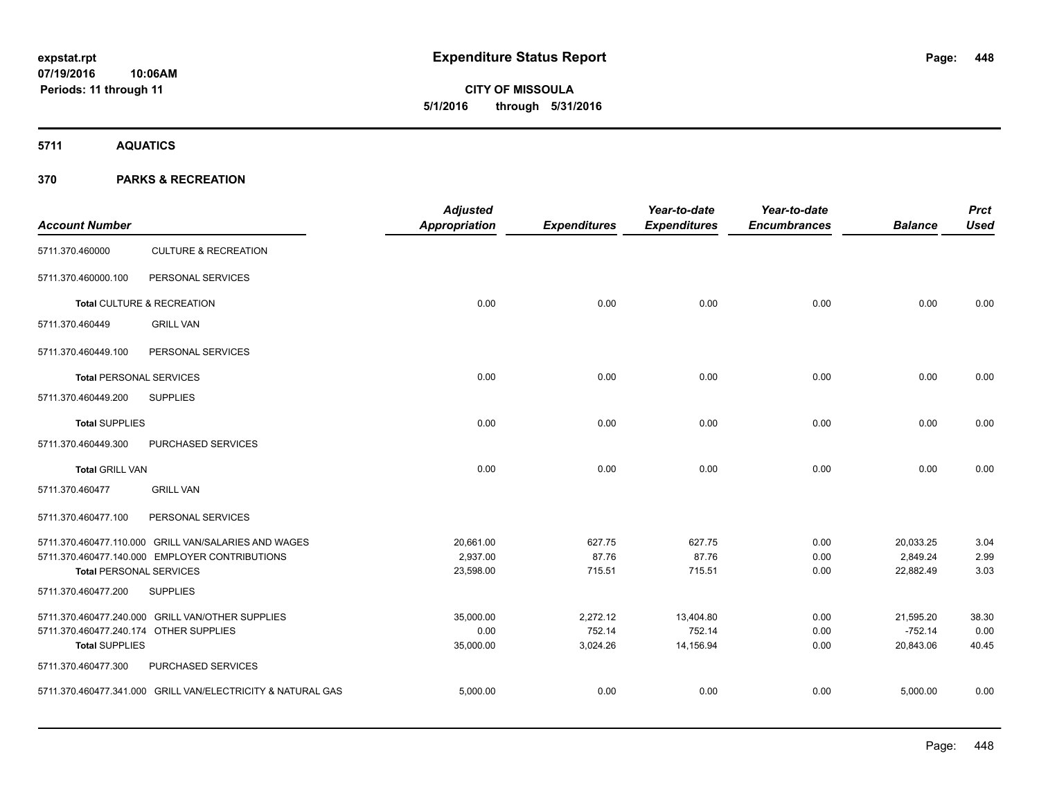**Expenditure Status Report**

**CITY OF MISSOULA**

**5/1/2016 through 5/31/2016**

expstat.rpt
07/19/2016 10:06AM
Periods: 11 through 11

## 5711 AQUATICS

## 370 PARKS & RECREATION

| Account Number | | Adjusted Appropriation | Expenditures | Year-to-date Expenditures | Year-to-date Encumbrances | Balance | Prct Used |
|---|---|---|---|---|---|---|---|
| 5711.370.460000 | CULTURE & RECREATION | | | | | | |
| 5711.370.460000.100 | PERSONAL SERVICES | | | | | | |
| **Total** CULTURE & RECREATION | | 0.00 | 0.00 | 0.00 | 0.00 | 0.00 | 0.00 |
| 5711.370.460449 | GRILL VAN | | | | | | |
| 5711.370.460449.100 | PERSONAL SERVICES | | | | | | |
| **Total** PERSONAL SERVICES | | 0.00 | 0.00 | 0.00 | 0.00 | 0.00 | 0.00 |
| 5711.370.460449.200 | SUPPLIES | | | | | | |
| **Total** SUPPLIES | | 0.00 | 0.00 | 0.00 | 0.00 | 0.00 | 0.00 |
| 5711.370.460449.300 | PURCHASED SERVICES | | | | | | |
| **Total** GRILL VAN | | 0.00 | 0.00 | 0.00 | 0.00 | 0.00 | 0.00 |
| 5711.370.460477 | GRILL VAN | | | | | | |
| 5711.370.460477.100 | PERSONAL SERVICES | | | | | | |
| 5711.370.460477.110.000 | GRILL VAN/SALARIES AND WAGES | 20,661.00 | 627.75 | 627.75 | 0.00 | 20,033.25 | 3.04 |
| 5711.370.460477.140.000 | EMPLOYER CONTRIBUTIONS | 2,937.00 | 87.76 | 87.76 | 0.00 | 2,849.24 | 2.99 |
| **Total** PERSONAL SERVICES | | 23,598.00 | 715.51 | 715.51 | 0.00 | 22,882.49 | 3.03 |
| 5711.370.460477.200 | SUPPLIES | | | | | | |
| 5711.370.460477.240.000 | GRILL VAN/OTHER SUPPLIES | 35,000.00 | 2,272.12 | 13,404.80 | 0.00 | 21,595.20 | 38.30 |
| 5711.370.460477.240.174 | OTHER SUPPLIES | 0.00 | 752.14 | 752.14 | 0.00 | -752.14 | 0.00 |
| **Total** SUPPLIES | | 35,000.00 | 3,024.26 | 14,156.94 | 0.00 | 20,843.06 | 40.45 |
| 5711.370.460477.300 | PURCHASED SERVICES | | | | | | |
| 5711.370.460477.341.000 | GRILL VAN/ELECTRICITY & NATURAL GAS | 5,000.00 | 0.00 | 0.00 | 0.00 | 5,000.00 | 0.00 |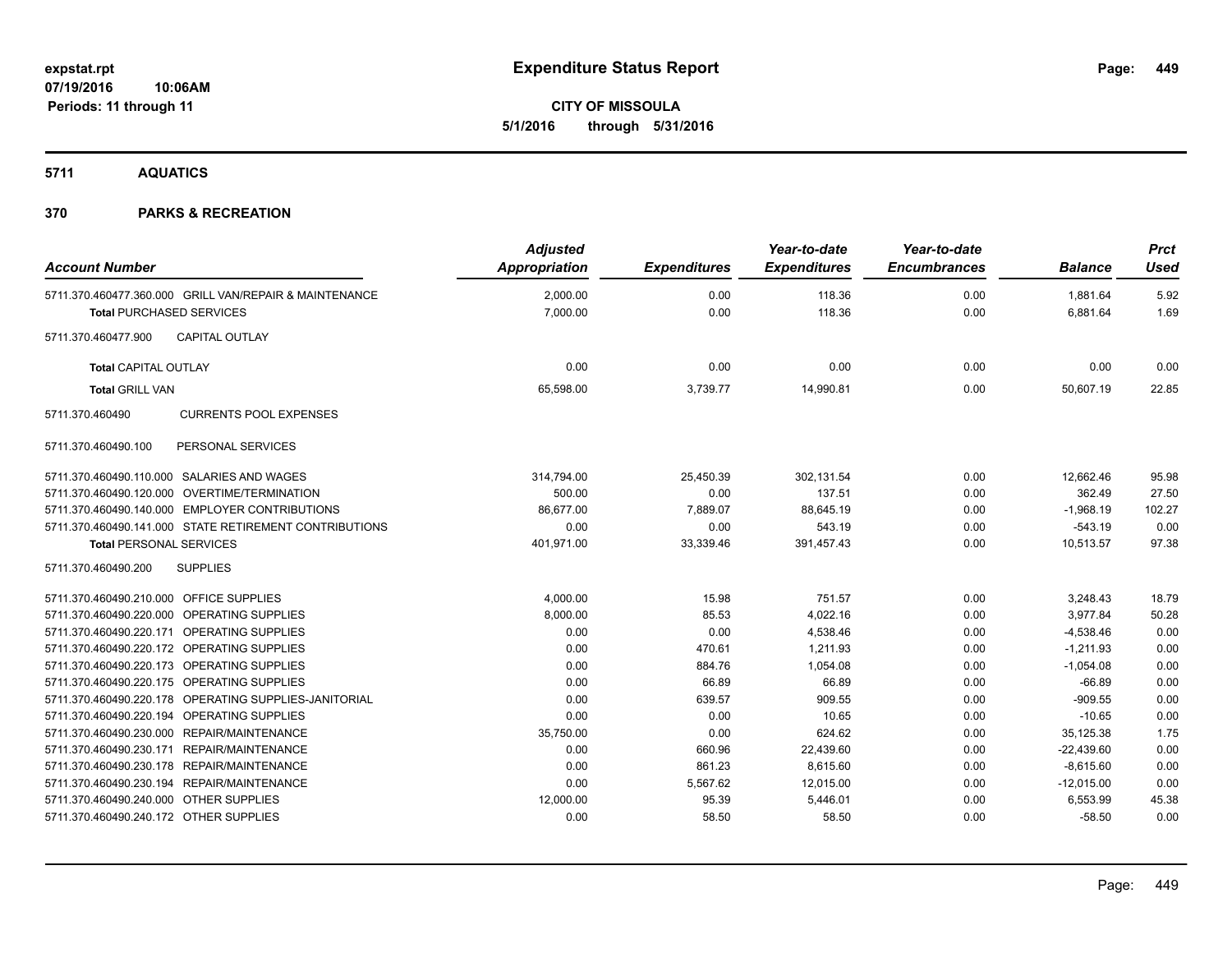**Expenditure Status Report**

**CITY OF MISSOULA**
**5/1/2016 through 5/31/2016**

expstat.rpt
07/19/2016 10:06AM
Periods: 11 through 11

## 5711 AQUATICS

## 370 PARKS & RECREATION

| Account Number | Adjusted Appropriation | Expenditures | Year-to-date Expenditures | Year-to-date Encumbrances | Balance | Prct Used |
|---|---|---|---|---|---|---|
| 5711.370.460477.360.000 GRILL VAN/REPAIR & MAINTENANCE | 2,000.00 | 0.00 | 118.36 | 0.00 | 1,881.64 | 5.92 |
| **Total** PURCHASED SERVICES | 7,000.00 | 0.00 | 118.36 | 0.00 | 6,881.64 | 1.69 |
| 5711.370.460477.900 CAPITAL OUTLAY | | | | | | |
| **Total** CAPITAL OUTLAY | 0.00 | 0.00 | 0.00 | 0.00 | 0.00 | 0.00 |
| **Total** GRILL VAN | 65,598.00 | 3,739.77 | 14,990.81 | 0.00 | 50,607.19 | 22.85 |
| 5711.370.460490 CURRENTS POOL EXPENSES | | | | | | |
| 5711.370.460490.100 PERSONAL SERVICES | | | | | | |
| 5711.370.460490.110.000 SALARIES AND WAGES | 314,794.00 | 25,450.39 | 302,131.54 | 0.00 | 12,662.46 | 95.98 |
| 5711.370.460490.120.000 OVERTIME/TERMINATION | 500.00 | 0.00 | 137.51 | 0.00 | 362.49 | 27.50 |
| 5711.370.460490.140.000 EMPLOYER CONTRIBUTIONS | 86,677.00 | 7,889.07 | 88,645.19 | 0.00 | -1,968.19 | 102.27 |
| 5711.370.460490.141.000 STATE RETIREMENT CONTRIBUTIONS | 0.00 | 0.00 | 543.19 | 0.00 | -543.19 | 0.00 |
| **Total** PERSONAL SERVICES | 401,971.00 | 33,339.46 | 391,457.43 | 0.00 | 10,513.57 | 97.38 |
| 5711.370.460490.200 SUPPLIES | | | | | | |
| 5711.370.460490.210.000 OFFICE SUPPLIES | 4,000.00 | 15.98 | 751.57 | 0.00 | 3,248.43 | 18.79 |
| 5711.370.460490.220.000 OPERATING SUPPLIES | 8,000.00 | 85.53 | 4,022.16 | 0.00 | 3,977.84 | 50.28 |
| 5711.370.460490.220.171 OPERATING SUPPLIES | 0.00 | 0.00 | 4,538.46 | 0.00 | -4,538.46 | 0.00 |
| 5711.370.460490.220.172 OPERATING SUPPLIES | 0.00 | 470.61 | 1,211.93 | 0.00 | -1,211.93 | 0.00 |
| 5711.370.460490.220.173 OPERATING SUPPLIES | 0.00 | 884.76 | 1,054.08 | 0.00 | -1,054.08 | 0.00 |
| 5711.370.460490.220.175 OPERATING SUPPLIES | 0.00 | 66.89 | 66.89 | 0.00 | -66.89 | 0.00 |
| 5711.370.460490.220.178 OPERATING SUPPLIES-JANITORIAL | 0.00 | 639.57 | 909.55 | 0.00 | -909.55 | 0.00 |
| 5711.370.460490.220.194 OPERATING SUPPLIES | 0.00 | 0.00 | 10.65 | 0.00 | -10.65 | 0.00 |
| 5711.370.460490.230.000 REPAIR/MAINTENANCE | 35,750.00 | 0.00 | 624.62 | 0.00 | 35,125.38 | 1.75 |
| 5711.370.460490.230.171 REPAIR/MAINTENANCE | 0.00 | 660.96 | 22,439.60 | 0.00 | -22,439.60 | 0.00 |
| 5711.370.460490.230.178 REPAIR/MAINTENANCE | 0.00 | 861.23 | 8,615.60 | 0.00 | -8,615.60 | 0.00 |
| 5711.370.460490.230.194 REPAIR/MAINTENANCE | 0.00 | 5,567.62 | 12,015.00 | 0.00 | -12,015.00 | 0.00 |
| 5711.370.460490.240.000 OTHER SUPPLIES | 12,000.00 | 95.39 | 5,446.01 | 0.00 | 6,553.99 | 45.38 |
| 5711.370.460490.240.172 OTHER SUPPLIES | 0.00 | 58.50 | 58.50 | 0.00 | -58.50 | 0.00 |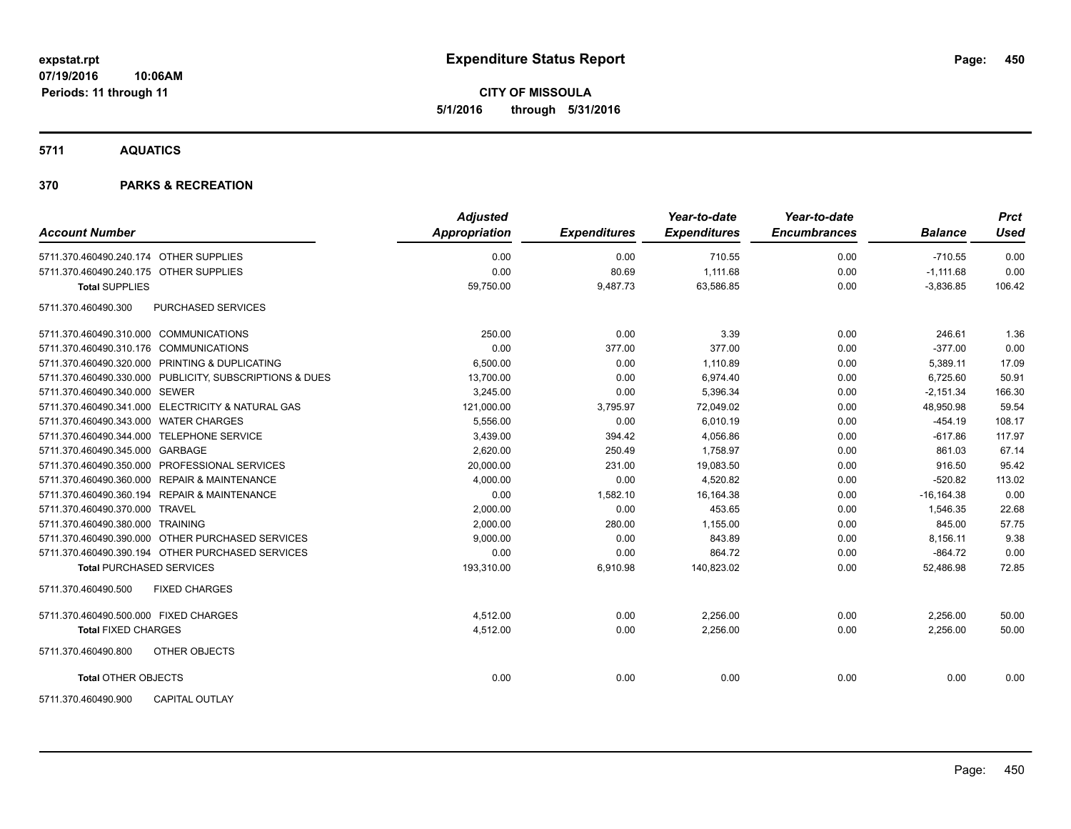**expstat.rpt**
**07/19/2016 10:06AM**
**Periods: 11 through 11**

# Expenditure Status Report

**CITY OF MISSOULA**
**5/1/2016 through 5/31/2016**

## 5711 AQUATICS

## 370 PARKS & RECREATION

| Account Number | | Adjusted Appropriation | Expenditures | Year-to-date Expenditures | Year-to-date Encumbrances | Balance | Prct Used |
|---|---|---|---|---|---|---|---|
| 5711.370.460490.240.174 | OTHER SUPPLIES | 0.00 | 0.00 | 710.55 | 0.00 | -710.55 | 0.00 |
| 5711.370.460490.240.175 | OTHER SUPPLIES | 0.00 | 80.69 | 1,111.68 | 0.00 | -1,111.68 | 0.00 |
| **Total** SUPPLIES | | 59,750.00 | 9,487.73 | 63,586.85 | 0.00 | -3,836.85 | 106.42 |
| 5711.370.460490.300 | PURCHASED SERVICES | | | | | | |
| 5711.370.460490.310.000 | COMMUNICATIONS | 250.00 | 0.00 | 3.39 | 0.00 | 246.61 | 1.36 |
| 5711.370.460490.310.176 | COMMUNICATIONS | 0.00 | 377.00 | 377.00 | 0.00 | -377.00 | 0.00 |
| 5711.370.460490.320.000 | PRINTING & DUPLICATING | 6,500.00 | 0.00 | 1,110.89 | 0.00 | 5,389.11 | 17.09 |
| 5711.370.460490.330.000 | PUBLICITY, SUBSCRIPTIONS & DUES | 13,700.00 | 0.00 | 6,974.40 | 0.00 | 6,725.60 | 50.91 |
| 5711.370.460490.340.000 | SEWER | 3,245.00 | 0.00 | 5,396.34 | 0.00 | -2,151.34 | 166.30 |
| 5711.370.460490.341.000 | ELECTRICITY & NATURAL GAS | 121,000.00 | 3,795.97 | 72,049.02 | 0.00 | 48,950.98 | 59.54 |
| 5711.370.460490.343.000 | WATER CHARGES | 5,556.00 | 0.00 | 6,010.19 | 0.00 | -454.19 | 108.17 |
| 5711.370.460490.344.000 | TELEPHONE SERVICE | 3,439.00 | 394.42 | 4,056.86 | 0.00 | -617.86 | 117.97 |
| 5711.370.460490.345.000 | GARBAGE | 2,620.00 | 250.49 | 1,758.97 | 0.00 | 861.03 | 67.14 |
| 5711.370.460490.350.000 | PROFESSIONAL SERVICES | 20,000.00 | 231.00 | 19,083.50 | 0.00 | 916.50 | 95.42 |
| 5711.370.460490.360.000 | REPAIR & MAINTENANCE | 4,000.00 | 0.00 | 4,520.82 | 0.00 | -520.82 | 113.02 |
| 5711.370.460490.360.194 | REPAIR & MAINTENANCE | 0.00 | 1,582.10 | 16,164.38 | 0.00 | -16,164.38 | 0.00 |
| 5711.370.460490.370.000 | TRAVEL | 2,000.00 | 0.00 | 453.65 | 0.00 | 1,546.35 | 22.68 |
| 5711.370.460490.380.000 | TRAINING | 2,000.00 | 280.00 | 1,155.00 | 0.00 | 845.00 | 57.75 |
| 5711.370.460490.390.000 | OTHER PURCHASED SERVICES | 9,000.00 | 0.00 | 843.89 | 0.00 | 8,156.11 | 9.38 |
| 5711.370.460490.390.194 | OTHER PURCHASED SERVICES | 0.00 | 0.00 | 864.72 | 0.00 | -864.72 | 0.00 |
| **Total** PURCHASED SERVICES | | 193,310.00 | 6,910.98 | 140,823.02 | 0.00 | 52,486.98 | 72.85 |
| 5711.370.460490.500 | FIXED CHARGES | | | | | | |
| 5711.370.460490.500.000 | FIXED CHARGES | 4,512.00 | 0.00 | 2,256.00 | 0.00 | 2,256.00 | 50.00 |
| **Total** FIXED CHARGES | | 4,512.00 | 0.00 | 2,256.00 | 0.00 | 2,256.00 | 50.00 |
| 5711.370.460490.800 | OTHER OBJECTS | | | | | | |
| **Total** OTHER OBJECTS | | 0.00 | 0.00 | 0.00 | 0.00 | 0.00 | 0.00 |
| 5711.370.460490.900 | CAPITAL OUTLAY | | | | | | |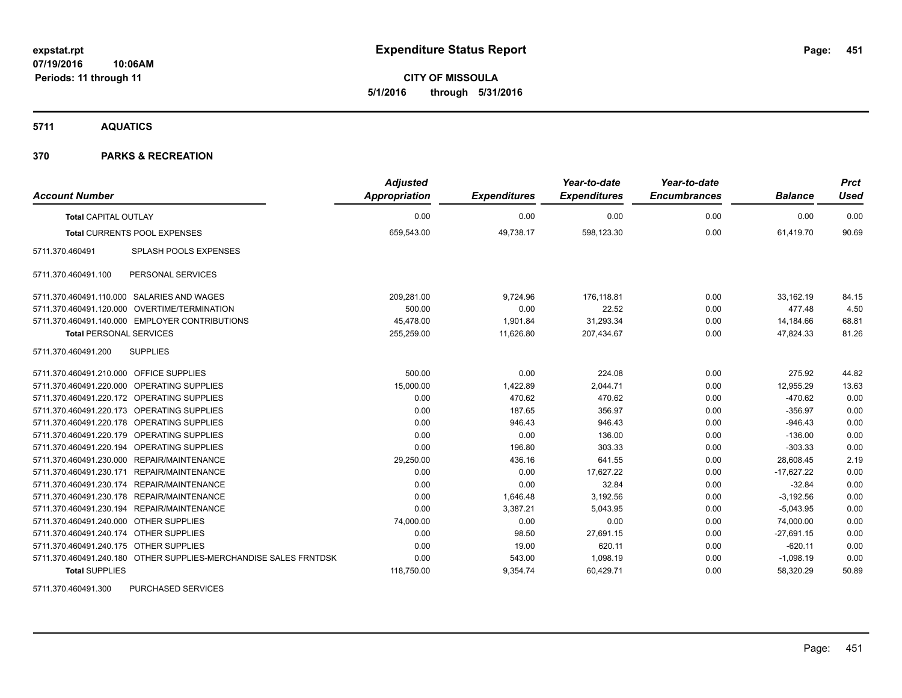**expstat.rpt**
**07/19/2016 10:06AM**
**Periods: 11 through 11**

# Expenditure Status Report

**CITY OF MISSOULA**
**5/1/2016 through 5/31/2016**

## 5711 AQUATICS

## 370 PARKS & RECREATION

| Account Number | | Adjusted Appropriation | Expenditures | Year-to-date Expenditures | Year-to-date Encumbrances | Balance | Prct Used |
|---|---|---|---|---|---|---|---|
| **Total** CAPITAL OUTLAY | | 0.00 | 0.00 | 0.00 | 0.00 | 0.00 | 0.00 |
| **Total** CURRENTS POOL EXPENSES | | 659,543.00 | 49,738.17 | 598,123.30 | 0.00 | 61,419.70 | 90.69 |
| 5711.370.460491 | SPLASH POOLS EXPENSES | | | | | | |
| 5711.370.460491.100 | PERSONAL SERVICES | | | | | | |
| 5711.370.460491.110.000 | SALARIES AND WAGES | 209,281.00 | 9,724.96 | 176,118.81 | 0.00 | 33,162.19 | 84.15 |
| 5711.370.460491.120.000 | OVERTIME/TERMINATION | 500.00 | 0.00 | 22.52 | 0.00 | 477.48 | 4.50 |
| 5711.370.460491.140.000 | EMPLOYER CONTRIBUTIONS | 45,478.00 | 1,901.84 | 31,293.34 | 0.00 | 14,184.66 | 68.81 |
| **Total** PERSONAL SERVICES | | 255,259.00 | 11,626.80 | 207,434.67 | 0.00 | 47,824.33 | 81.26 |
| 5711.370.460491.200 | SUPPLIES | | | | | | |
| 5711.370.460491.210.000 | OFFICE SUPPLIES | 500.00 | 0.00 | 224.08 | 0.00 | 275.92 | 44.82 |
| 5711.370.460491.220.000 | OPERATING SUPPLIES | 15,000.00 | 1,422.89 | 2,044.71 | 0.00 | 12,955.29 | 13.63 |
| 5711.370.460491.220.172 | OPERATING SUPPLIES | 0.00 | 470.62 | 470.62 | 0.00 | -470.62 | 0.00 |
| 5711.370.460491.220.173 | OPERATING SUPPLIES | 0.00 | 187.65 | 356.97 | 0.00 | -356.97 | 0.00 |
| 5711.370.460491.220.178 | OPERATING SUPPLIES | 0.00 | 946.43 | 946.43 | 0.00 | -946.43 | 0.00 |
| 5711.370.460491.220.179 | OPERATING SUPPLIES | 0.00 | 0.00 | 136.00 | 0.00 | -136.00 | 0.00 |
| 5711.370.460491.220.194 | OPERATING SUPPLIES | 0.00 | 196.80 | 303.33 | 0.00 | -303.33 | 0.00 |
| 5711.370.460491.230.000 | REPAIR/MAINTENANCE | 29,250.00 | 436.16 | 641.55 | 0.00 | 28,608.45 | 2.19 |
| 5711.370.460491.230.171 | REPAIR/MAINTENANCE | 0.00 | 0.00 | 17,627.22 | 0.00 | -17,627.22 | 0.00 |
| 5711.370.460491.230.174 | REPAIR/MAINTENANCE | 0.00 | 0.00 | 32.84 | 0.00 | -32.84 | 0.00 |
| 5711.370.460491.230.178 | REPAIR/MAINTENANCE | 0.00 | 1,646.48 | 3,192.56 | 0.00 | -3,192.56 | 0.00 |
| 5711.370.460491.230.194 | REPAIR/MAINTENANCE | 0.00 | 3,387.21 | 5,043.95 | 0.00 | -5,043.95 | 0.00 |
| 5711.370.460491.240.000 | OTHER SUPPLIES | 74,000.00 | 0.00 | 0.00 | 0.00 | 74,000.00 | 0.00 |
| 5711.370.460491.240.174 | OTHER SUPPLIES | 0.00 | 98.50 | 27,691.15 | 0.00 | -27,691.15 | 0.00 |
| 5711.370.460491.240.175 | OTHER SUPPLIES | 0.00 | 19.00 | 620.11 | 0.00 | -620.11 | 0.00 |
| 5711.370.460491.240.180 | OTHER SUPPLIES-MERCHANDISE SALES FRNTDSK | 0.00 | 543.00 | 1,098.19 | 0.00 | -1,098.19 | 0.00 |
| **Total** SUPPLIES | | 118,750.00 | 9,354.74 | 60,429.71 | 0.00 | 58,320.29 | 50.89 |
| 5711.370.460491.300 | PURCHASED SERVICES | | | | | | |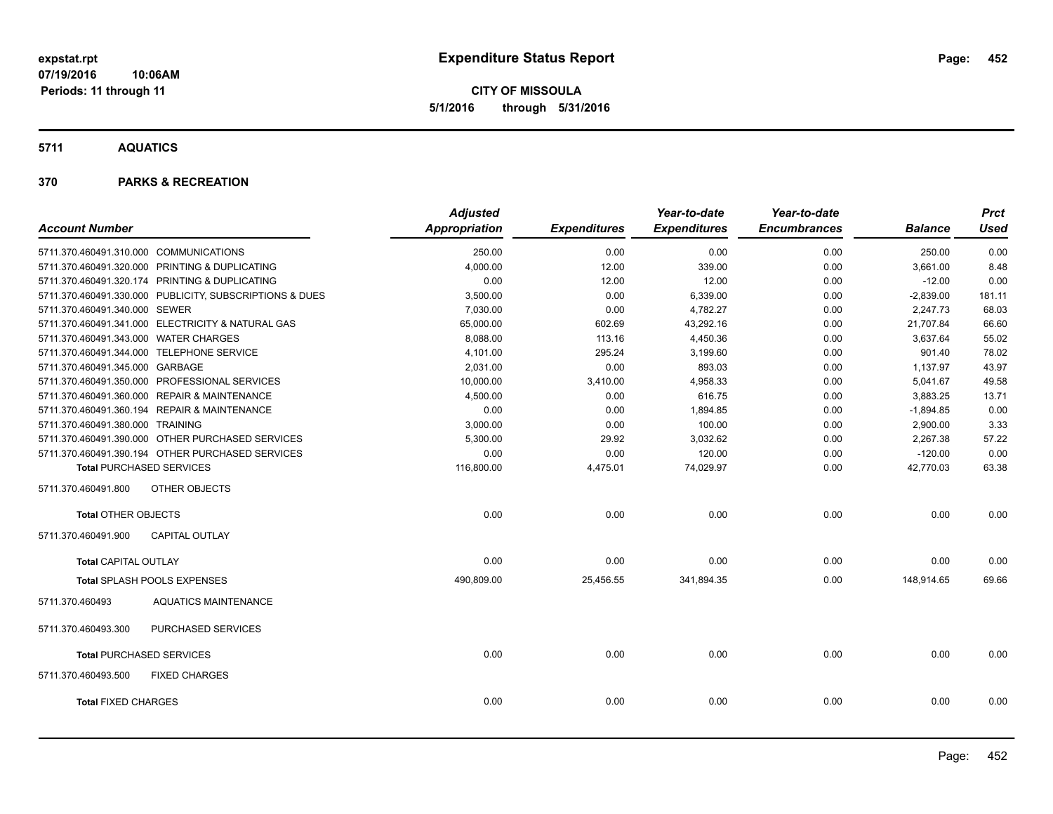**expstat.rpt**
**07/19/2016 10:06AM**
**Periods: 11 through 11**

# Expenditure Status Report

**CITY OF MISSOULA**
**5/1/2016 through 5/31/2016**

## 5711 AQUATICS

## 370 PARKS & RECREATION

| Account Number | | Adjusted Appropriation | Expenditures | Year-to-date Expenditures | Year-to-date Encumbrances | Balance | Prct Used |
|---|---|---|---|---|---|---|---|
| 5711.370.460491.310.000 | COMMUNICATIONS | 250.00 | 0.00 | 0.00 | 0.00 | 250.00 | 0.00 |
| 5711.370.460491.320.000 | PRINTING & DUPLICATING | 4,000.00 | 12.00 | 339.00 | 0.00 | 3,661.00 | 8.48 |
| 5711.370.460491.320.174 | PRINTING & DUPLICATING | 0.00 | 12.00 | 12.00 | 0.00 | -12.00 | 0.00 |
| 5711.370.460491.330.000 | PUBLICITY, SUBSCRIPTIONS & DUES | 3,500.00 | 0.00 | 6,339.00 | 0.00 | -2,839.00 | 181.11 |
| 5711.370.460491.340.000 | SEWER | 7,030.00 | 0.00 | 4,782.27 | 0.00 | 2,247.73 | 68.03 |
| 5711.370.460491.341.000 | ELECTRICITY & NATURAL GAS | 65,000.00 | 602.69 | 43,292.16 | 0.00 | 21,707.84 | 66.60 |
| 5711.370.460491.343.000 | WATER CHARGES | 8,088.00 | 113.16 | 4,450.36 | 0.00 | 3,637.64 | 55.02 |
| 5711.370.460491.344.000 | TELEPHONE SERVICE | 4,101.00 | 295.24 | 3,199.60 | 0.00 | 901.40 | 78.02 |
| 5711.370.460491.345.000 | GARBAGE | 2,031.00 | 0.00 | 893.03 | 0.00 | 1,137.97 | 43.97 |
| 5711.370.460491.350.000 | PROFESSIONAL SERVICES | 10,000.00 | 3,410.00 | 4,958.33 | 0.00 | 5,041.67 | 49.58 |
| 5711.370.460491.360.000 | REPAIR & MAINTENANCE | 4,500.00 | 0.00 | 616.75 | 0.00 | 3,883.25 | 13.71 |
| 5711.370.460491.360.194 | REPAIR & MAINTENANCE | 0.00 | 0.00 | 1,894.85 | 0.00 | -1,894.85 | 0.00 |
| 5711.370.460491.380.000 | TRAINING | 3,000.00 | 0.00 | 100.00 | 0.00 | 2,900.00 | 3.33 |
| 5711.370.460491.390.000 | OTHER PURCHASED SERVICES | 5,300.00 | 29.92 | 3,032.62 | 0.00 | 2,267.38 | 57.22 |
| 5711.370.460491.390.194 | OTHER PURCHASED SERVICES | 0.00 | 0.00 | 120.00 | 0.00 | -120.00 | 0.00 |
| **Total** PURCHASED SERVICES | | 116,800.00 | 4,475.01 | 74,029.97 | 0.00 | 42,770.03 | 63.38 |
| 5711.370.460491.800 | OTHER OBJECTS | | | | | | |
| **Total** OTHER OBJECTS | | 0.00 | 0.00 | 0.00 | 0.00 | 0.00 | 0.00 |
| 5711.370.460491.900 | CAPITAL OUTLAY | | | | | | |
| **Total** CAPITAL OUTLAY | | 0.00 | 0.00 | 0.00 | 0.00 | 0.00 | 0.00 |
| **Total** SPLASH POOLS EXPENSES | | 490,809.00 | 25,456.55 | 341,894.35 | 0.00 | 148,914.65 | 69.66 |
| 5711.370.460493 | AQUATICS MAINTENANCE | | | | | | |
| 5711.370.460493.300 | PURCHASED SERVICES | | | | | | |
| **Total** PURCHASED SERVICES | | 0.00 | 0.00 | 0.00 | 0.00 | 0.00 | 0.00 |
| 5711.370.460493.500 | FIXED CHARGES | | | | | | |
| **Total** FIXED CHARGES | | 0.00 | 0.00 | 0.00 | 0.00 | 0.00 | 0.00 |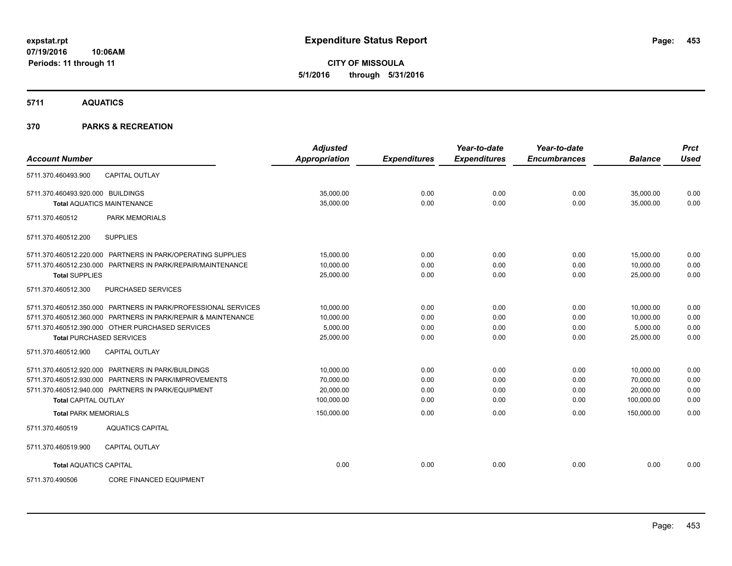**Expenditure Status Report**

**CITY OF MISSOULA**
**5/1/2016 through 5/31/2016**

expstat.rpt
07/19/2016 10:06AM
Periods: 11 through 11

## 5711 AQUATICS

### 370 PARKS & RECREATION

| Account Number | | Adjusted Appropriation | Expenditures | Year-to-date Expenditures | Year-to-date Encumbrances | Balance | Prct Used |
|---|---|---|---|---|---|---|---|
| 5711.370.460493.900 | CAPITAL OUTLAY | | | | | | |
| 5711.370.460493.920.000 | BUILDINGS | 35,000.00 | 0.00 | 0.00 | 0.00 | 35,000.00 | 0.00 |
| **Total** AQUATICS MAINTENANCE | | 35,000.00 | 0.00 | 0.00 | 0.00 | 35,000.00 | 0.00 |
| 5711.370.460512 | PARK MEMORIALS | | | | | | |
| 5711.370.460512.200 | SUPPLIES | | | | | | |
| 5711.370.460512.220.000 | PARTNERS IN PARK/OPERATING SUPPLIES | 15,000.00 | 0.00 | 0.00 | 0.00 | 15,000.00 | 0.00 |
| 5711.370.460512.230.000 | PARTNERS IN PARK/REPAIR/MAINTENANCE | 10,000.00 | 0.00 | 0.00 | 0.00 | 10,000.00 | 0.00 |
| **Total** SUPPLIES | | 25,000.00 | 0.00 | 0.00 | 0.00 | 25,000.00 | 0.00 |
| 5711.370.460512.300 | PURCHASED SERVICES | | | | | | |
| 5711.370.460512.350.000 | PARTNERS IN PARK/PROFESSIONAL SERVICES | 10,000.00 | 0.00 | 0.00 | 0.00 | 10,000.00 | 0.00 |
| 5711.370.460512.360.000 | PARTNERS IN PARK/REPAIR & MAINTENANCE | 10,000.00 | 0.00 | 0.00 | 0.00 | 10,000.00 | 0.00 |
| 5711.370.460512.390.000 | OTHER PURCHASED SERVICES | 5,000.00 | 0.00 | 0.00 | 0.00 | 5,000.00 | 0.00 |
| **Total** PURCHASED SERVICES | | 25,000.00 | 0.00 | 0.00 | 0.00 | 25,000.00 | 0.00 |
| 5711.370.460512.900 | CAPITAL OUTLAY | | | | | | |
| 5711.370.460512.920.000 | PARTNERS IN PARK/BUILDINGS | 10,000.00 | 0.00 | 0.00 | 0.00 | 10,000.00 | 0.00 |
| 5711.370.460512.930.000 | PARTNERS IN PARK/IMPROVEMENTS | 70,000.00 | 0.00 | 0.00 | 0.00 | 70,000.00 | 0.00 |
| 5711.370.460512.940.000 | PARTNERS IN PARK/EQUIPMENT | 20,000.00 | 0.00 | 0.00 | 0.00 | 20,000.00 | 0.00 |
| **Total** CAPITAL OUTLAY | | 100,000.00 | 0.00 | 0.00 | 0.00 | 100,000.00 | 0.00 |
| **Total** PARK MEMORIALS | | 150,000.00 | 0.00 | 0.00 | 0.00 | 150,000.00 | 0.00 |
| 5711.370.460519 | AQUATICS CAPITAL | | | | | | |
| 5711.370.460519.900 | CAPITAL OUTLAY | | | | | | |
| **Total** AQUATICS CAPITAL | | 0.00 | 0.00 | 0.00 | 0.00 | 0.00 | 0.00 |
| 5711.370.490506 | CORE FINANCED EQUIPMENT | | | | | | |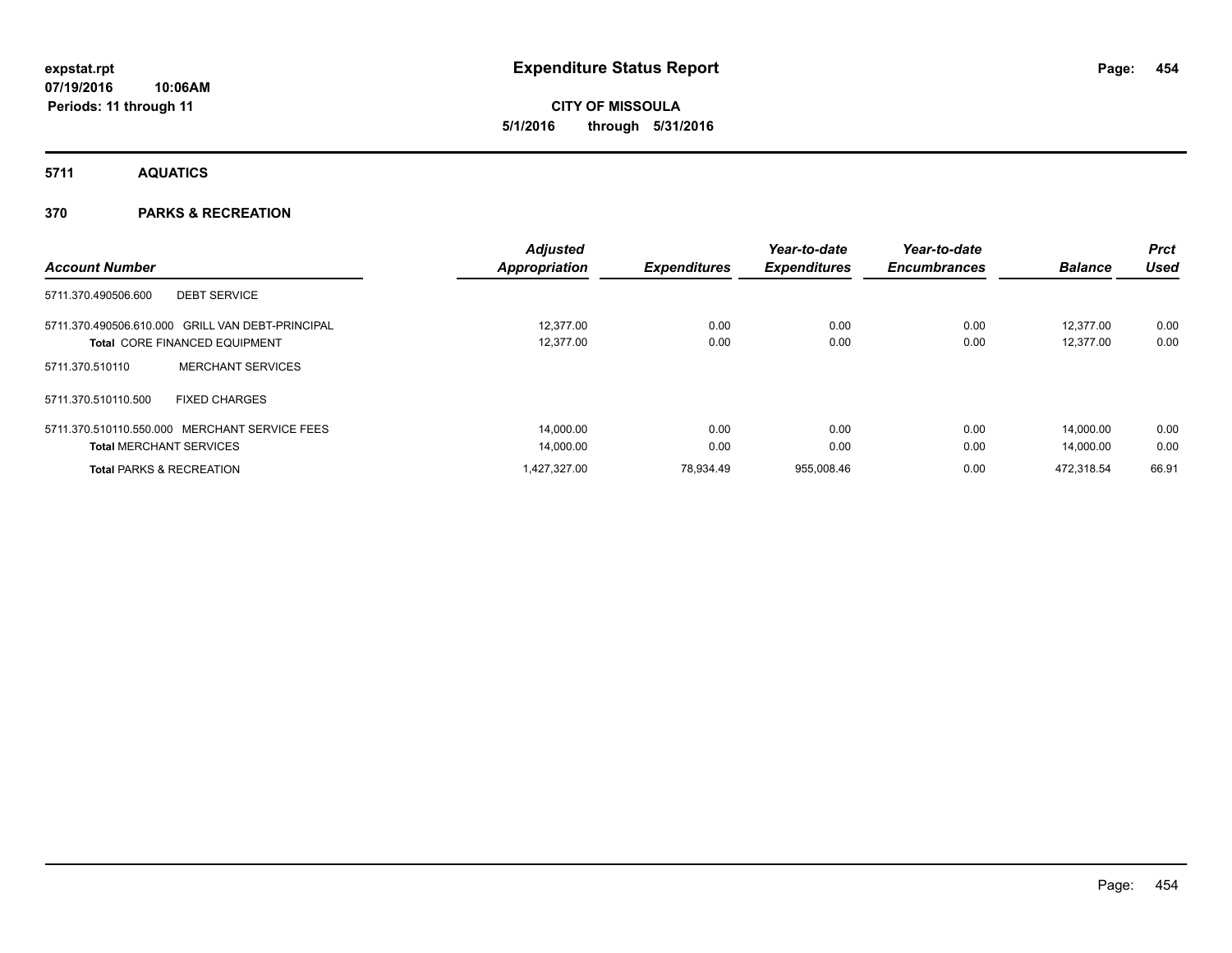**expstat.rpt**
**07/19/2016 10:06AM**
**Periods: 11 through 11**

# Expenditure Status Report

**CITY OF MISSOULA**
**5/1/2016 through 5/31/2016**

## 5711 AQUATICS

## 370 PARKS & RECREATION

| Account Number | Adjusted Appropriation | Expenditures | Year-to-date Expenditures | Year-to-date Encumbrances | Balance | Prct Used |
|---|---|---|---|---|---|---|
| 5711.370.490506.600 DEBT SERVICE | | | | | | |
| 5711.370.490506.610.000 GRILL VAN DEBT-PRINCIPAL | 12,377.00 | 0.00 | 0.00 | 0.00 | 12,377.00 | 0.00 |
| **Total** CORE FINANCED EQUIPMENT | 12,377.00 | 0.00 | 0.00 | 0.00 | 12,377.00 | 0.00 |
| 5711.370.510110 MERCHANT SERVICES | | | | | | |
| 5711.370.510110.500 FIXED CHARGES | | | | | | |
| 5711.370.510110.550.000 MERCHANT SERVICE FEES | 14,000.00 | 0.00 | 0.00 | 0.00 | 14,000.00 | 0.00 |
| **Total** MERCHANT SERVICES | 14,000.00 | 0.00 | 0.00 | 0.00 | 14,000.00 | 0.00 |
| **Total** PARKS & RECREATION | 1,427,327.00 | 78,934.49 | 955,008.46 | 0.00 | 472,318.54 | 66.91 |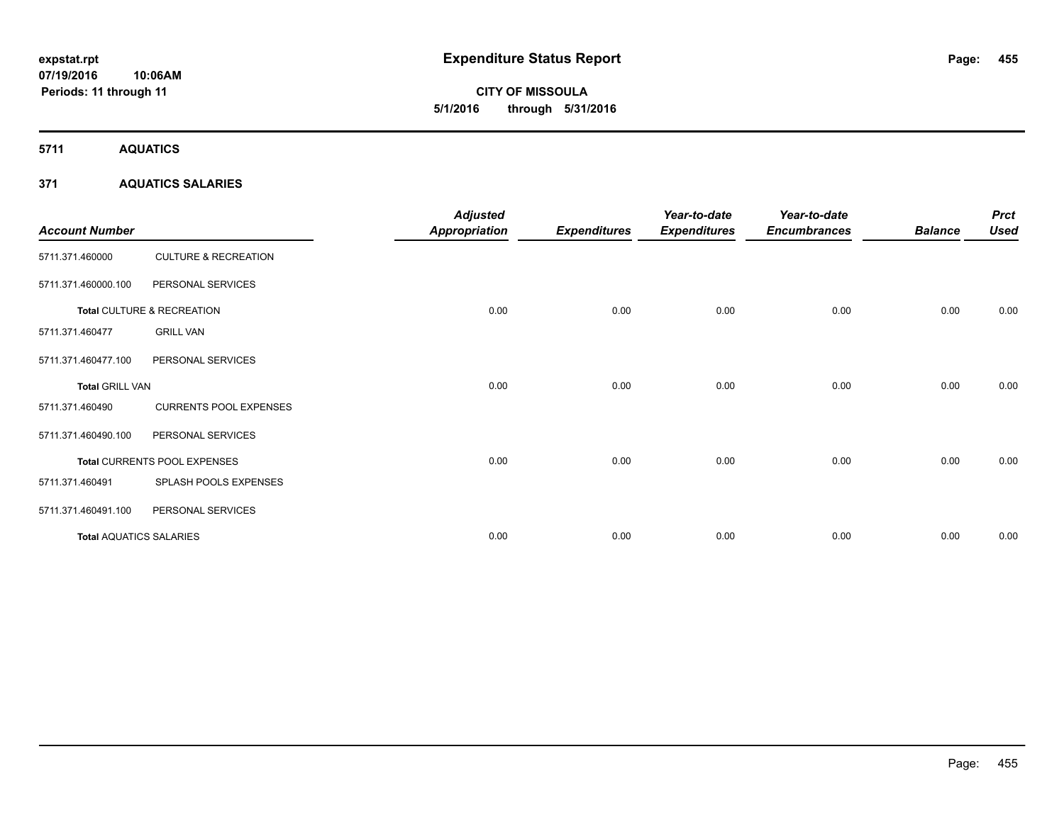**expstat.rpt**
**07/19/2016 10:06AM**
**Periods: 11 through 11**

# Expenditure Status Report

**CITY OF MISSOULA**
**5/1/2016 through 5/31/2016**

## 5711 AQUATICS

### 371 AQUATICS SALARIES

| Account Number | | Adjusted Appropriation | Expenditures | Year-to-date Expenditures | Year-to-date Encumbrances | Balance | Prct Used |
|---|---|---|---|---|---|---|---|
| 5711.371.460000 | CULTURE & RECREATION | | | | | | |
| 5711.371.460000.100 | PERSONAL SERVICES | | | | | | |
| **Total** CULTURE & RECREATION | | 0.00 | 0.00 | 0.00 | 0.00 | 0.00 | 0.00 |
| 5711.371.460477 | GRILL VAN | | | | | | |
| 5711.371.460477.100 | PERSONAL SERVICES | | | | | | |
| **Total** GRILL VAN | | 0.00 | 0.00 | 0.00 | 0.00 | 0.00 | 0.00 |
| 5711.371.460490 | CURRENTS POOL EXPENSES | | | | | | |
| 5711.371.460490.100 | PERSONAL SERVICES | | | | | | |
| **Total** CURRENTS POOL EXPENSES | | 0.00 | 0.00 | 0.00 | 0.00 | 0.00 | 0.00 |
| 5711.371.460491 | SPLASH POOLS EXPENSES | | | | | | |
| 5711.371.460491.100 | PERSONAL SERVICES | | | | | | |
| **Total** AQUATICS SALARIES | | 0.00 | 0.00 | 0.00 | 0.00 | 0.00 | 0.00 |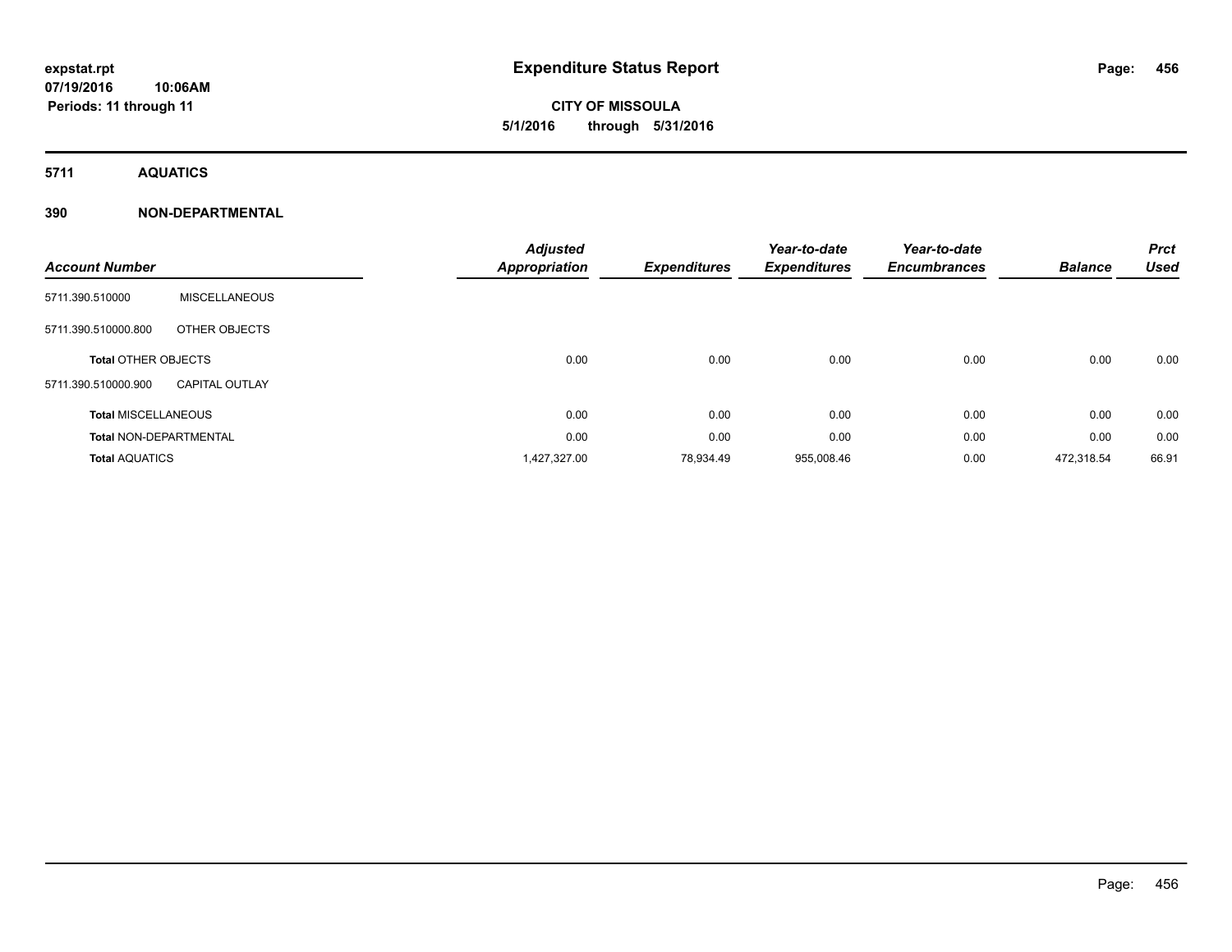**expstat.rpt**
**07/19/2016 10:06AM**
**Periods: 11 through 11**

# Expenditure Status Report

**CITY OF MISSOULA**
**5/1/2016 through 5/31/2016**

## 5711 AQUATICS

## 390 NON-DEPARTMENTAL

| Account Number | | Adjusted Appropriation | Expenditures | Year-to-date Expenditures | Year-to-date Encumbrances | Balance | Prct Used |
|---|---|---|---|---|---|---|---|
| 5711.390.510000 | MISCELLANEOUS | | | | | | |
| 5711.390.510000.800 | OTHER OBJECTS | | | | | | |
| **Total** OTHER OBJECTS | | 0.00 | 0.00 | 0.00 | 0.00 | 0.00 | 0.00 |
| 5711.390.510000.900 | CAPITAL OUTLAY | | | | | | |
| **Total** MISCELLANEOUS | | 0.00 | 0.00 | 0.00 | 0.00 | 0.00 | 0.00 |
| **Total** NON-DEPARTMENTAL | | 0.00 | 0.00 | 0.00 | 0.00 | 0.00 | 0.00 |
| **Total** AQUATICS | | 1,427,327.00 | 78,934.49 | 955,008.46 | 0.00 | 472,318.54 | 66.91 |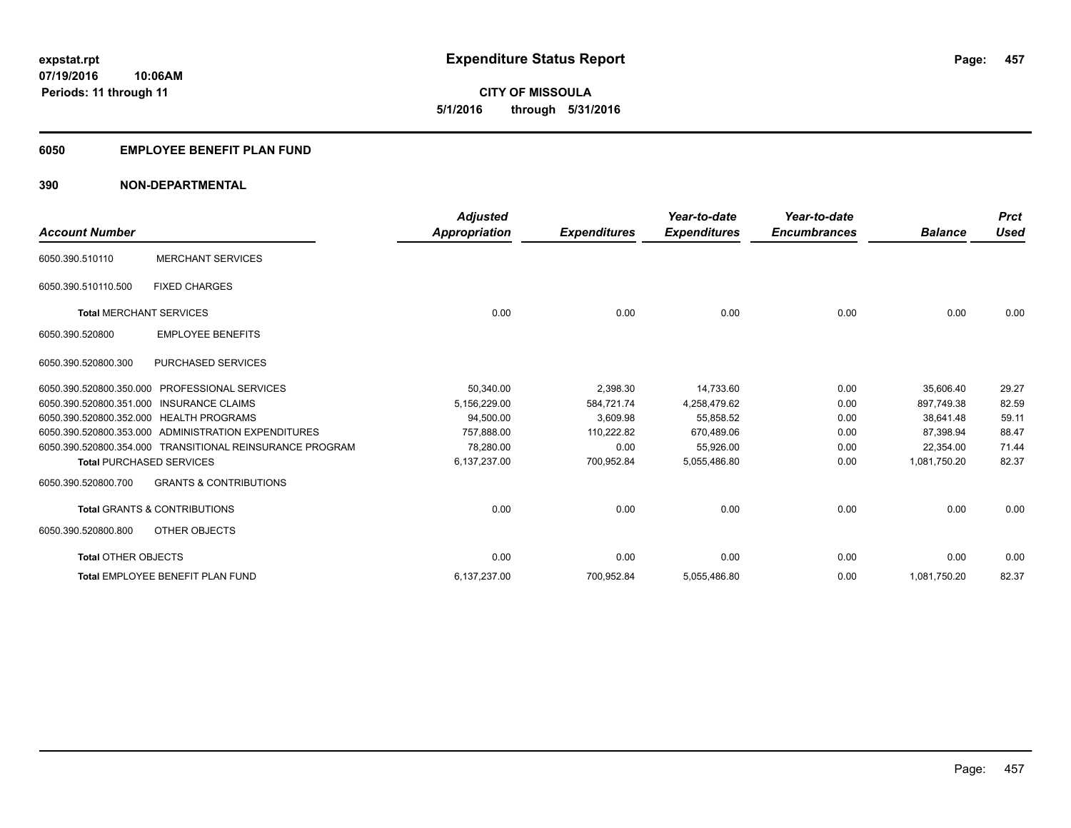**expstat.rpt**
**07/19/2016 10:06AM**
**Periods: 11 through 11**

# Expenditure Status Report

**CITY OF MISSOULA**
**5/1/2016 through 5/31/2016**

## 6050 EMPLOYEE BENEFIT PLAN FUND

## 390 NON-DEPARTMENTAL

| Account Number | | Adjusted Appropriation | Expenditures | Year-to-date Expenditures | Year-to-date Encumbrances | Balance | Prct Used |
|---|---|---|---|---|---|---|---|
| 6050.390.510110 | MERCHANT SERVICES | | | | | | |
| 6050.390.510110.500 | FIXED CHARGES | | | | | | |
| **Total** MERCHANT SERVICES | | 0.00 | 0.00 | 0.00 | 0.00 | 0.00 | 0.00 |
| 6050.390.520800 | EMPLOYEE BENEFITS | | | | | | |
| 6050.390.520800.300 | PURCHASED SERVICES | | | | | | |
| 6050.390.520800.350.000 | PROFESSIONAL SERVICES | 50,340.00 | 2,398.30 | 14,733.60 | 0.00 | 35,606.40 | 29.27 |
| 6050.390.520800.351.000 | INSURANCE CLAIMS | 5,156,229.00 | 584,721.74 | 4,258,479.62 | 0.00 | 897,749.38 | 82.59 |
| 6050.390.520800.352.000 | HEALTH PROGRAMS | 94,500.00 | 3,609.98 | 55,858.52 | 0.00 | 38,641.48 | 59.11 |
| 6050.390.520800.353.000 | ADMINISTRATION EXPENDITURES | 757,888.00 | 110,222.82 | 670,489.06 | 0.00 | 87,398.94 | 88.47 |
| 6050.390.520800.354.000 | TRANSITIONAL REINSURANCE PROGRAM | 78,280.00 | 0.00 | 55,926.00 | 0.00 | 22,354.00 | 71.44 |
| **Total** PURCHASED SERVICES | | 6,137,237.00 | 700,952.84 | 5,055,486.80 | 0.00 | 1,081,750.20 | 82.37 |
| 6050.390.520800.700 | GRANTS & CONTRIBUTIONS | | | | | | |
| **Total** GRANTS & CONTRIBUTIONS | | 0.00 | 0.00 | 0.00 | 0.00 | 0.00 | 0.00 |
| 6050.390.520800.800 | OTHER OBJECTS | | | | | | |
| **Total** OTHER OBJECTS | | 0.00 | 0.00 | 0.00 | 0.00 | 0.00 | 0.00 |
| **Total** EMPLOYEE BENEFIT PLAN FUND | | 6,137,237.00 | 700,952.84 | 5,055,486.80 | 0.00 | 1,081,750.20 | 82.37 |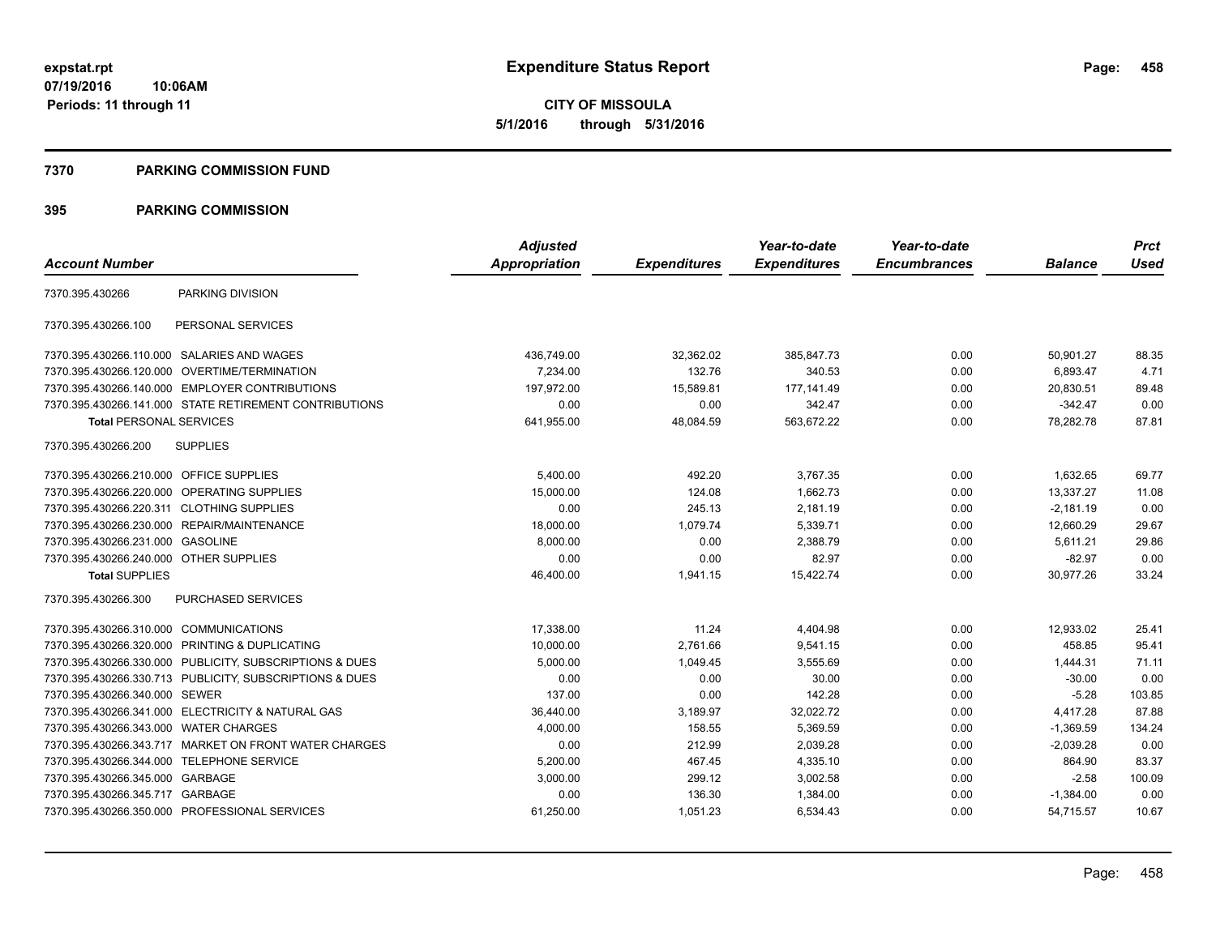**expstat.rpt**
**07/19/2016 10:06AM**
**Periods: 11 through 11**

# Expenditure Status Report

**CITY OF MISSOULA**
**5/1/2016 through 5/31/2016**

## 7370 PARKING COMMISSION FUND

## 395 PARKING COMMISSION

| Account Number | | Adjusted Appropriation | Expenditures | Year-to-date Expenditures | Year-to-date Encumbrances | Balance | Prct Used |
|---|---|---|---|---|---|---|---|
| 7370.395.430266 | PARKING DIVISION | | | | | | |
| 7370.395.430266.100 | PERSONAL SERVICES | | | | | | |
| 7370.395.430266.110.000 | SALARIES AND WAGES | 436,749.00 | 32,362.02 | 385,847.73 | 0.00 | 50,901.27 | 88.35 |
| 7370.395.430266.120.000 | OVERTIME/TERMINATION | 7,234.00 | 132.76 | 340.53 | 0.00 | 6,893.47 | 4.71 |
| 7370.395.430266.140.000 | EMPLOYER CONTRIBUTIONS | 197,972.00 | 15,589.81 | 177,141.49 | 0.00 | 20,830.51 | 89.48 |
| 7370.395.430266.141.000 | STATE RETIREMENT CONTRIBUTIONS | 0.00 | 0.00 | 342.47 | 0.00 | -342.47 | 0.00 |
| **Total** PERSONAL SERVICES | | 641,955.00 | 48,084.59 | 563,672.22 | 0.00 | 78,282.78 | 87.81 |
| 7370.395.430266.200 | SUPPLIES | | | | | | |
| 7370.395.430266.210.000 | OFFICE SUPPLIES | 5,400.00 | 492.20 | 3,767.35 | 0.00 | 1,632.65 | 69.77 |
| 7370.395.430266.220.000 | OPERATING SUPPLIES | 15,000.00 | 124.08 | 1,662.73 | 0.00 | 13,337.27 | 11.08 |
| 7370.395.430266.220.311 | CLOTHING SUPPLIES | 0.00 | 245.13 | 2,181.19 | 0.00 | -2,181.19 | 0.00 |
| 7370.395.430266.230.000 | REPAIR/MAINTENANCE | 18,000.00 | 1,079.74 | 5,339.71 | 0.00 | 12,660.29 | 29.67 |
| 7370.395.430266.231.000 | GASOLINE | 8,000.00 | 0.00 | 2,388.79 | 0.00 | 5,611.21 | 29.86 |
| 7370.395.430266.240.000 | OTHER SUPPLIES | 0.00 | 0.00 | 82.97 | 0.00 | -82.97 | 0.00 |
| **Total** SUPPLIES | | 46,400.00 | 1,941.15 | 15,422.74 | 0.00 | 30,977.26 | 33.24 |
| 7370.395.430266.300 | PURCHASED SERVICES | | | | | | |
| 7370.395.430266.310.000 | COMMUNICATIONS | 17,338.00 | 11.24 | 4,404.98 | 0.00 | 12,933.02 | 25.41 |
| 7370.395.430266.320.000 | PRINTING & DUPLICATING | 10,000.00 | 2,761.66 | 9,541.15 | 0.00 | 458.85 | 95.41 |
| 7370.395.430266.330.000 | PUBLICITY, SUBSCRIPTIONS & DUES | 5,000.00 | 1,049.45 | 3,555.69 | 0.00 | 1,444.31 | 71.11 |
| 7370.395.430266.330.713 | PUBLICITY, SUBSCRIPTIONS & DUES | 0.00 | 0.00 | 30.00 | 0.00 | -30.00 | 0.00 |
| 7370.395.430266.340.000 | SEWER | 137.00 | 0.00 | 142.28 | 0.00 | -5.28 | 103.85 |
| 7370.395.430266.341.000 | ELECTRICITY & NATURAL GAS | 36,440.00 | 3,189.97 | 32,022.72 | 0.00 | 4,417.28 | 87.88 |
| 7370.395.430266.343.000 | WATER CHARGES | 4,000.00 | 158.55 | 5,369.59 | 0.00 | -1,369.59 | 134.24 |
| 7370.395.430266.343.717 | MARKET ON FRONT WATER CHARGES | 0.00 | 212.99 | 2,039.28 | 0.00 | -2,039.28 | 0.00 |
| 7370.395.430266.344.000 | TELEPHONE SERVICE | 5,200.00 | 467.45 | 4,335.10 | 0.00 | 864.90 | 83.37 |
| 7370.395.430266.345.000 | GARBAGE | 3,000.00 | 299.12 | 3,002.58 | 0.00 | -2.58 | 100.09 |
| 7370.395.430266.345.717 | GARBAGE | 0.00 | 136.30 | 1,384.00 | 0.00 | -1,384.00 | 0.00 |
| 7370.395.430266.350.000 | PROFESSIONAL SERVICES | 61,250.00 | 1,051.23 | 6,534.43 | 0.00 | 54,715.57 | 10.67 |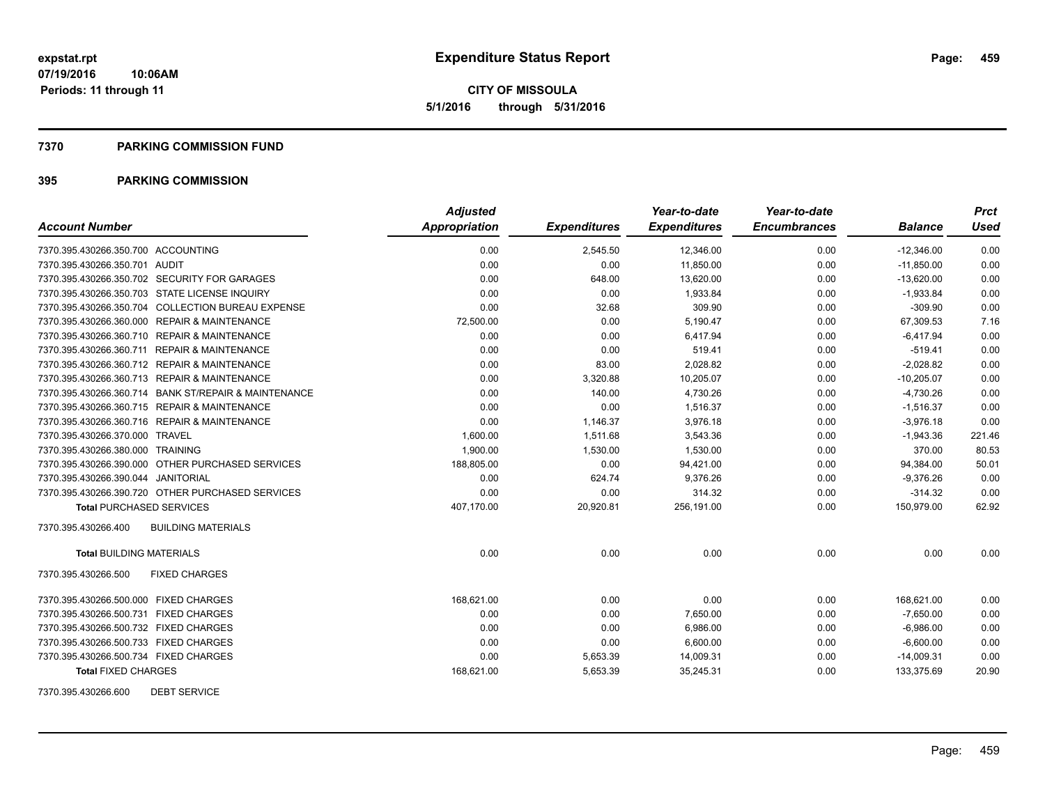**expstat.rpt**
**07/19/2016 10:06AM**
**Periods: 11 through 11**

# Expenditure Status Report

**CITY OF MISSOULA**
**5/1/2016 through 5/31/2016**

## 7370 PARKING COMMISSION FUND

## 395 PARKING COMMISSION

| Account Number | Adjusted Appropriation | Expenditures | Year-to-date Expenditures | Year-to-date Encumbrances | Balance | Prct Used |
|---|---|---|---|---|---|---|
| 7370.395.430266.350.700 ACCOUNTING | 0.00 | 2,545.50 | 12,346.00 | 0.00 | -12,346.00 | 0.00 |
| 7370.395.430266.350.701 AUDIT | 0.00 | 0.00 | 11,850.00 | 0.00 | -11,850.00 | 0.00 |
| 7370.395.430266.350.702 SECURITY FOR GARAGES | 0.00 | 648.00 | 13,620.00 | 0.00 | -13,620.00 | 0.00 |
| 7370.395.430266.350.703 STATE LICENSE INQUIRY | 0.00 | 0.00 | 1,933.84 | 0.00 | -1,933.84 | 0.00 |
| 7370.395.430266.350.704 COLLECTION BUREAU EXPENSE | 0.00 | 32.68 | 309.90 | 0.00 | -309.90 | 0.00 |
| 7370.395.430266.360.000 REPAIR & MAINTENANCE | 72,500.00 | 0.00 | 5,190.47 | 0.00 | 67,309.53 | 7.16 |
| 7370.395.430266.360.710 REPAIR & MAINTENANCE | 0.00 | 0.00 | 6,417.94 | 0.00 | -6,417.94 | 0.00 |
| 7370.395.430266.360.711 REPAIR & MAINTENANCE | 0.00 | 0.00 | 519.41 | 0.00 | -519.41 | 0.00 |
| 7370.395.430266.360.712 REPAIR & MAINTENANCE | 0.00 | 83.00 | 2,028.82 | 0.00 | -2,028.82 | 0.00 |
| 7370.395.430266.360.713 REPAIR & MAINTENANCE | 0.00 | 3,320.88 | 10,205.07 | 0.00 | -10,205.07 | 0.00 |
| 7370.395.430266.360.714 BANK ST/REPAIR & MAINTENANCE | 0.00 | 140.00 | 4,730.26 | 0.00 | -4,730.26 | 0.00 |
| 7370.395.430266.360.715 REPAIR & MAINTENANCE | 0.00 | 0.00 | 1,516.37 | 0.00 | -1,516.37 | 0.00 |
| 7370.395.430266.360.716 REPAIR & MAINTENANCE | 0.00 | 1,146.37 | 3,976.18 | 0.00 | -3,976.18 | 0.00 |
| 7370.395.430266.370.000 TRAVEL | 1,600.00 | 1,511.68 | 3,543.36 | 0.00 | -1,943.36 | 221.46 |
| 7370.395.430266.380.000 TRAINING | 1,900.00 | 1,530.00 | 1,530.00 | 0.00 | 370.00 | 80.53 |
| 7370.395.430266.390.000 OTHER PURCHASED SERVICES | 188,805.00 | 0.00 | 94,421.00 | 0.00 | 94,384.00 | 50.01 |
| 7370.395.430266.390.044 JANITORIAL | 0.00 | 624.74 | 9,376.26 | 0.00 | -9,376.26 | 0.00 |
| 7370.395.430266.390.720 OTHER PURCHASED SERVICES | 0.00 | 0.00 | 314.32 | 0.00 | -314.32 | 0.00 |
| **Total** PURCHASED SERVICES | 407,170.00 | 20,920.81 | 256,191.00 | 0.00 | 150,979.00 | 62.92 |
| 7370.395.430266.400 BUILDING MATERIALS | | | | | | |
| **Total** BUILDING MATERIALS | 0.00 | 0.00 | 0.00 | 0.00 | 0.00 | 0.00 |
| 7370.395.430266.500 FIXED CHARGES | | | | | | |
| 7370.395.430266.500.000 FIXED CHARGES | 168,621.00 | 0.00 | 0.00 | 0.00 | 168,621.00 | 0.00 |
| 7370.395.430266.500.731 FIXED CHARGES | 0.00 | 0.00 | 7,650.00 | 0.00 | -7,650.00 | 0.00 |
| 7370.395.430266.500.732 FIXED CHARGES | 0.00 | 0.00 | 6,986.00 | 0.00 | -6,986.00 | 0.00 |
| 7370.395.430266.500.733 FIXED CHARGES | 0.00 | 0.00 | 6,600.00 | 0.00 | -6,600.00 | 0.00 |
| 7370.395.430266.500.734 FIXED CHARGES | 0.00 | 5,653.39 | 14,009.31 | 0.00 | -14,009.31 | 0.00 |
| **Total** FIXED CHARGES | 168,621.00 | 5,653.39 | 35,245.31 | 0.00 | 133,375.69 | 20.90 |
| 7370.395.430266.600 DEBT SERVICE | | | | | | |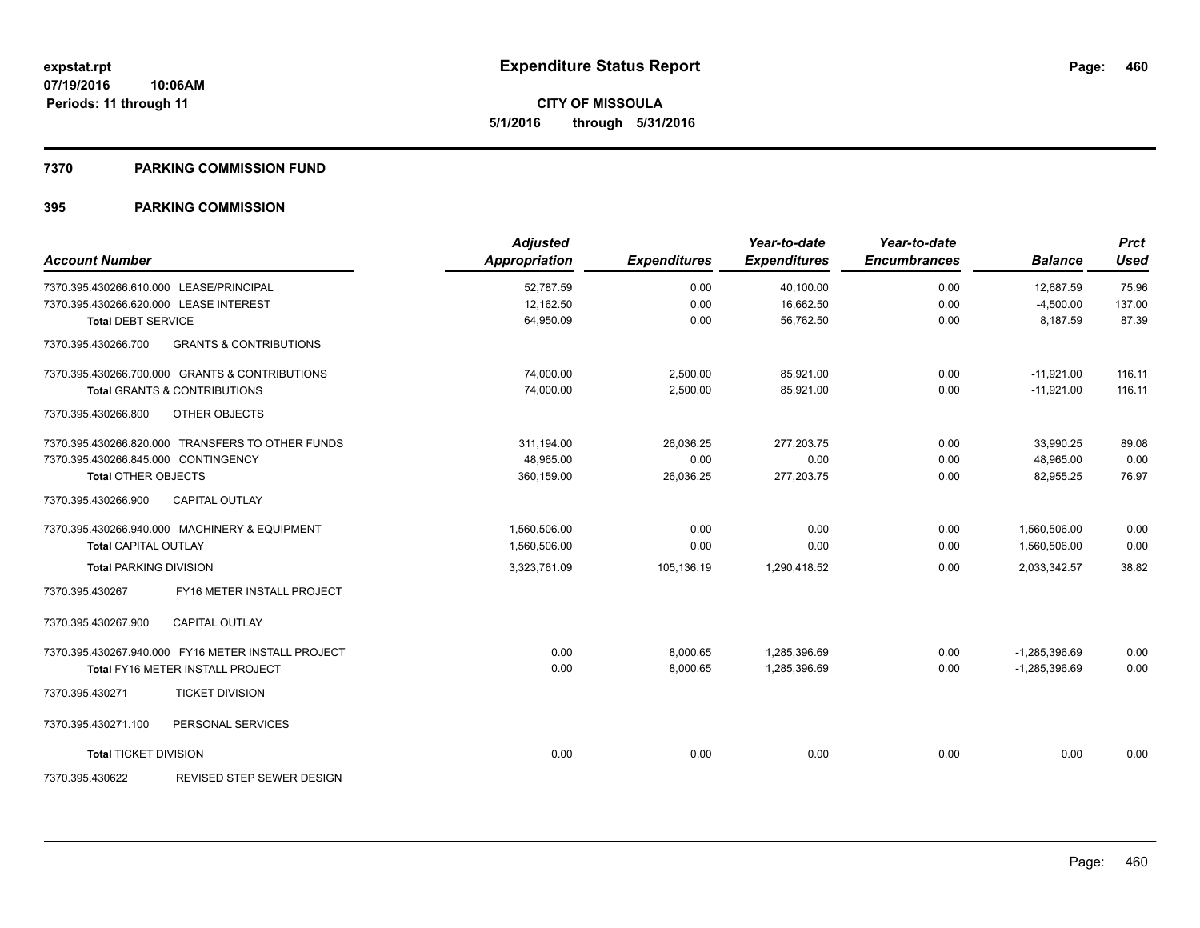**expstat.rpt**
**07/19/2016 10:06AM**
**Periods: 11 through 11**

# Expenditure Status Report

**CITY OF MISSOULA**
**5/1/2016 through 5/31/2016**

## 7370 PARKING COMMISSION FUND

## 395 PARKING COMMISSION

| Account Number | Adjusted Appropriation | Expenditures | Year-to-date Expenditures | Year-to-date Encumbrances | Balance | Prct Used |
|---|---|---|---|---|---|---|
| 7370.395.430266.610.000 LEASE/PRINCIPAL | 52,787.59 | 0.00 | 40,100.00 | 0.00 | 12,687.59 | 75.96 |
| 7370.395.430266.620.000 LEASE INTEREST | 12,162.50 | 0.00 | 16,662.50 | 0.00 | -4,500.00 | 137.00 |
| **Total** DEBT SERVICE | 64,950.09 | 0.00 | 56,762.50 | 0.00 | 8,187.59 | 87.39 |
| 7370.395.430266.700 GRANTS & CONTRIBUTIONS | | | | | | |
| 7370.395.430266.700.000 GRANTS & CONTRIBUTIONS | 74,000.00 | 2,500.00 | 85,921.00 | 0.00 | -11,921.00 | 116.11 |
| **Total** GRANTS & CONTRIBUTIONS | 74,000.00 | 2,500.00 | 85,921.00 | 0.00 | -11,921.00 | 116.11 |
| 7370.395.430266.800 OTHER OBJECTS | | | | | | |
| 7370.395.430266.820.000 TRANSFERS TO OTHER FUNDS | 311,194.00 | 26,036.25 | 277,203.75 | 0.00 | 33,990.25 | 89.08 |
| 7370.395.430266.845.000 CONTINGENCY | 48,965.00 | 0.00 | 0.00 | 0.00 | 48,965.00 | 0.00 |
| **Total** OTHER OBJECTS | 360,159.00 | 26,036.25 | 277,203.75 | 0.00 | 82,955.25 | 76.97 |
| 7370.395.430266.900 CAPITAL OUTLAY | | | | | | |
| 7370.395.430266.940.000 MACHINERY & EQUIPMENT | 1,560,506.00 | 0.00 | 0.00 | 0.00 | 1,560,506.00 | 0.00 |
| **Total** CAPITAL OUTLAY | 1,560,506.00 | 0.00 | 0.00 | 0.00 | 1,560,506.00 | 0.00 |
| **Total** PARKING DIVISION | 3,323,761.09 | 105,136.19 | 1,290,418.52 | 0.00 | 2,033,342.57 | 38.82 |
| 7370.395.430267 FY16 METER INSTALL PROJECT | | | | | | |
| 7370.395.430267.900 CAPITAL OUTLAY | | | | | | |
| 7370.395.430267.940.000 FY16 METER INSTALL PROJECT | 0.00 | 8,000.65 | 1,285,396.69 | 0.00 | -1,285,396.69 | 0.00 |
| **Total** FY16 METER INSTALL PROJECT | 0.00 | 8,000.65 | 1,285,396.69 | 0.00 | -1,285,396.69 | 0.00 |
| 7370.395.430271 TICKET DIVISION | | | | | | |
| 7370.395.430271.100 PERSONAL SERVICES | | | | | | |
| **Total** TICKET DIVISION | 0.00 | 0.00 | 0.00 | 0.00 | 0.00 | 0.00 |
| 7370.395.430622 REVISED STEP SEWER DESIGN | | | | | | |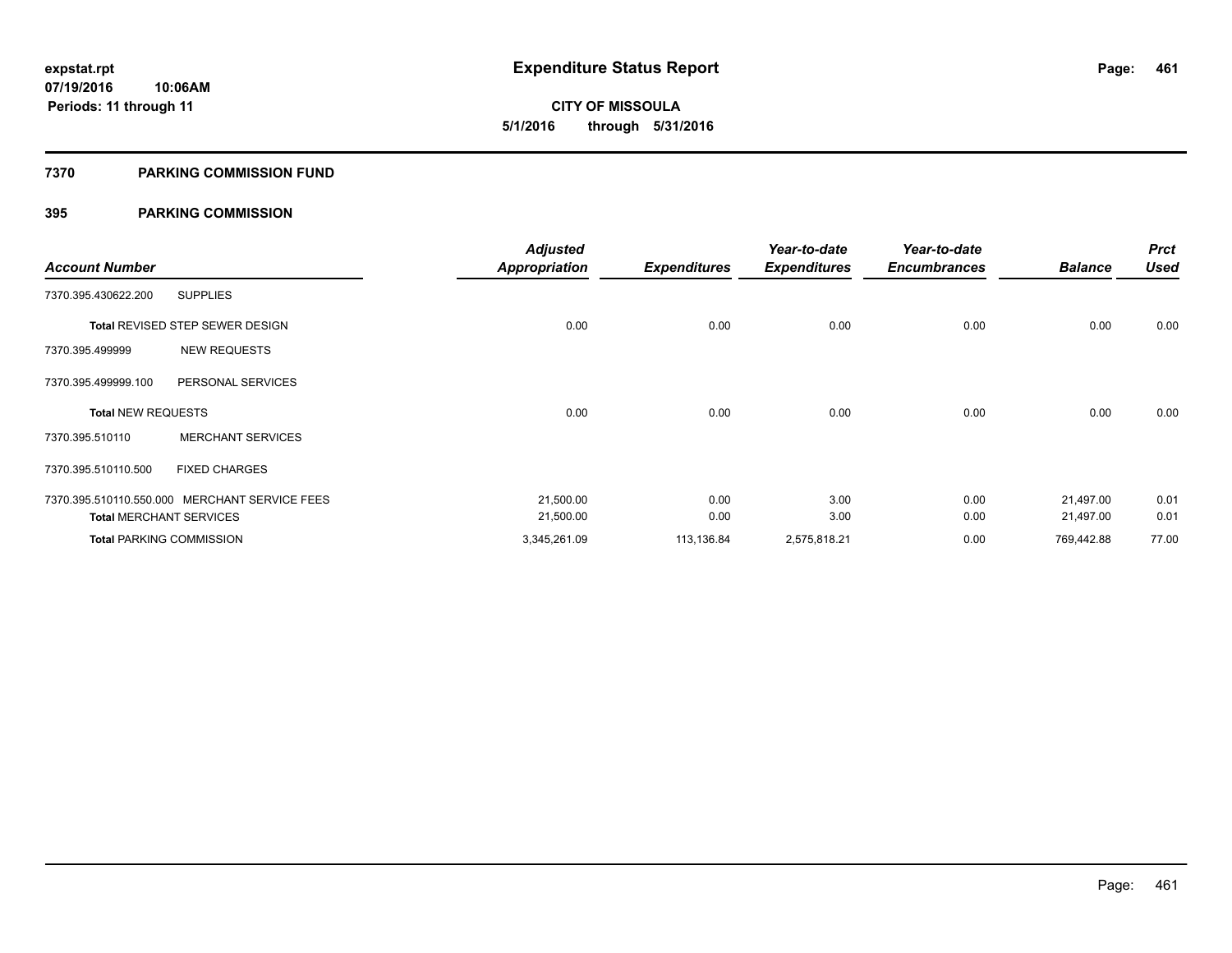# Expenditure Status Report

expstat.rpt
07/19/2016 10:06AM
Periods: 11 through 11

**CITY OF MISSOULA**
**5/1/2016 through 5/31/2016**

## 7370 PARKING COMMISSION FUND

### 395 PARKING COMMISSION

| Account Number | | Adjusted Appropriation | Expenditures | Year-to-date Expenditures | Year-to-date Encumbrances | Balance | Prct Used |
|---|---|---|---|---|---|---|---|
| 7370.395.430622.200 | SUPPLIES | | | | | | |
| **Total** REVISED STEP SEWER DESIGN | | 0.00 | 0.00 | 0.00 | 0.00 | 0.00 | 0.00 |
| 7370.395.499999 | NEW REQUESTS | | | | | | |
| 7370.395.499999.100 | PERSONAL SERVICES | | | | | | |
| **Total** NEW REQUESTS | | 0.00 | 0.00 | 0.00 | 0.00 | 0.00 | 0.00 |
| 7370.395.510110 | MERCHANT SERVICES | | | | | | |
| 7370.395.510110.500 | FIXED CHARGES | | | | | | |
| 7370.395.510110.550.000 | MERCHANT SERVICE FEES | 21,500.00 | 0.00 | 3.00 | 0.00 | 21,497.00 | 0.01 |
| **Total** MERCHANT SERVICES | | 21,500.00 | 0.00 | 3.00 | 0.00 | 21,497.00 | 0.01 |
| **Total** PARKING COMMISSION | | 3,345,261.09 | 113,136.84 | 2,575,818.21 | 0.00 | 769,442.88 | 77.00 |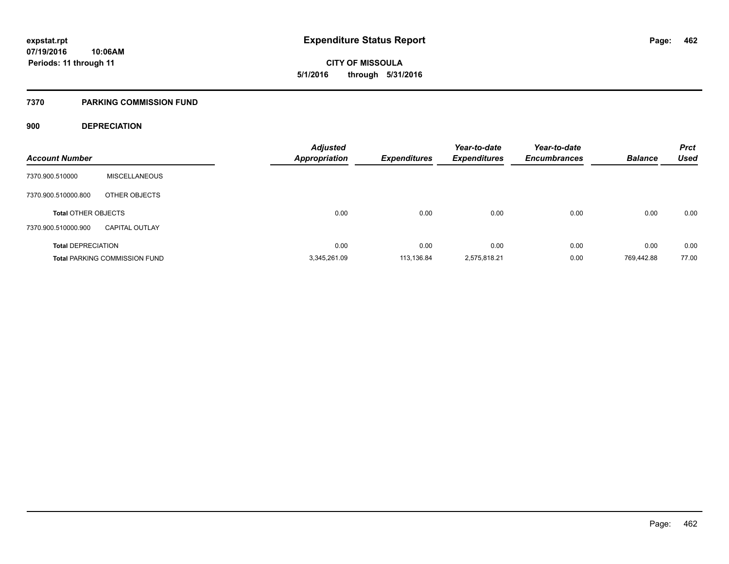# Expenditure Status Report

**CITY OF MISSOULA**

**5/1/2016 through 5/31/2016**

expstat.rpt
07/19/2016 10:06AM
Periods: 11 through 11

## 7370 PARKING COMMISSION FUND

### 900 DEPRECIATION

| Account Number | | Adjusted Appropriation | Expenditures | Year-to-date Expenditures | Year-to-date Encumbrances | Balance | Prct Used |
|---|---|---|---|---|---|---|---|
| 7370.900.510000 | MISCELLANEOUS | | | | | | |
| 7370.900.510000.800 | OTHER OBJECTS | | | | | | |
| **Total** OTHER OBJECTS | | 0.00 | 0.00 | 0.00 | 0.00 | 0.00 | 0.00 |
| 7370.900.510000.900 | CAPITAL OUTLAY | | | | | | |
| **Total** DEPRECIATION | | 0.00 | 0.00 | 0.00 | 0.00 | 0.00 | 0.00 |
| **Total** PARKING COMMISSION FUND | | 3,345,261.09 | 113,136.84 | 2,575,818.21 | 0.00 | 769,442.88 | 77.00 |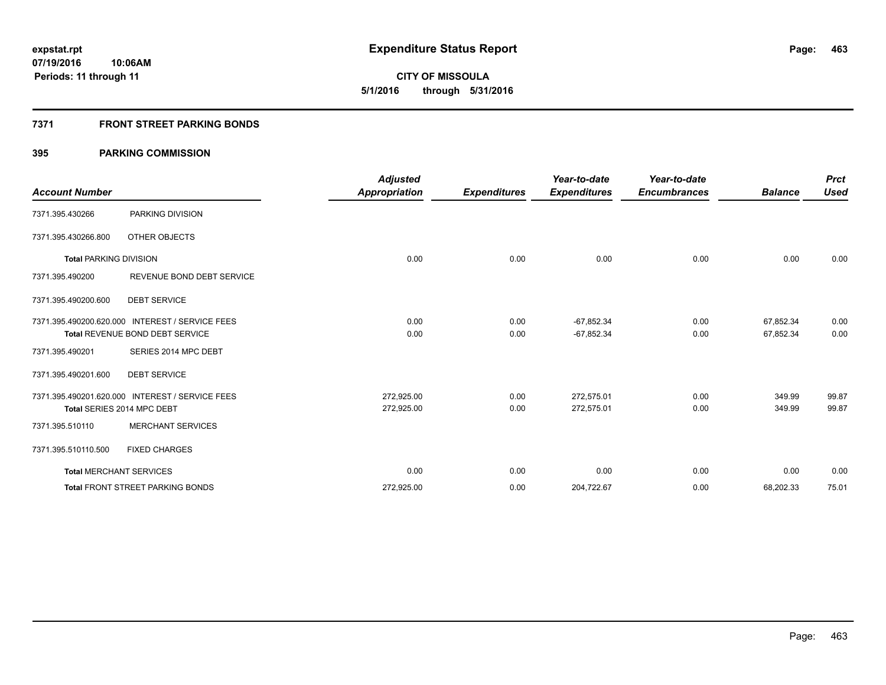**expstat.rpt**
**07/19/2016 10:06AM**
**Periods: 11 through 11**

# Expenditure Status Report

**CITY OF MISSOULA**
**5/1/2016 through 5/31/2016**

## 7371 FRONT STREET PARKING BONDS

### 395 PARKING COMMISSION

| Account Number | | Adjusted Appropriation | Expenditures | Year-to-date Expenditures | Year-to-date Encumbrances | Balance | Prct Used |
|---|---|---|---|---|---|---|---|
| 7371.395.430266 | PARKING DIVISION | | | | | | |
| 7371.395.430266.800 | OTHER OBJECTS | | | | | | |
| **Total** PARKING DIVISION | | 0.00 | 0.00 | 0.00 | 0.00 | 0.00 | 0.00 |
| 7371.395.490200 | REVENUE BOND DEBT SERVICE | | | | | | |
| 7371.395.490200.600 | DEBT SERVICE | | | | | | |
| 7371.395.490200.620.000 | INTEREST / SERVICE FEES | 0.00 | 0.00 | -67,852.34 | 0.00 | 67,852.34 | 0.00 |
| Total REVENUE BOND DEBT SERVICE | | 0.00 | 0.00 | -67,852.34 | 0.00 | 67,852.34 | 0.00 |
| 7371.395.490201 | SERIES 2014 MPC DEBT | | | | | | |
| 7371.395.490201.600 | DEBT SERVICE | | | | | | |
| 7371.395.490201.620.000 | INTEREST / SERVICE FEES | 272,925.00 | 0.00 | 272,575.01 | 0.00 | 349.99 | 99.87 |
| Total SERIES 2014 MPC DEBT | | 272,925.00 | 0.00 | 272,575.01 | 0.00 | 349.99 | 99.87 |
| 7371.395.510110 | MERCHANT SERVICES | | | | | | |
| 7371.395.510110.500 | FIXED CHARGES | | | | | | |
| **Total** MERCHANT SERVICES | | 0.00 | 0.00 | 0.00 | 0.00 | 0.00 | 0.00 |
| **Total** FRONT STREET PARKING BONDS | | 272,925.00 | 0.00 | 204,722.67 | 0.00 | 68,202.33 | 75.01 |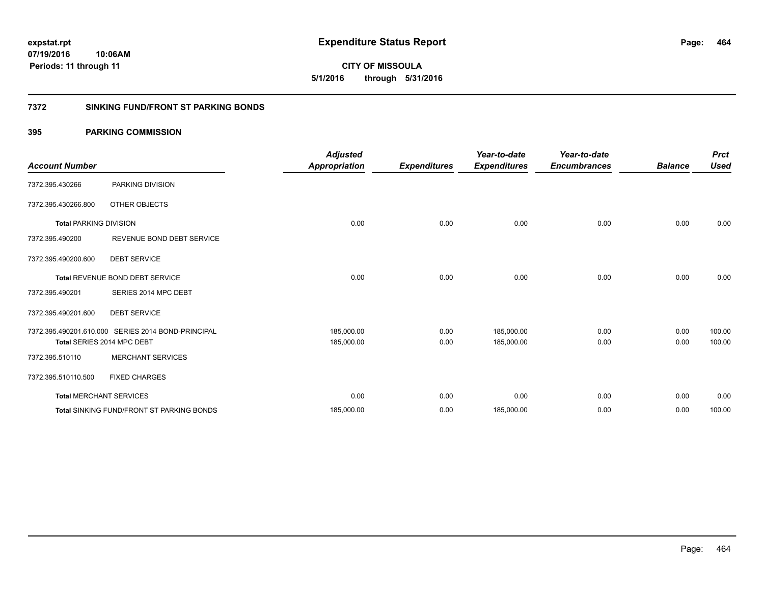**expstat.rpt**
**07/19/2016 10:06AM**
**Periods: 11 through 11**

# Expenditure Status Report

**CITY OF MISSOULA**
**5/1/2016 through 5/31/2016**

## 7372 SINKING FUND/FRONT ST PARKING BONDS

## 395 PARKING COMMISSION

| Account Number | | Adjusted Appropriation | Expenditures | Year-to-date Expenditures | Year-to-date Encumbrances | Balance | Prct Used |
|---|---|---|---|---|---|---|---|
| 7372.395.430266 | PARKING DIVISION | | | | | | |
| 7372.395.430266.800 | OTHER OBJECTS | | | | | | |
| **Total** PARKING DIVISION | | 0.00 | 0.00 | 0.00 | 0.00 | 0.00 | 0.00 |
| 7372.395.490200 | REVENUE BOND DEBT SERVICE | | | | | | |
| 7372.395.490200.600 | DEBT SERVICE | | | | | | |
| **Total** REVENUE BOND DEBT SERVICE | | 0.00 | 0.00 | 0.00 | 0.00 | 0.00 | 0.00 |
| 7372.395.490201 | SERIES 2014 MPC DEBT | | | | | | |
| 7372.395.490201.600 | DEBT SERVICE | | | | | | |
| 7372.395.490201.610.000 | SERIES 2014 BOND-PRINCIPAL | 185,000.00 | 0.00 | 185,000.00 | 0.00 | 0.00 | 100.00 |
| **Total** SERIES 2014 MPC DEBT | | 185,000.00 | 0.00 | 185,000.00 | 0.00 | 0.00 | 100.00 |
| 7372.395.510110 | MERCHANT SERVICES | | | | | | |
| 7372.395.510110.500 | FIXED CHARGES | | | | | | |
| **Total** MERCHANT SERVICES | | 0.00 | 0.00 | 0.00 | 0.00 | 0.00 | 0.00 |
| **Total** SINKING FUND/FRONT ST PARKING BONDS | | 185,000.00 | 0.00 | 185,000.00 | 0.00 | 0.00 | 100.00 |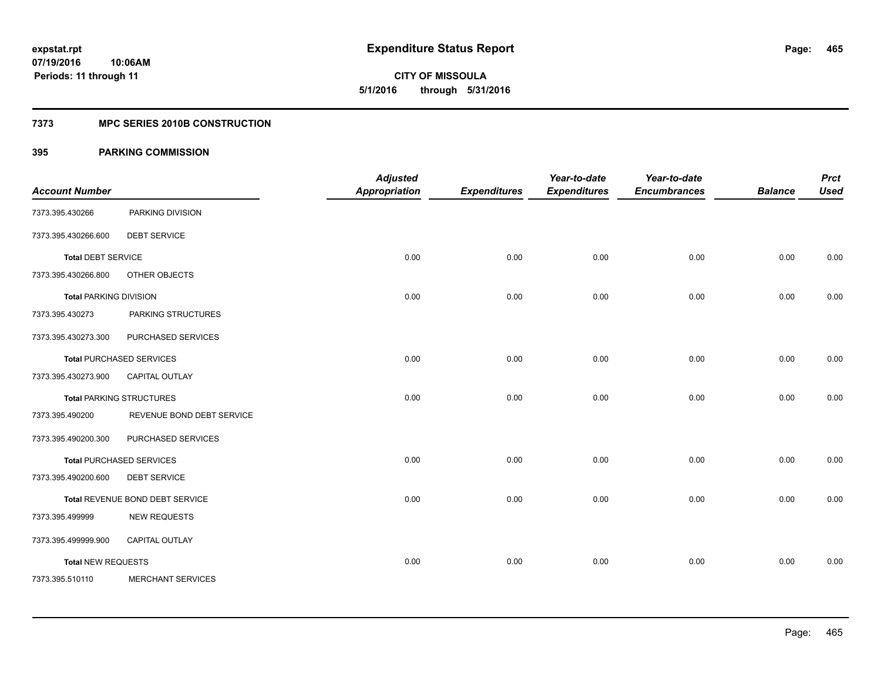# Expenditure Status Report

expstat.rpt
07/19/2016 10:06AM
Periods: 11 through 11

**CITY OF MISSOULA**
**5/1/2016 through 5/31/2016**

## 7373 MPC SERIES 2010B CONSTRUCTION

### 395 PARKING COMMISSION

| Account Number | | Adjusted Appropriation | Expenditures | Year-to-date Expenditures | Year-to-date Encumbrances | Balance | Prct Used |
|---|---|---|---|---|---|---|---|
| 7373.395.430266 | PARKING DIVISION | | | | | | |
| 7373.395.430266.600 | DEBT SERVICE | | | | | | |
| **Total** DEBT SERVICE | | 0.00 | 0.00 | 0.00 | 0.00 | 0.00 | 0.00 |
| 7373.395.430266.800 | OTHER OBJECTS | | | | | | |
| **Total** PARKING DIVISION | | 0.00 | 0.00 | 0.00 | 0.00 | 0.00 | 0.00 |
| 7373.395.430273 | PARKING STRUCTURES | | | | | | |
| 7373.395.430273.300 | PURCHASED SERVICES | | | | | | |
| **Total** PURCHASED SERVICES | | 0.00 | 0.00 | 0.00 | 0.00 | 0.00 | 0.00 |
| 7373.395.430273.900 | CAPITAL OUTLAY | | | | | | |
| **Total** PARKING STRUCTURES | | 0.00 | 0.00 | 0.00 | 0.00 | 0.00 | 0.00 |
| 7373.395.490200 | REVENUE BOND DEBT SERVICE | | | | | | |
| 7373.395.490200.300 | PURCHASED SERVICES | | | | | | |
| **Total** PURCHASED SERVICES | | 0.00 | 0.00 | 0.00 | 0.00 | 0.00 | 0.00 |
| 7373.395.490200.600 | DEBT SERVICE | | | | | | |
| **Total** REVENUE BOND DEBT SERVICE | | 0.00 | 0.00 | 0.00 | 0.00 | 0.00 | 0.00 |
| 7373.395.499999 | NEW REQUESTS | | | | | | |
| 7373.395.499999.900 | CAPITAL OUTLAY | | | | | | |
| **Total** NEW REQUESTS | | 0.00 | 0.00 | 0.00 | 0.00 | 0.00 | 0.00 |
| 7373.395.510110 | MERCHANT SERVICES | | | | | | |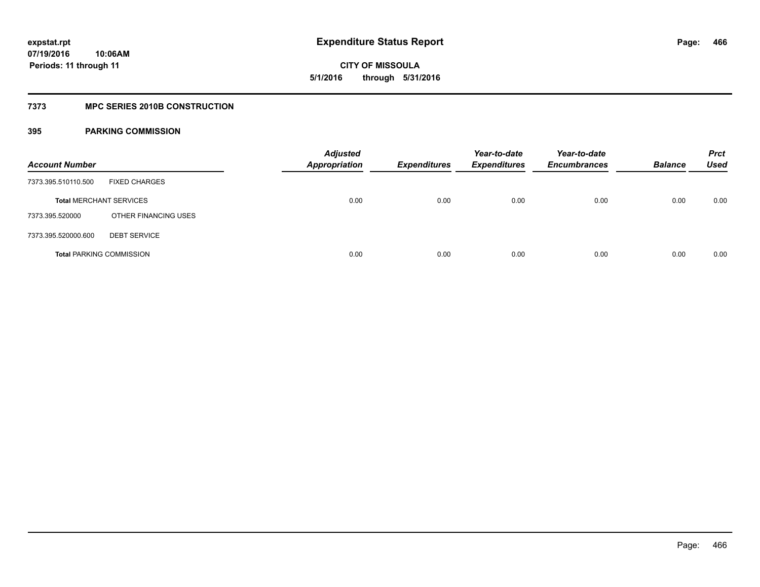# Expenditure Status Report

**CITY OF MISSOULA**

**5/1/2016 through 5/31/2016**

expstat.rpt
07/19/2016 10:06AM
Periods: 11 through 11

## 7373 MPC SERIES 2010B CONSTRUCTION

### 395 PARKING COMMISSION

| Account Number | | Adjusted Appropriation | Expenditures | Year-to-date Expenditures | Year-to-date Encumbrances | Balance | Prct Used |
|---|---|---|---|---|---|---|---|
| 7373.395.510110.500 | FIXED CHARGES | | | | | | |
| **Total** MERCHANT SERVICES | | 0.00 | 0.00 | 0.00 | 0.00 | 0.00 | 0.00 |
| 7373.395.520000 | OTHER FINANCING USES | | | | | | |
| 7373.395.520000.600 | DEBT SERVICE | | | | | | |
| **Total** PARKING COMMISSION | | 0.00 | 0.00 | 0.00 | 0.00 | 0.00 | 0.00 |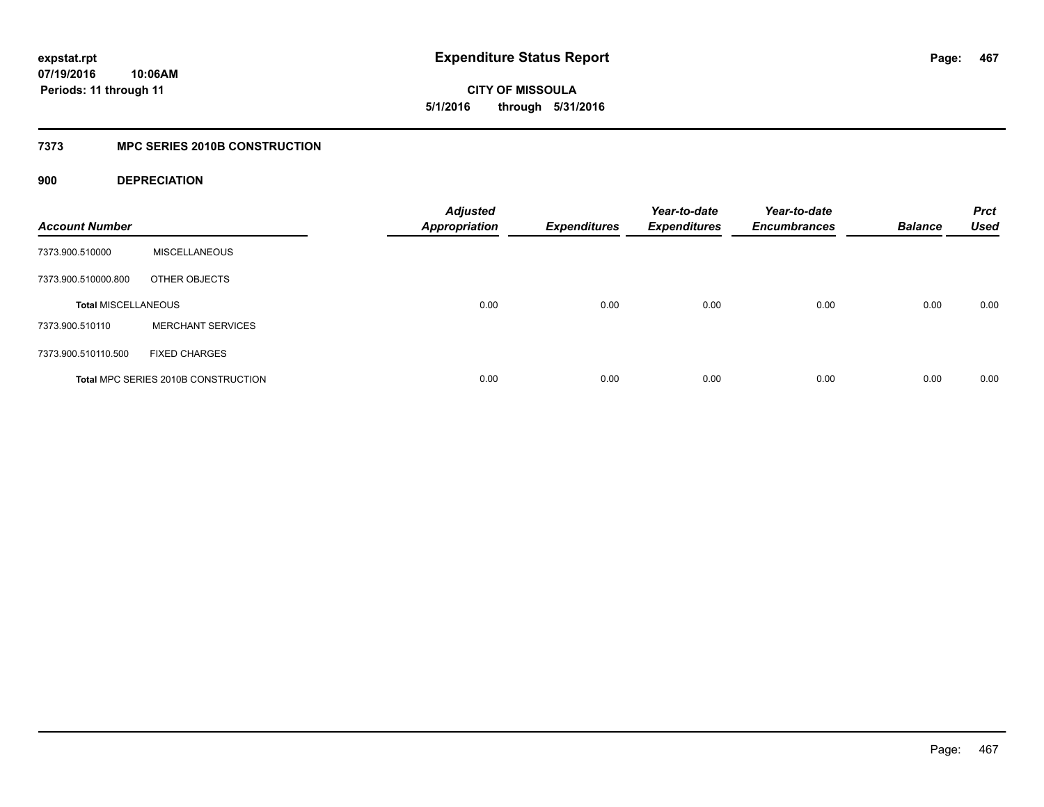# Expenditure Status Report

**CITY OF MISSOULA**

**5/1/2016 through 5/31/2016**

expstat.rpt
07/19/2016 10:06AM
Periods: 11 through 11

## 7373 MPC SERIES 2010B CONSTRUCTION

### 900 DEPRECIATION

| Account Number | | Adjusted Appropriation | Expenditures | Year-to-date Expenditures | Year-to-date Encumbrances | Balance | Prct Used |
|---|---|---|---|---|---|---|---|
| 7373.900.510000 | MISCELLANEOUS | | | | | | |
| 7373.900.510000.800 | OTHER OBJECTS | | | | | | |
| **Total MISCELLANEOUS** | | 0.00 | 0.00 | 0.00 | 0.00 | 0.00 | 0.00 |
| 7373.900.510110 | MERCHANT SERVICES | | | | | | |
| 7373.900.510110.500 | FIXED CHARGES | | | | | | |
| **Total MPC SERIES 2010B CONSTRUCTION** | | 0.00 | 0.00 | 0.00 | 0.00 | 0.00 | 0.00 |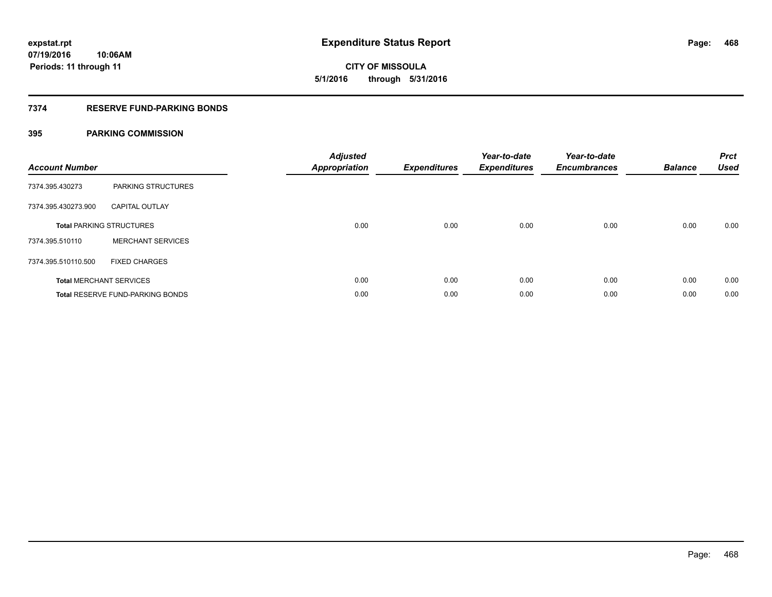**Expenditure Status Report**

expstat.rpt
07/19/2016 10:06AM
Periods: 11 through 11

**CITY OF MISSOULA**
**5/1/2016 through 5/31/2016**

## 7374 RESERVE FUND-PARKING BONDS

### 395 PARKING COMMISSION

| Account Number | | Adjusted Appropriation | Expenditures | Year-to-date Expenditures | Year-to-date Encumbrances | Balance | Prct Used |
|---|---|---|---|---|---|---|---|
| 7374.395.430273 | PARKING STRUCTURES | | | | | | |
| 7374.395.430273.900 | CAPITAL OUTLAY | | | | | | |
| **Total** PARKING STRUCTURES | | 0.00 | 0.00 | 0.00 | 0.00 | 0.00 | 0.00 |
| 7374.395.510110 | MERCHANT SERVICES | | | | | | |
| 7374.395.510110.500 | FIXED CHARGES | | | | | | |
| **Total** MERCHANT SERVICES | | 0.00 | 0.00 | 0.00 | 0.00 | 0.00 | 0.00 |
| **Total** RESERVE FUND-PARKING BONDS | | 0.00 | 0.00 | 0.00 | 0.00 | 0.00 | 0.00 |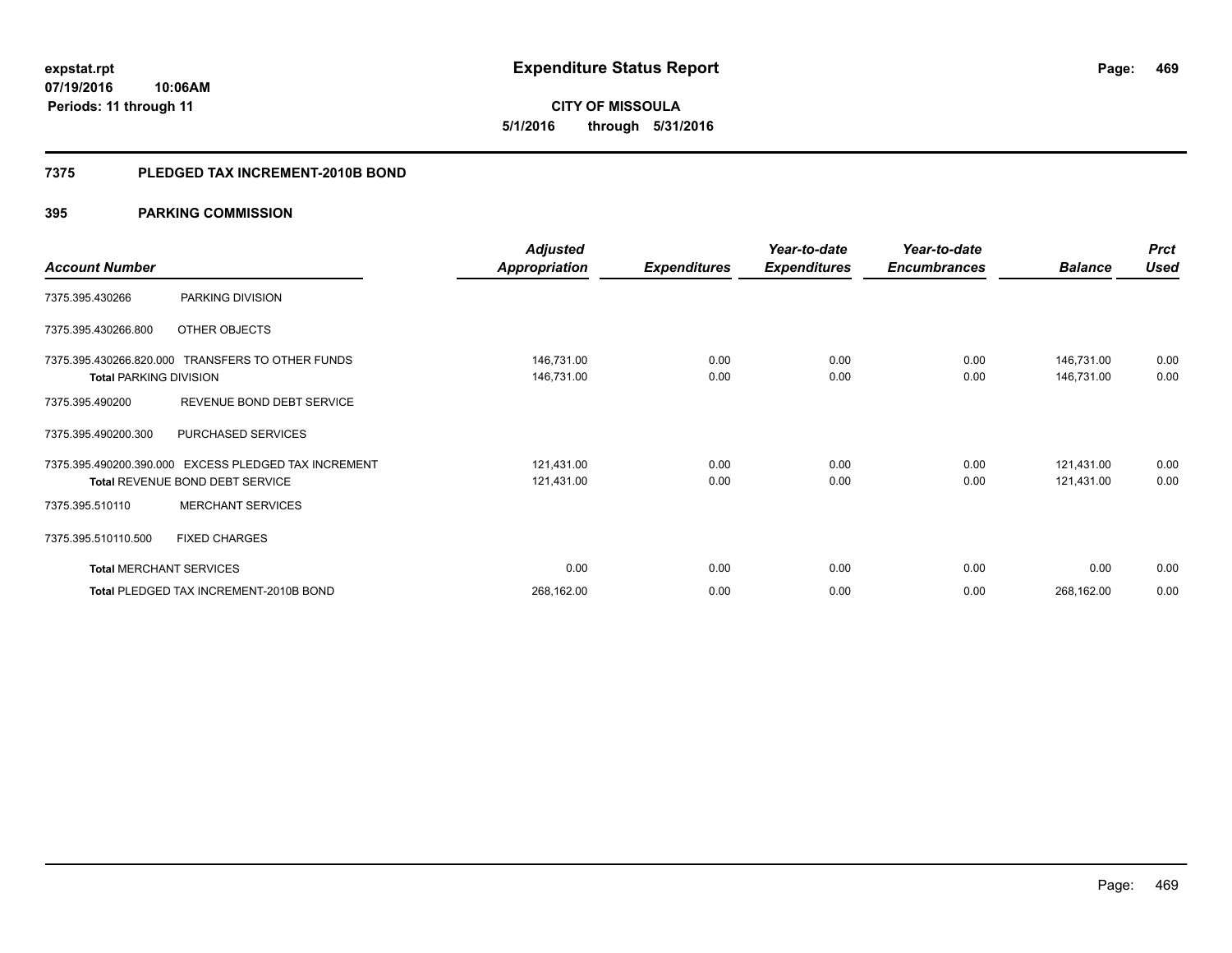**expstat.rpt**
**07/19/2016 10:06AM**
**Periods: 11 through 11**

# Expenditure Status Report

**CITY OF MISSOULA**
**5/1/2016 through 5/31/2016**

## 7375 PLEDGED TAX INCREMENT-2010B BOND

## 395 PARKING COMMISSION

| Account Number | | Adjusted Appropriation | Expenditures | Year-to-date Expenditures | Year-to-date Encumbrances | Balance | Prct Used |
|---|---|---|---|---|---|---|---|
| 7375.395.430266 | PARKING DIVISION | | | | | | |
| 7375.395.430266.800 | OTHER OBJECTS | | | | | | |
| 7375.395.430266.820.000 | TRANSFERS TO OTHER FUNDS | 146,731.00 | 0.00 | 0.00 | 0.00 | 146,731.00 | 0.00 |
| **Total** PARKING DIVISION | | 146,731.00 | 0.00 | 0.00 | 0.00 | 146,731.00 | 0.00 |
| 7375.395.490200 | REVENUE BOND DEBT SERVICE | | | | | | |
| 7375.395.490200.300 | PURCHASED SERVICES | | | | | | |
| 7375.395.490200.390.000 | EXCESS PLEDGED TAX INCREMENT | 121,431.00 | 0.00 | 0.00 | 0.00 | 121,431.00 | 0.00 |
| **Total** REVENUE BOND DEBT SERVICE | | 121,431.00 | 0.00 | 0.00 | 0.00 | 121,431.00 | 0.00 |
| 7375.395.510110 | MERCHANT SERVICES | | | | | | |
| 7375.395.510110.500 | FIXED CHARGES | | | | | | |
| **Total** MERCHANT SERVICES | | 0.00 | 0.00 | 0.00 | 0.00 | 0.00 | 0.00 |
| **Total** PLEDGED TAX INCREMENT-2010B BOND | | 268,162.00 | 0.00 | 0.00 | 0.00 | 268,162.00 | 0.00 |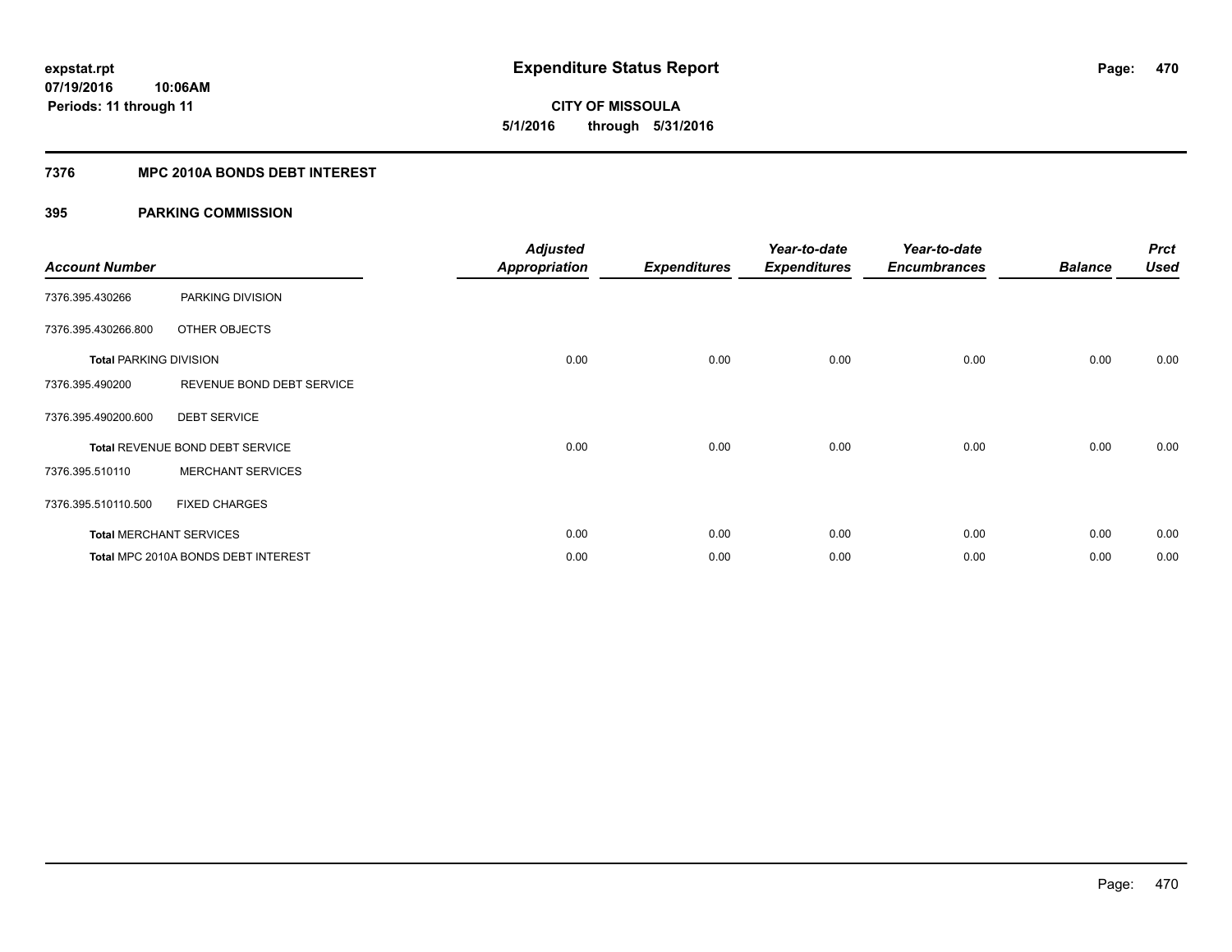**expstat.rpt**
**07/19/2016 10:06AM**
**Periods: 11 through 11**

# Expenditure Status Report

**CITY OF MISSOULA**
**5/1/2016 through 5/31/2016**

## 7376 MPC 2010A BONDS DEBT INTEREST

### 395 PARKING COMMISSION

| Account Number | | Adjusted Appropriation | Expenditures | Year-to-date Expenditures | Year-to-date Encumbrances | Balance | Prct Used |
|---|---|---|---|---|---|---|---|
| 7376.395.430266 | PARKING DIVISION | | | | | | |
| 7376.395.430266.800 | OTHER OBJECTS | | | | | | |
| **Total** PARKING DIVISION | | 0.00 | 0.00 | 0.00 | 0.00 | 0.00 | 0.00 |
| 7376.395.490200 | REVENUE BOND DEBT SERVICE | | | | | | |
| 7376.395.490200.600 | DEBT SERVICE | | | | | | |
| **Total** REVENUE BOND DEBT SERVICE | | 0.00 | 0.00 | 0.00 | 0.00 | 0.00 | 0.00 |
| 7376.395.510110 | MERCHANT SERVICES | | | | | | |
| 7376.395.510110.500 | FIXED CHARGES | | | | | | |
| **Total** MERCHANT SERVICES | | 0.00 | 0.00 | 0.00 | 0.00 | 0.00 | 0.00 |
| **Total** MPC 2010A BONDS DEBT INTEREST | | 0.00 | 0.00 | 0.00 | 0.00 | 0.00 | 0.00 |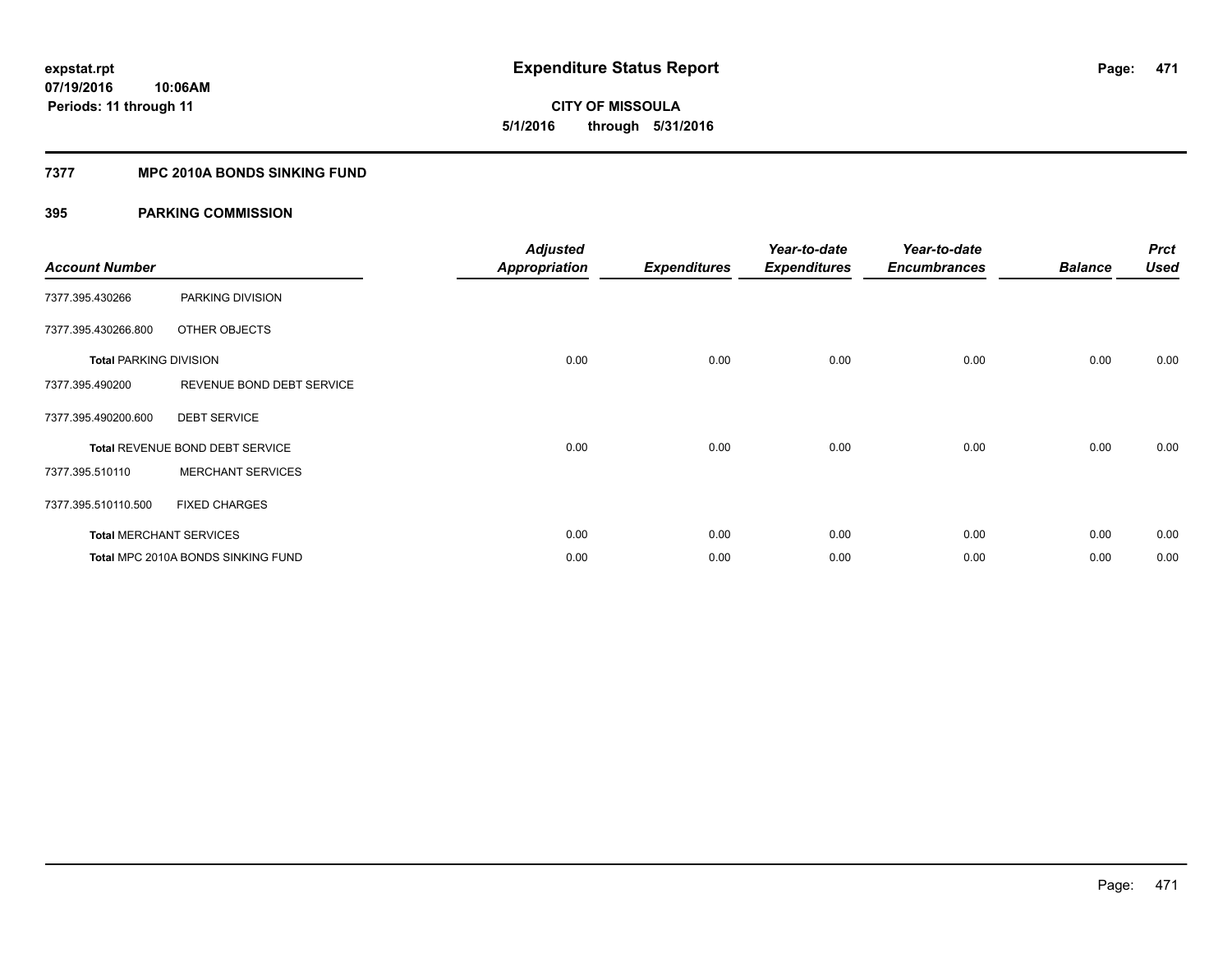expstat.rpt
07/19/2016 10:06AM
Periods: 11 through 11

# Expenditure Status Report

**CITY OF MISSOULA**
**5/1/2016 through 5/31/2016**

## 7377 MPC 2010A BONDS SINKING FUND

### 395 PARKING COMMISSION

| Account Number | | Adjusted Appropriation | Expenditures | Year-to-date Expenditures | Year-to-date Encumbrances | Balance | Prct Used |
|---|---|---|---|---|---|---|---|
| 7377.395.430266 | PARKING DIVISION | | | | | | |
| 7377.395.430266.800 | OTHER OBJECTS | | | | | | |
| Total PARKING DIVISION | | 0.00 | 0.00 | 0.00 | 0.00 | 0.00 | 0.00 |
| 7377.395.490200 | REVENUE BOND DEBT SERVICE | | | | | | |
| 7377.395.490200.600 | DEBT SERVICE | | | | | | |
| Total REVENUE BOND DEBT SERVICE | | 0.00 | 0.00 | 0.00 | 0.00 | 0.00 | 0.00 |
| 7377.395.510110 | MERCHANT SERVICES | | | | | | |
| 7377.395.510110.500 | FIXED CHARGES | | | | | | |
| Total MERCHANT SERVICES | | 0.00 | 0.00 | 0.00 | 0.00 | 0.00 | 0.00 |
| Total MPC 2010A BONDS SINKING FUND | | 0.00 | 0.00 | 0.00 | 0.00 | 0.00 | 0.00 |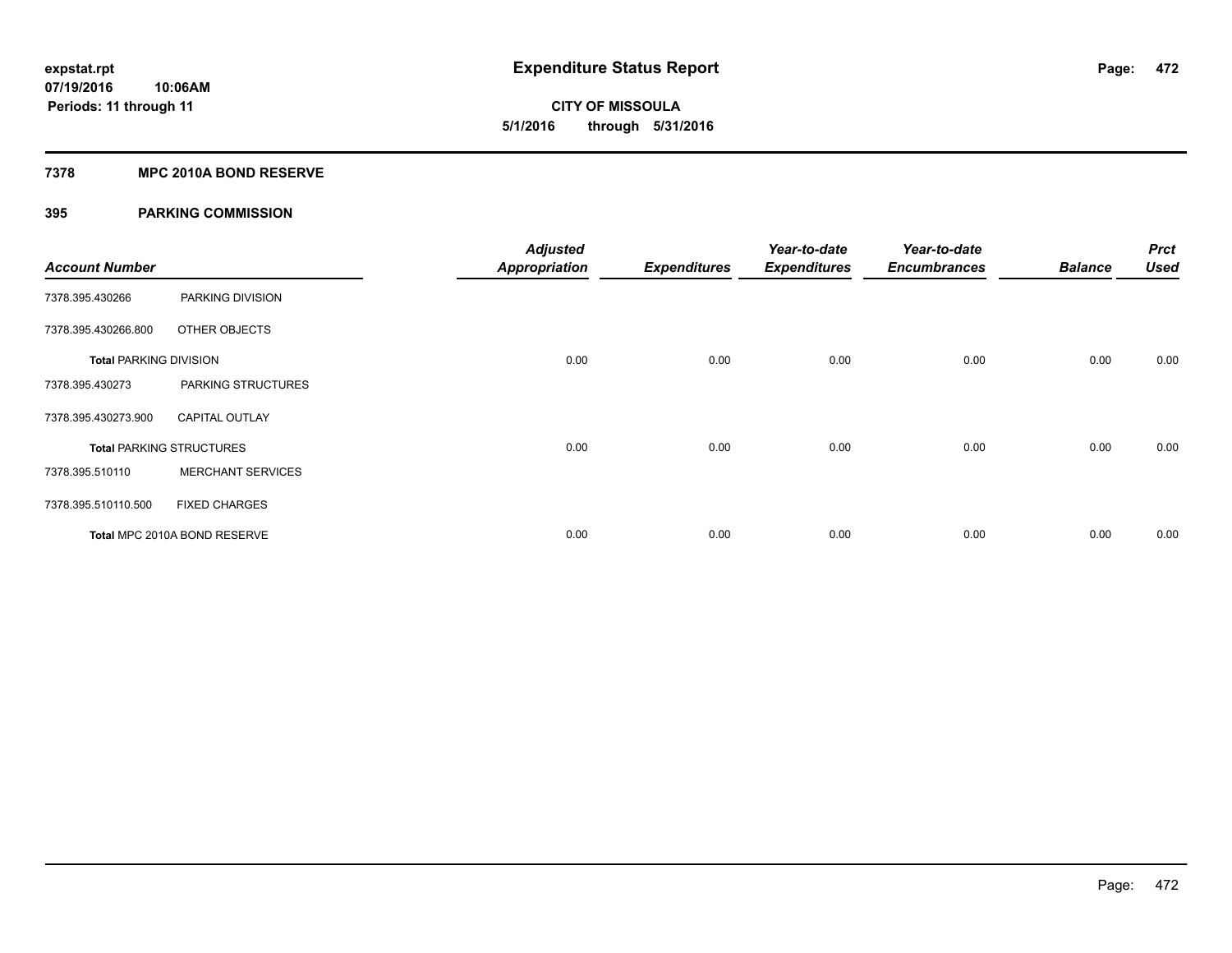**expstat.rpt**
**07/19/2016 10:06AM**
**Periods: 11 through 11**

# Expenditure Status Report

**CITY OF MISSOULA**
**5/1/2016 through 5/31/2016**

## 7378 MPC 2010A BOND RESERVE

### 395 PARKING COMMISSION

| Account Number | | Adjusted Appropriation | Expenditures | Year-to-date Expenditures | Year-to-date Encumbrances | Balance | Prct Used |
|---|---|---|---|---|---|---|---|
| 7378.395.430266 | PARKING DIVISION | | | | | | |
| 7378.395.430266.800 | OTHER OBJECTS | | | | | | |
| **Total** PARKING DIVISION | | 0.00 | 0.00 | 0.00 | 0.00 | 0.00 | 0.00 |
| 7378.395.430273 | PARKING STRUCTURES | | | | | | |
| 7378.395.430273.900 | CAPITAL OUTLAY | | | | | | |
| **Total** PARKING STRUCTURES | | 0.00 | 0.00 | 0.00 | 0.00 | 0.00 | 0.00 |
| 7378.395.510110 | MERCHANT SERVICES | | | | | | |
| 7378.395.510110.500 | FIXED CHARGES | | | | | | |
| **Total** MPC 2010A BOND RESERVE | | 0.00 | 0.00 | 0.00 | 0.00 | 0.00 | 0.00 |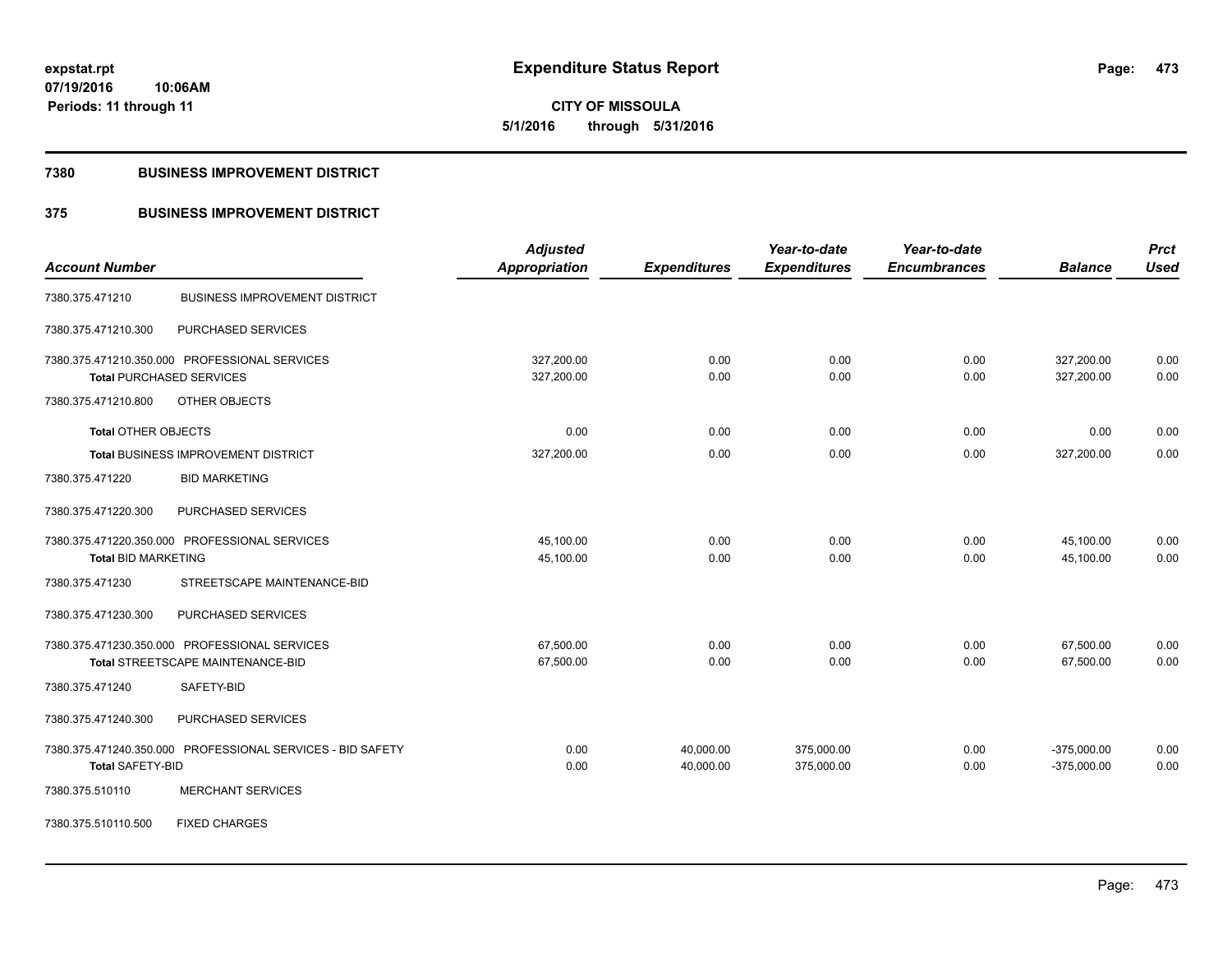# Expenditure Status Report

expstat.rpt
07/19/2016 10:06AM
Periods: 11 through 11

**CITY OF MISSOULA**
**5/1/2016 through 5/31/2016**

## 7380 BUSINESS IMPROVEMENT DISTRICT

## 375 BUSINESS IMPROVEMENT DISTRICT

| Account Number | | Adjusted Appropriation | Expenditures | Year-to-date Expenditures | Year-to-date Encumbrances | Balance | Prct Used |
|---|---|---|---|---|---|---|---|
| 7380.375.471210 | BUSINESS IMPROVEMENT DISTRICT | | | | | | |
| 7380.375.471210.300 | PURCHASED SERVICES | | | | | | |
| 7380.375.471210.350.000 | PROFESSIONAL SERVICES | 327,200.00 | 0.00 | 0.00 | 0.00 | 327,200.00 | 0.00 |
| **Total** PURCHASED SERVICES | | 327,200.00 | 0.00 | 0.00 | 0.00 | 327,200.00 | 0.00 |
| 7380.375.471210.800 | OTHER OBJECTS | | | | | | |
| **Total** OTHER OBJECTS | | 0.00 | 0.00 | 0.00 | 0.00 | 0.00 | 0.00 |
| **Total** BUSINESS IMPROVEMENT DISTRICT | | 327,200.00 | 0.00 | 0.00 | 0.00 | 327,200.00 | 0.00 |
| 7380.375.471220 | BID MARKETING | | | | | | |
| 7380.375.471220.300 | PURCHASED SERVICES | | | | | | |
| 7380.375.471220.350.000 | PROFESSIONAL SERVICES | 45,100.00 | 0.00 | 0.00 | 0.00 | 45,100.00 | 0.00 |
| **Total** BID MARKETING | | 45,100.00 | 0.00 | 0.00 | 0.00 | 45,100.00 | 0.00 |
| 7380.375.471230 | STREETSCAPE MAINTENANCE-BID | | | | | | |
| 7380.375.471230.300 | PURCHASED SERVICES | | | | | | |
| 7380.375.471230.350.000 | PROFESSIONAL SERVICES | 67,500.00 | 0.00 | 0.00 | 0.00 | 67,500.00 | 0.00 |
| **Total** STREETSCAPE MAINTENANCE-BID | | 67,500.00 | 0.00 | 0.00 | 0.00 | 67,500.00 | 0.00 |
| 7380.375.471240 | SAFETY-BID | | | | | | |
| 7380.375.471240.300 | PURCHASED SERVICES | | | | | | |
| 7380.375.471240.350.000 | PROFESSIONAL SERVICES - BID SAFETY | 0.00 | 40,000.00 | 375,000.00 | 0.00 | -375,000.00 | 0.00 |
| **Total** SAFETY-BID | | 0.00 | 40,000.00 | 375,000.00 | 0.00 | -375,000.00 | 0.00 |
| 7380.375.510110 | MERCHANT SERVICES | | | | | | |
| 7380.375.510110.500 | FIXED CHARGES | | | | | | |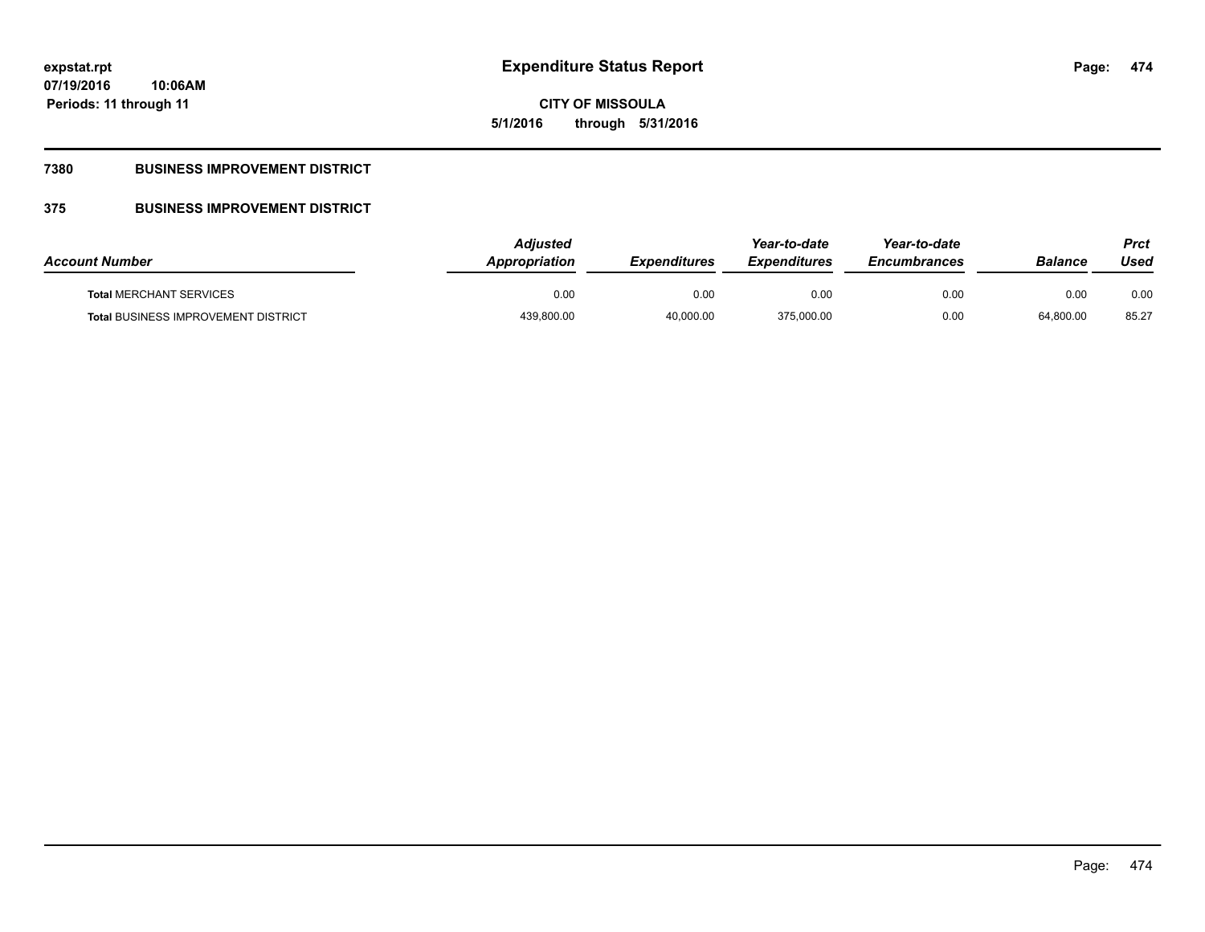## 7380 BUSINESS IMPROVEMENT DISTRICT

### 375 BUSINESS IMPROVEMENT DISTRICT

| Account Number | Adjusted Appropriation | Expenditures | Year-to-date Expenditures | Year-to-date Encumbrances | Balance | Prct Used |
|---|---|---|---|---|---|---|
| **Total** MERCHANT SERVICES | 0.00 | 0.00 | 0.00 | 0.00 | 0.00 | 0.00 |
| **Total** BUSINESS IMPROVEMENT DISTRICT | 439,800.00 | 40,000.00 | 375,000.00 | 0.00 | 64,800.00 | 85.27 |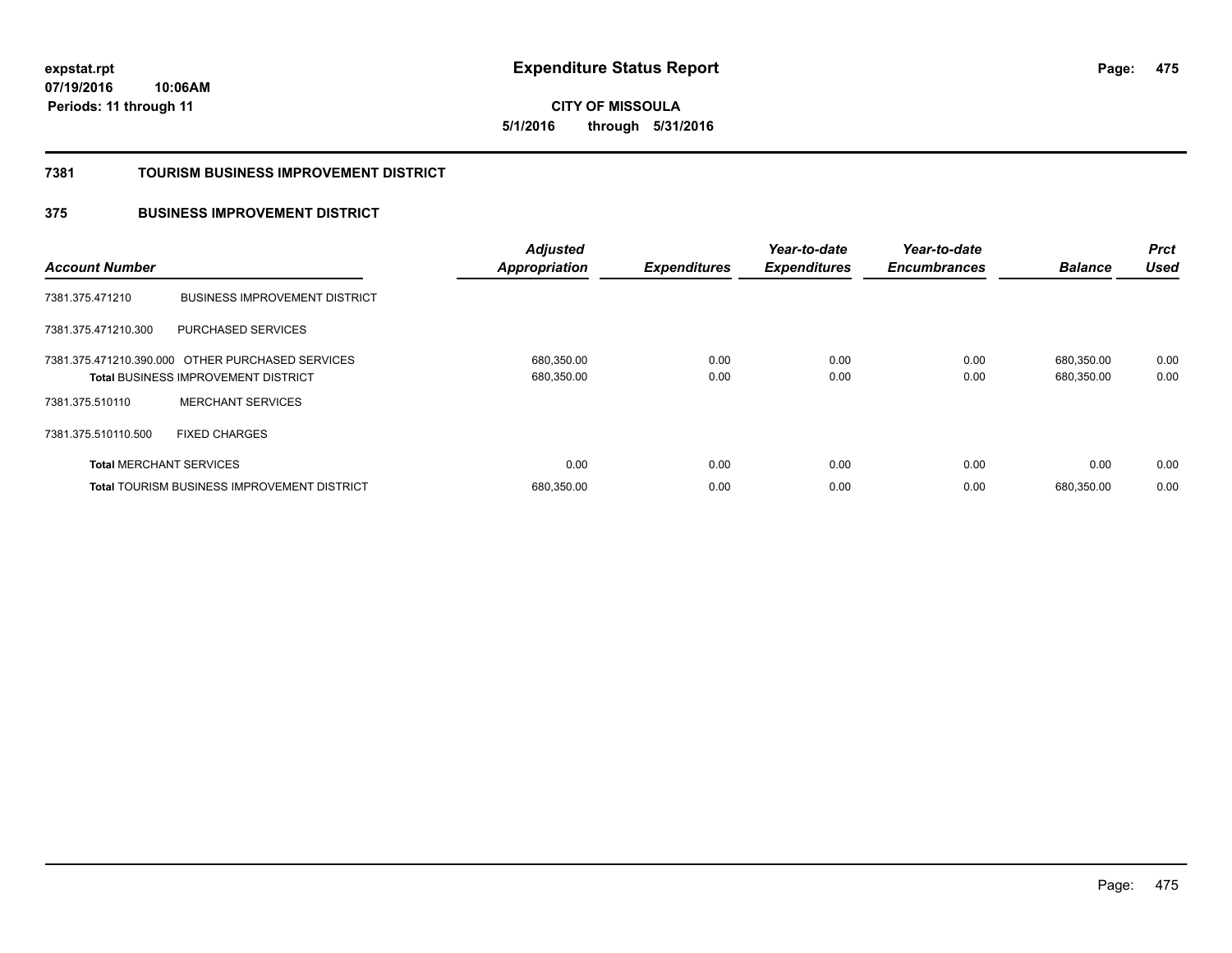**expstat.rpt**
**07/19/2016 10:06AM**
**Periods: 11 through 11**

# Expenditure Status Report

**CITY OF MISSOULA**
**5/1/2016 through 5/31/2016**

## 7381 TOURISM BUSINESS IMPROVEMENT DISTRICT

## 375 BUSINESS IMPROVEMENT DISTRICT

| Account Number | | Adjusted Appropriation | Expenditures | Year-to-date Expenditures | Year-to-date Encumbrances | Balance | Prct Used |
|---|---|---|---|---|---|---|---|
| 7381.375.471210 | BUSINESS IMPROVEMENT DISTRICT | | | | | | |
| 7381.375.471210.300 | PURCHASED SERVICES | | | | | | |
| 7381.375.471210.390.000 | OTHER PURCHASED SERVICES | 680,350.00 | 0.00 | 0.00 | 0.00 | 680,350.00 | 0.00 |
| **Total** BUSINESS IMPROVEMENT DISTRICT | | 680,350.00 | 0.00 | 0.00 | 0.00 | 680,350.00 | 0.00 |
| 7381.375.510110 | MERCHANT SERVICES | | | | | | |
| 7381.375.510110.500 | FIXED CHARGES | | | | | | |
| **Total** MERCHANT SERVICES | | 0.00 | 0.00 | 0.00 | 0.00 | 0.00 | 0.00 |
| **Total** TOURISM BUSINESS IMPROVEMENT DISTRICT | | 680,350.00 | 0.00 | 0.00 | 0.00 | 680,350.00 | 0.00 |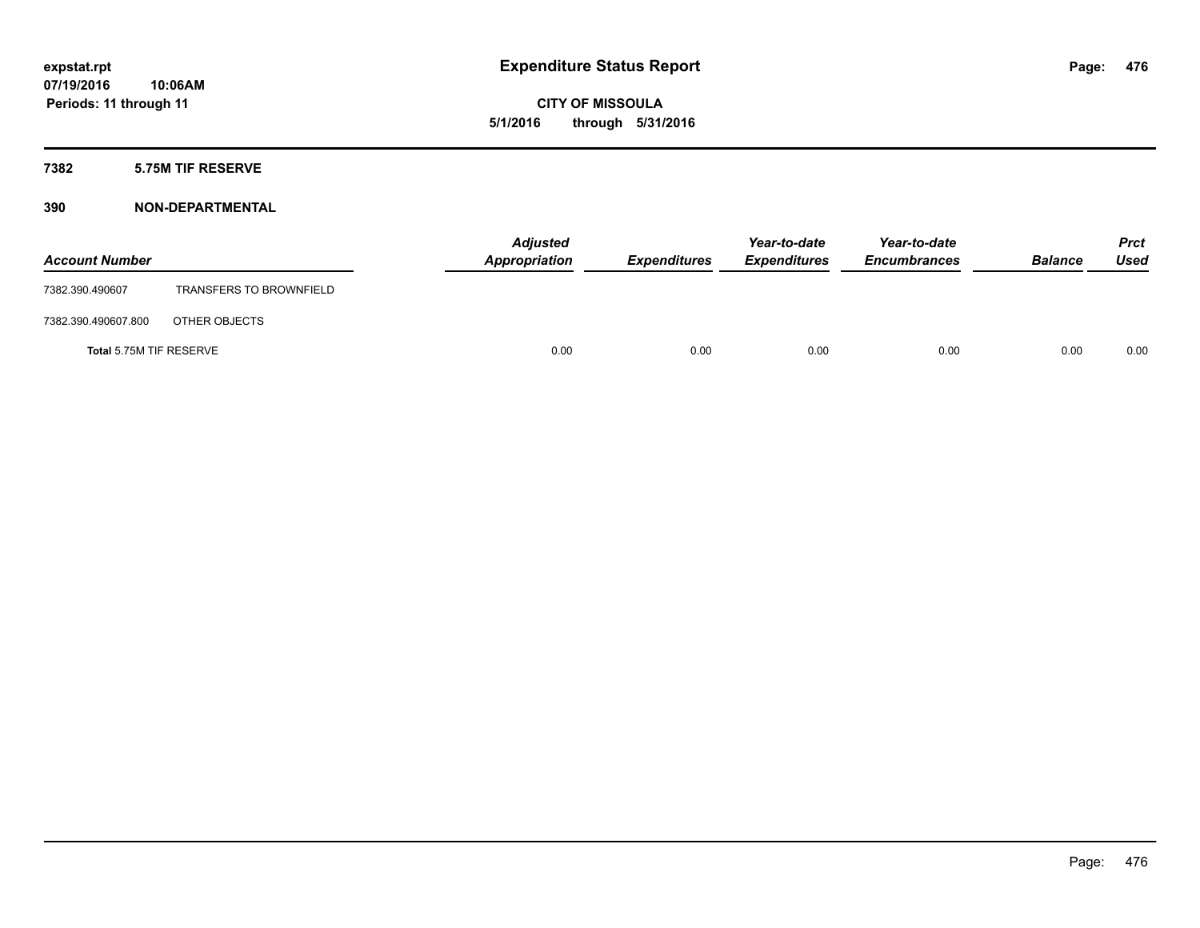**expstat.rpt**
**07/19/2016 10:06AM**
**Periods: 11 through 11**

# Expenditure Status Report

**CITY OF MISSOULA**
**5/1/2016 through 5/31/2016**

## 7382 5.75M TIF RESERVE

## 390 NON-DEPARTMENTAL

| Account Number | | Adjusted Appropriation | Expenditures | Year-to-date Expenditures | Year-to-date Encumbrances | Balance | Prct Used |
|---|---|---|---|---|---|---|---|
| 7382.390.490607 | TRANSFERS TO BROWNFIELD | | | | | | |
| 7382.390.490607.800 | OTHER OBJECTS | | | | | | |
| **Total** 5.75M TIF RESERVE | | 0.00 | 0.00 | 0.00 | 0.00 | 0.00 | 0.00 |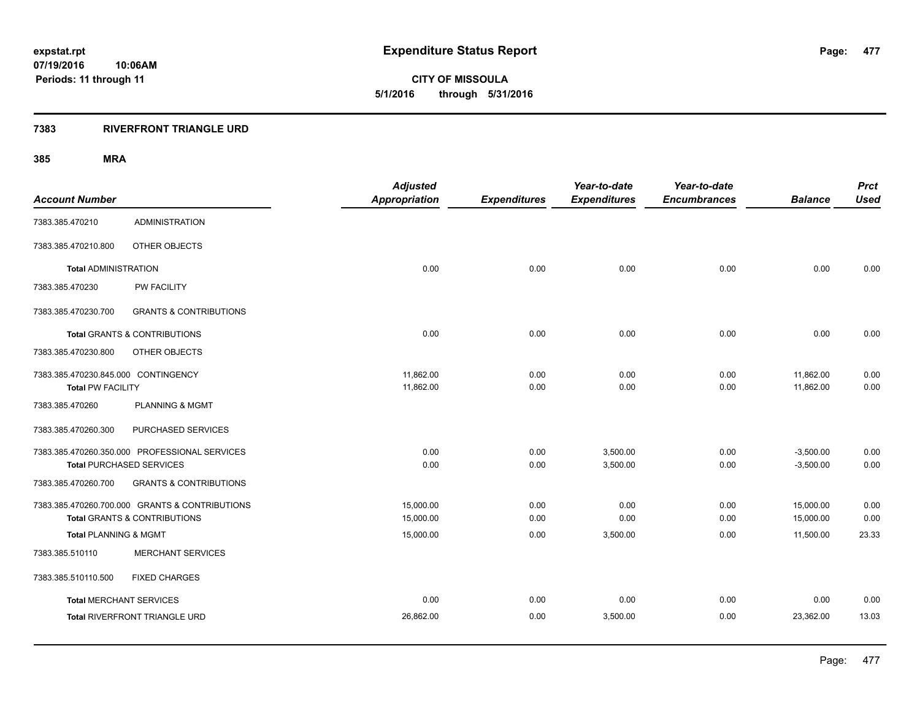**expstat.rpt**
**07/19/2016 10:06AM**
**Periods: 11 through 11**

# Expenditure Status Report

**CITY OF MISSOULA**
**5/1/2016 through 5/31/2016**

## 7383 RIVERFRONT TRIANGLE URD

### 385 MRA

| Account Number | | Adjusted Appropriation | Expenditures | Year-to-date Expenditures | Year-to-date Encumbrances | Balance | Prct Used |
|---|---|---|---|---|---|---|---|
| 7383.385.470210 | ADMINISTRATION | | | | | | |
| 7383.385.470210.800 | OTHER OBJECTS | | | | | | |
| **Total** ADMINISTRATION | | 0.00 | 0.00 | 0.00 | 0.00 | 0.00 | 0.00 |
| 7383.385.470230 | PW FACILITY | | | | | | |
| 7383.385.470230.700 | GRANTS & CONTRIBUTIONS | | | | | | |
| **Total** GRANTS & CONTRIBUTIONS | | 0.00 | 0.00 | 0.00 | 0.00 | 0.00 | 0.00 |
| 7383.385.470230.800 | OTHER OBJECTS | | | | | | |
| 7383.385.470230.845.000 CONTINGENCY | | 11,862.00 | 0.00 | 0.00 | 0.00 | 11,862.00 | 0.00 |
| **Total** PW FACILITY | | 11,862.00 | 0.00 | 0.00 | 0.00 | 11,862.00 | 0.00 |
| 7383.385.470260 | PLANNING & MGMT | | | | | | |
| 7383.385.470260.300 | PURCHASED SERVICES | | | | | | |
| 7383.385.470260.350.000 PROFESSIONAL SERVICES | | 0.00 | 0.00 | 3,500.00 | 0.00 | -3,500.00 | 0.00 |
| **Total** PURCHASED SERVICES | | 0.00 | 0.00 | 3,500.00 | 0.00 | -3,500.00 | 0.00 |
| 7383.385.470260.700 | GRANTS & CONTRIBUTIONS | | | | | | |
| 7383.385.470260.700.000 GRANTS & CONTRIBUTIONS | | 15,000.00 | 0.00 | 0.00 | 0.00 | 15,000.00 | 0.00 |
| **Total** GRANTS & CONTRIBUTIONS | | 15,000.00 | 0.00 | 0.00 | 0.00 | 15,000.00 | 0.00 |
| **Total** PLANNING & MGMT | | 15,000.00 | 0.00 | 3,500.00 | 0.00 | 11,500.00 | 23.33 |
| 7383.385.510110 | MERCHANT SERVICES | | | | | | |
| 7383.385.510110.500 | FIXED CHARGES | | | | | | |
| **Total** MERCHANT SERVICES | | 0.00 | 0.00 | 0.00 | 0.00 | 0.00 | 0.00 |
| **Total** RIVERFRONT TRIANGLE URD | | 26,862.00 | 0.00 | 3,500.00 | 0.00 | 23,362.00 | 13.03 |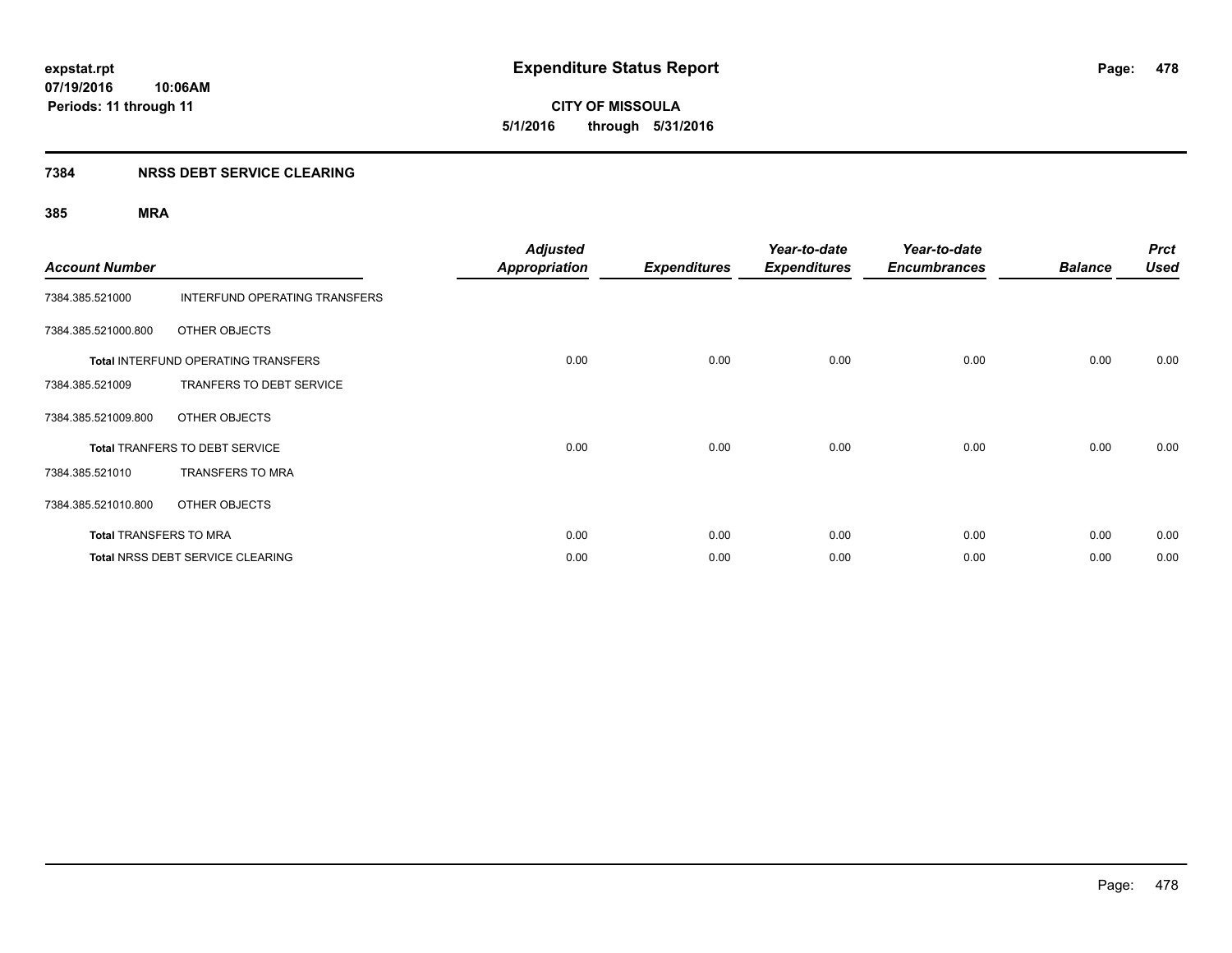**expstat.rpt**
**07/19/2016 10:06AM**
**Periods: 11 through 11**

# Expenditure Status Report

**CITY OF MISSOULA**
**5/1/2016 through 5/31/2016**

## 7384 NRSS DEBT SERVICE CLEARING

### 385 MRA

| Account Number | | Adjusted Appropriation | Expenditures | Year-to-date Expenditures | Year-to-date Encumbrances | Balance | Prct Used |
|---|---|---|---|---|---|---|---|
| 7384.385.521000 | INTERFUND OPERATING TRANSFERS | | | | | | |
| 7384.385.521000.800 | OTHER OBJECTS | | | | | | |
| **Total** INTERFUND OPERATING TRANSFERS | | 0.00 | 0.00 | 0.00 | 0.00 | 0.00 | 0.00 |
| 7384.385.521009 | TRANFERS TO DEBT SERVICE | | | | | | |
| 7384.385.521009.800 | OTHER OBJECTS | | | | | | |
| **Total** TRANFERS TO DEBT SERVICE | | 0.00 | 0.00 | 0.00 | 0.00 | 0.00 | 0.00 |
| 7384.385.521010 | TRANSFERS TO MRA | | | | | | |
| 7384.385.521010.800 | OTHER OBJECTS | | | | | | |
| **Total** TRANSFERS TO MRA | | 0.00 | 0.00 | 0.00 | 0.00 | 0.00 | 0.00 |
| **Total** NRSS DEBT SERVICE CLEARING | | 0.00 | 0.00 | 0.00 | 0.00 | 0.00 | 0.00 |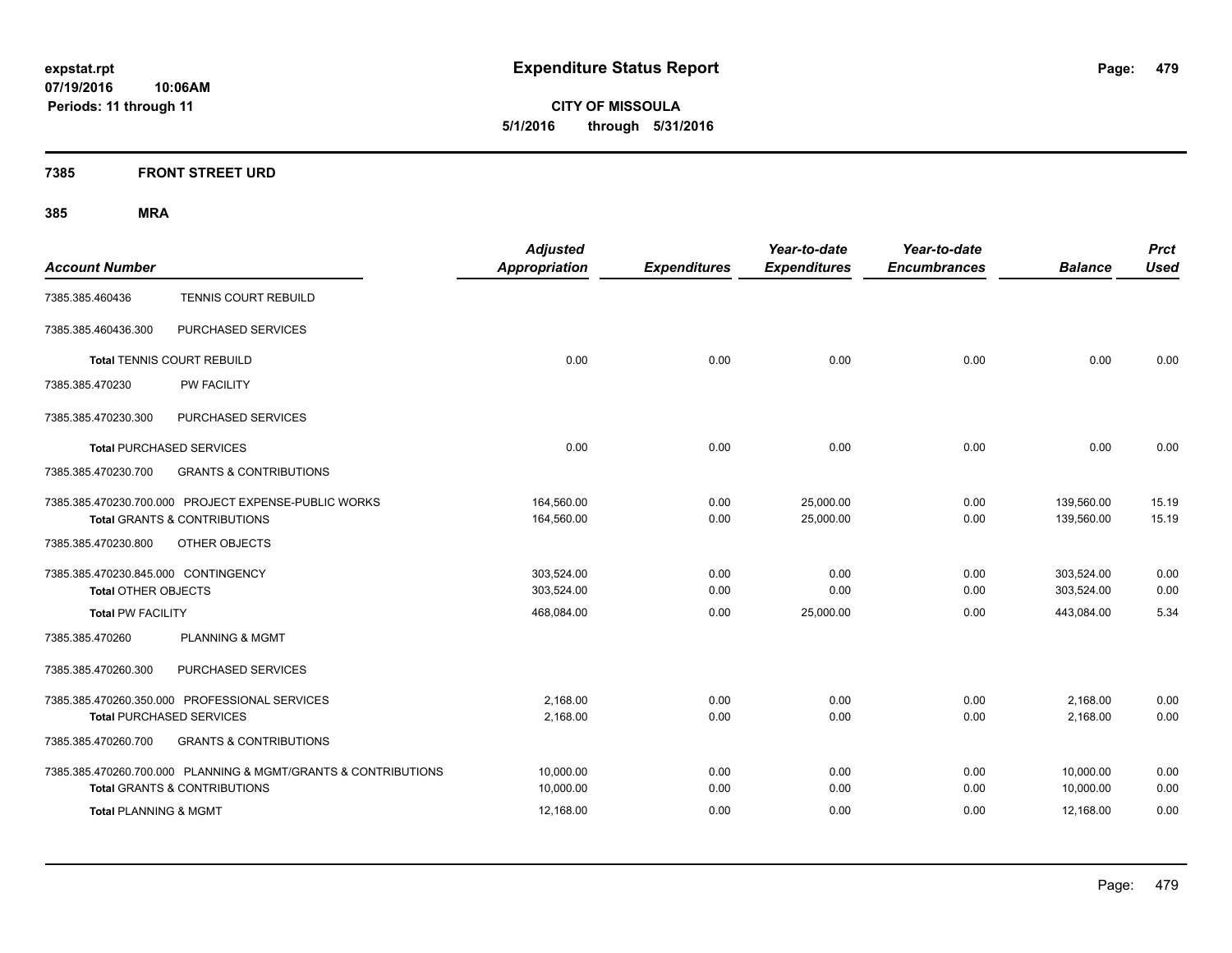**Expenditure Status Report**

**CITY OF MISSOULA**
**5/1/2016 through 5/31/2016**

expstat.rpt
07/19/2016 10:06AM
Periods: 11 through 11

## 7385 FRONT STREET URD

## 385 MRA

| Account Number | | Adjusted Appropriation | Expenditures | Year-to-date Expenditures | Year-to-date Encumbrances | Balance | Prct Used |
|---|---|---|---|---|---|---|---|
| 7385.385.460436 | TENNIS COURT REBUILD | | | | | | |
| 7385.385.460436.300 | PURCHASED SERVICES | | | | | | |
| **Total** TENNIS COURT REBUILD | | 0.00 | 0.00 | 0.00 | 0.00 | 0.00 | 0.00 |
| 7385.385.470230 | PW FACILITY | | | | | | |
| 7385.385.470230.300 | PURCHASED SERVICES | | | | | | |
| **Total** PURCHASED SERVICES | | 0.00 | 0.00 | 0.00 | 0.00 | 0.00 | 0.00 |
| 7385.385.470230.700 | GRANTS & CONTRIBUTIONS | | | | | | |
| 7385.385.470230.700.000 | PROJECT EXPENSE-PUBLIC WORKS | 164,560.00 | 0.00 | 25,000.00 | 0.00 | 139,560.00 | 15.19 |
| **Total** GRANTS & CONTRIBUTIONS | | 164,560.00 | 0.00 | 25,000.00 | 0.00 | 139,560.00 | 15.19 |
| 7385.385.470230.800 | OTHER OBJECTS | | | | | | |
| 7385.385.470230.845.000 | CONTINGENCY | 303,524.00 | 0.00 | 0.00 | 0.00 | 303,524.00 | 0.00 |
| **Total** OTHER OBJECTS | | 303,524.00 | 0.00 | 0.00 | 0.00 | 303,524.00 | 0.00 |
| **Total** PW FACILITY | | 468,084.00 | 0.00 | 25,000.00 | 0.00 | 443,084.00 | 5.34 |
| 7385.385.470260 | PLANNING & MGMT | | | | | | |
| 7385.385.470260.300 | PURCHASED SERVICES | | | | | | |
| 7385.385.470260.350.000 | PROFESSIONAL SERVICES | 2,168.00 | 0.00 | 0.00 | 0.00 | 2,168.00 | 0.00 |
| **Total** PURCHASED SERVICES | | 2,168.00 | 0.00 | 0.00 | 0.00 | 2,168.00 | 0.00 |
| 7385.385.470260.700 | GRANTS & CONTRIBUTIONS | | | | | | |
| 7385.385.470260.700.000 | PLANNING & MGMT/GRANTS & CONTRIBUTIONS | 10,000.00 | 0.00 | 0.00 | 0.00 | 10,000.00 | 0.00 |
| **Total** GRANTS & CONTRIBUTIONS | | 10,000.00 | 0.00 | 0.00 | 0.00 | 10,000.00 | 0.00 |
| **Total** PLANNING & MGMT | | 12,168.00 | 0.00 | 0.00 | 0.00 | 12,168.00 | 0.00 |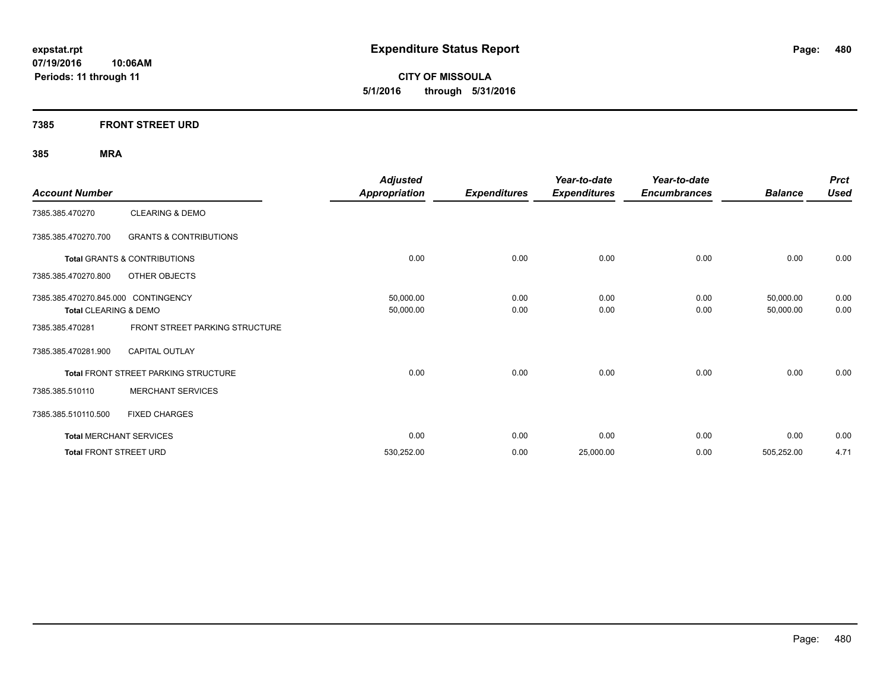# Expenditure Status Report

expstat.rpt
07/19/2016 10:06AM
Periods: 11 through 11

**CITY OF MISSOULA**
**5/1/2016 through 5/31/2016**

## 7385 FRONT STREET URD

### 385 MRA

| Account Number | | Adjusted Appropriation | Expenditures | Year-to-date Expenditures | Year-to-date Encumbrances | Balance | Prct Used |
|---|---|---|---|---|---|---|---|
| 7385.385.470270 | CLEARING & DEMO | | | | | | |
| 7385.385.470270.700 | GRANTS & CONTRIBUTIONS | | | | | | |
| **Total** GRANTS & CONTRIBUTIONS | | 0.00 | 0.00 | 0.00 | 0.00 | 0.00 | 0.00 |
| 7385.385.470270.800 | OTHER OBJECTS | | | | | | |
| 7385.385.470270.845.000 | CONTINGENCY | 50,000.00 | 0.00 | 0.00 | 0.00 | 50,000.00 | 0.00 |
| **Total** CLEARING & DEMO | | 50,000.00 | 0.00 | 0.00 | 0.00 | 50,000.00 | 0.00 |
| 7385.385.470281 | FRONT STREET PARKING STRUCTURE | | | | | | |
| 7385.385.470281.900 | CAPITAL OUTLAY | | | | | | |
| **Total** FRONT STREET PARKING STRUCTURE | | 0.00 | 0.00 | 0.00 | 0.00 | 0.00 | 0.00 |
| 7385.385.510110 | MERCHANT SERVICES | | | | | | |
| 7385.385.510110.500 | FIXED CHARGES | | | | | | |
| **Total** MERCHANT SERVICES | | 0.00 | 0.00 | 0.00 | 0.00 | 0.00 | 0.00 |
| **Total** FRONT STREET URD | | 530,252.00 | 0.00 | 25,000.00 | 0.00 | 505,252.00 | 4.71 |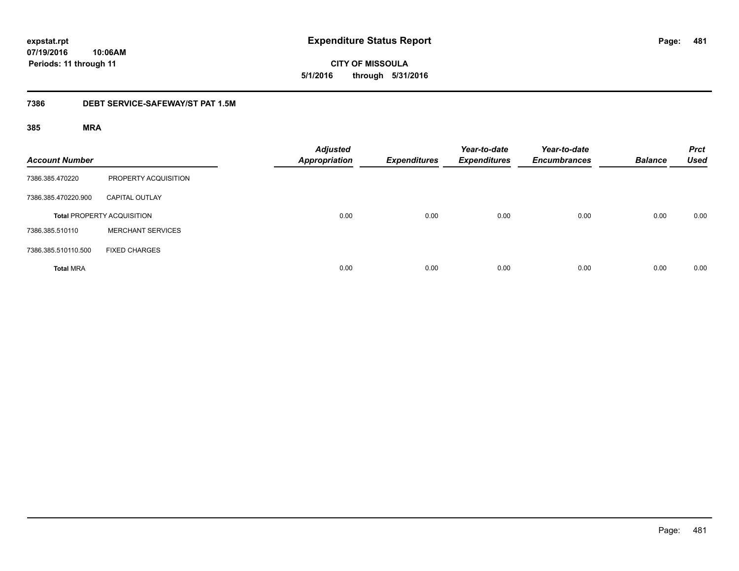# Expenditure Status Report

expstat.rpt
07/19/2016 10:06AM
Periods: 11 through 11

**CITY OF MISSOULA**
**5/1/2016 through 5/31/2016**

## 7386 DEBT SERVICE-SAFEWAY/ST PAT 1.5M

### 385 MRA

| Account Number | | Adjusted Appropriation | Expenditures | Year-to-date Expenditures | Year-to-date Encumbrances | Balance | Prct Used |
|---|---|---|---|---|---|---|---|
| 7386.385.470220 | PROPERTY ACQUISITION | | | | | | |
| 7386.385.470220.900 | CAPITAL OUTLAY | | | | | | |
| **Total** PROPERTY ACQUISITION | | 0.00 | 0.00 | 0.00 | 0.00 | 0.00 | 0.00 |
| 7386.385.510110 | MERCHANT SERVICES | | | | | | |
| 7386.385.510110.500 | FIXED CHARGES | | | | | | |
| **Total** MRA | | 0.00 | 0.00 | 0.00 | 0.00 | 0.00 | 0.00 |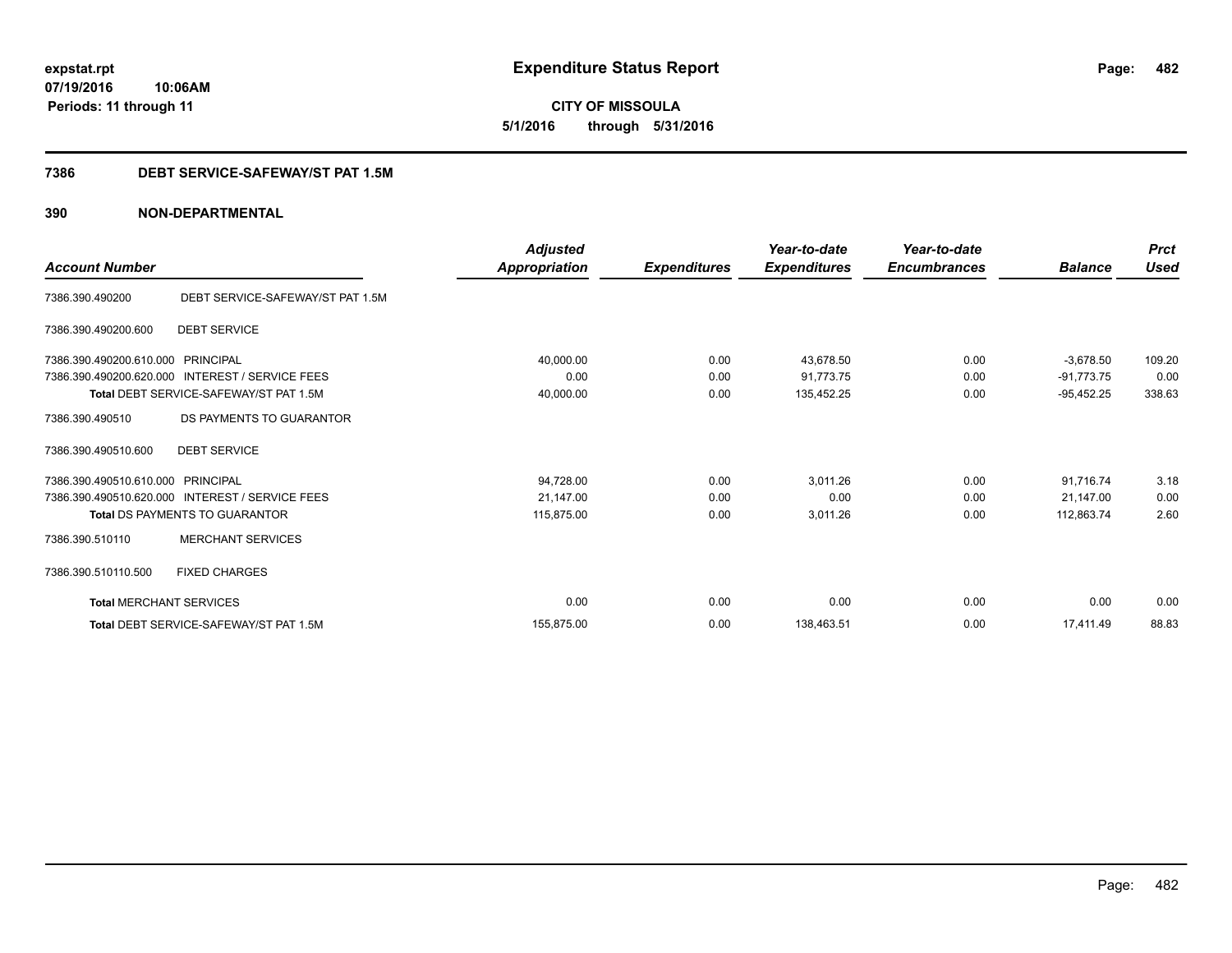**expstat.rpt**
**07/19/2016 10:06AM**
**Periods: 11 through 11**

# Expenditure Status Report

**CITY OF MISSOULA**
**5/1/2016 through 5/31/2016**

## 7386 DEBT SERVICE-SAFEWAY/ST PAT 1.5M

### 390 NON-DEPARTMENTAL

| Account Number | | Adjusted Appropriation | Expenditures | Year-to-date Expenditures | Year-to-date Encumbrances | Balance | Prct Used |
|---|---|---|---|---|---|---|---|
| 7386.390.490200 | DEBT SERVICE-SAFEWAY/ST PAT 1.5M | | | | | | |
| 7386.390.490200.600 | DEBT SERVICE | | | | | | |
| 7386.390.490200.610.000 | PRINCIPAL | 40,000.00 | 0.00 | 43,678.50 | 0.00 | -3,678.50 | 109.20 |
| 7386.390.490200.620.000 | INTEREST / SERVICE FEES | 0.00 | 0.00 | 91,773.75 | 0.00 | -91,773.75 | 0.00 |
| **Total** DEBT SERVICE-SAFEWAY/ST PAT 1.5M | | 40,000.00 | 0.00 | 135,452.25 | 0.00 | -95,452.25 | 338.63 |
| 7386.390.490510 | DS PAYMENTS TO GUARANTOR | | | | | | |
| 7386.390.490510.600 | DEBT SERVICE | | | | | | |
| 7386.390.490510.610.000 | PRINCIPAL | 94,728.00 | 0.00 | 3,011.26 | 0.00 | 91,716.74 | 3.18 |
| 7386.390.490510.620.000 | INTEREST / SERVICE FEES | 21,147.00 | 0.00 | 0.00 | 0.00 | 21,147.00 | 0.00 |
| **Total** DS PAYMENTS TO GUARANTOR | | 115,875.00 | 0.00 | 3,011.26 | 0.00 | 112,863.74 | 2.60 |
| 7386.390.510110 | MERCHANT SERVICES | | | | | | |
| 7386.390.510110.500 | FIXED CHARGES | | | | | | |
| **Total** MERCHANT SERVICES | | 0.00 | 0.00 | 0.00 | 0.00 | 0.00 | 0.00 |
| **Total** DEBT SERVICE-SAFEWAY/ST PAT 1.5M | | 155,875.00 | 0.00 | 138,463.51 | 0.00 | 17,411.49 | 88.83 |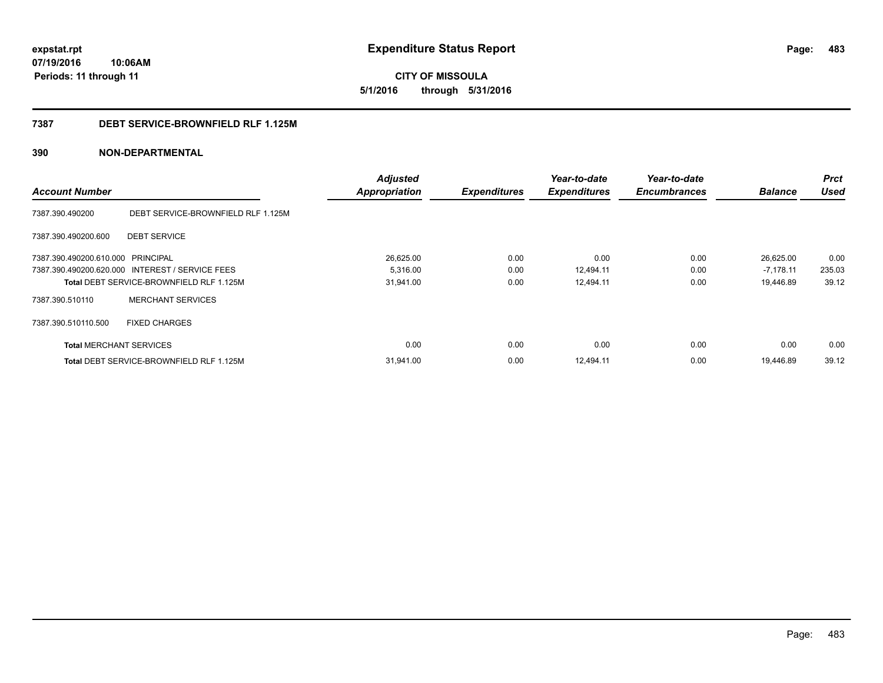**Expenditure Status Report**

**CITY OF MISSOULA**

**5/1/2016 through 5/31/2016**

expstat.rpt
07/19/2016 10:06AM
Periods: 11 through 11

## 7387 DEBT SERVICE-BROWNFIELD RLF 1.125M

## 390 NON-DEPARTMENTAL

| Account Number | | Adjusted Appropriation | Expenditures | Year-to-date Expenditures | Year-to-date Encumbrances | Balance | Prct Used |
|---|---|---|---|---|---|---|---|
| 7387.390.490200 | DEBT SERVICE-BROWNFIELD RLF 1.125M | | | | | | |
| 7387.390.490200.600 | DEBT SERVICE | | | | | | |
| 7387.390.490200.610.000 | PRINCIPAL | 26,625.00 | 0.00 | 0.00 | 0.00 | 26,625.00 | 0.00 |
| 7387.390.490200.620.000 | INTEREST / SERVICE FEES | 5,316.00 | 0.00 | 12,494.11 | 0.00 | -7,178.11 | 235.03 |
| **Total** DEBT SERVICE-BROWNFIELD RLF 1.125M | | 31,941.00 | 0.00 | 12,494.11 | 0.00 | 19,446.89 | 39.12 |
| 7387.390.510110 | MERCHANT SERVICES | | | | | | |
| 7387.390.510110.500 | FIXED CHARGES | | | | | | |
| **Total** MERCHANT SERVICES | | 0.00 | 0.00 | 0.00 | 0.00 | 0.00 | 0.00 |
| **Total** DEBT SERVICE-BROWNFIELD RLF 1.125M | | 31,941.00 | 0.00 | 12,494.11 | 0.00 | 19,446.89 | 39.12 |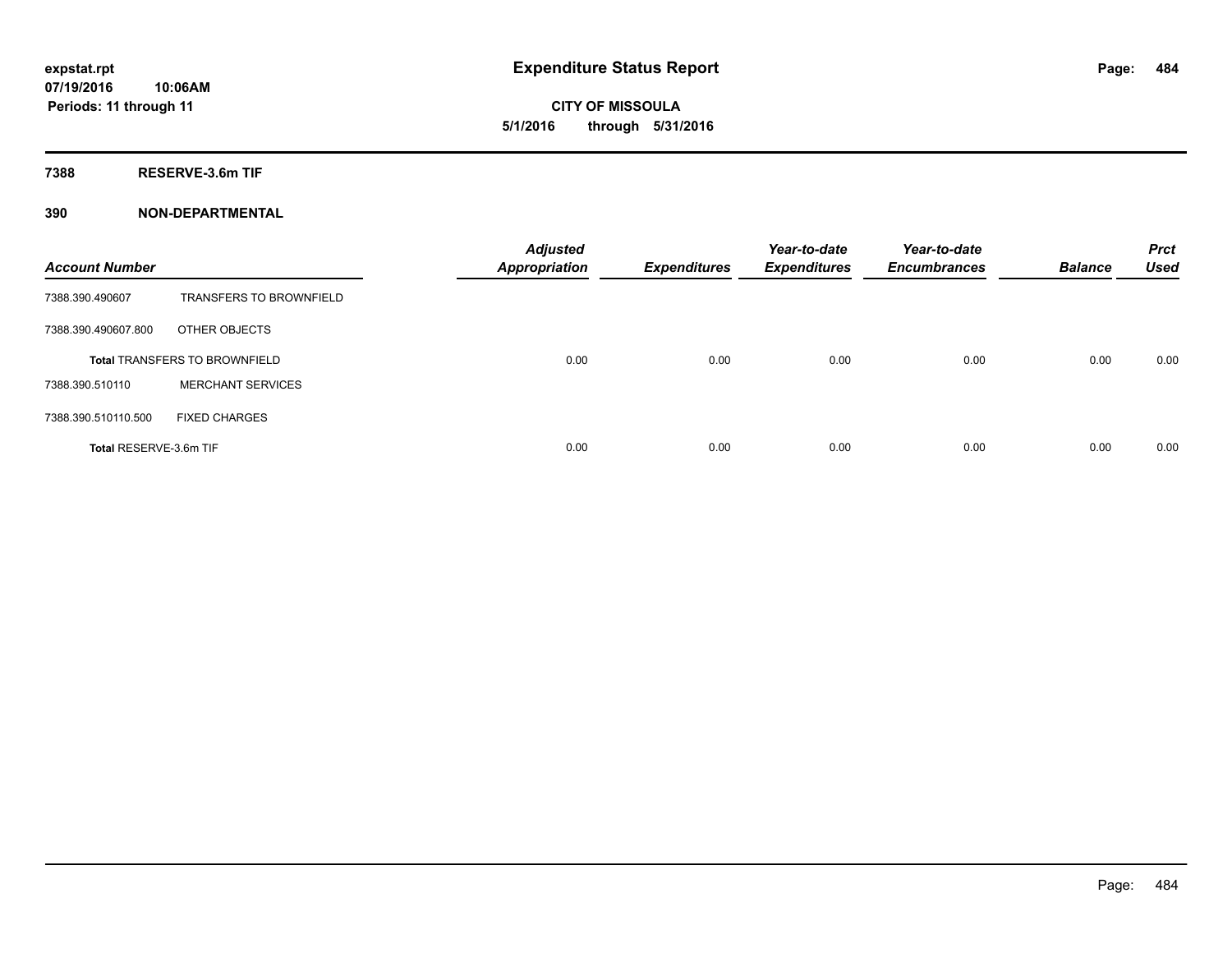**Expenditure Status Report**

expstat.rpt
07/19/2016 10:06AM
Periods: 11 through 11

**CITY OF MISSOULA**
**5/1/2016 through 5/31/2016**

## 7388 RESERVE-3.6m TIF

## 390 NON-DEPARTMENTAL

| Account Number | | Adjusted Appropriation | Expenditures | Year-to-date Expenditures | Year-to-date Encumbrances | Balance | Prct Used |
|---|---|---|---|---|---|---|---|
| 7388.390.490607 | TRANSFERS TO BROWNFIELD | | | | | | |
| 7388.390.490607.800 | OTHER OBJECTS | | | | | | |
| Total TRANSFERS TO BROWNFIELD | | 0.00 | 0.00 | 0.00 | 0.00 | 0.00 | 0.00 |
| 7388.390.510110 | MERCHANT SERVICES | | | | | | |
| 7388.390.510110.500 | FIXED CHARGES | | | | | | |
| Total RESERVE-3.6m TIF | | 0.00 | 0.00 | 0.00 | 0.00 | 0.00 | 0.00 |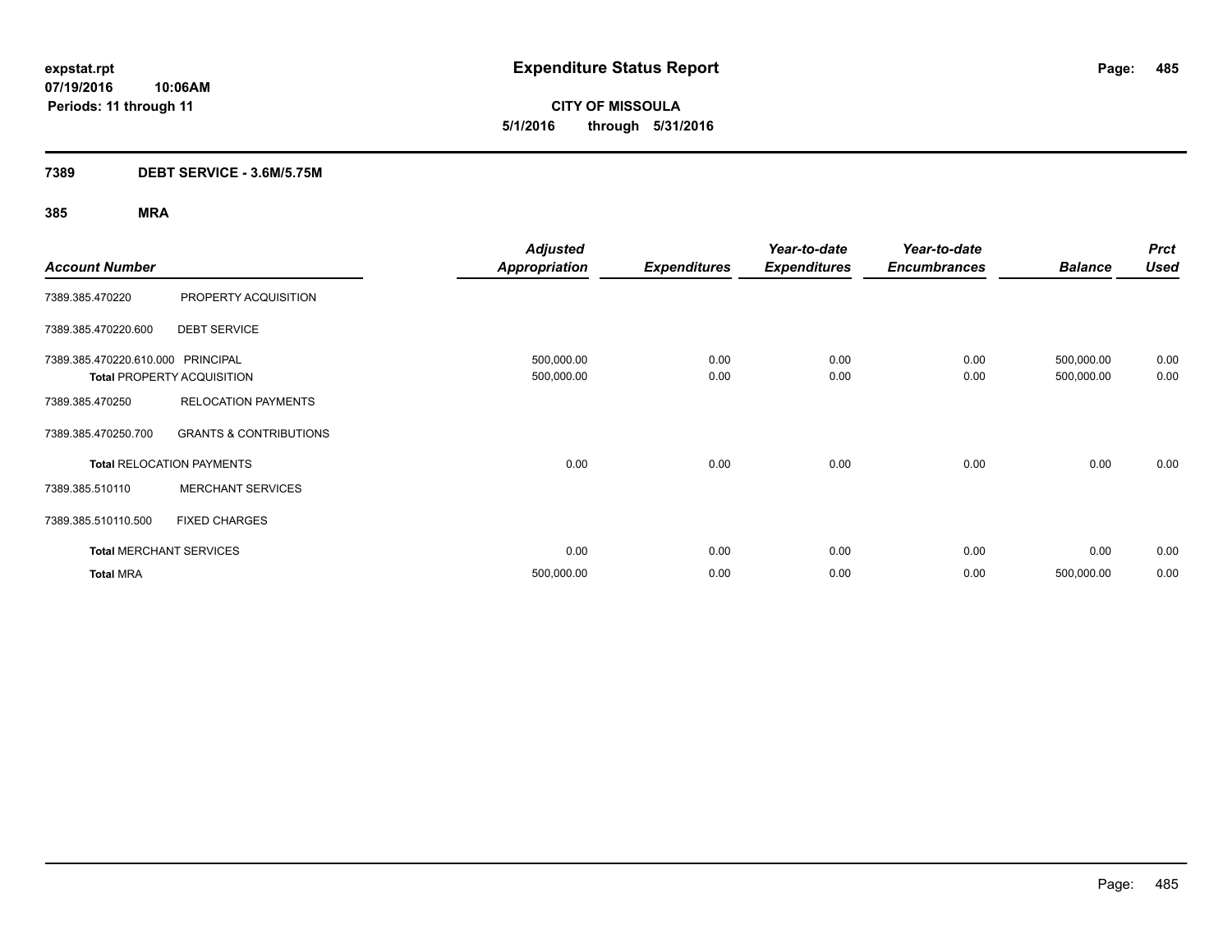# Expenditure Status Report

**expstat.rpt**
**07/19/2016 10:06AM**
**Periods: 11 through 11**

**CITY OF MISSOULA**
**5/1/2016 through 5/31/2016**

## 7389 DEBT SERVICE - 3.6M/5.75M

### 385 MRA

| Account Number | | Adjusted Appropriation | Expenditures | Year-to-date Expenditures | Year-to-date Encumbrances | Balance | Prct Used |
|---|---|---|---|---|---|---|---|
| 7389.385.470220 | PROPERTY ACQUISITION | | | | | | |
| 7389.385.470220.600 | DEBT SERVICE | | | | | | |
| 7389.385.470220.610.000 | PRINCIPAL | 500,000.00 | 0.00 | 0.00 | 0.00 | 500,000.00 | 0.00 |
| **Total** PROPERTY ACQUISITION | | 500,000.00 | 0.00 | 0.00 | 0.00 | 500,000.00 | 0.00 |
| 7389.385.470250 | RELOCATION PAYMENTS | | | | | | |
| 7389.385.470250.700 | GRANTS & CONTRIBUTIONS | | | | | | |
| **Total** RELOCATION PAYMENTS | | 0.00 | 0.00 | 0.00 | 0.00 | 0.00 | 0.00 |
| 7389.385.510110 | MERCHANT SERVICES | | | | | | |
| 7389.385.510110.500 | FIXED CHARGES | | | | | | |
| **Total** MERCHANT SERVICES | | 0.00 | 0.00 | 0.00 | 0.00 | 0.00 | 0.00 |
| **Total** MRA | | 500,000.00 | 0.00 | 0.00 | 0.00 | 500,000.00 | 0.00 |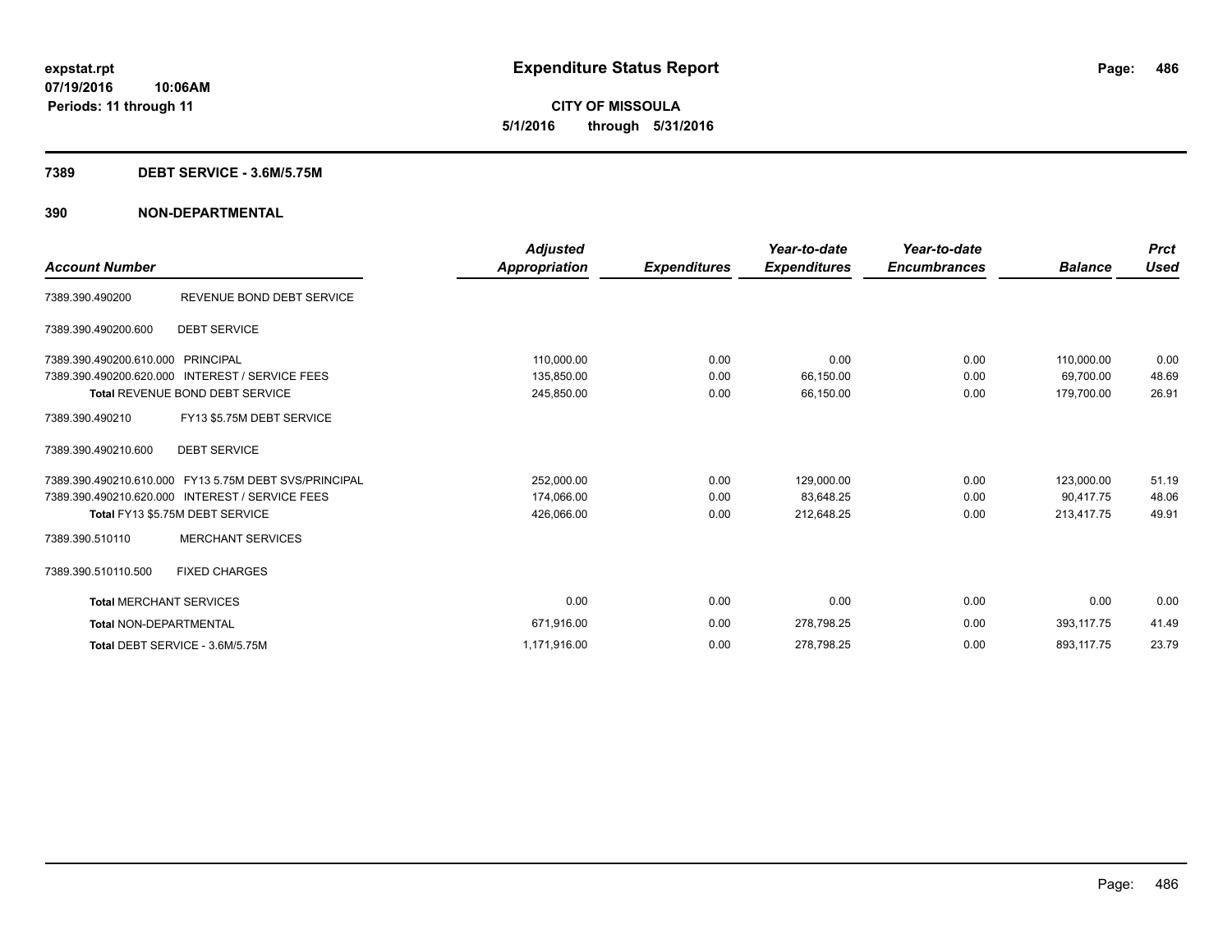# Expenditure Status Report

expstat.rpt
07/19/2016 10:06AM
Periods: 11 through 11

**CITY OF MISSOULA**
**5/1/2016 through 5/31/2016**

## 7389 DEBT SERVICE - 3.6M/5.75M

### 390 NON-DEPARTMENTAL

| Account Number | | Adjusted Appropriation | Expenditures | Year-to-date Expenditures | Year-to-date Encumbrances | Balance | Prct Used |
|---|---|---|---|---|---|---|---|
| 7389.390.490200 | REVENUE BOND DEBT SERVICE | | | | | | |
| 7389.390.490200.600 | DEBT SERVICE | | | | | | |
| 7389.390.490200.610.000 | PRINCIPAL | 110,000.00 | 0.00 | 0.00 | 0.00 | 110,000.00 | 0.00 |
| 7389.390.490200.620.000 | INTEREST / SERVICE FEES | 135,850.00 | 0.00 | 66,150.00 | 0.00 | 69,700.00 | 48.69 |
| **Total** REVENUE BOND DEBT SERVICE | | 245,850.00 | 0.00 | 66,150.00 | 0.00 | 179,700.00 | 26.91 |
| 7389.390.490210 | FY13 $5.75M DEBT SERVICE | | | | | | |
| 7389.390.490210.600 | DEBT SERVICE | | | | | | |
| 7389.390.490210.610.000 | FY13 5.75M DEBT SVS/PRINCIPAL | 252,000.00 | 0.00 | 129,000.00 | 0.00 | 123,000.00 | 51.19 |
| 7389.390.490210.620.000 | INTEREST / SERVICE FEES | 174,066.00 | 0.00 | 83,648.25 | 0.00 | 90,417.75 | 48.06 |
| **Total** FY13 $5.75M DEBT SERVICE | | 426,066.00 | 0.00 | 212,648.25 | 0.00 | 213,417.75 | 49.91 |
| 7389.390.510110 | MERCHANT SERVICES | | | | | | |
| 7389.390.510110.500 | FIXED CHARGES | | | | | | |
| **Total** MERCHANT SERVICES | | 0.00 | 0.00 | 0.00 | 0.00 | 0.00 | 0.00 |
| **Total** NON-DEPARTMENTAL | | 671,916.00 | 0.00 | 278,798.25 | 0.00 | 393,117.75 | 41.49 |
| **Total** DEBT SERVICE - 3.6M/5.75M | | 1,171,916.00 | 0.00 | 278,798.25 | 0.00 | 893,117.75 | 23.79 |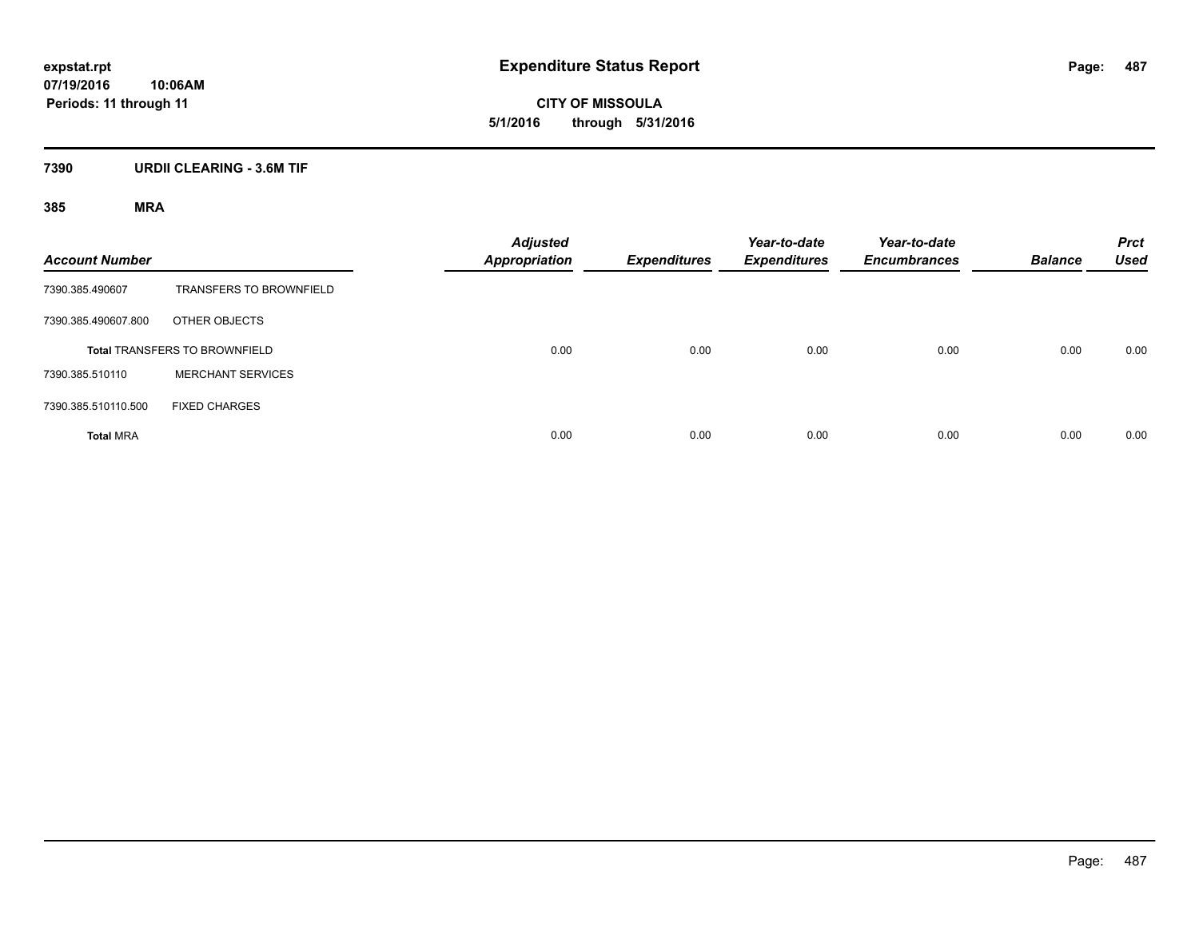**expstat.rpt**
**07/19/2016 10:06AM**
**Periods: 11 through 11**

# Expenditure Status Report

**CITY OF MISSOULA**
**5/1/2016 through 5/31/2016**

## 7390 URDII CLEARING - 3.6M TIF

### 385 MRA

| Account Number | | Adjusted Appropriation | Expenditures | Year-to-date Expenditures | Year-to-date Encumbrances | Balance | Prct Used |
|---|---|---|---|---|---|---|---|
| 7390.385.490607 | TRANSFERS TO BROWNFIELD | | | | | | |
| 7390.385.490607.800 | OTHER OBJECTS | | | | | | |
| **Total** TRANSFERS TO BROWNFIELD | | 0.00 | 0.00 | 0.00 | 0.00 | 0.00 | 0.00 |
| 7390.385.510110 | MERCHANT SERVICES | | | | | | |
| 7390.385.510110.500 | FIXED CHARGES | | | | | | |
| **Total** MRA | | 0.00 | 0.00 | 0.00 | 0.00 | 0.00 | 0.00 |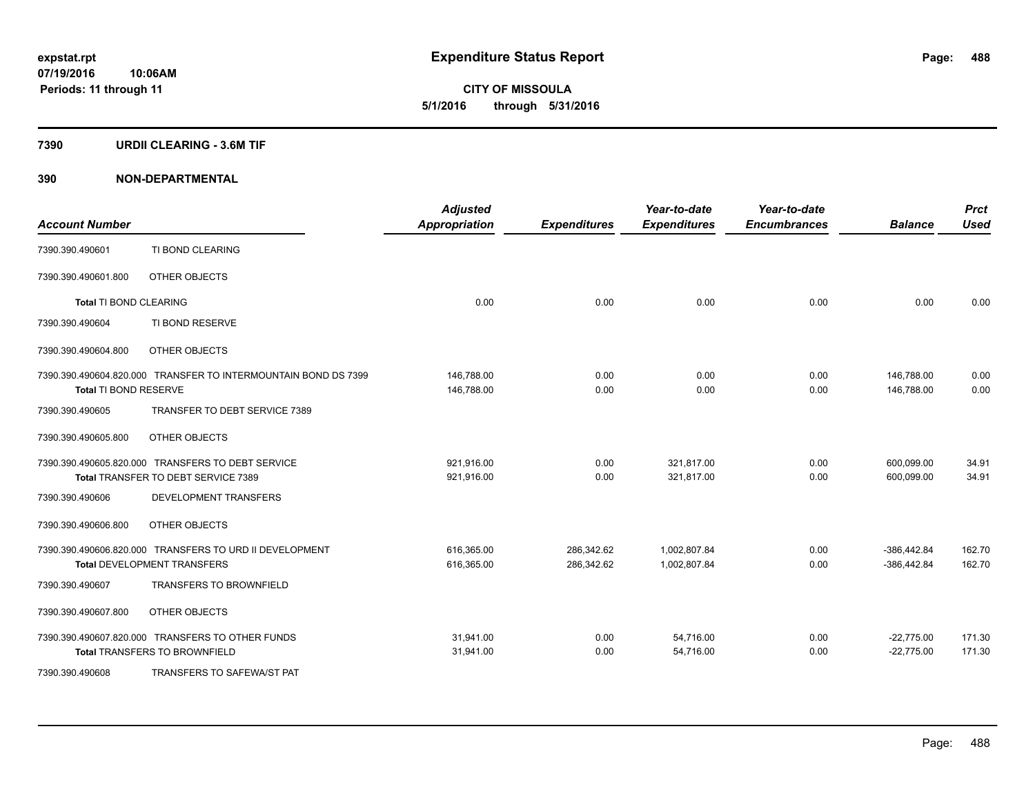**expstat.rpt**
**07/19/2016 10:06AM**
**Periods: 11 through 11**

# Expenditure Status Report

**CITY OF MISSOULA**
**5/1/2016 through 5/31/2016**

## 7390 URDII CLEARING - 3.6M TIF

## 390 NON-DEPARTMENTAL

| Account Number | | Adjusted Appropriation | Expenditures | Year-to-date Expenditures | Year-to-date Encumbrances | Balance | Prct Used |
|---|---|---|---|---|---|---|---|
| 7390.390.490601 | TI BOND CLEARING | | | | | | |
| 7390.390.490601.800 | OTHER OBJECTS | | | | | | |
| **Total** TI BOND CLEARING | | 0.00 | 0.00 | 0.00 | 0.00 | 0.00 | 0.00 |
| 7390.390.490604 | TI BOND RESERVE | | | | | | |
| 7390.390.490604.800 | OTHER OBJECTS | | | | | | |
| 7390.390.490604.820.000 | TRANSFER TO INTERMOUNTAIN BOND DS 7399 | 146,788.00 | 0.00 | 0.00 | 0.00 | 146,788.00 | 0.00 |
| **Total** TI BOND RESERVE | | 146,788.00 | 0.00 | 0.00 | 0.00 | 146,788.00 | 0.00 |
| 7390.390.490605 | TRANSFER TO DEBT SERVICE 7389 | | | | | | |
| 7390.390.490605.800 | OTHER OBJECTS | | | | | | |
| 7390.390.490605.820.000 | TRANSFERS TO DEBT SERVICE | 921,916.00 | 0.00 | 321,817.00 | 0.00 | 600,099.00 | 34.91 |
| **Total** TRANSFER TO DEBT SERVICE 7389 | | 921,916.00 | 0.00 | 321,817.00 | 0.00 | 600,099.00 | 34.91 |
| 7390.390.490606 | DEVELOPMENT TRANSFERS | | | | | | |
| 7390.390.490606.800 | OTHER OBJECTS | | | | | | |
| 7390.390.490606.820.000 | TRANSFERS TO URD II DEVELOPMENT | 616,365.00 | 286,342.62 | 1,002,807.84 | 0.00 | -386,442.84 | 162.70 |
| **Total** DEVELOPMENT TRANSFERS | | 616,365.00 | 286,342.62 | 1,002,807.84 | 0.00 | -386,442.84 | 162.70 |
| 7390.390.490607 | TRANSFERS TO BROWNFIELD | | | | | | |
| 7390.390.490607.800 | OTHER OBJECTS | | | | | | |
| 7390.390.490607.820.000 | TRANSFERS TO OTHER FUNDS | 31,941.00 | 0.00 | 54,716.00 | 0.00 | -22,775.00 | 171.30 |
| **Total** TRANSFERS TO BROWNFIELD | | 31,941.00 | 0.00 | 54,716.00 | 0.00 | -22,775.00 | 171.30 |
| 7390.390.490608 | TRANSFERS TO SAFEWA/ST PAT | | | | | | |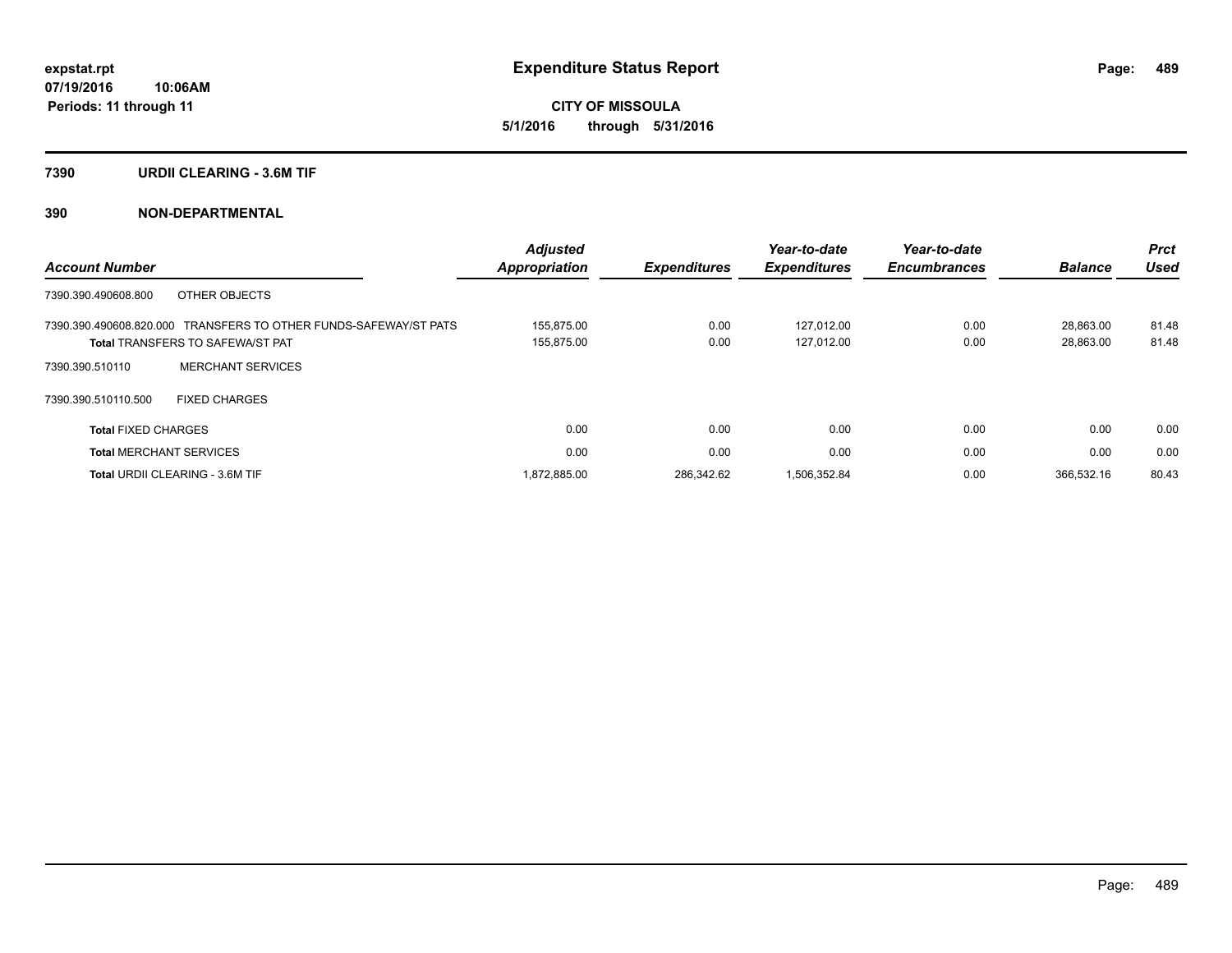**expstat.rpt**
**07/19/2016 10:06AM**
**Periods: 11 through 11**

# Expenditure Status Report

**CITY OF MISSOULA**
**5/1/2016 through 5/31/2016**

## 7390 URDII CLEARING - 3.6M TIF

## 390 NON-DEPARTMENTAL

| Account Number | Adjusted Appropriation | Expenditures | Year-to-date Expenditures | Year-to-date Encumbrances | Balance | Prct Used |
|---|---|---|---|---|---|---|
| 7390.390.490608.800 OTHER OBJECTS | | | | | | |
| 7390.390.490608.820.000 TRANSFERS TO OTHER FUNDS-SAFEWAY/ST PATS | 155,875.00 | 0.00 | 127,012.00 | 0.00 | 28,863.00 | 81.48 |
| **Total** TRANSFERS TO SAFEWA/ST PAT | 155,875.00 | 0.00 | 127,012.00 | 0.00 | 28,863.00 | 81.48 |
| 7390.390.510110 MERCHANT SERVICES | | | | | | |
| 7390.390.510110.500 FIXED CHARGES | | | | | | |
| **Total** FIXED CHARGES | 0.00 | 0.00 | 0.00 | 0.00 | 0.00 | 0.00 |
| **Total** MERCHANT SERVICES | 0.00 | 0.00 | 0.00 | 0.00 | 0.00 | 0.00 |
| **Total** URDII CLEARING - 3.6M TIF | 1,872,885.00 | 286,342.62 | 1,506,352.84 | 0.00 | 366,532.16 | 80.43 |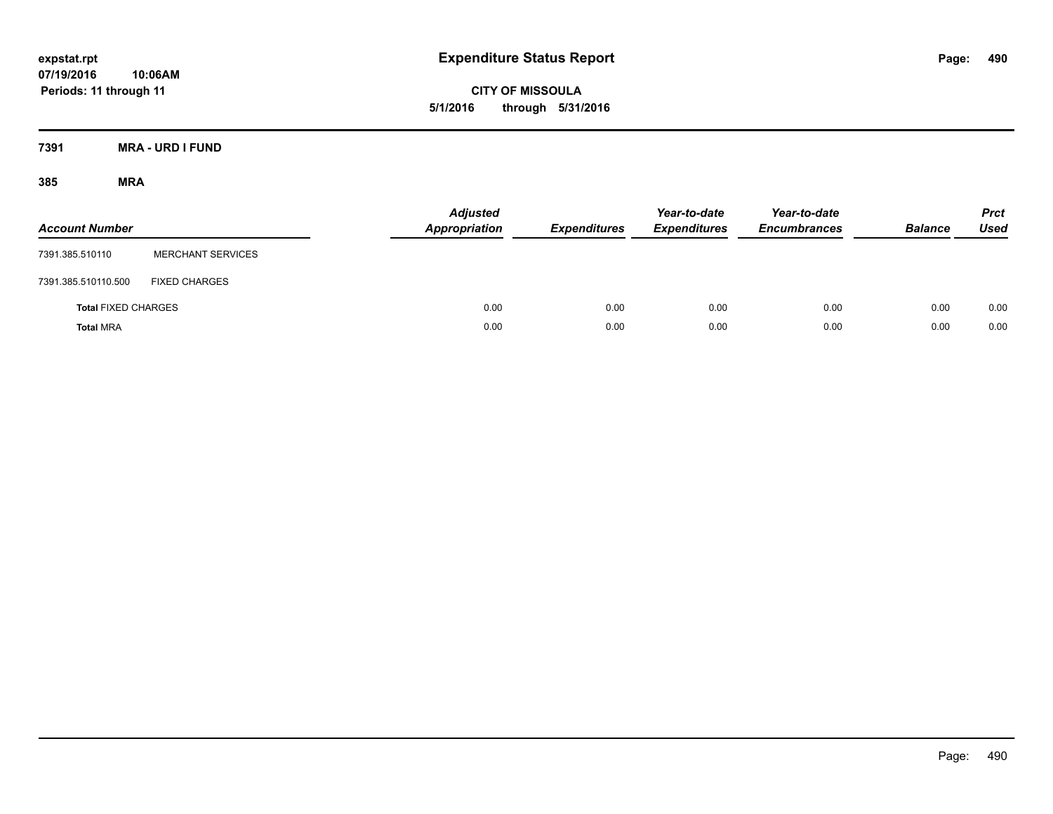**expstat.rpt**
**07/19/2016 10:06AM**
**Periods: 11 through 11**

# Expenditure Status Report

**CITY OF MISSOULA**
**5/1/2016 through 5/31/2016**

## 7391 MRA - URD I FUND

### 385 MRA

| Account Number | | Adjusted Appropriation | Expenditures | Year-to-date Expenditures | Year-to-date Encumbrances | Balance | Prct Used |
|---|---|---|---|---|---|---|---|
| 7391.385.510110 | MERCHANT SERVICES | | | | | | |
| 7391.385.510110.500 | FIXED CHARGES | | | | | | |
| **Total** FIXED CHARGES | | 0.00 | 0.00 | 0.00 | 0.00 | 0.00 | 0.00 |
| **Total** MRA | | 0.00 | 0.00 | 0.00 | 0.00 | 0.00 | 0.00 |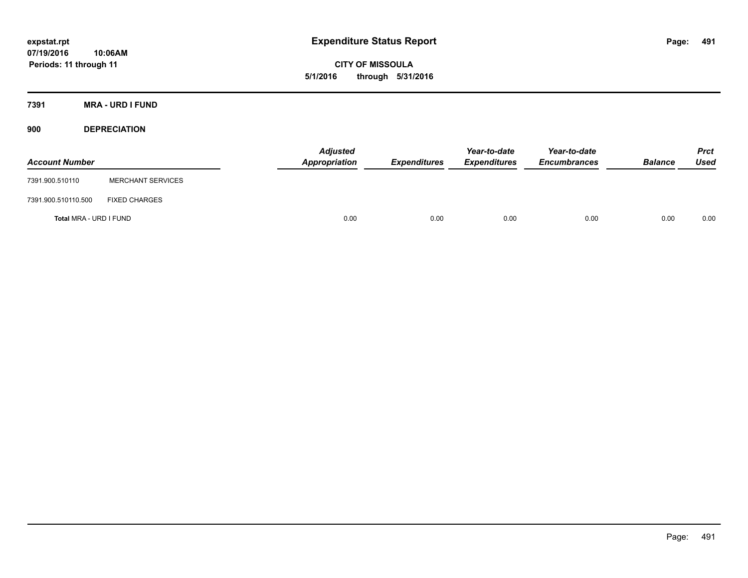# Expenditure Status Report

**CITY OF MISSOULA**

**5/1/2016 through 5/31/2016**

expstat.rpt
07/19/2016 10:06AM
Periods: 11 through 11

## 7391 MRA - URD I FUND

### 900 DEPRECIATION

| Account Number | | Adjusted Appropriation | Expenditures | Year-to-date Expenditures | Year-to-date Encumbrances | Balance | Prct Used |
|---|---|---|---|---|---|---|---|
| 7391.900.510110 | MERCHANT SERVICES | | | | | | |
| 7391.900.510110.500 | FIXED CHARGES | | | | | | |
| **Total** MRA - URD I FUND | | 0.00 | 0.00 | 0.00 | 0.00 | 0.00 | 0.00 |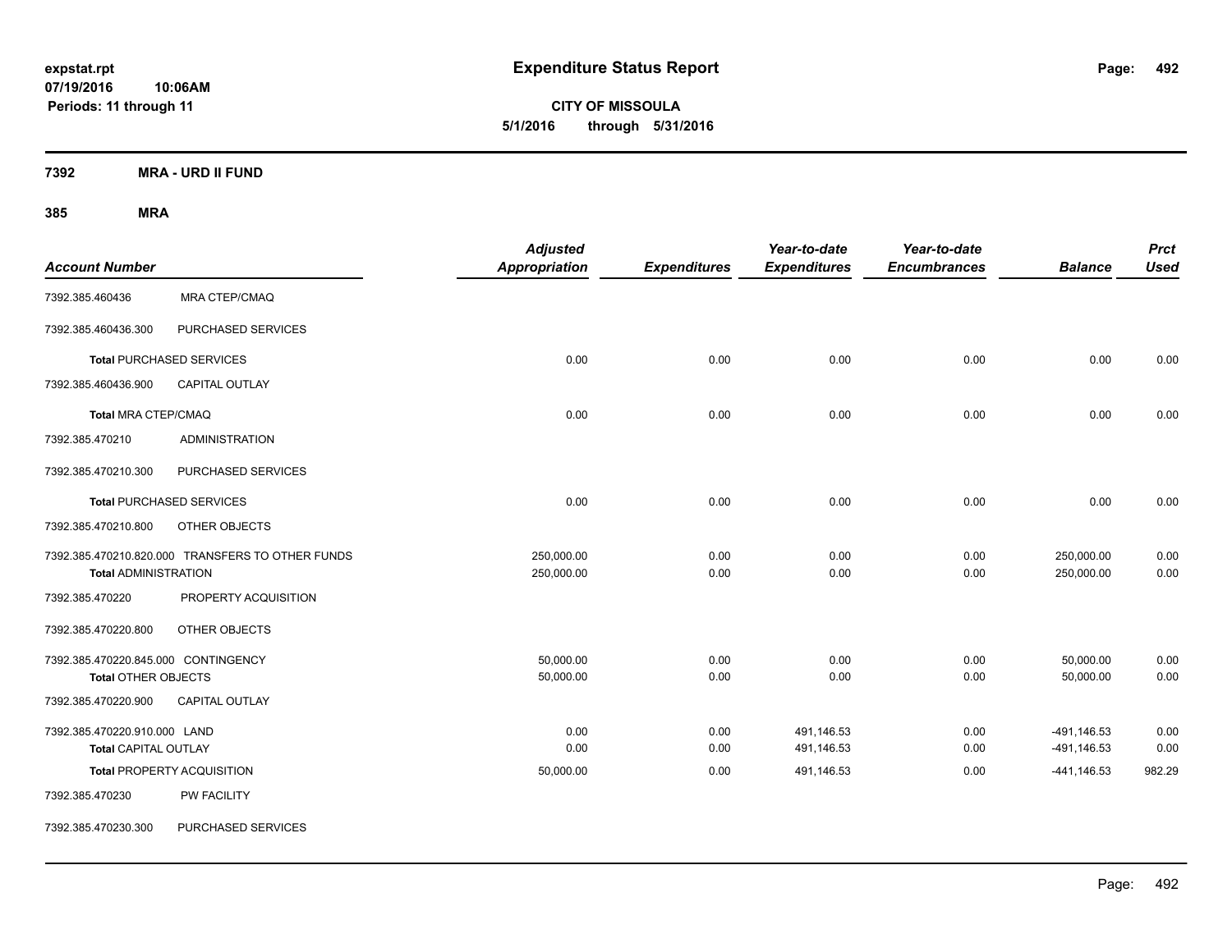**expstat.rpt**
**07/19/2016 10:06AM**
**Periods: 11 through 11**

# Expenditure Status Report

**CITY OF MISSOULA**
**5/1/2016 through 5/31/2016**

## 7392 MRA - URD II FUND

### 385 MRA

| Account Number | | Adjusted Appropriation | Expenditures | Year-to-date Expenditures | Year-to-date Encumbrances | Balance | Prct Used |
|---|---|---|---|---|---|---|---|
| 7392.385.460436 | MRA CTEP/CMAQ | | | | | | |
| 7392.385.460436.300 | PURCHASED SERVICES | | | | | | |
| **Total** PURCHASED SERVICES | | 0.00 | 0.00 | 0.00 | 0.00 | 0.00 | 0.00 |
| 7392.385.460436.900 | CAPITAL OUTLAY | | | | | | |
| **Total** MRA CTEP/CMAQ | | 0.00 | 0.00 | 0.00 | 0.00 | 0.00 | 0.00 |
| 7392.385.470210 | ADMINISTRATION | | | | | | |
| 7392.385.470210.300 | PURCHASED SERVICES | | | | | | |
| **Total** PURCHASED SERVICES | | 0.00 | 0.00 | 0.00 | 0.00 | 0.00 | 0.00 |
| 7392.385.470210.800 | OTHER OBJECTS | | | | | | |
| 7392.385.470210.820.000 | TRANSFERS TO OTHER FUNDS | 250,000.00 | 0.00 | 0.00 | 0.00 | 250,000.00 | 0.00 |
| **Total** ADMINISTRATION | | 250,000.00 | 0.00 | 0.00 | 0.00 | 250,000.00 | 0.00 |
| 7392.385.470220 | PROPERTY ACQUISITION | | | | | | |
| 7392.385.470220.800 | OTHER OBJECTS | | | | | | |
| 7392.385.470220.845.000 | CONTINGENCY | 50,000.00 | 0.00 | 0.00 | 0.00 | 50,000.00 | 0.00 |
| **Total** OTHER OBJECTS | | 50,000.00 | 0.00 | 0.00 | 0.00 | 50,000.00 | 0.00 |
| 7392.385.470220.900 | CAPITAL OUTLAY | | | | | | |
| 7392.385.470220.910.000 | LAND | 0.00 | 0.00 | 491,146.53 | 0.00 | -491,146.53 | 0.00 |
| **Total** CAPITAL OUTLAY | | 0.00 | 0.00 | 491,146.53 | 0.00 | -491,146.53 | 0.00 |
| **Total** PROPERTY ACQUISITION | | 50,000.00 | 0.00 | 491,146.53 | 0.00 | -441,146.53 | 982.29 |
| 7392.385.470230 | PW FACILITY | | | | | | |
| 7392.385.470230.300 | PURCHASED SERVICES | | | | | | |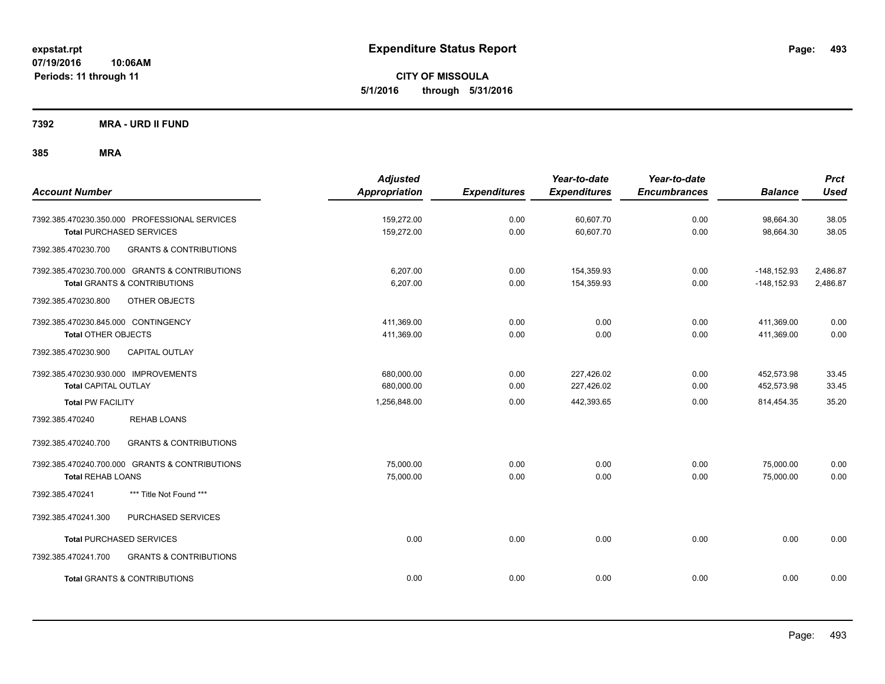# Expenditure Status Report

expstat.rpt
07/19/2016 10:06AM
Periods: 11 through 11

**CITY OF MISSOULA**
**5/1/2016 through 5/31/2016**

**7392 MRA - URD II FUND**

**385 MRA**

| Account Number | Adjusted Appropriation | Expenditures | Year-to-date Expenditures | Year-to-date Encumbrances | Balance | Prct Used |
|---|---|---|---|---|---|---|
| 7392.385.470230.350.000 PROFESSIONAL SERVICES | 159,272.00 | 0.00 | 60,607.70 | 0.00 | 98,664.30 | 38.05 |
| **Total** PURCHASED SERVICES | 159,272.00 | 0.00 | 60,607.70 | 0.00 | 98,664.30 | 38.05 |
| 7392.385.470230.700 GRANTS & CONTRIBUTIONS | | | | | | |
| 7392.385.470230.700.000 GRANTS & CONTRIBUTIONS | 6,207.00 | 0.00 | 154,359.93 | 0.00 | -148,152.93 | 2,486.87 |
| **Total** GRANTS & CONTRIBUTIONS | 6,207.00 | 0.00 | 154,359.93 | 0.00 | -148,152.93 | 2,486.87 |
| 7392.385.470230.800 OTHER OBJECTS | | | | | | |
| 7392.385.470230.845.000 CONTINGENCY | 411,369.00 | 0.00 | 0.00 | 0.00 | 411,369.00 | 0.00 |
| **Total** OTHER OBJECTS | 411,369.00 | 0.00 | 0.00 | 0.00 | 411,369.00 | 0.00 |
| 7392.385.470230.900 CAPITAL OUTLAY | | | | | | |
| 7392.385.470230.930.000 IMPROVEMENTS | 680,000.00 | 0.00 | 227,426.02 | 0.00 | 452,573.98 | 33.45 |
| **Total** CAPITAL OUTLAY | 680,000.00 | 0.00 | 227,426.02 | 0.00 | 452,573.98 | 33.45 |
| **Total** PW FACILITY | 1,256,848.00 | 0.00 | 442,393.65 | 0.00 | 814,454.35 | 35.20 |
| 7392.385.470240 REHAB LOANS | | | | | | |
| 7392.385.470240.700 GRANTS & CONTRIBUTIONS | | | | | | |
| 7392.385.470240.700.000 GRANTS & CONTRIBUTIONS | 75,000.00 | 0.00 | 0.00 | 0.00 | 75,000.00 | 0.00 |
| **Total** REHAB LOANS | 75,000.00 | 0.00 | 0.00 | 0.00 | 75,000.00 | 0.00 |
| 7392.385.470241 *** Title Not Found *** | | | | | | |
| 7392.385.470241.300 PURCHASED SERVICES | | | | | | |
| **Total** PURCHASED SERVICES | 0.00 | 0.00 | 0.00 | 0.00 | 0.00 | 0.00 |
| 7392.385.470241.700 GRANTS & CONTRIBUTIONS | | | | | | |
| **Total** GRANTS & CONTRIBUTIONS | 0.00 | 0.00 | 0.00 | 0.00 | 0.00 | 0.00 |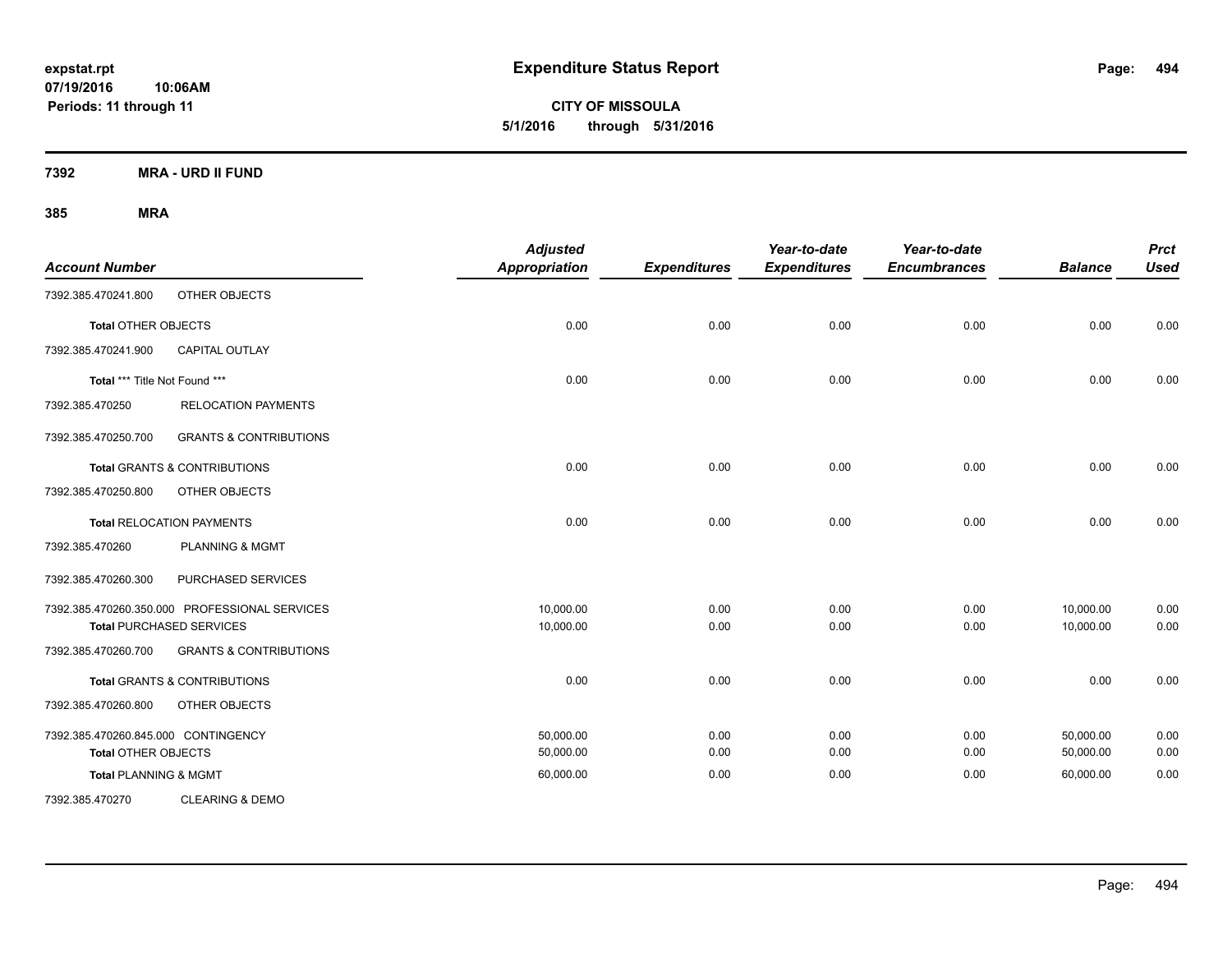**expstat.rpt**
**07/19/2016 10:06AM**
**Periods: 11 through 11**

# Expenditure Status Report

**CITY OF MISSOULA**
**5/1/2016 through 5/31/2016**

## 7392 MRA - URD II FUND

### 385 MRA

| Account Number | | Adjusted Appropriation | Expenditures | Year-to-date Expenditures | Year-to-date Encumbrances | Balance | Prct Used |
|---|---|---|---|---|---|---|---|
| 7392.385.470241.800 | OTHER OBJECTS | | | | | | |
| **Total** OTHER OBJECTS | | 0.00 | 0.00 | 0.00 | 0.00 | 0.00 | 0.00 |
| 7392.385.470241.900 | CAPITAL OUTLAY | | | | | | |
| **Total** *** Title Not Found *** | | 0.00 | 0.00 | 0.00 | 0.00 | 0.00 | 0.00 |
| 7392.385.470250 | RELOCATION PAYMENTS | | | | | | |
| 7392.385.470250.700 | GRANTS & CONTRIBUTIONS | | | | | | |
| **Total** GRANTS & CONTRIBUTIONS | | 0.00 | 0.00 | 0.00 | 0.00 | 0.00 | 0.00 |
| 7392.385.470250.800 | OTHER OBJECTS | | | | | | |
| **Total** RELOCATION PAYMENTS | | 0.00 | 0.00 | 0.00 | 0.00 | 0.00 | 0.00 |
| 7392.385.470260 | PLANNING & MGMT | | | | | | |
| 7392.385.470260.300 | PURCHASED SERVICES | | | | | | |
| 7392.385.470260.350.000 | PROFESSIONAL SERVICES | 10,000.00 | 0.00 | 0.00 | 0.00 | 10,000.00 | 0.00 |
| **Total** PURCHASED SERVICES | | 10,000.00 | 0.00 | 0.00 | 0.00 | 10,000.00 | 0.00 |
| 7392.385.470260.700 | GRANTS & CONTRIBUTIONS | | | | | | |
| **Total** GRANTS & CONTRIBUTIONS | | 0.00 | 0.00 | 0.00 | 0.00 | 0.00 | 0.00 |
| 7392.385.470260.800 | OTHER OBJECTS | | | | | | |
| 7392.385.470260.845.000 | CONTINGENCY | 50,000.00 | 0.00 | 0.00 | 0.00 | 50,000.00 | 0.00 |
| **Total** OTHER OBJECTS | | 50,000.00 | 0.00 | 0.00 | 0.00 | 50,000.00 | 0.00 |
| **Total** PLANNING & MGMT | | 60,000.00 | 0.00 | 0.00 | 0.00 | 60,000.00 | 0.00 |
| 7392.385.470270 | CLEARING & DEMO | | | | | | |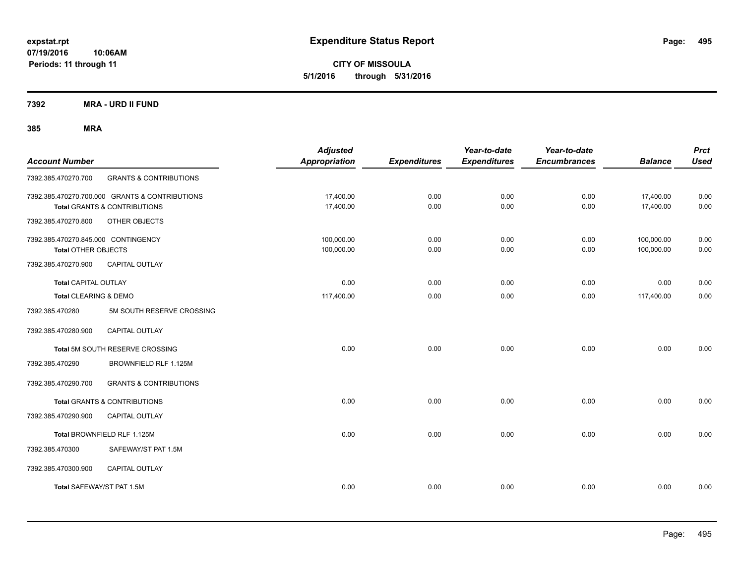**expstat.rpt**
**07/19/2016 10:06AM**
**Periods: 11 through 11**

# Expenditure Status Report

**CITY OF MISSOULA**
**5/1/2016 through 5/31/2016**

**7392 MRA - URD II FUND**

**385 MRA**

| Account Number | | Adjusted Appropriation | Expenditures | Year-to-date Expenditures | Year-to-date Encumbrances | Balance | Prct Used |
|---|---|---|---|---|---|---|---|
| 7392.385.470270.700 | GRANTS & CONTRIBUTIONS | | | | | | |
| 7392.385.470270.700.000 GRANTS & CONTRIBUTIONS | | 17,400.00 | 0.00 | 0.00 | 0.00 | 17,400.00 | 0.00 |
| **Total** GRANTS & CONTRIBUTIONS | | 17,400.00 | 0.00 | 0.00 | 0.00 | 17,400.00 | 0.00 |
| 7392.385.470270.800 | OTHER OBJECTS | | | | | | |
| 7392.385.470270.845.000 CONTINGENCY | | 100,000.00 | 0.00 | 0.00 | 0.00 | 100,000.00 | 0.00 |
| **Total** OTHER OBJECTS | | 100,000.00 | 0.00 | 0.00 | 0.00 | 100,000.00 | 0.00 |
| 7392.385.470270.900 | CAPITAL OUTLAY | | | | | | |
| **Total** CAPITAL OUTLAY | | 0.00 | 0.00 | 0.00 | 0.00 | 0.00 | 0.00 |
| **Total** CLEARING & DEMO | | 117,400.00 | 0.00 | 0.00 | 0.00 | 117,400.00 | 0.00 |
| 7392.385.470280 | 5M SOUTH RESERVE CROSSING | | | | | | |
| 7392.385.470280.900 | CAPITAL OUTLAY | | | | | | |
| **Total** 5M SOUTH RESERVE CROSSING | | 0.00 | 0.00 | 0.00 | 0.00 | 0.00 | 0.00 |
| 7392.385.470290 | BROWNFIELD RLF 1.125M | | | | | | |
| 7392.385.470290.700 | GRANTS & CONTRIBUTIONS | | | | | | |
| **Total** GRANTS & CONTRIBUTIONS | | 0.00 | 0.00 | 0.00 | 0.00 | 0.00 | 0.00 |
| 7392.385.470290.900 | CAPITAL OUTLAY | | | | | | |
| **Total** BROWNFIELD RLF 1.125M | | 0.00 | 0.00 | 0.00 | 0.00 | 0.00 | 0.00 |
| 7392.385.470300 | SAFEWAY/ST PAT 1.5M | | | | | | |
| 7392.385.470300.900 | CAPITAL OUTLAY | | | | | | |
| **Total** SAFEWAY/ST PAT 1.5M | | 0.00 | 0.00 | 0.00 | 0.00 | 0.00 | 0.00 |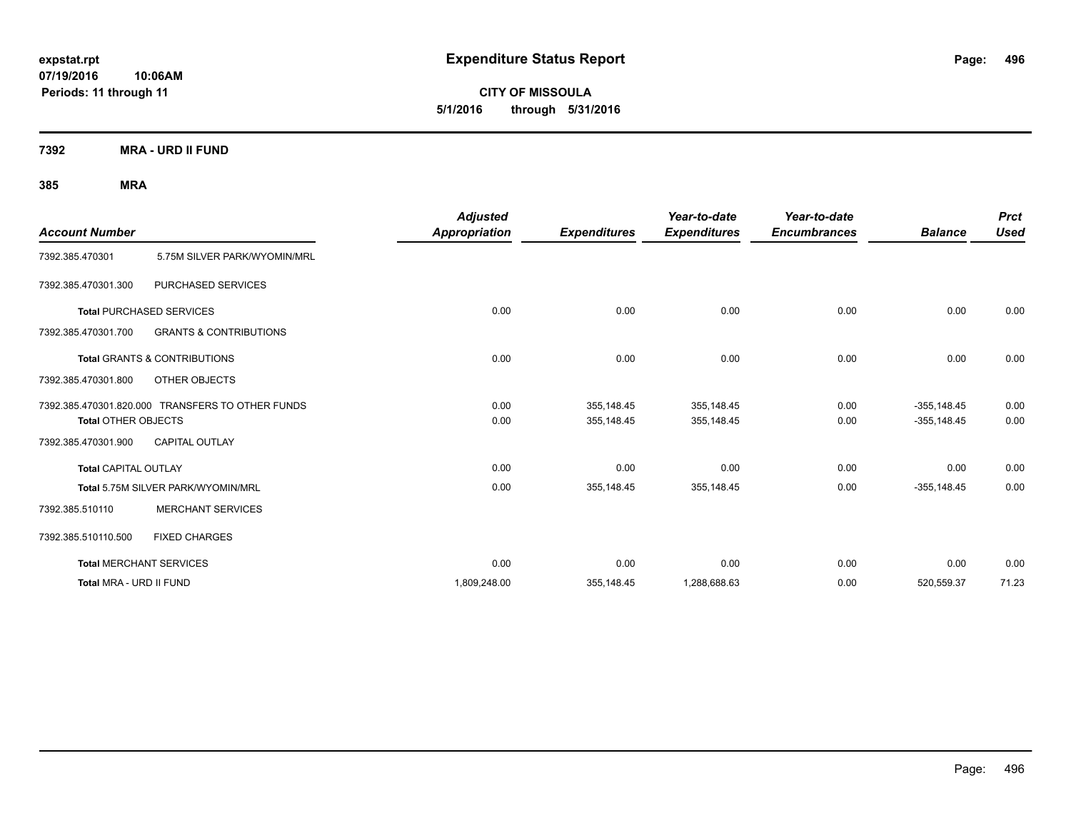# Expenditure Status Report

expstat.rpt
07/19/2016 10:06AM
Periods: 11 through 11

**CITY OF MISSOULA**
**5/1/2016 through 5/31/2016**

**7392 MRA - URD II FUND**

**385 MRA**

| Account Number | | Adjusted Appropriation | Expenditures | Year-to-date Expenditures | Year-to-date Encumbrances | Balance | Prct Used |
|---|---|---|---|---|---|---|---|
| 7392.385.470301 | 5.75M SILVER PARK/WYOMIN/MRL | | | | | | |
| 7392.385.470301.300 | PURCHASED SERVICES | | | | | | |
| Total PURCHASED SERVICES | | 0.00 | 0.00 | 0.00 | 0.00 | 0.00 | 0.00 |
| 7392.385.470301.700 | GRANTS & CONTRIBUTIONS | | | | | | |
| Total GRANTS & CONTRIBUTIONS | | 0.00 | 0.00 | 0.00 | 0.00 | 0.00 | 0.00 |
| 7392.385.470301.800 | OTHER OBJECTS | | | | | | |
| 7392.385.470301.820.000 | TRANSFERS TO OTHER FUNDS | 0.00 | 355,148.45 | 355,148.45 | 0.00 | -355,148.45 | 0.00 |
| Total OTHER OBJECTS | | 0.00 | 355,148.45 | 355,148.45 | 0.00 | -355,148.45 | 0.00 |
| 7392.385.470301.900 | CAPITAL OUTLAY | | | | | | |
| Total CAPITAL OUTLAY | | 0.00 | 0.00 | 0.00 | 0.00 | 0.00 | 0.00 |
| Total 5.75M SILVER PARK/WYOMIN/MRL | | 0.00 | 355,148.45 | 355,148.45 | 0.00 | -355,148.45 | 0.00 |
| 7392.385.510110 | MERCHANT SERVICES | | | | | | |
| 7392.385.510110.500 | FIXED CHARGES | | | | | | |
| Total MERCHANT SERVICES | | 0.00 | 0.00 | 0.00 | 0.00 | 0.00 | 0.00 |
| Total MRA - URD II FUND | | 1,809,248.00 | 355,148.45 | 1,288,688.63 | 0.00 | 520,559.37 | 71.23 |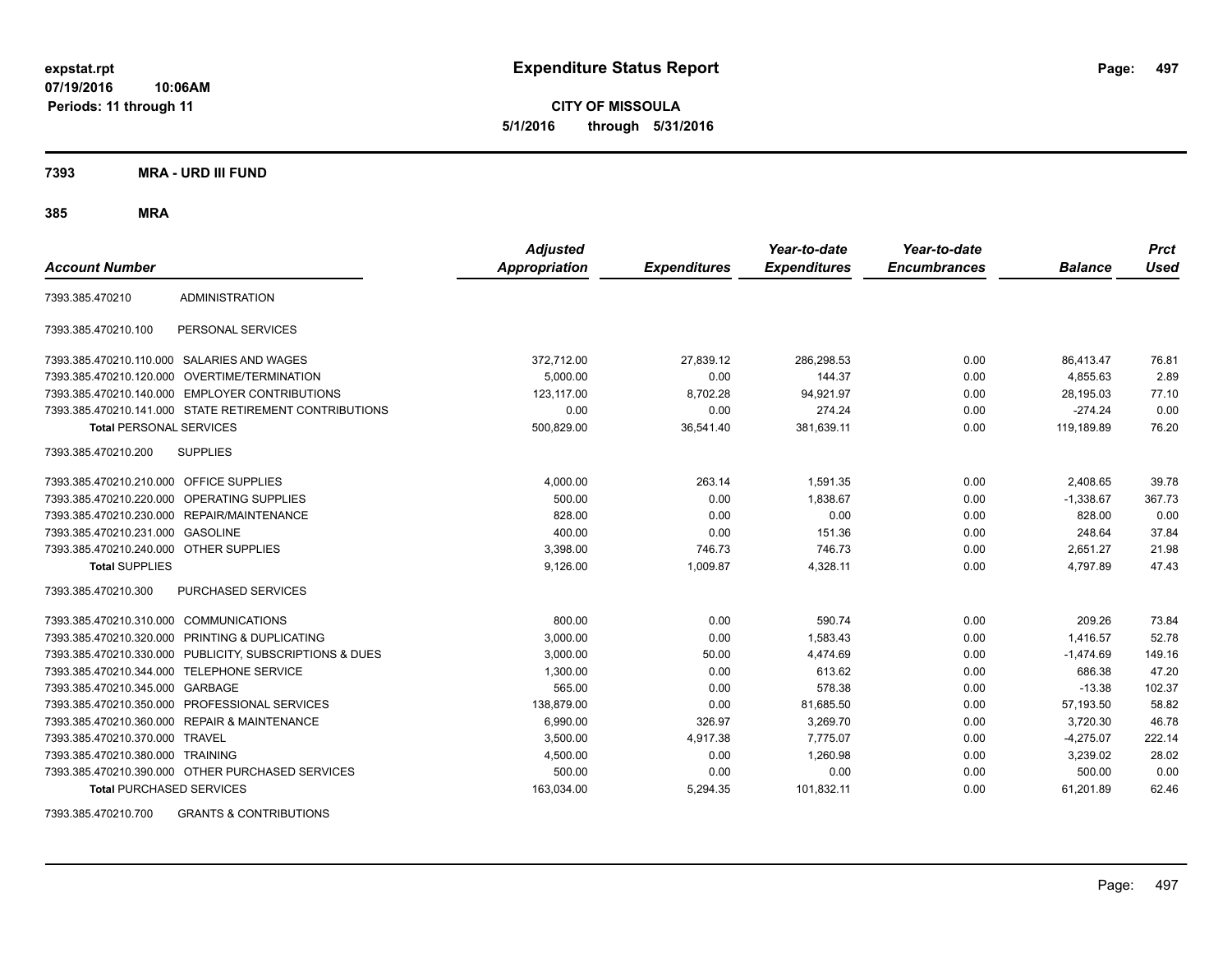expstat.rpt
07/19/2016 10:06AM
Periods: 11 through 11

# Expenditure Status Report

**CITY OF MISSOULA**
**5/1/2016 through 5/31/2016**

## 7393 MRA - URD III FUND

## 385 MRA

| Account Number | | Adjusted Appropriation | Expenditures | Year-to-date Expenditures | Year-to-date Encumbrances | Balance | Prct Used |
|---|---|---|---|---|---|---|---|
| 7393.385.470210 | ADMINISTRATION | | | | | | |
| 7393.385.470210.100 | PERSONAL SERVICES | | | | | | |
| 7393.385.470210.110.000 | SALARIES AND WAGES | 372,712.00 | 27,839.12 | 286,298.53 | 0.00 | 86,413.47 | 76.81 |
| 7393.385.470210.120.000 | OVERTIME/TERMINATION | 5,000.00 | 0.00 | 144.37 | 0.00 | 4,855.63 | 2.89 |
| 7393.385.470210.140.000 | EMPLOYER CONTRIBUTIONS | 123,117.00 | 8,702.28 | 94,921.97 | 0.00 | 28,195.03 | 77.10 |
| 7393.385.470210.141.000 | STATE RETIREMENT CONTRIBUTIONS | 0.00 | 0.00 | 274.24 | 0.00 | -274.24 | 0.00 |
| **Total** PERSONAL SERVICES | | 500,829.00 | 36,541.40 | 381,639.11 | 0.00 | 119,189.89 | 76.20 |
| 7393.385.470210.200 | SUPPLIES | | | | | | |
| 7393.385.470210.210.000 | OFFICE SUPPLIES | 4,000.00 | 263.14 | 1,591.35 | 0.00 | 2,408.65 | 39.78 |
| 7393.385.470210.220.000 | OPERATING SUPPLIES | 500.00 | 0.00 | 1,838.67 | 0.00 | -1,338.67 | 367.73 |
| 7393.385.470210.230.000 | REPAIR/MAINTENANCE | 828.00 | 0.00 | 0.00 | 0.00 | 828.00 | 0.00 |
| 7393.385.470210.231.000 | GASOLINE | 400.00 | 0.00 | 151.36 | 0.00 | 248.64 | 37.84 |
| 7393.385.470210.240.000 | OTHER SUPPLIES | 3,398.00 | 746.73 | 746.73 | 0.00 | 2,651.27 | 21.98 |
| **Total** SUPPLIES | | 9,126.00 | 1,009.87 | 4,328.11 | 0.00 | 4,797.89 | 47.43 |
| 7393.385.470210.300 | PURCHASED SERVICES | | | | | | |
| 7393.385.470210.310.000 | COMMUNICATIONS | 800.00 | 0.00 | 590.74 | 0.00 | 209.26 | 73.84 |
| 7393.385.470210.320.000 | PRINTING & DUPLICATING | 3,000.00 | 0.00 | 1,583.43 | 0.00 | 1,416.57 | 52.78 |
| 7393.385.470210.330.000 | PUBLICITY, SUBSCRIPTIONS & DUES | 3,000.00 | 50.00 | 4,474.69 | 0.00 | -1,474.69 | 149.16 |
| 7393.385.470210.344.000 | TELEPHONE SERVICE | 1,300.00 | 0.00 | 613.62 | 0.00 | 686.38 | 47.20 |
| 7393.385.470210.345.000 | GARBAGE | 565.00 | 0.00 | 578.38 | 0.00 | -13.38 | 102.37 |
| 7393.385.470210.350.000 | PROFESSIONAL SERVICES | 138,879.00 | 0.00 | 81,685.50 | 0.00 | 57,193.50 | 58.82 |
| 7393.385.470210.360.000 | REPAIR & MAINTENANCE | 6,990.00 | 326.97 | 3,269.70 | 0.00 | 3,720.30 | 46.78 |
| 7393.385.470210.370.000 | TRAVEL | 3,500.00 | 4,917.38 | 7,775.07 | 0.00 | -4,275.07 | 222.14 |
| 7393.385.470210.380.000 | TRAINING | 4,500.00 | 0.00 | 1,260.98 | 0.00 | 3,239.02 | 28.02 |
| 7393.385.470210.390.000 | OTHER PURCHASED SERVICES | 500.00 | 0.00 | 0.00 | 0.00 | 500.00 | 0.00 |
| **Total** PURCHASED SERVICES | | 163,034.00 | 5,294.35 | 101,832.11 | 0.00 | 61,201.89 | 62.46 |
| 7393.385.470210.700 | GRANTS & CONTRIBUTIONS | | | | | | |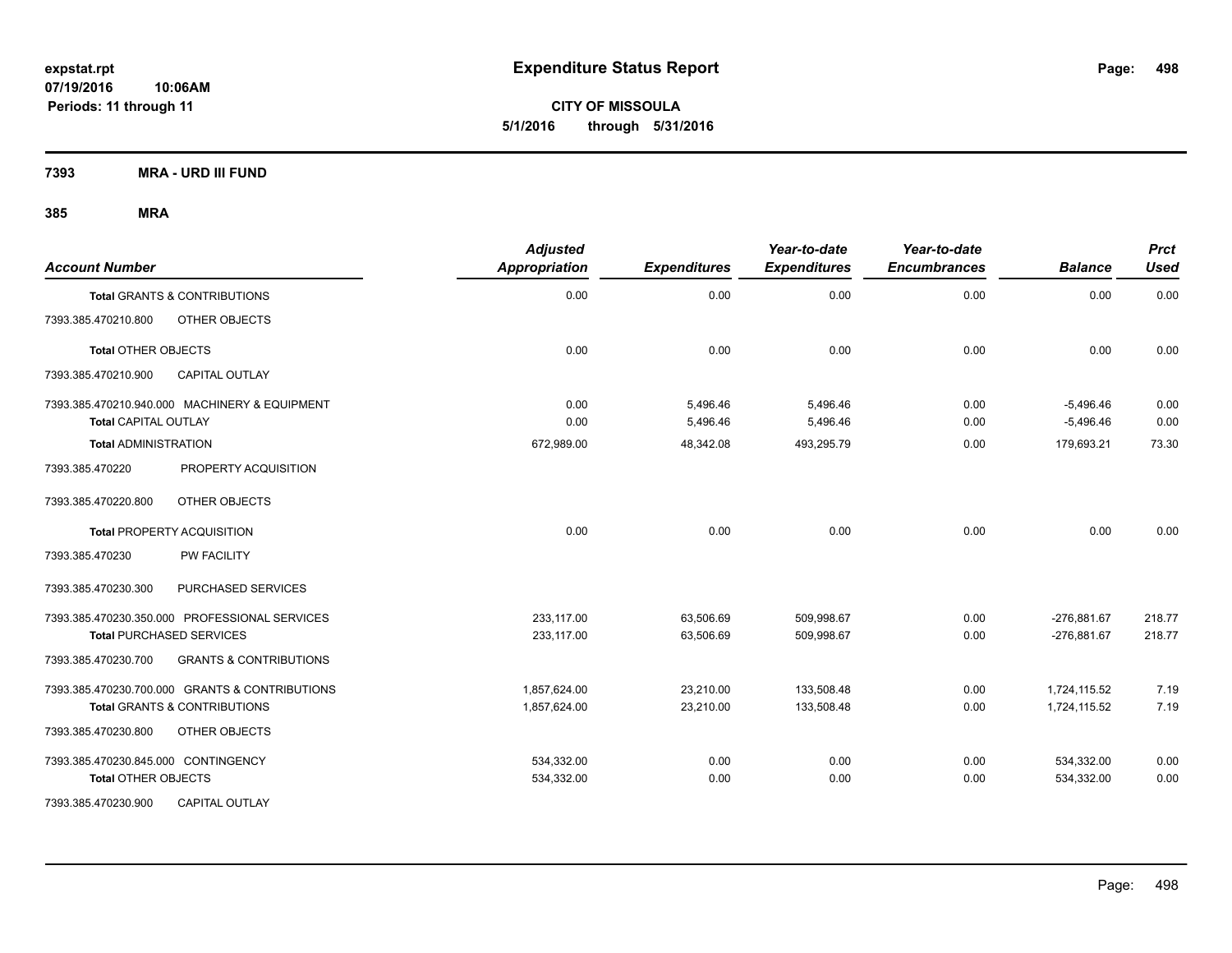# Expenditure Status Report

**CITY OF MISSOULA**
**5/1/2016 through 5/31/2016**

expstat.rpt
07/19/2016 10:06AM
Periods: 11 through 11

**7393 MRA - URD III FUND**

**385 MRA**

| Account Number | | Adjusted Appropriation | Expenditures | Year-to-date Expenditures | Year-to-date Encumbrances | Balance | Prct Used |
|---|---|---|---|---|---|---|---|
| **Total** GRANTS & CONTRIBUTIONS | | 0.00 | 0.00 | 0.00 | 0.00 | 0.00 | 0.00 |
| 7393.385.470210.800 | OTHER OBJECTS | | | | | | |
| **Total** OTHER OBJECTS | | 0.00 | 0.00 | 0.00 | 0.00 | 0.00 | 0.00 |
| 7393.385.470210.900 | CAPITAL OUTLAY | | | | | | |
| 7393.385.470210.940.000 | MACHINERY & EQUIPMENT | 0.00 | 5,496.46 | 5,496.46 | 0.00 | -5,496.46 | 0.00 |
| **Total** CAPITAL OUTLAY | | 0.00 | 5,496.46 | 5,496.46 | 0.00 | -5,496.46 | 0.00 |
| **Total** ADMINISTRATION | | 672,989.00 | 48,342.08 | 493,295.79 | 0.00 | 179,693.21 | 73.30 |
| 7393.385.470220 | PROPERTY ACQUISITION | | | | | | |
| 7393.385.470220.800 | OTHER OBJECTS | | | | | | |
| **Total** PROPERTY ACQUISITION | | 0.00 | 0.00 | 0.00 | 0.00 | 0.00 | 0.00 |
| 7393.385.470230 | PW FACILITY | | | | | | |
| 7393.385.470230.300 | PURCHASED SERVICES | | | | | | |
| 7393.385.470230.350.000 | PROFESSIONAL SERVICES | 233,117.00 | 63,506.69 | 509,998.67 | 0.00 | -276,881.67 | 218.77 |
| **Total** PURCHASED SERVICES | | 233,117.00 | 63,506.69 | 509,998.67 | 0.00 | -276,881.67 | 218.77 |
| 7393.385.470230.700 | GRANTS & CONTRIBUTIONS | | | | | | |
| 7393.385.470230.700.000 | GRANTS & CONTRIBUTIONS | 1,857,624.00 | 23,210.00 | 133,508.48 | 0.00 | 1,724,115.52 | 7.19 |
| **Total** GRANTS & CONTRIBUTIONS | | 1,857,624.00 | 23,210.00 | 133,508.48 | 0.00 | 1,724,115.52 | 7.19 |
| 7393.385.470230.800 | OTHER OBJECTS | | | | | | |
| 7393.385.470230.845.000 | CONTINGENCY | 534,332.00 | 0.00 | 0.00 | 0.00 | 534,332.00 | 0.00 |
| **Total** OTHER OBJECTS | | 534,332.00 | 0.00 | 0.00 | 0.00 | 534,332.00 | 0.00 |
| 7393.385.470230.900 | CAPITAL OUTLAY | | | | | | |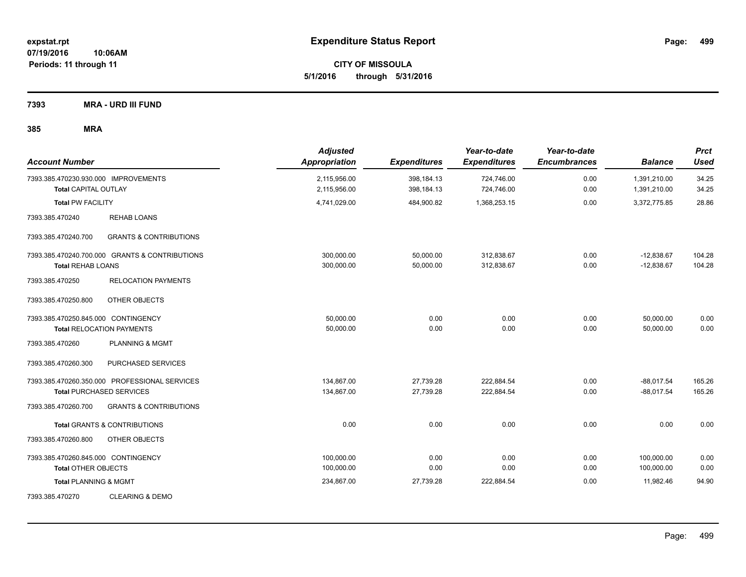**Expenditure Status Report**

expstat.rpt
07/19/2016 10:06AM
Periods: 11 through 11

**CITY OF MISSOULA**
**5/1/2016 through 5/31/2016**

**7393 MRA - URD III FUND**

**385 MRA**

| Account Number | Adjusted Appropriation | Expenditures | Year-to-date Expenditures | Year-to-date Encumbrances | Balance | Prct Used |
|---|---|---|---|---|---|---|
| 7393.385.470230.930.000 IMPROVEMENTS | 2,115,956.00 | 398,184.13 | 724,746.00 | 0.00 | 1,391,210.00 | 34.25 |
| **Total** CAPITAL OUTLAY | 2,115,956.00 | 398,184.13 | 724,746.00 | 0.00 | 1,391,210.00 | 34.25 |
| **Total** PW FACILITY | 4,741,029.00 | 484,900.82 | 1,368,253.15 | 0.00 | 3,372,775.85 | 28.86 |
| 7393.385.470240 REHAB LOANS | | | | | | |
| 7393.385.470240.700 GRANTS & CONTRIBUTIONS | | | | | | |
| 7393.385.470240.700.000 GRANTS & CONTRIBUTIONS | 300,000.00 | 50,000.00 | 312,838.67 | 0.00 | -12,838.67 | 104.28 |
| **Total** REHAB LOANS | 300,000.00 | 50,000.00 | 312,838.67 | 0.00 | -12,838.67 | 104.28 |
| 7393.385.470250 RELOCATION PAYMENTS | | | | | | |
| 7393.385.470250.800 OTHER OBJECTS | | | | | | |
| 7393.385.470250.845.000 CONTINGENCY | 50,000.00 | 0.00 | 0.00 | 0.00 | 50,000.00 | 0.00 |
| **Total** RELOCATION PAYMENTS | 50,000.00 | 0.00 | 0.00 | 0.00 | 50,000.00 | 0.00 |
| 7393.385.470260 PLANNING & MGMT | | | | | | |
| 7393.385.470260.300 PURCHASED SERVICES | | | | | | |
| 7393.385.470260.350.000 PROFESSIONAL SERVICES | 134,867.00 | 27,739.28 | 222,884.54 | 0.00 | -88,017.54 | 165.26 |
| **Total** PURCHASED SERVICES | 134,867.00 | 27,739.28 | 222,884.54 | 0.00 | -88,017.54 | 165.26 |
| 7393.385.470260.700 GRANTS & CONTRIBUTIONS | | | | | | |
| **Total** GRANTS & CONTRIBUTIONS | 0.00 | 0.00 | 0.00 | 0.00 | 0.00 | 0.00 |
| 7393.385.470260.800 OTHER OBJECTS | | | | | | |
| 7393.385.470260.845.000 CONTINGENCY | 100,000.00 | 0.00 | 0.00 | 0.00 | 100,000.00 | 0.00 |
| **Total** OTHER OBJECTS | 100,000.00 | 0.00 | 0.00 | 0.00 | 100,000.00 | 0.00 |
| **Total** PLANNING & MGMT | 234,867.00 | 27,739.28 | 222,884.54 | 0.00 | 11,982.46 | 94.90 |
| 7393.385.470270 CLEARING & DEMO | | | | | | |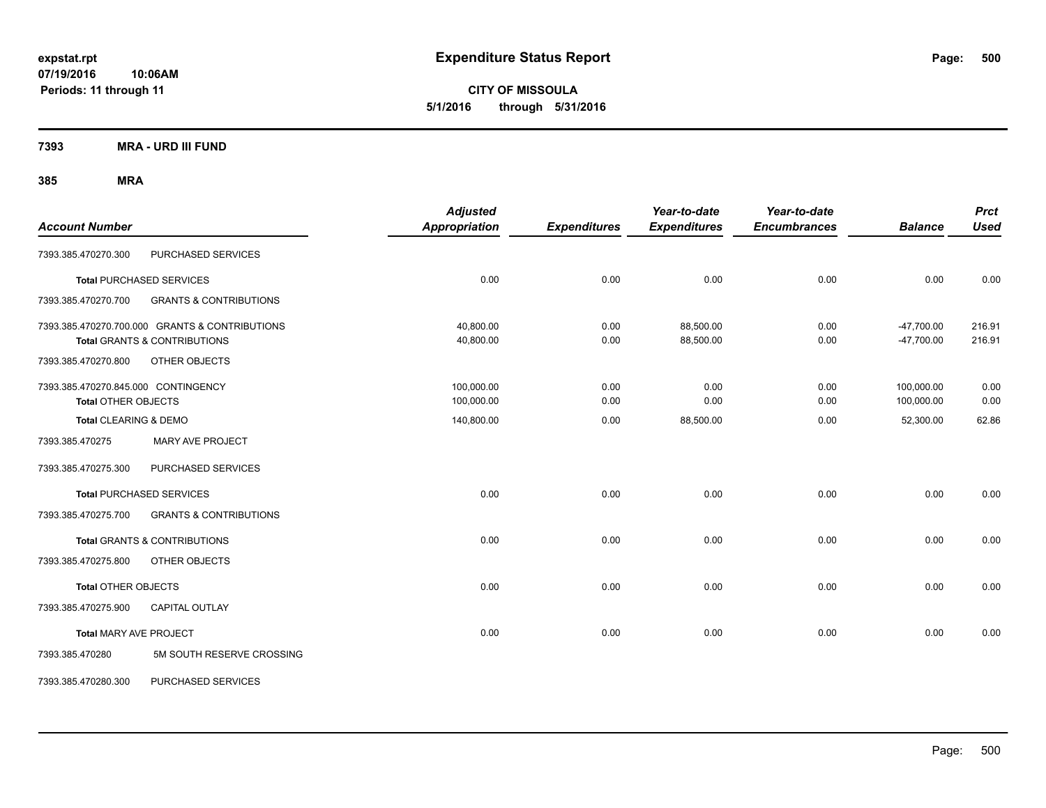**expstat.rpt**
**07/19/2016 10:06AM**
**Periods: 11 through 11**

# Expenditure Status Report

**CITY OF MISSOULA**
**5/1/2016 through 5/31/2016**

## 7393 MRA - URD III FUND

### 385 MRA

| Account Number | | Adjusted Appropriation | Expenditures | Year-to-date Expenditures | Year-to-date Encumbrances | Balance | Prct Used |
|---|---|---|---|---|---|---|---|
| 7393.385.470270.300 | PURCHASED SERVICES | | | | | | |
| **Total** PURCHASED SERVICES | | 0.00 | 0.00 | 0.00 | 0.00 | 0.00 | 0.00 |
| 7393.385.470270.700 | GRANTS & CONTRIBUTIONS | | | | | | |
| 7393.385.470270.700.000 | GRANTS & CONTRIBUTIONS | 40,800.00 | 0.00 | 88,500.00 | 0.00 | -47,700.00 | 216.91 |
| **Total** GRANTS & CONTRIBUTIONS | | 40,800.00 | 0.00 | 88,500.00 | 0.00 | -47,700.00 | 216.91 |
| 7393.385.470270.800 | OTHER OBJECTS | | | | | | |
| 7393.385.470270.845.000 | CONTINGENCY | 100,000.00 | 0.00 | 0.00 | 0.00 | 100,000.00 | 0.00 |
| **Total** OTHER OBJECTS | | 100,000.00 | 0.00 | 0.00 | 0.00 | 100,000.00 | 0.00 |
| **Total** CLEARING & DEMO | | 140,800.00 | 0.00 | 88,500.00 | 0.00 | 52,300.00 | 62.86 |
| 7393.385.470275 | MARY AVE PROJECT | | | | | | |
| 7393.385.470275.300 | PURCHASED SERVICES | | | | | | |
| **Total** PURCHASED SERVICES | | 0.00 | 0.00 | 0.00 | 0.00 | 0.00 | 0.00 |
| 7393.385.470275.700 | GRANTS & CONTRIBUTIONS | | | | | | |
| **Total** GRANTS & CONTRIBUTIONS | | 0.00 | 0.00 | 0.00 | 0.00 | 0.00 | 0.00 |
| 7393.385.470275.800 | OTHER OBJECTS | | | | | | |
| **Total** OTHER OBJECTS | | 0.00 | 0.00 | 0.00 | 0.00 | 0.00 | 0.00 |
| 7393.385.470275.900 | CAPITAL OUTLAY | | | | | | |
| **Total** MARY AVE PROJECT | | 0.00 | 0.00 | 0.00 | 0.00 | 0.00 | 0.00 |
| 7393.385.470280 | 5M SOUTH RESERVE CROSSING | | | | | | |
| 7393.385.470280.300 | PURCHASED SERVICES | | | | | | |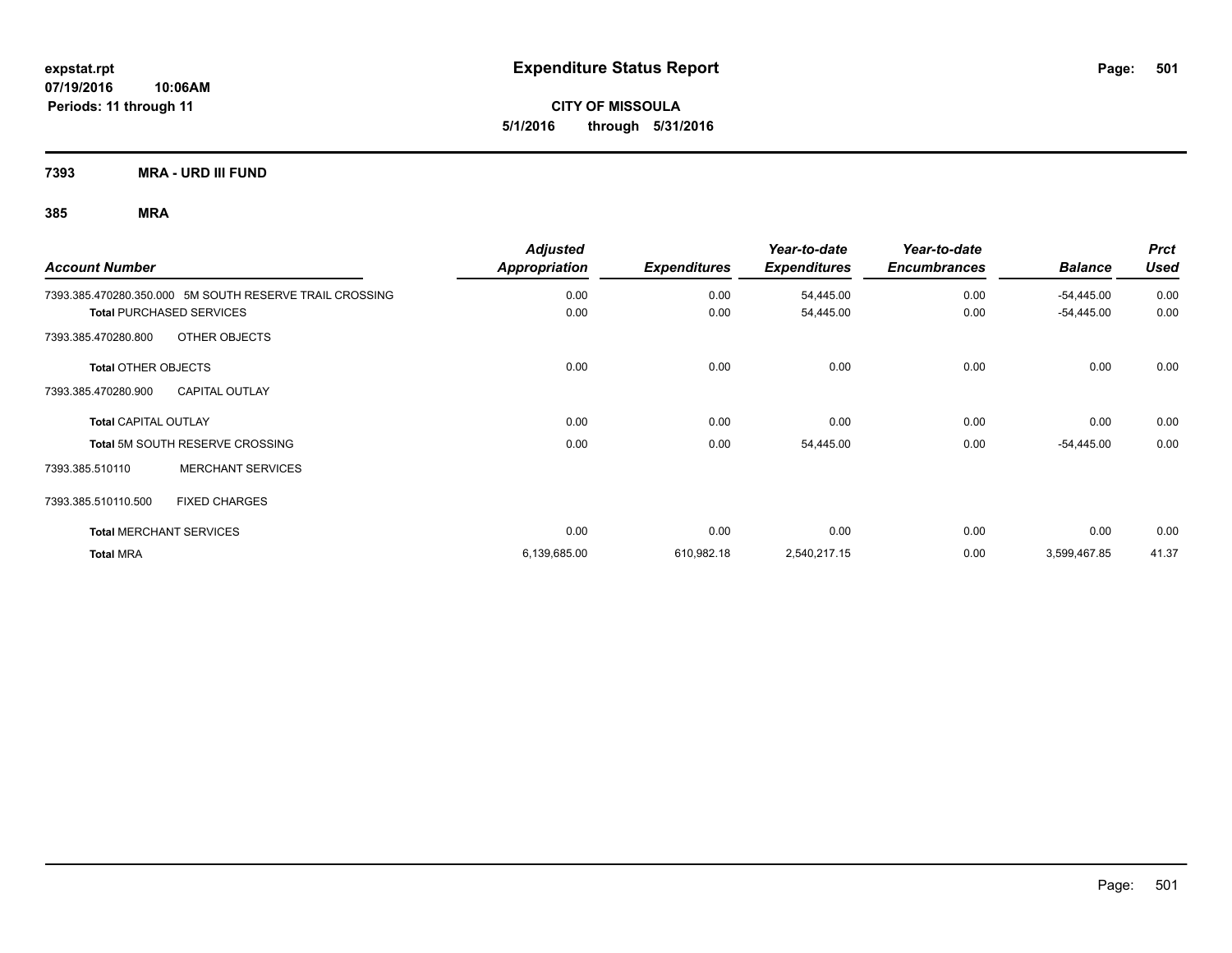# Expenditure Status Report

**expstat.rpt**
**07/19/2016 10:06AM**
**Periods: 11 through 11**

**CITY OF MISSOULA**
**5/1/2016 through 5/31/2016**

## 7393 MRA - URD III FUND

### 385 MRA

| Account Number | Adjusted Appropriation | Expenditures | Year-to-date Expenditures | Year-to-date Encumbrances | Balance | Prct Used |
|---|---|---|---|---|---|---|
| 7393.385.470280.350.000 5M SOUTH RESERVE TRAIL CROSSING | 0.00 | 0.00 | 54,445.00 | 0.00 | -54,445.00 | 0.00 |
| **Total** PURCHASED SERVICES | 0.00 | 0.00 | 54,445.00 | 0.00 | -54,445.00 | 0.00 |
| 7393.385.470280.800 OTHER OBJECTS | | | | | | |
| **Total** OTHER OBJECTS | 0.00 | 0.00 | 0.00 | 0.00 | 0.00 | 0.00 |
| 7393.385.470280.900 CAPITAL OUTLAY | | | | | | |
| **Total** CAPITAL OUTLAY | 0.00 | 0.00 | 0.00 | 0.00 | 0.00 | 0.00 |
| **Total** 5M SOUTH RESERVE CROSSING | 0.00 | 0.00 | 54,445.00 | 0.00 | -54,445.00 | 0.00 |
| 7393.385.510110 MERCHANT SERVICES | | | | | | |
| 7393.385.510110.500 FIXED CHARGES | | | | | | |
| **Total** MERCHANT SERVICES | 0.00 | 0.00 | 0.00 | 0.00 | 0.00 | 0.00 |
| **Total** MRA | 6,139,685.00 | 610,982.18 | 2,540,217.15 | 0.00 | 3,599,467.85 | 41.37 |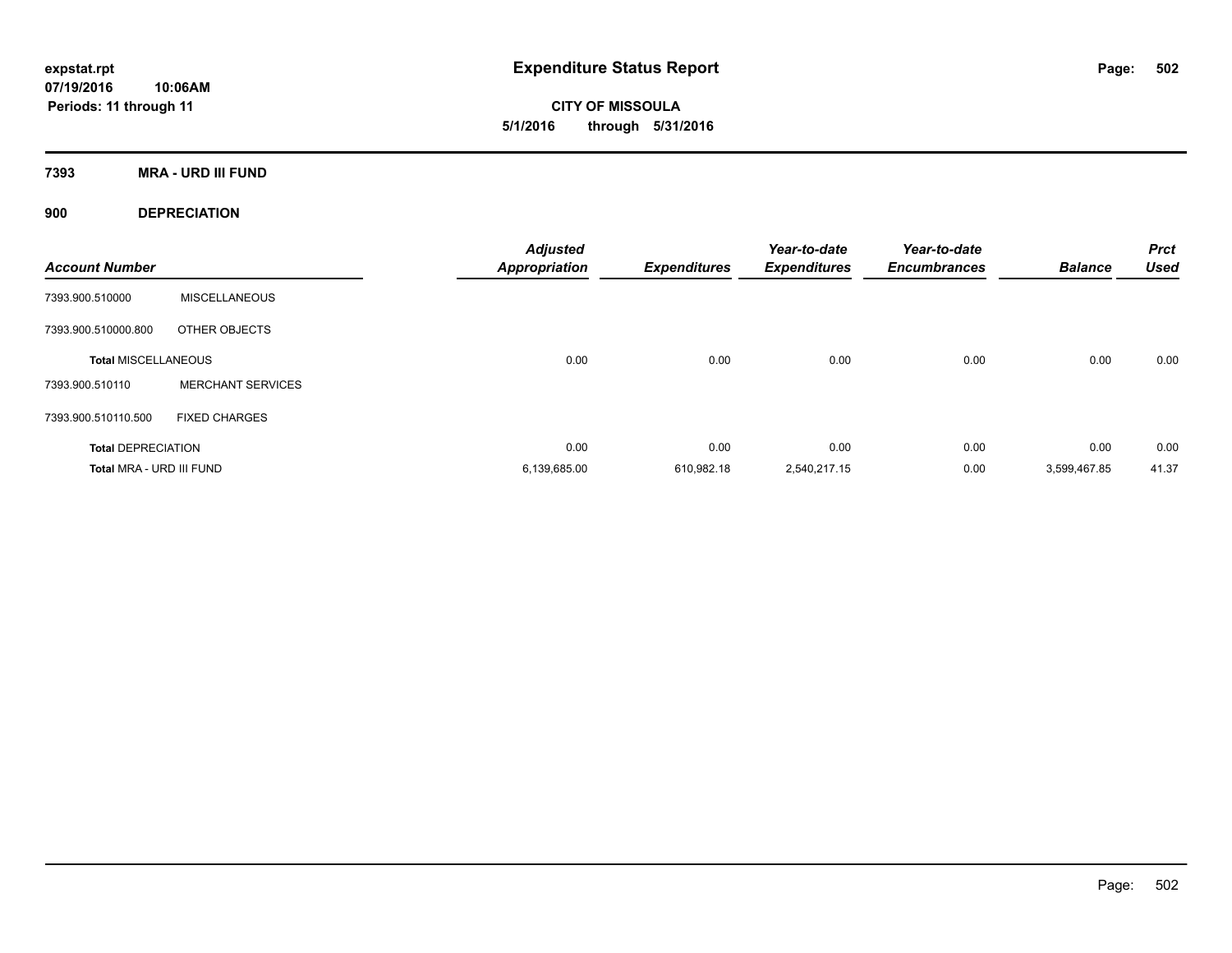# Expenditure Status Report

**expstat.rpt**
**07/19/2016 10:06AM**
**Periods: 11 through 11**

**CITY OF MISSOULA**
**5/1/2016 through 5/31/2016**

## 7393 MRA - URD III FUND

### 900 DEPRECIATION

| Account Number | | Adjusted Appropriation | Expenditures | Year-to-date Expenditures | Year-to-date Encumbrances | Balance | Prct Used |
|---|---|---|---|---|---|---|---|
| 7393.900.510000 | MISCELLANEOUS | | | | | | |
| 7393.900.510000.800 | OTHER OBJECTS | | | | | | |
| **Total MISCELLANEOUS** | | 0.00 | 0.00 | 0.00 | 0.00 | 0.00 | 0.00 |
| 7393.900.510110 | MERCHANT SERVICES | | | | | | |
| 7393.900.510110.500 | FIXED CHARGES | | | | | | |
| **Total DEPRECIATION** | | 0.00 | 0.00 | 0.00 | 0.00 | 0.00 | 0.00 |
| **Total MRA - URD III FUND** | | 6,139,685.00 | 610,982.18 | 2,540,217.15 | 0.00 | 3,599,467.85 | 41.37 |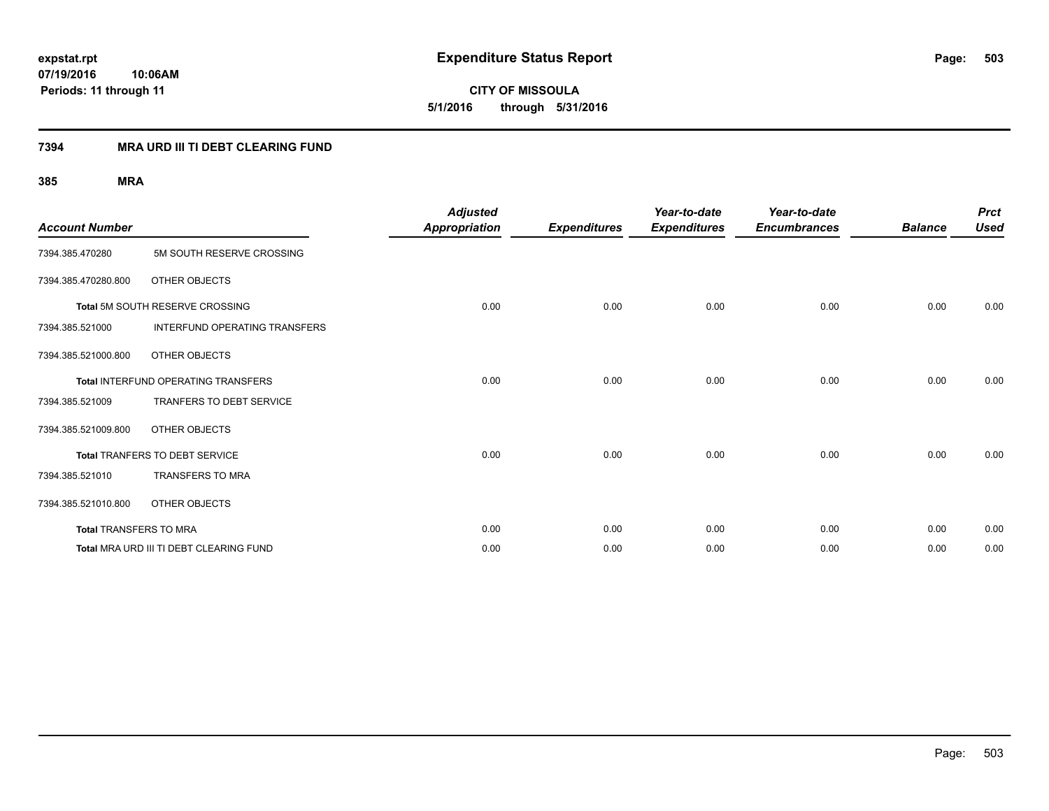**expstat.rpt**
**07/19/2016 10:06AM**
**Periods: 11 through 11**

# Expenditure Status Report

**CITY OF MISSOULA**
**5/1/2016 through 5/31/2016**

## 7394 MRA URD III TI DEBT CLEARING FUND

### 385 MRA

| Account Number | | Adjusted Appropriation | Expenditures | Year-to-date Expenditures | Year-to-date Encumbrances | Balance | Prct Used |
|---|---|---|---|---|---|---|---|
| 7394.385.470280 | 5M SOUTH RESERVE CROSSING | | | | | | |
| 7394.385.470280.800 | OTHER OBJECTS | | | | | | |
| **Total** 5M SOUTH RESERVE CROSSING | | 0.00 | 0.00 | 0.00 | 0.00 | 0.00 | 0.00 |
| 7394.385.521000 | INTERFUND OPERATING TRANSFERS | | | | | | |
| 7394.385.521000.800 | OTHER OBJECTS | | | | | | |
| **Total** INTERFUND OPERATING TRANSFERS | | 0.00 | 0.00 | 0.00 | 0.00 | 0.00 | 0.00 |
| 7394.385.521009 | TRANFERS TO DEBT SERVICE | | | | | | |
| 7394.385.521009.800 | OTHER OBJECTS | | | | | | |
| **Total** TRANFERS TO DEBT SERVICE | | 0.00 | 0.00 | 0.00 | 0.00 | 0.00 | 0.00 |
| 7394.385.521010 | TRANSFERS TO MRA | | | | | | |
| 7394.385.521010.800 | OTHER OBJECTS | | | | | | |
| **Total** TRANSFERS TO MRA | | 0.00 | 0.00 | 0.00 | 0.00 | 0.00 | 0.00 |
| **Total** MRA URD III TI DEBT CLEARING FUND | | 0.00 | 0.00 | 0.00 | 0.00 | 0.00 | 0.00 |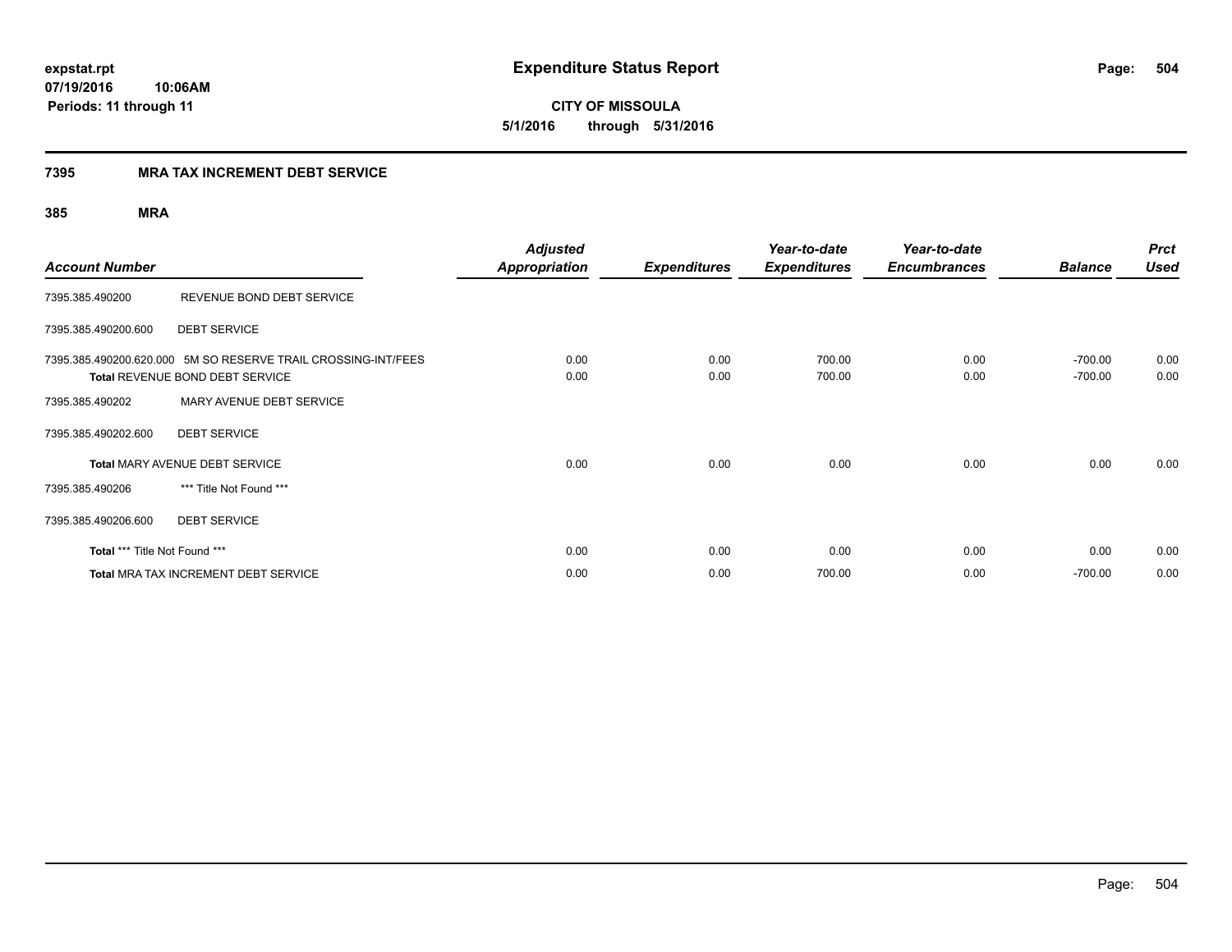**expstat.rpt**
**07/19/2016 10:06AM**
**Periods: 11 through 11**

# Expenditure Status Report

**CITY OF MISSOULA**
**5/1/2016 through 5/31/2016**

## 7395 MRA TAX INCREMENT DEBT SERVICE

### 385 MRA

| Account Number | | Adjusted Appropriation | Expenditures | Year-to-date Expenditures | Year-to-date Encumbrances | Balance | Prct Used |
|---|---|---|---|---|---|---|---|
| 7395.385.490200 | REVENUE BOND DEBT SERVICE | | | | | | |
| 7395.385.490200.600 | DEBT SERVICE | | | | | | |
| 7395.385.490200.620.000 | 5M SO RESERVE TRAIL CROSSING-INT/FEES | 0.00 | 0.00 | 700.00 | 0.00 | -700.00 | 0.00 |
| **Total** REVENUE BOND DEBT SERVICE | | 0.00 | 0.00 | 700.00 | 0.00 | -700.00 | 0.00 |
| 7395.385.490202 | MARY AVENUE DEBT SERVICE | | | | | | |
| 7395.385.490202.600 | DEBT SERVICE | | | | | | |
| **Total** MARY AVENUE DEBT SERVICE | | 0.00 | 0.00 | 0.00 | 0.00 | 0.00 | 0.00 |
| 7395.385.490206 | *** Title Not Found *** | | | | | | |
| 7395.385.490206.600 | DEBT SERVICE | | | | | | |
| **Total** *** Title Not Found *** | | 0.00 | 0.00 | 0.00 | 0.00 | 0.00 | 0.00 |
| **Total** MRA TAX INCREMENT DEBT SERVICE | | 0.00 | 0.00 | 700.00 | 0.00 | -700.00 | 0.00 |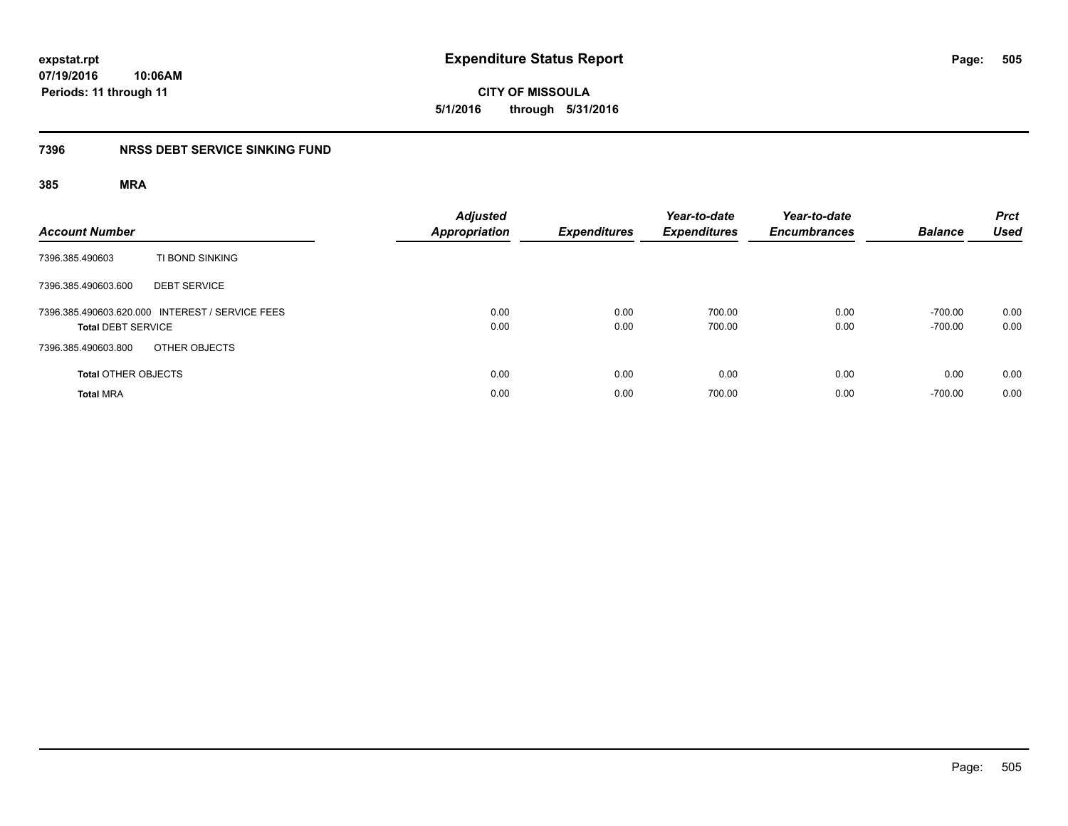# Expenditure Status Report

**CITY OF MISSOULA**

**5/1/2016 through 5/31/2016**

expstat.rpt
07/19/2016 10:06AM
Periods: 11 through 11

## 7396 NRSS DEBT SERVICE SINKING FUND

### 385 MRA

| Account Number | | Adjusted Appropriation | Expenditures | Year-to-date Expenditures | Year-to-date Encumbrances | Balance | Prct Used |
|---|---|---|---|---|---|---|---|
| 7396.385.490603 | TI BOND SINKING | | | | | | |
| 7396.385.490603.600 | DEBT SERVICE | | | | | | |
| 7396.385.490603.620.000 | INTEREST / SERVICE FEES | 0.00 | 0.00 | 700.00 | 0.00 | -700.00 | 0.00 |
| **Total** DEBT SERVICE | | 0.00 | 0.00 | 700.00 | 0.00 | -700.00 | 0.00 |
| 7396.385.490603.800 | OTHER OBJECTS | | | | | | |
| **Total** OTHER OBJECTS | | 0.00 | 0.00 | 0.00 | 0.00 | 0.00 | 0.00 |
| **Total** MRA | | 0.00 | 0.00 | 700.00 | 0.00 | -700.00 | 0.00 |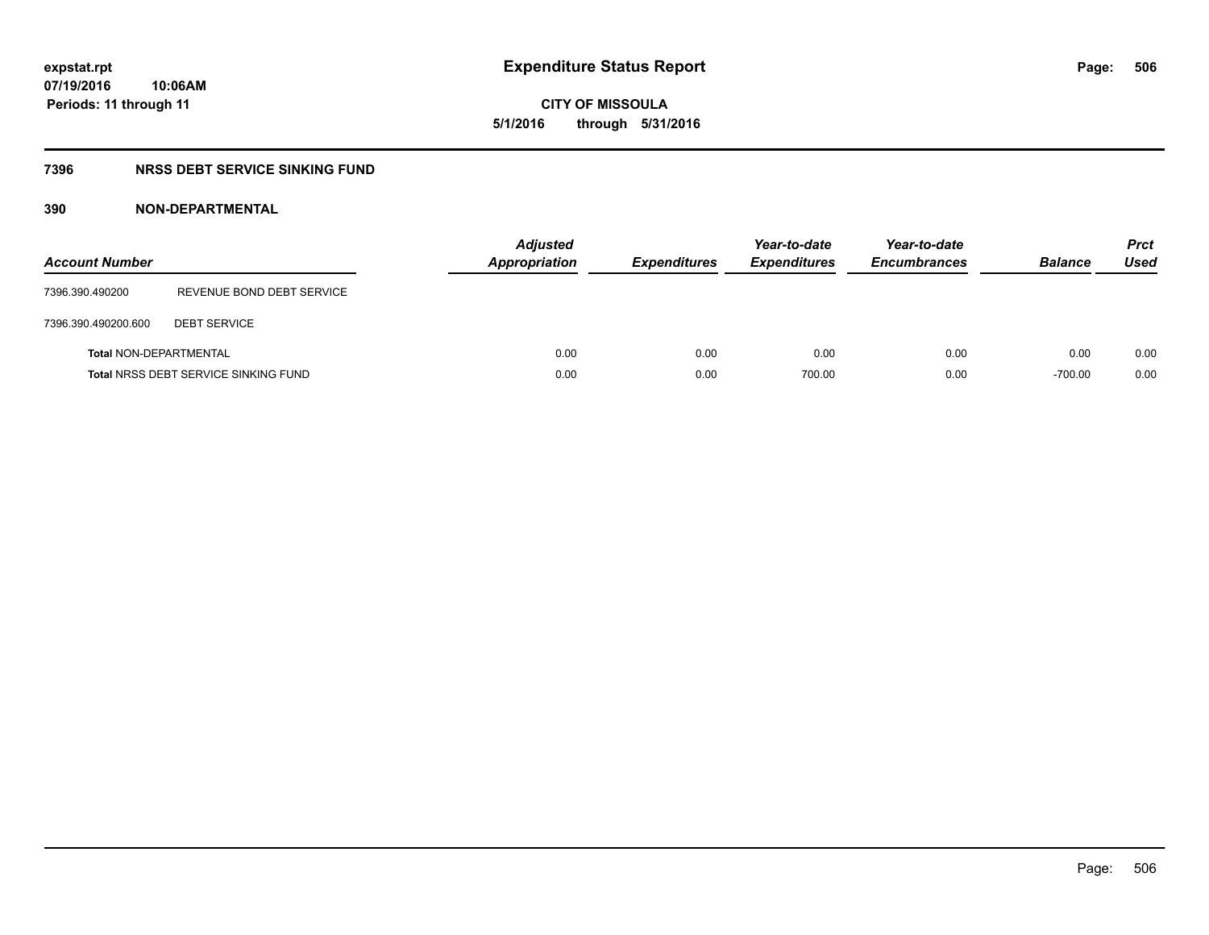**expstat.rpt**
**07/19/2016 10:06AM**
**Periods: 11 through 11**

# Expenditure Status Report

**CITY OF MISSOULA**
**5/1/2016 through 5/31/2016**

## 7396 NRSS DEBT SERVICE SINKING FUND

### 390 NON-DEPARTMENTAL

| Account Number | | Adjusted Appropriation | Expenditures | Year-to-date Expenditures | Year-to-date Encumbrances | Balance | Prct Used |
|---|---|---|---|---|---|---|---|
| 7396.390.490200 | REVENUE BOND DEBT SERVICE | | | | | | |
| 7396.390.490200.600 | DEBT SERVICE | | | | | | |
| **Total** NON-DEPARTMENTAL | | 0.00 | 0.00 | 0.00 | 0.00 | 0.00 | 0.00 |
| **Total** NRSS DEBT SERVICE SINKING FUND | | 0.00 | 0.00 | 700.00 | 0.00 | -700.00 | 0.00 |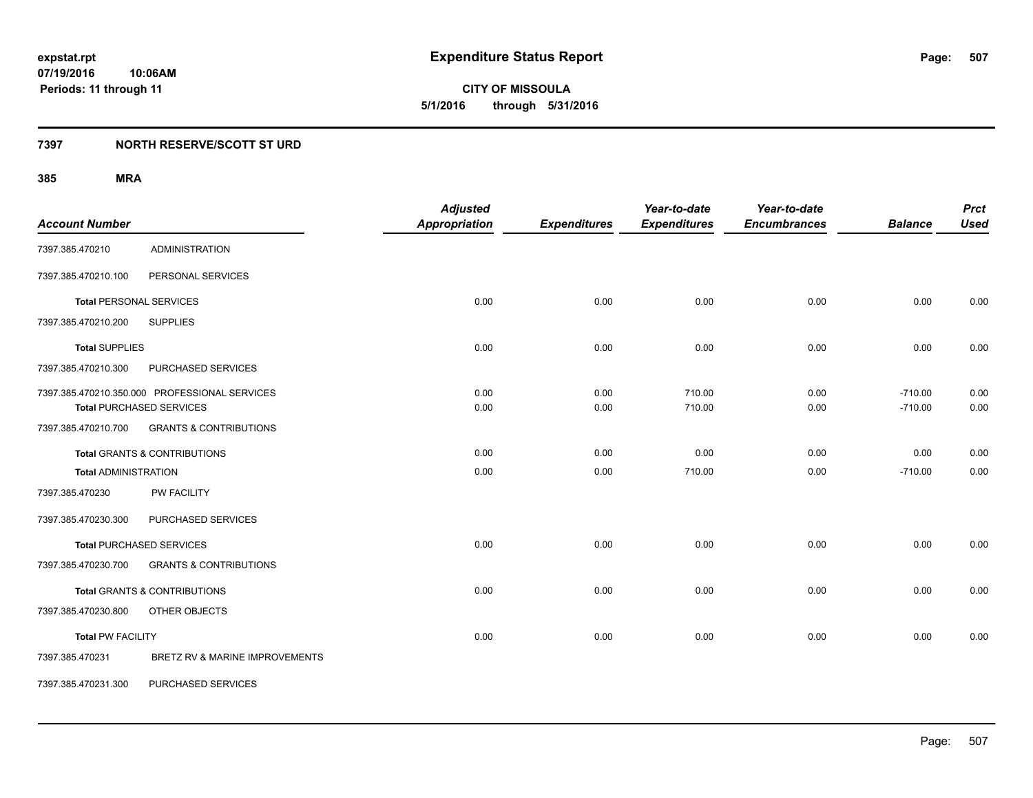# Expenditure Status Report

expstat.rpt
07/19/2016 10:06AM
Periods: 11 through 11

**CITY OF MISSOULA**
**5/1/2016 through 5/31/2016**

## 7397 NORTH RESERVE/SCOTT ST URD

### 385 MRA

| Account Number | | Adjusted Appropriation | Expenditures | Year-to-date Expenditures | Year-to-date Encumbrances | Balance | Prct Used |
|---|---|---|---|---|---|---|---|
| 7397.385.470210 | ADMINISTRATION | | | | | | |
| 7397.385.470210.100 | PERSONAL SERVICES | | | | | | |
| **Total** PERSONAL SERVICES | | 0.00 | 0.00 | 0.00 | 0.00 | 0.00 | 0.00 |
| 7397.385.470210.200 | SUPPLIES | | | | | | |
| **Total** SUPPLIES | | 0.00 | 0.00 | 0.00 | 0.00 | 0.00 | 0.00 |
| 7397.385.470210.300 | PURCHASED SERVICES | | | | | | |
| 7397.385.470210.350.000 | PROFESSIONAL SERVICES | 0.00 | 0.00 | 710.00 | 0.00 | -710.00 | 0.00 |
| **Total** PURCHASED SERVICES | | 0.00 | 0.00 | 710.00 | 0.00 | -710.00 | 0.00 |
| 7397.385.470210.700 | GRANTS & CONTRIBUTIONS | | | | | | |
| **Total** GRANTS & CONTRIBUTIONS | | 0.00 | 0.00 | 0.00 | 0.00 | 0.00 | 0.00 |
| **Total** ADMINISTRATION | | 0.00 | 0.00 | 710.00 | 0.00 | -710.00 | 0.00 |
| 7397.385.470230 | PW FACILITY | | | | | | |
| 7397.385.470230.300 | PURCHASED SERVICES | | | | | | |
| **Total** PURCHASED SERVICES | | 0.00 | 0.00 | 0.00 | 0.00 | 0.00 | 0.00 |
| 7397.385.470230.700 | GRANTS & CONTRIBUTIONS | | | | | | |
| **Total** GRANTS & CONTRIBUTIONS | | 0.00 | 0.00 | 0.00 | 0.00 | 0.00 | 0.00 |
| 7397.385.470230.800 | OTHER OBJECTS | | | | | | |
| **Total** PW FACILITY | | 0.00 | 0.00 | 0.00 | 0.00 | 0.00 | 0.00 |
| 7397.385.470231 | BRETZ RV & MARINE IMPROVEMENTS | | | | | | |
| 7397.385.470231.300 | PURCHASED SERVICES | | | | | | |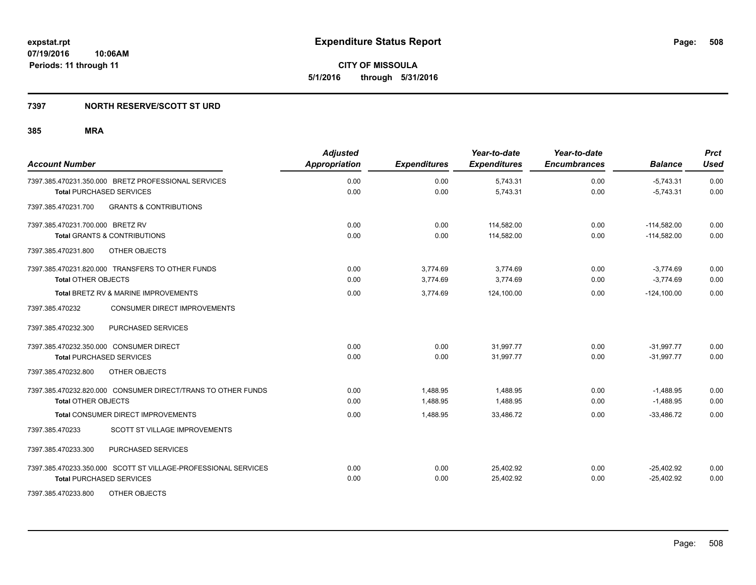# Expenditure Status Report

**CITY OF MISSOULA**

**5/1/2016 through 5/31/2016**

expstat.rpt
07/19/2016 10:06AM
Periods: 11 through 11

## 7397 NORTH RESERVE/SCOTT ST URD

### 385 MRA

| Account Number | Adjusted Appropriation | Expenditures | Year-to-date Expenditures | Year-to-date Encumbrances | Balance | Prct Used |
|---|---|---|---|---|---|---|
| 7397.385.470231.350.000 BRETZ PROFESSIONAL SERVICES | 0.00 | 0.00 | 5,743.31 | 0.00 | -5,743.31 | 0.00 |
| **Total** PURCHASED SERVICES | 0.00 | 0.00 | 5,743.31 | 0.00 | -5,743.31 | 0.00 |
| 7397.385.470231.700 GRANTS & CONTRIBUTIONS | | | | | | |
| 7397.385.470231.700.000 BRETZ RV | 0.00 | 0.00 | 114,582.00 | 0.00 | -114,582.00 | 0.00 |
| **Total** GRANTS & CONTRIBUTIONS | 0.00 | 0.00 | 114,582.00 | 0.00 | -114,582.00 | 0.00 |
| 7397.385.470231.800 OTHER OBJECTS | | | | | | |
| 7397.385.470231.820.000 TRANSFERS TO OTHER FUNDS | 0.00 | 3,774.69 | 3,774.69 | 0.00 | -3,774.69 | 0.00 |
| **Total** OTHER OBJECTS | 0.00 | 3,774.69 | 3,774.69 | 0.00 | -3,774.69 | 0.00 |
| **Total** BRETZ RV & MARINE IMPROVEMENTS | 0.00 | 3,774.69 | 124,100.00 | 0.00 | -124,100.00 | 0.00 |
| 7397.385.470232 CONSUMER DIRECT IMPROVEMENTS | | | | | | |
| 7397.385.470232.300 PURCHASED SERVICES | | | | | | |
| 7397.385.470232.350.000 CONSUMER DIRECT | 0.00 | 0.00 | 31,997.77 | 0.00 | -31,997.77 | 0.00 |
| **Total** PURCHASED SERVICES | 0.00 | 0.00 | 31,997.77 | 0.00 | -31,997.77 | 0.00 |
| 7397.385.470232.800 OTHER OBJECTS | | | | | | |
| 7397.385.470232.820.000 CONSUMER DIRECT/TRANS TO OTHER FUNDS | 0.00 | 1,488.95 | 1,488.95 | 0.00 | -1,488.95 | 0.00 |
| **Total** OTHER OBJECTS | 0.00 | 1,488.95 | 1,488.95 | 0.00 | -1,488.95 | 0.00 |
| **Total** CONSUMER DIRECT IMPROVEMENTS | 0.00 | 1,488.95 | 33,486.72 | 0.00 | -33,486.72 | 0.00 |
| 7397.385.470233 SCOTT ST VILLAGE IMPROVEMENTS | | | | | | |
| 7397.385.470233.300 PURCHASED SERVICES | | | | | | |
| 7397.385.470233.350.000 SCOTT ST VILLAGE-PROFESSIONAL SERVICES | 0.00 | 0.00 | 25,402.92 | 0.00 | -25,402.92 | 0.00 |
| **Total** PURCHASED SERVICES | 0.00 | 0.00 | 25,402.92 | 0.00 | -25,402.92 | 0.00 |
| 7397.385.470233.800 OTHER OBJECTS | | | | | | |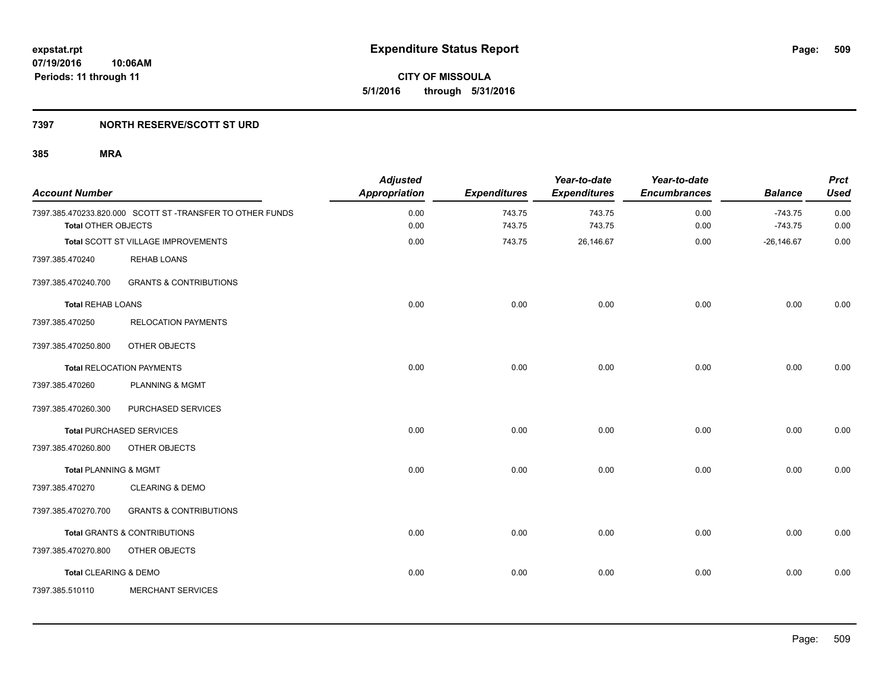# Expenditure Status Report

**CITY OF MISSOULA**

**5/1/2016 through 5/31/2016**

expstat.rpt
07/19/2016 10:06AM
Periods: 11 through 11

## 7397 NORTH RESERVE/SCOTT ST URD

### 385 MRA

| Account Number | | Adjusted Appropriation | Expenditures | Year-to-date Expenditures | Year-to-date Encumbrances | Balance | Prct Used |
|---|---|---|---|---|---|---|---|
| 7397.385.470233.820.000 | SCOTT ST -TRANSFER TO OTHER FUNDS | 0.00 | 743.75 | 743.75 | 0.00 | -743.75 | 0.00 |
| **Total** OTHER OBJECTS | | 0.00 | 743.75 | 743.75 | 0.00 | -743.75 | 0.00 |
| **Total** SCOTT ST VILLAGE IMPROVEMENTS | | 0.00 | 743.75 | 26,146.67 | 0.00 | -26,146.67 | 0.00 |
| 7397.385.470240 | REHAB LOANS | | | | | | |
| 7397.385.470240.700 | GRANTS & CONTRIBUTIONS | | | | | | |
| **Total** REHAB LOANS | | 0.00 | 0.00 | 0.00 | 0.00 | 0.00 | 0.00 |
| 7397.385.470250 | RELOCATION PAYMENTS | | | | | | |
| 7397.385.470250.800 | OTHER OBJECTS | | | | | | |
| **Total** RELOCATION PAYMENTS | | 0.00 | 0.00 | 0.00 | 0.00 | 0.00 | 0.00 |
| 7397.385.470260 | PLANNING & MGMT | | | | | | |
| 7397.385.470260.300 | PURCHASED SERVICES | | | | | | |
| **Total** PURCHASED SERVICES | | 0.00 | 0.00 | 0.00 | 0.00 | 0.00 | 0.00 |
| 7397.385.470260.800 | OTHER OBJECTS | | | | | | |
| **Total** PLANNING & MGMT | | 0.00 | 0.00 | 0.00 | 0.00 | 0.00 | 0.00 |
| 7397.385.470270 | CLEARING & DEMO | | | | | | |
| 7397.385.470270.700 | GRANTS & CONTRIBUTIONS | | | | | | |
| **Total** GRANTS & CONTRIBUTIONS | | 0.00 | 0.00 | 0.00 | 0.00 | 0.00 | 0.00 |
| 7397.385.470270.800 | OTHER OBJECTS | | | | | | |
| **Total** CLEARING & DEMO | | 0.00 | 0.00 | 0.00 | 0.00 | 0.00 | 0.00 |
| 7397.385.510110 | MERCHANT SERVICES | | | | | | |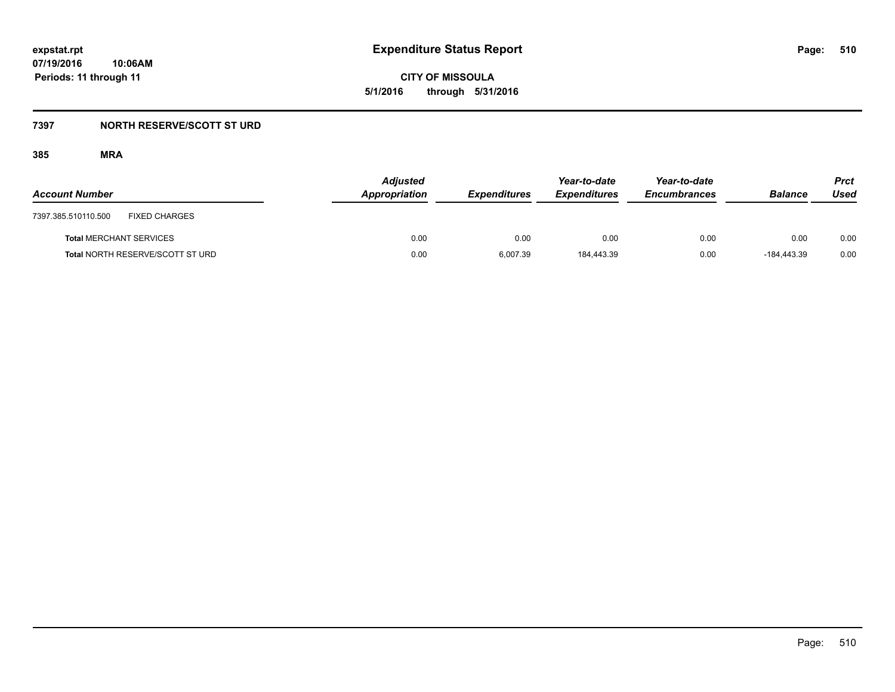# Expenditure Status Report

expstat.rpt
07/19/2016 10:06AM
Periods: 11 through 11

**CITY OF MISSOULA**
**5/1/2016 through 5/31/2016**

## 7397 NORTH RESERVE/SCOTT ST URD

### 385 MRA

| Account Number | | Adjusted Appropriation | Expenditures | Year-to-date Expenditures | Year-to-date Encumbrances | Balance | Prct Used |
|---|---|---|---|---|---|---|---|
| 7397.385.510110.500 | FIXED CHARGES | | | | | | |
| **Total** MERCHANT SERVICES | | 0.00 | 0.00 | 0.00 | 0.00 | 0.00 | 0.00 |
| **Total** NORTH RESERVE/SCOTT ST URD | | 0.00 | 6,007.39 | 184,443.39 | 0.00 | -184,443.39 | 0.00 |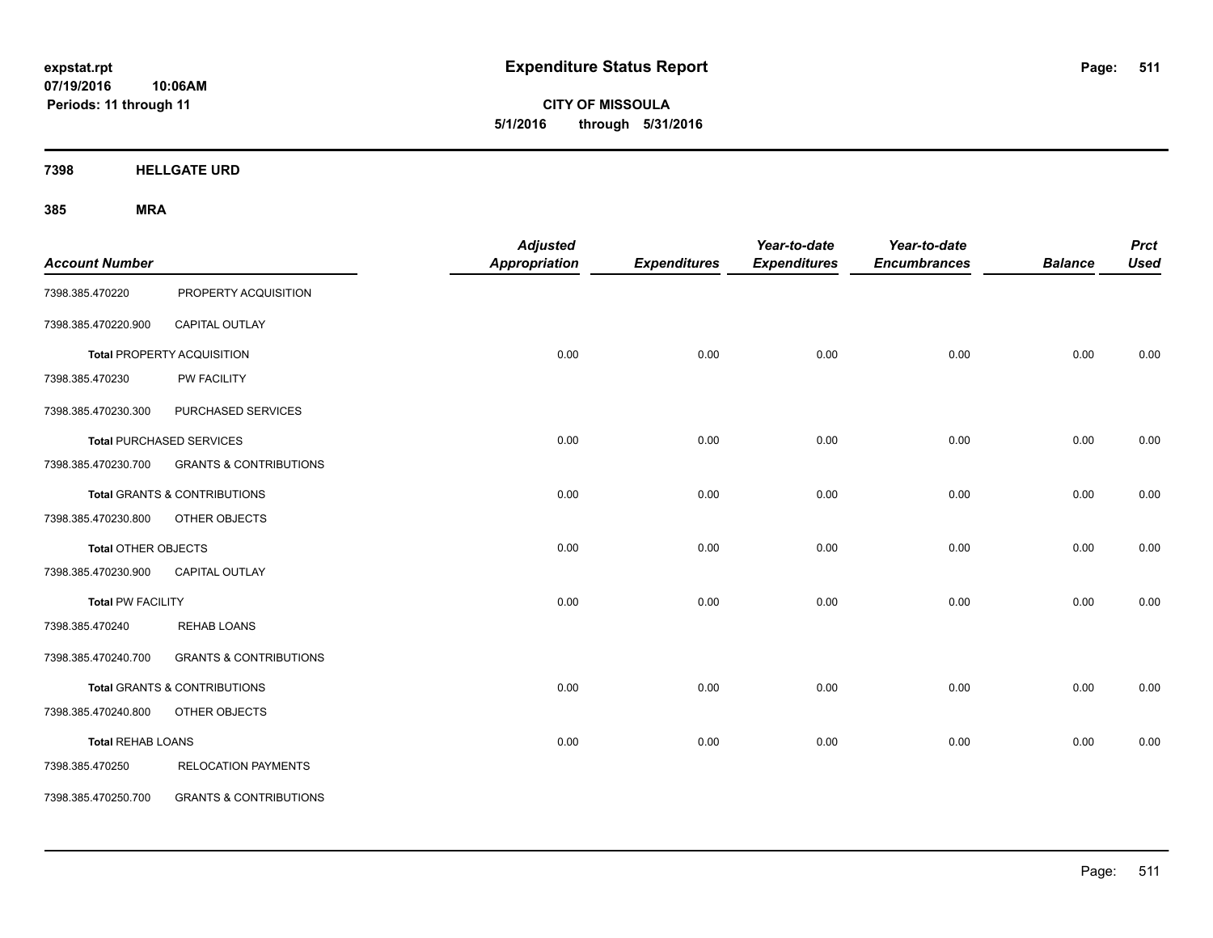**expstat.rpt**
**07/19/2016 10:06AM**
**Periods: 11 through 11**

# Expenditure Status Report

**CITY OF MISSOULA**
**5/1/2016 through 5/31/2016**

## 7398 HELLGATE URD

## 385 MRA

| Account Number | | Adjusted Appropriation | Expenditures | Year-to-date Expenditures | Year-to-date Encumbrances | Balance | Prct Used |
|---|---|---|---|---|---|---|---|
| 7398.385.470220 | PROPERTY ACQUISITION | | | | | | |
| 7398.385.470220.900 | CAPITAL OUTLAY | | | | | | |
| **Total** PROPERTY ACQUISITION | | 0.00 | 0.00 | 0.00 | 0.00 | 0.00 | 0.00 |
| 7398.385.470230 | PW FACILITY | | | | | | |
| 7398.385.470230.300 | PURCHASED SERVICES | | | | | | |
| **Total** PURCHASED SERVICES | | 0.00 | 0.00 | 0.00 | 0.00 | 0.00 | 0.00 |
| 7398.385.470230.700 | GRANTS & CONTRIBUTIONS | | | | | | |
| **Total** GRANTS & CONTRIBUTIONS | | 0.00 | 0.00 | 0.00 | 0.00 | 0.00 | 0.00 |
| 7398.385.470230.800 | OTHER OBJECTS | | | | | | |
| **Total** OTHER OBJECTS | | 0.00 | 0.00 | 0.00 | 0.00 | 0.00 | 0.00 |
| 7398.385.470230.900 | CAPITAL OUTLAY | | | | | | |
| **Total** PW FACILITY | | 0.00 | 0.00 | 0.00 | 0.00 | 0.00 | 0.00 |
| 7398.385.470240 | REHAB LOANS | | | | | | |
| 7398.385.470240.700 | GRANTS & CONTRIBUTIONS | | | | | | |
| **Total** GRANTS & CONTRIBUTIONS | | 0.00 | 0.00 | 0.00 | 0.00 | 0.00 | 0.00 |
| 7398.385.470240.800 | OTHER OBJECTS | | | | | | |
| **Total** REHAB LOANS | | 0.00 | 0.00 | 0.00 | 0.00 | 0.00 | 0.00 |
| 7398.385.470250 | RELOCATION PAYMENTS | | | | | | |
| 7398.385.470250.700 | GRANTS & CONTRIBUTIONS | | | | | | |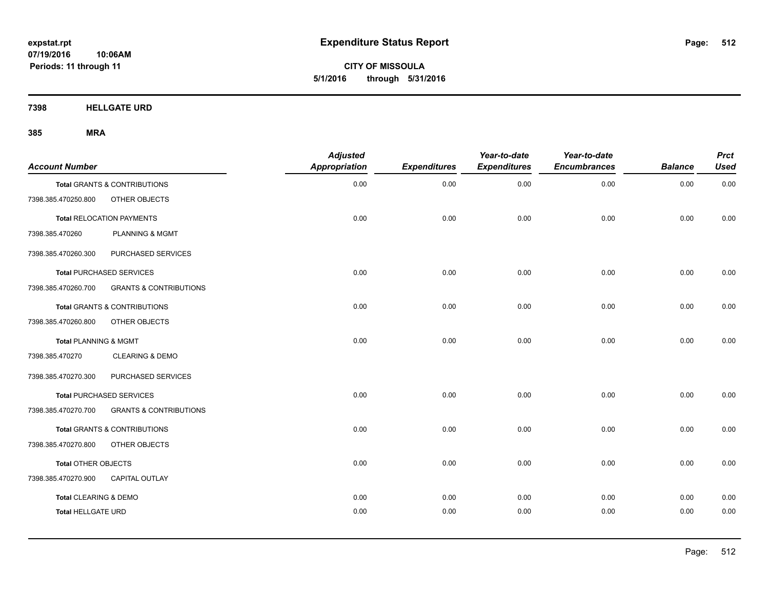**expstat.rpt**
**07/19/2016 10:06AM**
**Periods: 11 through 11**

# Expenditure Status Report

**CITY OF MISSOULA**
**5/1/2016 through 5/31/2016**

## 7398 HELLGATE URD

### 385 MRA

| Account Number | | Adjusted Appropriation | Expenditures | Year-to-date Expenditures | Year-to-date Encumbrances | Balance | Prct Used |
|---|---|---|---|---|---|---|---|
| **Total** GRANTS & CONTRIBUTIONS | | 0.00 | 0.00 | 0.00 | 0.00 | 0.00 | 0.00 |
| 7398.385.470250.800 | OTHER OBJECTS | | | | | | |
| **Total** RELOCATION PAYMENTS | | 0.00 | 0.00 | 0.00 | 0.00 | 0.00 | 0.00 |
| 7398.385.470260 | PLANNING & MGMT | | | | | | |
| 7398.385.470260.300 | PURCHASED SERVICES | | | | | | |
| **Total** PURCHASED SERVICES | | 0.00 | 0.00 | 0.00 | 0.00 | 0.00 | 0.00 |
| 7398.385.470260.700 | GRANTS & CONTRIBUTIONS | | | | | | |
| **Total** GRANTS & CONTRIBUTIONS | | 0.00 | 0.00 | 0.00 | 0.00 | 0.00 | 0.00 |
| 7398.385.470260.800 | OTHER OBJECTS | | | | | | |
| **Total** PLANNING & MGMT | | 0.00 | 0.00 | 0.00 | 0.00 | 0.00 | 0.00 |
| 7398.385.470270 | CLEARING & DEMO | | | | | | |
| 7398.385.470270.300 | PURCHASED SERVICES | | | | | | |
| **Total** PURCHASED SERVICES | | 0.00 | 0.00 | 0.00 | 0.00 | 0.00 | 0.00 |
| 7398.385.470270.700 | GRANTS & CONTRIBUTIONS | | | | | | |
| **Total** GRANTS & CONTRIBUTIONS | | 0.00 | 0.00 | 0.00 | 0.00 | 0.00 | 0.00 |
| 7398.385.470270.800 | OTHER OBJECTS | | | | | | |
| **Total** OTHER OBJECTS | | 0.00 | 0.00 | 0.00 | 0.00 | 0.00 | 0.00 |
| 7398.385.470270.900 | CAPITAL OUTLAY | | | | | | |
| **Total** CLEARING & DEMO | | 0.00 | 0.00 | 0.00 | 0.00 | 0.00 | 0.00 |
| **Total** HELLGATE URD | | 0.00 | 0.00 | 0.00 | 0.00 | 0.00 | 0.00 |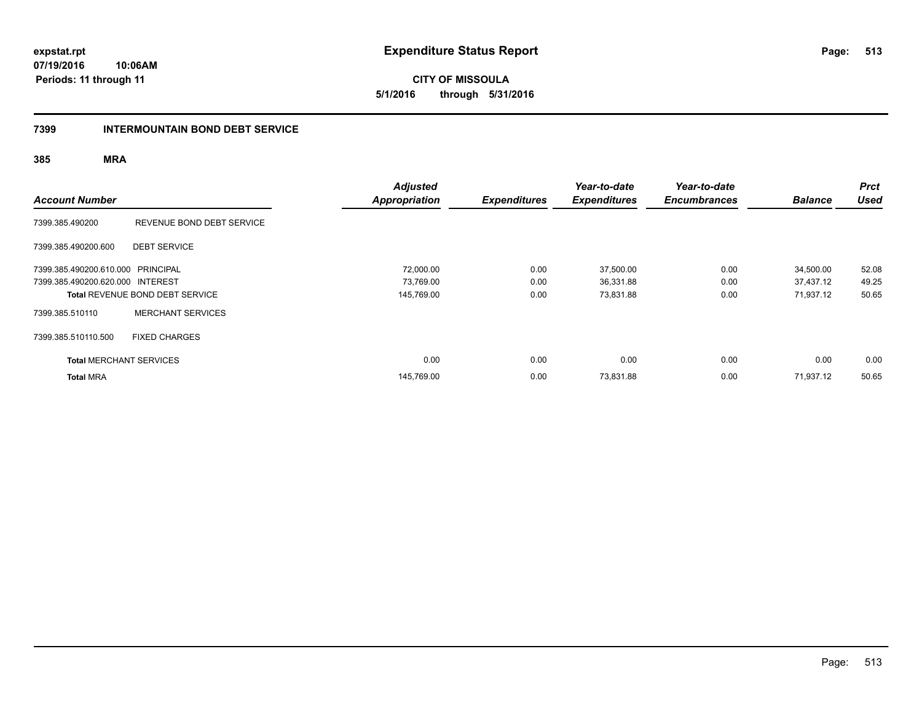expstat.rpt
07/19/2016 10:06AM
Periods: 11 through 11

# Expenditure Status Report

CITY OF MISSOULA
5/1/2016 through 5/31/2016

## 7399 INTERMOUNTAIN BOND DEBT SERVICE

### 385 MRA

| Account Number | | Adjusted Appropriation | Expenditures | Year-to-date Expenditures | Year-to-date Encumbrances | Balance | Prct Used |
|---|---|---|---|---|---|---|---|
| 7399.385.490200 | REVENUE BOND DEBT SERVICE | | | | | | |
| 7399.385.490200.600 | DEBT SERVICE | | | | | | |
| 7399.385.490200.610.000 | PRINCIPAL | 72,000.00 | 0.00 | 37,500.00 | 0.00 | 34,500.00 | 52.08 |
| 7399.385.490200.620.000 | INTEREST | 73,769.00 | 0.00 | 36,331.88 | 0.00 | 37,437.12 | 49.25 |
| **Total** REVENUE BOND DEBT SERVICE | | 145,769.00 | 0.00 | 73,831.88 | 0.00 | 71,937.12 | 50.65 |
| 7399.385.510110 | MERCHANT SERVICES | | | | | | |
| 7399.385.510110.500 | FIXED CHARGES | | | | | | |
| **Total** MERCHANT SERVICES | | 0.00 | 0.00 | 0.00 | 0.00 | 0.00 | 0.00 |
| **Total** MRA | | 145,769.00 | 0.00 | 73,831.88 | 0.00 | 71,937.12 | 50.65 |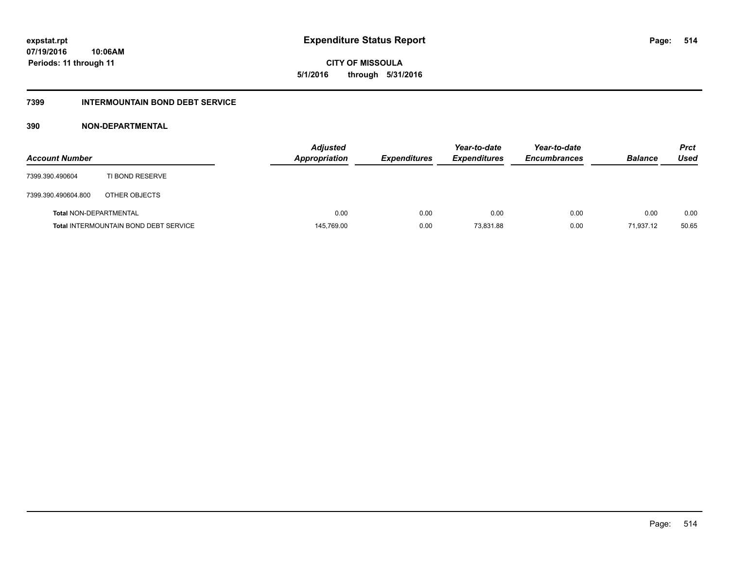**expstat.rpt**
**07/19/2016 10:06AM**
**Periods: 11 through 11**

# Expenditure Status Report

**CITY OF MISSOULA**
**5/1/2016 through 5/31/2016**

## 7399 INTERMOUNTAIN BOND DEBT SERVICE

### 390 NON-DEPARTMENTAL

| Account Number | | Adjusted Appropriation | Expenditures | Year-to-date Expenditures | Year-to-date Encumbrances | Balance | Prct Used |
|---|---|---|---|---|---|---|---|
| 7399.390.490604 | TI BOND RESERVE | | | | | | |
| 7399.390.490604.800 | OTHER OBJECTS | | | | | | |
| **Total** NON-DEPARTMENTAL | | 0.00 | 0.00 | 0.00 | 0.00 | 0.00 | 0.00 |
| **Total** INTERMOUNTAIN BOND DEBT SERVICE | | 145,769.00 | 0.00 | 73,831.88 | 0.00 | 71,937.12 | 50.65 |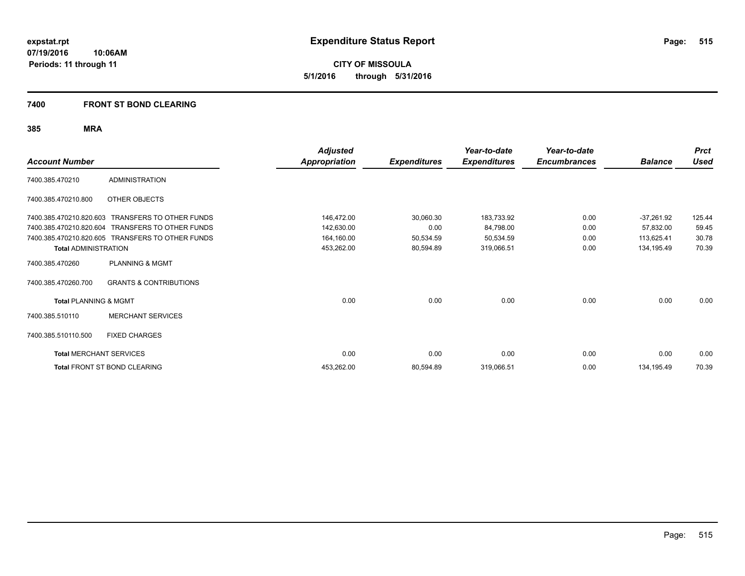**expstat.rpt**
**07/19/2016 10:06AM**
**Periods: 11 through 11**

# Expenditure Status Report

**CITY OF MISSOULA**
**5/1/2016 through 5/31/2016**

## 7400 FRONT ST BOND CLEARING

### 385 MRA

| Account Number | | Adjusted Appropriation | Expenditures | Year-to-date Expenditures | Year-to-date Encumbrances | Balance | Prct Used |
|---|---|---|---|---|---|---|---|
| 7400.385.470210 | ADMINISTRATION | | | | | | |
| 7400.385.470210.800 | OTHER OBJECTS | | | | | | |
| 7400.385.470210.820.603 | TRANSFERS TO OTHER FUNDS | 146,472.00 | 30,060.30 | 183,733.92 | 0.00 | -37,261.92 | 125.44 |
| 7400.385.470210.820.604 | TRANSFERS TO OTHER FUNDS | 142,630.00 | 0.00 | 84,798.00 | 0.00 | 57,832.00 | 59.45 |
| 7400.385.470210.820.605 | TRANSFERS TO OTHER FUNDS | 164,160.00 | 50,534.59 | 50,534.59 | 0.00 | 113,625.41 | 30.78 |
| **Total** ADMINISTRATION | | 453,262.00 | 80,594.89 | 319,066.51 | 0.00 | 134,195.49 | 70.39 |
| 7400.385.470260 | PLANNING & MGMT | | | | | | |
| 7400.385.470260.700 | GRANTS & CONTRIBUTIONS | | | | | | |
| **Total** PLANNING & MGMT | | 0.00 | 0.00 | 0.00 | 0.00 | 0.00 | 0.00 |
| 7400.385.510110 | MERCHANT SERVICES | | | | | | |
| 7400.385.510110.500 | FIXED CHARGES | | | | | | |
| **Total** MERCHANT SERVICES | | 0.00 | 0.00 | 0.00 | 0.00 | 0.00 | 0.00 |
| **Total** FRONT ST BOND CLEARING | | 453,262.00 | 80,594.89 | 319,066.51 | 0.00 | 134,195.49 | 70.39 |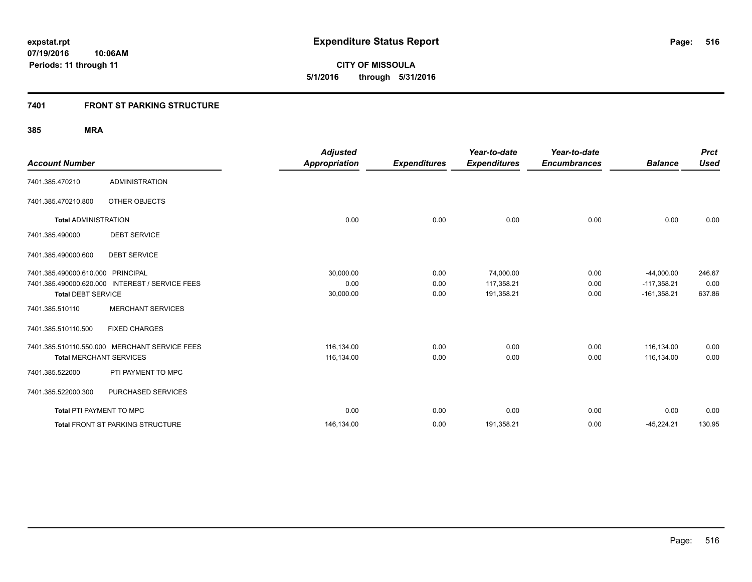**expstat.rpt**
**07/19/2016 10:06AM**
**Periods: 11 through 11**

# Expenditure Status Report

**CITY OF MISSOULA**
**5/1/2016 through 5/31/2016**

## 7401 FRONT ST PARKING STRUCTURE

### 385 MRA

| Account Number | | Adjusted Appropriation | Expenditures | Year-to-date Expenditures | Year-to-date Encumbrances | Balance | Prct Used |
|---|---|---|---|---|---|---|---|
| 7401.385.470210 | ADMINISTRATION | | | | | | |
| 7401.385.470210.800 | OTHER OBJECTS | | | | | | |
| **Total** ADMINISTRATION | | 0.00 | 0.00 | 0.00 | 0.00 | 0.00 | 0.00 |
| 7401.385.490000 | DEBT SERVICE | | | | | | |
| 7401.385.490000.600 | DEBT SERVICE | | | | | | |
| 7401.385.490000.610.000 | PRINCIPAL | 30,000.00 | 0.00 | 74,000.00 | 0.00 | -44,000.00 | 246.67 |
| 7401.385.490000.620.000 | INTEREST / SERVICE FEES | 0.00 | 0.00 | 117,358.21 | 0.00 | -117,358.21 | 0.00 |
| **Total** DEBT SERVICE | | 30,000.00 | 0.00 | 191,358.21 | 0.00 | -161,358.21 | 637.86 |
| 7401.385.510110 | MERCHANT SERVICES | | | | | | |
| 7401.385.510110.500 | FIXED CHARGES | | | | | | |
| 7401.385.510110.550.000 | MERCHANT SERVICE FEES | 116,134.00 | 0.00 | 0.00 | 0.00 | 116,134.00 | 0.00 |
| **Total** MERCHANT SERVICES | | 116,134.00 | 0.00 | 0.00 | 0.00 | 116,134.00 | 0.00 |
| 7401.385.522000 | PTI PAYMENT TO MPC | | | | | | |
| 7401.385.522000.300 | PURCHASED SERVICES | | | | | | |
| **Total** PTI PAYMENT TO MPC | | 0.00 | 0.00 | 0.00 | 0.00 | 0.00 | 0.00 |
| **Total** FRONT ST PARKING STRUCTURE | | 146,134.00 | 0.00 | 191,358.21 | 0.00 | -45,224.21 | 130.95 |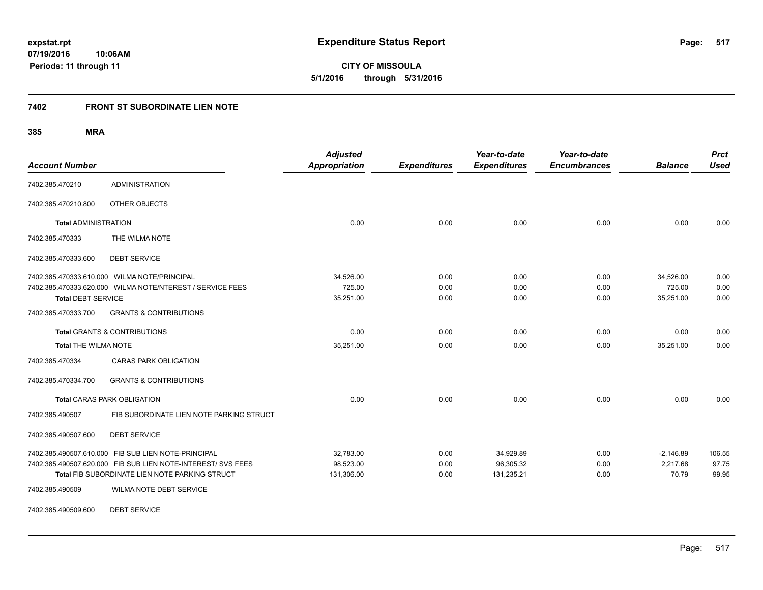**expstat.rpt**
**07/19/2016 10:06AM**
**Periods: 11 through 11**

# Expenditure Status Report

**CITY OF MISSOULA**
**5/1/2016 through 5/31/2016**

## 7402 FRONT ST SUBORDINATE LIEN NOTE

### 385 MRA

| Account Number | | Adjusted Appropriation | Expenditures | Year-to-date Expenditures | Year-to-date Encumbrances | Balance | Prct Used |
|---|---|---|---|---|---|---|---|
| 7402.385.470210 | ADMINISTRATION | | | | | | |
| 7402.385.470210.800 | OTHER OBJECTS | | | | | | |
| **Total** ADMINISTRATION | | 0.00 | 0.00 | 0.00 | 0.00 | 0.00 | 0.00 |
| 7402.385.470333 | THE WILMA NOTE | | | | | | |
| 7402.385.470333.600 | DEBT SERVICE | | | | | | |
| 7402.385.470333.610.000 | WILMA NOTE/PRINCIPAL | 34,526.00 | 0.00 | 0.00 | 0.00 | 34,526.00 | 0.00 |
| 7402.385.470333.620.000 | WILMA NOTE/NTEREST / SERVICE FEES | 725.00 | 0.00 | 0.00 | 0.00 | 725.00 | 0.00 |
| **Total** DEBT SERVICE | | 35,251.00 | 0.00 | 0.00 | 0.00 | 35,251.00 | 0.00 |
| 7402.385.470333.700 | GRANTS & CONTRIBUTIONS | | | | | | |
| **Total** GRANTS & CONTRIBUTIONS | | 0.00 | 0.00 | 0.00 | 0.00 | 0.00 | 0.00 |
| **Total** THE WILMA NOTE | | 35,251.00 | 0.00 | 0.00 | 0.00 | 35,251.00 | 0.00 |
| 7402.385.470334 | CARAS PARK OBLIGATION | | | | | | |
| 7402.385.470334.700 | GRANTS & CONTRIBUTIONS | | | | | | |
| **Total** CARAS PARK OBLIGATION | | 0.00 | 0.00 | 0.00 | 0.00 | 0.00 | 0.00 |
| 7402.385.490507 | FIB SUBORDINATE LIEN NOTE PARKING STRUCT | | | | | | |
| 7402.385.490507.600 | DEBT SERVICE | | | | | | |
| 7402.385.490507.610.000 | FIB SUB LIEN NOTE-PRINCIPAL | 32,783.00 | 0.00 | 34,929.89 | 0.00 | -2,146.89 | 106.55 |
| 7402.385.490507.620.000 | FIB SUB LIEN NOTE-INTEREST/ SVS FEES | 98,523.00 | 0.00 | 96,305.32 | 0.00 | 2,217.68 | 97.75 |
| **Total** FIB SUBORDINATE LIEN NOTE PARKING STRUCT | | 131,306.00 | 0.00 | 131,235.21 | 0.00 | 70.79 | 99.95 |
| 7402.385.490509 | WILMA NOTE DEBT SERVICE | | | | | | |
| 7402.385.490509.600 | DEBT SERVICE | | | | | | |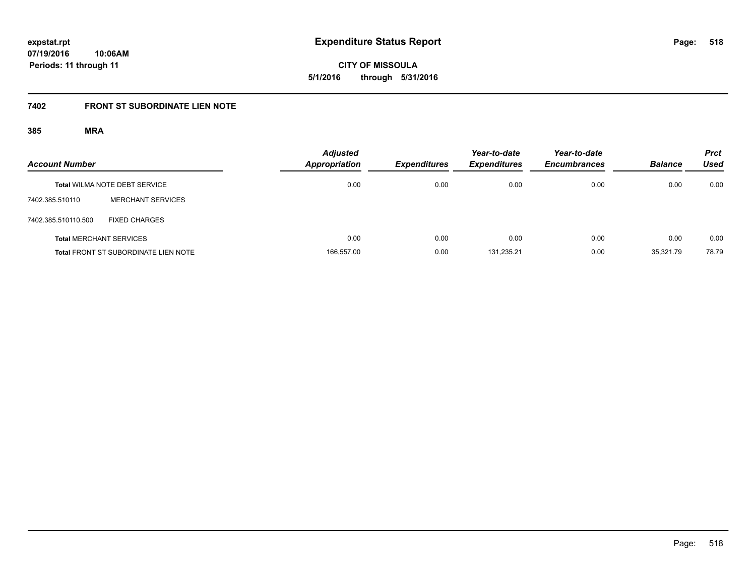**expstat.rpt**
**07/19/2016 10:06AM**
**Periods: 11 through 11**

# Expenditure Status Report

**CITY OF MISSOULA**
**5/1/2016 through 5/31/2016**

## 7402 FRONT ST SUBORDINATE LIEN NOTE

### 385 MRA

| Account Number | | Adjusted Appropriation | Expenditures | Year-to-date Expenditures | Year-to-date Encumbrances | Balance | Prct Used |
|---|---|---|---|---|---|---|---|
| **Total** WILMA NOTE DEBT SERVICE | | 0.00 | 0.00 | 0.00 | 0.00 | 0.00 | 0.00 |
| 7402.385.510110 | MERCHANT SERVICES | | | | | | |
| 7402.385.510110.500 | FIXED CHARGES | | | | | | |
| **Total** MERCHANT SERVICES | | 0.00 | 0.00 | 0.00 | 0.00 | 0.00 | 0.00 |
| **Total** FRONT ST SUBORDINATE LIEN NOTE | | 166,557.00 | 0.00 | 131,235.21 | 0.00 | 35,321.79 | 78.79 |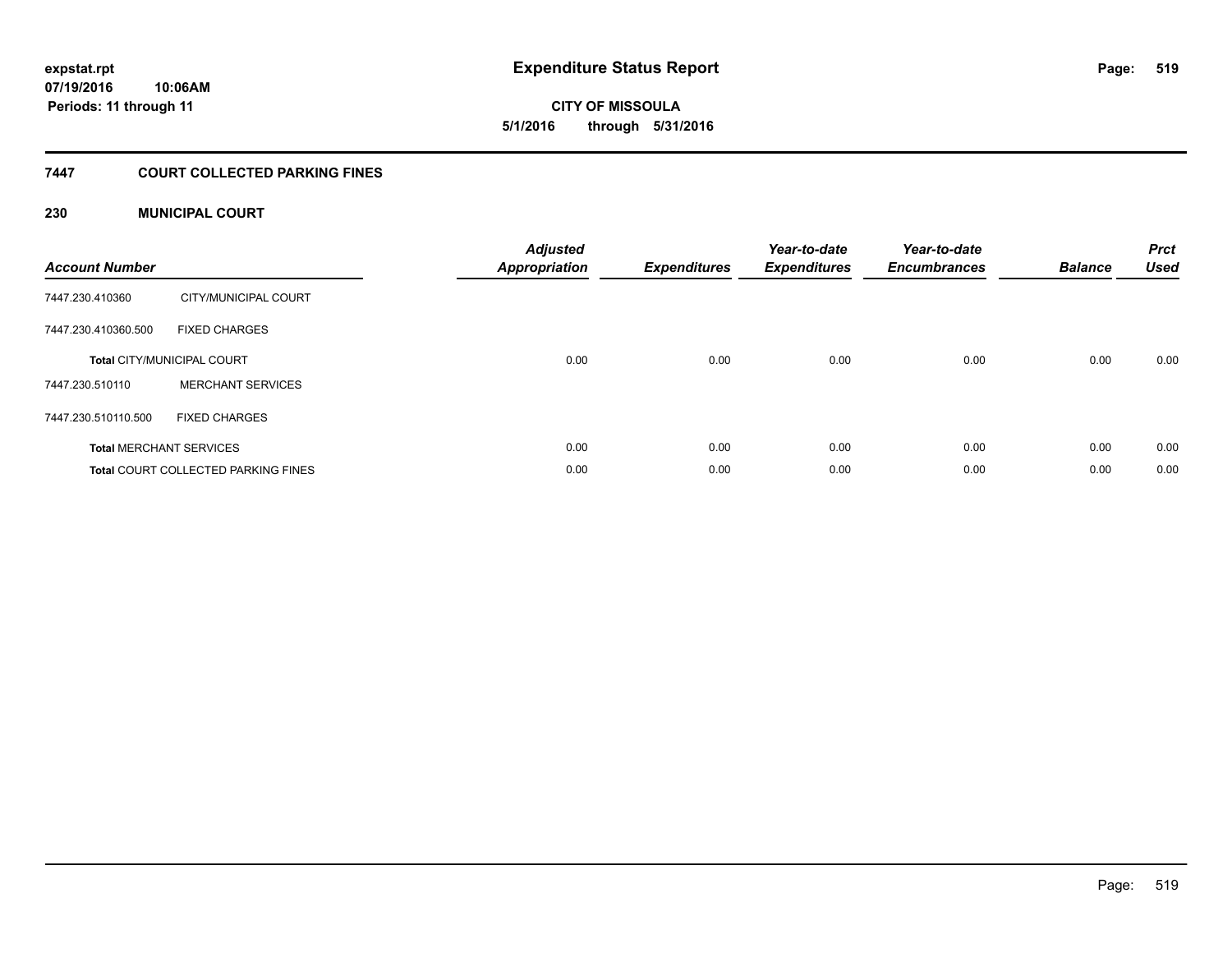**expstat.rpt**
**07/19/2016 10:06AM**
**Periods: 11 through 11**

# Expenditure Status Report

**CITY OF MISSOULA**
**5/1/2016 through 5/31/2016**

## 7447 COURT COLLECTED PARKING FINES

### 230 MUNICIPAL COURT

| Account Number | | Adjusted Appropriation | Expenditures | Year-to-date Expenditures | Year-to-date Encumbrances | Balance | Prct Used |
|---|---|---|---|---|---|---|---|
| 7447.230.410360 | CITY/MUNICIPAL COURT | | | | | | |
| 7447.230.410360.500 | FIXED CHARGES | | | | | | |
| **Total** CITY/MUNICIPAL COURT | | 0.00 | 0.00 | 0.00 | 0.00 | 0.00 | 0.00 |
| 7447.230.510110 | MERCHANT SERVICES | | | | | | |
| 7447.230.510110.500 | FIXED CHARGES | | | | | | |
| **Total** MERCHANT SERVICES | | 0.00 | 0.00 | 0.00 | 0.00 | 0.00 | 0.00 |
| **Total** COURT COLLECTED PARKING FINES | | 0.00 | 0.00 | 0.00 | 0.00 | 0.00 | 0.00 |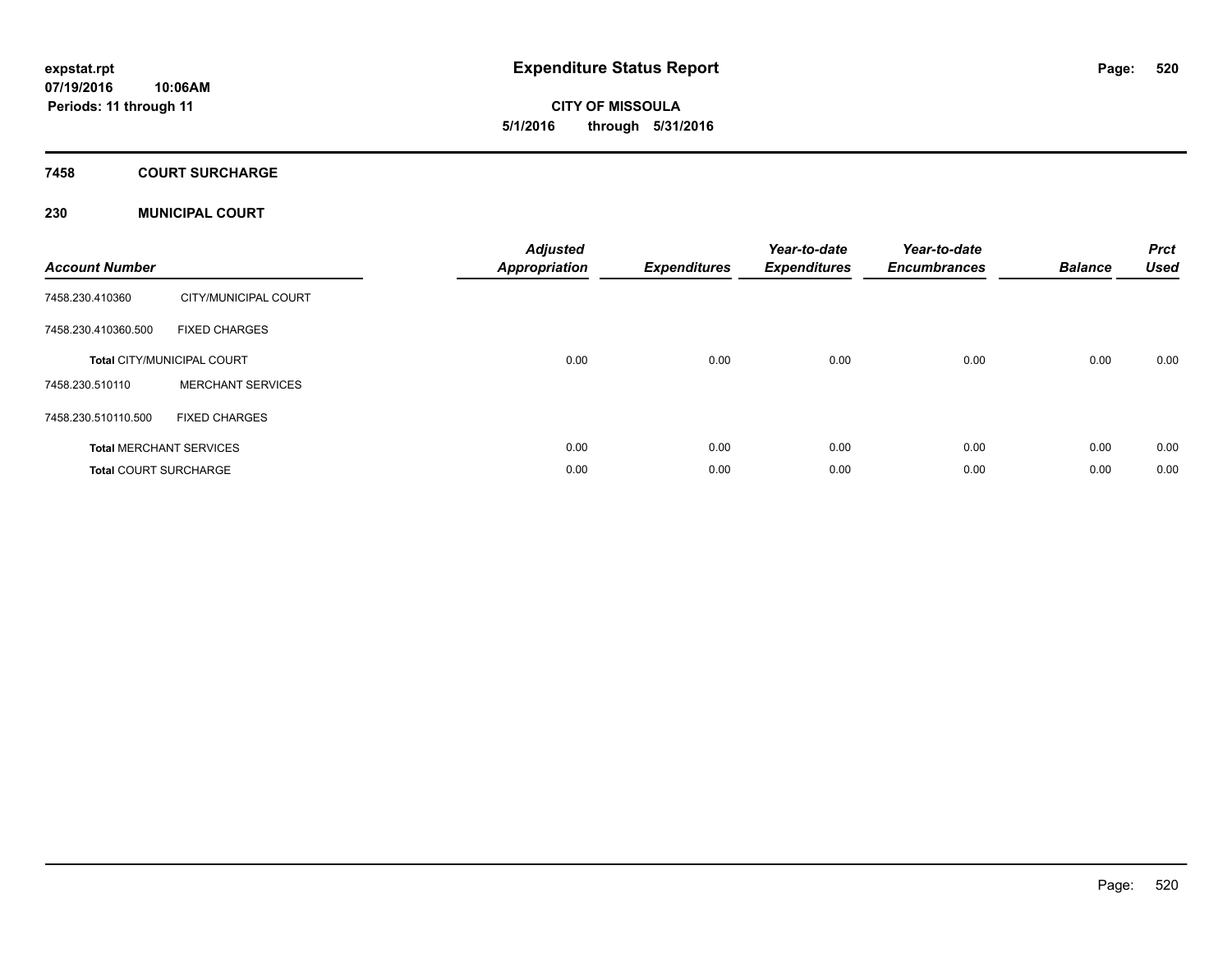# Expenditure Status Report

expstat.rpt
07/19/2016 10:06AM
Periods: 11 through 11

**CITY OF MISSOULA**
**5/1/2016 through 5/31/2016**

## 7458 COURT SURCHARGE

### 230 MUNICIPAL COURT

| Account Number | | Adjusted Appropriation | Expenditures | Year-to-date Expenditures | Year-to-date Encumbrances | Balance | Prct Used |
|---|---|---|---|---|---|---|---|
| 7458.230.410360 | CITY/MUNICIPAL COURT | | | | | | |
| 7458.230.410360.500 | FIXED CHARGES | | | | | | |
| **Total** CITY/MUNICIPAL COURT | | 0.00 | 0.00 | 0.00 | 0.00 | 0.00 | 0.00 |
| 7458.230.510110 | MERCHANT SERVICES | | | | | | |
| 7458.230.510110.500 | FIXED CHARGES | | | | | | |
| **Total** MERCHANT SERVICES | | 0.00 | 0.00 | 0.00 | 0.00 | 0.00 | 0.00 |
| **Total** COURT SURCHARGE | | 0.00 | 0.00 | 0.00 | 0.00 | 0.00 | 0.00 |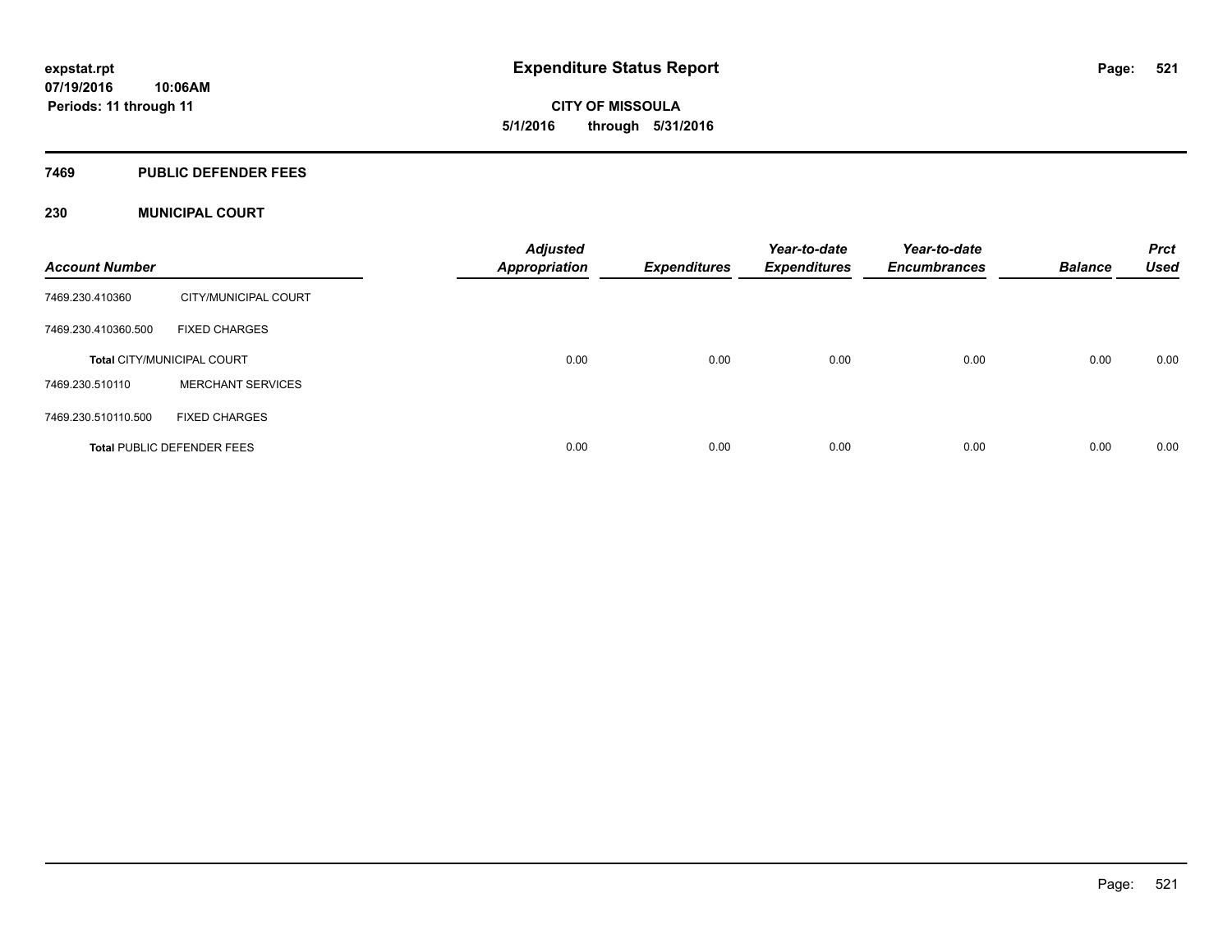# Expenditure Status Report

expstat.rpt
07/19/2016 10:06AM
Periods: 11 through 11

**CITY OF MISSOULA**
**5/1/2016 through 5/31/2016**

## 7469 PUBLIC DEFENDER FEES

### 230 MUNICIPAL COURT

| Account Number | | Adjusted Appropriation | Expenditures | Year-to-date Expenditures | Year-to-date Encumbrances | Balance | Prct Used |
|---|---|---|---|---|---|---|---|
| 7469.230.410360 | CITY/MUNICIPAL COURT | | | | | | |
| 7469.230.410360.500 | FIXED CHARGES | | | | | | |
| **Total** CITY/MUNICIPAL COURT | | 0.00 | 0.00 | 0.00 | 0.00 | 0.00 | 0.00 |
| 7469.230.510110 | MERCHANT SERVICES | | | | | | |
| 7469.230.510110.500 | FIXED CHARGES | | | | | | |
| **Total** PUBLIC DEFENDER FEES | | 0.00 | 0.00 | 0.00 | 0.00 | 0.00 | 0.00 |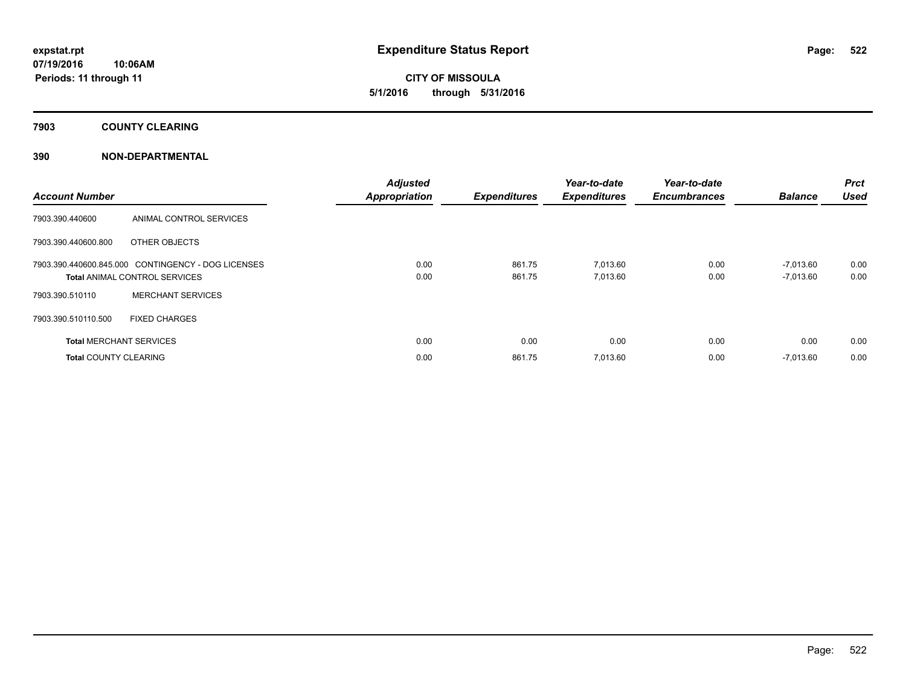# Expenditure Status Report

**CITY OF MISSOULA**
**5/1/2016 through 5/31/2016**

expstat.rpt
07/19/2016 10:06AM
Periods: 11 through 11

## 7903 COUNTY CLEARING

### 390 NON-DEPARTMENTAL

| Account Number | | Adjusted Appropriation | Expenditures | Year-to-date Expenditures | Year-to-date Encumbrances | Balance | Prct Used |
|---|---|---|---|---|---|---|---|
| 7903.390.440600 | ANIMAL CONTROL SERVICES | | | | | | |
| 7903.390.440600.800 | OTHER OBJECTS | | | | | | |
| 7903.390.440600.845.000 | CONTINGENCY - DOG LICENSES | 0.00 | 861.75 | 7,013.60 | 0.00 | -7,013.60 | 0.00 |
| **Total** ANIMAL CONTROL SERVICES | | 0.00 | 861.75 | 7,013.60 | 0.00 | -7,013.60 | 0.00 |
| 7903.390.510110 | MERCHANT SERVICES | | | | | | |
| 7903.390.510110.500 | FIXED CHARGES | | | | | | |
| **Total** MERCHANT SERVICES | | 0.00 | 0.00 | 0.00 | 0.00 | 0.00 | 0.00 |
| **Total** COUNTY CLEARING | | 0.00 | 861.75 | 7,013.60 | 0.00 | -7,013.60 | 0.00 |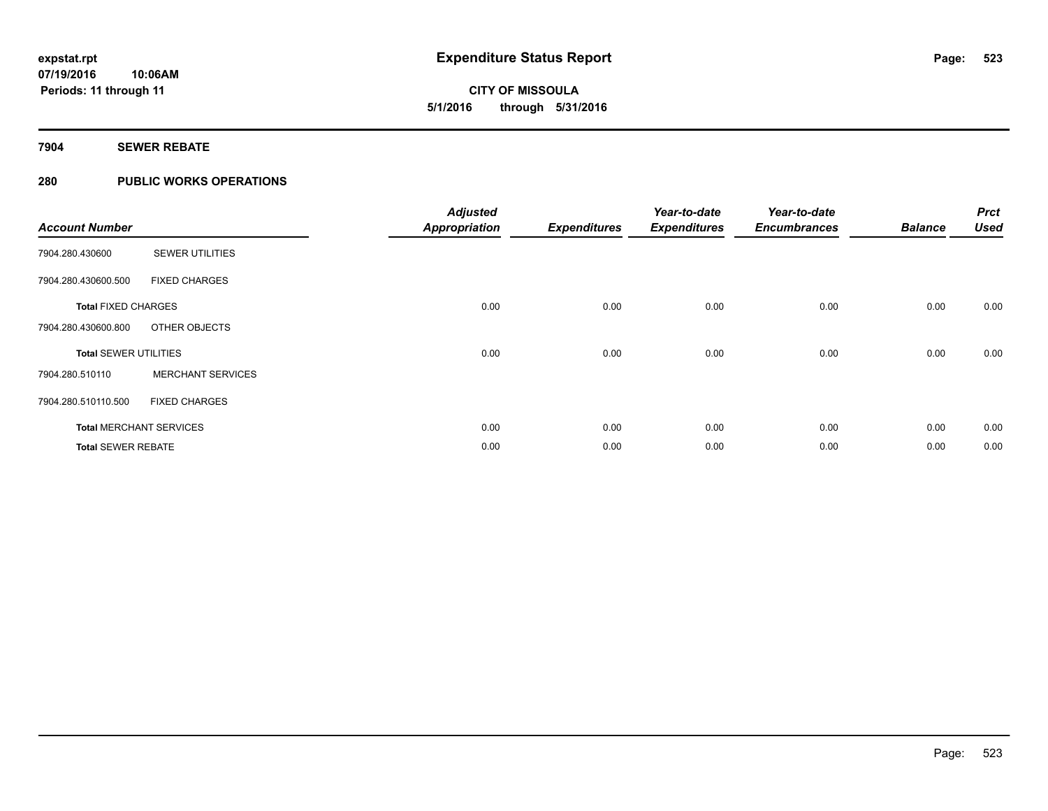# Expenditure Status Report

**expstat.rpt**
**07/19/2016 10:06AM**
**Periods: 11 through 11**

**CITY OF MISSOULA**
**5/1/2016 through 5/31/2016**

## 7904 SEWER REBATE

## 280 PUBLIC WORKS OPERATIONS

| Account Number | | Adjusted Appropriation | Expenditures | Year-to-date Expenditures | Year-to-date Encumbrances | Balance | Prct Used |
|---|---|---|---|---|---|---|---|
| 7904.280.430600 | SEWER UTILITIES | | | | | | |
| 7904.280.430600.500 | FIXED CHARGES | | | | | | |
| **Total** FIXED CHARGES | | 0.00 | 0.00 | 0.00 | 0.00 | 0.00 | 0.00 |
| 7904.280.430600.800 | OTHER OBJECTS | | | | | | |
| **Total** SEWER UTILITIES | | 0.00 | 0.00 | 0.00 | 0.00 | 0.00 | 0.00 |
| 7904.280.510110 | MERCHANT SERVICES | | | | | | |
| 7904.280.510110.500 | FIXED CHARGES | | | | | | |
| **Total** MERCHANT SERVICES | | 0.00 | 0.00 | 0.00 | 0.00 | 0.00 | 0.00 |
| **Total** SEWER REBATE | | 0.00 | 0.00 | 0.00 | 0.00 | 0.00 | 0.00 |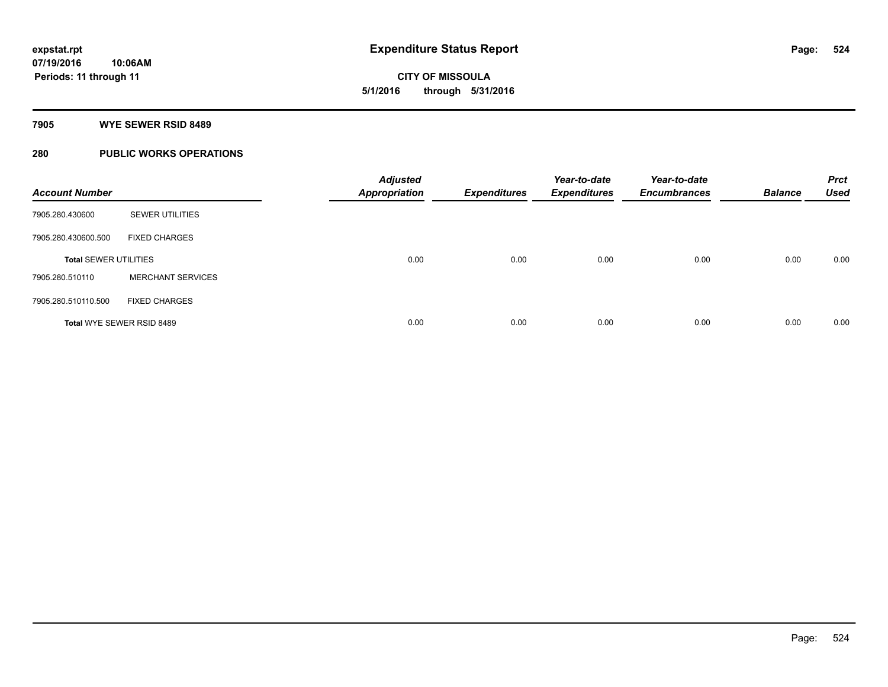# Expenditure Status Report

**expstat.rpt**
**07/19/2016 10:06AM**
**Periods: 11 through 11**

**CITY OF MISSOULA**
**5/1/2016 through 5/31/2016**

## 7905 WYE SEWER RSID 8489

### 280 PUBLIC WORKS OPERATIONS

| Account Number | | Adjusted Appropriation | Expenditures | Year-to-date Expenditures | Year-to-date Encumbrances | Balance | Prct Used |
|---|---|---|---|---|---|---|---|
| 7905.280.430600 | SEWER UTILITIES | | | | | | |
| 7905.280.430600.500 | FIXED CHARGES | | | | | | |
| **Total** SEWER UTILITIES | | 0.00 | 0.00 | 0.00 | 0.00 | 0.00 | 0.00 |
| 7905.280.510110 | MERCHANT SERVICES | | | | | | |
| 7905.280.510110.500 | FIXED CHARGES | | | | | | |
| **Total** WYE SEWER RSID 8489 | | 0.00 | 0.00 | 0.00 | 0.00 | 0.00 | 0.00 |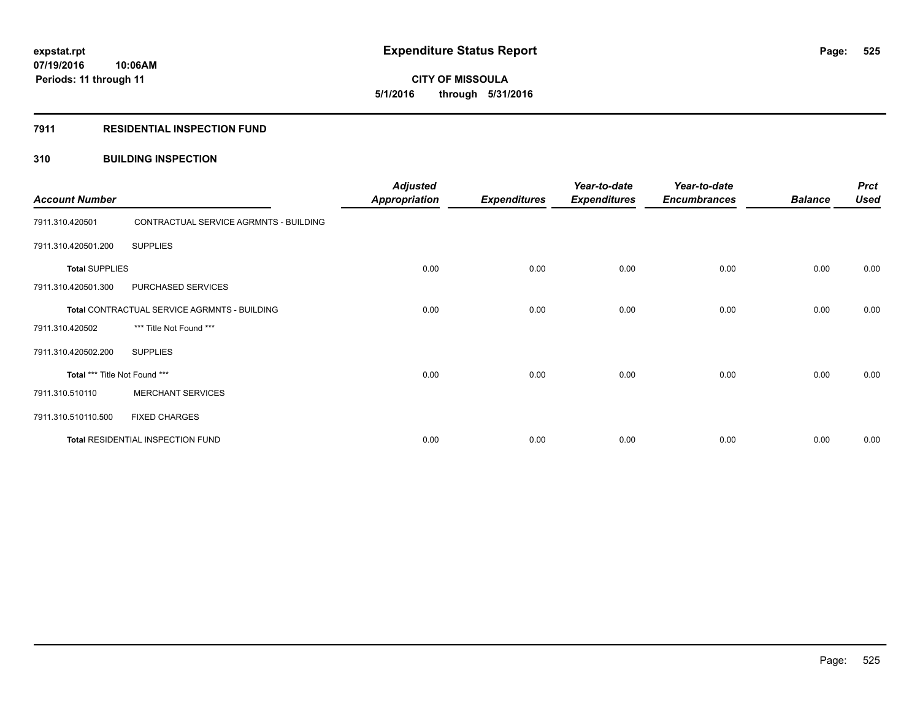# Expenditure Status Report

**CITY OF MISSOULA**
**5/1/2016 through 5/31/2016**

expstat.rpt
07/19/2016 10:06AM
Periods: 11 through 11

## 7911 RESIDENTIAL INSPECTION FUND

### 310 BUILDING INSPECTION

| Account Number | | Adjusted Appropriation | Expenditures | Year-to-date Expenditures | Year-to-date Encumbrances | Balance | Prct Used |
|---|---|---|---|---|---|---|---|
| 7911.310.420501 | CONTRACTUAL SERVICE AGRMNTS - BUILDING | | | | | | |
| 7911.310.420501.200 | SUPPLIES | | | | | | |
| **Total** SUPPLIES | | 0.00 | 0.00 | 0.00 | 0.00 | 0.00 | 0.00 |
| 7911.310.420501.300 | PURCHASED SERVICES | | | | | | |
| **Total** CONTRACTUAL SERVICE AGRMNTS - BUILDING | | 0.00 | 0.00 | 0.00 | 0.00 | 0.00 | 0.00 |
| 7911.310.420502 | *** Title Not Found *** | | | | | | |
| 7911.310.420502.200 | SUPPLIES | | | | | | |
| **Total** *** Title Not Found *** | | 0.00 | 0.00 | 0.00 | 0.00 | 0.00 | 0.00 |
| 7911.310.510110 | MERCHANT SERVICES | | | | | | |
| 7911.310.510110.500 | FIXED CHARGES | | | | | | |
| **Total** RESIDENTIAL INSPECTION FUND | | 0.00 | 0.00 | 0.00 | 0.00 | 0.00 | 0.00 |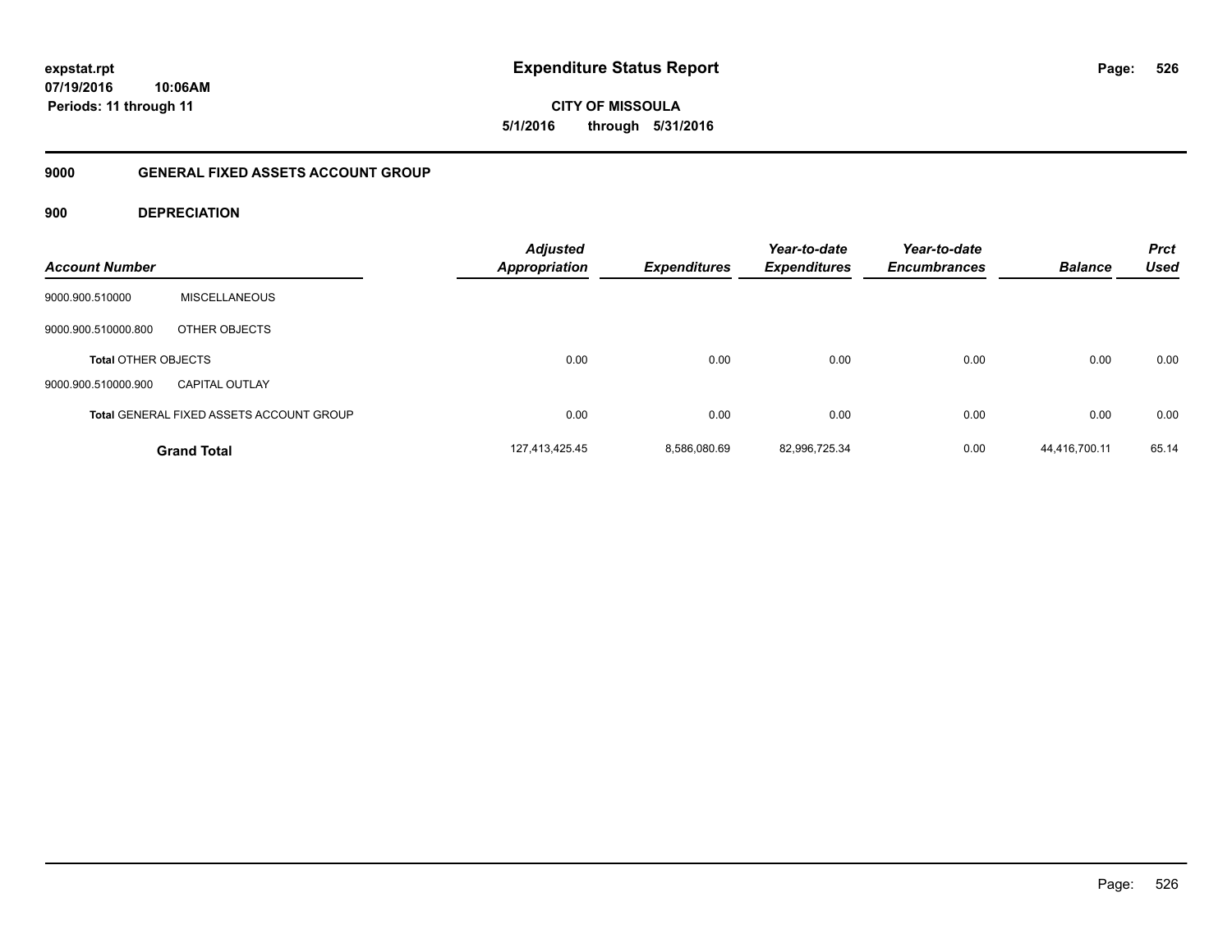# Expenditure Status Report

expstat.rpt
07/19/2016 10:06AM
Periods: 11 through 11

**CITY OF MISSOULA**
**5/1/2016 through 5/31/2016**

## 9000 GENERAL FIXED ASSETS ACCOUNT GROUP

### 900 DEPRECIATION

| Account Number | | Adjusted Appropriation | Expenditures | Year-to-date Expenditures | Year-to-date Encumbrances | Balance | Prct Used |
|---|---|---|---|---|---|---|---|
| 9000.900.510000 | MISCELLANEOUS | | | | | | |
| 9000.900.510000.800 | OTHER OBJECTS | | | | | | |
| Total OTHER OBJECTS | | 0.00 | 0.00 | 0.00 | 0.00 | 0.00 | 0.00 |
| 9000.900.510000.900 | CAPITAL OUTLAY | | | | | | |
| Total GENERAL FIXED ASSETS ACCOUNT GROUP | | 0.00 | 0.00 | 0.00 | 0.00 | 0.00 | 0.00 |
| **Grand Total** | | 127,413,425.45 | 8,586,080.69 | 82,996,725.34 | 0.00 | 44,416,700.11 | 65.14 |